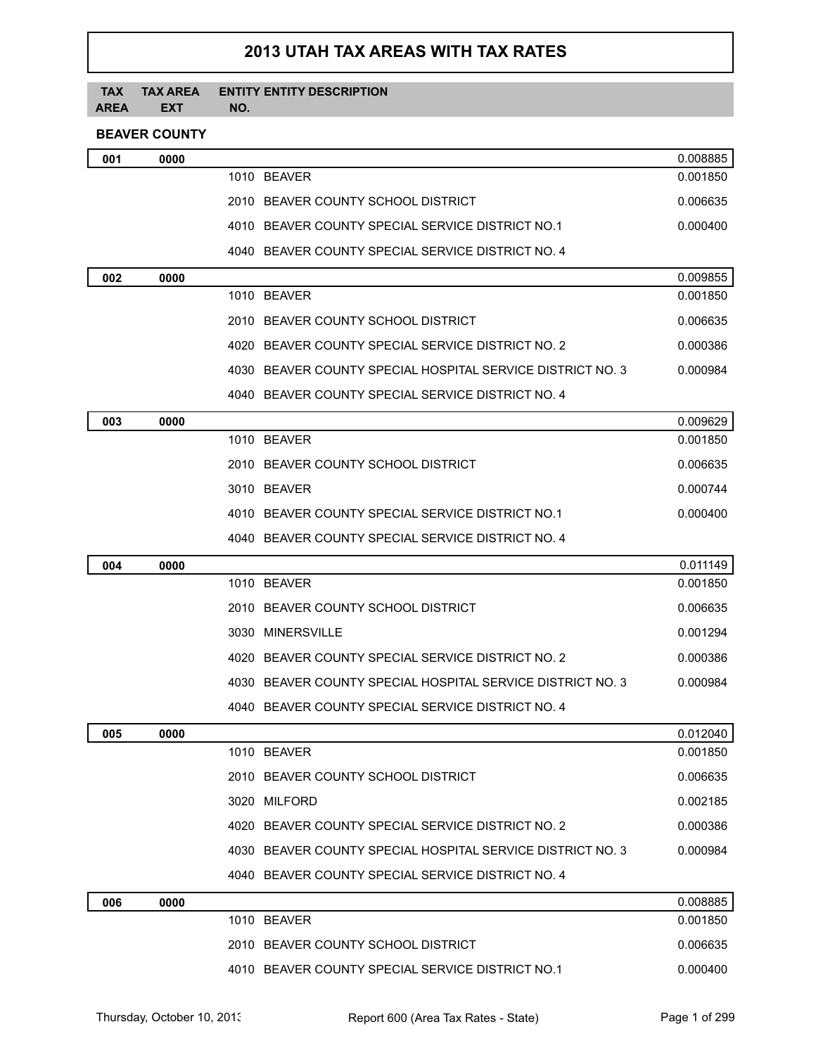# 2013 UTAH TAX AREAS WITH TAX RATES

| TAX AREA | TAX AREA EXT | ENTITY NO. | ENTITY DESCRIPTION | |
|---|---|---|---|---|

## BEAVER COUNTY

| TAX AREA | TAX AREA EXT | ENTITY NO. | ENTITY DESCRIPTION | RATE |
|---|---|---|---|---|
| 001 | 0000 | | | 0.008885 |
| | | 1010 | BEAVER | 0.001850 |
| | | 2010 | BEAVER COUNTY SCHOOL DISTRICT | 0.006635 |
| | | 4010 | BEAVER COUNTY SPECIAL SERVICE DISTRICT NO.1 | 0.000400 |
| | | 4040 | BEAVER COUNTY SPECIAL SERVICE DISTRICT NO. 4 | |
| 002 | 0000 | | | 0.009855 |
| | | 1010 | BEAVER | 0.001850 |
| | | 2010 | BEAVER COUNTY SCHOOL DISTRICT | 0.006635 |
| | | 4020 | BEAVER COUNTY SPECIAL SERVICE DISTRICT NO. 2 | 0.000386 |
| | | 4030 | BEAVER COUNTY SPECIAL HOSPITAL SERVICE DISTRICT NO. 3 | 0.000984 |
| | | 4040 | BEAVER COUNTY SPECIAL SERVICE DISTRICT NO. 4 | |
| 003 | 0000 | | | 0.009629 |
| | | 1010 | BEAVER | 0.001850 |
| | | 2010 | BEAVER COUNTY SCHOOL DISTRICT | 0.006635 |
| | | 3010 | BEAVER | 0.000744 |
| | | 4010 | BEAVER COUNTY SPECIAL SERVICE DISTRICT NO.1 | 0.000400 |
| | | 4040 | BEAVER COUNTY SPECIAL SERVICE DISTRICT NO. 4 | |
| 004 | 0000 | | | 0.011149 |
| | | 1010 | BEAVER | 0.001850 |
| | | 2010 | BEAVER COUNTY SCHOOL DISTRICT | 0.006635 |
| | | 3030 | MINERSVILLE | 0.001294 |
| | | 4020 | BEAVER COUNTY SPECIAL SERVICE DISTRICT NO. 2 | 0.000386 |
| | | 4030 | BEAVER COUNTY SPECIAL HOSPITAL SERVICE DISTRICT NO. 3 | 0.000984 |
| | | 4040 | BEAVER COUNTY SPECIAL SERVICE DISTRICT NO. 4 | |
| 005 | 0000 | | | 0.012040 |
| | | 1010 | BEAVER | 0.001850 |
| | | 2010 | BEAVER COUNTY SCHOOL DISTRICT | 0.006635 |
| | | 3020 | MILFORD | 0.002185 |
| | | 4020 | BEAVER COUNTY SPECIAL SERVICE DISTRICT NO. 2 | 0.000386 |
| | | 4030 | BEAVER COUNTY SPECIAL HOSPITAL SERVICE DISTRICT NO. 3 | 0.000984 |
| | | 4040 | BEAVER COUNTY SPECIAL SERVICE DISTRICT NO. 4 | |
| 006 | 0000 | | | 0.008885 |
| | | 1010 | BEAVER | 0.001850 |
| | | 2010 | BEAVER COUNTY SCHOOL DISTRICT | 0.006635 |
| | | 4010 | BEAVER COUNTY SPECIAL SERVICE DISTRICT NO.1 | 0.000400 |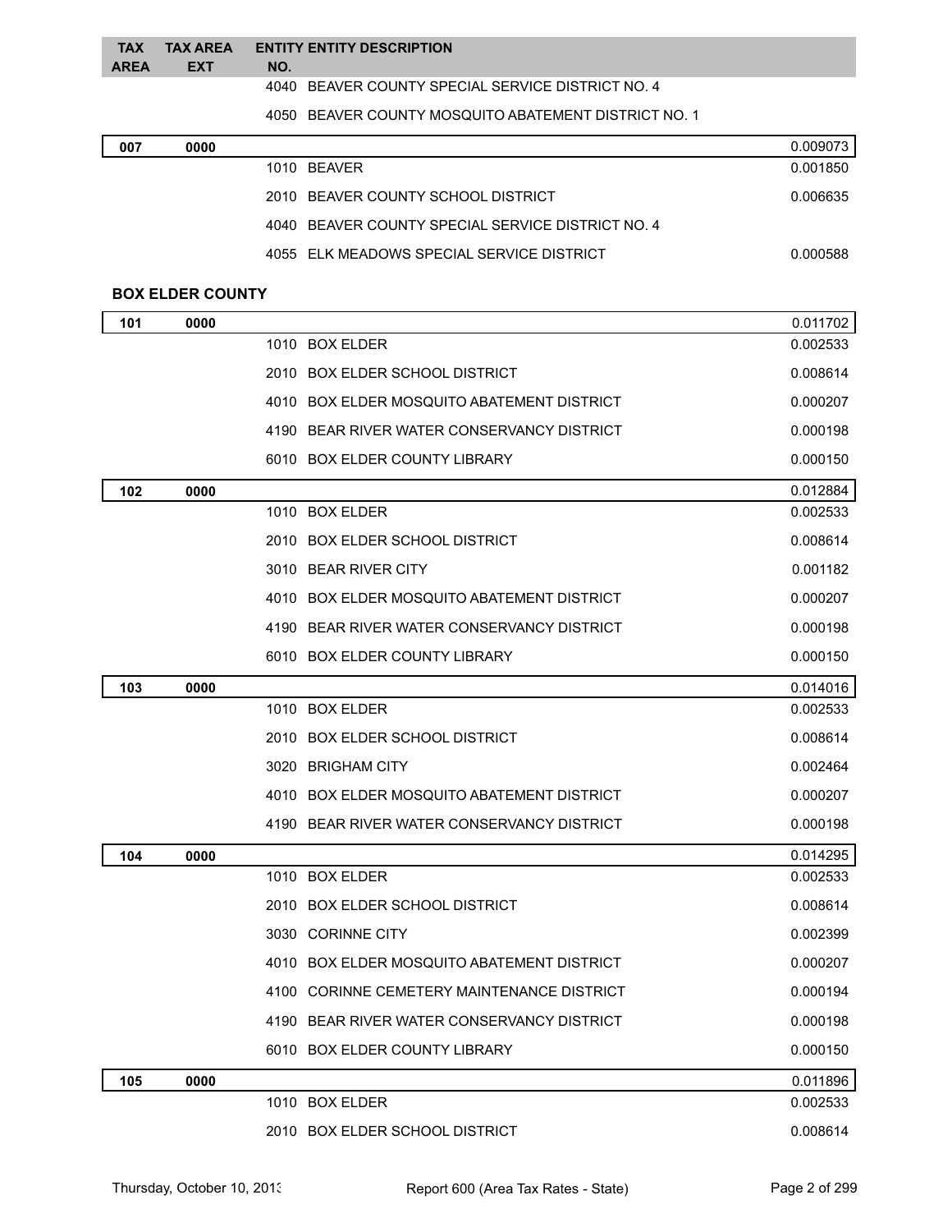| TAX AREA | TAX AREA EXT | ENTITY NO. | ENTITY DESCRIPTION | |
|---|---|---|---|---|
| | | 4040 | BEAVER COUNTY SPECIAL SERVICE DISTRICT NO. 4 | |
| | | 4050 | BEAVER COUNTY MOSQUITO ABATEMENT DISTRICT NO. 1 | |
| **007** | **0000** | | | 0.009073 |
| | | 1010 | BEAVER | 0.001850 |
| | | 2010 | BEAVER COUNTY SCHOOL DISTRICT | 0.006635 |
| | | 4040 | BEAVER COUNTY SPECIAL SERVICE DISTRICT NO. 4 | |
| | | 4055 | ELK MEADOWS SPECIAL SERVICE DISTRICT | 0.000588 |

**BOX ELDER COUNTY**

| TAX AREA | TAX AREA EXT | ENTITY NO. | ENTITY DESCRIPTION | |
|---|---|---|---|---|
| **101** | **0000** | | | 0.011702 |
| | | 1010 | BOX ELDER | 0.002533 |
| | | 2010 | BOX ELDER SCHOOL DISTRICT | 0.008614 |
| | | 4010 | BOX ELDER MOSQUITO ABATEMENT DISTRICT | 0.000207 |
| | | 4190 | BEAR RIVER WATER CONSERVANCY DISTRICT | 0.000198 |
| | | 6010 | BOX ELDER COUNTY LIBRARY | 0.000150 |
| **102** | **0000** | | | 0.012884 |
| | | 1010 | BOX ELDER | 0.002533 |
| | | 2010 | BOX ELDER SCHOOL DISTRICT | 0.008614 |
| | | 3010 | BEAR RIVER CITY | 0.001182 |
| | | 4010 | BOX ELDER MOSQUITO ABATEMENT DISTRICT | 0.000207 |
| | | 4190 | BEAR RIVER WATER CONSERVANCY DISTRICT | 0.000198 |
| | | 6010 | BOX ELDER COUNTY LIBRARY | 0.000150 |
| **103** | **0000** | | | 0.014016 |
| | | 1010 | BOX ELDER | 0.002533 |
| | | 2010 | BOX ELDER SCHOOL DISTRICT | 0.008614 |
| | | 3020 | BRIGHAM CITY | 0.002464 |
| | | 4010 | BOX ELDER MOSQUITO ABATEMENT DISTRICT | 0.000207 |
| | | 4190 | BEAR RIVER WATER CONSERVANCY DISTRICT | 0.000198 |
| **104** | **0000** | | | 0.014295 |
| | | 1010 | BOX ELDER | 0.002533 |
| | | 2010 | BOX ELDER SCHOOL DISTRICT | 0.008614 |
| | | 3030 | CORINNE CITY | 0.002399 |
| | | 4010 | BOX ELDER MOSQUITO ABATEMENT DISTRICT | 0.000207 |
| | | 4100 | CORINNE CEMETERY MAINTENANCE DISTRICT | 0.000194 |
| | | 4190 | BEAR RIVER WATER CONSERVANCY DISTRICT | 0.000198 |
| | | 6010 | BOX ELDER COUNTY LIBRARY | 0.000150 |
| **105** | **0000** | | | 0.011896 |
| | | 1010 | BOX ELDER | 0.002533 |
| | | 2010 | BOX ELDER SCHOOL DISTRICT | 0.008614 |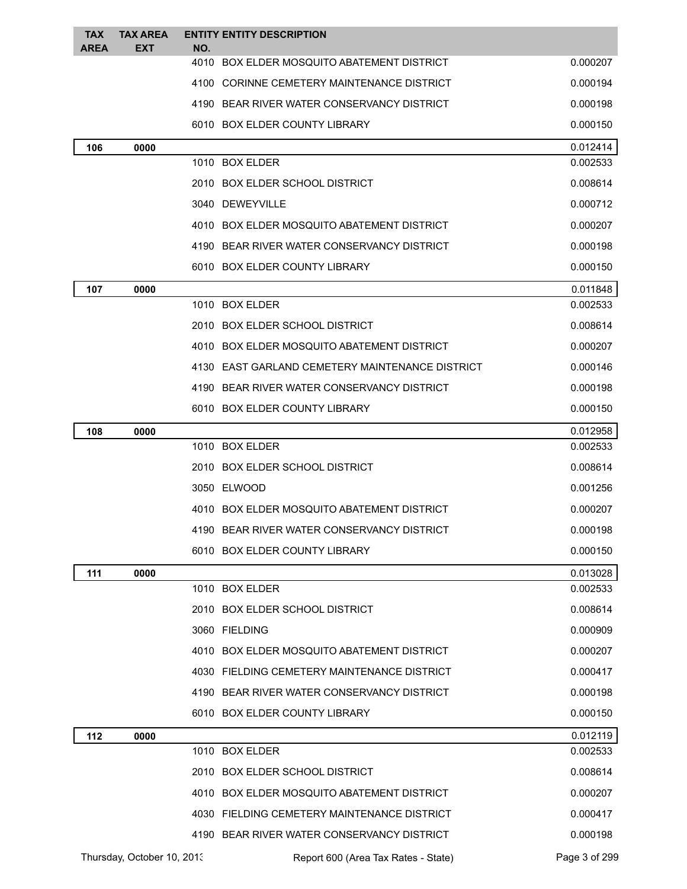| TAX AREA | TAX AREA EXT | ENTITY NO. | ENTITY DESCRIPTION | |
|---|---|---|---|---|
| | | 4010 | BOX ELDER MOSQUITO ABATEMENT DISTRICT | 0.000207 |
| | | 4100 | CORINNE CEMETERY MAINTENANCE DISTRICT | 0.000194 |
| | | 4190 | BEAR RIVER WATER CONSERVANCY DISTRICT | 0.000198 |
| | | 6010 | BOX ELDER COUNTY LIBRARY | 0.000150 |
| **106** | **0000** | | | 0.012414 |
| | | 1010 | BOX ELDER | 0.002533 |
| | | 2010 | BOX ELDER SCHOOL DISTRICT | 0.008614 |
| | | 3040 | DEWEYVILLE | 0.000712 |
| | | 4010 | BOX ELDER MOSQUITO ABATEMENT DISTRICT | 0.000207 |
| | | 4190 | BEAR RIVER WATER CONSERVANCY DISTRICT | 0.000198 |
| | | 6010 | BOX ELDER COUNTY LIBRARY | 0.000150 |
| **107** | **0000** | | | 0.011848 |
| | | 1010 | BOX ELDER | 0.002533 |
| | | 2010 | BOX ELDER SCHOOL DISTRICT | 0.008614 |
| | | 4010 | BOX ELDER MOSQUITO ABATEMENT DISTRICT | 0.000207 |
| | | 4130 | EAST GARLAND CEMETERY MAINTENANCE DISTRICT | 0.000146 |
| | | 4190 | BEAR RIVER WATER CONSERVANCY DISTRICT | 0.000198 |
| | | 6010 | BOX ELDER COUNTY LIBRARY | 0.000150 |
| **108** | **0000** | | | 0.012958 |
| | | 1010 | BOX ELDER | 0.002533 |
| | | 2010 | BOX ELDER SCHOOL DISTRICT | 0.008614 |
| | | 3050 | ELWOOD | 0.001256 |
| | | 4010 | BOX ELDER MOSQUITO ABATEMENT DISTRICT | 0.000207 |
| | | 4190 | BEAR RIVER WATER CONSERVANCY DISTRICT | 0.000198 |
| | | 6010 | BOX ELDER COUNTY LIBRARY | 0.000150 |
| **111** | **0000** | | | 0.013028 |
| | | 1010 | BOX ELDER | 0.002533 |
| | | 2010 | BOX ELDER SCHOOL DISTRICT | 0.008614 |
| | | 3060 | FIELDING | 0.000909 |
| | | 4010 | BOX ELDER MOSQUITO ABATEMENT DISTRICT | 0.000207 |
| | | 4030 | FIELDING CEMETERY MAINTENANCE DISTRICT | 0.000417 |
| | | 4190 | BEAR RIVER WATER CONSERVANCY DISTRICT | 0.000198 |
| | | 6010 | BOX ELDER COUNTY LIBRARY | 0.000150 |
| **112** | **0000** | | | 0.012119 |
| | | 1010 | BOX ELDER | 0.002533 |
| | | 2010 | BOX ELDER SCHOOL DISTRICT | 0.008614 |
| | | 4010 | BOX ELDER MOSQUITO ABATEMENT DISTRICT | 0.000207 |
| | | 4030 | FIELDING CEMETERY MAINTENANCE DISTRICT | 0.000417 |
| | | 4190 | BEAR RIVER WATER CONSERVANCY DISTRICT | 0.000198 |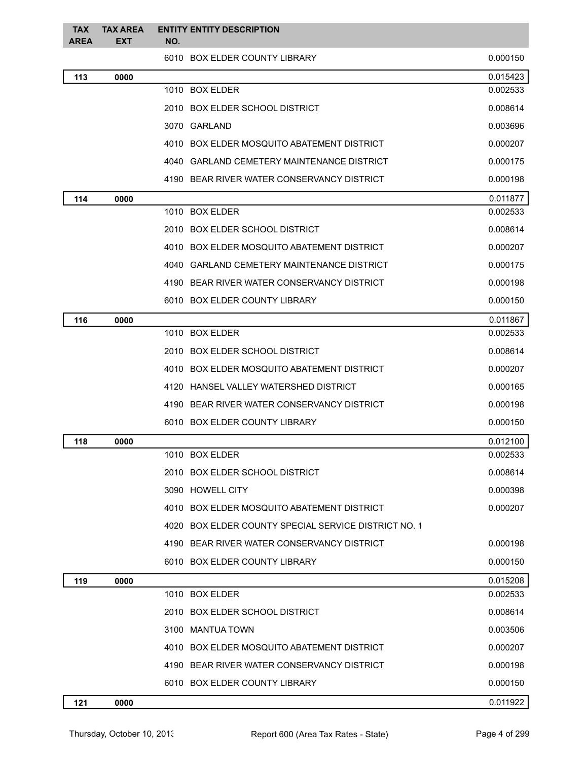| TAX AREA | TAX AREA EXT | ENTITY NO. | ENTITY DESCRIPTION | |
|---|---|---|---|---|
| | | 6010 | BOX ELDER COUNTY LIBRARY | 0.000150 |
| **113** | **0000** | | | 0.015423 |
| | | 1010 | BOX ELDER | 0.002533 |
| | | 2010 | BOX ELDER SCHOOL DISTRICT | 0.008614 |
| | | 3070 | GARLAND | 0.003696 |
| | | 4010 | BOX ELDER MOSQUITO ABATEMENT DISTRICT | 0.000207 |
| | | 4040 | GARLAND CEMETERY MAINTENANCE DISTRICT | 0.000175 |
| | | 4190 | BEAR RIVER WATER CONSERVANCY DISTRICT | 0.000198 |
| **114** | **0000** | | | 0.011877 |
| | | 1010 | BOX ELDER | 0.002533 |
| | | 2010 | BOX ELDER SCHOOL DISTRICT | 0.008614 |
| | | 4010 | BOX ELDER MOSQUITO ABATEMENT DISTRICT | 0.000207 |
| | | 4040 | GARLAND CEMETERY MAINTENANCE DISTRICT | 0.000175 |
| | | 4190 | BEAR RIVER WATER CONSERVANCY DISTRICT | 0.000198 |
| | | 6010 | BOX ELDER COUNTY LIBRARY | 0.000150 |
| **116** | **0000** | | | 0.011867 |
| | | 1010 | BOX ELDER | 0.002533 |
| | | 2010 | BOX ELDER SCHOOL DISTRICT | 0.008614 |
| | | 4010 | BOX ELDER MOSQUITO ABATEMENT DISTRICT | 0.000207 |
| | | 4120 | HANSEL VALLEY WATERSHED DISTRICT | 0.000165 |
| | | 4190 | BEAR RIVER WATER CONSERVANCY DISTRICT | 0.000198 |
| | | 6010 | BOX ELDER COUNTY LIBRARY | 0.000150 |
| **118** | **0000** | | | 0.012100 |
| | | 1010 | BOX ELDER | 0.002533 |
| | | 2010 | BOX ELDER SCHOOL DISTRICT | 0.008614 |
| | | 3090 | HOWELL CITY | 0.000398 |
| | | 4010 | BOX ELDER MOSQUITO ABATEMENT DISTRICT | 0.000207 |
| | | 4020 | BOX ELDER COUNTY SPECIAL SERVICE DISTRICT NO. 1 | |
| | | 4190 | BEAR RIVER WATER CONSERVANCY DISTRICT | 0.000198 |
| | | 6010 | BOX ELDER COUNTY LIBRARY | 0.000150 |
| **119** | **0000** | | | 0.015208 |
| | | 1010 | BOX ELDER | 0.002533 |
| | | 2010 | BOX ELDER SCHOOL DISTRICT | 0.008614 |
| | | 3100 | MANTUA TOWN | 0.003506 |
| | | 4010 | BOX ELDER MOSQUITO ABATEMENT DISTRICT | 0.000207 |
| | | 4190 | BEAR RIVER WATER CONSERVANCY DISTRICT | 0.000198 |
| | | 6010 | BOX ELDER COUNTY LIBRARY | 0.000150 |
| **121** | **0000** | | | 0.011922 |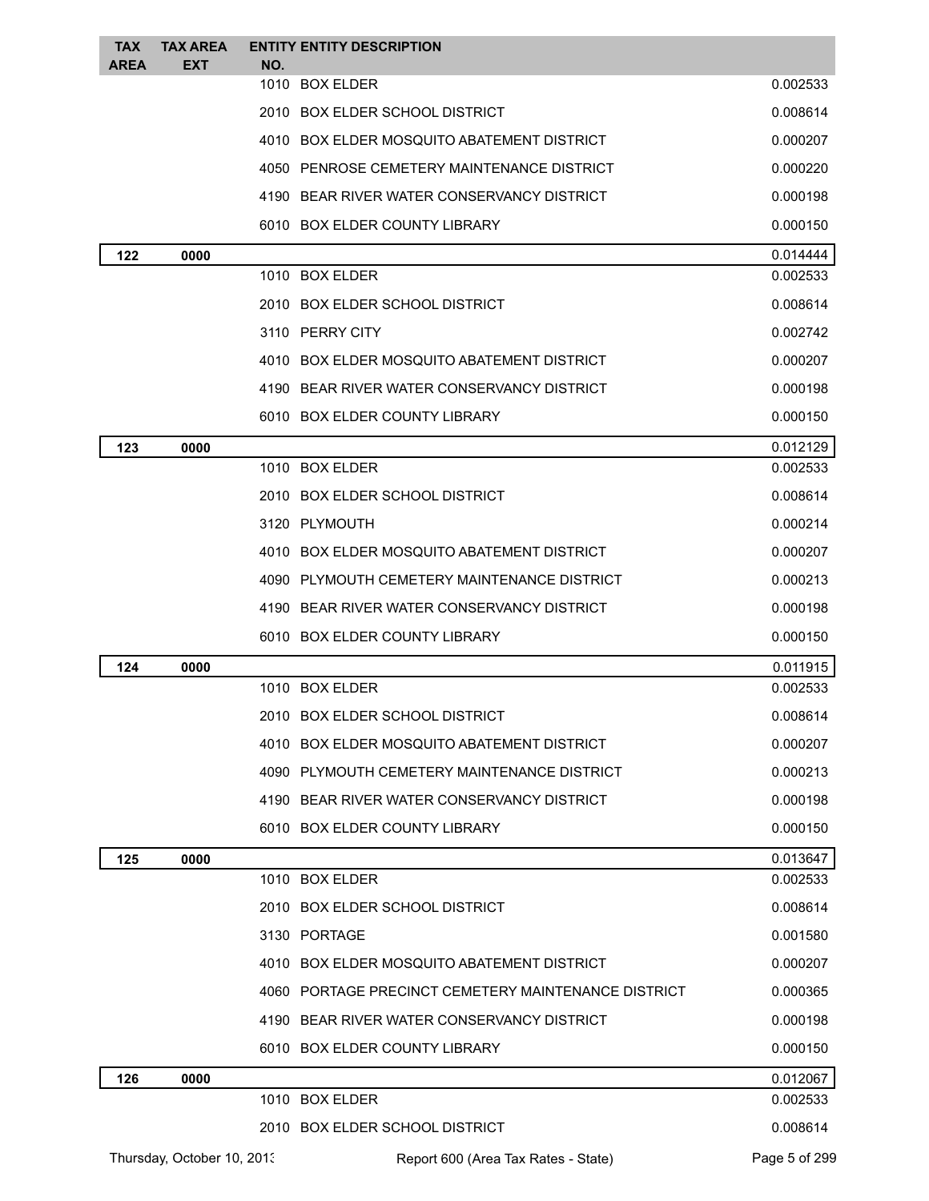| TAX AREA | TAX AREA EXT | ENTITY NO. | ENTITY DESCRIPTION | |
|---|---|---|---|---|
| | | 1010 | BOX ELDER | 0.002533 |
| | | 2010 | BOX ELDER SCHOOL DISTRICT | 0.008614 |
| | | 4010 | BOX ELDER MOSQUITO ABATEMENT DISTRICT | 0.000207 |
| | | 4050 | PENROSE CEMETERY MAINTENANCE DISTRICT | 0.000220 |
| | | 4190 | BEAR RIVER WATER CONSERVANCY DISTRICT | 0.000198 |
| | | 6010 | BOX ELDER COUNTY LIBRARY | 0.000150 |
| **122** | **0000** | | | 0.014444 |
| | | 1010 | BOX ELDER | 0.002533 |
| | | 2010 | BOX ELDER SCHOOL DISTRICT | 0.008614 |
| | | 3110 | PERRY CITY | 0.002742 |
| | | 4010 | BOX ELDER MOSQUITO ABATEMENT DISTRICT | 0.000207 |
| | | 4190 | BEAR RIVER WATER CONSERVANCY DISTRICT | 0.000198 |
| | | 6010 | BOX ELDER COUNTY LIBRARY | 0.000150 |
| **123** | **0000** | | | 0.012129 |
| | | 1010 | BOX ELDER | 0.002533 |
| | | 2010 | BOX ELDER SCHOOL DISTRICT | 0.008614 |
| | | 3120 | PLYMOUTH | 0.000214 |
| | | 4010 | BOX ELDER MOSQUITO ABATEMENT DISTRICT | 0.000207 |
| | | 4090 | PLYMOUTH CEMETERY MAINTENANCE DISTRICT | 0.000213 |
| | | 4190 | BEAR RIVER WATER CONSERVANCY DISTRICT | 0.000198 |
| | | 6010 | BOX ELDER COUNTY LIBRARY | 0.000150 |
| **124** | **0000** | | | 0.011915 |
| | | 1010 | BOX ELDER | 0.002533 |
| | | 2010 | BOX ELDER SCHOOL DISTRICT | 0.008614 |
| | | 4010 | BOX ELDER MOSQUITO ABATEMENT DISTRICT | 0.000207 |
| | | 4090 | PLYMOUTH CEMETERY MAINTENANCE DISTRICT | 0.000213 |
| | | 4190 | BEAR RIVER WATER CONSERVANCY DISTRICT | 0.000198 |
| | | 6010 | BOX ELDER COUNTY LIBRARY | 0.000150 |
| **125** | **0000** | | | 0.013647 |
| | | 1010 | BOX ELDER | 0.002533 |
| | | 2010 | BOX ELDER SCHOOL DISTRICT | 0.008614 |
| | | 3130 | PORTAGE | 0.001580 |
| | | 4010 | BOX ELDER MOSQUITO ABATEMENT DISTRICT | 0.000207 |
| | | 4060 | PORTAGE PRECINCT CEMETERY MAINTENANCE DISTRICT | 0.000365 |
| | | 4190 | BEAR RIVER WATER CONSERVANCY DISTRICT | 0.000198 |
| | | 6010 | BOX ELDER COUNTY LIBRARY | 0.000150 |
| **126** | **0000** | | | 0.012067 |
| | | 1010 | BOX ELDER | 0.002533 |
| | | 2010 | BOX ELDER SCHOOL DISTRICT | 0.008614 |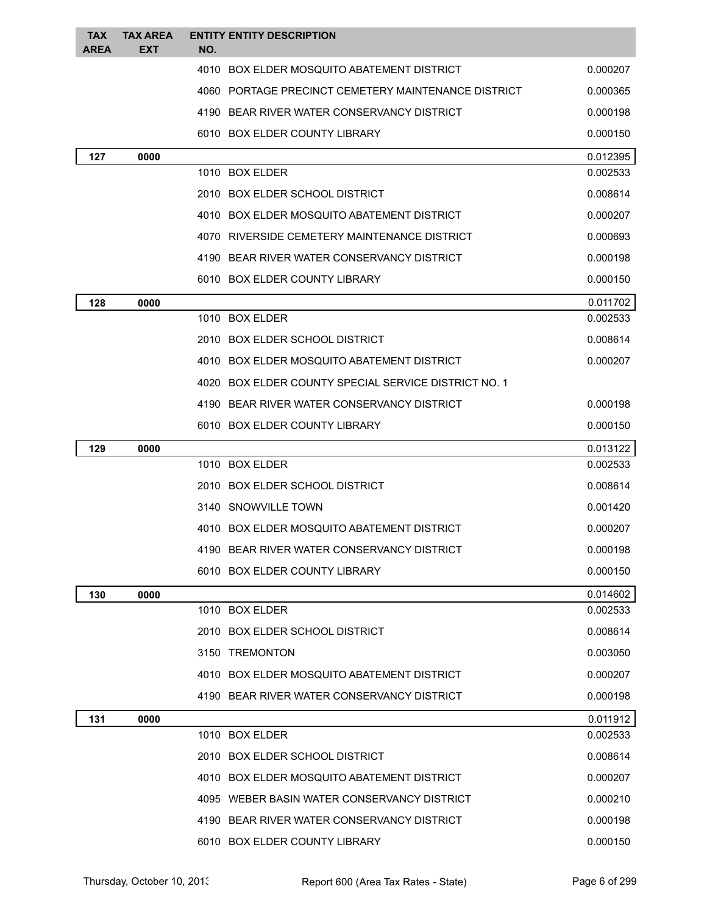| TAX AREA | TAX AREA EXT | ENTITY NO. | ENTITY DESCRIPTION | |
|---|---|---|---|---|
| | | 4010 | BOX ELDER MOSQUITO ABATEMENT DISTRICT | 0.000207 |
| | | 4060 | PORTAGE PRECINCT CEMETERY MAINTENANCE DISTRICT | 0.000365 |
| | | 4190 | BEAR RIVER WATER CONSERVANCY DISTRICT | 0.000198 |
| | | 6010 | BOX ELDER COUNTY LIBRARY | 0.000150 |
| **127** | **0000** | | | 0.012395 |
| | | 1010 | BOX ELDER | 0.002533 |
| | | 2010 | BOX ELDER SCHOOL DISTRICT | 0.008614 |
| | | 4010 | BOX ELDER MOSQUITO ABATEMENT DISTRICT | 0.000207 |
| | | 4070 | RIVERSIDE CEMETERY MAINTENANCE DISTRICT | 0.000693 |
| | | 4190 | BEAR RIVER WATER CONSERVANCY DISTRICT | 0.000198 |
| | | 6010 | BOX ELDER COUNTY LIBRARY | 0.000150 |
| **128** | **0000** | | | 0.011702 |
| | | 1010 | BOX ELDER | 0.002533 |
| | | 2010 | BOX ELDER SCHOOL DISTRICT | 0.008614 |
| | | 4010 | BOX ELDER MOSQUITO ABATEMENT DISTRICT | 0.000207 |
| | | 4020 | BOX ELDER COUNTY SPECIAL SERVICE DISTRICT NO. 1 | |
| | | 4190 | BEAR RIVER WATER CONSERVANCY DISTRICT | 0.000198 |
| | | 6010 | BOX ELDER COUNTY LIBRARY | 0.000150 |
| **129** | **0000** | | | 0.013122 |
| | | 1010 | BOX ELDER | 0.002533 |
| | | 2010 | BOX ELDER SCHOOL DISTRICT | 0.008614 |
| | | 3140 | SNOWVILLE TOWN | 0.001420 |
| | | 4010 | BOX ELDER MOSQUITO ABATEMENT DISTRICT | 0.000207 |
| | | 4190 | BEAR RIVER WATER CONSERVANCY DISTRICT | 0.000198 |
| | | 6010 | BOX ELDER COUNTY LIBRARY | 0.000150 |
| **130** | **0000** | | | 0.014602 |
| | | 1010 | BOX ELDER | 0.002533 |
| | | 2010 | BOX ELDER SCHOOL DISTRICT | 0.008614 |
| | | 3150 | TREMONTON | 0.003050 |
| | | 4010 | BOX ELDER MOSQUITO ABATEMENT DISTRICT | 0.000207 |
| | | 4190 | BEAR RIVER WATER CONSERVANCY DISTRICT | 0.000198 |
| **131** | **0000** | | | 0.011912 |
| | | 1010 | BOX ELDER | 0.002533 |
| | | 2010 | BOX ELDER SCHOOL DISTRICT | 0.008614 |
| | | 4010 | BOX ELDER MOSQUITO ABATEMENT DISTRICT | 0.000207 |
| | | 4095 | WEBER BASIN WATER CONSERVANCY DISTRICT | 0.000210 |
| | | 4190 | BEAR RIVER WATER CONSERVANCY DISTRICT | 0.000198 |
| | | 6010 | BOX ELDER COUNTY LIBRARY | 0.000150 |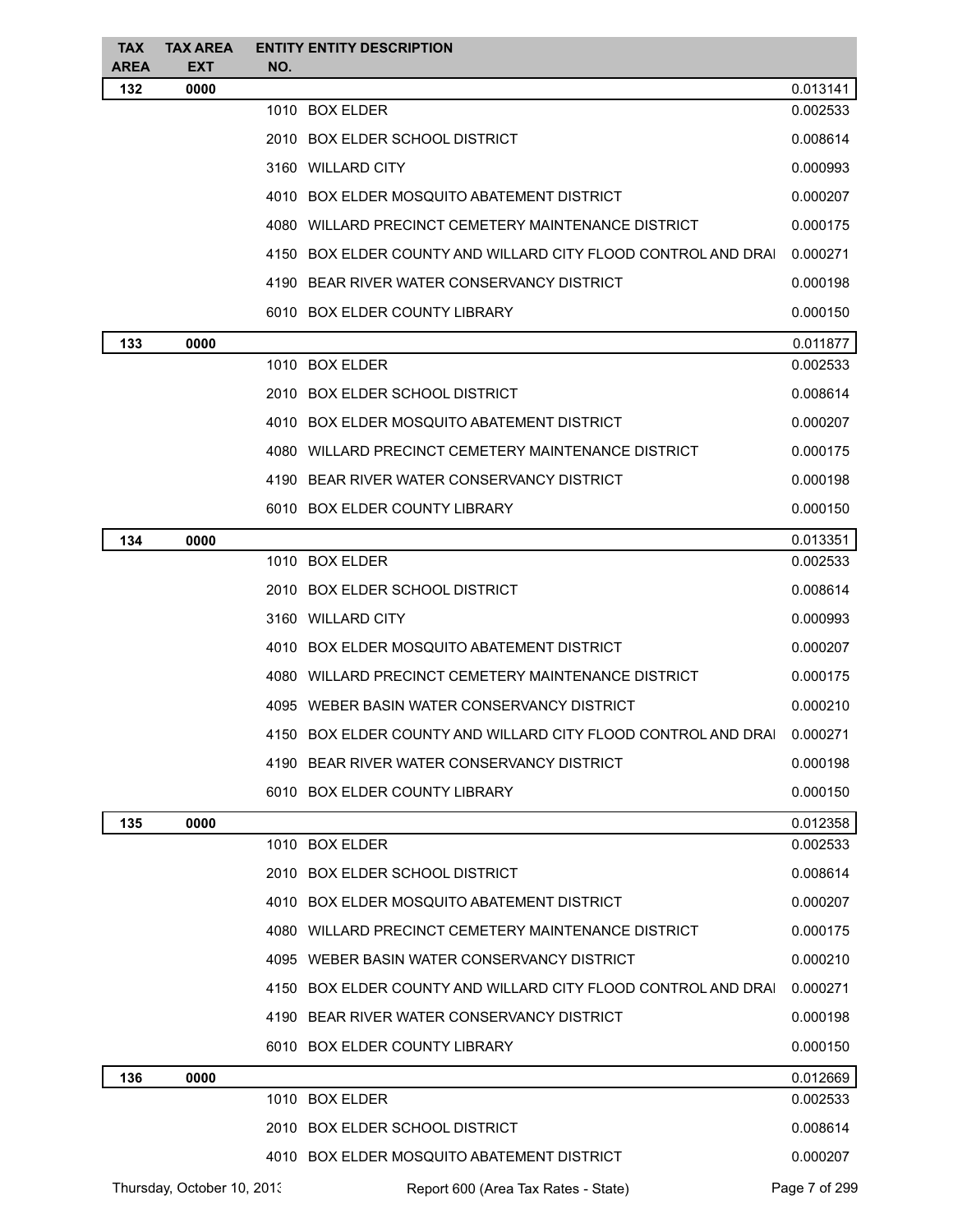| TAX AREA | TAX AREA EXT | ENTITY NO. | ENTITY DESCRIPTION | |
|---|---|---|---|---|
| 132 | 0000 | | | 0.013141 |
| | | 1010 | BOX ELDER | 0.002533 |
| | | 2010 | BOX ELDER SCHOOL DISTRICT | 0.008614 |
| | | 3160 | WILLARD CITY | 0.000993 |
| | | 4010 | BOX ELDER MOSQUITO ABATEMENT DISTRICT | 0.000207 |
| | | 4080 | WILLARD PRECINCT CEMETERY MAINTENANCE DISTRICT | 0.000175 |
| | | 4150 | BOX ELDER COUNTY AND WILLARD CITY FLOOD CONTROL AND DRAI | 0.000271 |
| | | 4190 | BEAR RIVER WATER CONSERVANCY DISTRICT | 0.000198 |
| | | 6010 | BOX ELDER COUNTY LIBRARY | 0.000150 |
| 133 | 0000 | | | 0.011877 |
| | | 1010 | BOX ELDER | 0.002533 |
| | | 2010 | BOX ELDER SCHOOL DISTRICT | 0.008614 |
| | | 4010 | BOX ELDER MOSQUITO ABATEMENT DISTRICT | 0.000207 |
| | | 4080 | WILLARD PRECINCT CEMETERY MAINTENANCE DISTRICT | 0.000175 |
| | | 4190 | BEAR RIVER WATER CONSERVANCY DISTRICT | 0.000198 |
| | | 6010 | BOX ELDER COUNTY LIBRARY | 0.000150 |
| 134 | 0000 | | | 0.013351 |
| | | 1010 | BOX ELDER | 0.002533 |
| | | 2010 | BOX ELDER SCHOOL DISTRICT | 0.008614 |
| | | 3160 | WILLARD CITY | 0.000993 |
| | | 4010 | BOX ELDER MOSQUITO ABATEMENT DISTRICT | 0.000207 |
| | | 4080 | WILLARD PRECINCT CEMETERY MAINTENANCE DISTRICT | 0.000175 |
| | | 4095 | WEBER BASIN WATER CONSERVANCY DISTRICT | 0.000210 |
| | | 4150 | BOX ELDER COUNTY AND WILLARD CITY FLOOD CONTROL AND DRAI | 0.000271 |
| | | 4190 | BEAR RIVER WATER CONSERVANCY DISTRICT | 0.000198 |
| | | 6010 | BOX ELDER COUNTY LIBRARY | 0.000150 |
| 135 | 0000 | | | 0.012358 |
| | | 1010 | BOX ELDER | 0.002533 |
| | | 2010 | BOX ELDER SCHOOL DISTRICT | 0.008614 |
| | | 4010 | BOX ELDER MOSQUITO ABATEMENT DISTRICT | 0.000207 |
| | | 4080 | WILLARD PRECINCT CEMETERY MAINTENANCE DISTRICT | 0.000175 |
| | | 4095 | WEBER BASIN WATER CONSERVANCY DISTRICT | 0.000210 |
| | | 4150 | BOX ELDER COUNTY AND WILLARD CITY FLOOD CONTROL AND DRAI | 0.000271 |
| | | 4190 | BEAR RIVER WATER CONSERVANCY DISTRICT | 0.000198 |
| | | 6010 | BOX ELDER COUNTY LIBRARY | 0.000150 |
| 136 | 0000 | | | 0.012669 |
| | | 1010 | BOX ELDER | 0.002533 |
| | | 2010 | BOX ELDER SCHOOL DISTRICT | 0.008614 |
| | | 4010 | BOX ELDER MOSQUITO ABATEMENT DISTRICT | 0.000207 |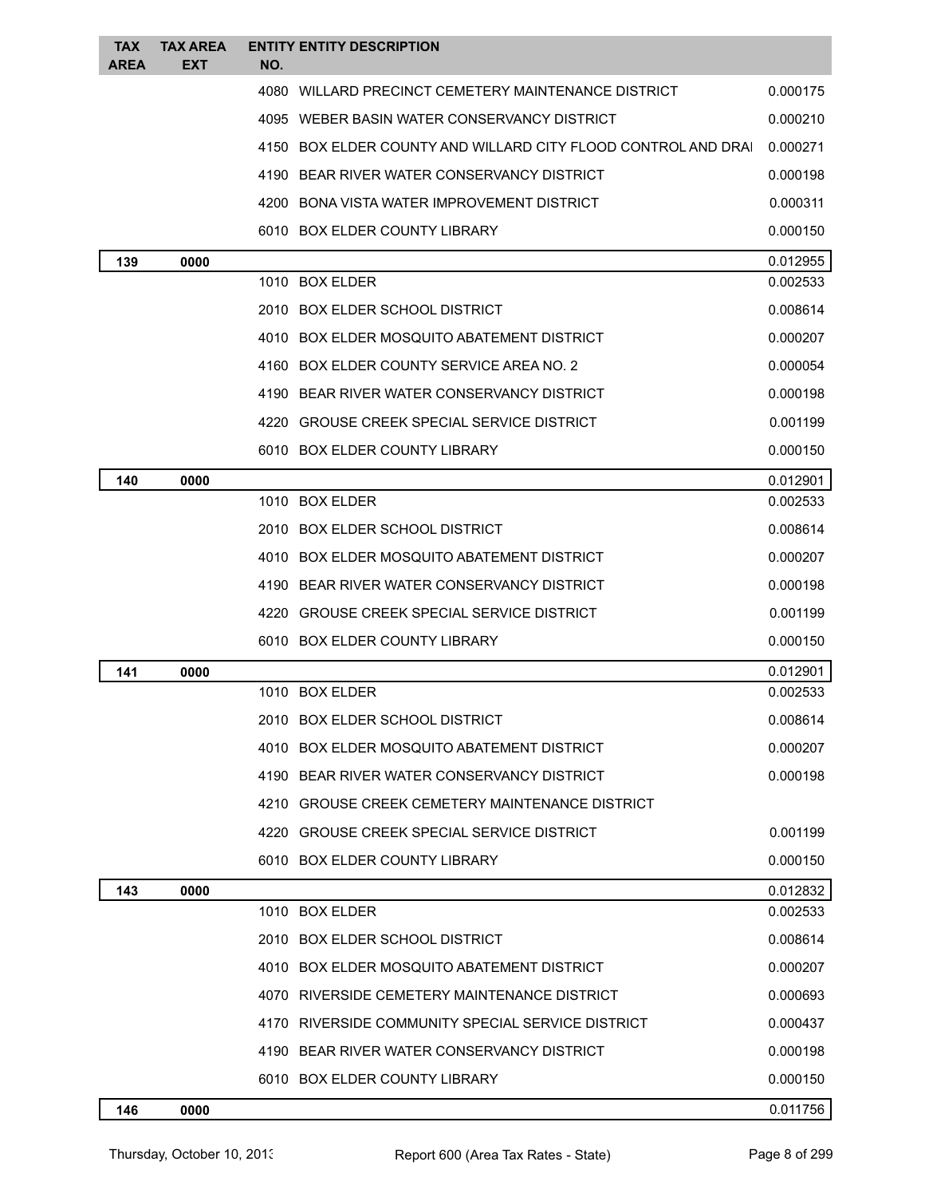| TAX AREA | TAX AREA EXT | ENTITY NO. | ENTITY DESCRIPTION | |
|---|---|---|---|---|
| | | 4080 | WILLARD PRECINCT CEMETERY MAINTENANCE DISTRICT | 0.000175 |
| | | 4095 | WEBER BASIN WATER CONSERVANCY DISTRICT | 0.000210 |
| | | 4150 | BOX ELDER COUNTY AND WILLARD CITY FLOOD CONTROL AND DRAI | 0.000271 |
| | | 4190 | BEAR RIVER WATER CONSERVANCY DISTRICT | 0.000198 |
| | | 4200 | BONA VISTA WATER IMPROVEMENT DISTRICT | 0.000311 |
| | | 6010 | BOX ELDER COUNTY LIBRARY | 0.000150 |
| **139** | **0000** | | | 0.012955 |
| | | 1010 | BOX ELDER | 0.002533 |
| | | 2010 | BOX ELDER SCHOOL DISTRICT | 0.008614 |
| | | 4010 | BOX ELDER MOSQUITO ABATEMENT DISTRICT | 0.000207 |
| | | 4160 | BOX ELDER COUNTY SERVICE AREA NO. 2 | 0.000054 |
| | | 4190 | BEAR RIVER WATER CONSERVANCY DISTRICT | 0.000198 |
| | | 4220 | GROUSE CREEK SPECIAL SERVICE DISTRICT | 0.001199 |
| | | 6010 | BOX ELDER COUNTY LIBRARY | 0.000150 |
| **140** | **0000** | | | 0.012901 |
| | | 1010 | BOX ELDER | 0.002533 |
| | | 2010 | BOX ELDER SCHOOL DISTRICT | 0.008614 |
| | | 4010 | BOX ELDER MOSQUITO ABATEMENT DISTRICT | 0.000207 |
| | | 4190 | BEAR RIVER WATER CONSERVANCY DISTRICT | 0.000198 |
| | | 4220 | GROUSE CREEK SPECIAL SERVICE DISTRICT | 0.001199 |
| | | 6010 | BOX ELDER COUNTY LIBRARY | 0.000150 |
| **141** | **0000** | | | 0.012901 |
| | | 1010 | BOX ELDER | 0.002533 |
| | | 2010 | BOX ELDER SCHOOL DISTRICT | 0.008614 |
| | | 4010 | BOX ELDER MOSQUITO ABATEMENT DISTRICT | 0.000207 |
| | | 4190 | BEAR RIVER WATER CONSERVANCY DISTRICT | 0.000198 |
| | | 4210 | GROUSE CREEK CEMETERY MAINTENANCE DISTRICT | |
| | | 4220 | GROUSE CREEK SPECIAL SERVICE DISTRICT | 0.001199 |
| | | 6010 | BOX ELDER COUNTY LIBRARY | 0.000150 |
| **143** | **0000** | | | 0.012832 |
| | | 1010 | BOX ELDER | 0.002533 |
| | | 2010 | BOX ELDER SCHOOL DISTRICT | 0.008614 |
| | | 4010 | BOX ELDER MOSQUITO ABATEMENT DISTRICT | 0.000207 |
| | | 4070 | RIVERSIDE CEMETERY MAINTENANCE DISTRICT | 0.000693 |
| | | 4170 | RIVERSIDE COMMUNITY SPECIAL SERVICE DISTRICT | 0.000437 |
| | | 4190 | BEAR RIVER WATER CONSERVANCY DISTRICT | 0.000198 |
| | | 6010 | BOX ELDER COUNTY LIBRARY | 0.000150 |
| **146** | **0000** | | | 0.011756 |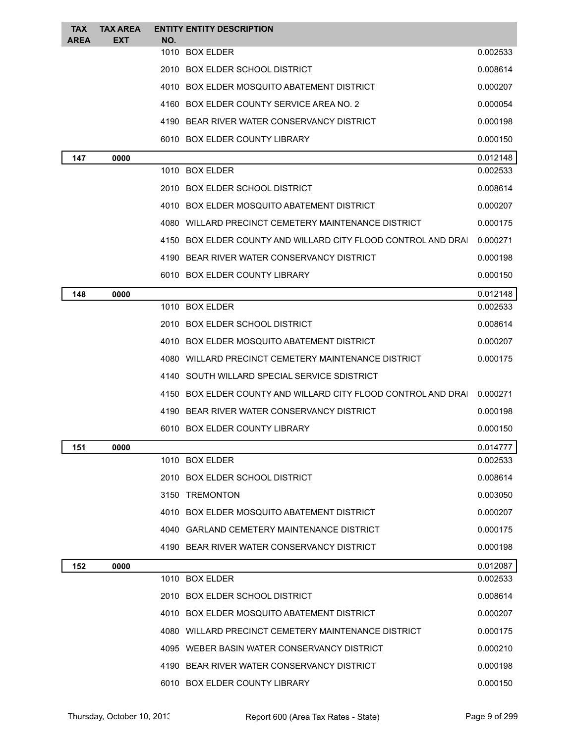| TAX AREA | TAX AREA EXT | ENTITY NO. | ENTITY DESCRIPTION | |
|---|---|---|---|---|
| | | 1010 | BOX ELDER | 0.002533 |
| | | 2010 | BOX ELDER SCHOOL DISTRICT | 0.008614 |
| | | 4010 | BOX ELDER MOSQUITO ABATEMENT DISTRICT | 0.000207 |
| | | 4160 | BOX ELDER COUNTY SERVICE AREA NO. 2 | 0.000054 |
| | | 4190 | BEAR RIVER WATER CONSERVANCY DISTRICT | 0.000198 |
| | | 6010 | BOX ELDER COUNTY LIBRARY | 0.000150 |
| **147** | **0000** | | | 0.012148 |
| | | 1010 | BOX ELDER | 0.002533 |
| | | 2010 | BOX ELDER SCHOOL DISTRICT | 0.008614 |
| | | 4010 | BOX ELDER MOSQUITO ABATEMENT DISTRICT | 0.000207 |
| | | 4080 | WILLARD PRECINCT CEMETERY MAINTENANCE DISTRICT | 0.000175 |
| | | 4150 | BOX ELDER COUNTY AND WILLARD CITY FLOOD CONTROL AND DRAI | 0.000271 |
| | | 4190 | BEAR RIVER WATER CONSERVANCY DISTRICT | 0.000198 |
| | | 6010 | BOX ELDER COUNTY LIBRARY | 0.000150 |
| **148** | **0000** | | | 0.012148 |
| | | 1010 | BOX ELDER | 0.002533 |
| | | 2010 | BOX ELDER SCHOOL DISTRICT | 0.008614 |
| | | 4010 | BOX ELDER MOSQUITO ABATEMENT DISTRICT | 0.000207 |
| | | 4080 | WILLARD PRECINCT CEMETERY MAINTENANCE DISTRICT | 0.000175 |
| | | 4140 | SOUTH WILLARD SPECIAL SERVICE SDISTRICT | |
| | | 4150 | BOX ELDER COUNTY AND WILLARD CITY FLOOD CONTROL AND DRAI | 0.000271 |
| | | 4190 | BEAR RIVER WATER CONSERVANCY DISTRICT | 0.000198 |
| | | 6010 | BOX ELDER COUNTY LIBRARY | 0.000150 |
| **151** | **0000** | | | 0.014777 |
| | | 1010 | BOX ELDER | 0.002533 |
| | | 2010 | BOX ELDER SCHOOL DISTRICT | 0.008614 |
| | | 3150 | TREMONTON | 0.003050 |
| | | 4010 | BOX ELDER MOSQUITO ABATEMENT DISTRICT | 0.000207 |
| | | 4040 | GARLAND CEMETERY MAINTENANCE DISTRICT | 0.000175 |
| | | 4190 | BEAR RIVER WATER CONSERVANCY DISTRICT | 0.000198 |
| **152** | **0000** | | | 0.012087 |
| | | 1010 | BOX ELDER | 0.002533 |
| | | 2010 | BOX ELDER SCHOOL DISTRICT | 0.008614 |
| | | 4010 | BOX ELDER MOSQUITO ABATEMENT DISTRICT | 0.000207 |
| | | 4080 | WILLARD PRECINCT CEMETERY MAINTENANCE DISTRICT | 0.000175 |
| | | 4095 | WEBER BASIN WATER CONSERVANCY DISTRICT | 0.000210 |
| | | 4190 | BEAR RIVER WATER CONSERVANCY DISTRICT | 0.000198 |
| | | 6010 | BOX ELDER COUNTY LIBRARY | 0.000150 |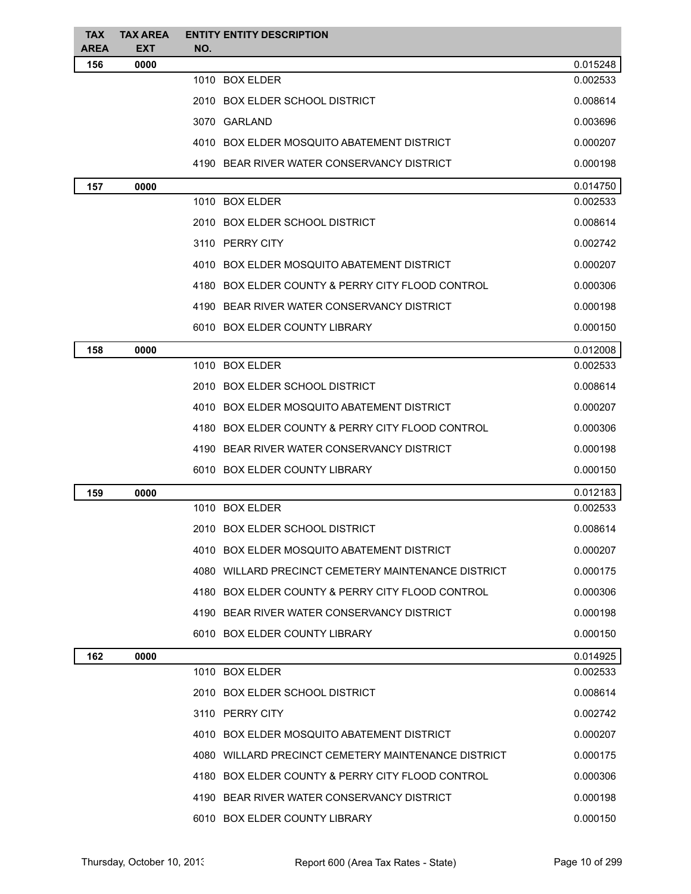| TAX AREA | TAX AREA EXT | ENTITY NO. | ENTITY DESCRIPTION | |
|---|---|---|---|---|
| **156** | **0000** | | | 0.015248 |
| | | 1010 | BOX ELDER | 0.002533 |
| | | 2010 | BOX ELDER SCHOOL DISTRICT | 0.008614 |
| | | 3070 | GARLAND | 0.003696 |
| | | 4010 | BOX ELDER MOSQUITO ABATEMENT DISTRICT | 0.000207 |
| | | 4190 | BEAR RIVER WATER CONSERVANCY DISTRICT | 0.000198 |
| **157** | **0000** | | | 0.014750 |
| | | 1010 | BOX ELDER | 0.002533 |
| | | 2010 | BOX ELDER SCHOOL DISTRICT | 0.008614 |
| | | 3110 | PERRY CITY | 0.002742 |
| | | 4010 | BOX ELDER MOSQUITO ABATEMENT DISTRICT | 0.000207 |
| | | 4180 | BOX ELDER COUNTY & PERRY CITY FLOOD CONTROL | 0.000306 |
| | | 4190 | BEAR RIVER WATER CONSERVANCY DISTRICT | 0.000198 |
| | | 6010 | BOX ELDER COUNTY LIBRARY | 0.000150 |
| **158** | **0000** | | | 0.012008 |
| | | 1010 | BOX ELDER | 0.002533 |
| | | 2010 | BOX ELDER SCHOOL DISTRICT | 0.008614 |
| | | 4010 | BOX ELDER MOSQUITO ABATEMENT DISTRICT | 0.000207 |
| | | 4180 | BOX ELDER COUNTY & PERRY CITY FLOOD CONTROL | 0.000306 |
| | | 4190 | BEAR RIVER WATER CONSERVANCY DISTRICT | 0.000198 |
| | | 6010 | BOX ELDER COUNTY LIBRARY | 0.000150 |
| **159** | **0000** | | | 0.012183 |
| | | 1010 | BOX ELDER | 0.002533 |
| | | 2010 | BOX ELDER SCHOOL DISTRICT | 0.008614 |
| | | 4010 | BOX ELDER MOSQUITO ABATEMENT DISTRICT | 0.000207 |
| | | 4080 | WILLARD PRECINCT CEMETERY MAINTENANCE DISTRICT | 0.000175 |
| | | 4180 | BOX ELDER COUNTY & PERRY CITY FLOOD CONTROL | 0.000306 |
| | | 4190 | BEAR RIVER WATER CONSERVANCY DISTRICT | 0.000198 |
| | | 6010 | BOX ELDER COUNTY LIBRARY | 0.000150 |
| **162** | **0000** | | | 0.014925 |
| | | 1010 | BOX ELDER | 0.002533 |
| | | 2010 | BOX ELDER SCHOOL DISTRICT | 0.008614 |
| | | 3110 | PERRY CITY | 0.002742 |
| | | 4010 | BOX ELDER MOSQUITO ABATEMENT DISTRICT | 0.000207 |
| | | 4080 | WILLARD PRECINCT CEMETERY MAINTENANCE DISTRICT | 0.000175 |
| | | 4180 | BOX ELDER COUNTY & PERRY CITY FLOOD CONTROL | 0.000306 |
| | | 4190 | BEAR RIVER WATER CONSERVANCY DISTRICT | 0.000198 |
| | | 6010 | BOX ELDER COUNTY LIBRARY | 0.000150 |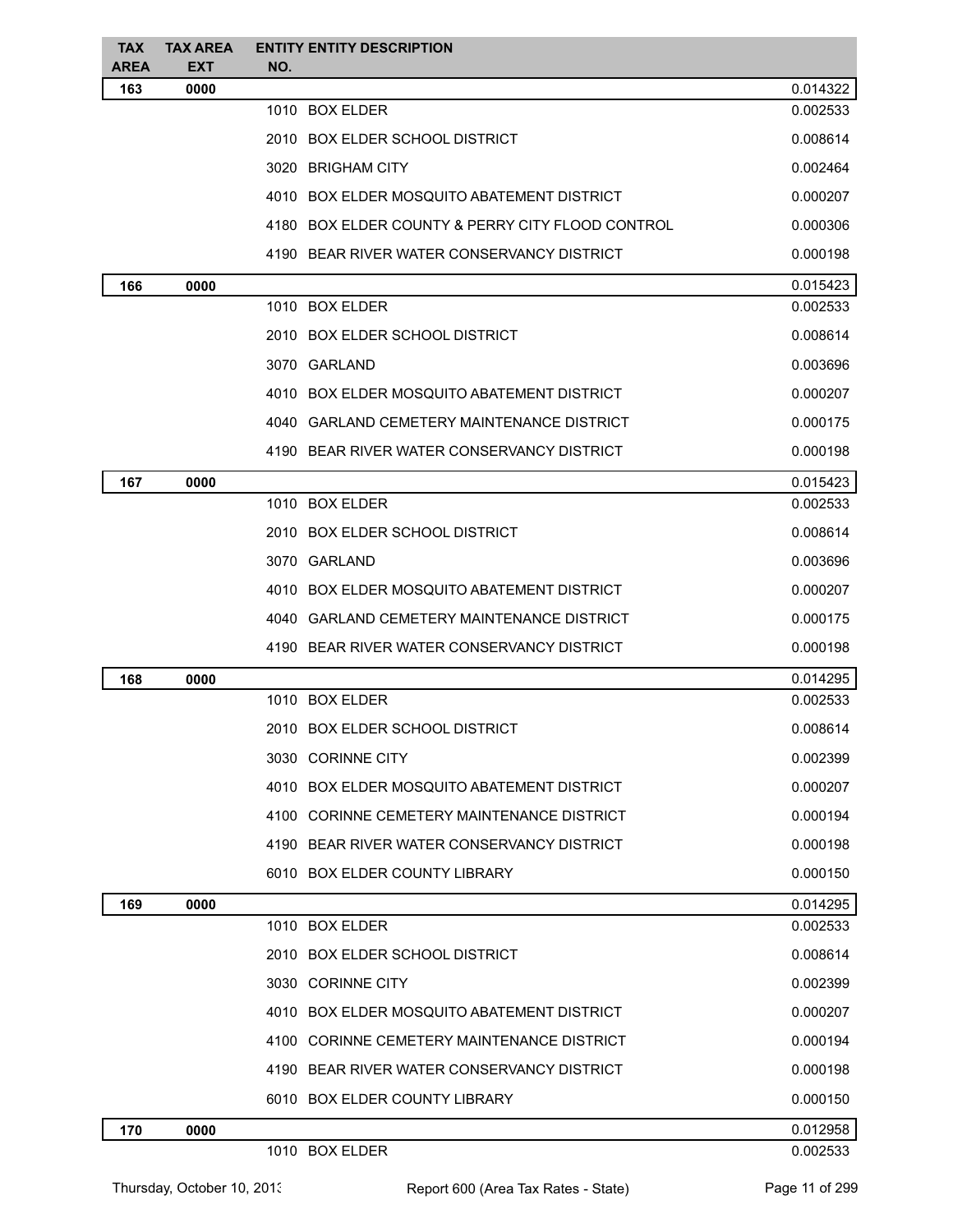| TAX AREA | TAX AREA EXT | ENTITY NO. | ENTITY DESCRIPTION | |
|---|---|---|---|---|
| **163** | **0000** | | | 0.014322 |
| | | 1010 | BOX ELDER | 0.002533 |
| | | 2010 | BOX ELDER SCHOOL DISTRICT | 0.008614 |
| | | 3020 | BRIGHAM CITY | 0.002464 |
| | | 4010 | BOX ELDER MOSQUITO ABATEMENT DISTRICT | 0.000207 |
| | | 4180 | BOX ELDER COUNTY & PERRY CITY FLOOD CONTROL | 0.000306 |
| | | 4190 | BEAR RIVER WATER CONSERVANCY DISTRICT | 0.000198 |
| **166** | **0000** | | | 0.015423 |
| | | 1010 | BOX ELDER | 0.002533 |
| | | 2010 | BOX ELDER SCHOOL DISTRICT | 0.008614 |
| | | 3070 | GARLAND | 0.003696 |
| | | 4010 | BOX ELDER MOSQUITO ABATEMENT DISTRICT | 0.000207 |
| | | 4040 | GARLAND CEMETERY MAINTENANCE DISTRICT | 0.000175 |
| | | 4190 | BEAR RIVER WATER CONSERVANCY DISTRICT | 0.000198 |
| **167** | **0000** | | | 0.015423 |
| | | 1010 | BOX ELDER | 0.002533 |
| | | 2010 | BOX ELDER SCHOOL DISTRICT | 0.008614 |
| | | 3070 | GARLAND | 0.003696 |
| | | 4010 | BOX ELDER MOSQUITO ABATEMENT DISTRICT | 0.000207 |
| | | 4040 | GARLAND CEMETERY MAINTENANCE DISTRICT | 0.000175 |
| | | 4190 | BEAR RIVER WATER CONSERVANCY DISTRICT | 0.000198 |
| **168** | **0000** | | | 0.014295 |
| | | 1010 | BOX ELDER | 0.002533 |
| | | 2010 | BOX ELDER SCHOOL DISTRICT | 0.008614 |
| | | 3030 | CORINNE CITY | 0.002399 |
| | | 4010 | BOX ELDER MOSQUITO ABATEMENT DISTRICT | 0.000207 |
| | | 4100 | CORINNE CEMETERY MAINTENANCE DISTRICT | 0.000194 |
| | | 4190 | BEAR RIVER WATER CONSERVANCY DISTRICT | 0.000198 |
| | | 6010 | BOX ELDER COUNTY LIBRARY | 0.000150 |
| **169** | **0000** | | | 0.014295 |
| | | 1010 | BOX ELDER | 0.002533 |
| | | 2010 | BOX ELDER SCHOOL DISTRICT | 0.008614 |
| | | 3030 | CORINNE CITY | 0.002399 |
| | | 4010 | BOX ELDER MOSQUITO ABATEMENT DISTRICT | 0.000207 |
| | | 4100 | CORINNE CEMETERY MAINTENANCE DISTRICT | 0.000194 |
| | | 4190 | BEAR RIVER WATER CONSERVANCY DISTRICT | 0.000198 |
| | | 6010 | BOX ELDER COUNTY LIBRARY | 0.000150 |
| **170** | **0000** | | | 0.012958 |
| | | 1010 | BOX ELDER | 0.002533 |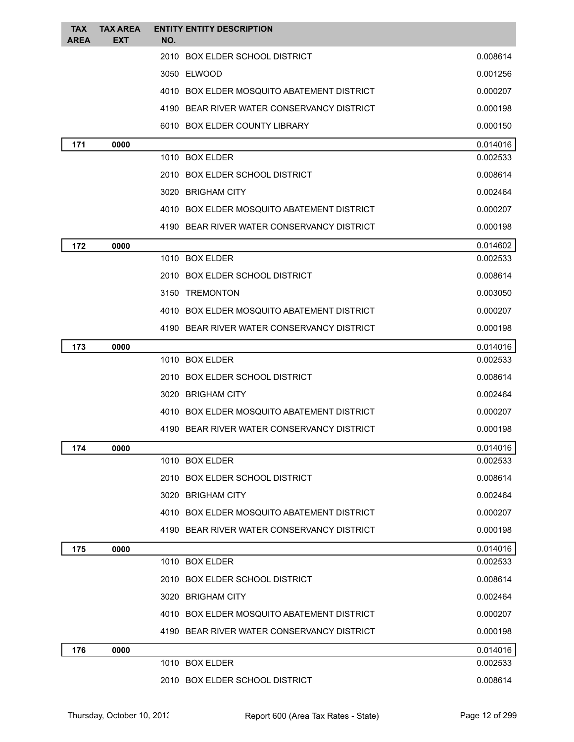| TAX AREA | TAX AREA EXT | ENTITY NO. | ENTITY DESCRIPTION | |
|---|---|---|---|---|
| | | 2010 | BOX ELDER SCHOOL DISTRICT | 0.008614 |
| | | 3050 | ELWOOD | 0.001256 |
| | | 4010 | BOX ELDER MOSQUITO ABATEMENT DISTRICT | 0.000207 |
| | | 4190 | BEAR RIVER WATER CONSERVANCY DISTRICT | 0.000198 |
| | | 6010 | BOX ELDER COUNTY LIBRARY | 0.000150 |
| **171** | **0000** | | | 0.014016 |
| | | 1010 | BOX ELDER | 0.002533 |
| | | 2010 | BOX ELDER SCHOOL DISTRICT | 0.008614 |
| | | 3020 | BRIGHAM CITY | 0.002464 |
| | | 4010 | BOX ELDER MOSQUITO ABATEMENT DISTRICT | 0.000207 |
| | | 4190 | BEAR RIVER WATER CONSERVANCY DISTRICT | 0.000198 |
| **172** | **0000** | | | 0.014602 |
| | | 1010 | BOX ELDER | 0.002533 |
| | | 2010 | BOX ELDER SCHOOL DISTRICT | 0.008614 |
| | | 3150 | TREMONTON | 0.003050 |
| | | 4010 | BOX ELDER MOSQUITO ABATEMENT DISTRICT | 0.000207 |
| | | 4190 | BEAR RIVER WATER CONSERVANCY DISTRICT | 0.000198 |
| **173** | **0000** | | | 0.014016 |
| | | 1010 | BOX ELDER | 0.002533 |
| | | 2010 | BOX ELDER SCHOOL DISTRICT | 0.008614 |
| | | 3020 | BRIGHAM CITY | 0.002464 |
| | | 4010 | BOX ELDER MOSQUITO ABATEMENT DISTRICT | 0.000207 |
| | | 4190 | BEAR RIVER WATER CONSERVANCY DISTRICT | 0.000198 |
| **174** | **0000** | | | 0.014016 |
| | | 1010 | BOX ELDER | 0.002533 |
| | | 2010 | BOX ELDER SCHOOL DISTRICT | 0.008614 |
| | | 3020 | BRIGHAM CITY | 0.002464 |
| | | 4010 | BOX ELDER MOSQUITO ABATEMENT DISTRICT | 0.000207 |
| | | 4190 | BEAR RIVER WATER CONSERVANCY DISTRICT | 0.000198 |
| **175** | **0000** | | | 0.014016 |
| | | 1010 | BOX ELDER | 0.002533 |
| | | 2010 | BOX ELDER SCHOOL DISTRICT | 0.008614 |
| | | 3020 | BRIGHAM CITY | 0.002464 |
| | | 4010 | BOX ELDER MOSQUITO ABATEMENT DISTRICT | 0.000207 |
| | | 4190 | BEAR RIVER WATER CONSERVANCY DISTRICT | 0.000198 |
| **176** | **0000** | | | 0.014016 |
| | | 1010 | BOX ELDER | 0.002533 |
| | | 2010 | BOX ELDER SCHOOL DISTRICT | 0.008614 |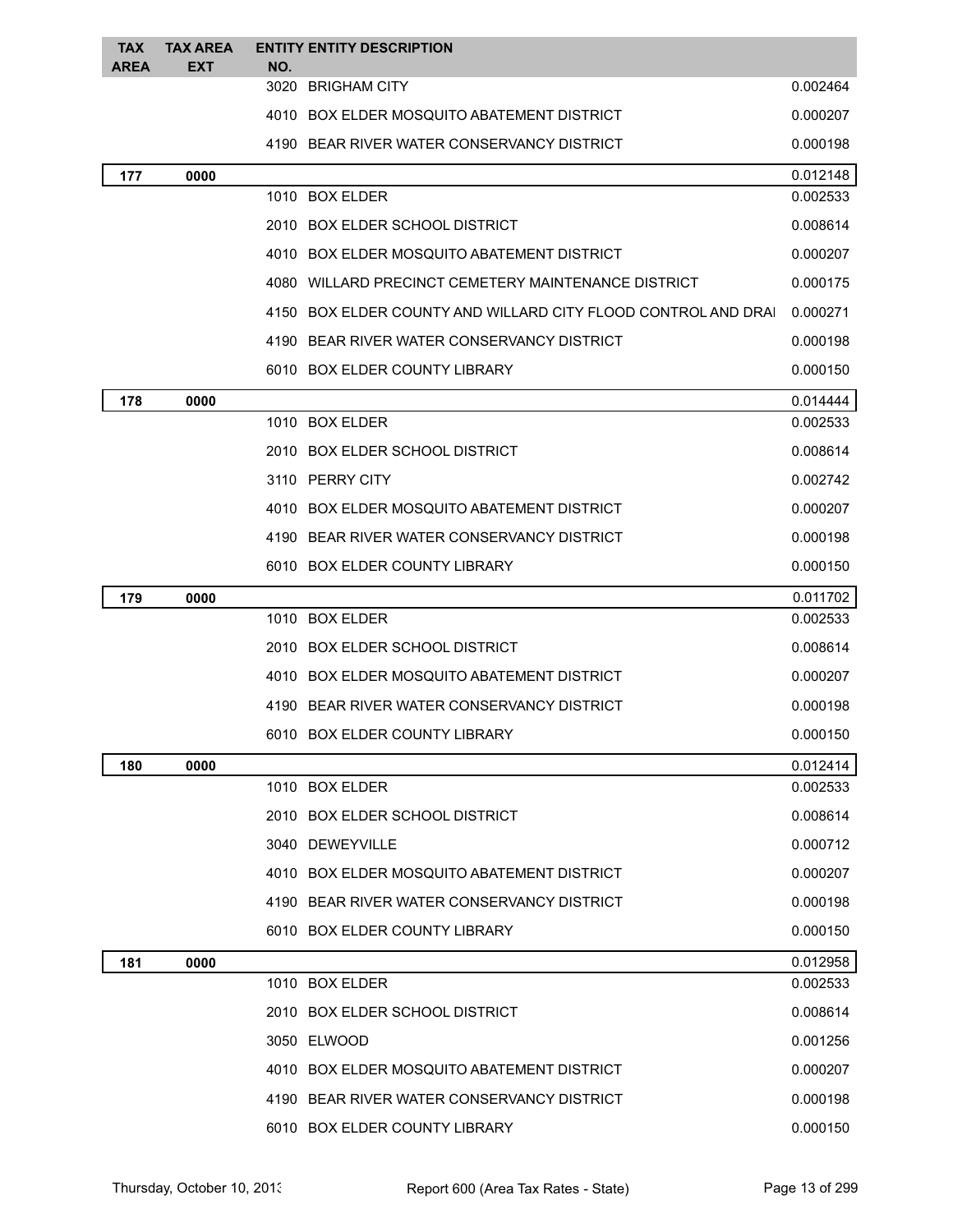| TAX AREA | TAX AREA EXT | ENTITY NO. | ENTITY DESCRIPTION | |
|---|---|---|---|---|
| | | 3020 | BRIGHAM CITY | 0.002464 |
| | | 4010 | BOX ELDER MOSQUITO ABATEMENT DISTRICT | 0.000207 |
| | | 4190 | BEAR RIVER WATER CONSERVANCY DISTRICT | 0.000198 |
| **177** | **0000** | | | 0.012148 |
| | | 1010 | BOX ELDER | 0.002533 |
| | | 2010 | BOX ELDER SCHOOL DISTRICT | 0.008614 |
| | | 4010 | BOX ELDER MOSQUITO ABATEMENT DISTRICT | 0.000207 |
| | | 4080 | WILLARD PRECINCT CEMETERY MAINTENANCE DISTRICT | 0.000175 |
| | | 4150 | BOX ELDER COUNTY AND WILLARD CITY FLOOD CONTROL AND DRAI | 0.000271 |
| | | 4190 | BEAR RIVER WATER CONSERVANCY DISTRICT | 0.000198 |
| | | 6010 | BOX ELDER COUNTY LIBRARY | 0.000150 |
| **178** | **0000** | | | 0.014444 |
| | | 1010 | BOX ELDER | 0.002533 |
| | | 2010 | BOX ELDER SCHOOL DISTRICT | 0.008614 |
| | | 3110 | PERRY CITY | 0.002742 |
| | | 4010 | BOX ELDER MOSQUITO ABATEMENT DISTRICT | 0.000207 |
| | | 4190 | BEAR RIVER WATER CONSERVANCY DISTRICT | 0.000198 |
| | | 6010 | BOX ELDER COUNTY LIBRARY | 0.000150 |
| **179** | **0000** | | | 0.011702 |
| | | 1010 | BOX ELDER | 0.002533 |
| | | 2010 | BOX ELDER SCHOOL DISTRICT | 0.008614 |
| | | 4010 | BOX ELDER MOSQUITO ABATEMENT DISTRICT | 0.000207 |
| | | 4190 | BEAR RIVER WATER CONSERVANCY DISTRICT | 0.000198 |
| | | 6010 | BOX ELDER COUNTY LIBRARY | 0.000150 |
| **180** | **0000** | | | 0.012414 |
| | | 1010 | BOX ELDER | 0.002533 |
| | | 2010 | BOX ELDER SCHOOL DISTRICT | 0.008614 |
| | | 3040 | DEWEYVILLE | 0.000712 |
| | | 4010 | BOX ELDER MOSQUITO ABATEMENT DISTRICT | 0.000207 |
| | | 4190 | BEAR RIVER WATER CONSERVANCY DISTRICT | 0.000198 |
| | | 6010 | BOX ELDER COUNTY LIBRARY | 0.000150 |
| **181** | **0000** | | | 0.012958 |
| | | 1010 | BOX ELDER | 0.002533 |
| | | 2010 | BOX ELDER SCHOOL DISTRICT | 0.008614 |
| | | 3050 | ELWOOD | 0.001256 |
| | | 4010 | BOX ELDER MOSQUITO ABATEMENT DISTRICT | 0.000207 |
| | | 4190 | BEAR RIVER WATER CONSERVANCY DISTRICT | 0.000198 |
| | | 6010 | BOX ELDER COUNTY LIBRARY | 0.000150 |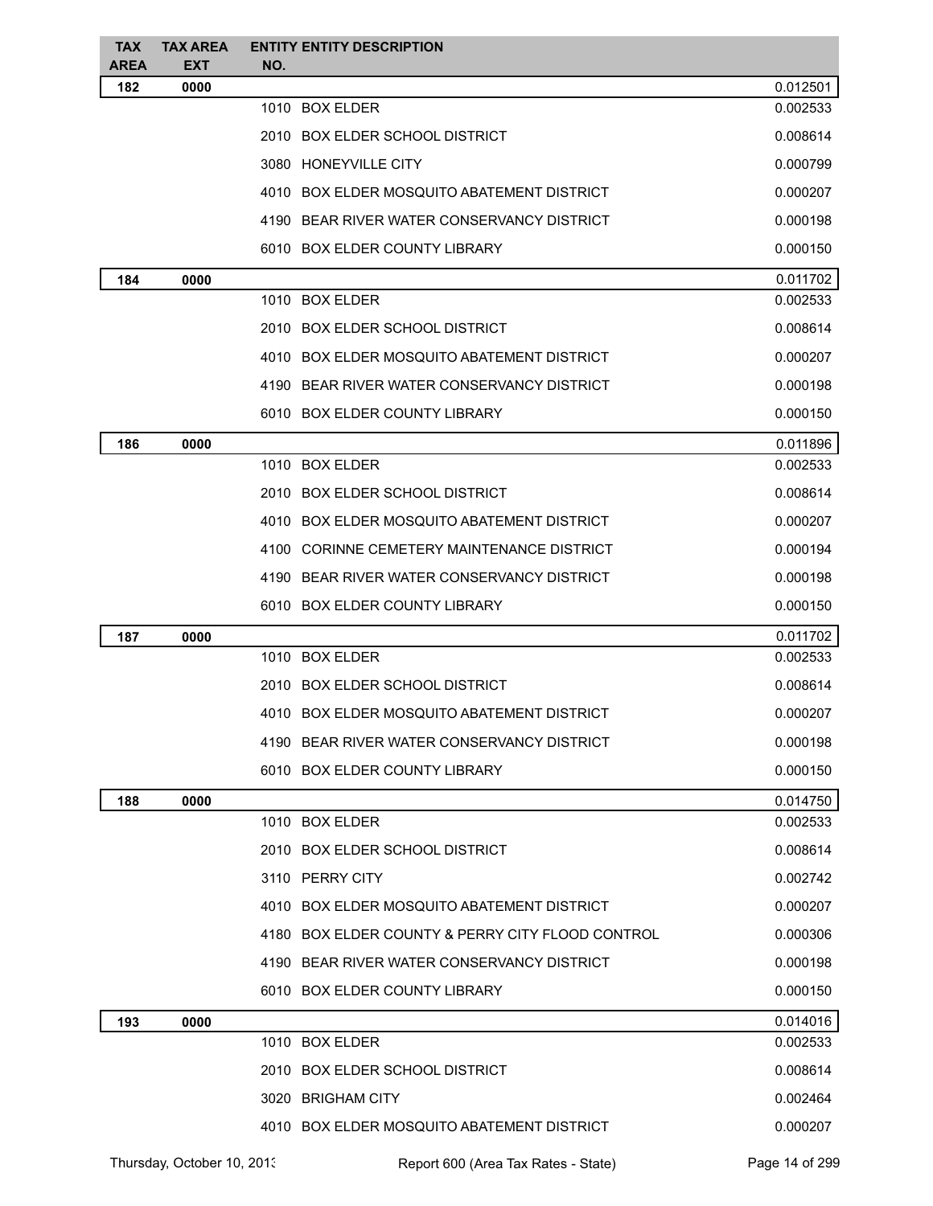| TAX AREA | TAX AREA EXT | ENTITY NO. | ENTITY DESCRIPTION | |
|---|---|---|---|---|
| 182 | 0000 | | | 0.012501 |
| | | 1010 | BOX ELDER | 0.002533 |
| | | 2010 | BOX ELDER SCHOOL DISTRICT | 0.008614 |
| | | 3080 | HONEYVILLE CITY | 0.000799 |
| | | 4010 | BOX ELDER MOSQUITO ABATEMENT DISTRICT | 0.000207 |
| | | 4190 | BEAR RIVER WATER CONSERVANCY DISTRICT | 0.000198 |
| | | 6010 | BOX ELDER COUNTY LIBRARY | 0.000150 |
| 184 | 0000 | | | 0.011702 |
| | | 1010 | BOX ELDER | 0.002533 |
| | | 2010 | BOX ELDER SCHOOL DISTRICT | 0.008614 |
| | | 4010 | BOX ELDER MOSQUITO ABATEMENT DISTRICT | 0.000207 |
| | | 4190 | BEAR RIVER WATER CONSERVANCY DISTRICT | 0.000198 |
| | | 6010 | BOX ELDER COUNTY LIBRARY | 0.000150 |
| 186 | 0000 | | | 0.011896 |
| | | 1010 | BOX ELDER | 0.002533 |
| | | 2010 | BOX ELDER SCHOOL DISTRICT | 0.008614 |
| | | 4010 | BOX ELDER MOSQUITO ABATEMENT DISTRICT | 0.000207 |
| | | 4100 | CORINNE CEMETERY MAINTENANCE DISTRICT | 0.000194 |
| | | 4190 | BEAR RIVER WATER CONSERVANCY DISTRICT | 0.000198 |
| | | 6010 | BOX ELDER COUNTY LIBRARY | 0.000150 |
| 187 | 0000 | | | 0.011702 |
| | | 1010 | BOX ELDER | 0.002533 |
| | | 2010 | BOX ELDER SCHOOL DISTRICT | 0.008614 |
| | | 4010 | BOX ELDER MOSQUITO ABATEMENT DISTRICT | 0.000207 |
| | | 4190 | BEAR RIVER WATER CONSERVANCY DISTRICT | 0.000198 |
| | | 6010 | BOX ELDER COUNTY LIBRARY | 0.000150 |
| 188 | 0000 | | | 0.014750 |
| | | 1010 | BOX ELDER | 0.002533 |
| | | 2010 | BOX ELDER SCHOOL DISTRICT | 0.008614 |
| | | 3110 | PERRY CITY | 0.002742 |
| | | 4010 | BOX ELDER MOSQUITO ABATEMENT DISTRICT | 0.000207 |
| | | 4180 | BOX ELDER COUNTY & PERRY CITY FLOOD CONTROL | 0.000306 |
| | | 4190 | BEAR RIVER WATER CONSERVANCY DISTRICT | 0.000198 |
| | | 6010 | BOX ELDER COUNTY LIBRARY | 0.000150 |
| 193 | 0000 | | | 0.014016 |
| | | 1010 | BOX ELDER | 0.002533 |
| | | 2010 | BOX ELDER SCHOOL DISTRICT | 0.008614 |
| | | 3020 | BRIGHAM CITY | 0.002464 |
| | | 4010 | BOX ELDER MOSQUITO ABATEMENT DISTRICT | 0.000207 |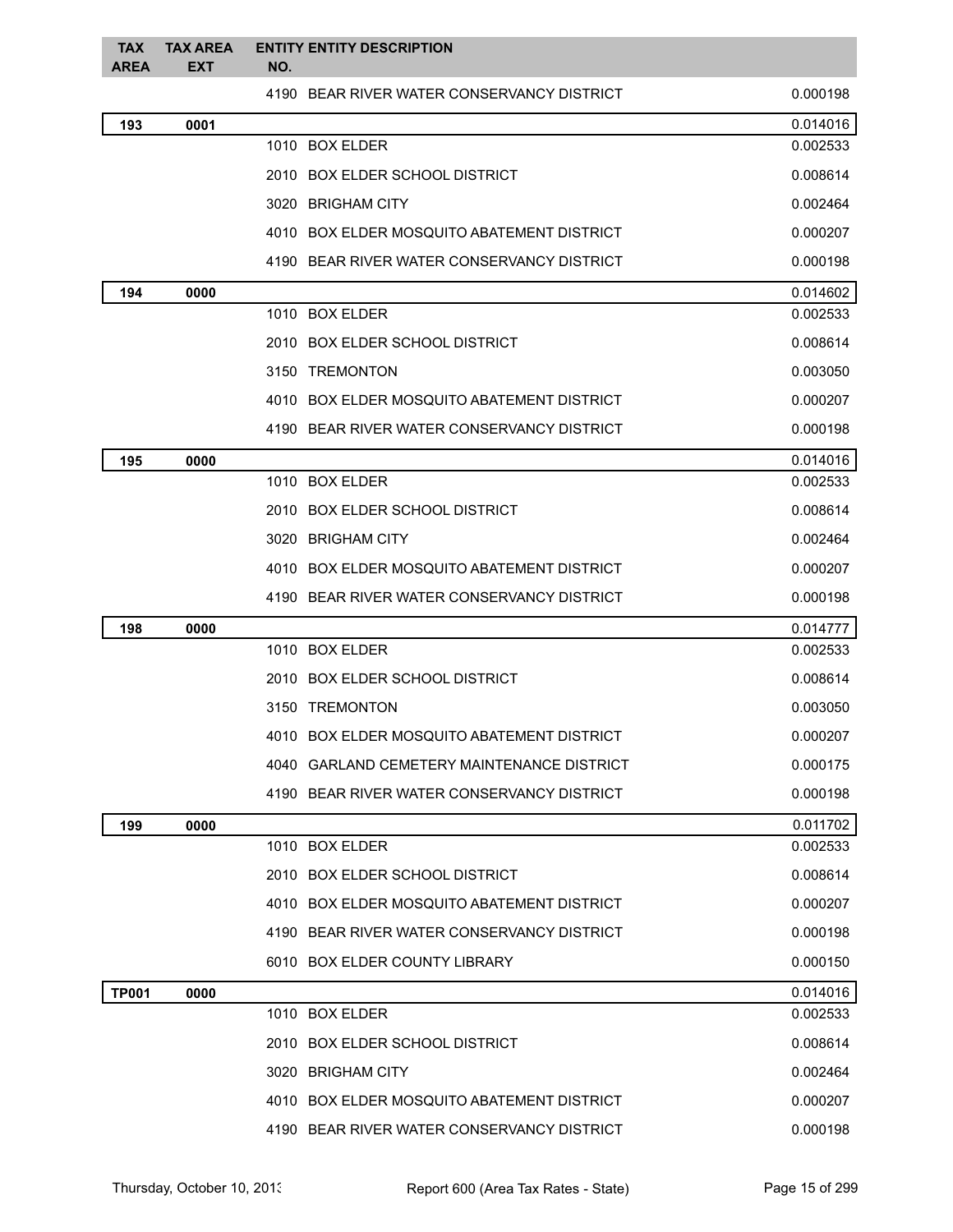| TAX AREA | TAX AREA EXT | ENTITY NO. | ENTITY DESCRIPTION | |
|---|---|---|---|---|
| | | 4190 | BEAR RIVER WATER CONSERVANCY DISTRICT | 0.000198 |
| **193** | **0001** | | | 0.014016 |
| | | 1010 | BOX ELDER | 0.002533 |
| | | 2010 | BOX ELDER SCHOOL DISTRICT | 0.008614 |
| | | 3020 | BRIGHAM CITY | 0.002464 |
| | | 4010 | BOX ELDER MOSQUITO ABATEMENT DISTRICT | 0.000207 |
| | | 4190 | BEAR RIVER WATER CONSERVANCY DISTRICT | 0.000198 |
| **194** | **0000** | | | 0.014602 |
| | | 1010 | BOX ELDER | 0.002533 |
| | | 2010 | BOX ELDER SCHOOL DISTRICT | 0.008614 |
| | | 3150 | TREMONTON | 0.003050 |
| | | 4010 | BOX ELDER MOSQUITO ABATEMENT DISTRICT | 0.000207 |
| | | 4190 | BEAR RIVER WATER CONSERVANCY DISTRICT | 0.000198 |
| **195** | **0000** | | | 0.014016 |
| | | 1010 | BOX ELDER | 0.002533 |
| | | 2010 | BOX ELDER SCHOOL DISTRICT | 0.008614 |
| | | 3020 | BRIGHAM CITY | 0.002464 |
| | | 4010 | BOX ELDER MOSQUITO ABATEMENT DISTRICT | 0.000207 |
| | | 4190 | BEAR RIVER WATER CONSERVANCY DISTRICT | 0.000198 |
| **198** | **0000** | | | 0.014777 |
| | | 1010 | BOX ELDER | 0.002533 |
| | | 2010 | BOX ELDER SCHOOL DISTRICT | 0.008614 |
| | | 3150 | TREMONTON | 0.003050 |
| | | 4010 | BOX ELDER MOSQUITO ABATEMENT DISTRICT | 0.000207 |
| | | 4040 | GARLAND CEMETERY MAINTENANCE DISTRICT | 0.000175 |
| | | 4190 | BEAR RIVER WATER CONSERVANCY DISTRICT | 0.000198 |
| **199** | **0000** | | | 0.011702 |
| | | 1010 | BOX ELDER | 0.002533 |
| | | 2010 | BOX ELDER SCHOOL DISTRICT | 0.008614 |
| | | 4010 | BOX ELDER MOSQUITO ABATEMENT DISTRICT | 0.000207 |
| | | 4190 | BEAR RIVER WATER CONSERVANCY DISTRICT | 0.000198 |
| | | 6010 | BOX ELDER COUNTY LIBRARY | 0.000150 |
| **TP001** | **0000** | | | 0.014016 |
| | | 1010 | BOX ELDER | 0.002533 |
| | | 2010 | BOX ELDER SCHOOL DISTRICT | 0.008614 |
| | | 3020 | BRIGHAM CITY | 0.002464 |
| | | 4010 | BOX ELDER MOSQUITO ABATEMENT DISTRICT | 0.000207 |
| | | 4190 | BEAR RIVER WATER CONSERVANCY DISTRICT | 0.000198 |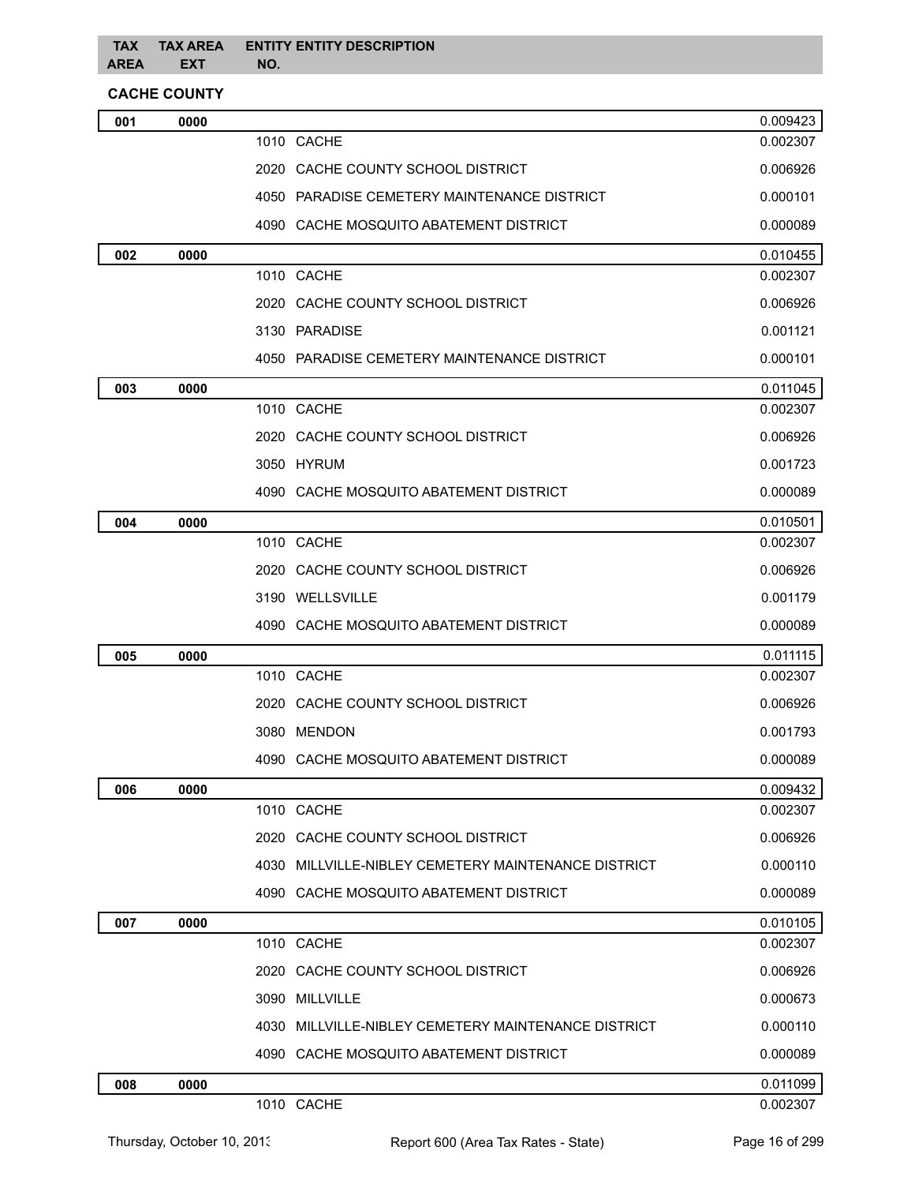| TAX AREA | TAX AREA EXT | ENTITY NO. | ENTITY DESCRIPTION | |
|---|---|---|---|---|

## CACHE COUNTY

| TAX AREA | TAX AREA EXT | ENTITY NO. | ENTITY DESCRIPTION | RATE |
|---|---|---|---|---|
| **001** | **0000** | | | 0.009423 |
| | | 1010 | CACHE | 0.002307 |
| | | 2020 | CACHE COUNTY SCHOOL DISTRICT | 0.006926 |
| | | 4050 | PARADISE CEMETERY MAINTENANCE DISTRICT | 0.000101 |
| | | 4090 | CACHE MOSQUITO ABATEMENT DISTRICT | 0.000089 |
| **002** | **0000** | | | 0.010455 |
| | | 1010 | CACHE | 0.002307 |
| | | 2020 | CACHE COUNTY SCHOOL DISTRICT | 0.006926 |
| | | 3130 | PARADISE | 0.001121 |
| | | 4050 | PARADISE CEMETERY MAINTENANCE DISTRICT | 0.000101 |
| **003** | **0000** | | | 0.011045 |
| | | 1010 | CACHE | 0.002307 |
| | | 2020 | CACHE COUNTY SCHOOL DISTRICT | 0.006926 |
| | | 3050 | HYRUM | 0.001723 |
| | | 4090 | CACHE MOSQUITO ABATEMENT DISTRICT | 0.000089 |
| **004** | **0000** | | | 0.010501 |
| | | 1010 | CACHE | 0.002307 |
| | | 2020 | CACHE COUNTY SCHOOL DISTRICT | 0.006926 |
| | | 3190 | WELLSVILLE | 0.001179 |
| | | 4090 | CACHE MOSQUITO ABATEMENT DISTRICT | 0.000089 |
| **005** | **0000** | | | 0.011115 |
| | | 1010 | CACHE | 0.002307 |
| | | 2020 | CACHE COUNTY SCHOOL DISTRICT | 0.006926 |
| | | 3080 | MENDON | 0.001793 |
| | | 4090 | CACHE MOSQUITO ABATEMENT DISTRICT | 0.000089 |
| **006** | **0000** | | | 0.009432 |
| | | 1010 | CACHE | 0.002307 |
| | | 2020 | CACHE COUNTY SCHOOL DISTRICT | 0.006926 |
| | | 4030 | MILLVILLE-NIBLEY CEMETERY MAINTENANCE DISTRICT | 0.000110 |
| | | 4090 | CACHE MOSQUITO ABATEMENT DISTRICT | 0.000089 |
| **007** | **0000** | | | 0.010105 |
| | | 1010 | CACHE | 0.002307 |
| | | 2020 | CACHE COUNTY SCHOOL DISTRICT | 0.006926 |
| | | 3090 | MILLVILLE | 0.000673 |
| | | 4030 | MILLVILLE-NIBLEY CEMETERY MAINTENANCE DISTRICT | 0.000110 |
| | | 4090 | CACHE MOSQUITO ABATEMENT DISTRICT | 0.000089 |
| **008** | **0000** | | | 0.011099 |
| | | 1010 | CACHE | 0.002307 |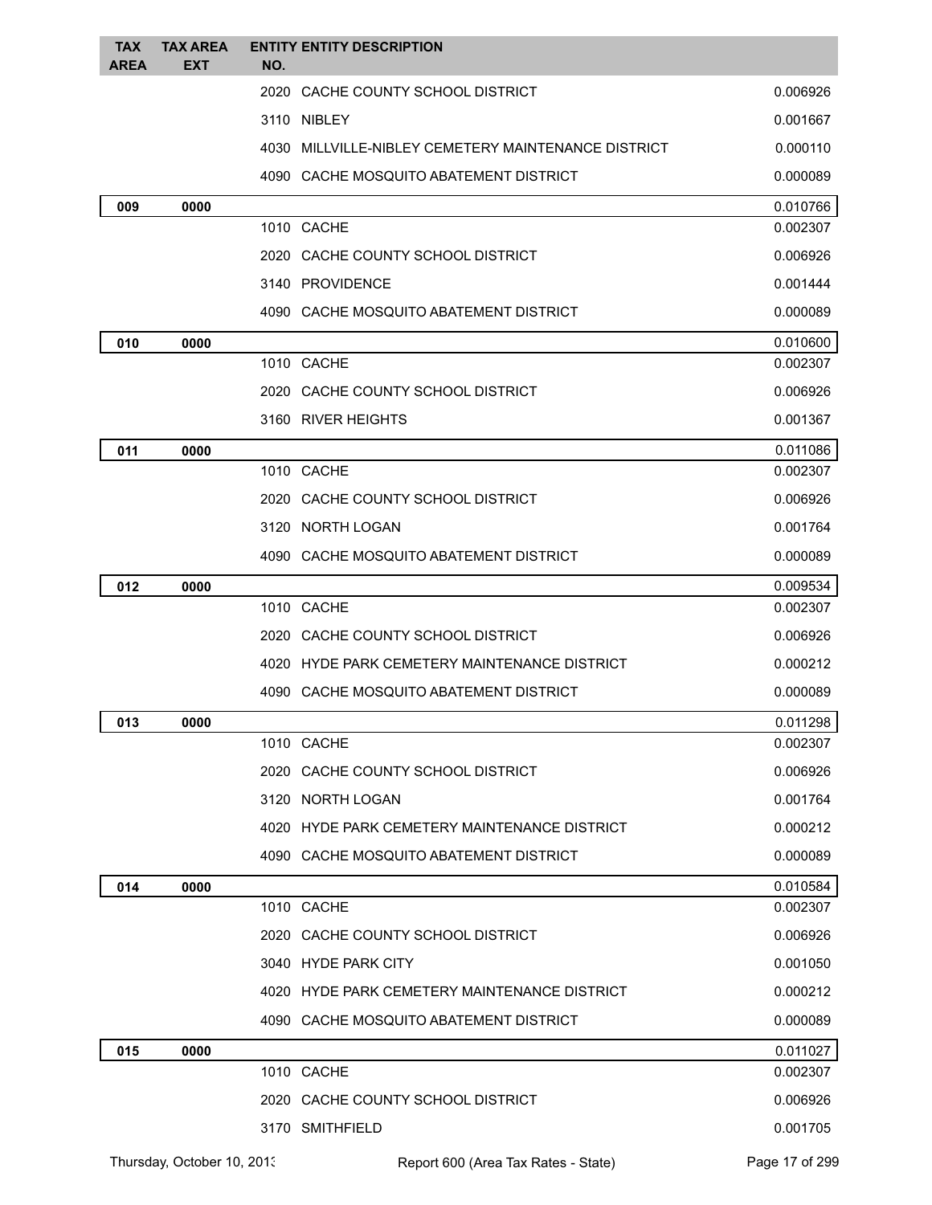| TAX AREA | TAX AREA EXT | ENTITY NO. | ENTITY DESCRIPTION | |
|---|---|---|---|---|
| | | 2020 | CACHE COUNTY SCHOOL DISTRICT | 0.006926 |
| | | 3110 | NIBLEY | 0.001667 |
| | | 4030 | MILLVILLE-NIBLEY CEMETERY MAINTENANCE DISTRICT | 0.000110 |
| | | 4090 | CACHE MOSQUITO ABATEMENT DISTRICT | 0.000089 |
| **009** | **0000** | | | 0.010766 |
| | | 1010 | CACHE | 0.002307 |
| | | 2020 | CACHE COUNTY SCHOOL DISTRICT | 0.006926 |
| | | 3140 | PROVIDENCE | 0.001444 |
| | | 4090 | CACHE MOSQUITO ABATEMENT DISTRICT | 0.000089 |
| **010** | **0000** | | | 0.010600 |
| | | 1010 | CACHE | 0.002307 |
| | | 2020 | CACHE COUNTY SCHOOL DISTRICT | 0.006926 |
| | | 3160 | RIVER HEIGHTS | 0.001367 |
| **011** | **0000** | | | 0.011086 |
| | | 1010 | CACHE | 0.002307 |
| | | 2020 | CACHE COUNTY SCHOOL DISTRICT | 0.006926 |
| | | 3120 | NORTH LOGAN | 0.001764 |
| | | 4090 | CACHE MOSQUITO ABATEMENT DISTRICT | 0.000089 |
| **012** | **0000** | | | 0.009534 |
| | | 1010 | CACHE | 0.002307 |
| | | 2020 | CACHE COUNTY SCHOOL DISTRICT | 0.006926 |
| | | 4020 | HYDE PARK CEMETERY MAINTENANCE DISTRICT | 0.000212 |
| | | 4090 | CACHE MOSQUITO ABATEMENT DISTRICT | 0.000089 |
| **013** | **0000** | | | 0.011298 |
| | | 1010 | CACHE | 0.002307 |
| | | 2020 | CACHE COUNTY SCHOOL DISTRICT | 0.006926 |
| | | 3120 | NORTH LOGAN | 0.001764 |
| | | 4020 | HYDE PARK CEMETERY MAINTENANCE DISTRICT | 0.000212 |
| | | 4090 | CACHE MOSQUITO ABATEMENT DISTRICT | 0.000089 |
| **014** | **0000** | | | 0.010584 |
| | | 1010 | CACHE | 0.002307 |
| | | 2020 | CACHE COUNTY SCHOOL DISTRICT | 0.006926 |
| | | 3040 | HYDE PARK CITY | 0.001050 |
| | | 4020 | HYDE PARK CEMETERY MAINTENANCE DISTRICT | 0.000212 |
| | | 4090 | CACHE MOSQUITO ABATEMENT DISTRICT | 0.000089 |
| **015** | **0000** | | | 0.011027 |
| | | 1010 | CACHE | 0.002307 |
| | | 2020 | CACHE COUNTY SCHOOL DISTRICT | 0.006926 |
| | | 3170 | SMITHFIELD | 0.001705 |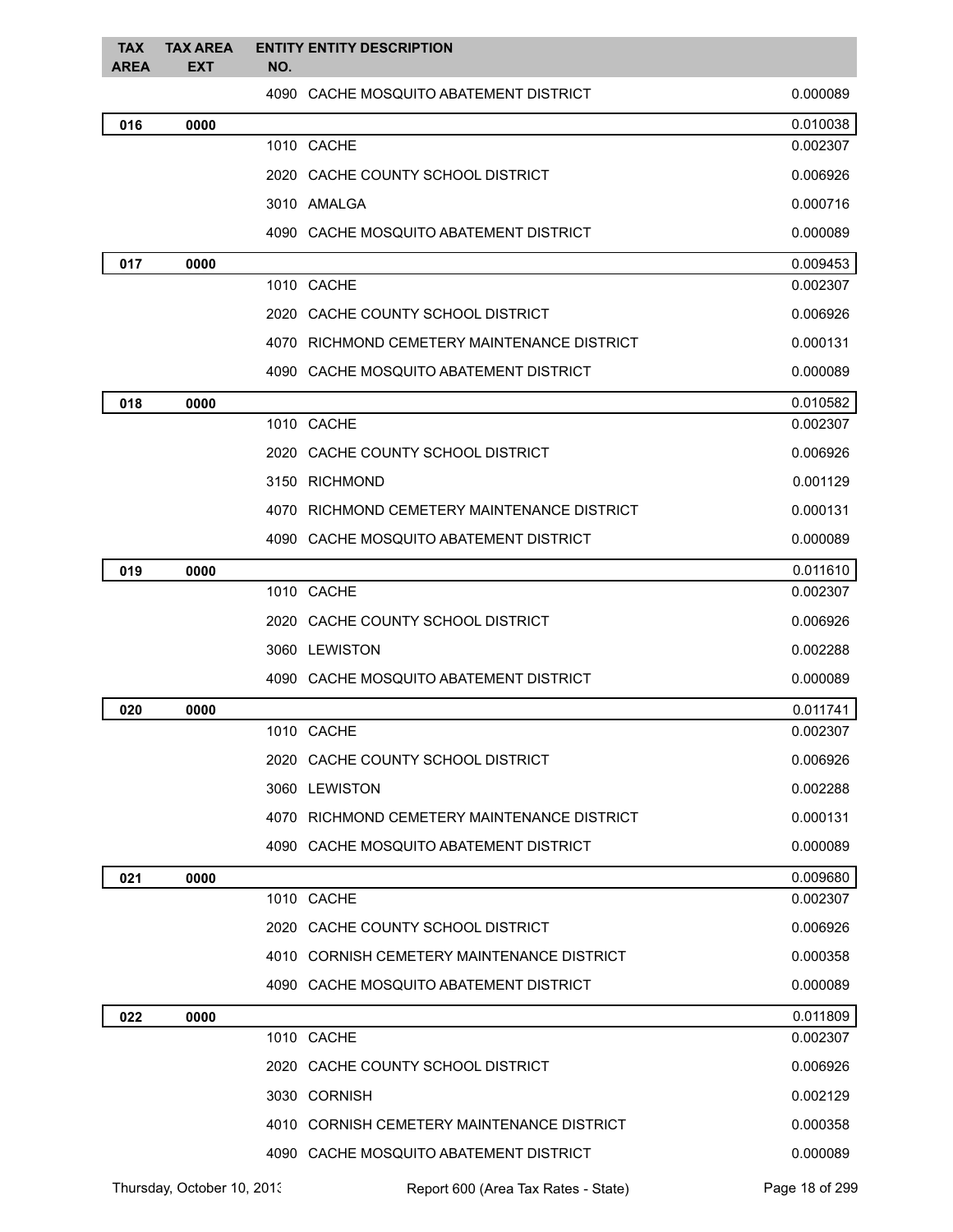| TAX AREA | TAX AREA EXT | ENTITY NO. | ENTITY DESCRIPTION | |
|---|---|---|---|---|
| | | 4090 | CACHE MOSQUITO ABATEMENT DISTRICT | 0.000089 |
| **016** | **0000** | | | 0.010038 |
| | | 1010 | CACHE | 0.002307 |
| | | 2020 | CACHE COUNTY SCHOOL DISTRICT | 0.006926 |
| | | 3010 | AMALGA | 0.000716 |
| | | 4090 | CACHE MOSQUITO ABATEMENT DISTRICT | 0.000089 |
| **017** | **0000** | | | 0.009453 |
| | | 1010 | CACHE | 0.002307 |
| | | 2020 | CACHE COUNTY SCHOOL DISTRICT | 0.006926 |
| | | 4070 | RICHMOND CEMETERY MAINTENANCE DISTRICT | 0.000131 |
| | | 4090 | CACHE MOSQUITO ABATEMENT DISTRICT | 0.000089 |
| **018** | **0000** | | | 0.010582 |
| | | 1010 | CACHE | 0.002307 |
| | | 2020 | CACHE COUNTY SCHOOL DISTRICT | 0.006926 |
| | | 3150 | RICHMOND | 0.001129 |
| | | 4070 | RICHMOND CEMETERY MAINTENANCE DISTRICT | 0.000131 |
| | | 4090 | CACHE MOSQUITO ABATEMENT DISTRICT | 0.000089 |
| **019** | **0000** | | | 0.011610 |
| | | 1010 | CACHE | 0.002307 |
| | | 2020 | CACHE COUNTY SCHOOL DISTRICT | 0.006926 |
| | | 3060 | LEWISTON | 0.002288 |
| | | 4090 | CACHE MOSQUITO ABATEMENT DISTRICT | 0.000089 |
| **020** | **0000** | | | 0.011741 |
| | | 1010 | CACHE | 0.002307 |
| | | 2020 | CACHE COUNTY SCHOOL DISTRICT | 0.006926 |
| | | 3060 | LEWISTON | 0.002288 |
| | | 4070 | RICHMOND CEMETERY MAINTENANCE DISTRICT | 0.000131 |
| | | 4090 | CACHE MOSQUITO ABATEMENT DISTRICT | 0.000089 |
| **021** | **0000** | | | 0.009680 |
| | | 1010 | CACHE | 0.002307 |
| | | 2020 | CACHE COUNTY SCHOOL DISTRICT | 0.006926 |
| | | 4010 | CORNISH CEMETERY MAINTENANCE DISTRICT | 0.000358 |
| | | 4090 | CACHE MOSQUITO ABATEMENT DISTRICT | 0.000089 |
| **022** | **0000** | | | 0.011809 |
| | | 1010 | CACHE | 0.002307 |
| | | 2020 | CACHE COUNTY SCHOOL DISTRICT | 0.006926 |
| | | 3030 | CORNISH | 0.002129 |
| | | 4010 | CORNISH CEMETERY MAINTENANCE DISTRICT | 0.000358 |
| | | 4090 | CACHE MOSQUITO ABATEMENT DISTRICT | 0.000089 |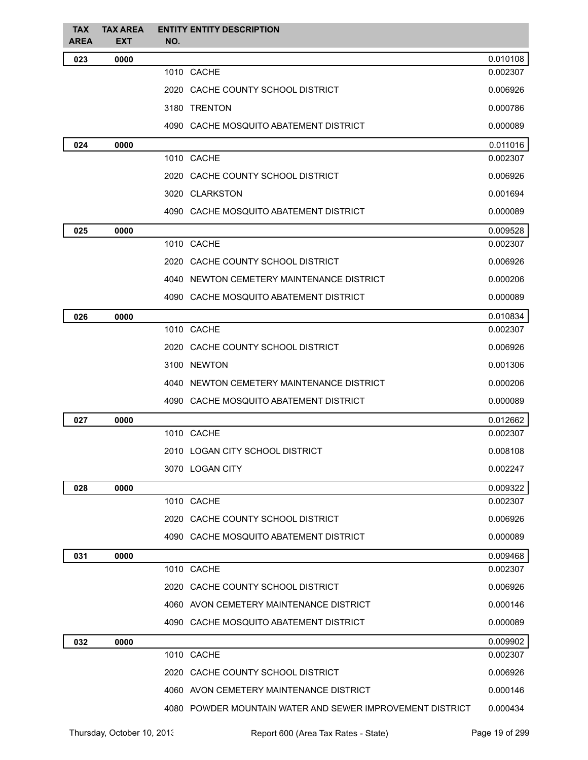| TAX AREA | TAX AREA EXT | ENTITY NO. | ENTITY DESCRIPTION | |
|---|---|---|---|---|
| 023 | 0000 | | | 0.010108 |
| | | 1010 | CACHE | 0.002307 |
| | | 2020 | CACHE COUNTY SCHOOL DISTRICT | 0.006926 |
| | | 3180 | TRENTON | 0.000786 |
| | | 4090 | CACHE MOSQUITO ABATEMENT DISTRICT | 0.000089 |
| 024 | 0000 | | | 0.011016 |
| | | 1010 | CACHE | 0.002307 |
| | | 2020 | CACHE COUNTY SCHOOL DISTRICT | 0.006926 |
| | | 3020 | CLARKSTON | 0.001694 |
| | | 4090 | CACHE MOSQUITO ABATEMENT DISTRICT | 0.000089 |
| 025 | 0000 | | | 0.009528 |
| | | 1010 | CACHE | 0.002307 |
| | | 2020 | CACHE COUNTY SCHOOL DISTRICT | 0.006926 |
| | | 4040 | NEWTON CEMETERY MAINTENANCE DISTRICT | 0.000206 |
| | | 4090 | CACHE MOSQUITO ABATEMENT DISTRICT | 0.000089 |
| 026 | 0000 | | | 0.010834 |
| | | 1010 | CACHE | 0.002307 |
| | | 2020 | CACHE COUNTY SCHOOL DISTRICT | 0.006926 |
| | | 3100 | NEWTON | 0.001306 |
| | | 4040 | NEWTON CEMETERY MAINTENANCE DISTRICT | 0.000206 |
| | | 4090 | CACHE MOSQUITO ABATEMENT DISTRICT | 0.000089 |
| 027 | 0000 | | | 0.012662 |
| | | 1010 | CACHE | 0.002307 |
| | | 2010 | LOGAN CITY SCHOOL DISTRICT | 0.008108 |
| | | 3070 | LOGAN CITY | 0.002247 |
| 028 | 0000 | | | 0.009322 |
| | | 1010 | CACHE | 0.002307 |
| | | 2020 | CACHE COUNTY SCHOOL DISTRICT | 0.006926 |
| | | 4090 | CACHE MOSQUITO ABATEMENT DISTRICT | 0.000089 |
| 031 | 0000 | | | 0.009468 |
| | | 1010 | CACHE | 0.002307 |
| | | 2020 | CACHE COUNTY SCHOOL DISTRICT | 0.006926 |
| | | 4060 | AVON CEMETERY MAINTENANCE DISTRICT | 0.000146 |
| | | 4090 | CACHE MOSQUITO ABATEMENT DISTRICT | 0.000089 |
| 032 | 0000 | | | 0.009902 |
| | | 1010 | CACHE | 0.002307 |
| | | 2020 | CACHE COUNTY SCHOOL DISTRICT | 0.006926 |
| | | 4060 | AVON CEMETERY MAINTENANCE DISTRICT | 0.000146 |
| | | 4080 | POWDER MOUNTAIN WATER AND SEWER IMPROVEMENT DISTRICT | 0.000434 |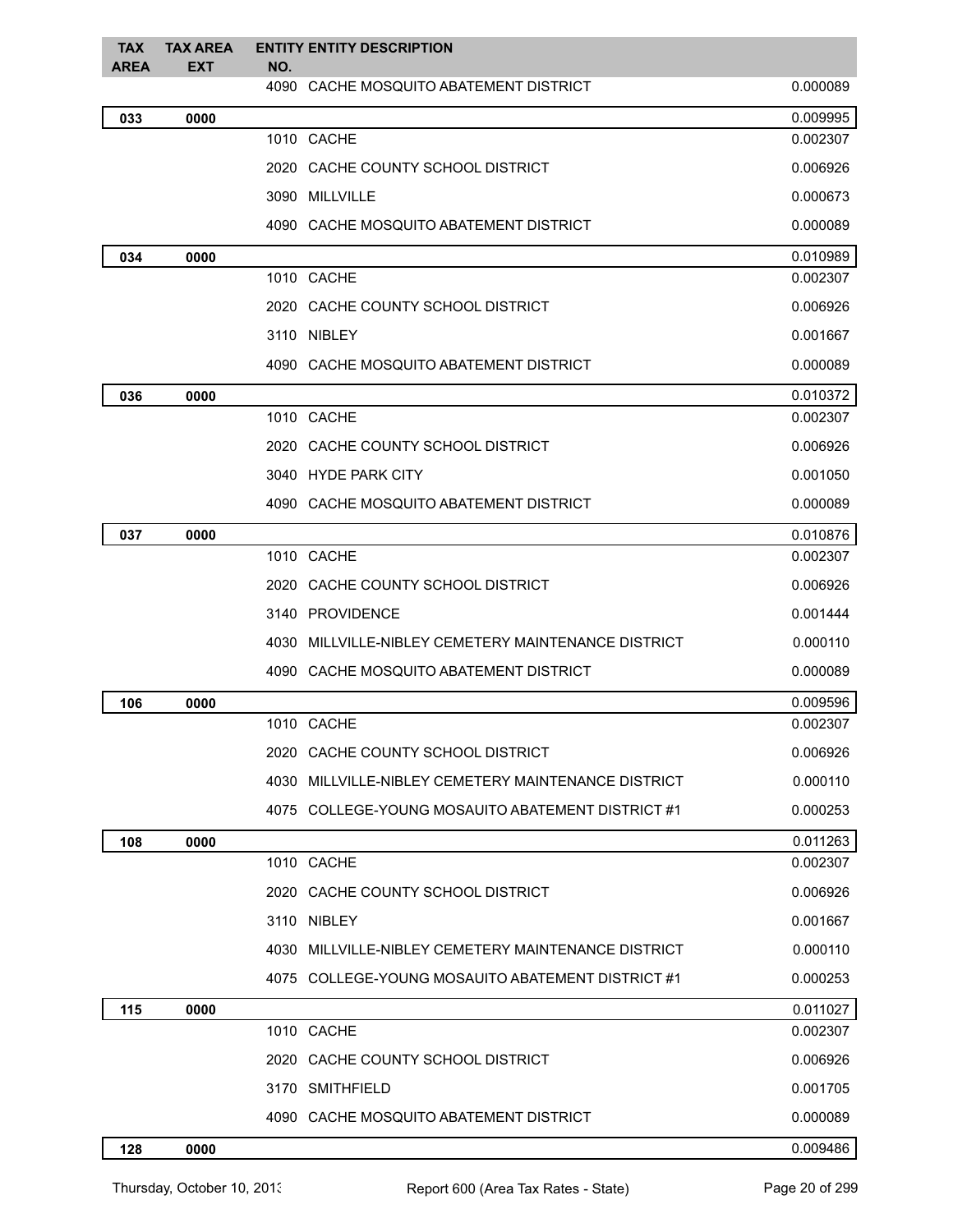| TAX AREA | TAX AREA EXT | ENTITY NO. | ENTITY DESCRIPTION | |
|---|---|---|---|---|
| | | 4090 | CACHE MOSQUITO ABATEMENT DISTRICT | 0.000089 |
| 033 | 0000 | | | 0.009995 |
| | | 1010 | CACHE | 0.002307 |
| | | 2020 | CACHE COUNTY SCHOOL DISTRICT | 0.006926 |
| | | 3090 | MILLVILLE | 0.000673 |
| | | 4090 | CACHE MOSQUITO ABATEMENT DISTRICT | 0.000089 |
| 034 | 0000 | | | 0.010989 |
| | | 1010 | CACHE | 0.002307 |
| | | 2020 | CACHE COUNTY SCHOOL DISTRICT | 0.006926 |
| | | 3110 | NIBLEY | 0.001667 |
| | | 4090 | CACHE MOSQUITO ABATEMENT DISTRICT | 0.000089 |
| 036 | 0000 | | | 0.010372 |
| | | 1010 | CACHE | 0.002307 |
| | | 2020 | CACHE COUNTY SCHOOL DISTRICT | 0.006926 |
| | | 3040 | HYDE PARK CITY | 0.001050 |
| | | 4090 | CACHE MOSQUITO ABATEMENT DISTRICT | 0.000089 |
| 037 | 0000 | | | 0.010876 |
| | | 1010 | CACHE | 0.002307 |
| | | 2020 | CACHE COUNTY SCHOOL DISTRICT | 0.006926 |
| | | 3140 | PROVIDENCE | 0.001444 |
| | | 4030 | MILLVILLE-NIBLEY CEMETERY MAINTENANCE DISTRICT | 0.000110 |
| | | 4090 | CACHE MOSQUITO ABATEMENT DISTRICT | 0.000089 |
| 106 | 0000 | | | 0.009596 |
| | | 1010 | CACHE | 0.002307 |
| | | 2020 | CACHE COUNTY SCHOOL DISTRICT | 0.006926 |
| | | 4030 | MILLVILLE-NIBLEY CEMETERY MAINTENANCE DISTRICT | 0.000110 |
| | | 4075 | COLLEGE-YOUNG MOSAUITO ABATEMENT DISTRICT #1 | 0.000253 |
| 108 | 0000 | | | 0.011263 |
| | | 1010 | CACHE | 0.002307 |
| | | 2020 | CACHE COUNTY SCHOOL DISTRICT | 0.006926 |
| | | 3110 | NIBLEY | 0.001667 |
| | | 4030 | MILLVILLE-NIBLEY CEMETERY MAINTENANCE DISTRICT | 0.000110 |
| | | 4075 | COLLEGE-YOUNG MOSAUITO ABATEMENT DISTRICT #1 | 0.000253 |
| 115 | 0000 | | | 0.011027 |
| | | 1010 | CACHE | 0.002307 |
| | | 2020 | CACHE COUNTY SCHOOL DISTRICT | 0.006926 |
| | | 3170 | SMITHFIELD | 0.001705 |
| | | 4090 | CACHE MOSQUITO ABATEMENT DISTRICT | 0.000089 |
| 128 | 0000 | | | 0.009486 |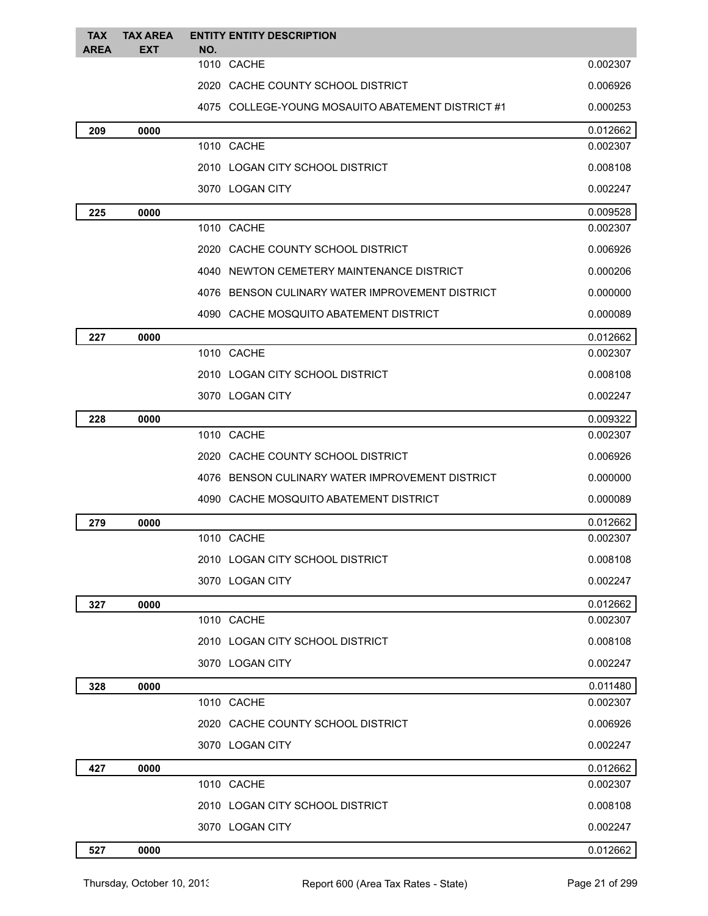| TAX AREA | TAX AREA EXT | ENTITY NO. | ENTITY DESCRIPTION | |
|---|---|---|---|---|
| | | 1010 | CACHE | 0.002307 |
| | | 2020 | CACHE COUNTY SCHOOL DISTRICT | 0.006926 |
| | | 4075 | COLLEGE-YOUNG MOSAUITO ABATEMENT DISTRICT #1 | 0.000253 |
| **209** | **0000** | | | 0.012662 |
| | | 1010 | CACHE | 0.002307 |
| | | 2010 | LOGAN CITY SCHOOL DISTRICT | 0.008108 |
| | | 3070 | LOGAN CITY | 0.002247 |
| **225** | **0000** | | | 0.009528 |
| | | 1010 | CACHE | 0.002307 |
| | | 2020 | CACHE COUNTY SCHOOL DISTRICT | 0.006926 |
| | | 4040 | NEWTON CEMETERY MAINTENANCE DISTRICT | 0.000206 |
| | | 4076 | BENSON CULINARY WATER IMPROVEMENT DISTRICT | 0.000000 |
| | | 4090 | CACHE MOSQUITO ABATEMENT DISTRICT | 0.000089 |
| **227** | **0000** | | | 0.012662 |
| | | 1010 | CACHE | 0.002307 |
| | | 2010 | LOGAN CITY SCHOOL DISTRICT | 0.008108 |
| | | 3070 | LOGAN CITY | 0.002247 |
| **228** | **0000** | | | 0.009322 |
| | | 1010 | CACHE | 0.002307 |
| | | 2020 | CACHE COUNTY SCHOOL DISTRICT | 0.006926 |
| | | 4076 | BENSON CULINARY WATER IMPROVEMENT DISTRICT | 0.000000 |
| | | 4090 | CACHE MOSQUITO ABATEMENT DISTRICT | 0.000089 |
| **279** | **0000** | | | 0.012662 |
| | | 1010 | CACHE | 0.002307 |
| | | 2010 | LOGAN CITY SCHOOL DISTRICT | 0.008108 |
| | | 3070 | LOGAN CITY | 0.002247 |
| **327** | **0000** | | | 0.012662 |
| | | 1010 | CACHE | 0.002307 |
| | | 2010 | LOGAN CITY SCHOOL DISTRICT | 0.008108 |
| | | 3070 | LOGAN CITY | 0.002247 |
| **328** | **0000** | | | 0.011480 |
| | | 1010 | CACHE | 0.002307 |
| | | 2020 | CACHE COUNTY SCHOOL DISTRICT | 0.006926 |
| | | 3070 | LOGAN CITY | 0.002247 |
| **427** | **0000** | | | 0.012662 |
| | | 1010 | CACHE | 0.002307 |
| | | 2010 | LOGAN CITY SCHOOL DISTRICT | 0.008108 |
| | | 3070 | LOGAN CITY | 0.002247 |
| **527** | **0000** | | | 0.012662 |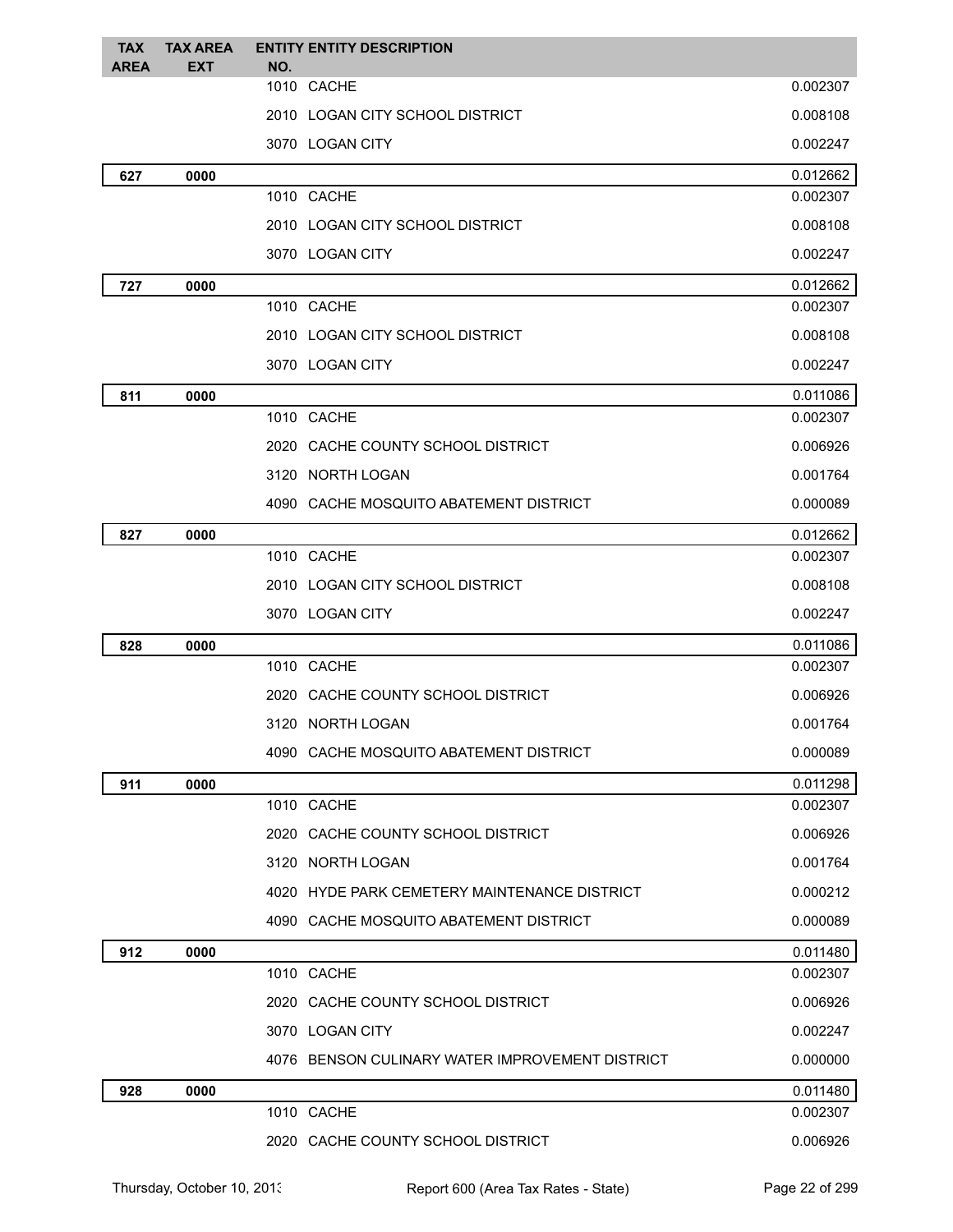| TAX AREA | TAX AREA EXT | ENTITY NO. | ENTITY DESCRIPTION | |
|---|---|---|---|---|
| | | 1010 | CACHE | 0.002307 |
| | | 2010 | LOGAN CITY SCHOOL DISTRICT | 0.008108 |
| | | 3070 | LOGAN CITY | 0.002247 |
| **627** | **0000** | | | 0.012662 |
| | | 1010 | CACHE | 0.002307 |
| | | 2010 | LOGAN CITY SCHOOL DISTRICT | 0.008108 |
| | | 3070 | LOGAN CITY | 0.002247 |
| **727** | **0000** | | | 0.012662 |
| | | 1010 | CACHE | 0.002307 |
| | | 2010 | LOGAN CITY SCHOOL DISTRICT | 0.008108 |
| | | 3070 | LOGAN CITY | 0.002247 |
| **811** | **0000** | | | 0.011086 |
| | | 1010 | CACHE | 0.002307 |
| | | 2020 | CACHE COUNTY SCHOOL DISTRICT | 0.006926 |
| | | 3120 | NORTH LOGAN | 0.001764 |
| | | 4090 | CACHE MOSQUITO ABATEMENT DISTRICT | 0.000089 |
| **827** | **0000** | | | 0.012662 |
| | | 1010 | CACHE | 0.002307 |
| | | 2010 | LOGAN CITY SCHOOL DISTRICT | 0.008108 |
| | | 3070 | LOGAN CITY | 0.002247 |
| **828** | **0000** | | | 0.011086 |
| | | 1010 | CACHE | 0.002307 |
| | | 2020 | CACHE COUNTY SCHOOL DISTRICT | 0.006926 |
| | | 3120 | NORTH LOGAN | 0.001764 |
| | | 4090 | CACHE MOSQUITO ABATEMENT DISTRICT | 0.000089 |
| **911** | **0000** | | | 0.011298 |
| | | 1010 | CACHE | 0.002307 |
| | | 2020 | CACHE COUNTY SCHOOL DISTRICT | 0.006926 |
| | | 3120 | NORTH LOGAN | 0.001764 |
| | | 4020 | HYDE PARK CEMETERY MAINTENANCE DISTRICT | 0.000212 |
| | | 4090 | CACHE MOSQUITO ABATEMENT DISTRICT | 0.000089 |
| **912** | **0000** | | | 0.011480 |
| | | 1010 | CACHE | 0.002307 |
| | | 2020 | CACHE COUNTY SCHOOL DISTRICT | 0.006926 |
| | | 3070 | LOGAN CITY | 0.002247 |
| | | 4076 | BENSON CULINARY WATER IMPROVEMENT DISTRICT | 0.000000 |
| **928** | **0000** | | | 0.011480 |
| | | 1010 | CACHE | 0.002307 |
| | | 2020 | CACHE COUNTY SCHOOL DISTRICT | 0.006926 |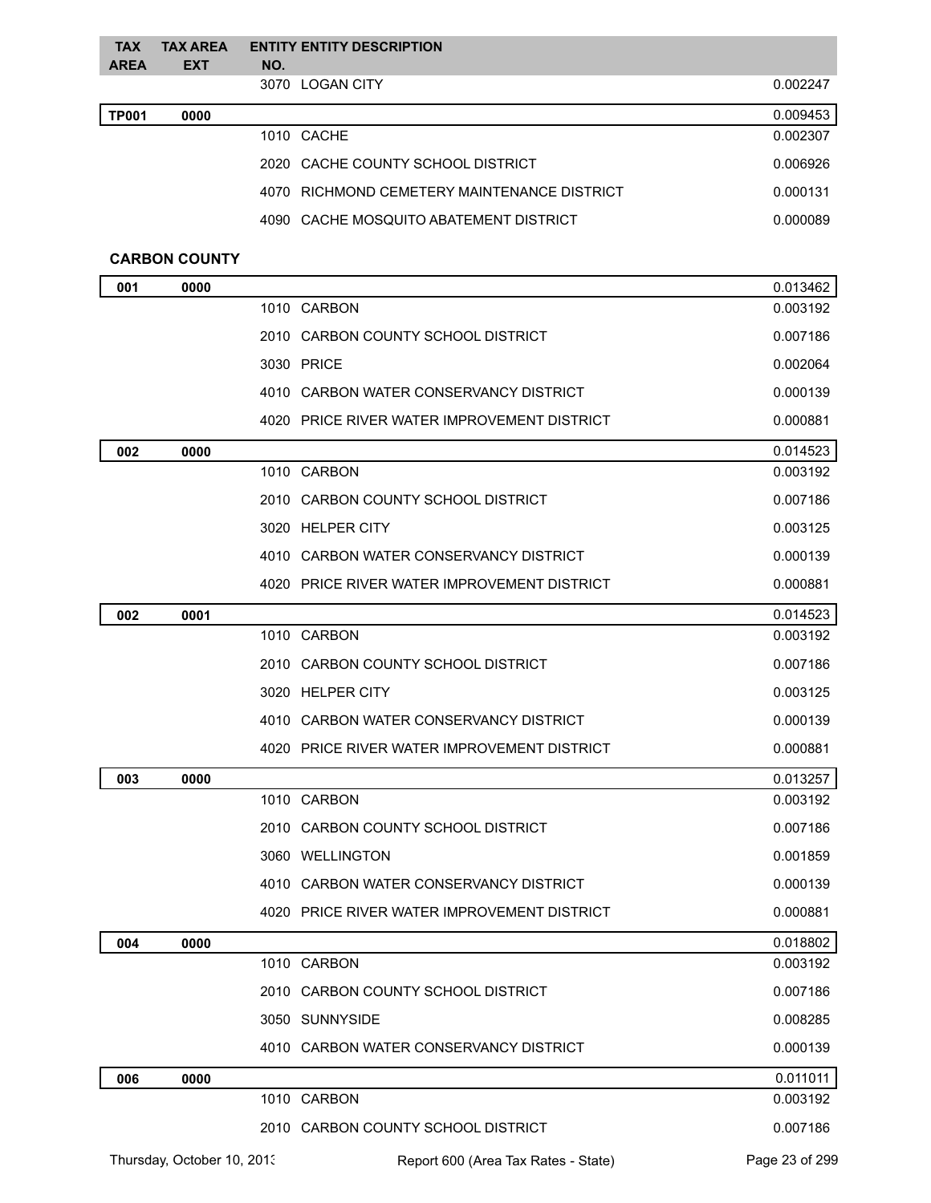| TAX AREA | TAX AREA EXT | ENTITY NO. | ENTITY DESCRIPTION | |
|---|---|---|---|---|
| | | 3070 | LOGAN CITY | 0.002247 |
| **TP001** | **0000** | | | 0.009453 |
| | | 1010 | CACHE | 0.002307 |
| | | 2020 | CACHE COUNTY SCHOOL DISTRICT | 0.006926 |
| | | 4070 | RICHMOND CEMETERY MAINTENANCE DISTRICT | 0.000131 |
| | | 4090 | CACHE MOSQUITO ABATEMENT DISTRICT | 0.000089 |

## CARBON COUNTY

| TAX AREA | TAX AREA EXT | ENTITY NO. | ENTITY DESCRIPTION | |
|---|---|---|---|---|
| **001** | **0000** | | | 0.013462 |
| | | 1010 | CARBON | 0.003192 |
| | | 2010 | CARBON COUNTY SCHOOL DISTRICT | 0.007186 |
| | | 3030 | PRICE | 0.002064 |
| | | 4010 | CARBON WATER CONSERVANCY DISTRICT | 0.000139 |
| | | 4020 | PRICE RIVER WATER IMPROVEMENT DISTRICT | 0.000881 |
| **002** | **0000** | | | 0.014523 |
| | | 1010 | CARBON | 0.003192 |
| | | 2010 | CARBON COUNTY SCHOOL DISTRICT | 0.007186 |
| | | 3020 | HELPER CITY | 0.003125 |
| | | 4010 | CARBON WATER CONSERVANCY DISTRICT | 0.000139 |
| | | 4020 | PRICE RIVER WATER IMPROVEMENT DISTRICT | 0.000881 |
| **002** | **0001** | | | 0.014523 |
| | | 1010 | CARBON | 0.003192 |
| | | 2010 | CARBON COUNTY SCHOOL DISTRICT | 0.007186 |
| | | 3020 | HELPER CITY | 0.003125 |
| | | 4010 | CARBON WATER CONSERVANCY DISTRICT | 0.000139 |
| | | 4020 | PRICE RIVER WATER IMPROVEMENT DISTRICT | 0.000881 |
| **003** | **0000** | | | 0.013257 |
| | | 1010 | CARBON | 0.003192 |
| | | 2010 | CARBON COUNTY SCHOOL DISTRICT | 0.007186 |
| | | 3060 | WELLINGTON | 0.001859 |
| | | 4010 | CARBON WATER CONSERVANCY DISTRICT | 0.000139 |
| | | 4020 | PRICE RIVER WATER IMPROVEMENT DISTRICT | 0.000881 |
| **004** | **0000** | | | 0.018802 |
| | | 1010 | CARBON | 0.003192 |
| | | 2010 | CARBON COUNTY SCHOOL DISTRICT | 0.007186 |
| | | 3050 | SUNNYSIDE | 0.008285 |
| | | 4010 | CARBON WATER CONSERVANCY DISTRICT | 0.000139 |
| **006** | **0000** | | | 0.011011 |
| | | 1010 | CARBON | 0.003192 |
| | | 2010 | CARBON COUNTY SCHOOL DISTRICT | 0.007186 |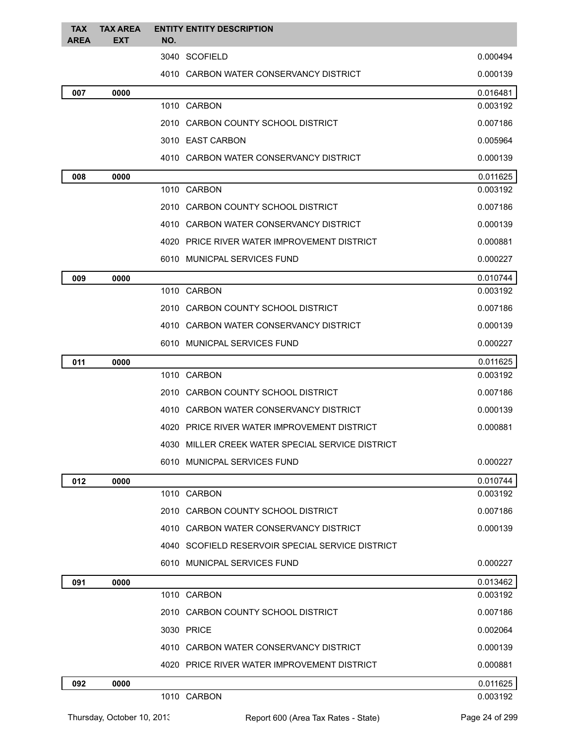| TAX AREA | TAX AREA EXT | ENTITY NO. | ENTITY DESCRIPTION | |
|---|---|---|---|---|
| | | 3040 | SCOFIELD | 0.000494 |
| | | 4010 | CARBON WATER CONSERVANCY DISTRICT | 0.000139 |
| 007 | 0000 | | | 0.016481 |
| | | 1010 | CARBON | 0.003192 |
| | | 2010 | CARBON COUNTY SCHOOL DISTRICT | 0.007186 |
| | | 3010 | EAST CARBON | 0.005964 |
| | | 4010 | CARBON WATER CONSERVANCY DISTRICT | 0.000139 |
| 008 | 0000 | | | 0.011625 |
| | | 1010 | CARBON | 0.003192 |
| | | 2010 | CARBON COUNTY SCHOOL DISTRICT | 0.007186 |
| | | 4010 | CARBON WATER CONSERVANCY DISTRICT | 0.000139 |
| | | 4020 | PRICE RIVER WATER IMPROVEMENT DISTRICT | 0.000881 |
| | | 6010 | MUNICPAL SERVICES FUND | 0.000227 |
| 009 | 0000 | | | 0.010744 |
| | | 1010 | CARBON | 0.003192 |
| | | 2010 | CARBON COUNTY SCHOOL DISTRICT | 0.007186 |
| | | 4010 | CARBON WATER CONSERVANCY DISTRICT | 0.000139 |
| | | 6010 | MUNICPAL SERVICES FUND | 0.000227 |
| 011 | 0000 | | | 0.011625 |
| | | 1010 | CARBON | 0.003192 |
| | | 2010 | CARBON COUNTY SCHOOL DISTRICT | 0.007186 |
| | | 4010 | CARBON WATER CONSERVANCY DISTRICT | 0.000139 |
| | | 4020 | PRICE RIVER WATER IMPROVEMENT DISTRICT | 0.000881 |
| | | 4030 | MILLER CREEK WATER SPECIAL SERVICE DISTRICT | |
| | | 6010 | MUNICPAL SERVICES FUND | 0.000227 |
| 012 | 0000 | | | 0.010744 |
| | | 1010 | CARBON | 0.003192 |
| | | 2010 | CARBON COUNTY SCHOOL DISTRICT | 0.007186 |
| | | 4010 | CARBON WATER CONSERVANCY DISTRICT | 0.000139 |
| | | 4040 | SCOFIELD RESERVOIR SPECIAL SERVICE DISTRICT | |
| | | 6010 | MUNICPAL SERVICES FUND | 0.000227 |
| 091 | 0000 | | | 0.013462 |
| | | 1010 | CARBON | 0.003192 |
| | | 2010 | CARBON COUNTY SCHOOL DISTRICT | 0.007186 |
| | | 3030 | PRICE | 0.002064 |
| | | 4010 | CARBON WATER CONSERVANCY DISTRICT | 0.000139 |
| | | 4020 | PRICE RIVER WATER IMPROVEMENT DISTRICT | 0.000881 |
| 092 | 0000 | | | 0.011625 |
| | | 1010 | CARBON | 0.003192 |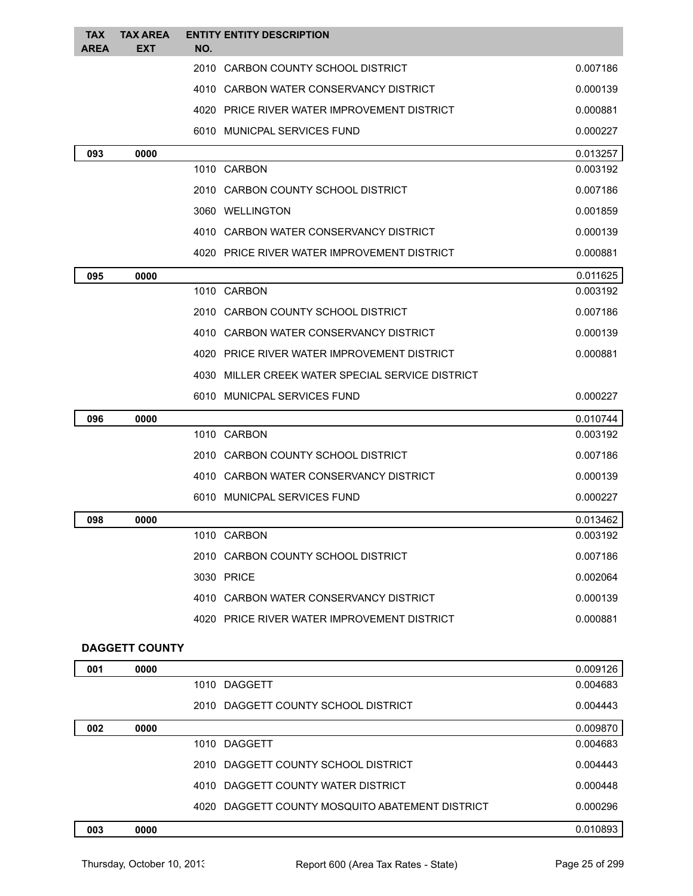| TAX AREA | TAX AREA EXT | ENTITY NO. | ENTITY DESCRIPTION | |
|---|---|---|---|---|
| | | 2010 | CARBON COUNTY SCHOOL DISTRICT | 0.007186 |
| | | 4010 | CARBON WATER CONSERVANCY DISTRICT | 0.000139 |
| | | 4020 | PRICE RIVER WATER IMPROVEMENT DISTRICT | 0.000881 |
| | | 6010 | MUNICPAL SERVICES FUND | 0.000227 |
| **093** | **0000** | | | 0.013257 |
| | | 1010 | CARBON | 0.003192 |
| | | 2010 | CARBON COUNTY SCHOOL DISTRICT | 0.007186 |
| | | 3060 | WELLINGTON | 0.001859 |
| | | 4010 | CARBON WATER CONSERVANCY DISTRICT | 0.000139 |
| | | 4020 | PRICE RIVER WATER IMPROVEMENT DISTRICT | 0.000881 |
| **095** | **0000** | | | 0.011625 |
| | | 1010 | CARBON | 0.003192 |
| | | 2010 | CARBON COUNTY SCHOOL DISTRICT | 0.007186 |
| | | 4010 | CARBON WATER CONSERVANCY DISTRICT | 0.000139 |
| | | 4020 | PRICE RIVER WATER IMPROVEMENT DISTRICT | 0.000881 |
| | | 4030 | MILLER CREEK WATER SPECIAL SERVICE DISTRICT | |
| | | 6010 | MUNICPAL SERVICES FUND | 0.000227 |
| **096** | **0000** | | | 0.010744 |
| | | 1010 | CARBON | 0.003192 |
| | | 2010 | CARBON COUNTY SCHOOL DISTRICT | 0.007186 |
| | | 4010 | CARBON WATER CONSERVANCY DISTRICT | 0.000139 |
| | | 6010 | MUNICPAL SERVICES FUND | 0.000227 |
| **098** | **0000** | | | 0.013462 |
| | | 1010 | CARBON | 0.003192 |
| | | 2010 | CARBON COUNTY SCHOOL DISTRICT | 0.007186 |
| | | 3030 | PRICE | 0.002064 |
| | | 4010 | CARBON WATER CONSERVANCY DISTRICT | 0.000139 |
| | | 4020 | PRICE RIVER WATER IMPROVEMENT DISTRICT | 0.000881 |

**DAGGETT COUNTY**

| TAX AREA | TAX AREA EXT | ENTITY NO. | ENTITY DESCRIPTION | |
|---|---|---|---|---|
| **001** | **0000** | | | 0.009126 |
| | | 1010 | DAGGETT | 0.004683 |
| | | 2010 | DAGGETT COUNTY SCHOOL DISTRICT | 0.004443 |
| **002** | **0000** | | | 0.009870 |
| | | 1010 | DAGGETT | 0.004683 |
| | | 2010 | DAGGETT COUNTY SCHOOL DISTRICT | 0.004443 |
| | | 4010 | DAGGETT COUNTY WATER DISTRICT | 0.000448 |
| | | 4020 | DAGGETT COUNTY MOSQUITO ABATEMENT DISTRICT | 0.000296 |
| **003** | **0000** | | | 0.010893 |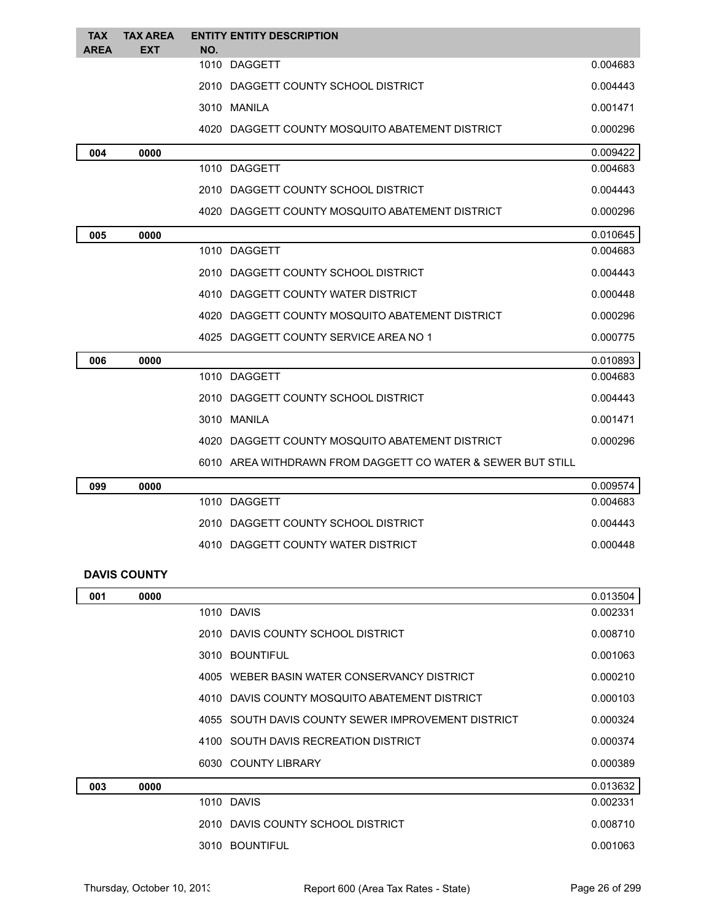| TAX AREA | TAX AREA EXT | ENTITY NO. | ENTITY DESCRIPTION | |
|---|---|---|---|---|
| | | 1010 | DAGGETT | 0.004683 |
| | | 2010 | DAGGETT COUNTY SCHOOL DISTRICT | 0.004443 |
| | | 3010 | MANILA | 0.001471 |
| | | 4020 | DAGGETT COUNTY MOSQUITO ABATEMENT DISTRICT | 0.000296 |
| **004** | **0000** | | | 0.009422 |
| | | 1010 | DAGGETT | 0.004683 |
| | | 2010 | DAGGETT COUNTY SCHOOL DISTRICT | 0.004443 |
| | | 4020 | DAGGETT COUNTY MOSQUITO ABATEMENT DISTRICT | 0.000296 |
| **005** | **0000** | | | 0.010645 |
| | | 1010 | DAGGETT | 0.004683 |
| | | 2010 | DAGGETT COUNTY SCHOOL DISTRICT | 0.004443 |
| | | 4010 | DAGGETT COUNTY WATER DISTRICT | 0.000448 |
| | | 4020 | DAGGETT COUNTY MOSQUITO ABATEMENT DISTRICT | 0.000296 |
| | | 4025 | DAGGETT COUNTY SERVICE AREA NO 1 | 0.000775 |
| **006** | **0000** | | | 0.010893 |
| | | 1010 | DAGGETT | 0.004683 |
| | | 2010 | DAGGETT COUNTY SCHOOL DISTRICT | 0.004443 |
| | | 3010 | MANILA | 0.001471 |
| | | 4020 | DAGGETT COUNTY MOSQUITO ABATEMENT DISTRICT | 0.000296 |
| | | 6010 | AREA WITHDRAWN FROM DAGGETT CO WATER & SEWER BUT STILL | |
| **099** | **0000** | | | 0.009574 |
| | | 1010 | DAGGETT | 0.004683 |
| | | 2010 | DAGGETT COUNTY SCHOOL DISTRICT | 0.004443 |
| | | 4010 | DAGGETT COUNTY WATER DISTRICT | 0.000448 |

**DAVIS COUNTY**

| TAX AREA | TAX AREA EXT | ENTITY NO. | ENTITY DESCRIPTION | |
|---|---|---|---|---|
| **001** | **0000** | | | 0.013504 |
| | | 1010 | DAVIS | 0.002331 |
| | | 2010 | DAVIS COUNTY SCHOOL DISTRICT | 0.008710 |
| | | 3010 | BOUNTIFUL | 0.001063 |
| | | 4005 | WEBER BASIN WATER CONSERVANCY DISTRICT | 0.000210 |
| | | 4010 | DAVIS COUNTY MOSQUITO ABATEMENT DISTRICT | 0.000103 |
| | | 4055 | SOUTH DAVIS COUNTY SEWER IMPROVEMENT DISTRICT | 0.000324 |
| | | 4100 | SOUTH DAVIS RECREATION DISTRICT | 0.000374 |
| | | 6030 | COUNTY LIBRARY | 0.000389 |
| **003** | **0000** | | | 0.013632 |
| | | 1010 | DAVIS | 0.002331 |
| | | 2010 | DAVIS COUNTY SCHOOL DISTRICT | 0.008710 |
| | | 3010 | BOUNTIFUL | 0.001063 |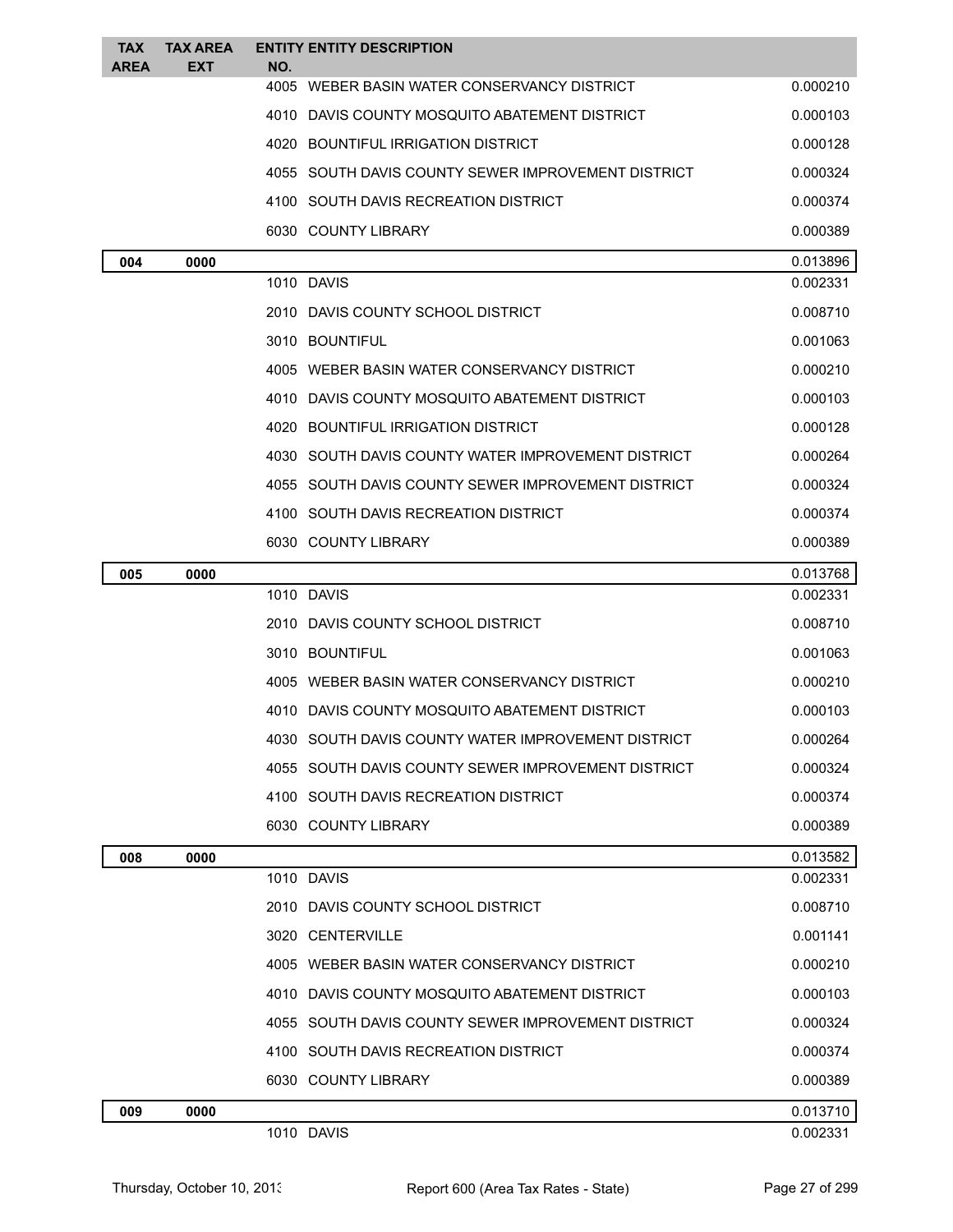| TAX AREA | TAX AREA EXT | ENTITY NO. | ENTITY DESCRIPTION | |
|---|---|---|---|---|
| | | 4005 | WEBER BASIN WATER CONSERVANCY DISTRICT | 0.000210 |
| | | 4010 | DAVIS COUNTY MOSQUITO ABATEMENT DISTRICT | 0.000103 |
| | | 4020 | BOUNTIFUL IRRIGATION DISTRICT | 0.000128 |
| | | 4055 | SOUTH DAVIS COUNTY SEWER IMPROVEMENT DISTRICT | 0.000324 |
| | | 4100 | SOUTH DAVIS RECREATION DISTRICT | 0.000374 |
| | | 6030 | COUNTY LIBRARY | 0.000389 |
| **004** | **0000** | | | 0.013896 |
| | | 1010 | DAVIS | 0.002331 |
| | | 2010 | DAVIS COUNTY SCHOOL DISTRICT | 0.008710 |
| | | 3010 | BOUNTIFUL | 0.001063 |
| | | 4005 | WEBER BASIN WATER CONSERVANCY DISTRICT | 0.000210 |
| | | 4010 | DAVIS COUNTY MOSQUITO ABATEMENT DISTRICT | 0.000103 |
| | | 4020 | BOUNTIFUL IRRIGATION DISTRICT | 0.000128 |
| | | 4030 | SOUTH DAVIS COUNTY WATER IMPROVEMENT DISTRICT | 0.000264 |
| | | 4055 | SOUTH DAVIS COUNTY SEWER IMPROVEMENT DISTRICT | 0.000324 |
| | | 4100 | SOUTH DAVIS RECREATION DISTRICT | 0.000374 |
| | | 6030 | COUNTY LIBRARY | 0.000389 |
| **005** | **0000** | | | 0.013768 |
| | | 1010 | DAVIS | 0.002331 |
| | | 2010 | DAVIS COUNTY SCHOOL DISTRICT | 0.008710 |
| | | 3010 | BOUNTIFUL | 0.001063 |
| | | 4005 | WEBER BASIN WATER CONSERVANCY DISTRICT | 0.000210 |
| | | 4010 | DAVIS COUNTY MOSQUITO ABATEMENT DISTRICT | 0.000103 |
| | | 4030 | SOUTH DAVIS COUNTY WATER IMPROVEMENT DISTRICT | 0.000264 |
| | | 4055 | SOUTH DAVIS COUNTY SEWER IMPROVEMENT DISTRICT | 0.000324 |
| | | 4100 | SOUTH DAVIS RECREATION DISTRICT | 0.000374 |
| | | 6030 | COUNTY LIBRARY | 0.000389 |
| **008** | **0000** | | | 0.013582 |
| | | 1010 | DAVIS | 0.002331 |
| | | 2010 | DAVIS COUNTY SCHOOL DISTRICT | 0.008710 |
| | | 3020 | CENTERVILLE | 0.001141 |
| | | 4005 | WEBER BASIN WATER CONSERVANCY DISTRICT | 0.000210 |
| | | 4010 | DAVIS COUNTY MOSQUITO ABATEMENT DISTRICT | 0.000103 |
| | | 4055 | SOUTH DAVIS COUNTY SEWER IMPROVEMENT DISTRICT | 0.000324 |
| | | 4100 | SOUTH DAVIS RECREATION DISTRICT | 0.000374 |
| | | 6030 | COUNTY LIBRARY | 0.000389 |
| **009** | **0000** | | | 0.013710 |
| | | 1010 | DAVIS | 0.002331 |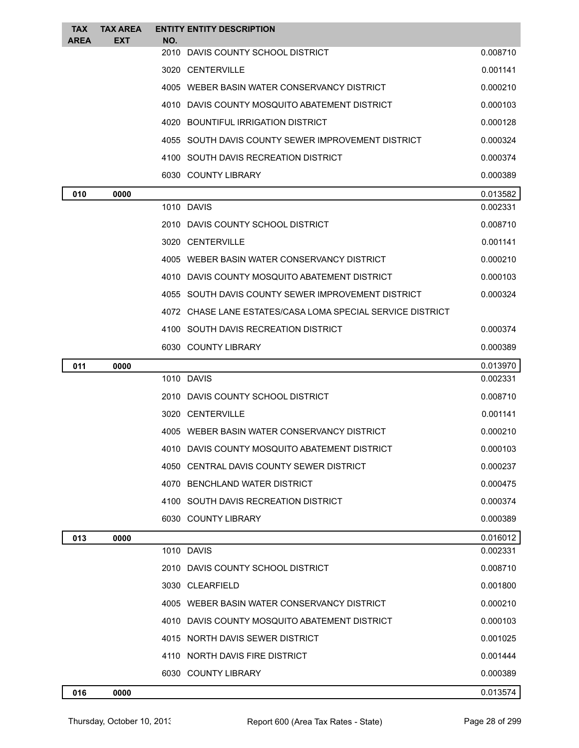| TAX AREA | TAX AREA EXT | ENTITY NO. | ENTITY DESCRIPTION | |
|---|---|---|---|---|
| | | 2010 | DAVIS COUNTY SCHOOL DISTRICT | 0.008710 |
| | | 3020 | CENTERVILLE | 0.001141 |
| | | 4005 | WEBER BASIN WATER CONSERVANCY DISTRICT | 0.000210 |
| | | 4010 | DAVIS COUNTY MOSQUITO ABATEMENT DISTRICT | 0.000103 |
| | | 4020 | BOUNTIFUL IRRIGATION DISTRICT | 0.000128 |
| | | 4055 | SOUTH DAVIS COUNTY SEWER IMPROVEMENT DISTRICT | 0.000324 |
| | | 4100 | SOUTH DAVIS RECREATION DISTRICT | 0.000374 |
| | | 6030 | COUNTY LIBRARY | 0.000389 |
| 010 | 0000 | | | 0.013582 |
| | | 1010 | DAVIS | 0.002331 |
| | | 2010 | DAVIS COUNTY SCHOOL DISTRICT | 0.008710 |
| | | 3020 | CENTERVILLE | 0.001141 |
| | | 4005 | WEBER BASIN WATER CONSERVANCY DISTRICT | 0.000210 |
| | | 4010 | DAVIS COUNTY MOSQUITO ABATEMENT DISTRICT | 0.000103 |
| | | 4055 | SOUTH DAVIS COUNTY SEWER IMPROVEMENT DISTRICT | 0.000324 |
| | | 4072 | CHASE LANE ESTATES/CASA LOMA SPECIAL SERVICE DISTRICT | |
| | | 4100 | SOUTH DAVIS RECREATION DISTRICT | 0.000374 |
| | | 6030 | COUNTY LIBRARY | 0.000389 |
| 011 | 0000 | | | 0.013970 |
| | | 1010 | DAVIS | 0.002331 |
| | | 2010 | DAVIS COUNTY SCHOOL DISTRICT | 0.008710 |
| | | 3020 | CENTERVILLE | 0.001141 |
| | | 4005 | WEBER BASIN WATER CONSERVANCY DISTRICT | 0.000210 |
| | | 4010 | DAVIS COUNTY MOSQUITO ABATEMENT DISTRICT | 0.000103 |
| | | 4050 | CENTRAL DAVIS COUNTY SEWER DISTRICT | 0.000237 |
| | | 4070 | BENCHLAND WATER DISTRICT | 0.000475 |
| | | 4100 | SOUTH DAVIS RECREATION DISTRICT | 0.000374 |
| | | 6030 | COUNTY LIBRARY | 0.000389 |
| 013 | 0000 | | | 0.016012 |
| | | 1010 | DAVIS | 0.002331 |
| | | 2010 | DAVIS COUNTY SCHOOL DISTRICT | 0.008710 |
| | | 3030 | CLEARFIELD | 0.001800 |
| | | 4005 | WEBER BASIN WATER CONSERVANCY DISTRICT | 0.000210 |
| | | 4010 | DAVIS COUNTY MOSQUITO ABATEMENT DISTRICT | 0.000103 |
| | | 4015 | NORTH DAVIS SEWER DISTRICT | 0.001025 |
| | | 4110 | NORTH DAVIS FIRE DISTRICT | 0.001444 |
| | | 6030 | COUNTY LIBRARY | 0.000389 |
| 016 | 0000 | | | 0.013574 |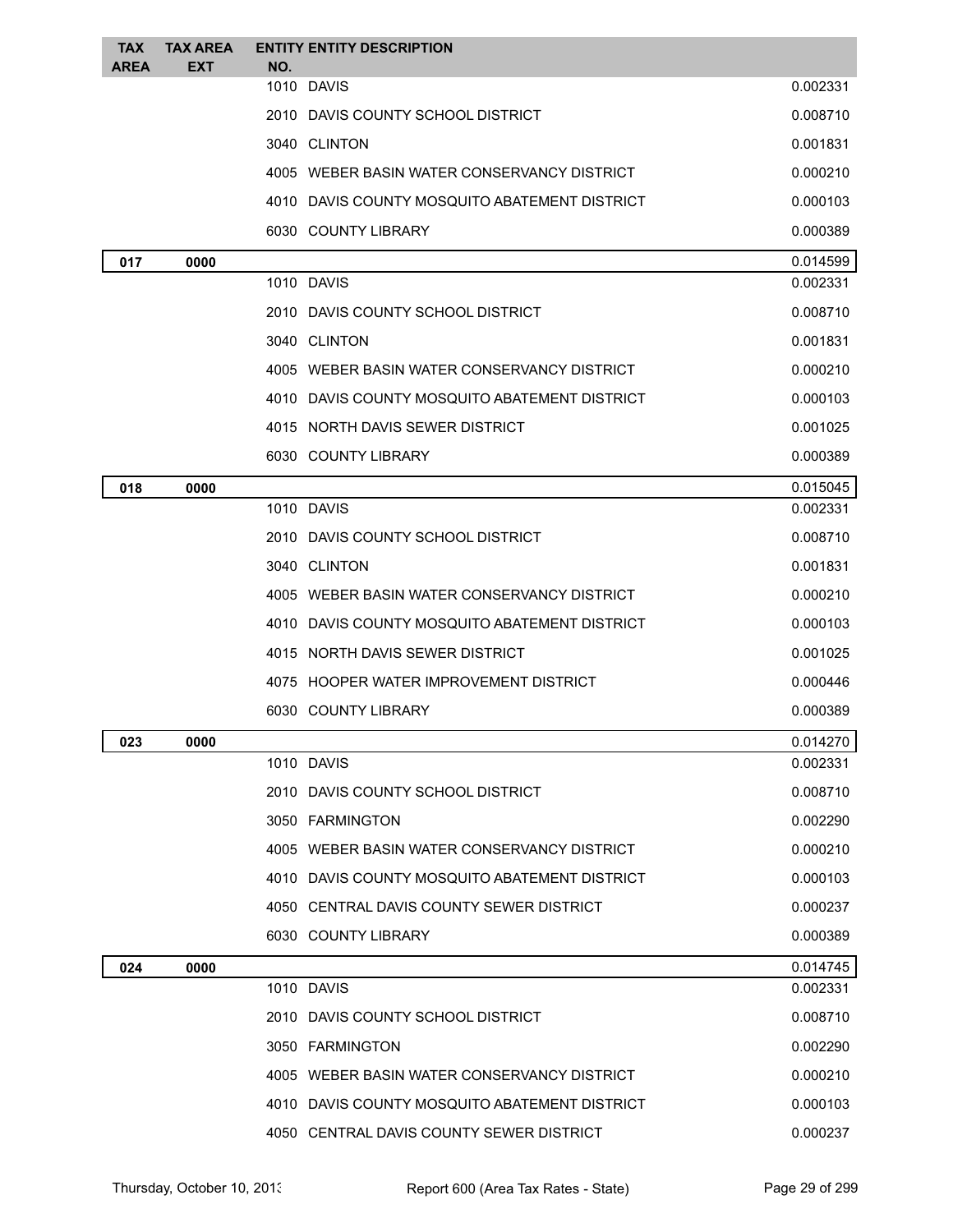| TAX AREA | TAX AREA EXT | ENTITY NO. | ENTITY DESCRIPTION | |
|---|---|---|---|---|
| | | 1010 | DAVIS | 0.002331 |
| | | 2010 | DAVIS COUNTY SCHOOL DISTRICT | 0.008710 |
| | | 3040 | CLINTON | 0.001831 |
| | | 4005 | WEBER BASIN WATER CONSERVANCY DISTRICT | 0.000210 |
| | | 4010 | DAVIS COUNTY MOSQUITO ABATEMENT DISTRICT | 0.000103 |
| | | 6030 | COUNTY LIBRARY | 0.000389 |
| **017** | **0000** | | | 0.014599 |
| | | 1010 | DAVIS | 0.002331 |
| | | 2010 | DAVIS COUNTY SCHOOL DISTRICT | 0.008710 |
| | | 3040 | CLINTON | 0.001831 |
| | | 4005 | WEBER BASIN WATER CONSERVANCY DISTRICT | 0.000210 |
| | | 4010 | DAVIS COUNTY MOSQUITO ABATEMENT DISTRICT | 0.000103 |
| | | 4015 | NORTH DAVIS SEWER DISTRICT | 0.001025 |
| | | 6030 | COUNTY LIBRARY | 0.000389 |
| **018** | **0000** | | | 0.015045 |
| | | 1010 | DAVIS | 0.002331 |
| | | 2010 | DAVIS COUNTY SCHOOL DISTRICT | 0.008710 |
| | | 3040 | CLINTON | 0.001831 |
| | | 4005 | WEBER BASIN WATER CONSERVANCY DISTRICT | 0.000210 |
| | | 4010 | DAVIS COUNTY MOSQUITO ABATEMENT DISTRICT | 0.000103 |
| | | 4015 | NORTH DAVIS SEWER DISTRICT | 0.001025 |
| | | 4075 | HOOPER WATER IMPROVEMENT DISTRICT | 0.000446 |
| | | 6030 | COUNTY LIBRARY | 0.000389 |
| **023** | **0000** | | | 0.014270 |
| | | 1010 | DAVIS | 0.002331 |
| | | 2010 | DAVIS COUNTY SCHOOL DISTRICT | 0.008710 |
| | | 3050 | FARMINGTON | 0.002290 |
| | | 4005 | WEBER BASIN WATER CONSERVANCY DISTRICT | 0.000210 |
| | | 4010 | DAVIS COUNTY MOSQUITO ABATEMENT DISTRICT | 0.000103 |
| | | 4050 | CENTRAL DAVIS COUNTY SEWER DISTRICT | 0.000237 |
| | | 6030 | COUNTY LIBRARY | 0.000389 |
| **024** | **0000** | | | 0.014745 |
| | | 1010 | DAVIS | 0.002331 |
| | | 2010 | DAVIS COUNTY SCHOOL DISTRICT | 0.008710 |
| | | 3050 | FARMINGTON | 0.002290 |
| | | 4005 | WEBER BASIN WATER CONSERVANCY DISTRICT | 0.000210 |
| | | 4010 | DAVIS COUNTY MOSQUITO ABATEMENT DISTRICT | 0.000103 |
| | | 4050 | CENTRAL DAVIS COUNTY SEWER DISTRICT | 0.000237 |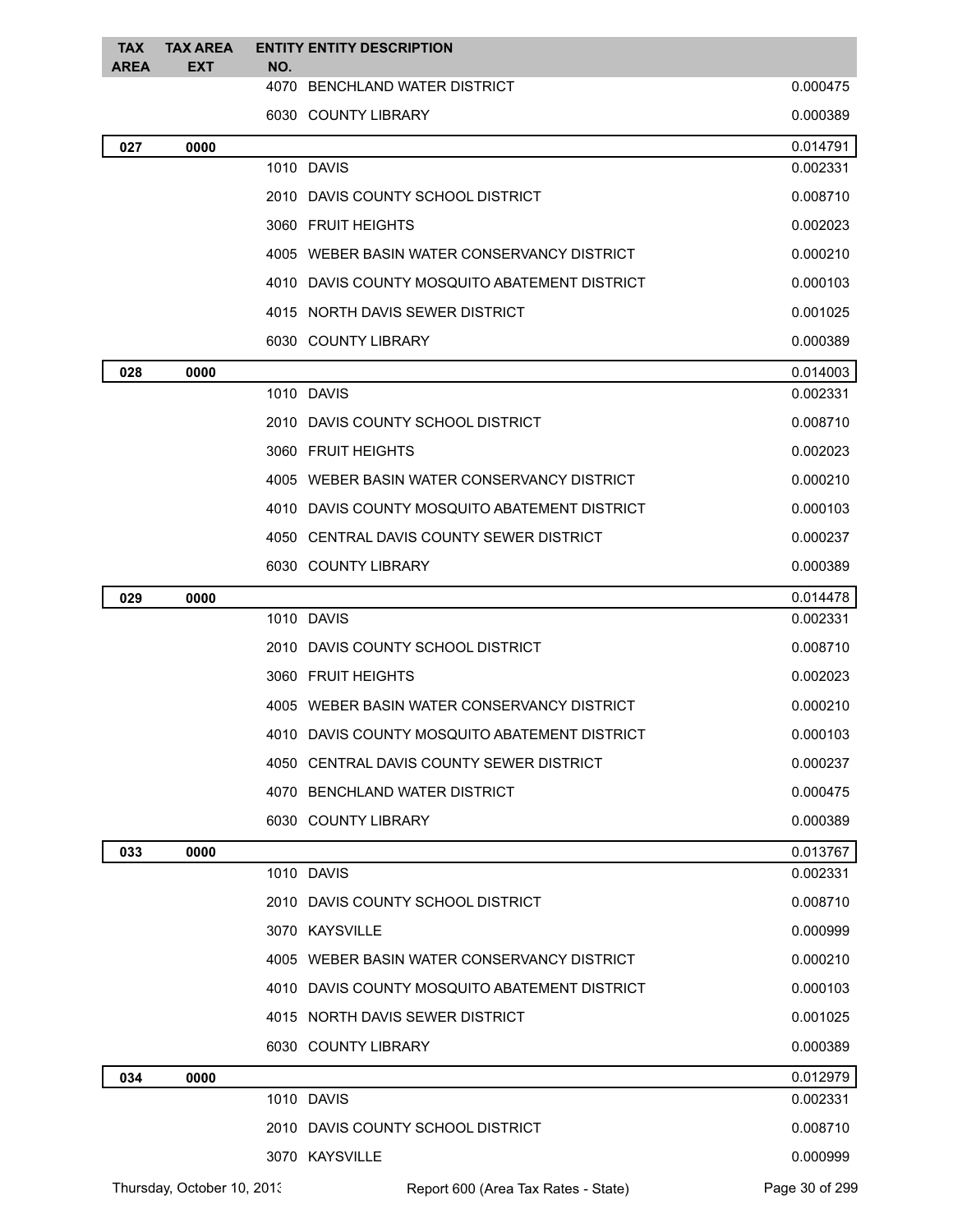| TAX AREA | TAX AREA EXT | ENTITY NO. | ENTITY DESCRIPTION | |
|---|---|---|---|---|
| | | 4070 | BENCHLAND WATER DISTRICT | 0.000475 |
| | | 6030 | COUNTY LIBRARY | 0.000389 |
| **027** | **0000** | | | 0.014791 |
| | | 1010 | DAVIS | 0.002331 |
| | | 2010 | DAVIS COUNTY SCHOOL DISTRICT | 0.008710 |
| | | 3060 | FRUIT HEIGHTS | 0.002023 |
| | | 4005 | WEBER BASIN WATER CONSERVANCY DISTRICT | 0.000210 |
| | | 4010 | DAVIS COUNTY MOSQUITO ABATEMENT DISTRICT | 0.000103 |
| | | 4015 | NORTH DAVIS SEWER DISTRICT | 0.001025 |
| | | 6030 | COUNTY LIBRARY | 0.000389 |
| **028** | **0000** | | | 0.014003 |
| | | 1010 | DAVIS | 0.002331 |
| | | 2010 | DAVIS COUNTY SCHOOL DISTRICT | 0.008710 |
| | | 3060 | FRUIT HEIGHTS | 0.002023 |
| | | 4005 | WEBER BASIN WATER CONSERVANCY DISTRICT | 0.000210 |
| | | 4010 | DAVIS COUNTY MOSQUITO ABATEMENT DISTRICT | 0.000103 |
| | | 4050 | CENTRAL DAVIS COUNTY SEWER DISTRICT | 0.000237 |
| | | 6030 | COUNTY LIBRARY | 0.000389 |
| **029** | **0000** | | | 0.014478 |
| | | 1010 | DAVIS | 0.002331 |
| | | 2010 | DAVIS COUNTY SCHOOL DISTRICT | 0.008710 |
| | | 3060 | FRUIT HEIGHTS | 0.002023 |
| | | 4005 | WEBER BASIN WATER CONSERVANCY DISTRICT | 0.000210 |
| | | 4010 | DAVIS COUNTY MOSQUITO ABATEMENT DISTRICT | 0.000103 |
| | | 4050 | CENTRAL DAVIS COUNTY SEWER DISTRICT | 0.000237 |
| | | 4070 | BENCHLAND WATER DISTRICT | 0.000475 |
| | | 6030 | COUNTY LIBRARY | 0.000389 |
| **033** | **0000** | | | 0.013767 |
| | | 1010 | DAVIS | 0.002331 |
| | | 2010 | DAVIS COUNTY SCHOOL DISTRICT | 0.008710 |
| | | 3070 | KAYSVILLE | 0.000999 |
| | | 4005 | WEBER BASIN WATER CONSERVANCY DISTRICT | 0.000210 |
| | | 4010 | DAVIS COUNTY MOSQUITO ABATEMENT DISTRICT | 0.000103 |
| | | 4015 | NORTH DAVIS SEWER DISTRICT | 0.001025 |
| | | 6030 | COUNTY LIBRARY | 0.000389 |
| **034** | **0000** | | | 0.012979 |
| | | 1010 | DAVIS | 0.002331 |
| | | 2010 | DAVIS COUNTY SCHOOL DISTRICT | 0.008710 |
| | | 3070 | KAYSVILLE | 0.000999 |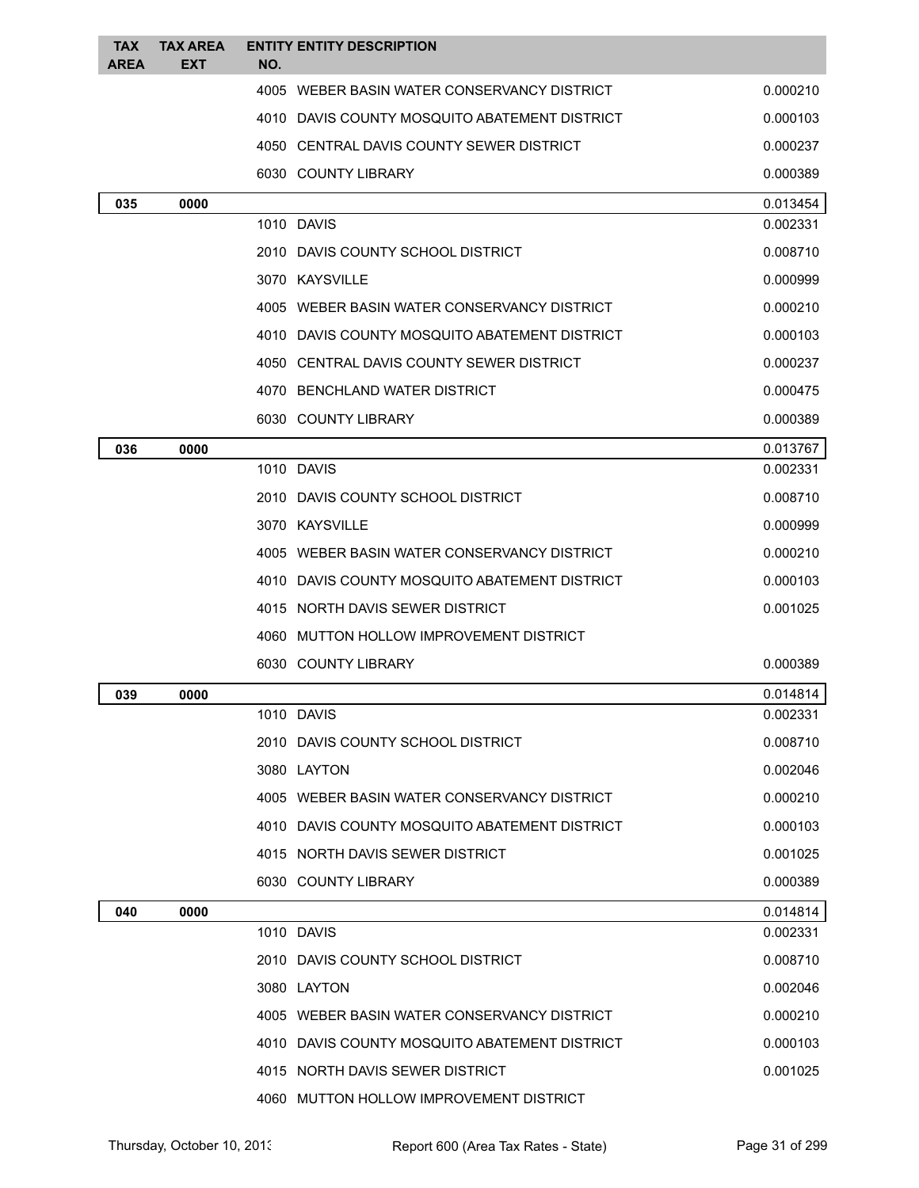| TAX AREA | TAX AREA EXT | ENTITY NO. | ENTITY DESCRIPTION | |
|---|---|---|---|---|
| | | 4005 | WEBER BASIN WATER CONSERVANCY DISTRICT | 0.000210 |
| | | 4010 | DAVIS COUNTY MOSQUITO ABATEMENT DISTRICT | 0.000103 |
| | | 4050 | CENTRAL DAVIS COUNTY SEWER DISTRICT | 0.000237 |
| | | 6030 | COUNTY LIBRARY | 0.000389 |
| **035** | **0000** | | | 0.013454 |
| | | 1010 | DAVIS | 0.002331 |
| | | 2010 | DAVIS COUNTY SCHOOL DISTRICT | 0.008710 |
| | | 3070 | KAYSVILLE | 0.000999 |
| | | 4005 | WEBER BASIN WATER CONSERVANCY DISTRICT | 0.000210 |
| | | 4010 | DAVIS COUNTY MOSQUITO ABATEMENT DISTRICT | 0.000103 |
| | | 4050 | CENTRAL DAVIS COUNTY SEWER DISTRICT | 0.000237 |
| | | 4070 | BENCHLAND WATER DISTRICT | 0.000475 |
| | | 6030 | COUNTY LIBRARY | 0.000389 |
| **036** | **0000** | | | 0.013767 |
| | | 1010 | DAVIS | 0.002331 |
| | | 2010 | DAVIS COUNTY SCHOOL DISTRICT | 0.008710 |
| | | 3070 | KAYSVILLE | 0.000999 |
| | | 4005 | WEBER BASIN WATER CONSERVANCY DISTRICT | 0.000210 |
| | | 4010 | DAVIS COUNTY MOSQUITO ABATEMENT DISTRICT | 0.000103 |
| | | 4015 | NORTH DAVIS SEWER DISTRICT | 0.001025 |
| | | 4060 | MUTTON HOLLOW IMPROVEMENT DISTRICT | |
| | | 6030 | COUNTY LIBRARY | 0.000389 |
| **039** | **0000** | | | 0.014814 |
| | | 1010 | DAVIS | 0.002331 |
| | | 2010 | DAVIS COUNTY SCHOOL DISTRICT | 0.008710 |
| | | 3080 | LAYTON | 0.002046 |
| | | 4005 | WEBER BASIN WATER CONSERVANCY DISTRICT | 0.000210 |
| | | 4010 | DAVIS COUNTY MOSQUITO ABATEMENT DISTRICT | 0.000103 |
| | | 4015 | NORTH DAVIS SEWER DISTRICT | 0.001025 |
| | | 6030 | COUNTY LIBRARY | 0.000389 |
| **040** | **0000** | | | 0.014814 |
| | | 1010 | DAVIS | 0.002331 |
| | | 2010 | DAVIS COUNTY SCHOOL DISTRICT | 0.008710 |
| | | 3080 | LAYTON | 0.002046 |
| | | 4005 | WEBER BASIN WATER CONSERVANCY DISTRICT | 0.000210 |
| | | 4010 | DAVIS COUNTY MOSQUITO ABATEMENT DISTRICT | 0.000103 |
| | | 4015 | NORTH DAVIS SEWER DISTRICT | 0.001025 |
| | | 4060 | MUTTON HOLLOW IMPROVEMENT DISTRICT | |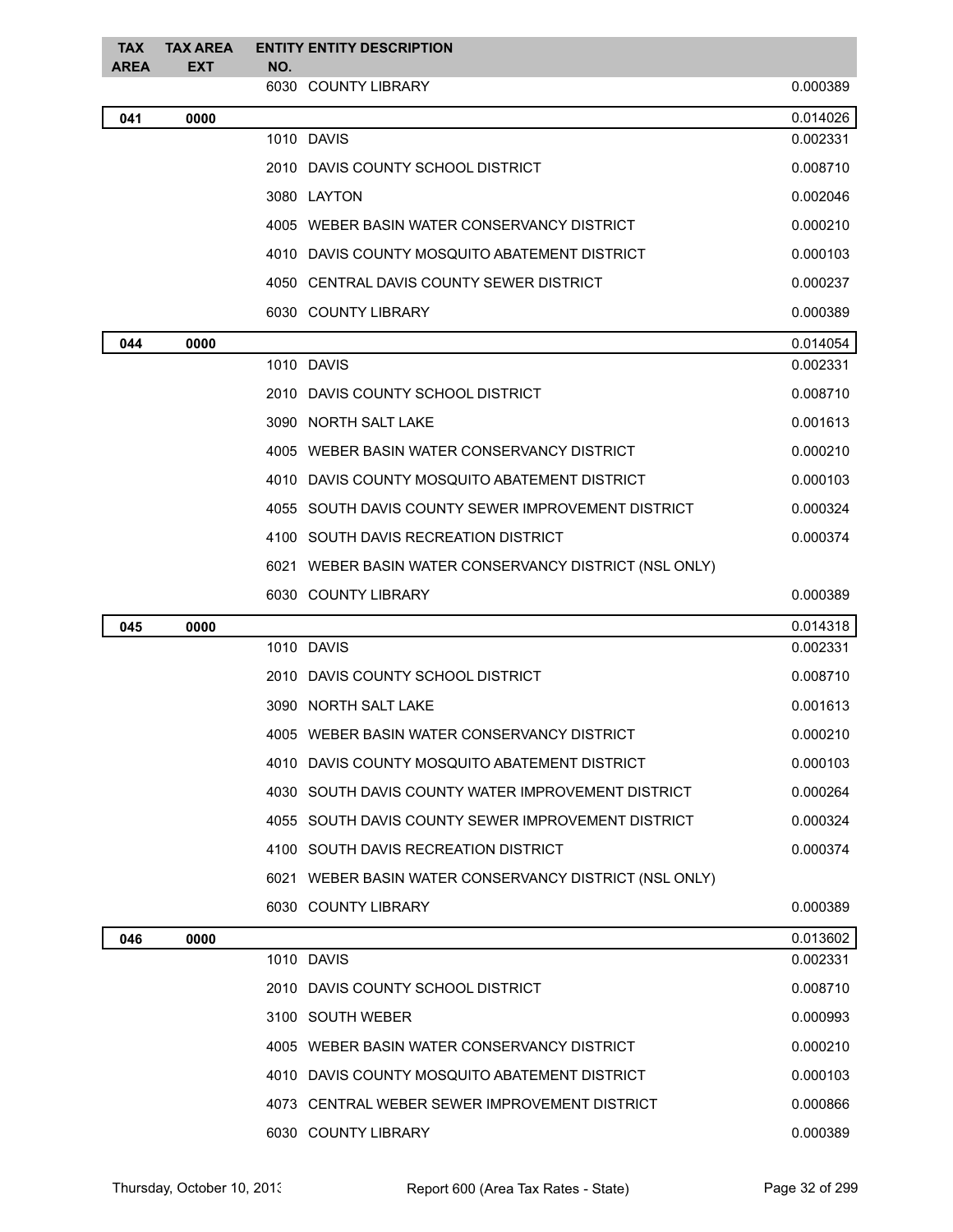| TAX AREA | TAX AREA EXT | ENTITY NO. | ENTITY DESCRIPTION | |
|---|---|---|---|---|
| | | 6030 | COUNTY LIBRARY | 0.000389 |
| **041** | **0000** | | | 0.014026 |
| | | 1010 | DAVIS | 0.002331 |
| | | 2010 | DAVIS COUNTY SCHOOL DISTRICT | 0.008710 |
| | | 3080 | LAYTON | 0.002046 |
| | | 4005 | WEBER BASIN WATER CONSERVANCY DISTRICT | 0.000210 |
| | | 4010 | DAVIS COUNTY MOSQUITO ABATEMENT DISTRICT | 0.000103 |
| | | 4050 | CENTRAL DAVIS COUNTY SEWER DISTRICT | 0.000237 |
| | | 6030 | COUNTY LIBRARY | 0.000389 |
| **044** | **0000** | | | 0.014054 |
| | | 1010 | DAVIS | 0.002331 |
| | | 2010 | DAVIS COUNTY SCHOOL DISTRICT | 0.008710 |
| | | 3090 | NORTH SALT LAKE | 0.001613 |
| | | 4005 | WEBER BASIN WATER CONSERVANCY DISTRICT | 0.000210 |
| | | 4010 | DAVIS COUNTY MOSQUITO ABATEMENT DISTRICT | 0.000103 |
| | | 4055 | SOUTH DAVIS COUNTY SEWER IMPROVEMENT DISTRICT | 0.000324 |
| | | 4100 | SOUTH DAVIS RECREATION DISTRICT | 0.000374 |
| | | 6021 | WEBER BASIN WATER CONSERVANCY DISTRICT (NSL ONLY) | |
| | | 6030 | COUNTY LIBRARY | 0.000389 |
| **045** | **0000** | | | 0.014318 |
| | | 1010 | DAVIS | 0.002331 |
| | | 2010 | DAVIS COUNTY SCHOOL DISTRICT | 0.008710 |
| | | 3090 | NORTH SALT LAKE | 0.001613 |
| | | 4005 | WEBER BASIN WATER CONSERVANCY DISTRICT | 0.000210 |
| | | 4010 | DAVIS COUNTY MOSQUITO ABATEMENT DISTRICT | 0.000103 |
| | | 4030 | SOUTH DAVIS COUNTY WATER IMPROVEMENT DISTRICT | 0.000264 |
| | | 4055 | SOUTH DAVIS COUNTY SEWER IMPROVEMENT DISTRICT | 0.000324 |
| | | 4100 | SOUTH DAVIS RECREATION DISTRICT | 0.000374 |
| | | 6021 | WEBER BASIN WATER CONSERVANCY DISTRICT (NSL ONLY) | |
| | | 6030 | COUNTY LIBRARY | 0.000389 |
| **046** | **0000** | | | 0.013602 |
| | | 1010 | DAVIS | 0.002331 |
| | | 2010 | DAVIS COUNTY SCHOOL DISTRICT | 0.008710 |
| | | 3100 | SOUTH WEBER | 0.000993 |
| | | 4005 | WEBER BASIN WATER CONSERVANCY DISTRICT | 0.000210 |
| | | 4010 | DAVIS COUNTY MOSQUITO ABATEMENT DISTRICT | 0.000103 |
| | | 4073 | CENTRAL WEBER SEWER IMPROVEMENT DISTRICT | 0.000866 |
| | | 6030 | COUNTY LIBRARY | 0.000389 |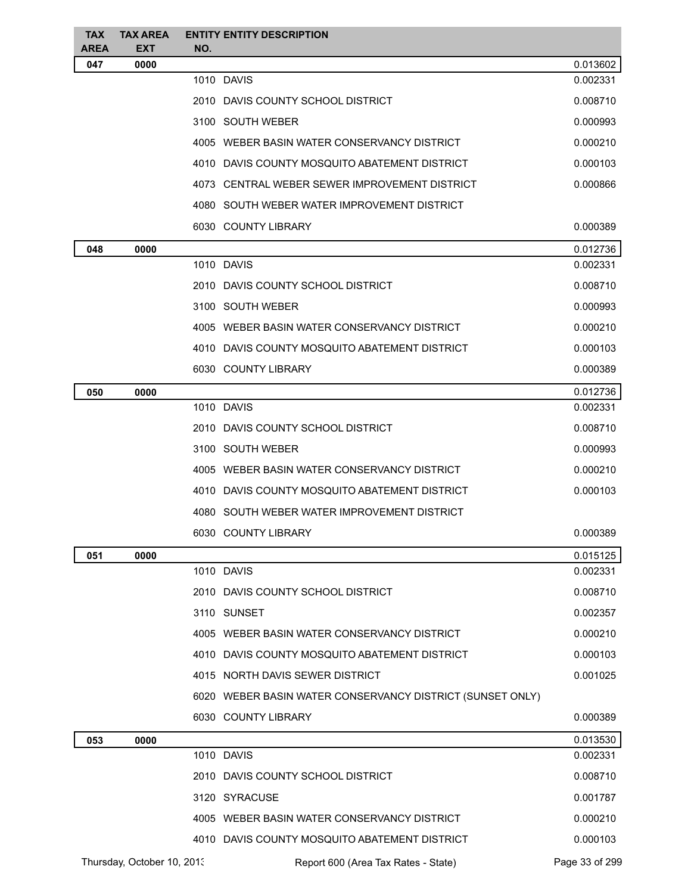| TAX AREA | TAX AREA EXT | ENTITY NO. | ENTITY DESCRIPTION | |
|---|---|---|---|---|
| **047** | **0000** | | | 0.013602 |
| | | 1010 | DAVIS | 0.002331 |
| | | 2010 | DAVIS COUNTY SCHOOL DISTRICT | 0.008710 |
| | | 3100 | SOUTH WEBER | 0.000993 |
| | | 4005 | WEBER BASIN WATER CONSERVANCY DISTRICT | 0.000210 |
| | | 4010 | DAVIS COUNTY MOSQUITO ABATEMENT DISTRICT | 0.000103 |
| | | 4073 | CENTRAL WEBER SEWER IMPROVEMENT DISTRICT | 0.000866 |
| | | 4080 | SOUTH WEBER WATER IMPROVEMENT DISTRICT | |
| | | 6030 | COUNTY LIBRARY | 0.000389 |
| **048** | **0000** | | | 0.012736 |
| | | 1010 | DAVIS | 0.002331 |
| | | 2010 | DAVIS COUNTY SCHOOL DISTRICT | 0.008710 |
| | | 3100 | SOUTH WEBER | 0.000993 |
| | | 4005 | WEBER BASIN WATER CONSERVANCY DISTRICT | 0.000210 |
| | | 4010 | DAVIS COUNTY MOSQUITO ABATEMENT DISTRICT | 0.000103 |
| | | 6030 | COUNTY LIBRARY | 0.000389 |
| **050** | **0000** | | | 0.012736 |
| | | 1010 | DAVIS | 0.002331 |
| | | 2010 | DAVIS COUNTY SCHOOL DISTRICT | 0.008710 |
| | | 3100 | SOUTH WEBER | 0.000993 |
| | | 4005 | WEBER BASIN WATER CONSERVANCY DISTRICT | 0.000210 |
| | | 4010 | DAVIS COUNTY MOSQUITO ABATEMENT DISTRICT | 0.000103 |
| | | 4080 | SOUTH WEBER WATER IMPROVEMENT DISTRICT | |
| | | 6030 | COUNTY LIBRARY | 0.000389 |
| **051** | **0000** | | | 0.015125 |
| | | 1010 | DAVIS | 0.002331 |
| | | 2010 | DAVIS COUNTY SCHOOL DISTRICT | 0.008710 |
| | | 3110 | SUNSET | 0.002357 |
| | | 4005 | WEBER BASIN WATER CONSERVANCY DISTRICT | 0.000210 |
| | | 4010 | DAVIS COUNTY MOSQUITO ABATEMENT DISTRICT | 0.000103 |
| | | 4015 | NORTH DAVIS SEWER DISTRICT | 0.001025 |
| | | 6020 | WEBER BASIN WATER CONSERVANCY DISTRICT (SUNSET ONLY) | |
| | | 6030 | COUNTY LIBRARY | 0.000389 |
| **053** | **0000** | | | 0.013530 |
| | | 1010 | DAVIS | 0.002331 |
| | | 2010 | DAVIS COUNTY SCHOOL DISTRICT | 0.008710 |
| | | 3120 | SYRACUSE | 0.001787 |
| | | 4005 | WEBER BASIN WATER CONSERVANCY DISTRICT | 0.000210 |
| | | 4010 | DAVIS COUNTY MOSQUITO ABATEMENT DISTRICT | 0.000103 |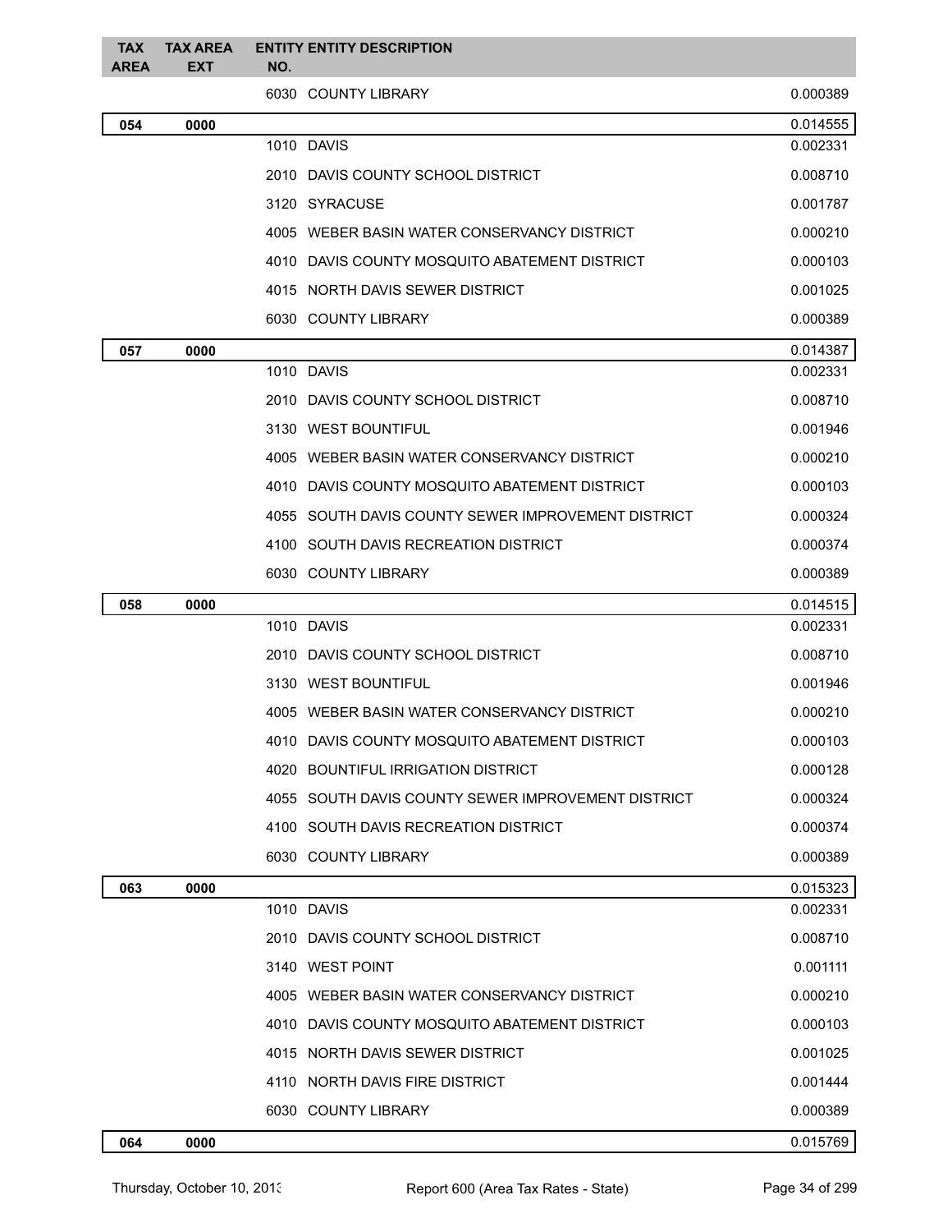| TAX AREA | TAX AREA EXT | ENTITY NO. | ENTITY DESCRIPTION | |
|---|---|---|---|---|
| | | 6030 | COUNTY LIBRARY | 0.000389 |
| **054** | **0000** | | | 0.014555 |
| | | 1010 | DAVIS | 0.002331 |
| | | 2010 | DAVIS COUNTY SCHOOL DISTRICT | 0.008710 |
| | | 3120 | SYRACUSE | 0.001787 |
| | | 4005 | WEBER BASIN WATER CONSERVANCY DISTRICT | 0.000210 |
| | | 4010 | DAVIS COUNTY MOSQUITO ABATEMENT DISTRICT | 0.000103 |
| | | 4015 | NORTH DAVIS SEWER DISTRICT | 0.001025 |
| | | 6030 | COUNTY LIBRARY | 0.000389 |
| **057** | **0000** | | | 0.014387 |
| | | 1010 | DAVIS | 0.002331 |
| | | 2010 | DAVIS COUNTY SCHOOL DISTRICT | 0.008710 |
| | | 3130 | WEST BOUNTIFUL | 0.001946 |
| | | 4005 | WEBER BASIN WATER CONSERVANCY DISTRICT | 0.000210 |
| | | 4010 | DAVIS COUNTY MOSQUITO ABATEMENT DISTRICT | 0.000103 |
| | | 4055 | SOUTH DAVIS COUNTY SEWER IMPROVEMENT DISTRICT | 0.000324 |
| | | 4100 | SOUTH DAVIS RECREATION DISTRICT | 0.000374 |
| | | 6030 | COUNTY LIBRARY | 0.000389 |
| **058** | **0000** | | | 0.014515 |
| | | 1010 | DAVIS | 0.002331 |
| | | 2010 | DAVIS COUNTY SCHOOL DISTRICT | 0.008710 |
| | | 3130 | WEST BOUNTIFUL | 0.001946 |
| | | 4005 | WEBER BASIN WATER CONSERVANCY DISTRICT | 0.000210 |
| | | 4010 | DAVIS COUNTY MOSQUITO ABATEMENT DISTRICT | 0.000103 |
| | | 4020 | BOUNTIFUL IRRIGATION DISTRICT | 0.000128 |
| | | 4055 | SOUTH DAVIS COUNTY SEWER IMPROVEMENT DISTRICT | 0.000324 |
| | | 4100 | SOUTH DAVIS RECREATION DISTRICT | 0.000374 |
| | | 6030 | COUNTY LIBRARY | 0.000389 |
| **063** | **0000** | | | 0.015323 |
| | | 1010 | DAVIS | 0.002331 |
| | | 2010 | DAVIS COUNTY SCHOOL DISTRICT | 0.008710 |
| | | 3140 | WEST POINT | 0.001111 |
| | | 4005 | WEBER BASIN WATER CONSERVANCY DISTRICT | 0.000210 |
| | | 4010 | DAVIS COUNTY MOSQUITO ABATEMENT DISTRICT | 0.000103 |
| | | 4015 | NORTH DAVIS SEWER DISTRICT | 0.001025 |
| | | 4110 | NORTH DAVIS FIRE DISTRICT | 0.001444 |
| | | 6030 | COUNTY LIBRARY | 0.000389 |
| **064** | **0000** | | | 0.015769 |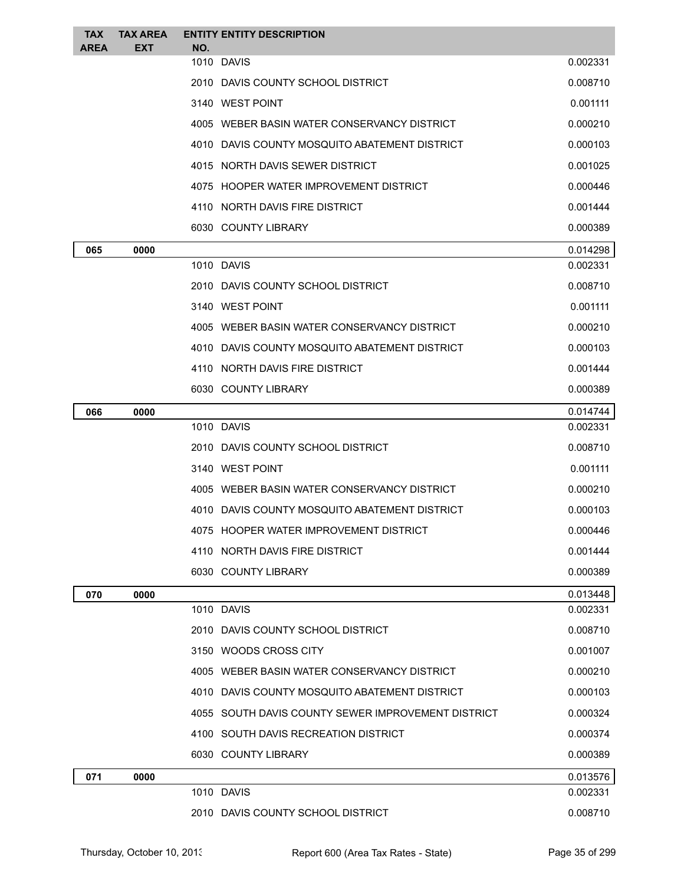| TAX AREA | TAX AREA EXT | ENTITY NO. | ENTITY DESCRIPTION | |
|---|---|---|---|---|
| | | 1010 | DAVIS | 0.002331 |
| | | 2010 | DAVIS COUNTY SCHOOL DISTRICT | 0.008710 |
| | | 3140 | WEST POINT | 0.001111 |
| | | 4005 | WEBER BASIN WATER CONSERVANCY DISTRICT | 0.000210 |
| | | 4010 | DAVIS COUNTY MOSQUITO ABATEMENT DISTRICT | 0.000103 |
| | | 4015 | NORTH DAVIS SEWER DISTRICT | 0.001025 |
| | | 4075 | HOOPER WATER IMPROVEMENT DISTRICT | 0.000446 |
| | | 4110 | NORTH DAVIS FIRE DISTRICT | 0.001444 |
| | | 6030 | COUNTY LIBRARY | 0.000389 |
| **065** | **0000** | | | 0.014298 |
| | | 1010 | DAVIS | 0.002331 |
| | | 2010 | DAVIS COUNTY SCHOOL DISTRICT | 0.008710 |
| | | 3140 | WEST POINT | 0.001111 |
| | | 4005 | WEBER BASIN WATER CONSERVANCY DISTRICT | 0.000210 |
| | | 4010 | DAVIS COUNTY MOSQUITO ABATEMENT DISTRICT | 0.000103 |
| | | 4110 | NORTH DAVIS FIRE DISTRICT | 0.001444 |
| | | 6030 | COUNTY LIBRARY | 0.000389 |
| **066** | **0000** | | | 0.014744 |
| | | 1010 | DAVIS | 0.002331 |
| | | 2010 | DAVIS COUNTY SCHOOL DISTRICT | 0.008710 |
| | | 3140 | WEST POINT | 0.001111 |
| | | 4005 | WEBER BASIN WATER CONSERVANCY DISTRICT | 0.000210 |
| | | 4010 | DAVIS COUNTY MOSQUITO ABATEMENT DISTRICT | 0.000103 |
| | | 4075 | HOOPER WATER IMPROVEMENT DISTRICT | 0.000446 |
| | | 4110 | NORTH DAVIS FIRE DISTRICT | 0.001444 |
| | | 6030 | COUNTY LIBRARY | 0.000389 |
| **070** | **0000** | | | 0.013448 |
| | | 1010 | DAVIS | 0.002331 |
| | | 2010 | DAVIS COUNTY SCHOOL DISTRICT | 0.008710 |
| | | 3150 | WOODS CROSS CITY | 0.001007 |
| | | 4005 | WEBER BASIN WATER CONSERVANCY DISTRICT | 0.000210 |
| | | 4010 | DAVIS COUNTY MOSQUITO ABATEMENT DISTRICT | 0.000103 |
| | | 4055 | SOUTH DAVIS COUNTY SEWER IMPROVEMENT DISTRICT | 0.000324 |
| | | 4100 | SOUTH DAVIS RECREATION DISTRICT | 0.000374 |
| | | 6030 | COUNTY LIBRARY | 0.000389 |
| **071** | **0000** | | | 0.013576 |
| | | 1010 | DAVIS | 0.002331 |
| | | 2010 | DAVIS COUNTY SCHOOL DISTRICT | 0.008710 |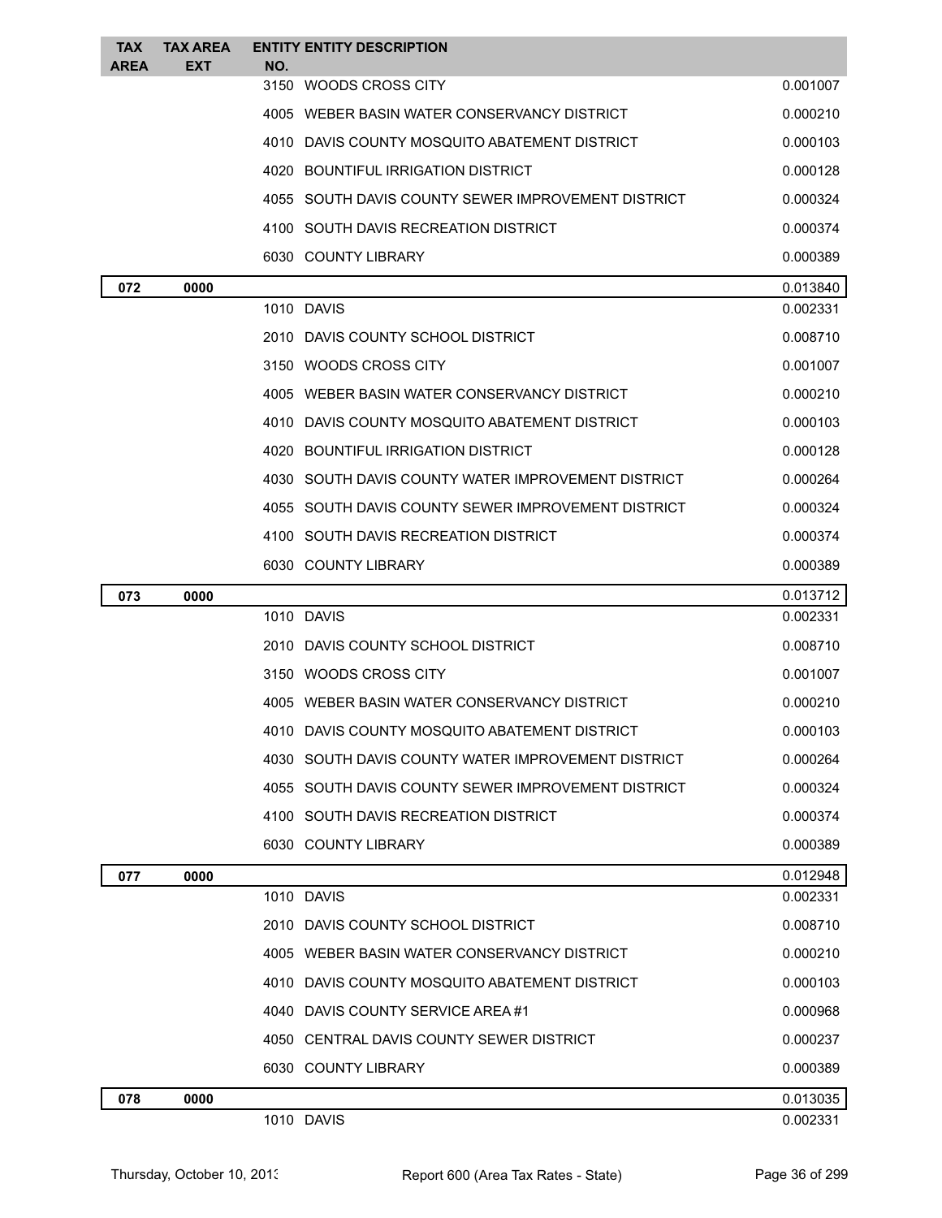| TAX AREA | TAX AREA EXT | ENTITY NO. | ENTITY DESCRIPTION | |
|---|---|---|---|---|
| | | 3150 | WOODS CROSS CITY | 0.001007 |
| | | 4005 | WEBER BASIN WATER CONSERVANCY DISTRICT | 0.000210 |
| | | 4010 | DAVIS COUNTY MOSQUITO ABATEMENT DISTRICT | 0.000103 |
| | | 4020 | BOUNTIFUL IRRIGATION DISTRICT | 0.000128 |
| | | 4055 | SOUTH DAVIS COUNTY SEWER IMPROVEMENT DISTRICT | 0.000324 |
| | | 4100 | SOUTH DAVIS RECREATION DISTRICT | 0.000374 |
| | | 6030 | COUNTY LIBRARY | 0.000389 |
| **072** | **0000** | | | 0.013840 |
| | | 1010 | DAVIS | 0.002331 |
| | | 2010 | DAVIS COUNTY SCHOOL DISTRICT | 0.008710 |
| | | 3150 | WOODS CROSS CITY | 0.001007 |
| | | 4005 | WEBER BASIN WATER CONSERVANCY DISTRICT | 0.000210 |
| | | 4010 | DAVIS COUNTY MOSQUITO ABATEMENT DISTRICT | 0.000103 |
| | | 4020 | BOUNTIFUL IRRIGATION DISTRICT | 0.000128 |
| | | 4030 | SOUTH DAVIS COUNTY WATER IMPROVEMENT DISTRICT | 0.000264 |
| | | 4055 | SOUTH DAVIS COUNTY SEWER IMPROVEMENT DISTRICT | 0.000324 |
| | | 4100 | SOUTH DAVIS RECREATION DISTRICT | 0.000374 |
| | | 6030 | COUNTY LIBRARY | 0.000389 |
| **073** | **0000** | | | 0.013712 |
| | | 1010 | DAVIS | 0.002331 |
| | | 2010 | DAVIS COUNTY SCHOOL DISTRICT | 0.008710 |
| | | 3150 | WOODS CROSS CITY | 0.001007 |
| | | 4005 | WEBER BASIN WATER CONSERVANCY DISTRICT | 0.000210 |
| | | 4010 | DAVIS COUNTY MOSQUITO ABATEMENT DISTRICT | 0.000103 |
| | | 4030 | SOUTH DAVIS COUNTY WATER IMPROVEMENT DISTRICT | 0.000264 |
| | | 4055 | SOUTH DAVIS COUNTY SEWER IMPROVEMENT DISTRICT | 0.000324 |
| | | 4100 | SOUTH DAVIS RECREATION DISTRICT | 0.000374 |
| | | 6030 | COUNTY LIBRARY | 0.000389 |
| **077** | **0000** | | | 0.012948 |
| | | 1010 | DAVIS | 0.002331 |
| | | 2010 | DAVIS COUNTY SCHOOL DISTRICT | 0.008710 |
| | | 4005 | WEBER BASIN WATER CONSERVANCY DISTRICT | 0.000210 |
| | | 4010 | DAVIS COUNTY MOSQUITO ABATEMENT DISTRICT | 0.000103 |
| | | 4040 | DAVIS COUNTY SERVICE AREA #1 | 0.000968 |
| | | 4050 | CENTRAL DAVIS COUNTY SEWER DISTRICT | 0.000237 |
| | | 6030 | COUNTY LIBRARY | 0.000389 |
| **078** | **0000** | | | 0.013035 |
| | | 1010 | DAVIS | 0.002331 |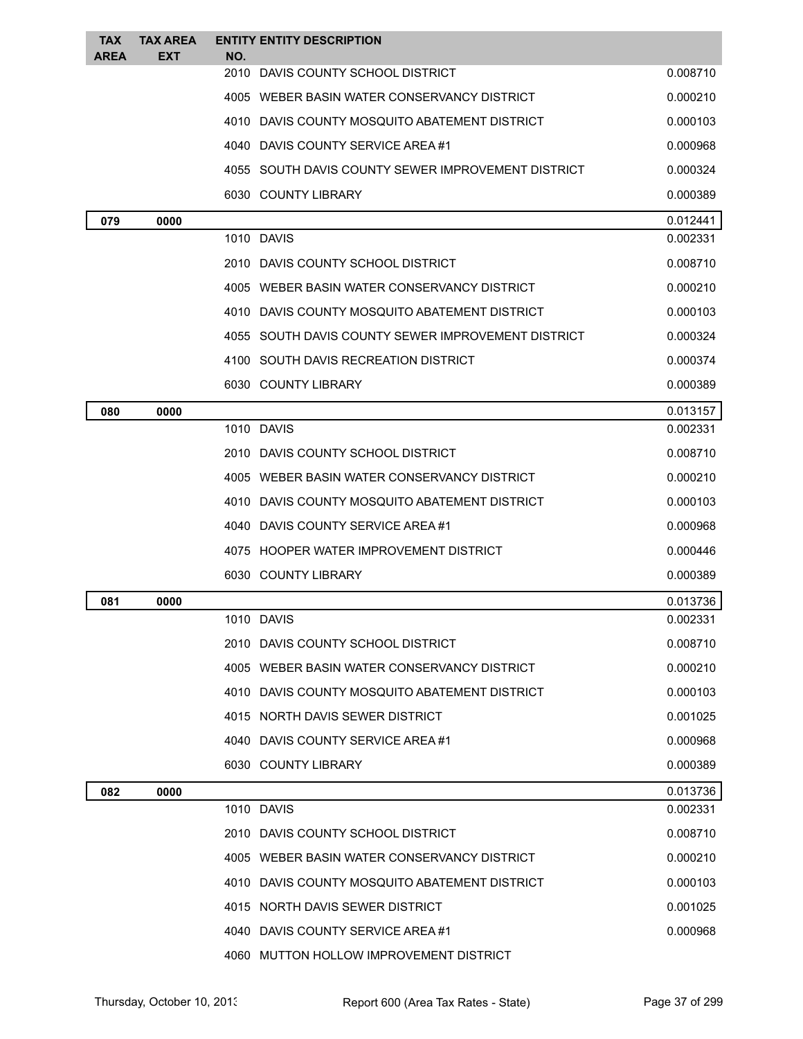| TAX AREA | TAX AREA EXT | ENTITY NO. | ENTITY DESCRIPTION | |
|---|---|---|---|---|
| | | 2010 | DAVIS COUNTY SCHOOL DISTRICT | 0.008710 |
| | | 4005 | WEBER BASIN WATER CONSERVANCY DISTRICT | 0.000210 |
| | | 4010 | DAVIS COUNTY MOSQUITO ABATEMENT DISTRICT | 0.000103 |
| | | 4040 | DAVIS COUNTY SERVICE AREA #1 | 0.000968 |
| | | 4055 | SOUTH DAVIS COUNTY SEWER IMPROVEMENT DISTRICT | 0.000324 |
| | | 6030 | COUNTY LIBRARY | 0.000389 |
| **079** | **0000** | | | 0.012441 |
| | | 1010 | DAVIS | 0.002331 |
| | | 2010 | DAVIS COUNTY SCHOOL DISTRICT | 0.008710 |
| | | 4005 | WEBER BASIN WATER CONSERVANCY DISTRICT | 0.000210 |
| | | 4010 | DAVIS COUNTY MOSQUITO ABATEMENT DISTRICT | 0.000103 |
| | | 4055 | SOUTH DAVIS COUNTY SEWER IMPROVEMENT DISTRICT | 0.000324 |
| | | 4100 | SOUTH DAVIS RECREATION DISTRICT | 0.000374 |
| | | 6030 | COUNTY LIBRARY | 0.000389 |
| **080** | **0000** | | | 0.013157 |
| | | 1010 | DAVIS | 0.002331 |
| | | 2010 | DAVIS COUNTY SCHOOL DISTRICT | 0.008710 |
| | | 4005 | WEBER BASIN WATER CONSERVANCY DISTRICT | 0.000210 |
| | | 4010 | DAVIS COUNTY MOSQUITO ABATEMENT DISTRICT | 0.000103 |
| | | 4040 | DAVIS COUNTY SERVICE AREA #1 | 0.000968 |
| | | 4075 | HOOPER WATER IMPROVEMENT DISTRICT | 0.000446 |
| | | 6030 | COUNTY LIBRARY | 0.000389 |
| **081** | **0000** | | | 0.013736 |
| | | 1010 | DAVIS | 0.002331 |
| | | 2010 | DAVIS COUNTY SCHOOL DISTRICT | 0.008710 |
| | | 4005 | WEBER BASIN WATER CONSERVANCY DISTRICT | 0.000210 |
| | | 4010 | DAVIS COUNTY MOSQUITO ABATEMENT DISTRICT | 0.000103 |
| | | 4015 | NORTH DAVIS SEWER DISTRICT | 0.001025 |
| | | 4040 | DAVIS COUNTY SERVICE AREA #1 | 0.000968 |
| | | 6030 | COUNTY LIBRARY | 0.000389 |
| **082** | **0000** | | | 0.013736 |
| | | 1010 | DAVIS | 0.002331 |
| | | 2010 | DAVIS COUNTY SCHOOL DISTRICT | 0.008710 |
| | | 4005 | WEBER BASIN WATER CONSERVANCY DISTRICT | 0.000210 |
| | | 4010 | DAVIS COUNTY MOSQUITO ABATEMENT DISTRICT | 0.000103 |
| | | 4015 | NORTH DAVIS SEWER DISTRICT | 0.001025 |
| | | 4040 | DAVIS COUNTY SERVICE AREA #1 | 0.000968 |
| | | 4060 | MUTTON HOLLOW IMPROVEMENT DISTRICT | |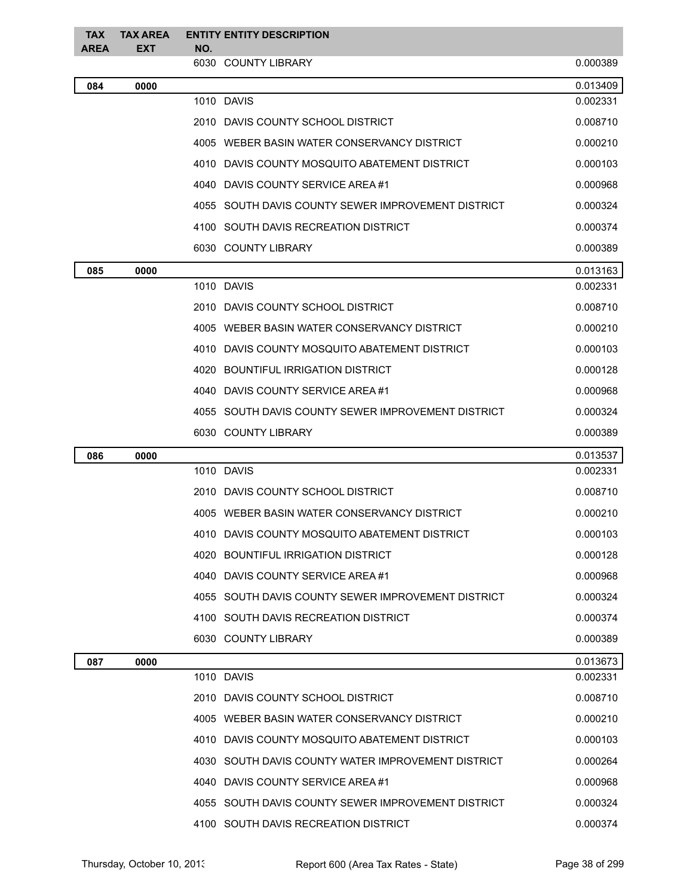| TAX AREA | TAX AREA EXT | ENTITY NO. | ENTITY DESCRIPTION | |
|---|---|---|---|---|
| | | 6030 | COUNTY LIBRARY | 0.000389 |
| 084 | 0000 | | | 0.013409 |
| | | 1010 | DAVIS | 0.002331 |
| | | 2010 | DAVIS COUNTY SCHOOL DISTRICT | 0.008710 |
| | | 4005 | WEBER BASIN WATER CONSERVANCY DISTRICT | 0.000210 |
| | | 4010 | DAVIS COUNTY MOSQUITO ABATEMENT DISTRICT | 0.000103 |
| | | 4040 | DAVIS COUNTY SERVICE AREA #1 | 0.000968 |
| | | 4055 | SOUTH DAVIS COUNTY SEWER IMPROVEMENT DISTRICT | 0.000324 |
| | | 4100 | SOUTH DAVIS RECREATION DISTRICT | 0.000374 |
| | | 6030 | COUNTY LIBRARY | 0.000389 |
| 085 | 0000 | | | 0.013163 |
| | | 1010 | DAVIS | 0.002331 |
| | | 2010 | DAVIS COUNTY SCHOOL DISTRICT | 0.008710 |
| | | 4005 | WEBER BASIN WATER CONSERVANCY DISTRICT | 0.000210 |
| | | 4010 | DAVIS COUNTY MOSQUITO ABATEMENT DISTRICT | 0.000103 |
| | | 4020 | BOUNTIFUL IRRIGATION DISTRICT | 0.000128 |
| | | 4040 | DAVIS COUNTY SERVICE AREA #1 | 0.000968 |
| | | 4055 | SOUTH DAVIS COUNTY SEWER IMPROVEMENT DISTRICT | 0.000324 |
| | | 6030 | COUNTY LIBRARY | 0.000389 |
| 086 | 0000 | | | 0.013537 |
| | | 1010 | DAVIS | 0.002331 |
| | | 2010 | DAVIS COUNTY SCHOOL DISTRICT | 0.008710 |
| | | 4005 | WEBER BASIN WATER CONSERVANCY DISTRICT | 0.000210 |
| | | 4010 | DAVIS COUNTY MOSQUITO ABATEMENT DISTRICT | 0.000103 |
| | | 4020 | BOUNTIFUL IRRIGATION DISTRICT | 0.000128 |
| | | 4040 | DAVIS COUNTY SERVICE AREA #1 | 0.000968 |
| | | 4055 | SOUTH DAVIS COUNTY SEWER IMPROVEMENT DISTRICT | 0.000324 |
| | | 4100 | SOUTH DAVIS RECREATION DISTRICT | 0.000374 |
| | | 6030 | COUNTY LIBRARY | 0.000389 |
| 087 | 0000 | | | 0.013673 |
| | | 1010 | DAVIS | 0.002331 |
| | | 2010 | DAVIS COUNTY SCHOOL DISTRICT | 0.008710 |
| | | 4005 | WEBER BASIN WATER CONSERVANCY DISTRICT | 0.000210 |
| | | 4010 | DAVIS COUNTY MOSQUITO ABATEMENT DISTRICT | 0.000103 |
| | | 4030 | SOUTH DAVIS COUNTY WATER IMPROVEMENT DISTRICT | 0.000264 |
| | | 4040 | DAVIS COUNTY SERVICE AREA #1 | 0.000968 |
| | | 4055 | SOUTH DAVIS COUNTY SEWER IMPROVEMENT DISTRICT | 0.000324 |
| | | 4100 | SOUTH DAVIS RECREATION DISTRICT | 0.000374 |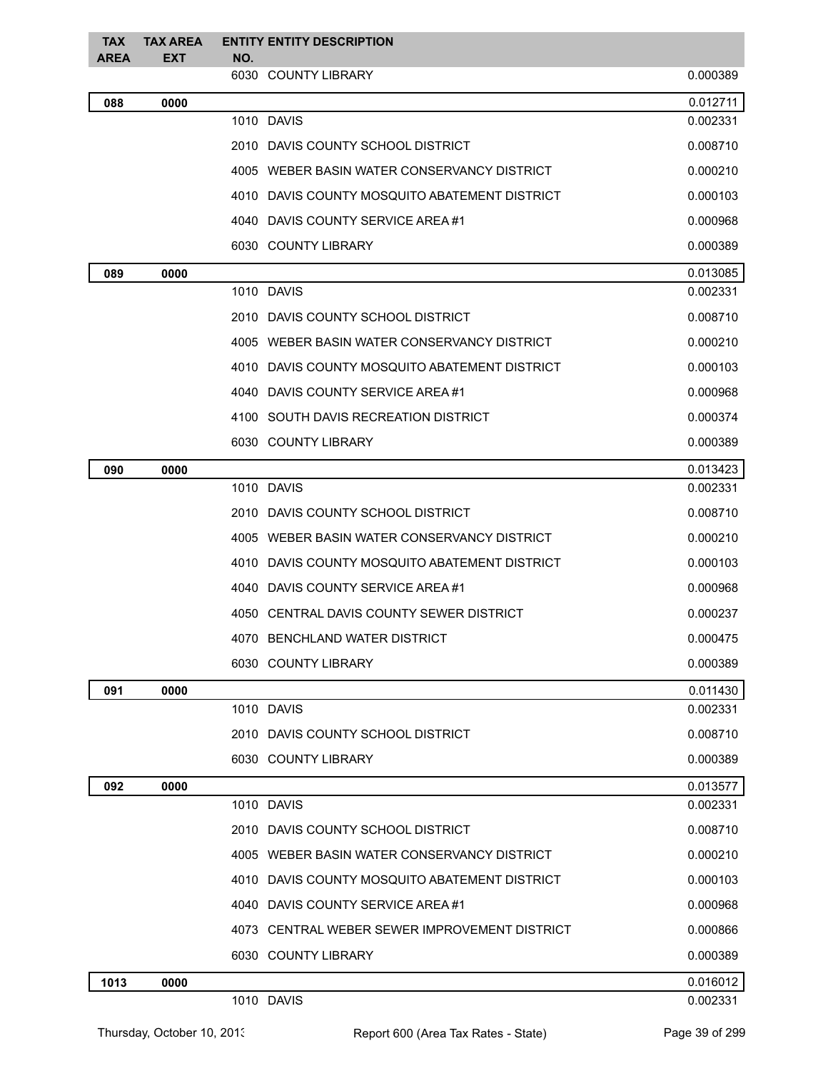| TAX AREA | TAX AREA EXT | ENTITY NO. | ENTITY DESCRIPTION | |
|---|---|---|---|---|
| | | 6030 | COUNTY LIBRARY | 0.000389 |
| **088** | **0000** | | | 0.012711 |
| | | 1010 | DAVIS | 0.002331 |
| | | 2010 | DAVIS COUNTY SCHOOL DISTRICT | 0.008710 |
| | | 4005 | WEBER BASIN WATER CONSERVANCY DISTRICT | 0.000210 |
| | | 4010 | DAVIS COUNTY MOSQUITO ABATEMENT DISTRICT | 0.000103 |
| | | 4040 | DAVIS COUNTY SERVICE AREA #1 | 0.000968 |
| | | 6030 | COUNTY LIBRARY | 0.000389 |
| **089** | **0000** | | | 0.013085 |
| | | 1010 | DAVIS | 0.002331 |
| | | 2010 | DAVIS COUNTY SCHOOL DISTRICT | 0.008710 |
| | | 4005 | WEBER BASIN WATER CONSERVANCY DISTRICT | 0.000210 |
| | | 4010 | DAVIS COUNTY MOSQUITO ABATEMENT DISTRICT | 0.000103 |
| | | 4040 | DAVIS COUNTY SERVICE AREA #1 | 0.000968 |
| | | 4100 | SOUTH DAVIS RECREATION DISTRICT | 0.000374 |
| | | 6030 | COUNTY LIBRARY | 0.000389 |
| **090** | **0000** | | | 0.013423 |
| | | 1010 | DAVIS | 0.002331 |
| | | 2010 | DAVIS COUNTY SCHOOL DISTRICT | 0.008710 |
| | | 4005 | WEBER BASIN WATER CONSERVANCY DISTRICT | 0.000210 |
| | | 4010 | DAVIS COUNTY MOSQUITO ABATEMENT DISTRICT | 0.000103 |
| | | 4040 | DAVIS COUNTY SERVICE AREA #1 | 0.000968 |
| | | 4050 | CENTRAL DAVIS COUNTY SEWER DISTRICT | 0.000237 |
| | | 4070 | BENCHLAND WATER DISTRICT | 0.000475 |
| | | 6030 | COUNTY LIBRARY | 0.000389 |
| **091** | **0000** | | | 0.011430 |
| | | 1010 | DAVIS | 0.002331 |
| | | 2010 | DAVIS COUNTY SCHOOL DISTRICT | 0.008710 |
| | | 6030 | COUNTY LIBRARY | 0.000389 |
| **092** | **0000** | | | 0.013577 |
| | | 1010 | DAVIS | 0.002331 |
| | | 2010 | DAVIS COUNTY SCHOOL DISTRICT | 0.008710 |
| | | 4005 | WEBER BASIN WATER CONSERVANCY DISTRICT | 0.000210 |
| | | 4010 | DAVIS COUNTY MOSQUITO ABATEMENT DISTRICT | 0.000103 |
| | | 4040 | DAVIS COUNTY SERVICE AREA #1 | 0.000968 |
| | | 4073 | CENTRAL WEBER SEWER IMPROVEMENT DISTRICT | 0.000866 |
| | | 6030 | COUNTY LIBRARY | 0.000389 |
| **1013** | **0000** | | | 0.016012 |
| | | 1010 | DAVIS | 0.002331 |

Thursday, October 10, 2013 Report 600 (Area Tax Rates - State)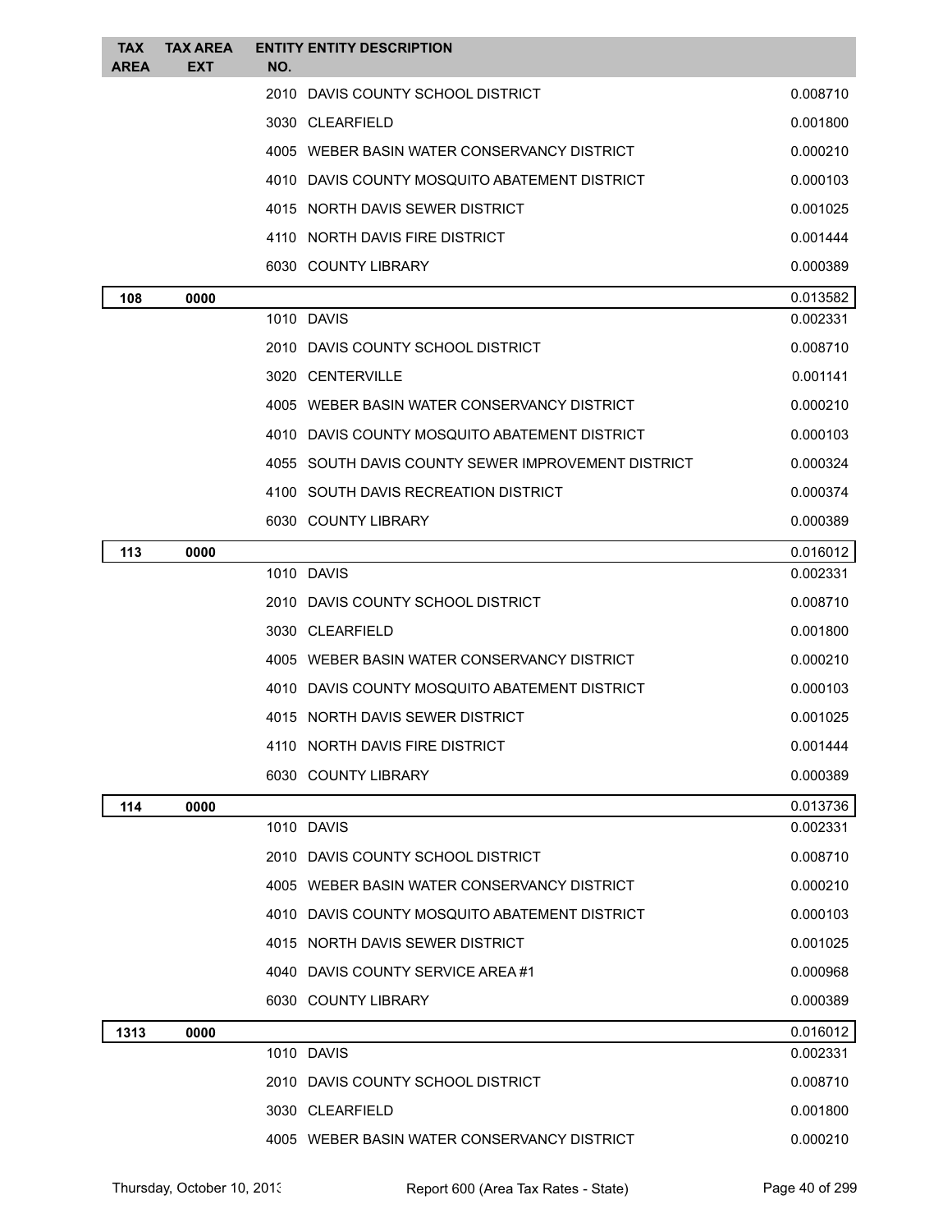| TAX AREA | TAX AREA EXT | ENTITY NO. | ENTITY DESCRIPTION | |
|---|---|---|---|---|
| | | 2010 | DAVIS COUNTY SCHOOL DISTRICT | 0.008710 |
| | | 3030 | CLEARFIELD | 0.001800 |
| | | 4005 | WEBER BASIN WATER CONSERVANCY DISTRICT | 0.000210 |
| | | 4010 | DAVIS COUNTY MOSQUITO ABATEMENT DISTRICT | 0.000103 |
| | | 4015 | NORTH DAVIS SEWER DISTRICT | 0.001025 |
| | | 4110 | NORTH DAVIS FIRE DISTRICT | 0.001444 |
| | | 6030 | COUNTY LIBRARY | 0.000389 |
| **108** | **0000** | | | 0.013582 |
| | | 1010 | DAVIS | 0.002331 |
| | | 2010 | DAVIS COUNTY SCHOOL DISTRICT | 0.008710 |
| | | 3020 | CENTERVILLE | 0.001141 |
| | | 4005 | WEBER BASIN WATER CONSERVANCY DISTRICT | 0.000210 |
| | | 4010 | DAVIS COUNTY MOSQUITO ABATEMENT DISTRICT | 0.000103 |
| | | 4055 | SOUTH DAVIS COUNTY SEWER IMPROVEMENT DISTRICT | 0.000324 |
| | | 4100 | SOUTH DAVIS RECREATION DISTRICT | 0.000374 |
| | | 6030 | COUNTY LIBRARY | 0.000389 |
| **113** | **0000** | | | 0.016012 |
| | | 1010 | DAVIS | 0.002331 |
| | | 2010 | DAVIS COUNTY SCHOOL DISTRICT | 0.008710 |
| | | 3030 | CLEARFIELD | 0.001800 |
| | | 4005 | WEBER BASIN WATER CONSERVANCY DISTRICT | 0.000210 |
| | | 4010 | DAVIS COUNTY MOSQUITO ABATEMENT DISTRICT | 0.000103 |
| | | 4015 | NORTH DAVIS SEWER DISTRICT | 0.001025 |
| | | 4110 | NORTH DAVIS FIRE DISTRICT | 0.001444 |
| | | 6030 | COUNTY LIBRARY | 0.000389 |
| **114** | **0000** | | | 0.013736 |
| | | 1010 | DAVIS | 0.002331 |
| | | 2010 | DAVIS COUNTY SCHOOL DISTRICT | 0.008710 |
| | | 4005 | WEBER BASIN WATER CONSERVANCY DISTRICT | 0.000210 |
| | | 4010 | DAVIS COUNTY MOSQUITO ABATEMENT DISTRICT | 0.000103 |
| | | 4015 | NORTH DAVIS SEWER DISTRICT | 0.001025 |
| | | 4040 | DAVIS COUNTY SERVICE AREA #1 | 0.000968 |
| | | 6030 | COUNTY LIBRARY | 0.000389 |
| **1313** | **0000** | | | 0.016012 |
| | | 1010 | DAVIS | 0.002331 |
| | | 2010 | DAVIS COUNTY SCHOOL DISTRICT | 0.008710 |
| | | 3030 | CLEARFIELD | 0.001800 |
| | | 4005 | WEBER BASIN WATER CONSERVANCY DISTRICT | 0.000210 |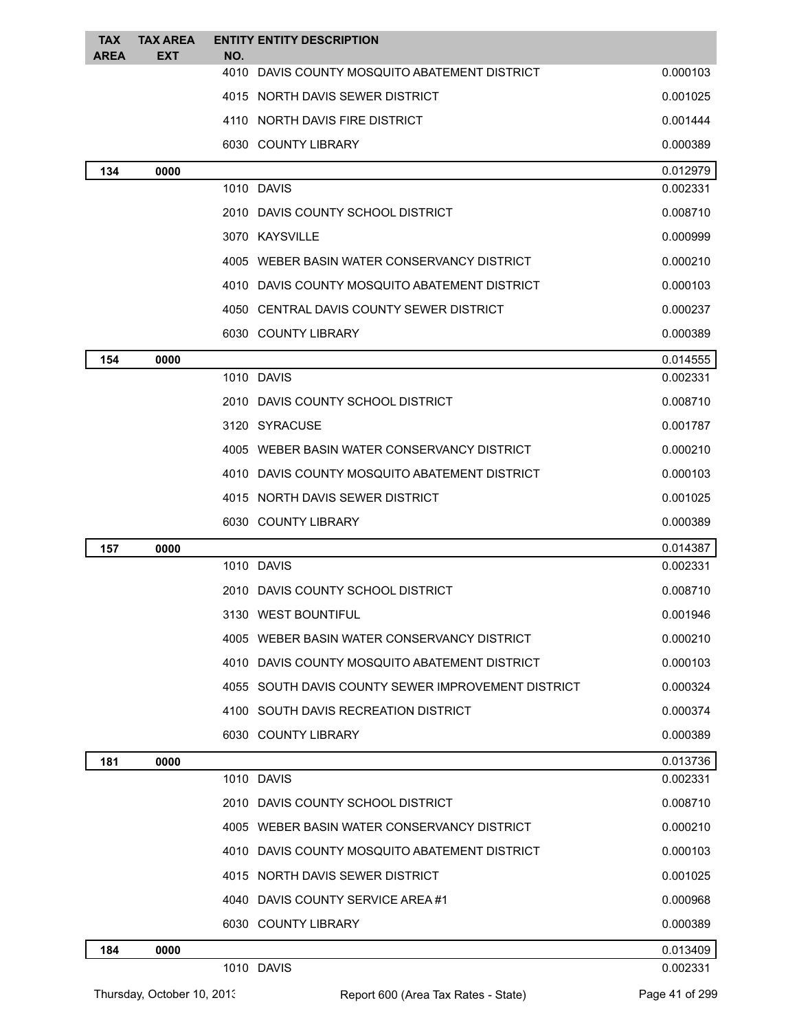| TAX AREA | TAX AREA EXT | ENTITY NO. | ENTITY DESCRIPTION | |
|---|---|---|---|---|
| | | 4010 | DAVIS COUNTY MOSQUITO ABATEMENT DISTRICT | 0.000103 |
| | | 4015 | NORTH DAVIS SEWER DISTRICT | 0.001025 |
| | | 4110 | NORTH DAVIS FIRE DISTRICT | 0.001444 |
| | | 6030 | COUNTY LIBRARY | 0.000389 |
| **134** | **0000** | | | 0.012979 |
| | | 1010 | DAVIS | 0.002331 |
| | | 2010 | DAVIS COUNTY SCHOOL DISTRICT | 0.008710 |
| | | 3070 | KAYSVILLE | 0.000999 |
| | | 4005 | WEBER BASIN WATER CONSERVANCY DISTRICT | 0.000210 |
| | | 4010 | DAVIS COUNTY MOSQUITO ABATEMENT DISTRICT | 0.000103 |
| | | 4050 | CENTRAL DAVIS COUNTY SEWER DISTRICT | 0.000237 |
| | | 6030 | COUNTY LIBRARY | 0.000389 |
| **154** | **0000** | | | 0.014555 |
| | | 1010 | DAVIS | 0.002331 |
| | | 2010 | DAVIS COUNTY SCHOOL DISTRICT | 0.008710 |
| | | 3120 | SYRACUSE | 0.001787 |
| | | 4005 | WEBER BASIN WATER CONSERVANCY DISTRICT | 0.000210 |
| | | 4010 | DAVIS COUNTY MOSQUITO ABATEMENT DISTRICT | 0.000103 |
| | | 4015 | NORTH DAVIS SEWER DISTRICT | 0.001025 |
| | | 6030 | COUNTY LIBRARY | 0.000389 |
| **157** | **0000** | | | 0.014387 |
| | | 1010 | DAVIS | 0.002331 |
| | | 2010 | DAVIS COUNTY SCHOOL DISTRICT | 0.008710 |
| | | 3130 | WEST BOUNTIFUL | 0.001946 |
| | | 4005 | WEBER BASIN WATER CONSERVANCY DISTRICT | 0.000210 |
| | | 4010 | DAVIS COUNTY MOSQUITO ABATEMENT DISTRICT | 0.000103 |
| | | 4055 | SOUTH DAVIS COUNTY SEWER IMPROVEMENT DISTRICT | 0.000324 |
| | | 4100 | SOUTH DAVIS RECREATION DISTRICT | 0.000374 |
| | | 6030 | COUNTY LIBRARY | 0.000389 |
| **181** | **0000** | | | 0.013736 |
| | | 1010 | DAVIS | 0.002331 |
| | | 2010 | DAVIS COUNTY SCHOOL DISTRICT | 0.008710 |
| | | 4005 | WEBER BASIN WATER CONSERVANCY DISTRICT | 0.000210 |
| | | 4010 | DAVIS COUNTY MOSQUITO ABATEMENT DISTRICT | 0.000103 |
| | | 4015 | NORTH DAVIS SEWER DISTRICT | 0.001025 |
| | | 4040 | DAVIS COUNTY SERVICE AREA #1 | 0.000968 |
| | | 6030 | COUNTY LIBRARY | 0.000389 |
| **184** | **0000** | | | 0.013409 |
| | | 1010 | DAVIS | 0.002331 |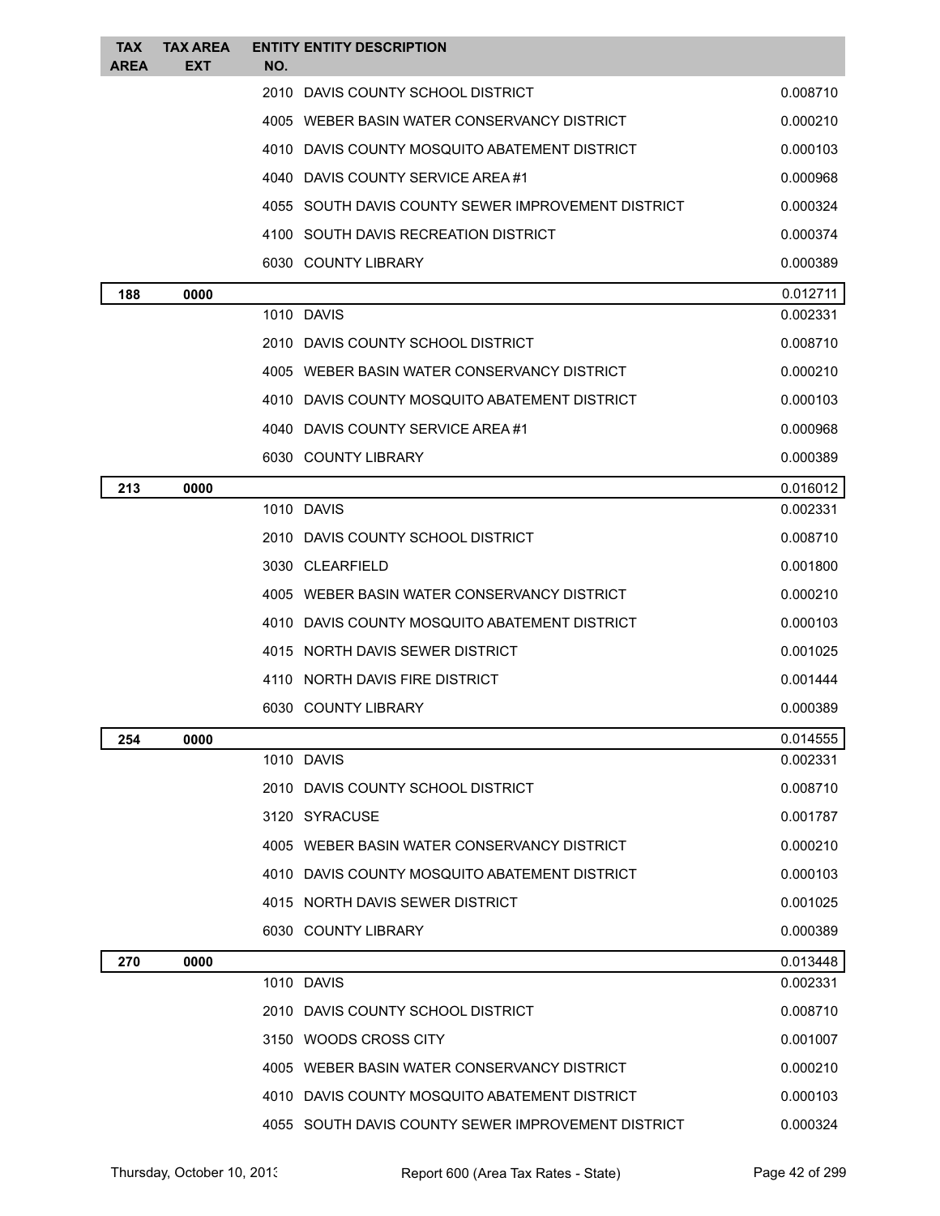| TAX AREA | TAX AREA EXT | ENTITY NO. | ENTITY DESCRIPTION | |
|---|---|---|---|---|
| | | 2010 | DAVIS COUNTY SCHOOL DISTRICT | 0.008710 |
| | | 4005 | WEBER BASIN WATER CONSERVANCY DISTRICT | 0.000210 |
| | | 4010 | DAVIS COUNTY MOSQUITO ABATEMENT DISTRICT | 0.000103 |
| | | 4040 | DAVIS COUNTY SERVICE AREA #1 | 0.000968 |
| | | 4055 | SOUTH DAVIS COUNTY SEWER IMPROVEMENT DISTRICT | 0.000324 |
| | | 4100 | SOUTH DAVIS RECREATION DISTRICT | 0.000374 |
| | | 6030 | COUNTY LIBRARY | 0.000389 |
| **188** | **0000** | | | 0.012711 |
| | | 1010 | DAVIS | 0.002331 |
| | | 2010 | DAVIS COUNTY SCHOOL DISTRICT | 0.008710 |
| | | 4005 | WEBER BASIN WATER CONSERVANCY DISTRICT | 0.000210 |
| | | 4010 | DAVIS COUNTY MOSQUITO ABATEMENT DISTRICT | 0.000103 |
| | | 4040 | DAVIS COUNTY SERVICE AREA #1 | 0.000968 |
| | | 6030 | COUNTY LIBRARY | 0.000389 |
| **213** | **0000** | | | 0.016012 |
| | | 1010 | DAVIS | 0.002331 |
| | | 2010 | DAVIS COUNTY SCHOOL DISTRICT | 0.008710 |
| | | 3030 | CLEARFIELD | 0.001800 |
| | | 4005 | WEBER BASIN WATER CONSERVANCY DISTRICT | 0.000210 |
| | | 4010 | DAVIS COUNTY MOSQUITO ABATEMENT DISTRICT | 0.000103 |
| | | 4015 | NORTH DAVIS SEWER DISTRICT | 0.001025 |
| | | 4110 | NORTH DAVIS FIRE DISTRICT | 0.001444 |
| | | 6030 | COUNTY LIBRARY | 0.000389 |
| **254** | **0000** | | | 0.014555 |
| | | 1010 | DAVIS | 0.002331 |
| | | 2010 | DAVIS COUNTY SCHOOL DISTRICT | 0.008710 |
| | | 3120 | SYRACUSE | 0.001787 |
| | | 4005 | WEBER BASIN WATER CONSERVANCY DISTRICT | 0.000210 |
| | | 4010 | DAVIS COUNTY MOSQUITO ABATEMENT DISTRICT | 0.000103 |
| | | 4015 | NORTH DAVIS SEWER DISTRICT | 0.001025 |
| | | 6030 | COUNTY LIBRARY | 0.000389 |
| **270** | **0000** | | | 0.013448 |
| | | 1010 | DAVIS | 0.002331 |
| | | 2010 | DAVIS COUNTY SCHOOL DISTRICT | 0.008710 |
| | | 3150 | WOODS CROSS CITY | 0.001007 |
| | | 4005 | WEBER BASIN WATER CONSERVANCY DISTRICT | 0.000210 |
| | | 4010 | DAVIS COUNTY MOSQUITO ABATEMENT DISTRICT | 0.000103 |
| | | 4055 | SOUTH DAVIS COUNTY SEWER IMPROVEMENT DISTRICT | 0.000324 |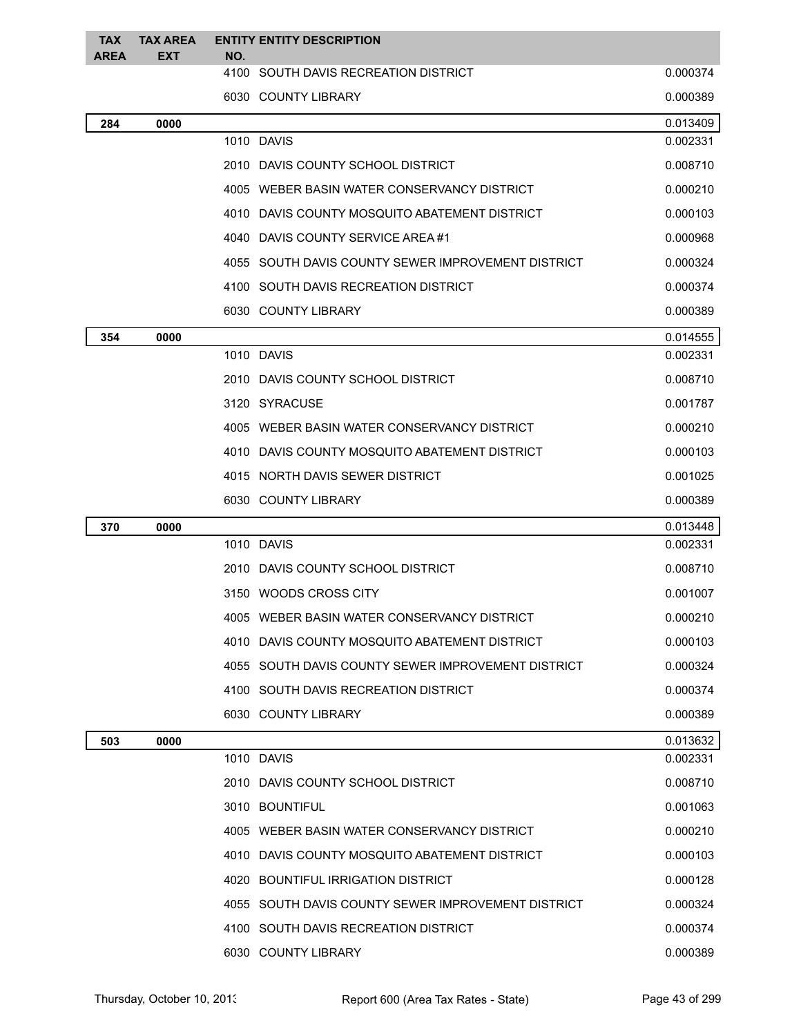| TAX AREA | TAX AREA EXT | ENTITY NO. | ENTITY DESCRIPTION | |
|---|---|---|---|---|
| | | 4100 | SOUTH DAVIS RECREATION DISTRICT | 0.000374 |
| | | 6030 | COUNTY LIBRARY | 0.000389 |
| **284** | **0000** | | | 0.013409 |
| | | 1010 | DAVIS | 0.002331 |
| | | 2010 | DAVIS COUNTY SCHOOL DISTRICT | 0.008710 |
| | | 4005 | WEBER BASIN WATER CONSERVANCY DISTRICT | 0.000210 |
| | | 4010 | DAVIS COUNTY MOSQUITO ABATEMENT DISTRICT | 0.000103 |
| | | 4040 | DAVIS COUNTY SERVICE AREA #1 | 0.000968 |
| | | 4055 | SOUTH DAVIS COUNTY SEWER IMPROVEMENT DISTRICT | 0.000324 |
| | | 4100 | SOUTH DAVIS RECREATION DISTRICT | 0.000374 |
| | | 6030 | COUNTY LIBRARY | 0.000389 |
| **354** | **0000** | | | 0.014555 |
| | | 1010 | DAVIS | 0.002331 |
| | | 2010 | DAVIS COUNTY SCHOOL DISTRICT | 0.008710 |
| | | 3120 | SYRACUSE | 0.001787 |
| | | 4005 | WEBER BASIN WATER CONSERVANCY DISTRICT | 0.000210 |
| | | 4010 | DAVIS COUNTY MOSQUITO ABATEMENT DISTRICT | 0.000103 |
| | | 4015 | NORTH DAVIS SEWER DISTRICT | 0.001025 |
| | | 6030 | COUNTY LIBRARY | 0.000389 |
| **370** | **0000** | | | 0.013448 |
| | | 1010 | DAVIS | 0.002331 |
| | | 2010 | DAVIS COUNTY SCHOOL DISTRICT | 0.008710 |
| | | 3150 | WOODS CROSS CITY | 0.001007 |
| | | 4005 | WEBER BASIN WATER CONSERVANCY DISTRICT | 0.000210 |
| | | 4010 | DAVIS COUNTY MOSQUITO ABATEMENT DISTRICT | 0.000103 |
| | | 4055 | SOUTH DAVIS COUNTY SEWER IMPROVEMENT DISTRICT | 0.000324 |
| | | 4100 | SOUTH DAVIS RECREATION DISTRICT | 0.000374 |
| | | 6030 | COUNTY LIBRARY | 0.000389 |
| **503** | **0000** | | | 0.013632 |
| | | 1010 | DAVIS | 0.002331 |
| | | 2010 | DAVIS COUNTY SCHOOL DISTRICT | 0.008710 |
| | | 3010 | BOUNTIFUL | 0.001063 |
| | | 4005 | WEBER BASIN WATER CONSERVANCY DISTRICT | 0.000210 |
| | | 4010 | DAVIS COUNTY MOSQUITO ABATEMENT DISTRICT | 0.000103 |
| | | 4020 | BOUNTIFUL IRRIGATION DISTRICT | 0.000128 |
| | | 4055 | SOUTH DAVIS COUNTY SEWER IMPROVEMENT DISTRICT | 0.000324 |
| | | 4100 | SOUTH DAVIS RECREATION DISTRICT | 0.000374 |
| | | 6030 | COUNTY LIBRARY | 0.000389 |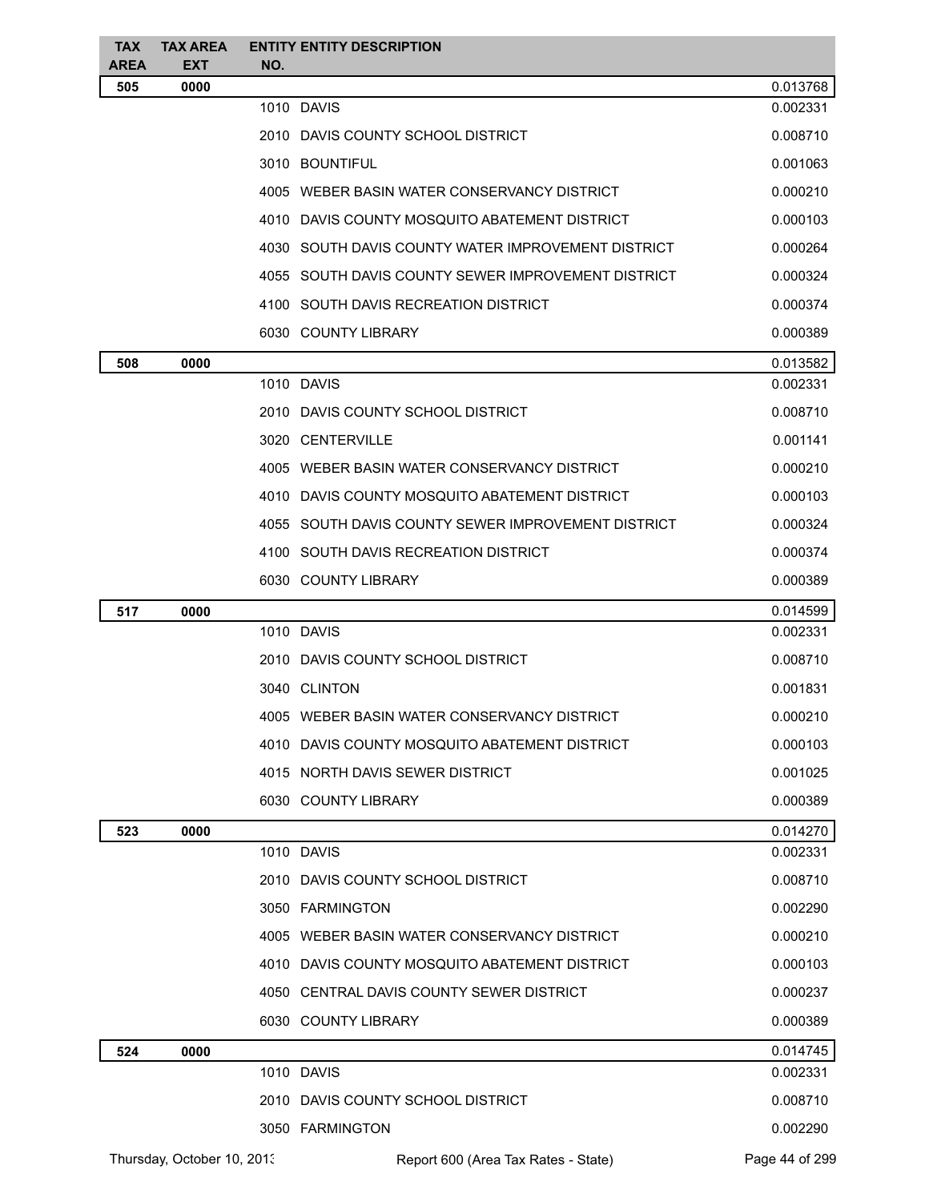| TAX AREA | TAX AREA EXT | ENTITY NO. | ENTITY DESCRIPTION | |
|---|---|---|---|---|
| **505** | **0000** | | | 0.013768 |
| | | 1010 | DAVIS | 0.002331 |
| | | 2010 | DAVIS COUNTY SCHOOL DISTRICT | 0.008710 |
| | | 3010 | BOUNTIFUL | 0.001063 |
| | | 4005 | WEBER BASIN WATER CONSERVANCY DISTRICT | 0.000210 |
| | | 4010 | DAVIS COUNTY MOSQUITO ABATEMENT DISTRICT | 0.000103 |
| | | 4030 | SOUTH DAVIS COUNTY WATER IMPROVEMENT DISTRICT | 0.000264 |
| | | 4055 | SOUTH DAVIS COUNTY SEWER IMPROVEMENT DISTRICT | 0.000324 |
| | | 4100 | SOUTH DAVIS RECREATION DISTRICT | 0.000374 |
| | | 6030 | COUNTY LIBRARY | 0.000389 |
| **508** | **0000** | | | 0.013582 |
| | | 1010 | DAVIS | 0.002331 |
| | | 2010 | DAVIS COUNTY SCHOOL DISTRICT | 0.008710 |
| | | 3020 | CENTERVILLE | 0.001141 |
| | | 4005 | WEBER BASIN WATER CONSERVANCY DISTRICT | 0.000210 |
| | | 4010 | DAVIS COUNTY MOSQUITO ABATEMENT DISTRICT | 0.000103 |
| | | 4055 | SOUTH DAVIS COUNTY SEWER IMPROVEMENT DISTRICT | 0.000324 |
| | | 4100 | SOUTH DAVIS RECREATION DISTRICT | 0.000374 |
| | | 6030 | COUNTY LIBRARY | 0.000389 |
| **517** | **0000** | | | 0.014599 |
| | | 1010 | DAVIS | 0.002331 |
| | | 2010 | DAVIS COUNTY SCHOOL DISTRICT | 0.008710 |
| | | 3040 | CLINTON | 0.001831 |
| | | 4005 | WEBER BASIN WATER CONSERVANCY DISTRICT | 0.000210 |
| | | 4010 | DAVIS COUNTY MOSQUITO ABATEMENT DISTRICT | 0.000103 |
| | | 4015 | NORTH DAVIS SEWER DISTRICT | 0.001025 |
| | | 6030 | COUNTY LIBRARY | 0.000389 |
| **523** | **0000** | | | 0.014270 |
| | | 1010 | DAVIS | 0.002331 |
| | | 2010 | DAVIS COUNTY SCHOOL DISTRICT | 0.008710 |
| | | 3050 | FARMINGTON | 0.002290 |
| | | 4005 | WEBER BASIN WATER CONSERVANCY DISTRICT | 0.000210 |
| | | 4010 | DAVIS COUNTY MOSQUITO ABATEMENT DISTRICT | 0.000103 |
| | | 4050 | CENTRAL DAVIS COUNTY SEWER DISTRICT | 0.000237 |
| | | 6030 | COUNTY LIBRARY | 0.000389 |
| **524** | **0000** | | | 0.014745 |
| | | 1010 | DAVIS | 0.002331 |
| | | 2010 | DAVIS COUNTY SCHOOL DISTRICT | 0.008710 |
| | | 3050 | FARMINGTON | 0.002290 |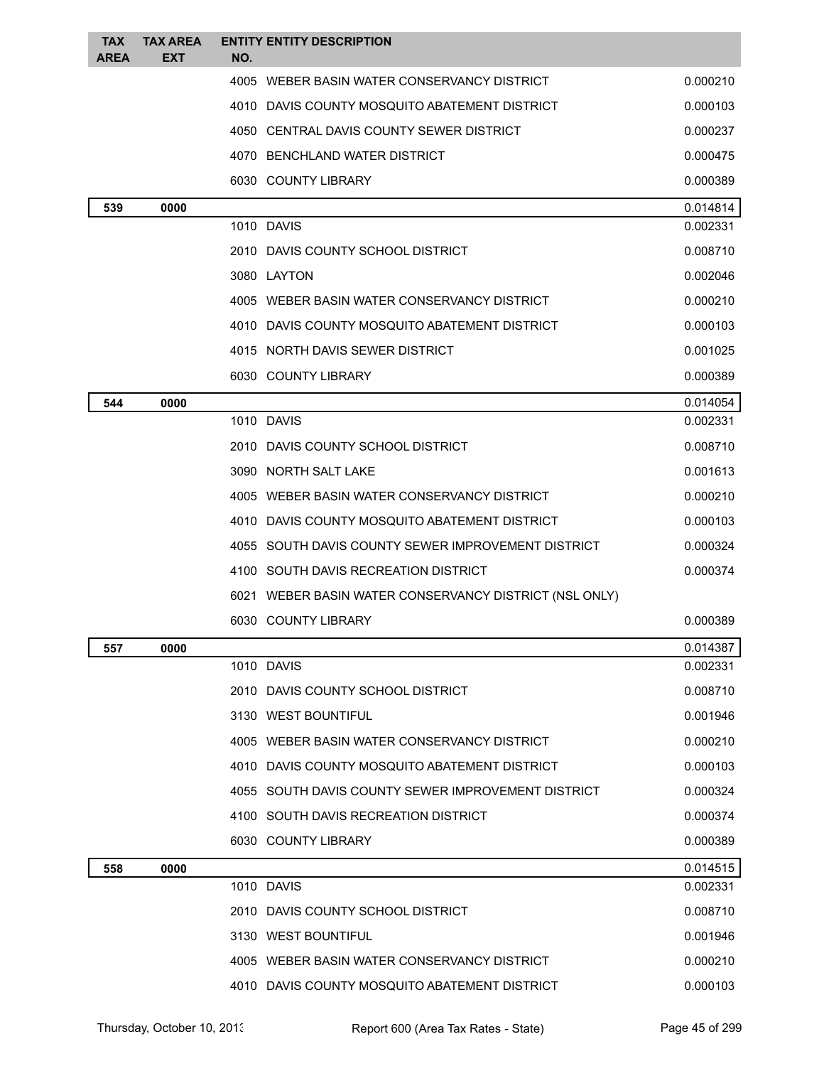| TAX AREA | TAX AREA EXT | ENTITY NO. | ENTITY DESCRIPTION | |
|---|---|---|---|---|
| | | 4005 | WEBER BASIN WATER CONSERVANCY DISTRICT | 0.000210 |
| | | 4010 | DAVIS COUNTY MOSQUITO ABATEMENT DISTRICT | 0.000103 |
| | | 4050 | CENTRAL DAVIS COUNTY SEWER DISTRICT | 0.000237 |
| | | 4070 | BENCHLAND WATER DISTRICT | 0.000475 |
| | | 6030 | COUNTY LIBRARY | 0.000389 |
| **539** | **0000** | | | 0.014814 |
| | | 1010 | DAVIS | 0.002331 |
| | | 2010 | DAVIS COUNTY SCHOOL DISTRICT | 0.008710 |
| | | 3080 | LAYTON | 0.002046 |
| | | 4005 | WEBER BASIN WATER CONSERVANCY DISTRICT | 0.000210 |
| | | 4010 | DAVIS COUNTY MOSQUITO ABATEMENT DISTRICT | 0.000103 |
| | | 4015 | NORTH DAVIS SEWER DISTRICT | 0.001025 |
| | | 6030 | COUNTY LIBRARY | 0.000389 |
| **544** | **0000** | | | 0.014054 |
| | | 1010 | DAVIS | 0.002331 |
| | | 2010 | DAVIS COUNTY SCHOOL DISTRICT | 0.008710 |
| | | 3090 | NORTH SALT LAKE | 0.001613 |
| | | 4005 | WEBER BASIN WATER CONSERVANCY DISTRICT | 0.000210 |
| | | 4010 | DAVIS COUNTY MOSQUITO ABATEMENT DISTRICT | 0.000103 |
| | | 4055 | SOUTH DAVIS COUNTY SEWER IMPROVEMENT DISTRICT | 0.000324 |
| | | 4100 | SOUTH DAVIS RECREATION DISTRICT | 0.000374 |
| | | 6021 | WEBER BASIN WATER CONSERVANCY DISTRICT (NSL ONLY) | |
| | | 6030 | COUNTY LIBRARY | 0.000389 |
| **557** | **0000** | | | 0.014387 |
| | | 1010 | DAVIS | 0.002331 |
| | | 2010 | DAVIS COUNTY SCHOOL DISTRICT | 0.008710 |
| | | 3130 | WEST BOUNTIFUL | 0.001946 |
| | | 4005 | WEBER BASIN WATER CONSERVANCY DISTRICT | 0.000210 |
| | | 4010 | DAVIS COUNTY MOSQUITO ABATEMENT DISTRICT | 0.000103 |
| | | 4055 | SOUTH DAVIS COUNTY SEWER IMPROVEMENT DISTRICT | 0.000324 |
| | | 4100 | SOUTH DAVIS RECREATION DISTRICT | 0.000374 |
| | | 6030 | COUNTY LIBRARY | 0.000389 |
| **558** | **0000** | | | 0.014515 |
| | | 1010 | DAVIS | 0.002331 |
| | | 2010 | DAVIS COUNTY SCHOOL DISTRICT | 0.008710 |
| | | 3130 | WEST BOUNTIFUL | 0.001946 |
| | | 4005 | WEBER BASIN WATER CONSERVANCY DISTRICT | 0.000210 |
| | | 4010 | DAVIS COUNTY MOSQUITO ABATEMENT DISTRICT | 0.000103 |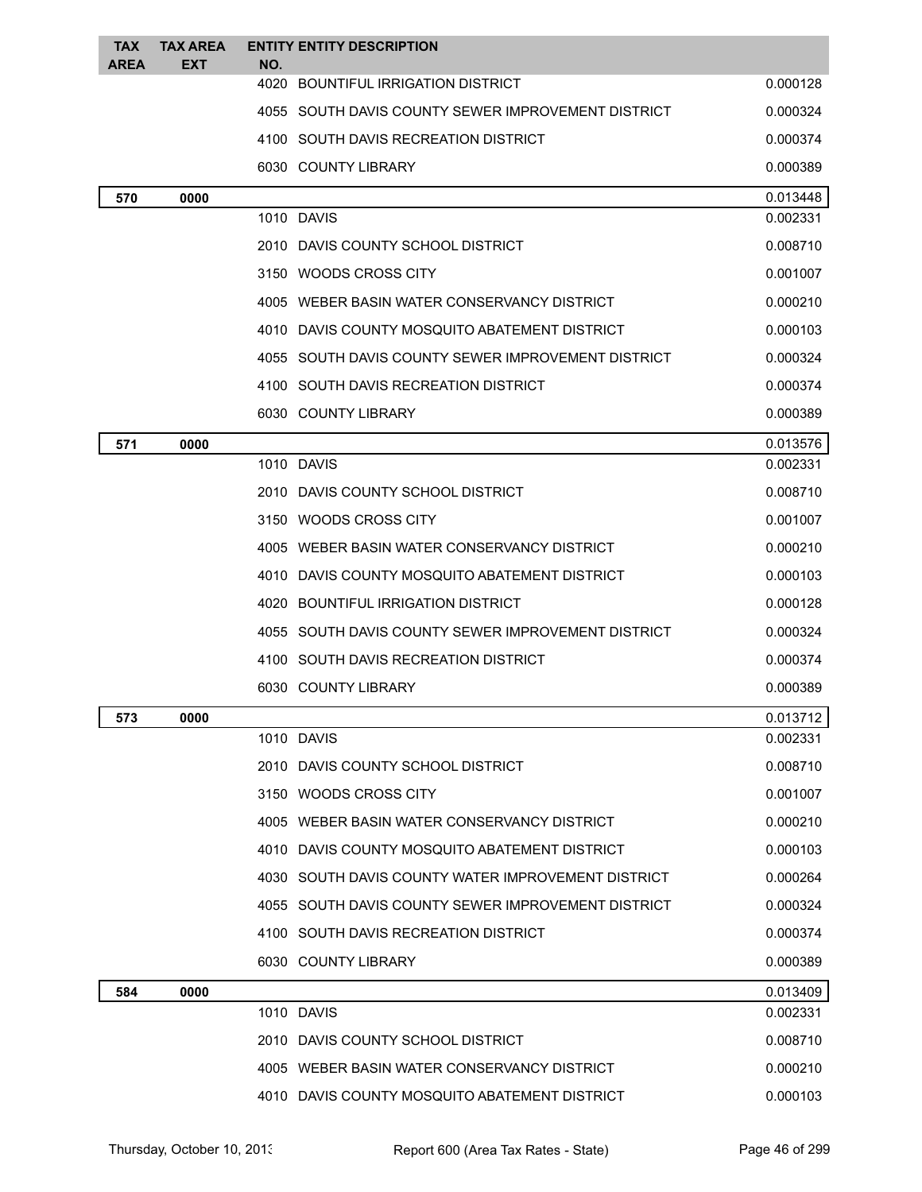| TAX AREA | TAX AREA EXT | ENTITY NO. | ENTITY DESCRIPTION | |
|---|---|---|---|---|
| | | 4020 | BOUNTIFUL IRRIGATION DISTRICT | 0.000128 |
| | | 4055 | SOUTH DAVIS COUNTY SEWER IMPROVEMENT DISTRICT | 0.000324 |
| | | 4100 | SOUTH DAVIS RECREATION DISTRICT | 0.000374 |
| | | 6030 | COUNTY LIBRARY | 0.000389 |
| **570** | **0000** | | | 0.013448 |
| | | 1010 | DAVIS | 0.002331 |
| | | 2010 | DAVIS COUNTY SCHOOL DISTRICT | 0.008710 |
| | | 3150 | WOODS CROSS CITY | 0.001007 |
| | | 4005 | WEBER BASIN WATER CONSERVANCY DISTRICT | 0.000210 |
| | | 4010 | DAVIS COUNTY MOSQUITO ABATEMENT DISTRICT | 0.000103 |
| | | 4055 | SOUTH DAVIS COUNTY SEWER IMPROVEMENT DISTRICT | 0.000324 |
| | | 4100 | SOUTH DAVIS RECREATION DISTRICT | 0.000374 |
| | | 6030 | COUNTY LIBRARY | 0.000389 |
| **571** | **0000** | | | 0.013576 |
| | | 1010 | DAVIS | 0.002331 |
| | | 2010 | DAVIS COUNTY SCHOOL DISTRICT | 0.008710 |
| | | 3150 | WOODS CROSS CITY | 0.001007 |
| | | 4005 | WEBER BASIN WATER CONSERVANCY DISTRICT | 0.000210 |
| | | 4010 | DAVIS COUNTY MOSQUITO ABATEMENT DISTRICT | 0.000103 |
| | | 4020 | BOUNTIFUL IRRIGATION DISTRICT | 0.000128 |
| | | 4055 | SOUTH DAVIS COUNTY SEWER IMPROVEMENT DISTRICT | 0.000324 |
| | | 4100 | SOUTH DAVIS RECREATION DISTRICT | 0.000374 |
| | | 6030 | COUNTY LIBRARY | 0.000389 |
| **573** | **0000** | | | 0.013712 |
| | | 1010 | DAVIS | 0.002331 |
| | | 2010 | DAVIS COUNTY SCHOOL DISTRICT | 0.008710 |
| | | 3150 | WOODS CROSS CITY | 0.001007 |
| | | 4005 | WEBER BASIN WATER CONSERVANCY DISTRICT | 0.000210 |
| | | 4010 | DAVIS COUNTY MOSQUITO ABATEMENT DISTRICT | 0.000103 |
| | | 4030 | SOUTH DAVIS COUNTY WATER IMPROVEMENT DISTRICT | 0.000264 |
| | | 4055 | SOUTH DAVIS COUNTY SEWER IMPROVEMENT DISTRICT | 0.000324 |
| | | 4100 | SOUTH DAVIS RECREATION DISTRICT | 0.000374 |
| | | 6030 | COUNTY LIBRARY | 0.000389 |
| **584** | **0000** | | | 0.013409 |
| | | 1010 | DAVIS | 0.002331 |
| | | 2010 | DAVIS COUNTY SCHOOL DISTRICT | 0.008710 |
| | | 4005 | WEBER BASIN WATER CONSERVANCY DISTRICT | 0.000210 |
| | | 4010 | DAVIS COUNTY MOSQUITO ABATEMENT DISTRICT | 0.000103 |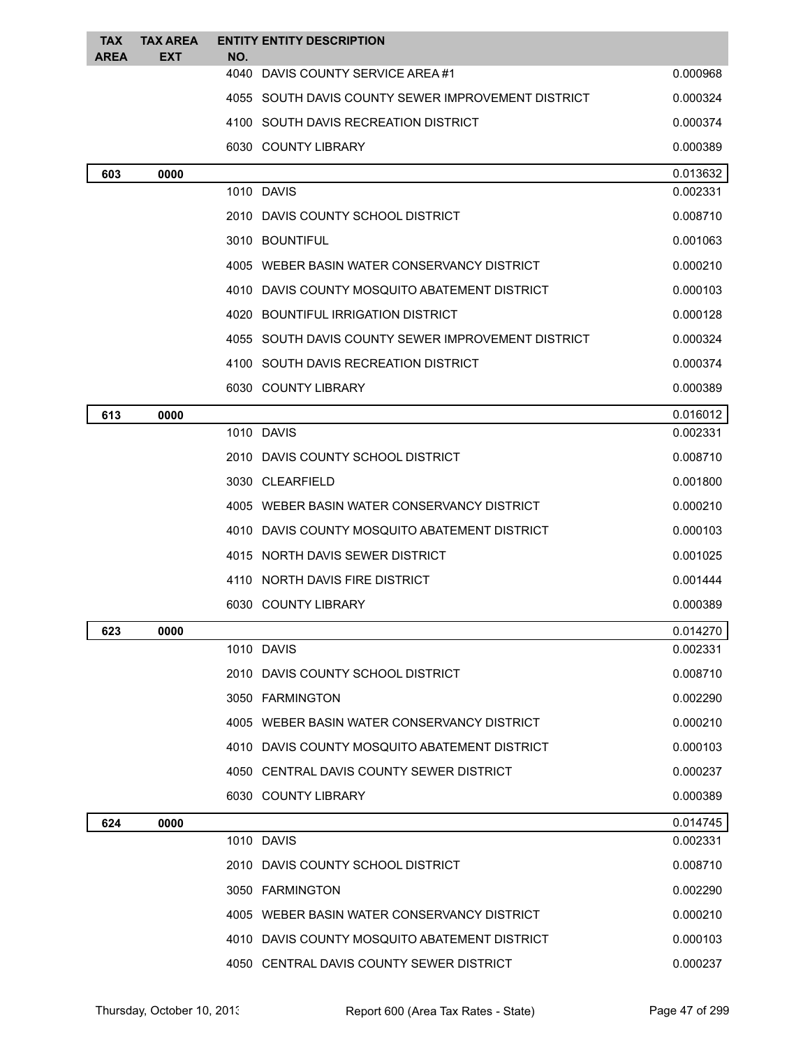| TAX AREA | TAX AREA EXT | ENTITY NO. | ENTITY DESCRIPTION | |
|---|---|---|---|---|
| | | 4040 | DAVIS COUNTY SERVICE AREA #1 | 0.000968 |
| | | 4055 | SOUTH DAVIS COUNTY SEWER IMPROVEMENT DISTRICT | 0.000324 |
| | | 4100 | SOUTH DAVIS RECREATION DISTRICT | 0.000374 |
| | | 6030 | COUNTY LIBRARY | 0.000389 |
| **603** | **0000** | | | 0.013632 |
| | | 1010 | DAVIS | 0.002331 |
| | | 2010 | DAVIS COUNTY SCHOOL DISTRICT | 0.008710 |
| | | 3010 | BOUNTIFUL | 0.001063 |
| | | 4005 | WEBER BASIN WATER CONSERVANCY DISTRICT | 0.000210 |
| | | 4010 | DAVIS COUNTY MOSQUITO ABATEMENT DISTRICT | 0.000103 |
| | | 4020 | BOUNTIFUL IRRIGATION DISTRICT | 0.000128 |
| | | 4055 | SOUTH DAVIS COUNTY SEWER IMPROVEMENT DISTRICT | 0.000324 |
| | | 4100 | SOUTH DAVIS RECREATION DISTRICT | 0.000374 |
| | | 6030 | COUNTY LIBRARY | 0.000389 |
| **613** | **0000** | | | 0.016012 |
| | | 1010 | DAVIS | 0.002331 |
| | | 2010 | DAVIS COUNTY SCHOOL DISTRICT | 0.008710 |
| | | 3030 | CLEARFIELD | 0.001800 |
| | | 4005 | WEBER BASIN WATER CONSERVANCY DISTRICT | 0.000210 |
| | | 4010 | DAVIS COUNTY MOSQUITO ABATEMENT DISTRICT | 0.000103 |
| | | 4015 | NORTH DAVIS SEWER DISTRICT | 0.001025 |
| | | 4110 | NORTH DAVIS FIRE DISTRICT | 0.001444 |
| | | 6030 | COUNTY LIBRARY | 0.000389 |
| **623** | **0000** | | | 0.014270 |
| | | 1010 | DAVIS | 0.002331 |
| | | 2010 | DAVIS COUNTY SCHOOL DISTRICT | 0.008710 |
| | | 3050 | FARMINGTON | 0.002290 |
| | | 4005 | WEBER BASIN WATER CONSERVANCY DISTRICT | 0.000210 |
| | | 4010 | DAVIS COUNTY MOSQUITO ABATEMENT DISTRICT | 0.000103 |
| | | 4050 | CENTRAL DAVIS COUNTY SEWER DISTRICT | 0.000237 |
| | | 6030 | COUNTY LIBRARY | 0.000389 |
| **624** | **0000** | | | 0.014745 |
| | | 1010 | DAVIS | 0.002331 |
| | | 2010 | DAVIS COUNTY SCHOOL DISTRICT | 0.008710 |
| | | 3050 | FARMINGTON | 0.002290 |
| | | 4005 | WEBER BASIN WATER CONSERVANCY DISTRICT | 0.000210 |
| | | 4010 | DAVIS COUNTY MOSQUITO ABATEMENT DISTRICT | 0.000103 |
| | | 4050 | CENTRAL DAVIS COUNTY SEWER DISTRICT | 0.000237 |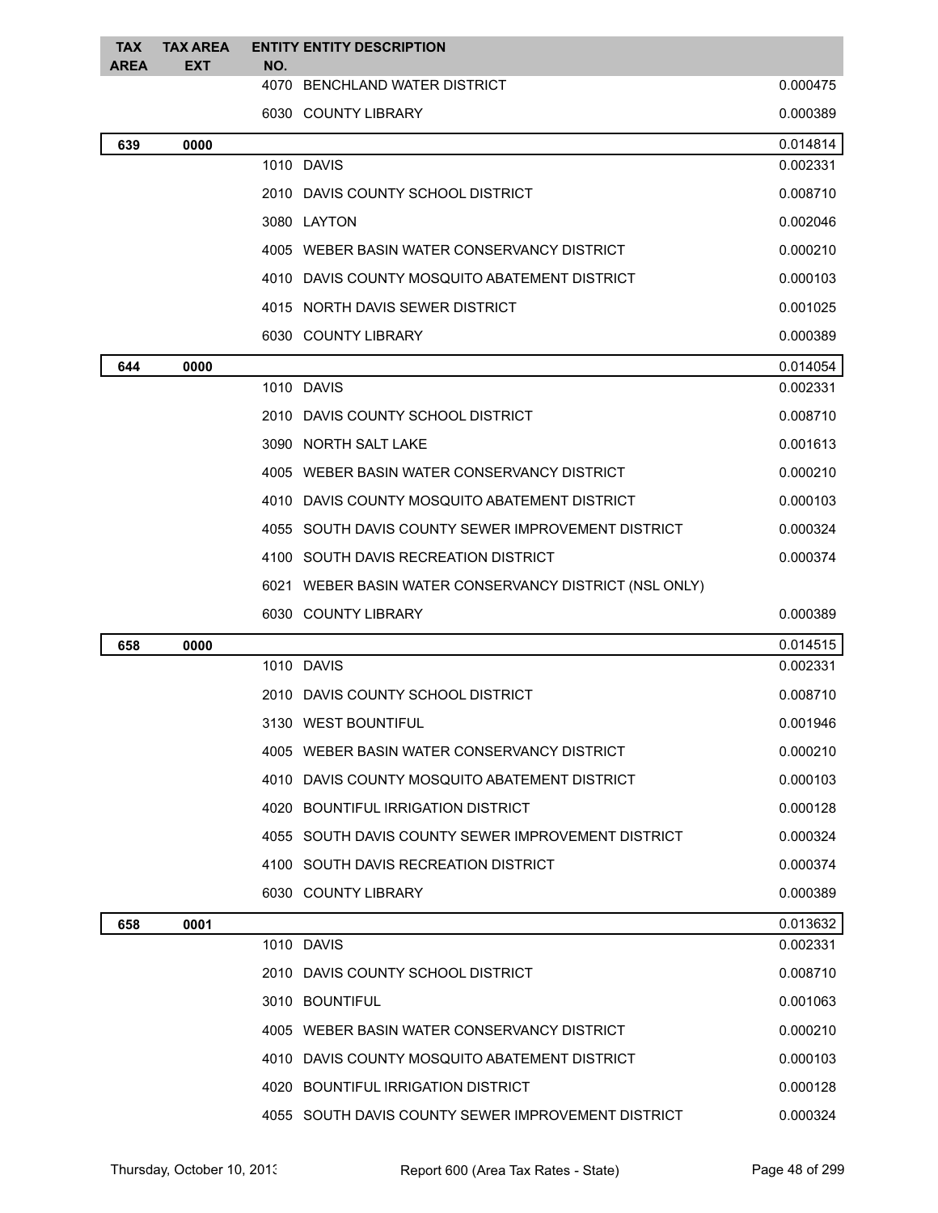| TAX AREA | TAX AREA EXT | ENTITY NO. | ENTITY DESCRIPTION | |
|---|---|---|---|---|
| | | 4070 | BENCHLAND WATER DISTRICT | 0.000475 |
| | | 6030 | COUNTY LIBRARY | 0.000389 |
| **639** | **0000** | | | 0.014814 |
| | | 1010 | DAVIS | 0.002331 |
| | | 2010 | DAVIS COUNTY SCHOOL DISTRICT | 0.008710 |
| | | 3080 | LAYTON | 0.002046 |
| | | 4005 | WEBER BASIN WATER CONSERVANCY DISTRICT | 0.000210 |
| | | 4010 | DAVIS COUNTY MOSQUITO ABATEMENT DISTRICT | 0.000103 |
| | | 4015 | NORTH DAVIS SEWER DISTRICT | 0.001025 |
| | | 6030 | COUNTY LIBRARY | 0.000389 |
| **644** | **0000** | | | 0.014054 |
| | | 1010 | DAVIS | 0.002331 |
| | | 2010 | DAVIS COUNTY SCHOOL DISTRICT | 0.008710 |
| | | 3090 | NORTH SALT LAKE | 0.001613 |
| | | 4005 | WEBER BASIN WATER CONSERVANCY DISTRICT | 0.000210 |
| | | 4010 | DAVIS COUNTY MOSQUITO ABATEMENT DISTRICT | 0.000103 |
| | | 4055 | SOUTH DAVIS COUNTY SEWER IMPROVEMENT DISTRICT | 0.000324 |
| | | 4100 | SOUTH DAVIS RECREATION DISTRICT | 0.000374 |
| | | 6021 | WEBER BASIN WATER CONSERVANCY DISTRICT (NSL ONLY) | |
| | | 6030 | COUNTY LIBRARY | 0.000389 |
| **658** | **0000** | | | 0.014515 |
| | | 1010 | DAVIS | 0.002331 |
| | | 2010 | DAVIS COUNTY SCHOOL DISTRICT | 0.008710 |
| | | 3130 | WEST BOUNTIFUL | 0.001946 |
| | | 4005 | WEBER BASIN WATER CONSERVANCY DISTRICT | 0.000210 |
| | | 4010 | DAVIS COUNTY MOSQUITO ABATEMENT DISTRICT | 0.000103 |
| | | 4020 | BOUNTIFUL IRRIGATION DISTRICT | 0.000128 |
| | | 4055 | SOUTH DAVIS COUNTY SEWER IMPROVEMENT DISTRICT | 0.000324 |
| | | 4100 | SOUTH DAVIS RECREATION DISTRICT | 0.000374 |
| | | 6030 | COUNTY LIBRARY | 0.000389 |
| **658** | **0001** | | | 0.013632 |
| | | 1010 | DAVIS | 0.002331 |
| | | 2010 | DAVIS COUNTY SCHOOL DISTRICT | 0.008710 |
| | | 3010 | BOUNTIFUL | 0.001063 |
| | | 4005 | WEBER BASIN WATER CONSERVANCY DISTRICT | 0.000210 |
| | | 4010 | DAVIS COUNTY MOSQUITO ABATEMENT DISTRICT | 0.000103 |
| | | 4020 | BOUNTIFUL IRRIGATION DISTRICT | 0.000128 |
| | | 4055 | SOUTH DAVIS COUNTY SEWER IMPROVEMENT DISTRICT | 0.000324 |

Thursday, October 10, 2013 Report 600 (Area Tax Rates - State)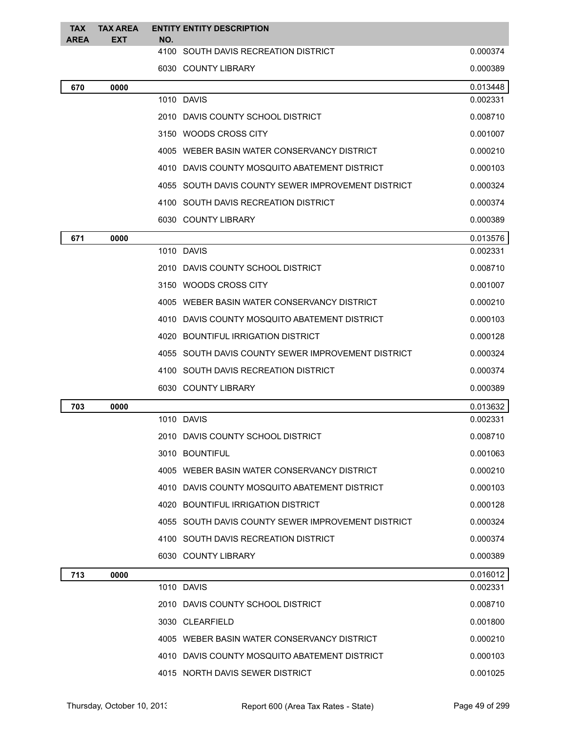| TAX AREA | TAX AREA EXT | ENTITY NO. | ENTITY DESCRIPTION | |
|---|---|---|---|---|
| | | 4100 | SOUTH DAVIS RECREATION DISTRICT | 0.000374 |
| | | 6030 | COUNTY LIBRARY | 0.000389 |
| **670** | **0000** | | | 0.013448 |
| | | 1010 | DAVIS | 0.002331 |
| | | 2010 | DAVIS COUNTY SCHOOL DISTRICT | 0.008710 |
| | | 3150 | WOODS CROSS CITY | 0.001007 |
| | | 4005 | WEBER BASIN WATER CONSERVANCY DISTRICT | 0.000210 |
| | | 4010 | DAVIS COUNTY MOSQUITO ABATEMENT DISTRICT | 0.000103 |
| | | 4055 | SOUTH DAVIS COUNTY SEWER IMPROVEMENT DISTRICT | 0.000324 |
| | | 4100 | SOUTH DAVIS RECREATION DISTRICT | 0.000374 |
| | | 6030 | COUNTY LIBRARY | 0.000389 |
| **671** | **0000** | | | 0.013576 |
| | | 1010 | DAVIS | 0.002331 |
| | | 2010 | DAVIS COUNTY SCHOOL DISTRICT | 0.008710 |
| | | 3150 | WOODS CROSS CITY | 0.001007 |
| | | 4005 | WEBER BASIN WATER CONSERVANCY DISTRICT | 0.000210 |
| | | 4010 | DAVIS COUNTY MOSQUITO ABATEMENT DISTRICT | 0.000103 |
| | | 4020 | BOUNTIFUL IRRIGATION DISTRICT | 0.000128 |
| | | 4055 | SOUTH DAVIS COUNTY SEWER IMPROVEMENT DISTRICT | 0.000324 |
| | | 4100 | SOUTH DAVIS RECREATION DISTRICT | 0.000374 |
| | | 6030 | COUNTY LIBRARY | 0.000389 |
| **703** | **0000** | | | 0.013632 |
| | | 1010 | DAVIS | 0.002331 |
| | | 2010 | DAVIS COUNTY SCHOOL DISTRICT | 0.008710 |
| | | 3010 | BOUNTIFUL | 0.001063 |
| | | 4005 | WEBER BASIN WATER CONSERVANCY DISTRICT | 0.000210 |
| | | 4010 | DAVIS COUNTY MOSQUITO ABATEMENT DISTRICT | 0.000103 |
| | | 4020 | BOUNTIFUL IRRIGATION DISTRICT | 0.000128 |
| | | 4055 | SOUTH DAVIS COUNTY SEWER IMPROVEMENT DISTRICT | 0.000324 |
| | | 4100 | SOUTH DAVIS RECREATION DISTRICT | 0.000374 |
| | | 6030 | COUNTY LIBRARY | 0.000389 |
| **713** | **0000** | | | 0.016012 |
| | | 1010 | DAVIS | 0.002331 |
| | | 2010 | DAVIS COUNTY SCHOOL DISTRICT | 0.008710 |
| | | 3030 | CLEARFIELD | 0.001800 |
| | | 4005 | WEBER BASIN WATER CONSERVANCY DISTRICT | 0.000210 |
| | | 4010 | DAVIS COUNTY MOSQUITO ABATEMENT DISTRICT | 0.000103 |
| | | 4015 | NORTH DAVIS SEWER DISTRICT | 0.001025 |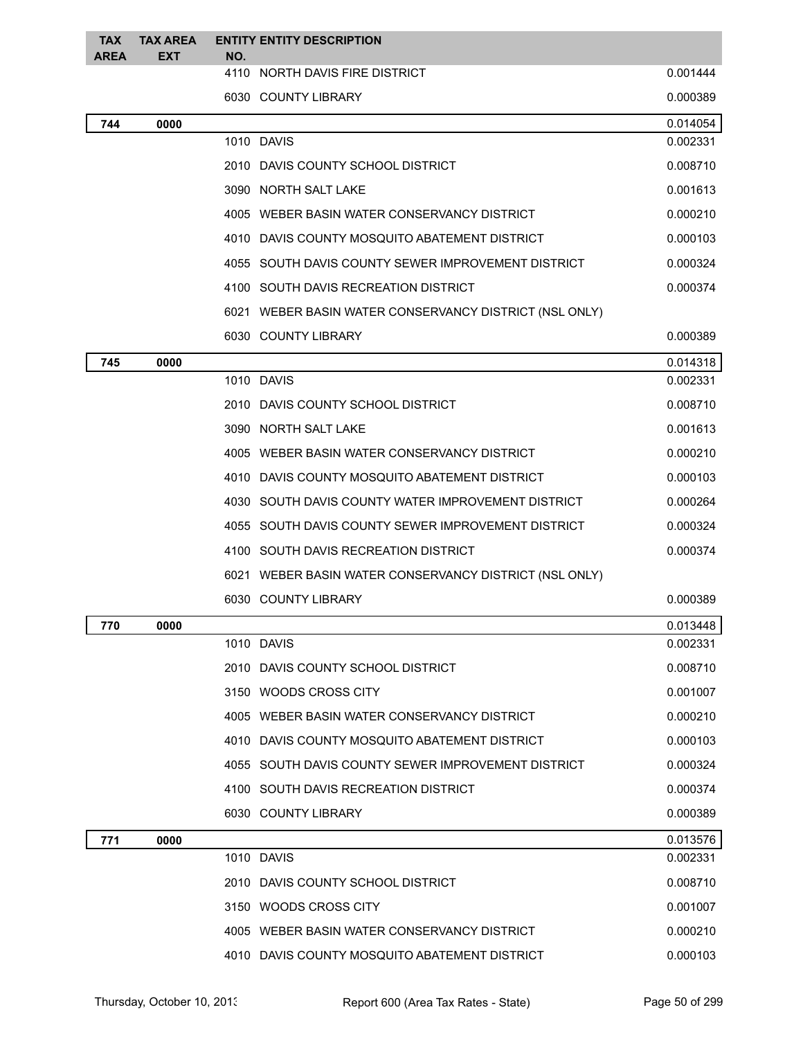| TAX AREA | TAX AREA EXT | ENTITY NO. | ENTITY DESCRIPTION | |
|---|---|---|---|---|
| | | 4110 | NORTH DAVIS FIRE DISTRICT | 0.001444 |
| | | 6030 | COUNTY LIBRARY | 0.000389 |
| **744** | **0000** | | | 0.014054 |
| | | 1010 | DAVIS | 0.002331 |
| | | 2010 | DAVIS COUNTY SCHOOL DISTRICT | 0.008710 |
| | | 3090 | NORTH SALT LAKE | 0.001613 |
| | | 4005 | WEBER BASIN WATER CONSERVANCY DISTRICT | 0.000210 |
| | | 4010 | DAVIS COUNTY MOSQUITO ABATEMENT DISTRICT | 0.000103 |
| | | 4055 | SOUTH DAVIS COUNTY SEWER IMPROVEMENT DISTRICT | 0.000324 |
| | | 4100 | SOUTH DAVIS RECREATION DISTRICT | 0.000374 |
| | | 6021 | WEBER BASIN WATER CONSERVANCY DISTRICT (NSL ONLY) | |
| | | 6030 | COUNTY LIBRARY | 0.000389 |
| **745** | **0000** | | | 0.014318 |
| | | 1010 | DAVIS | 0.002331 |
| | | 2010 | DAVIS COUNTY SCHOOL DISTRICT | 0.008710 |
| | | 3090 | NORTH SALT LAKE | 0.001613 |
| | | 4005 | WEBER BASIN WATER CONSERVANCY DISTRICT | 0.000210 |
| | | 4010 | DAVIS COUNTY MOSQUITO ABATEMENT DISTRICT | 0.000103 |
| | | 4030 | SOUTH DAVIS COUNTY WATER IMPROVEMENT DISTRICT | 0.000264 |
| | | 4055 | SOUTH DAVIS COUNTY SEWER IMPROVEMENT DISTRICT | 0.000324 |
| | | 4100 | SOUTH DAVIS RECREATION DISTRICT | 0.000374 |
| | | 6021 | WEBER BASIN WATER CONSERVANCY DISTRICT (NSL ONLY) | |
| | | 6030 | COUNTY LIBRARY | 0.000389 |
| **770** | **0000** | | | 0.013448 |
| | | 1010 | DAVIS | 0.002331 |
| | | 2010 | DAVIS COUNTY SCHOOL DISTRICT | 0.008710 |
| | | 3150 | WOODS CROSS CITY | 0.001007 |
| | | 4005 | WEBER BASIN WATER CONSERVANCY DISTRICT | 0.000210 |
| | | 4010 | DAVIS COUNTY MOSQUITO ABATEMENT DISTRICT | 0.000103 |
| | | 4055 | SOUTH DAVIS COUNTY SEWER IMPROVEMENT DISTRICT | 0.000324 |
| | | 4100 | SOUTH DAVIS RECREATION DISTRICT | 0.000374 |
| | | 6030 | COUNTY LIBRARY | 0.000389 |
| **771** | **0000** | | | 0.013576 |
| | | 1010 | DAVIS | 0.002331 |
| | | 2010 | DAVIS COUNTY SCHOOL DISTRICT | 0.008710 |
| | | 3150 | WOODS CROSS CITY | 0.001007 |
| | | 4005 | WEBER BASIN WATER CONSERVANCY DISTRICT | 0.000210 |
| | | 4010 | DAVIS COUNTY MOSQUITO ABATEMENT DISTRICT | 0.000103 |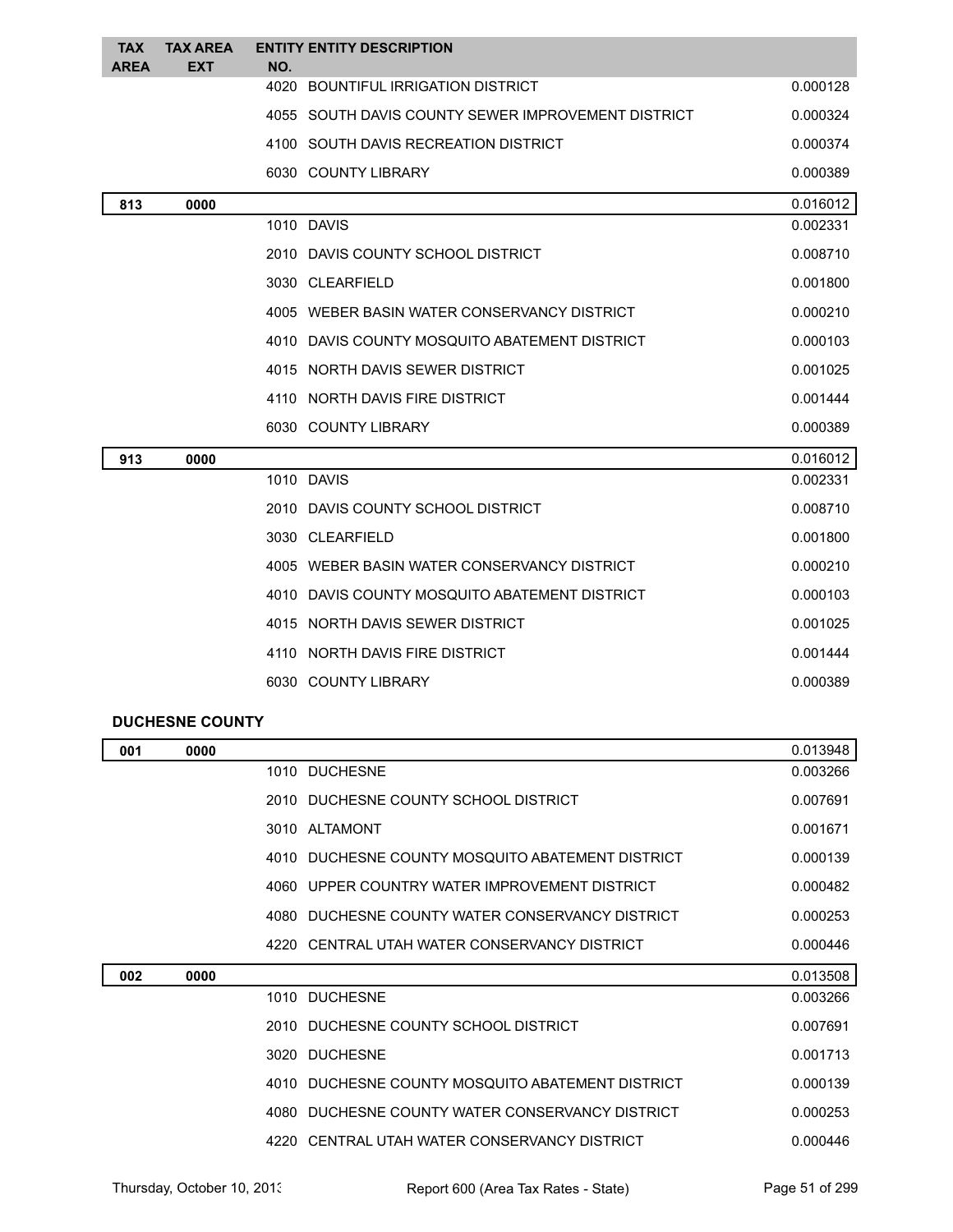| TAX AREA | TAX AREA EXT | ENTITY NO. | ENTITY DESCRIPTION | |
|---|---|---|---|---|
| | | 4020 | BOUNTIFUL IRRIGATION DISTRICT | 0.000128 |
| | | 4055 | SOUTH DAVIS COUNTY SEWER IMPROVEMENT DISTRICT | 0.000324 |
| | | 4100 | SOUTH DAVIS RECREATION DISTRICT | 0.000374 |
| | | 6030 | COUNTY LIBRARY | 0.000389 |
| **813** | **0000** | | | 0.016012 |
| | | 1010 | DAVIS | 0.002331 |
| | | 2010 | DAVIS COUNTY SCHOOL DISTRICT | 0.008710 |
| | | 3030 | CLEARFIELD | 0.001800 |
| | | 4005 | WEBER BASIN WATER CONSERVANCY DISTRICT | 0.000210 |
| | | 4010 | DAVIS COUNTY MOSQUITO ABATEMENT DISTRICT | 0.000103 |
| | | 4015 | NORTH DAVIS SEWER DISTRICT | 0.001025 |
| | | 4110 | NORTH DAVIS FIRE DISTRICT | 0.001444 |
| | | 6030 | COUNTY LIBRARY | 0.000389 |
| **913** | **0000** | | | 0.016012 |
| | | 1010 | DAVIS | 0.002331 |
| | | 2010 | DAVIS COUNTY SCHOOL DISTRICT | 0.008710 |
| | | 3030 | CLEARFIELD | 0.001800 |
| | | 4005 | WEBER BASIN WATER CONSERVANCY DISTRICT | 0.000210 |
| | | 4010 | DAVIS COUNTY MOSQUITO ABATEMENT DISTRICT | 0.000103 |
| | | 4015 | NORTH DAVIS SEWER DISTRICT | 0.001025 |
| | | 4110 | NORTH DAVIS FIRE DISTRICT | 0.001444 |
| | | 6030 | COUNTY LIBRARY | 0.000389 |

**DUCHESNE COUNTY**

| TAX AREA | TAX AREA EXT | ENTITY NO. | ENTITY DESCRIPTION | |
|---|---|---|---|---|
| **001** | **0000** | | | 0.013948 |
| | | 1010 | DUCHESNE | 0.003266 |
| | | 2010 | DUCHESNE COUNTY SCHOOL DISTRICT | 0.007691 |
| | | 3010 | ALTAMONT | 0.001671 |
| | | 4010 | DUCHESNE COUNTY MOSQUITO ABATEMENT DISTRICT | 0.000139 |
| | | 4060 | UPPER COUNTRY WATER IMPROVEMENT DISTRICT | 0.000482 |
| | | 4080 | DUCHESNE COUNTY WATER CONSERVANCY DISTRICT | 0.000253 |
| | | 4220 | CENTRAL UTAH WATER CONSERVANCY DISTRICT | 0.000446 |
| **002** | **0000** | | | 0.013508 |
| | | 1010 | DUCHESNE | 0.003266 |
| | | 2010 | DUCHESNE COUNTY SCHOOL DISTRICT | 0.007691 |
| | | 3020 | DUCHESNE | 0.001713 |
| | | 4010 | DUCHESNE COUNTY MOSQUITO ABATEMENT DISTRICT | 0.000139 |
| | | 4080 | DUCHESNE COUNTY WATER CONSERVANCY DISTRICT | 0.000253 |
| | | 4220 | CENTRAL UTAH WATER CONSERVANCY DISTRICT | 0.000446 |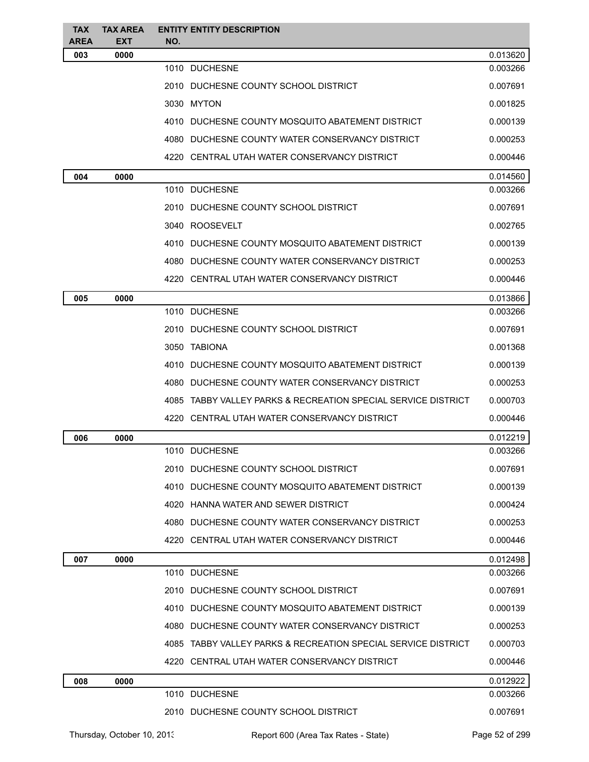| TAX AREA | TAX AREA EXT | ENTITY NO. | ENTITY DESCRIPTION | |
|---|---|---|---|---|
| 003 | 0000 | | | 0.013620 |
| | | 1010 | DUCHESNE | 0.003266 |
| | | 2010 | DUCHESNE COUNTY SCHOOL DISTRICT | 0.007691 |
| | | 3030 | MYTON | 0.001825 |
| | | 4010 | DUCHESNE COUNTY MOSQUITO ABATEMENT DISTRICT | 0.000139 |
| | | 4080 | DUCHESNE COUNTY WATER CONSERVANCY DISTRICT | 0.000253 |
| | | 4220 | CENTRAL UTAH WATER CONSERVANCY DISTRICT | 0.000446 |
| 004 | 0000 | | | 0.014560 |
| | | 1010 | DUCHESNE | 0.003266 |
| | | 2010 | DUCHESNE COUNTY SCHOOL DISTRICT | 0.007691 |
| | | 3040 | ROOSEVELT | 0.002765 |
| | | 4010 | DUCHESNE COUNTY MOSQUITO ABATEMENT DISTRICT | 0.000139 |
| | | 4080 | DUCHESNE COUNTY WATER CONSERVANCY DISTRICT | 0.000253 |
| | | 4220 | CENTRAL UTAH WATER CONSERVANCY DISTRICT | 0.000446 |
| 005 | 0000 | | | 0.013866 |
| | | 1010 | DUCHESNE | 0.003266 |
| | | 2010 | DUCHESNE COUNTY SCHOOL DISTRICT | 0.007691 |
| | | 3050 | TABIONA | 0.001368 |
| | | 4010 | DUCHESNE COUNTY MOSQUITO ABATEMENT DISTRICT | 0.000139 |
| | | 4080 | DUCHESNE COUNTY WATER CONSERVANCY DISTRICT | 0.000253 |
| | | 4085 | TABBY VALLEY PARKS & RECREATION SPECIAL SERVICE DISTRICT | 0.000703 |
| | | 4220 | CENTRAL UTAH WATER CONSERVANCY DISTRICT | 0.000446 |
| 006 | 0000 | | | 0.012219 |
| | | 1010 | DUCHESNE | 0.003266 |
| | | 2010 | DUCHESNE COUNTY SCHOOL DISTRICT | 0.007691 |
| | | 4010 | DUCHESNE COUNTY MOSQUITO ABATEMENT DISTRICT | 0.000139 |
| | | 4020 | HANNA WATER AND SEWER DISTRICT | 0.000424 |
| | | 4080 | DUCHESNE COUNTY WATER CONSERVANCY DISTRICT | 0.000253 |
| | | 4220 | CENTRAL UTAH WATER CONSERVANCY DISTRICT | 0.000446 |
| 007 | 0000 | | | 0.012498 |
| | | 1010 | DUCHESNE | 0.003266 |
| | | 2010 | DUCHESNE COUNTY SCHOOL DISTRICT | 0.007691 |
| | | 4010 | DUCHESNE COUNTY MOSQUITO ABATEMENT DISTRICT | 0.000139 |
| | | 4080 | DUCHESNE COUNTY WATER CONSERVANCY DISTRICT | 0.000253 |
| | | 4085 | TABBY VALLEY PARKS & RECREATION SPECIAL SERVICE DISTRICT | 0.000703 |
| | | 4220 | CENTRAL UTAH WATER CONSERVANCY DISTRICT | 0.000446 |
| 008 | 0000 | | | 0.012922 |
| | | 1010 | DUCHESNE | 0.003266 |
| | | 2010 | DUCHESNE COUNTY SCHOOL DISTRICT | 0.007691 |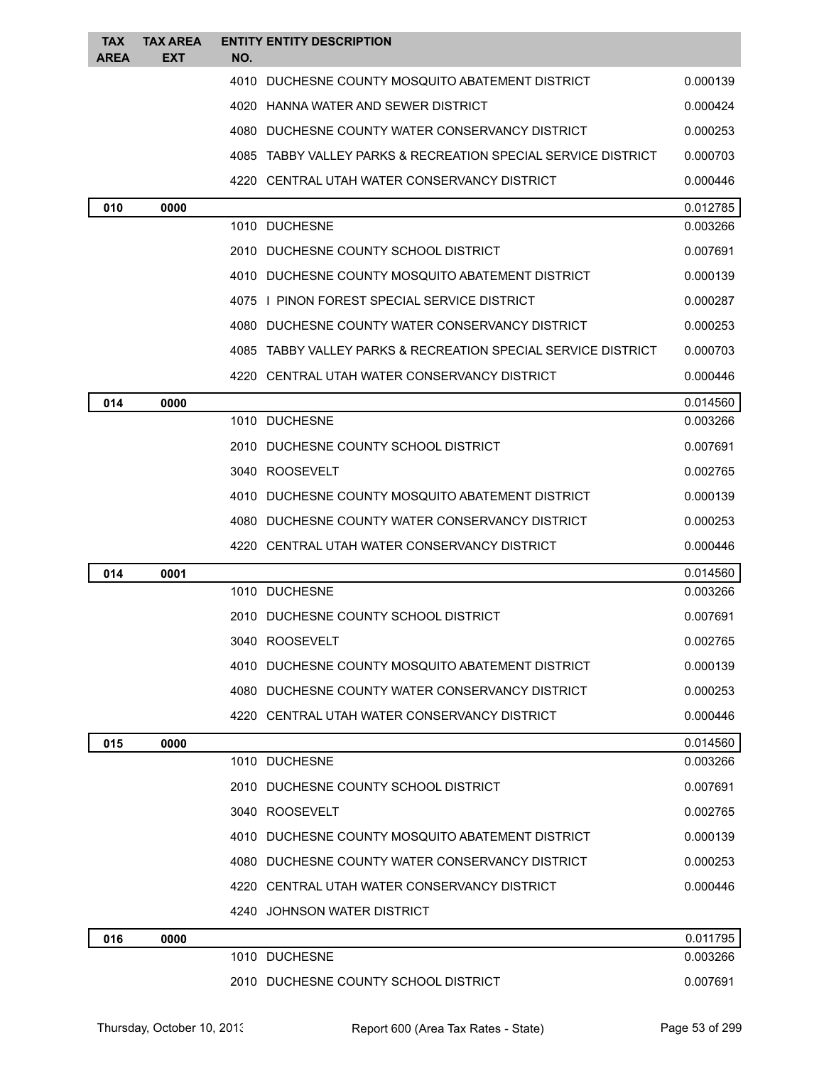| TAX AREA | TAX AREA EXT | ENTITY NO. | ENTITY DESCRIPTION | |
|---|---|---|---|---|
| | | 4010 | DUCHESNE COUNTY MOSQUITO ABATEMENT DISTRICT | 0.000139 |
| | | 4020 | HANNA WATER AND SEWER DISTRICT | 0.000424 |
| | | 4080 | DUCHESNE COUNTY WATER CONSERVANCY DISTRICT | 0.000253 |
| | | 4085 | TABBY VALLEY PARKS & RECREATION SPECIAL SERVICE DISTRICT | 0.000703 |
| | | 4220 | CENTRAL UTAH WATER CONSERVANCY DISTRICT | 0.000446 |
| **010** | **0000** | | | 0.012785 |
| | | 1010 | DUCHESNE | 0.003266 |
| | | 2010 | DUCHESNE COUNTY SCHOOL DISTRICT | 0.007691 |
| | | 4010 | DUCHESNE COUNTY MOSQUITO ABATEMENT DISTRICT | 0.000139 |
| | | 4075 | I PINON FOREST SPECIAL SERVICE DISTRICT | 0.000287 |
| | | 4080 | DUCHESNE COUNTY WATER CONSERVANCY DISTRICT | 0.000253 |
| | | 4085 | TABBY VALLEY PARKS & RECREATION SPECIAL SERVICE DISTRICT | 0.000703 |
| | | 4220 | CENTRAL UTAH WATER CONSERVANCY DISTRICT | 0.000446 |
| **014** | **0000** | | | 0.014560 |
| | | 1010 | DUCHESNE | 0.003266 |
| | | 2010 | DUCHESNE COUNTY SCHOOL DISTRICT | 0.007691 |
| | | 3040 | ROOSEVELT | 0.002765 |
| | | 4010 | DUCHESNE COUNTY MOSQUITO ABATEMENT DISTRICT | 0.000139 |
| | | 4080 | DUCHESNE COUNTY WATER CONSERVANCY DISTRICT | 0.000253 |
| | | 4220 | CENTRAL UTAH WATER CONSERVANCY DISTRICT | 0.000446 |
| **014** | **0001** | | | 0.014560 |
| | | 1010 | DUCHESNE | 0.003266 |
| | | 2010 | DUCHESNE COUNTY SCHOOL DISTRICT | 0.007691 |
| | | 3040 | ROOSEVELT | 0.002765 |
| | | 4010 | DUCHESNE COUNTY MOSQUITO ABATEMENT DISTRICT | 0.000139 |
| | | 4080 | DUCHESNE COUNTY WATER CONSERVANCY DISTRICT | 0.000253 |
| | | 4220 | CENTRAL UTAH WATER CONSERVANCY DISTRICT | 0.000446 |
| **015** | **0000** | | | 0.014560 |
| | | 1010 | DUCHESNE | 0.003266 |
| | | 2010 | DUCHESNE COUNTY SCHOOL DISTRICT | 0.007691 |
| | | 3040 | ROOSEVELT | 0.002765 |
| | | 4010 | DUCHESNE COUNTY MOSQUITO ABATEMENT DISTRICT | 0.000139 |
| | | 4080 | DUCHESNE COUNTY WATER CONSERVANCY DISTRICT | 0.000253 |
| | | 4220 | CENTRAL UTAH WATER CONSERVANCY DISTRICT | 0.000446 |
| | | 4240 | JOHNSON WATER DISTRICT | |
| **016** | **0000** | | | 0.011795 |
| | | 1010 | DUCHESNE | 0.003266 |
| | | 2010 | DUCHESNE COUNTY SCHOOL DISTRICT | 0.007691 |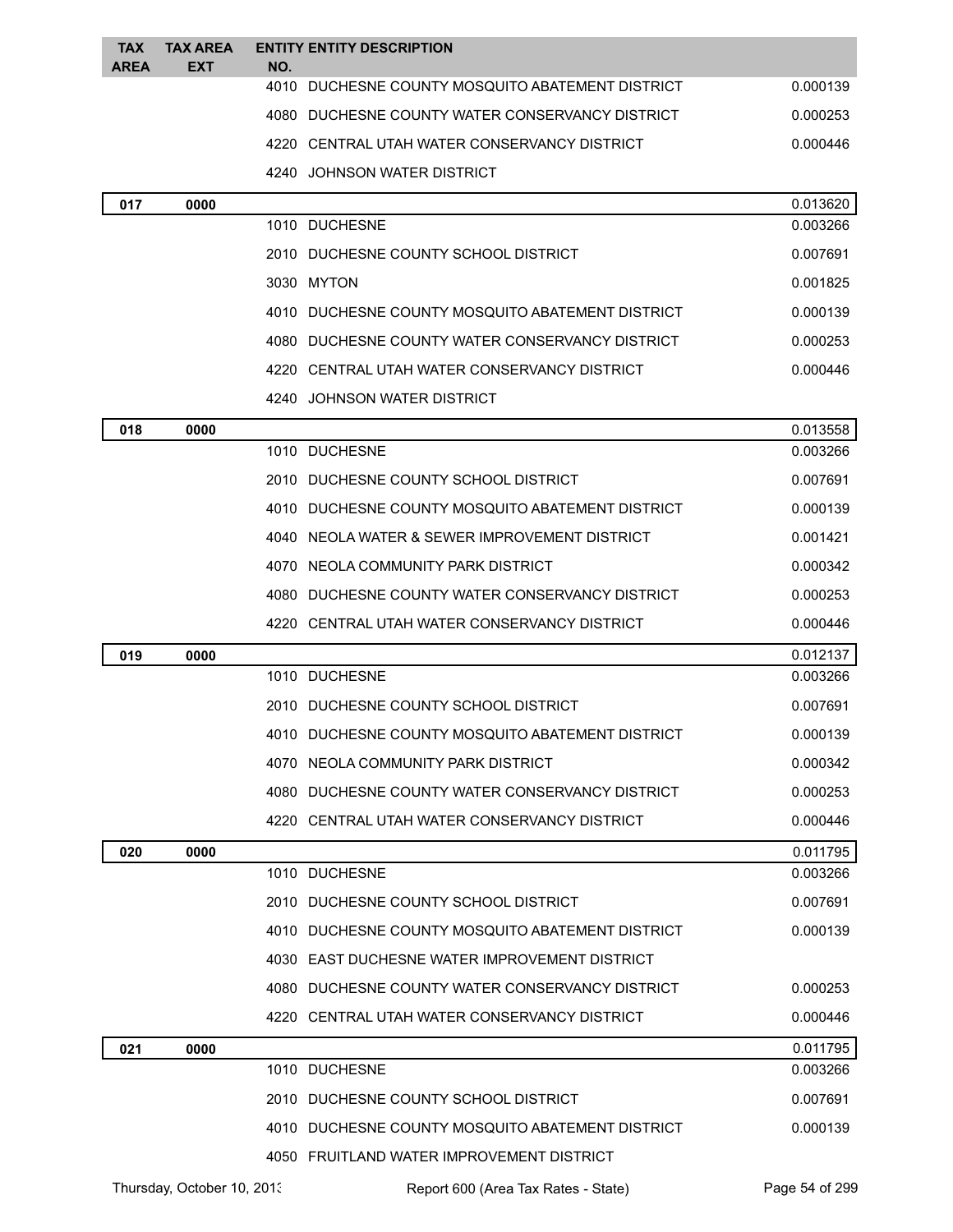| TAX AREA | TAX AREA EXT | ENTITY NO. | ENTITY DESCRIPTION | |
|---|---|---|---|---|
| | | 4010 | DUCHESNE COUNTY MOSQUITO ABATEMENT DISTRICT | 0.000139 |
| | | 4080 | DUCHESNE COUNTY WATER CONSERVANCY DISTRICT | 0.000253 |
| | | 4220 | CENTRAL UTAH WATER CONSERVANCY DISTRICT | 0.000446 |
| | | 4240 | JOHNSON WATER DISTRICT | |
| **017** | **0000** | | | 0.013620 |
| | | 1010 | DUCHESNE | 0.003266 |
| | | 2010 | DUCHESNE COUNTY SCHOOL DISTRICT | 0.007691 |
| | | 3030 | MYTON | 0.001825 |
| | | 4010 | DUCHESNE COUNTY MOSQUITO ABATEMENT DISTRICT | 0.000139 |
| | | 4080 | DUCHESNE COUNTY WATER CONSERVANCY DISTRICT | 0.000253 |
| | | 4220 | CENTRAL UTAH WATER CONSERVANCY DISTRICT | 0.000446 |
| | | 4240 | JOHNSON WATER DISTRICT | |
| **018** | **0000** | | | 0.013558 |
| | | 1010 | DUCHESNE | 0.003266 |
| | | 2010 | DUCHESNE COUNTY SCHOOL DISTRICT | 0.007691 |
| | | 4010 | DUCHESNE COUNTY MOSQUITO ABATEMENT DISTRICT | 0.000139 |
| | | 4040 | NEOLA WATER & SEWER IMPROVEMENT DISTRICT | 0.001421 |
| | | 4070 | NEOLA COMMUNITY PARK DISTRICT | 0.000342 |
| | | 4080 | DUCHESNE COUNTY WATER CONSERVANCY DISTRICT | 0.000253 |
| | | 4220 | CENTRAL UTAH WATER CONSERVANCY DISTRICT | 0.000446 |
| **019** | **0000** | | | 0.012137 |
| | | 1010 | DUCHESNE | 0.003266 |
| | | 2010 | DUCHESNE COUNTY SCHOOL DISTRICT | 0.007691 |
| | | 4010 | DUCHESNE COUNTY MOSQUITO ABATEMENT DISTRICT | 0.000139 |
| | | 4070 | NEOLA COMMUNITY PARK DISTRICT | 0.000342 |
| | | 4080 | DUCHESNE COUNTY WATER CONSERVANCY DISTRICT | 0.000253 |
| | | 4220 | CENTRAL UTAH WATER CONSERVANCY DISTRICT | 0.000446 |
| **020** | **0000** | | | 0.011795 |
| | | 1010 | DUCHESNE | 0.003266 |
| | | 2010 | DUCHESNE COUNTY SCHOOL DISTRICT | 0.007691 |
| | | 4010 | DUCHESNE COUNTY MOSQUITO ABATEMENT DISTRICT | 0.000139 |
| | | 4030 | EAST DUCHESNE WATER IMPROVEMENT DISTRICT | |
| | | 4080 | DUCHESNE COUNTY WATER CONSERVANCY DISTRICT | 0.000253 |
| | | 4220 | CENTRAL UTAH WATER CONSERVANCY DISTRICT | 0.000446 |
| **021** | **0000** | | | 0.011795 |
| | | 1010 | DUCHESNE | 0.003266 |
| | | 2010 | DUCHESNE COUNTY SCHOOL DISTRICT | 0.007691 |
| | | 4010 | DUCHESNE COUNTY MOSQUITO ABATEMENT DISTRICT | 0.000139 |
| | | 4050 | FRUITLAND WATER IMPROVEMENT DISTRICT | |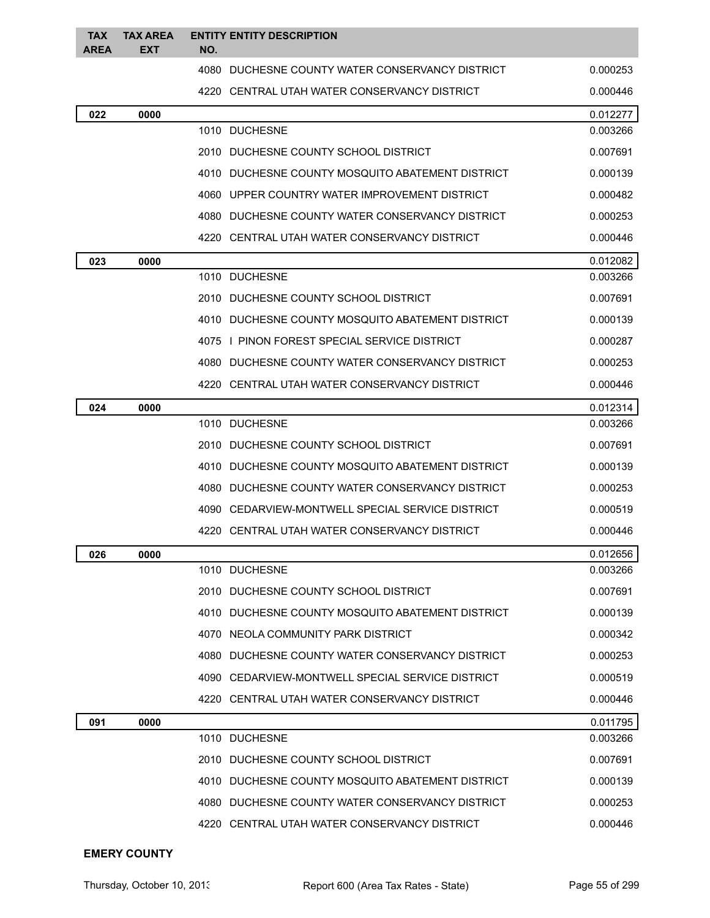| TAX AREA | TAX AREA EXT | ENTITY NO. | ENTITY DESCRIPTION | |
|---|---|---|---|---|
| | | 4080 | DUCHESNE COUNTY WATER CONSERVANCY DISTRICT | 0.000253 |
| | | 4220 | CENTRAL UTAH WATER CONSERVANCY DISTRICT | 0.000446 |
| **022** | **0000** | | | 0.012277 |
| | | 1010 | DUCHESNE | 0.003266 |
| | | 2010 | DUCHESNE COUNTY SCHOOL DISTRICT | 0.007691 |
| | | 4010 | DUCHESNE COUNTY MOSQUITO ABATEMENT DISTRICT | 0.000139 |
| | | 4060 | UPPER COUNTRY WATER IMPROVEMENT DISTRICT | 0.000482 |
| | | 4080 | DUCHESNE COUNTY WATER CONSERVANCY DISTRICT | 0.000253 |
| | | 4220 | CENTRAL UTAH WATER CONSERVANCY DISTRICT | 0.000446 |
| **023** | **0000** | | | 0.012082 |
| | | 1010 | DUCHESNE | 0.003266 |
| | | 2010 | DUCHESNE COUNTY SCHOOL DISTRICT | 0.007691 |
| | | 4010 | DUCHESNE COUNTY MOSQUITO ABATEMENT DISTRICT | 0.000139 |
| | | 4075 | I PINON FOREST SPECIAL SERVICE DISTRICT | 0.000287 |
| | | 4080 | DUCHESNE COUNTY WATER CONSERVANCY DISTRICT | 0.000253 |
| | | 4220 | CENTRAL UTAH WATER CONSERVANCY DISTRICT | 0.000446 |
| **024** | **0000** | | | 0.012314 |
| | | 1010 | DUCHESNE | 0.003266 |
| | | 2010 | DUCHESNE COUNTY SCHOOL DISTRICT | 0.007691 |
| | | 4010 | DUCHESNE COUNTY MOSQUITO ABATEMENT DISTRICT | 0.000139 |
| | | 4080 | DUCHESNE COUNTY WATER CONSERVANCY DISTRICT | 0.000253 |
| | | 4090 | CEDARVIEW-MONTWELL SPECIAL SERVICE DISTRICT | 0.000519 |
| | | 4220 | CENTRAL UTAH WATER CONSERVANCY DISTRICT | 0.000446 |
| **026** | **0000** | | | 0.012656 |
| | | 1010 | DUCHESNE | 0.003266 |
| | | 2010 | DUCHESNE COUNTY SCHOOL DISTRICT | 0.007691 |
| | | 4010 | DUCHESNE COUNTY MOSQUITO ABATEMENT DISTRICT | 0.000139 |
| | | 4070 | NEOLA COMMUNITY PARK DISTRICT | 0.000342 |
| | | 4080 | DUCHESNE COUNTY WATER CONSERVANCY DISTRICT | 0.000253 |
| | | 4090 | CEDARVIEW-MONTWELL SPECIAL SERVICE DISTRICT | 0.000519 |
| | | 4220 | CENTRAL UTAH WATER CONSERVANCY DISTRICT | 0.000446 |
| **091** | **0000** | | | 0.011795 |
| | | 1010 | DUCHESNE | 0.003266 |
| | | 2010 | DUCHESNE COUNTY SCHOOL DISTRICT | 0.007691 |
| | | 4010 | DUCHESNE COUNTY MOSQUITO ABATEMENT DISTRICT | 0.000139 |
| | | 4080 | DUCHESNE COUNTY WATER CONSERVANCY DISTRICT | 0.000253 |
| | | 4220 | CENTRAL UTAH WATER CONSERVANCY DISTRICT | 0.000446 |

**EMERY COUNTY**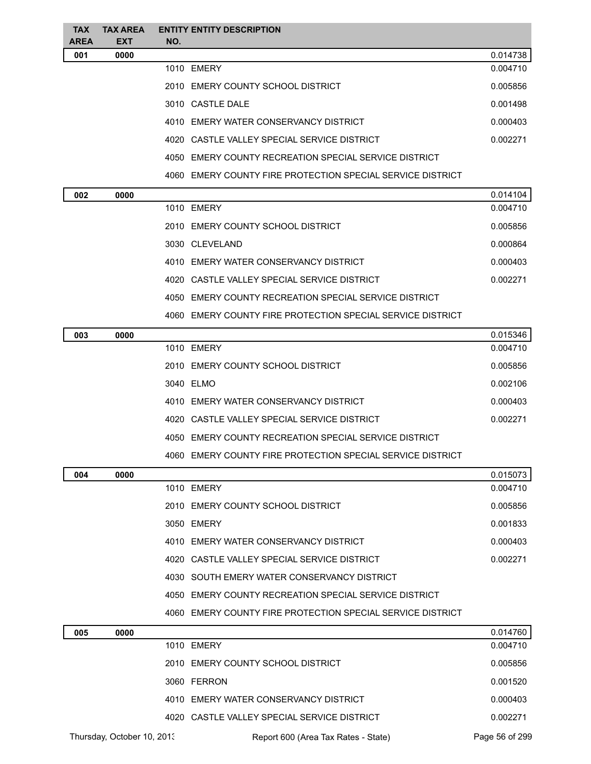| TAX AREA | TAX AREA EXT | ENTITY NO. | ENTITY DESCRIPTION | |
|---|---|---|---|---|
| **001** | **0000** | | | 0.014738 |
| | | 1010 | EMERY | 0.004710 |
| | | 2010 | EMERY COUNTY SCHOOL DISTRICT | 0.005856 |
| | | 3010 | CASTLE DALE | 0.001498 |
| | | 4010 | EMERY WATER CONSERVANCY DISTRICT | 0.000403 |
| | | 4020 | CASTLE VALLEY SPECIAL SERVICE DISTRICT | 0.002271 |
| | | 4050 | EMERY COUNTY RECREATION SPECIAL SERVICE DISTRICT | |
| | | 4060 | EMERY COUNTY FIRE PROTECTION SPECIAL SERVICE DISTRICT | |
| **002** | **0000** | | | 0.014104 |
| | | 1010 | EMERY | 0.004710 |
| | | 2010 | EMERY COUNTY SCHOOL DISTRICT | 0.005856 |
| | | 3030 | CLEVELAND | 0.000864 |
| | | 4010 | EMERY WATER CONSERVANCY DISTRICT | 0.000403 |
| | | 4020 | CASTLE VALLEY SPECIAL SERVICE DISTRICT | 0.002271 |
| | | 4050 | EMERY COUNTY RECREATION SPECIAL SERVICE DISTRICT | |
| | | 4060 | EMERY COUNTY FIRE PROTECTION SPECIAL SERVICE DISTRICT | |
| **003** | **0000** | | | 0.015346 |
| | | 1010 | EMERY | 0.004710 |
| | | 2010 | EMERY COUNTY SCHOOL DISTRICT | 0.005856 |
| | | 3040 | ELMO | 0.002106 |
| | | 4010 | EMERY WATER CONSERVANCY DISTRICT | 0.000403 |
| | | 4020 | CASTLE VALLEY SPECIAL SERVICE DISTRICT | 0.002271 |
| | | 4050 | EMERY COUNTY RECREATION SPECIAL SERVICE DISTRICT | |
| | | 4060 | EMERY COUNTY FIRE PROTECTION SPECIAL SERVICE DISTRICT | |
| **004** | **0000** | | | 0.015073 |
| | | 1010 | EMERY | 0.004710 |
| | | 2010 | EMERY COUNTY SCHOOL DISTRICT | 0.005856 |
| | | 3050 | EMERY | 0.001833 |
| | | 4010 | EMERY WATER CONSERVANCY DISTRICT | 0.000403 |
| | | 4020 | CASTLE VALLEY SPECIAL SERVICE DISTRICT | 0.002271 |
| | | 4030 | SOUTH EMERY WATER CONSERVANCY DISTRICT | |
| | | 4050 | EMERY COUNTY RECREATION SPECIAL SERVICE DISTRICT | |
| | | 4060 | EMERY COUNTY FIRE PROTECTION SPECIAL SERVICE DISTRICT | |
| **005** | **0000** | | | 0.014760 |
| | | 1010 | EMERY | 0.004710 |
| | | 2010 | EMERY COUNTY SCHOOL DISTRICT | 0.005856 |
| | | 3060 | FERRON | 0.001520 |
| | | 4010 | EMERY WATER CONSERVANCY DISTRICT | 0.000403 |
| | | 4020 | CASTLE VALLEY SPECIAL SERVICE DISTRICT | 0.002271 |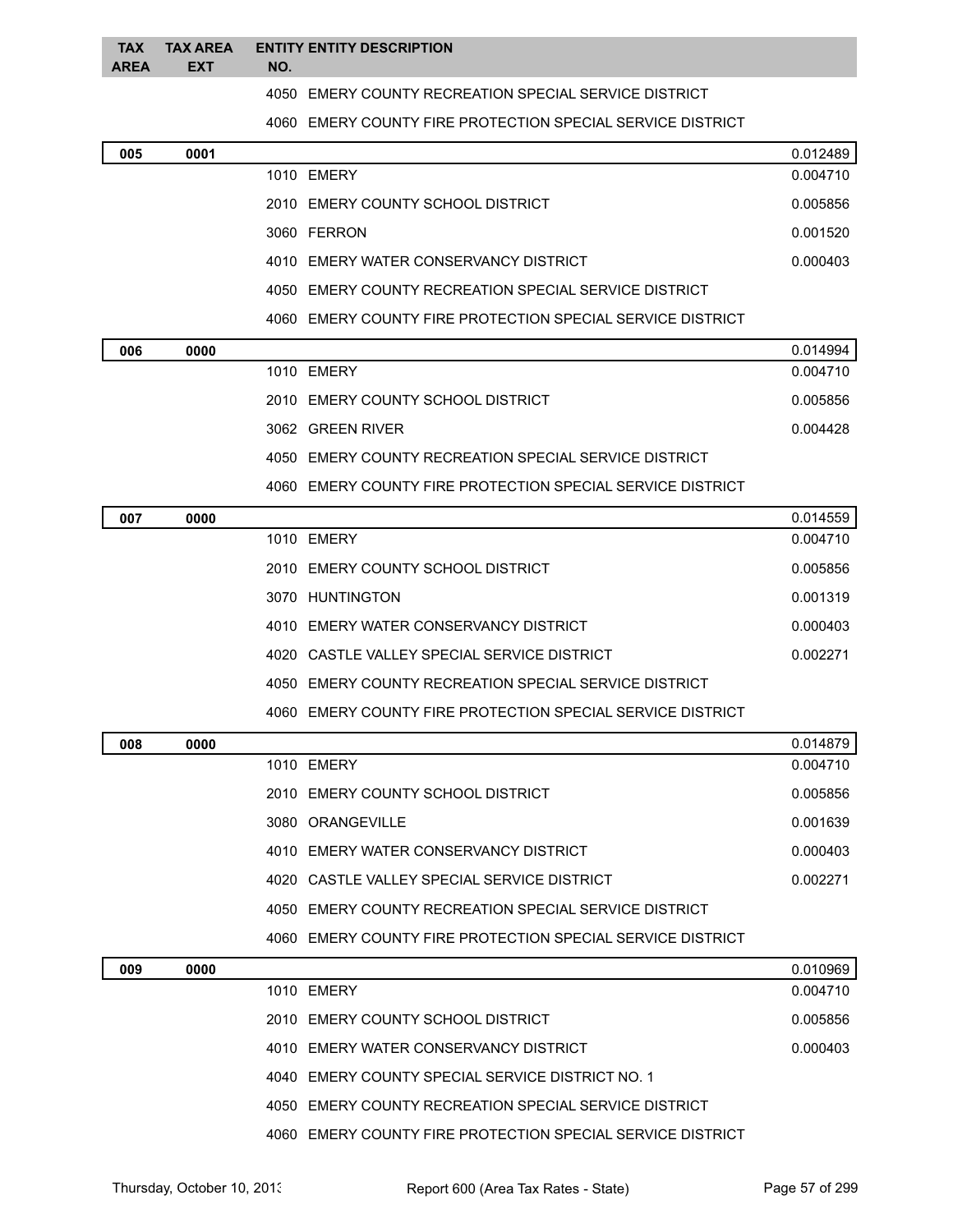| TAX AREA | TAX AREA EXT | ENTITY NO. | ENTITY DESCRIPTION | |
|---|---|---|---|---|
| | | 4050 | EMERY COUNTY RECREATION SPECIAL SERVICE DISTRICT | |
| | | 4060 | EMERY COUNTY FIRE PROTECTION SPECIAL SERVICE DISTRICT | |
| **005** | **0001** | | | 0.012489 |
| | | 1010 | EMERY | 0.004710 |
| | | 2010 | EMERY COUNTY SCHOOL DISTRICT | 0.005856 |
| | | 3060 | FERRON | 0.001520 |
| | | 4010 | EMERY WATER CONSERVANCY DISTRICT | 0.000403 |
| | | 4050 | EMERY COUNTY RECREATION SPECIAL SERVICE DISTRICT | |
| | | 4060 | EMERY COUNTY FIRE PROTECTION SPECIAL SERVICE DISTRICT | |
| **006** | **0000** | | | 0.014994 |
| | | 1010 | EMERY | 0.004710 |
| | | 2010 | EMERY COUNTY SCHOOL DISTRICT | 0.005856 |
| | | 3062 | GREEN RIVER | 0.004428 |
| | | 4050 | EMERY COUNTY RECREATION SPECIAL SERVICE DISTRICT | |
| | | 4060 | EMERY COUNTY FIRE PROTECTION SPECIAL SERVICE DISTRICT | |
| **007** | **0000** | | | 0.014559 |
| | | 1010 | EMERY | 0.004710 |
| | | 2010 | EMERY COUNTY SCHOOL DISTRICT | 0.005856 |
| | | 3070 | HUNTINGTON | 0.001319 |
| | | 4010 | EMERY WATER CONSERVANCY DISTRICT | 0.000403 |
| | | 4020 | CASTLE VALLEY SPECIAL SERVICE DISTRICT | 0.002271 |
| | | 4050 | EMERY COUNTY RECREATION SPECIAL SERVICE DISTRICT | |
| | | 4060 | EMERY COUNTY FIRE PROTECTION SPECIAL SERVICE DISTRICT | |
| **008** | **0000** | | | 0.014879 |
| | | 1010 | EMERY | 0.004710 |
| | | 2010 | EMERY COUNTY SCHOOL DISTRICT | 0.005856 |
| | | 3080 | ORANGEVILLE | 0.001639 |
| | | 4010 | EMERY WATER CONSERVANCY DISTRICT | 0.000403 |
| | | 4020 | CASTLE VALLEY SPECIAL SERVICE DISTRICT | 0.002271 |
| | | 4050 | EMERY COUNTY RECREATION SPECIAL SERVICE DISTRICT | |
| | | 4060 | EMERY COUNTY FIRE PROTECTION SPECIAL SERVICE DISTRICT | |
| **009** | **0000** | | | 0.010969 |
| | | 1010 | EMERY | 0.004710 |
| | | 2010 | EMERY COUNTY SCHOOL DISTRICT | 0.005856 |
| | | 4010 | EMERY WATER CONSERVANCY DISTRICT | 0.000403 |
| | | 4040 | EMERY COUNTY SPECIAL SERVICE DISTRICT NO. 1 | |
| | | 4050 | EMERY COUNTY RECREATION SPECIAL SERVICE DISTRICT | |
| | | 4060 | EMERY COUNTY FIRE PROTECTION SPECIAL SERVICE DISTRICT | |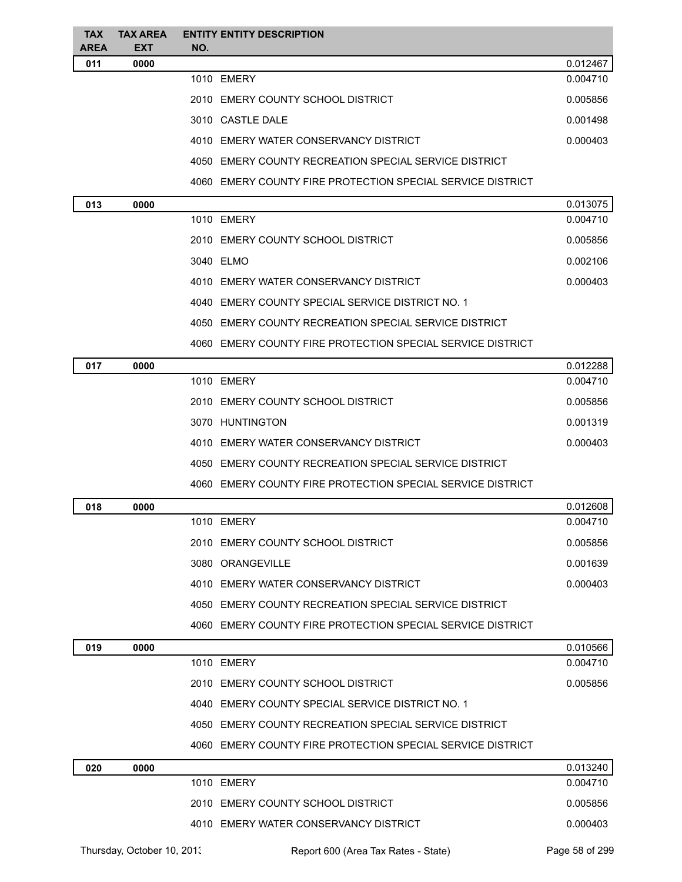| TAX AREA | TAX AREA EXT | ENTITY NO. | ENTITY DESCRIPTION | |
|---|---|---|---|---|
| 011 | 0000 | | | 0.012467 |
| | | 1010 | EMERY | 0.004710 |
| | | 2010 | EMERY COUNTY SCHOOL DISTRICT | 0.005856 |
| | | 3010 | CASTLE DALE | 0.001498 |
| | | 4010 | EMERY WATER CONSERVANCY DISTRICT | 0.000403 |
| | | 4050 | EMERY COUNTY RECREATION SPECIAL SERVICE DISTRICT | |
| | | 4060 | EMERY COUNTY FIRE PROTECTION SPECIAL SERVICE DISTRICT | |
| 013 | 0000 | | | 0.013075 |
| | | 1010 | EMERY | 0.004710 |
| | | 2010 | EMERY COUNTY SCHOOL DISTRICT | 0.005856 |
| | | 3040 | ELMO | 0.002106 |
| | | 4010 | EMERY WATER CONSERVANCY DISTRICT | 0.000403 |
| | | 4040 | EMERY COUNTY SPECIAL SERVICE DISTRICT NO. 1 | |
| | | 4050 | EMERY COUNTY RECREATION SPECIAL SERVICE DISTRICT | |
| | | 4060 | EMERY COUNTY FIRE PROTECTION SPECIAL SERVICE DISTRICT | |
| 017 | 0000 | | | 0.012288 |
| | | 1010 | EMERY | 0.004710 |
| | | 2010 | EMERY COUNTY SCHOOL DISTRICT | 0.005856 |
| | | 3070 | HUNTINGTON | 0.001319 |
| | | 4010 | EMERY WATER CONSERVANCY DISTRICT | 0.000403 |
| | | 4050 | EMERY COUNTY RECREATION SPECIAL SERVICE DISTRICT | |
| | | 4060 | EMERY COUNTY FIRE PROTECTION SPECIAL SERVICE DISTRICT | |
| 018 | 0000 | | | 0.012608 |
| | | 1010 | EMERY | 0.004710 |
| | | 2010 | EMERY COUNTY SCHOOL DISTRICT | 0.005856 |
| | | 3080 | ORANGEVILLE | 0.001639 |
| | | 4010 | EMERY WATER CONSERVANCY DISTRICT | 0.000403 |
| | | 4050 | EMERY COUNTY RECREATION SPECIAL SERVICE DISTRICT | |
| | | 4060 | EMERY COUNTY FIRE PROTECTION SPECIAL SERVICE DISTRICT | |
| 019 | 0000 | | | 0.010566 |
| | | 1010 | EMERY | 0.004710 |
| | | 2010 | EMERY COUNTY SCHOOL DISTRICT | 0.005856 |
| | | 4040 | EMERY COUNTY SPECIAL SERVICE DISTRICT NO. 1 | |
| | | 4050 | EMERY COUNTY RECREATION SPECIAL SERVICE DISTRICT | |
| | | 4060 | EMERY COUNTY FIRE PROTECTION SPECIAL SERVICE DISTRICT | |
| 020 | 0000 | | | 0.013240 |
| | | 1010 | EMERY | 0.004710 |
| | | 2010 | EMERY COUNTY SCHOOL DISTRICT | 0.005856 |
| | | 4010 | EMERY WATER CONSERVANCY DISTRICT | 0.000403 |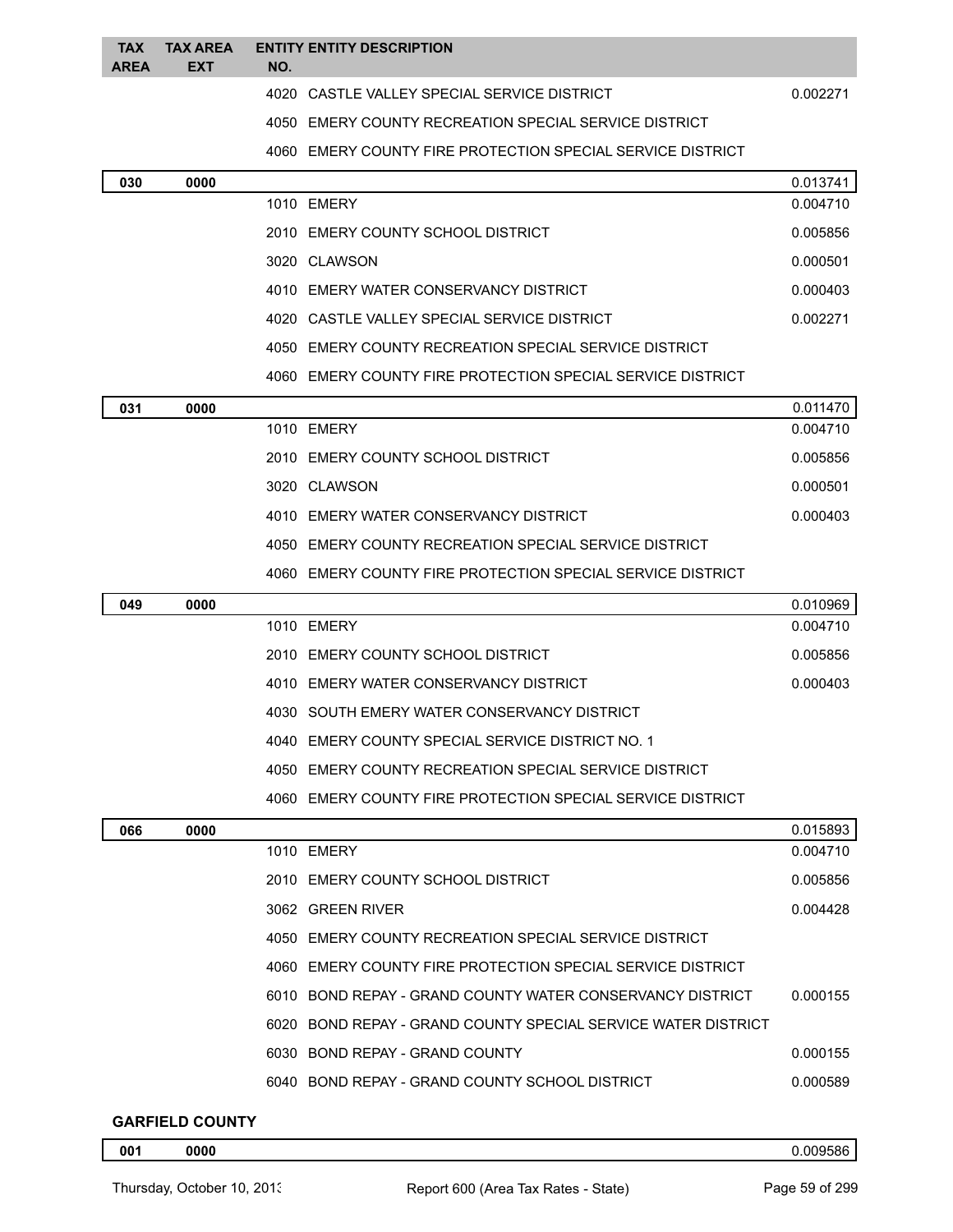| TAX AREA | TAX AREA EXT | ENTITY NO. | ENTITY DESCRIPTION | |
|---|---|---|---|---|
| | | 4020 | CASTLE VALLEY SPECIAL SERVICE DISTRICT | 0.002271 |
| | | 4050 | EMERY COUNTY RECREATION SPECIAL SERVICE DISTRICT | |
| | | 4060 | EMERY COUNTY FIRE PROTECTION SPECIAL SERVICE DISTRICT | |
| **030** | **0000** | | | 0.013741 |
| | | 1010 | EMERY | 0.004710 |
| | | 2010 | EMERY COUNTY SCHOOL DISTRICT | 0.005856 |
| | | 3020 | CLAWSON | 0.000501 |
| | | 4010 | EMERY WATER CONSERVANCY DISTRICT | 0.000403 |
| | | 4020 | CASTLE VALLEY SPECIAL SERVICE DISTRICT | 0.002271 |
| | | 4050 | EMERY COUNTY RECREATION SPECIAL SERVICE DISTRICT | |
| | | 4060 | EMERY COUNTY FIRE PROTECTION SPECIAL SERVICE DISTRICT | |
| **031** | **0000** | | | 0.011470 |
| | | 1010 | EMERY | 0.004710 |
| | | 2010 | EMERY COUNTY SCHOOL DISTRICT | 0.005856 |
| | | 3020 | CLAWSON | 0.000501 |
| | | 4010 | EMERY WATER CONSERVANCY DISTRICT | 0.000403 |
| | | 4050 | EMERY COUNTY RECREATION SPECIAL SERVICE DISTRICT | |
| | | 4060 | EMERY COUNTY FIRE PROTECTION SPECIAL SERVICE DISTRICT | |
| **049** | **0000** | | | 0.010969 |
| | | 1010 | EMERY | 0.004710 |
| | | 2010 | EMERY COUNTY SCHOOL DISTRICT | 0.005856 |
| | | 4010 | EMERY WATER CONSERVANCY DISTRICT | 0.000403 |
| | | 4030 | SOUTH EMERY WATER CONSERVANCY DISTRICT | |
| | | 4040 | EMERY COUNTY SPECIAL SERVICE DISTRICT NO. 1 | |
| | | 4050 | EMERY COUNTY RECREATION SPECIAL SERVICE DISTRICT | |
| | | 4060 | EMERY COUNTY FIRE PROTECTION SPECIAL SERVICE DISTRICT | |
| **066** | **0000** | | | 0.015893 |
| | | 1010 | EMERY | 0.004710 |
| | | 2010 | EMERY COUNTY SCHOOL DISTRICT | 0.005856 |
| | | 3062 | GREEN RIVER | 0.004428 |
| | | 4050 | EMERY COUNTY RECREATION SPECIAL SERVICE DISTRICT | |
| | | 4060 | EMERY COUNTY FIRE PROTECTION SPECIAL SERVICE DISTRICT | |
| | | 6010 | BOND REPAY - GRAND COUNTY WATER CONSERVANCY DISTRICT | 0.000155 |
| | | 6020 | BOND REPAY - GRAND COUNTY SPECIAL SERVICE WATER DISTRICT | |
| | | 6030 | BOND REPAY - GRAND COUNTY | 0.000155 |
| | | 6040 | BOND REPAY - GRAND COUNTY SCHOOL DISTRICT | 0.000589 |

**GARFIELD COUNTY**

| TAX AREA | TAX AREA EXT | ENTITY NO. | ENTITY DESCRIPTION | |
|---|---|---|---|---|
| **001** | **0000** | | | 0.009586 |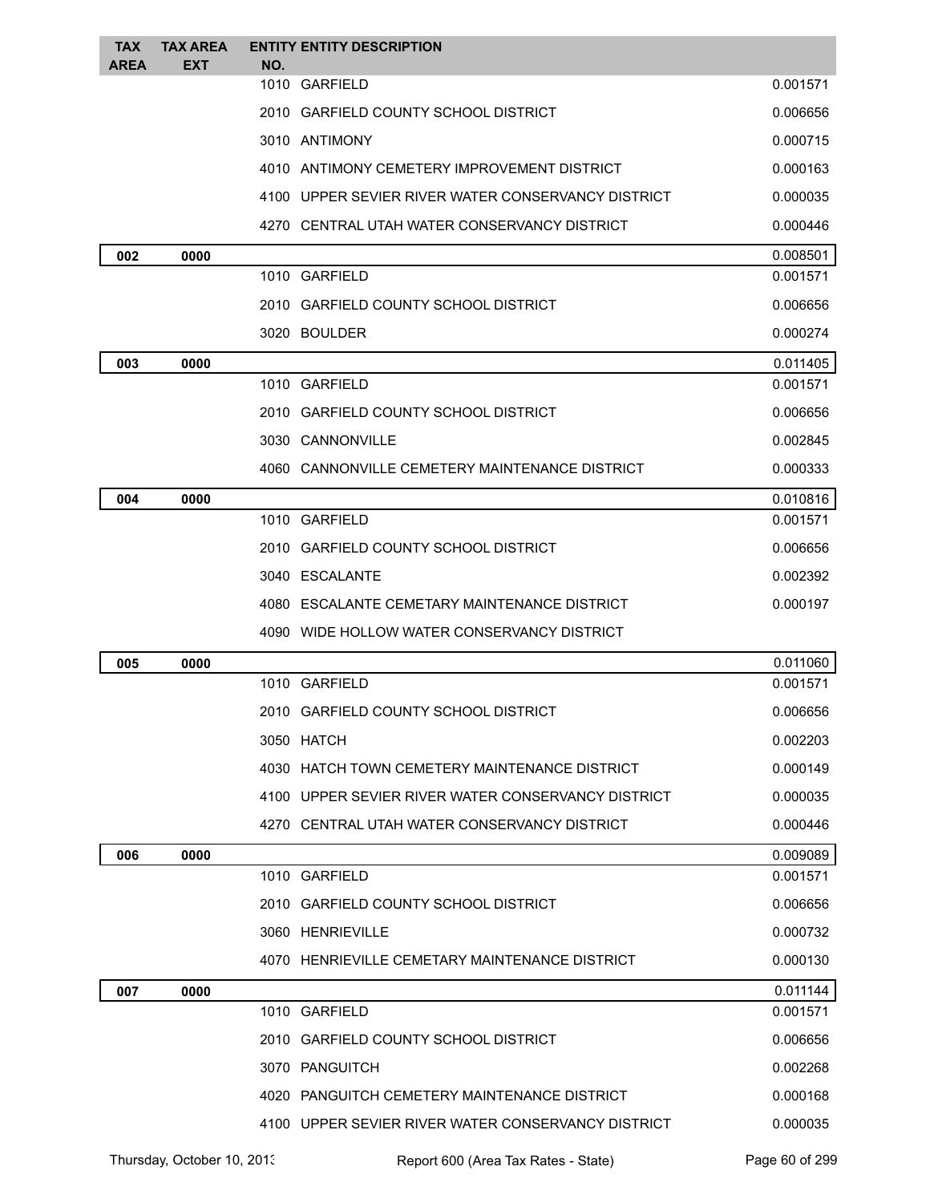| TAX AREA | TAX AREA EXT | ENTITY NO. | ENTITY DESCRIPTION | |
|---|---|---|---|---|
| | | 1010 | GARFIELD | 0.001571 |
| | | 2010 | GARFIELD COUNTY SCHOOL DISTRICT | 0.006656 |
| | | 3010 | ANTIMONY | 0.000715 |
| | | 4010 | ANTIMONY CEMETERY IMPROVEMENT DISTRICT | 0.000163 |
| | | 4100 | UPPER SEVIER RIVER WATER CONSERVANCY DISTRICT | 0.000035 |
| | | 4270 | CENTRAL UTAH WATER CONSERVANCY DISTRICT | 0.000446 |
| **002** | **0000** | | | 0.008501 |
| | | 1010 | GARFIELD | 0.001571 |
| | | 2010 | GARFIELD COUNTY SCHOOL DISTRICT | 0.006656 |
| | | 3020 | BOULDER | 0.000274 |
| **003** | **0000** | | | 0.011405 |
| | | 1010 | GARFIELD | 0.001571 |
| | | 2010 | GARFIELD COUNTY SCHOOL DISTRICT | 0.006656 |
| | | 3030 | CANNONVILLE | 0.002845 |
| | | 4060 | CANNONVILLE CEMETERY MAINTENANCE DISTRICT | 0.000333 |
| **004** | **0000** | | | 0.010816 |
| | | 1010 | GARFIELD | 0.001571 |
| | | 2010 | GARFIELD COUNTY SCHOOL DISTRICT | 0.006656 |
| | | 3040 | ESCALANTE | 0.002392 |
| | | 4080 | ESCALANTE CEMETARY MAINTENANCE DISTRICT | 0.000197 |
| | | 4090 | WIDE HOLLOW WATER CONSERVANCY DISTRICT | |
| **005** | **0000** | | | 0.011060 |
| | | 1010 | GARFIELD | 0.001571 |
| | | 2010 | GARFIELD COUNTY SCHOOL DISTRICT | 0.006656 |
| | | 3050 | HATCH | 0.002203 |
| | | 4030 | HATCH TOWN CEMETERY MAINTENANCE DISTRICT | 0.000149 |
| | | 4100 | UPPER SEVIER RIVER WATER CONSERVANCY DISTRICT | 0.000035 |
| | | 4270 | CENTRAL UTAH WATER CONSERVANCY DISTRICT | 0.000446 |
| **006** | **0000** | | | 0.009089 |
| | | 1010 | GARFIELD | 0.001571 |
| | | 2010 | GARFIELD COUNTY SCHOOL DISTRICT | 0.006656 |
| | | 3060 | HENRIEVILLE | 0.000732 |
| | | 4070 | HENRIEVILLE CEMETARY MAINTENANCE DISTRICT | 0.000130 |
| **007** | **0000** | | | 0.011144 |
| | | 1010 | GARFIELD | 0.001571 |
| | | 2010 | GARFIELD COUNTY SCHOOL DISTRICT | 0.006656 |
| | | 3070 | PANGUITCH | 0.002268 |
| | | 4020 | PANGUITCH CEMETERY MAINTENANCE DISTRICT | 0.000168 |
| | | 4100 | UPPER SEVIER RIVER WATER CONSERVANCY DISTRICT | 0.000035 |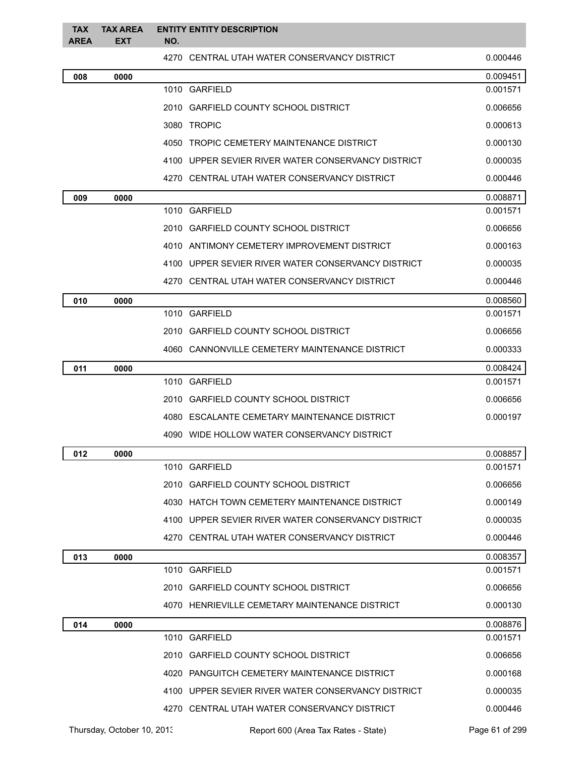| TAX AREA | TAX AREA EXT | ENTITY NO. | ENTITY DESCRIPTION | |
|---|---|---|---|---|
| | | 4270 | CENTRAL UTAH WATER CONSERVANCY DISTRICT | 0.000446 |
| **008** | **0000** | | | 0.009451 |
| | | 1010 | GARFIELD | 0.001571 |
| | | 2010 | GARFIELD COUNTY SCHOOL DISTRICT | 0.006656 |
| | | 3080 | TROPIC | 0.000613 |
| | | 4050 | TROPIC CEMETERY MAINTENANCE DISTRICT | 0.000130 |
| | | 4100 | UPPER SEVIER RIVER WATER CONSERVANCY DISTRICT | 0.000035 |
| | | 4270 | CENTRAL UTAH WATER CONSERVANCY DISTRICT | 0.000446 |
| **009** | **0000** | | | 0.008871 |
| | | 1010 | GARFIELD | 0.001571 |
| | | 2010 | GARFIELD COUNTY SCHOOL DISTRICT | 0.006656 |
| | | 4010 | ANTIMONY CEMETERY IMPROVEMENT DISTRICT | 0.000163 |
| | | 4100 | UPPER SEVIER RIVER WATER CONSERVANCY DISTRICT | 0.000035 |
| | | 4270 | CENTRAL UTAH WATER CONSERVANCY DISTRICT | 0.000446 |
| **010** | **0000** | | | 0.008560 |
| | | 1010 | GARFIELD | 0.001571 |
| | | 2010 | GARFIELD COUNTY SCHOOL DISTRICT | 0.006656 |
| | | 4060 | CANNONVILLE CEMETERY MAINTENANCE DISTRICT | 0.000333 |
| **011** | **0000** | | | 0.008424 |
| | | 1010 | GARFIELD | 0.001571 |
| | | 2010 | GARFIELD COUNTY SCHOOL DISTRICT | 0.006656 |
| | | 4080 | ESCALANTE CEMETARY MAINTENANCE DISTRICT | 0.000197 |
| | | 4090 | WIDE HOLLOW WATER CONSERVANCY DISTRICT | |
| **012** | **0000** | | | 0.008857 |
| | | 1010 | GARFIELD | 0.001571 |
| | | 2010 | GARFIELD COUNTY SCHOOL DISTRICT | 0.006656 |
| | | 4030 | HATCH TOWN CEMETERY MAINTENANCE DISTRICT | 0.000149 |
| | | 4100 | UPPER SEVIER RIVER WATER CONSERVANCY DISTRICT | 0.000035 |
| | | 4270 | CENTRAL UTAH WATER CONSERVANCY DISTRICT | 0.000446 |
| **013** | **0000** | | | 0.008357 |
| | | 1010 | GARFIELD | 0.001571 |
| | | 2010 | GARFIELD COUNTY SCHOOL DISTRICT | 0.006656 |
| | | 4070 | HENRIEVILLE CEMETARY MAINTENANCE DISTRICT | 0.000130 |
| **014** | **0000** | | | 0.008876 |
| | | 1010 | GARFIELD | 0.001571 |
| | | 2010 | GARFIELD COUNTY SCHOOL DISTRICT | 0.006656 |
| | | 4020 | PANGUITCH CEMETERY MAINTENANCE DISTRICT | 0.000168 |
| | | 4100 | UPPER SEVIER RIVER WATER CONSERVANCY DISTRICT | 0.000035 |
| | | 4270 | CENTRAL UTAH WATER CONSERVANCY DISTRICT | 0.000446 |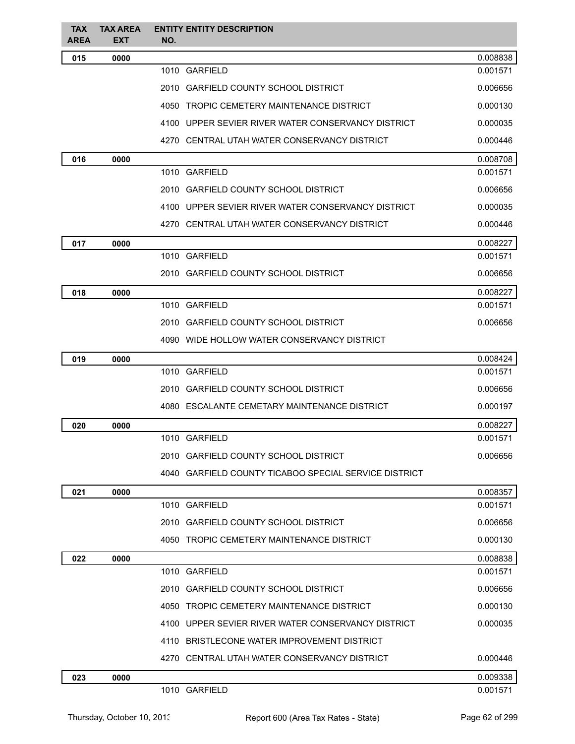| TAX AREA | TAX AREA EXT | ENTITY NO. | ENTITY DESCRIPTION | |
|---|---|---|---|---|
| **015** | **0000** | | | 0.008838 |
| | | 1010 | GARFIELD | 0.001571 |
| | | 2010 | GARFIELD COUNTY SCHOOL DISTRICT | 0.006656 |
| | | 4050 | TROPIC CEMETERY MAINTENANCE DISTRICT | 0.000130 |
| | | 4100 | UPPER SEVIER RIVER WATER CONSERVANCY DISTRICT | 0.000035 |
| | | 4270 | CENTRAL UTAH WATER CONSERVANCY DISTRICT | 0.000446 |
| **016** | **0000** | | | 0.008708 |
| | | 1010 | GARFIELD | 0.001571 |
| | | 2010 | GARFIELD COUNTY SCHOOL DISTRICT | 0.006656 |
| | | 4100 | UPPER SEVIER RIVER WATER CONSERVANCY DISTRICT | 0.000035 |
| | | 4270 | CENTRAL UTAH WATER CONSERVANCY DISTRICT | 0.000446 |
| **017** | **0000** | | | 0.008227 |
| | | 1010 | GARFIELD | 0.001571 |
| | | 2010 | GARFIELD COUNTY SCHOOL DISTRICT | 0.006656 |
| **018** | **0000** | | | 0.008227 |
| | | 1010 | GARFIELD | 0.001571 |
| | | 2010 | GARFIELD COUNTY SCHOOL DISTRICT | 0.006656 |
| | | 4090 | WIDE HOLLOW WATER CONSERVANCY DISTRICT | |
| **019** | **0000** | | | 0.008424 |
| | | 1010 | GARFIELD | 0.001571 |
| | | 2010 | GARFIELD COUNTY SCHOOL DISTRICT | 0.006656 |
| | | 4080 | ESCALANTE CEMETARY MAINTENANCE DISTRICT | 0.000197 |
| **020** | **0000** | | | 0.008227 |
| | | 1010 | GARFIELD | 0.001571 |
| | | 2010 | GARFIELD COUNTY SCHOOL DISTRICT | 0.006656 |
| | | 4040 | GARFIELD COUNTY TICABOO SPECIAL SERVICE DISTRICT | |
| **021** | **0000** | | | 0.008357 |
| | | 1010 | GARFIELD | 0.001571 |
| | | 2010 | GARFIELD COUNTY SCHOOL DISTRICT | 0.006656 |
| | | 4050 | TROPIC CEMETERY MAINTENANCE DISTRICT | 0.000130 |
| **022** | **0000** | | | 0.008838 |
| | | 1010 | GARFIELD | 0.001571 |
| | | 2010 | GARFIELD COUNTY SCHOOL DISTRICT | 0.006656 |
| | | 4050 | TROPIC CEMETERY MAINTENANCE DISTRICT | 0.000130 |
| | | 4100 | UPPER SEVIER RIVER WATER CONSERVANCY DISTRICT | 0.000035 |
| | | 4110 | BRISTLECONE WATER IMPROVEMENT DISTRICT | |
| | | 4270 | CENTRAL UTAH WATER CONSERVANCY DISTRICT | 0.000446 |
| **023** | **0000** | | | 0.009338 |
| | | 1010 | GARFIELD | 0.001571 |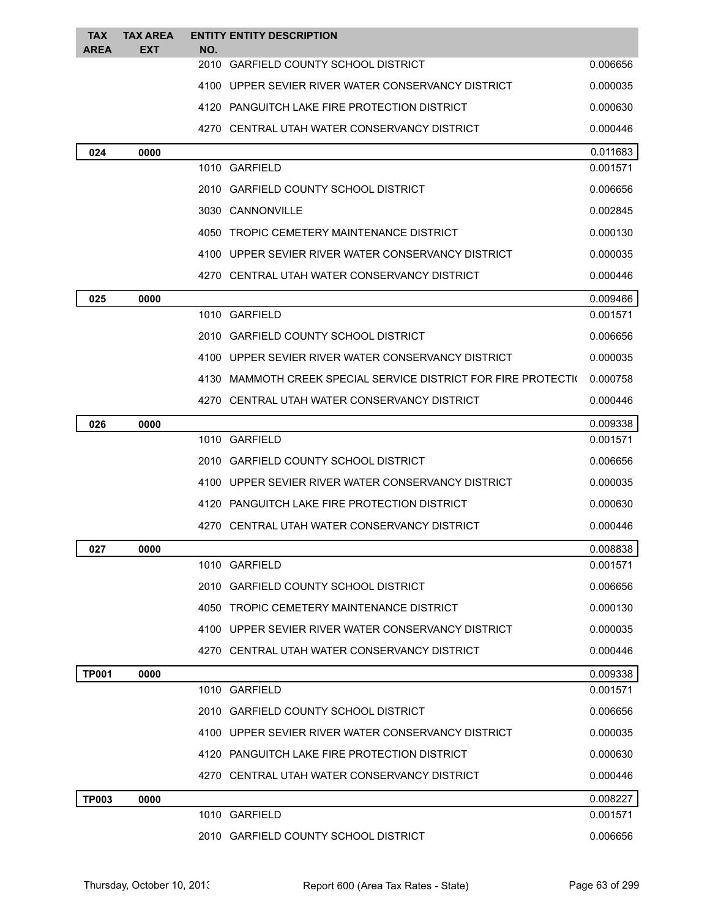| TAX AREA | TAX AREA EXT | ENTITY NO. | ENTITY DESCRIPTION | |
|---|---|---|---|---|
| | | 2010 | GARFIELD COUNTY SCHOOL DISTRICT | 0.006656 |
| | | 4100 | UPPER SEVIER RIVER WATER CONSERVANCY DISTRICT | 0.000035 |
| | | 4120 | PANGUITCH LAKE FIRE PROTECTION DISTRICT | 0.000630 |
| | | 4270 | CENTRAL UTAH WATER CONSERVANCY DISTRICT | 0.000446 |
| **024** | **0000** | | | 0.011683 |
| | | 1010 | GARFIELD | 0.001571 |
| | | 2010 | GARFIELD COUNTY SCHOOL DISTRICT | 0.006656 |
| | | 3030 | CANNONVILLE | 0.002845 |
| | | 4050 | TROPIC CEMETERY MAINTENANCE DISTRICT | 0.000130 |
| | | 4100 | UPPER SEVIER RIVER WATER CONSERVANCY DISTRICT | 0.000035 |
| | | 4270 | CENTRAL UTAH WATER CONSERVANCY DISTRICT | 0.000446 |
| **025** | **0000** | | | 0.009466 |
| | | 1010 | GARFIELD | 0.001571 |
| | | 2010 | GARFIELD COUNTY SCHOOL DISTRICT | 0.006656 |
| | | 4100 | UPPER SEVIER RIVER WATER CONSERVANCY DISTRICT | 0.000035 |
| | | 4130 | MAMMOTH CREEK SPECIAL SERVICE DISTRICT FOR FIRE PROTECTI( | 0.000758 |
| | | 4270 | CENTRAL UTAH WATER CONSERVANCY DISTRICT | 0.000446 |
| **026** | **0000** | | | 0.009338 |
| | | 1010 | GARFIELD | 0.001571 |
| | | 2010 | GARFIELD COUNTY SCHOOL DISTRICT | 0.006656 |
| | | 4100 | UPPER SEVIER RIVER WATER CONSERVANCY DISTRICT | 0.000035 |
| | | 4120 | PANGUITCH LAKE FIRE PROTECTION DISTRICT | 0.000630 |
| | | 4270 | CENTRAL UTAH WATER CONSERVANCY DISTRICT | 0.000446 |
| **027** | **0000** | | | 0.008838 |
| | | 1010 | GARFIELD | 0.001571 |
| | | 2010 | GARFIELD COUNTY SCHOOL DISTRICT | 0.006656 |
| | | 4050 | TROPIC CEMETERY MAINTENANCE DISTRICT | 0.000130 |
| | | 4100 | UPPER SEVIER RIVER WATER CONSERVANCY DISTRICT | 0.000035 |
| | | 4270 | CENTRAL UTAH WATER CONSERVANCY DISTRICT | 0.000446 |
| **TP001** | **0000** | | | 0.009338 |
| | | 1010 | GARFIELD | 0.001571 |
| | | 2010 | GARFIELD COUNTY SCHOOL DISTRICT | 0.006656 |
| | | 4100 | UPPER SEVIER RIVER WATER CONSERVANCY DISTRICT | 0.000035 |
| | | 4120 | PANGUITCH LAKE FIRE PROTECTION DISTRICT | 0.000630 |
| | | 4270 | CENTRAL UTAH WATER CONSERVANCY DISTRICT | 0.000446 |
| **TP003** | **0000** | | | 0.008227 |
| | | 1010 | GARFIELD | 0.001571 |
| | | 2010 | GARFIELD COUNTY SCHOOL DISTRICT | 0.006656 |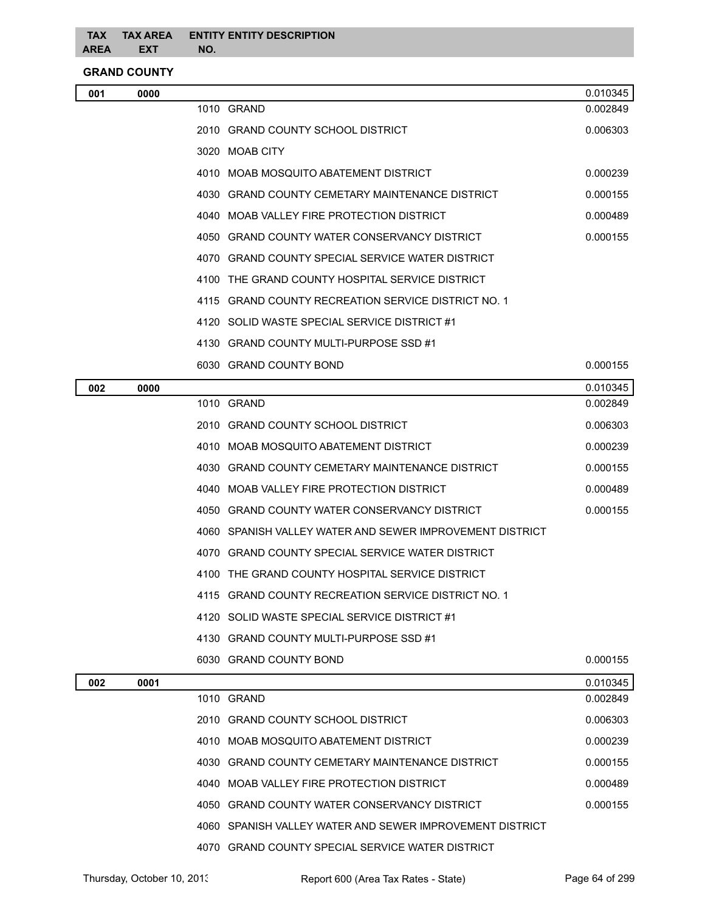| TAX AREA | TAX AREA EXT | ENTITY NO. | ENTITY DESCRIPTION | |
|---|---|---|---|---|

**GRAND COUNTY**

| TAX AREA | TAX AREA EXT | ENTITY NO. | ENTITY DESCRIPTION | RATE |
|---|---|---|---|---|
| **001** | **0000** | | | 0.010345 |
| | | 1010 | GRAND | 0.002849 |
| | | 2010 | GRAND COUNTY SCHOOL DISTRICT | 0.006303 |
| | | 3020 | MOAB CITY | |
| | | 4010 | MOAB MOSQUITO ABATEMENT DISTRICT | 0.000239 |
| | | 4030 | GRAND COUNTY CEMETARY MAINTENANCE DISTRICT | 0.000155 |
| | | 4040 | MOAB VALLEY FIRE PROTECTION DISTRICT | 0.000489 |
| | | 4050 | GRAND COUNTY WATER CONSERVANCY DISTRICT | 0.000155 |
| | | 4070 | GRAND COUNTY SPECIAL SERVICE WATER DISTRICT | |
| | | 4100 | THE GRAND COUNTY HOSPITAL SERVICE DISTRICT | |
| | | 4115 | GRAND COUNTY RECREATION SERVICE DISTRICT NO. 1 | |
| | | 4120 | SOLID WASTE SPECIAL SERVICE DISTRICT #1 | |
| | | 4130 | GRAND COUNTY MULTI-PURPOSE SSD #1 | |
| | | 6030 | GRAND COUNTY BOND | 0.000155 |
| **002** | **0000** | | | 0.010345 |
| | | 1010 | GRAND | 0.002849 |
| | | 2010 | GRAND COUNTY SCHOOL DISTRICT | 0.006303 |
| | | 4010 | MOAB MOSQUITO ABATEMENT DISTRICT | 0.000239 |
| | | 4030 | GRAND COUNTY CEMETARY MAINTENANCE DISTRICT | 0.000155 |
| | | 4040 | MOAB VALLEY FIRE PROTECTION DISTRICT | 0.000489 |
| | | 4050 | GRAND COUNTY WATER CONSERVANCY DISTRICT | 0.000155 |
| | | 4060 | SPANISH VALLEY WATER AND SEWER IMPROVEMENT DISTRICT | |
| | | 4070 | GRAND COUNTY SPECIAL SERVICE WATER DISTRICT | |
| | | 4100 | THE GRAND COUNTY HOSPITAL SERVICE DISTRICT | |
| | | 4115 | GRAND COUNTY RECREATION SERVICE DISTRICT NO. 1 | |
| | | 4120 | SOLID WASTE SPECIAL SERVICE DISTRICT #1 | |
| | | 4130 | GRAND COUNTY MULTI-PURPOSE SSD #1 | |
| | | 6030 | GRAND COUNTY BOND | 0.000155 |
| **002** | **0001** | | | 0.010345 |
| | | 1010 | GRAND | 0.002849 |
| | | 2010 | GRAND COUNTY SCHOOL DISTRICT | 0.006303 |
| | | 4010 | MOAB MOSQUITO ABATEMENT DISTRICT | 0.000239 |
| | | 4030 | GRAND COUNTY CEMETARY MAINTENANCE DISTRICT | 0.000155 |
| | | 4040 | MOAB VALLEY FIRE PROTECTION DISTRICT | 0.000489 |
| | | 4050 | GRAND COUNTY WATER CONSERVANCY DISTRICT | 0.000155 |
| | | 4060 | SPANISH VALLEY WATER AND SEWER IMPROVEMENT DISTRICT | |
| | | 4070 | GRAND COUNTY SPECIAL SERVICE WATER DISTRICT | |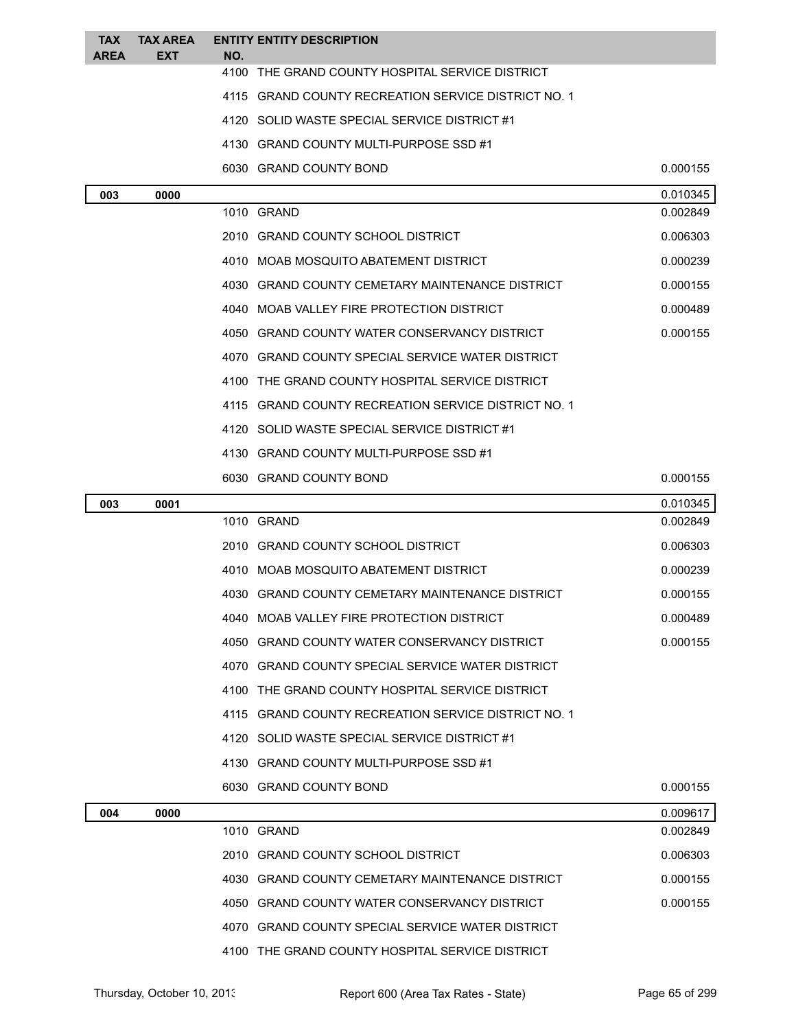| TAX AREA | TAX AREA EXT | ENTITY NO. | ENTITY DESCRIPTION | |
|---|---|---|---|---|
| | | 4100 | THE GRAND COUNTY HOSPITAL SERVICE DISTRICT | |
| | | 4115 | GRAND COUNTY RECREATION SERVICE DISTRICT NO. 1 | |
| | | 4120 | SOLID WASTE SPECIAL SERVICE DISTRICT #1 | |
| | | 4130 | GRAND COUNTY MULTI-PURPOSE SSD #1 | |
| | | 6030 | GRAND COUNTY BOND | 0.000155 |
| **003** | **0000** | | | 0.010345 |
| | | 1010 | GRAND | 0.002849 |
| | | 2010 | GRAND COUNTY SCHOOL DISTRICT | 0.006303 |
| | | 4010 | MOAB MOSQUITO ABATEMENT DISTRICT | 0.000239 |
| | | 4030 | GRAND COUNTY CEMETARY MAINTENANCE DISTRICT | 0.000155 |
| | | 4040 | MOAB VALLEY FIRE PROTECTION DISTRICT | 0.000489 |
| | | 4050 | GRAND COUNTY WATER CONSERVANCY DISTRICT | 0.000155 |
| | | 4070 | GRAND COUNTY SPECIAL SERVICE WATER DISTRICT | |
| | | 4100 | THE GRAND COUNTY HOSPITAL SERVICE DISTRICT | |
| | | 4115 | GRAND COUNTY RECREATION SERVICE DISTRICT NO. 1 | |
| | | 4120 | SOLID WASTE SPECIAL SERVICE DISTRICT #1 | |
| | | 4130 | GRAND COUNTY MULTI-PURPOSE SSD #1 | |
| | | 6030 | GRAND COUNTY BOND | 0.000155 |
| **003** | **0001** | | | 0.010345 |
| | | 1010 | GRAND | 0.002849 |
| | | 2010 | GRAND COUNTY SCHOOL DISTRICT | 0.006303 |
| | | 4010 | MOAB MOSQUITO ABATEMENT DISTRICT | 0.000239 |
| | | 4030 | GRAND COUNTY CEMETARY MAINTENANCE DISTRICT | 0.000155 |
| | | 4040 | MOAB VALLEY FIRE PROTECTION DISTRICT | 0.000489 |
| | | 4050 | GRAND COUNTY WATER CONSERVANCY DISTRICT | 0.000155 |
| | | 4070 | GRAND COUNTY SPECIAL SERVICE WATER DISTRICT | |
| | | 4100 | THE GRAND COUNTY HOSPITAL SERVICE DISTRICT | |
| | | 4115 | GRAND COUNTY RECREATION SERVICE DISTRICT NO. 1 | |
| | | 4120 | SOLID WASTE SPECIAL SERVICE DISTRICT #1 | |
| | | 4130 | GRAND COUNTY MULTI-PURPOSE SSD #1 | |
| | | 6030 | GRAND COUNTY BOND | 0.000155 |
| **004** | **0000** | | | 0.009617 |
| | | 1010 | GRAND | 0.002849 |
| | | 2010 | GRAND COUNTY SCHOOL DISTRICT | 0.006303 |
| | | 4030 | GRAND COUNTY CEMETARY MAINTENANCE DISTRICT | 0.000155 |
| | | 4050 | GRAND COUNTY WATER CONSERVANCY DISTRICT | 0.000155 |
| | | 4070 | GRAND COUNTY SPECIAL SERVICE WATER DISTRICT | |
| | | 4100 | THE GRAND COUNTY HOSPITAL SERVICE DISTRICT | |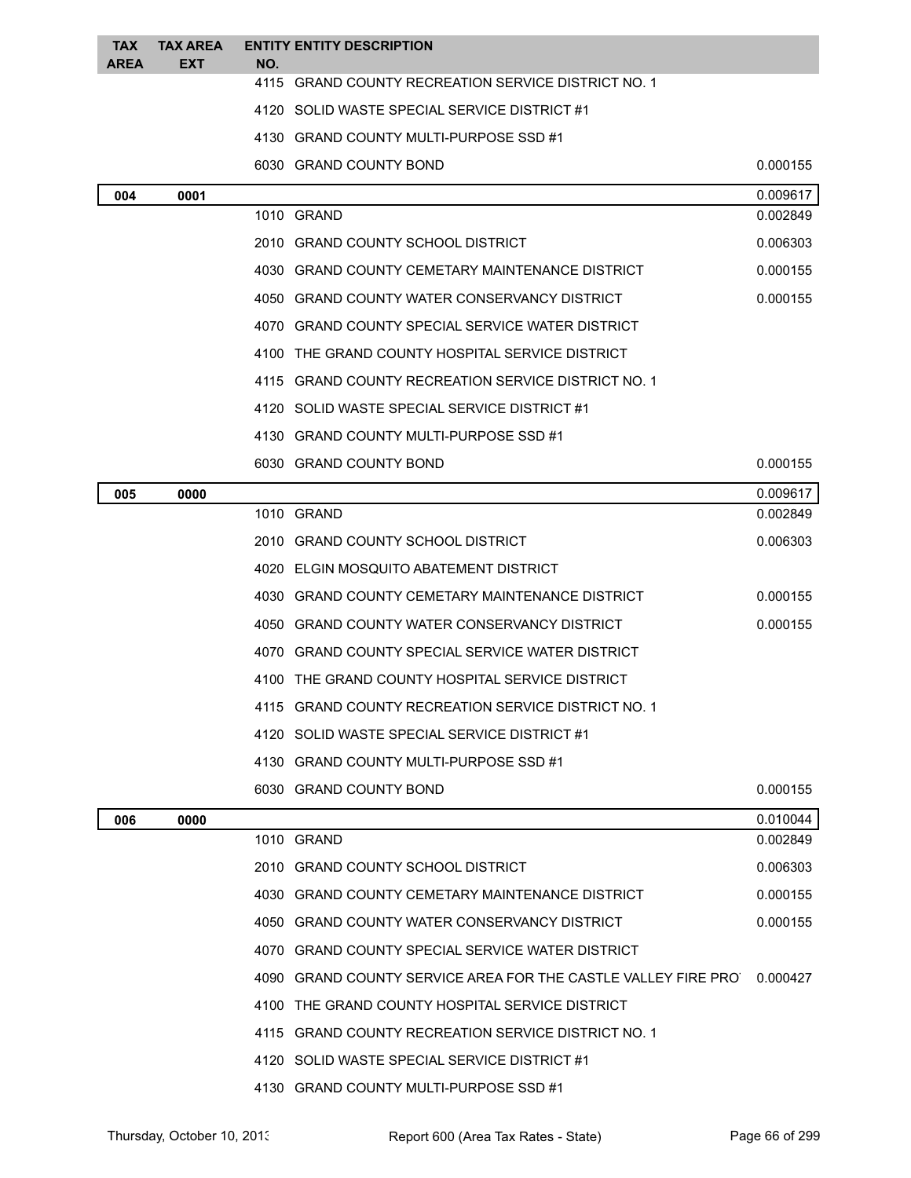| TAX AREA | TAX AREA EXT | ENTITY NO. | ENTITY DESCRIPTION | |
|---|---|---|---|---|
| | | 4115 | GRAND COUNTY RECREATION SERVICE DISTRICT NO. 1 | |
| | | 4120 | SOLID WASTE SPECIAL SERVICE DISTRICT #1 | |
| | | 4130 | GRAND COUNTY MULTI-PURPOSE SSD #1 | |
| | | 6030 | GRAND COUNTY BOND | 0.000155 |
| **004** | **0001** | | | 0.009617 |
| | | 1010 | GRAND | 0.002849 |
| | | 2010 | GRAND COUNTY SCHOOL DISTRICT | 0.006303 |
| | | 4030 | GRAND COUNTY CEMETARY MAINTENANCE DISTRICT | 0.000155 |
| | | 4050 | GRAND COUNTY WATER CONSERVANCY DISTRICT | 0.000155 |
| | | 4070 | GRAND COUNTY SPECIAL SERVICE WATER DISTRICT | |
| | | 4100 | THE GRAND COUNTY HOSPITAL SERVICE DISTRICT | |
| | | 4115 | GRAND COUNTY RECREATION SERVICE DISTRICT NO. 1 | |
| | | 4120 | SOLID WASTE SPECIAL SERVICE DISTRICT #1 | |
| | | 4130 | GRAND COUNTY MULTI-PURPOSE SSD #1 | |
| | | 6030 | GRAND COUNTY BOND | 0.000155 |
| **005** | **0000** | | | 0.009617 |
| | | 1010 | GRAND | 0.002849 |
| | | 2010 | GRAND COUNTY SCHOOL DISTRICT | 0.006303 |
| | | 4020 | ELGIN MOSQUITO ABATEMENT DISTRICT | |
| | | 4030 | GRAND COUNTY CEMETARY MAINTENANCE DISTRICT | 0.000155 |
| | | 4050 | GRAND COUNTY WATER CONSERVANCY DISTRICT | 0.000155 |
| | | 4070 | GRAND COUNTY SPECIAL SERVICE WATER DISTRICT | |
| | | 4100 | THE GRAND COUNTY HOSPITAL SERVICE DISTRICT | |
| | | 4115 | GRAND COUNTY RECREATION SERVICE DISTRICT NO. 1 | |
| | | 4120 | SOLID WASTE SPECIAL SERVICE DISTRICT #1 | |
| | | 4130 | GRAND COUNTY MULTI-PURPOSE SSD #1 | |
| | | 6030 | GRAND COUNTY BOND | 0.000155 |
| **006** | **0000** | | | 0.010044 |
| | | 1010 | GRAND | 0.002849 |
| | | 2010 | GRAND COUNTY SCHOOL DISTRICT | 0.006303 |
| | | 4030 | GRAND COUNTY CEMETARY MAINTENANCE DISTRICT | 0.000155 |
| | | 4050 | GRAND COUNTY WATER CONSERVANCY DISTRICT | 0.000155 |
| | | 4070 | GRAND COUNTY SPECIAL SERVICE WATER DISTRICT | |
| | | 4090 | GRAND COUNTY SERVICE AREA FOR THE CASTLE VALLEY FIRE PRO | 0.000427 |
| | | 4100 | THE GRAND COUNTY HOSPITAL SERVICE DISTRICT | |
| | | 4115 | GRAND COUNTY RECREATION SERVICE DISTRICT NO. 1 | |
| | | 4120 | SOLID WASTE SPECIAL SERVICE DISTRICT #1 | |
| | | 4130 | GRAND COUNTY MULTI-PURPOSE SSD #1 | |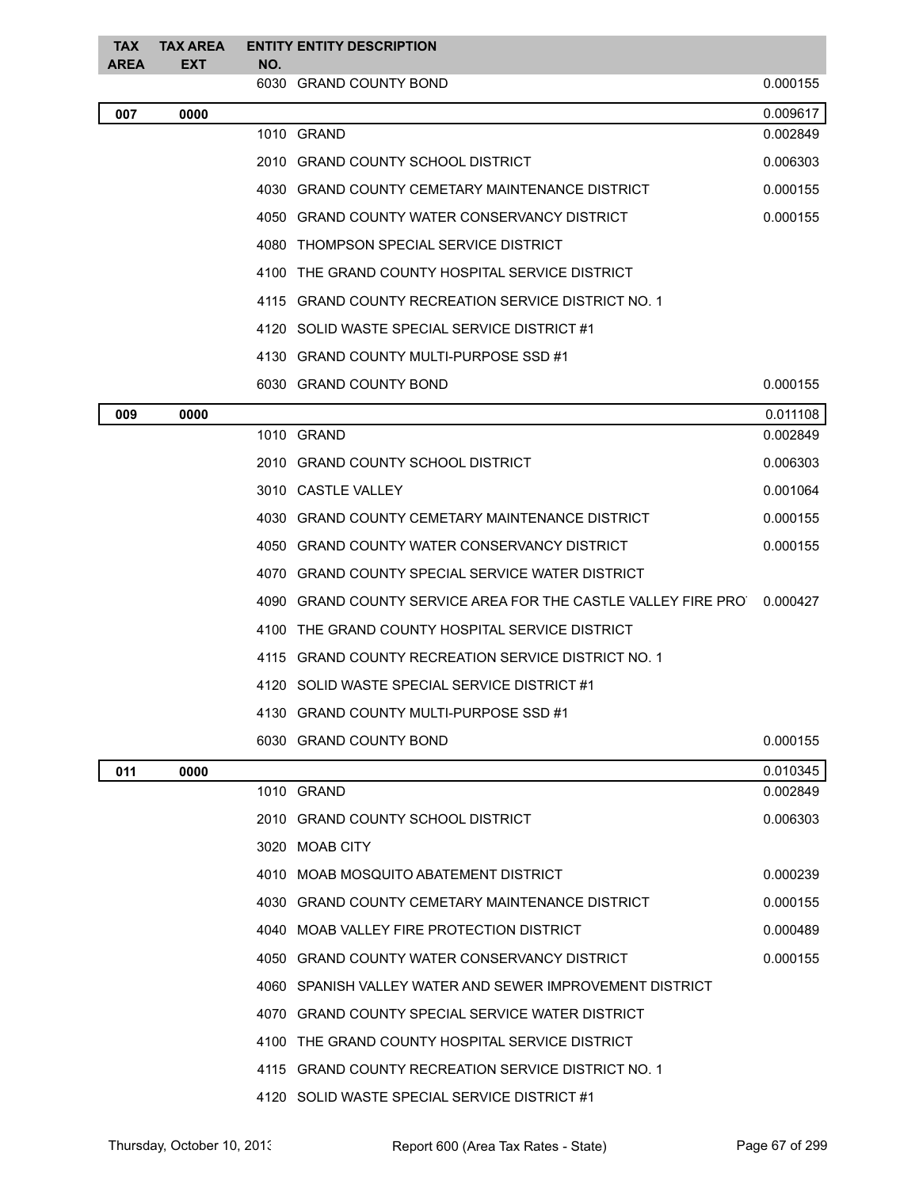| TAX AREA | TAX AREA EXT | ENTITY NO. | ENTITY DESCRIPTION | |
|---|---|---|---|---|
| | | 6030 | GRAND COUNTY BOND | 0.000155 |
| **007** | **0000** | | | 0.009617 |
| | | 1010 | GRAND | 0.002849 |
| | | 2010 | GRAND COUNTY SCHOOL DISTRICT | 0.006303 |
| | | 4030 | GRAND COUNTY CEMETARY MAINTENANCE DISTRICT | 0.000155 |
| | | 4050 | GRAND COUNTY WATER CONSERVANCY DISTRICT | 0.000155 |
| | | 4080 | THOMPSON SPECIAL SERVICE DISTRICT | |
| | | 4100 | THE GRAND COUNTY HOSPITAL SERVICE DISTRICT | |
| | | 4115 | GRAND COUNTY RECREATION SERVICE DISTRICT NO. 1 | |
| | | 4120 | SOLID WASTE SPECIAL SERVICE DISTRICT #1 | |
| | | 4130 | GRAND COUNTY MULTI-PURPOSE SSD #1 | |
| | | 6030 | GRAND COUNTY BOND | 0.000155 |
| **009** | **0000** | | | 0.011108 |
| | | 1010 | GRAND | 0.002849 |
| | | 2010 | GRAND COUNTY SCHOOL DISTRICT | 0.006303 |
| | | 3010 | CASTLE VALLEY | 0.001064 |
| | | 4030 | GRAND COUNTY CEMETARY MAINTENANCE DISTRICT | 0.000155 |
| | | 4050 | GRAND COUNTY WATER CONSERVANCY DISTRICT | 0.000155 |
| | | 4070 | GRAND COUNTY SPECIAL SERVICE WATER DISTRICT | |
| | | 4090 | GRAND COUNTY SERVICE AREA FOR THE CASTLE VALLEY FIRE PRO | 0.000427 |
| | | 4100 | THE GRAND COUNTY HOSPITAL SERVICE DISTRICT | |
| | | 4115 | GRAND COUNTY RECREATION SERVICE DISTRICT NO. 1 | |
| | | 4120 | SOLID WASTE SPECIAL SERVICE DISTRICT #1 | |
| | | 4130 | GRAND COUNTY MULTI-PURPOSE SSD #1 | |
| | | 6030 | GRAND COUNTY BOND | 0.000155 |
| **011** | **0000** | | | 0.010345 |
| | | 1010 | GRAND | 0.002849 |
| | | 2010 | GRAND COUNTY SCHOOL DISTRICT | 0.006303 |
| | | 3020 | MOAB CITY | |
| | | 4010 | MOAB MOSQUITO ABATEMENT DISTRICT | 0.000239 |
| | | 4030 | GRAND COUNTY CEMETARY MAINTENANCE DISTRICT | 0.000155 |
| | | 4040 | MOAB VALLEY FIRE PROTECTION DISTRICT | 0.000489 |
| | | 4050 | GRAND COUNTY WATER CONSERVANCY DISTRICT | 0.000155 |
| | | 4060 | SPANISH VALLEY WATER AND SEWER IMPROVEMENT DISTRICT | |
| | | 4070 | GRAND COUNTY SPECIAL SERVICE WATER DISTRICT | |
| | | 4100 | THE GRAND COUNTY HOSPITAL SERVICE DISTRICT | |
| | | 4115 | GRAND COUNTY RECREATION SERVICE DISTRICT NO. 1 | |
| | | 4120 | SOLID WASTE SPECIAL SERVICE DISTRICT #1 | |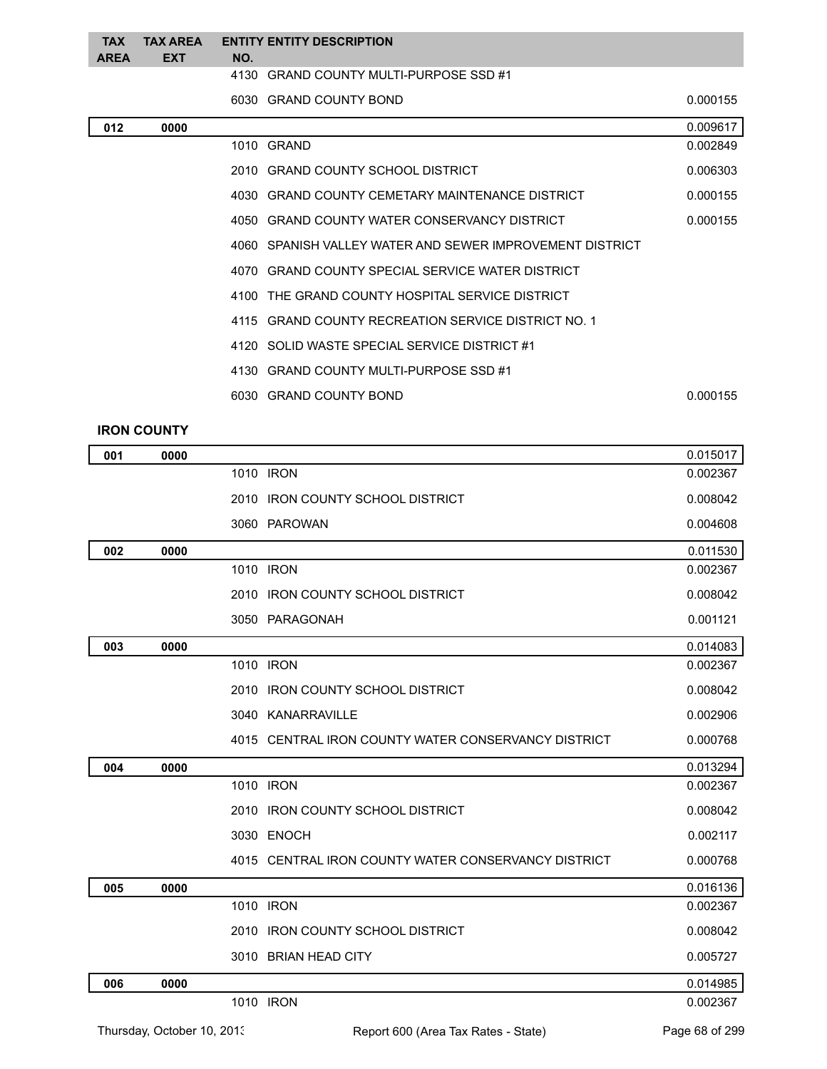| TAX AREA | TAX AREA EXT | ENTITY NO. | ENTITY DESCRIPTION | |
|---|---|---|---|---|
| | | 4130 | GRAND COUNTY MULTI-PURPOSE SSD #1 | |
| | | 6030 | GRAND COUNTY BOND | 0.000155 |
| **012** | **0000** | | | 0.009617 |
| | | 1010 | GRAND | 0.002849 |
| | | 2010 | GRAND COUNTY SCHOOL DISTRICT | 0.006303 |
| | | 4030 | GRAND COUNTY CEMETARY MAINTENANCE DISTRICT | 0.000155 |
| | | 4050 | GRAND COUNTY WATER CONSERVANCY DISTRICT | 0.000155 |
| | | 4060 | SPANISH VALLEY WATER AND SEWER IMPROVEMENT DISTRICT | |
| | | 4070 | GRAND COUNTY SPECIAL SERVICE WATER DISTRICT | |
| | | 4100 | THE GRAND COUNTY HOSPITAL SERVICE DISTRICT | |
| | | 4115 | GRAND COUNTY RECREATION SERVICE DISTRICT NO. 1 | |
| | | 4120 | SOLID WASTE SPECIAL SERVICE DISTRICT #1 | |
| | | 4130 | GRAND COUNTY MULTI-PURPOSE SSD #1 | |
| | | 6030 | GRAND COUNTY BOND | 0.000155 |

**IRON COUNTY**

| TAX AREA | TAX AREA EXT | ENTITY NO. | ENTITY DESCRIPTION | |
|---|---|---|---|---|
| **001** | **0000** | | | 0.015017 |
| | | 1010 | IRON | 0.002367 |
| | | 2010 | IRON COUNTY SCHOOL DISTRICT | 0.008042 |
| | | 3060 | PAROWAN | 0.004608 |
| **002** | **0000** | | | 0.011530 |
| | | 1010 | IRON | 0.002367 |
| | | 2010 | IRON COUNTY SCHOOL DISTRICT | 0.008042 |
| | | 3050 | PARAGONAH | 0.001121 |
| **003** | **0000** | | | 0.014083 |
| | | 1010 | IRON | 0.002367 |
| | | 2010 | IRON COUNTY SCHOOL DISTRICT | 0.008042 |
| | | 3040 | KANARRAVILLE | 0.002906 |
| | | 4015 | CENTRAL IRON COUNTY WATER CONSERVANCY DISTRICT | 0.000768 |
| **004** | **0000** | | | 0.013294 |
| | | 1010 | IRON | 0.002367 |
| | | 2010 | IRON COUNTY SCHOOL DISTRICT | 0.008042 |
| | | 3030 | ENOCH | 0.002117 |
| | | 4015 | CENTRAL IRON COUNTY WATER CONSERVANCY DISTRICT | 0.000768 |
| **005** | **0000** | | | 0.016136 |
| | | 1010 | IRON | 0.002367 |
| | | 2010 | IRON COUNTY SCHOOL DISTRICT | 0.008042 |
| | | 3010 | BRIAN HEAD CITY | 0.005727 |
| **006** | **0000** | | | 0.014985 |
| | | 1010 | IRON | 0.002367 |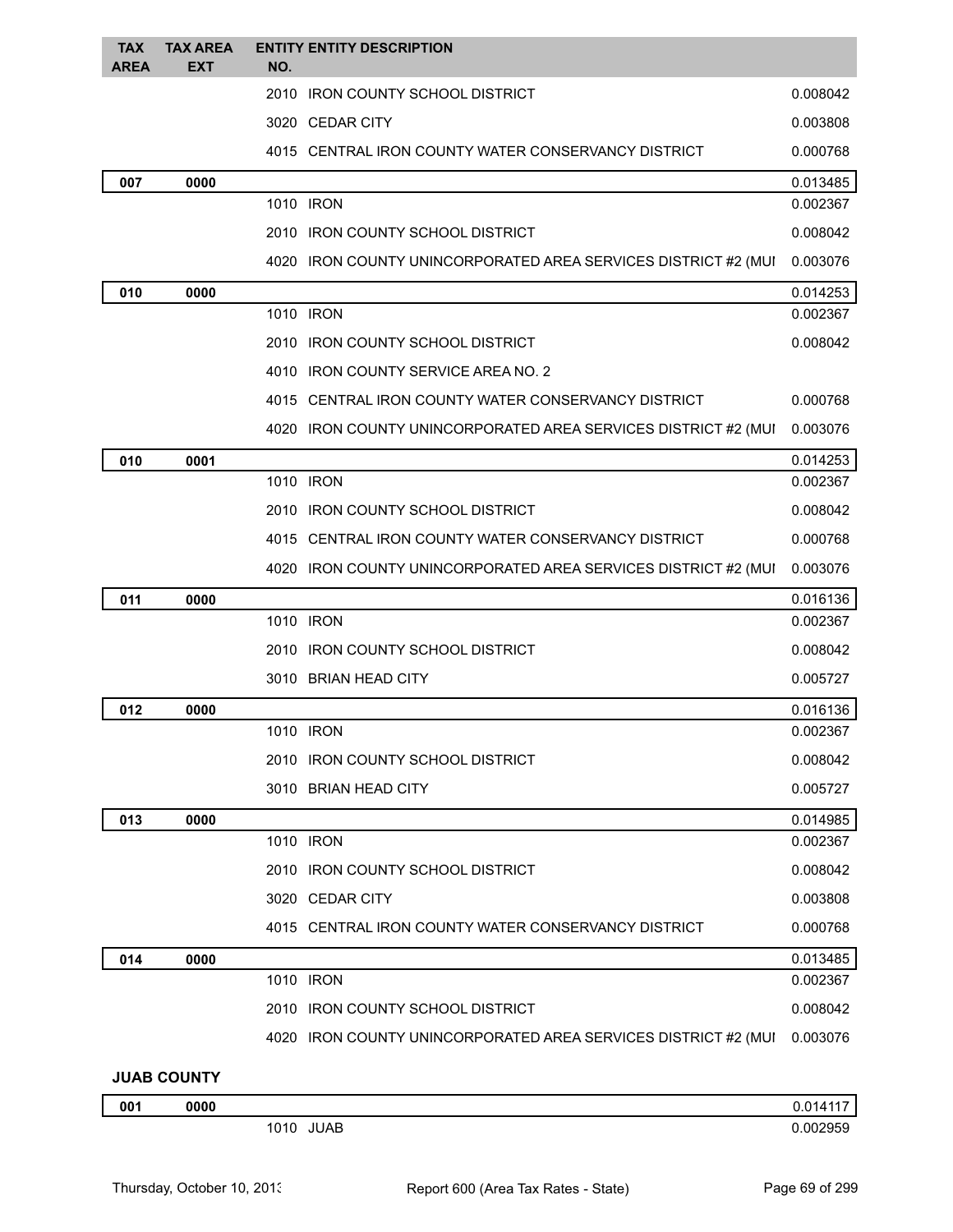| TAX AREA | TAX AREA EXT | ENTITY NO. | ENTITY DESCRIPTION | |
|---|---|---|---|---|
| | | 2010 | IRON COUNTY SCHOOL DISTRICT | 0.008042 |
| | | 3020 | CEDAR CITY | 0.003808 |
| | | 4015 | CENTRAL IRON COUNTY WATER CONSERVANCY DISTRICT | 0.000768 |
| **007** | **0000** | | | 0.013485 |
| | | 1010 | IRON | 0.002367 |
| | | 2010 | IRON COUNTY SCHOOL DISTRICT | 0.008042 |
| | | 4020 | IRON COUNTY UNINCORPORATED AREA SERVICES DISTRICT #2 (MUI | 0.003076 |
| **010** | **0000** | | | 0.014253 |
| | | 1010 | IRON | 0.002367 |
| | | 2010 | IRON COUNTY SCHOOL DISTRICT | 0.008042 |
| | | 4010 | IRON COUNTY SERVICE AREA NO. 2 | |
| | | 4015 | CENTRAL IRON COUNTY WATER CONSERVANCY DISTRICT | 0.000768 |
| | | 4020 | IRON COUNTY UNINCORPORATED AREA SERVICES DISTRICT #2 (MUI | 0.003076 |
| **010** | **0001** | | | 0.014253 |
| | | 1010 | IRON | 0.002367 |
| | | 2010 | IRON COUNTY SCHOOL DISTRICT | 0.008042 |
| | | 4015 | CENTRAL IRON COUNTY WATER CONSERVANCY DISTRICT | 0.000768 |
| | | 4020 | IRON COUNTY UNINCORPORATED AREA SERVICES DISTRICT #2 (MUI | 0.003076 |
| **011** | **0000** | | | 0.016136 |
| | | 1010 | IRON | 0.002367 |
| | | 2010 | IRON COUNTY SCHOOL DISTRICT | 0.008042 |
| | | 3010 | BRIAN HEAD CITY | 0.005727 |
| **012** | **0000** | | | 0.016136 |
| | | 1010 | IRON | 0.002367 |
| | | 2010 | IRON COUNTY SCHOOL DISTRICT | 0.008042 |
| | | 3010 | BRIAN HEAD CITY | 0.005727 |
| **013** | **0000** | | | 0.014985 |
| | | 1010 | IRON | 0.002367 |
| | | 2010 | IRON COUNTY SCHOOL DISTRICT | 0.008042 |
| | | 3020 | CEDAR CITY | 0.003808 |
| | | 4015 | CENTRAL IRON COUNTY WATER CONSERVANCY DISTRICT | 0.000768 |
| **014** | **0000** | | | 0.013485 |
| | | 1010 | IRON | 0.002367 |
| | | 2010 | IRON COUNTY SCHOOL DISTRICT | 0.008042 |
| | | 4020 | IRON COUNTY UNINCORPORATED AREA SERVICES DISTRICT #2 (MUI | 0.003076 |

**JUAB COUNTY**

| TAX AREA | TAX AREA EXT | ENTITY NO. | ENTITY DESCRIPTION | |
|---|---|---|---|---|
| **001** | **0000** | | | 0.014117 |
| | | 1010 | JUAB | 0.002959 |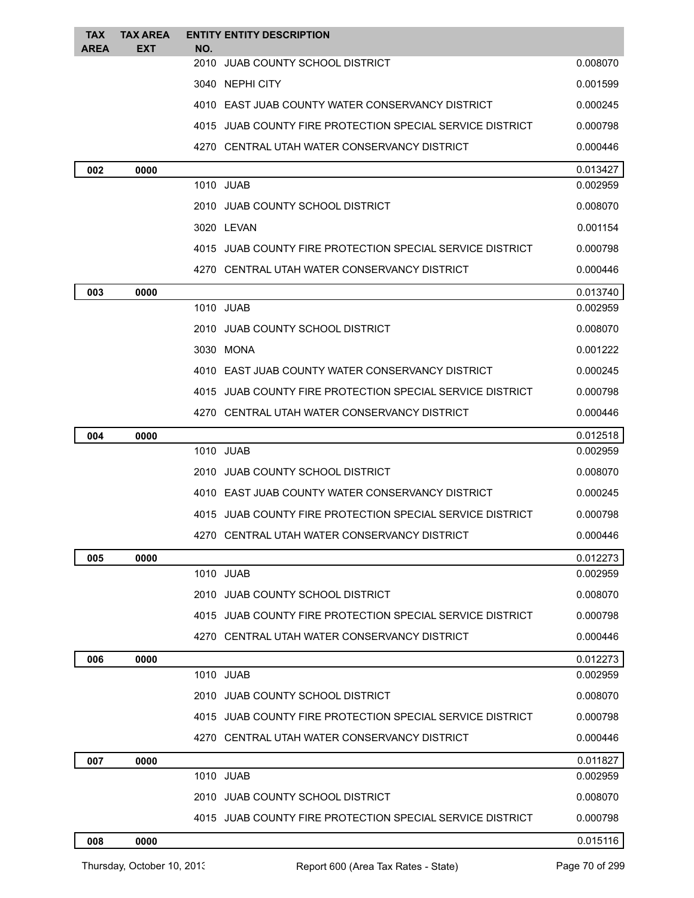| TAX AREA | TAX AREA EXT | ENTITY NO. | ENTITY DESCRIPTION | |
|---|---|---|---|---|
| | | 2010 | JUAB COUNTY SCHOOL DISTRICT | 0.008070 |
| | | 3040 | NEPHI CITY | 0.001599 |
| | | 4010 | EAST JUAB COUNTY WATER CONSERVANCY DISTRICT | 0.000245 |
| | | 4015 | JUAB COUNTY FIRE PROTECTION SPECIAL SERVICE DISTRICT | 0.000798 |
| | | 4270 | CENTRAL UTAH WATER CONSERVANCY DISTRICT | 0.000446 |
| 002 | 0000 | | | 0.013427 |
| | | 1010 | JUAB | 0.002959 |
| | | 2010 | JUAB COUNTY SCHOOL DISTRICT | 0.008070 |
| | | 3020 | LEVAN | 0.001154 |
| | | 4015 | JUAB COUNTY FIRE PROTECTION SPECIAL SERVICE DISTRICT | 0.000798 |
| | | 4270 | CENTRAL UTAH WATER CONSERVANCY DISTRICT | 0.000446 |
| 003 | 0000 | | | 0.013740 |
| | | 1010 | JUAB | 0.002959 |
| | | 2010 | JUAB COUNTY SCHOOL DISTRICT | 0.008070 |
| | | 3030 | MONA | 0.001222 |
| | | 4010 | EAST JUAB COUNTY WATER CONSERVANCY DISTRICT | 0.000245 |
| | | 4015 | JUAB COUNTY FIRE PROTECTION SPECIAL SERVICE DISTRICT | 0.000798 |
| | | 4270 | CENTRAL UTAH WATER CONSERVANCY DISTRICT | 0.000446 |
| 004 | 0000 | | | 0.012518 |
| | | 1010 | JUAB | 0.002959 |
| | | 2010 | JUAB COUNTY SCHOOL DISTRICT | 0.008070 |
| | | 4010 | EAST JUAB COUNTY WATER CONSERVANCY DISTRICT | 0.000245 |
| | | 4015 | JUAB COUNTY FIRE PROTECTION SPECIAL SERVICE DISTRICT | 0.000798 |
| | | 4270 | CENTRAL UTAH WATER CONSERVANCY DISTRICT | 0.000446 |
| 005 | 0000 | | | 0.012273 |
| | | 1010 | JUAB | 0.002959 |
| | | 2010 | JUAB COUNTY SCHOOL DISTRICT | 0.008070 |
| | | 4015 | JUAB COUNTY FIRE PROTECTION SPECIAL SERVICE DISTRICT | 0.000798 |
| | | 4270 | CENTRAL UTAH WATER CONSERVANCY DISTRICT | 0.000446 |
| 006 | 0000 | | | 0.012273 |
| | | 1010 | JUAB | 0.002959 |
| | | 2010 | JUAB COUNTY SCHOOL DISTRICT | 0.008070 |
| | | 4015 | JUAB COUNTY FIRE PROTECTION SPECIAL SERVICE DISTRICT | 0.000798 |
| | | 4270 | CENTRAL UTAH WATER CONSERVANCY DISTRICT | 0.000446 |
| 007 | 0000 | | | 0.011827 |
| | | 1010 | JUAB | 0.002959 |
| | | 2010 | JUAB COUNTY SCHOOL DISTRICT | 0.008070 |
| | | 4015 | JUAB COUNTY FIRE PROTECTION SPECIAL SERVICE DISTRICT | 0.000798 |
| 008 | 0000 | | | 0.015116 |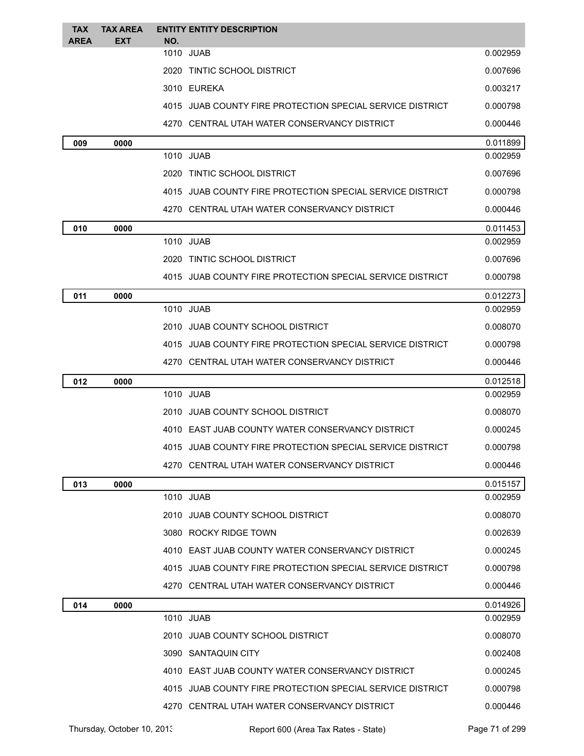| TAX AREA | TAX AREA EXT | ENTITY NO. | ENTITY DESCRIPTION | |
|---|---|---|---|---|
| | | 1010 | JUAB | 0.002959 |
| | | 2020 | TINTIC SCHOOL DISTRICT | 0.007696 |
| | | 3010 | EUREKA | 0.003217 |
| | | 4015 | JUAB COUNTY FIRE PROTECTION SPECIAL SERVICE DISTRICT | 0.000798 |
| | | 4270 | CENTRAL UTAH WATER CONSERVANCY DISTRICT | 0.000446 |
| **009** | **0000** | | | 0.011899 |
| | | 1010 | JUAB | 0.002959 |
| | | 2020 | TINTIC SCHOOL DISTRICT | 0.007696 |
| | | 4015 | JUAB COUNTY FIRE PROTECTION SPECIAL SERVICE DISTRICT | 0.000798 |
| | | 4270 | CENTRAL UTAH WATER CONSERVANCY DISTRICT | 0.000446 |
| **010** | **0000** | | | 0.011453 |
| | | 1010 | JUAB | 0.002959 |
| | | 2020 | TINTIC SCHOOL DISTRICT | 0.007696 |
| | | 4015 | JUAB COUNTY FIRE PROTECTION SPECIAL SERVICE DISTRICT | 0.000798 |
| **011** | **0000** | | | 0.012273 |
| | | 1010 | JUAB | 0.002959 |
| | | 2010 | JUAB COUNTY SCHOOL DISTRICT | 0.008070 |
| | | 4015 | JUAB COUNTY FIRE PROTECTION SPECIAL SERVICE DISTRICT | 0.000798 |
| | | 4270 | CENTRAL UTAH WATER CONSERVANCY DISTRICT | 0.000446 |
| **012** | **0000** | | | 0.012518 |
| | | 1010 | JUAB | 0.002959 |
| | | 2010 | JUAB COUNTY SCHOOL DISTRICT | 0.008070 |
| | | 4010 | EAST JUAB COUNTY WATER CONSERVANCY DISTRICT | 0.000245 |
| | | 4015 | JUAB COUNTY FIRE PROTECTION SPECIAL SERVICE DISTRICT | 0.000798 |
| | | 4270 | CENTRAL UTAH WATER CONSERVANCY DISTRICT | 0.000446 |
| **013** | **0000** | | | 0.015157 |
| | | 1010 | JUAB | 0.002959 |
| | | 2010 | JUAB COUNTY SCHOOL DISTRICT | 0.008070 |
| | | 3080 | ROCKY RIDGE TOWN | 0.002639 |
| | | 4010 | EAST JUAB COUNTY WATER CONSERVANCY DISTRICT | 0.000245 |
| | | 4015 | JUAB COUNTY FIRE PROTECTION SPECIAL SERVICE DISTRICT | 0.000798 |
| | | 4270 | CENTRAL UTAH WATER CONSERVANCY DISTRICT | 0.000446 |
| **014** | **0000** | | | 0.014926 |
| | | 1010 | JUAB | 0.002959 |
| | | 2010 | JUAB COUNTY SCHOOL DISTRICT | 0.008070 |
| | | 3090 | SANTAQUIN CITY | 0.002408 |
| | | 4010 | EAST JUAB COUNTY WATER CONSERVANCY DISTRICT | 0.000245 |
| | | 4015 | JUAB COUNTY FIRE PROTECTION SPECIAL SERVICE DISTRICT | 0.000798 |
| | | 4270 | CENTRAL UTAH WATER CONSERVANCY DISTRICT | 0.000446 |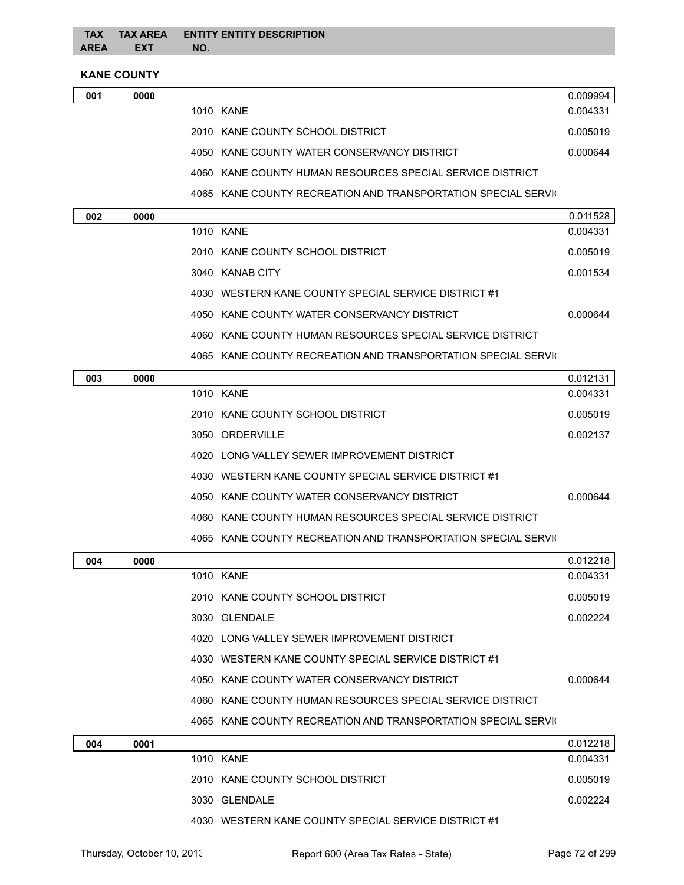| TAX AREA | TAX AREA EXT | ENTITY NO. | ENTITY DESCRIPTION | |
|---|---|---|---|---|

**KANE COUNTY**

| TAX AREA | TAX AREA EXT | ENTITY NO. | ENTITY DESCRIPTION | RATE |
|---|---|---|---|---|
| 001 | 0000 | | | 0.009994 |
| | | 1010 | KANE | 0.004331 |
| | | 2010 | KANE COUNTY SCHOOL DISTRICT | 0.005019 |
| | | 4050 | KANE COUNTY WATER CONSERVANCY DISTRICT | 0.000644 |
| | | 4060 | KANE COUNTY HUMAN RESOURCES SPECIAL SERVICE DISTRICT | |
| | | 4065 | KANE COUNTY RECREATION AND TRANSPORTATION SPECIAL SERVI( | |
| 002 | 0000 | | | 0.011528 |
| | | 1010 | KANE | 0.004331 |
| | | 2010 | KANE COUNTY SCHOOL DISTRICT | 0.005019 |
| | | 3040 | KANAB CITY | 0.001534 |
| | | 4030 | WESTERN KANE COUNTY SPECIAL SERVICE DISTRICT #1 | |
| | | 4050 | KANE COUNTY WATER CONSERVANCY DISTRICT | 0.000644 |
| | | 4060 | KANE COUNTY HUMAN RESOURCES SPECIAL SERVICE DISTRICT | |
| | | 4065 | KANE COUNTY RECREATION AND TRANSPORTATION SPECIAL SERVI( | |
| 003 | 0000 | | | 0.012131 |
| | | 1010 | KANE | 0.004331 |
| | | 2010 | KANE COUNTY SCHOOL DISTRICT | 0.005019 |
| | | 3050 | ORDERVILLE | 0.002137 |
| | | 4020 | LONG VALLEY SEWER IMPROVEMENT DISTRICT | |
| | | 4030 | WESTERN KANE COUNTY SPECIAL SERVICE DISTRICT #1 | |
| | | 4050 | KANE COUNTY WATER CONSERVANCY DISTRICT | 0.000644 |
| | | 4060 | KANE COUNTY HUMAN RESOURCES SPECIAL SERVICE DISTRICT | |
| | | 4065 | KANE COUNTY RECREATION AND TRANSPORTATION SPECIAL SERVI( | |
| 004 | 0000 | | | 0.012218 |
| | | 1010 | KANE | 0.004331 |
| | | 2010 | KANE COUNTY SCHOOL DISTRICT | 0.005019 |
| | | 3030 | GLENDALE | 0.002224 |
| | | 4020 | LONG VALLEY SEWER IMPROVEMENT DISTRICT | |
| | | 4030 | WESTERN KANE COUNTY SPECIAL SERVICE DISTRICT #1 | |
| | | 4050 | KANE COUNTY WATER CONSERVANCY DISTRICT | 0.000644 |
| | | 4060 | KANE COUNTY HUMAN RESOURCES SPECIAL SERVICE DISTRICT | |
| | | 4065 | KANE COUNTY RECREATION AND TRANSPORTATION SPECIAL SERVI( | |
| 004 | 0001 | | | 0.012218 |
| | | 1010 | KANE | 0.004331 |
| | | 2010 | KANE COUNTY SCHOOL DISTRICT | 0.005019 |
| | | 3030 | GLENDALE | 0.002224 |
| | | 4030 | WESTERN KANE COUNTY SPECIAL SERVICE DISTRICT #1 | |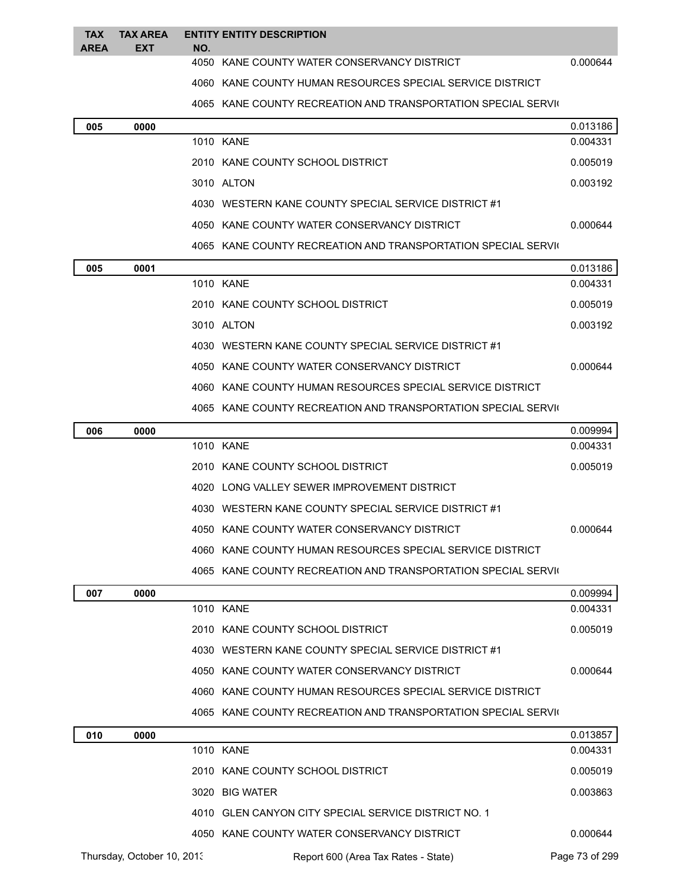| TAX AREA | TAX AREA EXT | ENTITY NO. | ENTITY DESCRIPTION | |
|---|---|---|---|---|
| | | 4050 | KANE COUNTY WATER CONSERVANCY DISTRICT | 0.000644 |
| | | 4060 | KANE COUNTY HUMAN RESOURCES SPECIAL SERVICE DISTRICT | |
| | | 4065 | KANE COUNTY RECREATION AND TRANSPORTATION SPECIAL SERVI( | |
| **005** | **0000** | | | 0.013186 |
| | | 1010 | KANE | 0.004331 |
| | | 2010 | KANE COUNTY SCHOOL DISTRICT | 0.005019 |
| | | 3010 | ALTON | 0.003192 |
| | | 4030 | WESTERN KANE COUNTY SPECIAL SERVICE DISTRICT #1 | |
| | | 4050 | KANE COUNTY WATER CONSERVANCY DISTRICT | 0.000644 |
| | | 4065 | KANE COUNTY RECREATION AND TRANSPORTATION SPECIAL SERVI( | |
| **005** | **0001** | | | 0.013186 |
| | | 1010 | KANE | 0.004331 |
| | | 2010 | KANE COUNTY SCHOOL DISTRICT | 0.005019 |
| | | 3010 | ALTON | 0.003192 |
| | | 4030 | WESTERN KANE COUNTY SPECIAL SERVICE DISTRICT #1 | |
| | | 4050 | KANE COUNTY WATER CONSERVANCY DISTRICT | 0.000644 |
| | | 4060 | KANE COUNTY HUMAN RESOURCES SPECIAL SERVICE DISTRICT | |
| | | 4065 | KANE COUNTY RECREATION AND TRANSPORTATION SPECIAL SERVI( | |
| **006** | **0000** | | | 0.009994 |
| | | 1010 | KANE | 0.004331 |
| | | 2010 | KANE COUNTY SCHOOL DISTRICT | 0.005019 |
| | | 4020 | LONG VALLEY SEWER IMPROVEMENT DISTRICT | |
| | | 4030 | WESTERN KANE COUNTY SPECIAL SERVICE DISTRICT #1 | |
| | | 4050 | KANE COUNTY WATER CONSERVANCY DISTRICT | 0.000644 |
| | | 4060 | KANE COUNTY HUMAN RESOURCES SPECIAL SERVICE DISTRICT | |
| | | 4065 | KANE COUNTY RECREATION AND TRANSPORTATION SPECIAL SERVI( | |
| **007** | **0000** | | | 0.009994 |
| | | 1010 | KANE | 0.004331 |
| | | 2010 | KANE COUNTY SCHOOL DISTRICT | 0.005019 |
| | | 4030 | WESTERN KANE COUNTY SPECIAL SERVICE DISTRICT #1 | |
| | | 4050 | KANE COUNTY WATER CONSERVANCY DISTRICT | 0.000644 |
| | | 4060 | KANE COUNTY HUMAN RESOURCES SPECIAL SERVICE DISTRICT | |
| | | 4065 | KANE COUNTY RECREATION AND TRANSPORTATION SPECIAL SERVI( | |
| **010** | **0000** | | | 0.013857 |
| | | 1010 | KANE | 0.004331 |
| | | 2010 | KANE COUNTY SCHOOL DISTRICT | 0.005019 |
| | | 3020 | BIG WATER | 0.003863 |
| | | 4010 | GLEN CANYON CITY SPECIAL SERVICE DISTRICT NO. 1 | |
| | | 4050 | KANE COUNTY WATER CONSERVANCY DISTRICT | 0.000644 |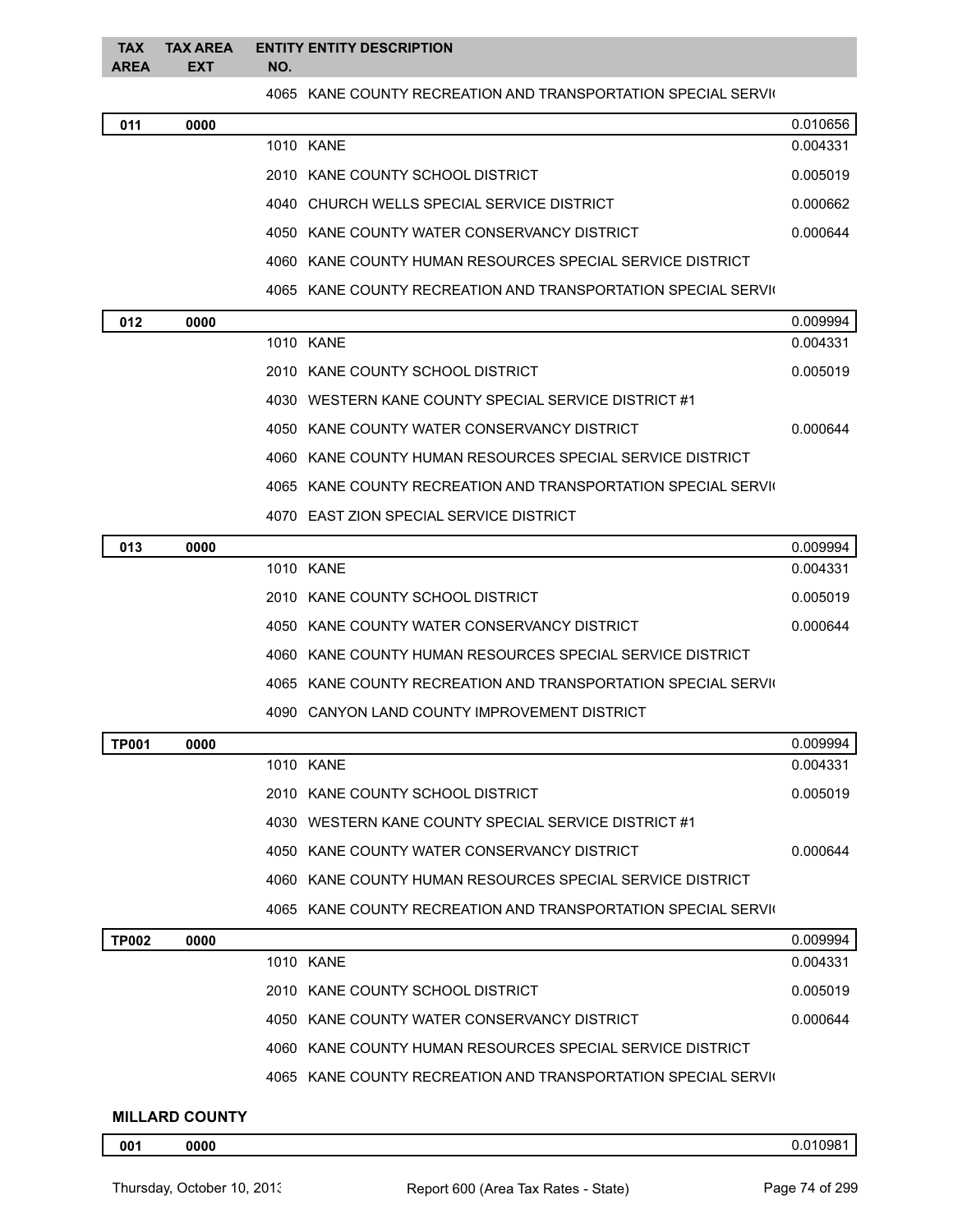| TAX AREA | TAX AREA EXT | ENTITY NO. | ENTITY DESCRIPTION | |
|---|---|---|---|---|
| | | 4065 | KANE COUNTY RECREATION AND TRANSPORTATION SPECIAL SERVI( | |
| **011** | **0000** | | | 0.010656 |
| | | 1010 | KANE | 0.004331 |
| | | 2010 | KANE COUNTY SCHOOL DISTRICT | 0.005019 |
| | | 4040 | CHURCH WELLS SPECIAL SERVICE DISTRICT | 0.000662 |
| | | 4050 | KANE COUNTY WATER CONSERVANCY DISTRICT | 0.000644 |
| | | 4060 | KANE COUNTY HUMAN RESOURCES SPECIAL SERVICE DISTRICT | |
| | | 4065 | KANE COUNTY RECREATION AND TRANSPORTATION SPECIAL SERVI( | |
| **012** | **0000** | | | 0.009994 |
| | | 1010 | KANE | 0.004331 |
| | | 2010 | KANE COUNTY SCHOOL DISTRICT | 0.005019 |
| | | 4030 | WESTERN KANE COUNTY SPECIAL SERVICE DISTRICT #1 | |
| | | 4050 | KANE COUNTY WATER CONSERVANCY DISTRICT | 0.000644 |
| | | 4060 | KANE COUNTY HUMAN RESOURCES SPECIAL SERVICE DISTRICT | |
| | | 4065 | KANE COUNTY RECREATION AND TRANSPORTATION SPECIAL SERVI( | |
| | | 4070 | EAST ZION SPECIAL SERVICE DISTRICT | |
| **013** | **0000** | | | 0.009994 |
| | | 1010 | KANE | 0.004331 |
| | | 2010 | KANE COUNTY SCHOOL DISTRICT | 0.005019 |
| | | 4050 | KANE COUNTY WATER CONSERVANCY DISTRICT | 0.000644 |
| | | 4060 | KANE COUNTY HUMAN RESOURCES SPECIAL SERVICE DISTRICT | |
| | | 4065 | KANE COUNTY RECREATION AND TRANSPORTATION SPECIAL SERVI( | |
| | | 4090 | CANYON LAND COUNTY IMPROVEMENT DISTRICT | |
| **TP001** | **0000** | | | 0.009994 |
| | | 1010 | KANE | 0.004331 |
| | | 2010 | KANE COUNTY SCHOOL DISTRICT | 0.005019 |
| | | 4030 | WESTERN KANE COUNTY SPECIAL SERVICE DISTRICT #1 | |
| | | 4050 | KANE COUNTY WATER CONSERVANCY DISTRICT | 0.000644 |
| | | 4060 | KANE COUNTY HUMAN RESOURCES SPECIAL SERVICE DISTRICT | |
| | | 4065 | KANE COUNTY RECREATION AND TRANSPORTATION SPECIAL SERVI( | |
| **TP002** | **0000** | | | 0.009994 |
| | | 1010 | KANE | 0.004331 |
| | | 2010 | KANE COUNTY SCHOOL DISTRICT | 0.005019 |
| | | 4050 | KANE COUNTY WATER CONSERVANCY DISTRICT | 0.000644 |
| | | 4060 | KANE COUNTY HUMAN RESOURCES SPECIAL SERVICE DISTRICT | |
| | | 4065 | KANE COUNTY RECREATION AND TRANSPORTATION SPECIAL SERVI( | |

**MILLARD COUNTY**

| TAX AREA | TAX AREA EXT | ENTITY NO. | ENTITY DESCRIPTION | |
|---|---|---|---|---|
| **001** | **0000** | | | 0.010981 |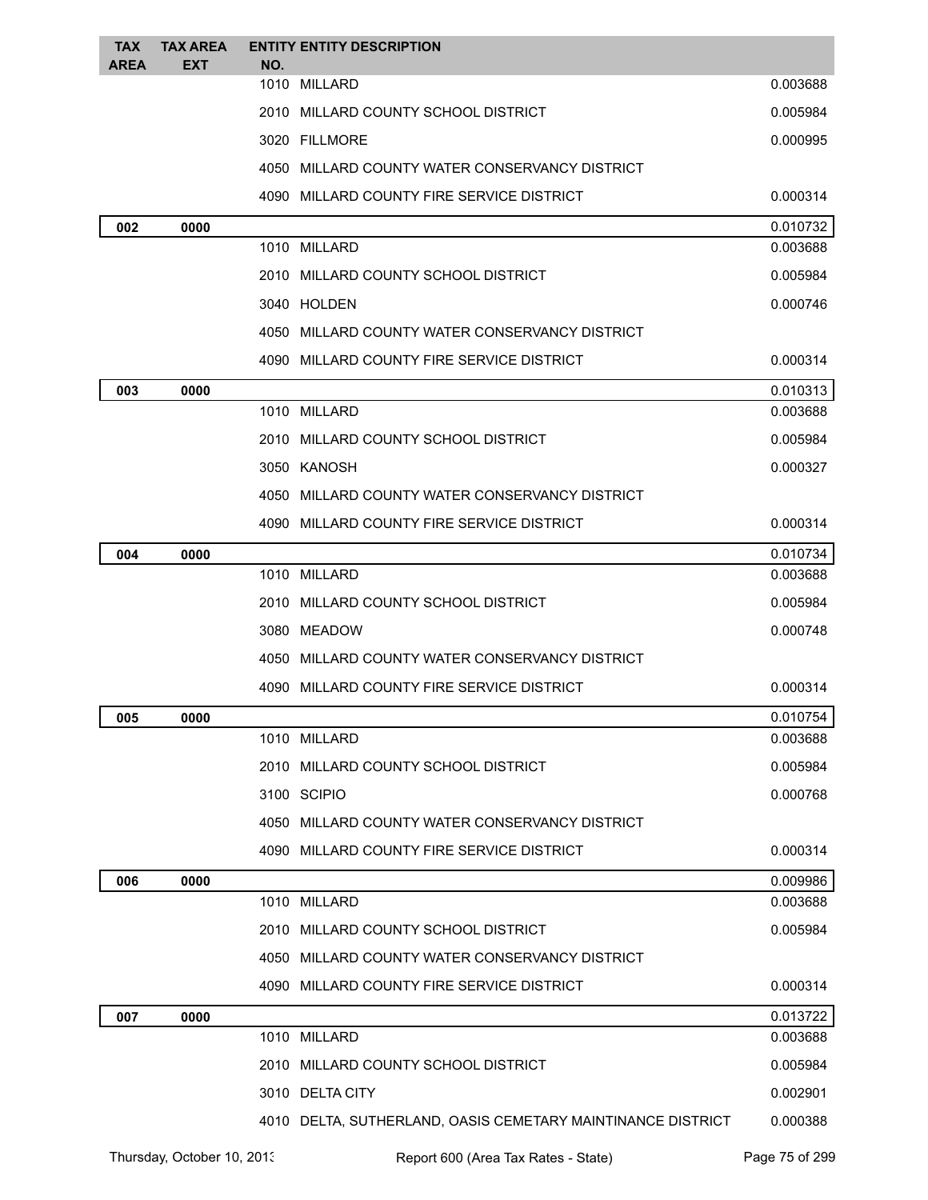| TAX AREA | TAX AREA EXT | ENTITY NO. | ENTITY DESCRIPTION | |
|---|---|---|---|---|
| | | 1010 | MILLARD | 0.003688 |
| | | 2010 | MILLARD COUNTY SCHOOL DISTRICT | 0.005984 |
| | | 3020 | FILLMORE | 0.000995 |
| | | 4050 | MILLARD COUNTY WATER CONSERVANCY DISTRICT | |
| | | 4090 | MILLARD COUNTY FIRE SERVICE DISTRICT | 0.000314 |
| 002 | 0000 | | | 0.010732 |
| | | 1010 | MILLARD | 0.003688 |
| | | 2010 | MILLARD COUNTY SCHOOL DISTRICT | 0.005984 |
| | | 3040 | HOLDEN | 0.000746 |
| | | 4050 | MILLARD COUNTY WATER CONSERVANCY DISTRICT | |
| | | 4090 | MILLARD COUNTY FIRE SERVICE DISTRICT | 0.000314 |
| 003 | 0000 | | | 0.010313 |
| | | 1010 | MILLARD | 0.003688 |
| | | 2010 | MILLARD COUNTY SCHOOL DISTRICT | 0.005984 |
| | | 3050 | KANOSH | 0.000327 |
| | | 4050 | MILLARD COUNTY WATER CONSERVANCY DISTRICT | |
| | | 4090 | MILLARD COUNTY FIRE SERVICE DISTRICT | 0.000314 |
| 004 | 0000 | | | 0.010734 |
| | | 1010 | MILLARD | 0.003688 |
| | | 2010 | MILLARD COUNTY SCHOOL DISTRICT | 0.005984 |
| | | 3080 | MEADOW | 0.000748 |
| | | 4050 | MILLARD COUNTY WATER CONSERVANCY DISTRICT | |
| | | 4090 | MILLARD COUNTY FIRE SERVICE DISTRICT | 0.000314 |
| 005 | 0000 | | | 0.010754 |
| | | 1010 | MILLARD | 0.003688 |
| | | 2010 | MILLARD COUNTY SCHOOL DISTRICT | 0.005984 |
| | | 3100 | SCIPIO | 0.000768 |
| | | 4050 | MILLARD COUNTY WATER CONSERVANCY DISTRICT | |
| | | 4090 | MILLARD COUNTY FIRE SERVICE DISTRICT | 0.000314 |
| 006 | 0000 | | | 0.009986 |
| | | 1010 | MILLARD | 0.003688 |
| | | 2010 | MILLARD COUNTY SCHOOL DISTRICT | 0.005984 |
| | | 4050 | MILLARD COUNTY WATER CONSERVANCY DISTRICT | |
| | | 4090 | MILLARD COUNTY FIRE SERVICE DISTRICT | 0.000314 |
| 007 | 0000 | | | 0.013722 |
| | | 1010 | MILLARD | 0.003688 |
| | | 2010 | MILLARD COUNTY SCHOOL DISTRICT | 0.005984 |
| | | 3010 | DELTA CITY | 0.002901 |
| | | 4010 | DELTA, SUTHERLAND, OASIS CEMETARY MAINTINANCE DISTRICT | 0.000388 |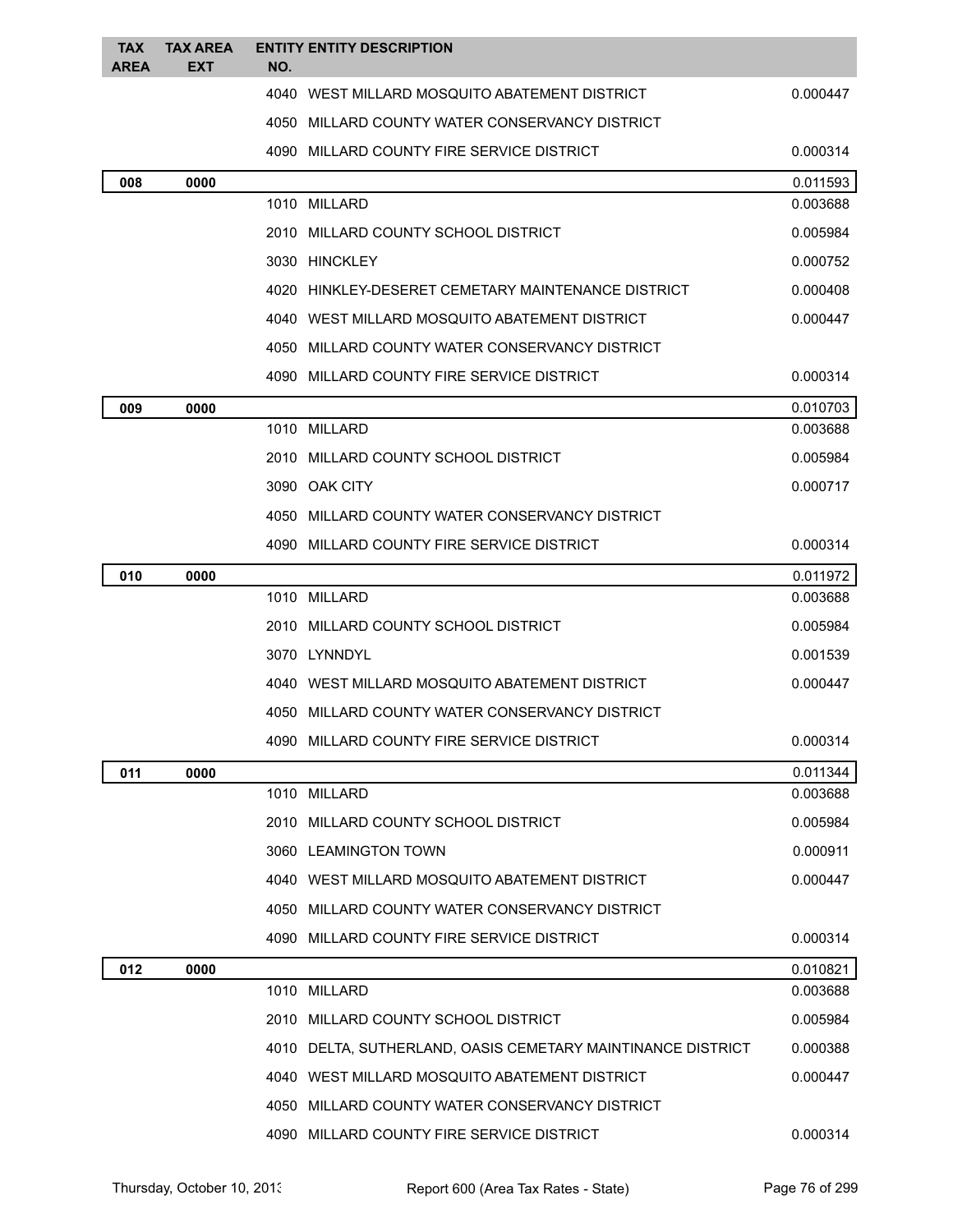| TAX AREA | TAX AREA EXT | ENTITY NO. | ENTITY DESCRIPTION | |
|---|---|---|---|---|
| | | 4040 | WEST MILLARD MOSQUITO ABATEMENT DISTRICT | 0.000447 |
| | | 4050 | MILLARD COUNTY WATER CONSERVANCY DISTRICT | |
| | | 4090 | MILLARD COUNTY FIRE SERVICE DISTRICT | 0.000314 |
| **008** | **0000** | | | 0.011593 |
| | | 1010 | MILLARD | 0.003688 |
| | | 2010 | MILLARD COUNTY SCHOOL DISTRICT | 0.005984 |
| | | 3030 | HINCKLEY | 0.000752 |
| | | 4020 | HINKLEY-DESERET CEMETARY MAINTENANCE DISTRICT | 0.000408 |
| | | 4040 | WEST MILLARD MOSQUITO ABATEMENT DISTRICT | 0.000447 |
| | | 4050 | MILLARD COUNTY WATER CONSERVANCY DISTRICT | |
| | | 4090 | MILLARD COUNTY FIRE SERVICE DISTRICT | 0.000314 |
| **009** | **0000** | | | 0.010703 |
| | | 1010 | MILLARD | 0.003688 |
| | | 2010 | MILLARD COUNTY SCHOOL DISTRICT | 0.005984 |
| | | 3090 | OAK CITY | 0.000717 |
| | | 4050 | MILLARD COUNTY WATER CONSERVANCY DISTRICT | |
| | | 4090 | MILLARD COUNTY FIRE SERVICE DISTRICT | 0.000314 |
| **010** | **0000** | | | 0.011972 |
| | | 1010 | MILLARD | 0.003688 |
| | | 2010 | MILLARD COUNTY SCHOOL DISTRICT | 0.005984 |
| | | 3070 | LYNNDYL | 0.001539 |
| | | 4040 | WEST MILLARD MOSQUITO ABATEMENT DISTRICT | 0.000447 |
| | | 4050 | MILLARD COUNTY WATER CONSERVANCY DISTRICT | |
| | | 4090 | MILLARD COUNTY FIRE SERVICE DISTRICT | 0.000314 |
| **011** | **0000** | | | 0.011344 |
| | | 1010 | MILLARD | 0.003688 |
| | | 2010 | MILLARD COUNTY SCHOOL DISTRICT | 0.005984 |
| | | 3060 | LEAMINGTON TOWN | 0.000911 |
| | | 4040 | WEST MILLARD MOSQUITO ABATEMENT DISTRICT | 0.000447 |
| | | 4050 | MILLARD COUNTY WATER CONSERVANCY DISTRICT | |
| | | 4090 | MILLARD COUNTY FIRE SERVICE DISTRICT | 0.000314 |
| **012** | **0000** | | | 0.010821 |
| | | 1010 | MILLARD | 0.003688 |
| | | 2010 | MILLARD COUNTY SCHOOL DISTRICT | 0.005984 |
| | | 4010 | DELTA, SUTHERLAND, OASIS CEMETARY MAINTINANCE DISTRICT | 0.000388 |
| | | 4040 | WEST MILLARD MOSQUITO ABATEMENT DISTRICT | 0.000447 |
| | | 4050 | MILLARD COUNTY WATER CONSERVANCY DISTRICT | |
| | | 4090 | MILLARD COUNTY FIRE SERVICE DISTRICT | 0.000314 |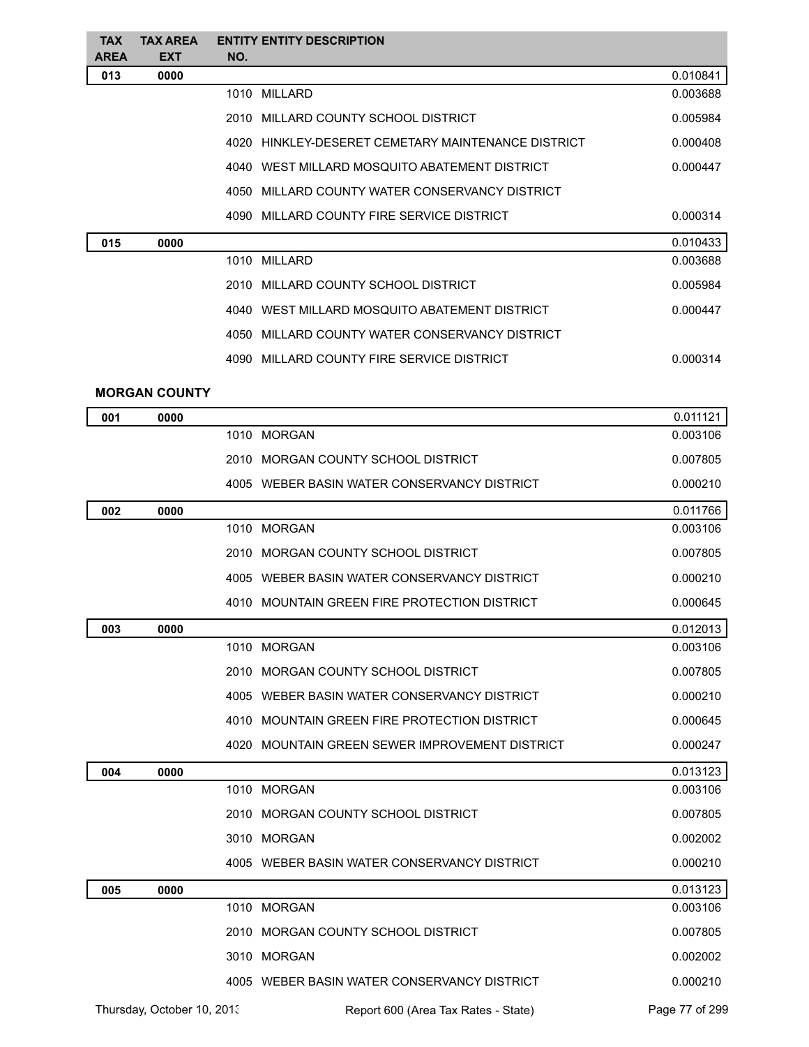| TAX AREA | TAX AREA EXT | ENTITY NO. | ENTITY DESCRIPTION | |
|---|---|---|---|---|
| **013** | **0000** | | | 0.010841 |
| | | 1010 | MILLARD | 0.003688 |
| | | 2010 | MILLARD COUNTY SCHOOL DISTRICT | 0.005984 |
| | | 4020 | HINKLEY-DESERET CEMETARY MAINTENANCE DISTRICT | 0.000408 |
| | | 4040 | WEST MILLARD MOSQUITO ABATEMENT DISTRICT | 0.000447 |
| | | 4050 | MILLARD COUNTY WATER CONSERVANCY DISTRICT | |
| | | 4090 | MILLARD COUNTY FIRE SERVICE DISTRICT | 0.000314 |
| **015** | **0000** | | | 0.010433 |
| | | 1010 | MILLARD | 0.003688 |
| | | 2010 | MILLARD COUNTY SCHOOL DISTRICT | 0.005984 |
| | | 4040 | WEST MILLARD MOSQUITO ABATEMENT DISTRICT | 0.000447 |
| | | 4050 | MILLARD COUNTY WATER CONSERVANCY DISTRICT | |
| | | 4090 | MILLARD COUNTY FIRE SERVICE DISTRICT | 0.000314 |

**MORGAN COUNTY**

| TAX AREA | TAX AREA EXT | ENTITY NO. | ENTITY DESCRIPTION | |
|---|---|---|---|---|
| **001** | **0000** | | | 0.011121 |
| | | 1010 | MORGAN | 0.003106 |
| | | 2010 | MORGAN COUNTY SCHOOL DISTRICT | 0.007805 |
| | | 4005 | WEBER BASIN WATER CONSERVANCY DISTRICT | 0.000210 |
| **002** | **0000** | | | 0.011766 |
| | | 1010 | MORGAN | 0.003106 |
| | | 2010 | MORGAN COUNTY SCHOOL DISTRICT | 0.007805 |
| | | 4005 | WEBER BASIN WATER CONSERVANCY DISTRICT | 0.000210 |
| | | 4010 | MOUNTAIN GREEN FIRE PROTECTION DISTRICT | 0.000645 |
| **003** | **0000** | | | 0.012013 |
| | | 1010 | MORGAN | 0.003106 |
| | | 2010 | MORGAN COUNTY SCHOOL DISTRICT | 0.007805 |
| | | 4005 | WEBER BASIN WATER CONSERVANCY DISTRICT | 0.000210 |
| | | 4010 | MOUNTAIN GREEN FIRE PROTECTION DISTRICT | 0.000645 |
| | | 4020 | MOUNTAIN GREEN SEWER IMPROVEMENT DISTRICT | 0.000247 |
| **004** | **0000** | | | 0.013123 |
| | | 1010 | MORGAN | 0.003106 |
| | | 2010 | MORGAN COUNTY SCHOOL DISTRICT | 0.007805 |
| | | 3010 | MORGAN | 0.002002 |
| | | 4005 | WEBER BASIN WATER CONSERVANCY DISTRICT | 0.000210 |
| **005** | **0000** | | | 0.013123 |
| | | 1010 | MORGAN | 0.003106 |
| | | 2010 | MORGAN COUNTY SCHOOL DISTRICT | 0.007805 |
| | | 3010 | MORGAN | 0.002002 |
| | | 4005 | WEBER BASIN WATER CONSERVANCY DISTRICT | 0.000210 |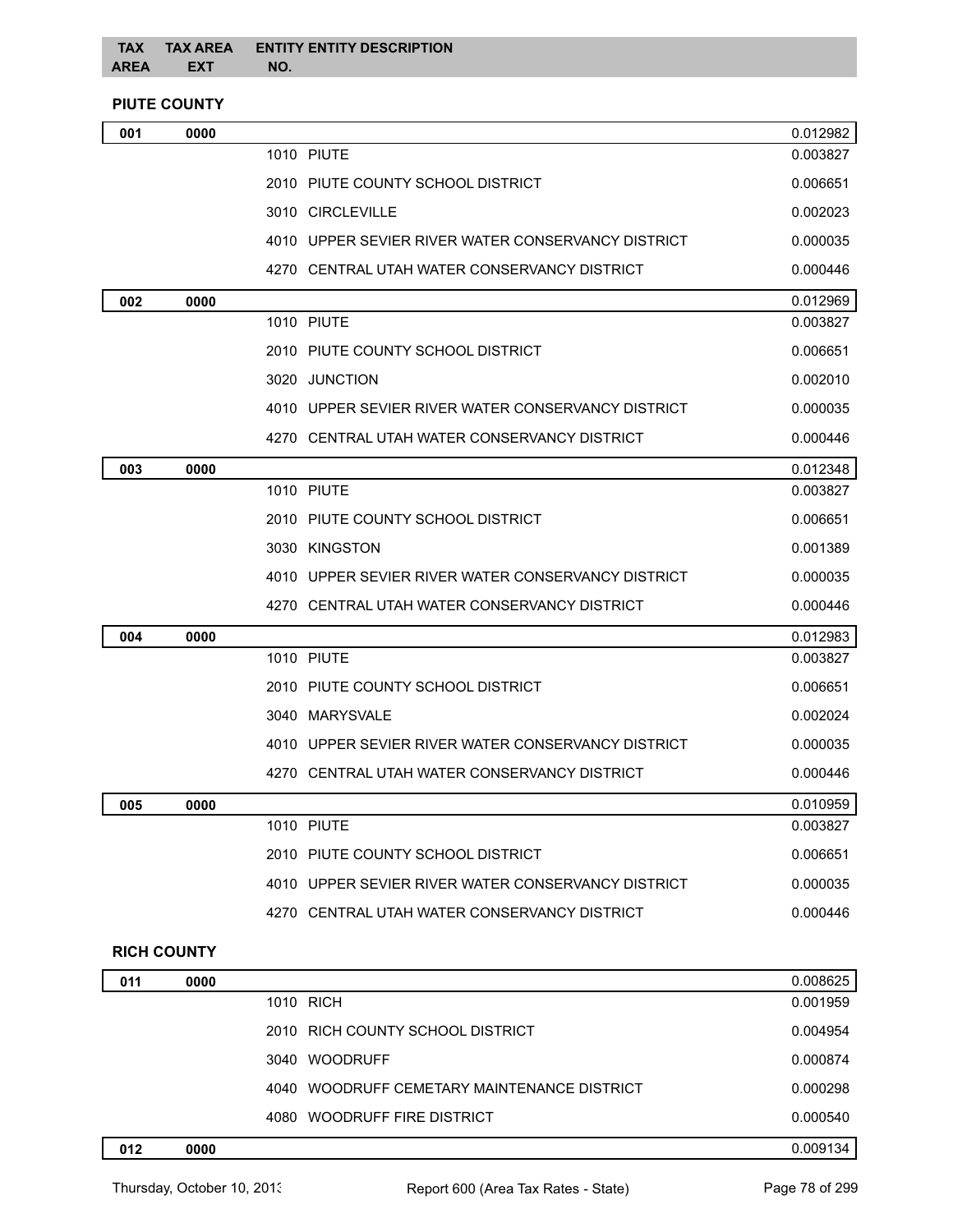| TAX AREA | TAX AREA EXT | ENTITY NO. | ENTITY DESCRIPTION | |
|---|---|---|---|---|

**PIUTE COUNTY**

| TAX AREA | TAX AREA EXT | ENTITY NO. | ENTITY DESCRIPTION | RATE |
|---|---|---|---|---|
| 001 | 0000 | | | 0.012982 |
| | | 1010 | PIUTE | 0.003827 |
| | | 2010 | PIUTE COUNTY SCHOOL DISTRICT | 0.006651 |
| | | 3010 | CIRCLEVILLE | 0.002023 |
| | | 4010 | UPPER SEVIER RIVER WATER CONSERVANCY DISTRICT | 0.000035 |
| | | 4270 | CENTRAL UTAH WATER CONSERVANCY DISTRICT | 0.000446 |
| 002 | 0000 | | | 0.012969 |
| | | 1010 | PIUTE | 0.003827 |
| | | 2010 | PIUTE COUNTY SCHOOL DISTRICT | 0.006651 |
| | | 3020 | JUNCTION | 0.002010 |
| | | 4010 | UPPER SEVIER RIVER WATER CONSERVANCY DISTRICT | 0.000035 |
| | | 4270 | CENTRAL UTAH WATER CONSERVANCY DISTRICT | 0.000446 |
| 003 | 0000 | | | 0.012348 |
| | | 1010 | PIUTE | 0.003827 |
| | | 2010 | PIUTE COUNTY SCHOOL DISTRICT | 0.006651 |
| | | 3030 | KINGSTON | 0.001389 |
| | | 4010 | UPPER SEVIER RIVER WATER CONSERVANCY DISTRICT | 0.000035 |
| | | 4270 | CENTRAL UTAH WATER CONSERVANCY DISTRICT | 0.000446 |
| 004 | 0000 | | | 0.012983 |
| | | 1010 | PIUTE | 0.003827 |
| | | 2010 | PIUTE COUNTY SCHOOL DISTRICT | 0.006651 |
| | | 3040 | MARYSVALE | 0.002024 |
| | | 4010 | UPPER SEVIER RIVER WATER CONSERVANCY DISTRICT | 0.000035 |
| | | 4270 | CENTRAL UTAH WATER CONSERVANCY DISTRICT | 0.000446 |
| 005 | 0000 | | | 0.010959 |
| | | 1010 | PIUTE | 0.003827 |
| | | 2010 | PIUTE COUNTY SCHOOL DISTRICT | 0.006651 |
| | | 4010 | UPPER SEVIER RIVER WATER CONSERVANCY DISTRICT | 0.000035 |
| | | 4270 | CENTRAL UTAH WATER CONSERVANCY DISTRICT | 0.000446 |

**RICH COUNTY**

| TAX AREA | TAX AREA EXT | ENTITY NO. | ENTITY DESCRIPTION | RATE |
|---|---|---|---|---|
| 011 | 0000 | | | 0.008625 |
| | | 1010 | RICH | 0.001959 |
| | | 2010 | RICH COUNTY SCHOOL DISTRICT | 0.004954 |
| | | 3040 | WOODRUFF | 0.000874 |
| | | 4040 | WOODRUFF CEMETARY MAINTENANCE DISTRICT | 0.000298 |
| | | 4080 | WOODRUFF FIRE DISTRICT | 0.000540 |
| 012 | 0000 | | | 0.009134 |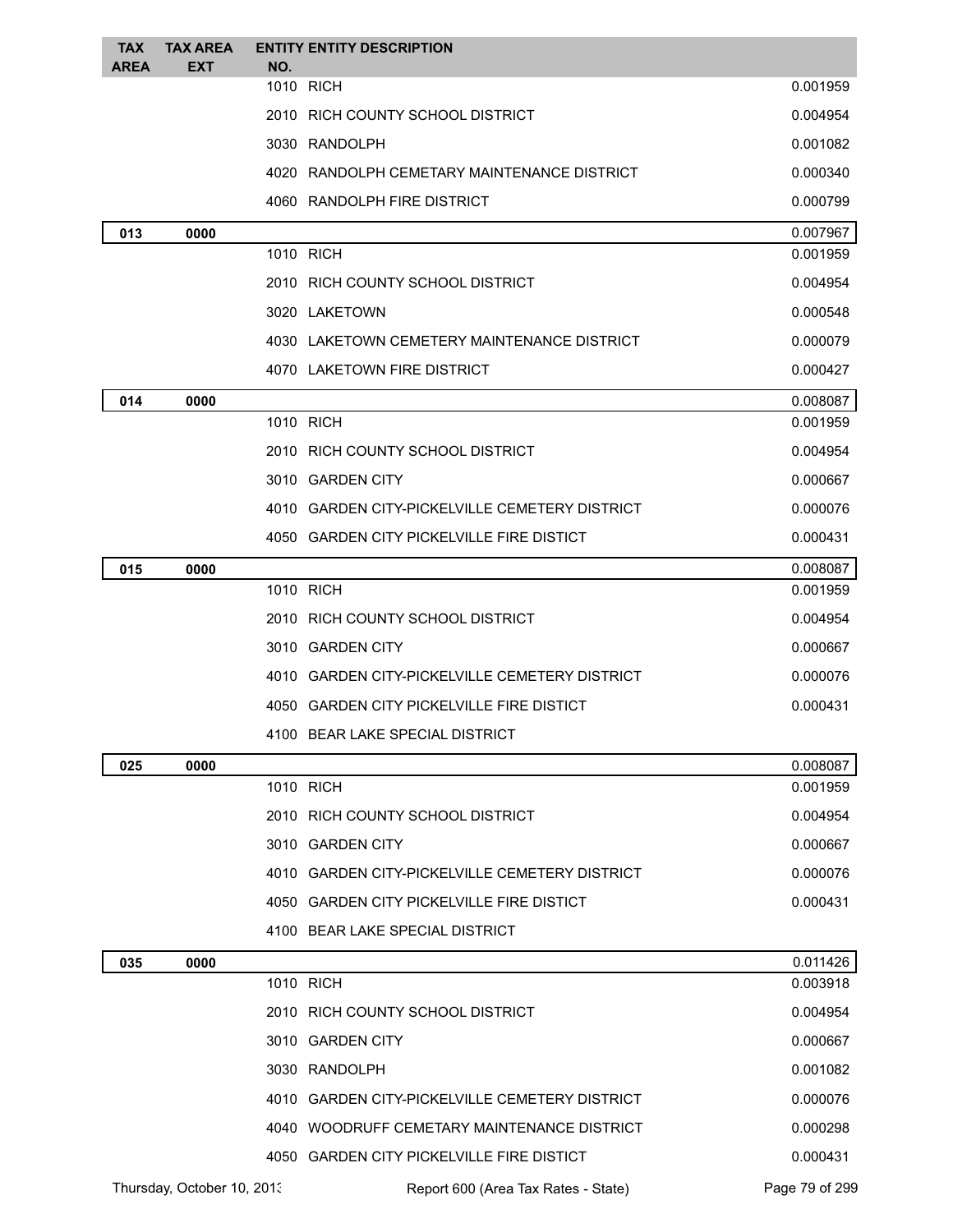| TAX AREA | TAX AREA EXT | ENTITY NO. | ENTITY DESCRIPTION | |
|---|---|---|---|---|
| | | 1010 | RICH | 0.001959 |
| | | 2010 | RICH COUNTY SCHOOL DISTRICT | 0.004954 |
| | | 3030 | RANDOLPH | 0.001082 |
| | | 4020 | RANDOLPH CEMETARY MAINTENANCE DISTRICT | 0.000340 |
| | | 4060 | RANDOLPH FIRE DISTRICT | 0.000799 |
| **013** | **0000** | | | 0.007967 |
| | | 1010 | RICH | 0.001959 |
| | | 2010 | RICH COUNTY SCHOOL DISTRICT | 0.004954 |
| | | 3020 | LAKETOWN | 0.000548 |
| | | 4030 | LAKETOWN CEMETERY MAINTENANCE DISTRICT | 0.000079 |
| | | 4070 | LAKETOWN FIRE DISTRICT | 0.000427 |
| **014** | **0000** | | | 0.008087 |
| | | 1010 | RICH | 0.001959 |
| | | 2010 | RICH COUNTY SCHOOL DISTRICT | 0.004954 |
| | | 3010 | GARDEN CITY | 0.000667 |
| | | 4010 | GARDEN CITY-PICKELVILLE CEMETERY DISTRICT | 0.000076 |
| | | 4050 | GARDEN CITY PICKELVILLE FIRE DISTICT | 0.000431 |
| **015** | **0000** | | | 0.008087 |
| | | 1010 | RICH | 0.001959 |
| | | 2010 | RICH COUNTY SCHOOL DISTRICT | 0.004954 |
| | | 3010 | GARDEN CITY | 0.000667 |
| | | 4010 | GARDEN CITY-PICKELVILLE CEMETERY DISTRICT | 0.000076 |
| | | 4050 | GARDEN CITY PICKELVILLE FIRE DISTICT | 0.000431 |
| | | 4100 | BEAR LAKE SPECIAL DISTRICT | |
| **025** | **0000** | | | 0.008087 |
| | | 1010 | RICH | 0.001959 |
| | | 2010 | RICH COUNTY SCHOOL DISTRICT | 0.004954 |
| | | 3010 | GARDEN CITY | 0.000667 |
| | | 4010 | GARDEN CITY-PICKELVILLE CEMETERY DISTRICT | 0.000076 |
| | | 4050 | GARDEN CITY PICKELVILLE FIRE DISTICT | 0.000431 |
| | | 4100 | BEAR LAKE SPECIAL DISTRICT | |
| **035** | **0000** | | | 0.011426 |
| | | 1010 | RICH | 0.003918 |
| | | 2010 | RICH COUNTY SCHOOL DISTRICT | 0.004954 |
| | | 3010 | GARDEN CITY | 0.000667 |
| | | 3030 | RANDOLPH | 0.001082 |
| | | 4010 | GARDEN CITY-PICKELVILLE CEMETERY DISTRICT | 0.000076 |
| | | 4040 | WOODRUFF CEMETARY MAINTENANCE DISTRICT | 0.000298 |
| | | 4050 | GARDEN CITY PICKELVILLE FIRE DISTICT | 0.000431 |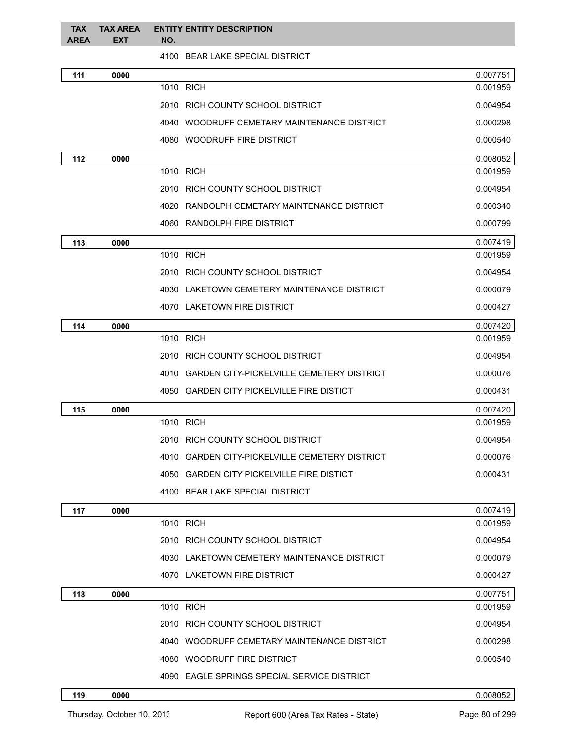| TAX AREA | TAX AREA EXT | ENTITY NO. | ENTITY DESCRIPTION | |
|---|---|---|---|---|
| | | 4100 | BEAR LAKE SPECIAL DISTRICT | |
| **111** | **0000** | | | 0.007751 |
| | | 1010 | RICH | 0.001959 |
| | | 2010 | RICH COUNTY SCHOOL DISTRICT | 0.004954 |
| | | 4040 | WOODRUFF CEMETARY MAINTENANCE DISTRICT | 0.000298 |
| | | 4080 | WOODRUFF FIRE DISTRICT | 0.000540 |
| **112** | **0000** | | | 0.008052 |
| | | 1010 | RICH | 0.001959 |
| | | 2010 | RICH COUNTY SCHOOL DISTRICT | 0.004954 |
| | | 4020 | RANDOLPH CEMETARY MAINTENANCE DISTRICT | 0.000340 |
| | | 4060 | RANDOLPH FIRE DISTRICT | 0.000799 |
| **113** | **0000** | | | 0.007419 |
| | | 1010 | RICH | 0.001959 |
| | | 2010 | RICH COUNTY SCHOOL DISTRICT | 0.004954 |
| | | 4030 | LAKETOWN CEMETERY MAINTENANCE DISTRICT | 0.000079 |
| | | 4070 | LAKETOWN FIRE DISTRICT | 0.000427 |
| **114** | **0000** | | | 0.007420 |
| | | 1010 | RICH | 0.001959 |
| | | 2010 | RICH COUNTY SCHOOL DISTRICT | 0.004954 |
| | | 4010 | GARDEN CITY-PICKELVILLE CEMETERY DISTRICT | 0.000076 |
| | | 4050 | GARDEN CITY PICKELVILLE FIRE DISTICT | 0.000431 |
| **115** | **0000** | | | 0.007420 |
| | | 1010 | RICH | 0.001959 |
| | | 2010 | RICH COUNTY SCHOOL DISTRICT | 0.004954 |
| | | 4010 | GARDEN CITY-PICKELVILLE CEMETERY DISTRICT | 0.000076 |
| | | 4050 | GARDEN CITY PICKELVILLE FIRE DISTICT | 0.000431 |
| | | 4100 | BEAR LAKE SPECIAL DISTRICT | |
| **117** | **0000** | | | 0.007419 |
| | | 1010 | RICH | 0.001959 |
| | | 2010 | RICH COUNTY SCHOOL DISTRICT | 0.004954 |
| | | 4030 | LAKETOWN CEMETERY MAINTENANCE DISTRICT | 0.000079 |
| | | 4070 | LAKETOWN FIRE DISTRICT | 0.000427 |
| **118** | **0000** | | | 0.007751 |
| | | 1010 | RICH | 0.001959 |
| | | 2010 | RICH COUNTY SCHOOL DISTRICT | 0.004954 |
| | | 4040 | WOODRUFF CEMETARY MAINTENANCE DISTRICT | 0.000298 |
| | | 4080 | WOODRUFF FIRE DISTRICT | 0.000540 |
| | | 4090 | EAGLE SPRINGS SPECIAL SERVICE DISTRICT | |
| **119** | **0000** | | | 0.008052 |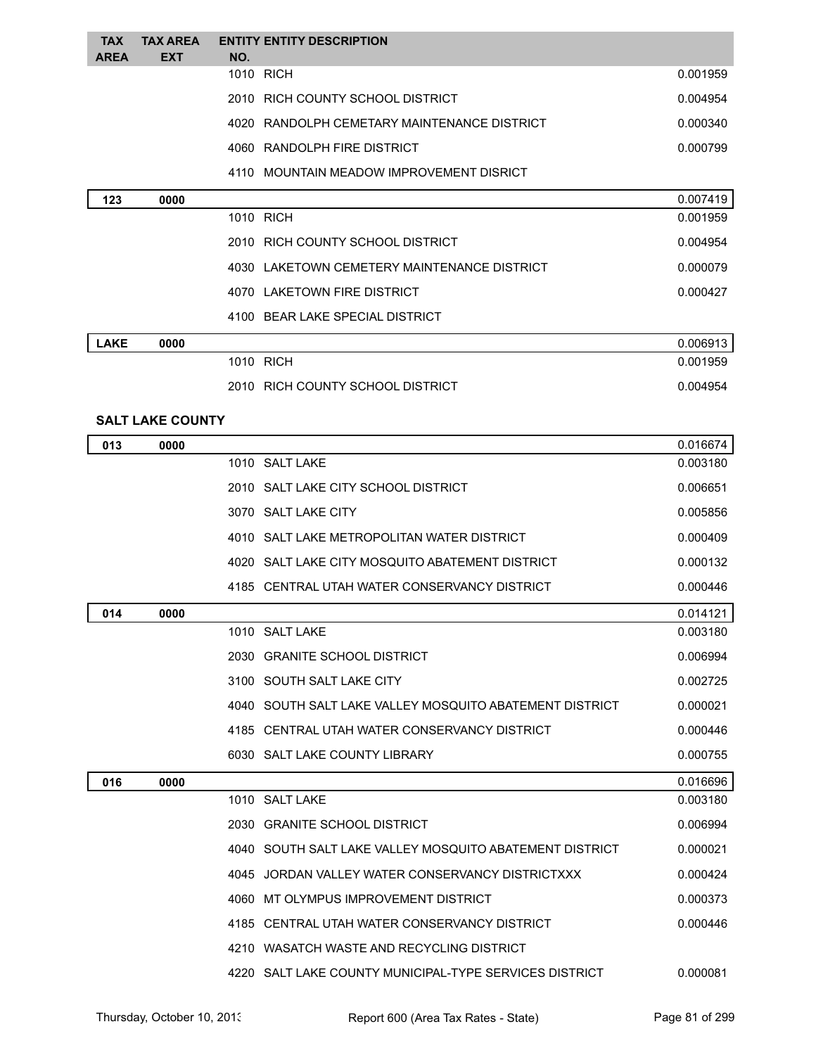| TAX AREA | TAX AREA EXT | ENTITY NO. | ENTITY DESCRIPTION | |
|---|---|---|---|---|
| | | 1010 | RICH | 0.001959 |
| | | 2010 | RICH COUNTY SCHOOL DISTRICT | 0.004954 |
| | | 4020 | RANDOLPH CEMETARY MAINTENANCE DISTRICT | 0.000340 |
| | | 4060 | RANDOLPH FIRE DISTRICT | 0.000799 |
| | | 4110 | MOUNTAIN MEADOW IMPROVEMENT DISRICT | |
| **123** | **0000** | | | 0.007419 |
| | | 1010 | RICH | 0.001959 |
| | | 2010 | RICH COUNTY SCHOOL DISTRICT | 0.004954 |
| | | 4030 | LAKETOWN CEMETERY MAINTENANCE DISTRICT | 0.000079 |
| | | 4070 | LAKETOWN FIRE DISTRICT | 0.000427 |
| | | 4100 | BEAR LAKE SPECIAL DISTRICT | |
| **LAKE** | **0000** | | | 0.006913 |
| | | 1010 | RICH | 0.001959 |
| | | 2010 | RICH COUNTY SCHOOL DISTRICT | 0.004954 |

**SALT LAKE COUNTY**

| TAX AREA | TAX AREA EXT | ENTITY NO. | ENTITY DESCRIPTION | |
|---|---|---|---|---|
| **013** | **0000** | | | 0.016674 |
| | | 1010 | SALT LAKE | 0.003180 |
| | | 2010 | SALT LAKE CITY SCHOOL DISTRICT | 0.006651 |
| | | 3070 | SALT LAKE CITY | 0.005856 |
| | | 4010 | SALT LAKE METROPOLITAN WATER DISTRICT | 0.000409 |
| | | 4020 | SALT LAKE CITY MOSQUITO ABATEMENT DISTRICT | 0.000132 |
| | | 4185 | CENTRAL UTAH WATER CONSERVANCY DISTRICT | 0.000446 |
| **014** | **0000** | | | 0.014121 |
| | | 1010 | SALT LAKE | 0.003180 |
| | | 2030 | GRANITE SCHOOL DISTRICT | 0.006994 |
| | | 3100 | SOUTH SALT LAKE CITY | 0.002725 |
| | | 4040 | SOUTH SALT LAKE VALLEY MOSQUITO ABATEMENT DISTRICT | 0.000021 |
| | | 4185 | CENTRAL UTAH WATER CONSERVANCY DISTRICT | 0.000446 |
| | | 6030 | SALT LAKE COUNTY LIBRARY | 0.000755 |
| **016** | **0000** | | | 0.016696 |
| | | 1010 | SALT LAKE | 0.003180 |
| | | 2030 | GRANITE SCHOOL DISTRICT | 0.006994 |
| | | 4040 | SOUTH SALT LAKE VALLEY MOSQUITO ABATEMENT DISTRICT | 0.000021 |
| | | 4045 | JORDAN VALLEY WATER CONSERVANCY DISTRICTXXX | 0.000424 |
| | | 4060 | MT OLYMPUS IMPROVEMENT DISTRICT | 0.000373 |
| | | 4185 | CENTRAL UTAH WATER CONSERVANCY DISTRICT | 0.000446 |
| | | 4210 | WASATCH WASTE AND RECYCLING DISTRICT | |
| | | 4220 | SALT LAKE COUNTY MUNICIPAL-TYPE SERVICES DISTRICT | 0.000081 |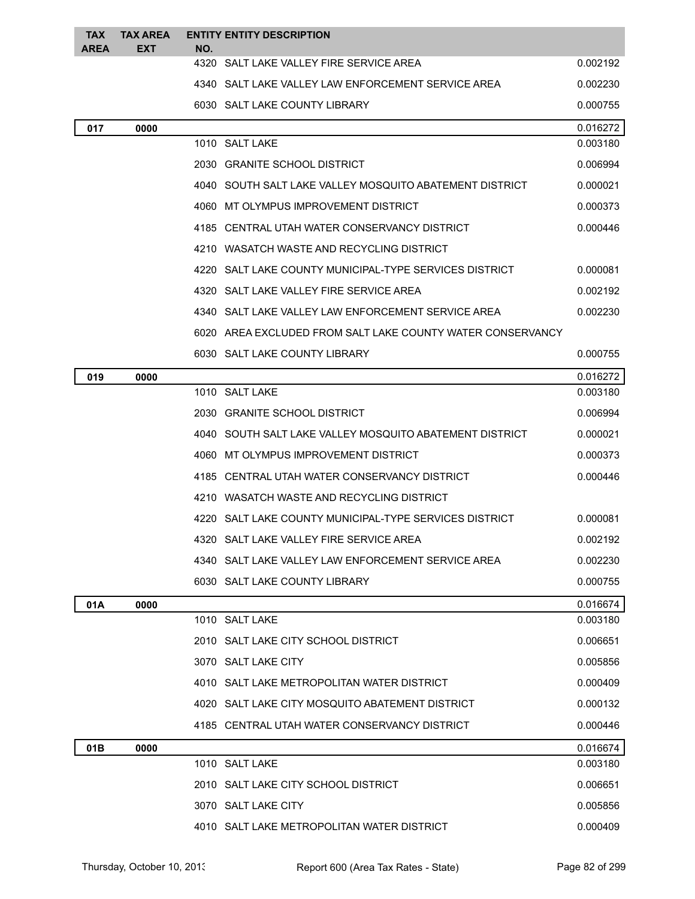| TAX AREA | TAX AREA EXT | ENTITY NO. | ENTITY DESCRIPTION | |
|---|---|---|---|---|
| | | 4320 | SALT LAKE VALLEY FIRE SERVICE AREA | 0.002192 |
| | | 4340 | SALT LAKE VALLEY LAW ENFORCEMENT SERVICE AREA | 0.002230 |
| | | 6030 | SALT LAKE COUNTY LIBRARY | 0.000755 |
| **017** | **0000** | | | 0.016272 |
| | | 1010 | SALT LAKE | 0.003180 |
| | | 2030 | GRANITE SCHOOL DISTRICT | 0.006994 |
| | | 4040 | SOUTH SALT LAKE VALLEY MOSQUITO ABATEMENT DISTRICT | 0.000021 |
| | | 4060 | MT OLYMPUS IMPROVEMENT DISTRICT | 0.000373 |
| | | 4185 | CENTRAL UTAH WATER CONSERVANCY DISTRICT | 0.000446 |
| | | 4210 | WASATCH WASTE AND RECYCLING DISTRICT | |
| | | 4220 | SALT LAKE COUNTY MUNICIPAL-TYPE SERVICES DISTRICT | 0.000081 |
| | | 4320 | SALT LAKE VALLEY FIRE SERVICE AREA | 0.002192 |
| | | 4340 | SALT LAKE VALLEY LAW ENFORCEMENT SERVICE AREA | 0.002230 |
| | | 6020 | AREA EXCLUDED FROM SALT LAKE COUNTY WATER CONSERVANCY | |
| | | 6030 | SALT LAKE COUNTY LIBRARY | 0.000755 |
| **019** | **0000** | | | 0.016272 |
| | | 1010 | SALT LAKE | 0.003180 |
| | | 2030 | GRANITE SCHOOL DISTRICT | 0.006994 |
| | | 4040 | SOUTH SALT LAKE VALLEY MOSQUITO ABATEMENT DISTRICT | 0.000021 |
| | | 4060 | MT OLYMPUS IMPROVEMENT DISTRICT | 0.000373 |
| | | 4185 | CENTRAL UTAH WATER CONSERVANCY DISTRICT | 0.000446 |
| | | 4210 | WASATCH WASTE AND RECYCLING DISTRICT | |
| | | 4220 | SALT LAKE COUNTY MUNICIPAL-TYPE SERVICES DISTRICT | 0.000081 |
| | | 4320 | SALT LAKE VALLEY FIRE SERVICE AREA | 0.002192 |
| | | 4340 | SALT LAKE VALLEY LAW ENFORCEMENT SERVICE AREA | 0.002230 |
| | | 6030 | SALT LAKE COUNTY LIBRARY | 0.000755 |
| **01A** | **0000** | | | 0.016674 |
| | | 1010 | SALT LAKE | 0.003180 |
| | | 2010 | SALT LAKE CITY SCHOOL DISTRICT | 0.006651 |
| | | 3070 | SALT LAKE CITY | 0.005856 |
| | | 4010 | SALT LAKE METROPOLITAN WATER DISTRICT | 0.000409 |
| | | 4020 | SALT LAKE CITY MOSQUITO ABATEMENT DISTRICT | 0.000132 |
| | | 4185 | CENTRAL UTAH WATER CONSERVANCY DISTRICT | 0.000446 |
| **01B** | **0000** | | | 0.016674 |
| | | 1010 | SALT LAKE | 0.003180 |
| | | 2010 | SALT LAKE CITY SCHOOL DISTRICT | 0.006651 |
| | | 3070 | SALT LAKE CITY | 0.005856 |
| | | 4010 | SALT LAKE METROPOLITAN WATER DISTRICT | 0.000409 |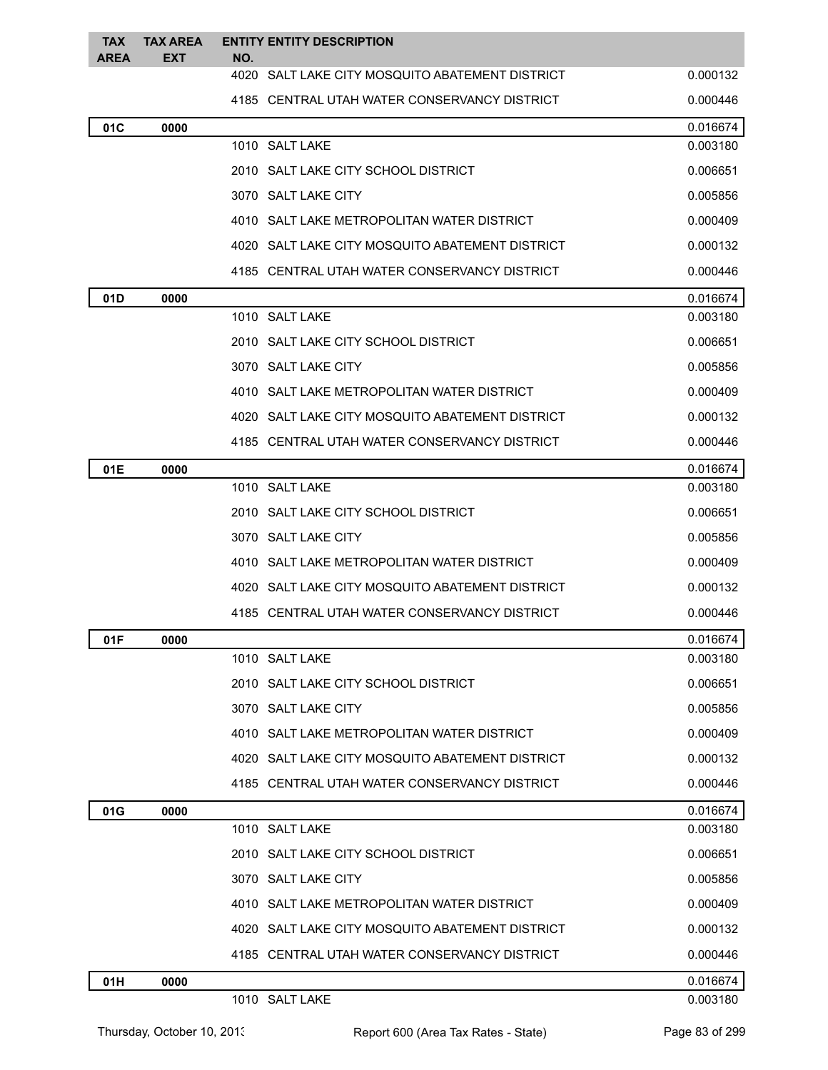| TAX AREA | TAX AREA EXT | ENTITY NO. | ENTITY DESCRIPTION | |
|---|---|---|---|---|
| | | 4020 | SALT LAKE CITY MOSQUITO ABATEMENT DISTRICT | 0.000132 |
| | | 4185 | CENTRAL UTAH WATER CONSERVANCY DISTRICT | 0.000446 |
| **01C** | **0000** | | | 0.016674 |
| | | 1010 | SALT LAKE | 0.003180 |
| | | 2010 | SALT LAKE CITY SCHOOL DISTRICT | 0.006651 |
| | | 3070 | SALT LAKE CITY | 0.005856 |
| | | 4010 | SALT LAKE METROPOLITAN WATER DISTRICT | 0.000409 |
| | | 4020 | SALT LAKE CITY MOSQUITO ABATEMENT DISTRICT | 0.000132 |
| | | 4185 | CENTRAL UTAH WATER CONSERVANCY DISTRICT | 0.000446 |
| **01D** | **0000** | | | 0.016674 |
| | | 1010 | SALT LAKE | 0.003180 |
| | | 2010 | SALT LAKE CITY SCHOOL DISTRICT | 0.006651 |
| | | 3070 | SALT LAKE CITY | 0.005856 |
| | | 4010 | SALT LAKE METROPOLITAN WATER DISTRICT | 0.000409 |
| | | 4020 | SALT LAKE CITY MOSQUITO ABATEMENT DISTRICT | 0.000132 |
| | | 4185 | CENTRAL UTAH WATER CONSERVANCY DISTRICT | 0.000446 |
| **01E** | **0000** | | | 0.016674 |
| | | 1010 | SALT LAKE | 0.003180 |
| | | 2010 | SALT LAKE CITY SCHOOL DISTRICT | 0.006651 |
| | | 3070 | SALT LAKE CITY | 0.005856 |
| | | 4010 | SALT LAKE METROPOLITAN WATER DISTRICT | 0.000409 |
| | | 4020 | SALT LAKE CITY MOSQUITO ABATEMENT DISTRICT | 0.000132 |
| | | 4185 | CENTRAL UTAH WATER CONSERVANCY DISTRICT | 0.000446 |
| **01F** | **0000** | | | 0.016674 |
| | | 1010 | SALT LAKE | 0.003180 |
| | | 2010 | SALT LAKE CITY SCHOOL DISTRICT | 0.006651 |
| | | 3070 | SALT LAKE CITY | 0.005856 |
| | | 4010 | SALT LAKE METROPOLITAN WATER DISTRICT | 0.000409 |
| | | 4020 | SALT LAKE CITY MOSQUITO ABATEMENT DISTRICT | 0.000132 |
| | | 4185 | CENTRAL UTAH WATER CONSERVANCY DISTRICT | 0.000446 |
| **01G** | **0000** | | | 0.016674 |
| | | 1010 | SALT LAKE | 0.003180 |
| | | 2010 | SALT LAKE CITY SCHOOL DISTRICT | 0.006651 |
| | | 3070 | SALT LAKE CITY | 0.005856 |
| | | 4010 | SALT LAKE METROPOLITAN WATER DISTRICT | 0.000409 |
| | | 4020 | SALT LAKE CITY MOSQUITO ABATEMENT DISTRICT | 0.000132 |
| | | 4185 | CENTRAL UTAH WATER CONSERVANCY DISTRICT | 0.000446 |
| **01H** | **0000** | | | 0.016674 |
| | | 1010 | SALT LAKE | 0.003180 |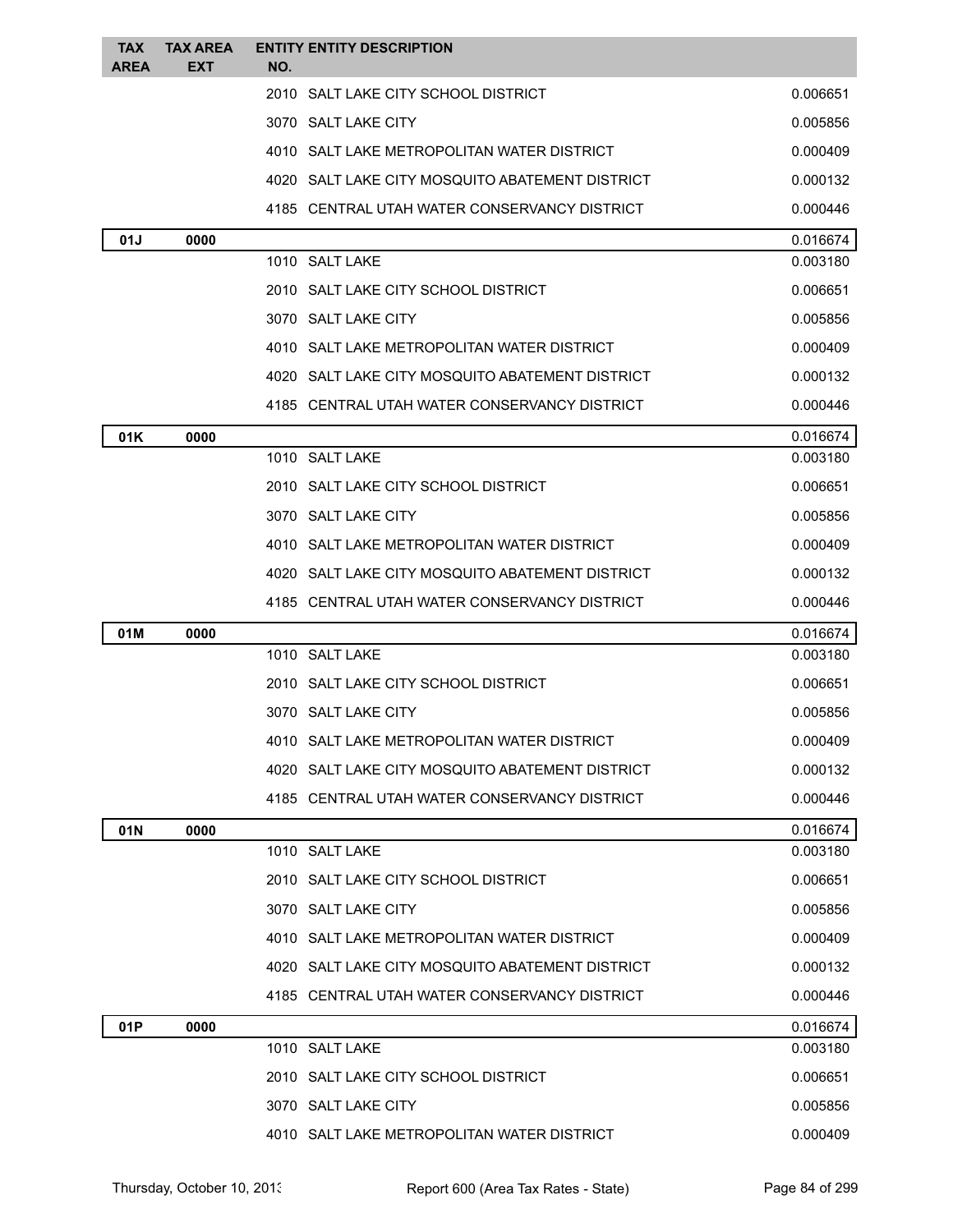| TAX AREA | TAX AREA EXT | ENTITY NO. | ENTITY DESCRIPTION | |
|---|---|---|---|---|
| | | 2010 | SALT LAKE CITY SCHOOL DISTRICT | 0.006651 |
| | | 3070 | SALT LAKE CITY | 0.005856 |
| | | 4010 | SALT LAKE METROPOLITAN WATER DISTRICT | 0.000409 |
| | | 4020 | SALT LAKE CITY MOSQUITO ABATEMENT DISTRICT | 0.000132 |
| | | 4185 | CENTRAL UTAH WATER CONSERVANCY DISTRICT | 0.000446 |
| 01J | 0000 | | | 0.016674 |
| | | 1010 | SALT LAKE | 0.003180 |
| | | 2010 | SALT LAKE CITY SCHOOL DISTRICT | 0.006651 |
| | | 3070 | SALT LAKE CITY | 0.005856 |
| | | 4010 | SALT LAKE METROPOLITAN WATER DISTRICT | 0.000409 |
| | | 4020 | SALT LAKE CITY MOSQUITO ABATEMENT DISTRICT | 0.000132 |
| | | 4185 | CENTRAL UTAH WATER CONSERVANCY DISTRICT | 0.000446 |
| 01K | 0000 | | | 0.016674 |
| | | 1010 | SALT LAKE | 0.003180 |
| | | 2010 | SALT LAKE CITY SCHOOL DISTRICT | 0.006651 |
| | | 3070 | SALT LAKE CITY | 0.005856 |
| | | 4010 | SALT LAKE METROPOLITAN WATER DISTRICT | 0.000409 |
| | | 4020 | SALT LAKE CITY MOSQUITO ABATEMENT DISTRICT | 0.000132 |
| | | 4185 | CENTRAL UTAH WATER CONSERVANCY DISTRICT | 0.000446 |
| 01M | 0000 | | | 0.016674 |
| | | 1010 | SALT LAKE | 0.003180 |
| | | 2010 | SALT LAKE CITY SCHOOL DISTRICT | 0.006651 |
| | | 3070 | SALT LAKE CITY | 0.005856 |
| | | 4010 | SALT LAKE METROPOLITAN WATER DISTRICT | 0.000409 |
| | | 4020 | SALT LAKE CITY MOSQUITO ABATEMENT DISTRICT | 0.000132 |
| | | 4185 | CENTRAL UTAH WATER CONSERVANCY DISTRICT | 0.000446 |
| 01N | 0000 | | | 0.016674 |
| | | 1010 | SALT LAKE | 0.003180 |
| | | 2010 | SALT LAKE CITY SCHOOL DISTRICT | 0.006651 |
| | | 3070 | SALT LAKE CITY | 0.005856 |
| | | 4010 | SALT LAKE METROPOLITAN WATER DISTRICT | 0.000409 |
| | | 4020 | SALT LAKE CITY MOSQUITO ABATEMENT DISTRICT | 0.000132 |
| | | 4185 | CENTRAL UTAH WATER CONSERVANCY DISTRICT | 0.000446 |
| 01P | 0000 | | | 0.016674 |
| | | 1010 | SALT LAKE | 0.003180 |
| | | 2010 | SALT LAKE CITY SCHOOL DISTRICT | 0.006651 |
| | | 3070 | SALT LAKE CITY | 0.005856 |
| | | 4010 | SALT LAKE METROPOLITAN WATER DISTRICT | 0.000409 |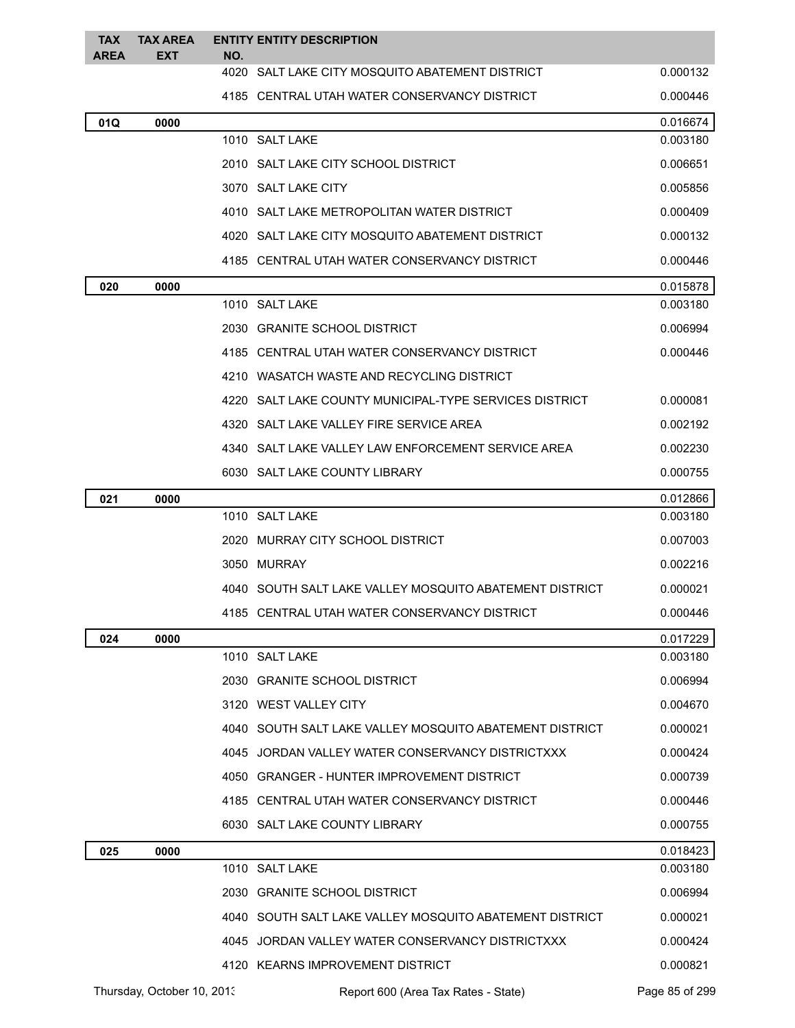| TAX AREA | TAX AREA EXT | ENTITY NO. | ENTITY DESCRIPTION | |
|---|---|---|---|---|
| | | 4020 | SALT LAKE CITY MOSQUITO ABATEMENT DISTRICT | 0.000132 |
| | | 4185 | CENTRAL UTAH WATER CONSERVANCY DISTRICT | 0.000446 |
| **01Q** | **0000** | | | 0.016674 |
| | | 1010 | SALT LAKE | 0.003180 |
| | | 2010 | SALT LAKE CITY SCHOOL DISTRICT | 0.006651 |
| | | 3070 | SALT LAKE CITY | 0.005856 |
| | | 4010 | SALT LAKE METROPOLITAN WATER DISTRICT | 0.000409 |
| | | 4020 | SALT LAKE CITY MOSQUITO ABATEMENT DISTRICT | 0.000132 |
| | | 4185 | CENTRAL UTAH WATER CONSERVANCY DISTRICT | 0.000446 |
| **020** | **0000** | | | 0.015878 |
| | | 1010 | SALT LAKE | 0.003180 |
| | | 2030 | GRANITE SCHOOL DISTRICT | 0.006994 |
| | | 4185 | CENTRAL UTAH WATER CONSERVANCY DISTRICT | 0.000446 |
| | | 4210 | WASATCH WASTE AND RECYCLING DISTRICT | |
| | | 4220 | SALT LAKE COUNTY MUNICIPAL-TYPE SERVICES DISTRICT | 0.000081 |
| | | 4320 | SALT LAKE VALLEY FIRE SERVICE AREA | 0.002192 |
| | | 4340 | SALT LAKE VALLEY LAW ENFORCEMENT SERVICE AREA | 0.002230 |
| | | 6030 | SALT LAKE COUNTY LIBRARY | 0.000755 |
| **021** | **0000** | | | 0.012866 |
| | | 1010 | SALT LAKE | 0.003180 |
| | | 2020 | MURRAY CITY SCHOOL DISTRICT | 0.007003 |
| | | 3050 | MURRAY | 0.002216 |
| | | 4040 | SOUTH SALT LAKE VALLEY MOSQUITO ABATEMENT DISTRICT | 0.000021 |
| | | 4185 | CENTRAL UTAH WATER CONSERVANCY DISTRICT | 0.000446 |
| **024** | **0000** | | | 0.017229 |
| | | 1010 | SALT LAKE | 0.003180 |
| | | 2030 | GRANITE SCHOOL DISTRICT | 0.006994 |
| | | 3120 | WEST VALLEY CITY | 0.004670 |
| | | 4040 | SOUTH SALT LAKE VALLEY MOSQUITO ABATEMENT DISTRICT | 0.000021 |
| | | 4045 | JORDAN VALLEY WATER CONSERVANCY DISTRICTXXX | 0.000424 |
| | | 4050 | GRANGER - HUNTER IMPROVEMENT DISTRICT | 0.000739 |
| | | 4185 | CENTRAL UTAH WATER CONSERVANCY DISTRICT | 0.000446 |
| | | 6030 | SALT LAKE COUNTY LIBRARY | 0.000755 |
| **025** | **0000** | | | 0.018423 |
| | | 1010 | SALT LAKE | 0.003180 |
| | | 2030 | GRANITE SCHOOL DISTRICT | 0.006994 |
| | | 4040 | SOUTH SALT LAKE VALLEY MOSQUITO ABATEMENT DISTRICT | 0.000021 |
| | | 4045 | JORDAN VALLEY WATER CONSERVANCY DISTRICTXXX | 0.000424 |
| | | 4120 | KEARNS IMPROVEMENT DISTRICT | 0.000821 |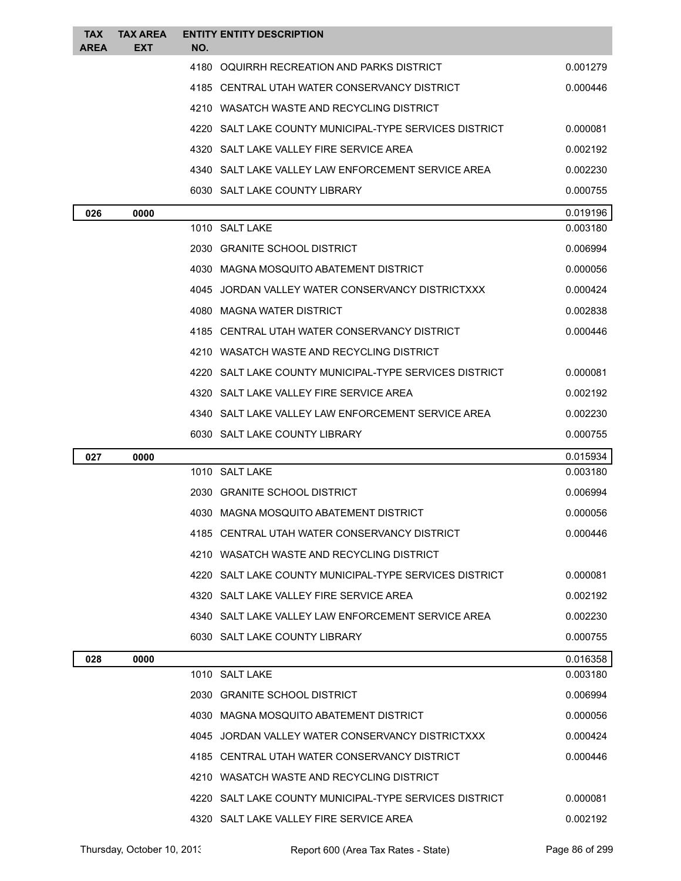| TAX AREA | TAX AREA EXT | ENTITY NO. | ENTITY DESCRIPTION | |
|---|---|---|---|---|
| | | 4180 | OQUIRRH RECREATION AND PARKS DISTRICT | 0.001279 |
| | | 4185 | CENTRAL UTAH WATER CONSERVANCY DISTRICT | 0.000446 |
| | | 4210 | WASATCH WASTE AND RECYCLING DISTRICT | |
| | | 4220 | SALT LAKE COUNTY MUNICIPAL-TYPE SERVICES DISTRICT | 0.000081 |
| | | 4320 | SALT LAKE VALLEY FIRE SERVICE AREA | 0.002192 |
| | | 4340 | SALT LAKE VALLEY LAW ENFORCEMENT SERVICE AREA | 0.002230 |
| | | 6030 | SALT LAKE COUNTY LIBRARY | 0.000755 |
| **026** | **0000** | | | 0.019196 |
| | | 1010 | SALT LAKE | 0.003180 |
| | | 2030 | GRANITE SCHOOL DISTRICT | 0.006994 |
| | | 4030 | MAGNA MOSQUITO ABATEMENT DISTRICT | 0.000056 |
| | | 4045 | JORDAN VALLEY WATER CONSERVANCY DISTRICTXXX | 0.000424 |
| | | 4080 | MAGNA WATER DISTRICT | 0.002838 |
| | | 4185 | CENTRAL UTAH WATER CONSERVANCY DISTRICT | 0.000446 |
| | | 4210 | WASATCH WASTE AND RECYCLING DISTRICT | |
| | | 4220 | SALT LAKE COUNTY MUNICIPAL-TYPE SERVICES DISTRICT | 0.000081 |
| | | 4320 | SALT LAKE VALLEY FIRE SERVICE AREA | 0.002192 |
| | | 4340 | SALT LAKE VALLEY LAW ENFORCEMENT SERVICE AREA | 0.002230 |
| | | 6030 | SALT LAKE COUNTY LIBRARY | 0.000755 |
| **027** | **0000** | | | 0.015934 |
| | | 1010 | SALT LAKE | 0.003180 |
| | | 2030 | GRANITE SCHOOL DISTRICT | 0.006994 |
| | | 4030 | MAGNA MOSQUITO ABATEMENT DISTRICT | 0.000056 |
| | | 4185 | CENTRAL UTAH WATER CONSERVANCY DISTRICT | 0.000446 |
| | | 4210 | WASATCH WASTE AND RECYCLING DISTRICT | |
| | | 4220 | SALT LAKE COUNTY MUNICIPAL-TYPE SERVICES DISTRICT | 0.000081 |
| | | 4320 | SALT LAKE VALLEY FIRE SERVICE AREA | 0.002192 |
| | | 4340 | SALT LAKE VALLEY LAW ENFORCEMENT SERVICE AREA | 0.002230 |
| | | 6030 | SALT LAKE COUNTY LIBRARY | 0.000755 |
| **028** | **0000** | | | 0.016358 |
| | | 1010 | SALT LAKE | 0.003180 |
| | | 2030 | GRANITE SCHOOL DISTRICT | 0.006994 |
| | | 4030 | MAGNA MOSQUITO ABATEMENT DISTRICT | 0.000056 |
| | | 4045 | JORDAN VALLEY WATER CONSERVANCY DISTRICTXXX | 0.000424 |
| | | 4185 | CENTRAL UTAH WATER CONSERVANCY DISTRICT | 0.000446 |
| | | 4210 | WASATCH WASTE AND RECYCLING DISTRICT | |
| | | 4220 | SALT LAKE COUNTY MUNICIPAL-TYPE SERVICES DISTRICT | 0.000081 |
| | | 4320 | SALT LAKE VALLEY FIRE SERVICE AREA | 0.002192 |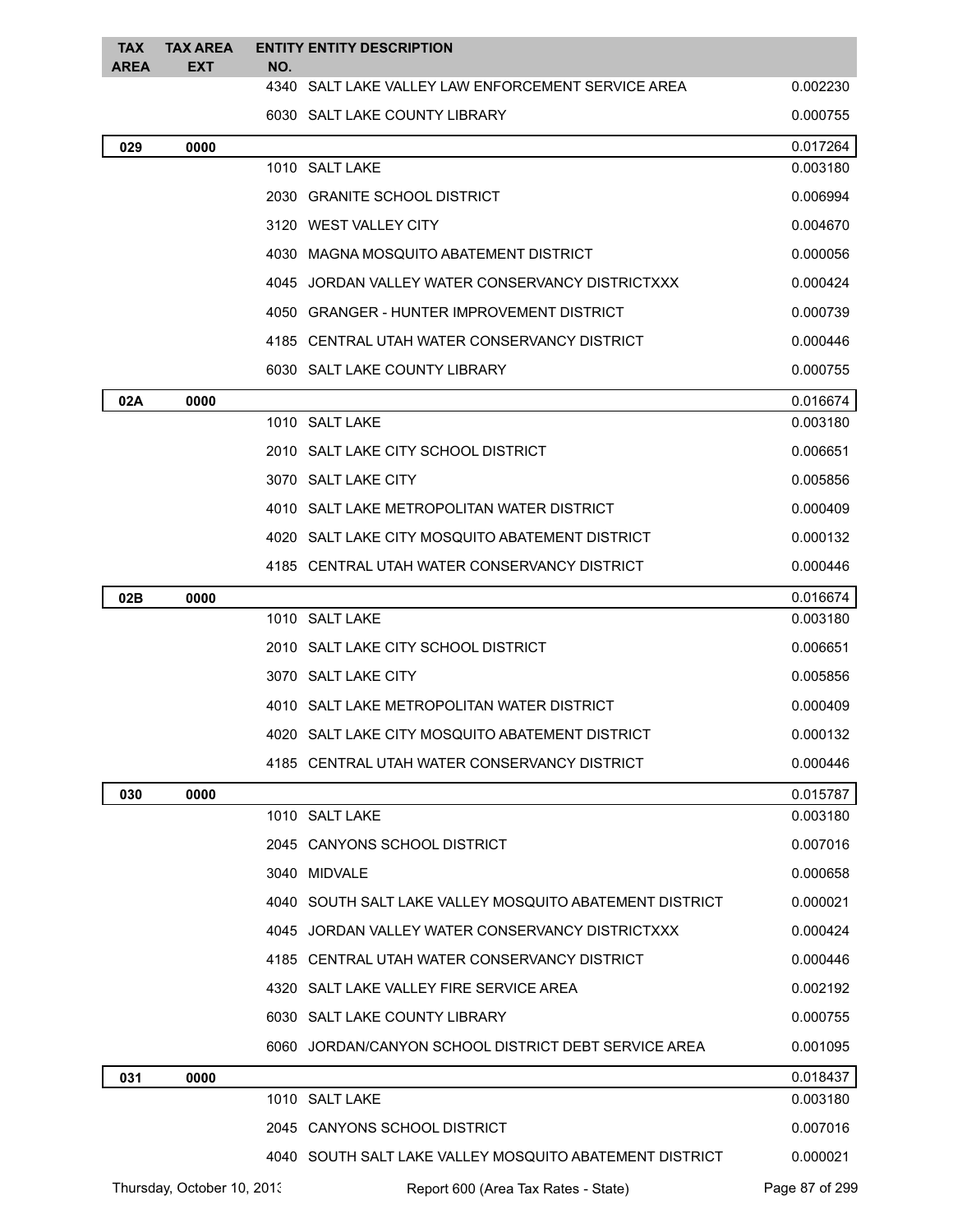| TAX AREA | TAX AREA EXT | ENTITY NO. | ENTITY DESCRIPTION | |
|---|---|---|---|---|
| | | 4340 | SALT LAKE VALLEY LAW ENFORCEMENT SERVICE AREA | 0.002230 |
| | | 6030 | SALT LAKE COUNTY LIBRARY | 0.000755 |
| **029** | **0000** | | | 0.017264 |
| | | 1010 | SALT LAKE | 0.003180 |
| | | 2030 | GRANITE SCHOOL DISTRICT | 0.006994 |
| | | 3120 | WEST VALLEY CITY | 0.004670 |
| | | 4030 | MAGNA MOSQUITO ABATEMENT DISTRICT | 0.000056 |
| | | 4045 | JORDAN VALLEY WATER CONSERVANCY DISTRICTXXX | 0.000424 |
| | | 4050 | GRANGER - HUNTER IMPROVEMENT DISTRICT | 0.000739 |
| | | 4185 | CENTRAL UTAH WATER CONSERVANCY DISTRICT | 0.000446 |
| | | 6030 | SALT LAKE COUNTY LIBRARY | 0.000755 |
| **02A** | **0000** | | | 0.016674 |
| | | 1010 | SALT LAKE | 0.003180 |
| | | 2010 | SALT LAKE CITY SCHOOL DISTRICT | 0.006651 |
| | | 3070 | SALT LAKE CITY | 0.005856 |
| | | 4010 | SALT LAKE METROPOLITAN WATER DISTRICT | 0.000409 |
| | | 4020 | SALT LAKE CITY MOSQUITO ABATEMENT DISTRICT | 0.000132 |
| | | 4185 | CENTRAL UTAH WATER CONSERVANCY DISTRICT | 0.000446 |
| **02B** | **0000** | | | 0.016674 |
| | | 1010 | SALT LAKE | 0.003180 |
| | | 2010 | SALT LAKE CITY SCHOOL DISTRICT | 0.006651 |
| | | 3070 | SALT LAKE CITY | 0.005856 |
| | | 4010 | SALT LAKE METROPOLITAN WATER DISTRICT | 0.000409 |
| | | 4020 | SALT LAKE CITY MOSQUITO ABATEMENT DISTRICT | 0.000132 |
| | | 4185 | CENTRAL UTAH WATER CONSERVANCY DISTRICT | 0.000446 |
| **030** | **0000** | | | 0.015787 |
| | | 1010 | SALT LAKE | 0.003180 |
| | | 2045 | CANYONS SCHOOL DISTRICT | 0.007016 |
| | | 3040 | MIDVALE | 0.000658 |
| | | 4040 | SOUTH SALT LAKE VALLEY MOSQUITO ABATEMENT DISTRICT | 0.000021 |
| | | 4045 | JORDAN VALLEY WATER CONSERVANCY DISTRICTXXX | 0.000424 |
| | | 4185 | CENTRAL UTAH WATER CONSERVANCY DISTRICT | 0.000446 |
| | | 4320 | SALT LAKE VALLEY FIRE SERVICE AREA | 0.002192 |
| | | 6030 | SALT LAKE COUNTY LIBRARY | 0.000755 |
| | | 6060 | JORDAN/CANYON SCHOOL DISTRICT DEBT SERVICE AREA | 0.001095 |
| **031** | **0000** | | | 0.018437 |
| | | 1010 | SALT LAKE | 0.003180 |
| | | 2045 | CANYONS SCHOOL DISTRICT | 0.007016 |
| | | 4040 | SOUTH SALT LAKE VALLEY MOSQUITO ABATEMENT DISTRICT | 0.000021 |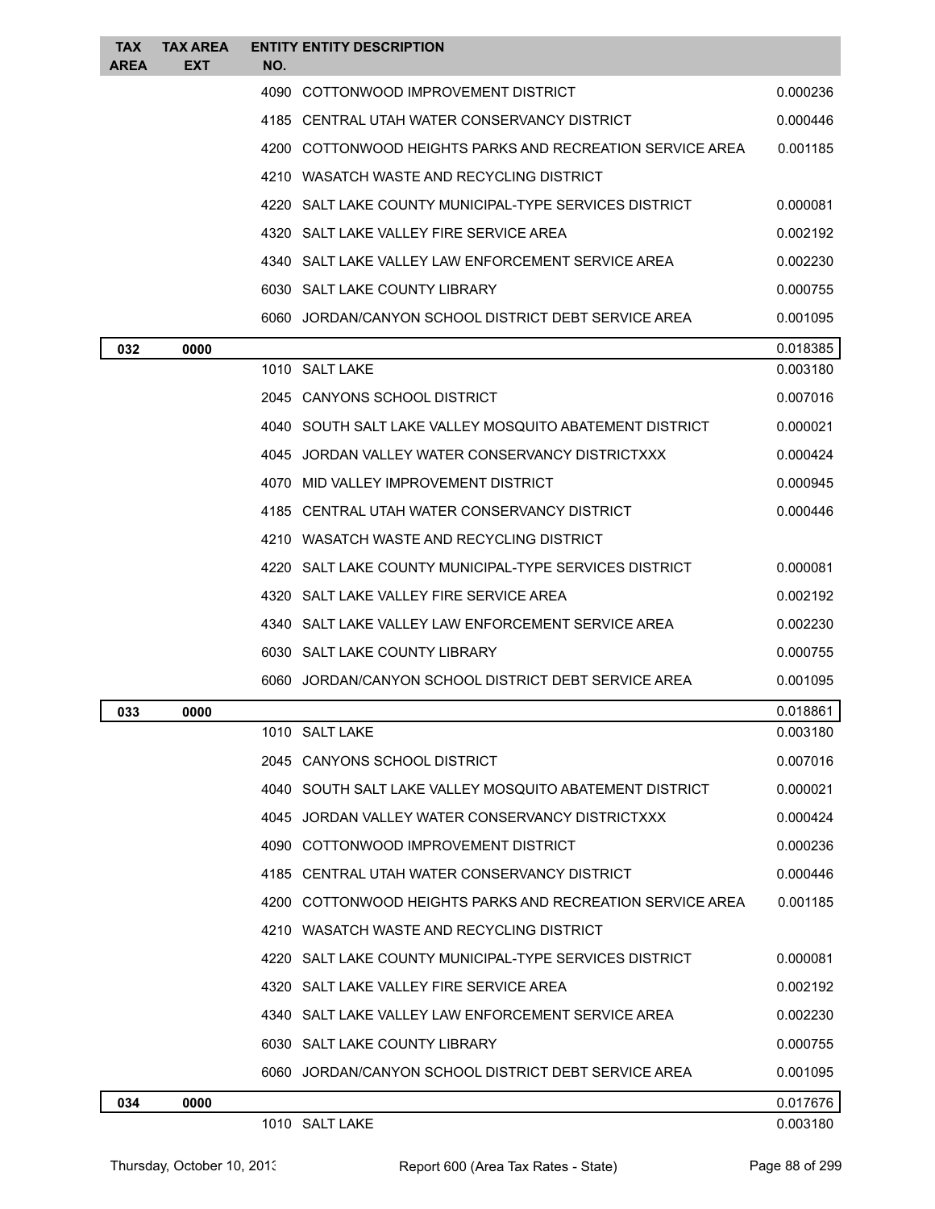| TAX AREA | TAX AREA EXT | ENTITY NO. | ENTITY DESCRIPTION | |
|---|---|---|---|---|
| | | 4090 | COTTONWOOD IMPROVEMENT DISTRICT | 0.000236 |
| | | 4185 | CENTRAL UTAH WATER CONSERVANCY DISTRICT | 0.000446 |
| | | 4200 | COTTONWOOD HEIGHTS PARKS AND RECREATION SERVICE AREA | 0.001185 |
| | | 4210 | WASATCH WASTE AND RECYCLING DISTRICT | |
| | | 4220 | SALT LAKE COUNTY MUNICIPAL-TYPE SERVICES DISTRICT | 0.000081 |
| | | 4320 | SALT LAKE VALLEY FIRE SERVICE AREA | 0.002192 |
| | | 4340 | SALT LAKE VALLEY LAW ENFORCEMENT SERVICE AREA | 0.002230 |
| | | 6030 | SALT LAKE COUNTY LIBRARY | 0.000755 |
| | | 6060 | JORDAN/CANYON SCHOOL DISTRICT DEBT SERVICE AREA | 0.001095 |
| **032** | **0000** | | | 0.018385 |
| | | 1010 | SALT LAKE | 0.003180 |
| | | 2045 | CANYONS SCHOOL DISTRICT | 0.007016 |
| | | 4040 | SOUTH SALT LAKE VALLEY MOSQUITO ABATEMENT DISTRICT | 0.000021 |
| | | 4045 | JORDAN VALLEY WATER CONSERVANCY DISTRICTXXX | 0.000424 |
| | | 4070 | MID VALLEY IMPROVEMENT DISTRICT | 0.000945 |
| | | 4185 | CENTRAL UTAH WATER CONSERVANCY DISTRICT | 0.000446 |
| | | 4210 | WASATCH WASTE AND RECYCLING DISTRICT | |
| | | 4220 | SALT LAKE COUNTY MUNICIPAL-TYPE SERVICES DISTRICT | 0.000081 |
| | | 4320 | SALT LAKE VALLEY FIRE SERVICE AREA | 0.002192 |
| | | 4340 | SALT LAKE VALLEY LAW ENFORCEMENT SERVICE AREA | 0.002230 |
| | | 6030 | SALT LAKE COUNTY LIBRARY | 0.000755 |
| | | 6060 | JORDAN/CANYON SCHOOL DISTRICT DEBT SERVICE AREA | 0.001095 |
| **033** | **0000** | | | 0.018861 |
| | | 1010 | SALT LAKE | 0.003180 |
| | | 2045 | CANYONS SCHOOL DISTRICT | 0.007016 |
| | | 4040 | SOUTH SALT LAKE VALLEY MOSQUITO ABATEMENT DISTRICT | 0.000021 |
| | | 4045 | JORDAN VALLEY WATER CONSERVANCY DISTRICTXXX | 0.000424 |
| | | 4090 | COTTONWOOD IMPROVEMENT DISTRICT | 0.000236 |
| | | 4185 | CENTRAL UTAH WATER CONSERVANCY DISTRICT | 0.000446 |
| | | 4200 | COTTONWOOD HEIGHTS PARKS AND RECREATION SERVICE AREA | 0.001185 |
| | | 4210 | WASATCH WASTE AND RECYCLING DISTRICT | |
| | | 4220 | SALT LAKE COUNTY MUNICIPAL-TYPE SERVICES DISTRICT | 0.000081 |
| | | 4320 | SALT LAKE VALLEY FIRE SERVICE AREA | 0.002192 |
| | | 4340 | SALT LAKE VALLEY LAW ENFORCEMENT SERVICE AREA | 0.002230 |
| | | 6030 | SALT LAKE COUNTY LIBRARY | 0.000755 |
| | | 6060 | JORDAN/CANYON SCHOOL DISTRICT DEBT SERVICE AREA | 0.001095 |
| **034** | **0000** | | | 0.017676 |
| | | 1010 | SALT LAKE | 0.003180 |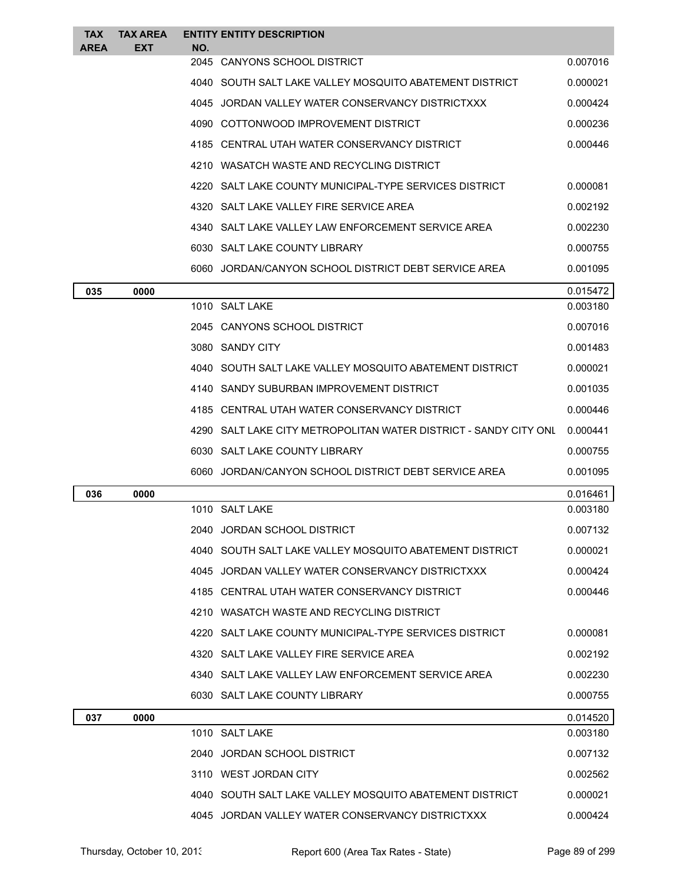| TAX AREA | TAX AREA EXT | ENTITY NO. | ENTITY DESCRIPTION | |
|---|---|---|---|---|
| | | 2045 | CANYONS SCHOOL DISTRICT | 0.007016 |
| | | 4040 | SOUTH SALT LAKE VALLEY MOSQUITO ABATEMENT DISTRICT | 0.000021 |
| | | 4045 | JORDAN VALLEY WATER CONSERVANCY DISTRICTXXX | 0.000424 |
| | | 4090 | COTTONWOOD IMPROVEMENT DISTRICT | 0.000236 |
| | | 4185 | CENTRAL UTAH WATER CONSERVANCY DISTRICT | 0.000446 |
| | | 4210 | WASATCH WASTE AND RECYCLING DISTRICT | |
| | | 4220 | SALT LAKE COUNTY MUNICIPAL-TYPE SERVICES DISTRICT | 0.000081 |
| | | 4320 | SALT LAKE VALLEY FIRE SERVICE AREA | 0.002192 |
| | | 4340 | SALT LAKE VALLEY LAW ENFORCEMENT SERVICE AREA | 0.002230 |
| | | 6030 | SALT LAKE COUNTY LIBRARY | 0.000755 |
| | | 6060 | JORDAN/CANYON SCHOOL DISTRICT DEBT SERVICE AREA | 0.001095 |
| **035** | **0000** | | | 0.015472 |
| | | 1010 | SALT LAKE | 0.003180 |
| | | 2045 | CANYONS SCHOOL DISTRICT | 0.007016 |
| | | 3080 | SANDY CITY | 0.001483 |
| | | 4040 | SOUTH SALT LAKE VALLEY MOSQUITO ABATEMENT DISTRICT | 0.000021 |
| | | 4140 | SANDY SUBURBAN IMPROVEMENT DISTRICT | 0.001035 |
| | | 4185 | CENTRAL UTAH WATER CONSERVANCY DISTRICT | 0.000446 |
| | | 4290 | SALT LAKE CITY METROPOLITAN WATER DISTRICT - SANDY CITY ONL | 0.000441 |
| | | 6030 | SALT LAKE COUNTY LIBRARY | 0.000755 |
| | | 6060 | JORDAN/CANYON SCHOOL DISTRICT DEBT SERVICE AREA | 0.001095 |
| **036** | **0000** | | | 0.016461 |
| | | 1010 | SALT LAKE | 0.003180 |
| | | 2040 | JORDAN SCHOOL DISTRICT | 0.007132 |
| | | 4040 | SOUTH SALT LAKE VALLEY MOSQUITO ABATEMENT DISTRICT | 0.000021 |
| | | 4045 | JORDAN VALLEY WATER CONSERVANCY DISTRICTXXX | 0.000424 |
| | | 4185 | CENTRAL UTAH WATER CONSERVANCY DISTRICT | 0.000446 |
| | | 4210 | WASATCH WASTE AND RECYCLING DISTRICT | |
| | | 4220 | SALT LAKE COUNTY MUNICIPAL-TYPE SERVICES DISTRICT | 0.000081 |
| | | 4320 | SALT LAKE VALLEY FIRE SERVICE AREA | 0.002192 |
| | | 4340 | SALT LAKE VALLEY LAW ENFORCEMENT SERVICE AREA | 0.002230 |
| | | 6030 | SALT LAKE COUNTY LIBRARY | 0.000755 |
| **037** | **0000** | | | 0.014520 |
| | | 1010 | SALT LAKE | 0.003180 |
| | | 2040 | JORDAN SCHOOL DISTRICT | 0.007132 |
| | | 3110 | WEST JORDAN CITY | 0.002562 |
| | | 4040 | SOUTH SALT LAKE VALLEY MOSQUITO ABATEMENT DISTRICT | 0.000021 |
| | | 4045 | JORDAN VALLEY WATER CONSERVANCY DISTRICTXXX | 0.000424 |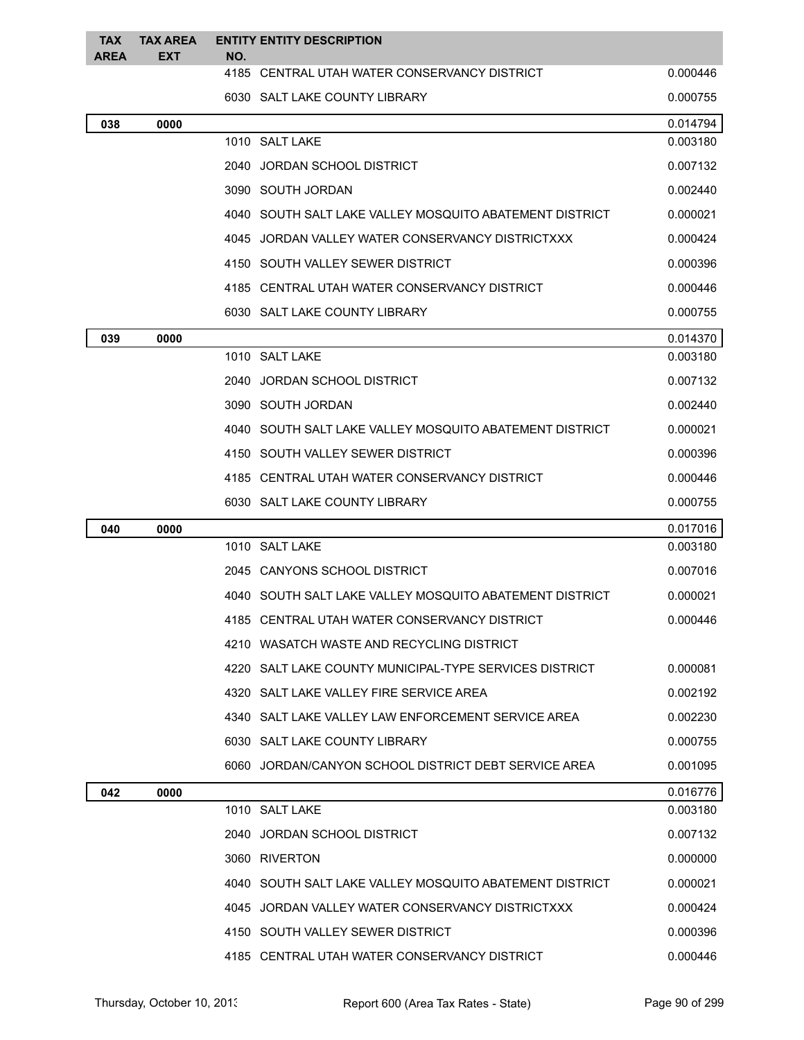| TAX AREA | TAX AREA EXT | ENTITY NO. | ENTITY DESCRIPTION | |
|---|---|---|---|---|
| | | 4185 | CENTRAL UTAH WATER CONSERVANCY DISTRICT | 0.000446 |
| | | 6030 | SALT LAKE COUNTY LIBRARY | 0.000755 |
| **038** | **0000** | | | 0.014794 |
| | | 1010 | SALT LAKE | 0.003180 |
| | | 2040 | JORDAN SCHOOL DISTRICT | 0.007132 |
| | | 3090 | SOUTH JORDAN | 0.002440 |
| | | 4040 | SOUTH SALT LAKE VALLEY MOSQUITO ABATEMENT DISTRICT | 0.000021 |
| | | 4045 | JORDAN VALLEY WATER CONSERVANCY DISTRICTXXX | 0.000424 |
| | | 4150 | SOUTH VALLEY SEWER DISTRICT | 0.000396 |
| | | 4185 | CENTRAL UTAH WATER CONSERVANCY DISTRICT | 0.000446 |
| | | 6030 | SALT LAKE COUNTY LIBRARY | 0.000755 |
| **039** | **0000** | | | 0.014370 |
| | | 1010 | SALT LAKE | 0.003180 |
| | | 2040 | JORDAN SCHOOL DISTRICT | 0.007132 |
| | | 3090 | SOUTH JORDAN | 0.002440 |
| | | 4040 | SOUTH SALT LAKE VALLEY MOSQUITO ABATEMENT DISTRICT | 0.000021 |
| | | 4150 | SOUTH VALLEY SEWER DISTRICT | 0.000396 |
| | | 4185 | CENTRAL UTAH WATER CONSERVANCY DISTRICT | 0.000446 |
| | | 6030 | SALT LAKE COUNTY LIBRARY | 0.000755 |
| **040** | **0000** | | | 0.017016 |
| | | 1010 | SALT LAKE | 0.003180 |
| | | 2045 | CANYONS SCHOOL DISTRICT | 0.007016 |
| | | 4040 | SOUTH SALT LAKE VALLEY MOSQUITO ABATEMENT DISTRICT | 0.000021 |
| | | 4185 | CENTRAL UTAH WATER CONSERVANCY DISTRICT | 0.000446 |
| | | 4210 | WASATCH WASTE AND RECYCLING DISTRICT | |
| | | 4220 | SALT LAKE COUNTY MUNICIPAL-TYPE SERVICES DISTRICT | 0.000081 |
| | | 4320 | SALT LAKE VALLEY FIRE SERVICE AREA | 0.002192 |
| | | 4340 | SALT LAKE VALLEY LAW ENFORCEMENT SERVICE AREA | 0.002230 |
| | | 6030 | SALT LAKE COUNTY LIBRARY | 0.000755 |
| | | 6060 | JORDAN/CANYON SCHOOL DISTRICT DEBT SERVICE AREA | 0.001095 |
| **042** | **0000** | | | 0.016776 |
| | | 1010 | SALT LAKE | 0.003180 |
| | | 2040 | JORDAN SCHOOL DISTRICT | 0.007132 |
| | | 3060 | RIVERTON | 0.000000 |
| | | 4040 | SOUTH SALT LAKE VALLEY MOSQUITO ABATEMENT DISTRICT | 0.000021 |
| | | 4045 | JORDAN VALLEY WATER CONSERVANCY DISTRICTXXX | 0.000424 |
| | | 4150 | SOUTH VALLEY SEWER DISTRICT | 0.000396 |
| | | 4185 | CENTRAL UTAH WATER CONSERVANCY DISTRICT | 0.000446 |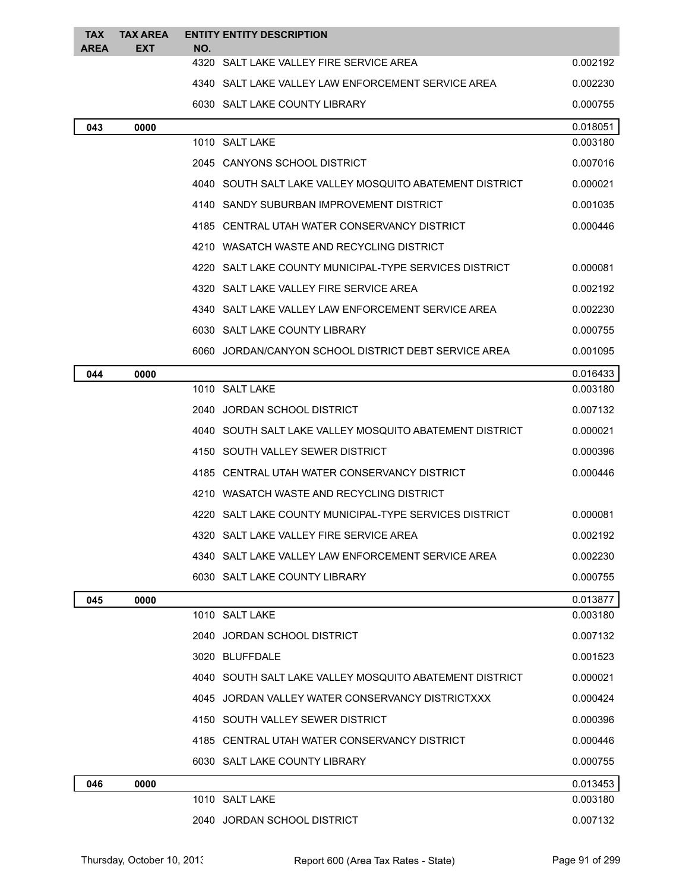| TAX AREA | TAX AREA EXT | ENTITY NO. | ENTITY DESCRIPTION | |
|---|---|---|---|---|
| | | 4320 | SALT LAKE VALLEY FIRE SERVICE AREA | 0.002192 |
| | | 4340 | SALT LAKE VALLEY LAW ENFORCEMENT SERVICE AREA | 0.002230 |
| | | 6030 | SALT LAKE COUNTY LIBRARY | 0.000755 |
| **043** | **0000** | | | 0.018051 |
| | | 1010 | SALT LAKE | 0.003180 |
| | | 2045 | CANYONS SCHOOL DISTRICT | 0.007016 |
| | | 4040 | SOUTH SALT LAKE VALLEY MOSQUITO ABATEMENT DISTRICT | 0.000021 |
| | | 4140 | SANDY SUBURBAN IMPROVEMENT DISTRICT | 0.001035 |
| | | 4185 | CENTRAL UTAH WATER CONSERVANCY DISTRICT | 0.000446 |
| | | 4210 | WASATCH WASTE AND RECYCLING DISTRICT | |
| | | 4220 | SALT LAKE COUNTY MUNICIPAL-TYPE SERVICES DISTRICT | 0.000081 |
| | | 4320 | SALT LAKE VALLEY FIRE SERVICE AREA | 0.002192 |
| | | 4340 | SALT LAKE VALLEY LAW ENFORCEMENT SERVICE AREA | 0.002230 |
| | | 6030 | SALT LAKE COUNTY LIBRARY | 0.000755 |
| | | 6060 | JORDAN/CANYON SCHOOL DISTRICT DEBT SERVICE AREA | 0.001095 |
| **044** | **0000** | | | 0.016433 |
| | | 1010 | SALT LAKE | 0.003180 |
| | | 2040 | JORDAN SCHOOL DISTRICT | 0.007132 |
| | | 4040 | SOUTH SALT LAKE VALLEY MOSQUITO ABATEMENT DISTRICT | 0.000021 |
| | | 4150 | SOUTH VALLEY SEWER DISTRICT | 0.000396 |
| | | 4185 | CENTRAL UTAH WATER CONSERVANCY DISTRICT | 0.000446 |
| | | 4210 | WASATCH WASTE AND RECYCLING DISTRICT | |
| | | 4220 | SALT LAKE COUNTY MUNICIPAL-TYPE SERVICES DISTRICT | 0.000081 |
| | | 4320 | SALT LAKE VALLEY FIRE SERVICE AREA | 0.002192 |
| | | 4340 | SALT LAKE VALLEY LAW ENFORCEMENT SERVICE AREA | 0.002230 |
| | | 6030 | SALT LAKE COUNTY LIBRARY | 0.000755 |
| **045** | **0000** | | | 0.013877 |
| | | 1010 | SALT LAKE | 0.003180 |
| | | 2040 | JORDAN SCHOOL DISTRICT | 0.007132 |
| | | 3020 | BLUFFDALE | 0.001523 |
| | | 4040 | SOUTH SALT LAKE VALLEY MOSQUITO ABATEMENT DISTRICT | 0.000021 |
| | | 4045 | JORDAN VALLEY WATER CONSERVANCY DISTRICTXXX | 0.000424 |
| | | 4150 | SOUTH VALLEY SEWER DISTRICT | 0.000396 |
| | | 4185 | CENTRAL UTAH WATER CONSERVANCY DISTRICT | 0.000446 |
| | | 6030 | SALT LAKE COUNTY LIBRARY | 0.000755 |
| **046** | **0000** | | | 0.013453 |
| | | 1010 | SALT LAKE | 0.003180 |
| | | 2040 | JORDAN SCHOOL DISTRICT | 0.007132 |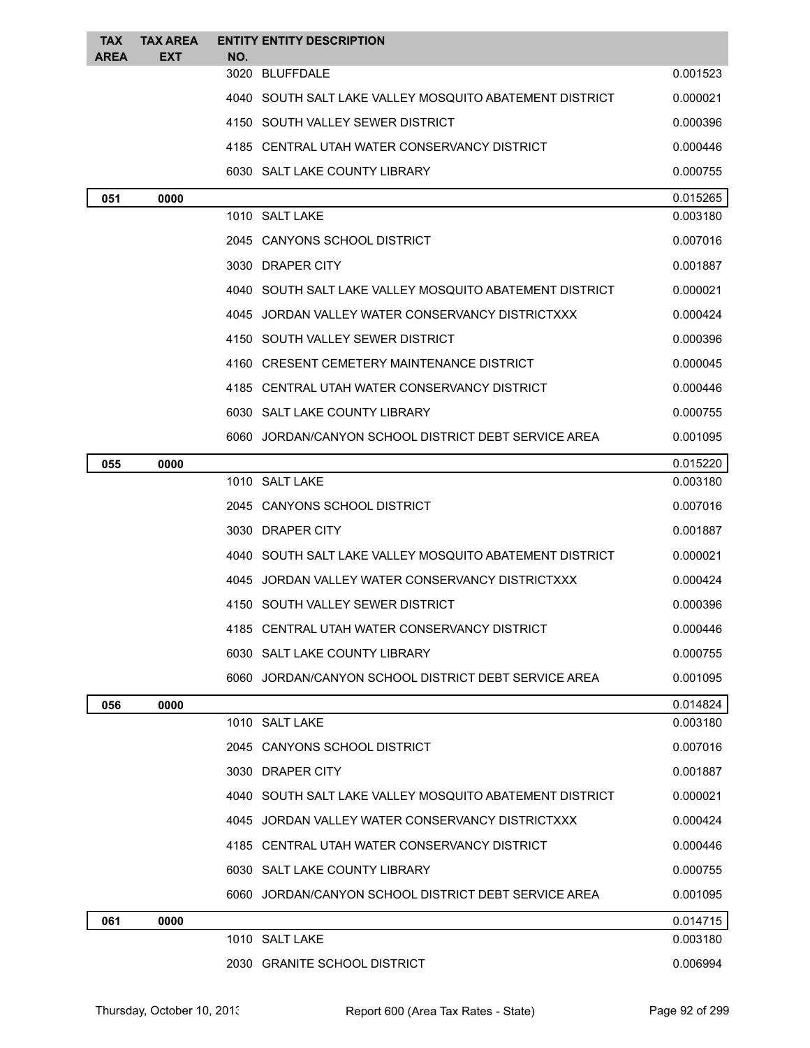| TAX AREA | TAX AREA EXT | ENTITY NO. | ENTITY DESCRIPTION | |
|---|---|---|---|---|
| | | 3020 | BLUFFDALE | 0.001523 |
| | | 4040 | SOUTH SALT LAKE VALLEY MOSQUITO ABATEMENT DISTRICT | 0.000021 |
| | | 4150 | SOUTH VALLEY SEWER DISTRICT | 0.000396 |
| | | 4185 | CENTRAL UTAH WATER CONSERVANCY DISTRICT | 0.000446 |
| | | 6030 | SALT LAKE COUNTY LIBRARY | 0.000755 |
| **051** | **0000** | | | 0.015265 |
| | | 1010 | SALT LAKE | 0.003180 |
| | | 2045 | CANYONS SCHOOL DISTRICT | 0.007016 |
| | | 3030 | DRAPER CITY | 0.001887 |
| | | 4040 | SOUTH SALT LAKE VALLEY MOSQUITO ABATEMENT DISTRICT | 0.000021 |
| | | 4045 | JORDAN VALLEY WATER CONSERVANCY DISTRICTXXX | 0.000424 |
| | | 4150 | SOUTH VALLEY SEWER DISTRICT | 0.000396 |
| | | 4160 | CRESENT CEMETERY MAINTENANCE DISTRICT | 0.000045 |
| | | 4185 | CENTRAL UTAH WATER CONSERVANCY DISTRICT | 0.000446 |
| | | 6030 | SALT LAKE COUNTY LIBRARY | 0.000755 |
| | | 6060 | JORDAN/CANYON SCHOOL DISTRICT DEBT SERVICE AREA | 0.001095 |
| **055** | **0000** | | | 0.015220 |
| | | 1010 | SALT LAKE | 0.003180 |
| | | 2045 | CANYONS SCHOOL DISTRICT | 0.007016 |
| | | 3030 | DRAPER CITY | 0.001887 |
| | | 4040 | SOUTH SALT LAKE VALLEY MOSQUITO ABATEMENT DISTRICT | 0.000021 |
| | | 4045 | JORDAN VALLEY WATER CONSERVANCY DISTRICTXXX | 0.000424 |
| | | 4150 | SOUTH VALLEY SEWER DISTRICT | 0.000396 |
| | | 4185 | CENTRAL UTAH WATER CONSERVANCY DISTRICT | 0.000446 |
| | | 6030 | SALT LAKE COUNTY LIBRARY | 0.000755 |
| | | 6060 | JORDAN/CANYON SCHOOL DISTRICT DEBT SERVICE AREA | 0.001095 |
| **056** | **0000** | | | 0.014824 |
| | | 1010 | SALT LAKE | 0.003180 |
| | | 2045 | CANYONS SCHOOL DISTRICT | 0.007016 |
| | | 3030 | DRAPER CITY | 0.001887 |
| | | 4040 | SOUTH SALT LAKE VALLEY MOSQUITO ABATEMENT DISTRICT | 0.000021 |
| | | 4045 | JORDAN VALLEY WATER CONSERVANCY DISTRICTXXX | 0.000424 |
| | | 4185 | CENTRAL UTAH WATER CONSERVANCY DISTRICT | 0.000446 |
| | | 6030 | SALT LAKE COUNTY LIBRARY | 0.000755 |
| | | 6060 | JORDAN/CANYON SCHOOL DISTRICT DEBT SERVICE AREA | 0.001095 |
| **061** | **0000** | | | 0.014715 |
| | | 1010 | SALT LAKE | 0.003180 |
| | | 2030 | GRANITE SCHOOL DISTRICT | 0.006994 |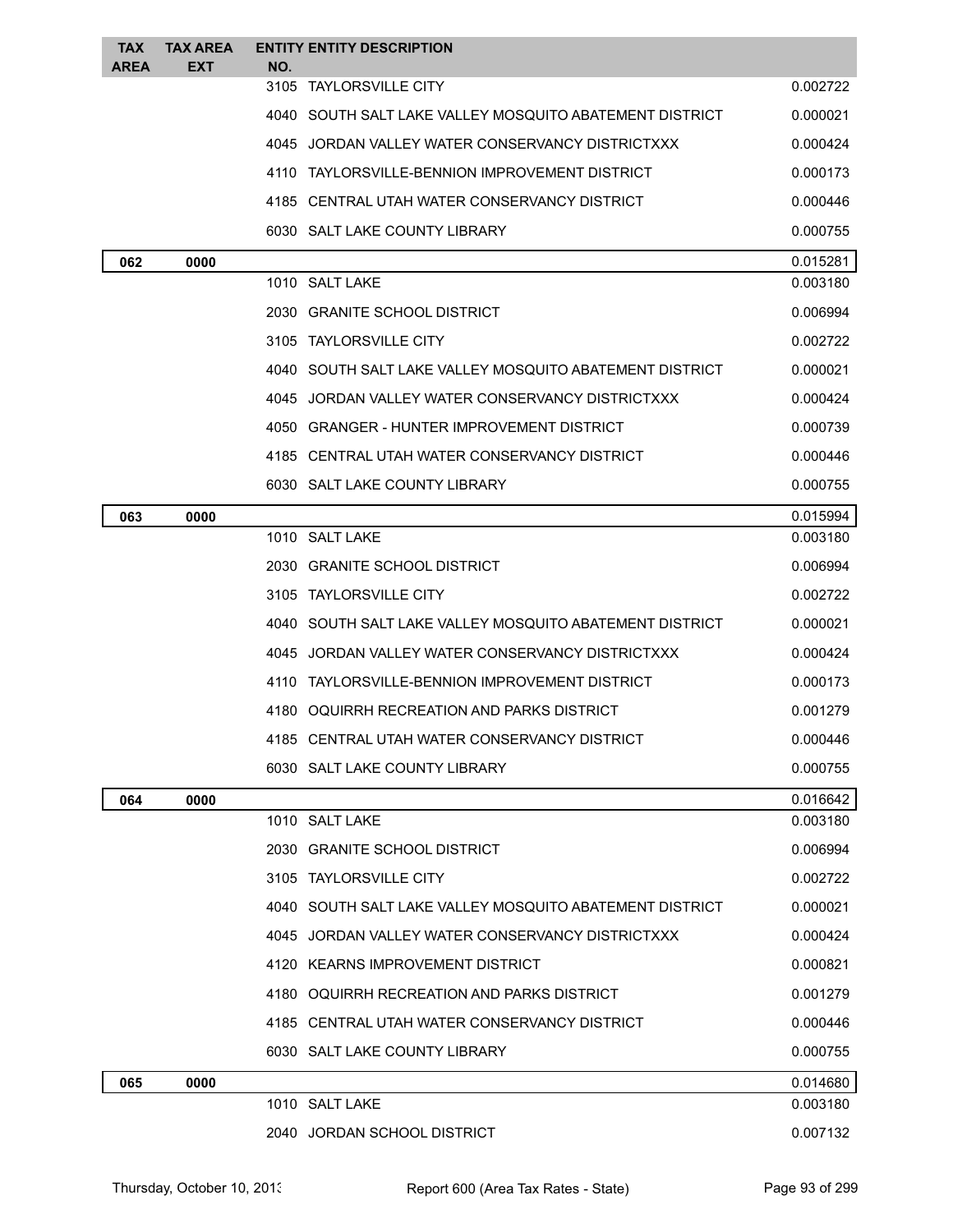| TAX AREA | TAX AREA EXT | ENTITY NO. | ENTITY DESCRIPTION | |
|---|---|---|---|---|
| | | 3105 | TAYLORSVILLE CITY | 0.002722 |
| | | 4040 | SOUTH SALT LAKE VALLEY MOSQUITO ABATEMENT DISTRICT | 0.000021 |
| | | 4045 | JORDAN VALLEY WATER CONSERVANCY DISTRICTXXX | 0.000424 |
| | | 4110 | TAYLORSVILLE-BENNION IMPROVEMENT DISTRICT | 0.000173 |
| | | 4185 | CENTRAL UTAH WATER CONSERVANCY DISTRICT | 0.000446 |
| | | 6030 | SALT LAKE COUNTY LIBRARY | 0.000755 |
| **062** | **0000** | | | 0.015281 |
| | | 1010 | SALT LAKE | 0.003180 |
| | | 2030 | GRANITE SCHOOL DISTRICT | 0.006994 |
| | | 3105 | TAYLORSVILLE CITY | 0.002722 |
| | | 4040 | SOUTH SALT LAKE VALLEY MOSQUITO ABATEMENT DISTRICT | 0.000021 |
| | | 4045 | JORDAN VALLEY WATER CONSERVANCY DISTRICTXXX | 0.000424 |
| | | 4050 | GRANGER - HUNTER IMPROVEMENT DISTRICT | 0.000739 |
| | | 4185 | CENTRAL UTAH WATER CONSERVANCY DISTRICT | 0.000446 |
| | | 6030 | SALT LAKE COUNTY LIBRARY | 0.000755 |
| **063** | **0000** | | | 0.015994 |
| | | 1010 | SALT LAKE | 0.003180 |
| | | 2030 | GRANITE SCHOOL DISTRICT | 0.006994 |
| | | 3105 | TAYLORSVILLE CITY | 0.002722 |
| | | 4040 | SOUTH SALT LAKE VALLEY MOSQUITO ABATEMENT DISTRICT | 0.000021 |
| | | 4045 | JORDAN VALLEY WATER CONSERVANCY DISTRICTXXX | 0.000424 |
| | | 4110 | TAYLORSVILLE-BENNION IMPROVEMENT DISTRICT | 0.000173 |
| | | 4180 | OQUIRRH RECREATION AND PARKS DISTRICT | 0.001279 |
| | | 4185 | CENTRAL UTAH WATER CONSERVANCY DISTRICT | 0.000446 |
| | | 6030 | SALT LAKE COUNTY LIBRARY | 0.000755 |
| **064** | **0000** | | | 0.016642 |
| | | 1010 | SALT LAKE | 0.003180 |
| | | 2030 | GRANITE SCHOOL DISTRICT | 0.006994 |
| | | 3105 | TAYLORSVILLE CITY | 0.002722 |
| | | 4040 | SOUTH SALT LAKE VALLEY MOSQUITO ABATEMENT DISTRICT | 0.000021 |
| | | 4045 | JORDAN VALLEY WATER CONSERVANCY DISTRICTXXX | 0.000424 |
| | | 4120 | KEARNS IMPROVEMENT DISTRICT | 0.000821 |
| | | 4180 | OQUIRRH RECREATION AND PARKS DISTRICT | 0.001279 |
| | | 4185 | CENTRAL UTAH WATER CONSERVANCY DISTRICT | 0.000446 |
| | | 6030 | SALT LAKE COUNTY LIBRARY | 0.000755 |
| **065** | **0000** | | | 0.014680 |
| | | 1010 | SALT LAKE | 0.003180 |
| | | 2040 | JORDAN SCHOOL DISTRICT | 0.007132 |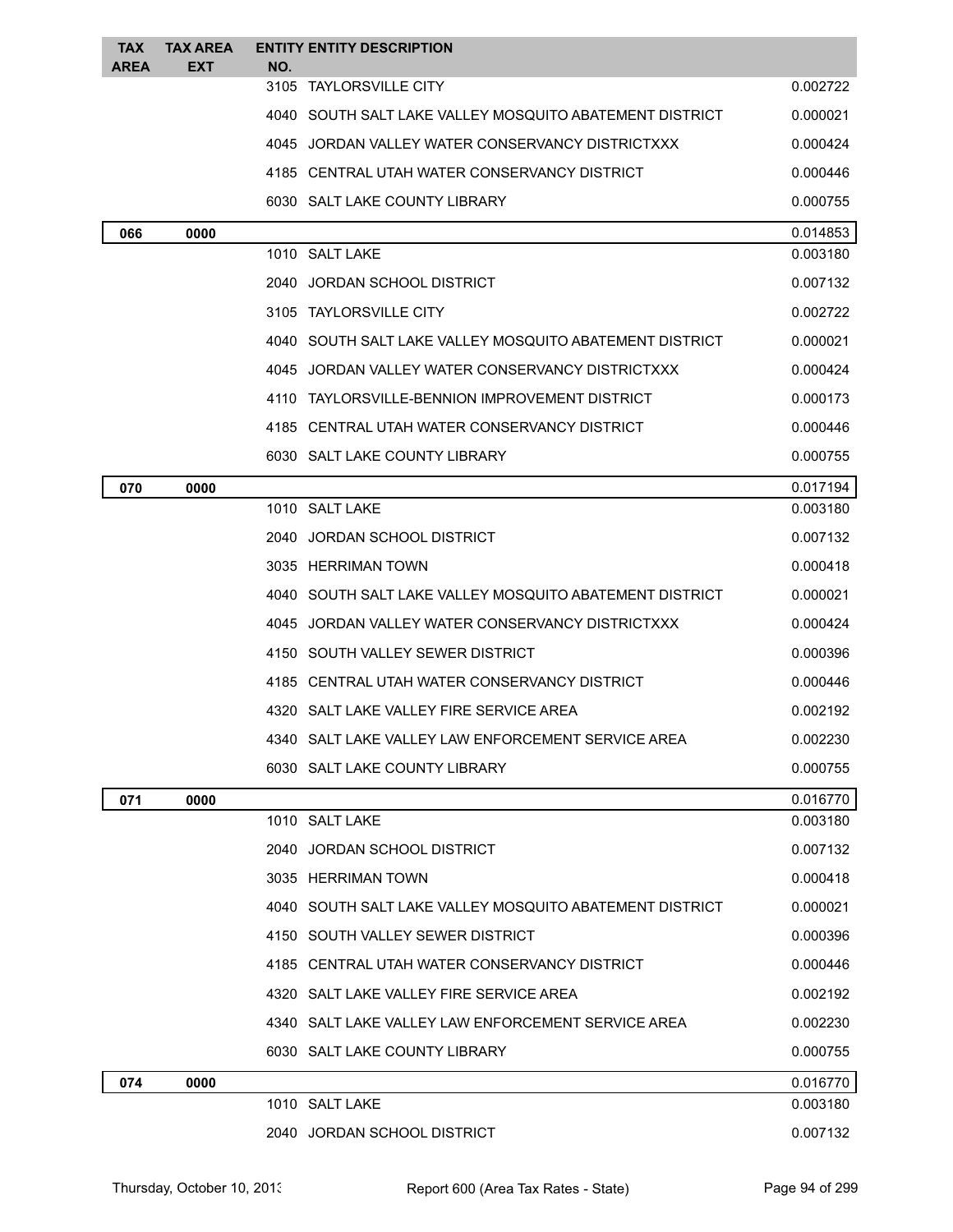| TAX AREA | TAX AREA EXT | ENTITY NO. | ENTITY DESCRIPTION | |
|---|---|---|---|---|
| | | 3105 | TAYLORSVILLE CITY | 0.002722 |
| | | 4040 | SOUTH SALT LAKE VALLEY MOSQUITO ABATEMENT DISTRICT | 0.000021 |
| | | 4045 | JORDAN VALLEY WATER CONSERVANCY DISTRICTXXX | 0.000424 |
| | | 4185 | CENTRAL UTAH WATER CONSERVANCY DISTRICT | 0.000446 |
| | | 6030 | SALT LAKE COUNTY LIBRARY | 0.000755 |
| **066** | **0000** | | | 0.014853 |
| | | 1010 | SALT LAKE | 0.003180 |
| | | 2040 | JORDAN SCHOOL DISTRICT | 0.007132 |
| | | 3105 | TAYLORSVILLE CITY | 0.002722 |
| | | 4040 | SOUTH SALT LAKE VALLEY MOSQUITO ABATEMENT DISTRICT | 0.000021 |
| | | 4045 | JORDAN VALLEY WATER CONSERVANCY DISTRICTXXX | 0.000424 |
| | | 4110 | TAYLORSVILLE-BENNION IMPROVEMENT DISTRICT | 0.000173 |
| | | 4185 | CENTRAL UTAH WATER CONSERVANCY DISTRICT | 0.000446 |
| | | 6030 | SALT LAKE COUNTY LIBRARY | 0.000755 |
| **070** | **0000** | | | 0.017194 |
| | | 1010 | SALT LAKE | 0.003180 |
| | | 2040 | JORDAN SCHOOL DISTRICT | 0.007132 |
| | | 3035 | HERRIMAN TOWN | 0.000418 |
| | | 4040 | SOUTH SALT LAKE VALLEY MOSQUITO ABATEMENT DISTRICT | 0.000021 |
| | | 4045 | JORDAN VALLEY WATER CONSERVANCY DISTRICTXXX | 0.000424 |
| | | 4150 | SOUTH VALLEY SEWER DISTRICT | 0.000396 |
| | | 4185 | CENTRAL UTAH WATER CONSERVANCY DISTRICT | 0.000446 |
| | | 4320 | SALT LAKE VALLEY FIRE SERVICE AREA | 0.002192 |
| | | 4340 | SALT LAKE VALLEY LAW ENFORCEMENT SERVICE AREA | 0.002230 |
| | | 6030 | SALT LAKE COUNTY LIBRARY | 0.000755 |
| **071** | **0000** | | | 0.016770 |
| | | 1010 | SALT LAKE | 0.003180 |
| | | 2040 | JORDAN SCHOOL DISTRICT | 0.007132 |
| | | 3035 | HERRIMAN TOWN | 0.000418 |
| | | 4040 | SOUTH SALT LAKE VALLEY MOSQUITO ABATEMENT DISTRICT | 0.000021 |
| | | 4150 | SOUTH VALLEY SEWER DISTRICT | 0.000396 |
| | | 4185 | CENTRAL UTAH WATER CONSERVANCY DISTRICT | 0.000446 |
| | | 4320 | SALT LAKE VALLEY FIRE SERVICE AREA | 0.002192 |
| | | 4340 | SALT LAKE VALLEY LAW ENFORCEMENT SERVICE AREA | 0.002230 |
| | | 6030 | SALT LAKE COUNTY LIBRARY | 0.000755 |
| **074** | **0000** | | | 0.016770 |
| | | 1010 | SALT LAKE | 0.003180 |
| | | 2040 | JORDAN SCHOOL DISTRICT | 0.007132 |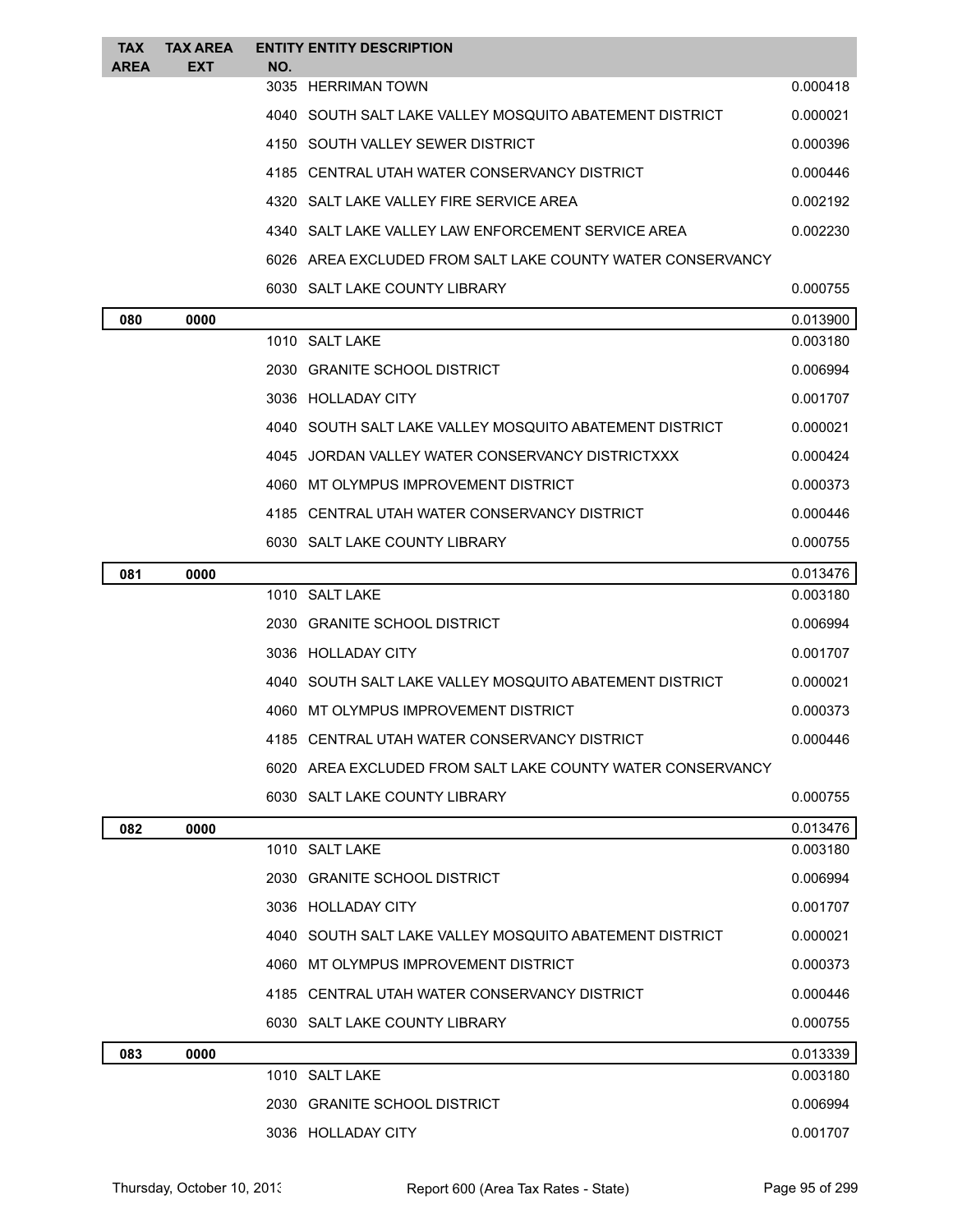| TAX AREA | TAX AREA EXT | ENTITY NO. | ENTITY DESCRIPTION | |
|---|---|---|---|---|
| | | 3035 | HERRIMAN TOWN | 0.000418 |
| | | 4040 | SOUTH SALT LAKE VALLEY MOSQUITO ABATEMENT DISTRICT | 0.000021 |
| | | 4150 | SOUTH VALLEY SEWER DISTRICT | 0.000396 |
| | | 4185 | CENTRAL UTAH WATER CONSERVANCY DISTRICT | 0.000446 |
| | | 4320 | SALT LAKE VALLEY FIRE SERVICE AREA | 0.002192 |
| | | 4340 | SALT LAKE VALLEY LAW ENFORCEMENT SERVICE AREA | 0.002230 |
| | | 6026 | AREA EXCLUDED FROM SALT LAKE COUNTY WATER CONSERVANCY | |
| | | 6030 | SALT LAKE COUNTY LIBRARY | 0.000755 |
| **080** | **0000** | | | 0.013900 |
| | | 1010 | SALT LAKE | 0.003180 |
| | | 2030 | GRANITE SCHOOL DISTRICT | 0.006994 |
| | | 3036 | HOLLADAY CITY | 0.001707 |
| | | 4040 | SOUTH SALT LAKE VALLEY MOSQUITO ABATEMENT DISTRICT | 0.000021 |
| | | 4045 | JORDAN VALLEY WATER CONSERVANCY DISTRICTXXX | 0.000424 |
| | | 4060 | MT OLYMPUS IMPROVEMENT DISTRICT | 0.000373 |
| | | 4185 | CENTRAL UTAH WATER CONSERVANCY DISTRICT | 0.000446 |
| | | 6030 | SALT LAKE COUNTY LIBRARY | 0.000755 |
| **081** | **0000** | | | 0.013476 |
| | | 1010 | SALT LAKE | 0.003180 |
| | | 2030 | GRANITE SCHOOL DISTRICT | 0.006994 |
| | | 3036 | HOLLADAY CITY | 0.001707 |
| | | 4040 | SOUTH SALT LAKE VALLEY MOSQUITO ABATEMENT DISTRICT | 0.000021 |
| | | 4060 | MT OLYMPUS IMPROVEMENT DISTRICT | 0.000373 |
| | | 4185 | CENTRAL UTAH WATER CONSERVANCY DISTRICT | 0.000446 |
| | | 6020 | AREA EXCLUDED FROM SALT LAKE COUNTY WATER CONSERVANCY | |
| | | 6030 | SALT LAKE COUNTY LIBRARY | 0.000755 |
| **082** | **0000** | | | 0.013476 |
| | | 1010 | SALT LAKE | 0.003180 |
| | | 2030 | GRANITE SCHOOL DISTRICT | 0.006994 |
| | | 3036 | HOLLADAY CITY | 0.001707 |
| | | 4040 | SOUTH SALT LAKE VALLEY MOSQUITO ABATEMENT DISTRICT | 0.000021 |
| | | 4060 | MT OLYMPUS IMPROVEMENT DISTRICT | 0.000373 |
| | | 4185 | CENTRAL UTAH WATER CONSERVANCY DISTRICT | 0.000446 |
| | | 6030 | SALT LAKE COUNTY LIBRARY | 0.000755 |
| **083** | **0000** | | | 0.013339 |
| | | 1010 | SALT LAKE | 0.003180 |
| | | 2030 | GRANITE SCHOOL DISTRICT | 0.006994 |
| | | 3036 | HOLLADAY CITY | 0.001707 |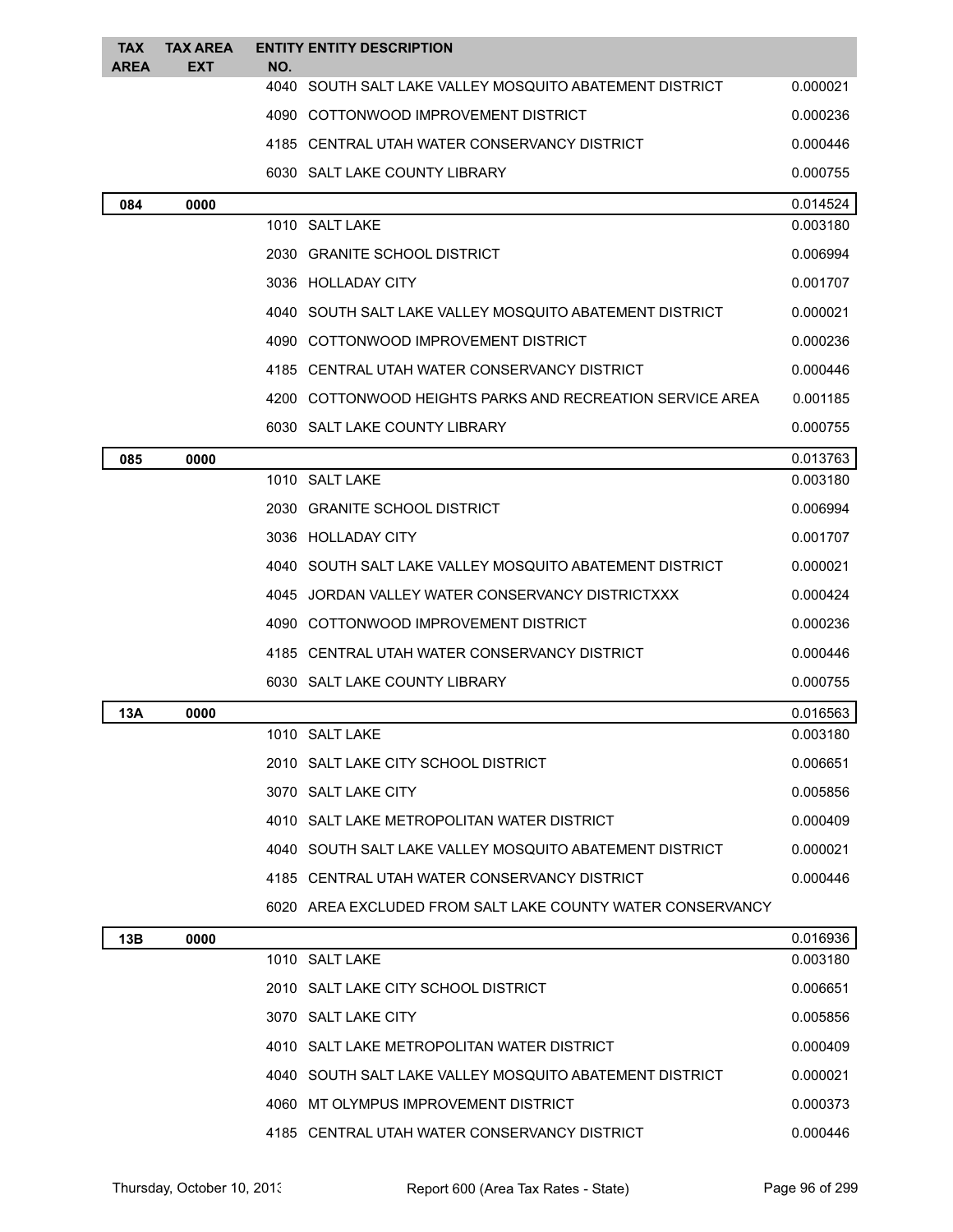| TAX AREA | TAX AREA EXT | ENTITY NO. | ENTITY DESCRIPTION | |
|---|---|---|---|---|
| | | 4040 | SOUTH SALT LAKE VALLEY MOSQUITO ABATEMENT DISTRICT | 0.000021 |
| | | 4090 | COTTONWOOD IMPROVEMENT DISTRICT | 0.000236 |
| | | 4185 | CENTRAL UTAH WATER CONSERVANCY DISTRICT | 0.000446 |
| | | 6030 | SALT LAKE COUNTY LIBRARY | 0.000755 |
| **084** | **0000** | | | 0.014524 |
| | | 1010 | SALT LAKE | 0.003180 |
| | | 2030 | GRANITE SCHOOL DISTRICT | 0.006994 |
| | | 3036 | HOLLADAY CITY | 0.001707 |
| | | 4040 | SOUTH SALT LAKE VALLEY MOSQUITO ABATEMENT DISTRICT | 0.000021 |
| | | 4090 | COTTONWOOD IMPROVEMENT DISTRICT | 0.000236 |
| | | 4185 | CENTRAL UTAH WATER CONSERVANCY DISTRICT | 0.000446 |
| | | 4200 | COTTONWOOD HEIGHTS PARKS AND RECREATION SERVICE AREA | 0.001185 |
| | | 6030 | SALT LAKE COUNTY LIBRARY | 0.000755 |
| **085** | **0000** | | | 0.013763 |
| | | 1010 | SALT LAKE | 0.003180 |
| | | 2030 | GRANITE SCHOOL DISTRICT | 0.006994 |
| | | 3036 | HOLLADAY CITY | 0.001707 |
| | | 4040 | SOUTH SALT LAKE VALLEY MOSQUITO ABATEMENT DISTRICT | 0.000021 |
| | | 4045 | JORDAN VALLEY WATER CONSERVANCY DISTRICTXXX | 0.000424 |
| | | 4090 | COTTONWOOD IMPROVEMENT DISTRICT | 0.000236 |
| | | 4185 | CENTRAL UTAH WATER CONSERVANCY DISTRICT | 0.000446 |
| | | 6030 | SALT LAKE COUNTY LIBRARY | 0.000755 |
| **13A** | **0000** | | | 0.016563 |
| | | 1010 | SALT LAKE | 0.003180 |
| | | 2010 | SALT LAKE CITY SCHOOL DISTRICT | 0.006651 |
| | | 3070 | SALT LAKE CITY | 0.005856 |
| | | 4010 | SALT LAKE METROPOLITAN WATER DISTRICT | 0.000409 |
| | | 4040 | SOUTH SALT LAKE VALLEY MOSQUITO ABATEMENT DISTRICT | 0.000021 |
| | | 4185 | CENTRAL UTAH WATER CONSERVANCY DISTRICT | 0.000446 |
| | | 6020 | AREA EXCLUDED FROM SALT LAKE COUNTY WATER CONSERVANCY | |
| **13B** | **0000** | | | 0.016936 |
| | | 1010 | SALT LAKE | 0.003180 |
| | | 2010 | SALT LAKE CITY SCHOOL DISTRICT | 0.006651 |
| | | 3070 | SALT LAKE CITY | 0.005856 |
| | | 4010 | SALT LAKE METROPOLITAN WATER DISTRICT | 0.000409 |
| | | 4040 | SOUTH SALT LAKE VALLEY MOSQUITO ABATEMENT DISTRICT | 0.000021 |
| | | 4060 | MT OLYMPUS IMPROVEMENT DISTRICT | 0.000373 |
| | | 4185 | CENTRAL UTAH WATER CONSERVANCY DISTRICT | 0.000446 |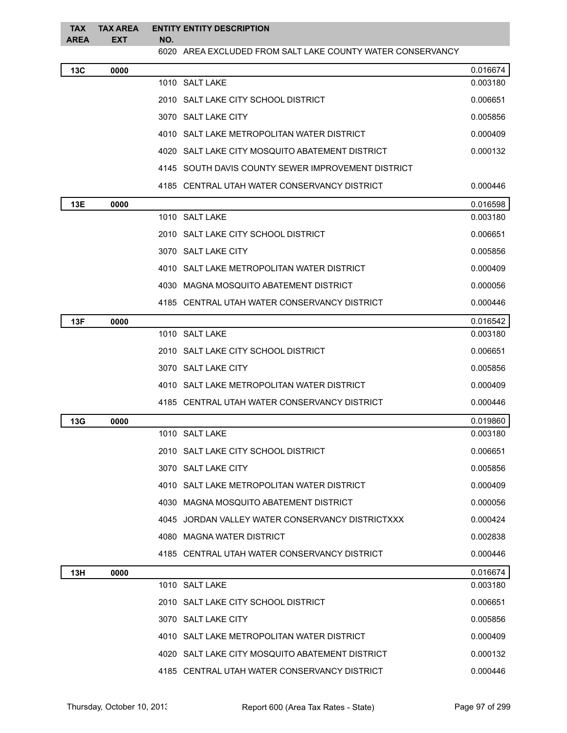| TAX AREA | TAX AREA EXT | ENTITY NO. | ENTITY DESCRIPTION | |
|---|---|---|---|---|
| | | 6020 | AREA EXCLUDED FROM SALT LAKE COUNTY WATER CONSERVANCY | |
| **13C** | **0000** | | | 0.016674 |
| | | 1010 | SALT LAKE | 0.003180 |
| | | 2010 | SALT LAKE CITY SCHOOL DISTRICT | 0.006651 |
| | | 3070 | SALT LAKE CITY | 0.005856 |
| | | 4010 | SALT LAKE METROPOLITAN WATER DISTRICT | 0.000409 |
| | | 4020 | SALT LAKE CITY MOSQUITO ABATEMENT DISTRICT | 0.000132 |
| | | 4145 | SOUTH DAVIS COUNTY SEWER IMPROVEMENT DISTRICT | |
| | | 4185 | CENTRAL UTAH WATER CONSERVANCY DISTRICT | 0.000446 |
| **13E** | **0000** | | | 0.016598 |
| | | 1010 | SALT LAKE | 0.003180 |
| | | 2010 | SALT LAKE CITY SCHOOL DISTRICT | 0.006651 |
| | | 3070 | SALT LAKE CITY | 0.005856 |
| | | 4010 | SALT LAKE METROPOLITAN WATER DISTRICT | 0.000409 |
| | | 4030 | MAGNA MOSQUITO ABATEMENT DISTRICT | 0.000056 |
| | | 4185 | CENTRAL UTAH WATER CONSERVANCY DISTRICT | 0.000446 |
| **13F** | **0000** | | | 0.016542 |
| | | 1010 | SALT LAKE | 0.003180 |
| | | 2010 | SALT LAKE CITY SCHOOL DISTRICT | 0.006651 |
| | | 3070 | SALT LAKE CITY | 0.005856 |
| | | 4010 | SALT LAKE METROPOLITAN WATER DISTRICT | 0.000409 |
| | | 4185 | CENTRAL UTAH WATER CONSERVANCY DISTRICT | 0.000446 |
| **13G** | **0000** | | | 0.019860 |
| | | 1010 | SALT LAKE | 0.003180 |
| | | 2010 | SALT LAKE CITY SCHOOL DISTRICT | 0.006651 |
| | | 3070 | SALT LAKE CITY | 0.005856 |
| | | 4010 | SALT LAKE METROPOLITAN WATER DISTRICT | 0.000409 |
| | | 4030 | MAGNA MOSQUITO ABATEMENT DISTRICT | 0.000056 |
| | | 4045 | JORDAN VALLEY WATER CONSERVANCY DISTRICTXXX | 0.000424 |
| | | 4080 | MAGNA WATER DISTRICT | 0.002838 |
| | | 4185 | CENTRAL UTAH WATER CONSERVANCY DISTRICT | 0.000446 |
| **13H** | **0000** | | | 0.016674 |
| | | 1010 | SALT LAKE | 0.003180 |
| | | 2010 | SALT LAKE CITY SCHOOL DISTRICT | 0.006651 |
| | | 3070 | SALT LAKE CITY | 0.005856 |
| | | 4010 | SALT LAKE METROPOLITAN WATER DISTRICT | 0.000409 |
| | | 4020 | SALT LAKE CITY MOSQUITO ABATEMENT DISTRICT | 0.000132 |
| | | 4185 | CENTRAL UTAH WATER CONSERVANCY DISTRICT | 0.000446 |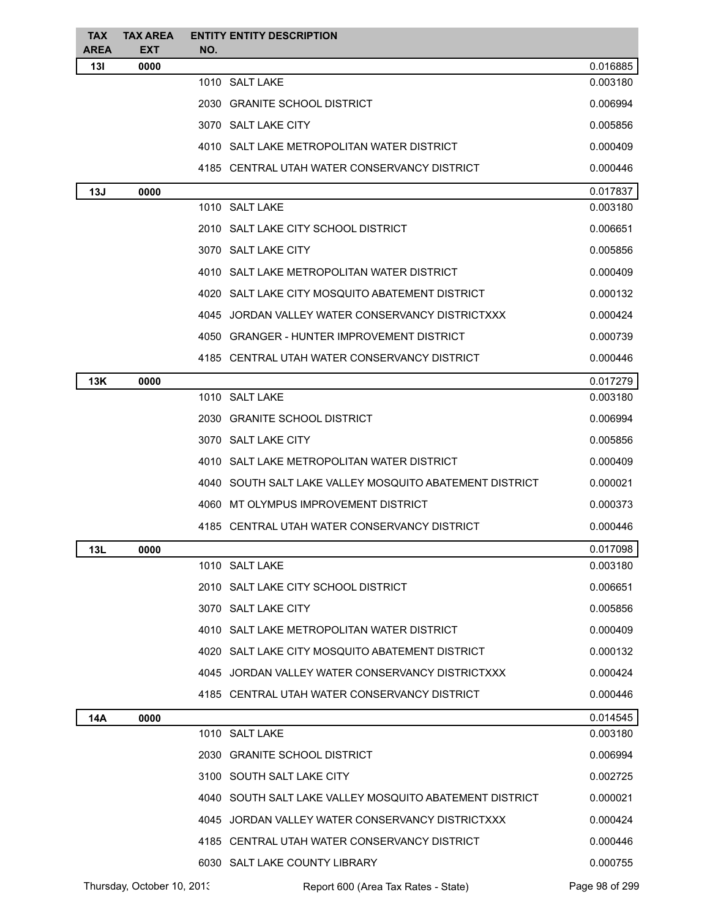| TAX AREA | TAX AREA EXT | ENTITY NO. | ENTITY DESCRIPTION | |
|---|---|---|---|---|
| 13I | 0000 | | | 0.016885 |
| | | 1010 | SALT LAKE | 0.003180 |
| | | 2030 | GRANITE SCHOOL DISTRICT | 0.006994 |
| | | 3070 | SALT LAKE CITY | 0.005856 |
| | | 4010 | SALT LAKE METROPOLITAN WATER DISTRICT | 0.000409 |
| | | 4185 | CENTRAL UTAH WATER CONSERVANCY DISTRICT | 0.000446 |
| 13J | 0000 | | | 0.017837 |
| | | 1010 | SALT LAKE | 0.003180 |
| | | 2010 | SALT LAKE CITY SCHOOL DISTRICT | 0.006651 |
| | | 3070 | SALT LAKE CITY | 0.005856 |
| | | 4010 | SALT LAKE METROPOLITAN WATER DISTRICT | 0.000409 |
| | | 4020 | SALT LAKE CITY MOSQUITO ABATEMENT DISTRICT | 0.000132 |
| | | 4045 | JORDAN VALLEY WATER CONSERVANCY DISTRICTXXX | 0.000424 |
| | | 4050 | GRANGER - HUNTER IMPROVEMENT DISTRICT | 0.000739 |
| | | 4185 | CENTRAL UTAH WATER CONSERVANCY DISTRICT | 0.000446 |
| 13K | 0000 | | | 0.017279 |
| | | 1010 | SALT LAKE | 0.003180 |
| | | 2030 | GRANITE SCHOOL DISTRICT | 0.006994 |
| | | 3070 | SALT LAKE CITY | 0.005856 |
| | | 4010 | SALT LAKE METROPOLITAN WATER DISTRICT | 0.000409 |
| | | 4040 | SOUTH SALT LAKE VALLEY MOSQUITO ABATEMENT DISTRICT | 0.000021 |
| | | 4060 | MT OLYMPUS IMPROVEMENT DISTRICT | 0.000373 |
| | | 4185 | CENTRAL UTAH WATER CONSERVANCY DISTRICT | 0.000446 |
| 13L | 0000 | | | 0.017098 |
| | | 1010 | SALT LAKE | 0.003180 |
| | | 2010 | SALT LAKE CITY SCHOOL DISTRICT | 0.006651 |
| | | 3070 | SALT LAKE CITY | 0.005856 |
| | | 4010 | SALT LAKE METROPOLITAN WATER DISTRICT | 0.000409 |
| | | 4020 | SALT LAKE CITY MOSQUITO ABATEMENT DISTRICT | 0.000132 |
| | | 4045 | JORDAN VALLEY WATER CONSERVANCY DISTRICTXXX | 0.000424 |
| | | 4185 | CENTRAL UTAH WATER CONSERVANCY DISTRICT | 0.000446 |
| 14A | 0000 | | | 0.014545 |
| | | 1010 | SALT LAKE | 0.003180 |
| | | 2030 | GRANITE SCHOOL DISTRICT | 0.006994 |
| | | 3100 | SOUTH SALT LAKE CITY | 0.002725 |
| | | 4040 | SOUTH SALT LAKE VALLEY MOSQUITO ABATEMENT DISTRICT | 0.000021 |
| | | 4045 | JORDAN VALLEY WATER CONSERVANCY DISTRICTXXX | 0.000424 |
| | | 4185 | CENTRAL UTAH WATER CONSERVANCY DISTRICT | 0.000446 |
| | | 6030 | SALT LAKE COUNTY LIBRARY | 0.000755 |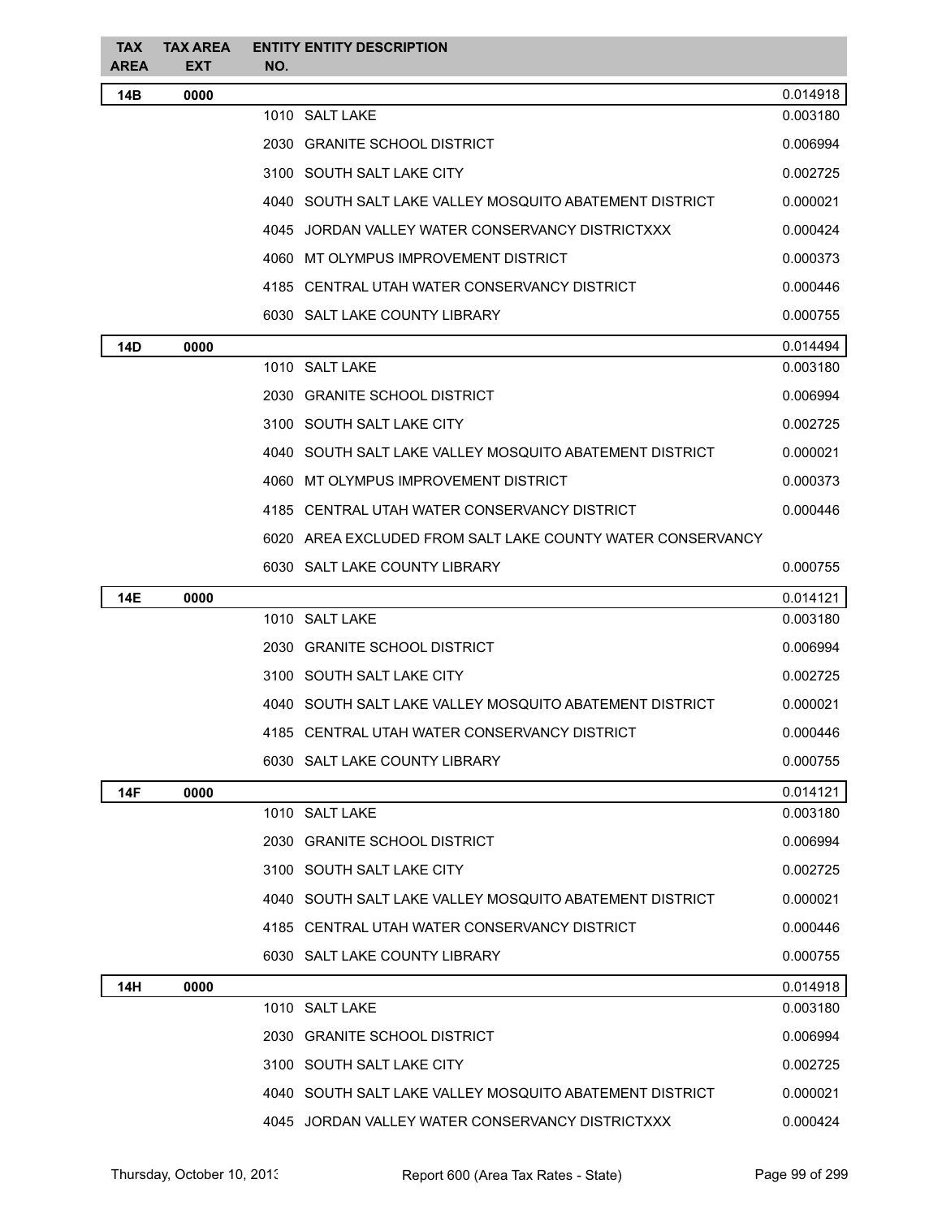| TAX AREA | TAX AREA EXT | ENTITY NO. | ENTITY DESCRIPTION | |
|---|---|---|---|---|
| **14B** | **0000** | | | 0.014918 |
| | | 1010 | SALT LAKE | 0.003180 |
| | | 2030 | GRANITE SCHOOL DISTRICT | 0.006994 |
| | | 3100 | SOUTH SALT LAKE CITY | 0.002725 |
| | | 4040 | SOUTH SALT LAKE VALLEY MOSQUITO ABATEMENT DISTRICT | 0.000021 |
| | | 4045 | JORDAN VALLEY WATER CONSERVANCY DISTRICTXXX | 0.000424 |
| | | 4060 | MT OLYMPUS IMPROVEMENT DISTRICT | 0.000373 |
| | | 4185 | CENTRAL UTAH WATER CONSERVANCY DISTRICT | 0.000446 |
| | | 6030 | SALT LAKE COUNTY LIBRARY | 0.000755 |
| **14D** | **0000** | | | 0.014494 |
| | | 1010 | SALT LAKE | 0.003180 |
| | | 2030 | GRANITE SCHOOL DISTRICT | 0.006994 |
| | | 3100 | SOUTH SALT LAKE CITY | 0.002725 |
| | | 4040 | SOUTH SALT LAKE VALLEY MOSQUITO ABATEMENT DISTRICT | 0.000021 |
| | | 4060 | MT OLYMPUS IMPROVEMENT DISTRICT | 0.000373 |
| | | 4185 | CENTRAL UTAH WATER CONSERVANCY DISTRICT | 0.000446 |
| | | 6020 | AREA EXCLUDED FROM SALT LAKE COUNTY WATER CONSERVANCY | |
| | | 6030 | SALT LAKE COUNTY LIBRARY | 0.000755 |
| **14E** | **0000** | | | 0.014121 |
| | | 1010 | SALT LAKE | 0.003180 |
| | | 2030 | GRANITE SCHOOL DISTRICT | 0.006994 |
| | | 3100 | SOUTH SALT LAKE CITY | 0.002725 |
| | | 4040 | SOUTH SALT LAKE VALLEY MOSQUITO ABATEMENT DISTRICT | 0.000021 |
| | | 4185 | CENTRAL UTAH WATER CONSERVANCY DISTRICT | 0.000446 |
| | | 6030 | SALT LAKE COUNTY LIBRARY | 0.000755 |
| **14F** | **0000** | | | 0.014121 |
| | | 1010 | SALT LAKE | 0.003180 |
| | | 2030 | GRANITE SCHOOL DISTRICT | 0.006994 |
| | | 3100 | SOUTH SALT LAKE CITY | 0.002725 |
| | | 4040 | SOUTH SALT LAKE VALLEY MOSQUITO ABATEMENT DISTRICT | 0.000021 |
| | | 4185 | CENTRAL UTAH WATER CONSERVANCY DISTRICT | 0.000446 |
| | | 6030 | SALT LAKE COUNTY LIBRARY | 0.000755 |
| **14H** | **0000** | | | 0.014918 |
| | | 1010 | SALT LAKE | 0.003180 |
| | | 2030 | GRANITE SCHOOL DISTRICT | 0.006994 |
| | | 3100 | SOUTH SALT LAKE CITY | 0.002725 |
| | | 4040 | SOUTH SALT LAKE VALLEY MOSQUITO ABATEMENT DISTRICT | 0.000021 |
| | | 4045 | JORDAN VALLEY WATER CONSERVANCY DISTRICTXXX | 0.000424 |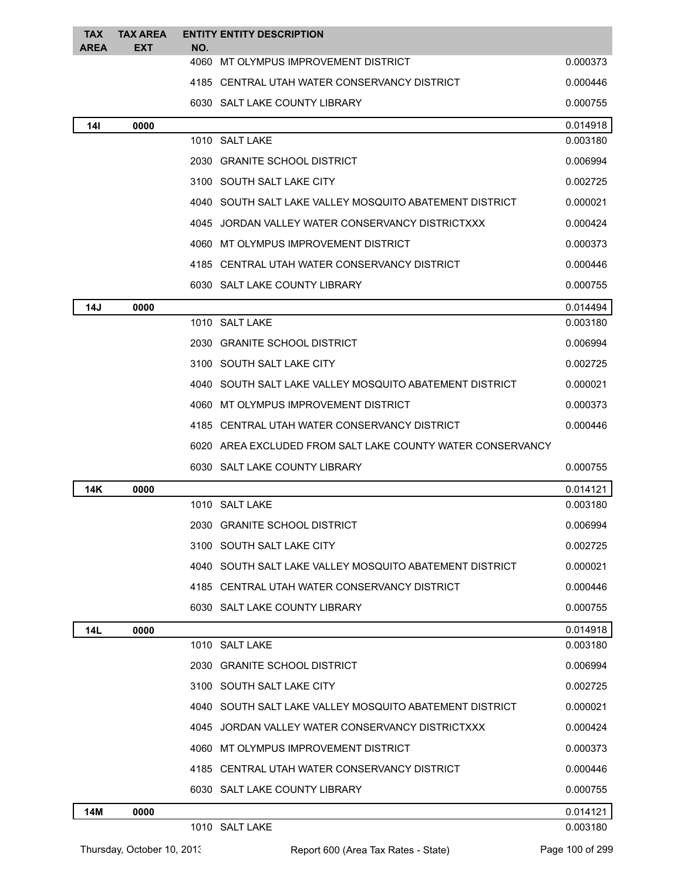| TAX AREA | TAX AREA EXT | ENTITY NO. | ENTITY DESCRIPTION | |
|---|---|---|---|---|
| | | 4060 | MT OLYMPUS IMPROVEMENT DISTRICT | 0.000373 |
| | | 4185 | CENTRAL UTAH WATER CONSERVANCY DISTRICT | 0.000446 |
| | | 6030 | SALT LAKE COUNTY LIBRARY | 0.000755 |
| **14I** | **0000** | | | 0.014918 |
| | | 1010 | SALT LAKE | 0.003180 |
| | | 2030 | GRANITE SCHOOL DISTRICT | 0.006994 |
| | | 3100 | SOUTH SALT LAKE CITY | 0.002725 |
| | | 4040 | SOUTH SALT LAKE VALLEY MOSQUITO ABATEMENT DISTRICT | 0.000021 |
| | | 4045 | JORDAN VALLEY WATER CONSERVANCY DISTRICTXXX | 0.000424 |
| | | 4060 | MT OLYMPUS IMPROVEMENT DISTRICT | 0.000373 |
| | | 4185 | CENTRAL UTAH WATER CONSERVANCY DISTRICT | 0.000446 |
| | | 6030 | SALT LAKE COUNTY LIBRARY | 0.000755 |
| **14J** | **0000** | | | 0.014494 |
| | | 1010 | SALT LAKE | 0.003180 |
| | | 2030 | GRANITE SCHOOL DISTRICT | 0.006994 |
| | | 3100 | SOUTH SALT LAKE CITY | 0.002725 |
| | | 4040 | SOUTH SALT LAKE VALLEY MOSQUITO ABATEMENT DISTRICT | 0.000021 |
| | | 4060 | MT OLYMPUS IMPROVEMENT DISTRICT | 0.000373 |
| | | 4185 | CENTRAL UTAH WATER CONSERVANCY DISTRICT | 0.000446 |
| | | 6020 | AREA EXCLUDED FROM SALT LAKE COUNTY WATER CONSERVANCY | |
| | | 6030 | SALT LAKE COUNTY LIBRARY | 0.000755 |
| **14K** | **0000** | | | 0.014121 |
| | | 1010 | SALT LAKE | 0.003180 |
| | | 2030 | GRANITE SCHOOL DISTRICT | 0.006994 |
| | | 3100 | SOUTH SALT LAKE CITY | 0.002725 |
| | | 4040 | SOUTH SALT LAKE VALLEY MOSQUITO ABATEMENT DISTRICT | 0.000021 |
| | | 4185 | CENTRAL UTAH WATER CONSERVANCY DISTRICT | 0.000446 |
| | | 6030 | SALT LAKE COUNTY LIBRARY | 0.000755 |
| **14L** | **0000** | | | 0.014918 |
| | | 1010 | SALT LAKE | 0.003180 |
| | | 2030 | GRANITE SCHOOL DISTRICT | 0.006994 |
| | | 3100 | SOUTH SALT LAKE CITY | 0.002725 |
| | | 4040 | SOUTH SALT LAKE VALLEY MOSQUITO ABATEMENT DISTRICT | 0.000021 |
| | | 4045 | JORDAN VALLEY WATER CONSERVANCY DISTRICTXXX | 0.000424 |
| | | 4060 | MT OLYMPUS IMPROVEMENT DISTRICT | 0.000373 |
| | | 4185 | CENTRAL UTAH WATER CONSERVANCY DISTRICT | 0.000446 |
| | | 6030 | SALT LAKE COUNTY LIBRARY | 0.000755 |
| **14M** | **0000** | | | 0.014121 |
| | | 1010 | SALT LAKE | 0.003180 |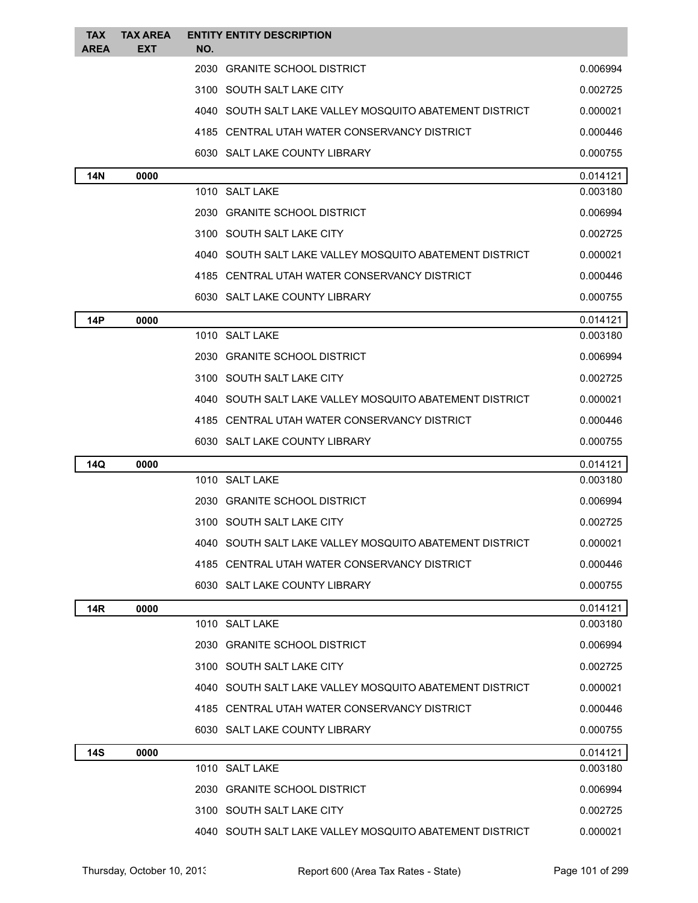| TAX AREA | TAX AREA EXT | ENTITY NO. | ENTITY DESCRIPTION | |
|---|---|---|---|---|
| | | 2030 | GRANITE SCHOOL DISTRICT | 0.006994 |
| | | 3100 | SOUTH SALT LAKE CITY | 0.002725 |
| | | 4040 | SOUTH SALT LAKE VALLEY MOSQUITO ABATEMENT DISTRICT | 0.000021 |
| | | 4185 | CENTRAL UTAH WATER CONSERVANCY DISTRICT | 0.000446 |
| | | 6030 | SALT LAKE COUNTY LIBRARY | 0.000755 |
| **14N** | **0000** | | | 0.014121 |
| | | 1010 | SALT LAKE | 0.003180 |
| | | 2030 | GRANITE SCHOOL DISTRICT | 0.006994 |
| | | 3100 | SOUTH SALT LAKE CITY | 0.002725 |
| | | 4040 | SOUTH SALT LAKE VALLEY MOSQUITO ABATEMENT DISTRICT | 0.000021 |
| | | 4185 | CENTRAL UTAH WATER CONSERVANCY DISTRICT | 0.000446 |
| | | 6030 | SALT LAKE COUNTY LIBRARY | 0.000755 |
| **14P** | **0000** | | | 0.014121 |
| | | 1010 | SALT LAKE | 0.003180 |
| | | 2030 | GRANITE SCHOOL DISTRICT | 0.006994 |
| | | 3100 | SOUTH SALT LAKE CITY | 0.002725 |
| | | 4040 | SOUTH SALT LAKE VALLEY MOSQUITO ABATEMENT DISTRICT | 0.000021 |
| | | 4185 | CENTRAL UTAH WATER CONSERVANCY DISTRICT | 0.000446 |
| | | 6030 | SALT LAKE COUNTY LIBRARY | 0.000755 |
| **14Q** | **0000** | | | 0.014121 |
| | | 1010 | SALT LAKE | 0.003180 |
| | | 2030 | GRANITE SCHOOL DISTRICT | 0.006994 |
| | | 3100 | SOUTH SALT LAKE CITY | 0.002725 |
| | | 4040 | SOUTH SALT LAKE VALLEY MOSQUITO ABATEMENT DISTRICT | 0.000021 |
| | | 4185 | CENTRAL UTAH WATER CONSERVANCY DISTRICT | 0.000446 |
| | | 6030 | SALT LAKE COUNTY LIBRARY | 0.000755 |
| **14R** | **0000** | | | 0.014121 |
| | | 1010 | SALT LAKE | 0.003180 |
| | | 2030 | GRANITE SCHOOL DISTRICT | 0.006994 |
| | | 3100 | SOUTH SALT LAKE CITY | 0.002725 |
| | | 4040 | SOUTH SALT LAKE VALLEY MOSQUITO ABATEMENT DISTRICT | 0.000021 |
| | | 4185 | CENTRAL UTAH WATER CONSERVANCY DISTRICT | 0.000446 |
| | | 6030 | SALT LAKE COUNTY LIBRARY | 0.000755 |
| **14S** | **0000** | | | 0.014121 |
| | | 1010 | SALT LAKE | 0.003180 |
| | | 2030 | GRANITE SCHOOL DISTRICT | 0.006994 |
| | | 3100 | SOUTH SALT LAKE CITY | 0.002725 |
| | | 4040 | SOUTH SALT LAKE VALLEY MOSQUITO ABATEMENT DISTRICT | 0.000021 |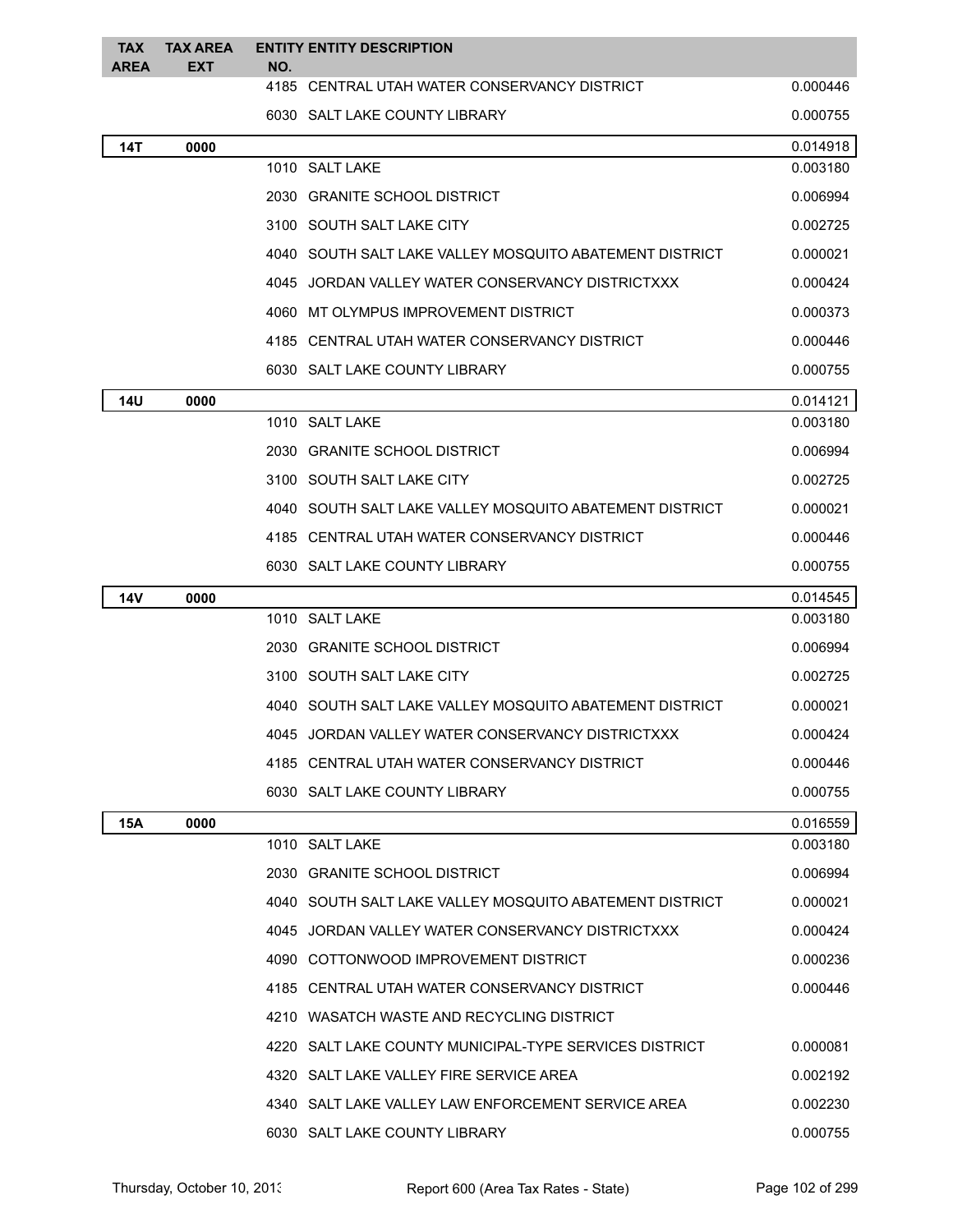| TAX AREA | TAX AREA EXT | ENTITY NO. | ENTITY DESCRIPTION | |
|---|---|---|---|---|
| | | 4185 | CENTRAL UTAH WATER CONSERVANCY DISTRICT | 0.000446 |
| | | 6030 | SALT LAKE COUNTY LIBRARY | 0.000755 |
| **14T** | **0000** | | | 0.014918 |
| | | 1010 | SALT LAKE | 0.003180 |
| | | 2030 | GRANITE SCHOOL DISTRICT | 0.006994 |
| | | 3100 | SOUTH SALT LAKE CITY | 0.002725 |
| | | 4040 | SOUTH SALT LAKE VALLEY MOSQUITO ABATEMENT DISTRICT | 0.000021 |
| | | 4045 | JORDAN VALLEY WATER CONSERVANCY DISTRICTXXX | 0.000424 |
| | | 4060 | MT OLYMPUS IMPROVEMENT DISTRICT | 0.000373 |
| | | 4185 | CENTRAL UTAH WATER CONSERVANCY DISTRICT | 0.000446 |
| | | 6030 | SALT LAKE COUNTY LIBRARY | 0.000755 |
| **14U** | **0000** | | | 0.014121 |
| | | 1010 | SALT LAKE | 0.003180 |
| | | 2030 | GRANITE SCHOOL DISTRICT | 0.006994 |
| | | 3100 | SOUTH SALT LAKE CITY | 0.002725 |
| | | 4040 | SOUTH SALT LAKE VALLEY MOSQUITO ABATEMENT DISTRICT | 0.000021 |
| | | 4185 | CENTRAL UTAH WATER CONSERVANCY DISTRICT | 0.000446 |
| | | 6030 | SALT LAKE COUNTY LIBRARY | 0.000755 |
| **14V** | **0000** | | | 0.014545 |
| | | 1010 | SALT LAKE | 0.003180 |
| | | 2030 | GRANITE SCHOOL DISTRICT | 0.006994 |
| | | 3100 | SOUTH SALT LAKE CITY | 0.002725 |
| | | 4040 | SOUTH SALT LAKE VALLEY MOSQUITO ABATEMENT DISTRICT | 0.000021 |
| | | 4045 | JORDAN VALLEY WATER CONSERVANCY DISTRICTXXX | 0.000424 |
| | | 4185 | CENTRAL UTAH WATER CONSERVANCY DISTRICT | 0.000446 |
| | | 6030 | SALT LAKE COUNTY LIBRARY | 0.000755 |
| **15A** | **0000** | | | 0.016559 |
| | | 1010 | SALT LAKE | 0.003180 |
| | | 2030 | GRANITE SCHOOL DISTRICT | 0.006994 |
| | | 4040 | SOUTH SALT LAKE VALLEY MOSQUITO ABATEMENT DISTRICT | 0.000021 |
| | | 4045 | JORDAN VALLEY WATER CONSERVANCY DISTRICTXXX | 0.000424 |
| | | 4090 | COTTONWOOD IMPROVEMENT DISTRICT | 0.000236 |
| | | 4185 | CENTRAL UTAH WATER CONSERVANCY DISTRICT | 0.000446 |
| | | 4210 | WASATCH WASTE AND RECYCLING DISTRICT | |
| | | 4220 | SALT LAKE COUNTY MUNICIPAL-TYPE SERVICES DISTRICT | 0.000081 |
| | | 4320 | SALT LAKE VALLEY FIRE SERVICE AREA | 0.002192 |
| | | 4340 | SALT LAKE VALLEY LAW ENFORCEMENT SERVICE AREA | 0.002230 |
| | | 6030 | SALT LAKE COUNTY LIBRARY | 0.000755 |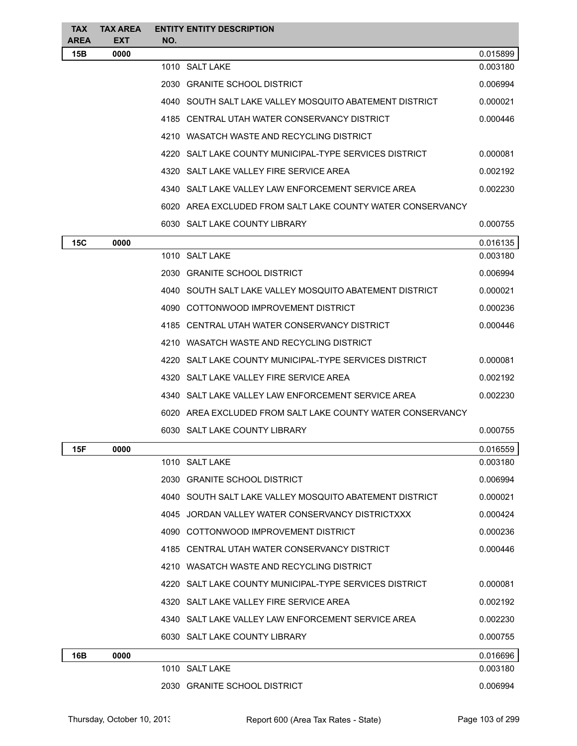| TAX AREA | TAX AREA EXT | ENTITY NO. | ENTITY DESCRIPTION | |
|---|---|---|---|---|
| 15B | 0000 | | | 0.015899 |
| | | 1010 | SALT LAKE | 0.003180 |
| | | 2030 | GRANITE SCHOOL DISTRICT | 0.006994 |
| | | 4040 | SOUTH SALT LAKE VALLEY MOSQUITO ABATEMENT DISTRICT | 0.000021 |
| | | 4185 | CENTRAL UTAH WATER CONSERVANCY DISTRICT | 0.000446 |
| | | 4210 | WASATCH WASTE AND RECYCLING DISTRICT | |
| | | 4220 | SALT LAKE COUNTY MUNICIPAL-TYPE SERVICES DISTRICT | 0.000081 |
| | | 4320 | SALT LAKE VALLEY FIRE SERVICE AREA | 0.002192 |
| | | 4340 | SALT LAKE VALLEY LAW ENFORCEMENT SERVICE AREA | 0.002230 |
| | | 6020 | AREA EXCLUDED FROM SALT LAKE COUNTY WATER CONSERVANCY | |
| | | 6030 | SALT LAKE COUNTY LIBRARY | 0.000755 |
| 15C | 0000 | | | 0.016135 |
| | | 1010 | SALT LAKE | 0.003180 |
| | | 2030 | GRANITE SCHOOL DISTRICT | 0.006994 |
| | | 4040 | SOUTH SALT LAKE VALLEY MOSQUITO ABATEMENT DISTRICT | 0.000021 |
| | | 4090 | COTTONWOOD IMPROVEMENT DISTRICT | 0.000236 |
| | | 4185 | CENTRAL UTAH WATER CONSERVANCY DISTRICT | 0.000446 |
| | | 4210 | WASATCH WASTE AND RECYCLING DISTRICT | |
| | | 4220 | SALT LAKE COUNTY MUNICIPAL-TYPE SERVICES DISTRICT | 0.000081 |
| | | 4320 | SALT LAKE VALLEY FIRE SERVICE AREA | 0.002192 |
| | | 4340 | SALT LAKE VALLEY LAW ENFORCEMENT SERVICE AREA | 0.002230 |
| | | 6020 | AREA EXCLUDED FROM SALT LAKE COUNTY WATER CONSERVANCY | |
| | | 6030 | SALT LAKE COUNTY LIBRARY | 0.000755 |
| 15F | 0000 | | | 0.016559 |
| | | 1010 | SALT LAKE | 0.003180 |
| | | 2030 | GRANITE SCHOOL DISTRICT | 0.006994 |
| | | 4040 | SOUTH SALT LAKE VALLEY MOSQUITO ABATEMENT DISTRICT | 0.000021 |
| | | 4045 | JORDAN VALLEY WATER CONSERVANCY DISTRICTXXX | 0.000424 |
| | | 4090 | COTTONWOOD IMPROVEMENT DISTRICT | 0.000236 |
| | | 4185 | CENTRAL UTAH WATER CONSERVANCY DISTRICT | 0.000446 |
| | | 4210 | WASATCH WASTE AND RECYCLING DISTRICT | |
| | | 4220 | SALT LAKE COUNTY MUNICIPAL-TYPE SERVICES DISTRICT | 0.000081 |
| | | 4320 | SALT LAKE VALLEY FIRE SERVICE AREA | 0.002192 |
| | | 4340 | SALT LAKE VALLEY LAW ENFORCEMENT SERVICE AREA | 0.002230 |
| | | 6030 | SALT LAKE COUNTY LIBRARY | 0.000755 |
| 16B | 0000 | | | 0.016696 |
| | | 1010 | SALT LAKE | 0.003180 |
| | | 2030 | GRANITE SCHOOL DISTRICT | 0.006994 |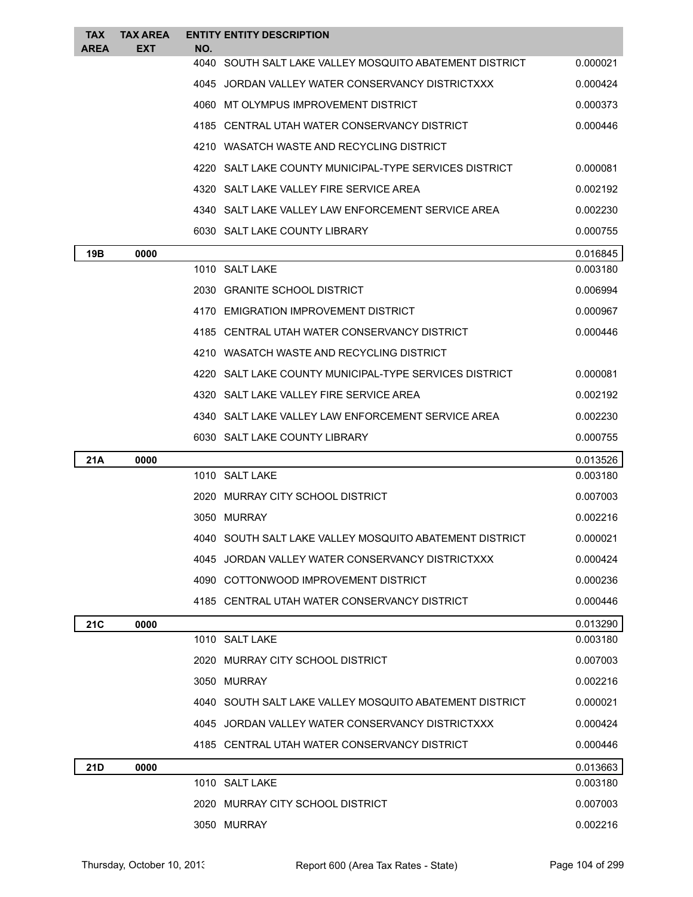| TAX AREA | TAX AREA EXT | ENTITY NO. | ENTITY DESCRIPTION | |
|---|---|---|---|---|
| | | 4040 | SOUTH SALT LAKE VALLEY MOSQUITO ABATEMENT DISTRICT | 0.000021 |
| | | 4045 | JORDAN VALLEY WATER CONSERVANCY DISTRICTXXX | 0.000424 |
| | | 4060 | MT OLYMPUS IMPROVEMENT DISTRICT | 0.000373 |
| | | 4185 | CENTRAL UTAH WATER CONSERVANCY DISTRICT | 0.000446 |
| | | 4210 | WASATCH WASTE AND RECYCLING DISTRICT | |
| | | 4220 | SALT LAKE COUNTY MUNICIPAL-TYPE SERVICES DISTRICT | 0.000081 |
| | | 4320 | SALT LAKE VALLEY FIRE SERVICE AREA | 0.002192 |
| | | 4340 | SALT LAKE VALLEY LAW ENFORCEMENT SERVICE AREA | 0.002230 |
| | | 6030 | SALT LAKE COUNTY LIBRARY | 0.000755 |
| **19B** | **0000** | | | 0.016845 |
| | | 1010 | SALT LAKE | 0.003180 |
| | | 2030 | GRANITE SCHOOL DISTRICT | 0.006994 |
| | | 4170 | EMIGRATION IMPROVEMENT DISTRICT | 0.000967 |
| | | 4185 | CENTRAL UTAH WATER CONSERVANCY DISTRICT | 0.000446 |
| | | 4210 | WASATCH WASTE AND RECYCLING DISTRICT | |
| | | 4220 | SALT LAKE COUNTY MUNICIPAL-TYPE SERVICES DISTRICT | 0.000081 |
| | | 4320 | SALT LAKE VALLEY FIRE SERVICE AREA | 0.002192 |
| | | 4340 | SALT LAKE VALLEY LAW ENFORCEMENT SERVICE AREA | 0.002230 |
| | | 6030 | SALT LAKE COUNTY LIBRARY | 0.000755 |
| **21A** | **0000** | | | 0.013526 |
| | | 1010 | SALT LAKE | 0.003180 |
| | | 2020 | MURRAY CITY SCHOOL DISTRICT | 0.007003 |
| | | 3050 | MURRAY | 0.002216 |
| | | 4040 | SOUTH SALT LAKE VALLEY MOSQUITO ABATEMENT DISTRICT | 0.000021 |
| | | 4045 | JORDAN VALLEY WATER CONSERVANCY DISTRICTXXX | 0.000424 |
| | | 4090 | COTTONWOOD IMPROVEMENT DISTRICT | 0.000236 |
| | | 4185 | CENTRAL UTAH WATER CONSERVANCY DISTRICT | 0.000446 |
| **21C** | **0000** | | | 0.013290 |
| | | 1010 | SALT LAKE | 0.003180 |
| | | 2020 | MURRAY CITY SCHOOL DISTRICT | 0.007003 |
| | | 3050 | MURRAY | 0.002216 |
| | | 4040 | SOUTH SALT LAKE VALLEY MOSQUITO ABATEMENT DISTRICT | 0.000021 |
| | | 4045 | JORDAN VALLEY WATER CONSERVANCY DISTRICTXXX | 0.000424 |
| | | 4185 | CENTRAL UTAH WATER CONSERVANCY DISTRICT | 0.000446 |
| **21D** | **0000** | | | 0.013663 |
| | | 1010 | SALT LAKE | 0.003180 |
| | | 2020 | MURRAY CITY SCHOOL DISTRICT | 0.007003 |
| | | 3050 | MURRAY | 0.002216 |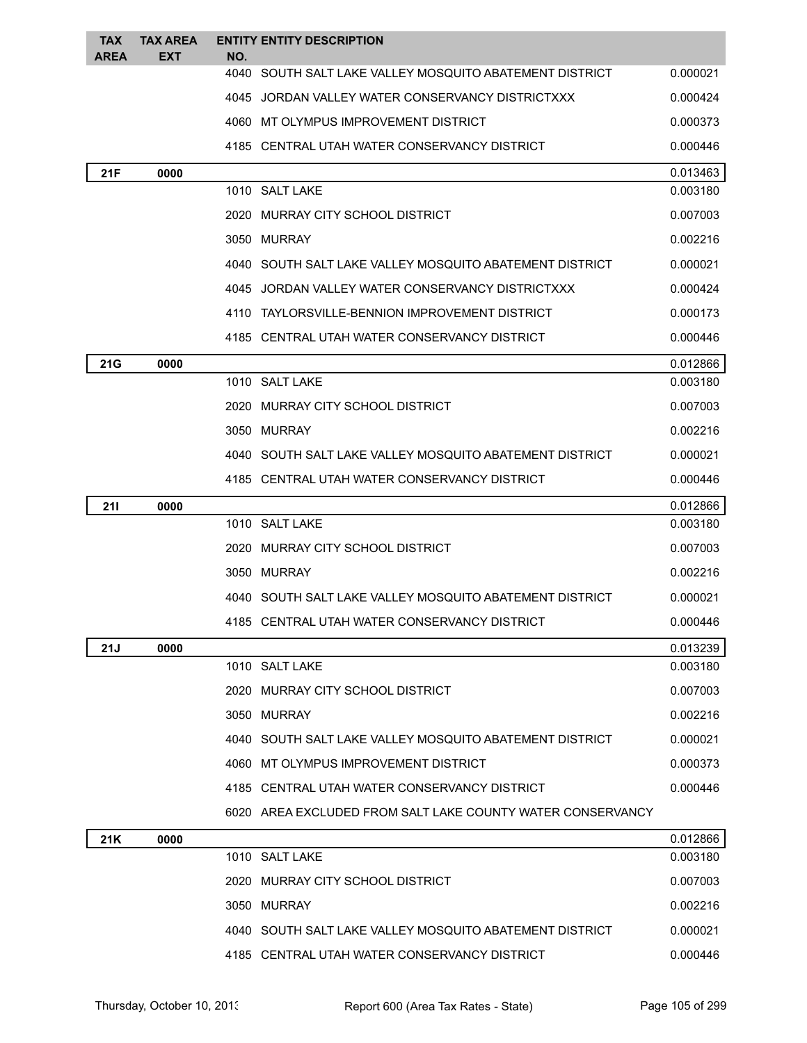| TAX AREA | TAX AREA EXT | ENTITY NO. | ENTITY DESCRIPTION | |
|---|---|---|---|---|
| | | 4040 | SOUTH SALT LAKE VALLEY MOSQUITO ABATEMENT DISTRICT | 0.000021 |
| | | 4045 | JORDAN VALLEY WATER CONSERVANCY DISTRICTXXX | 0.000424 |
| | | 4060 | MT OLYMPUS IMPROVEMENT DISTRICT | 0.000373 |
| | | 4185 | CENTRAL UTAH WATER CONSERVANCY DISTRICT | 0.000446 |
| **21F** | **0000** | | | 0.013463 |
| | | 1010 | SALT LAKE | 0.003180 |
| | | 2020 | MURRAY CITY SCHOOL DISTRICT | 0.007003 |
| | | 3050 | MURRAY | 0.002216 |
| | | 4040 | SOUTH SALT LAKE VALLEY MOSQUITO ABATEMENT DISTRICT | 0.000021 |
| | | 4045 | JORDAN VALLEY WATER CONSERVANCY DISTRICTXXX | 0.000424 |
| | | 4110 | TAYLORSVILLE-BENNION IMPROVEMENT DISTRICT | 0.000173 |
| | | 4185 | CENTRAL UTAH WATER CONSERVANCY DISTRICT | 0.000446 |
| **21G** | **0000** | | | 0.012866 |
| | | 1010 | SALT LAKE | 0.003180 |
| | | 2020 | MURRAY CITY SCHOOL DISTRICT | 0.007003 |
| | | 3050 | MURRAY | 0.002216 |
| | | 4040 | SOUTH SALT LAKE VALLEY MOSQUITO ABATEMENT DISTRICT | 0.000021 |
| | | 4185 | CENTRAL UTAH WATER CONSERVANCY DISTRICT | 0.000446 |
| **21I** | **0000** | | | 0.012866 |
| | | 1010 | SALT LAKE | 0.003180 |
| | | 2020 | MURRAY CITY SCHOOL DISTRICT | 0.007003 |
| | | 3050 | MURRAY | 0.002216 |
| | | 4040 | SOUTH SALT LAKE VALLEY MOSQUITO ABATEMENT DISTRICT | 0.000021 |
| | | 4185 | CENTRAL UTAH WATER CONSERVANCY DISTRICT | 0.000446 |
| **21J** | **0000** | | | 0.013239 |
| | | 1010 | SALT LAKE | 0.003180 |
| | | 2020 | MURRAY CITY SCHOOL DISTRICT | 0.007003 |
| | | 3050 | MURRAY | 0.002216 |
| | | 4040 | SOUTH SALT LAKE VALLEY MOSQUITO ABATEMENT DISTRICT | 0.000021 |
| | | 4060 | MT OLYMPUS IMPROVEMENT DISTRICT | 0.000373 |
| | | 4185 | CENTRAL UTAH WATER CONSERVANCY DISTRICT | 0.000446 |
| | | 6020 | AREA EXCLUDED FROM SALT LAKE COUNTY WATER CONSERVANCY | |
| **21K** | **0000** | | | 0.012866 |
| | | 1010 | SALT LAKE | 0.003180 |
| | | 2020 | MURRAY CITY SCHOOL DISTRICT | 0.007003 |
| | | 3050 | MURRAY | 0.002216 |
| | | 4040 | SOUTH SALT LAKE VALLEY MOSQUITO ABATEMENT DISTRICT | 0.000021 |
| | | 4185 | CENTRAL UTAH WATER CONSERVANCY DISTRICT | 0.000446 |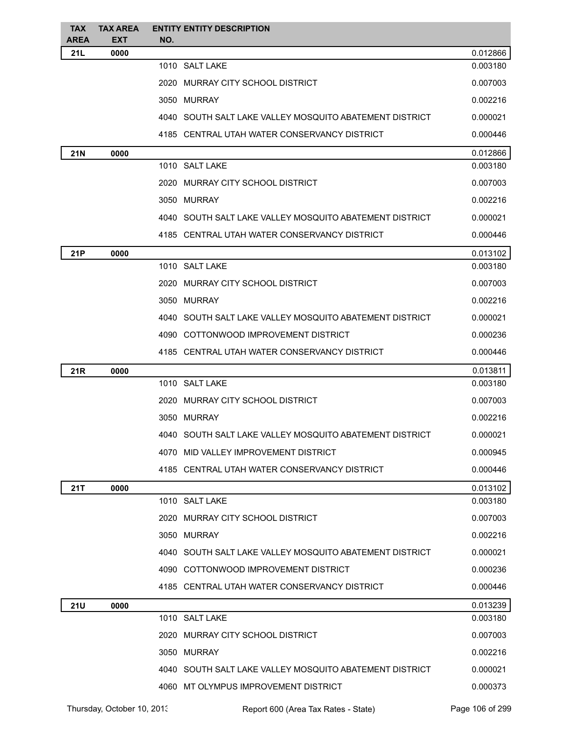| TAX AREA | TAX AREA EXT | ENTITY NO. | ENTITY DESCRIPTION | |
|---|---|---|---|---|
| **21L** | **0000** | | | 0.012866 |
| | | 1010 | SALT LAKE | 0.003180 |
| | | 2020 | MURRAY CITY SCHOOL DISTRICT | 0.007003 |
| | | 3050 | MURRAY | 0.002216 |
| | | 4040 | SOUTH SALT LAKE VALLEY MOSQUITO ABATEMENT DISTRICT | 0.000021 |
| | | 4185 | CENTRAL UTAH WATER CONSERVANCY DISTRICT | 0.000446 |
| **21N** | **0000** | | | 0.012866 |
| | | 1010 | SALT LAKE | 0.003180 |
| | | 2020 | MURRAY CITY SCHOOL DISTRICT | 0.007003 |
| | | 3050 | MURRAY | 0.002216 |
| | | 4040 | SOUTH SALT LAKE VALLEY MOSQUITO ABATEMENT DISTRICT | 0.000021 |
| | | 4185 | CENTRAL UTAH WATER CONSERVANCY DISTRICT | 0.000446 |
| **21P** | **0000** | | | 0.013102 |
| | | 1010 | SALT LAKE | 0.003180 |
| | | 2020 | MURRAY CITY SCHOOL DISTRICT | 0.007003 |
| | | 3050 | MURRAY | 0.002216 |
| | | 4040 | SOUTH SALT LAKE VALLEY MOSQUITO ABATEMENT DISTRICT | 0.000021 |
| | | 4090 | COTTONWOOD IMPROVEMENT DISTRICT | 0.000236 |
| | | 4185 | CENTRAL UTAH WATER CONSERVANCY DISTRICT | 0.000446 |
| **21R** | **0000** | | | 0.013811 |
| | | 1010 | SALT LAKE | 0.003180 |
| | | 2020 | MURRAY CITY SCHOOL DISTRICT | 0.007003 |
| | | 3050 | MURRAY | 0.002216 |
| | | 4040 | SOUTH SALT LAKE VALLEY MOSQUITO ABATEMENT DISTRICT | 0.000021 |
| | | 4070 | MID VALLEY IMPROVEMENT DISTRICT | 0.000945 |
| | | 4185 | CENTRAL UTAH WATER CONSERVANCY DISTRICT | 0.000446 |
| **21T** | **0000** | | | 0.013102 |
| | | 1010 | SALT LAKE | 0.003180 |
| | | 2020 | MURRAY CITY SCHOOL DISTRICT | 0.007003 |
| | | 3050 | MURRAY | 0.002216 |
| | | 4040 | SOUTH SALT LAKE VALLEY MOSQUITO ABATEMENT DISTRICT | 0.000021 |
| | | 4090 | COTTONWOOD IMPROVEMENT DISTRICT | 0.000236 |
| | | 4185 | CENTRAL UTAH WATER CONSERVANCY DISTRICT | 0.000446 |
| **21U** | **0000** | | | 0.013239 |
| | | 1010 | SALT LAKE | 0.003180 |
| | | 2020 | MURRAY CITY SCHOOL DISTRICT | 0.007003 |
| | | 3050 | MURRAY | 0.002216 |
| | | 4040 | SOUTH SALT LAKE VALLEY MOSQUITO ABATEMENT DISTRICT | 0.000021 |
| | | 4060 | MT OLYMPUS IMPROVEMENT DISTRICT | 0.000373 |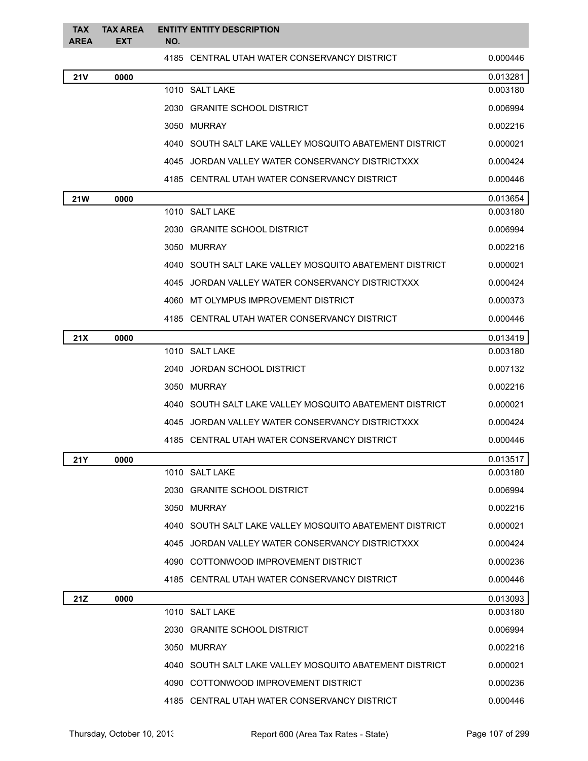| TAX AREA | TAX AREA EXT | ENTITY NO. | ENTITY DESCRIPTION | |
|---|---|---|---|---|
| | | 4185 | CENTRAL UTAH WATER CONSERVANCY DISTRICT | 0.000446 |
| **21V** | **0000** | | | 0.013281 |
| | | 1010 | SALT LAKE | 0.003180 |
| | | 2030 | GRANITE SCHOOL DISTRICT | 0.006994 |
| | | 3050 | MURRAY | 0.002216 |
| | | 4040 | SOUTH SALT LAKE VALLEY MOSQUITO ABATEMENT DISTRICT | 0.000021 |
| | | 4045 | JORDAN VALLEY WATER CONSERVANCY DISTRICTXXX | 0.000424 |
| | | 4185 | CENTRAL UTAH WATER CONSERVANCY DISTRICT | 0.000446 |
| **21W** | **0000** | | | 0.013654 |
| | | 1010 | SALT LAKE | 0.003180 |
| | | 2030 | GRANITE SCHOOL DISTRICT | 0.006994 |
| | | 3050 | MURRAY | 0.002216 |
| | | 4040 | SOUTH SALT LAKE VALLEY MOSQUITO ABATEMENT DISTRICT | 0.000021 |
| | | 4045 | JORDAN VALLEY WATER CONSERVANCY DISTRICTXXX | 0.000424 |
| | | 4060 | MT OLYMPUS IMPROVEMENT DISTRICT | 0.000373 |
| | | 4185 | CENTRAL UTAH WATER CONSERVANCY DISTRICT | 0.000446 |
| **21X** | **0000** | | | 0.013419 |
| | | 1010 | SALT LAKE | 0.003180 |
| | | 2040 | JORDAN SCHOOL DISTRICT | 0.007132 |
| | | 3050 | MURRAY | 0.002216 |
| | | 4040 | SOUTH SALT LAKE VALLEY MOSQUITO ABATEMENT DISTRICT | 0.000021 |
| | | 4045 | JORDAN VALLEY WATER CONSERVANCY DISTRICTXXX | 0.000424 |
| | | 4185 | CENTRAL UTAH WATER CONSERVANCY DISTRICT | 0.000446 |
| **21Y** | **0000** | | | 0.013517 |
| | | 1010 | SALT LAKE | 0.003180 |
| | | 2030 | GRANITE SCHOOL DISTRICT | 0.006994 |
| | | 3050 | MURRAY | 0.002216 |
| | | 4040 | SOUTH SALT LAKE VALLEY MOSQUITO ABATEMENT DISTRICT | 0.000021 |
| | | 4045 | JORDAN VALLEY WATER CONSERVANCY DISTRICTXXX | 0.000424 |
| | | 4090 | COTTONWOOD IMPROVEMENT DISTRICT | 0.000236 |
| | | 4185 | CENTRAL UTAH WATER CONSERVANCY DISTRICT | 0.000446 |
| **21Z** | **0000** | | | 0.013093 |
| | | 1010 | SALT LAKE | 0.003180 |
| | | 2030 | GRANITE SCHOOL DISTRICT | 0.006994 |
| | | 3050 | MURRAY | 0.002216 |
| | | 4040 | SOUTH SALT LAKE VALLEY MOSQUITO ABATEMENT DISTRICT | 0.000021 |
| | | 4090 | COTTONWOOD IMPROVEMENT DISTRICT | 0.000236 |
| | | 4185 | CENTRAL UTAH WATER CONSERVANCY DISTRICT | 0.000446 |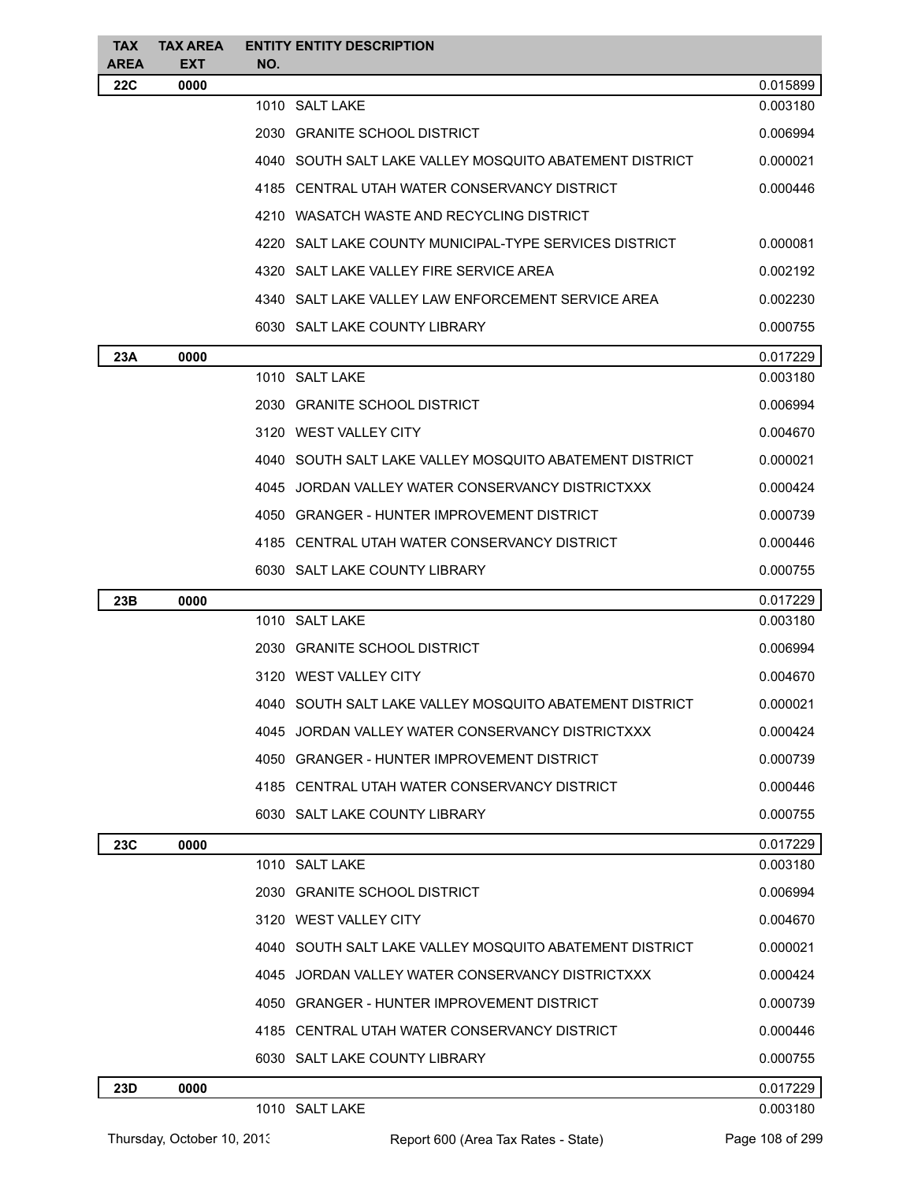| TAX AREA | TAX AREA EXT | ENTITY NO. | ENTITY DESCRIPTION | |
|---|---|---|---|---|
| **22C** | **0000** | | | 0.015899 |
| | | 1010 | SALT LAKE | 0.003180 |
| | | 2030 | GRANITE SCHOOL DISTRICT | 0.006994 |
| | | 4040 | SOUTH SALT LAKE VALLEY MOSQUITO ABATEMENT DISTRICT | 0.000021 |
| | | 4185 | CENTRAL UTAH WATER CONSERVANCY DISTRICT | 0.000446 |
| | | 4210 | WASATCH WASTE AND RECYCLING DISTRICT | |
| | | 4220 | SALT LAKE COUNTY MUNICIPAL-TYPE SERVICES DISTRICT | 0.000081 |
| | | 4320 | SALT LAKE VALLEY FIRE SERVICE AREA | 0.002192 |
| | | 4340 | SALT LAKE VALLEY LAW ENFORCEMENT SERVICE AREA | 0.002230 |
| | | 6030 | SALT LAKE COUNTY LIBRARY | 0.000755 |
| **23A** | **0000** | | | 0.017229 |
| | | 1010 | SALT LAKE | 0.003180 |
| | | 2030 | GRANITE SCHOOL DISTRICT | 0.006994 |
| | | 3120 | WEST VALLEY CITY | 0.004670 |
| | | 4040 | SOUTH SALT LAKE VALLEY MOSQUITO ABATEMENT DISTRICT | 0.000021 |
| | | 4045 | JORDAN VALLEY WATER CONSERVANCY DISTRICTXXX | 0.000424 |
| | | 4050 | GRANGER - HUNTER IMPROVEMENT DISTRICT | 0.000739 |
| | | 4185 | CENTRAL UTAH WATER CONSERVANCY DISTRICT | 0.000446 |
| | | 6030 | SALT LAKE COUNTY LIBRARY | 0.000755 |
| **23B** | **0000** | | | 0.017229 |
| | | 1010 | SALT LAKE | 0.003180 |
| | | 2030 | GRANITE SCHOOL DISTRICT | 0.006994 |
| | | 3120 | WEST VALLEY CITY | 0.004670 |
| | | 4040 | SOUTH SALT LAKE VALLEY MOSQUITO ABATEMENT DISTRICT | 0.000021 |
| | | 4045 | JORDAN VALLEY WATER CONSERVANCY DISTRICTXXX | 0.000424 |
| | | 4050 | GRANGER - HUNTER IMPROVEMENT DISTRICT | 0.000739 |
| | | 4185 | CENTRAL UTAH WATER CONSERVANCY DISTRICT | 0.000446 |
| | | 6030 | SALT LAKE COUNTY LIBRARY | 0.000755 |
| **23C** | **0000** | | | 0.017229 |
| | | 1010 | SALT LAKE | 0.003180 |
| | | 2030 | GRANITE SCHOOL DISTRICT | 0.006994 |
| | | 3120 | WEST VALLEY CITY | 0.004670 |
| | | 4040 | SOUTH SALT LAKE VALLEY MOSQUITO ABATEMENT DISTRICT | 0.000021 |
| | | 4045 | JORDAN VALLEY WATER CONSERVANCY DISTRICTXXX | 0.000424 |
| | | 4050 | GRANGER - HUNTER IMPROVEMENT DISTRICT | 0.000739 |
| | | 4185 | CENTRAL UTAH WATER CONSERVANCY DISTRICT | 0.000446 |
| | | 6030 | SALT LAKE COUNTY LIBRARY | 0.000755 |
| **23D** | **0000** | | | 0.017229 |
| | | 1010 | SALT LAKE | 0.003180 |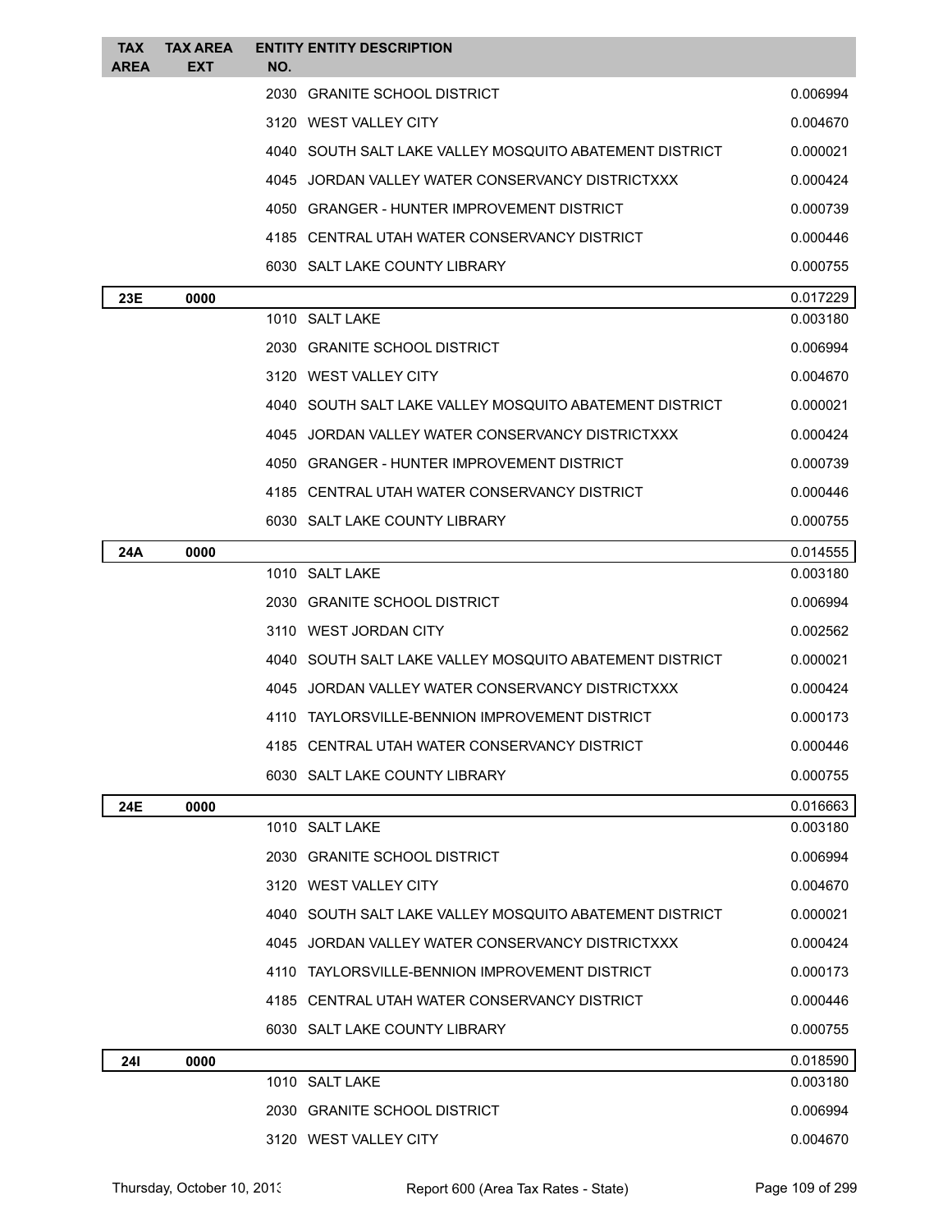| TAX AREA | TAX AREA EXT | ENTITY NO. | ENTITY DESCRIPTION | |
|---|---|---|---|---|
| | | 2030 | GRANITE SCHOOL DISTRICT | 0.006994 |
| | | 3120 | WEST VALLEY CITY | 0.004670 |
| | | 4040 | SOUTH SALT LAKE VALLEY MOSQUITO ABATEMENT DISTRICT | 0.000021 |
| | | 4045 | JORDAN VALLEY WATER CONSERVANCY DISTRICTXXX | 0.000424 |
| | | 4050 | GRANGER - HUNTER IMPROVEMENT DISTRICT | 0.000739 |
| | | 4185 | CENTRAL UTAH WATER CONSERVANCY DISTRICT | 0.000446 |
| | | 6030 | SALT LAKE COUNTY LIBRARY | 0.000755 |
| **23E** | **0000** | | | 0.017229 |
| | | 1010 | SALT LAKE | 0.003180 |
| | | 2030 | GRANITE SCHOOL DISTRICT | 0.006994 |
| | | 3120 | WEST VALLEY CITY | 0.004670 |
| | | 4040 | SOUTH SALT LAKE VALLEY MOSQUITO ABATEMENT DISTRICT | 0.000021 |
| | | 4045 | JORDAN VALLEY WATER CONSERVANCY DISTRICTXXX | 0.000424 |
| | | 4050 | GRANGER - HUNTER IMPROVEMENT DISTRICT | 0.000739 |
| | | 4185 | CENTRAL UTAH WATER CONSERVANCY DISTRICT | 0.000446 |
| | | 6030 | SALT LAKE COUNTY LIBRARY | 0.000755 |
| **24A** | **0000** | | | 0.014555 |
| | | 1010 | SALT LAKE | 0.003180 |
| | | 2030 | GRANITE SCHOOL DISTRICT | 0.006994 |
| | | 3110 | WEST JORDAN CITY | 0.002562 |
| | | 4040 | SOUTH SALT LAKE VALLEY MOSQUITO ABATEMENT DISTRICT | 0.000021 |
| | | 4045 | JORDAN VALLEY WATER CONSERVANCY DISTRICTXXX | 0.000424 |
| | | 4110 | TAYLORSVILLE-BENNION IMPROVEMENT DISTRICT | 0.000173 |
| | | 4185 | CENTRAL UTAH WATER CONSERVANCY DISTRICT | 0.000446 |
| | | 6030 | SALT LAKE COUNTY LIBRARY | 0.000755 |
| **24E** | **0000** | | | 0.016663 |
| | | 1010 | SALT LAKE | 0.003180 |
| | | 2030 | GRANITE SCHOOL DISTRICT | 0.006994 |
| | | 3120 | WEST VALLEY CITY | 0.004670 |
| | | 4040 | SOUTH SALT LAKE VALLEY MOSQUITO ABATEMENT DISTRICT | 0.000021 |
| | | 4045 | JORDAN VALLEY WATER CONSERVANCY DISTRICTXXX | 0.000424 |
| | | 4110 | TAYLORSVILLE-BENNION IMPROVEMENT DISTRICT | 0.000173 |
| | | 4185 | CENTRAL UTAH WATER CONSERVANCY DISTRICT | 0.000446 |
| | | 6030 | SALT LAKE COUNTY LIBRARY | 0.000755 |
| **24I** | **0000** | | | 0.018590 |
| | | 1010 | SALT LAKE | 0.003180 |
| | | 2030 | GRANITE SCHOOL DISTRICT | 0.006994 |
| | | 3120 | WEST VALLEY CITY | 0.004670 |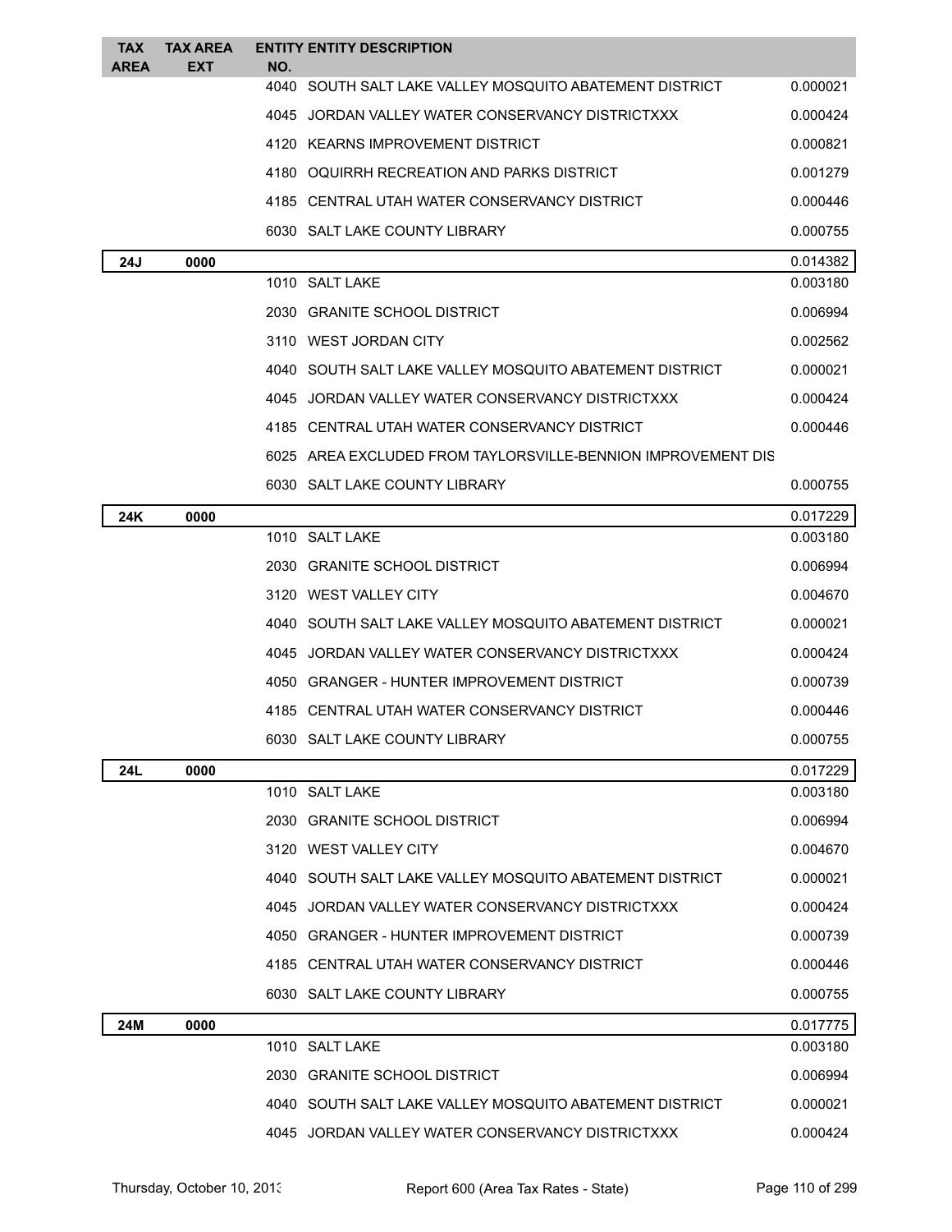| TAX AREA | TAX AREA EXT | ENTITY NO. | ENTITY DESCRIPTION | |
|---|---|---|---|---|
| | | 4040 | SOUTH SALT LAKE VALLEY MOSQUITO ABATEMENT DISTRICT | 0.000021 |
| | | 4045 | JORDAN VALLEY WATER CONSERVANCY DISTRICTXXX | 0.000424 |
| | | 4120 | KEARNS IMPROVEMENT DISTRICT | 0.000821 |
| | | 4180 | OQUIRRH RECREATION AND PARKS DISTRICT | 0.001279 |
| | | 4185 | CENTRAL UTAH WATER CONSERVANCY DISTRICT | 0.000446 |
| | | 6030 | SALT LAKE COUNTY LIBRARY | 0.000755 |
| **24J** | **0000** | | | 0.014382 |
| | | 1010 | SALT LAKE | 0.003180 |
| | | 2030 | GRANITE SCHOOL DISTRICT | 0.006994 |
| | | 3110 | WEST JORDAN CITY | 0.002562 |
| | | 4040 | SOUTH SALT LAKE VALLEY MOSQUITO ABATEMENT DISTRICT | 0.000021 |
| | | 4045 | JORDAN VALLEY WATER CONSERVANCY DISTRICTXXX | 0.000424 |
| | | 4185 | CENTRAL UTAH WATER CONSERVANCY DISTRICT | 0.000446 |
| | | 6025 | AREA EXCLUDED FROM TAYLORSVILLE-BENNION IMPROVEMENT DIS | |
| | | 6030 | SALT LAKE COUNTY LIBRARY | 0.000755 |
| **24K** | **0000** | | | 0.017229 |
| | | 1010 | SALT LAKE | 0.003180 |
| | | 2030 | GRANITE SCHOOL DISTRICT | 0.006994 |
| | | 3120 | WEST VALLEY CITY | 0.004670 |
| | | 4040 | SOUTH SALT LAKE VALLEY MOSQUITO ABATEMENT DISTRICT | 0.000021 |
| | | 4045 | JORDAN VALLEY WATER CONSERVANCY DISTRICTXXX | 0.000424 |
| | | 4050 | GRANGER - HUNTER IMPROVEMENT DISTRICT | 0.000739 |
| | | 4185 | CENTRAL UTAH WATER CONSERVANCY DISTRICT | 0.000446 |
| | | 6030 | SALT LAKE COUNTY LIBRARY | 0.000755 |
| **24L** | **0000** | | | 0.017229 |
| | | 1010 | SALT LAKE | 0.003180 |
| | | 2030 | GRANITE SCHOOL DISTRICT | 0.006994 |
| | | 3120 | WEST VALLEY CITY | 0.004670 |
| | | 4040 | SOUTH SALT LAKE VALLEY MOSQUITO ABATEMENT DISTRICT | 0.000021 |
| | | 4045 | JORDAN VALLEY WATER CONSERVANCY DISTRICTXXX | 0.000424 |
| | | 4050 | GRANGER - HUNTER IMPROVEMENT DISTRICT | 0.000739 |
| | | 4185 | CENTRAL UTAH WATER CONSERVANCY DISTRICT | 0.000446 |
| | | 6030 | SALT LAKE COUNTY LIBRARY | 0.000755 |
| **24M** | **0000** | | | 0.017775 |
| | | 1010 | SALT LAKE | 0.003180 |
| | | 2030 | GRANITE SCHOOL DISTRICT | 0.006994 |
| | | 4040 | SOUTH SALT LAKE VALLEY MOSQUITO ABATEMENT DISTRICT | 0.000021 |
| | | 4045 | JORDAN VALLEY WATER CONSERVANCY DISTRICTXXX | 0.000424 |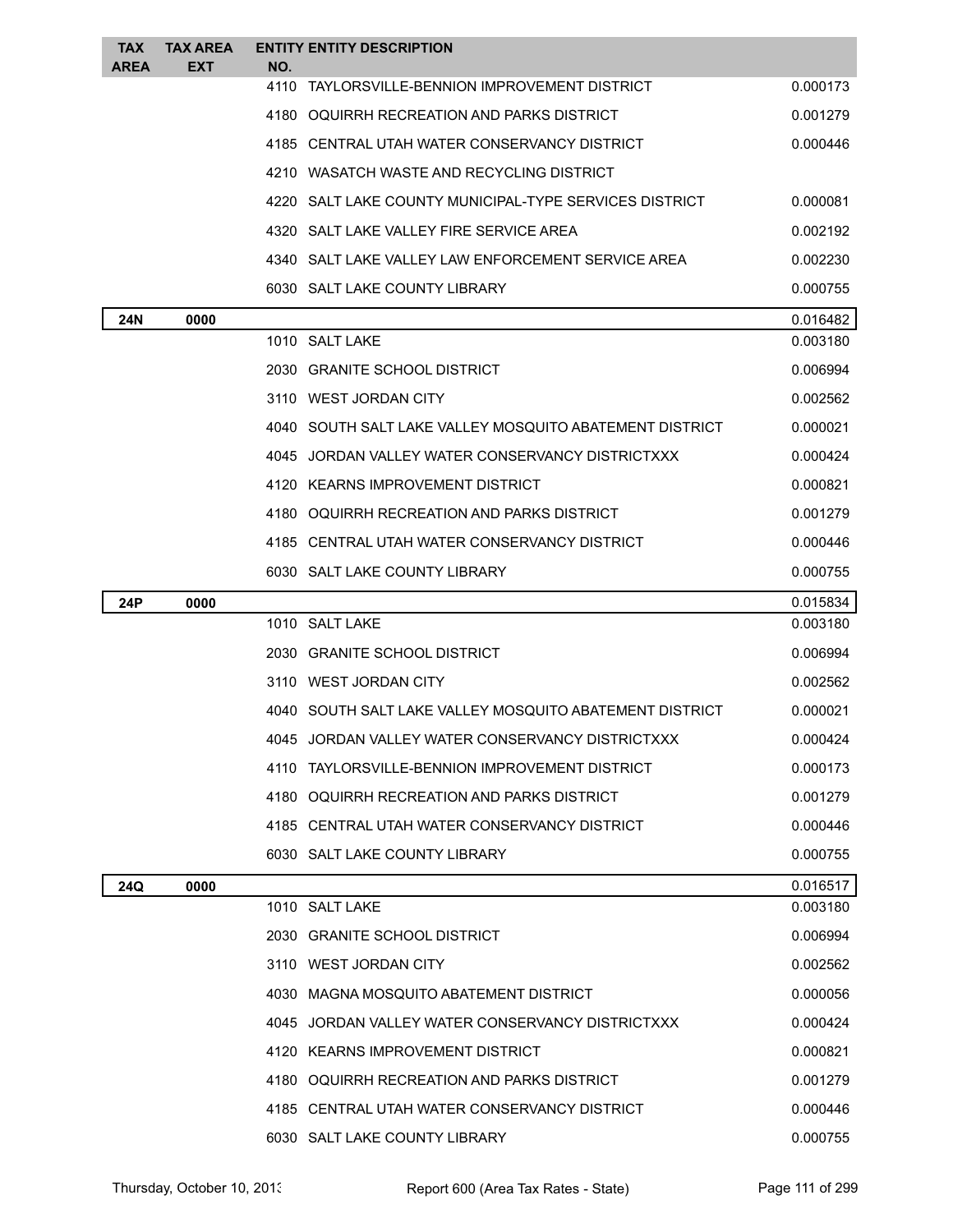| TAX AREA | TAX AREA EXT | ENTITY NO. | ENTITY DESCRIPTION | |
|---|---|---|---|---|
| | | 4110 | TAYLORSVILLE-BENNION IMPROVEMENT DISTRICT | 0.000173 |
| | | 4180 | OQUIRRH RECREATION AND PARKS DISTRICT | 0.001279 |
| | | 4185 | CENTRAL UTAH WATER CONSERVANCY DISTRICT | 0.000446 |
| | | 4210 | WASATCH WASTE AND RECYCLING DISTRICT | |
| | | 4220 | SALT LAKE COUNTY MUNICIPAL-TYPE SERVICES DISTRICT | 0.000081 |
| | | 4320 | SALT LAKE VALLEY FIRE SERVICE AREA | 0.002192 |
| | | 4340 | SALT LAKE VALLEY LAW ENFORCEMENT SERVICE AREA | 0.002230 |
| | | 6030 | SALT LAKE COUNTY LIBRARY | 0.000755 |
| **24N** | **0000** | | | 0.016482 |
| | | 1010 | SALT LAKE | 0.003180 |
| | | 2030 | GRANITE SCHOOL DISTRICT | 0.006994 |
| | | 3110 | WEST JORDAN CITY | 0.002562 |
| | | 4040 | SOUTH SALT LAKE VALLEY MOSQUITO ABATEMENT DISTRICT | 0.000021 |
| | | 4045 | JORDAN VALLEY WATER CONSERVANCY DISTRICTXXX | 0.000424 |
| | | 4120 | KEARNS IMPROVEMENT DISTRICT | 0.000821 |
| | | 4180 | OQUIRRH RECREATION AND PARKS DISTRICT | 0.001279 |
| | | 4185 | CENTRAL UTAH WATER CONSERVANCY DISTRICT | 0.000446 |
| | | 6030 | SALT LAKE COUNTY LIBRARY | 0.000755 |
| **24P** | **0000** | | | 0.015834 |
| | | 1010 | SALT LAKE | 0.003180 |
| | | 2030 | GRANITE SCHOOL DISTRICT | 0.006994 |
| | | 3110 | WEST JORDAN CITY | 0.002562 |
| | | 4040 | SOUTH SALT LAKE VALLEY MOSQUITO ABATEMENT DISTRICT | 0.000021 |
| | | 4045 | JORDAN VALLEY WATER CONSERVANCY DISTRICTXXX | 0.000424 |
| | | 4110 | TAYLORSVILLE-BENNION IMPROVEMENT DISTRICT | 0.000173 |
| | | 4180 | OQUIRRH RECREATION AND PARKS DISTRICT | 0.001279 |
| | | 4185 | CENTRAL UTAH WATER CONSERVANCY DISTRICT | 0.000446 |
| | | 6030 | SALT LAKE COUNTY LIBRARY | 0.000755 |
| **24Q** | **0000** | | | 0.016517 |
| | | 1010 | SALT LAKE | 0.003180 |
| | | 2030 | GRANITE SCHOOL DISTRICT | 0.006994 |
| | | 3110 | WEST JORDAN CITY | 0.002562 |
| | | 4030 | MAGNA MOSQUITO ABATEMENT DISTRICT | 0.000056 |
| | | 4045 | JORDAN VALLEY WATER CONSERVANCY DISTRICTXXX | 0.000424 |
| | | 4120 | KEARNS IMPROVEMENT DISTRICT | 0.000821 |
| | | 4180 | OQUIRRH RECREATION AND PARKS DISTRICT | 0.001279 |
| | | 4185 | CENTRAL UTAH WATER CONSERVANCY DISTRICT | 0.000446 |
| | | 6030 | SALT LAKE COUNTY LIBRARY | 0.000755 |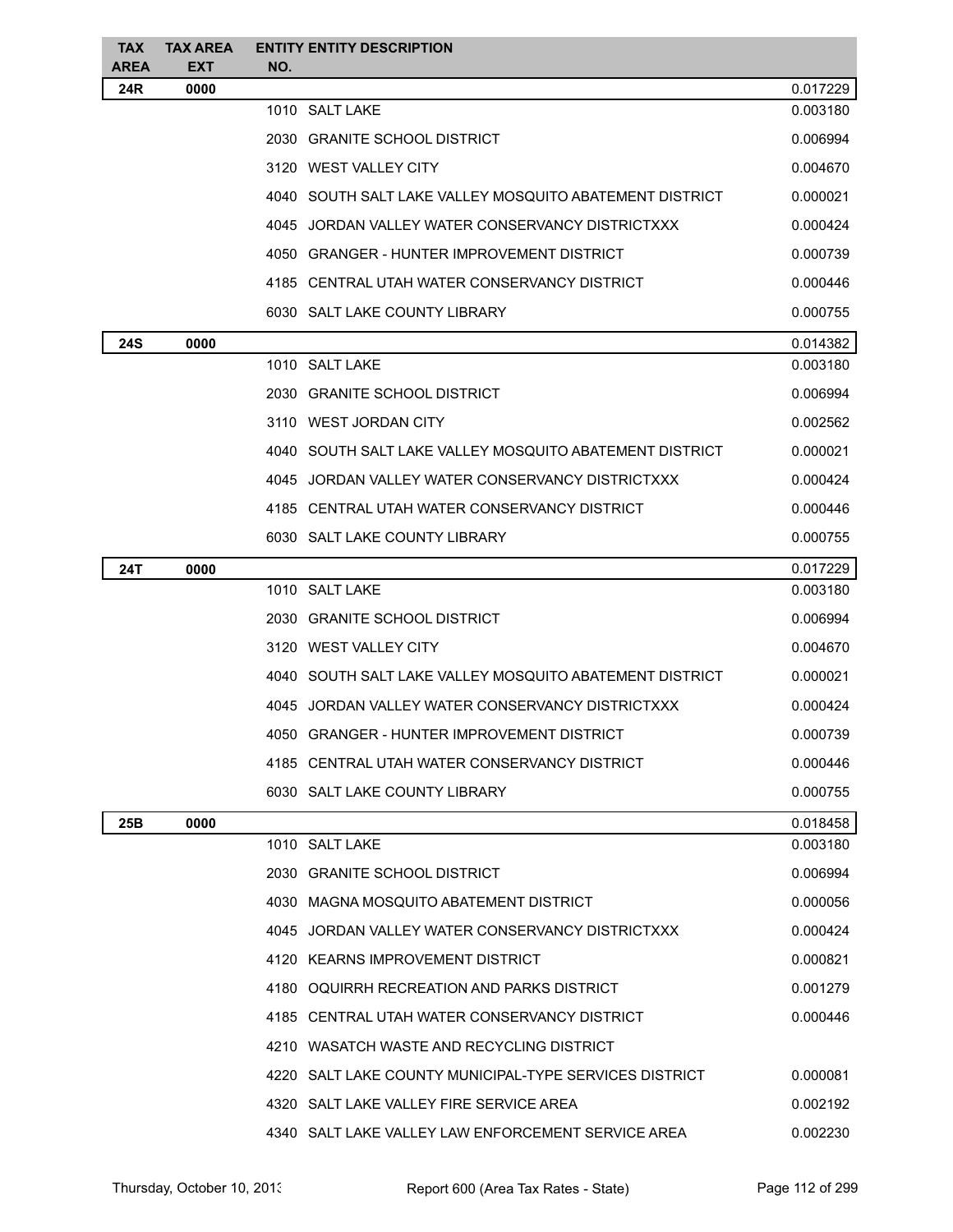| TAX AREA | TAX AREA EXT | ENTITY NO. | ENTITY DESCRIPTION | |
|---|---|---|---|---|
| 24R | 0000 | | | 0.017229 |
| | | 1010 | SALT LAKE | 0.003180 |
| | | 2030 | GRANITE SCHOOL DISTRICT | 0.006994 |
| | | 3120 | WEST VALLEY CITY | 0.004670 |
| | | 4040 | SOUTH SALT LAKE VALLEY MOSQUITO ABATEMENT DISTRICT | 0.000021 |
| | | 4045 | JORDAN VALLEY WATER CONSERVANCY DISTRICTXXX | 0.000424 |
| | | 4050 | GRANGER - HUNTER IMPROVEMENT DISTRICT | 0.000739 |
| | | 4185 | CENTRAL UTAH WATER CONSERVANCY DISTRICT | 0.000446 |
| | | 6030 | SALT LAKE COUNTY LIBRARY | 0.000755 |
| 24S | 0000 | | | 0.014382 |
| | | 1010 | SALT LAKE | 0.003180 |
| | | 2030 | GRANITE SCHOOL DISTRICT | 0.006994 |
| | | 3110 | WEST JORDAN CITY | 0.002562 |
| | | 4040 | SOUTH SALT LAKE VALLEY MOSQUITO ABATEMENT DISTRICT | 0.000021 |
| | | 4045 | JORDAN VALLEY WATER CONSERVANCY DISTRICTXXX | 0.000424 |
| | | 4185 | CENTRAL UTAH WATER CONSERVANCY DISTRICT | 0.000446 |
| | | 6030 | SALT LAKE COUNTY LIBRARY | 0.000755 |
| 24T | 0000 | | | 0.017229 |
| | | 1010 | SALT LAKE | 0.003180 |
| | | 2030 | GRANITE SCHOOL DISTRICT | 0.006994 |
| | | 3120 | WEST VALLEY CITY | 0.004670 |
| | | 4040 | SOUTH SALT LAKE VALLEY MOSQUITO ABATEMENT DISTRICT | 0.000021 |
| | | 4045 | JORDAN VALLEY WATER CONSERVANCY DISTRICTXXX | 0.000424 |
| | | 4050 | GRANGER - HUNTER IMPROVEMENT DISTRICT | 0.000739 |
| | | 4185 | CENTRAL UTAH WATER CONSERVANCY DISTRICT | 0.000446 |
| | | 6030 | SALT LAKE COUNTY LIBRARY | 0.000755 |
| 25B | 0000 | | | 0.018458 |
| | | 1010 | SALT LAKE | 0.003180 |
| | | 2030 | GRANITE SCHOOL DISTRICT | 0.006994 |
| | | 4030 | MAGNA MOSQUITO ABATEMENT DISTRICT | 0.000056 |
| | | 4045 | JORDAN VALLEY WATER CONSERVANCY DISTRICTXXX | 0.000424 |
| | | 4120 | KEARNS IMPROVEMENT DISTRICT | 0.000821 |
| | | 4180 | OQUIRRH RECREATION AND PARKS DISTRICT | 0.001279 |
| | | 4185 | CENTRAL UTAH WATER CONSERVANCY DISTRICT | 0.000446 |
| | | 4210 | WASATCH WASTE AND RECYCLING DISTRICT | |
| | | 4220 | SALT LAKE COUNTY MUNICIPAL-TYPE SERVICES DISTRICT | 0.000081 |
| | | 4320 | SALT LAKE VALLEY FIRE SERVICE AREA | 0.002192 |
| | | 4340 | SALT LAKE VALLEY LAW ENFORCEMENT SERVICE AREA | 0.002230 |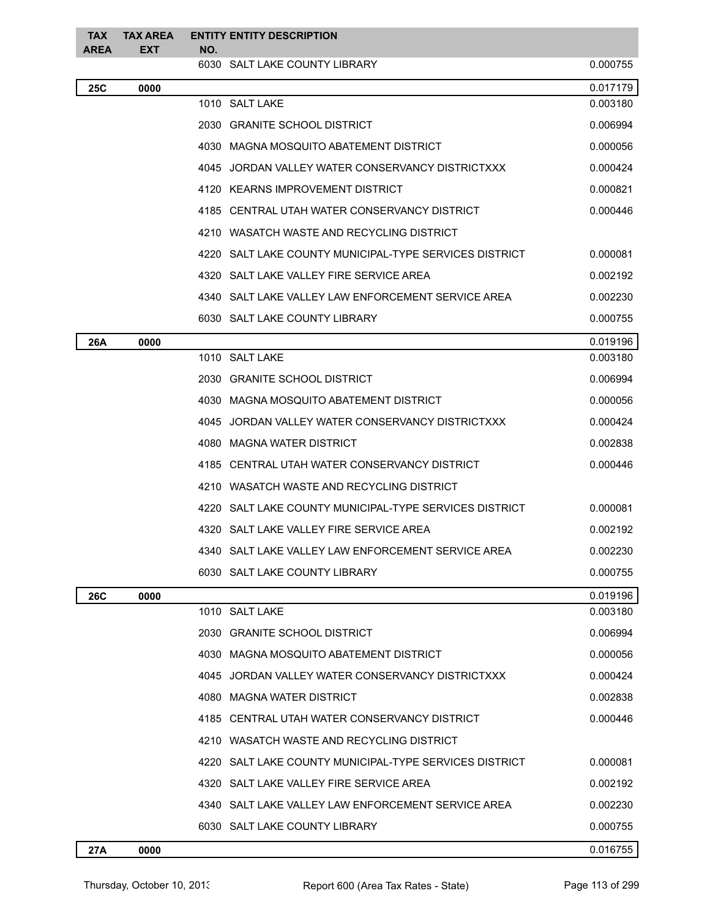| TAX AREA | TAX AREA EXT | ENTITY NO. | ENTITY DESCRIPTION | |
|---|---|---|---|---|
| | | 6030 | SALT LAKE COUNTY LIBRARY | 0.000755 |
| **25C** | **0000** | | | 0.017179 |
| | | 1010 | SALT LAKE | 0.003180 |
| | | 2030 | GRANITE SCHOOL DISTRICT | 0.006994 |
| | | 4030 | MAGNA MOSQUITO ABATEMENT DISTRICT | 0.000056 |
| | | 4045 | JORDAN VALLEY WATER CONSERVANCY DISTRICTXXX | 0.000424 |
| | | 4120 | KEARNS IMPROVEMENT DISTRICT | 0.000821 |
| | | 4185 | CENTRAL UTAH WATER CONSERVANCY DISTRICT | 0.000446 |
| | | 4210 | WASATCH WASTE AND RECYCLING DISTRICT | |
| | | 4220 | SALT LAKE COUNTY MUNICIPAL-TYPE SERVICES DISTRICT | 0.000081 |
| | | 4320 | SALT LAKE VALLEY FIRE SERVICE AREA | 0.002192 |
| | | 4340 | SALT LAKE VALLEY LAW ENFORCEMENT SERVICE AREA | 0.002230 |
| | | 6030 | SALT LAKE COUNTY LIBRARY | 0.000755 |
| **26A** | **0000** | | | 0.019196 |
| | | 1010 | SALT LAKE | 0.003180 |
| | | 2030 | GRANITE SCHOOL DISTRICT | 0.006994 |
| | | 4030 | MAGNA MOSQUITO ABATEMENT DISTRICT | 0.000056 |
| | | 4045 | JORDAN VALLEY WATER CONSERVANCY DISTRICTXXX | 0.000424 |
| | | 4080 | MAGNA WATER DISTRICT | 0.002838 |
| | | 4185 | CENTRAL UTAH WATER CONSERVANCY DISTRICT | 0.000446 |
| | | 4210 | WASATCH WASTE AND RECYCLING DISTRICT | |
| | | 4220 | SALT LAKE COUNTY MUNICIPAL-TYPE SERVICES DISTRICT | 0.000081 |
| | | 4320 | SALT LAKE VALLEY FIRE SERVICE AREA | 0.002192 |
| | | 4340 | SALT LAKE VALLEY LAW ENFORCEMENT SERVICE AREA | 0.002230 |
| | | 6030 | SALT LAKE COUNTY LIBRARY | 0.000755 |
| **26C** | **0000** | | | 0.019196 |
| | | 1010 | SALT LAKE | 0.003180 |
| | | 2030 | GRANITE SCHOOL DISTRICT | 0.006994 |
| | | 4030 | MAGNA MOSQUITO ABATEMENT DISTRICT | 0.000056 |
| | | 4045 | JORDAN VALLEY WATER CONSERVANCY DISTRICTXXX | 0.000424 |
| | | 4080 | MAGNA WATER DISTRICT | 0.002838 |
| | | 4185 | CENTRAL UTAH WATER CONSERVANCY DISTRICT | 0.000446 |
| | | 4210 | WASATCH WASTE AND RECYCLING DISTRICT | |
| | | 4220 | SALT LAKE COUNTY MUNICIPAL-TYPE SERVICES DISTRICT | 0.000081 |
| | | 4320 | SALT LAKE VALLEY FIRE SERVICE AREA | 0.002192 |
| | | 4340 | SALT LAKE VALLEY LAW ENFORCEMENT SERVICE AREA | 0.002230 |
| | | 6030 | SALT LAKE COUNTY LIBRARY | 0.000755 |
| **27A** | **0000** | | | 0.016755 |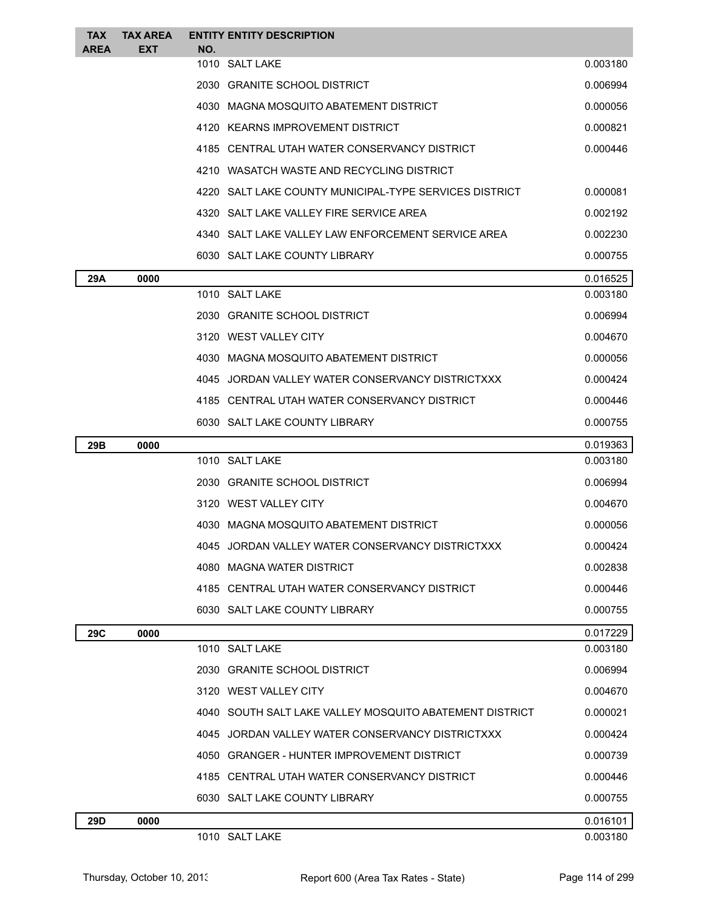| TAX AREA | TAX AREA EXT | ENTITY NO. | ENTITY DESCRIPTION | |
|---|---|---|---|---|
| | | 1010 | SALT LAKE | 0.003180 |
| | | 2030 | GRANITE SCHOOL DISTRICT | 0.006994 |
| | | 4030 | MAGNA MOSQUITO ABATEMENT DISTRICT | 0.000056 |
| | | 4120 | KEARNS IMPROVEMENT DISTRICT | 0.000821 |
| | | 4185 | CENTRAL UTAH WATER CONSERVANCY DISTRICT | 0.000446 |
| | | 4210 | WASATCH WASTE AND RECYCLING DISTRICT | |
| | | 4220 | SALT LAKE COUNTY MUNICIPAL-TYPE SERVICES DISTRICT | 0.000081 |
| | | 4320 | SALT LAKE VALLEY FIRE SERVICE AREA | 0.002192 |
| | | 4340 | SALT LAKE VALLEY LAW ENFORCEMENT SERVICE AREA | 0.002230 |
| | | 6030 | SALT LAKE COUNTY LIBRARY | 0.000755 |
| **29A** | **0000** | | | 0.016525 |
| | | 1010 | SALT LAKE | 0.003180 |
| | | 2030 | GRANITE SCHOOL DISTRICT | 0.006994 |
| | | 3120 | WEST VALLEY CITY | 0.004670 |
| | | 4030 | MAGNA MOSQUITO ABATEMENT DISTRICT | 0.000056 |
| | | 4045 | JORDAN VALLEY WATER CONSERVANCY DISTRICTXXX | 0.000424 |
| | | 4185 | CENTRAL UTAH WATER CONSERVANCY DISTRICT | 0.000446 |
| | | 6030 | SALT LAKE COUNTY LIBRARY | 0.000755 |
| **29B** | **0000** | | | 0.019363 |
| | | 1010 | SALT LAKE | 0.003180 |
| | | 2030 | GRANITE SCHOOL DISTRICT | 0.006994 |
| | | 3120 | WEST VALLEY CITY | 0.004670 |
| | | 4030 | MAGNA MOSQUITO ABATEMENT DISTRICT | 0.000056 |
| | | 4045 | JORDAN VALLEY WATER CONSERVANCY DISTRICTXXX | 0.000424 |
| | | 4080 | MAGNA WATER DISTRICT | 0.002838 |
| | | 4185 | CENTRAL UTAH WATER CONSERVANCY DISTRICT | 0.000446 |
| | | 6030 | SALT LAKE COUNTY LIBRARY | 0.000755 |
| **29C** | **0000** | | | 0.017229 |
| | | 1010 | SALT LAKE | 0.003180 |
| | | 2030 | GRANITE SCHOOL DISTRICT | 0.006994 |
| | | 3120 | WEST VALLEY CITY | 0.004670 |
| | | 4040 | SOUTH SALT LAKE VALLEY MOSQUITO ABATEMENT DISTRICT | 0.000021 |
| | | 4045 | JORDAN VALLEY WATER CONSERVANCY DISTRICTXXX | 0.000424 |
| | | 4050 | GRANGER - HUNTER IMPROVEMENT DISTRICT | 0.000739 |
| | | 4185 | CENTRAL UTAH WATER CONSERVANCY DISTRICT | 0.000446 |
| | | 6030 | SALT LAKE COUNTY LIBRARY | 0.000755 |
| **29D** | **0000** | | | 0.016101 |
| | | 1010 | SALT LAKE | 0.003180 |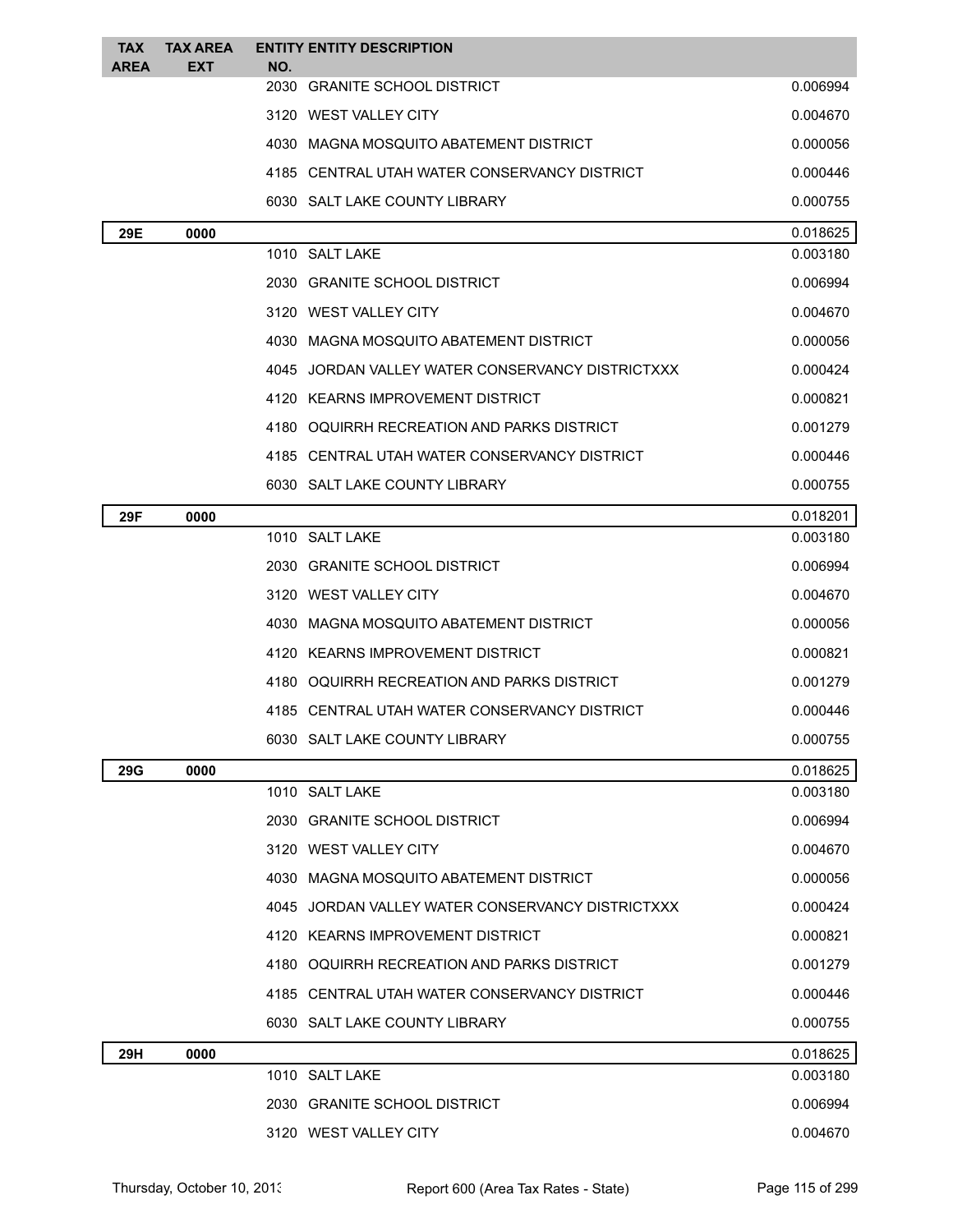| TAX AREA | TAX AREA EXT | ENTITY NO. | ENTITY DESCRIPTION | |
|---|---|---|---|---|
| | | 2030 | GRANITE SCHOOL DISTRICT | 0.006994 |
| | | 3120 | WEST VALLEY CITY | 0.004670 |
| | | 4030 | MAGNA MOSQUITO ABATEMENT DISTRICT | 0.000056 |
| | | 4185 | CENTRAL UTAH WATER CONSERVANCY DISTRICT | 0.000446 |
| | | 6030 | SALT LAKE COUNTY LIBRARY | 0.000755 |
| **29E** | **0000** | | | 0.018625 |
| | | 1010 | SALT LAKE | 0.003180 |
| | | 2030 | GRANITE SCHOOL DISTRICT | 0.006994 |
| | | 3120 | WEST VALLEY CITY | 0.004670 |
| | | 4030 | MAGNA MOSQUITO ABATEMENT DISTRICT | 0.000056 |
| | | 4045 | JORDAN VALLEY WATER CONSERVANCY DISTRICTXXX | 0.000424 |
| | | 4120 | KEARNS IMPROVEMENT DISTRICT | 0.000821 |
| | | 4180 | OQUIRRH RECREATION AND PARKS DISTRICT | 0.001279 |
| | | 4185 | CENTRAL UTAH WATER CONSERVANCY DISTRICT | 0.000446 |
| | | 6030 | SALT LAKE COUNTY LIBRARY | 0.000755 |
| **29F** | **0000** | | | 0.018201 |
| | | 1010 | SALT LAKE | 0.003180 |
| | | 2030 | GRANITE SCHOOL DISTRICT | 0.006994 |
| | | 3120 | WEST VALLEY CITY | 0.004670 |
| | | 4030 | MAGNA MOSQUITO ABATEMENT DISTRICT | 0.000056 |
| | | 4120 | KEARNS IMPROVEMENT DISTRICT | 0.000821 |
| | | 4180 | OQUIRRH RECREATION AND PARKS DISTRICT | 0.001279 |
| | | 4185 | CENTRAL UTAH WATER CONSERVANCY DISTRICT | 0.000446 |
| | | 6030 | SALT LAKE COUNTY LIBRARY | 0.000755 |
| **29G** | **0000** | | | 0.018625 |
| | | 1010 | SALT LAKE | 0.003180 |
| | | 2030 | GRANITE SCHOOL DISTRICT | 0.006994 |
| | | 3120 | WEST VALLEY CITY | 0.004670 |
| | | 4030 | MAGNA MOSQUITO ABATEMENT DISTRICT | 0.000056 |
| | | 4045 | JORDAN VALLEY WATER CONSERVANCY DISTRICTXXX | 0.000424 |
| | | 4120 | KEARNS IMPROVEMENT DISTRICT | 0.000821 |
| | | 4180 | OQUIRRH RECREATION AND PARKS DISTRICT | 0.001279 |
| | | 4185 | CENTRAL UTAH WATER CONSERVANCY DISTRICT | 0.000446 |
| | | 6030 | SALT LAKE COUNTY LIBRARY | 0.000755 |
| **29H** | **0000** | | | 0.018625 |
| | | 1010 | SALT LAKE | 0.003180 |
| | | 2030 | GRANITE SCHOOL DISTRICT | 0.006994 |
| | | 3120 | WEST VALLEY CITY | 0.004670 |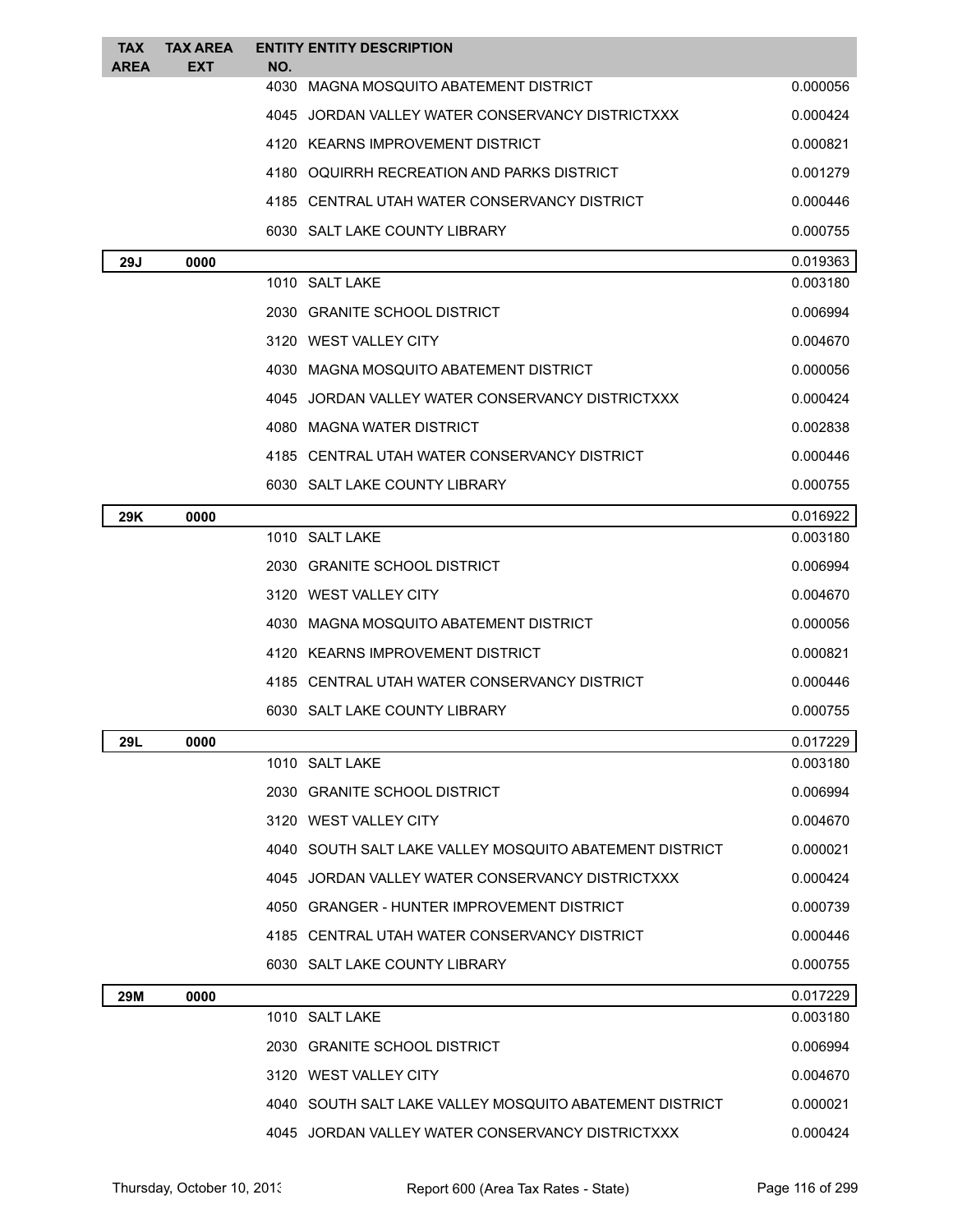| TAX AREA | TAX AREA EXT | ENTITY NO. | ENTITY DESCRIPTION | |
|---|---|---|---|---|
| | | 4030 | MAGNA MOSQUITO ABATEMENT DISTRICT | 0.000056 |
| | | 4045 | JORDAN VALLEY WATER CONSERVANCY DISTRICTXXX | 0.000424 |
| | | 4120 | KEARNS IMPROVEMENT DISTRICT | 0.000821 |
| | | 4180 | OQUIRRH RECREATION AND PARKS DISTRICT | 0.001279 |
| | | 4185 | CENTRAL UTAH WATER CONSERVANCY DISTRICT | 0.000446 |
| | | 6030 | SALT LAKE COUNTY LIBRARY | 0.000755 |
| **29J** | **0000** | | | 0.019363 |
| | | 1010 | SALT LAKE | 0.003180 |
| | | 2030 | GRANITE SCHOOL DISTRICT | 0.006994 |
| | | 3120 | WEST VALLEY CITY | 0.004670 |
| | | 4030 | MAGNA MOSQUITO ABATEMENT DISTRICT | 0.000056 |
| | | 4045 | JORDAN VALLEY WATER CONSERVANCY DISTRICTXXX | 0.000424 |
| | | 4080 | MAGNA WATER DISTRICT | 0.002838 |
| | | 4185 | CENTRAL UTAH WATER CONSERVANCY DISTRICT | 0.000446 |
| | | 6030 | SALT LAKE COUNTY LIBRARY | 0.000755 |
| **29K** | **0000** | | | 0.016922 |
| | | 1010 | SALT LAKE | 0.003180 |
| | | 2030 | GRANITE SCHOOL DISTRICT | 0.006994 |
| | | 3120 | WEST VALLEY CITY | 0.004670 |
| | | 4030 | MAGNA MOSQUITO ABATEMENT DISTRICT | 0.000056 |
| | | 4120 | KEARNS IMPROVEMENT DISTRICT | 0.000821 |
| | | 4185 | CENTRAL UTAH WATER CONSERVANCY DISTRICT | 0.000446 |
| | | 6030 | SALT LAKE COUNTY LIBRARY | 0.000755 |
| **29L** | **0000** | | | 0.017229 |
| | | 1010 | SALT LAKE | 0.003180 |
| | | 2030 | GRANITE SCHOOL DISTRICT | 0.006994 |
| | | 3120 | WEST VALLEY CITY | 0.004670 |
| | | 4040 | SOUTH SALT LAKE VALLEY MOSQUITO ABATEMENT DISTRICT | 0.000021 |
| | | 4045 | JORDAN VALLEY WATER CONSERVANCY DISTRICTXXX | 0.000424 |
| | | 4050 | GRANGER - HUNTER IMPROVEMENT DISTRICT | 0.000739 |
| | | 4185 | CENTRAL UTAH WATER CONSERVANCY DISTRICT | 0.000446 |
| | | 6030 | SALT LAKE COUNTY LIBRARY | 0.000755 |
| **29M** | **0000** | | | 0.017229 |
| | | 1010 | SALT LAKE | 0.003180 |
| | | 2030 | GRANITE SCHOOL DISTRICT | 0.006994 |
| | | 3120 | WEST VALLEY CITY | 0.004670 |
| | | 4040 | SOUTH SALT LAKE VALLEY MOSQUITO ABATEMENT DISTRICT | 0.000021 |
| | | 4045 | JORDAN VALLEY WATER CONSERVANCY DISTRICTXXX | 0.000424 |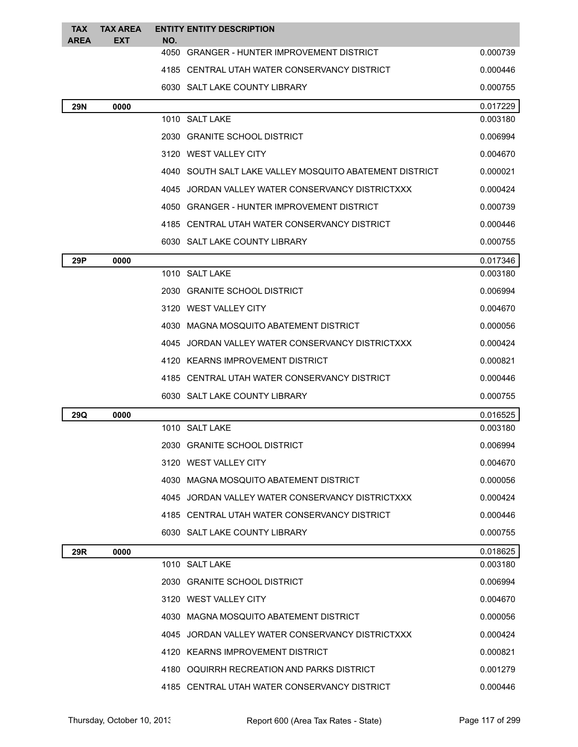| TAX AREA | TAX AREA EXT | ENTITY NO. | ENTITY DESCRIPTION | |
|---|---|---|---|---|
| | | 4050 | GRANGER - HUNTER IMPROVEMENT DISTRICT | 0.000739 |
| | | 4185 | CENTRAL UTAH WATER CONSERVANCY DISTRICT | 0.000446 |
| | | 6030 | SALT LAKE COUNTY LIBRARY | 0.000755 |
| **29N** | **0000** | | | 0.017229 |
| | | 1010 | SALT LAKE | 0.003180 |
| | | 2030 | GRANITE SCHOOL DISTRICT | 0.006994 |
| | | 3120 | WEST VALLEY CITY | 0.004670 |
| | | 4040 | SOUTH SALT LAKE VALLEY MOSQUITO ABATEMENT DISTRICT | 0.000021 |
| | | 4045 | JORDAN VALLEY WATER CONSERVANCY DISTRICTXXX | 0.000424 |
| | | 4050 | GRANGER - HUNTER IMPROVEMENT DISTRICT | 0.000739 |
| | | 4185 | CENTRAL UTAH WATER CONSERVANCY DISTRICT | 0.000446 |
| | | 6030 | SALT LAKE COUNTY LIBRARY | 0.000755 |
| **29P** | **0000** | | | 0.017346 |
| | | 1010 | SALT LAKE | 0.003180 |
| | | 2030 | GRANITE SCHOOL DISTRICT | 0.006994 |
| | | 3120 | WEST VALLEY CITY | 0.004670 |
| | | 4030 | MAGNA MOSQUITO ABATEMENT DISTRICT | 0.000056 |
| | | 4045 | JORDAN VALLEY WATER CONSERVANCY DISTRICTXXX | 0.000424 |
| | | 4120 | KEARNS IMPROVEMENT DISTRICT | 0.000821 |
| | | 4185 | CENTRAL UTAH WATER CONSERVANCY DISTRICT | 0.000446 |
| | | 6030 | SALT LAKE COUNTY LIBRARY | 0.000755 |
| **29Q** | **0000** | | | 0.016525 |
| | | 1010 | SALT LAKE | 0.003180 |
| | | 2030 | GRANITE SCHOOL DISTRICT | 0.006994 |
| | | 3120 | WEST VALLEY CITY | 0.004670 |
| | | 4030 | MAGNA MOSQUITO ABATEMENT DISTRICT | 0.000056 |
| | | 4045 | JORDAN VALLEY WATER CONSERVANCY DISTRICTXXX | 0.000424 |
| | | 4185 | CENTRAL UTAH WATER CONSERVANCY DISTRICT | 0.000446 |
| | | 6030 | SALT LAKE COUNTY LIBRARY | 0.000755 |
| **29R** | **0000** | | | 0.018625 |
| | | 1010 | SALT LAKE | 0.003180 |
| | | 2030 | GRANITE SCHOOL DISTRICT | 0.006994 |
| | | 3120 | WEST VALLEY CITY | 0.004670 |
| | | 4030 | MAGNA MOSQUITO ABATEMENT DISTRICT | 0.000056 |
| | | 4045 | JORDAN VALLEY WATER CONSERVANCY DISTRICTXXX | 0.000424 |
| | | 4120 | KEARNS IMPROVEMENT DISTRICT | 0.000821 |
| | | 4180 | OQUIRRH RECREATION AND PARKS DISTRICT | 0.001279 |
| | | 4185 | CENTRAL UTAH WATER CONSERVANCY DISTRICT | 0.000446 |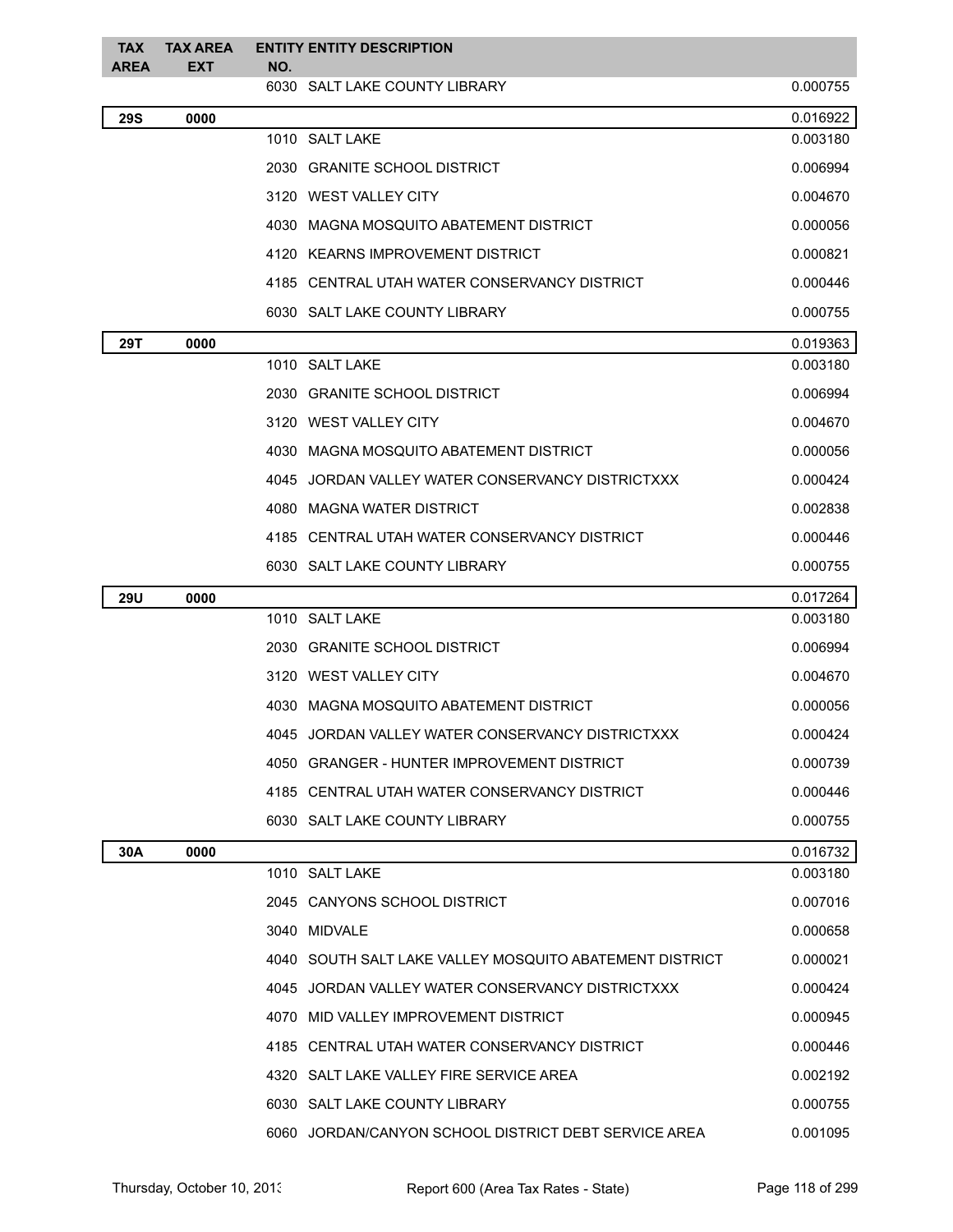| TAX AREA | TAX AREA EXT | ENTITY NO. | ENTITY DESCRIPTION | |
|---|---|---|---|---|
| | | 6030 | SALT LAKE COUNTY LIBRARY | 0.000755 |
| **29S** | **0000** | | | 0.016922 |
| | | 1010 | SALT LAKE | 0.003180 |
| | | 2030 | GRANITE SCHOOL DISTRICT | 0.006994 |
| | | 3120 | WEST VALLEY CITY | 0.004670 |
| | | 4030 | MAGNA MOSQUITO ABATEMENT DISTRICT | 0.000056 |
| | | 4120 | KEARNS IMPROVEMENT DISTRICT | 0.000821 |
| | | 4185 | CENTRAL UTAH WATER CONSERVANCY DISTRICT | 0.000446 |
| | | 6030 | SALT LAKE COUNTY LIBRARY | 0.000755 |
| **29T** | **0000** | | | 0.019363 |
| | | 1010 | SALT LAKE | 0.003180 |
| | | 2030 | GRANITE SCHOOL DISTRICT | 0.006994 |
| | | 3120 | WEST VALLEY CITY | 0.004670 |
| | | 4030 | MAGNA MOSQUITO ABATEMENT DISTRICT | 0.000056 |
| | | 4045 | JORDAN VALLEY WATER CONSERVANCY DISTRICTXXX | 0.000424 |
| | | 4080 | MAGNA WATER DISTRICT | 0.002838 |
| | | 4185 | CENTRAL UTAH WATER CONSERVANCY DISTRICT | 0.000446 |
| | | 6030 | SALT LAKE COUNTY LIBRARY | 0.000755 |
| **29U** | **0000** | | | 0.017264 |
| | | 1010 | SALT LAKE | 0.003180 |
| | | 2030 | GRANITE SCHOOL DISTRICT | 0.006994 |
| | | 3120 | WEST VALLEY CITY | 0.004670 |
| | | 4030 | MAGNA MOSQUITO ABATEMENT DISTRICT | 0.000056 |
| | | 4045 | JORDAN VALLEY WATER CONSERVANCY DISTRICTXXX | 0.000424 |
| | | 4050 | GRANGER - HUNTER IMPROVEMENT DISTRICT | 0.000739 |
| | | 4185 | CENTRAL UTAH WATER CONSERVANCY DISTRICT | 0.000446 |
| | | 6030 | SALT LAKE COUNTY LIBRARY | 0.000755 |
| **30A** | **0000** | | | 0.016732 |
| | | 1010 | SALT LAKE | 0.003180 |
| | | 2045 | CANYONS SCHOOL DISTRICT | 0.007016 |
| | | 3040 | MIDVALE | 0.000658 |
| | | 4040 | SOUTH SALT LAKE VALLEY MOSQUITO ABATEMENT DISTRICT | 0.000021 |
| | | 4045 | JORDAN VALLEY WATER CONSERVANCY DISTRICTXXX | 0.000424 |
| | | 4070 | MID VALLEY IMPROVEMENT DISTRICT | 0.000945 |
| | | 4185 | CENTRAL UTAH WATER CONSERVANCY DISTRICT | 0.000446 |
| | | 4320 | SALT LAKE VALLEY FIRE SERVICE AREA | 0.002192 |
| | | 6030 | SALT LAKE COUNTY LIBRARY | 0.000755 |
| | | 6060 | JORDAN/CANYON SCHOOL DISTRICT DEBT SERVICE AREA | 0.001095 |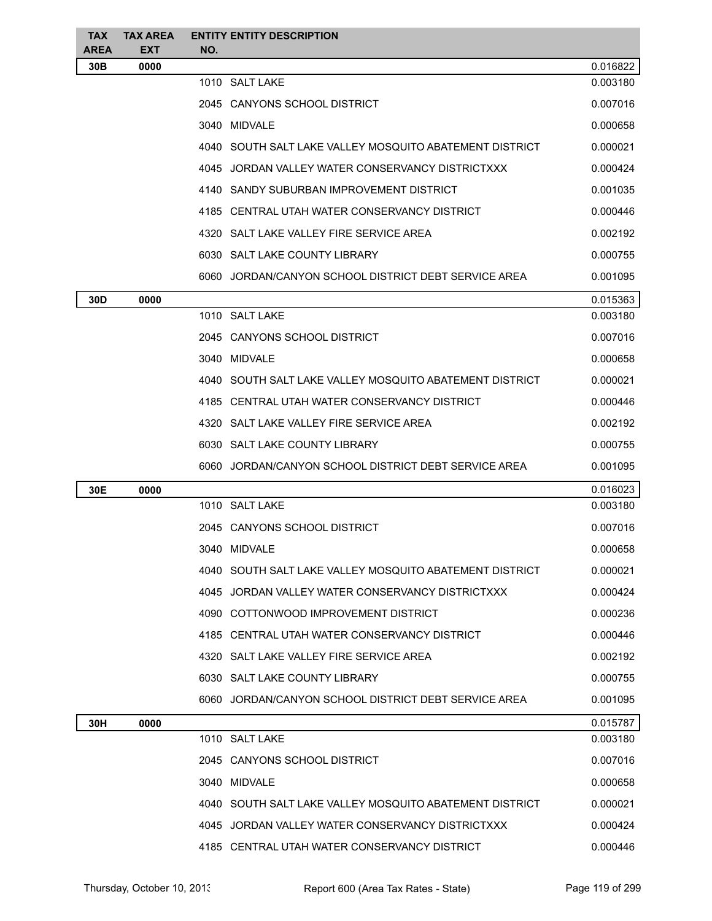| TAX AREA | TAX AREA EXT | ENTITY NO. | ENTITY DESCRIPTION | |
|---|---|---|---|---|
| **30B** | **0000** | | | 0.016822 |
| | | 1010 | SALT LAKE | 0.003180 |
| | | 2045 | CANYONS SCHOOL DISTRICT | 0.007016 |
| | | 3040 | MIDVALE | 0.000658 |
| | | 4040 | SOUTH SALT LAKE VALLEY MOSQUITO ABATEMENT DISTRICT | 0.000021 |
| | | 4045 | JORDAN VALLEY WATER CONSERVANCY DISTRICTXXX | 0.000424 |
| | | 4140 | SANDY SUBURBAN IMPROVEMENT DISTRICT | 0.001035 |
| | | 4185 | CENTRAL UTAH WATER CONSERVANCY DISTRICT | 0.000446 |
| | | 4320 | SALT LAKE VALLEY FIRE SERVICE AREA | 0.002192 |
| | | 6030 | SALT LAKE COUNTY LIBRARY | 0.000755 |
| | | 6060 | JORDAN/CANYON SCHOOL DISTRICT DEBT SERVICE AREA | 0.001095 |
| **30D** | **0000** | | | 0.015363 |
| | | 1010 | SALT LAKE | 0.003180 |
| | | 2045 | CANYONS SCHOOL DISTRICT | 0.007016 |
| | | 3040 | MIDVALE | 0.000658 |
| | | 4040 | SOUTH SALT LAKE VALLEY MOSQUITO ABATEMENT DISTRICT | 0.000021 |
| | | 4185 | CENTRAL UTAH WATER CONSERVANCY DISTRICT | 0.000446 |
| | | 4320 | SALT LAKE VALLEY FIRE SERVICE AREA | 0.002192 |
| | | 6030 | SALT LAKE COUNTY LIBRARY | 0.000755 |
| | | 6060 | JORDAN/CANYON SCHOOL DISTRICT DEBT SERVICE AREA | 0.001095 |
| **30E** | **0000** | | | 0.016023 |
| | | 1010 | SALT LAKE | 0.003180 |
| | | 2045 | CANYONS SCHOOL DISTRICT | 0.007016 |
| | | 3040 | MIDVALE | 0.000658 |
| | | 4040 | SOUTH SALT LAKE VALLEY MOSQUITO ABATEMENT DISTRICT | 0.000021 |
| | | 4045 | JORDAN VALLEY WATER CONSERVANCY DISTRICTXXX | 0.000424 |
| | | 4090 | COTTONWOOD IMPROVEMENT DISTRICT | 0.000236 |
| | | 4185 | CENTRAL UTAH WATER CONSERVANCY DISTRICT | 0.000446 |
| | | 4320 | SALT LAKE VALLEY FIRE SERVICE AREA | 0.002192 |
| | | 6030 | SALT LAKE COUNTY LIBRARY | 0.000755 |
| | | 6060 | JORDAN/CANYON SCHOOL DISTRICT DEBT SERVICE AREA | 0.001095 |
| **30H** | **0000** | | | 0.015787 |
| | | 1010 | SALT LAKE | 0.003180 |
| | | 2045 | CANYONS SCHOOL DISTRICT | 0.007016 |
| | | 3040 | MIDVALE | 0.000658 |
| | | 4040 | SOUTH SALT LAKE VALLEY MOSQUITO ABATEMENT DISTRICT | 0.000021 |
| | | 4045 | JORDAN VALLEY WATER CONSERVANCY DISTRICTXXX | 0.000424 |
| | | 4185 | CENTRAL UTAH WATER CONSERVANCY DISTRICT | 0.000446 |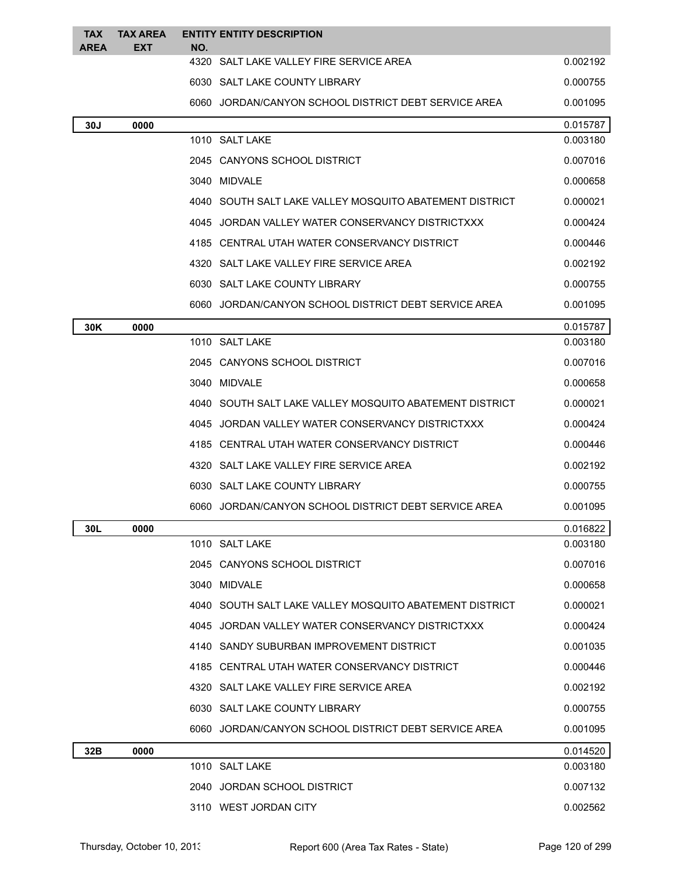| TAX AREA | TAX AREA EXT | ENTITY NO. | ENTITY DESCRIPTION | |
|---|---|---|---|---|
| | | 4320 | SALT LAKE VALLEY FIRE SERVICE AREA | 0.002192 |
| | | 6030 | SALT LAKE COUNTY LIBRARY | 0.000755 |
| | | 6060 | JORDAN/CANYON SCHOOL DISTRICT DEBT SERVICE AREA | 0.001095 |
| **30J** | **0000** | | | 0.015787 |
| | | 1010 | SALT LAKE | 0.003180 |
| | | 2045 | CANYONS SCHOOL DISTRICT | 0.007016 |
| | | 3040 | MIDVALE | 0.000658 |
| | | 4040 | SOUTH SALT LAKE VALLEY MOSQUITO ABATEMENT DISTRICT | 0.000021 |
| | | 4045 | JORDAN VALLEY WATER CONSERVANCY DISTRICTXXX | 0.000424 |
| | | 4185 | CENTRAL UTAH WATER CONSERVANCY DISTRICT | 0.000446 |
| | | 4320 | SALT LAKE VALLEY FIRE SERVICE AREA | 0.002192 |
| | | 6030 | SALT LAKE COUNTY LIBRARY | 0.000755 |
| | | 6060 | JORDAN/CANYON SCHOOL DISTRICT DEBT SERVICE AREA | 0.001095 |
| **30K** | **0000** | | | 0.015787 |
| | | 1010 | SALT LAKE | 0.003180 |
| | | 2045 | CANYONS SCHOOL DISTRICT | 0.007016 |
| | | 3040 | MIDVALE | 0.000658 |
| | | 4040 | SOUTH SALT LAKE VALLEY MOSQUITO ABATEMENT DISTRICT | 0.000021 |
| | | 4045 | JORDAN VALLEY WATER CONSERVANCY DISTRICTXXX | 0.000424 |
| | | 4185 | CENTRAL UTAH WATER CONSERVANCY DISTRICT | 0.000446 |
| | | 4320 | SALT LAKE VALLEY FIRE SERVICE AREA | 0.002192 |
| | | 6030 | SALT LAKE COUNTY LIBRARY | 0.000755 |
| | | 6060 | JORDAN/CANYON SCHOOL DISTRICT DEBT SERVICE AREA | 0.001095 |
| **30L** | **0000** | | | 0.016822 |
| | | 1010 | SALT LAKE | 0.003180 |
| | | 2045 | CANYONS SCHOOL DISTRICT | 0.007016 |
| | | 3040 | MIDVALE | 0.000658 |
| | | 4040 | SOUTH SALT LAKE VALLEY MOSQUITO ABATEMENT DISTRICT | 0.000021 |
| | | 4045 | JORDAN VALLEY WATER CONSERVANCY DISTRICTXXX | 0.000424 |
| | | 4140 | SANDY SUBURBAN IMPROVEMENT DISTRICT | 0.001035 |
| | | 4185 | CENTRAL UTAH WATER CONSERVANCY DISTRICT | 0.000446 |
| | | 4320 | SALT LAKE VALLEY FIRE SERVICE AREA | 0.002192 |
| | | 6030 | SALT LAKE COUNTY LIBRARY | 0.000755 |
| | | 6060 | JORDAN/CANYON SCHOOL DISTRICT DEBT SERVICE AREA | 0.001095 |
| **32B** | **0000** | | | 0.014520 |
| | | 1010 | SALT LAKE | 0.003180 |
| | | 2040 | JORDAN SCHOOL DISTRICT | 0.007132 |
| | | 3110 | WEST JORDAN CITY | 0.002562 |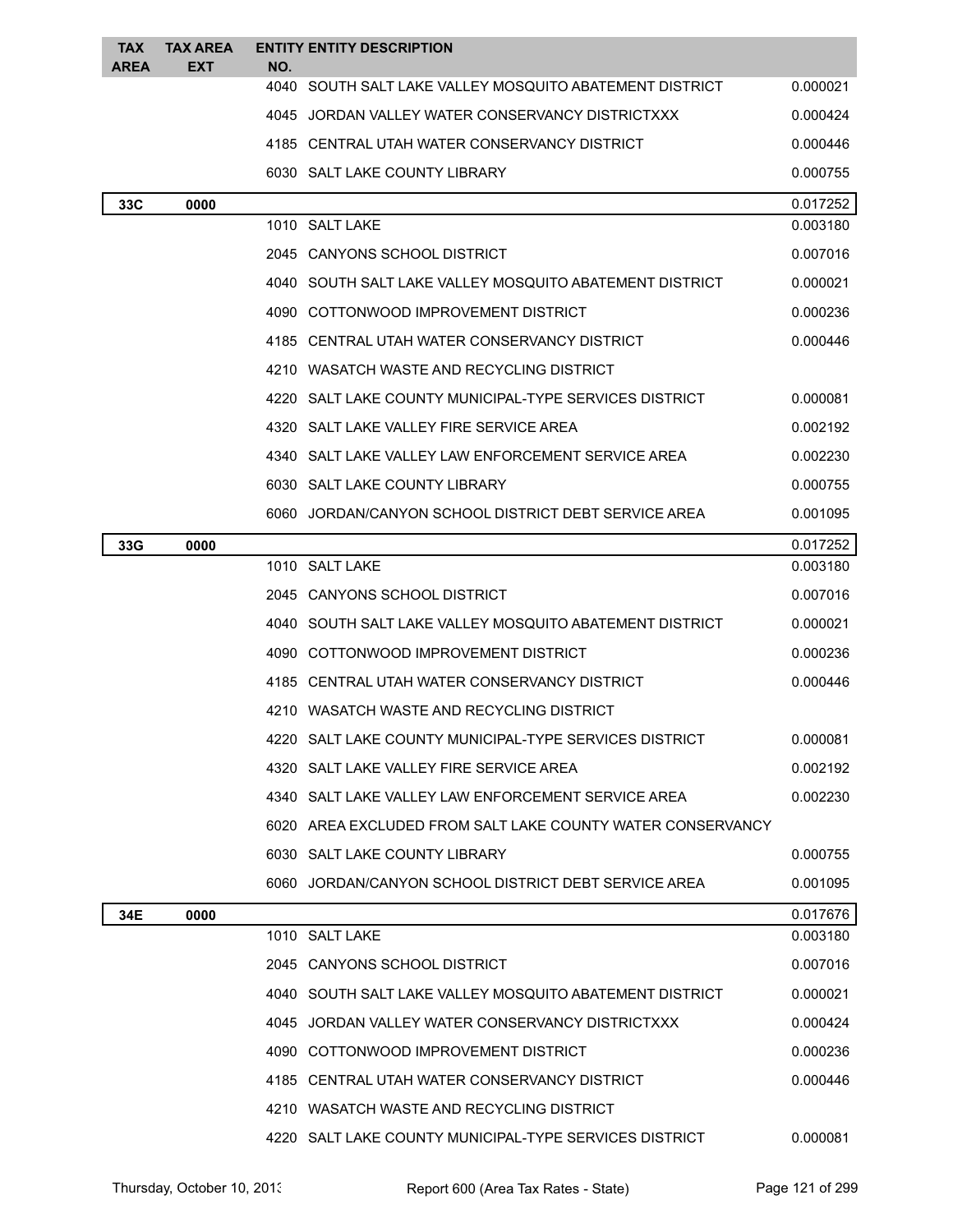| TAX AREA | TAX AREA EXT | ENTITY NO. | ENTITY DESCRIPTION | |
|---|---|---|---|---|
| | | 4040 | SOUTH SALT LAKE VALLEY MOSQUITO ABATEMENT DISTRICT | 0.000021 |
| | | 4045 | JORDAN VALLEY WATER CONSERVANCY DISTRICTXXX | 0.000424 |
| | | 4185 | CENTRAL UTAH WATER CONSERVANCY DISTRICT | 0.000446 |
| | | 6030 | SALT LAKE COUNTY LIBRARY | 0.000755 |
| **33C** | **0000** | | | 0.017252 |
| | | 1010 | SALT LAKE | 0.003180 |
| | | 2045 | CANYONS SCHOOL DISTRICT | 0.007016 |
| | | 4040 | SOUTH SALT LAKE VALLEY MOSQUITO ABATEMENT DISTRICT | 0.000021 |
| | | 4090 | COTTONWOOD IMPROVEMENT DISTRICT | 0.000236 |
| | | 4185 | CENTRAL UTAH WATER CONSERVANCY DISTRICT | 0.000446 |
| | | 4210 | WASATCH WASTE AND RECYCLING DISTRICT | |
| | | 4220 | SALT LAKE COUNTY MUNICIPAL-TYPE SERVICES DISTRICT | 0.000081 |
| | | 4320 | SALT LAKE VALLEY FIRE SERVICE AREA | 0.002192 |
| | | 4340 | SALT LAKE VALLEY LAW ENFORCEMENT SERVICE AREA | 0.002230 |
| | | 6030 | SALT LAKE COUNTY LIBRARY | 0.000755 |
| | | 6060 | JORDAN/CANYON SCHOOL DISTRICT DEBT SERVICE AREA | 0.001095 |
| **33G** | **0000** | | | 0.017252 |
| | | 1010 | SALT LAKE | 0.003180 |
| | | 2045 | CANYONS SCHOOL DISTRICT | 0.007016 |
| | | 4040 | SOUTH SALT LAKE VALLEY MOSQUITO ABATEMENT DISTRICT | 0.000021 |
| | | 4090 | COTTONWOOD IMPROVEMENT DISTRICT | 0.000236 |
| | | 4185 | CENTRAL UTAH WATER CONSERVANCY DISTRICT | 0.000446 |
| | | 4210 | WASATCH WASTE AND RECYCLING DISTRICT | |
| | | 4220 | SALT LAKE COUNTY MUNICIPAL-TYPE SERVICES DISTRICT | 0.000081 |
| | | 4320 | SALT LAKE VALLEY FIRE SERVICE AREA | 0.002192 |
| | | 4340 | SALT LAKE VALLEY LAW ENFORCEMENT SERVICE AREA | 0.002230 |
| | | 6020 | AREA EXCLUDED FROM SALT LAKE COUNTY WATER CONSERVANCY | |
| | | 6030 | SALT LAKE COUNTY LIBRARY | 0.000755 |
| | | 6060 | JORDAN/CANYON SCHOOL DISTRICT DEBT SERVICE AREA | 0.001095 |
| **34E** | **0000** | | | 0.017676 |
| | | 1010 | SALT LAKE | 0.003180 |
| | | 2045 | CANYONS SCHOOL DISTRICT | 0.007016 |
| | | 4040 | SOUTH SALT LAKE VALLEY MOSQUITO ABATEMENT DISTRICT | 0.000021 |
| | | 4045 | JORDAN VALLEY WATER CONSERVANCY DISTRICTXXX | 0.000424 |
| | | 4090 | COTTONWOOD IMPROVEMENT DISTRICT | 0.000236 |
| | | 4185 | CENTRAL UTAH WATER CONSERVANCY DISTRICT | 0.000446 |
| | | 4210 | WASATCH WASTE AND RECYCLING DISTRICT | |
| | | 4220 | SALT LAKE COUNTY MUNICIPAL-TYPE SERVICES DISTRICT | 0.000081 |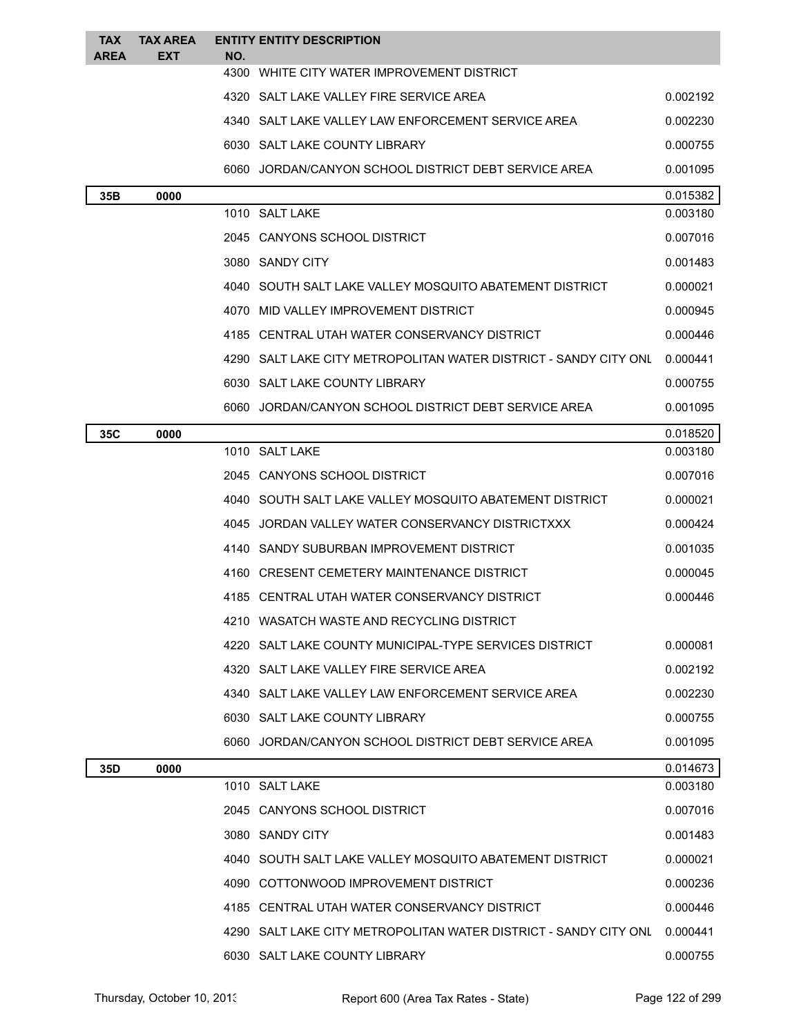| TAX AREA | TAX AREA EXT | ENTITY NO. | ENTITY DESCRIPTION | |
|---|---|---|---|---|
| | | 4300 | WHITE CITY WATER IMPROVEMENT DISTRICT | |
| | | 4320 | SALT LAKE VALLEY FIRE SERVICE AREA | 0.002192 |
| | | 4340 | SALT LAKE VALLEY LAW ENFORCEMENT SERVICE AREA | 0.002230 |
| | | 6030 | SALT LAKE COUNTY LIBRARY | 0.000755 |
| | | 6060 | JORDAN/CANYON SCHOOL DISTRICT DEBT SERVICE AREA | 0.001095 |
| **35B** | **0000** | | | 0.015382 |
| | | 1010 | SALT LAKE | 0.003180 |
| | | 2045 | CANYONS SCHOOL DISTRICT | 0.007016 |
| | | 3080 | SANDY CITY | 0.001483 |
| | | 4040 | SOUTH SALT LAKE VALLEY MOSQUITO ABATEMENT DISTRICT | 0.000021 |
| | | 4070 | MID VALLEY IMPROVEMENT DISTRICT | 0.000945 |
| | | 4185 | CENTRAL UTAH WATER CONSERVANCY DISTRICT | 0.000446 |
| | | 4290 | SALT LAKE CITY METROPOLITAN WATER DISTRICT - SANDY CITY ONL | 0.000441 |
| | | 6030 | SALT LAKE COUNTY LIBRARY | 0.000755 |
| | | 6060 | JORDAN/CANYON SCHOOL DISTRICT DEBT SERVICE AREA | 0.001095 |
| **35C** | **0000** | | | 0.018520 |
| | | 1010 | SALT LAKE | 0.003180 |
| | | 2045 | CANYONS SCHOOL DISTRICT | 0.007016 |
| | | 4040 | SOUTH SALT LAKE VALLEY MOSQUITO ABATEMENT DISTRICT | 0.000021 |
| | | 4045 | JORDAN VALLEY WATER CONSERVANCY DISTRICTXXX | 0.000424 |
| | | 4140 | SANDY SUBURBAN IMPROVEMENT DISTRICT | 0.001035 |
| | | 4160 | CRESENT CEMETERY MAINTENANCE DISTRICT | 0.000045 |
| | | 4185 | CENTRAL UTAH WATER CONSERVANCY DISTRICT | 0.000446 |
| | | 4210 | WASATCH WASTE AND RECYCLING DISTRICT | |
| | | 4220 | SALT LAKE COUNTY MUNICIPAL-TYPE SERVICES DISTRICT | 0.000081 |
| | | 4320 | SALT LAKE VALLEY FIRE SERVICE AREA | 0.002192 |
| | | 4340 | SALT LAKE VALLEY LAW ENFORCEMENT SERVICE AREA | 0.002230 |
| | | 6030 | SALT LAKE COUNTY LIBRARY | 0.000755 |
| | | 6060 | JORDAN/CANYON SCHOOL DISTRICT DEBT SERVICE AREA | 0.001095 |
| **35D** | **0000** | | | 0.014673 |
| | | 1010 | SALT LAKE | 0.003180 |
| | | 2045 | CANYONS SCHOOL DISTRICT | 0.007016 |
| | | 3080 | SANDY CITY | 0.001483 |
| | | 4040 | SOUTH SALT LAKE VALLEY MOSQUITO ABATEMENT DISTRICT | 0.000021 |
| | | 4090 | COTTONWOOD IMPROVEMENT DISTRICT | 0.000236 |
| | | 4185 | CENTRAL UTAH WATER CONSERVANCY DISTRICT | 0.000446 |
| | | 4290 | SALT LAKE CITY METROPOLITAN WATER DISTRICT - SANDY CITY ONL | 0.000441 |
| | | 6030 | SALT LAKE COUNTY LIBRARY | 0.000755 |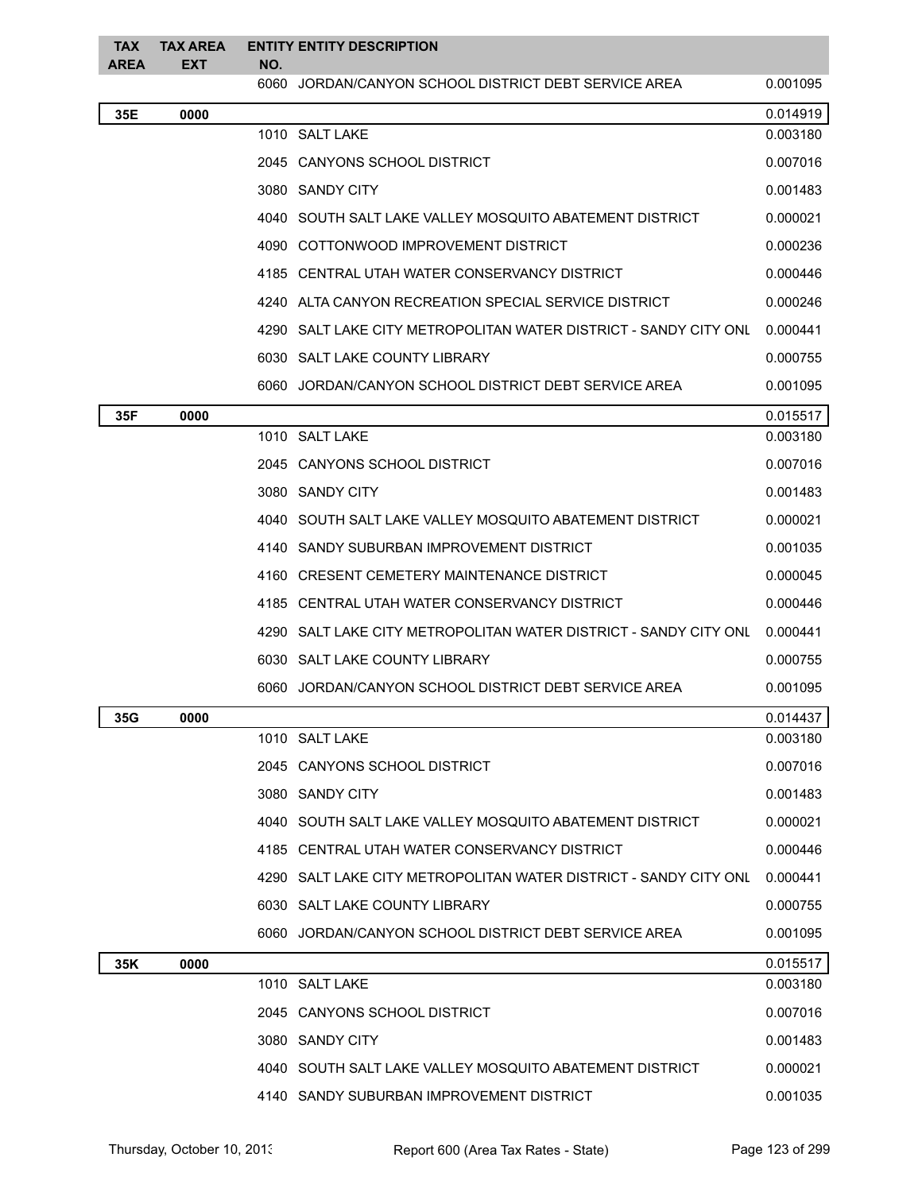| TAX AREA | TAX AREA EXT | ENTITY NO. | ENTITY DESCRIPTION | |
|---|---|---|---|---|
| | | 6060 | JORDAN/CANYON SCHOOL DISTRICT DEBT SERVICE AREA | 0.001095 |
| **35E** | **0000** | | | 0.014919 |
| | | 1010 | SALT LAKE | 0.003180 |
| | | 2045 | CANYONS SCHOOL DISTRICT | 0.007016 |
| | | 3080 | SANDY CITY | 0.001483 |
| | | 4040 | SOUTH SALT LAKE VALLEY MOSQUITO ABATEMENT DISTRICT | 0.000021 |
| | | 4090 | COTTONWOOD IMPROVEMENT DISTRICT | 0.000236 |
| | | 4185 | CENTRAL UTAH WATER CONSERVANCY DISTRICT | 0.000446 |
| | | 4240 | ALTA CANYON RECREATION SPECIAL SERVICE DISTRICT | 0.000246 |
| | | 4290 | SALT LAKE CITY METROPOLITAN WATER DISTRICT - SANDY CITY ONL | 0.000441 |
| | | 6030 | SALT LAKE COUNTY LIBRARY | 0.000755 |
| | | 6060 | JORDAN/CANYON SCHOOL DISTRICT DEBT SERVICE AREA | 0.001095 |
| **35F** | **0000** | | | 0.015517 |
| | | 1010 | SALT LAKE | 0.003180 |
| | | 2045 | CANYONS SCHOOL DISTRICT | 0.007016 |
| | | 3080 | SANDY CITY | 0.001483 |
| | | 4040 | SOUTH SALT LAKE VALLEY MOSQUITO ABATEMENT DISTRICT | 0.000021 |
| | | 4140 | SANDY SUBURBAN IMPROVEMENT DISTRICT | 0.001035 |
| | | 4160 | CRESENT CEMETERY MAINTENANCE DISTRICT | 0.000045 |
| | | 4185 | CENTRAL UTAH WATER CONSERVANCY DISTRICT | 0.000446 |
| | | 4290 | SALT LAKE CITY METROPOLITAN WATER DISTRICT - SANDY CITY ONL | 0.000441 |
| | | 6030 | SALT LAKE COUNTY LIBRARY | 0.000755 |
| | | 6060 | JORDAN/CANYON SCHOOL DISTRICT DEBT SERVICE AREA | 0.001095 |
| **35G** | **0000** | | | 0.014437 |
| | | 1010 | SALT LAKE | 0.003180 |
| | | 2045 | CANYONS SCHOOL DISTRICT | 0.007016 |
| | | 3080 | SANDY CITY | 0.001483 |
| | | 4040 | SOUTH SALT LAKE VALLEY MOSQUITO ABATEMENT DISTRICT | 0.000021 |
| | | 4185 | CENTRAL UTAH WATER CONSERVANCY DISTRICT | 0.000446 |
| | | 4290 | SALT LAKE CITY METROPOLITAN WATER DISTRICT - SANDY CITY ONL | 0.000441 |
| | | 6030 | SALT LAKE COUNTY LIBRARY | 0.000755 |
| | | 6060 | JORDAN/CANYON SCHOOL DISTRICT DEBT SERVICE AREA | 0.001095 |
| **35K** | **0000** | | | 0.015517 |
| | | 1010 | SALT LAKE | 0.003180 |
| | | 2045 | CANYONS SCHOOL DISTRICT | 0.007016 |
| | | 3080 | SANDY CITY | 0.001483 |
| | | 4040 | SOUTH SALT LAKE VALLEY MOSQUITO ABATEMENT DISTRICT | 0.000021 |
| | | 4140 | SANDY SUBURBAN IMPROVEMENT DISTRICT | 0.001035 |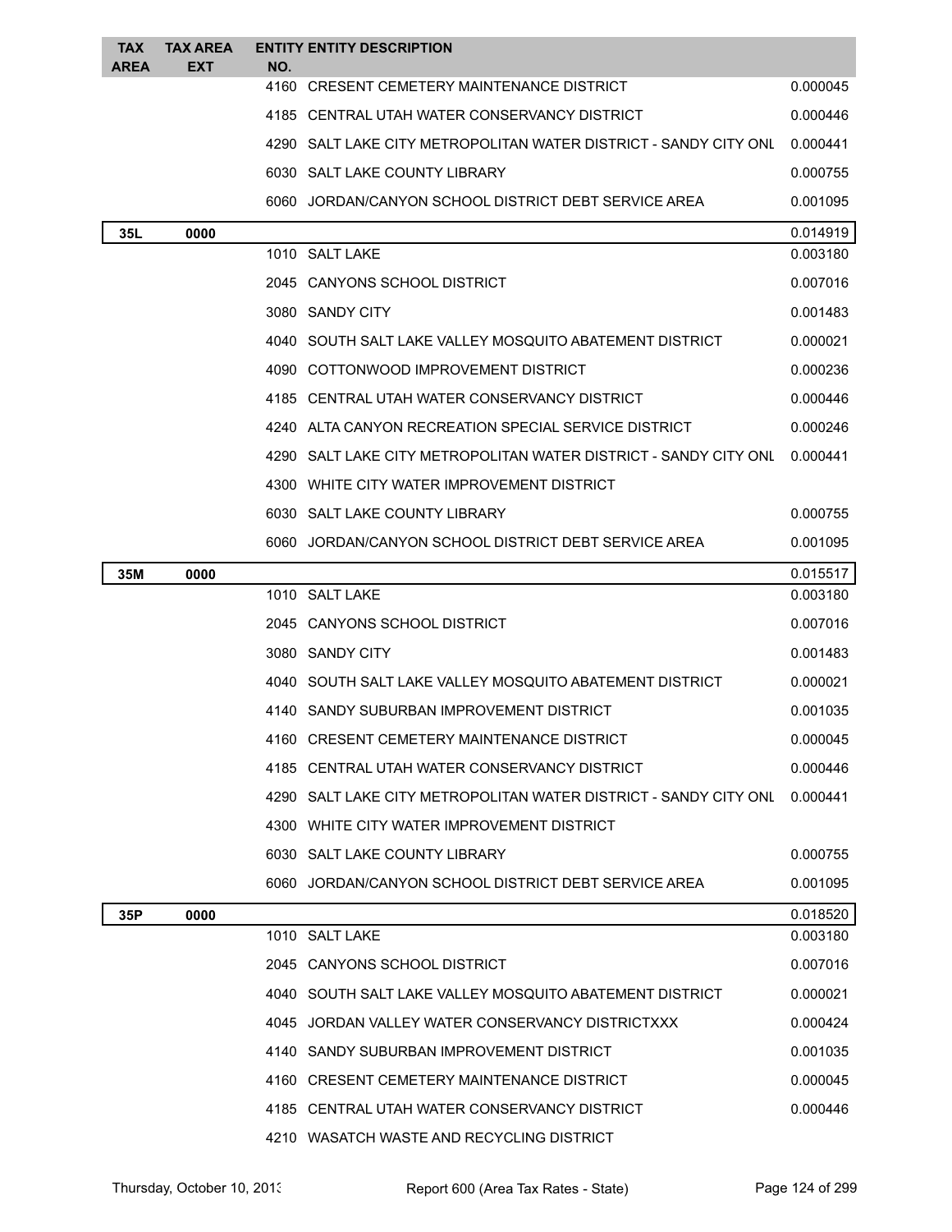| TAX AREA | TAX AREA EXT | ENTITY NO. | ENTITY DESCRIPTION | |
|---|---|---|---|---|
| | | 4160 | CRESENT CEMETERY MAINTENANCE DISTRICT | 0.000045 |
| | | 4185 | CENTRAL UTAH WATER CONSERVANCY DISTRICT | 0.000446 |
| | | 4290 | SALT LAKE CITY METROPOLITAN WATER DISTRICT - SANDY CITY ONL | 0.000441 |
| | | 6030 | SALT LAKE COUNTY LIBRARY | 0.000755 |
| | | 6060 | JORDAN/CANYON SCHOOL DISTRICT DEBT SERVICE AREA | 0.001095 |
| 35L | 0000 | | | 0.014919 |
| | | 1010 | SALT LAKE | 0.003180 |
| | | 2045 | CANYONS SCHOOL DISTRICT | 0.007016 |
| | | 3080 | SANDY CITY | 0.001483 |
| | | 4040 | SOUTH SALT LAKE VALLEY MOSQUITO ABATEMENT DISTRICT | 0.000021 |
| | | 4090 | COTTONWOOD IMPROVEMENT DISTRICT | 0.000236 |
| | | 4185 | CENTRAL UTAH WATER CONSERVANCY DISTRICT | 0.000446 |
| | | 4240 | ALTA CANYON RECREATION SPECIAL SERVICE DISTRICT | 0.000246 |
| | | 4290 | SALT LAKE CITY METROPOLITAN WATER DISTRICT - SANDY CITY ONL | 0.000441 |
| | | 4300 | WHITE CITY WATER IMPROVEMENT DISTRICT | |
| | | 6030 | SALT LAKE COUNTY LIBRARY | 0.000755 |
| | | 6060 | JORDAN/CANYON SCHOOL DISTRICT DEBT SERVICE AREA | 0.001095 |
| 35M | 0000 | | | 0.015517 |
| | | 1010 | SALT LAKE | 0.003180 |
| | | 2045 | CANYONS SCHOOL DISTRICT | 0.007016 |
| | | 3080 | SANDY CITY | 0.001483 |
| | | 4040 | SOUTH SALT LAKE VALLEY MOSQUITO ABATEMENT DISTRICT | 0.000021 |
| | | 4140 | SANDY SUBURBAN IMPROVEMENT DISTRICT | 0.001035 |
| | | 4160 | CRESENT CEMETERY MAINTENANCE DISTRICT | 0.000045 |
| | | 4185 | CENTRAL UTAH WATER CONSERVANCY DISTRICT | 0.000446 |
| | | 4290 | SALT LAKE CITY METROPOLITAN WATER DISTRICT - SANDY CITY ONL | 0.000441 |
| | | 4300 | WHITE CITY WATER IMPROVEMENT DISTRICT | |
| | | 6030 | SALT LAKE COUNTY LIBRARY | 0.000755 |
| | | 6060 | JORDAN/CANYON SCHOOL DISTRICT DEBT SERVICE AREA | 0.001095 |
| 35P | 0000 | | | 0.018520 |
| | | 1010 | SALT LAKE | 0.003180 |
| | | 2045 | CANYONS SCHOOL DISTRICT | 0.007016 |
| | | 4040 | SOUTH SALT LAKE VALLEY MOSQUITO ABATEMENT DISTRICT | 0.000021 |
| | | 4045 | JORDAN VALLEY WATER CONSERVANCY DISTRICTXXX | 0.000424 |
| | | 4140 | SANDY SUBURBAN IMPROVEMENT DISTRICT | 0.001035 |
| | | 4160 | CRESENT CEMETERY MAINTENANCE DISTRICT | 0.000045 |
| | | 4185 | CENTRAL UTAH WATER CONSERVANCY DISTRICT | 0.000446 |
| | | 4210 | WASATCH WASTE AND RECYCLING DISTRICT | |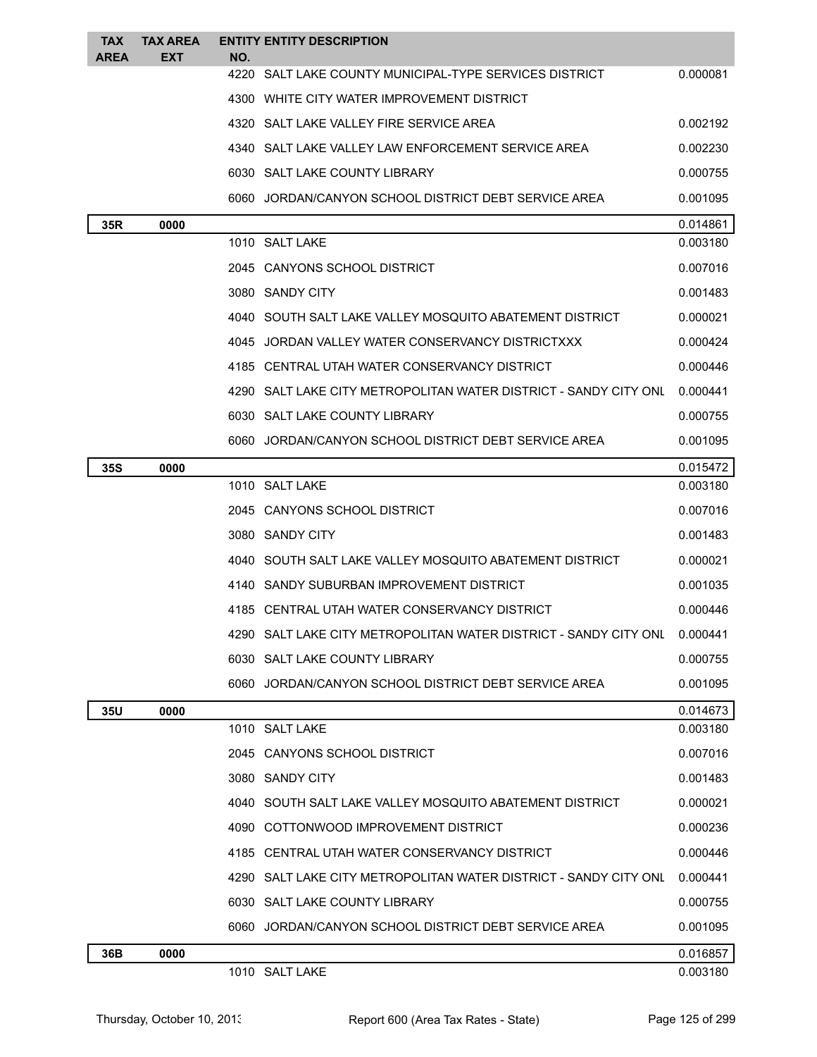| TAX AREA | TAX AREA EXT | ENTITY NO. | ENTITY DESCRIPTION | |
|---|---|---|---|---|
| | | 4220 | SALT LAKE COUNTY MUNICIPAL-TYPE SERVICES DISTRICT | 0.000081 |
| | | 4300 | WHITE CITY WATER IMPROVEMENT DISTRICT | |
| | | 4320 | SALT LAKE VALLEY FIRE SERVICE AREA | 0.002192 |
| | | 4340 | SALT LAKE VALLEY LAW ENFORCEMENT SERVICE AREA | 0.002230 |
| | | 6030 | SALT LAKE COUNTY LIBRARY | 0.000755 |
| | | 6060 | JORDAN/CANYON SCHOOL DISTRICT DEBT SERVICE AREA | 0.001095 |
| **35R** | **0000** | | | 0.014861 |
| | | 1010 | SALT LAKE | 0.003180 |
| | | 2045 | CANYONS SCHOOL DISTRICT | 0.007016 |
| | | 3080 | SANDY CITY | 0.001483 |
| | | 4040 | SOUTH SALT LAKE VALLEY MOSQUITO ABATEMENT DISTRICT | 0.000021 |
| | | 4045 | JORDAN VALLEY WATER CONSERVANCY DISTRICTXXX | 0.000424 |
| | | 4185 | CENTRAL UTAH WATER CONSERVANCY DISTRICT | 0.000446 |
| | | 4290 | SALT LAKE CITY METROPOLITAN WATER DISTRICT - SANDY CITY ONL | 0.000441 |
| | | 6030 | SALT LAKE COUNTY LIBRARY | 0.000755 |
| | | 6060 | JORDAN/CANYON SCHOOL DISTRICT DEBT SERVICE AREA | 0.001095 |
| **35S** | **0000** | | | 0.015472 |
| | | 1010 | SALT LAKE | 0.003180 |
| | | 2045 | CANYONS SCHOOL DISTRICT | 0.007016 |
| | | 3080 | SANDY CITY | 0.001483 |
| | | 4040 | SOUTH SALT LAKE VALLEY MOSQUITO ABATEMENT DISTRICT | 0.000021 |
| | | 4140 | SANDY SUBURBAN IMPROVEMENT DISTRICT | 0.001035 |
| | | 4185 | CENTRAL UTAH WATER CONSERVANCY DISTRICT | 0.000446 |
| | | 4290 | SALT LAKE CITY METROPOLITAN WATER DISTRICT - SANDY CITY ONL | 0.000441 |
| | | 6030 | SALT LAKE COUNTY LIBRARY | 0.000755 |
| | | 6060 | JORDAN/CANYON SCHOOL DISTRICT DEBT SERVICE AREA | 0.001095 |
| **35U** | **0000** | | | 0.014673 |
| | | 1010 | SALT LAKE | 0.003180 |
| | | 2045 | CANYONS SCHOOL DISTRICT | 0.007016 |
| | | 3080 | SANDY CITY | 0.001483 |
| | | 4040 | SOUTH SALT LAKE VALLEY MOSQUITO ABATEMENT DISTRICT | 0.000021 |
| | | 4090 | COTTONWOOD IMPROVEMENT DISTRICT | 0.000236 |
| | | 4185 | CENTRAL UTAH WATER CONSERVANCY DISTRICT | 0.000446 |
| | | 4290 | SALT LAKE CITY METROPOLITAN WATER DISTRICT - SANDY CITY ONL | 0.000441 |
| | | 6030 | SALT LAKE COUNTY LIBRARY | 0.000755 |
| | | 6060 | JORDAN/CANYON SCHOOL DISTRICT DEBT SERVICE AREA | 0.001095 |
| **36B** | **0000** | | | 0.016857 |
| | | 1010 | SALT LAKE | 0.003180 |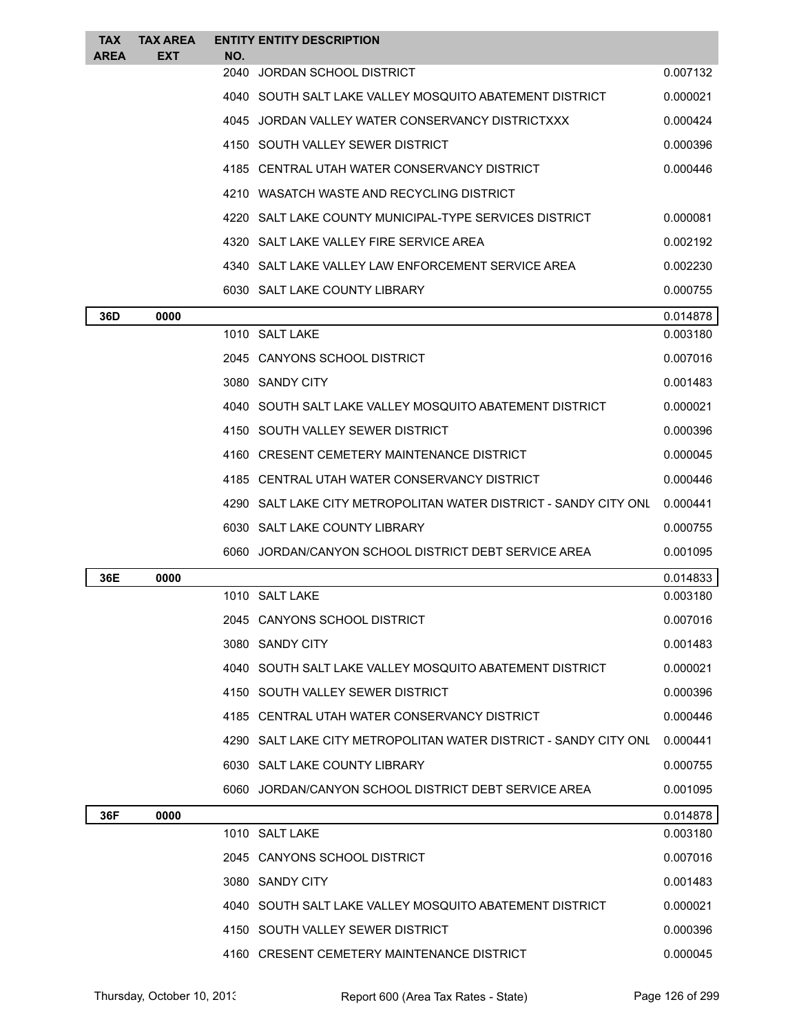| TAX AREA | TAX AREA EXT | ENTITY NO. | ENTITY DESCRIPTION | |
|---|---|---|---|---|
| | | 2040 | JORDAN SCHOOL DISTRICT | 0.007132 |
| | | 4040 | SOUTH SALT LAKE VALLEY MOSQUITO ABATEMENT DISTRICT | 0.000021 |
| | | 4045 | JORDAN VALLEY WATER CONSERVANCY DISTRICTXXX | 0.000424 |
| | | 4150 | SOUTH VALLEY SEWER DISTRICT | 0.000396 |
| | | 4185 | CENTRAL UTAH WATER CONSERVANCY DISTRICT | 0.000446 |
| | | 4210 | WASATCH WASTE AND RECYCLING DISTRICT | |
| | | 4220 | SALT LAKE COUNTY MUNICIPAL-TYPE SERVICES DISTRICT | 0.000081 |
| | | 4320 | SALT LAKE VALLEY FIRE SERVICE AREA | 0.002192 |
| | | 4340 | SALT LAKE VALLEY LAW ENFORCEMENT SERVICE AREA | 0.002230 |
| | | 6030 | SALT LAKE COUNTY LIBRARY | 0.000755 |
| **36D** | **0000** | | | 0.014878 |
| | | 1010 | SALT LAKE | 0.003180 |
| | | 2045 | CANYONS SCHOOL DISTRICT | 0.007016 |
| | | 3080 | SANDY CITY | 0.001483 |
| | | 4040 | SOUTH SALT LAKE VALLEY MOSQUITO ABATEMENT DISTRICT | 0.000021 |
| | | 4150 | SOUTH VALLEY SEWER DISTRICT | 0.000396 |
| | | 4160 | CRESENT CEMETERY MAINTENANCE DISTRICT | 0.000045 |
| | | 4185 | CENTRAL UTAH WATER CONSERVANCY DISTRICT | 0.000446 |
| | | 4290 | SALT LAKE CITY METROPOLITAN WATER DISTRICT - SANDY CITY ONL | 0.000441 |
| | | 6030 | SALT LAKE COUNTY LIBRARY | 0.000755 |
| | | 6060 | JORDAN/CANYON SCHOOL DISTRICT DEBT SERVICE AREA | 0.001095 |
| **36E** | **0000** | | | 0.014833 |
| | | 1010 | SALT LAKE | 0.003180 |
| | | 2045 | CANYONS SCHOOL DISTRICT | 0.007016 |
| | | 3080 | SANDY CITY | 0.001483 |
| | | 4040 | SOUTH SALT LAKE VALLEY MOSQUITO ABATEMENT DISTRICT | 0.000021 |
| | | 4150 | SOUTH VALLEY SEWER DISTRICT | 0.000396 |
| | | 4185 | CENTRAL UTAH WATER CONSERVANCY DISTRICT | 0.000446 |
| | | 4290 | SALT LAKE CITY METROPOLITAN WATER DISTRICT - SANDY CITY ONL | 0.000441 |
| | | 6030 | SALT LAKE COUNTY LIBRARY | 0.000755 |
| | | 6060 | JORDAN/CANYON SCHOOL DISTRICT DEBT SERVICE AREA | 0.001095 |
| **36F** | **0000** | | | 0.014878 |
| | | 1010 | SALT LAKE | 0.003180 |
| | | 2045 | CANYONS SCHOOL DISTRICT | 0.007016 |
| | | 3080 | SANDY CITY | 0.001483 |
| | | 4040 | SOUTH SALT LAKE VALLEY MOSQUITO ABATEMENT DISTRICT | 0.000021 |
| | | 4150 | SOUTH VALLEY SEWER DISTRICT | 0.000396 |
| | | 4160 | CRESENT CEMETERY MAINTENANCE DISTRICT | 0.000045 |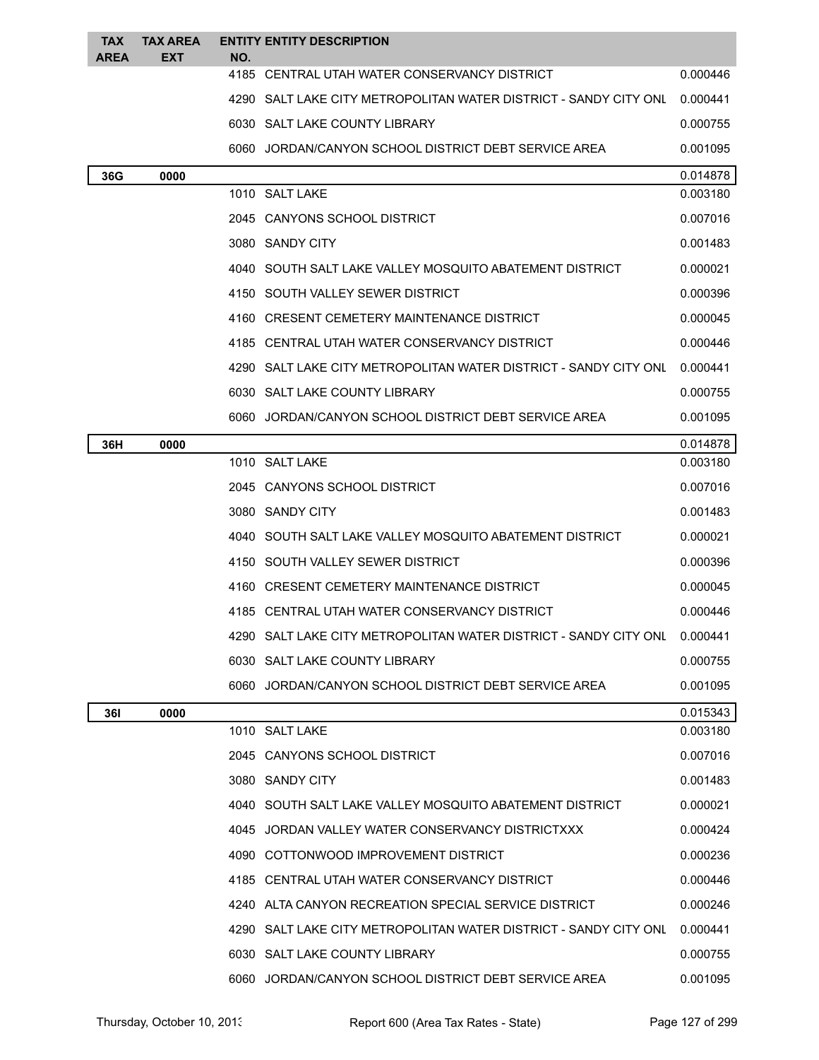| TAX AREA | TAX AREA EXT | ENTITY NO. | ENTITY DESCRIPTION | |
|---|---|---|---|---|
| | | 4185 | CENTRAL UTAH WATER CONSERVANCY DISTRICT | 0.000446 |
| | | 4290 | SALT LAKE CITY METROPOLITAN WATER DISTRICT - SANDY CITY ONL | 0.000441 |
| | | 6030 | SALT LAKE COUNTY LIBRARY | 0.000755 |
| | | 6060 | JORDAN/CANYON SCHOOL DISTRICT DEBT SERVICE AREA | 0.001095 |
| **36G** | **0000** | | | 0.014878 |
| | | 1010 | SALT LAKE | 0.003180 |
| | | 2045 | CANYONS SCHOOL DISTRICT | 0.007016 |
| | | 3080 | SANDY CITY | 0.001483 |
| | | 4040 | SOUTH SALT LAKE VALLEY MOSQUITO ABATEMENT DISTRICT | 0.000021 |
| | | 4150 | SOUTH VALLEY SEWER DISTRICT | 0.000396 |
| | | 4160 | CRESENT CEMETERY MAINTENANCE DISTRICT | 0.000045 |
| | | 4185 | CENTRAL UTAH WATER CONSERVANCY DISTRICT | 0.000446 |
| | | 4290 | SALT LAKE CITY METROPOLITAN WATER DISTRICT - SANDY CITY ONL | 0.000441 |
| | | 6030 | SALT LAKE COUNTY LIBRARY | 0.000755 |
| | | 6060 | JORDAN/CANYON SCHOOL DISTRICT DEBT SERVICE AREA | 0.001095 |
| **36H** | **0000** | | | 0.014878 |
| | | 1010 | SALT LAKE | 0.003180 |
| | | 2045 | CANYONS SCHOOL DISTRICT | 0.007016 |
| | | 3080 | SANDY CITY | 0.001483 |
| | | 4040 | SOUTH SALT LAKE VALLEY MOSQUITO ABATEMENT DISTRICT | 0.000021 |
| | | 4150 | SOUTH VALLEY SEWER DISTRICT | 0.000396 |
| | | 4160 | CRESENT CEMETERY MAINTENANCE DISTRICT | 0.000045 |
| | | 4185 | CENTRAL UTAH WATER CONSERVANCY DISTRICT | 0.000446 |
| | | 4290 | SALT LAKE CITY METROPOLITAN WATER DISTRICT - SANDY CITY ONL | 0.000441 |
| | | 6030 | SALT LAKE COUNTY LIBRARY | 0.000755 |
| | | 6060 | JORDAN/CANYON SCHOOL DISTRICT DEBT SERVICE AREA | 0.001095 |
| **36I** | **0000** | | | 0.015343 |
| | | 1010 | SALT LAKE | 0.003180 |
| | | 2045 | CANYONS SCHOOL DISTRICT | 0.007016 |
| | | 3080 | SANDY CITY | 0.001483 |
| | | 4040 | SOUTH SALT LAKE VALLEY MOSQUITO ABATEMENT DISTRICT | 0.000021 |
| | | 4045 | JORDAN VALLEY WATER CONSERVANCY DISTRICTXXX | 0.000424 |
| | | 4090 | COTTONWOOD IMPROVEMENT DISTRICT | 0.000236 |
| | | 4185 | CENTRAL UTAH WATER CONSERVANCY DISTRICT | 0.000446 |
| | | 4240 | ALTA CANYON RECREATION SPECIAL SERVICE DISTRICT | 0.000246 |
| | | 4290 | SALT LAKE CITY METROPOLITAN WATER DISTRICT - SANDY CITY ONL | 0.000441 |
| | | 6030 | SALT LAKE COUNTY LIBRARY | 0.000755 |
| | | 6060 | JORDAN/CANYON SCHOOL DISTRICT DEBT SERVICE AREA | 0.001095 |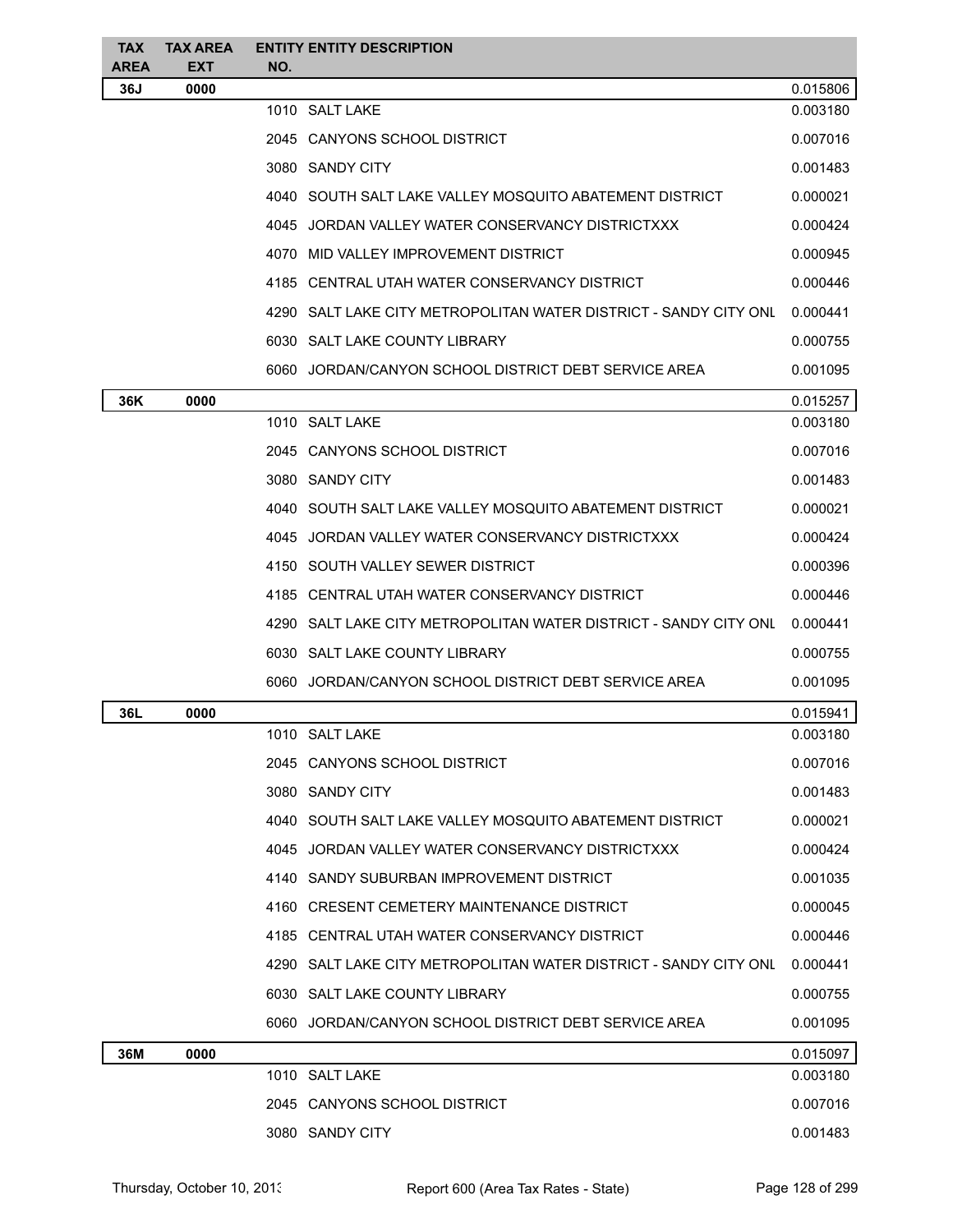| TAX AREA | TAX AREA EXT | ENTITY NO. | ENTITY DESCRIPTION | |
|---|---|---|---|---|
| 36J | 0000 | | | 0.015806 |
| | | 1010 | SALT LAKE | 0.003180 |
| | | 2045 | CANYONS SCHOOL DISTRICT | 0.007016 |
| | | 3080 | SANDY CITY | 0.001483 |
| | | 4040 | SOUTH SALT LAKE VALLEY MOSQUITO ABATEMENT DISTRICT | 0.000021 |
| | | 4045 | JORDAN VALLEY WATER CONSERVANCY DISTRICTXXX | 0.000424 |
| | | 4070 | MID VALLEY IMPROVEMENT DISTRICT | 0.000945 |
| | | 4185 | CENTRAL UTAH WATER CONSERVANCY DISTRICT | 0.000446 |
| | | 4290 | SALT LAKE CITY METROPOLITAN WATER DISTRICT - SANDY CITY ONL | 0.000441 |
| | | 6030 | SALT LAKE COUNTY LIBRARY | 0.000755 |
| | | 6060 | JORDAN/CANYON SCHOOL DISTRICT DEBT SERVICE AREA | 0.001095 |
| 36K | 0000 | | | 0.015257 |
| | | 1010 | SALT LAKE | 0.003180 |
| | | 2045 | CANYONS SCHOOL DISTRICT | 0.007016 |
| | | 3080 | SANDY CITY | 0.001483 |
| | | 4040 | SOUTH SALT LAKE VALLEY MOSQUITO ABATEMENT DISTRICT | 0.000021 |
| | | 4045 | JORDAN VALLEY WATER CONSERVANCY DISTRICTXXX | 0.000424 |
| | | 4150 | SOUTH VALLEY SEWER DISTRICT | 0.000396 |
| | | 4185 | CENTRAL UTAH WATER CONSERVANCY DISTRICT | 0.000446 |
| | | 4290 | SALT LAKE CITY METROPOLITAN WATER DISTRICT - SANDY CITY ONL | 0.000441 |
| | | 6030 | SALT LAKE COUNTY LIBRARY | 0.000755 |
| | | 6060 | JORDAN/CANYON SCHOOL DISTRICT DEBT SERVICE AREA | 0.001095 |
| 36L | 0000 | | | 0.015941 |
| | | 1010 | SALT LAKE | 0.003180 |
| | | 2045 | CANYONS SCHOOL DISTRICT | 0.007016 |
| | | 3080 | SANDY CITY | 0.001483 |
| | | 4040 | SOUTH SALT LAKE VALLEY MOSQUITO ABATEMENT DISTRICT | 0.000021 |
| | | 4045 | JORDAN VALLEY WATER CONSERVANCY DISTRICTXXX | 0.000424 |
| | | 4140 | SANDY SUBURBAN IMPROVEMENT DISTRICT | 0.001035 |
| | | 4160 | CRESENT CEMETERY MAINTENANCE DISTRICT | 0.000045 |
| | | 4185 | CENTRAL UTAH WATER CONSERVANCY DISTRICT | 0.000446 |
| | | 4290 | SALT LAKE CITY METROPOLITAN WATER DISTRICT - SANDY CITY ONL | 0.000441 |
| | | 6030 | SALT LAKE COUNTY LIBRARY | 0.000755 |
| | | 6060 | JORDAN/CANYON SCHOOL DISTRICT DEBT SERVICE AREA | 0.001095 |
| 36M | 0000 | | | 0.015097 |
| | | 1010 | SALT LAKE | 0.003180 |
| | | 2045 | CANYONS SCHOOL DISTRICT | 0.007016 |
| | | 3080 | SANDY CITY | 0.001483 |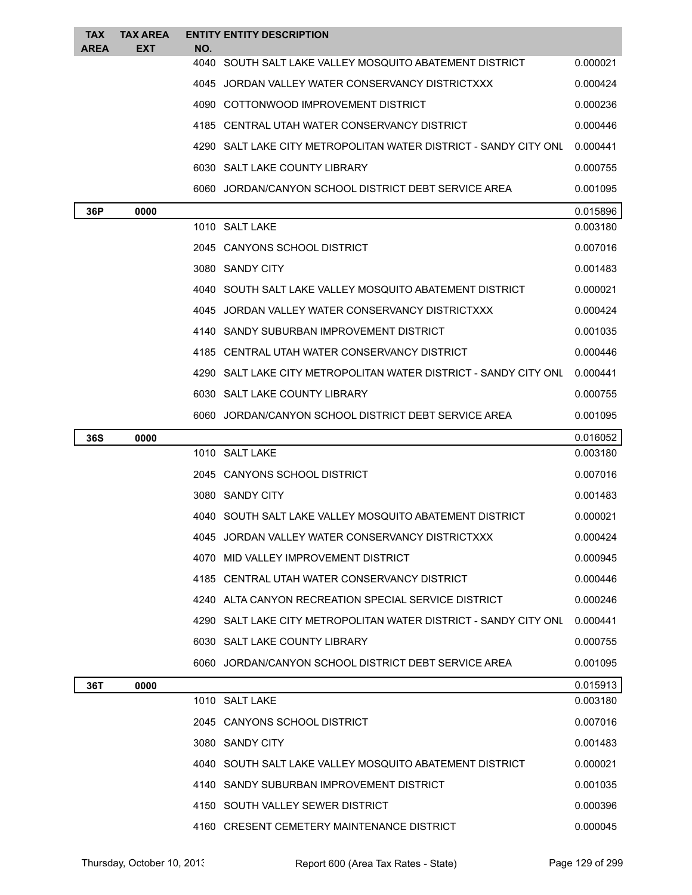| TAX AREA | TAX AREA EXT | ENTITY NO. | ENTITY DESCRIPTION | |
|---|---|---|---|---|
| | | 4040 | SOUTH SALT LAKE VALLEY MOSQUITO ABATEMENT DISTRICT | 0.000021 |
| | | 4045 | JORDAN VALLEY WATER CONSERVANCY DISTRICTXXX | 0.000424 |
| | | 4090 | COTTONWOOD IMPROVEMENT DISTRICT | 0.000236 |
| | | 4185 | CENTRAL UTAH WATER CONSERVANCY DISTRICT | 0.000446 |
| | | 4290 | SALT LAKE CITY METROPOLITAN WATER DISTRICT - SANDY CITY ONL | 0.000441 |
| | | 6030 | SALT LAKE COUNTY LIBRARY | 0.000755 |
| | | 6060 | JORDAN/CANYON SCHOOL DISTRICT DEBT SERVICE AREA | 0.001095 |
| **36P** | **0000** | | | 0.015896 |
| | | 1010 | SALT LAKE | 0.003180 |
| | | 2045 | CANYONS SCHOOL DISTRICT | 0.007016 |
| | | 3080 | SANDY CITY | 0.001483 |
| | | 4040 | SOUTH SALT LAKE VALLEY MOSQUITO ABATEMENT DISTRICT | 0.000021 |
| | | 4045 | JORDAN VALLEY WATER CONSERVANCY DISTRICTXXX | 0.000424 |
| | | 4140 | SANDY SUBURBAN IMPROVEMENT DISTRICT | 0.001035 |
| | | 4185 | CENTRAL UTAH WATER CONSERVANCY DISTRICT | 0.000446 |
| | | 4290 | SALT LAKE CITY METROPOLITAN WATER DISTRICT - SANDY CITY ONL | 0.000441 |
| | | 6030 | SALT LAKE COUNTY LIBRARY | 0.000755 |
| | | 6060 | JORDAN/CANYON SCHOOL DISTRICT DEBT SERVICE AREA | 0.001095 |
| **36S** | **0000** | | | 0.016052 |
| | | 1010 | SALT LAKE | 0.003180 |
| | | 2045 | CANYONS SCHOOL DISTRICT | 0.007016 |
| | | 3080 | SANDY CITY | 0.001483 |
| | | 4040 | SOUTH SALT LAKE VALLEY MOSQUITO ABATEMENT DISTRICT | 0.000021 |
| | | 4045 | JORDAN VALLEY WATER CONSERVANCY DISTRICTXXX | 0.000424 |
| | | 4070 | MID VALLEY IMPROVEMENT DISTRICT | 0.000945 |
| | | 4185 | CENTRAL UTAH WATER CONSERVANCY DISTRICT | 0.000446 |
| | | 4240 | ALTA CANYON RECREATION SPECIAL SERVICE DISTRICT | 0.000246 |
| | | 4290 | SALT LAKE CITY METROPOLITAN WATER DISTRICT - SANDY CITY ONL | 0.000441 |
| | | 6030 | SALT LAKE COUNTY LIBRARY | 0.000755 |
| | | 6060 | JORDAN/CANYON SCHOOL DISTRICT DEBT SERVICE AREA | 0.001095 |
| **36T** | **0000** | | | 0.015913 |
| | | 1010 | SALT LAKE | 0.003180 |
| | | 2045 | CANYONS SCHOOL DISTRICT | 0.007016 |
| | | 3080 | SANDY CITY | 0.001483 |
| | | 4040 | SOUTH SALT LAKE VALLEY MOSQUITO ABATEMENT DISTRICT | 0.000021 |
| | | 4140 | SANDY SUBURBAN IMPROVEMENT DISTRICT | 0.001035 |
| | | 4150 | SOUTH VALLEY SEWER DISTRICT | 0.000396 |
| | | 4160 | CRESENT CEMETERY MAINTENANCE DISTRICT | 0.000045 |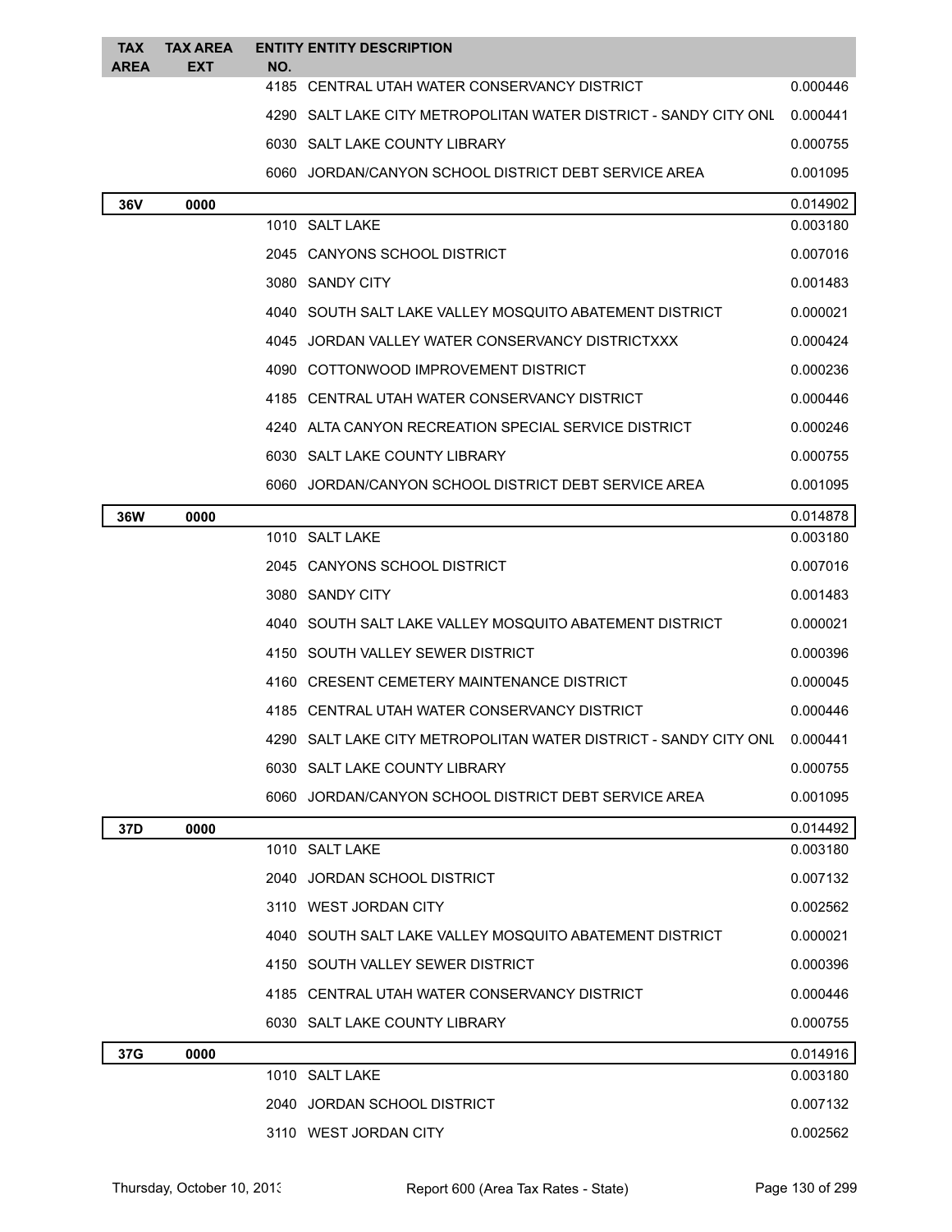| TAX AREA | TAX AREA EXT | ENTITY NO. | ENTITY DESCRIPTION | |
|---|---|---|---|---|
| | | 4185 | CENTRAL UTAH WATER CONSERVANCY DISTRICT | 0.000446 |
| | | 4290 | SALT LAKE CITY METROPOLITAN WATER DISTRICT - SANDY CITY ONL | 0.000441 |
| | | 6030 | SALT LAKE COUNTY LIBRARY | 0.000755 |
| | | 6060 | JORDAN/CANYON SCHOOL DISTRICT DEBT SERVICE AREA | 0.001095 |
| **36V** | **0000** | | | 0.014902 |
| | | 1010 | SALT LAKE | 0.003180 |
| | | 2045 | CANYONS SCHOOL DISTRICT | 0.007016 |
| | | 3080 | SANDY CITY | 0.001483 |
| | | 4040 | SOUTH SALT LAKE VALLEY MOSQUITO ABATEMENT DISTRICT | 0.000021 |
| | | 4045 | JORDAN VALLEY WATER CONSERVANCY DISTRICTXXX | 0.000424 |
| | | 4090 | COTTONWOOD IMPROVEMENT DISTRICT | 0.000236 |
| | | 4185 | CENTRAL UTAH WATER CONSERVANCY DISTRICT | 0.000446 |
| | | 4240 | ALTA CANYON RECREATION SPECIAL SERVICE DISTRICT | 0.000246 |
| | | 6030 | SALT LAKE COUNTY LIBRARY | 0.000755 |
| | | 6060 | JORDAN/CANYON SCHOOL DISTRICT DEBT SERVICE AREA | 0.001095 |
| **36W** | **0000** | | | 0.014878 |
| | | 1010 | SALT LAKE | 0.003180 |
| | | 2045 | CANYONS SCHOOL DISTRICT | 0.007016 |
| | | 3080 | SANDY CITY | 0.001483 |
| | | 4040 | SOUTH SALT LAKE VALLEY MOSQUITO ABATEMENT DISTRICT | 0.000021 |
| | | 4150 | SOUTH VALLEY SEWER DISTRICT | 0.000396 |
| | | 4160 | CRESENT CEMETERY MAINTENANCE DISTRICT | 0.000045 |
| | | 4185 | CENTRAL UTAH WATER CONSERVANCY DISTRICT | 0.000446 |
| | | 4290 | SALT LAKE CITY METROPOLITAN WATER DISTRICT - SANDY CITY ONL | 0.000441 |
| | | 6030 | SALT LAKE COUNTY LIBRARY | 0.000755 |
| | | 6060 | JORDAN/CANYON SCHOOL DISTRICT DEBT SERVICE AREA | 0.001095 |
| **37D** | **0000** | | | 0.014492 |
| | | 1010 | SALT LAKE | 0.003180 |
| | | 2040 | JORDAN SCHOOL DISTRICT | 0.007132 |
| | | 3110 | WEST JORDAN CITY | 0.002562 |
| | | 4040 | SOUTH SALT LAKE VALLEY MOSQUITO ABATEMENT DISTRICT | 0.000021 |
| | | 4150 | SOUTH VALLEY SEWER DISTRICT | 0.000396 |
| | | 4185 | CENTRAL UTAH WATER CONSERVANCY DISTRICT | 0.000446 |
| | | 6030 | SALT LAKE COUNTY LIBRARY | 0.000755 |
| **37G** | **0000** | | | 0.014916 |
| | | 1010 | SALT LAKE | 0.003180 |
| | | 2040 | JORDAN SCHOOL DISTRICT | 0.007132 |
| | | 3110 | WEST JORDAN CITY | 0.002562 |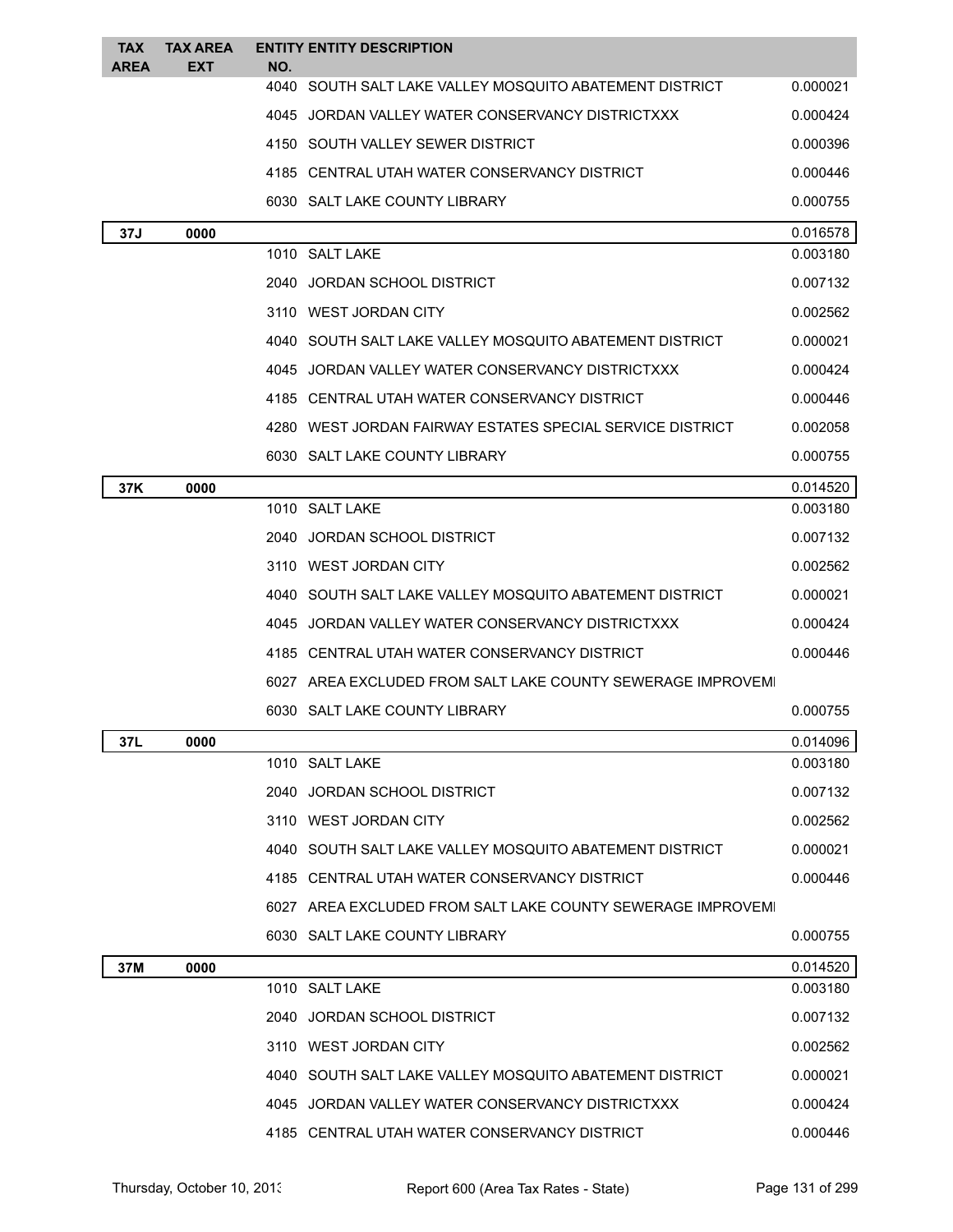| TAX AREA | TAX AREA EXT | ENTITY NO. | ENTITY DESCRIPTION | |
|---|---|---|---|---|
| | | 4040 | SOUTH SALT LAKE VALLEY MOSQUITO ABATEMENT DISTRICT | 0.000021 |
| | | 4045 | JORDAN VALLEY WATER CONSERVANCY DISTRICTXXX | 0.000424 |
| | | 4150 | SOUTH VALLEY SEWER DISTRICT | 0.000396 |
| | | 4185 | CENTRAL UTAH WATER CONSERVANCY DISTRICT | 0.000446 |
| | | 6030 | SALT LAKE COUNTY LIBRARY | 0.000755 |
| **37J** | **0000** | | | 0.016578 |
| | | 1010 | SALT LAKE | 0.003180 |
| | | 2040 | JORDAN SCHOOL DISTRICT | 0.007132 |
| | | 3110 | WEST JORDAN CITY | 0.002562 |
| | | 4040 | SOUTH SALT LAKE VALLEY MOSQUITO ABATEMENT DISTRICT | 0.000021 |
| | | 4045 | JORDAN VALLEY WATER CONSERVANCY DISTRICTXXX | 0.000424 |
| | | 4185 | CENTRAL UTAH WATER CONSERVANCY DISTRICT | 0.000446 |
| | | 4280 | WEST JORDAN FAIRWAY ESTATES SPECIAL SERVICE DISTRICT | 0.002058 |
| | | 6030 | SALT LAKE COUNTY LIBRARY | 0.000755 |
| **37K** | **0000** | | | 0.014520 |
| | | 1010 | SALT LAKE | 0.003180 |
| | | 2040 | JORDAN SCHOOL DISTRICT | 0.007132 |
| | | 3110 | WEST JORDAN CITY | 0.002562 |
| | | 4040 | SOUTH SALT LAKE VALLEY MOSQUITO ABATEMENT DISTRICT | 0.000021 |
| | | 4045 | JORDAN VALLEY WATER CONSERVANCY DISTRICTXXX | 0.000424 |
| | | 4185 | CENTRAL UTAH WATER CONSERVANCY DISTRICT | 0.000446 |
| | | 6027 | AREA EXCLUDED FROM SALT LAKE COUNTY SEWERAGE IMPROVEMI | |
| | | 6030 | SALT LAKE COUNTY LIBRARY | 0.000755 |
| **37L** | **0000** | | | 0.014096 |
| | | 1010 | SALT LAKE | 0.003180 |
| | | 2040 | JORDAN SCHOOL DISTRICT | 0.007132 |
| | | 3110 | WEST JORDAN CITY | 0.002562 |
| | | 4040 | SOUTH SALT LAKE VALLEY MOSQUITO ABATEMENT DISTRICT | 0.000021 |
| | | 4185 | CENTRAL UTAH WATER CONSERVANCY DISTRICT | 0.000446 |
| | | 6027 | AREA EXCLUDED FROM SALT LAKE COUNTY SEWERAGE IMPROVEMI | |
| | | 6030 | SALT LAKE COUNTY LIBRARY | 0.000755 |
| **37M** | **0000** | | | 0.014520 |
| | | 1010 | SALT LAKE | 0.003180 |
| | | 2040 | JORDAN SCHOOL DISTRICT | 0.007132 |
| | | 3110 | WEST JORDAN CITY | 0.002562 |
| | | 4040 | SOUTH SALT LAKE VALLEY MOSQUITO ABATEMENT DISTRICT | 0.000021 |
| | | 4045 | JORDAN VALLEY WATER CONSERVANCY DISTRICTXXX | 0.000424 |
| | | 4185 | CENTRAL UTAH WATER CONSERVANCY DISTRICT | 0.000446 |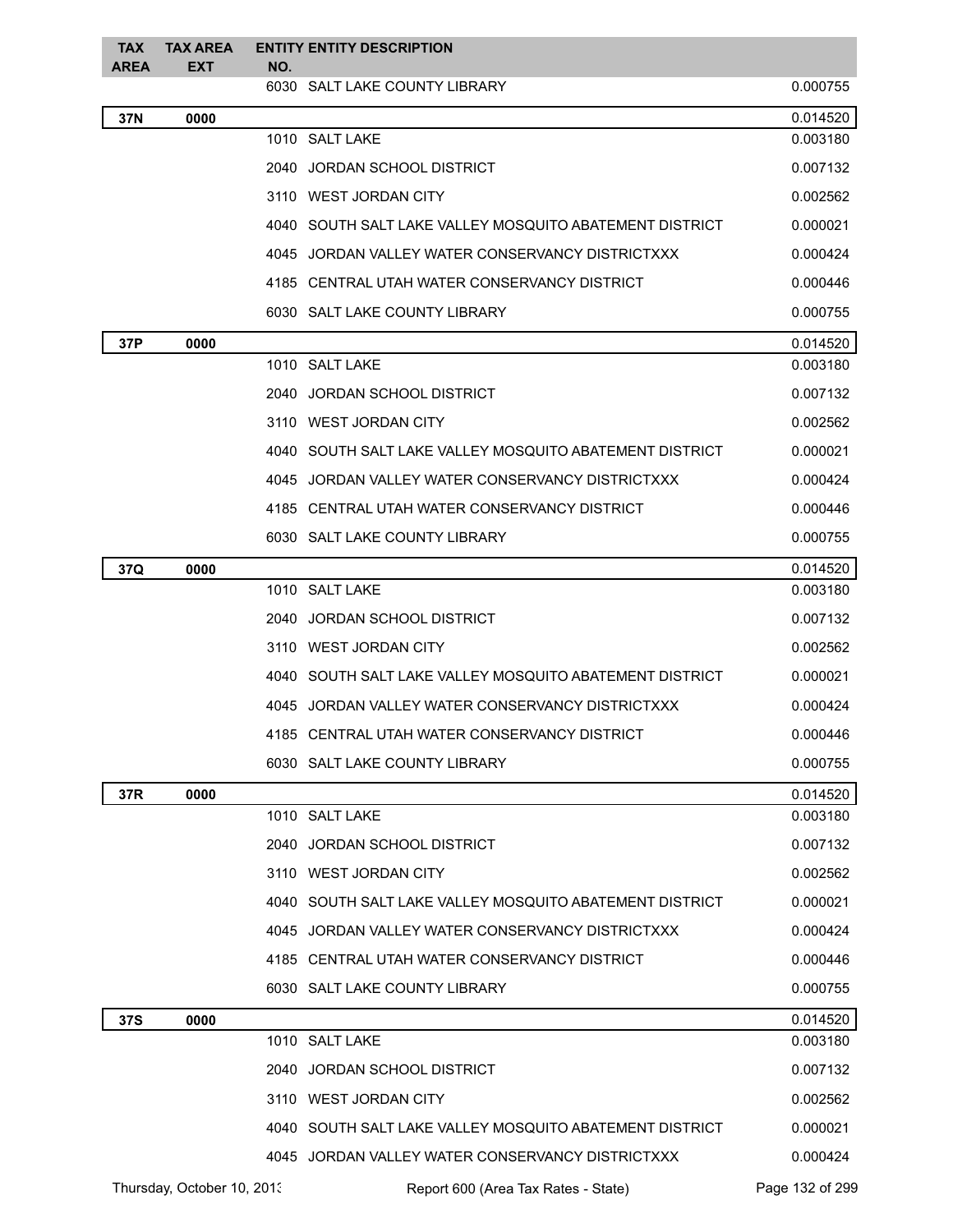| TAX AREA | TAX AREA EXT | ENTITY NO. | ENTITY DESCRIPTION | |
|---|---|---|---|---|
| | | 6030 | SALT LAKE COUNTY LIBRARY | 0.000755 |
| **37N** | **0000** | | | 0.014520 |
| | | 1010 | SALT LAKE | 0.003180 |
| | | 2040 | JORDAN SCHOOL DISTRICT | 0.007132 |
| | | 3110 | WEST JORDAN CITY | 0.002562 |
| | | 4040 | SOUTH SALT LAKE VALLEY MOSQUITO ABATEMENT DISTRICT | 0.000021 |
| | | 4045 | JORDAN VALLEY WATER CONSERVANCY DISTRICTXXX | 0.000424 |
| | | 4185 | CENTRAL UTAH WATER CONSERVANCY DISTRICT | 0.000446 |
| | | 6030 | SALT LAKE COUNTY LIBRARY | 0.000755 |
| **37P** | **0000** | | | 0.014520 |
| | | 1010 | SALT LAKE | 0.003180 |
| | | 2040 | JORDAN SCHOOL DISTRICT | 0.007132 |
| | | 3110 | WEST JORDAN CITY | 0.002562 |
| | | 4040 | SOUTH SALT LAKE VALLEY MOSQUITO ABATEMENT DISTRICT | 0.000021 |
| | | 4045 | JORDAN VALLEY WATER CONSERVANCY DISTRICTXXX | 0.000424 |
| | | 4185 | CENTRAL UTAH WATER CONSERVANCY DISTRICT | 0.000446 |
| | | 6030 | SALT LAKE COUNTY LIBRARY | 0.000755 |
| **37Q** | **0000** | | | 0.014520 |
| | | 1010 | SALT LAKE | 0.003180 |
| | | 2040 | JORDAN SCHOOL DISTRICT | 0.007132 |
| | | 3110 | WEST JORDAN CITY | 0.002562 |
| | | 4040 | SOUTH SALT LAKE VALLEY MOSQUITO ABATEMENT DISTRICT | 0.000021 |
| | | 4045 | JORDAN VALLEY WATER CONSERVANCY DISTRICTXXX | 0.000424 |
| | | 4185 | CENTRAL UTAH WATER CONSERVANCY DISTRICT | 0.000446 |
| | | 6030 | SALT LAKE COUNTY LIBRARY | 0.000755 |
| **37R** | **0000** | | | 0.014520 |
| | | 1010 | SALT LAKE | 0.003180 |
| | | 2040 | JORDAN SCHOOL DISTRICT | 0.007132 |
| | | 3110 | WEST JORDAN CITY | 0.002562 |
| | | 4040 | SOUTH SALT LAKE VALLEY MOSQUITO ABATEMENT DISTRICT | 0.000021 |
| | | 4045 | JORDAN VALLEY WATER CONSERVANCY DISTRICTXXX | 0.000424 |
| | | 4185 | CENTRAL UTAH WATER CONSERVANCY DISTRICT | 0.000446 |
| | | 6030 | SALT LAKE COUNTY LIBRARY | 0.000755 |
| **37S** | **0000** | | | 0.014520 |
| | | 1010 | SALT LAKE | 0.003180 |
| | | 2040 | JORDAN SCHOOL DISTRICT | 0.007132 |
| | | 3110 | WEST JORDAN CITY | 0.002562 |
| | | 4040 | SOUTH SALT LAKE VALLEY MOSQUITO ABATEMENT DISTRICT | 0.000021 |
| | | 4045 | JORDAN VALLEY WATER CONSERVANCY DISTRICTXXX | 0.000424 |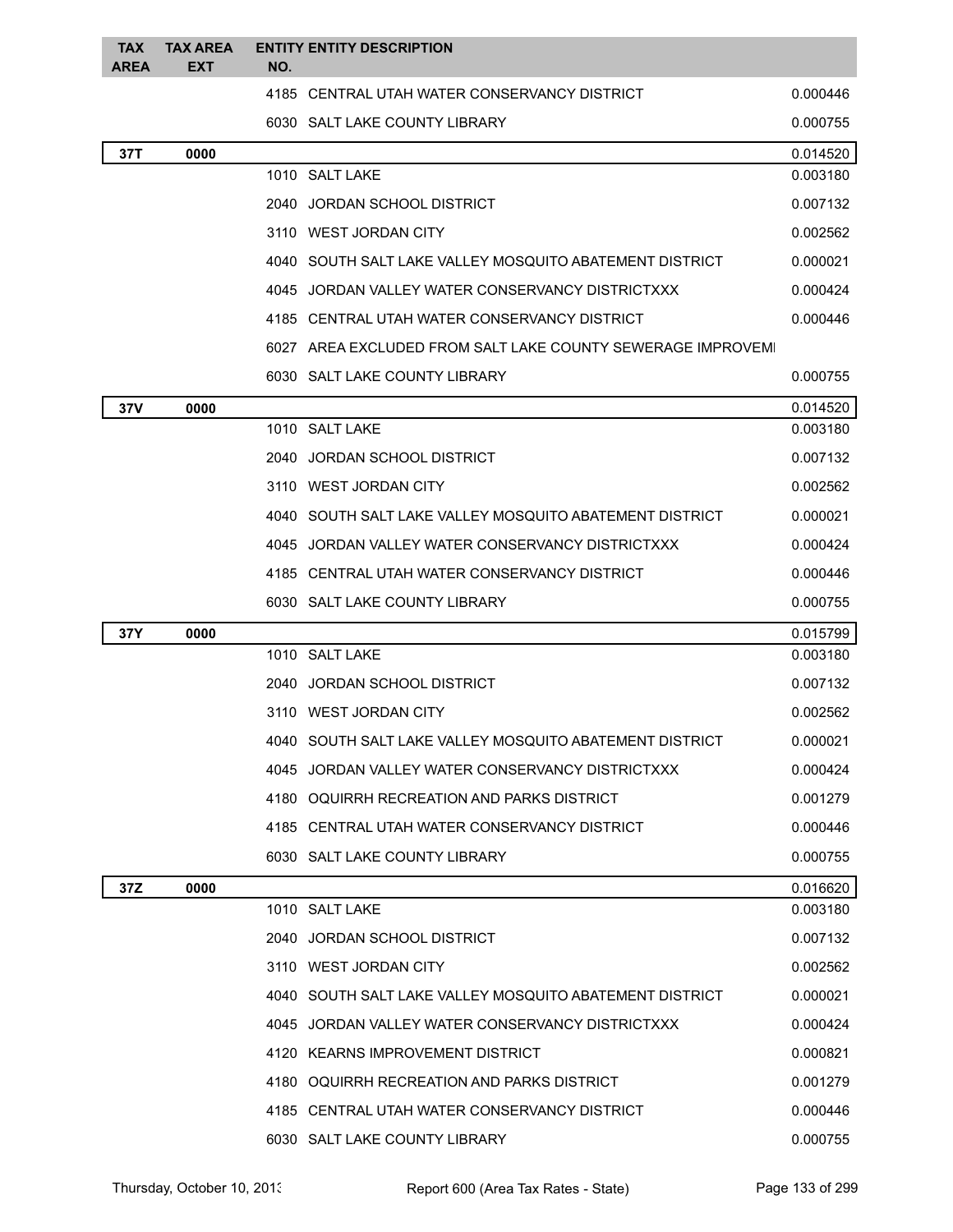| TAX AREA | TAX AREA EXT | ENTITY NO. | ENTITY DESCRIPTION | |
|---|---|---|---|---|
| | | 4185 | CENTRAL UTAH WATER CONSERVANCY DISTRICT | 0.000446 |
| | | 6030 | SALT LAKE COUNTY LIBRARY | 0.000755 |
| 37T | 0000 | | | 0.014520 |
| | | 1010 | SALT LAKE | 0.003180 |
| | | 2040 | JORDAN SCHOOL DISTRICT | 0.007132 |
| | | 3110 | WEST JORDAN CITY | 0.002562 |
| | | 4040 | SOUTH SALT LAKE VALLEY MOSQUITO ABATEMENT DISTRICT | 0.000021 |
| | | 4045 | JORDAN VALLEY WATER CONSERVANCY DISTRICTXXX | 0.000424 |
| | | 4185 | CENTRAL UTAH WATER CONSERVANCY DISTRICT | 0.000446 |
| | | 6027 | AREA EXCLUDED FROM SALT LAKE COUNTY SEWERAGE IMPROVEMI | |
| | | 6030 | SALT LAKE COUNTY LIBRARY | 0.000755 |
| 37V | 0000 | | | 0.014520 |
| | | 1010 | SALT LAKE | 0.003180 |
| | | 2040 | JORDAN SCHOOL DISTRICT | 0.007132 |
| | | 3110 | WEST JORDAN CITY | 0.002562 |
| | | 4040 | SOUTH SALT LAKE VALLEY MOSQUITO ABATEMENT DISTRICT | 0.000021 |
| | | 4045 | JORDAN VALLEY WATER CONSERVANCY DISTRICTXXX | 0.000424 |
| | | 4185 | CENTRAL UTAH WATER CONSERVANCY DISTRICT | 0.000446 |
| | | 6030 | SALT LAKE COUNTY LIBRARY | 0.000755 |
| 37Y | 0000 | | | 0.015799 |
| | | 1010 | SALT LAKE | 0.003180 |
| | | 2040 | JORDAN SCHOOL DISTRICT | 0.007132 |
| | | 3110 | WEST JORDAN CITY | 0.002562 |
| | | 4040 | SOUTH SALT LAKE VALLEY MOSQUITO ABATEMENT DISTRICT | 0.000021 |
| | | 4045 | JORDAN VALLEY WATER CONSERVANCY DISTRICTXXX | 0.000424 |
| | | 4180 | OQUIRRH RECREATION AND PARKS DISTRICT | 0.001279 |
| | | 4185 | CENTRAL UTAH WATER CONSERVANCY DISTRICT | 0.000446 |
| | | 6030 | SALT LAKE COUNTY LIBRARY | 0.000755 |
| 37Z | 0000 | | | 0.016620 |
| | | 1010 | SALT LAKE | 0.003180 |
| | | 2040 | JORDAN SCHOOL DISTRICT | 0.007132 |
| | | 3110 | WEST JORDAN CITY | 0.002562 |
| | | 4040 | SOUTH SALT LAKE VALLEY MOSQUITO ABATEMENT DISTRICT | 0.000021 |
| | | 4045 | JORDAN VALLEY WATER CONSERVANCY DISTRICTXXX | 0.000424 |
| | | 4120 | KEARNS IMPROVEMENT DISTRICT | 0.000821 |
| | | 4180 | OQUIRRH RECREATION AND PARKS DISTRICT | 0.001279 |
| | | 4185 | CENTRAL UTAH WATER CONSERVANCY DISTRICT | 0.000446 |
| | | 6030 | SALT LAKE COUNTY LIBRARY | 0.000755 |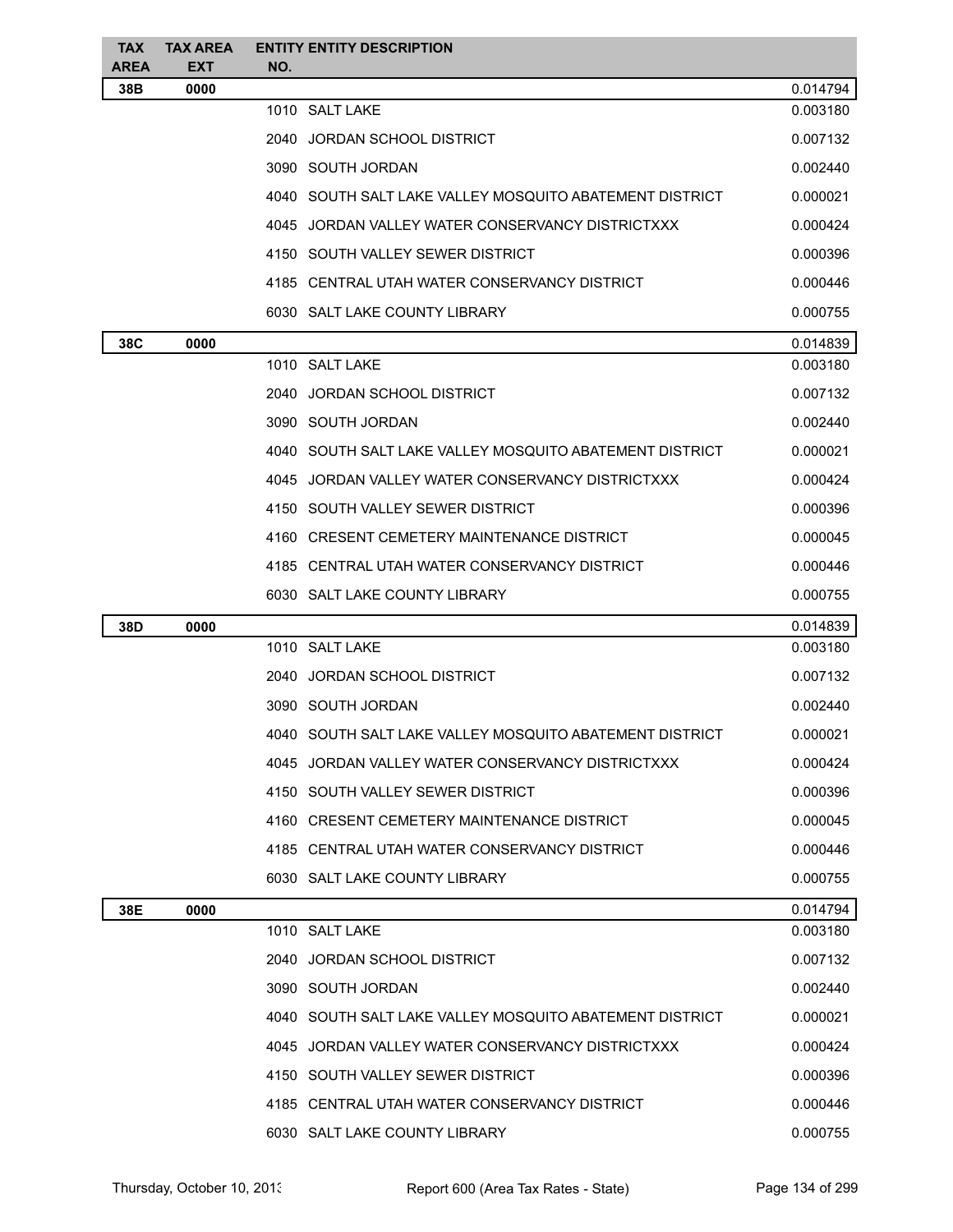| TAX AREA | TAX AREA EXT | ENTITY NO. | ENTITY DESCRIPTION | |
|---|---|---|---|---|
| **38B** | **0000** | | | 0.014794 |
| | | 1010 | SALT LAKE | 0.003180 |
| | | 2040 | JORDAN SCHOOL DISTRICT | 0.007132 |
| | | 3090 | SOUTH JORDAN | 0.002440 |
| | | 4040 | SOUTH SALT LAKE VALLEY MOSQUITO ABATEMENT DISTRICT | 0.000021 |
| | | 4045 | JORDAN VALLEY WATER CONSERVANCY DISTRICTXXX | 0.000424 |
| | | 4150 | SOUTH VALLEY SEWER DISTRICT | 0.000396 |
| | | 4185 | CENTRAL UTAH WATER CONSERVANCY DISTRICT | 0.000446 |
| | | 6030 | SALT LAKE COUNTY LIBRARY | 0.000755 |
| **38C** | **0000** | | | 0.014839 |
| | | 1010 | SALT LAKE | 0.003180 |
| | | 2040 | JORDAN SCHOOL DISTRICT | 0.007132 |
| | | 3090 | SOUTH JORDAN | 0.002440 |
| | | 4040 | SOUTH SALT LAKE VALLEY MOSQUITO ABATEMENT DISTRICT | 0.000021 |
| | | 4045 | JORDAN VALLEY WATER CONSERVANCY DISTRICTXXX | 0.000424 |
| | | 4150 | SOUTH VALLEY SEWER DISTRICT | 0.000396 |
| | | 4160 | CRESENT CEMETERY MAINTENANCE DISTRICT | 0.000045 |
| | | 4185 | CENTRAL UTAH WATER CONSERVANCY DISTRICT | 0.000446 |
| | | 6030 | SALT LAKE COUNTY LIBRARY | 0.000755 |
| **38D** | **0000** | | | 0.014839 |
| | | 1010 | SALT LAKE | 0.003180 |
| | | 2040 | JORDAN SCHOOL DISTRICT | 0.007132 |
| | | 3090 | SOUTH JORDAN | 0.002440 |
| | | 4040 | SOUTH SALT LAKE VALLEY MOSQUITO ABATEMENT DISTRICT | 0.000021 |
| | | 4045 | JORDAN VALLEY WATER CONSERVANCY DISTRICTXXX | 0.000424 |
| | | 4150 | SOUTH VALLEY SEWER DISTRICT | 0.000396 |
| | | 4160 | CRESENT CEMETERY MAINTENANCE DISTRICT | 0.000045 |
| | | 4185 | CENTRAL UTAH WATER CONSERVANCY DISTRICT | 0.000446 |
| | | 6030 | SALT LAKE COUNTY LIBRARY | 0.000755 |
| **38E** | **0000** | | | 0.014794 |
| | | 1010 | SALT LAKE | 0.003180 |
| | | 2040 | JORDAN SCHOOL DISTRICT | 0.007132 |
| | | 3090 | SOUTH JORDAN | 0.002440 |
| | | 4040 | SOUTH SALT LAKE VALLEY MOSQUITO ABATEMENT DISTRICT | 0.000021 |
| | | 4045 | JORDAN VALLEY WATER CONSERVANCY DISTRICTXXX | 0.000424 |
| | | 4150 | SOUTH VALLEY SEWER DISTRICT | 0.000396 |
| | | 4185 | CENTRAL UTAH WATER CONSERVANCY DISTRICT | 0.000446 |
| | | 6030 | SALT LAKE COUNTY LIBRARY | 0.000755 |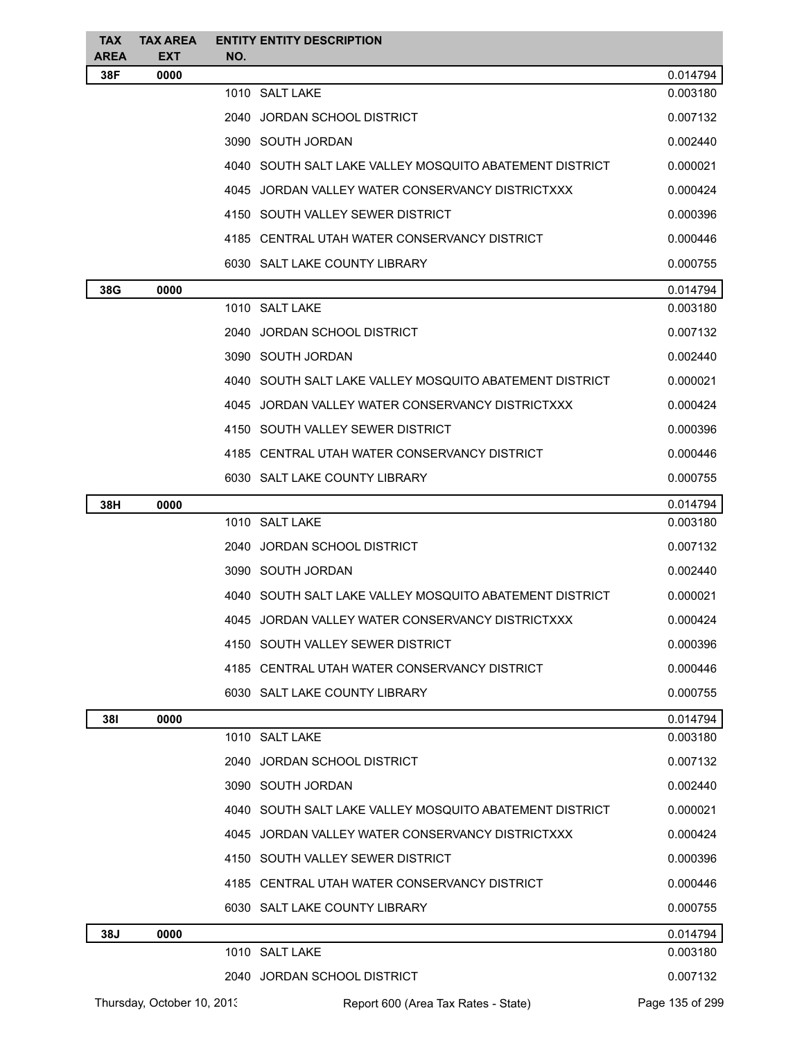| TAX AREA | TAX AREA EXT | ENTITY NO. | ENTITY DESCRIPTION | |
|---|---|---|---|---|
| **38F** | **0000** | | | 0.014794 |
| | | 1010 | SALT LAKE | 0.003180 |
| | | 2040 | JORDAN SCHOOL DISTRICT | 0.007132 |
| | | 3090 | SOUTH JORDAN | 0.002440 |
| | | 4040 | SOUTH SALT LAKE VALLEY MOSQUITO ABATEMENT DISTRICT | 0.000021 |
| | | 4045 | JORDAN VALLEY WATER CONSERVANCY DISTRICTXXX | 0.000424 |
| | | 4150 | SOUTH VALLEY SEWER DISTRICT | 0.000396 |
| | | 4185 | CENTRAL UTAH WATER CONSERVANCY DISTRICT | 0.000446 |
| | | 6030 | SALT LAKE COUNTY LIBRARY | 0.000755 |
| **38G** | **0000** | | | 0.014794 |
| | | 1010 | SALT LAKE | 0.003180 |
| | | 2040 | JORDAN SCHOOL DISTRICT | 0.007132 |
| | | 3090 | SOUTH JORDAN | 0.002440 |
| | | 4040 | SOUTH SALT LAKE VALLEY MOSQUITO ABATEMENT DISTRICT | 0.000021 |
| | | 4045 | JORDAN VALLEY WATER CONSERVANCY DISTRICTXXX | 0.000424 |
| | | 4150 | SOUTH VALLEY SEWER DISTRICT | 0.000396 |
| | | 4185 | CENTRAL UTAH WATER CONSERVANCY DISTRICT | 0.000446 |
| | | 6030 | SALT LAKE COUNTY LIBRARY | 0.000755 |
| **38H** | **0000** | | | 0.014794 |
| | | 1010 | SALT LAKE | 0.003180 |
| | | 2040 | JORDAN SCHOOL DISTRICT | 0.007132 |
| | | 3090 | SOUTH JORDAN | 0.002440 |
| | | 4040 | SOUTH SALT LAKE VALLEY MOSQUITO ABATEMENT DISTRICT | 0.000021 |
| | | 4045 | JORDAN VALLEY WATER CONSERVANCY DISTRICTXXX | 0.000424 |
| | | 4150 | SOUTH VALLEY SEWER DISTRICT | 0.000396 |
| | | 4185 | CENTRAL UTAH WATER CONSERVANCY DISTRICT | 0.000446 |
| | | 6030 | SALT LAKE COUNTY LIBRARY | 0.000755 |
| **38I** | **0000** | | | 0.014794 |
| | | 1010 | SALT LAKE | 0.003180 |
| | | 2040 | JORDAN SCHOOL DISTRICT | 0.007132 |
| | | 3090 | SOUTH JORDAN | 0.002440 |
| | | 4040 | SOUTH SALT LAKE VALLEY MOSQUITO ABATEMENT DISTRICT | 0.000021 |
| | | 4045 | JORDAN VALLEY WATER CONSERVANCY DISTRICTXXX | 0.000424 |
| | | 4150 | SOUTH VALLEY SEWER DISTRICT | 0.000396 |
| | | 4185 | CENTRAL UTAH WATER CONSERVANCY DISTRICT | 0.000446 |
| | | 6030 | SALT LAKE COUNTY LIBRARY | 0.000755 |
| **38J** | **0000** | | | 0.014794 |
| | | 1010 | SALT LAKE | 0.003180 |
| | | 2040 | JORDAN SCHOOL DISTRICT | 0.007132 |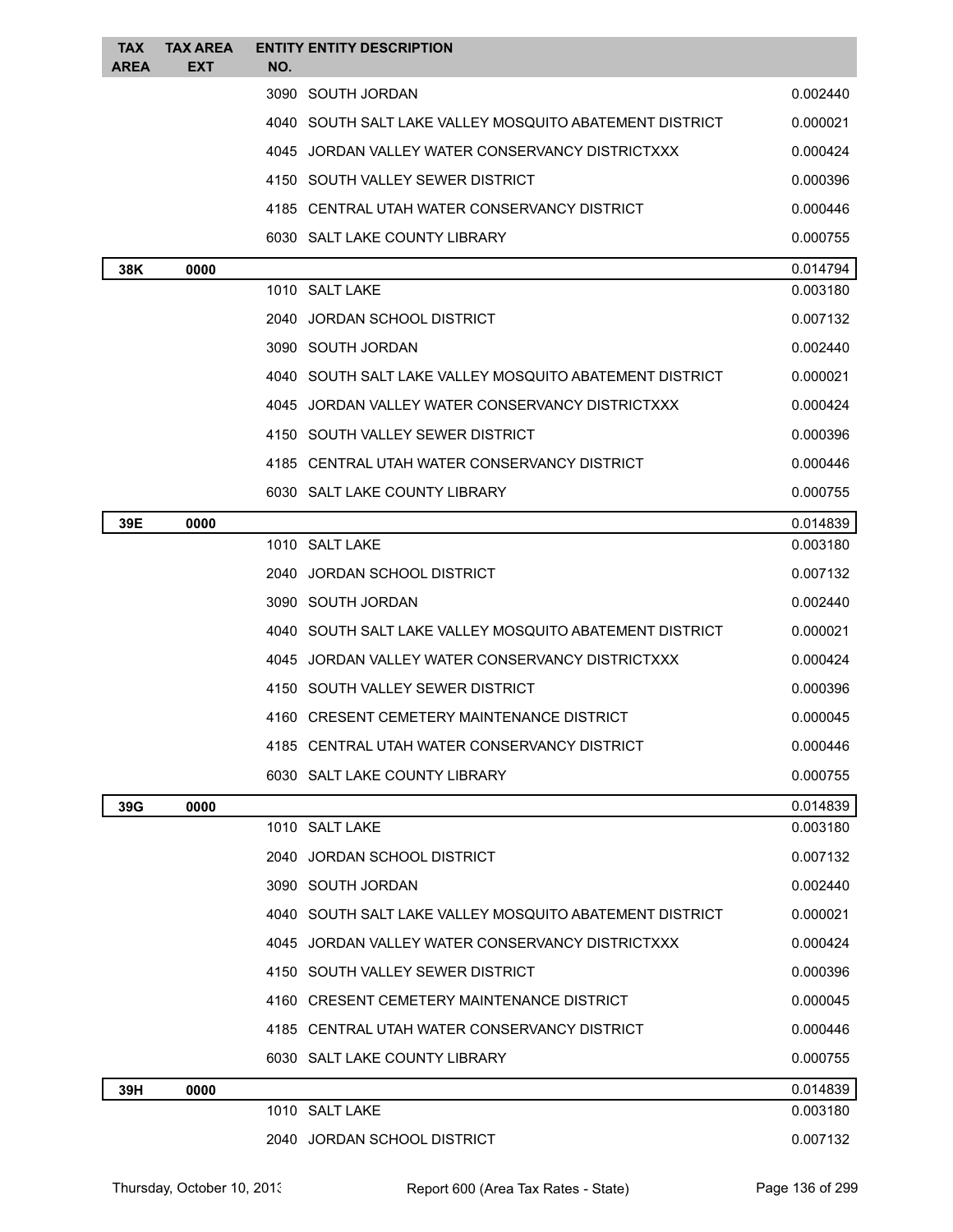| TAX AREA | TAX AREA EXT | ENTITY NO. | ENTITY DESCRIPTION | |
|---|---|---|---|---|
| | | 3090 | SOUTH JORDAN | 0.002440 |
| | | 4040 | SOUTH SALT LAKE VALLEY MOSQUITO ABATEMENT DISTRICT | 0.000021 |
| | | 4045 | JORDAN VALLEY WATER CONSERVANCY DISTRICTXXX | 0.000424 |
| | | 4150 | SOUTH VALLEY SEWER DISTRICT | 0.000396 |
| | | 4185 | CENTRAL UTAH WATER CONSERVANCY DISTRICT | 0.000446 |
| | | 6030 | SALT LAKE COUNTY LIBRARY | 0.000755 |
| **38K** | **0000** | | | 0.014794 |
| | | 1010 | SALT LAKE | 0.003180 |
| | | 2040 | JORDAN SCHOOL DISTRICT | 0.007132 |
| | | 3090 | SOUTH JORDAN | 0.002440 |
| | | 4040 | SOUTH SALT LAKE VALLEY MOSQUITO ABATEMENT DISTRICT | 0.000021 |
| | | 4045 | JORDAN VALLEY WATER CONSERVANCY DISTRICTXXX | 0.000424 |
| | | 4150 | SOUTH VALLEY SEWER DISTRICT | 0.000396 |
| | | 4185 | CENTRAL UTAH WATER CONSERVANCY DISTRICT | 0.000446 |
| | | 6030 | SALT LAKE COUNTY LIBRARY | 0.000755 |
| **39E** | **0000** | | | 0.014839 |
| | | 1010 | SALT LAKE | 0.003180 |
| | | 2040 | JORDAN SCHOOL DISTRICT | 0.007132 |
| | | 3090 | SOUTH JORDAN | 0.002440 |
| | | 4040 | SOUTH SALT LAKE VALLEY MOSQUITO ABATEMENT DISTRICT | 0.000021 |
| | | 4045 | JORDAN VALLEY WATER CONSERVANCY DISTRICTXXX | 0.000424 |
| | | 4150 | SOUTH VALLEY SEWER DISTRICT | 0.000396 |
| | | 4160 | CRESENT CEMETERY MAINTENANCE DISTRICT | 0.000045 |
| | | 4185 | CENTRAL UTAH WATER CONSERVANCY DISTRICT | 0.000446 |
| | | 6030 | SALT LAKE COUNTY LIBRARY | 0.000755 |
| **39G** | **0000** | | | 0.014839 |
| | | 1010 | SALT LAKE | 0.003180 |
| | | 2040 | JORDAN SCHOOL DISTRICT | 0.007132 |
| | | 3090 | SOUTH JORDAN | 0.002440 |
| | | 4040 | SOUTH SALT LAKE VALLEY MOSQUITO ABATEMENT DISTRICT | 0.000021 |
| | | 4045 | JORDAN VALLEY WATER CONSERVANCY DISTRICTXXX | 0.000424 |
| | | 4150 | SOUTH VALLEY SEWER DISTRICT | 0.000396 |
| | | 4160 | CRESENT CEMETERY MAINTENANCE DISTRICT | 0.000045 |
| | | 4185 | CENTRAL UTAH WATER CONSERVANCY DISTRICT | 0.000446 |
| | | 6030 | SALT LAKE COUNTY LIBRARY | 0.000755 |
| **39H** | **0000** | | | 0.014839 |
| | | 1010 | SALT LAKE | 0.003180 |
| | | 2040 | JORDAN SCHOOL DISTRICT | 0.007132 |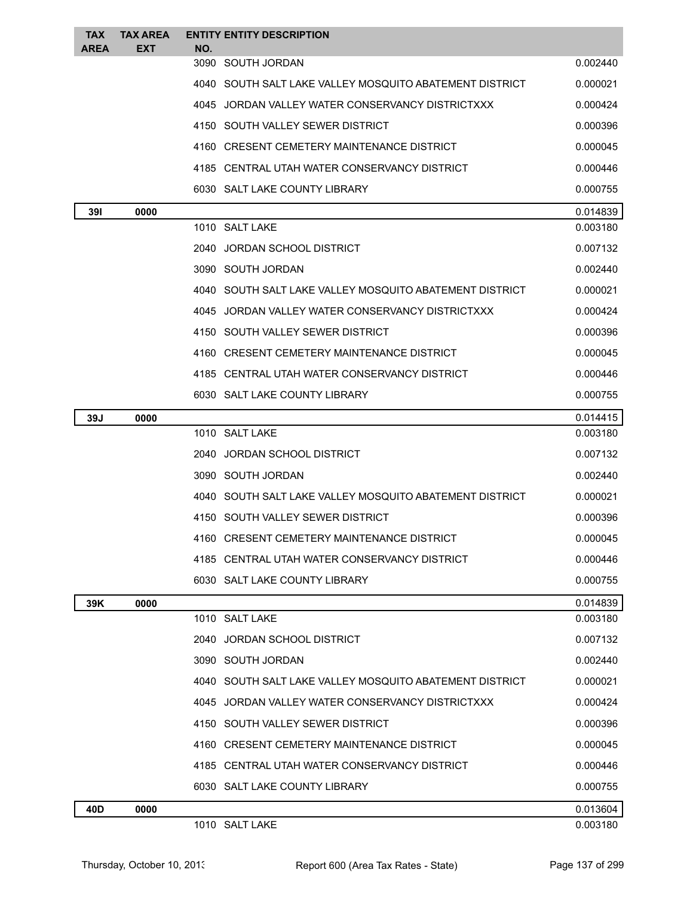| TAX AREA | TAX AREA EXT | ENTITY NO. | ENTITY DESCRIPTION | |
|---|---|---|---|---|
| | | 3090 | SOUTH JORDAN | 0.002440 |
| | | 4040 | SOUTH SALT LAKE VALLEY MOSQUITO ABATEMENT DISTRICT | 0.000021 |
| | | 4045 | JORDAN VALLEY WATER CONSERVANCY DISTRICTXXX | 0.000424 |
| | | 4150 | SOUTH VALLEY SEWER DISTRICT | 0.000396 |
| | | 4160 | CRESENT CEMETERY MAINTENANCE DISTRICT | 0.000045 |
| | | 4185 | CENTRAL UTAH WATER CONSERVANCY DISTRICT | 0.000446 |
| | | 6030 | SALT LAKE COUNTY LIBRARY | 0.000755 |
| **39I** | **0000** | | | 0.014839 |
| | | 1010 | SALT LAKE | 0.003180 |
| | | 2040 | JORDAN SCHOOL DISTRICT | 0.007132 |
| | | 3090 | SOUTH JORDAN | 0.002440 |
| | | 4040 | SOUTH SALT LAKE VALLEY MOSQUITO ABATEMENT DISTRICT | 0.000021 |
| | | 4045 | JORDAN VALLEY WATER CONSERVANCY DISTRICTXXX | 0.000424 |
| | | 4150 | SOUTH VALLEY SEWER DISTRICT | 0.000396 |
| | | 4160 | CRESENT CEMETERY MAINTENANCE DISTRICT | 0.000045 |
| | | 4185 | CENTRAL UTAH WATER CONSERVANCY DISTRICT | 0.000446 |
| | | 6030 | SALT LAKE COUNTY LIBRARY | 0.000755 |
| **39J** | **0000** | | | 0.014415 |
| | | 1010 | SALT LAKE | 0.003180 |
| | | 2040 | JORDAN SCHOOL DISTRICT | 0.007132 |
| | | 3090 | SOUTH JORDAN | 0.002440 |
| | | 4040 | SOUTH SALT LAKE VALLEY MOSQUITO ABATEMENT DISTRICT | 0.000021 |
| | | 4150 | SOUTH VALLEY SEWER DISTRICT | 0.000396 |
| | | 4160 | CRESENT CEMETERY MAINTENANCE DISTRICT | 0.000045 |
| | | 4185 | CENTRAL UTAH WATER CONSERVANCY DISTRICT | 0.000446 |
| | | 6030 | SALT LAKE COUNTY LIBRARY | 0.000755 |
| **39K** | **0000** | | | 0.014839 |
| | | 1010 | SALT LAKE | 0.003180 |
| | | 2040 | JORDAN SCHOOL DISTRICT | 0.007132 |
| | | 3090 | SOUTH JORDAN | 0.002440 |
| | | 4040 | SOUTH SALT LAKE VALLEY MOSQUITO ABATEMENT DISTRICT | 0.000021 |
| | | 4045 | JORDAN VALLEY WATER CONSERVANCY DISTRICTXXX | 0.000424 |
| | | 4150 | SOUTH VALLEY SEWER DISTRICT | 0.000396 |
| | | 4160 | CRESENT CEMETERY MAINTENANCE DISTRICT | 0.000045 |
| | | 4185 | CENTRAL UTAH WATER CONSERVANCY DISTRICT | 0.000446 |
| | | 6030 | SALT LAKE COUNTY LIBRARY | 0.000755 |
| **40D** | **0000** | | | 0.013604 |
| | | 1010 | SALT LAKE | 0.003180 |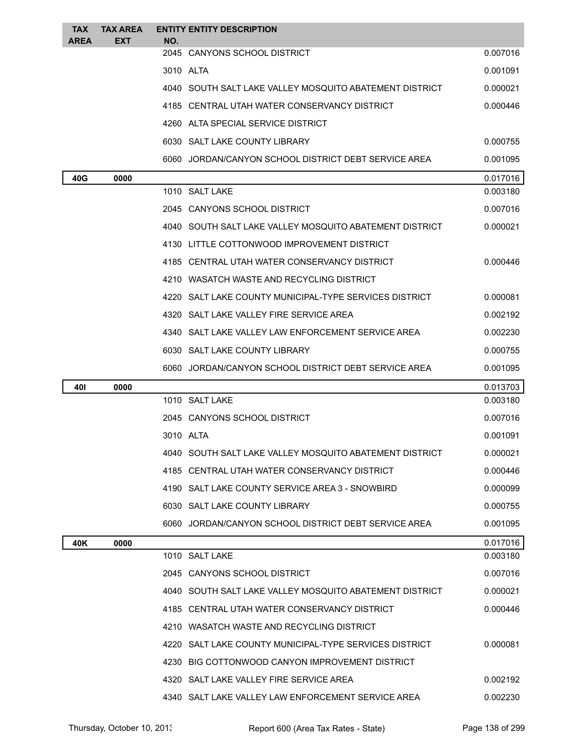| TAX AREA | TAX AREA EXT | ENTITY NO. | ENTITY DESCRIPTION | |
|---|---|---|---|---|
| | | 2045 | CANYONS SCHOOL DISTRICT | 0.007016 |
| | | 3010 | ALTA | 0.001091 |
| | | 4040 | SOUTH SALT LAKE VALLEY MOSQUITO ABATEMENT DISTRICT | 0.000021 |
| | | 4185 | CENTRAL UTAH WATER CONSERVANCY DISTRICT | 0.000446 |
| | | 4260 | ALTA SPECIAL SERVICE DISTRICT | |
| | | 6030 | SALT LAKE COUNTY LIBRARY | 0.000755 |
| | | 6060 | JORDAN/CANYON SCHOOL DISTRICT DEBT SERVICE AREA | 0.001095 |
| **40G** | **0000** | | | 0.017016 |
| | | 1010 | SALT LAKE | 0.003180 |
| | | 2045 | CANYONS SCHOOL DISTRICT | 0.007016 |
| | | 4040 | SOUTH SALT LAKE VALLEY MOSQUITO ABATEMENT DISTRICT | 0.000021 |
| | | 4130 | LITTLE COTTONWOOD IMPROVEMENT DISTRICT | |
| | | 4185 | CENTRAL UTAH WATER CONSERVANCY DISTRICT | 0.000446 |
| | | 4210 | WASATCH WASTE AND RECYCLING DISTRICT | |
| | | 4220 | SALT LAKE COUNTY MUNICIPAL-TYPE SERVICES DISTRICT | 0.000081 |
| | | 4320 | SALT LAKE VALLEY FIRE SERVICE AREA | 0.002192 |
| | | 4340 | SALT LAKE VALLEY LAW ENFORCEMENT SERVICE AREA | 0.002230 |
| | | 6030 | SALT LAKE COUNTY LIBRARY | 0.000755 |
| | | 6060 | JORDAN/CANYON SCHOOL DISTRICT DEBT SERVICE AREA | 0.001095 |
| **40I** | **0000** | | | 0.013703 |
| | | 1010 | SALT LAKE | 0.003180 |
| | | 2045 | CANYONS SCHOOL DISTRICT | 0.007016 |
| | | 3010 | ALTA | 0.001091 |
| | | 4040 | SOUTH SALT LAKE VALLEY MOSQUITO ABATEMENT DISTRICT | 0.000021 |
| | | 4185 | CENTRAL UTAH WATER CONSERVANCY DISTRICT | 0.000446 |
| | | 4190 | SALT LAKE COUNTY SERVICE AREA 3 - SNOWBIRD | 0.000099 |
| | | 6030 | SALT LAKE COUNTY LIBRARY | 0.000755 |
| | | 6060 | JORDAN/CANYON SCHOOL DISTRICT DEBT SERVICE AREA | 0.001095 |
| **40K** | **0000** | | | 0.017016 |
| | | 1010 | SALT LAKE | 0.003180 |
| | | 2045 | CANYONS SCHOOL DISTRICT | 0.007016 |
| | | 4040 | SOUTH SALT LAKE VALLEY MOSQUITO ABATEMENT DISTRICT | 0.000021 |
| | | 4185 | CENTRAL UTAH WATER CONSERVANCY DISTRICT | 0.000446 |
| | | 4210 | WASATCH WASTE AND RECYCLING DISTRICT | |
| | | 4220 | SALT LAKE COUNTY MUNICIPAL-TYPE SERVICES DISTRICT | 0.000081 |
| | | 4230 | BIG COTTONWOOD CANYON IMPROVEMENT DISTRICT | |
| | | 4320 | SALT LAKE VALLEY FIRE SERVICE AREA | 0.002192 |
| | | 4340 | SALT LAKE VALLEY LAW ENFORCEMENT SERVICE AREA | 0.002230 |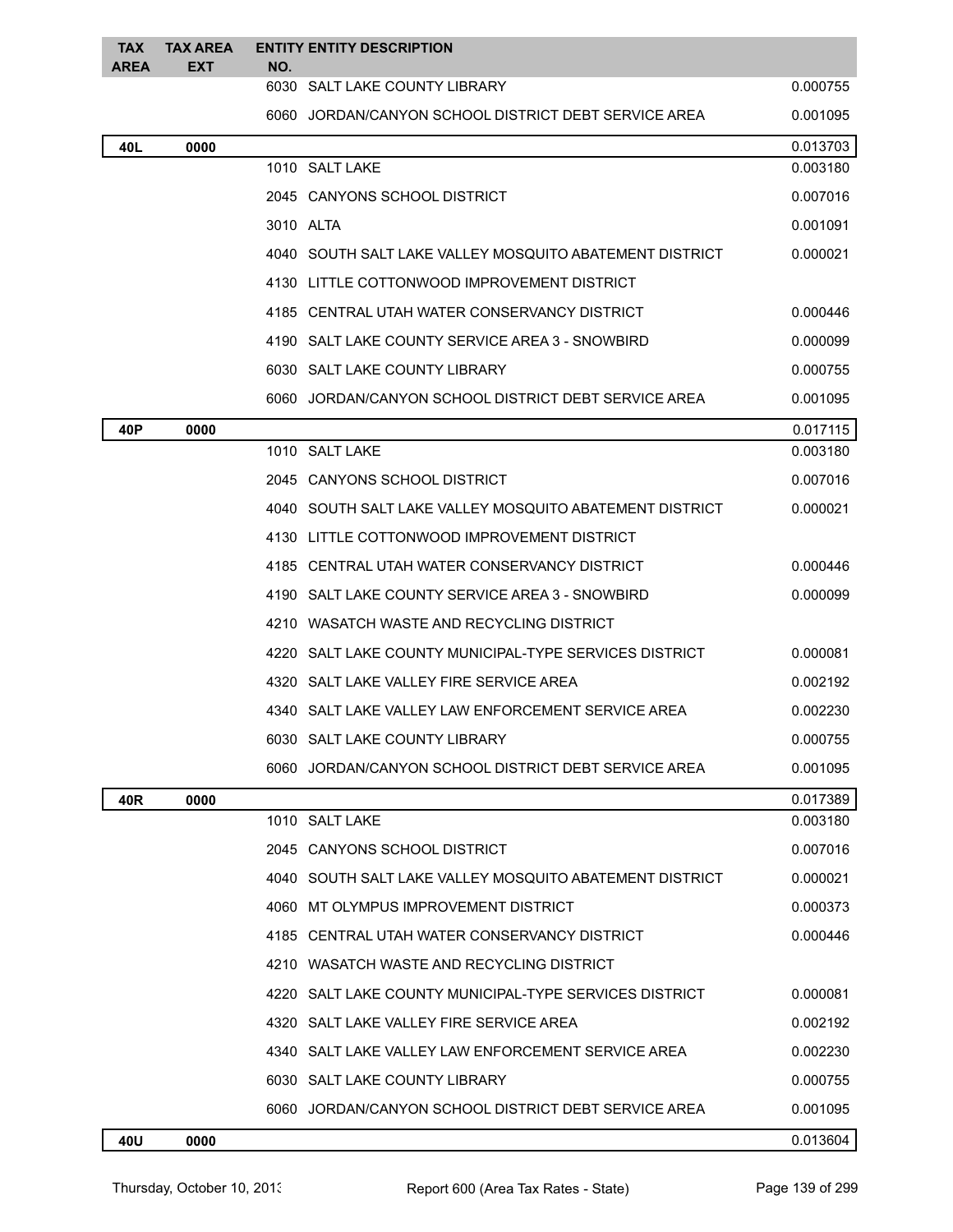| TAX AREA | TAX AREA EXT | ENTITY NO. | ENTITY DESCRIPTION | |
|---|---|---|---|---|
| | | 6030 | SALT LAKE COUNTY LIBRARY | 0.000755 |
| | | 6060 | JORDAN/CANYON SCHOOL DISTRICT DEBT SERVICE AREA | 0.001095 |
| **40L** | **0000** | | | 0.013703 |
| | | 1010 | SALT LAKE | 0.003180 |
| | | 2045 | CANYONS SCHOOL DISTRICT | 0.007016 |
| | | 3010 | ALTA | 0.001091 |
| | | 4040 | SOUTH SALT LAKE VALLEY MOSQUITO ABATEMENT DISTRICT | 0.000021 |
| | | 4130 | LITTLE COTTONWOOD IMPROVEMENT DISTRICT | |
| | | 4185 | CENTRAL UTAH WATER CONSERVANCY DISTRICT | 0.000446 |
| | | 4190 | SALT LAKE COUNTY SERVICE AREA 3 - SNOWBIRD | 0.000099 |
| | | 6030 | SALT LAKE COUNTY LIBRARY | 0.000755 |
| | | 6060 | JORDAN/CANYON SCHOOL DISTRICT DEBT SERVICE AREA | 0.001095 |
| **40P** | **0000** | | | 0.017115 |
| | | 1010 | SALT LAKE | 0.003180 |
| | | 2045 | CANYONS SCHOOL DISTRICT | 0.007016 |
| | | 4040 | SOUTH SALT LAKE VALLEY MOSQUITO ABATEMENT DISTRICT | 0.000021 |
| | | 4130 | LITTLE COTTONWOOD IMPROVEMENT DISTRICT | |
| | | 4185 | CENTRAL UTAH WATER CONSERVANCY DISTRICT | 0.000446 |
| | | 4190 | SALT LAKE COUNTY SERVICE AREA 3 - SNOWBIRD | 0.000099 |
| | | 4210 | WASATCH WASTE AND RECYCLING DISTRICT | |
| | | 4220 | SALT LAKE COUNTY MUNICIPAL-TYPE SERVICES DISTRICT | 0.000081 |
| | | 4320 | SALT LAKE VALLEY FIRE SERVICE AREA | 0.002192 |
| | | 4340 | SALT LAKE VALLEY LAW ENFORCEMENT SERVICE AREA | 0.002230 |
| | | 6030 | SALT LAKE COUNTY LIBRARY | 0.000755 |
| | | 6060 | JORDAN/CANYON SCHOOL DISTRICT DEBT SERVICE AREA | 0.001095 |
| **40R** | **0000** | | | 0.017389 |
| | | 1010 | SALT LAKE | 0.003180 |
| | | 2045 | CANYONS SCHOOL DISTRICT | 0.007016 |
| | | 4040 | SOUTH SALT LAKE VALLEY MOSQUITO ABATEMENT DISTRICT | 0.000021 |
| | | 4060 | MT OLYMPUS IMPROVEMENT DISTRICT | 0.000373 |
| | | 4185 | CENTRAL UTAH WATER CONSERVANCY DISTRICT | 0.000446 |
| | | 4210 | WASATCH WASTE AND RECYCLING DISTRICT | |
| | | 4220 | SALT LAKE COUNTY MUNICIPAL-TYPE SERVICES DISTRICT | 0.000081 |
| | | 4320 | SALT LAKE VALLEY FIRE SERVICE AREA | 0.002192 |
| | | 4340 | SALT LAKE VALLEY LAW ENFORCEMENT SERVICE AREA | 0.002230 |
| | | 6030 | SALT LAKE COUNTY LIBRARY | 0.000755 |
| | | 6060 | JORDAN/CANYON SCHOOL DISTRICT DEBT SERVICE AREA | 0.001095 |
| **40U** | **0000** | | | 0.013604 |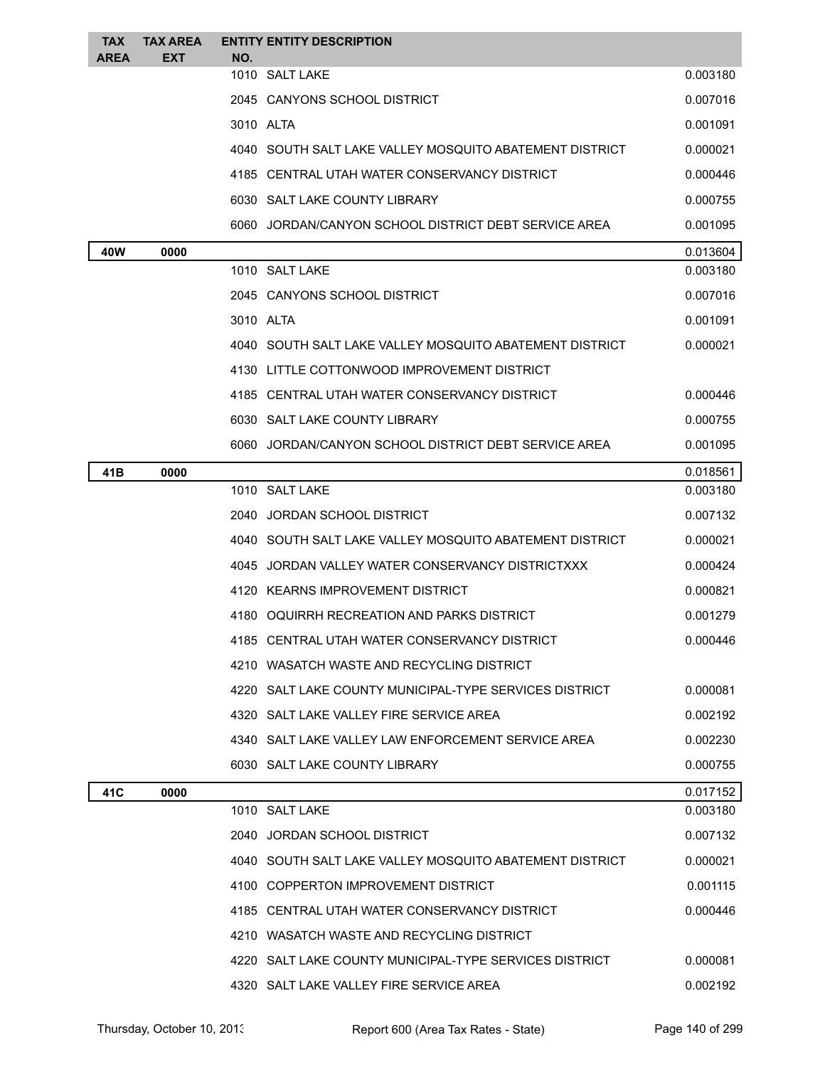| TAX AREA | TAX AREA EXT | ENTITY NO. | ENTITY DESCRIPTION | |
|---|---|---|---|---|
| | | 1010 | SALT LAKE | 0.003180 |
| | | 2045 | CANYONS SCHOOL DISTRICT | 0.007016 |
| | | 3010 | ALTA | 0.001091 |
| | | 4040 | SOUTH SALT LAKE VALLEY MOSQUITO ABATEMENT DISTRICT | 0.000021 |
| | | 4185 | CENTRAL UTAH WATER CONSERVANCY DISTRICT | 0.000446 |
| | | 6030 | SALT LAKE COUNTY LIBRARY | 0.000755 |
| | | 6060 | JORDAN/CANYON SCHOOL DISTRICT DEBT SERVICE AREA | 0.001095 |
| **40W** | **0000** | | | 0.013604 |
| | | 1010 | SALT LAKE | 0.003180 |
| | | 2045 | CANYONS SCHOOL DISTRICT | 0.007016 |
| | | 3010 | ALTA | 0.001091 |
| | | 4040 | SOUTH SALT LAKE VALLEY MOSQUITO ABATEMENT DISTRICT | 0.000021 |
| | | 4130 | LITTLE COTTONWOOD IMPROVEMENT DISTRICT | |
| | | 4185 | CENTRAL UTAH WATER CONSERVANCY DISTRICT | 0.000446 |
| | | 6030 | SALT LAKE COUNTY LIBRARY | 0.000755 |
| | | 6060 | JORDAN/CANYON SCHOOL DISTRICT DEBT SERVICE AREA | 0.001095 |
| **41B** | **0000** | | | 0.018561 |
| | | 1010 | SALT LAKE | 0.003180 |
| | | 2040 | JORDAN SCHOOL DISTRICT | 0.007132 |
| | | 4040 | SOUTH SALT LAKE VALLEY MOSQUITO ABATEMENT DISTRICT | 0.000021 |
| | | 4045 | JORDAN VALLEY WATER CONSERVANCY DISTRICTXXX | 0.000424 |
| | | 4120 | KEARNS IMPROVEMENT DISTRICT | 0.000821 |
| | | 4180 | OQUIRRH RECREATION AND PARKS DISTRICT | 0.001279 |
| | | 4185 | CENTRAL UTAH WATER CONSERVANCY DISTRICT | 0.000446 |
| | | 4210 | WASATCH WASTE AND RECYCLING DISTRICT | |
| | | 4220 | SALT LAKE COUNTY MUNICIPAL-TYPE SERVICES DISTRICT | 0.000081 |
| | | 4320 | SALT LAKE VALLEY FIRE SERVICE AREA | 0.002192 |
| | | 4340 | SALT LAKE VALLEY LAW ENFORCEMENT SERVICE AREA | 0.002230 |
| | | 6030 | SALT LAKE COUNTY LIBRARY | 0.000755 |
| **41C** | **0000** | | | 0.017152 |
| | | 1010 | SALT LAKE | 0.003180 |
| | | 2040 | JORDAN SCHOOL DISTRICT | 0.007132 |
| | | 4040 | SOUTH SALT LAKE VALLEY MOSQUITO ABATEMENT DISTRICT | 0.000021 |
| | | 4100 | COPPERTON IMPROVEMENT DISTRICT | 0.001115 |
| | | 4185 | CENTRAL UTAH WATER CONSERVANCY DISTRICT | 0.000446 |
| | | 4210 | WASATCH WASTE AND RECYCLING DISTRICT | |
| | | 4220 | SALT LAKE COUNTY MUNICIPAL-TYPE SERVICES DISTRICT | 0.000081 |
| | | 4320 | SALT LAKE VALLEY FIRE SERVICE AREA | 0.002192 |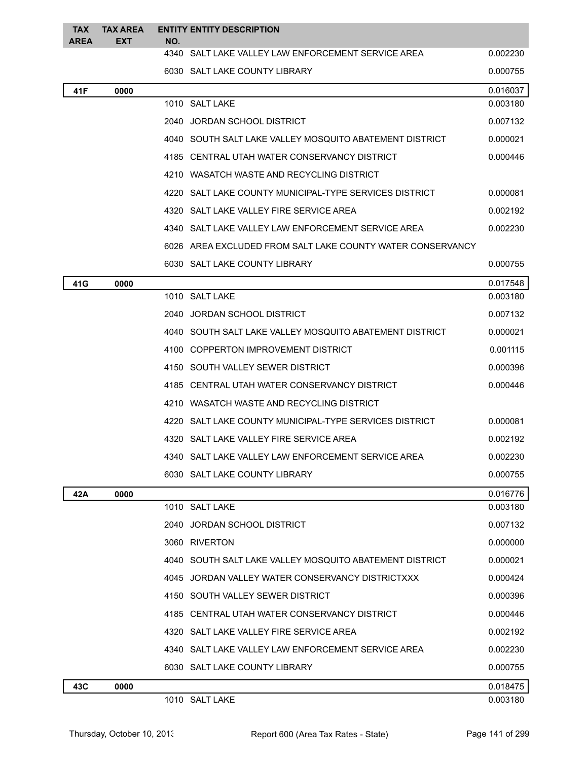| TAX AREA | TAX AREA EXT | ENTITY NO. | ENTITY DESCRIPTION | |
|---|---|---|---|---|
| | | 4340 | SALT LAKE VALLEY LAW ENFORCEMENT SERVICE AREA | 0.002230 |
| | | 6030 | SALT LAKE COUNTY LIBRARY | 0.000755 |
| 41F | 0000 | | | 0.016037 |
| | | 1010 | SALT LAKE | 0.003180 |
| | | 2040 | JORDAN SCHOOL DISTRICT | 0.007132 |
| | | 4040 | SOUTH SALT LAKE VALLEY MOSQUITO ABATEMENT DISTRICT | 0.000021 |
| | | 4185 | CENTRAL UTAH WATER CONSERVANCY DISTRICT | 0.000446 |
| | | 4210 | WASATCH WASTE AND RECYCLING DISTRICT | |
| | | 4220 | SALT LAKE COUNTY MUNICIPAL-TYPE SERVICES DISTRICT | 0.000081 |
| | | 4320 | SALT LAKE VALLEY FIRE SERVICE AREA | 0.002192 |
| | | 4340 | SALT LAKE VALLEY LAW ENFORCEMENT SERVICE AREA | 0.002230 |
| | | 6026 | AREA EXCLUDED FROM SALT LAKE COUNTY WATER CONSERVANCY | |
| | | 6030 | SALT LAKE COUNTY LIBRARY | 0.000755 |
| 41G | 0000 | | | 0.017548 |
| | | 1010 | SALT LAKE | 0.003180 |
| | | 2040 | JORDAN SCHOOL DISTRICT | 0.007132 |
| | | 4040 | SOUTH SALT LAKE VALLEY MOSQUITO ABATEMENT DISTRICT | 0.000021 |
| | | 4100 | COPPERTON IMPROVEMENT DISTRICT | 0.001115 |
| | | 4150 | SOUTH VALLEY SEWER DISTRICT | 0.000396 |
| | | 4185 | CENTRAL UTAH WATER CONSERVANCY DISTRICT | 0.000446 |
| | | 4210 | WASATCH WASTE AND RECYCLING DISTRICT | |
| | | 4220 | SALT LAKE COUNTY MUNICIPAL-TYPE SERVICES DISTRICT | 0.000081 |
| | | 4320 | SALT LAKE VALLEY FIRE SERVICE AREA | 0.002192 |
| | | 4340 | SALT LAKE VALLEY LAW ENFORCEMENT SERVICE AREA | 0.002230 |
| | | 6030 | SALT LAKE COUNTY LIBRARY | 0.000755 |
| 42A | 0000 | | | 0.016776 |
| | | 1010 | SALT LAKE | 0.003180 |
| | | 2040 | JORDAN SCHOOL DISTRICT | 0.007132 |
| | | 3060 | RIVERTON | 0.000000 |
| | | 4040 | SOUTH SALT LAKE VALLEY MOSQUITO ABATEMENT DISTRICT | 0.000021 |
| | | 4045 | JORDAN VALLEY WATER CONSERVANCY DISTRICTXXX | 0.000424 |
| | | 4150 | SOUTH VALLEY SEWER DISTRICT | 0.000396 |
| | | 4185 | CENTRAL UTAH WATER CONSERVANCY DISTRICT | 0.000446 |
| | | 4320 | SALT LAKE VALLEY FIRE SERVICE AREA | 0.002192 |
| | | 4340 | SALT LAKE VALLEY LAW ENFORCEMENT SERVICE AREA | 0.002230 |
| | | 6030 | SALT LAKE COUNTY LIBRARY | 0.000755 |
| 43C | 0000 | | | 0.018475 |
| | | 1010 | SALT LAKE | 0.003180 |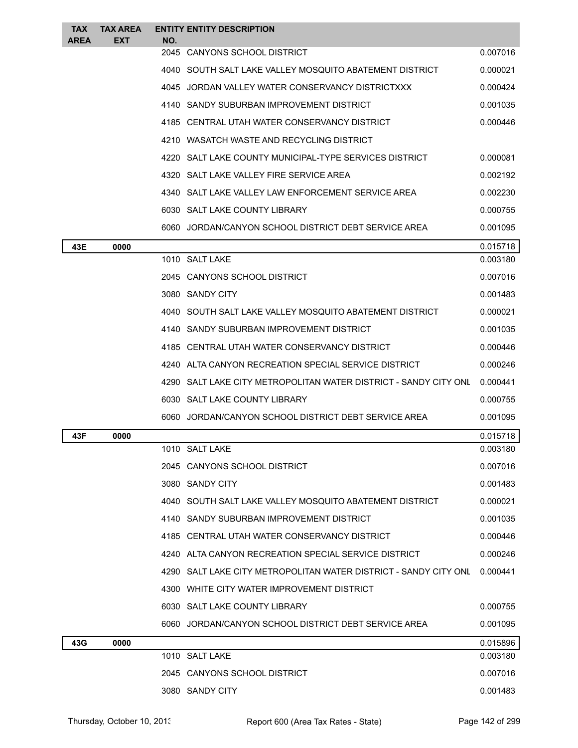| TAX AREA | TAX AREA EXT | ENTITY NO. | ENTITY DESCRIPTION | |
|---|---|---|---|---|
| | | 2045 | CANYONS SCHOOL DISTRICT | 0.007016 |
| | | 4040 | SOUTH SALT LAKE VALLEY MOSQUITO ABATEMENT DISTRICT | 0.000021 |
| | | 4045 | JORDAN VALLEY WATER CONSERVANCY DISTRICTXXX | 0.000424 |
| | | 4140 | SANDY SUBURBAN IMPROVEMENT DISTRICT | 0.001035 |
| | | 4185 | CENTRAL UTAH WATER CONSERVANCY DISTRICT | 0.000446 |
| | | 4210 | WASATCH WASTE AND RECYCLING DISTRICT | |
| | | 4220 | SALT LAKE COUNTY MUNICIPAL-TYPE SERVICES DISTRICT | 0.000081 |
| | | 4320 | SALT LAKE VALLEY FIRE SERVICE AREA | 0.002192 |
| | | 4340 | SALT LAKE VALLEY LAW ENFORCEMENT SERVICE AREA | 0.002230 |
| | | 6030 | SALT LAKE COUNTY LIBRARY | 0.000755 |
| | | 6060 | JORDAN/CANYON SCHOOL DISTRICT DEBT SERVICE AREA | 0.001095 |
| **43E** | **0000** | | | 0.015718 |
| | | 1010 | SALT LAKE | 0.003180 |
| | | 2045 | CANYONS SCHOOL DISTRICT | 0.007016 |
| | | 3080 | SANDY CITY | 0.001483 |
| | | 4040 | SOUTH SALT LAKE VALLEY MOSQUITO ABATEMENT DISTRICT | 0.000021 |
| | | 4140 | SANDY SUBURBAN IMPROVEMENT DISTRICT | 0.001035 |
| | | 4185 | CENTRAL UTAH WATER CONSERVANCY DISTRICT | 0.000446 |
| | | 4240 | ALTA CANYON RECREATION SPECIAL SERVICE DISTRICT | 0.000246 |
| | | 4290 | SALT LAKE CITY METROPOLITAN WATER DISTRICT - SANDY CITY ONL | 0.000441 |
| | | 6030 | SALT LAKE COUNTY LIBRARY | 0.000755 |
| | | 6060 | JORDAN/CANYON SCHOOL DISTRICT DEBT SERVICE AREA | 0.001095 |
| **43F** | **0000** | | | 0.015718 |
| | | 1010 | SALT LAKE | 0.003180 |
| | | 2045 | CANYONS SCHOOL DISTRICT | 0.007016 |
| | | 3080 | SANDY CITY | 0.001483 |
| | | 4040 | SOUTH SALT LAKE VALLEY MOSQUITO ABATEMENT DISTRICT | 0.000021 |
| | | 4140 | SANDY SUBURBAN IMPROVEMENT DISTRICT | 0.001035 |
| | | 4185 | CENTRAL UTAH WATER CONSERVANCY DISTRICT | 0.000446 |
| | | 4240 | ALTA CANYON RECREATION SPECIAL SERVICE DISTRICT | 0.000246 |
| | | 4290 | SALT LAKE CITY METROPOLITAN WATER DISTRICT - SANDY CITY ONL | 0.000441 |
| | | 4300 | WHITE CITY WATER IMPROVEMENT DISTRICT | |
| | | 6030 | SALT LAKE COUNTY LIBRARY | 0.000755 |
| | | 6060 | JORDAN/CANYON SCHOOL DISTRICT DEBT SERVICE AREA | 0.001095 |
| **43G** | **0000** | | | 0.015896 |
| | | 1010 | SALT LAKE | 0.003180 |
| | | 2045 | CANYONS SCHOOL DISTRICT | 0.007016 |
| | | 3080 | SANDY CITY | 0.001483 |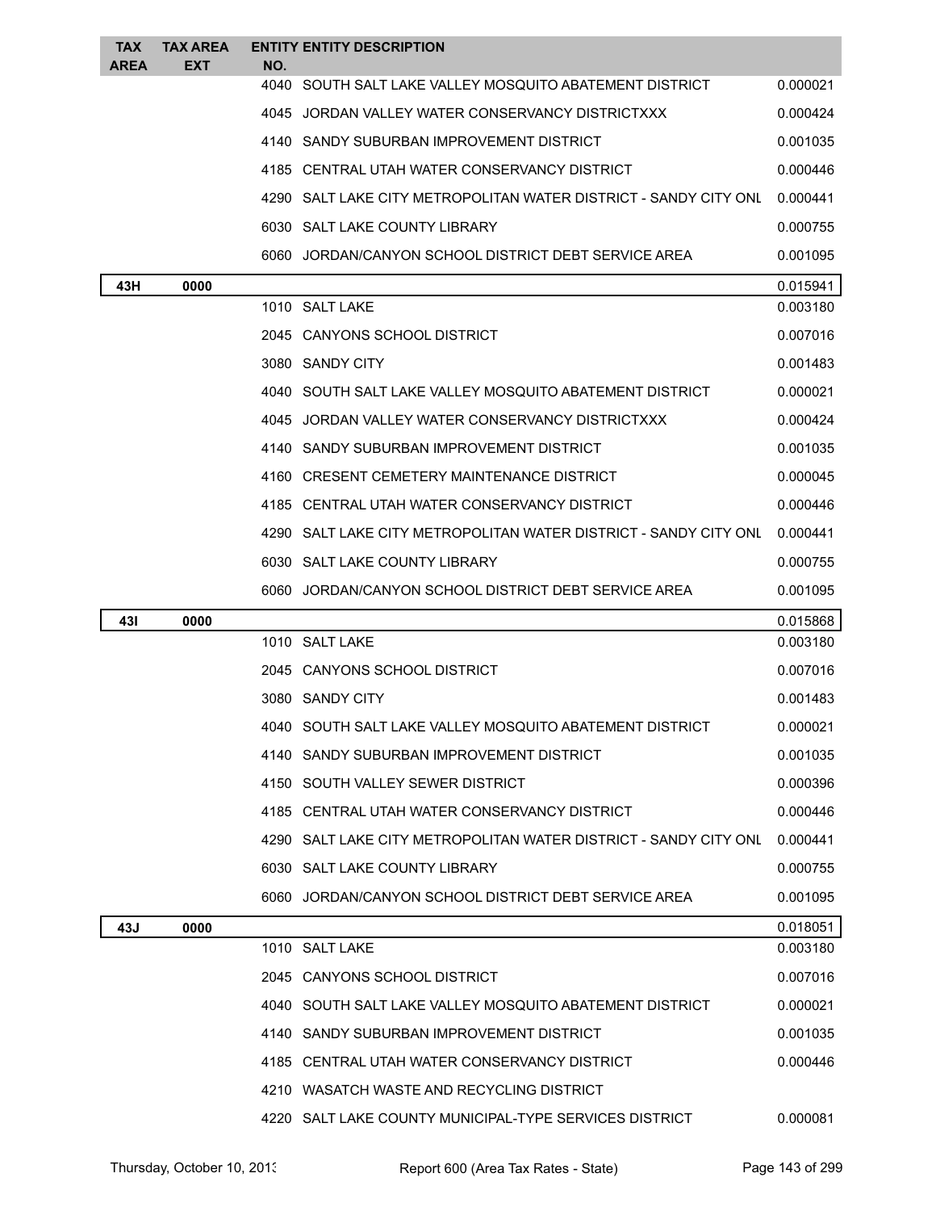| TAX AREA | TAX AREA EXT | ENTITY NO. | ENTITY DESCRIPTION | |
|---|---|---|---|---|
| | | 4040 | SOUTH SALT LAKE VALLEY MOSQUITO ABATEMENT DISTRICT | 0.000021 |
| | | 4045 | JORDAN VALLEY WATER CONSERVANCY DISTRICTXXX | 0.000424 |
| | | 4140 | SANDY SUBURBAN IMPROVEMENT DISTRICT | 0.001035 |
| | | 4185 | CENTRAL UTAH WATER CONSERVANCY DISTRICT | 0.000446 |
| | | 4290 | SALT LAKE CITY METROPOLITAN WATER DISTRICT - SANDY CITY ONL | 0.000441 |
| | | 6030 | SALT LAKE COUNTY LIBRARY | 0.000755 |
| | | 6060 | JORDAN/CANYON SCHOOL DISTRICT DEBT SERVICE AREA | 0.001095 |
| **43H** | **0000** | | | 0.015941 |
| | | 1010 | SALT LAKE | 0.003180 |
| | | 2045 | CANYONS SCHOOL DISTRICT | 0.007016 |
| | | 3080 | SANDY CITY | 0.001483 |
| | | 4040 | SOUTH SALT LAKE VALLEY MOSQUITO ABATEMENT DISTRICT | 0.000021 |
| | | 4045 | JORDAN VALLEY WATER CONSERVANCY DISTRICTXXX | 0.000424 |
| | | 4140 | SANDY SUBURBAN IMPROVEMENT DISTRICT | 0.001035 |
| | | 4160 | CRESENT CEMETERY MAINTENANCE DISTRICT | 0.000045 |
| | | 4185 | CENTRAL UTAH WATER CONSERVANCY DISTRICT | 0.000446 |
| | | 4290 | SALT LAKE CITY METROPOLITAN WATER DISTRICT - SANDY CITY ONL | 0.000441 |
| | | 6030 | SALT LAKE COUNTY LIBRARY | 0.000755 |
| | | 6060 | JORDAN/CANYON SCHOOL DISTRICT DEBT SERVICE AREA | 0.001095 |
| **43I** | **0000** | | | 0.015868 |
| | | 1010 | SALT LAKE | 0.003180 |
| | | 2045 | CANYONS SCHOOL DISTRICT | 0.007016 |
| | | 3080 | SANDY CITY | 0.001483 |
| | | 4040 | SOUTH SALT LAKE VALLEY MOSQUITO ABATEMENT DISTRICT | 0.000021 |
| | | 4140 | SANDY SUBURBAN IMPROVEMENT DISTRICT | 0.001035 |
| | | 4150 | SOUTH VALLEY SEWER DISTRICT | 0.000396 |
| | | 4185 | CENTRAL UTAH WATER CONSERVANCY DISTRICT | 0.000446 |
| | | 4290 | SALT LAKE CITY METROPOLITAN WATER DISTRICT - SANDY CITY ONL | 0.000441 |
| | | 6030 | SALT LAKE COUNTY LIBRARY | 0.000755 |
| | | 6060 | JORDAN/CANYON SCHOOL DISTRICT DEBT SERVICE AREA | 0.001095 |
| **43J** | **0000** | | | 0.018051 |
| | | 1010 | SALT LAKE | 0.003180 |
| | | 2045 | CANYONS SCHOOL DISTRICT | 0.007016 |
| | | 4040 | SOUTH SALT LAKE VALLEY MOSQUITO ABATEMENT DISTRICT | 0.000021 |
| | | 4140 | SANDY SUBURBAN IMPROVEMENT DISTRICT | 0.001035 |
| | | 4185 | CENTRAL UTAH WATER CONSERVANCY DISTRICT | 0.000446 |
| | | 4210 | WASATCH WASTE AND RECYCLING DISTRICT | |
| | | 4220 | SALT LAKE COUNTY MUNICIPAL-TYPE SERVICES DISTRICT | 0.000081 |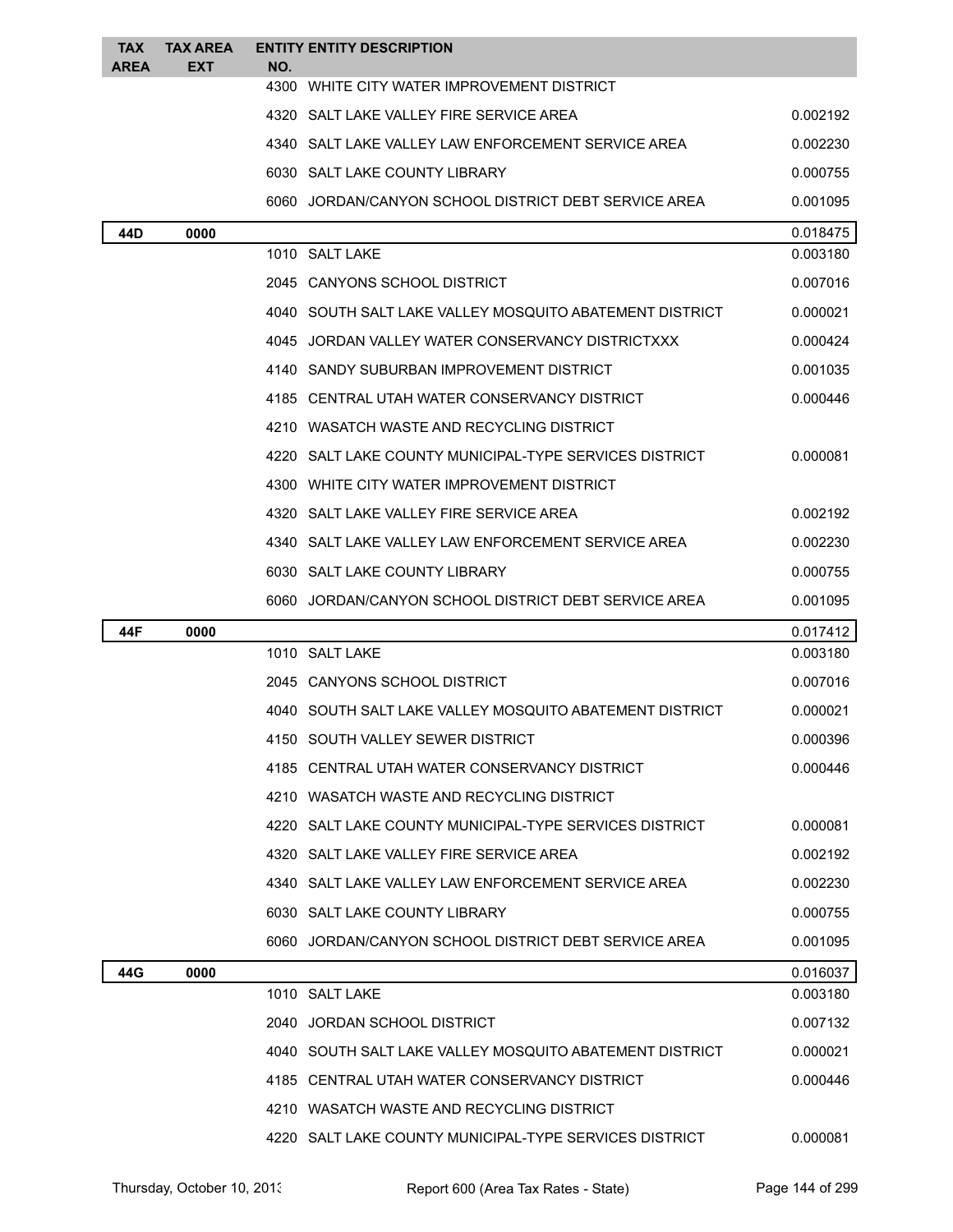| TAX AREA | TAX AREA EXT | ENTITY NO. | ENTITY DESCRIPTION | |
|---|---|---|---|---|
| | | 4300 | WHITE CITY WATER IMPROVEMENT DISTRICT | |
| | | 4320 | SALT LAKE VALLEY FIRE SERVICE AREA | 0.002192 |
| | | 4340 | SALT LAKE VALLEY LAW ENFORCEMENT SERVICE AREA | 0.002230 |
| | | 6030 | SALT LAKE COUNTY LIBRARY | 0.000755 |
| | | 6060 | JORDAN/CANYON SCHOOL DISTRICT DEBT SERVICE AREA | 0.001095 |
| **44D** | **0000** | | | 0.018475 |
| | | 1010 | SALT LAKE | 0.003180 |
| | | 2045 | CANYONS SCHOOL DISTRICT | 0.007016 |
| | | 4040 | SOUTH SALT LAKE VALLEY MOSQUITO ABATEMENT DISTRICT | 0.000021 |
| | | 4045 | JORDAN VALLEY WATER CONSERVANCY DISTRICTXXX | 0.000424 |
| | | 4140 | SANDY SUBURBAN IMPROVEMENT DISTRICT | 0.001035 |
| | | 4185 | CENTRAL UTAH WATER CONSERVANCY DISTRICT | 0.000446 |
| | | 4210 | WASATCH WASTE AND RECYCLING DISTRICT | |
| | | 4220 | SALT LAKE COUNTY MUNICIPAL-TYPE SERVICES DISTRICT | 0.000081 |
| | | 4300 | WHITE CITY WATER IMPROVEMENT DISTRICT | |
| | | 4320 | SALT LAKE VALLEY FIRE SERVICE AREA | 0.002192 |
| | | 4340 | SALT LAKE VALLEY LAW ENFORCEMENT SERVICE AREA | 0.002230 |
| | | 6030 | SALT LAKE COUNTY LIBRARY | 0.000755 |
| | | 6060 | JORDAN/CANYON SCHOOL DISTRICT DEBT SERVICE AREA | 0.001095 |
| **44F** | **0000** | | | 0.017412 |
| | | 1010 | SALT LAKE | 0.003180 |
| | | 2045 | CANYONS SCHOOL DISTRICT | 0.007016 |
| | | 4040 | SOUTH SALT LAKE VALLEY MOSQUITO ABATEMENT DISTRICT | 0.000021 |
| | | 4150 | SOUTH VALLEY SEWER DISTRICT | 0.000396 |
| | | 4185 | CENTRAL UTAH WATER CONSERVANCY DISTRICT | 0.000446 |
| | | 4210 | WASATCH WASTE AND RECYCLING DISTRICT | |
| | | 4220 | SALT LAKE COUNTY MUNICIPAL-TYPE SERVICES DISTRICT | 0.000081 |
| | | 4320 | SALT LAKE VALLEY FIRE SERVICE AREA | 0.002192 |
| | | 4340 | SALT LAKE VALLEY LAW ENFORCEMENT SERVICE AREA | 0.002230 |
| | | 6030 | SALT LAKE COUNTY LIBRARY | 0.000755 |
| | | 6060 | JORDAN/CANYON SCHOOL DISTRICT DEBT SERVICE AREA | 0.001095 |
| **44G** | **0000** | | | 0.016037 |
| | | 1010 | SALT LAKE | 0.003180 |
| | | 2040 | JORDAN SCHOOL DISTRICT | 0.007132 |
| | | 4040 | SOUTH SALT LAKE VALLEY MOSQUITO ABATEMENT DISTRICT | 0.000021 |
| | | 4185 | CENTRAL UTAH WATER CONSERVANCY DISTRICT | 0.000446 |
| | | 4210 | WASATCH WASTE AND RECYCLING DISTRICT | |
| | | 4220 | SALT LAKE COUNTY MUNICIPAL-TYPE SERVICES DISTRICT | 0.000081 |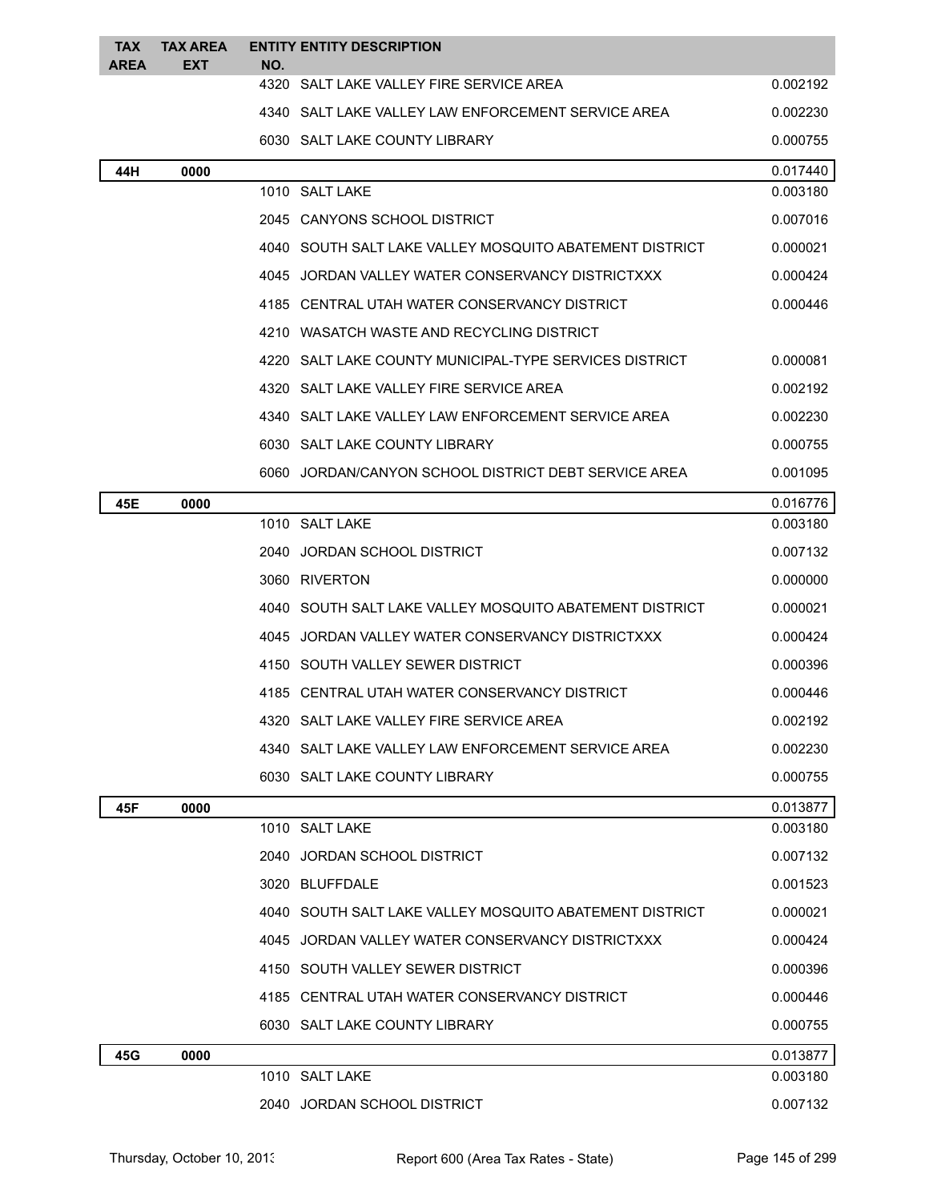| TAX AREA | TAX AREA EXT | ENTITY NO. | ENTITY DESCRIPTION | |
|---|---|---|---|---|
| | | 4320 | SALT LAKE VALLEY FIRE SERVICE AREA | 0.002192 |
| | | 4340 | SALT LAKE VALLEY LAW ENFORCEMENT SERVICE AREA | 0.002230 |
| | | 6030 | SALT LAKE COUNTY LIBRARY | 0.000755 |
| **44H** | **0000** | | | 0.017440 |
| | | 1010 | SALT LAKE | 0.003180 |
| | | 2045 | CANYONS SCHOOL DISTRICT | 0.007016 |
| | | 4040 | SOUTH SALT LAKE VALLEY MOSQUITO ABATEMENT DISTRICT | 0.000021 |
| | | 4045 | JORDAN VALLEY WATER CONSERVANCY DISTRICTXXX | 0.000424 |
| | | 4185 | CENTRAL UTAH WATER CONSERVANCY DISTRICT | 0.000446 |
| | | 4210 | WASATCH WASTE AND RECYCLING DISTRICT | |
| | | 4220 | SALT LAKE COUNTY MUNICIPAL-TYPE SERVICES DISTRICT | 0.000081 |
| | | 4320 | SALT LAKE VALLEY FIRE SERVICE AREA | 0.002192 |
| | | 4340 | SALT LAKE VALLEY LAW ENFORCEMENT SERVICE AREA | 0.002230 |
| | | 6030 | SALT LAKE COUNTY LIBRARY | 0.000755 |
| | | 6060 | JORDAN/CANYON SCHOOL DISTRICT DEBT SERVICE AREA | 0.001095 |
| **45E** | **0000** | | | 0.016776 |
| | | 1010 | SALT LAKE | 0.003180 |
| | | 2040 | JORDAN SCHOOL DISTRICT | 0.007132 |
| | | 3060 | RIVERTON | 0.000000 |
| | | 4040 | SOUTH SALT LAKE VALLEY MOSQUITO ABATEMENT DISTRICT | 0.000021 |
| | | 4045 | JORDAN VALLEY WATER CONSERVANCY DISTRICTXXX | 0.000424 |
| | | 4150 | SOUTH VALLEY SEWER DISTRICT | 0.000396 |
| | | 4185 | CENTRAL UTAH WATER CONSERVANCY DISTRICT | 0.000446 |
| | | 4320 | SALT LAKE VALLEY FIRE SERVICE AREA | 0.002192 |
| | | 4340 | SALT LAKE VALLEY LAW ENFORCEMENT SERVICE AREA | 0.002230 |
| | | 6030 | SALT LAKE COUNTY LIBRARY | 0.000755 |
| **45F** | **0000** | | | 0.013877 |
| | | 1010 | SALT LAKE | 0.003180 |
| | | 2040 | JORDAN SCHOOL DISTRICT | 0.007132 |
| | | 3020 | BLUFFDALE | 0.001523 |
| | | 4040 | SOUTH SALT LAKE VALLEY MOSQUITO ABATEMENT DISTRICT | 0.000021 |
| | | 4045 | JORDAN VALLEY WATER CONSERVANCY DISTRICTXXX | 0.000424 |
| | | 4150 | SOUTH VALLEY SEWER DISTRICT | 0.000396 |
| | | 4185 | CENTRAL UTAH WATER CONSERVANCY DISTRICT | 0.000446 |
| | | 6030 | SALT LAKE COUNTY LIBRARY | 0.000755 |
| **45G** | **0000** | | | 0.013877 |
| | | 1010 | SALT LAKE | 0.003180 |
| | | 2040 | JORDAN SCHOOL DISTRICT | 0.007132 |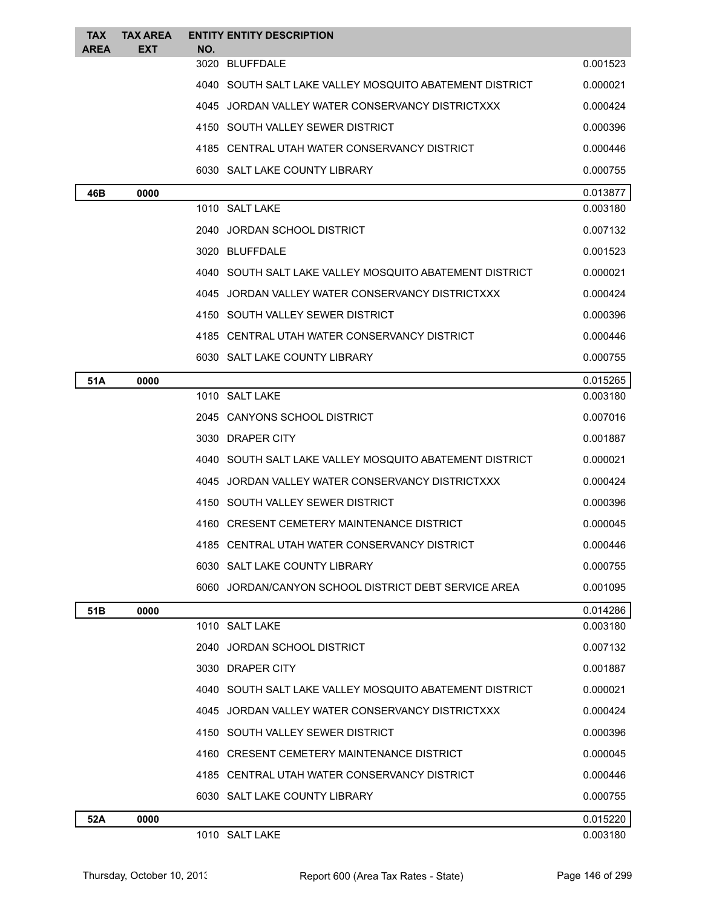| TAX AREA | TAX AREA EXT | ENTITY NO. | ENTITY DESCRIPTION | |
|---|---|---|---|---|
| | | 3020 | BLUFFDALE | 0.001523 |
| | | 4040 | SOUTH SALT LAKE VALLEY MOSQUITO ABATEMENT DISTRICT | 0.000021 |
| | | 4045 | JORDAN VALLEY WATER CONSERVANCY DISTRICTXXX | 0.000424 |
| | | 4150 | SOUTH VALLEY SEWER DISTRICT | 0.000396 |
| | | 4185 | CENTRAL UTAH WATER CONSERVANCY DISTRICT | 0.000446 |
| | | 6030 | SALT LAKE COUNTY LIBRARY | 0.000755 |
| **46B** | **0000** | | | 0.013877 |
| | | 1010 | SALT LAKE | 0.003180 |
| | | 2040 | JORDAN SCHOOL DISTRICT | 0.007132 |
| | | 3020 | BLUFFDALE | 0.001523 |
| | | 4040 | SOUTH SALT LAKE VALLEY MOSQUITO ABATEMENT DISTRICT | 0.000021 |
| | | 4045 | JORDAN VALLEY WATER CONSERVANCY DISTRICTXXX | 0.000424 |
| | | 4150 | SOUTH VALLEY SEWER DISTRICT | 0.000396 |
| | | 4185 | CENTRAL UTAH WATER CONSERVANCY DISTRICT | 0.000446 |
| | | 6030 | SALT LAKE COUNTY LIBRARY | 0.000755 |
| **51A** | **0000** | | | 0.015265 |
| | | 1010 | SALT LAKE | 0.003180 |
| | | 2045 | CANYONS SCHOOL DISTRICT | 0.007016 |
| | | 3030 | DRAPER CITY | 0.001887 |
| | | 4040 | SOUTH SALT LAKE VALLEY MOSQUITO ABATEMENT DISTRICT | 0.000021 |
| | | 4045 | JORDAN VALLEY WATER CONSERVANCY DISTRICTXXX | 0.000424 |
| | | 4150 | SOUTH VALLEY SEWER DISTRICT | 0.000396 |
| | | 4160 | CRESENT CEMETERY MAINTENANCE DISTRICT | 0.000045 |
| | | 4185 | CENTRAL UTAH WATER CONSERVANCY DISTRICT | 0.000446 |
| | | 6030 | SALT LAKE COUNTY LIBRARY | 0.000755 |
| | | 6060 | JORDAN/CANYON SCHOOL DISTRICT DEBT SERVICE AREA | 0.001095 |
| **51B** | **0000** | | | 0.014286 |
| | | 1010 | SALT LAKE | 0.003180 |
| | | 2040 | JORDAN SCHOOL DISTRICT | 0.007132 |
| | | 3030 | DRAPER CITY | 0.001887 |
| | | 4040 | SOUTH SALT LAKE VALLEY MOSQUITO ABATEMENT DISTRICT | 0.000021 |
| | | 4045 | JORDAN VALLEY WATER CONSERVANCY DISTRICTXXX | 0.000424 |
| | | 4150 | SOUTH VALLEY SEWER DISTRICT | 0.000396 |
| | | 4160 | CRESENT CEMETERY MAINTENANCE DISTRICT | 0.000045 |
| | | 4185 | CENTRAL UTAH WATER CONSERVANCY DISTRICT | 0.000446 |
| | | 6030 | SALT LAKE COUNTY LIBRARY | 0.000755 |
| **52A** | **0000** | | | 0.015220 |
| | | 1010 | SALT LAKE | 0.003180 |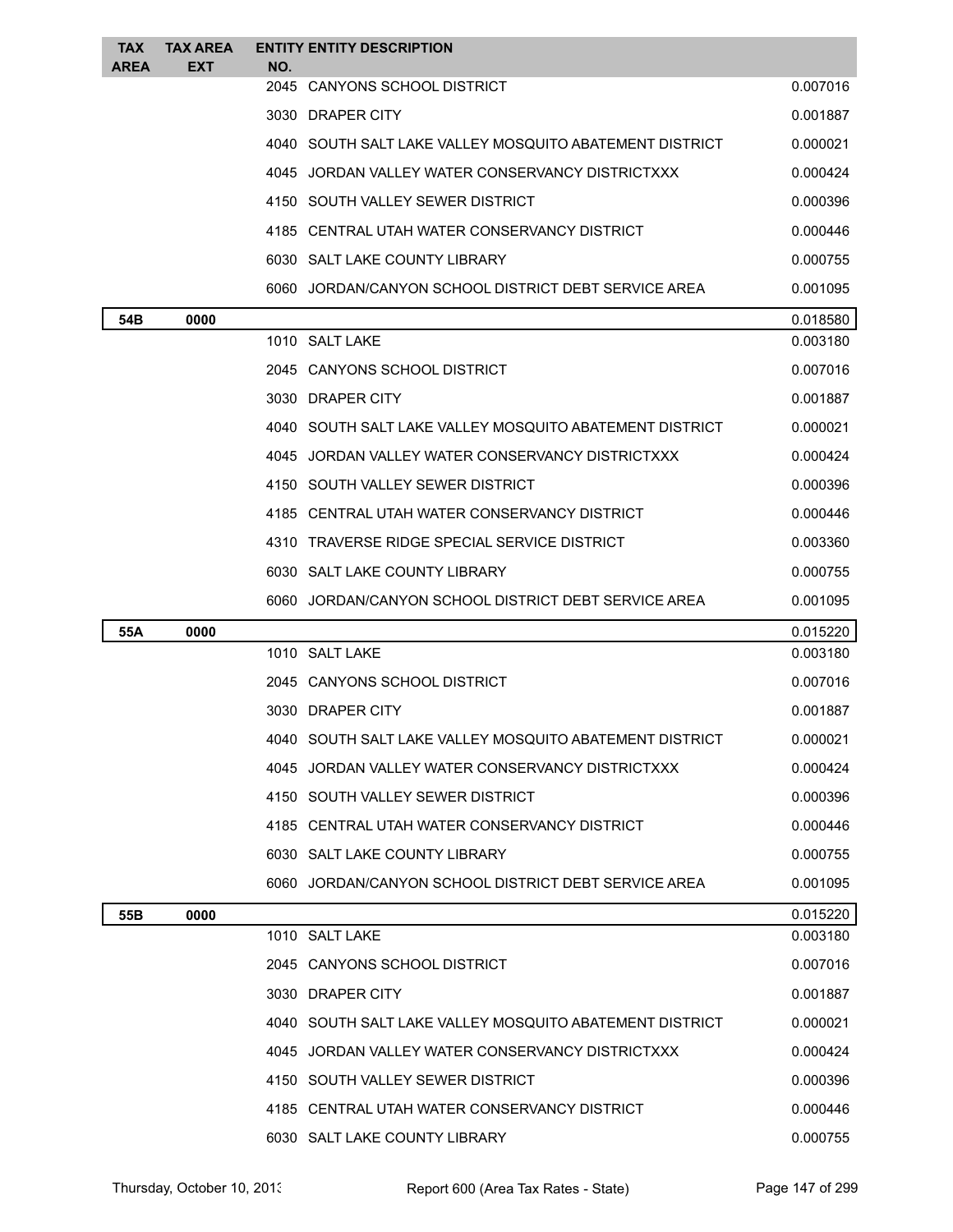| TAX AREA | TAX AREA EXT | ENTITY NO. | ENTITY DESCRIPTION | |
|---|---|---|---|---|
| | | 2045 | CANYONS SCHOOL DISTRICT | 0.007016 |
| | | 3030 | DRAPER CITY | 0.001887 |
| | | 4040 | SOUTH SALT LAKE VALLEY MOSQUITO ABATEMENT DISTRICT | 0.000021 |
| | | 4045 | JORDAN VALLEY WATER CONSERVANCY DISTRICTXXX | 0.000424 |
| | | 4150 | SOUTH VALLEY SEWER DISTRICT | 0.000396 |
| | | 4185 | CENTRAL UTAH WATER CONSERVANCY DISTRICT | 0.000446 |
| | | 6030 | SALT LAKE COUNTY LIBRARY | 0.000755 |
| | | 6060 | JORDAN/CANYON SCHOOL DISTRICT DEBT SERVICE AREA | 0.001095 |
| **54B** | **0000** | | | 0.018580 |
| | | 1010 | SALT LAKE | 0.003180 |
| | | 2045 | CANYONS SCHOOL DISTRICT | 0.007016 |
| | | 3030 | DRAPER CITY | 0.001887 |
| | | 4040 | SOUTH SALT LAKE VALLEY MOSQUITO ABATEMENT DISTRICT | 0.000021 |
| | | 4045 | JORDAN VALLEY WATER CONSERVANCY DISTRICTXXX | 0.000424 |
| | | 4150 | SOUTH VALLEY SEWER DISTRICT | 0.000396 |
| | | 4185 | CENTRAL UTAH WATER CONSERVANCY DISTRICT | 0.000446 |
| | | 4310 | TRAVERSE RIDGE SPECIAL SERVICE DISTRICT | 0.003360 |
| | | 6030 | SALT LAKE COUNTY LIBRARY | 0.000755 |
| | | 6060 | JORDAN/CANYON SCHOOL DISTRICT DEBT SERVICE AREA | 0.001095 |
| **55A** | **0000** | | | 0.015220 |
| | | 1010 | SALT LAKE | 0.003180 |
| | | 2045 | CANYONS SCHOOL DISTRICT | 0.007016 |
| | | 3030 | DRAPER CITY | 0.001887 |
| | | 4040 | SOUTH SALT LAKE VALLEY MOSQUITO ABATEMENT DISTRICT | 0.000021 |
| | | 4045 | JORDAN VALLEY WATER CONSERVANCY DISTRICTXXX | 0.000424 |
| | | 4150 | SOUTH VALLEY SEWER DISTRICT | 0.000396 |
| | | 4185 | CENTRAL UTAH WATER CONSERVANCY DISTRICT | 0.000446 |
| | | 6030 | SALT LAKE COUNTY LIBRARY | 0.000755 |
| | | 6060 | JORDAN/CANYON SCHOOL DISTRICT DEBT SERVICE AREA | 0.001095 |
| **55B** | **0000** | | | 0.015220 |
| | | 1010 | SALT LAKE | 0.003180 |
| | | 2045 | CANYONS SCHOOL DISTRICT | 0.007016 |
| | | 3030 | DRAPER CITY | 0.001887 |
| | | 4040 | SOUTH SALT LAKE VALLEY MOSQUITO ABATEMENT DISTRICT | 0.000021 |
| | | 4045 | JORDAN VALLEY WATER CONSERVANCY DISTRICTXXX | 0.000424 |
| | | 4150 | SOUTH VALLEY SEWER DISTRICT | 0.000396 |
| | | 4185 | CENTRAL UTAH WATER CONSERVANCY DISTRICT | 0.000446 |
| | | 6030 | SALT LAKE COUNTY LIBRARY | 0.000755 |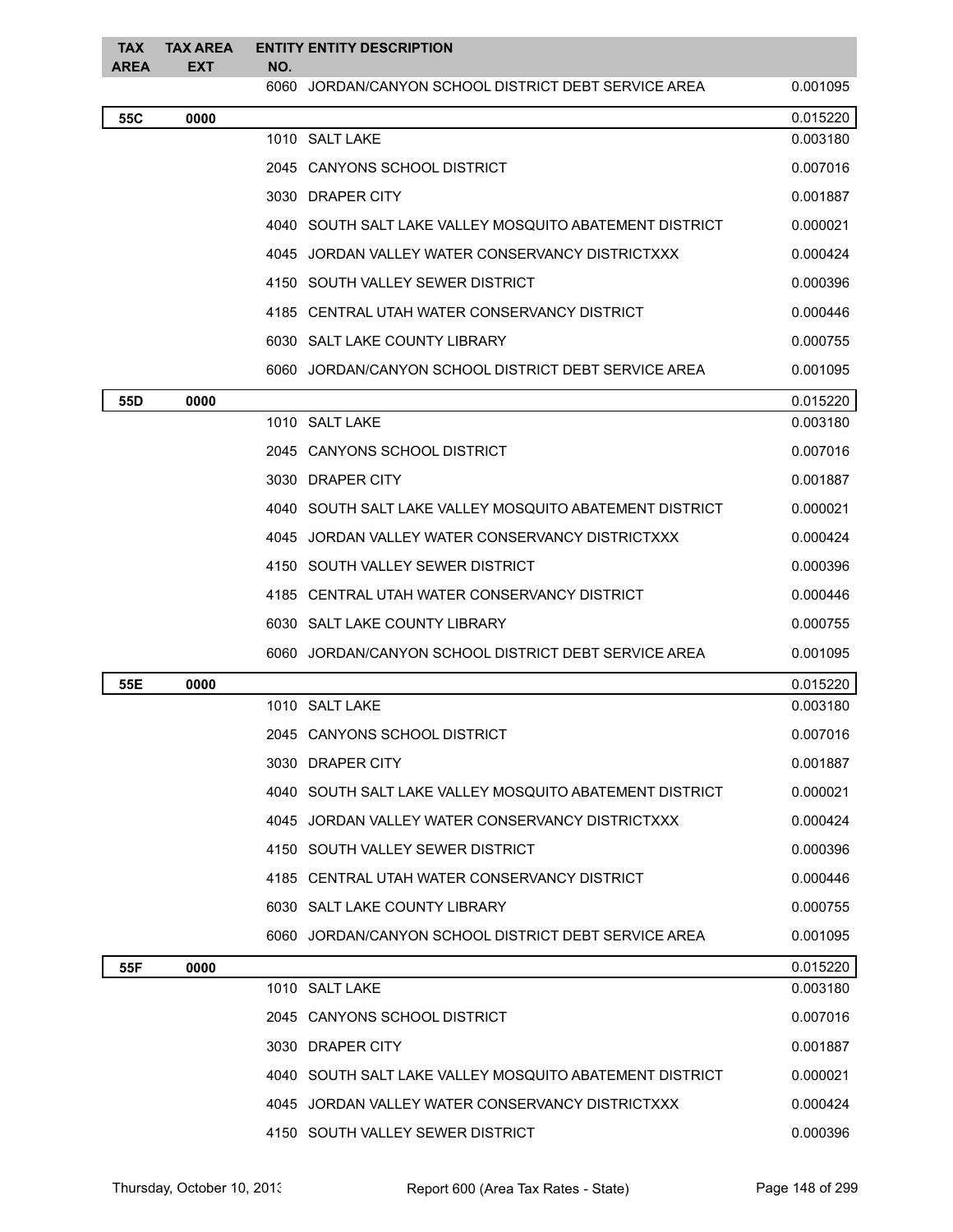| TAX AREA | TAX AREA EXT | ENTITY NO. | ENTITY DESCRIPTION | |
|---|---|---|---|---|
| | | 6060 | JORDAN/CANYON SCHOOL DISTRICT DEBT SERVICE AREA | 0.001095 |
| 55C | 0000 | | | 0.015220 |
| | | 1010 | SALT LAKE | 0.003180 |
| | | 2045 | CANYONS SCHOOL DISTRICT | 0.007016 |
| | | 3030 | DRAPER CITY | 0.001887 |
| | | 4040 | SOUTH SALT LAKE VALLEY MOSQUITO ABATEMENT DISTRICT | 0.000021 |
| | | 4045 | JORDAN VALLEY WATER CONSERVANCY DISTRICTXXX | 0.000424 |
| | | 4150 | SOUTH VALLEY SEWER DISTRICT | 0.000396 |
| | | 4185 | CENTRAL UTAH WATER CONSERVANCY DISTRICT | 0.000446 |
| | | 6030 | SALT LAKE COUNTY LIBRARY | 0.000755 |
| | | 6060 | JORDAN/CANYON SCHOOL DISTRICT DEBT SERVICE AREA | 0.001095 |
| 55D | 0000 | | | 0.015220 |
| | | 1010 | SALT LAKE | 0.003180 |
| | | 2045 | CANYONS SCHOOL DISTRICT | 0.007016 |
| | | 3030 | DRAPER CITY | 0.001887 |
| | | 4040 | SOUTH SALT LAKE VALLEY MOSQUITO ABATEMENT DISTRICT | 0.000021 |
| | | 4045 | JORDAN VALLEY WATER CONSERVANCY DISTRICTXXX | 0.000424 |
| | | 4150 | SOUTH VALLEY SEWER DISTRICT | 0.000396 |
| | | 4185 | CENTRAL UTAH WATER CONSERVANCY DISTRICT | 0.000446 |
| | | 6030 | SALT LAKE COUNTY LIBRARY | 0.000755 |
| | | 6060 | JORDAN/CANYON SCHOOL DISTRICT DEBT SERVICE AREA | 0.001095 |
| 55E | 0000 | | | 0.015220 |
| | | 1010 | SALT LAKE | 0.003180 |
| | | 2045 | CANYONS SCHOOL DISTRICT | 0.007016 |
| | | 3030 | DRAPER CITY | 0.001887 |
| | | 4040 | SOUTH SALT LAKE VALLEY MOSQUITO ABATEMENT DISTRICT | 0.000021 |
| | | 4045 | JORDAN VALLEY WATER CONSERVANCY DISTRICTXXX | 0.000424 |
| | | 4150 | SOUTH VALLEY SEWER DISTRICT | 0.000396 |
| | | 4185 | CENTRAL UTAH WATER CONSERVANCY DISTRICT | 0.000446 |
| | | 6030 | SALT LAKE COUNTY LIBRARY | 0.000755 |
| | | 6060 | JORDAN/CANYON SCHOOL DISTRICT DEBT SERVICE AREA | 0.001095 |
| 55F | 0000 | | | 0.015220 |
| | | 1010 | SALT LAKE | 0.003180 |
| | | 2045 | CANYONS SCHOOL DISTRICT | 0.007016 |
| | | 3030 | DRAPER CITY | 0.001887 |
| | | 4040 | SOUTH SALT LAKE VALLEY MOSQUITO ABATEMENT DISTRICT | 0.000021 |
| | | 4045 | JORDAN VALLEY WATER CONSERVANCY DISTRICTXXX | 0.000424 |
| | | 4150 | SOUTH VALLEY SEWER DISTRICT | 0.000396 |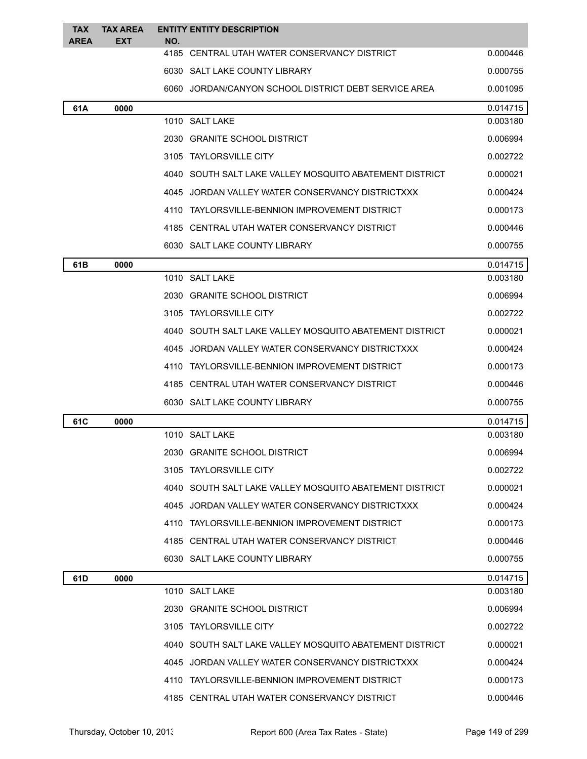| TAX AREA | TAX AREA EXT | ENTITY NO. | ENTITY DESCRIPTION | |
|---|---|---|---|---|
| | | 4185 | CENTRAL UTAH WATER CONSERVANCY DISTRICT | 0.000446 |
| | | 6030 | SALT LAKE COUNTY LIBRARY | 0.000755 |
| | | 6060 | JORDAN/CANYON SCHOOL DISTRICT DEBT SERVICE AREA | 0.001095 |
| **61A** | **0000** | | | 0.014715 |
| | | 1010 | SALT LAKE | 0.003180 |
| | | 2030 | GRANITE SCHOOL DISTRICT | 0.006994 |
| | | 3105 | TAYLORSVILLE CITY | 0.002722 |
| | | 4040 | SOUTH SALT LAKE VALLEY MOSQUITO ABATEMENT DISTRICT | 0.000021 |
| | | 4045 | JORDAN VALLEY WATER CONSERVANCY DISTRICTXXX | 0.000424 |
| | | 4110 | TAYLORSVILLE-BENNION IMPROVEMENT DISTRICT | 0.000173 |
| | | 4185 | CENTRAL UTAH WATER CONSERVANCY DISTRICT | 0.000446 |
| | | 6030 | SALT LAKE COUNTY LIBRARY | 0.000755 |
| **61B** | **0000** | | | 0.014715 |
| | | 1010 | SALT LAKE | 0.003180 |
| | | 2030 | GRANITE SCHOOL DISTRICT | 0.006994 |
| | | 3105 | TAYLORSVILLE CITY | 0.002722 |
| | | 4040 | SOUTH SALT LAKE VALLEY MOSQUITO ABATEMENT DISTRICT | 0.000021 |
| | | 4045 | JORDAN VALLEY WATER CONSERVANCY DISTRICTXXX | 0.000424 |
| | | 4110 | TAYLORSVILLE-BENNION IMPROVEMENT DISTRICT | 0.000173 |
| | | 4185 | CENTRAL UTAH WATER CONSERVANCY DISTRICT | 0.000446 |
| | | 6030 | SALT LAKE COUNTY LIBRARY | 0.000755 |
| **61C** | **0000** | | | 0.014715 |
| | | 1010 | SALT LAKE | 0.003180 |
| | | 2030 | GRANITE SCHOOL DISTRICT | 0.006994 |
| | | 3105 | TAYLORSVILLE CITY | 0.002722 |
| | | 4040 | SOUTH SALT LAKE VALLEY MOSQUITO ABATEMENT DISTRICT | 0.000021 |
| | | 4045 | JORDAN VALLEY WATER CONSERVANCY DISTRICTXXX | 0.000424 |
| | | 4110 | TAYLORSVILLE-BENNION IMPROVEMENT DISTRICT | 0.000173 |
| | | 4185 | CENTRAL UTAH WATER CONSERVANCY DISTRICT | 0.000446 |
| | | 6030 | SALT LAKE COUNTY LIBRARY | 0.000755 |
| **61D** | **0000** | | | 0.014715 |
| | | 1010 | SALT LAKE | 0.003180 |
| | | 2030 | GRANITE SCHOOL DISTRICT | 0.006994 |
| | | 3105 | TAYLORSVILLE CITY | 0.002722 |
| | | 4040 | SOUTH SALT LAKE VALLEY MOSQUITO ABATEMENT DISTRICT | 0.000021 |
| | | 4045 | JORDAN VALLEY WATER CONSERVANCY DISTRICTXXX | 0.000424 |
| | | 4110 | TAYLORSVILLE-BENNION IMPROVEMENT DISTRICT | 0.000173 |
| | | 4185 | CENTRAL UTAH WATER CONSERVANCY DISTRICT | 0.000446 |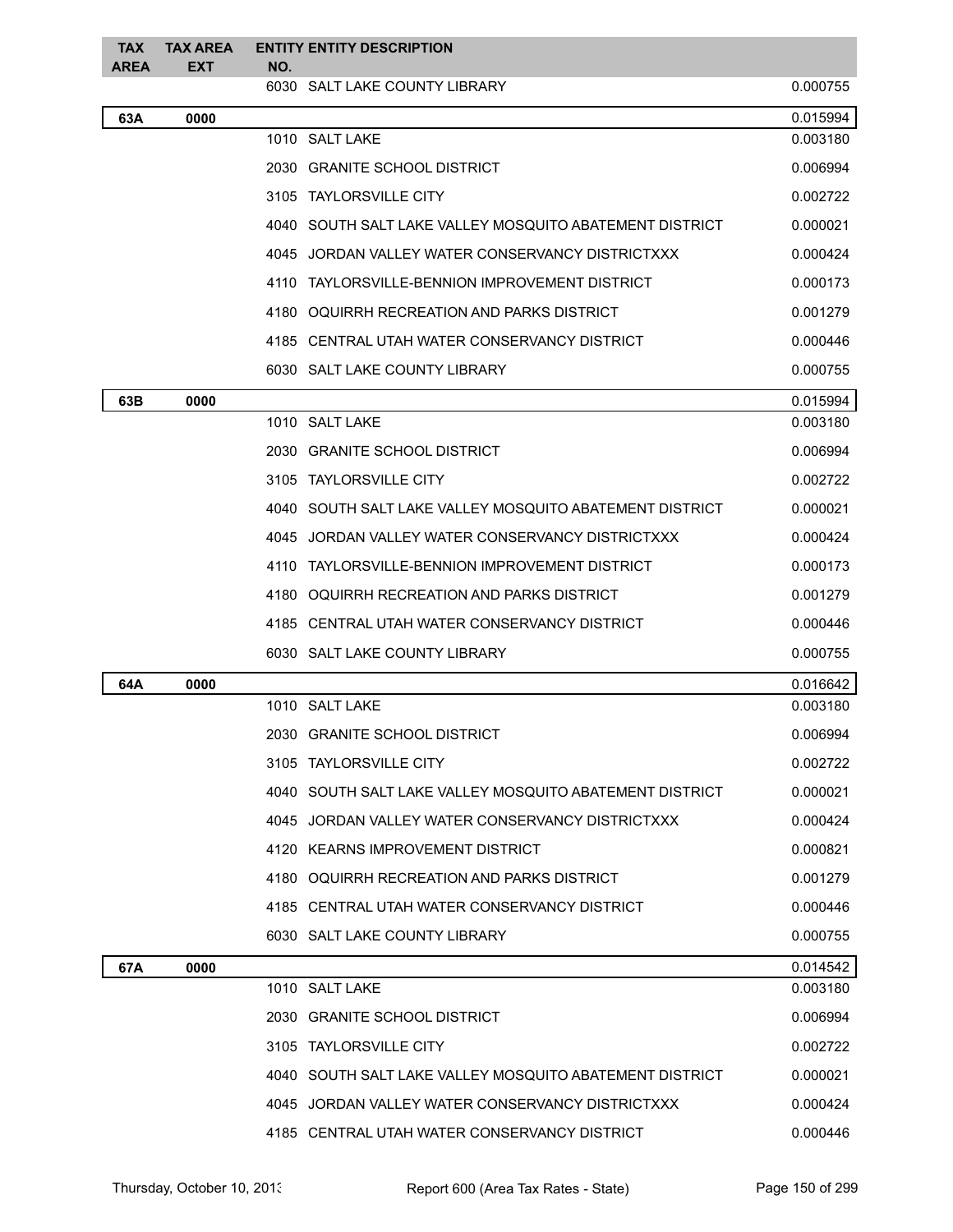| TAX AREA | TAX AREA EXT | ENTITY NO. | ENTITY DESCRIPTION | |
|---|---|---|---|---|
| | | 6030 | SALT LAKE COUNTY LIBRARY | 0.000755 |
| **63A** | **0000** | | | 0.015994 |
| | | 1010 | SALT LAKE | 0.003180 |
| | | 2030 | GRANITE SCHOOL DISTRICT | 0.006994 |
| | | 3105 | TAYLORSVILLE CITY | 0.002722 |
| | | 4040 | SOUTH SALT LAKE VALLEY MOSQUITO ABATEMENT DISTRICT | 0.000021 |
| | | 4045 | JORDAN VALLEY WATER CONSERVANCY DISTRICTXXX | 0.000424 |
| | | 4110 | TAYLORSVILLE-BENNION IMPROVEMENT DISTRICT | 0.000173 |
| | | 4180 | OQUIRRH RECREATION AND PARKS DISTRICT | 0.001279 |
| | | 4185 | CENTRAL UTAH WATER CONSERVANCY DISTRICT | 0.000446 |
| | | 6030 | SALT LAKE COUNTY LIBRARY | 0.000755 |
| **63B** | **0000** | | | 0.015994 |
| | | 1010 | SALT LAKE | 0.003180 |
| | | 2030 | GRANITE SCHOOL DISTRICT | 0.006994 |
| | | 3105 | TAYLORSVILLE CITY | 0.002722 |
| | | 4040 | SOUTH SALT LAKE VALLEY MOSQUITO ABATEMENT DISTRICT | 0.000021 |
| | | 4045 | JORDAN VALLEY WATER CONSERVANCY DISTRICTXXX | 0.000424 |
| | | 4110 | TAYLORSVILLE-BENNION IMPROVEMENT DISTRICT | 0.000173 |
| | | 4180 | OQUIRRH RECREATION AND PARKS DISTRICT | 0.001279 |
| | | 4185 | CENTRAL UTAH WATER CONSERVANCY DISTRICT | 0.000446 |
| | | 6030 | SALT LAKE COUNTY LIBRARY | 0.000755 |
| **64A** | **0000** | | | 0.016642 |
| | | 1010 | SALT LAKE | 0.003180 |
| | | 2030 | GRANITE SCHOOL DISTRICT | 0.006994 |
| | | 3105 | TAYLORSVILLE CITY | 0.002722 |
| | | 4040 | SOUTH SALT LAKE VALLEY MOSQUITO ABATEMENT DISTRICT | 0.000021 |
| | | 4045 | JORDAN VALLEY WATER CONSERVANCY DISTRICTXXX | 0.000424 |
| | | 4120 | KEARNS IMPROVEMENT DISTRICT | 0.000821 |
| | | 4180 | OQUIRRH RECREATION AND PARKS DISTRICT | 0.001279 |
| | | 4185 | CENTRAL UTAH WATER CONSERVANCY DISTRICT | 0.000446 |
| | | 6030 | SALT LAKE COUNTY LIBRARY | 0.000755 |
| **67A** | **0000** | | | 0.014542 |
| | | 1010 | SALT LAKE | 0.003180 |
| | | 2030 | GRANITE SCHOOL DISTRICT | 0.006994 |
| | | 3105 | TAYLORSVILLE CITY | 0.002722 |
| | | 4040 | SOUTH SALT LAKE VALLEY MOSQUITO ABATEMENT DISTRICT | 0.000021 |
| | | 4045 | JORDAN VALLEY WATER CONSERVANCY DISTRICTXXX | 0.000424 |
| | | 4185 | CENTRAL UTAH WATER CONSERVANCY DISTRICT | 0.000446 |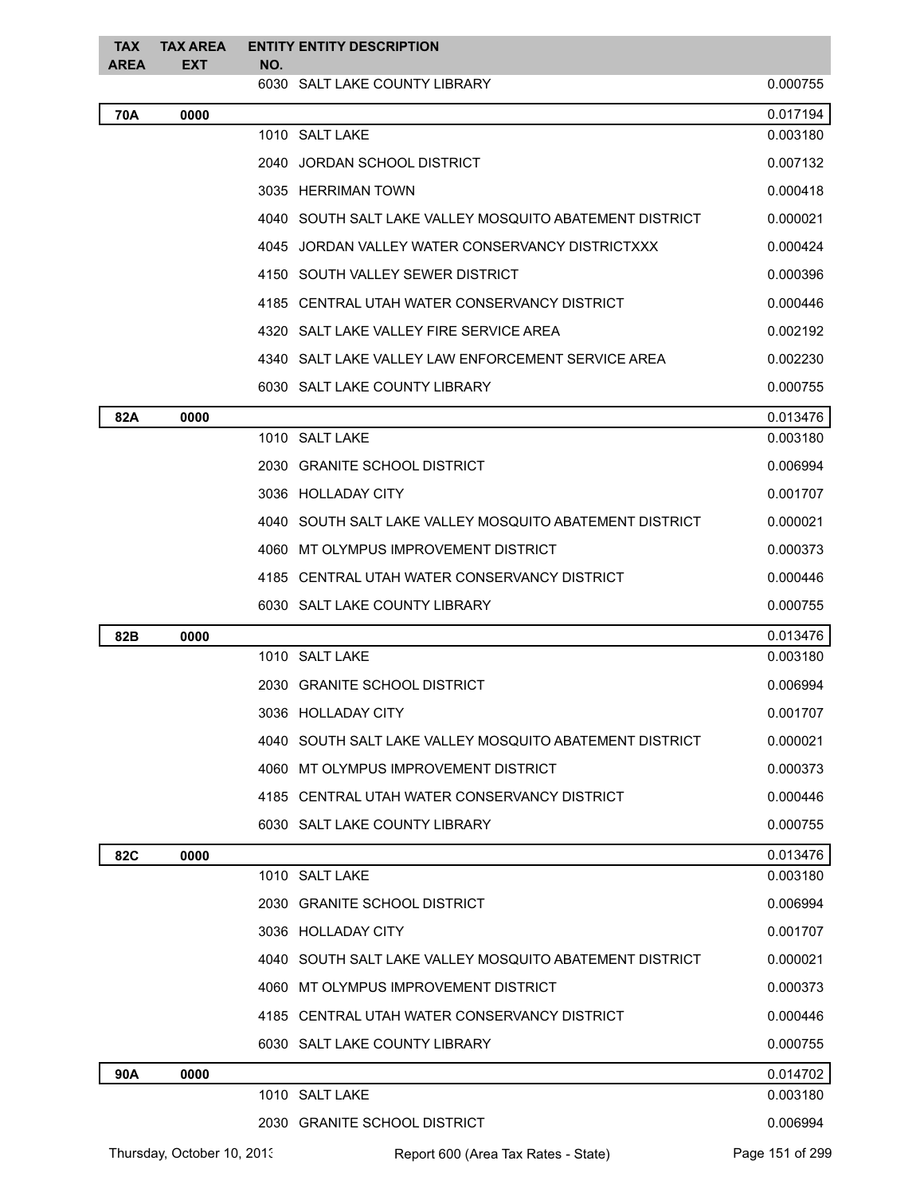| TAX AREA | TAX AREA EXT | ENTITY NO. | ENTITY DESCRIPTION | |
|---|---|---|---|---|
| | | 6030 | SALT LAKE COUNTY LIBRARY | 0.000755 |
| **70A** | **0000** | | | 0.017194 |
| | | 1010 | SALT LAKE | 0.003180 |
| | | 2040 | JORDAN SCHOOL DISTRICT | 0.007132 |
| | | 3035 | HERRIMAN TOWN | 0.000418 |
| | | 4040 | SOUTH SALT LAKE VALLEY MOSQUITO ABATEMENT DISTRICT | 0.000021 |
| | | 4045 | JORDAN VALLEY WATER CONSERVANCY DISTRICTXXX | 0.000424 |
| | | 4150 | SOUTH VALLEY SEWER DISTRICT | 0.000396 |
| | | 4185 | CENTRAL UTAH WATER CONSERVANCY DISTRICT | 0.000446 |
| | | 4320 | SALT LAKE VALLEY FIRE SERVICE AREA | 0.002192 |
| | | 4340 | SALT LAKE VALLEY LAW ENFORCEMENT SERVICE AREA | 0.002230 |
| | | 6030 | SALT LAKE COUNTY LIBRARY | 0.000755 |
| **82A** | **0000** | | | 0.013476 |
| | | 1010 | SALT LAKE | 0.003180 |
| | | 2030 | GRANITE SCHOOL DISTRICT | 0.006994 |
| | | 3036 | HOLLADAY CITY | 0.001707 |
| | | 4040 | SOUTH SALT LAKE VALLEY MOSQUITO ABATEMENT DISTRICT | 0.000021 |
| | | 4060 | MT OLYMPUS IMPROVEMENT DISTRICT | 0.000373 |
| | | 4185 | CENTRAL UTAH WATER CONSERVANCY DISTRICT | 0.000446 |
| | | 6030 | SALT LAKE COUNTY LIBRARY | 0.000755 |
| **82B** | **0000** | | | 0.013476 |
| | | 1010 | SALT LAKE | 0.003180 |
| | | 2030 | GRANITE SCHOOL DISTRICT | 0.006994 |
| | | 3036 | HOLLADAY CITY | 0.001707 |
| | | 4040 | SOUTH SALT LAKE VALLEY MOSQUITO ABATEMENT DISTRICT | 0.000021 |
| | | 4060 | MT OLYMPUS IMPROVEMENT DISTRICT | 0.000373 |
| | | 4185 | CENTRAL UTAH WATER CONSERVANCY DISTRICT | 0.000446 |
| | | 6030 | SALT LAKE COUNTY LIBRARY | 0.000755 |
| **82C** | **0000** | | | 0.013476 |
| | | 1010 | SALT LAKE | 0.003180 |
| | | 2030 | GRANITE SCHOOL DISTRICT | 0.006994 |
| | | 3036 | HOLLADAY CITY | 0.001707 |
| | | 4040 | SOUTH SALT LAKE VALLEY MOSQUITO ABATEMENT DISTRICT | 0.000021 |
| | | 4060 | MT OLYMPUS IMPROVEMENT DISTRICT | 0.000373 |
| | | 4185 | CENTRAL UTAH WATER CONSERVANCY DISTRICT | 0.000446 |
| | | 6030 | SALT LAKE COUNTY LIBRARY | 0.000755 |
| **90A** | **0000** | | | 0.014702 |
| | | 1010 | SALT LAKE | 0.003180 |
| | | 2030 | GRANITE SCHOOL DISTRICT | 0.006994 |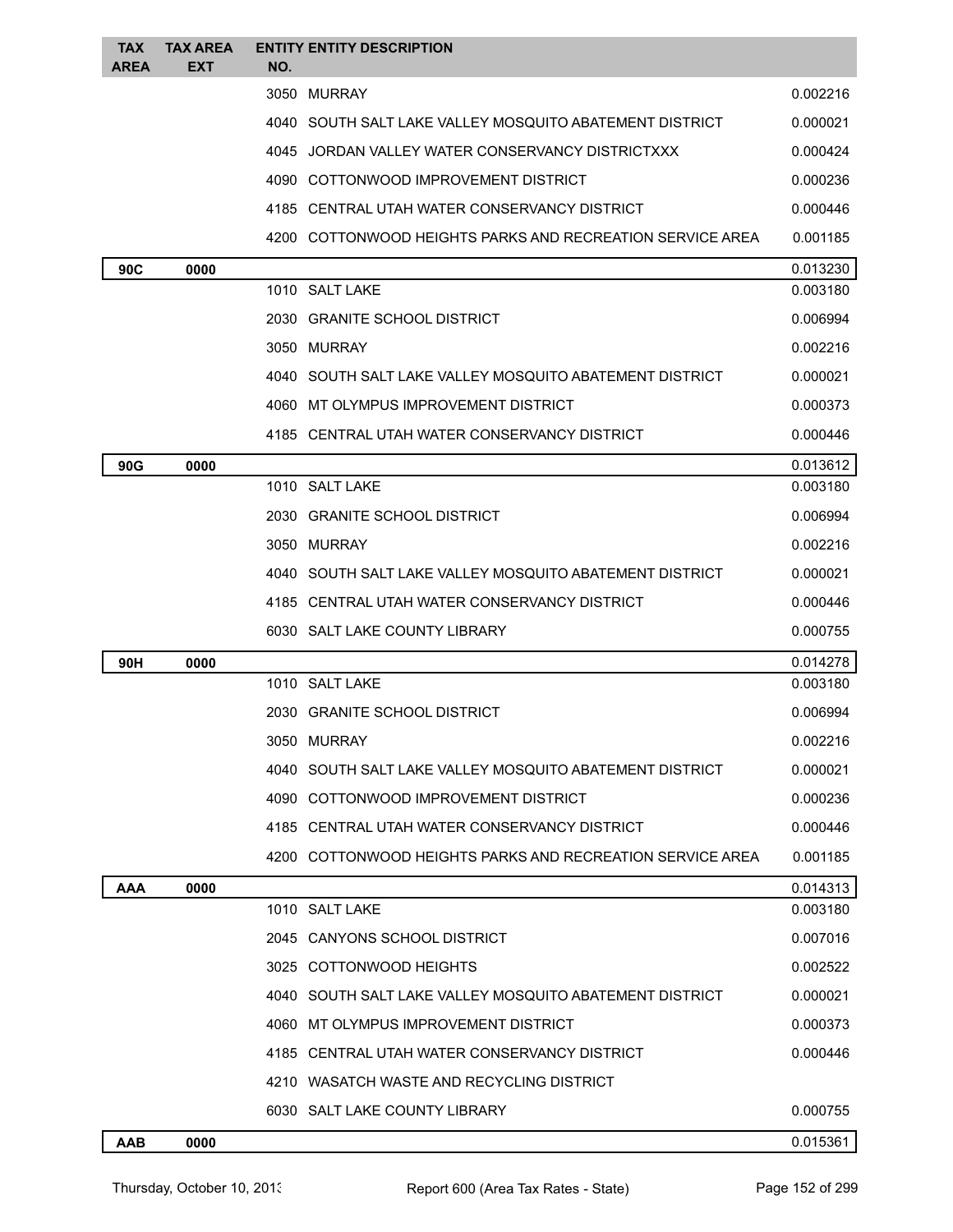| TAX AREA | TAX AREA EXT | ENTITY NO. | ENTITY DESCRIPTION | |
|---|---|---|---|---|
| | | 3050 | MURRAY | 0.002216 |
| | | 4040 | SOUTH SALT LAKE VALLEY MOSQUITO ABATEMENT DISTRICT | 0.000021 |
| | | 4045 | JORDAN VALLEY WATER CONSERVANCY DISTRICTXXX | 0.000424 |
| | | 4090 | COTTONWOOD IMPROVEMENT DISTRICT | 0.000236 |
| | | 4185 | CENTRAL UTAH WATER CONSERVANCY DISTRICT | 0.000446 |
| | | 4200 | COTTONWOOD HEIGHTS PARKS AND RECREATION SERVICE AREA | 0.001185 |
| **90C** | **0000** | | | 0.013230 |
| | | 1010 | SALT LAKE | 0.003180 |
| | | 2030 | GRANITE SCHOOL DISTRICT | 0.006994 |
| | | 3050 | MURRAY | 0.002216 |
| | | 4040 | SOUTH SALT LAKE VALLEY MOSQUITO ABATEMENT DISTRICT | 0.000021 |
| | | 4060 | MT OLYMPUS IMPROVEMENT DISTRICT | 0.000373 |
| | | 4185 | CENTRAL UTAH WATER CONSERVANCY DISTRICT | 0.000446 |
| **90G** | **0000** | | | 0.013612 |
| | | 1010 | SALT LAKE | 0.003180 |
| | | 2030 | GRANITE SCHOOL DISTRICT | 0.006994 |
| | | 3050 | MURRAY | 0.002216 |
| | | 4040 | SOUTH SALT LAKE VALLEY MOSQUITO ABATEMENT DISTRICT | 0.000021 |
| | | 4185 | CENTRAL UTAH WATER CONSERVANCY DISTRICT | 0.000446 |
| | | 6030 | SALT LAKE COUNTY LIBRARY | 0.000755 |
| **90H** | **0000** | | | 0.014278 |
| | | 1010 | SALT LAKE | 0.003180 |
| | | 2030 | GRANITE SCHOOL DISTRICT | 0.006994 |
| | | 3050 | MURRAY | 0.002216 |
| | | 4040 | SOUTH SALT LAKE VALLEY MOSQUITO ABATEMENT DISTRICT | 0.000021 |
| | | 4090 | COTTONWOOD IMPROVEMENT DISTRICT | 0.000236 |
| | | 4185 | CENTRAL UTAH WATER CONSERVANCY DISTRICT | 0.000446 |
| | | 4200 | COTTONWOOD HEIGHTS PARKS AND RECREATION SERVICE AREA | 0.001185 |
| **AAA** | **0000** | | | 0.014313 |
| | | 1010 | SALT LAKE | 0.003180 |
| | | 2045 | CANYONS SCHOOL DISTRICT | 0.007016 |
| | | 3025 | COTTONWOOD HEIGHTS | 0.002522 |
| | | 4040 | SOUTH SALT LAKE VALLEY MOSQUITO ABATEMENT DISTRICT | 0.000021 |
| | | 4060 | MT OLYMPUS IMPROVEMENT DISTRICT | 0.000373 |
| | | 4185 | CENTRAL UTAH WATER CONSERVANCY DISTRICT | 0.000446 |
| | | 4210 | WASATCH WASTE AND RECYCLING DISTRICT | |
| | | 6030 | SALT LAKE COUNTY LIBRARY | 0.000755 |
| **AAB** | **0000** | | | 0.015361 |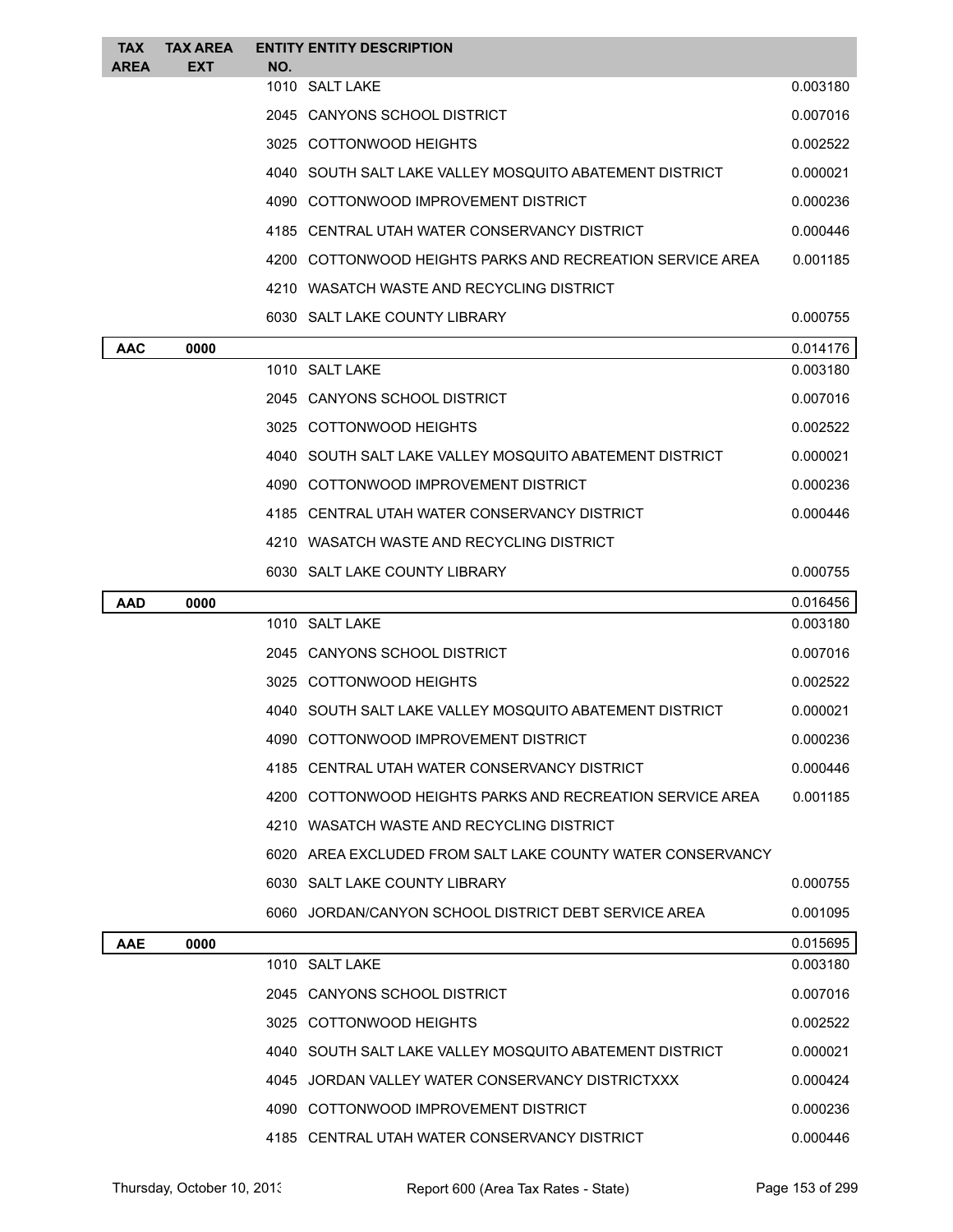| TAX AREA | TAX AREA EXT | ENTITY NO. | ENTITY DESCRIPTION | |
|---|---|---|---|---|
| | | 1010 | SALT LAKE | 0.003180 |
| | | 2045 | CANYONS SCHOOL DISTRICT | 0.007016 |
| | | 3025 | COTTONWOOD HEIGHTS | 0.002522 |
| | | 4040 | SOUTH SALT LAKE VALLEY MOSQUITO ABATEMENT DISTRICT | 0.000021 |
| | | 4090 | COTTONWOOD IMPROVEMENT DISTRICT | 0.000236 |
| | | 4185 | CENTRAL UTAH WATER CONSERVANCY DISTRICT | 0.000446 |
| | | 4200 | COTTONWOOD HEIGHTS PARKS AND RECREATION SERVICE AREA | 0.001185 |
| | | 4210 | WASATCH WASTE AND RECYCLING DISTRICT | |
| | | 6030 | SALT LAKE COUNTY LIBRARY | 0.000755 |
| **AAC** | **0000** | | | 0.014176 |
| | | 1010 | SALT LAKE | 0.003180 |
| | | 2045 | CANYONS SCHOOL DISTRICT | 0.007016 |
| | | 3025 | COTTONWOOD HEIGHTS | 0.002522 |
| | | 4040 | SOUTH SALT LAKE VALLEY MOSQUITO ABATEMENT DISTRICT | 0.000021 |
| | | 4090 | COTTONWOOD IMPROVEMENT DISTRICT | 0.000236 |
| | | 4185 | CENTRAL UTAH WATER CONSERVANCY DISTRICT | 0.000446 |
| | | 4210 | WASATCH WASTE AND RECYCLING DISTRICT | |
| | | 6030 | SALT LAKE COUNTY LIBRARY | 0.000755 |
| **AAD** | **0000** | | | 0.016456 |
| | | 1010 | SALT LAKE | 0.003180 |
| | | 2045 | CANYONS SCHOOL DISTRICT | 0.007016 |
| | | 3025 | COTTONWOOD HEIGHTS | 0.002522 |
| | | 4040 | SOUTH SALT LAKE VALLEY MOSQUITO ABATEMENT DISTRICT | 0.000021 |
| | | 4090 | COTTONWOOD IMPROVEMENT DISTRICT | 0.000236 |
| | | 4185 | CENTRAL UTAH WATER CONSERVANCY DISTRICT | 0.000446 |
| | | 4200 | COTTONWOOD HEIGHTS PARKS AND RECREATION SERVICE AREA | 0.001185 |
| | | 4210 | WASATCH WASTE AND RECYCLING DISTRICT | |
| | | 6020 | AREA EXCLUDED FROM SALT LAKE COUNTY WATER CONSERVANCY | |
| | | 6030 | SALT LAKE COUNTY LIBRARY | 0.000755 |
| | | 6060 | JORDAN/CANYON SCHOOL DISTRICT DEBT SERVICE AREA | 0.001095 |
| **AAE** | **0000** | | | 0.015695 |
| | | 1010 | SALT LAKE | 0.003180 |
| | | 2045 | CANYONS SCHOOL DISTRICT | 0.007016 |
| | | 3025 | COTTONWOOD HEIGHTS | 0.002522 |
| | | 4040 | SOUTH SALT LAKE VALLEY MOSQUITO ABATEMENT DISTRICT | 0.000021 |
| | | 4045 | JORDAN VALLEY WATER CONSERVANCY DISTRICTXXX | 0.000424 |
| | | 4090 | COTTONWOOD IMPROVEMENT DISTRICT | 0.000236 |
| | | 4185 | CENTRAL UTAH WATER CONSERVANCY DISTRICT | 0.000446 |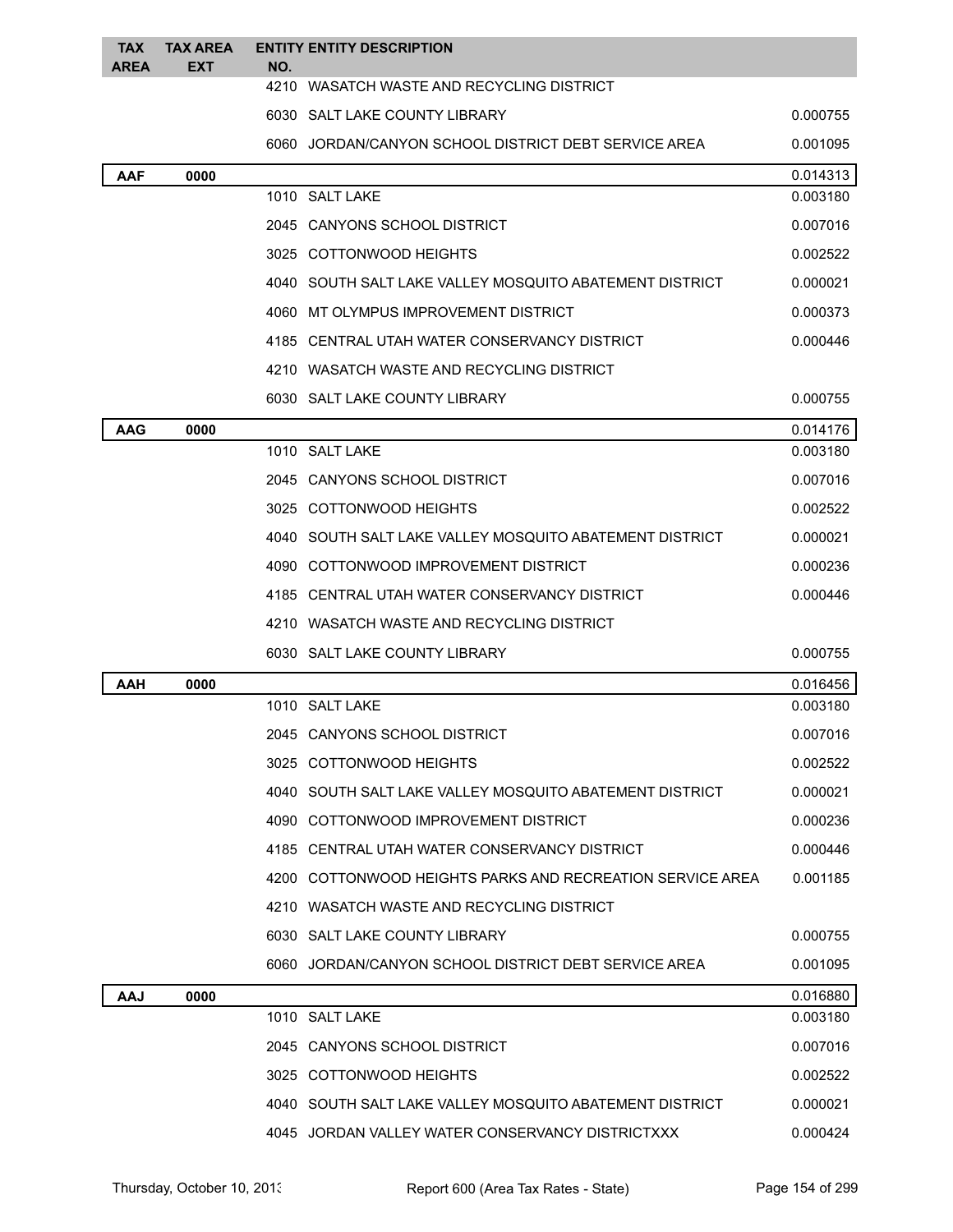| TAX AREA | TAX AREA EXT | ENTITY NO. | ENTITY DESCRIPTION | |
|---|---|---|---|---|
| | | 4210 | WASATCH WASTE AND RECYCLING DISTRICT | |
| | | 6030 | SALT LAKE COUNTY LIBRARY | 0.000755 |
| | | 6060 | JORDAN/CANYON SCHOOL DISTRICT DEBT SERVICE AREA | 0.001095 |
| **AAF** | **0000** | | | 0.014313 |
| | | 1010 | SALT LAKE | 0.003180 |
| | | 2045 | CANYONS SCHOOL DISTRICT | 0.007016 |
| | | 3025 | COTTONWOOD HEIGHTS | 0.002522 |
| | | 4040 | SOUTH SALT LAKE VALLEY MOSQUITO ABATEMENT DISTRICT | 0.000021 |
| | | 4060 | MT OLYMPUS IMPROVEMENT DISTRICT | 0.000373 |
| | | 4185 | CENTRAL UTAH WATER CONSERVANCY DISTRICT | 0.000446 |
| | | 4210 | WASATCH WASTE AND RECYCLING DISTRICT | |
| | | 6030 | SALT LAKE COUNTY LIBRARY | 0.000755 |
| **AAG** | **0000** | | | 0.014176 |
| | | 1010 | SALT LAKE | 0.003180 |
| | | 2045 | CANYONS SCHOOL DISTRICT | 0.007016 |
| | | 3025 | COTTONWOOD HEIGHTS | 0.002522 |
| | | 4040 | SOUTH SALT LAKE VALLEY MOSQUITO ABATEMENT DISTRICT | 0.000021 |
| | | 4090 | COTTONWOOD IMPROVEMENT DISTRICT | 0.000236 |
| | | 4185 | CENTRAL UTAH WATER CONSERVANCY DISTRICT | 0.000446 |
| | | 4210 | WASATCH WASTE AND RECYCLING DISTRICT | |
| | | 6030 | SALT LAKE COUNTY LIBRARY | 0.000755 |
| **AAH** | **0000** | | | 0.016456 |
| | | 1010 | SALT LAKE | 0.003180 |
| | | 2045 | CANYONS SCHOOL DISTRICT | 0.007016 |
| | | 3025 | COTTONWOOD HEIGHTS | 0.002522 |
| | | 4040 | SOUTH SALT LAKE VALLEY MOSQUITO ABATEMENT DISTRICT | 0.000021 |
| | | 4090 | COTTONWOOD IMPROVEMENT DISTRICT | 0.000236 |
| | | 4185 | CENTRAL UTAH WATER CONSERVANCY DISTRICT | 0.000446 |
| | | 4200 | COTTONWOOD HEIGHTS PARKS AND RECREATION SERVICE AREA | 0.001185 |
| | | 4210 | WASATCH WASTE AND RECYCLING DISTRICT | |
| | | 6030 | SALT LAKE COUNTY LIBRARY | 0.000755 |
| | | 6060 | JORDAN/CANYON SCHOOL DISTRICT DEBT SERVICE AREA | 0.001095 |
| **AAJ** | **0000** | | | 0.016880 |
| | | 1010 | SALT LAKE | 0.003180 |
| | | 2045 | CANYONS SCHOOL DISTRICT | 0.007016 |
| | | 3025 | COTTONWOOD HEIGHTS | 0.002522 |
| | | 4040 | SOUTH SALT LAKE VALLEY MOSQUITO ABATEMENT DISTRICT | 0.000021 |
| | | 4045 | JORDAN VALLEY WATER CONSERVANCY DISTRICTXXX | 0.000424 |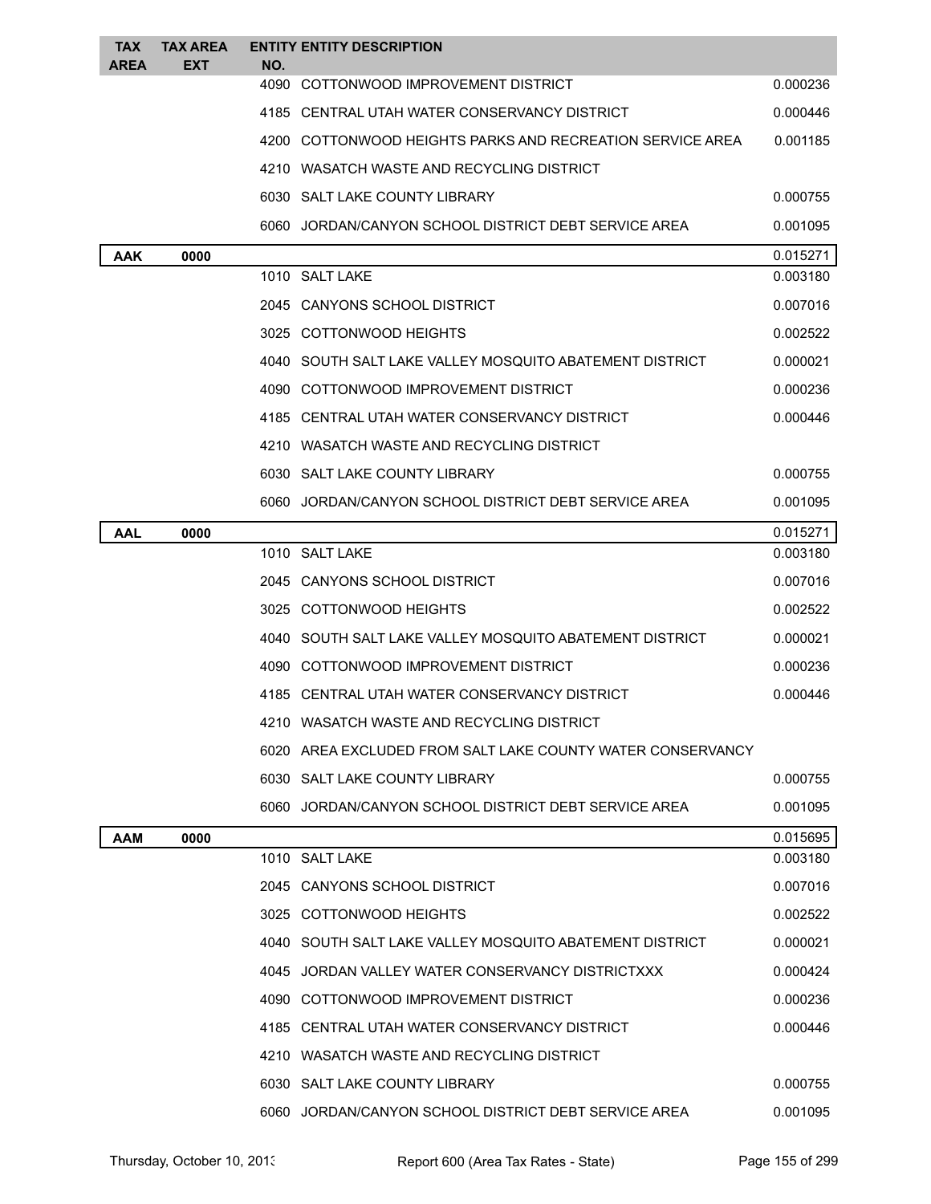| TAX AREA | TAX AREA EXT | ENTITY NO. | ENTITY DESCRIPTION | |
|---|---|---|---|---|
| | | 4090 | COTTONWOOD IMPROVEMENT DISTRICT | 0.000236 |
| | | 4185 | CENTRAL UTAH WATER CONSERVANCY DISTRICT | 0.000446 |
| | | 4200 | COTTONWOOD HEIGHTS PARKS AND RECREATION SERVICE AREA | 0.001185 |
| | | 4210 | WASATCH WASTE AND RECYCLING DISTRICT | |
| | | 6030 | SALT LAKE COUNTY LIBRARY | 0.000755 |
| | | 6060 | JORDAN/CANYON SCHOOL DISTRICT DEBT SERVICE AREA | 0.001095 |
| **AAK** | **0000** | | | 0.015271 |
| | | 1010 | SALT LAKE | 0.003180 |
| | | 2045 | CANYONS SCHOOL DISTRICT | 0.007016 |
| | | 3025 | COTTONWOOD HEIGHTS | 0.002522 |
| | | 4040 | SOUTH SALT LAKE VALLEY MOSQUITO ABATEMENT DISTRICT | 0.000021 |
| | | 4090 | COTTONWOOD IMPROVEMENT DISTRICT | 0.000236 |
| | | 4185 | CENTRAL UTAH WATER CONSERVANCY DISTRICT | 0.000446 |
| | | 4210 | WASATCH WASTE AND RECYCLING DISTRICT | |
| | | 6030 | SALT LAKE COUNTY LIBRARY | 0.000755 |
| | | 6060 | JORDAN/CANYON SCHOOL DISTRICT DEBT SERVICE AREA | 0.001095 |
| **AAL** | **0000** | | | 0.015271 |
| | | 1010 | SALT LAKE | 0.003180 |
| | | 2045 | CANYONS SCHOOL DISTRICT | 0.007016 |
| | | 3025 | COTTONWOOD HEIGHTS | 0.002522 |
| | | 4040 | SOUTH SALT LAKE VALLEY MOSQUITO ABATEMENT DISTRICT | 0.000021 |
| | | 4090 | COTTONWOOD IMPROVEMENT DISTRICT | 0.000236 |
| | | 4185 | CENTRAL UTAH WATER CONSERVANCY DISTRICT | 0.000446 |
| | | 4210 | WASATCH WASTE AND RECYCLING DISTRICT | |
| | | 6020 | AREA EXCLUDED FROM SALT LAKE COUNTY WATER CONSERVANCY | |
| | | 6030 | SALT LAKE COUNTY LIBRARY | 0.000755 |
| | | 6060 | JORDAN/CANYON SCHOOL DISTRICT DEBT SERVICE AREA | 0.001095 |
| **AAM** | **0000** | | | 0.015695 |
| | | 1010 | SALT LAKE | 0.003180 |
| | | 2045 | CANYONS SCHOOL DISTRICT | 0.007016 |
| | | 3025 | COTTONWOOD HEIGHTS | 0.002522 |
| | | 4040 | SOUTH SALT LAKE VALLEY MOSQUITO ABATEMENT DISTRICT | 0.000021 |
| | | 4045 | JORDAN VALLEY WATER CONSERVANCY DISTRICTXXX | 0.000424 |
| | | 4090 | COTTONWOOD IMPROVEMENT DISTRICT | 0.000236 |
| | | 4185 | CENTRAL UTAH WATER CONSERVANCY DISTRICT | 0.000446 |
| | | 4210 | WASATCH WASTE AND RECYCLING DISTRICT | |
| | | 6030 | SALT LAKE COUNTY LIBRARY | 0.000755 |
| | | 6060 | JORDAN/CANYON SCHOOL DISTRICT DEBT SERVICE AREA | 0.001095 |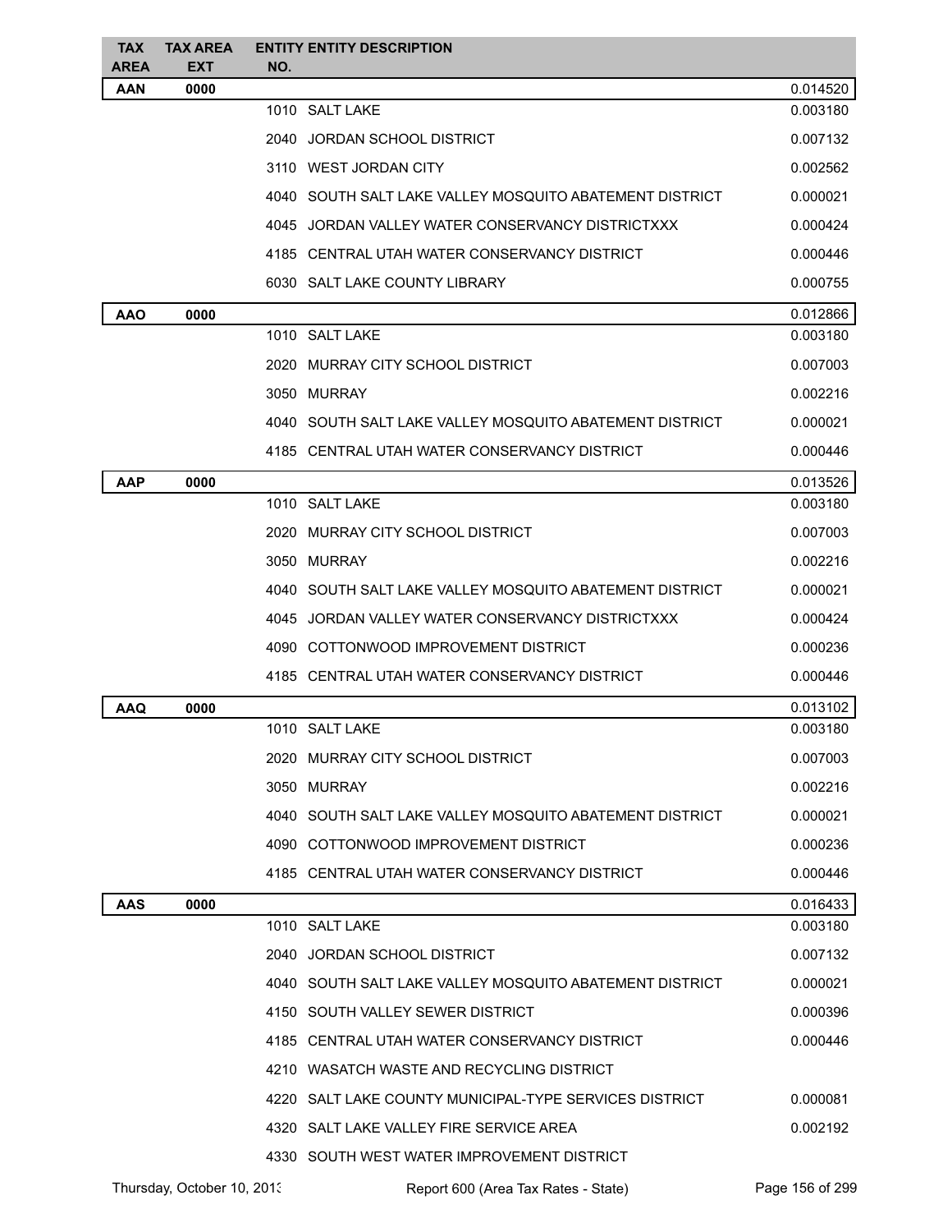| TAX AREA | TAX AREA EXT | ENTITY NO. | ENTITY DESCRIPTION | |
|---|---|---|---|---|
| **AAN** | **0000** | | | 0.014520 |
| | | 1010 | SALT LAKE | 0.003180 |
| | | 2040 | JORDAN SCHOOL DISTRICT | 0.007132 |
| | | 3110 | WEST JORDAN CITY | 0.002562 |
| | | 4040 | SOUTH SALT LAKE VALLEY MOSQUITO ABATEMENT DISTRICT | 0.000021 |
| | | 4045 | JORDAN VALLEY WATER CONSERVANCY DISTRICTXXX | 0.000424 |
| | | 4185 | CENTRAL UTAH WATER CONSERVANCY DISTRICT | 0.000446 |
| | | 6030 | SALT LAKE COUNTY LIBRARY | 0.000755 |
| **AAO** | **0000** | | | 0.012866 |
| | | 1010 | SALT LAKE | 0.003180 |
| | | 2020 | MURRAY CITY SCHOOL DISTRICT | 0.007003 |
| | | 3050 | MURRAY | 0.002216 |
| | | 4040 | SOUTH SALT LAKE VALLEY MOSQUITO ABATEMENT DISTRICT | 0.000021 |
| | | 4185 | CENTRAL UTAH WATER CONSERVANCY DISTRICT | 0.000446 |
| **AAP** | **0000** | | | 0.013526 |
| | | 1010 | SALT LAKE | 0.003180 |
| | | 2020 | MURRAY CITY SCHOOL DISTRICT | 0.007003 |
| | | 3050 | MURRAY | 0.002216 |
| | | 4040 | SOUTH SALT LAKE VALLEY MOSQUITO ABATEMENT DISTRICT | 0.000021 |
| | | 4045 | JORDAN VALLEY WATER CONSERVANCY DISTRICTXXX | 0.000424 |
| | | 4090 | COTTONWOOD IMPROVEMENT DISTRICT | 0.000236 |
| | | 4185 | CENTRAL UTAH WATER CONSERVANCY DISTRICT | 0.000446 |
| **AAQ** | **0000** | | | 0.013102 |
| | | 1010 | SALT LAKE | 0.003180 |
| | | 2020 | MURRAY CITY SCHOOL DISTRICT | 0.007003 |
| | | 3050 | MURRAY | 0.002216 |
| | | 4040 | SOUTH SALT LAKE VALLEY MOSQUITO ABATEMENT DISTRICT | 0.000021 |
| | | 4090 | COTTONWOOD IMPROVEMENT DISTRICT | 0.000236 |
| | | 4185 | CENTRAL UTAH WATER CONSERVANCY DISTRICT | 0.000446 |
| **AAS** | **0000** | | | 0.016433 |
| | | 1010 | SALT LAKE | 0.003180 |
| | | 2040 | JORDAN SCHOOL DISTRICT | 0.007132 |
| | | 4040 | SOUTH SALT LAKE VALLEY MOSQUITO ABATEMENT DISTRICT | 0.000021 |
| | | 4150 | SOUTH VALLEY SEWER DISTRICT | 0.000396 |
| | | 4185 | CENTRAL UTAH WATER CONSERVANCY DISTRICT | 0.000446 |
| | | 4210 | WASATCH WASTE AND RECYCLING DISTRICT | |
| | | 4220 | SALT LAKE COUNTY MUNICIPAL-TYPE SERVICES DISTRICT | 0.000081 |
| | | 4320 | SALT LAKE VALLEY FIRE SERVICE AREA | 0.002192 |
| | | 4330 | SOUTH WEST WATER IMPROVEMENT DISTRICT | |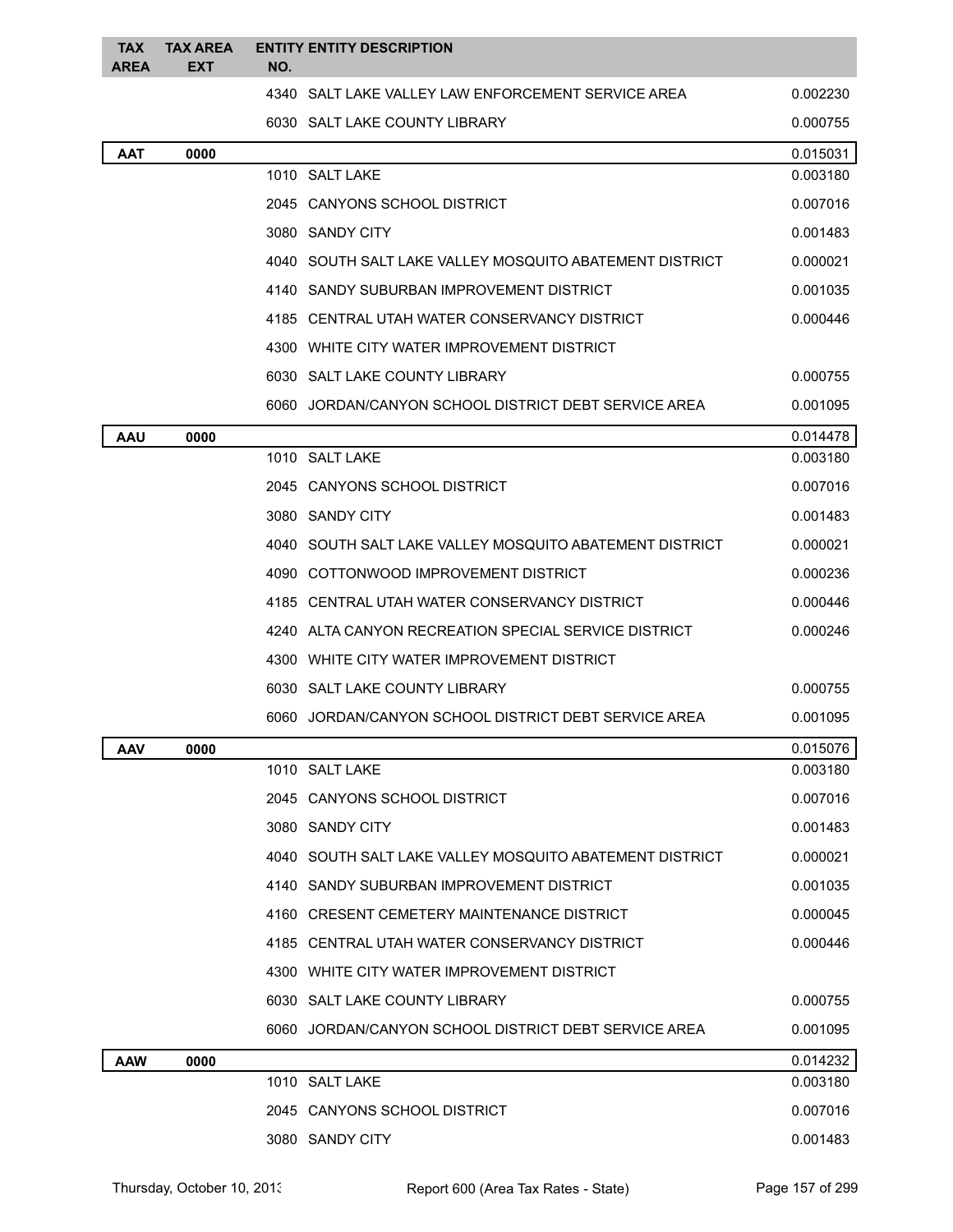| TAX AREA | TAX AREA EXT | ENTITY NO. | ENTITY DESCRIPTION | |
|---|---|---|---|---|
| | | 4340 | SALT LAKE VALLEY LAW ENFORCEMENT SERVICE AREA | 0.002230 |
| | | 6030 | SALT LAKE COUNTY LIBRARY | 0.000755 |
| **AAT** | **0000** | | | 0.015031 |
| | | 1010 | SALT LAKE | 0.003180 |
| | | 2045 | CANYONS SCHOOL DISTRICT | 0.007016 |
| | | 3080 | SANDY CITY | 0.001483 |
| | | 4040 | SOUTH SALT LAKE VALLEY MOSQUITO ABATEMENT DISTRICT | 0.000021 |
| | | 4140 | SANDY SUBURBAN IMPROVEMENT DISTRICT | 0.001035 |
| | | 4185 | CENTRAL UTAH WATER CONSERVANCY DISTRICT | 0.000446 |
| | | 4300 | WHITE CITY WATER IMPROVEMENT DISTRICT | |
| | | 6030 | SALT LAKE COUNTY LIBRARY | 0.000755 |
| | | 6060 | JORDAN/CANYON SCHOOL DISTRICT DEBT SERVICE AREA | 0.001095 |
| **AAU** | **0000** | | | 0.014478 |
| | | 1010 | SALT LAKE | 0.003180 |
| | | 2045 | CANYONS SCHOOL DISTRICT | 0.007016 |
| | | 3080 | SANDY CITY | 0.001483 |
| | | 4040 | SOUTH SALT LAKE VALLEY MOSQUITO ABATEMENT DISTRICT | 0.000021 |
| | | 4090 | COTTONWOOD IMPROVEMENT DISTRICT | 0.000236 |
| | | 4185 | CENTRAL UTAH WATER CONSERVANCY DISTRICT | 0.000446 |
| | | 4240 | ALTA CANYON RECREATION SPECIAL SERVICE DISTRICT | 0.000246 |
| | | 4300 | WHITE CITY WATER IMPROVEMENT DISTRICT | |
| | | 6030 | SALT LAKE COUNTY LIBRARY | 0.000755 |
| | | 6060 | JORDAN/CANYON SCHOOL DISTRICT DEBT SERVICE AREA | 0.001095 |
| **AAV** | **0000** | | | 0.015076 |
| | | 1010 | SALT LAKE | 0.003180 |
| | | 2045 | CANYONS SCHOOL DISTRICT | 0.007016 |
| | | 3080 | SANDY CITY | 0.001483 |
| | | 4040 | SOUTH SALT LAKE VALLEY MOSQUITO ABATEMENT DISTRICT | 0.000021 |
| | | 4140 | SANDY SUBURBAN IMPROVEMENT DISTRICT | 0.001035 |
| | | 4160 | CRESENT CEMETERY MAINTENANCE DISTRICT | 0.000045 |
| | | 4185 | CENTRAL UTAH WATER CONSERVANCY DISTRICT | 0.000446 |
| | | 4300 | WHITE CITY WATER IMPROVEMENT DISTRICT | |
| | | 6030 | SALT LAKE COUNTY LIBRARY | 0.000755 |
| | | 6060 | JORDAN/CANYON SCHOOL DISTRICT DEBT SERVICE AREA | 0.001095 |
| **AAW** | **0000** | | | 0.014232 |
| | | 1010 | SALT LAKE | 0.003180 |
| | | 2045 | CANYONS SCHOOL DISTRICT | 0.007016 |
| | | 3080 | SANDY CITY | 0.001483 |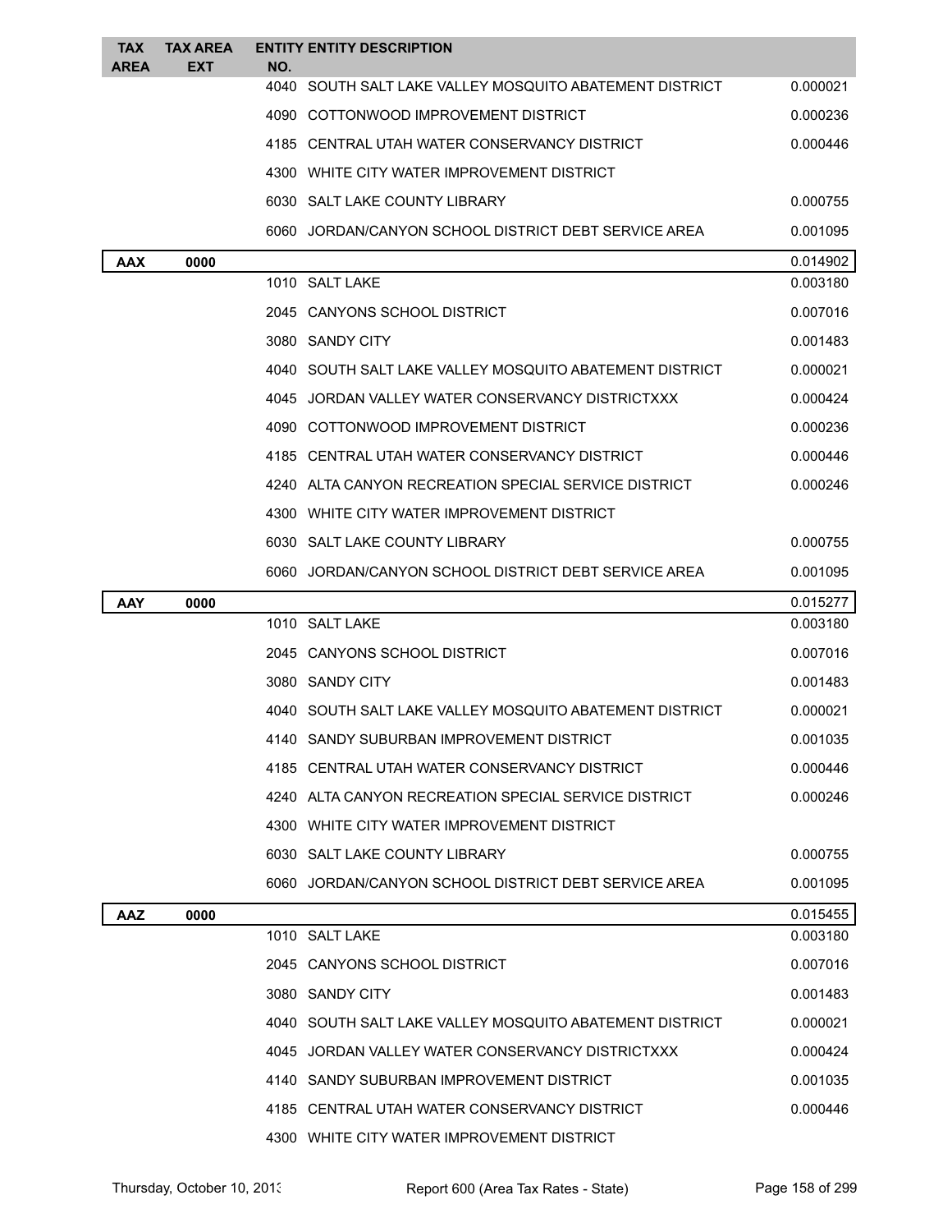| TAX AREA | TAX AREA EXT | ENTITY NO. | ENTITY DESCRIPTION | |
|---|---|---|---|---|
| | | 4040 | SOUTH SALT LAKE VALLEY MOSQUITO ABATEMENT DISTRICT | 0.000021 |
| | | 4090 | COTTONWOOD IMPROVEMENT DISTRICT | 0.000236 |
| | | 4185 | CENTRAL UTAH WATER CONSERVANCY DISTRICT | 0.000446 |
| | | 4300 | WHITE CITY WATER IMPROVEMENT DISTRICT | |
| | | 6030 | SALT LAKE COUNTY LIBRARY | 0.000755 |
| | | 6060 | JORDAN/CANYON SCHOOL DISTRICT DEBT SERVICE AREA | 0.001095 |
| **AAX** | **0000** | | | 0.014902 |
| | | 1010 | SALT LAKE | 0.003180 |
| | | 2045 | CANYONS SCHOOL DISTRICT | 0.007016 |
| | | 3080 | SANDY CITY | 0.001483 |
| | | 4040 | SOUTH SALT LAKE VALLEY MOSQUITO ABATEMENT DISTRICT | 0.000021 |
| | | 4045 | JORDAN VALLEY WATER CONSERVANCY DISTRICTXXX | 0.000424 |
| | | 4090 | COTTONWOOD IMPROVEMENT DISTRICT | 0.000236 |
| | | 4185 | CENTRAL UTAH WATER CONSERVANCY DISTRICT | 0.000446 |
| | | 4240 | ALTA CANYON RECREATION SPECIAL SERVICE DISTRICT | 0.000246 |
| | | 4300 | WHITE CITY WATER IMPROVEMENT DISTRICT | |
| | | 6030 | SALT LAKE COUNTY LIBRARY | 0.000755 |
| | | 6060 | JORDAN/CANYON SCHOOL DISTRICT DEBT SERVICE AREA | 0.001095 |
| **AAY** | **0000** | | | 0.015277 |
| | | 1010 | SALT LAKE | 0.003180 |
| | | 2045 | CANYONS SCHOOL DISTRICT | 0.007016 |
| | | 3080 | SANDY CITY | 0.001483 |
| | | 4040 | SOUTH SALT LAKE VALLEY MOSQUITO ABATEMENT DISTRICT | 0.000021 |
| | | 4140 | SANDY SUBURBAN IMPROVEMENT DISTRICT | 0.001035 |
| | | 4185 | CENTRAL UTAH WATER CONSERVANCY DISTRICT | 0.000446 |
| | | 4240 | ALTA CANYON RECREATION SPECIAL SERVICE DISTRICT | 0.000246 |
| | | 4300 | WHITE CITY WATER IMPROVEMENT DISTRICT | |
| | | 6030 | SALT LAKE COUNTY LIBRARY | 0.000755 |
| | | 6060 | JORDAN/CANYON SCHOOL DISTRICT DEBT SERVICE AREA | 0.001095 |
| **AAZ** | **0000** | | | 0.015455 |
| | | 1010 | SALT LAKE | 0.003180 |
| | | 2045 | CANYONS SCHOOL DISTRICT | 0.007016 |
| | | 3080 | SANDY CITY | 0.001483 |
| | | 4040 | SOUTH SALT LAKE VALLEY MOSQUITO ABATEMENT DISTRICT | 0.000021 |
| | | 4045 | JORDAN VALLEY WATER CONSERVANCY DISTRICTXXX | 0.000424 |
| | | 4140 | SANDY SUBURBAN IMPROVEMENT DISTRICT | 0.001035 |
| | | 4185 | CENTRAL UTAH WATER CONSERVANCY DISTRICT | 0.000446 |
| | | 4300 | WHITE CITY WATER IMPROVEMENT DISTRICT | |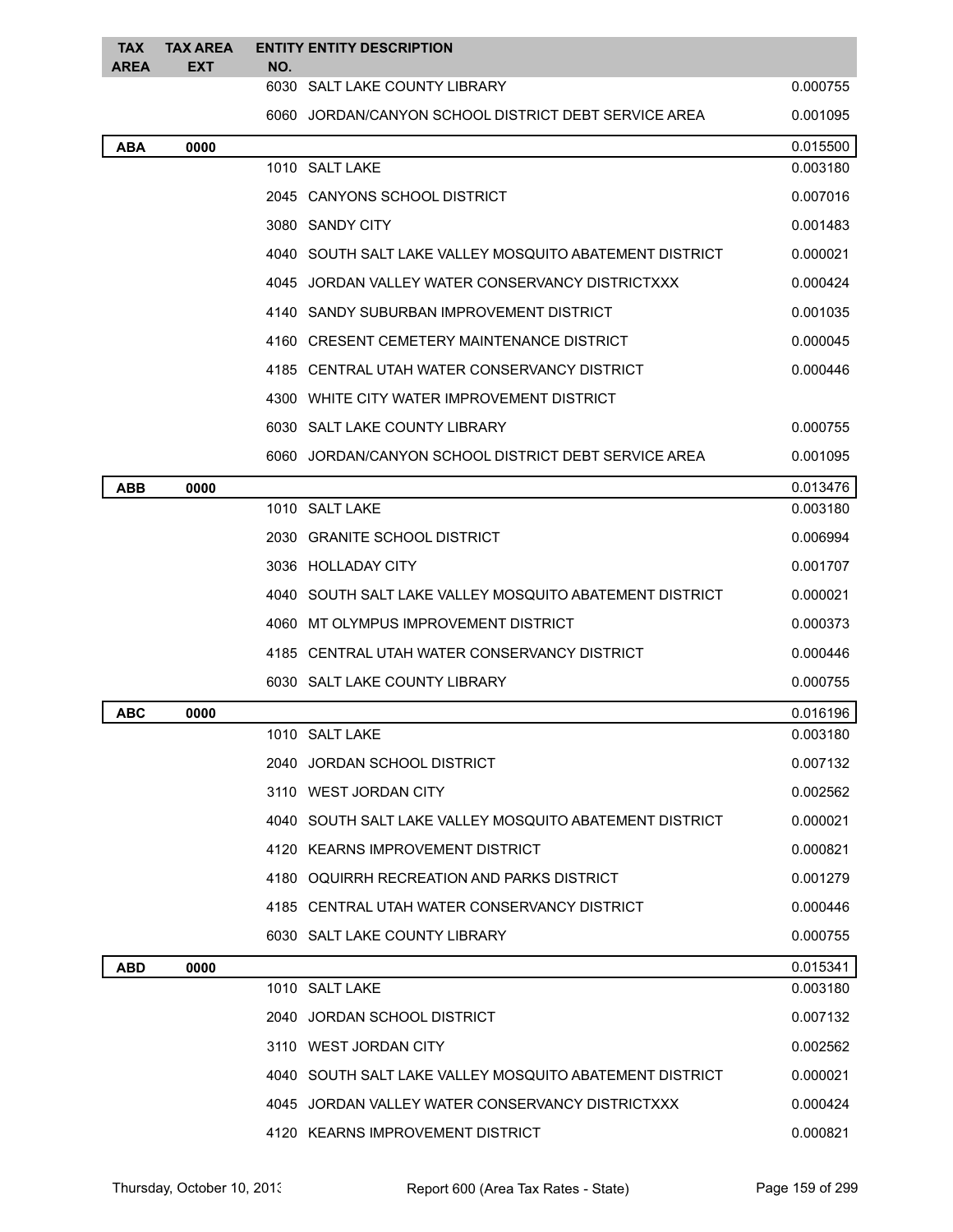| TAX AREA | TAX AREA EXT | ENTITY NO. | ENTITY DESCRIPTION | |
|---|---|---|---|---|
| | | 6030 | SALT LAKE COUNTY LIBRARY | 0.000755 |
| | | 6060 | JORDAN/CANYON SCHOOL DISTRICT DEBT SERVICE AREA | 0.001095 |
| **ABA** | **0000** | | | 0.015500 |
| | | 1010 | SALT LAKE | 0.003180 |
| | | 2045 | CANYONS SCHOOL DISTRICT | 0.007016 |
| | | 3080 | SANDY CITY | 0.001483 |
| | | 4040 | SOUTH SALT LAKE VALLEY MOSQUITO ABATEMENT DISTRICT | 0.000021 |
| | | 4045 | JORDAN VALLEY WATER CONSERVANCY DISTRICTXXX | 0.000424 |
| | | 4140 | SANDY SUBURBAN IMPROVEMENT DISTRICT | 0.001035 |
| | | 4160 | CRESENT CEMETERY MAINTENANCE DISTRICT | 0.000045 |
| | | 4185 | CENTRAL UTAH WATER CONSERVANCY DISTRICT | 0.000446 |
| | | 4300 | WHITE CITY WATER IMPROVEMENT DISTRICT | |
| | | 6030 | SALT LAKE COUNTY LIBRARY | 0.000755 |
| | | 6060 | JORDAN/CANYON SCHOOL DISTRICT DEBT SERVICE AREA | 0.001095 |
| **ABB** | **0000** | | | 0.013476 |
| | | 1010 | SALT LAKE | 0.003180 |
| | | 2030 | GRANITE SCHOOL DISTRICT | 0.006994 |
| | | 3036 | HOLLADAY CITY | 0.001707 |
| | | 4040 | SOUTH SALT LAKE VALLEY MOSQUITO ABATEMENT DISTRICT | 0.000021 |
| | | 4060 | MT OLYMPUS IMPROVEMENT DISTRICT | 0.000373 |
| | | 4185 | CENTRAL UTAH WATER CONSERVANCY DISTRICT | 0.000446 |
| | | 6030 | SALT LAKE COUNTY LIBRARY | 0.000755 |
| **ABC** | **0000** | | | 0.016196 |
| | | 1010 | SALT LAKE | 0.003180 |
| | | 2040 | JORDAN SCHOOL DISTRICT | 0.007132 |
| | | 3110 | WEST JORDAN CITY | 0.002562 |
| | | 4040 | SOUTH SALT LAKE VALLEY MOSQUITO ABATEMENT DISTRICT | 0.000021 |
| | | 4120 | KEARNS IMPROVEMENT DISTRICT | 0.000821 |
| | | 4180 | OQUIRRH RECREATION AND PARKS DISTRICT | 0.001279 |
| | | 4185 | CENTRAL UTAH WATER CONSERVANCY DISTRICT | 0.000446 |
| | | 6030 | SALT LAKE COUNTY LIBRARY | 0.000755 |
| **ABD** | **0000** | | | 0.015341 |
| | | 1010 | SALT LAKE | 0.003180 |
| | | 2040 | JORDAN SCHOOL DISTRICT | 0.007132 |
| | | 3110 | WEST JORDAN CITY | 0.002562 |
| | | 4040 | SOUTH SALT LAKE VALLEY MOSQUITO ABATEMENT DISTRICT | 0.000021 |
| | | 4045 | JORDAN VALLEY WATER CONSERVANCY DISTRICTXXX | 0.000424 |
| | | 4120 | KEARNS IMPROVEMENT DISTRICT | 0.000821 |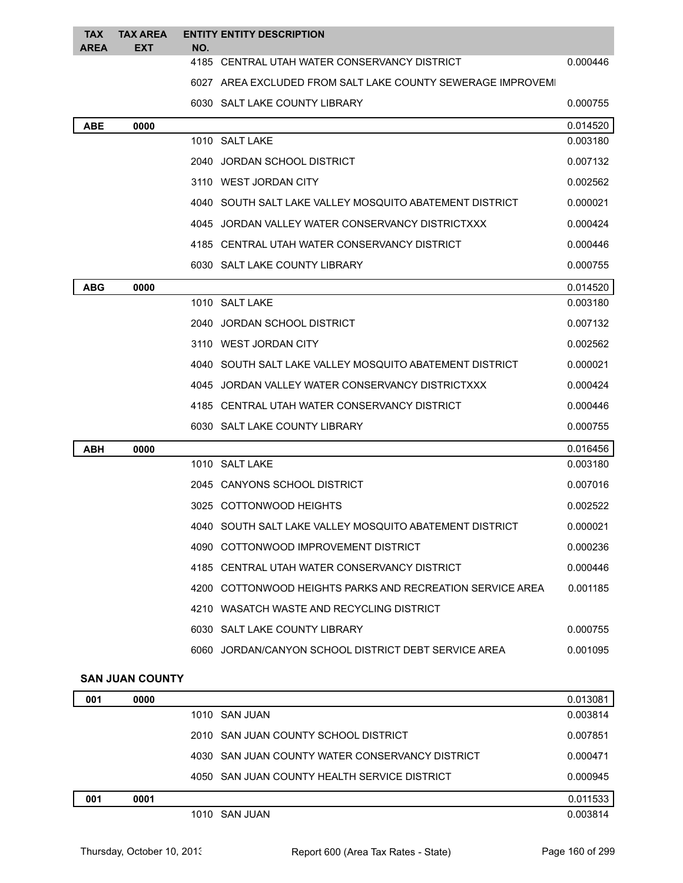| TAX AREA | TAX AREA EXT | ENTITY NO. | ENTITY DESCRIPTION | |
|---|---|---|---|---|
| | | 4185 | CENTRAL UTAH WATER CONSERVANCY DISTRICT | 0.000446 |
| | | 6027 | AREA EXCLUDED FROM SALT LAKE COUNTY SEWERAGE IMPROVEMI | |
| | | 6030 | SALT LAKE COUNTY LIBRARY | 0.000755 |
| **ABE** | **0000** | | | 0.014520 |
| | | 1010 | SALT LAKE | 0.003180 |
| | | 2040 | JORDAN SCHOOL DISTRICT | 0.007132 |
| | | 3110 | WEST JORDAN CITY | 0.002562 |
| | | 4040 | SOUTH SALT LAKE VALLEY MOSQUITO ABATEMENT DISTRICT | 0.000021 |
| | | 4045 | JORDAN VALLEY WATER CONSERVANCY DISTRICTXXX | 0.000424 |
| | | 4185 | CENTRAL UTAH WATER CONSERVANCY DISTRICT | 0.000446 |
| | | 6030 | SALT LAKE COUNTY LIBRARY | 0.000755 |
| **ABG** | **0000** | | | 0.014520 |
| | | 1010 | SALT LAKE | 0.003180 |
| | | 2040 | JORDAN SCHOOL DISTRICT | 0.007132 |
| | | 3110 | WEST JORDAN CITY | 0.002562 |
| | | 4040 | SOUTH SALT LAKE VALLEY MOSQUITO ABATEMENT DISTRICT | 0.000021 |
| | | 4045 | JORDAN VALLEY WATER CONSERVANCY DISTRICTXXX | 0.000424 |
| | | 4185 | CENTRAL UTAH WATER CONSERVANCY DISTRICT | 0.000446 |
| | | 6030 | SALT LAKE COUNTY LIBRARY | 0.000755 |
| **ABH** | **0000** | | | 0.016456 |
| | | 1010 | SALT LAKE | 0.003180 |
| | | 2045 | CANYONS SCHOOL DISTRICT | 0.007016 |
| | | 3025 | COTTONWOOD HEIGHTS | 0.002522 |
| | | 4040 | SOUTH SALT LAKE VALLEY MOSQUITO ABATEMENT DISTRICT | 0.000021 |
| | | 4090 | COTTONWOOD IMPROVEMENT DISTRICT | 0.000236 |
| | | 4185 | CENTRAL UTAH WATER CONSERVANCY DISTRICT | 0.000446 |
| | | 4200 | COTTONWOOD HEIGHTS PARKS AND RECREATION SERVICE AREA | 0.001185 |
| | | 4210 | WASATCH WASTE AND RECYCLING DISTRICT | |
| | | 6030 | SALT LAKE COUNTY LIBRARY | 0.000755 |
| | | 6060 | JORDAN/CANYON SCHOOL DISTRICT DEBT SERVICE AREA | 0.001095 |

**SAN JUAN COUNTY**

| TAX AREA | TAX AREA EXT | ENTITY NO. | ENTITY DESCRIPTION | |
|---|---|---|---|---|
| **001** | **0000** | | | 0.013081 |
| | | 1010 | SAN JUAN | 0.003814 |
| | | 2010 | SAN JUAN COUNTY SCHOOL DISTRICT | 0.007851 |
| | | 4030 | SAN JUAN COUNTY WATER CONSERVANCY DISTRICT | 0.000471 |
| | | 4050 | SAN JUAN COUNTY HEALTH SERVICE DISTRICT | 0.000945 |
| **001** | **0001** | | | 0.011533 |
| | | 1010 | SAN JUAN | 0.003814 |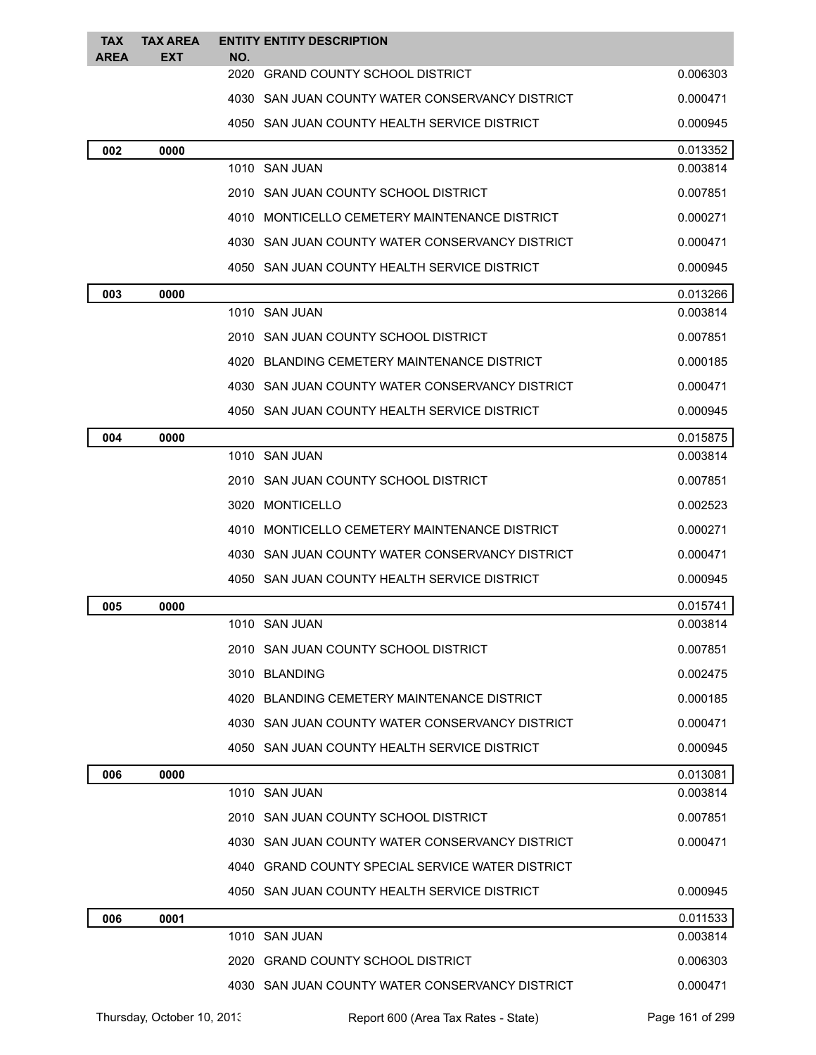| TAX AREA | TAX AREA EXT | ENTITY NO. | ENTITY DESCRIPTION | |
|---|---|---|---|---|
| | | 2020 | GRAND COUNTY SCHOOL DISTRICT | 0.006303 |
| | | 4030 | SAN JUAN COUNTY WATER CONSERVANCY DISTRICT | 0.000471 |
| | | 4050 | SAN JUAN COUNTY HEALTH SERVICE DISTRICT | 0.000945 |
| **002** | **0000** | | | 0.013352 |
| | | 1010 | SAN JUAN | 0.003814 |
| | | 2010 | SAN JUAN COUNTY SCHOOL DISTRICT | 0.007851 |
| | | 4010 | MONTICELLO CEMETERY MAINTENANCE DISTRICT | 0.000271 |
| | | 4030 | SAN JUAN COUNTY WATER CONSERVANCY DISTRICT | 0.000471 |
| | | 4050 | SAN JUAN COUNTY HEALTH SERVICE DISTRICT | 0.000945 |
| **003** | **0000** | | | 0.013266 |
| | | 1010 | SAN JUAN | 0.003814 |
| | | 2010 | SAN JUAN COUNTY SCHOOL DISTRICT | 0.007851 |
| | | 4020 | BLANDING CEMETERY MAINTENANCE DISTRICT | 0.000185 |
| | | 4030 | SAN JUAN COUNTY WATER CONSERVANCY DISTRICT | 0.000471 |
| | | 4050 | SAN JUAN COUNTY HEALTH SERVICE DISTRICT | 0.000945 |
| **004** | **0000** | | | 0.015875 |
| | | 1010 | SAN JUAN | 0.003814 |
| | | 2010 | SAN JUAN COUNTY SCHOOL DISTRICT | 0.007851 |
| | | 3020 | MONTICELLO | 0.002523 |
| | | 4010 | MONTICELLO CEMETERY MAINTENANCE DISTRICT | 0.000271 |
| | | 4030 | SAN JUAN COUNTY WATER CONSERVANCY DISTRICT | 0.000471 |
| | | 4050 | SAN JUAN COUNTY HEALTH SERVICE DISTRICT | 0.000945 |
| **005** | **0000** | | | 0.015741 |
| | | 1010 | SAN JUAN | 0.003814 |
| | | 2010 | SAN JUAN COUNTY SCHOOL DISTRICT | 0.007851 |
| | | 3010 | BLANDING | 0.002475 |
| | | 4020 | BLANDING CEMETERY MAINTENANCE DISTRICT | 0.000185 |
| | | 4030 | SAN JUAN COUNTY WATER CONSERVANCY DISTRICT | 0.000471 |
| | | 4050 | SAN JUAN COUNTY HEALTH SERVICE DISTRICT | 0.000945 |
| **006** | **0000** | | | 0.013081 |
| | | 1010 | SAN JUAN | 0.003814 |
| | | 2010 | SAN JUAN COUNTY SCHOOL DISTRICT | 0.007851 |
| | | 4030 | SAN JUAN COUNTY WATER CONSERVANCY DISTRICT | 0.000471 |
| | | 4040 | GRAND COUNTY SPECIAL SERVICE WATER DISTRICT | |
| | | 4050 | SAN JUAN COUNTY HEALTH SERVICE DISTRICT | 0.000945 |
| **006** | **0001** | | | 0.011533 |
| | | 1010 | SAN JUAN | 0.003814 |
| | | 2020 | GRAND COUNTY SCHOOL DISTRICT | 0.006303 |
| | | 4030 | SAN JUAN COUNTY WATER CONSERVANCY DISTRICT | 0.000471 |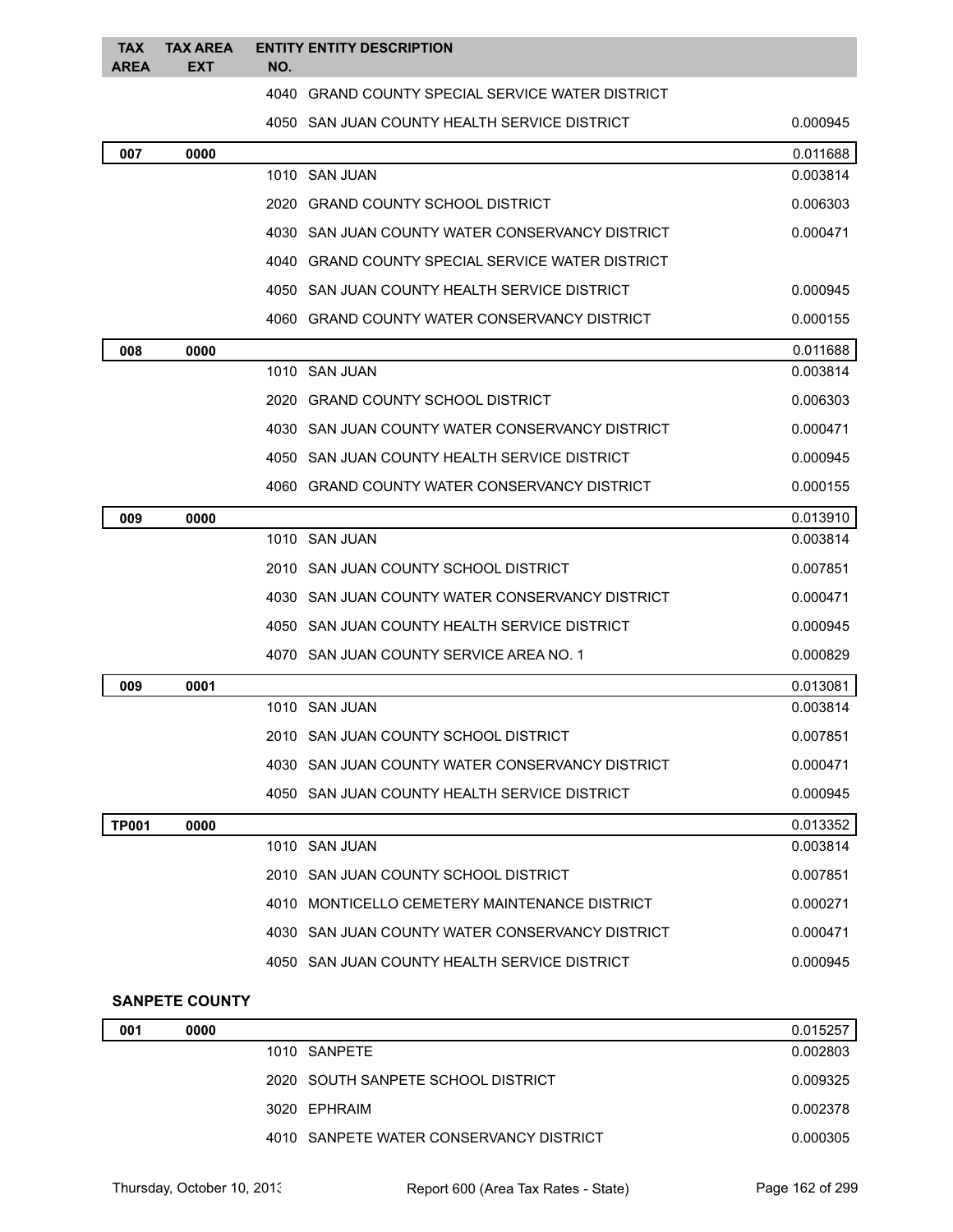| TAX AREA | TAX AREA EXT | ENTITY NO. | ENTITY DESCRIPTION | |
|---|---|---|---|---|
| | | 4040 | GRAND COUNTY SPECIAL SERVICE WATER DISTRICT | |
| | | 4050 | SAN JUAN COUNTY HEALTH SERVICE DISTRICT | 0.000945 |
| **007** | **0000** | | | 0.011688 |
| | | 1010 | SAN JUAN | 0.003814 |
| | | 2020 | GRAND COUNTY SCHOOL DISTRICT | 0.006303 |
| | | 4030 | SAN JUAN COUNTY WATER CONSERVANCY DISTRICT | 0.000471 |
| | | 4040 | GRAND COUNTY SPECIAL SERVICE WATER DISTRICT | |
| | | 4050 | SAN JUAN COUNTY HEALTH SERVICE DISTRICT | 0.000945 |
| | | 4060 | GRAND COUNTY WATER CONSERVANCY DISTRICT | 0.000155 |
| **008** | **0000** | | | 0.011688 |
| | | 1010 | SAN JUAN | 0.003814 |
| | | 2020 | GRAND COUNTY SCHOOL DISTRICT | 0.006303 |
| | | 4030 | SAN JUAN COUNTY WATER CONSERVANCY DISTRICT | 0.000471 |
| | | 4050 | SAN JUAN COUNTY HEALTH SERVICE DISTRICT | 0.000945 |
| | | 4060 | GRAND COUNTY WATER CONSERVANCY DISTRICT | 0.000155 |
| **009** | **0000** | | | 0.013910 |
| | | 1010 | SAN JUAN | 0.003814 |
| | | 2010 | SAN JUAN COUNTY SCHOOL DISTRICT | 0.007851 |
| | | 4030 | SAN JUAN COUNTY WATER CONSERVANCY DISTRICT | 0.000471 |
| | | 4050 | SAN JUAN COUNTY HEALTH SERVICE DISTRICT | 0.000945 |
| | | 4070 | SAN JUAN COUNTY SERVICE AREA NO. 1 | 0.000829 |
| **009** | **0001** | | | 0.013081 |
| | | 1010 | SAN JUAN | 0.003814 |
| | | 2010 | SAN JUAN COUNTY SCHOOL DISTRICT | 0.007851 |
| | | 4030 | SAN JUAN COUNTY WATER CONSERVANCY DISTRICT | 0.000471 |
| | | 4050 | SAN JUAN COUNTY HEALTH SERVICE DISTRICT | 0.000945 |
| **TP001** | **0000** | | | 0.013352 |
| | | 1010 | SAN JUAN | 0.003814 |
| | | 2010 | SAN JUAN COUNTY SCHOOL DISTRICT | 0.007851 |
| | | 4010 | MONTICELLO CEMETERY MAINTENANCE DISTRICT | 0.000271 |
| | | 4030 | SAN JUAN COUNTY WATER CONSERVANCY DISTRICT | 0.000471 |
| | | 4050 | SAN JUAN COUNTY HEALTH SERVICE DISTRICT | 0.000945 |

**SANPETE COUNTY**

| TAX AREA | TAX AREA EXT | ENTITY NO. | ENTITY DESCRIPTION | |
|---|---|---|---|---|
| **001** | **0000** | | | 0.015257 |
| | | 1010 | SANPETE | 0.002803 |
| | | 2020 | SOUTH SANPETE SCHOOL DISTRICT | 0.009325 |
| | | 3020 | EPHRAIM | 0.002378 |
| | | 4010 | SANPETE WATER CONSERVANCY DISTRICT | 0.000305 |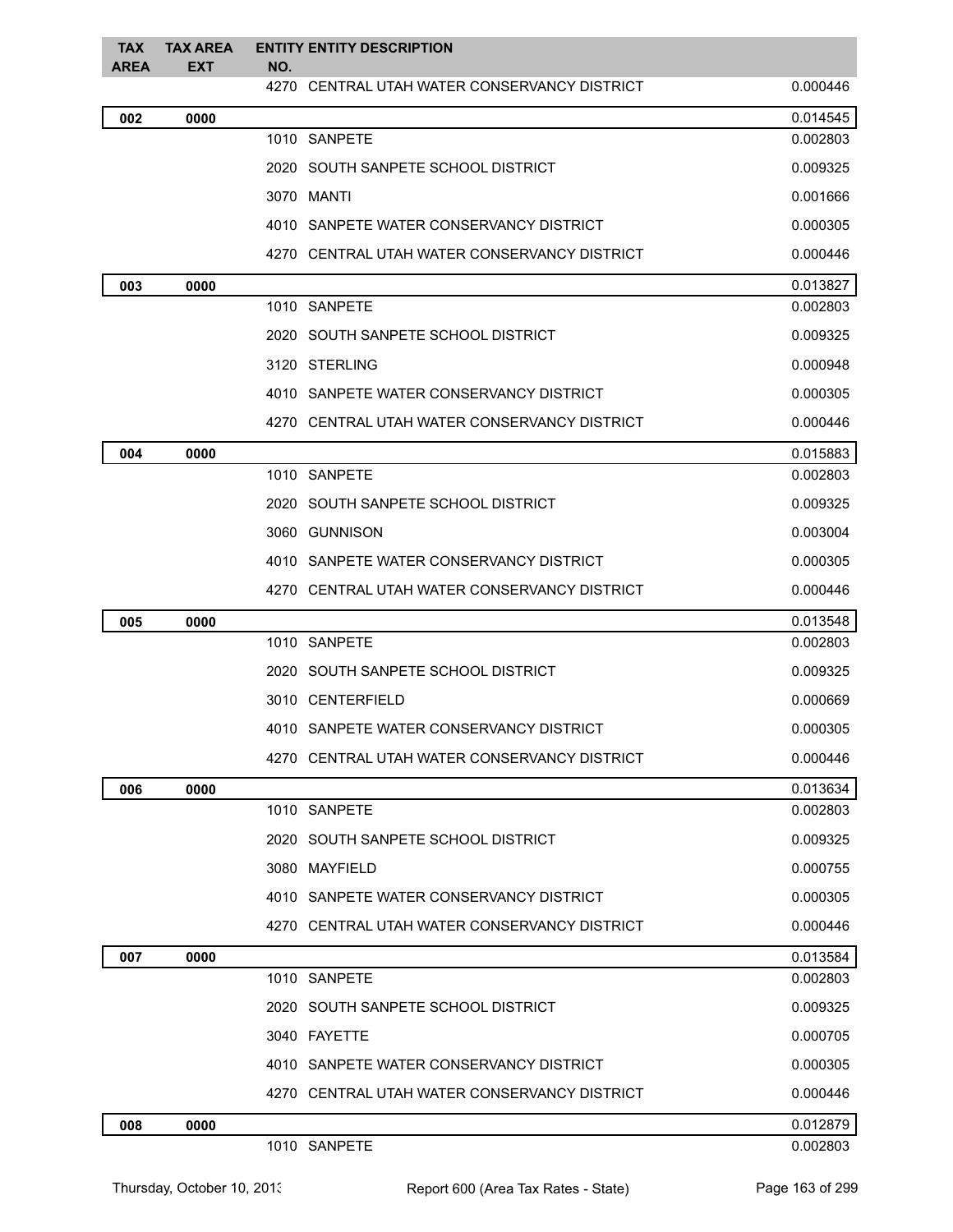| TAX AREA | TAX AREA EXT | ENTITY NO. | ENTITY DESCRIPTION | |
|---|---|---|---|---|
| | | 4270 | CENTRAL UTAH WATER CONSERVANCY DISTRICT | 0.000446 |
| **002** | **0000** | | | 0.014545 |
| | | 1010 | SANPETE | 0.002803 |
| | | 2020 | SOUTH SANPETE SCHOOL DISTRICT | 0.009325 |
| | | 3070 | MANTI | 0.001666 |
| | | 4010 | SANPETE WATER CONSERVANCY DISTRICT | 0.000305 |
| | | 4270 | CENTRAL UTAH WATER CONSERVANCY DISTRICT | 0.000446 |
| **003** | **0000** | | | 0.013827 |
| | | 1010 | SANPETE | 0.002803 |
| | | 2020 | SOUTH SANPETE SCHOOL DISTRICT | 0.009325 |
| | | 3120 | STERLING | 0.000948 |
| | | 4010 | SANPETE WATER CONSERVANCY DISTRICT | 0.000305 |
| | | 4270 | CENTRAL UTAH WATER CONSERVANCY DISTRICT | 0.000446 |
| **004** | **0000** | | | 0.015883 |
| | | 1010 | SANPETE | 0.002803 |
| | | 2020 | SOUTH SANPETE SCHOOL DISTRICT | 0.009325 |
| | | 3060 | GUNNISON | 0.003004 |
| | | 4010 | SANPETE WATER CONSERVANCY DISTRICT | 0.000305 |
| | | 4270 | CENTRAL UTAH WATER CONSERVANCY DISTRICT | 0.000446 |
| **005** | **0000** | | | 0.013548 |
| | | 1010 | SANPETE | 0.002803 |
| | | 2020 | SOUTH SANPETE SCHOOL DISTRICT | 0.009325 |
| | | 3010 | CENTERFIELD | 0.000669 |
| | | 4010 | SANPETE WATER CONSERVANCY DISTRICT | 0.000305 |
| | | 4270 | CENTRAL UTAH WATER CONSERVANCY DISTRICT | 0.000446 |
| **006** | **0000** | | | 0.013634 |
| | | 1010 | SANPETE | 0.002803 |
| | | 2020 | SOUTH SANPETE SCHOOL DISTRICT | 0.009325 |
| | | 3080 | MAYFIELD | 0.000755 |
| | | 4010 | SANPETE WATER CONSERVANCY DISTRICT | 0.000305 |
| | | 4270 | CENTRAL UTAH WATER CONSERVANCY DISTRICT | 0.000446 |
| **007** | **0000** | | | 0.013584 |
| | | 1010 | SANPETE | 0.002803 |
| | | 2020 | SOUTH SANPETE SCHOOL DISTRICT | 0.009325 |
| | | 3040 | FAYETTE | 0.000705 |
| | | 4010 | SANPETE WATER CONSERVANCY DISTRICT | 0.000305 |
| | | 4270 | CENTRAL UTAH WATER CONSERVANCY DISTRICT | 0.000446 |
| **008** | **0000** | | | 0.012879 |
| | | 1010 | SANPETE | 0.002803 |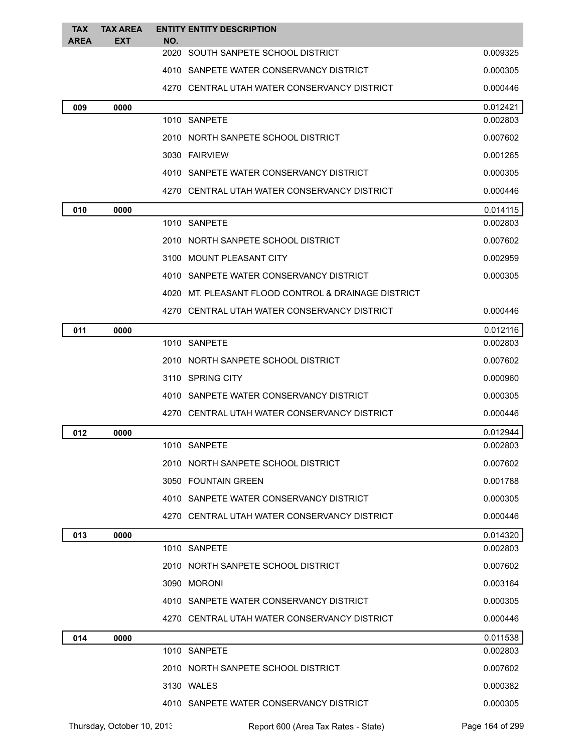| TAX AREA | TAX AREA EXT | ENTITY NO. | ENTITY DESCRIPTION | |
|---|---|---|---|---|
| | | 2020 | SOUTH SANPETE SCHOOL DISTRICT | 0.009325 |
| | | 4010 | SANPETE WATER CONSERVANCY DISTRICT | 0.000305 |
| | | 4270 | CENTRAL UTAH WATER CONSERVANCY DISTRICT | 0.000446 |
| **009** | **0000** | | | 0.012421 |
| | | 1010 | SANPETE | 0.002803 |
| | | 2010 | NORTH SANPETE SCHOOL DISTRICT | 0.007602 |
| | | 3030 | FAIRVIEW | 0.001265 |
| | | 4010 | SANPETE WATER CONSERVANCY DISTRICT | 0.000305 |
| | | 4270 | CENTRAL UTAH WATER CONSERVANCY DISTRICT | 0.000446 |
| **010** | **0000** | | | 0.014115 |
| | | 1010 | SANPETE | 0.002803 |
| | | 2010 | NORTH SANPETE SCHOOL DISTRICT | 0.007602 |
| | | 3100 | MOUNT PLEASANT CITY | 0.002959 |
| | | 4010 | SANPETE WATER CONSERVANCY DISTRICT | 0.000305 |
| | | 4020 | MT. PLEASANT FLOOD CONTROL & DRAINAGE DISTRICT | |
| | | 4270 | CENTRAL UTAH WATER CONSERVANCY DISTRICT | 0.000446 |
| **011** | **0000** | | | 0.012116 |
| | | 1010 | SANPETE | 0.002803 |
| | | 2010 | NORTH SANPETE SCHOOL DISTRICT | 0.007602 |
| | | 3110 | SPRING CITY | 0.000960 |
| | | 4010 | SANPETE WATER CONSERVANCY DISTRICT | 0.000305 |
| | | 4270 | CENTRAL UTAH WATER CONSERVANCY DISTRICT | 0.000446 |
| **012** | **0000** | | | 0.012944 |
| | | 1010 | SANPETE | 0.002803 |
| | | 2010 | NORTH SANPETE SCHOOL DISTRICT | 0.007602 |
| | | 3050 | FOUNTAIN GREEN | 0.001788 |
| | | 4010 | SANPETE WATER CONSERVANCY DISTRICT | 0.000305 |
| | | 4270 | CENTRAL UTAH WATER CONSERVANCY DISTRICT | 0.000446 |
| **013** | **0000** | | | 0.014320 |
| | | 1010 | SANPETE | 0.002803 |
| | | 2010 | NORTH SANPETE SCHOOL DISTRICT | 0.007602 |
| | | 3090 | MORONI | 0.003164 |
| | | 4010 | SANPETE WATER CONSERVANCY DISTRICT | 0.000305 |
| | | 4270 | CENTRAL UTAH WATER CONSERVANCY DISTRICT | 0.000446 |
| **014** | **0000** | | | 0.011538 |
| | | 1010 | SANPETE | 0.002803 |
| | | 2010 | NORTH SANPETE SCHOOL DISTRICT | 0.007602 |
| | | 3130 | WALES | 0.000382 |
| | | 4010 | SANPETE WATER CONSERVANCY DISTRICT | 0.000305 |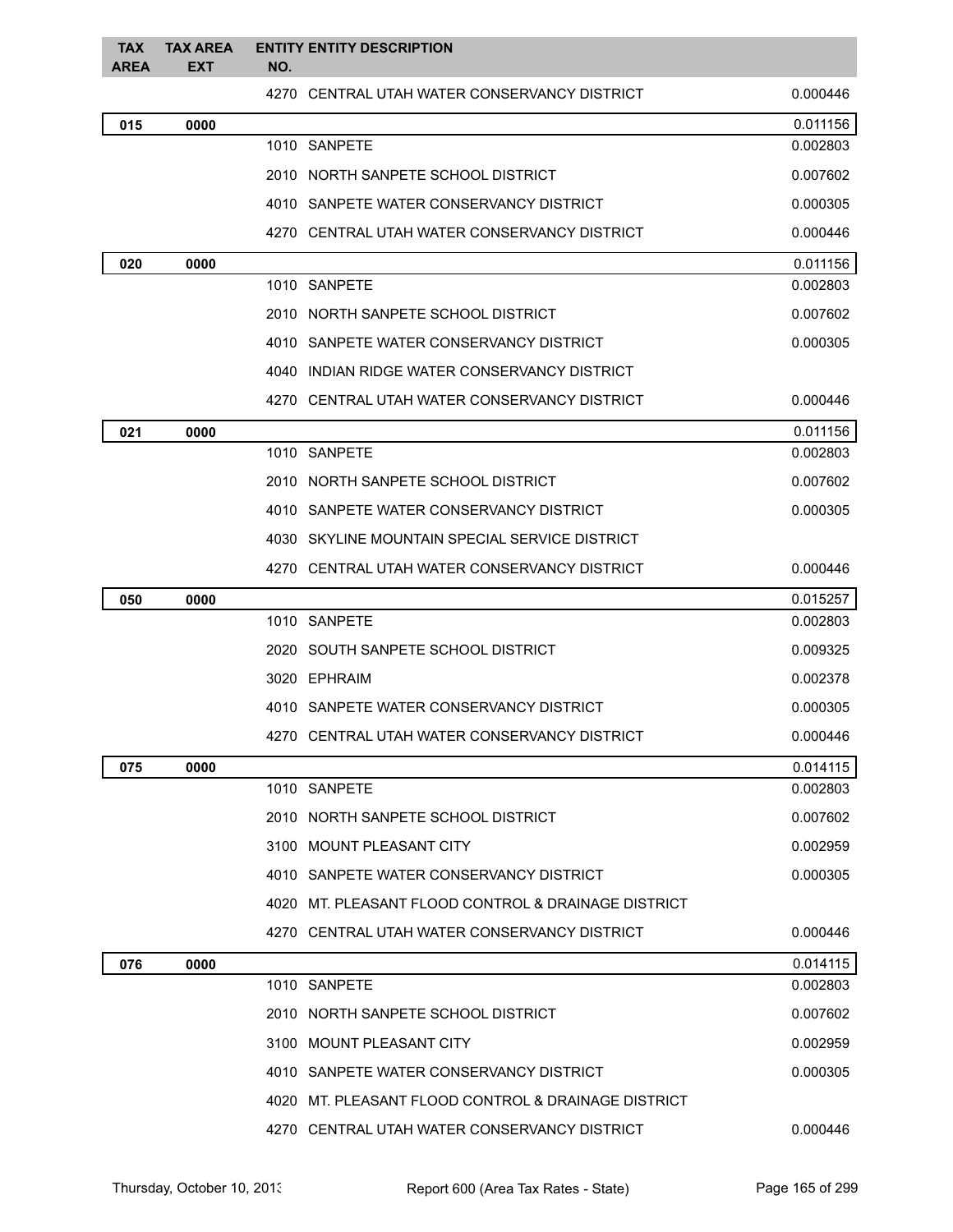| TAX AREA | TAX AREA EXT | ENTITY NO. | ENTITY DESCRIPTION | |
|---|---|---|---|---|
| | | 4270 | CENTRAL UTAH WATER CONSERVANCY DISTRICT | 0.000446 |
| **015** | **0000** | | | 0.011156 |
| | | 1010 | SANPETE | 0.002803 |
| | | 2010 | NORTH SANPETE SCHOOL DISTRICT | 0.007602 |
| | | 4010 | SANPETE WATER CONSERVANCY DISTRICT | 0.000305 |
| | | 4270 | CENTRAL UTAH WATER CONSERVANCY DISTRICT | 0.000446 |
| **020** | **0000** | | | 0.011156 |
| | | 1010 | SANPETE | 0.002803 |
| | | 2010 | NORTH SANPETE SCHOOL DISTRICT | 0.007602 |
| | | 4010 | SANPETE WATER CONSERVANCY DISTRICT | 0.000305 |
| | | 4040 | INDIAN RIDGE WATER CONSERVANCY DISTRICT | |
| | | 4270 | CENTRAL UTAH WATER CONSERVANCY DISTRICT | 0.000446 |
| **021** | **0000** | | | 0.011156 |
| | | 1010 | SANPETE | 0.002803 |
| | | 2010 | NORTH SANPETE SCHOOL DISTRICT | 0.007602 |
| | | 4010 | SANPETE WATER CONSERVANCY DISTRICT | 0.000305 |
| | | 4030 | SKYLINE MOUNTAIN SPECIAL SERVICE DISTRICT | |
| | | 4270 | CENTRAL UTAH WATER CONSERVANCY DISTRICT | 0.000446 |
| **050** | **0000** | | | 0.015257 |
| | | 1010 | SANPETE | 0.002803 |
| | | 2020 | SOUTH SANPETE SCHOOL DISTRICT | 0.009325 |
| | | 3020 | EPHRAIM | 0.002378 |
| | | 4010 | SANPETE WATER CONSERVANCY DISTRICT | 0.000305 |
| | | 4270 | CENTRAL UTAH WATER CONSERVANCY DISTRICT | 0.000446 |
| **075** | **0000** | | | 0.014115 |
| | | 1010 | SANPETE | 0.002803 |
| | | 2010 | NORTH SANPETE SCHOOL DISTRICT | 0.007602 |
| | | 3100 | MOUNT PLEASANT CITY | 0.002959 |
| | | 4010 | SANPETE WATER CONSERVANCY DISTRICT | 0.000305 |
| | | 4020 | MT. PLEASANT FLOOD CONTROL & DRAINAGE DISTRICT | |
| | | 4270 | CENTRAL UTAH WATER CONSERVANCY DISTRICT | 0.000446 |
| **076** | **0000** | | | 0.014115 |
| | | 1010 | SANPETE | 0.002803 |
| | | 2010 | NORTH SANPETE SCHOOL DISTRICT | 0.007602 |
| | | 3100 | MOUNT PLEASANT CITY | 0.002959 |
| | | 4010 | SANPETE WATER CONSERVANCY DISTRICT | 0.000305 |
| | | 4020 | MT. PLEASANT FLOOD CONTROL & DRAINAGE DISTRICT | |
| | | 4270 | CENTRAL UTAH WATER CONSERVANCY DISTRICT | 0.000446 |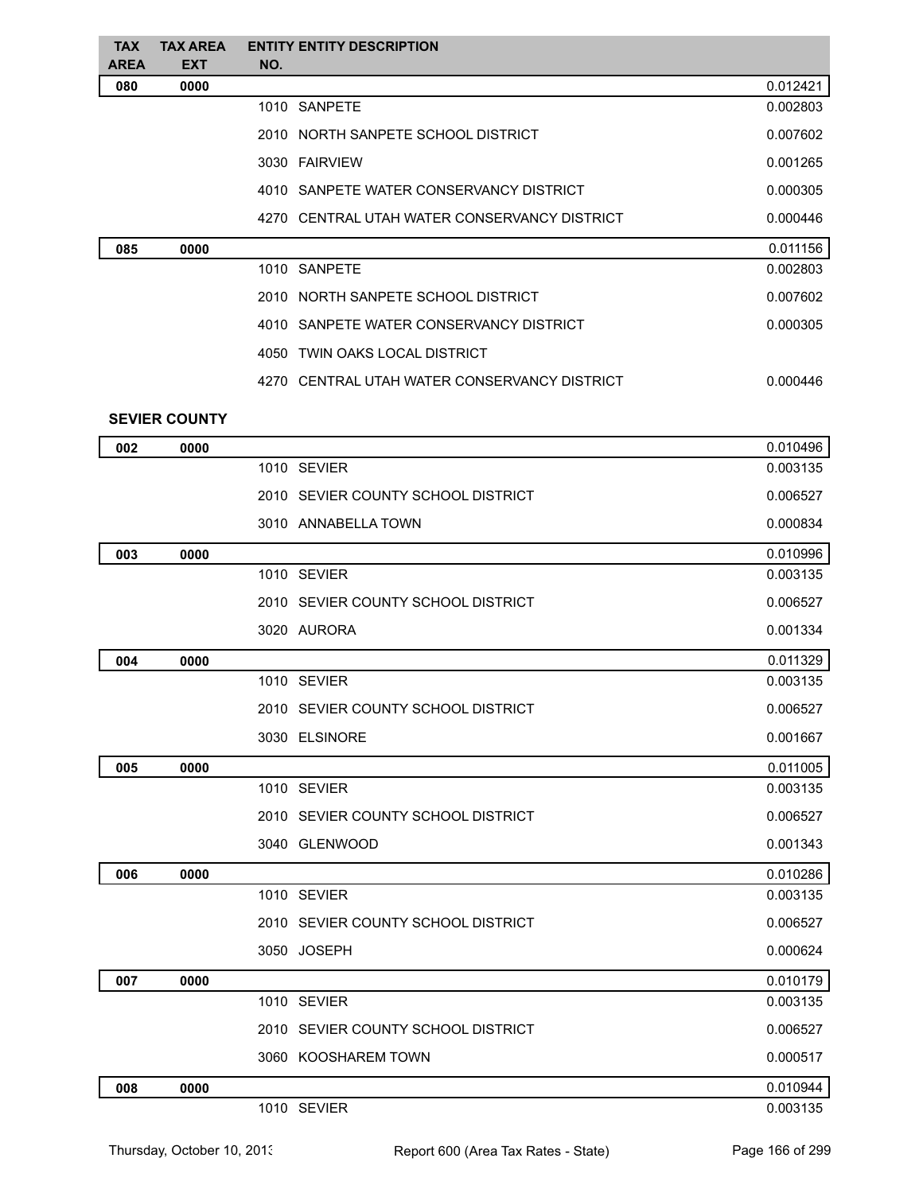| TAX AREA | TAX AREA EXT | ENTITY NO. | ENTITY DESCRIPTION | |
|---|---|---|---|---|
| **080** | **0000** | | | 0.012421 |
| | | 1010 | SANPETE | 0.002803 |
| | | 2010 | NORTH SANPETE SCHOOL DISTRICT | 0.007602 |
| | | 3030 | FAIRVIEW | 0.001265 |
| | | 4010 | SANPETE WATER CONSERVANCY DISTRICT | 0.000305 |
| | | 4270 | CENTRAL UTAH WATER CONSERVANCY DISTRICT | 0.000446 |
| **085** | **0000** | | | 0.011156 |
| | | 1010 | SANPETE | 0.002803 |
| | | 2010 | NORTH SANPETE SCHOOL DISTRICT | 0.007602 |
| | | 4010 | SANPETE WATER CONSERVANCY DISTRICT | 0.000305 |
| | | 4050 | TWIN OAKS LOCAL DISTRICT | |
| | | 4270 | CENTRAL UTAH WATER CONSERVANCY DISTRICT | 0.000446 |

**SEVIER COUNTY**

| TAX AREA | TAX AREA EXT | ENTITY NO. | ENTITY DESCRIPTION | |
|---|---|---|---|---|
| **002** | **0000** | | | 0.010496 |
| | | 1010 | SEVIER | 0.003135 |
| | | 2010 | SEVIER COUNTY SCHOOL DISTRICT | 0.006527 |
| | | 3010 | ANNABELLA TOWN | 0.000834 |
| **003** | **0000** | | | 0.010996 |
| | | 1010 | SEVIER | 0.003135 |
| | | 2010 | SEVIER COUNTY SCHOOL DISTRICT | 0.006527 |
| | | 3020 | AURORA | 0.001334 |
| **004** | **0000** | | | 0.011329 |
| | | 1010 | SEVIER | 0.003135 |
| | | 2010 | SEVIER COUNTY SCHOOL DISTRICT | 0.006527 |
| | | 3030 | ELSINORE | 0.001667 |
| **005** | **0000** | | | 0.011005 |
| | | 1010 | SEVIER | 0.003135 |
| | | 2010 | SEVIER COUNTY SCHOOL DISTRICT | 0.006527 |
| | | 3040 | GLENWOOD | 0.001343 |
| **006** | **0000** | | | 0.010286 |
| | | 1010 | SEVIER | 0.003135 |
| | | 2010 | SEVIER COUNTY SCHOOL DISTRICT | 0.006527 |
| | | 3050 | JOSEPH | 0.000624 |
| **007** | **0000** | | | 0.010179 |
| | | 1010 | SEVIER | 0.003135 |
| | | 2010 | SEVIER COUNTY SCHOOL DISTRICT | 0.006527 |
| | | 3060 | KOOSHAREM TOWN | 0.000517 |
| **008** | **0000** | | | 0.010944 |
| | | 1010 | SEVIER | 0.003135 |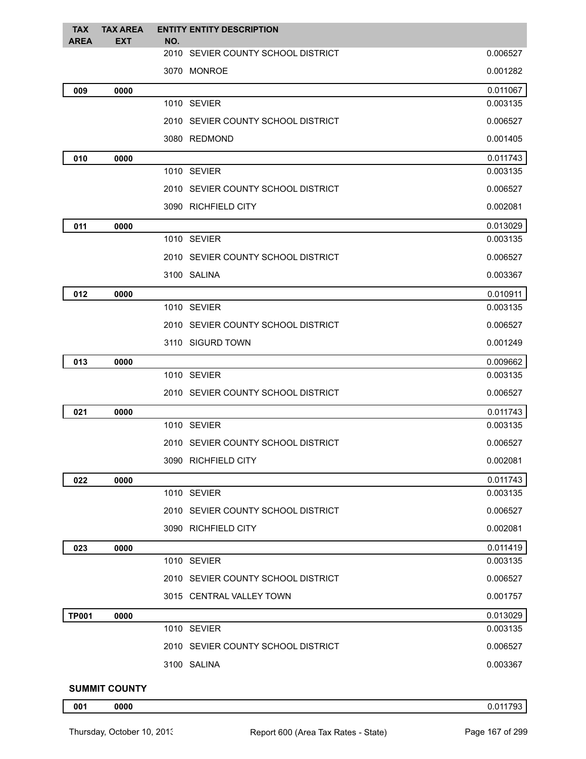| TAX AREA | TAX AREA EXT | ENTITY NO. | ENTITY DESCRIPTION | |
|---|---|---|---|---|
| | | 2010 | SEVIER COUNTY SCHOOL DISTRICT | 0.006527 |
| | | 3070 | MONROE | 0.001282 |
| **009** | **0000** | | | 0.011067 |
| | | 1010 | SEVIER | 0.003135 |
| | | 2010 | SEVIER COUNTY SCHOOL DISTRICT | 0.006527 |
| | | 3080 | REDMOND | 0.001405 |
| **010** | **0000** | | | 0.011743 |
| | | 1010 | SEVIER | 0.003135 |
| | | 2010 | SEVIER COUNTY SCHOOL DISTRICT | 0.006527 |
| | | 3090 | RICHFIELD CITY | 0.002081 |
| **011** | **0000** | | | 0.013029 |
| | | 1010 | SEVIER | 0.003135 |
| | | 2010 | SEVIER COUNTY SCHOOL DISTRICT | 0.006527 |
| | | 3100 | SALINA | 0.003367 |
| **012** | **0000** | | | 0.010911 |
| | | 1010 | SEVIER | 0.003135 |
| | | 2010 | SEVIER COUNTY SCHOOL DISTRICT | 0.006527 |
| | | 3110 | SIGURD TOWN | 0.001249 |
| **013** | **0000** | | | 0.009662 |
| | | 1010 | SEVIER | 0.003135 |
| | | 2010 | SEVIER COUNTY SCHOOL DISTRICT | 0.006527 |
| **021** | **0000** | | | 0.011743 |
| | | 1010 | SEVIER | 0.003135 |
| | | 2010 | SEVIER COUNTY SCHOOL DISTRICT | 0.006527 |
| | | 3090 | RICHFIELD CITY | 0.002081 |
| **022** | **0000** | | | 0.011743 |
| | | 1010 | SEVIER | 0.003135 |
| | | 2010 | SEVIER COUNTY SCHOOL DISTRICT | 0.006527 |
| | | 3090 | RICHFIELD CITY | 0.002081 |
| **023** | **0000** | | | 0.011419 |
| | | 1010 | SEVIER | 0.003135 |
| | | 2010 | SEVIER COUNTY SCHOOL DISTRICT | 0.006527 |
| | | 3015 | CENTRAL VALLEY TOWN | 0.001757 |
| **TP001** | **0000** | | | 0.013029 |
| | | 1010 | SEVIER | 0.003135 |
| | | 2010 | SEVIER COUNTY SCHOOL DISTRICT | 0.006527 |
| | | 3100 | SALINA | 0.003367 |

**SUMMIT COUNTY**

| TAX AREA | TAX AREA EXT | ENTITY NO. | ENTITY DESCRIPTION | |
|---|---|---|---|---|
| **001** | **0000** | | | 0.011793 |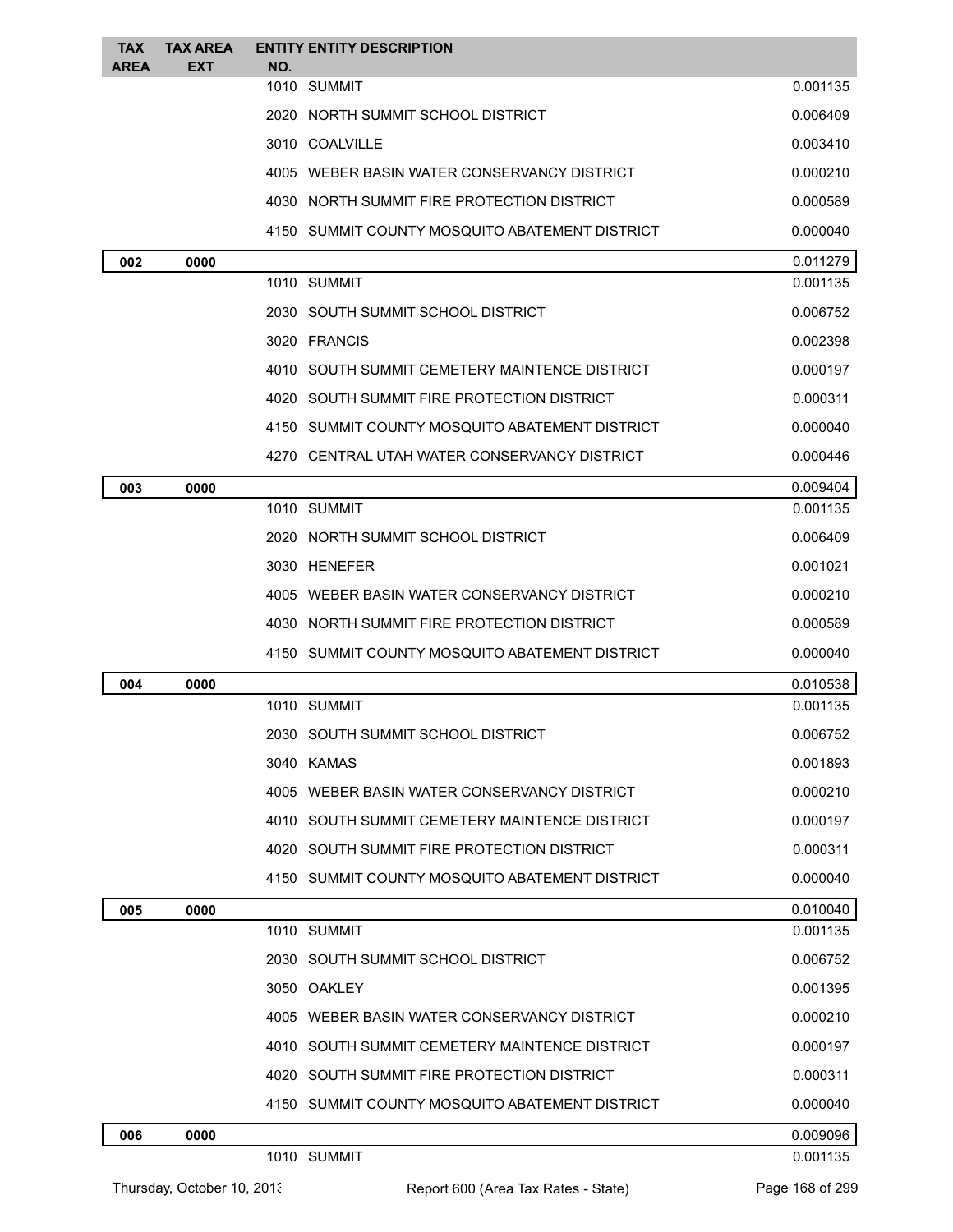| TAX AREA | TAX AREA EXT | ENTITY NO. | ENTITY DESCRIPTION | |
|---|---|---|---|---|
| | | 1010 | SUMMIT | 0.001135 |
| | | 2020 | NORTH SUMMIT SCHOOL DISTRICT | 0.006409 |
| | | 3010 | COALVILLE | 0.003410 |
| | | 4005 | WEBER BASIN WATER CONSERVANCY DISTRICT | 0.000210 |
| | | 4030 | NORTH SUMMIT FIRE PROTECTION DISTRICT | 0.000589 |
| | | 4150 | SUMMIT COUNTY MOSQUITO ABATEMENT DISTRICT | 0.000040 |
| **002** | **0000** | | | 0.011279 |
| | | 1010 | SUMMIT | 0.001135 |
| | | 2030 | SOUTH SUMMIT SCHOOL DISTRICT | 0.006752 |
| | | 3020 | FRANCIS | 0.002398 |
| | | 4010 | SOUTH SUMMIT CEMETERY MAINTENCE DISTRICT | 0.000197 |
| | | 4020 | SOUTH SUMMIT FIRE PROTECTION DISTRICT | 0.000311 |
| | | 4150 | SUMMIT COUNTY MOSQUITO ABATEMENT DISTRICT | 0.000040 |
| | | 4270 | CENTRAL UTAH WATER CONSERVANCY DISTRICT | 0.000446 |
| **003** | **0000** | | | 0.009404 |
| | | 1010 | SUMMIT | 0.001135 |
| | | 2020 | NORTH SUMMIT SCHOOL DISTRICT | 0.006409 |
| | | 3030 | HENEFER | 0.001021 |
| | | 4005 | WEBER BASIN WATER CONSERVANCY DISTRICT | 0.000210 |
| | | 4030 | NORTH SUMMIT FIRE PROTECTION DISTRICT | 0.000589 |
| | | 4150 | SUMMIT COUNTY MOSQUITO ABATEMENT DISTRICT | 0.000040 |
| **004** | **0000** | | | 0.010538 |
| | | 1010 | SUMMIT | 0.001135 |
| | | 2030 | SOUTH SUMMIT SCHOOL DISTRICT | 0.006752 |
| | | 3040 | KAMAS | 0.001893 |
| | | 4005 | WEBER BASIN WATER CONSERVANCY DISTRICT | 0.000210 |
| | | 4010 | SOUTH SUMMIT CEMETERY MAINTENCE DISTRICT | 0.000197 |
| | | 4020 | SOUTH SUMMIT FIRE PROTECTION DISTRICT | 0.000311 |
| | | 4150 | SUMMIT COUNTY MOSQUITO ABATEMENT DISTRICT | 0.000040 |
| **005** | **0000** | | | 0.010040 |
| | | 1010 | SUMMIT | 0.001135 |
| | | 2030 | SOUTH SUMMIT SCHOOL DISTRICT | 0.006752 |
| | | 3050 | OAKLEY | 0.001395 |
| | | 4005 | WEBER BASIN WATER CONSERVANCY DISTRICT | 0.000210 |
| | | 4010 | SOUTH SUMMIT CEMETERY MAINTENCE DISTRICT | 0.000197 |
| | | 4020 | SOUTH SUMMIT FIRE PROTECTION DISTRICT | 0.000311 |
| | | 4150 | SUMMIT COUNTY MOSQUITO ABATEMENT DISTRICT | 0.000040 |
| **006** | **0000** | | | 0.009096 |
| | | 1010 | SUMMIT | 0.001135 |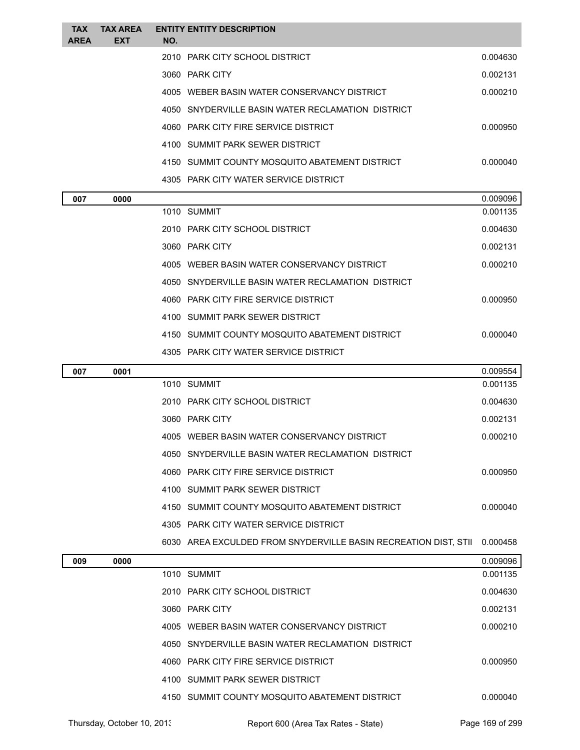| TAX AREA | TAX AREA EXT | ENTITY NO. | ENTITY DESCRIPTION | |
|---|---|---|---|---|
| | | 2010 | PARK CITY SCHOOL DISTRICT | 0.004630 |
| | | 3060 | PARK CITY | 0.002131 |
| | | 4005 | WEBER BASIN WATER CONSERVANCY DISTRICT | 0.000210 |
| | | 4050 | SNYDERVILLE BASIN WATER RECLAMATION DISTRICT | |
| | | 4060 | PARK CITY FIRE SERVICE DISTRICT | 0.000950 |
| | | 4100 | SUMMIT PARK SEWER DISTRICT | |
| | | 4150 | SUMMIT COUNTY MOSQUITO ABATEMENT DISTRICT | 0.000040 |
| | | 4305 | PARK CITY WATER SERVICE DISTRICT | |
| **007** | **0000** | | | 0.009096 |
| | | 1010 | SUMMIT | 0.001135 |
| | | 2010 | PARK CITY SCHOOL DISTRICT | 0.004630 |
| | | 3060 | PARK CITY | 0.002131 |
| | | 4005 | WEBER BASIN WATER CONSERVANCY DISTRICT | 0.000210 |
| | | 4050 | SNYDERVILLE BASIN WATER RECLAMATION DISTRICT | |
| | | 4060 | PARK CITY FIRE SERVICE DISTRICT | 0.000950 |
| | | 4100 | SUMMIT PARK SEWER DISTRICT | |
| | | 4150 | SUMMIT COUNTY MOSQUITO ABATEMENT DISTRICT | 0.000040 |
| | | 4305 | PARK CITY WATER SERVICE DISTRICT | |
| **007** | **0001** | | | 0.009554 |
| | | 1010 | SUMMIT | 0.001135 |
| | | 2010 | PARK CITY SCHOOL DISTRICT | 0.004630 |
| | | 3060 | PARK CITY | 0.002131 |
| | | 4005 | WEBER BASIN WATER CONSERVANCY DISTRICT | 0.000210 |
| | | 4050 | SNYDERVILLE BASIN WATER RECLAMATION DISTRICT | |
| | | 4060 | PARK CITY FIRE SERVICE DISTRICT | 0.000950 |
| | | 4100 | SUMMIT PARK SEWER DISTRICT | |
| | | 4150 | SUMMIT COUNTY MOSQUITO ABATEMENT DISTRICT | 0.000040 |
| | | 4305 | PARK CITY WATER SERVICE DISTRICT | |
| | | 6030 | AREA EXCULDED FROM SNYDERVILLE BASIN RECREATION DIST, STII | 0.000458 |
| **009** | **0000** | | | 0.009096 |
| | | 1010 | SUMMIT | 0.001135 |
| | | 2010 | PARK CITY SCHOOL DISTRICT | 0.004630 |
| | | 3060 | PARK CITY | 0.002131 |
| | | 4005 | WEBER BASIN WATER CONSERVANCY DISTRICT | 0.000210 |
| | | 4050 | SNYDERVILLE BASIN WATER RECLAMATION DISTRICT | |
| | | 4060 | PARK CITY FIRE SERVICE DISTRICT | 0.000950 |
| | | 4100 | SUMMIT PARK SEWER DISTRICT | |
| | | 4150 | SUMMIT COUNTY MOSQUITO ABATEMENT DISTRICT | 0.000040 |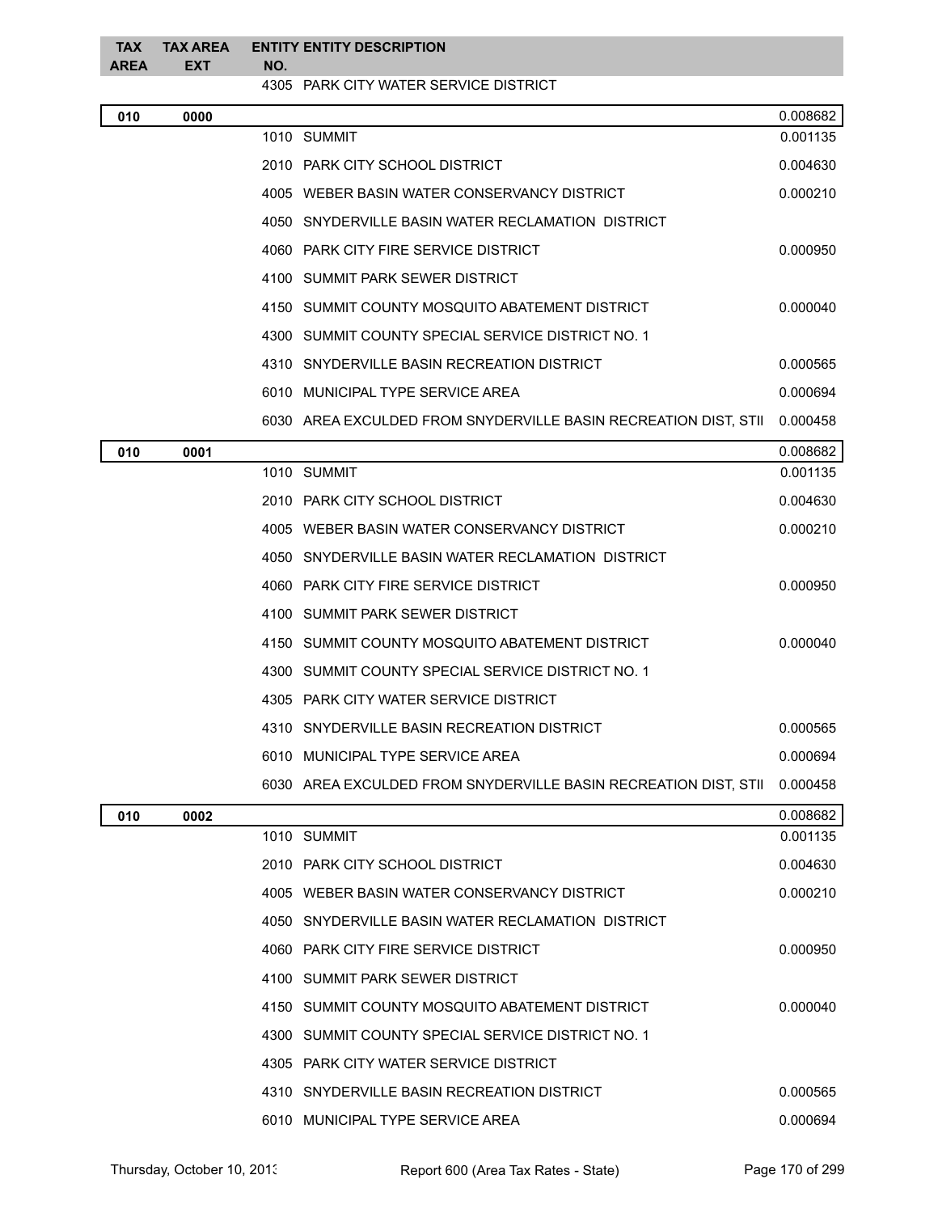| TAX AREA | TAX AREA EXT | ENTITY NO. | ENTITY DESCRIPTION | |
|---|---|---|---|---|
| | | 4305 | PARK CITY WATER SERVICE DISTRICT | |
| **010** | **0000** | | | 0.008682 |
| | | 1010 | SUMMIT | 0.001135 |
| | | 2010 | PARK CITY SCHOOL DISTRICT | 0.004630 |
| | | 4005 | WEBER BASIN WATER CONSERVANCY DISTRICT | 0.000210 |
| | | 4050 | SNYDERVILLE BASIN WATER RECLAMATION DISTRICT | |
| | | 4060 | PARK CITY FIRE SERVICE DISTRICT | 0.000950 |
| | | 4100 | SUMMIT PARK SEWER DISTRICT | |
| | | 4150 | SUMMIT COUNTY MOSQUITO ABATEMENT DISTRICT | 0.000040 |
| | | 4300 | SUMMIT COUNTY SPECIAL SERVICE DISTRICT NO. 1 | |
| | | 4310 | SNYDERVILLE BASIN RECREATION DISTRICT | 0.000565 |
| | | 6010 | MUNICIPAL TYPE SERVICE AREA | 0.000694 |
| | | 6030 | AREA EXCULDED FROM SNYDERVILLE BASIN RECREATION DIST, STII | 0.000458 |
| **010** | **0001** | | | 0.008682 |
| | | 1010 | SUMMIT | 0.001135 |
| | | 2010 | PARK CITY SCHOOL DISTRICT | 0.004630 |
| | | 4005 | WEBER BASIN WATER CONSERVANCY DISTRICT | 0.000210 |
| | | 4050 | SNYDERVILLE BASIN WATER RECLAMATION DISTRICT | |
| | | 4060 | PARK CITY FIRE SERVICE DISTRICT | 0.000950 |
| | | 4100 | SUMMIT PARK SEWER DISTRICT | |
| | | 4150 | SUMMIT COUNTY MOSQUITO ABATEMENT DISTRICT | 0.000040 |
| | | 4300 | SUMMIT COUNTY SPECIAL SERVICE DISTRICT NO. 1 | |
| | | 4305 | PARK CITY WATER SERVICE DISTRICT | |
| | | 4310 | SNYDERVILLE BASIN RECREATION DISTRICT | 0.000565 |
| | | 6010 | MUNICIPAL TYPE SERVICE AREA | 0.000694 |
| | | 6030 | AREA EXCULDED FROM SNYDERVILLE BASIN RECREATION DIST, STII | 0.000458 |
| **010** | **0002** | | | 0.008682 |
| | | 1010 | SUMMIT | 0.001135 |
| | | 2010 | PARK CITY SCHOOL DISTRICT | 0.004630 |
| | | 4005 | WEBER BASIN WATER CONSERVANCY DISTRICT | 0.000210 |
| | | 4050 | SNYDERVILLE BASIN WATER RECLAMATION DISTRICT | |
| | | 4060 | PARK CITY FIRE SERVICE DISTRICT | 0.000950 |
| | | 4100 | SUMMIT PARK SEWER DISTRICT | |
| | | 4150 | SUMMIT COUNTY MOSQUITO ABATEMENT DISTRICT | 0.000040 |
| | | 4300 | SUMMIT COUNTY SPECIAL SERVICE DISTRICT NO. 1 | |
| | | 4305 | PARK CITY WATER SERVICE DISTRICT | |
| | | 4310 | SNYDERVILLE BASIN RECREATION DISTRICT | 0.000565 |
| | | 6010 | MUNICIPAL TYPE SERVICE AREA | 0.000694 |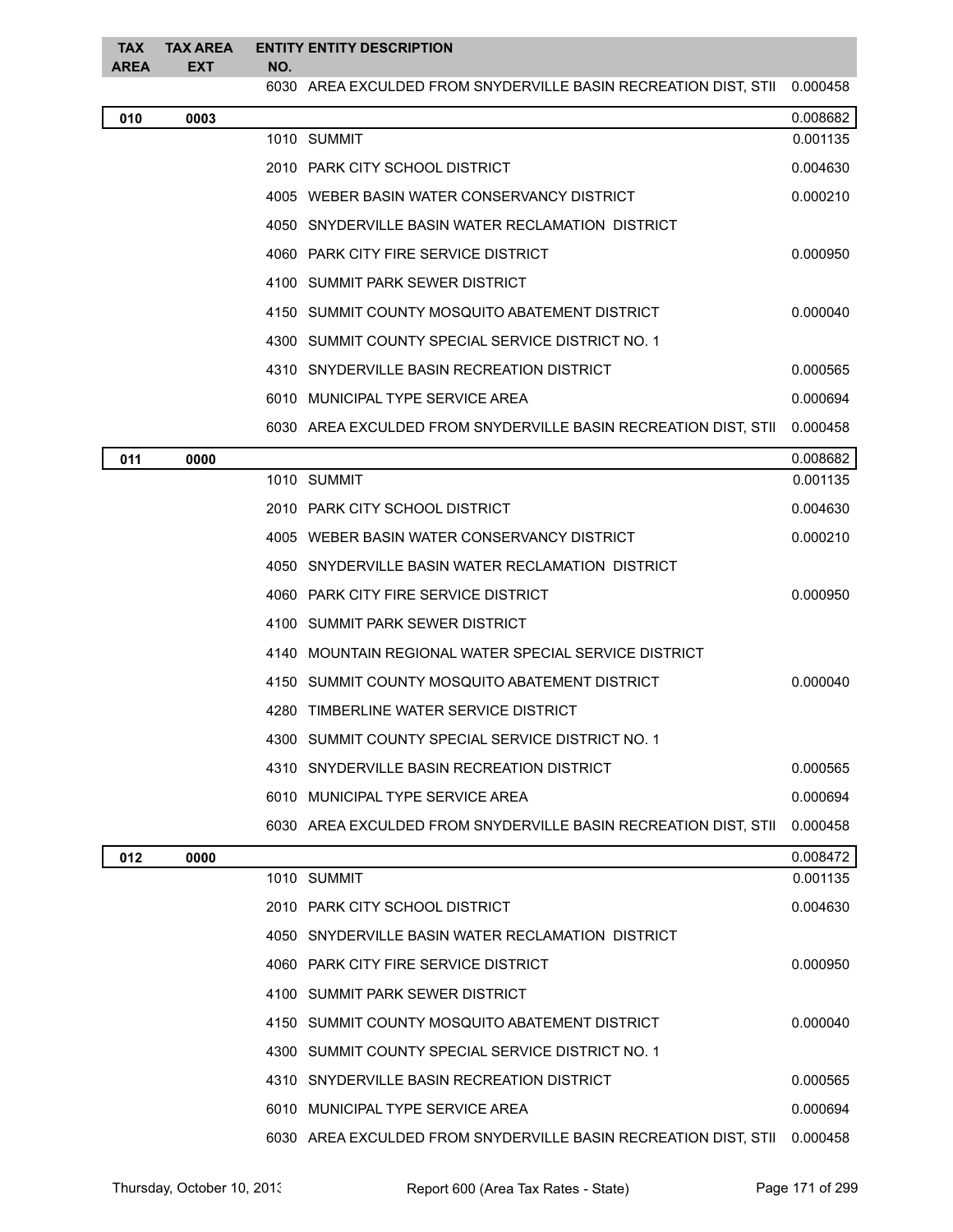| TAX AREA | TAX AREA EXT | ENTITY NO. | ENTITY DESCRIPTION | |
|---|---|---|---|---|
| | | 6030 | AREA EXCULDED FROM SNYDERVILLE BASIN RECREATION DIST, STII | 0.000458 |
| **010** | **0003** | | | 0.008682 |
| | | 1010 | SUMMIT | 0.001135 |
| | | 2010 | PARK CITY SCHOOL DISTRICT | 0.004630 |
| | | 4005 | WEBER BASIN WATER CONSERVANCY DISTRICT | 0.000210 |
| | | 4050 | SNYDERVILLE BASIN WATER RECLAMATION DISTRICT | |
| | | 4060 | PARK CITY FIRE SERVICE DISTRICT | 0.000950 |
| | | 4100 | SUMMIT PARK SEWER DISTRICT | |
| | | 4150 | SUMMIT COUNTY MOSQUITO ABATEMENT DISTRICT | 0.000040 |
| | | 4300 | SUMMIT COUNTY SPECIAL SERVICE DISTRICT NO. 1 | |
| | | 4310 | SNYDERVILLE BASIN RECREATION DISTRICT | 0.000565 |
| | | 6010 | MUNICIPAL TYPE SERVICE AREA | 0.000694 |
| | | 6030 | AREA EXCULDED FROM SNYDERVILLE BASIN RECREATION DIST, STII | 0.000458 |
| **011** | **0000** | | | 0.008682 |
| | | 1010 | SUMMIT | 0.001135 |
| | | 2010 | PARK CITY SCHOOL DISTRICT | 0.004630 |
| | | 4005 | WEBER BASIN WATER CONSERVANCY DISTRICT | 0.000210 |
| | | 4050 | SNYDERVILLE BASIN WATER RECLAMATION DISTRICT | |
| | | 4060 | PARK CITY FIRE SERVICE DISTRICT | 0.000950 |
| | | 4100 | SUMMIT PARK SEWER DISTRICT | |
| | | 4140 | MOUNTAIN REGIONAL WATER SPECIAL SERVICE DISTRICT | |
| | | 4150 | SUMMIT COUNTY MOSQUITO ABATEMENT DISTRICT | 0.000040 |
| | | 4280 | TIMBERLINE WATER SERVICE DISTRICT | |
| | | 4300 | SUMMIT COUNTY SPECIAL SERVICE DISTRICT NO. 1 | |
| | | 4310 | SNYDERVILLE BASIN RECREATION DISTRICT | 0.000565 |
| | | 6010 | MUNICIPAL TYPE SERVICE AREA | 0.000694 |
| | | 6030 | AREA EXCULDED FROM SNYDERVILLE BASIN RECREATION DIST, STII | 0.000458 |
| **012** | **0000** | | | 0.008472 |
| | | 1010 | SUMMIT | 0.001135 |
| | | 2010 | PARK CITY SCHOOL DISTRICT | 0.004630 |
| | | 4050 | SNYDERVILLE BASIN WATER RECLAMATION DISTRICT | |
| | | 4060 | PARK CITY FIRE SERVICE DISTRICT | 0.000950 |
| | | 4100 | SUMMIT PARK SEWER DISTRICT | |
| | | 4150 | SUMMIT COUNTY MOSQUITO ABATEMENT DISTRICT | 0.000040 |
| | | 4300 | SUMMIT COUNTY SPECIAL SERVICE DISTRICT NO. 1 | |
| | | 4310 | SNYDERVILLE BASIN RECREATION DISTRICT | 0.000565 |
| | | 6010 | MUNICIPAL TYPE SERVICE AREA | 0.000694 |
| | | 6030 | AREA EXCULDED FROM SNYDERVILLE BASIN RECREATION DIST, STII | 0.000458 |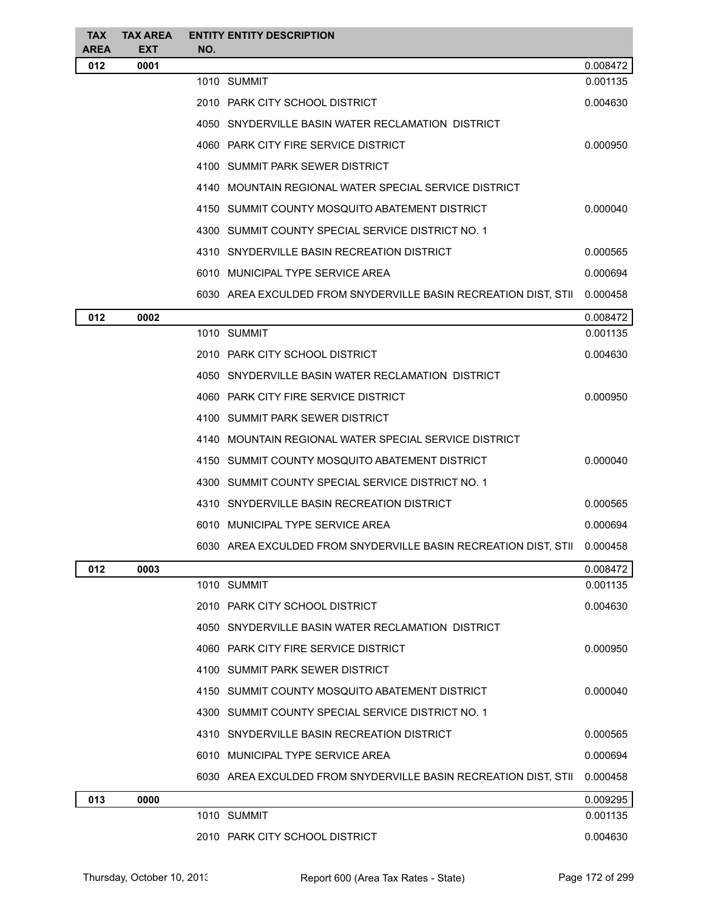| TAX AREA | TAX AREA EXT | ENTITY NO. | ENTITY DESCRIPTION | |
|---|---|---|---|---|
| **012** | **0001** | | | 0.008472 |
| | | 1010 | SUMMIT | 0.001135 |
| | | 2010 | PARK CITY SCHOOL DISTRICT | 0.004630 |
| | | 4050 | SNYDERVILLE BASIN WATER RECLAMATION DISTRICT | |
| | | 4060 | PARK CITY FIRE SERVICE DISTRICT | 0.000950 |
| | | 4100 | SUMMIT PARK SEWER DISTRICT | |
| | | 4140 | MOUNTAIN REGIONAL WATER SPECIAL SERVICE DISTRICT | |
| | | 4150 | SUMMIT COUNTY MOSQUITO ABATEMENT DISTRICT | 0.000040 |
| | | 4300 | SUMMIT COUNTY SPECIAL SERVICE DISTRICT NO. 1 | |
| | | 4310 | SNYDERVILLE BASIN RECREATION DISTRICT | 0.000565 |
| | | 6010 | MUNICIPAL TYPE SERVICE AREA | 0.000694 |
| | | 6030 | AREA EXCULDED FROM SNYDERVILLE BASIN RECREATION DIST, STII | 0.000458 |
| **012** | **0002** | | | 0.008472 |
| | | 1010 | SUMMIT | 0.001135 |
| | | 2010 | PARK CITY SCHOOL DISTRICT | 0.004630 |
| | | 4050 | SNYDERVILLE BASIN WATER RECLAMATION DISTRICT | |
| | | 4060 | PARK CITY FIRE SERVICE DISTRICT | 0.000950 |
| | | 4100 | SUMMIT PARK SEWER DISTRICT | |
| | | 4140 | MOUNTAIN REGIONAL WATER SPECIAL SERVICE DISTRICT | |
| | | 4150 | SUMMIT COUNTY MOSQUITO ABATEMENT DISTRICT | 0.000040 |
| | | 4300 | SUMMIT COUNTY SPECIAL SERVICE DISTRICT NO. 1 | |
| | | 4310 | SNYDERVILLE BASIN RECREATION DISTRICT | 0.000565 |
| | | 6010 | MUNICIPAL TYPE SERVICE AREA | 0.000694 |
| | | 6030 | AREA EXCULDED FROM SNYDERVILLE BASIN RECREATION DIST, STII | 0.000458 |
| **012** | **0003** | | | 0.008472 |
| | | 1010 | SUMMIT | 0.001135 |
| | | 2010 | PARK CITY SCHOOL DISTRICT | 0.004630 |
| | | 4050 | SNYDERVILLE BASIN WATER RECLAMATION DISTRICT | |
| | | 4060 | PARK CITY FIRE SERVICE DISTRICT | 0.000950 |
| | | 4100 | SUMMIT PARK SEWER DISTRICT | |
| | | 4150 | SUMMIT COUNTY MOSQUITO ABATEMENT DISTRICT | 0.000040 |
| | | 4300 | SUMMIT COUNTY SPECIAL SERVICE DISTRICT NO. 1 | |
| | | 4310 | SNYDERVILLE BASIN RECREATION DISTRICT | 0.000565 |
| | | 6010 | MUNICIPAL TYPE SERVICE AREA | 0.000694 |
| | | 6030 | AREA EXCULDED FROM SNYDERVILLE BASIN RECREATION DIST, STII | 0.000458 |
| **013** | **0000** | | | 0.009295 |
| | | 1010 | SUMMIT | 0.001135 |
| | | 2010 | PARK CITY SCHOOL DISTRICT | 0.004630 |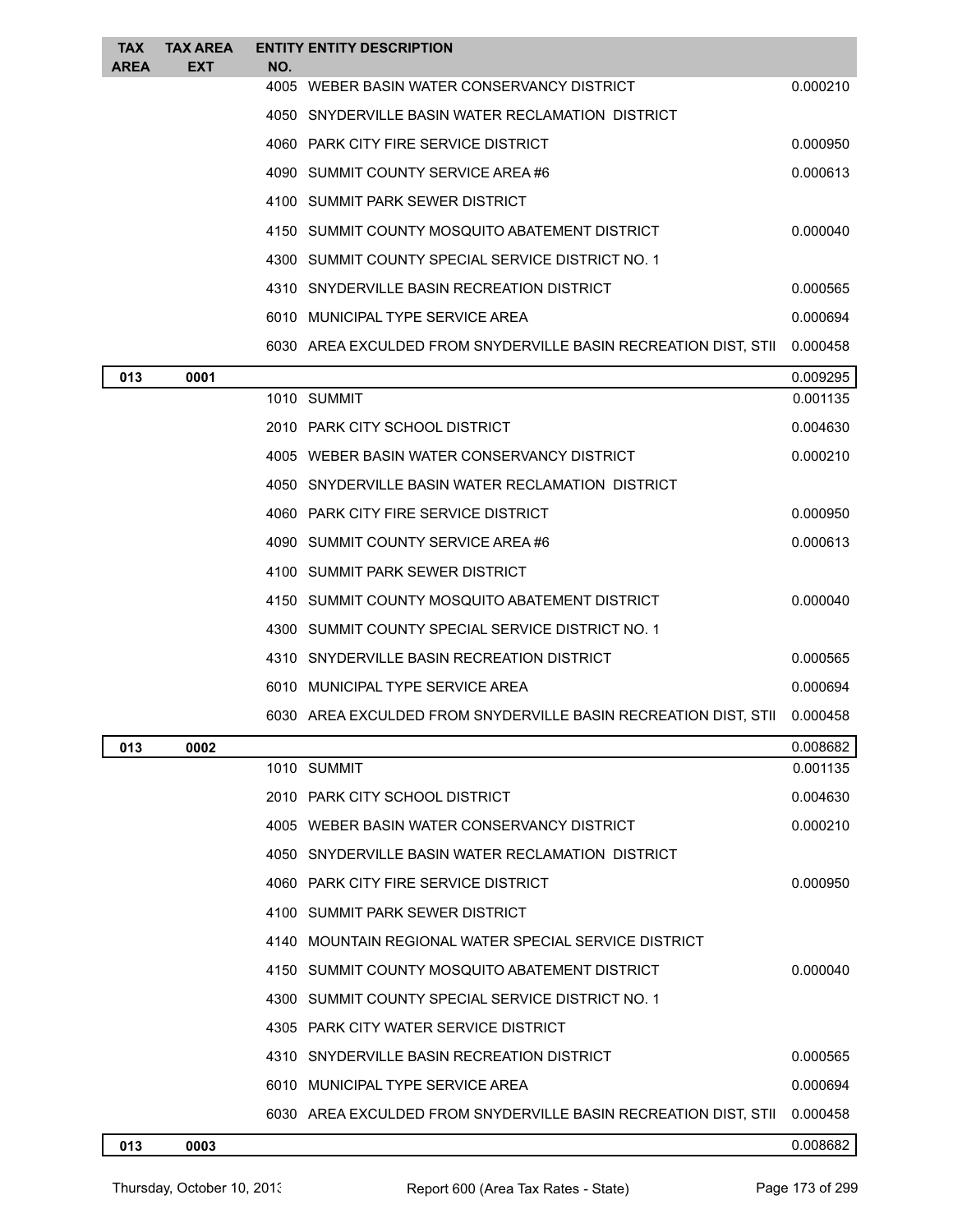| TAX AREA | TAX AREA EXT | ENTITY NO. | ENTITY DESCRIPTION | |
|---|---|---|---|---|
| | | 4005 | WEBER BASIN WATER CONSERVANCY DISTRICT | 0.000210 |
| | | 4050 | SNYDERVILLE BASIN WATER RECLAMATION DISTRICT | |
| | | 4060 | PARK CITY FIRE SERVICE DISTRICT | 0.000950 |
| | | 4090 | SUMMIT COUNTY SERVICE AREA #6 | 0.000613 |
| | | 4100 | SUMMIT PARK SEWER DISTRICT | |
| | | 4150 | SUMMIT COUNTY MOSQUITO ABATEMENT DISTRICT | 0.000040 |
| | | 4300 | SUMMIT COUNTY SPECIAL SERVICE DISTRICT NO. 1 | |
| | | 4310 | SNYDERVILLE BASIN RECREATION DISTRICT | 0.000565 |
| | | 6010 | MUNICIPAL TYPE SERVICE AREA | 0.000694 |
| | | 6030 | AREA EXCULDED FROM SNYDERVILLE BASIN RECREATION DIST, STII | 0.000458 |
| **013** | **0001** | | | 0.009295 |
| | | 1010 | SUMMIT | 0.001135 |
| | | 2010 | PARK CITY SCHOOL DISTRICT | 0.004630 |
| | | 4005 | WEBER BASIN WATER CONSERVANCY DISTRICT | 0.000210 |
| | | 4050 | SNYDERVILLE BASIN WATER RECLAMATION DISTRICT | |
| | | 4060 | PARK CITY FIRE SERVICE DISTRICT | 0.000950 |
| | | 4090 | SUMMIT COUNTY SERVICE AREA #6 | 0.000613 |
| | | 4100 | SUMMIT PARK SEWER DISTRICT | |
| | | 4150 | SUMMIT COUNTY MOSQUITO ABATEMENT DISTRICT | 0.000040 |
| | | 4300 | SUMMIT COUNTY SPECIAL SERVICE DISTRICT NO. 1 | |
| | | 4310 | SNYDERVILLE BASIN RECREATION DISTRICT | 0.000565 |
| | | 6010 | MUNICIPAL TYPE SERVICE AREA | 0.000694 |
| | | 6030 | AREA EXCULDED FROM SNYDERVILLE BASIN RECREATION DIST, STII | 0.000458 |
| **013** | **0002** | | | 0.008682 |
| | | 1010 | SUMMIT | 0.001135 |
| | | 2010 | PARK CITY SCHOOL DISTRICT | 0.004630 |
| | | 4005 | WEBER BASIN WATER CONSERVANCY DISTRICT | 0.000210 |
| | | 4050 | SNYDERVILLE BASIN WATER RECLAMATION DISTRICT | |
| | | 4060 | PARK CITY FIRE SERVICE DISTRICT | 0.000950 |
| | | 4100 | SUMMIT PARK SEWER DISTRICT | |
| | | 4140 | MOUNTAIN REGIONAL WATER SPECIAL SERVICE DISTRICT | |
| | | 4150 | SUMMIT COUNTY MOSQUITO ABATEMENT DISTRICT | 0.000040 |
| | | 4300 | SUMMIT COUNTY SPECIAL SERVICE DISTRICT NO. 1 | |
| | | 4305 | PARK CITY WATER SERVICE DISTRICT | |
| | | 4310 | SNYDERVILLE BASIN RECREATION DISTRICT | 0.000565 |
| | | 6010 | MUNICIPAL TYPE SERVICE AREA | 0.000694 |
| | | 6030 | AREA EXCULDED FROM SNYDERVILLE BASIN RECREATION DIST, STII | 0.000458 |
| **013** | **0003** | | | 0.008682 |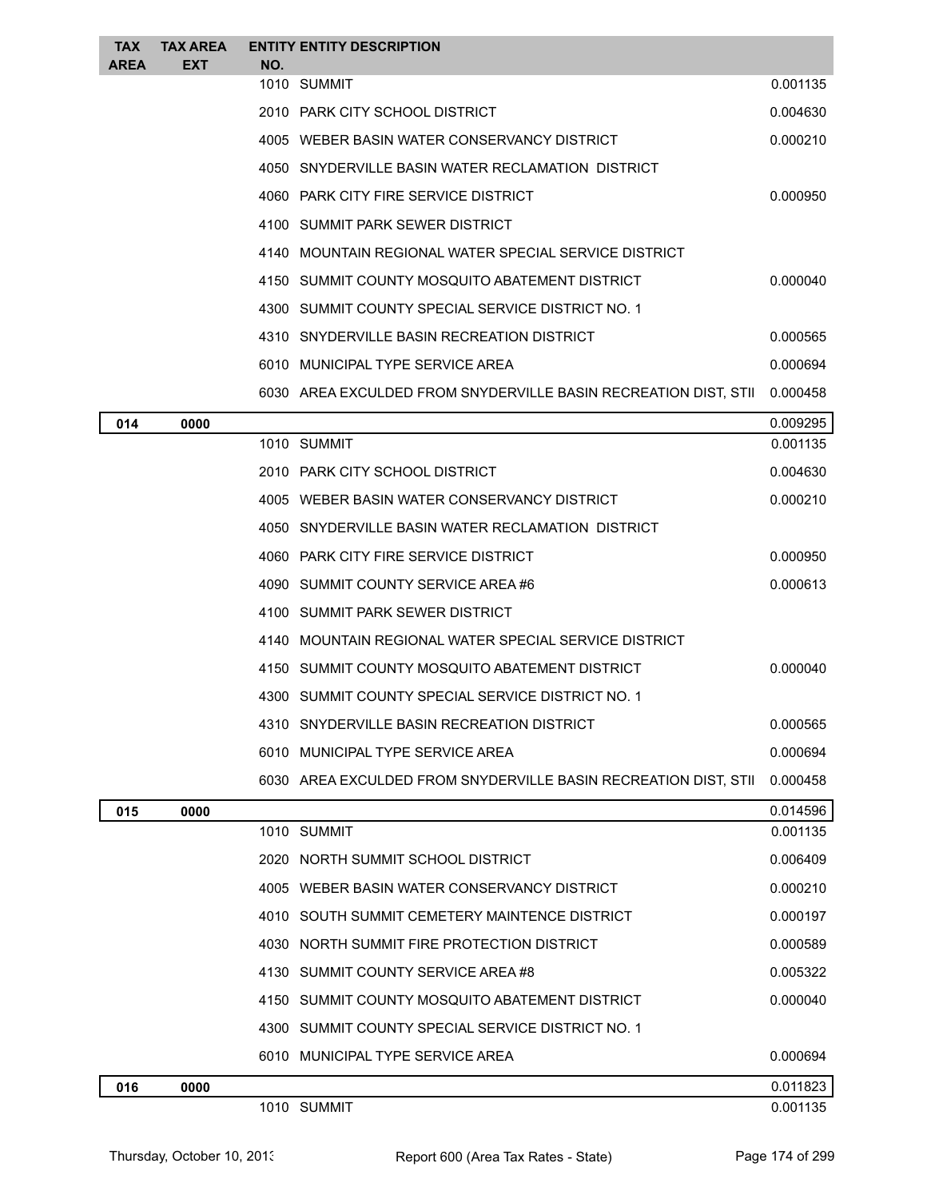| TAX AREA | TAX AREA EXT | ENTITY NO. | ENTITY DESCRIPTION | |
|---|---|---|---|---|
| | | 1010 | SUMMIT | 0.001135 |
| | | 2010 | PARK CITY SCHOOL DISTRICT | 0.004630 |
| | | 4005 | WEBER BASIN WATER CONSERVANCY DISTRICT | 0.000210 |
| | | 4050 | SNYDERVILLE BASIN WATER RECLAMATION DISTRICT | |
| | | 4060 | PARK CITY FIRE SERVICE DISTRICT | 0.000950 |
| | | 4100 | SUMMIT PARK SEWER DISTRICT | |
| | | 4140 | MOUNTAIN REGIONAL WATER SPECIAL SERVICE DISTRICT | |
| | | 4150 | SUMMIT COUNTY MOSQUITO ABATEMENT DISTRICT | 0.000040 |
| | | 4300 | SUMMIT COUNTY SPECIAL SERVICE DISTRICT NO. 1 | |
| | | 4310 | SNYDERVILLE BASIN RECREATION DISTRICT | 0.000565 |
| | | 6010 | MUNICIPAL TYPE SERVICE AREA | 0.000694 |
| | | 6030 | AREA EXCULDED FROM SNYDERVILLE BASIN RECREATION DIST, STII | 0.000458 |
| **014** | **0000** | | | 0.009295 |
| | | 1010 | SUMMIT | 0.001135 |
| | | 2010 | PARK CITY SCHOOL DISTRICT | 0.004630 |
| | | 4005 | WEBER BASIN WATER CONSERVANCY DISTRICT | 0.000210 |
| | | 4050 | SNYDERVILLE BASIN WATER RECLAMATION DISTRICT | |
| | | 4060 | PARK CITY FIRE SERVICE DISTRICT | 0.000950 |
| | | 4090 | SUMMIT COUNTY SERVICE AREA #6 | 0.000613 |
| | | 4100 | SUMMIT PARK SEWER DISTRICT | |
| | | 4140 | MOUNTAIN REGIONAL WATER SPECIAL SERVICE DISTRICT | |
| | | 4150 | SUMMIT COUNTY MOSQUITO ABATEMENT DISTRICT | 0.000040 |
| | | 4300 | SUMMIT COUNTY SPECIAL SERVICE DISTRICT NO. 1 | |
| | | 4310 | SNYDERVILLE BASIN RECREATION DISTRICT | 0.000565 |
| | | 6010 | MUNICIPAL TYPE SERVICE AREA | 0.000694 |
| | | 6030 | AREA EXCULDED FROM SNYDERVILLE BASIN RECREATION DIST, STII | 0.000458 |
| **015** | **0000** | | | 0.014596 |
| | | 1010 | SUMMIT | 0.001135 |
| | | 2020 | NORTH SUMMIT SCHOOL DISTRICT | 0.006409 |
| | | 4005 | WEBER BASIN WATER CONSERVANCY DISTRICT | 0.000210 |
| | | 4010 | SOUTH SUMMIT CEMETERY MAINTENCE DISTRICT | 0.000197 |
| | | 4030 | NORTH SUMMIT FIRE PROTECTION DISTRICT | 0.000589 |
| | | 4130 | SUMMIT COUNTY SERVICE AREA #8 | 0.005322 |
| | | 4150 | SUMMIT COUNTY MOSQUITO ABATEMENT DISTRICT | 0.000040 |
| | | 4300 | SUMMIT COUNTY SPECIAL SERVICE DISTRICT NO. 1 | |
| | | 6010 | MUNICIPAL TYPE SERVICE AREA | 0.000694 |
| **016** | **0000** | | | 0.011823 |
| | | 1010 | SUMMIT | 0.001135 |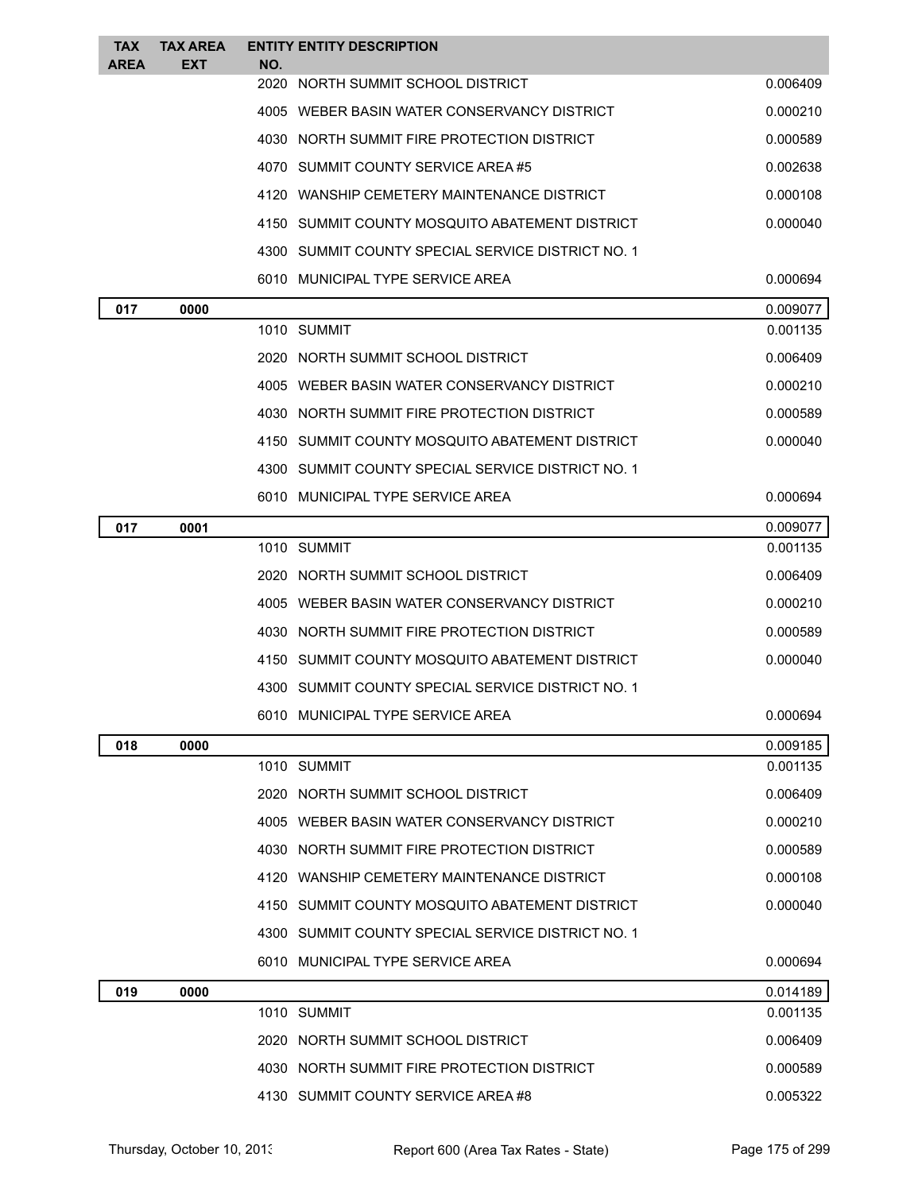| TAX AREA | TAX AREA EXT | ENTITY NO. | ENTITY DESCRIPTION | |
|---|---|---|---|---|
| | | 2020 | NORTH SUMMIT SCHOOL DISTRICT | 0.006409 |
| | | 4005 | WEBER BASIN WATER CONSERVANCY DISTRICT | 0.000210 |
| | | 4030 | NORTH SUMMIT FIRE PROTECTION DISTRICT | 0.000589 |
| | | 4070 | SUMMIT COUNTY SERVICE AREA #5 | 0.002638 |
| | | 4120 | WANSHIP CEMETERY MAINTENANCE DISTRICT | 0.000108 |
| | | 4150 | SUMMIT COUNTY MOSQUITO ABATEMENT DISTRICT | 0.000040 |
| | | 4300 | SUMMIT COUNTY SPECIAL SERVICE DISTRICT NO. 1 | |
| | | 6010 | MUNICIPAL TYPE SERVICE AREA | 0.000694 |
| **017** | **0000** | | | 0.009077 |
| | | 1010 | SUMMIT | 0.001135 |
| | | 2020 | NORTH SUMMIT SCHOOL DISTRICT | 0.006409 |
| | | 4005 | WEBER BASIN WATER CONSERVANCY DISTRICT | 0.000210 |
| | | 4030 | NORTH SUMMIT FIRE PROTECTION DISTRICT | 0.000589 |
| | | 4150 | SUMMIT COUNTY MOSQUITO ABATEMENT DISTRICT | 0.000040 |
| | | 4300 | SUMMIT COUNTY SPECIAL SERVICE DISTRICT NO. 1 | |
| | | 6010 | MUNICIPAL TYPE SERVICE AREA | 0.000694 |
| **017** | **0001** | | | 0.009077 |
| | | 1010 | SUMMIT | 0.001135 |
| | | 2020 | NORTH SUMMIT SCHOOL DISTRICT | 0.006409 |
| | | 4005 | WEBER BASIN WATER CONSERVANCY DISTRICT | 0.000210 |
| | | 4030 | NORTH SUMMIT FIRE PROTECTION DISTRICT | 0.000589 |
| | | 4150 | SUMMIT COUNTY MOSQUITO ABATEMENT DISTRICT | 0.000040 |
| | | 4300 | SUMMIT COUNTY SPECIAL SERVICE DISTRICT NO. 1 | |
| | | 6010 | MUNICIPAL TYPE SERVICE AREA | 0.000694 |
| **018** | **0000** | | | 0.009185 |
| | | 1010 | SUMMIT | 0.001135 |
| | | 2020 | NORTH SUMMIT SCHOOL DISTRICT | 0.006409 |
| | | 4005 | WEBER BASIN WATER CONSERVANCY DISTRICT | 0.000210 |
| | | 4030 | NORTH SUMMIT FIRE PROTECTION DISTRICT | 0.000589 |
| | | 4120 | WANSHIP CEMETERY MAINTENANCE DISTRICT | 0.000108 |
| | | 4150 | SUMMIT COUNTY MOSQUITO ABATEMENT DISTRICT | 0.000040 |
| | | 4300 | SUMMIT COUNTY SPECIAL SERVICE DISTRICT NO. 1 | |
| | | 6010 | MUNICIPAL TYPE SERVICE AREA | 0.000694 |
| **019** | **0000** | | | 0.014189 |
| | | 1010 | SUMMIT | 0.001135 |
| | | 2020 | NORTH SUMMIT SCHOOL DISTRICT | 0.006409 |
| | | 4030 | NORTH SUMMIT FIRE PROTECTION DISTRICT | 0.000589 |
| | | 4130 | SUMMIT COUNTY SERVICE AREA #8 | 0.005322 |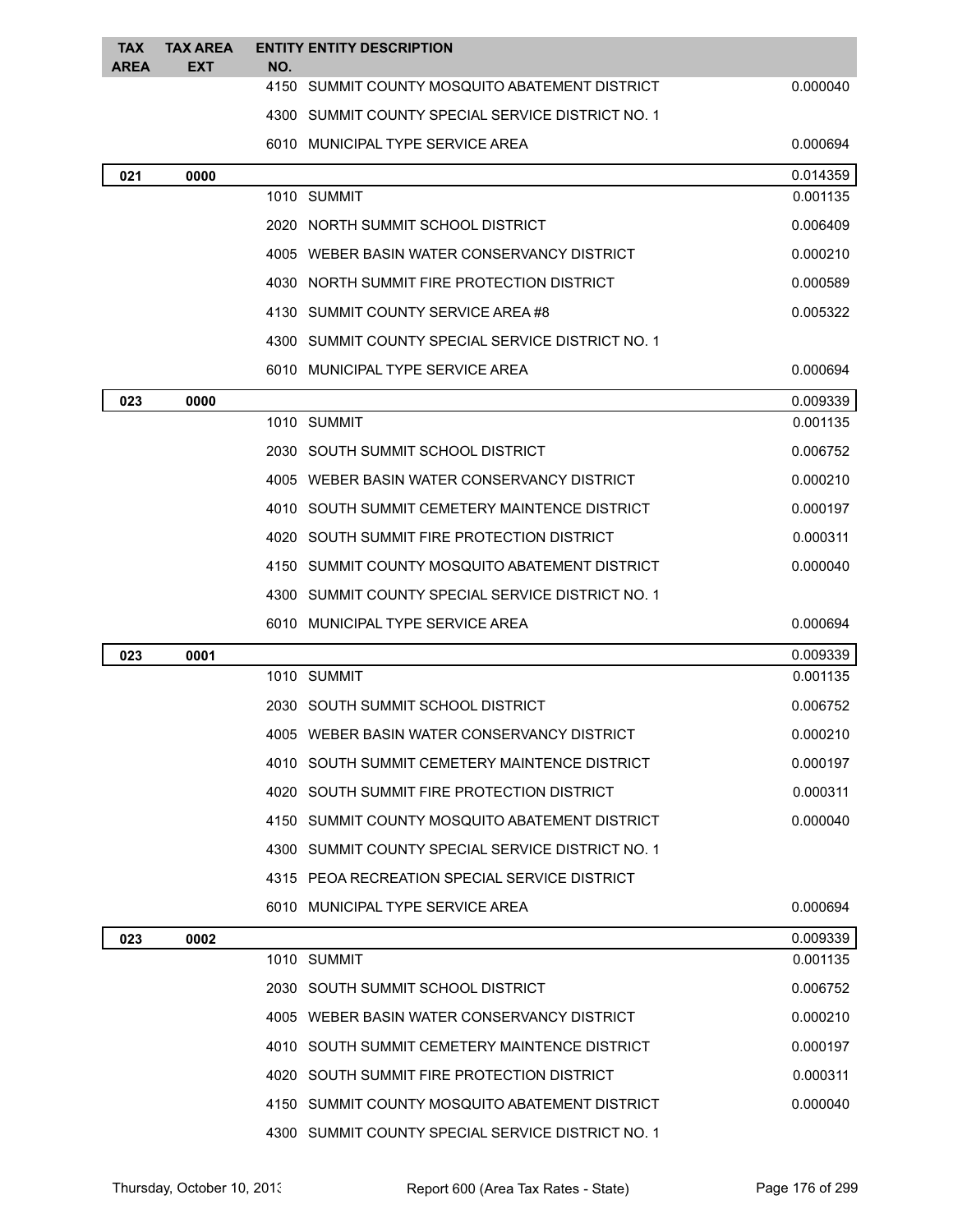| TAX AREA | TAX AREA EXT | ENTITY NO. | ENTITY DESCRIPTION | |
|---|---|---|---|---|
| | | 4150 | SUMMIT COUNTY MOSQUITO ABATEMENT DISTRICT | 0.000040 |
| | | 4300 | SUMMIT COUNTY SPECIAL SERVICE DISTRICT NO. 1 | |
| | | 6010 | MUNICIPAL TYPE SERVICE AREA | 0.000694 |
| **021** | **0000** | | | 0.014359 |
| | | 1010 | SUMMIT | 0.001135 |
| | | 2020 | NORTH SUMMIT SCHOOL DISTRICT | 0.006409 |
| | | 4005 | WEBER BASIN WATER CONSERVANCY DISTRICT | 0.000210 |
| | | 4030 | NORTH SUMMIT FIRE PROTECTION DISTRICT | 0.000589 |
| | | 4130 | SUMMIT COUNTY SERVICE AREA #8 | 0.005322 |
| | | 4300 | SUMMIT COUNTY SPECIAL SERVICE DISTRICT NO. 1 | |
| | | 6010 | MUNICIPAL TYPE SERVICE AREA | 0.000694 |
| **023** | **0000** | | | 0.009339 |
| | | 1010 | SUMMIT | 0.001135 |
| | | 2030 | SOUTH SUMMIT SCHOOL DISTRICT | 0.006752 |
| | | 4005 | WEBER BASIN WATER CONSERVANCY DISTRICT | 0.000210 |
| | | 4010 | SOUTH SUMMIT CEMETERY MAINTENCE DISTRICT | 0.000197 |
| | | 4020 | SOUTH SUMMIT FIRE PROTECTION DISTRICT | 0.000311 |
| | | 4150 | SUMMIT COUNTY MOSQUITO ABATEMENT DISTRICT | 0.000040 |
| | | 4300 | SUMMIT COUNTY SPECIAL SERVICE DISTRICT NO. 1 | |
| | | 6010 | MUNICIPAL TYPE SERVICE AREA | 0.000694 |
| **023** | **0001** | | | 0.009339 |
| | | 1010 | SUMMIT | 0.001135 |
| | | 2030 | SOUTH SUMMIT SCHOOL DISTRICT | 0.006752 |
| | | 4005 | WEBER BASIN WATER CONSERVANCY DISTRICT | 0.000210 |
| | | 4010 | SOUTH SUMMIT CEMETERY MAINTENCE DISTRICT | 0.000197 |
| | | 4020 | SOUTH SUMMIT FIRE PROTECTION DISTRICT | 0.000311 |
| | | 4150 | SUMMIT COUNTY MOSQUITO ABATEMENT DISTRICT | 0.000040 |
| | | 4300 | SUMMIT COUNTY SPECIAL SERVICE DISTRICT NO. 1 | |
| | | 4315 | PEOA RECREATION SPECIAL SERVICE DISTRICT | |
| | | 6010 | MUNICIPAL TYPE SERVICE AREA | 0.000694 |
| **023** | **0002** | | | 0.009339 |
| | | 1010 | SUMMIT | 0.001135 |
| | | 2030 | SOUTH SUMMIT SCHOOL DISTRICT | 0.006752 |
| | | 4005 | WEBER BASIN WATER CONSERVANCY DISTRICT | 0.000210 |
| | | 4010 | SOUTH SUMMIT CEMETERY MAINTENCE DISTRICT | 0.000197 |
| | | 4020 | SOUTH SUMMIT FIRE PROTECTION DISTRICT | 0.000311 |
| | | 4150 | SUMMIT COUNTY MOSQUITO ABATEMENT DISTRICT | 0.000040 |
| | | 4300 | SUMMIT COUNTY SPECIAL SERVICE DISTRICT NO. 1 | |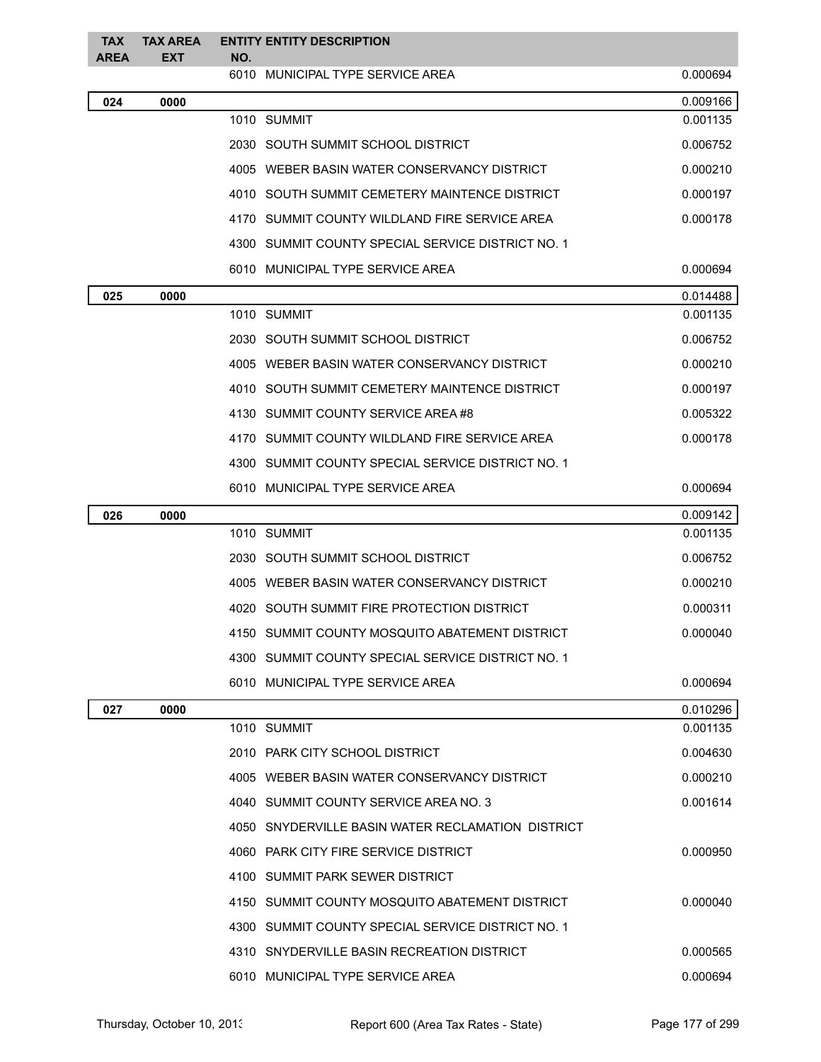| TAX AREA | TAX AREA EXT | ENTITY NO. | ENTITY DESCRIPTION | |
|---|---|---|---|---|
| | | 6010 | MUNICIPAL TYPE SERVICE AREA | 0.000694 |
| **024** | **0000** | | | 0.009166 |
| | | 1010 | SUMMIT | 0.001135 |
| | | 2030 | SOUTH SUMMIT SCHOOL DISTRICT | 0.006752 |
| | | 4005 | WEBER BASIN WATER CONSERVANCY DISTRICT | 0.000210 |
| | | 4010 | SOUTH SUMMIT CEMETERY MAINTENCE DISTRICT | 0.000197 |
| | | 4170 | SUMMIT COUNTY WILDLAND FIRE SERVICE AREA | 0.000178 |
| | | 4300 | SUMMIT COUNTY SPECIAL SERVICE DISTRICT NO. 1 | |
| | | 6010 | MUNICIPAL TYPE SERVICE AREA | 0.000694 |
| **025** | **0000** | | | 0.014488 |
| | | 1010 | SUMMIT | 0.001135 |
| | | 2030 | SOUTH SUMMIT SCHOOL DISTRICT | 0.006752 |
| | | 4005 | WEBER BASIN WATER CONSERVANCY DISTRICT | 0.000210 |
| | | 4010 | SOUTH SUMMIT CEMETERY MAINTENCE DISTRICT | 0.000197 |
| | | 4130 | SUMMIT COUNTY SERVICE AREA #8 | 0.005322 |
| | | 4170 | SUMMIT COUNTY WILDLAND FIRE SERVICE AREA | 0.000178 |
| | | 4300 | SUMMIT COUNTY SPECIAL SERVICE DISTRICT NO. 1 | |
| | | 6010 | MUNICIPAL TYPE SERVICE AREA | 0.000694 |
| **026** | **0000** | | | 0.009142 |
| | | 1010 | SUMMIT | 0.001135 |
| | | 2030 | SOUTH SUMMIT SCHOOL DISTRICT | 0.006752 |
| | | 4005 | WEBER BASIN WATER CONSERVANCY DISTRICT | 0.000210 |
| | | 4020 | SOUTH SUMMIT FIRE PROTECTION DISTRICT | 0.000311 |
| | | 4150 | SUMMIT COUNTY MOSQUITO ABATEMENT DISTRICT | 0.000040 |
| | | 4300 | SUMMIT COUNTY SPECIAL SERVICE DISTRICT NO. 1 | |
| | | 6010 | MUNICIPAL TYPE SERVICE AREA | 0.000694 |
| **027** | **0000** | | | 0.010296 |
| | | 1010 | SUMMIT | 0.001135 |
| | | 2010 | PARK CITY SCHOOL DISTRICT | 0.004630 |
| | | 4005 | WEBER BASIN WATER CONSERVANCY DISTRICT | 0.000210 |
| | | 4040 | SUMMIT COUNTY SERVICE AREA NO. 3 | 0.001614 |
| | | 4050 | SNYDERVILLE BASIN WATER RECLAMATION DISTRICT | |
| | | 4060 | PARK CITY FIRE SERVICE DISTRICT | 0.000950 |
| | | 4100 | SUMMIT PARK SEWER DISTRICT | |
| | | 4150 | SUMMIT COUNTY MOSQUITO ABATEMENT DISTRICT | 0.000040 |
| | | 4300 | SUMMIT COUNTY SPECIAL SERVICE DISTRICT NO. 1 | |
| | | 4310 | SNYDERVILLE BASIN RECREATION DISTRICT | 0.000565 |
| | | 6010 | MUNICIPAL TYPE SERVICE AREA | 0.000694 |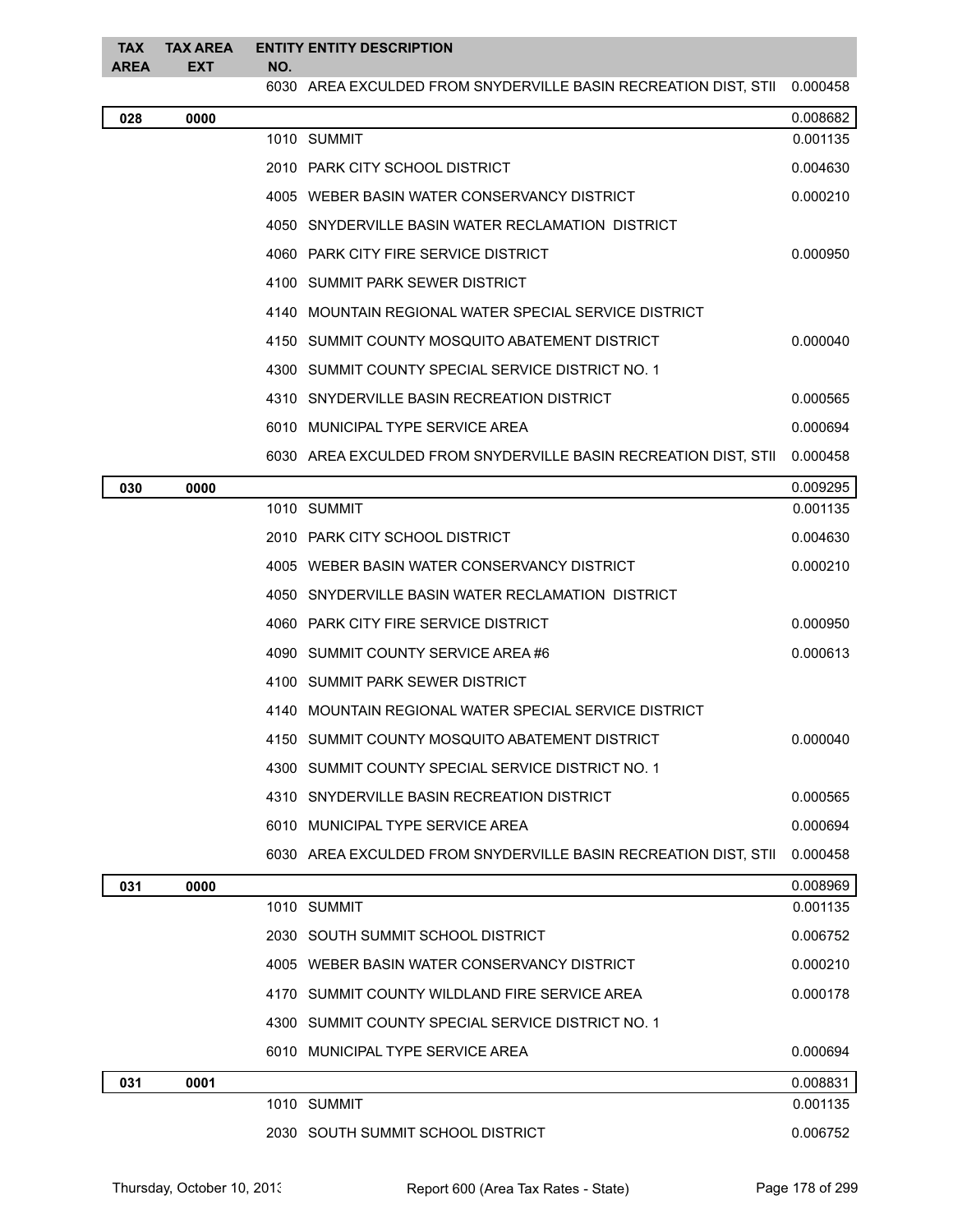| TAX AREA | TAX AREA EXT | ENTITY NO. | ENTITY DESCRIPTION | |
|---|---|---|---|---|
| | | 6030 | AREA EXCULDED FROM SNYDERVILLE BASIN RECREATION DIST, STII | 0.000458 |
| **028** | **0000** | | | 0.008682 |
| | | 1010 | SUMMIT | 0.001135 |
| | | 2010 | PARK CITY SCHOOL DISTRICT | 0.004630 |
| | | 4005 | WEBER BASIN WATER CONSERVANCY DISTRICT | 0.000210 |
| | | 4050 | SNYDERVILLE BASIN WATER RECLAMATION DISTRICT | |
| | | 4060 | PARK CITY FIRE SERVICE DISTRICT | 0.000950 |
| | | 4100 | SUMMIT PARK SEWER DISTRICT | |
| | | 4140 | MOUNTAIN REGIONAL WATER SPECIAL SERVICE DISTRICT | |
| | | 4150 | SUMMIT COUNTY MOSQUITO ABATEMENT DISTRICT | 0.000040 |
| | | 4300 | SUMMIT COUNTY SPECIAL SERVICE DISTRICT NO. 1 | |
| | | 4310 | SNYDERVILLE BASIN RECREATION DISTRICT | 0.000565 |
| | | 6010 | MUNICIPAL TYPE SERVICE AREA | 0.000694 |
| | | 6030 | AREA EXCULDED FROM SNYDERVILLE BASIN RECREATION DIST, STII | 0.000458 |
| **030** | **0000** | | | 0.009295 |
| | | 1010 | SUMMIT | 0.001135 |
| | | 2010 | PARK CITY SCHOOL DISTRICT | 0.004630 |
| | | 4005 | WEBER BASIN WATER CONSERVANCY DISTRICT | 0.000210 |
| | | 4050 | SNYDERVILLE BASIN WATER RECLAMATION DISTRICT | |
| | | 4060 | PARK CITY FIRE SERVICE DISTRICT | 0.000950 |
| | | 4090 | SUMMIT COUNTY SERVICE AREA #6 | 0.000613 |
| | | 4100 | SUMMIT PARK SEWER DISTRICT | |
| | | 4140 | MOUNTAIN REGIONAL WATER SPECIAL SERVICE DISTRICT | |
| | | 4150 | SUMMIT COUNTY MOSQUITO ABATEMENT DISTRICT | 0.000040 |
| | | 4300 | SUMMIT COUNTY SPECIAL SERVICE DISTRICT NO. 1 | |
| | | 4310 | SNYDERVILLE BASIN RECREATION DISTRICT | 0.000565 |
| | | 6010 | MUNICIPAL TYPE SERVICE AREA | 0.000694 |
| | | 6030 | AREA EXCULDED FROM SNYDERVILLE BASIN RECREATION DIST, STII | 0.000458 |
| **031** | **0000** | | | 0.008969 |
| | | 1010 | SUMMIT | 0.001135 |
| | | 2030 | SOUTH SUMMIT SCHOOL DISTRICT | 0.006752 |
| | | 4005 | WEBER BASIN WATER CONSERVANCY DISTRICT | 0.000210 |
| | | 4170 | SUMMIT COUNTY WILDLAND FIRE SERVICE AREA | 0.000178 |
| | | 4300 | SUMMIT COUNTY SPECIAL SERVICE DISTRICT NO. 1 | |
| | | 6010 | MUNICIPAL TYPE SERVICE AREA | 0.000694 |
| **031** | **0001** | | | 0.008831 |
| | | 1010 | SUMMIT | 0.001135 |
| | | 2030 | SOUTH SUMMIT SCHOOL DISTRICT | 0.006752 |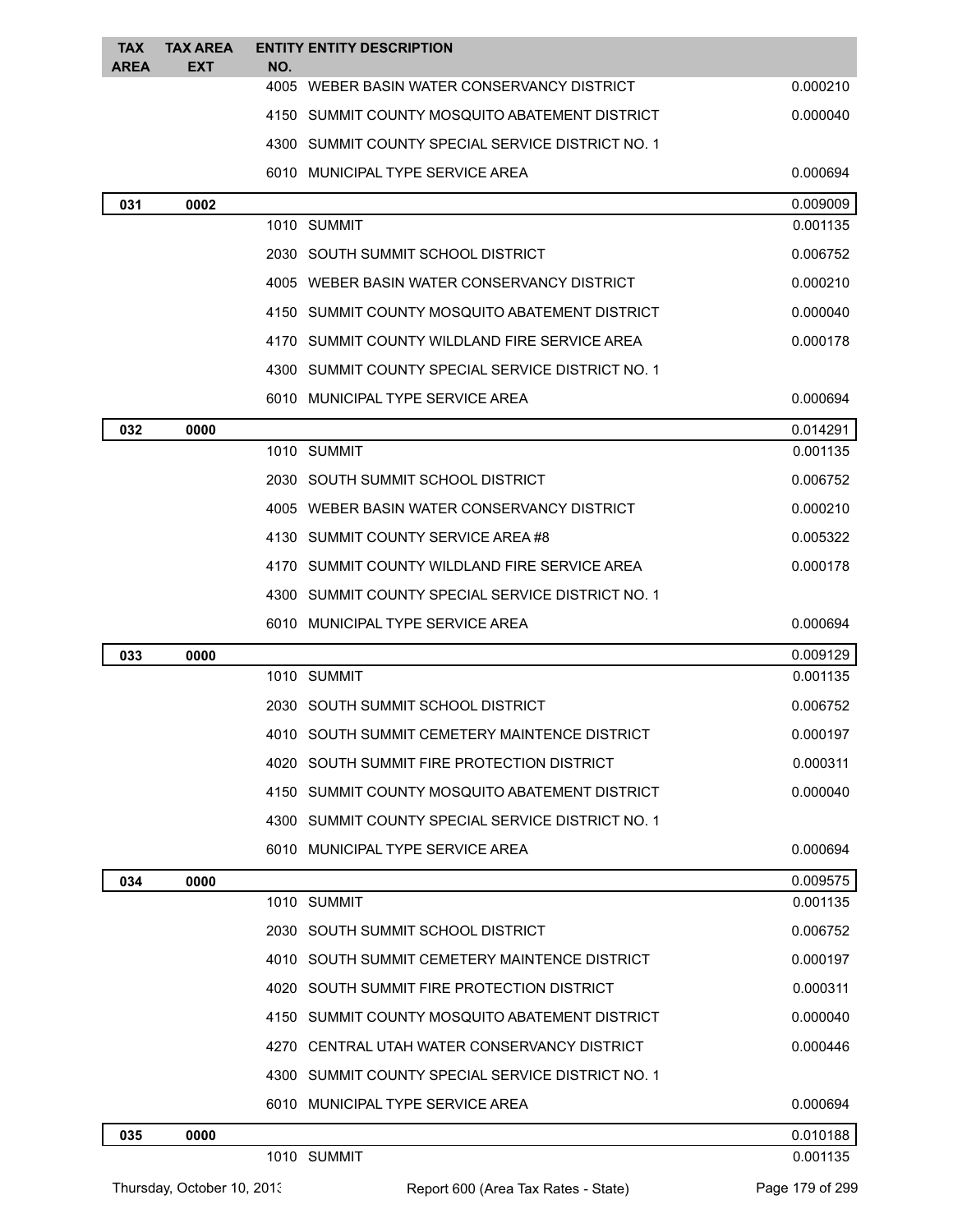| TAX AREA | TAX AREA EXT | ENTITY NO. | ENTITY DESCRIPTION | |
|---|---|---|---|---|
| | | 4005 | WEBER BASIN WATER CONSERVANCY DISTRICT | 0.000210 |
| | | 4150 | SUMMIT COUNTY MOSQUITO ABATEMENT DISTRICT | 0.000040 |
| | | 4300 | SUMMIT COUNTY SPECIAL SERVICE DISTRICT NO. 1 | |
| | | 6010 | MUNICIPAL TYPE SERVICE AREA | 0.000694 |
| **031** | **0002** | | | 0.009009 |
| | | 1010 | SUMMIT | 0.001135 |
| | | 2030 | SOUTH SUMMIT SCHOOL DISTRICT | 0.006752 |
| | | 4005 | WEBER BASIN WATER CONSERVANCY DISTRICT | 0.000210 |
| | | 4150 | SUMMIT COUNTY MOSQUITO ABATEMENT DISTRICT | 0.000040 |
| | | 4170 | SUMMIT COUNTY WILDLAND FIRE SERVICE AREA | 0.000178 |
| | | 4300 | SUMMIT COUNTY SPECIAL SERVICE DISTRICT NO. 1 | |
| | | 6010 | MUNICIPAL TYPE SERVICE AREA | 0.000694 |
| **032** | **0000** | | | 0.014291 |
| | | 1010 | SUMMIT | 0.001135 |
| | | 2030 | SOUTH SUMMIT SCHOOL DISTRICT | 0.006752 |
| | | 4005 | WEBER BASIN WATER CONSERVANCY DISTRICT | 0.000210 |
| | | 4130 | SUMMIT COUNTY SERVICE AREA #8 | 0.005322 |
| | | 4170 | SUMMIT COUNTY WILDLAND FIRE SERVICE AREA | 0.000178 |
| | | 4300 | SUMMIT COUNTY SPECIAL SERVICE DISTRICT NO. 1 | |
| | | 6010 | MUNICIPAL TYPE SERVICE AREA | 0.000694 |
| **033** | **0000** | | | 0.009129 |
| | | 1010 | SUMMIT | 0.001135 |
| | | 2030 | SOUTH SUMMIT SCHOOL DISTRICT | 0.006752 |
| | | 4010 | SOUTH SUMMIT CEMETERY MAINTENCE DISTRICT | 0.000197 |
| | | 4020 | SOUTH SUMMIT FIRE PROTECTION DISTRICT | 0.000311 |
| | | 4150 | SUMMIT COUNTY MOSQUITO ABATEMENT DISTRICT | 0.000040 |
| | | 4300 | SUMMIT COUNTY SPECIAL SERVICE DISTRICT NO. 1 | |
| | | 6010 | MUNICIPAL TYPE SERVICE AREA | 0.000694 |
| **034** | **0000** | | | 0.009575 |
| | | 1010 | SUMMIT | 0.001135 |
| | | 2030 | SOUTH SUMMIT SCHOOL DISTRICT | 0.006752 |
| | | 4010 | SOUTH SUMMIT CEMETERY MAINTENCE DISTRICT | 0.000197 |
| | | 4020 | SOUTH SUMMIT FIRE PROTECTION DISTRICT | 0.000311 |
| | | 4150 | SUMMIT COUNTY MOSQUITO ABATEMENT DISTRICT | 0.000040 |
| | | 4270 | CENTRAL UTAH WATER CONSERVANCY DISTRICT | 0.000446 |
| | | 4300 | SUMMIT COUNTY SPECIAL SERVICE DISTRICT NO. 1 | |
| | | 6010 | MUNICIPAL TYPE SERVICE AREA | 0.000694 |
| **035** | **0000** | | | 0.010188 |
| | | 1010 | SUMMIT | 0.001135 |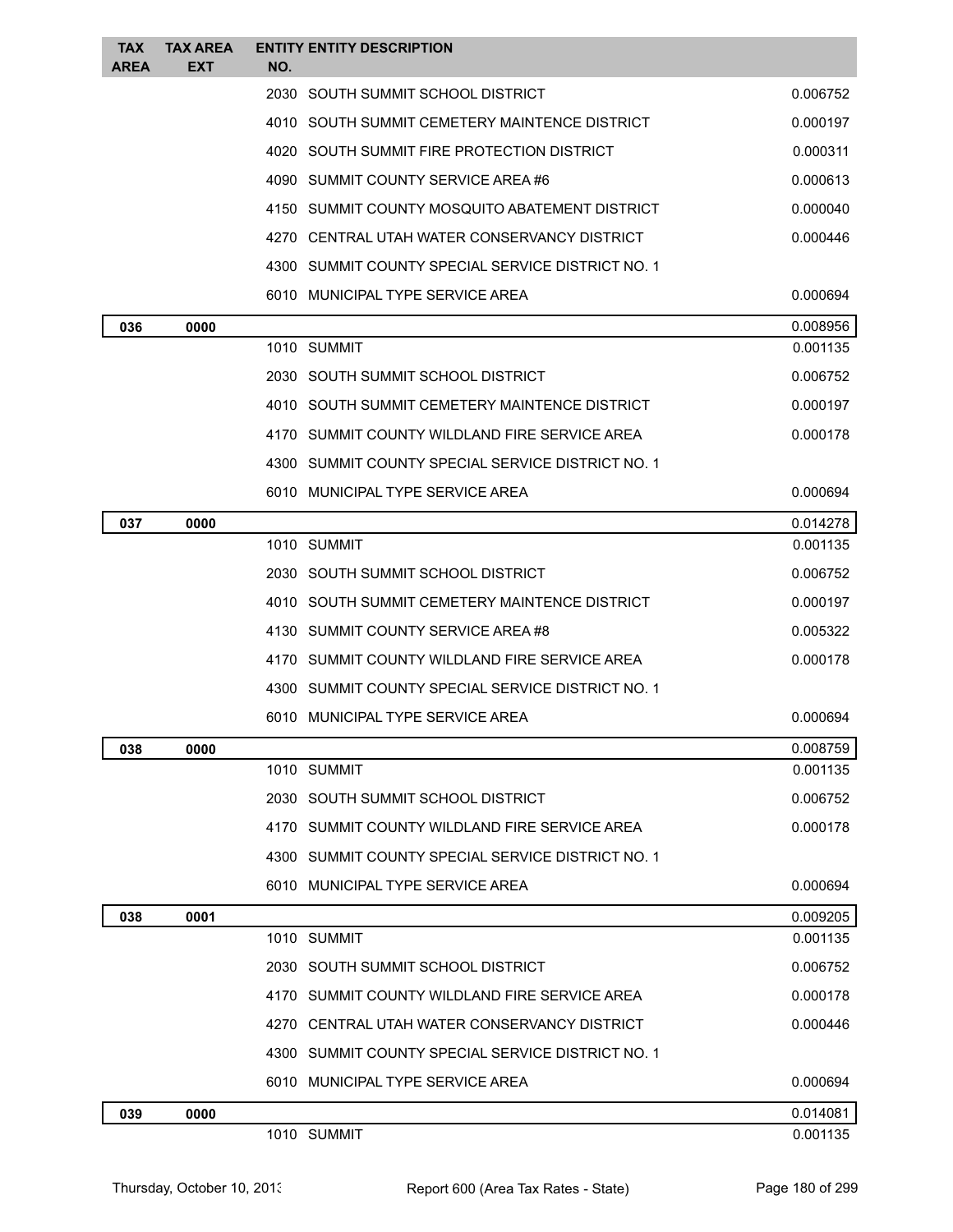| TAX AREA | TAX AREA EXT | ENTITY NO. | ENTITY DESCRIPTION | |
|---|---|---|---|---|
| | | 2030 | SOUTH SUMMIT SCHOOL DISTRICT | 0.006752 |
| | | 4010 | SOUTH SUMMIT CEMETERY MAINTENCE DISTRICT | 0.000197 |
| | | 4020 | SOUTH SUMMIT FIRE PROTECTION DISTRICT | 0.000311 |
| | | 4090 | SUMMIT COUNTY SERVICE AREA #6 | 0.000613 |
| | | 4150 | SUMMIT COUNTY MOSQUITO ABATEMENT DISTRICT | 0.000040 |
| | | 4270 | CENTRAL UTAH WATER CONSERVANCY DISTRICT | 0.000446 |
| | | 4300 | SUMMIT COUNTY SPECIAL SERVICE DISTRICT NO. 1 | |
| | | 6010 | MUNICIPAL TYPE SERVICE AREA | 0.000694 |
| **036** | **0000** | | | 0.008956 |
| | | 1010 | SUMMIT | 0.001135 |
| | | 2030 | SOUTH SUMMIT SCHOOL DISTRICT | 0.006752 |
| | | 4010 | SOUTH SUMMIT CEMETERY MAINTENCE DISTRICT | 0.000197 |
| | | 4170 | SUMMIT COUNTY WILDLAND FIRE SERVICE AREA | 0.000178 |
| | | 4300 | SUMMIT COUNTY SPECIAL SERVICE DISTRICT NO. 1 | |
| | | 6010 | MUNICIPAL TYPE SERVICE AREA | 0.000694 |
| **037** | **0000** | | | 0.014278 |
| | | 1010 | SUMMIT | 0.001135 |
| | | 2030 | SOUTH SUMMIT SCHOOL DISTRICT | 0.006752 |
| | | 4010 | SOUTH SUMMIT CEMETERY MAINTENCE DISTRICT | 0.000197 |
| | | 4130 | SUMMIT COUNTY SERVICE AREA #8 | 0.005322 |
| | | 4170 | SUMMIT COUNTY WILDLAND FIRE SERVICE AREA | 0.000178 |
| | | 4300 | SUMMIT COUNTY SPECIAL SERVICE DISTRICT NO. 1 | |
| | | 6010 | MUNICIPAL TYPE SERVICE AREA | 0.000694 |
| **038** | **0000** | | | 0.008759 |
| | | 1010 | SUMMIT | 0.001135 |
| | | 2030 | SOUTH SUMMIT SCHOOL DISTRICT | 0.006752 |
| | | 4170 | SUMMIT COUNTY WILDLAND FIRE SERVICE AREA | 0.000178 |
| | | 4300 | SUMMIT COUNTY SPECIAL SERVICE DISTRICT NO. 1 | |
| | | 6010 | MUNICIPAL TYPE SERVICE AREA | 0.000694 |
| **038** | **0001** | | | 0.009205 |
| | | 1010 | SUMMIT | 0.001135 |
| | | 2030 | SOUTH SUMMIT SCHOOL DISTRICT | 0.006752 |
| | | 4170 | SUMMIT COUNTY WILDLAND FIRE SERVICE AREA | 0.000178 |
| | | 4270 | CENTRAL UTAH WATER CONSERVANCY DISTRICT | 0.000446 |
| | | 4300 | SUMMIT COUNTY SPECIAL SERVICE DISTRICT NO. 1 | |
| | | 6010 | MUNICIPAL TYPE SERVICE AREA | 0.000694 |
| **039** | **0000** | | | 0.014081 |
| | | 1010 | SUMMIT | 0.001135 |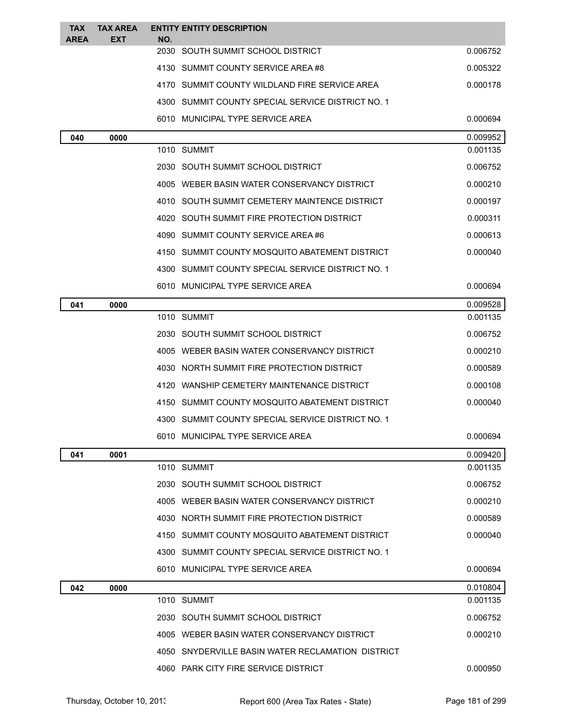| TAX AREA | TAX AREA EXT | ENTITY NO. | ENTITY DESCRIPTION | |
|---|---|---|---|---|
| | | 2030 | SOUTH SUMMIT SCHOOL DISTRICT | 0.006752 |
| | | 4130 | SUMMIT COUNTY SERVICE AREA #8 | 0.005322 |
| | | 4170 | SUMMIT COUNTY WILDLAND FIRE SERVICE AREA | 0.000178 |
| | | 4300 | SUMMIT COUNTY SPECIAL SERVICE DISTRICT NO. 1 | |
| | | 6010 | MUNICIPAL TYPE SERVICE AREA | 0.000694 |
| **040** | **0000** | | | 0.009952 |
| | | 1010 | SUMMIT | 0.001135 |
| | | 2030 | SOUTH SUMMIT SCHOOL DISTRICT | 0.006752 |
| | | 4005 | WEBER BASIN WATER CONSERVANCY DISTRICT | 0.000210 |
| | | 4010 | SOUTH SUMMIT CEMETERY MAINTENCE DISTRICT | 0.000197 |
| | | 4020 | SOUTH SUMMIT FIRE PROTECTION DISTRICT | 0.000311 |
| | | 4090 | SUMMIT COUNTY SERVICE AREA #6 | 0.000613 |
| | | 4150 | SUMMIT COUNTY MOSQUITO ABATEMENT DISTRICT | 0.000040 |
| | | 4300 | SUMMIT COUNTY SPECIAL SERVICE DISTRICT NO. 1 | |
| | | 6010 | MUNICIPAL TYPE SERVICE AREA | 0.000694 |
| **041** | **0000** | | | 0.009528 |
| | | 1010 | SUMMIT | 0.001135 |
| | | 2030 | SOUTH SUMMIT SCHOOL DISTRICT | 0.006752 |
| | | 4005 | WEBER BASIN WATER CONSERVANCY DISTRICT | 0.000210 |
| | | 4030 | NORTH SUMMIT FIRE PROTECTION DISTRICT | 0.000589 |
| | | 4120 | WANSHIP CEMETERY MAINTENANCE DISTRICT | 0.000108 |
| | | 4150 | SUMMIT COUNTY MOSQUITO ABATEMENT DISTRICT | 0.000040 |
| | | 4300 | SUMMIT COUNTY SPECIAL SERVICE DISTRICT NO. 1 | |
| | | 6010 | MUNICIPAL TYPE SERVICE AREA | 0.000694 |
| **041** | **0001** | | | 0.009420 |
| | | 1010 | SUMMIT | 0.001135 |
| | | 2030 | SOUTH SUMMIT SCHOOL DISTRICT | 0.006752 |
| | | 4005 | WEBER BASIN WATER CONSERVANCY DISTRICT | 0.000210 |
| | | 4030 | NORTH SUMMIT FIRE PROTECTION DISTRICT | 0.000589 |
| | | 4150 | SUMMIT COUNTY MOSQUITO ABATEMENT DISTRICT | 0.000040 |
| | | 4300 | SUMMIT COUNTY SPECIAL SERVICE DISTRICT NO. 1 | |
| | | 6010 | MUNICIPAL TYPE SERVICE AREA | 0.000694 |
| **042** | **0000** | | | 0.010804 |
| | | 1010 | SUMMIT | 0.001135 |
| | | 2030 | SOUTH SUMMIT SCHOOL DISTRICT | 0.006752 |
| | | 4005 | WEBER BASIN WATER CONSERVANCY DISTRICT | 0.000210 |
| | | 4050 | SNYDERVILLE BASIN WATER RECLAMATION DISTRICT | |
| | | 4060 | PARK CITY FIRE SERVICE DISTRICT | 0.000950 |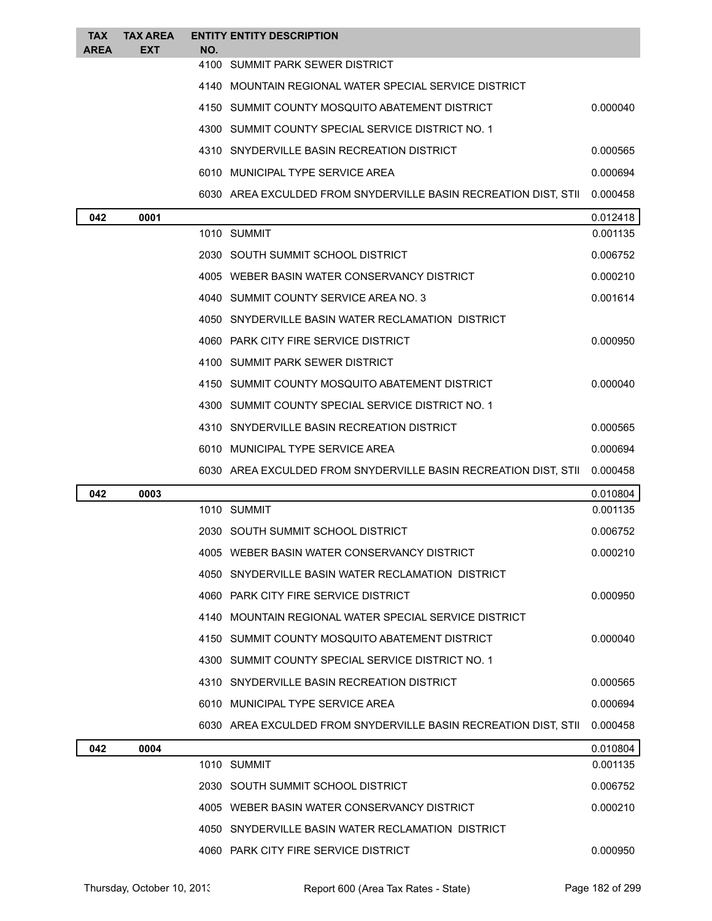| TAX AREA | TAX AREA EXT | ENTITY NO. | ENTITY DESCRIPTION | |
|---|---|---|---|---|
| | | 4100 | SUMMIT PARK SEWER DISTRICT | |
| | | 4140 | MOUNTAIN REGIONAL WATER SPECIAL SERVICE DISTRICT | |
| | | 4150 | SUMMIT COUNTY MOSQUITO ABATEMENT DISTRICT | 0.000040 |
| | | 4300 | SUMMIT COUNTY SPECIAL SERVICE DISTRICT NO. 1 | |
| | | 4310 | SNYDERVILLE BASIN RECREATION DISTRICT | 0.000565 |
| | | 6010 | MUNICIPAL TYPE SERVICE AREA | 0.000694 |
| | | 6030 | AREA EXCULDED FROM SNYDERVILLE BASIN RECREATION DIST, STII | 0.000458 |
| **042** | **0001** | | | 0.012418 |
| | | 1010 | SUMMIT | 0.001135 |
| | | 2030 | SOUTH SUMMIT SCHOOL DISTRICT | 0.006752 |
| | | 4005 | WEBER BASIN WATER CONSERVANCY DISTRICT | 0.000210 |
| | | 4040 | SUMMIT COUNTY SERVICE AREA NO. 3 | 0.001614 |
| | | 4050 | SNYDERVILLE BASIN WATER RECLAMATION DISTRICT | |
| | | 4060 | PARK CITY FIRE SERVICE DISTRICT | 0.000950 |
| | | 4100 | SUMMIT PARK SEWER DISTRICT | |
| | | 4150 | SUMMIT COUNTY MOSQUITO ABATEMENT DISTRICT | 0.000040 |
| | | 4300 | SUMMIT COUNTY SPECIAL SERVICE DISTRICT NO. 1 | |
| | | 4310 | SNYDERVILLE BASIN RECREATION DISTRICT | 0.000565 |
| | | 6010 | MUNICIPAL TYPE SERVICE AREA | 0.000694 |
| | | 6030 | AREA EXCULDED FROM SNYDERVILLE BASIN RECREATION DIST, STII | 0.000458 |
| **042** | **0003** | | | 0.010804 |
| | | 1010 | SUMMIT | 0.001135 |
| | | 2030 | SOUTH SUMMIT SCHOOL DISTRICT | 0.006752 |
| | | 4005 | WEBER BASIN WATER CONSERVANCY DISTRICT | 0.000210 |
| | | 4050 | SNYDERVILLE BASIN WATER RECLAMATION DISTRICT | |
| | | 4060 | PARK CITY FIRE SERVICE DISTRICT | 0.000950 |
| | | 4140 | MOUNTAIN REGIONAL WATER SPECIAL SERVICE DISTRICT | |
| | | 4150 | SUMMIT COUNTY MOSQUITO ABATEMENT DISTRICT | 0.000040 |
| | | 4300 | SUMMIT COUNTY SPECIAL SERVICE DISTRICT NO. 1 | |
| | | 4310 | SNYDERVILLE BASIN RECREATION DISTRICT | 0.000565 |
| | | 6010 | MUNICIPAL TYPE SERVICE AREA | 0.000694 |
| | | 6030 | AREA EXCULDED FROM SNYDERVILLE BASIN RECREATION DIST, STII | 0.000458 |
| **042** | **0004** | | | 0.010804 |
| | | 1010 | SUMMIT | 0.001135 |
| | | 2030 | SOUTH SUMMIT SCHOOL DISTRICT | 0.006752 |
| | | 4005 | WEBER BASIN WATER CONSERVANCY DISTRICT | 0.000210 |
| | | 4050 | SNYDERVILLE BASIN WATER RECLAMATION DISTRICT | |
| | | 4060 | PARK CITY FIRE SERVICE DISTRICT | 0.000950 |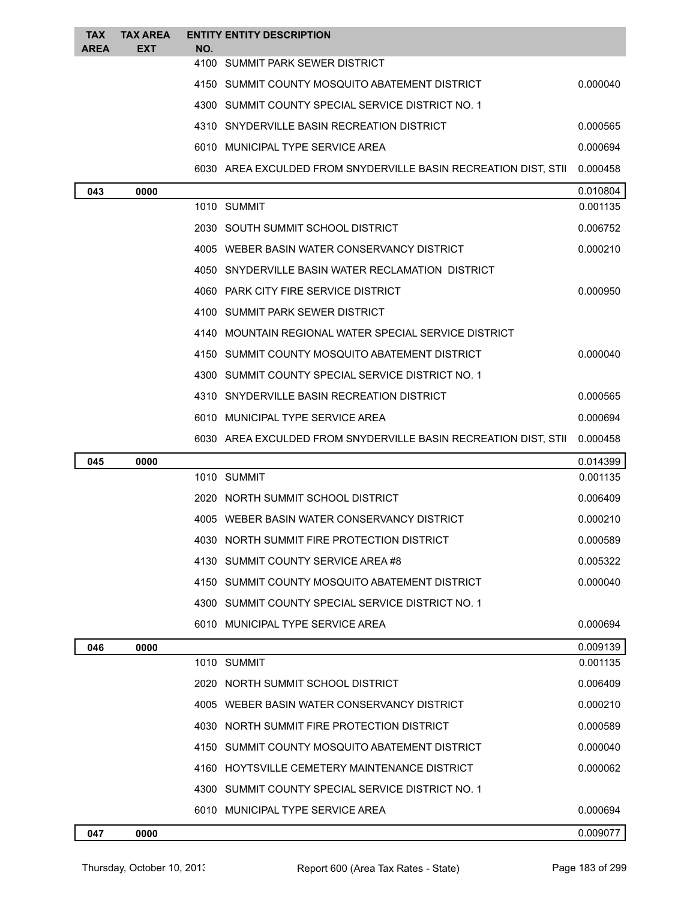| TAX AREA | TAX AREA EXT | ENTITY NO. | ENTITY DESCRIPTION | |
|---|---|---|---|---|
| | | 4100 | SUMMIT PARK SEWER DISTRICT | |
| | | 4150 | SUMMIT COUNTY MOSQUITO ABATEMENT DISTRICT | 0.000040 |
| | | 4300 | SUMMIT COUNTY SPECIAL SERVICE DISTRICT NO. 1 | |
| | | 4310 | SNYDERVILLE BASIN RECREATION DISTRICT | 0.000565 |
| | | 6010 | MUNICIPAL TYPE SERVICE AREA | 0.000694 |
| | | 6030 | AREA EXCULDED FROM SNYDERVILLE BASIN RECREATION DIST, STII | 0.000458 |
| **043** | **0000** | | | 0.010804 |
| | | 1010 | SUMMIT | 0.001135 |
| | | 2030 | SOUTH SUMMIT SCHOOL DISTRICT | 0.006752 |
| | | 4005 | WEBER BASIN WATER CONSERVANCY DISTRICT | 0.000210 |
| | | 4050 | SNYDERVILLE BASIN WATER RECLAMATION DISTRICT | |
| | | 4060 | PARK CITY FIRE SERVICE DISTRICT | 0.000950 |
| | | 4100 | SUMMIT PARK SEWER DISTRICT | |
| | | 4140 | MOUNTAIN REGIONAL WATER SPECIAL SERVICE DISTRICT | |
| | | 4150 | SUMMIT COUNTY MOSQUITO ABATEMENT DISTRICT | 0.000040 |
| | | 4300 | SUMMIT COUNTY SPECIAL SERVICE DISTRICT NO. 1 | |
| | | 4310 | SNYDERVILLE BASIN RECREATION DISTRICT | 0.000565 |
| | | 6010 | MUNICIPAL TYPE SERVICE AREA | 0.000694 |
| | | 6030 | AREA EXCULDED FROM SNYDERVILLE BASIN RECREATION DIST, STII | 0.000458 |
| **045** | **0000** | | | 0.014399 |
| | | 1010 | SUMMIT | 0.001135 |
| | | 2020 | NORTH SUMMIT SCHOOL DISTRICT | 0.006409 |
| | | 4005 | WEBER BASIN WATER CONSERVANCY DISTRICT | 0.000210 |
| | | 4030 | NORTH SUMMIT FIRE PROTECTION DISTRICT | 0.000589 |
| | | 4130 | SUMMIT COUNTY SERVICE AREA #8 | 0.005322 |
| | | 4150 | SUMMIT COUNTY MOSQUITO ABATEMENT DISTRICT | 0.000040 |
| | | 4300 | SUMMIT COUNTY SPECIAL SERVICE DISTRICT NO. 1 | |
| | | 6010 | MUNICIPAL TYPE SERVICE AREA | 0.000694 |
| **046** | **0000** | | | 0.009139 |
| | | 1010 | SUMMIT | 0.001135 |
| | | 2020 | NORTH SUMMIT SCHOOL DISTRICT | 0.006409 |
| | | 4005 | WEBER BASIN WATER CONSERVANCY DISTRICT | 0.000210 |
| | | 4030 | NORTH SUMMIT FIRE PROTECTION DISTRICT | 0.000589 |
| | | 4150 | SUMMIT COUNTY MOSQUITO ABATEMENT DISTRICT | 0.000040 |
| | | 4160 | HOYTSVILLE CEMETERY MAINTENANCE DISTRICT | 0.000062 |
| | | 4300 | SUMMIT COUNTY SPECIAL SERVICE DISTRICT NO. 1 | |
| | | 6010 | MUNICIPAL TYPE SERVICE AREA | 0.000694 |
| **047** | **0000** | | | 0.009077 |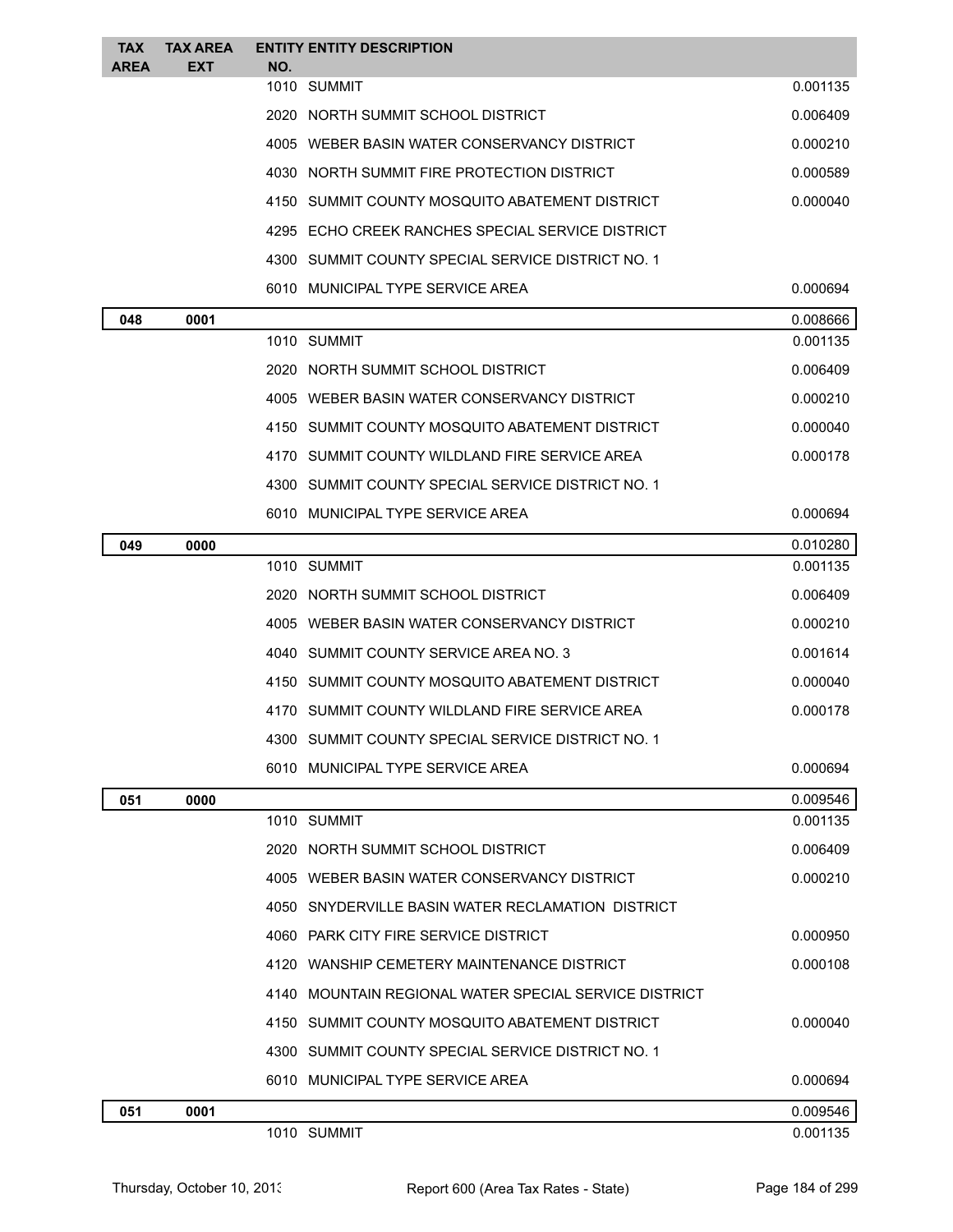| TAX AREA | TAX AREA EXT | ENTITY NO. | ENTITY DESCRIPTION | |
|---|---|---|---|---|
| | | 1010 | SUMMIT | 0.001135 |
| | | 2020 | NORTH SUMMIT SCHOOL DISTRICT | 0.006409 |
| | | 4005 | WEBER BASIN WATER CONSERVANCY DISTRICT | 0.000210 |
| | | 4030 | NORTH SUMMIT FIRE PROTECTION DISTRICT | 0.000589 |
| | | 4150 | SUMMIT COUNTY MOSQUITO ABATEMENT DISTRICT | 0.000040 |
| | | 4295 | ECHO CREEK RANCHES SPECIAL SERVICE DISTRICT | |
| | | 4300 | SUMMIT COUNTY SPECIAL SERVICE DISTRICT NO. 1 | |
| | | 6010 | MUNICIPAL TYPE SERVICE AREA | 0.000694 |
| **048** | **0001** | | | 0.008666 |
| | | 1010 | SUMMIT | 0.001135 |
| | | 2020 | NORTH SUMMIT SCHOOL DISTRICT | 0.006409 |
| | | 4005 | WEBER BASIN WATER CONSERVANCY DISTRICT | 0.000210 |
| | | 4150 | SUMMIT COUNTY MOSQUITO ABATEMENT DISTRICT | 0.000040 |
| | | 4170 | SUMMIT COUNTY WILDLAND FIRE SERVICE AREA | 0.000178 |
| | | 4300 | SUMMIT COUNTY SPECIAL SERVICE DISTRICT NO. 1 | |
| | | 6010 | MUNICIPAL TYPE SERVICE AREA | 0.000694 |
| **049** | **0000** | | | 0.010280 |
| | | 1010 | SUMMIT | 0.001135 |
| | | 2020 | NORTH SUMMIT SCHOOL DISTRICT | 0.006409 |
| | | 4005 | WEBER BASIN WATER CONSERVANCY DISTRICT | 0.000210 |
| | | 4040 | SUMMIT COUNTY SERVICE AREA NO. 3 | 0.001614 |
| | | 4150 | SUMMIT COUNTY MOSQUITO ABATEMENT DISTRICT | 0.000040 |
| | | 4170 | SUMMIT COUNTY WILDLAND FIRE SERVICE AREA | 0.000178 |
| | | 4300 | SUMMIT COUNTY SPECIAL SERVICE DISTRICT NO. 1 | |
| | | 6010 | MUNICIPAL TYPE SERVICE AREA | 0.000694 |
| **051** | **0000** | | | 0.009546 |
| | | 1010 | SUMMIT | 0.001135 |
| | | 2020 | NORTH SUMMIT SCHOOL DISTRICT | 0.006409 |
| | | 4005 | WEBER BASIN WATER CONSERVANCY DISTRICT | 0.000210 |
| | | 4050 | SNYDERVILLE BASIN WATER RECLAMATION DISTRICT | |
| | | 4060 | PARK CITY FIRE SERVICE DISTRICT | 0.000950 |
| | | 4120 | WANSHIP CEMETERY MAINTENANCE DISTRICT | 0.000108 |
| | | 4140 | MOUNTAIN REGIONAL WATER SPECIAL SERVICE DISTRICT | |
| | | 4150 | SUMMIT COUNTY MOSQUITO ABATEMENT DISTRICT | 0.000040 |
| | | 4300 | SUMMIT COUNTY SPECIAL SERVICE DISTRICT NO. 1 | |
| | | 6010 | MUNICIPAL TYPE SERVICE AREA | 0.000694 |
| **051** | **0001** | | | 0.009546 |
| | | 1010 | SUMMIT | 0.001135 |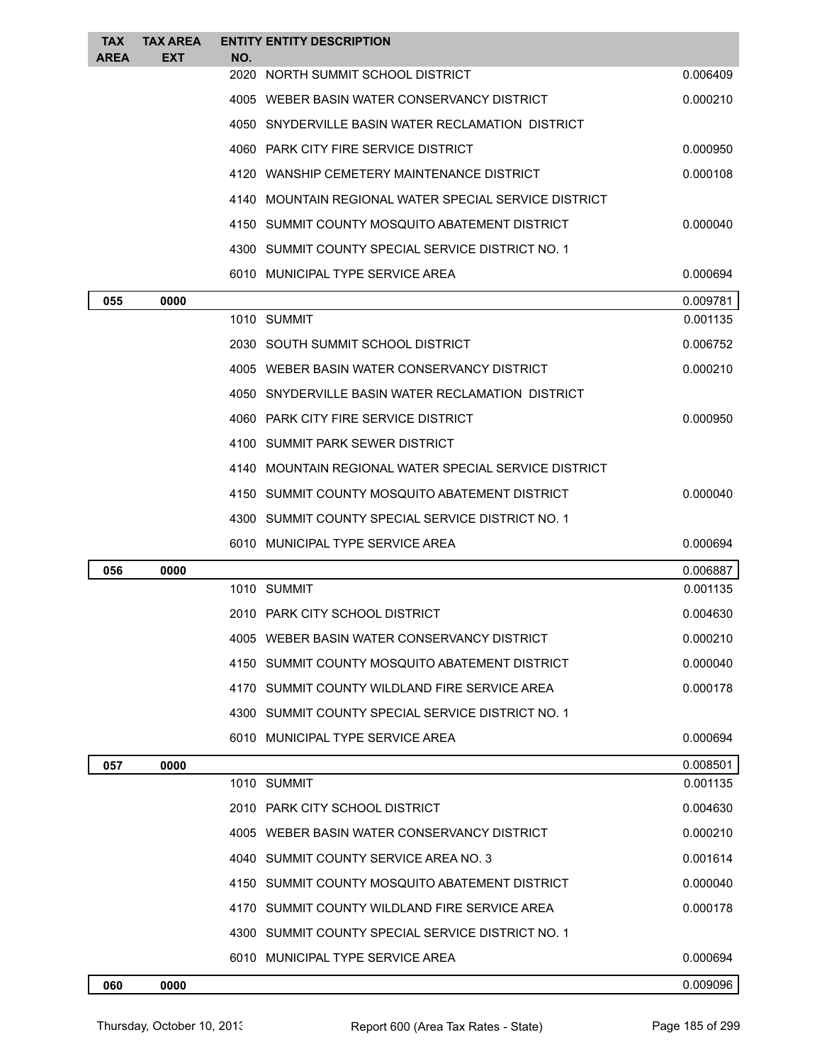| TAX AREA | TAX AREA EXT | ENTITY NO. | ENTITY DESCRIPTION | |
|---|---|---|---|---|
| | | 2020 | NORTH SUMMIT SCHOOL DISTRICT | 0.006409 |
| | | 4005 | WEBER BASIN WATER CONSERVANCY DISTRICT | 0.000210 |
| | | 4050 | SNYDERVILLE BASIN WATER RECLAMATION DISTRICT | |
| | | 4060 | PARK CITY FIRE SERVICE DISTRICT | 0.000950 |
| | | 4120 | WANSHIP CEMETERY MAINTENANCE DISTRICT | 0.000108 |
| | | 4140 | MOUNTAIN REGIONAL WATER SPECIAL SERVICE DISTRICT | |
| | | 4150 | SUMMIT COUNTY MOSQUITO ABATEMENT DISTRICT | 0.000040 |
| | | 4300 | SUMMIT COUNTY SPECIAL SERVICE DISTRICT NO. 1 | |
| | | 6010 | MUNICIPAL TYPE SERVICE AREA | 0.000694 |
| **055** | **0000** | | | 0.009781 |
| | | 1010 | SUMMIT | 0.001135 |
| | | 2030 | SOUTH SUMMIT SCHOOL DISTRICT | 0.006752 |
| | | 4005 | WEBER BASIN WATER CONSERVANCY DISTRICT | 0.000210 |
| | | 4050 | SNYDERVILLE BASIN WATER RECLAMATION DISTRICT | |
| | | 4060 | PARK CITY FIRE SERVICE DISTRICT | 0.000950 |
| | | 4100 | SUMMIT PARK SEWER DISTRICT | |
| | | 4140 | MOUNTAIN REGIONAL WATER SPECIAL SERVICE DISTRICT | |
| | | 4150 | SUMMIT COUNTY MOSQUITO ABATEMENT DISTRICT | 0.000040 |
| | | 4300 | SUMMIT COUNTY SPECIAL SERVICE DISTRICT NO. 1 | |
| | | 6010 | MUNICIPAL TYPE SERVICE AREA | 0.000694 |
| **056** | **0000** | | | 0.006887 |
| | | 1010 | SUMMIT | 0.001135 |
| | | 2010 | PARK CITY SCHOOL DISTRICT | 0.004630 |
| | | 4005 | WEBER BASIN WATER CONSERVANCY DISTRICT | 0.000210 |
| | | 4150 | SUMMIT COUNTY MOSQUITO ABATEMENT DISTRICT | 0.000040 |
| | | 4170 | SUMMIT COUNTY WILDLAND FIRE SERVICE AREA | 0.000178 |
| | | 4300 | SUMMIT COUNTY SPECIAL SERVICE DISTRICT NO. 1 | |
| | | 6010 | MUNICIPAL TYPE SERVICE AREA | 0.000694 |
| **057** | **0000** | | | 0.008501 |
| | | 1010 | SUMMIT | 0.001135 |
| | | 2010 | PARK CITY SCHOOL DISTRICT | 0.004630 |
| | | 4005 | WEBER BASIN WATER CONSERVANCY DISTRICT | 0.000210 |
| | | 4040 | SUMMIT COUNTY SERVICE AREA NO. 3 | 0.001614 |
| | | 4150 | SUMMIT COUNTY MOSQUITO ABATEMENT DISTRICT | 0.000040 |
| | | 4170 | SUMMIT COUNTY WILDLAND FIRE SERVICE AREA | 0.000178 |
| | | 4300 | SUMMIT COUNTY SPECIAL SERVICE DISTRICT NO. 1 | |
| | | 6010 | MUNICIPAL TYPE SERVICE AREA | 0.000694 |
| **060** | **0000** | | | 0.009096 |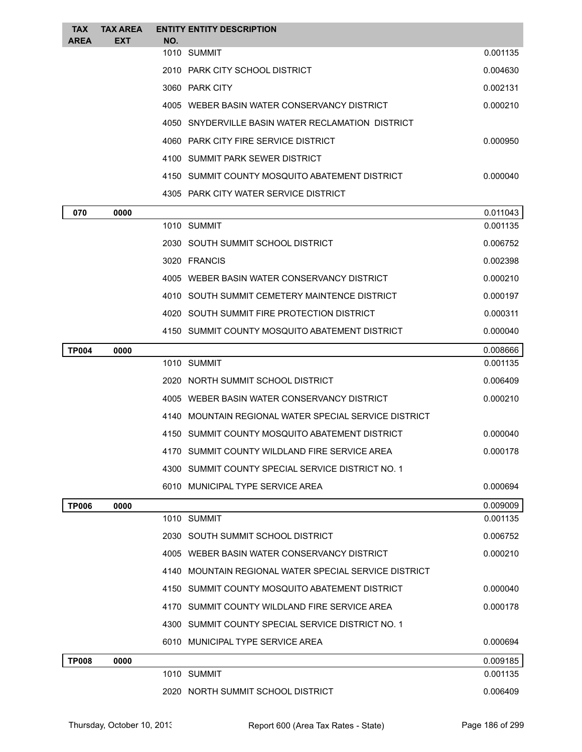| TAX AREA | TAX AREA EXT | ENTITY NO. | ENTITY DESCRIPTION | |
|---|---|---|---|---|
| | | 1010 | SUMMIT | 0.001135 |
| | | 2010 | PARK CITY SCHOOL DISTRICT | 0.004630 |
| | | 3060 | PARK CITY | 0.002131 |
| | | 4005 | WEBER BASIN WATER CONSERVANCY DISTRICT | 0.000210 |
| | | 4050 | SNYDERVILLE BASIN WATER RECLAMATION DISTRICT | |
| | | 4060 | PARK CITY FIRE SERVICE DISTRICT | 0.000950 |
| | | 4100 | SUMMIT PARK SEWER DISTRICT | |
| | | 4150 | SUMMIT COUNTY MOSQUITO ABATEMENT DISTRICT | 0.000040 |
| | | 4305 | PARK CITY WATER SERVICE DISTRICT | |
| **070** | **0000** | | | 0.011043 |
| | | 1010 | SUMMIT | 0.001135 |
| | | 2030 | SOUTH SUMMIT SCHOOL DISTRICT | 0.006752 |
| | | 3020 | FRANCIS | 0.002398 |
| | | 4005 | WEBER BASIN WATER CONSERVANCY DISTRICT | 0.000210 |
| | | 4010 | SOUTH SUMMIT CEMETERY MAINTENCE DISTRICT | 0.000197 |
| | | 4020 | SOUTH SUMMIT FIRE PROTECTION DISTRICT | 0.000311 |
| | | 4150 | SUMMIT COUNTY MOSQUITO ABATEMENT DISTRICT | 0.000040 |
| **TP004** | **0000** | | | 0.008666 |
| | | 1010 | SUMMIT | 0.001135 |
| | | 2020 | NORTH SUMMIT SCHOOL DISTRICT | 0.006409 |
| | | 4005 | WEBER BASIN WATER CONSERVANCY DISTRICT | 0.000210 |
| | | 4140 | MOUNTAIN REGIONAL WATER SPECIAL SERVICE DISTRICT | |
| | | 4150 | SUMMIT COUNTY MOSQUITO ABATEMENT DISTRICT | 0.000040 |
| | | 4170 | SUMMIT COUNTY WILDLAND FIRE SERVICE AREA | 0.000178 |
| | | 4300 | SUMMIT COUNTY SPECIAL SERVICE DISTRICT NO. 1 | |
| | | 6010 | MUNICIPAL TYPE SERVICE AREA | 0.000694 |
| **TP006** | **0000** | | | 0.009009 |
| | | 1010 | SUMMIT | 0.001135 |
| | | 2030 | SOUTH SUMMIT SCHOOL DISTRICT | 0.006752 |
| | | 4005 | WEBER BASIN WATER CONSERVANCY DISTRICT | 0.000210 |
| | | 4140 | MOUNTAIN REGIONAL WATER SPECIAL SERVICE DISTRICT | |
| | | 4150 | SUMMIT COUNTY MOSQUITO ABATEMENT DISTRICT | 0.000040 |
| | | 4170 | SUMMIT COUNTY WILDLAND FIRE SERVICE AREA | 0.000178 |
| | | 4300 | SUMMIT COUNTY SPECIAL SERVICE DISTRICT NO. 1 | |
| | | 6010 | MUNICIPAL TYPE SERVICE AREA | 0.000694 |
| **TP008** | **0000** | | | 0.009185 |
| | | 1010 | SUMMIT | 0.001135 |
| | | 2020 | NORTH SUMMIT SCHOOL DISTRICT | 0.006409 |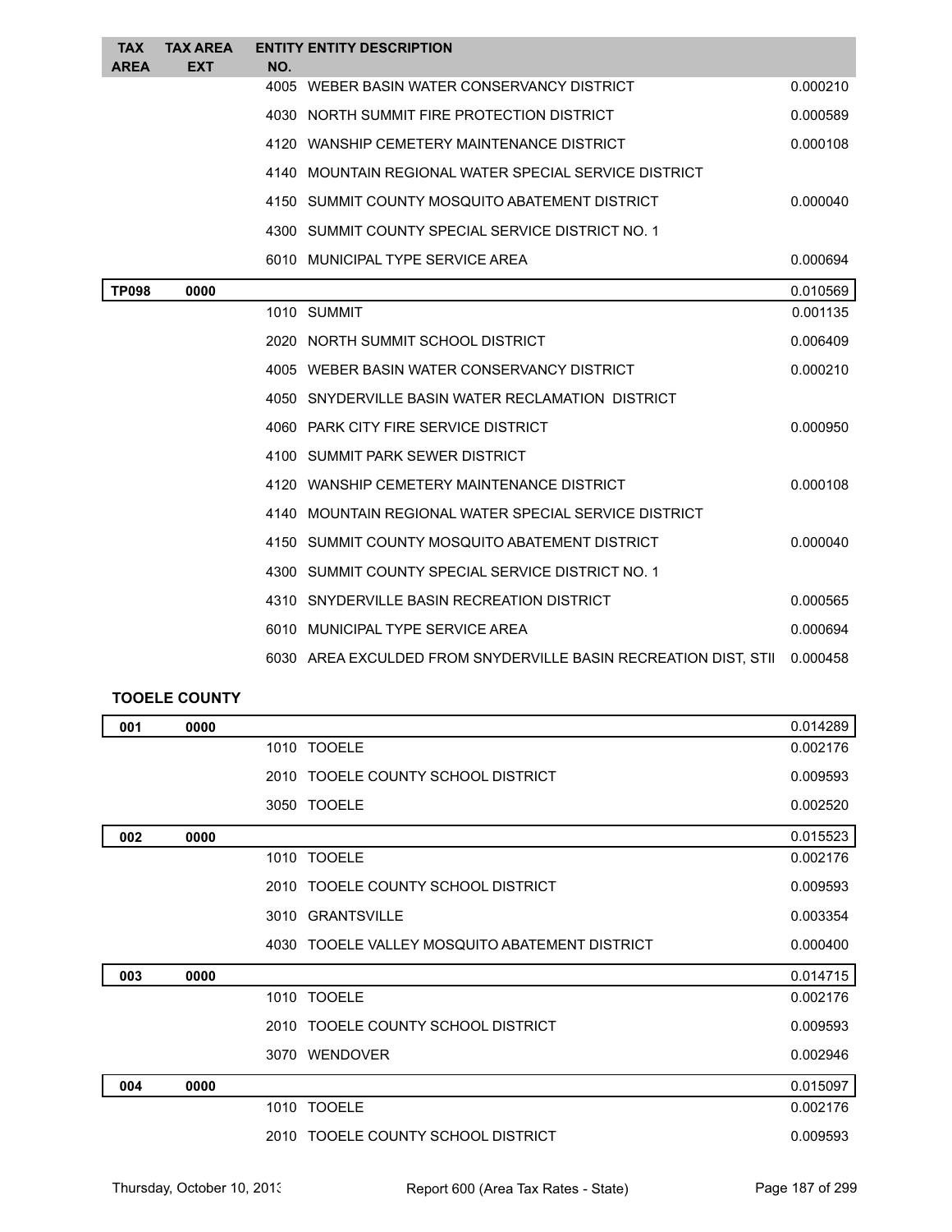| TAX AREA | TAX AREA EXT | ENTITY NO. | ENTITY DESCRIPTION | |
|---|---|---|---|---|
| | | 4005 | WEBER BASIN WATER CONSERVANCY DISTRICT | 0.000210 |
| | | 4030 | NORTH SUMMIT FIRE PROTECTION DISTRICT | 0.000589 |
| | | 4120 | WANSHIP CEMETERY MAINTENANCE DISTRICT | 0.000108 |
| | | 4140 | MOUNTAIN REGIONAL WATER SPECIAL SERVICE DISTRICT | |
| | | 4150 | SUMMIT COUNTY MOSQUITO ABATEMENT DISTRICT | 0.000040 |
| | | 4300 | SUMMIT COUNTY SPECIAL SERVICE DISTRICT NO. 1 | |
| | | 6010 | MUNICIPAL TYPE SERVICE AREA | 0.000694 |
| **TP098** | **0000** | | | 0.010569 |
| | | 1010 | SUMMIT | 0.001135 |
| | | 2020 | NORTH SUMMIT SCHOOL DISTRICT | 0.006409 |
| | | 4005 | WEBER BASIN WATER CONSERVANCY DISTRICT | 0.000210 |
| | | 4050 | SNYDERVILLE BASIN WATER RECLAMATION DISTRICT | |
| | | 4060 | PARK CITY FIRE SERVICE DISTRICT | 0.000950 |
| | | 4100 | SUMMIT PARK SEWER DISTRICT | |
| | | 4120 | WANSHIP CEMETERY MAINTENANCE DISTRICT | 0.000108 |
| | | 4140 | MOUNTAIN REGIONAL WATER SPECIAL SERVICE DISTRICT | |
| | | 4150 | SUMMIT COUNTY MOSQUITO ABATEMENT DISTRICT | 0.000040 |
| | | 4300 | SUMMIT COUNTY SPECIAL SERVICE DISTRICT NO. 1 | |
| | | 4310 | SNYDERVILLE BASIN RECREATION DISTRICT | 0.000565 |
| | | 6010 | MUNICIPAL TYPE SERVICE AREA | 0.000694 |
| | | 6030 | AREA EXCULDED FROM SNYDERVILLE BASIN RECREATION DIST, STII | 0.000458 |

**TOOELE COUNTY**

| TAX AREA | TAX AREA EXT | ENTITY NO. | ENTITY DESCRIPTION | |
|---|---|---|---|---|
| **001** | **0000** | | | 0.014289 |
| | | 1010 | TOOELE | 0.002176 |
| | | 2010 | TOOELE COUNTY SCHOOL DISTRICT | 0.009593 |
| | | 3050 | TOOELE | 0.002520 |
| **002** | **0000** | | | 0.015523 |
| | | 1010 | TOOELE | 0.002176 |
| | | 2010 | TOOELE COUNTY SCHOOL DISTRICT | 0.009593 |
| | | 3010 | GRANTSVILLE | 0.003354 |
| | | 4030 | TOOELE VALLEY MOSQUITO ABATEMENT DISTRICT | 0.000400 |
| **003** | **0000** | | | 0.014715 |
| | | 1010 | TOOELE | 0.002176 |
| | | 2010 | TOOELE COUNTY SCHOOL DISTRICT | 0.009593 |
| | | 3070 | WENDOVER | 0.002946 |
| **004** | **0000** | | | 0.015097 |
| | | 1010 | TOOELE | 0.002176 |
| | | 2010 | TOOELE COUNTY SCHOOL DISTRICT | 0.009593 |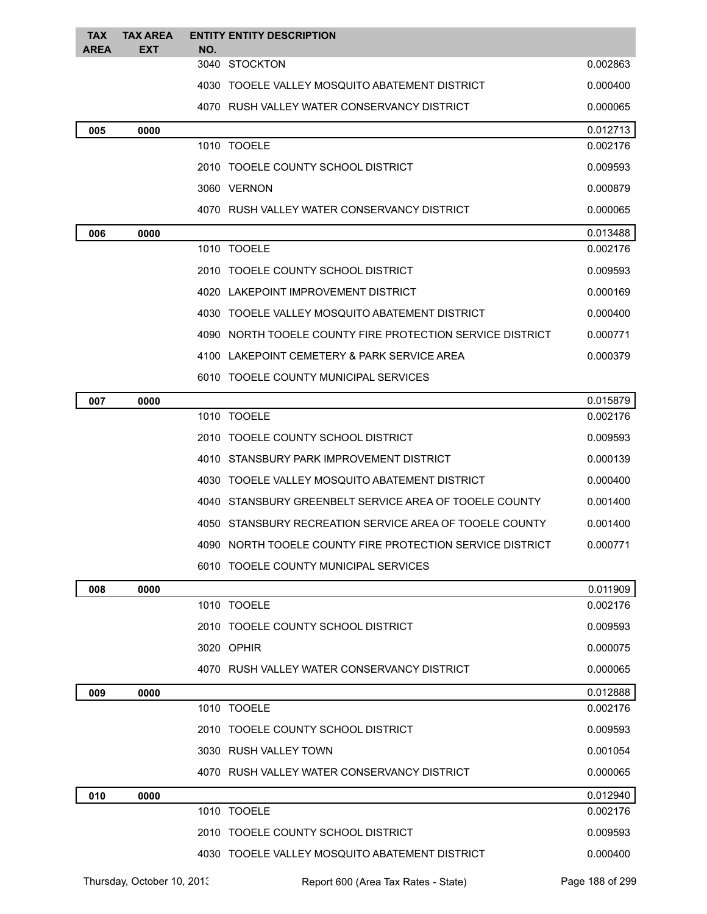| TAX AREA | TAX AREA EXT | ENTITY NO. | ENTITY DESCRIPTION | |
|---|---|---|---|---|
| | | 3040 | STOCKTON | 0.002863 |
| | | 4030 | TOOELE VALLEY MOSQUITO ABATEMENT DISTRICT | 0.000400 |
| | | 4070 | RUSH VALLEY WATER CONSERVANCY DISTRICT | 0.000065 |
| **005** | **0000** | | | 0.012713 |
| | | 1010 | TOOELE | 0.002176 |
| | | 2010 | TOOELE COUNTY SCHOOL DISTRICT | 0.009593 |
| | | 3060 | VERNON | 0.000879 |
| | | 4070 | RUSH VALLEY WATER CONSERVANCY DISTRICT | 0.000065 |
| **006** | **0000** | | | 0.013488 |
| | | 1010 | TOOELE | 0.002176 |
| | | 2010 | TOOELE COUNTY SCHOOL DISTRICT | 0.009593 |
| | | 4020 | LAKEPOINT IMPROVEMENT DISTRICT | 0.000169 |
| | | 4030 | TOOELE VALLEY MOSQUITO ABATEMENT DISTRICT | 0.000400 |
| | | 4090 | NORTH TOOELE COUNTY FIRE PROTECTION SERVICE DISTRICT | 0.000771 |
| | | 4100 | LAKEPOINT CEMETERY & PARK SERVICE AREA | 0.000379 |
| | | 6010 | TOOELE COUNTY MUNICIPAL SERVICES | |
| **007** | **0000** | | | 0.015879 |
| | | 1010 | TOOELE | 0.002176 |
| | | 2010 | TOOELE COUNTY SCHOOL DISTRICT | 0.009593 |
| | | 4010 | STANSBURY PARK IMPROVEMENT DISTRICT | 0.000139 |
| | | 4030 | TOOELE VALLEY MOSQUITO ABATEMENT DISTRICT | 0.000400 |
| | | 4040 | STANSBURY GREENBELT SERVICE AREA OF TOOELE COUNTY | 0.001400 |
| | | 4050 | STANSBURY RECREATION SERVICE AREA OF TOOELE COUNTY | 0.001400 |
| | | 4090 | NORTH TOOELE COUNTY FIRE PROTECTION SERVICE DISTRICT | 0.000771 |
| | | 6010 | TOOELE COUNTY MUNICIPAL SERVICES | |
| **008** | **0000** | | | 0.011909 |
| | | 1010 | TOOELE | 0.002176 |
| | | 2010 | TOOELE COUNTY SCHOOL DISTRICT | 0.009593 |
| | | 3020 | OPHIR | 0.000075 |
| | | 4070 | RUSH VALLEY WATER CONSERVANCY DISTRICT | 0.000065 |
| **009** | **0000** | | | 0.012888 |
| | | 1010 | TOOELE | 0.002176 |
| | | 2010 | TOOELE COUNTY SCHOOL DISTRICT | 0.009593 |
| | | 3030 | RUSH VALLEY TOWN | 0.001054 |
| | | 4070 | RUSH VALLEY WATER CONSERVANCY DISTRICT | 0.000065 |
| **010** | **0000** | | | 0.012940 |
| | | 1010 | TOOELE | 0.002176 |
| | | 2010 | TOOELE COUNTY SCHOOL DISTRICT | 0.009593 |
| | | 4030 | TOOELE VALLEY MOSQUITO ABATEMENT DISTRICT | 0.000400 |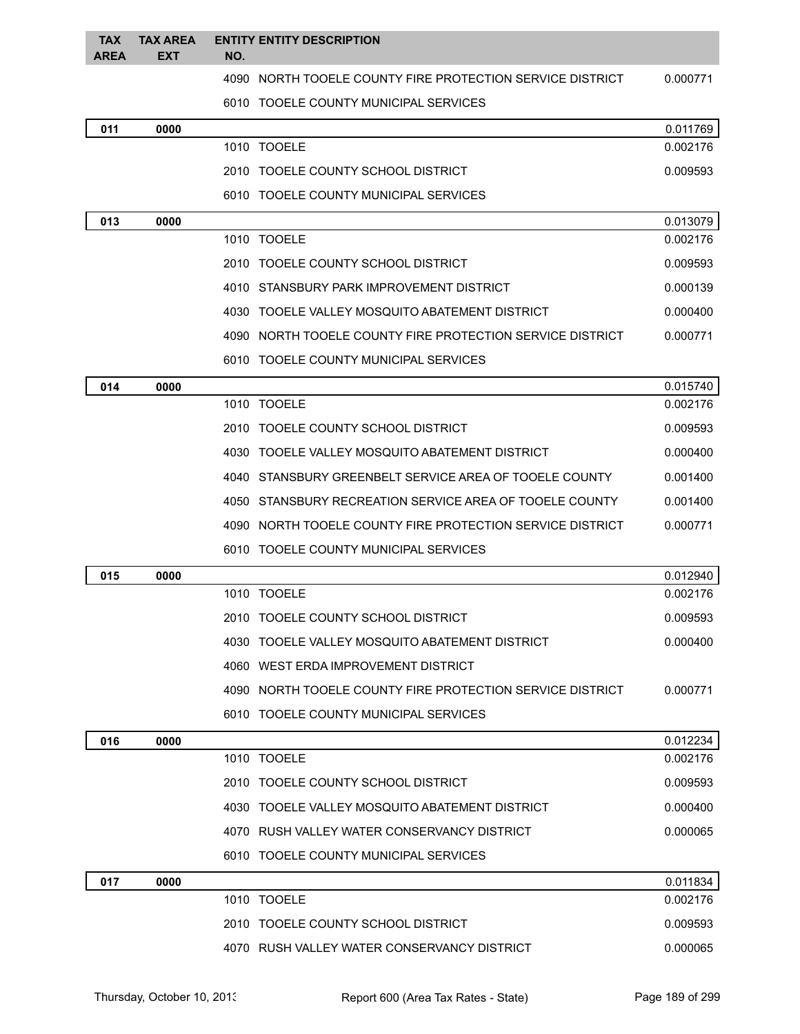| TAX AREA | TAX AREA EXT | ENTITY NO. | ENTITY DESCRIPTION | |
|---|---|---|---|---|
| | | 4090 | NORTH TOOELE COUNTY FIRE PROTECTION SERVICE DISTRICT | 0.000771 |
| | | 6010 | TOOELE COUNTY MUNICIPAL SERVICES | |
| **011** | **0000** | | | 0.011769 |
| | | 1010 | TOOELE | 0.002176 |
| | | 2010 | TOOELE COUNTY SCHOOL DISTRICT | 0.009593 |
| | | 6010 | TOOELE COUNTY MUNICIPAL SERVICES | |
| **013** | **0000** | | | 0.013079 |
| | | 1010 | TOOELE | 0.002176 |
| | | 2010 | TOOELE COUNTY SCHOOL DISTRICT | 0.009593 |
| | | 4010 | STANSBURY PARK IMPROVEMENT DISTRICT | 0.000139 |
| | | 4030 | TOOELE VALLEY MOSQUITO ABATEMENT DISTRICT | 0.000400 |
| | | 4090 | NORTH TOOELE COUNTY FIRE PROTECTION SERVICE DISTRICT | 0.000771 |
| | | 6010 | TOOELE COUNTY MUNICIPAL SERVICES | |
| **014** | **0000** | | | 0.015740 |
| | | 1010 | TOOELE | 0.002176 |
| | | 2010 | TOOELE COUNTY SCHOOL DISTRICT | 0.009593 |
| | | 4030 | TOOELE VALLEY MOSQUITO ABATEMENT DISTRICT | 0.000400 |
| | | 4040 | STANSBURY GREENBELT SERVICE AREA OF TOOELE COUNTY | 0.001400 |
| | | 4050 | STANSBURY RECREATION SERVICE AREA OF TOOELE COUNTY | 0.001400 |
| | | 4090 | NORTH TOOELE COUNTY FIRE PROTECTION SERVICE DISTRICT | 0.000771 |
| | | 6010 | TOOELE COUNTY MUNICIPAL SERVICES | |
| **015** | **0000** | | | 0.012940 |
| | | 1010 | TOOELE | 0.002176 |
| | | 2010 | TOOELE COUNTY SCHOOL DISTRICT | 0.009593 |
| | | 4030 | TOOELE VALLEY MOSQUITO ABATEMENT DISTRICT | 0.000400 |
| | | 4060 | WEST ERDA IMPROVEMENT DISTRICT | |
| | | 4090 | NORTH TOOELE COUNTY FIRE PROTECTION SERVICE DISTRICT | 0.000771 |
| | | 6010 | TOOELE COUNTY MUNICIPAL SERVICES | |
| **016** | **0000** | | | 0.012234 |
| | | 1010 | TOOELE | 0.002176 |
| | | 2010 | TOOELE COUNTY SCHOOL DISTRICT | 0.009593 |
| | | 4030 | TOOELE VALLEY MOSQUITO ABATEMENT DISTRICT | 0.000400 |
| | | 4070 | RUSH VALLEY WATER CONSERVANCY DISTRICT | 0.000065 |
| | | 6010 | TOOELE COUNTY MUNICIPAL SERVICES | |
| **017** | **0000** | | | 0.011834 |
| | | 1010 | TOOELE | 0.002176 |
| | | 2010 | TOOELE COUNTY SCHOOL DISTRICT | 0.009593 |
| | | 4070 | RUSH VALLEY WATER CONSERVANCY DISTRICT | 0.000065 |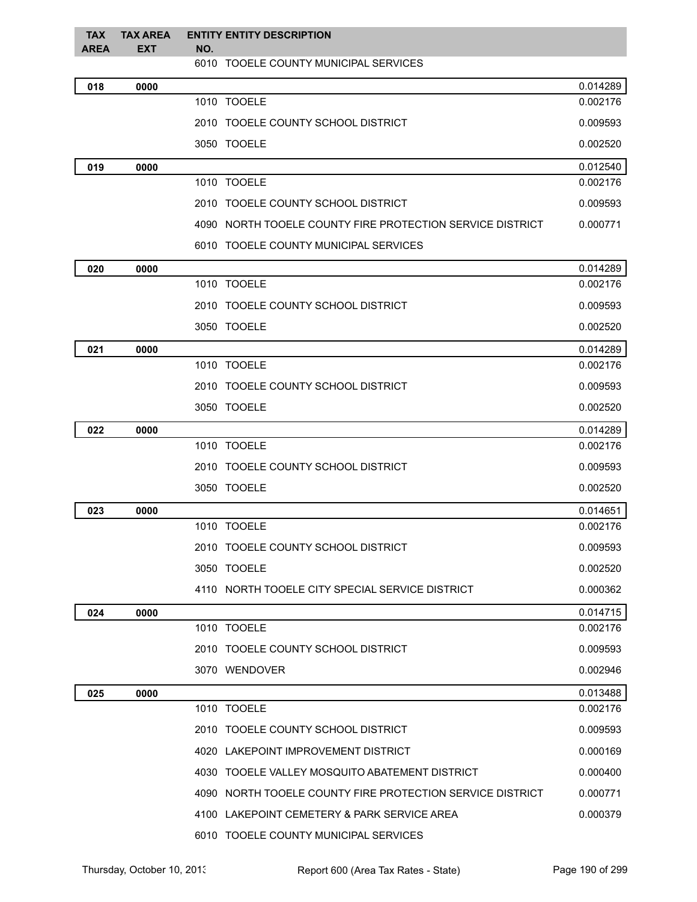| TAX AREA | TAX AREA EXT | ENTITY NO. | ENTITY DESCRIPTION | |
|---|---|---|---|---|
| | | 6010 | TOOELE COUNTY MUNICIPAL SERVICES | |
| **018** | **0000** | | | 0.014289 |
| | | 1010 | TOOELE | 0.002176 |
| | | 2010 | TOOELE COUNTY SCHOOL DISTRICT | 0.009593 |
| | | 3050 | TOOELE | 0.002520 |
| **019** | **0000** | | | 0.012540 |
| | | 1010 | TOOELE | 0.002176 |
| | | 2010 | TOOELE COUNTY SCHOOL DISTRICT | 0.009593 |
| | | 4090 | NORTH TOOELE COUNTY FIRE PROTECTION SERVICE DISTRICT | 0.000771 |
| | | 6010 | TOOELE COUNTY MUNICIPAL SERVICES | |
| **020** | **0000** | | | 0.014289 |
| | | 1010 | TOOELE | 0.002176 |
| | | 2010 | TOOELE COUNTY SCHOOL DISTRICT | 0.009593 |
| | | 3050 | TOOELE | 0.002520 |
| **021** | **0000** | | | 0.014289 |
| | | 1010 | TOOELE | 0.002176 |
| | | 2010 | TOOELE COUNTY SCHOOL DISTRICT | 0.009593 |
| | | 3050 | TOOELE | 0.002520 |
| **022** | **0000** | | | 0.014289 |
| | | 1010 | TOOELE | 0.002176 |
| | | 2010 | TOOELE COUNTY SCHOOL DISTRICT | 0.009593 |
| | | 3050 | TOOELE | 0.002520 |
| **023** | **0000** | | | 0.014651 |
| | | 1010 | TOOELE | 0.002176 |
| | | 2010 | TOOELE COUNTY SCHOOL DISTRICT | 0.009593 |
| | | 3050 | TOOELE | 0.002520 |
| | | 4110 | NORTH TOOELE CITY SPECIAL SERVICE DISTRICT | 0.000362 |
| **024** | **0000** | | | 0.014715 |
| | | 1010 | TOOELE | 0.002176 |
| | | 2010 | TOOELE COUNTY SCHOOL DISTRICT | 0.009593 |
| | | 3070 | WENDOVER | 0.002946 |
| **025** | **0000** | | | 0.013488 |
| | | 1010 | TOOELE | 0.002176 |
| | | 2010 | TOOELE COUNTY SCHOOL DISTRICT | 0.009593 |
| | | 4020 | LAKEPOINT IMPROVEMENT DISTRICT | 0.000169 |
| | | 4030 | TOOELE VALLEY MOSQUITO ABATEMENT DISTRICT | 0.000400 |
| | | 4090 | NORTH TOOELE COUNTY FIRE PROTECTION SERVICE DISTRICT | 0.000771 |
| | | 4100 | LAKEPOINT CEMETERY & PARK SERVICE AREA | 0.000379 |
| | | 6010 | TOOELE COUNTY MUNICIPAL SERVICES | |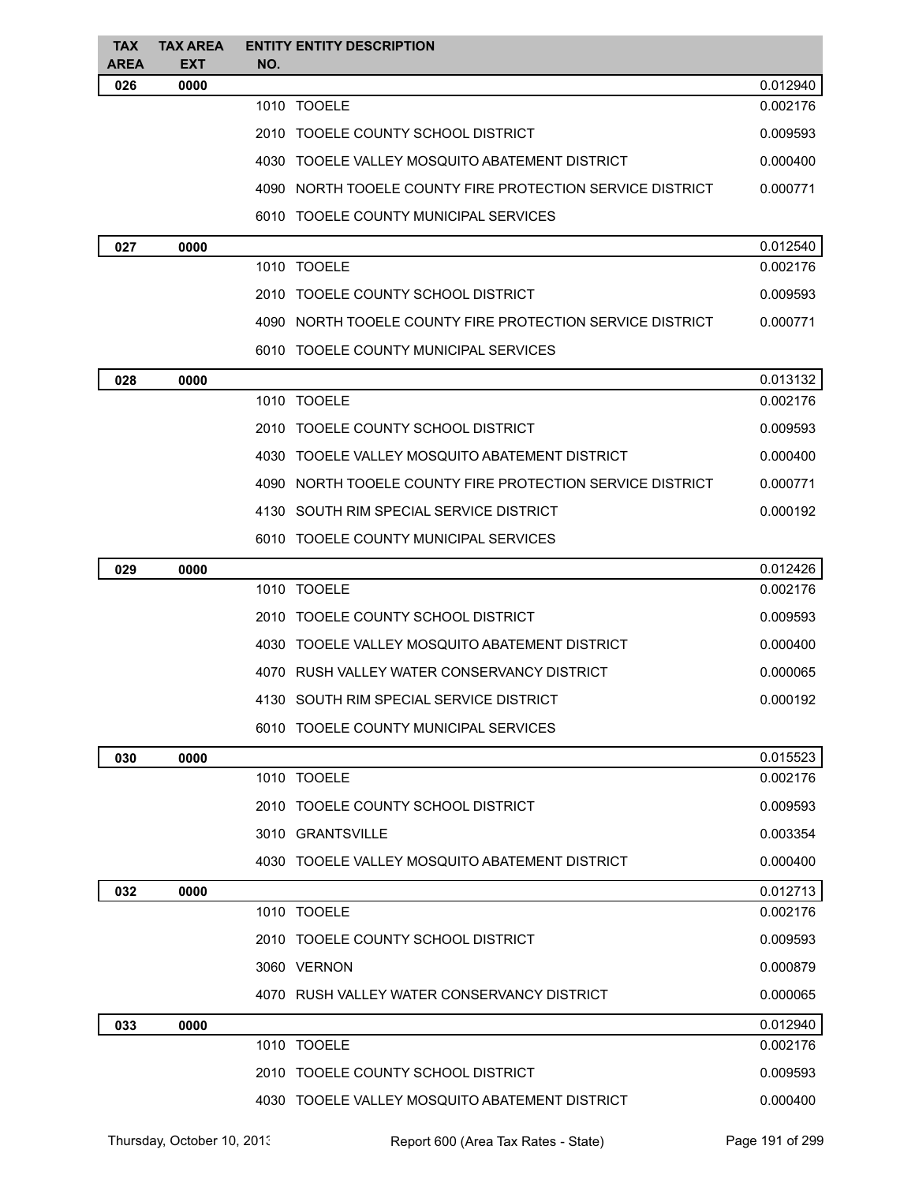| TAX AREA | TAX AREA EXT | ENTITY NO. | ENTITY DESCRIPTION | |
|---|---|---|---|---|
| **026** | **0000** | | | 0.012940 |
| | | 1010 | TOOELE | 0.002176 |
| | | 2010 | TOOELE COUNTY SCHOOL DISTRICT | 0.009593 |
| | | 4030 | TOOELE VALLEY MOSQUITO ABATEMENT DISTRICT | 0.000400 |
| | | 4090 | NORTH TOOELE COUNTY FIRE PROTECTION SERVICE DISTRICT | 0.000771 |
| | | 6010 | TOOELE COUNTY MUNICIPAL SERVICES | |
| **027** | **0000** | | | 0.012540 |
| | | 1010 | TOOELE | 0.002176 |
| | | 2010 | TOOELE COUNTY SCHOOL DISTRICT | 0.009593 |
| | | 4090 | NORTH TOOELE COUNTY FIRE PROTECTION SERVICE DISTRICT | 0.000771 |
| | | 6010 | TOOELE COUNTY MUNICIPAL SERVICES | |
| **028** | **0000** | | | 0.013132 |
| | | 1010 | TOOELE | 0.002176 |
| | | 2010 | TOOELE COUNTY SCHOOL DISTRICT | 0.009593 |
| | | 4030 | TOOELE VALLEY MOSQUITO ABATEMENT DISTRICT | 0.000400 |
| | | 4090 | NORTH TOOELE COUNTY FIRE PROTECTION SERVICE DISTRICT | 0.000771 |
| | | 4130 | SOUTH RIM SPECIAL SERVICE DISTRICT | 0.000192 |
| | | 6010 | TOOELE COUNTY MUNICIPAL SERVICES | |
| **029** | **0000** | | | 0.012426 |
| | | 1010 | TOOELE | 0.002176 |
| | | 2010 | TOOELE COUNTY SCHOOL DISTRICT | 0.009593 |
| | | 4030 | TOOELE VALLEY MOSQUITO ABATEMENT DISTRICT | 0.000400 |
| | | 4070 | RUSH VALLEY WATER CONSERVANCY DISTRICT | 0.000065 |
| | | 4130 | SOUTH RIM SPECIAL SERVICE DISTRICT | 0.000192 |
| | | 6010 | TOOELE COUNTY MUNICIPAL SERVICES | |
| **030** | **0000** | | | 0.015523 |
| | | 1010 | TOOELE | 0.002176 |
| | | 2010 | TOOELE COUNTY SCHOOL DISTRICT | 0.009593 |
| | | 3010 | GRANTSVILLE | 0.003354 |
| | | 4030 | TOOELE VALLEY MOSQUITO ABATEMENT DISTRICT | 0.000400 |
| **032** | **0000** | | | 0.012713 |
| | | 1010 | TOOELE | 0.002176 |
| | | 2010 | TOOELE COUNTY SCHOOL DISTRICT | 0.009593 |
| | | 3060 | VERNON | 0.000879 |
| | | 4070 | RUSH VALLEY WATER CONSERVANCY DISTRICT | 0.000065 |
| **033** | **0000** | | | 0.012940 |
| | | 1010 | TOOELE | 0.002176 |
| | | 2010 | TOOELE COUNTY SCHOOL DISTRICT | 0.009593 |
| | | 4030 | TOOELE VALLEY MOSQUITO ABATEMENT DISTRICT | 0.000400 |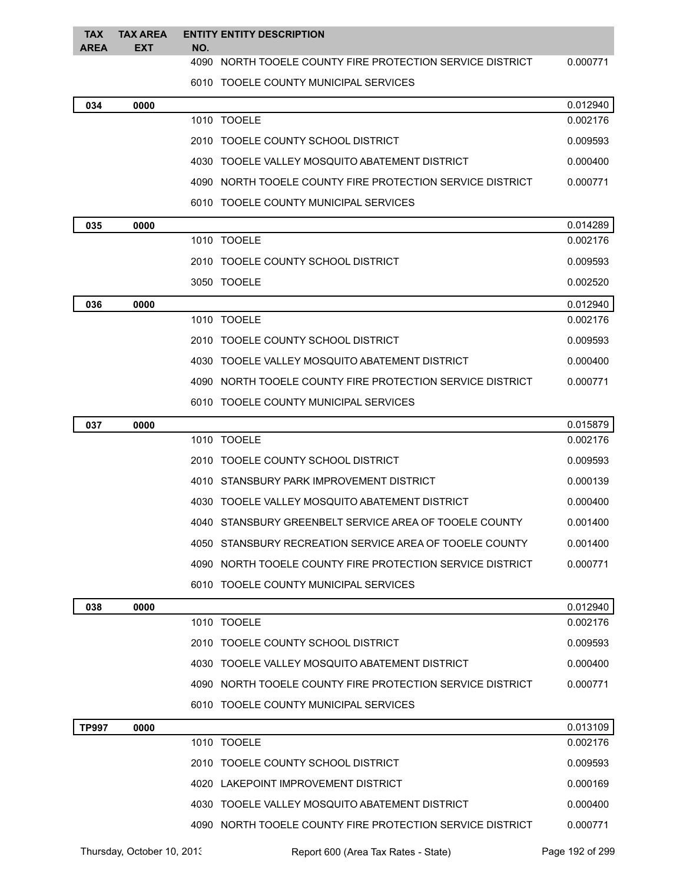| TAX AREA | TAX AREA EXT | ENTITY NO. | ENTITY DESCRIPTION | |
|---|---|---|---|---|
| | | 4090 | NORTH TOOELE COUNTY FIRE PROTECTION SERVICE DISTRICT | 0.000771 |
| | | 6010 | TOOELE COUNTY MUNICIPAL SERVICES | |
| **034** | **0000** | | | 0.012940 |
| | | 1010 | TOOELE | 0.002176 |
| | | 2010 | TOOELE COUNTY SCHOOL DISTRICT | 0.009593 |
| | | 4030 | TOOELE VALLEY MOSQUITO ABATEMENT DISTRICT | 0.000400 |
| | | 4090 | NORTH TOOELE COUNTY FIRE PROTECTION SERVICE DISTRICT | 0.000771 |
| | | 6010 | TOOELE COUNTY MUNICIPAL SERVICES | |
| **035** | **0000** | | | 0.014289 |
| | | 1010 | TOOELE | 0.002176 |
| | | 2010 | TOOELE COUNTY SCHOOL DISTRICT | 0.009593 |
| | | 3050 | TOOELE | 0.002520 |
| **036** | **0000** | | | 0.012940 |
| | | 1010 | TOOELE | 0.002176 |
| | | 2010 | TOOELE COUNTY SCHOOL DISTRICT | 0.009593 |
| | | 4030 | TOOELE VALLEY MOSQUITO ABATEMENT DISTRICT | 0.000400 |
| | | 4090 | NORTH TOOELE COUNTY FIRE PROTECTION SERVICE DISTRICT | 0.000771 |
| | | 6010 | TOOELE COUNTY MUNICIPAL SERVICES | |
| **037** | **0000** | | | 0.015879 |
| | | 1010 | TOOELE | 0.002176 |
| | | 2010 | TOOELE COUNTY SCHOOL DISTRICT | 0.009593 |
| | | 4010 | STANSBURY PARK IMPROVEMENT DISTRICT | 0.000139 |
| | | 4030 | TOOELE VALLEY MOSQUITO ABATEMENT DISTRICT | 0.000400 |
| | | 4040 | STANSBURY GREENBELT SERVICE AREA OF TOOELE COUNTY | 0.001400 |
| | | 4050 | STANSBURY RECREATION SERVICE AREA OF TOOELE COUNTY | 0.001400 |
| | | 4090 | NORTH TOOELE COUNTY FIRE PROTECTION SERVICE DISTRICT | 0.000771 |
| | | 6010 | TOOELE COUNTY MUNICIPAL SERVICES | |
| **038** | **0000** | | | 0.012940 |
| | | 1010 | TOOELE | 0.002176 |
| | | 2010 | TOOELE COUNTY SCHOOL DISTRICT | 0.009593 |
| | | 4030 | TOOELE VALLEY MOSQUITO ABATEMENT DISTRICT | 0.000400 |
| | | 4090 | NORTH TOOELE COUNTY FIRE PROTECTION SERVICE DISTRICT | 0.000771 |
| | | 6010 | TOOELE COUNTY MUNICIPAL SERVICES | |
| **TP997** | **0000** | | | 0.013109 |
| | | 1010 | TOOELE | 0.002176 |
| | | 2010 | TOOELE COUNTY SCHOOL DISTRICT | 0.009593 |
| | | 4020 | LAKEPOINT IMPROVEMENT DISTRICT | 0.000169 |
| | | 4030 | TOOELE VALLEY MOSQUITO ABATEMENT DISTRICT | 0.000400 |
| | | 4090 | NORTH TOOELE COUNTY FIRE PROTECTION SERVICE DISTRICT | 0.000771 |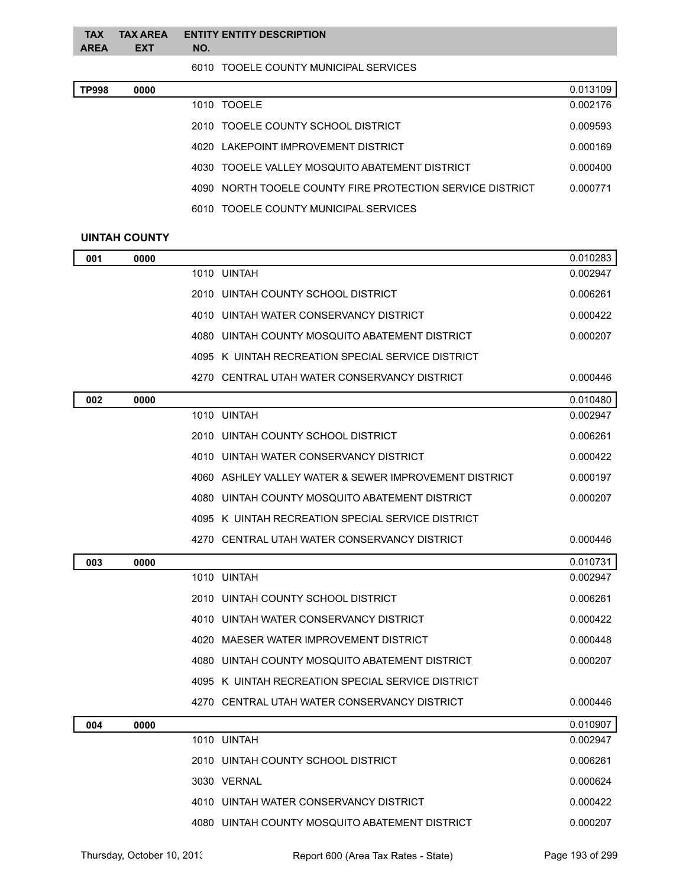| TAX AREA | TAX AREA EXT | ENTITY NO. | ENTITY DESCRIPTION | |
|---|---|---|---|---|
| | | 6010 | TOOELE COUNTY MUNICIPAL SERVICES | |
| **TP998** | **0000** | | | 0.013109 |
| | | 1010 | TOOELE | 0.002176 |
| | | 2010 | TOOELE COUNTY SCHOOL DISTRICT | 0.009593 |
| | | 4020 | LAKEPOINT IMPROVEMENT DISTRICT | 0.000169 |
| | | 4030 | TOOELE VALLEY MOSQUITO ABATEMENT DISTRICT | 0.000400 |
| | | 4090 | NORTH TOOELE COUNTY FIRE PROTECTION SERVICE DISTRICT | 0.000771 |
| | | 6010 | TOOELE COUNTY MUNICIPAL SERVICES | |

## UINTAH COUNTY

| TAX AREA | TAX AREA EXT | ENTITY NO. | ENTITY DESCRIPTION | |
|---|---|---|---|---|
| **001** | **0000** | | | 0.010283 |
| | | 1010 | UINTAH | 0.002947 |
| | | 2010 | UINTAH COUNTY SCHOOL DISTRICT | 0.006261 |
| | | 4010 | UINTAH WATER CONSERVANCY DISTRICT | 0.000422 |
| | | 4080 | UINTAH COUNTY MOSQUITO ABATEMENT DISTRICT | 0.000207 |
| | | 4095 | K UINTAH RECREATION SPECIAL SERVICE DISTRICT | |
| | | 4270 | CENTRAL UTAH WATER CONSERVANCY DISTRICT | 0.000446 |
| **002** | **0000** | | | 0.010480 |
| | | 1010 | UINTAH | 0.002947 |
| | | 2010 | UINTAH COUNTY SCHOOL DISTRICT | 0.006261 |
| | | 4010 | UINTAH WATER CONSERVANCY DISTRICT | 0.000422 |
| | | 4060 | ASHLEY VALLEY WATER & SEWER IMPROVEMENT DISTRICT | 0.000197 |
| | | 4080 | UINTAH COUNTY MOSQUITO ABATEMENT DISTRICT | 0.000207 |
| | | 4095 | K UINTAH RECREATION SPECIAL SERVICE DISTRICT | |
| | | 4270 | CENTRAL UTAH WATER CONSERVANCY DISTRICT | 0.000446 |
| **003** | **0000** | | | 0.010731 |
| | | 1010 | UINTAH | 0.002947 |
| | | 2010 | UINTAH COUNTY SCHOOL DISTRICT | 0.006261 |
| | | 4010 | UINTAH WATER CONSERVANCY DISTRICT | 0.000422 |
| | | 4020 | MAESER WATER IMPROVEMENT DISTRICT | 0.000448 |
| | | 4080 | UINTAH COUNTY MOSQUITO ABATEMENT DISTRICT | 0.000207 |
| | | 4095 | K UINTAH RECREATION SPECIAL SERVICE DISTRICT | |
| | | 4270 | CENTRAL UTAH WATER CONSERVANCY DISTRICT | 0.000446 |
| **004** | **0000** | | | 0.010907 |
| | | 1010 | UINTAH | 0.002947 |
| | | 2010 | UINTAH COUNTY SCHOOL DISTRICT | 0.006261 |
| | | 3030 | VERNAL | 0.000624 |
| | | 4010 | UINTAH WATER CONSERVANCY DISTRICT | 0.000422 |
| | | 4080 | UINTAH COUNTY MOSQUITO ABATEMENT DISTRICT | 0.000207 |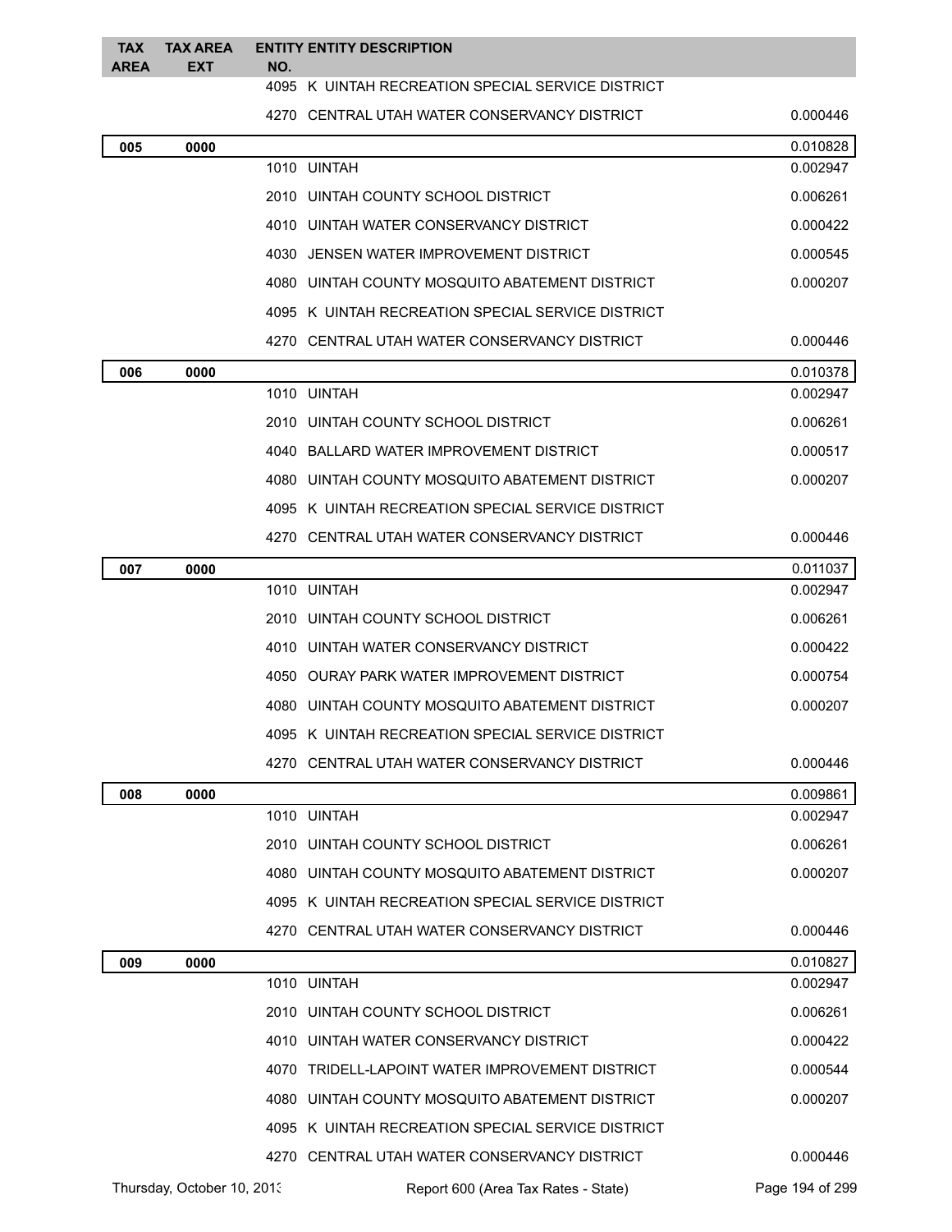| TAX AREA | TAX AREA EXT | ENTITY NO. | ENTITY DESCRIPTION | |
|---|---|---|---|---|
| | | 4095 | K UINTAH RECREATION SPECIAL SERVICE DISTRICT | |
| | | 4270 | CENTRAL UTAH WATER CONSERVANCY DISTRICT | 0.000446 |
| **005** | **0000** | | | 0.010828 |
| | | 1010 | UINTAH | 0.002947 |
| | | 2010 | UINTAH COUNTY SCHOOL DISTRICT | 0.006261 |
| | | 4010 | UINTAH WATER CONSERVANCY DISTRICT | 0.000422 |
| | | 4030 | JENSEN WATER IMPROVEMENT DISTRICT | 0.000545 |
| | | 4080 | UINTAH COUNTY MOSQUITO ABATEMENT DISTRICT | 0.000207 |
| | | 4095 | K UINTAH RECREATION SPECIAL SERVICE DISTRICT | |
| | | 4270 | CENTRAL UTAH WATER CONSERVANCY DISTRICT | 0.000446 |
| **006** | **0000** | | | 0.010378 |
| | | 1010 | UINTAH | 0.002947 |
| | | 2010 | UINTAH COUNTY SCHOOL DISTRICT | 0.006261 |
| | | 4040 | BALLARD WATER IMPROVEMENT DISTRICT | 0.000517 |
| | | 4080 | UINTAH COUNTY MOSQUITO ABATEMENT DISTRICT | 0.000207 |
| | | 4095 | K UINTAH RECREATION SPECIAL SERVICE DISTRICT | |
| | | 4270 | CENTRAL UTAH WATER CONSERVANCY DISTRICT | 0.000446 |
| **007** | **0000** | | | 0.011037 |
| | | 1010 | UINTAH | 0.002947 |
| | | 2010 | UINTAH COUNTY SCHOOL DISTRICT | 0.006261 |
| | | 4010 | UINTAH WATER CONSERVANCY DISTRICT | 0.000422 |
| | | 4050 | OURAY PARK WATER IMPROVEMENT DISTRICT | 0.000754 |
| | | 4080 | UINTAH COUNTY MOSQUITO ABATEMENT DISTRICT | 0.000207 |
| | | 4095 | K UINTAH RECREATION SPECIAL SERVICE DISTRICT | |
| | | 4270 | CENTRAL UTAH WATER CONSERVANCY DISTRICT | 0.000446 |
| **008** | **0000** | | | 0.009861 |
| | | 1010 | UINTAH | 0.002947 |
| | | 2010 | UINTAH COUNTY SCHOOL DISTRICT | 0.006261 |
| | | 4080 | UINTAH COUNTY MOSQUITO ABATEMENT DISTRICT | 0.000207 |
| | | 4095 | K UINTAH RECREATION SPECIAL SERVICE DISTRICT | |
| | | 4270 | CENTRAL UTAH WATER CONSERVANCY DISTRICT | 0.000446 |
| **009** | **0000** | | | 0.010827 |
| | | 1010 | UINTAH | 0.002947 |
| | | 2010 | UINTAH COUNTY SCHOOL DISTRICT | 0.006261 |
| | | 4010 | UINTAH WATER CONSERVANCY DISTRICT | 0.000422 |
| | | 4070 | TRIDELL-LAPOINT WATER IMPROVEMENT DISTRICT | 0.000544 |
| | | 4080 | UINTAH COUNTY MOSQUITO ABATEMENT DISTRICT | 0.000207 |
| | | 4095 | K UINTAH RECREATION SPECIAL SERVICE DISTRICT | |
| | | 4270 | CENTRAL UTAH WATER CONSERVANCY DISTRICT | 0.000446 |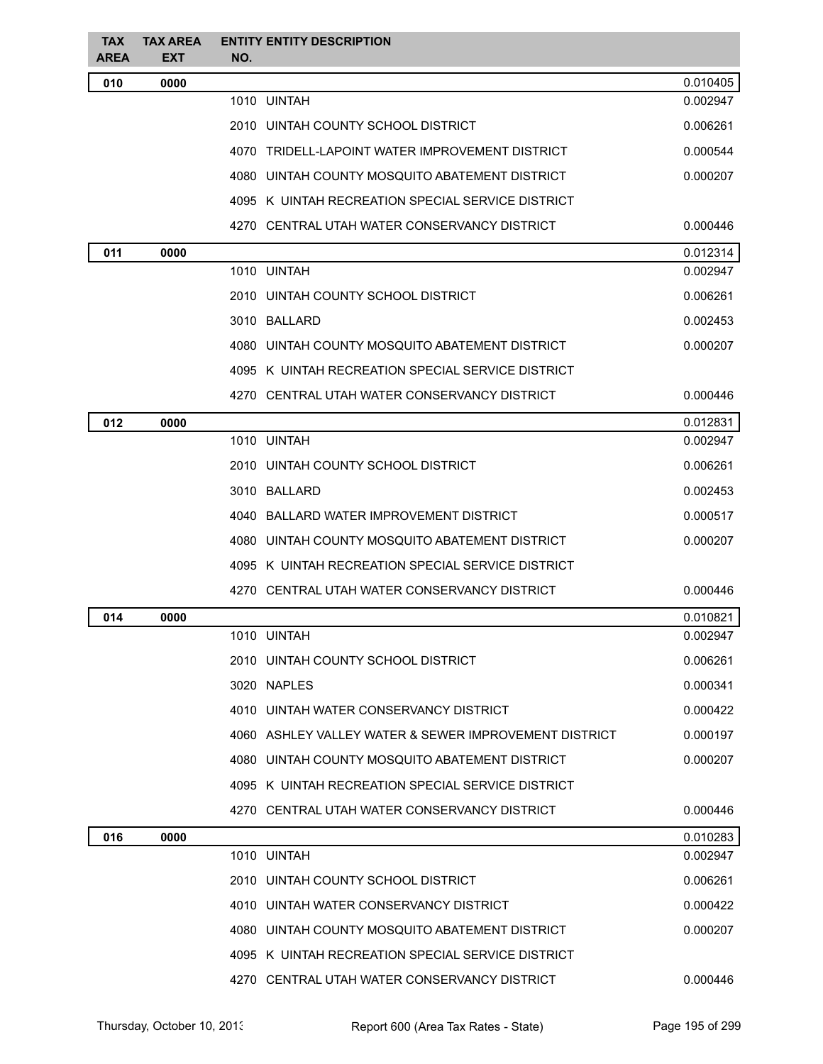| TAX AREA | TAX AREA EXT | ENTITY NO. | ENTITY DESCRIPTION | |
|---|---|---|---|---|
| **010** | **0000** | | | 0.010405 |
| | | 1010 | UINTAH | 0.002947 |
| | | 2010 | UINTAH COUNTY SCHOOL DISTRICT | 0.006261 |
| | | 4070 | TRIDELL-LAPOINT WATER IMPROVEMENT DISTRICT | 0.000544 |
| | | 4080 | UINTAH COUNTY MOSQUITO ABATEMENT DISTRICT | 0.000207 |
| | | 4095 | K UINTAH RECREATION SPECIAL SERVICE DISTRICT | |
| | | 4270 | CENTRAL UTAH WATER CONSERVANCY DISTRICT | 0.000446 |
| **011** | **0000** | | | 0.012314 |
| | | 1010 | UINTAH | 0.002947 |
| | | 2010 | UINTAH COUNTY SCHOOL DISTRICT | 0.006261 |
| | | 3010 | BALLARD | 0.002453 |
| | | 4080 | UINTAH COUNTY MOSQUITO ABATEMENT DISTRICT | 0.000207 |
| | | 4095 | K UINTAH RECREATION SPECIAL SERVICE DISTRICT | |
| | | 4270 | CENTRAL UTAH WATER CONSERVANCY DISTRICT | 0.000446 |
| **012** | **0000** | | | 0.012831 |
| | | 1010 | UINTAH | 0.002947 |
| | | 2010 | UINTAH COUNTY SCHOOL DISTRICT | 0.006261 |
| | | 3010 | BALLARD | 0.002453 |
| | | 4040 | BALLARD WATER IMPROVEMENT DISTRICT | 0.000517 |
| | | 4080 | UINTAH COUNTY MOSQUITO ABATEMENT DISTRICT | 0.000207 |
| | | 4095 | K UINTAH RECREATION SPECIAL SERVICE DISTRICT | |
| | | 4270 | CENTRAL UTAH WATER CONSERVANCY DISTRICT | 0.000446 |
| **014** | **0000** | | | 0.010821 |
| | | 1010 | UINTAH | 0.002947 |
| | | 2010 | UINTAH COUNTY SCHOOL DISTRICT | 0.006261 |
| | | 3020 | NAPLES | 0.000341 |
| | | 4010 | UINTAH WATER CONSERVANCY DISTRICT | 0.000422 |
| | | 4060 | ASHLEY VALLEY WATER & SEWER IMPROVEMENT DISTRICT | 0.000197 |
| | | 4080 | UINTAH COUNTY MOSQUITO ABATEMENT DISTRICT | 0.000207 |
| | | 4095 | K UINTAH RECREATION SPECIAL SERVICE DISTRICT | |
| | | 4270 | CENTRAL UTAH WATER CONSERVANCY DISTRICT | 0.000446 |
| **016** | **0000** | | | 0.010283 |
| | | 1010 | UINTAH | 0.002947 |
| | | 2010 | UINTAH COUNTY SCHOOL DISTRICT | 0.006261 |
| | | 4010 | UINTAH WATER CONSERVANCY DISTRICT | 0.000422 |
| | | 4080 | UINTAH COUNTY MOSQUITO ABATEMENT DISTRICT | 0.000207 |
| | | 4095 | K UINTAH RECREATION SPECIAL SERVICE DISTRICT | |
| | | 4270 | CENTRAL UTAH WATER CONSERVANCY DISTRICT | 0.000446 |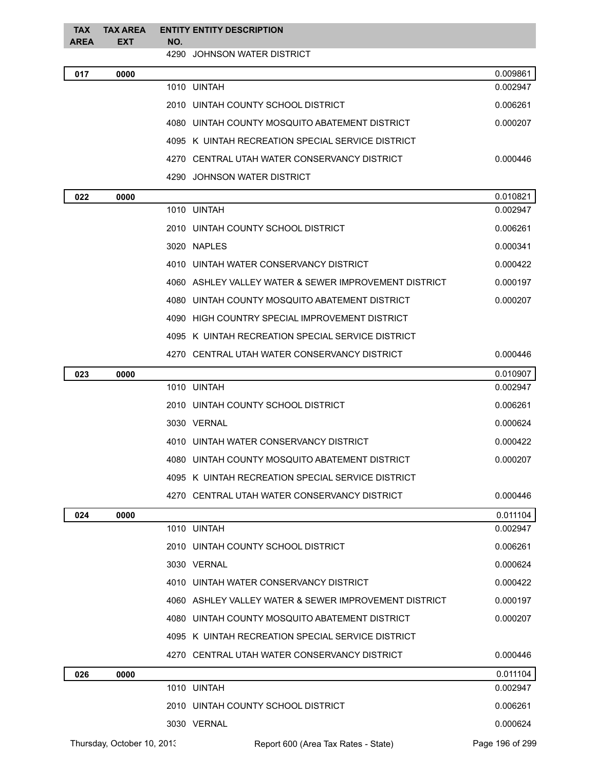| TAX AREA | TAX AREA EXT | ENTITY NO. | ENTITY DESCRIPTION | |
|---|---|---|---|---|
| | | 4290 | JOHNSON WATER DISTRICT | |
| 017 | 0000 | | | 0.009861 |
| | | 1010 | UINTAH | 0.002947 |
| | | 2010 | UINTAH COUNTY SCHOOL DISTRICT | 0.006261 |
| | | 4080 | UINTAH COUNTY MOSQUITO ABATEMENT DISTRICT | 0.000207 |
| | | 4095 | K UINTAH RECREATION SPECIAL SERVICE DISTRICT | |
| | | 4270 | CENTRAL UTAH WATER CONSERVANCY DISTRICT | 0.000446 |
| | | 4290 | JOHNSON WATER DISTRICT | |
| 022 | 0000 | | | 0.010821 |
| | | 1010 | UINTAH | 0.002947 |
| | | 2010 | UINTAH COUNTY SCHOOL DISTRICT | 0.006261 |
| | | 3020 | NAPLES | 0.000341 |
| | | 4010 | UINTAH WATER CONSERVANCY DISTRICT | 0.000422 |
| | | 4060 | ASHLEY VALLEY WATER & SEWER IMPROVEMENT DISTRICT | 0.000197 |
| | | 4080 | UINTAH COUNTY MOSQUITO ABATEMENT DISTRICT | 0.000207 |
| | | 4090 | HIGH COUNTRY SPECIAL IMPROVEMENT DISTRICT | |
| | | 4095 | K UINTAH RECREATION SPECIAL SERVICE DISTRICT | |
| | | 4270 | CENTRAL UTAH WATER CONSERVANCY DISTRICT | 0.000446 |
| 023 | 0000 | | | 0.010907 |
| | | 1010 | UINTAH | 0.002947 |
| | | 2010 | UINTAH COUNTY SCHOOL DISTRICT | 0.006261 |
| | | 3030 | VERNAL | 0.000624 |
| | | 4010 | UINTAH WATER CONSERVANCY DISTRICT | 0.000422 |
| | | 4080 | UINTAH COUNTY MOSQUITO ABATEMENT DISTRICT | 0.000207 |
| | | 4095 | K UINTAH RECREATION SPECIAL SERVICE DISTRICT | |
| | | 4270 | CENTRAL UTAH WATER CONSERVANCY DISTRICT | 0.000446 |
| 024 | 0000 | | | 0.011104 |
| | | 1010 | UINTAH | 0.002947 |
| | | 2010 | UINTAH COUNTY SCHOOL DISTRICT | 0.006261 |
| | | 3030 | VERNAL | 0.000624 |
| | | 4010 | UINTAH WATER CONSERVANCY DISTRICT | 0.000422 |
| | | 4060 | ASHLEY VALLEY WATER & SEWER IMPROVEMENT DISTRICT | 0.000197 |
| | | 4080 | UINTAH COUNTY MOSQUITO ABATEMENT DISTRICT | 0.000207 |
| | | 4095 | K UINTAH RECREATION SPECIAL SERVICE DISTRICT | |
| | | 4270 | CENTRAL UTAH WATER CONSERVANCY DISTRICT | 0.000446 |
| 026 | 0000 | | | 0.011104 |
| | | 1010 | UINTAH | 0.002947 |
| | | 2010 | UINTAH COUNTY SCHOOL DISTRICT | 0.006261 |
| | | 3030 | VERNAL | 0.000624 |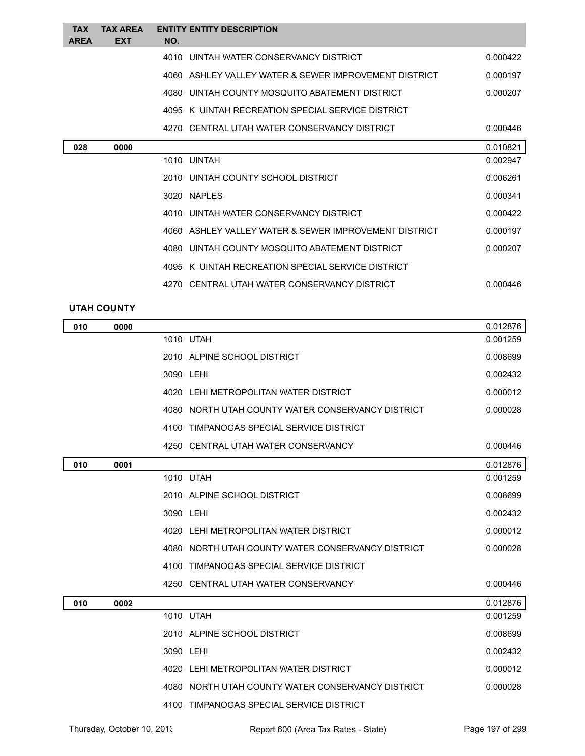| TAX AREA | TAX AREA EXT | ENTITY NO. | ENTITY DESCRIPTION | |
|---|---|---|---|---|
| | | 4010 | UINTAH WATER CONSERVANCY DISTRICT | 0.000422 |
| | | 4060 | ASHLEY VALLEY WATER & SEWER IMPROVEMENT DISTRICT | 0.000197 |
| | | 4080 | UINTAH COUNTY MOSQUITO ABATEMENT DISTRICT | 0.000207 |
| | | 4095 | K UINTAH RECREATION SPECIAL SERVICE DISTRICT | |
| | | 4270 | CENTRAL UTAH WATER CONSERVANCY DISTRICT | 0.000446 |
| **028** | **0000** | | | 0.010821 |
| | | 1010 | UINTAH | 0.002947 |
| | | 2010 | UINTAH COUNTY SCHOOL DISTRICT | 0.006261 |
| | | 3020 | NAPLES | 0.000341 |
| | | 4010 | UINTAH WATER CONSERVANCY DISTRICT | 0.000422 |
| | | 4060 | ASHLEY VALLEY WATER & SEWER IMPROVEMENT DISTRICT | 0.000197 |
| | | 4080 | UINTAH COUNTY MOSQUITO ABATEMENT DISTRICT | 0.000207 |
| | | 4095 | K UINTAH RECREATION SPECIAL SERVICE DISTRICT | |
| | | 4270 | CENTRAL UTAH WATER CONSERVANCY DISTRICT | 0.000446 |

**UTAH COUNTY**

| TAX AREA | TAX AREA EXT | ENTITY NO. | ENTITY DESCRIPTION | |
|---|---|---|---|---|
| **010** | **0000** | | | 0.012876 |
| | | 1010 | UTAH | 0.001259 |
| | | 2010 | ALPINE SCHOOL DISTRICT | 0.008699 |
| | | 3090 | LEHI | 0.002432 |
| | | 4020 | LEHI METROPOLITAN WATER DISTRICT | 0.000012 |
| | | 4080 | NORTH UTAH COUNTY WATER CONSERVANCY DISTRICT | 0.000028 |
| | | 4100 | TIMPANOGAS SPECIAL SERVICE DISTRICT | |
| | | 4250 | CENTRAL UTAH WATER CONSERVANCY | 0.000446 |
| **010** | **0001** | | | 0.012876 |
| | | 1010 | UTAH | 0.001259 |
| | | 2010 | ALPINE SCHOOL DISTRICT | 0.008699 |
| | | 3090 | LEHI | 0.002432 |
| | | 4020 | LEHI METROPOLITAN WATER DISTRICT | 0.000012 |
| | | 4080 | NORTH UTAH COUNTY WATER CONSERVANCY DISTRICT | 0.000028 |
| | | 4100 | TIMPANOGAS SPECIAL SERVICE DISTRICT | |
| | | 4250 | CENTRAL UTAH WATER CONSERVANCY | 0.000446 |
| **010** | **0002** | | | 0.012876 |
| | | 1010 | UTAH | 0.001259 |
| | | 2010 | ALPINE SCHOOL DISTRICT | 0.008699 |
| | | 3090 | LEHI | 0.002432 |
| | | 4020 | LEHI METROPOLITAN WATER DISTRICT | 0.000012 |
| | | 4080 | NORTH UTAH COUNTY WATER CONSERVANCY DISTRICT | 0.000028 |
| | | 4100 | TIMPANOGAS SPECIAL SERVICE DISTRICT | |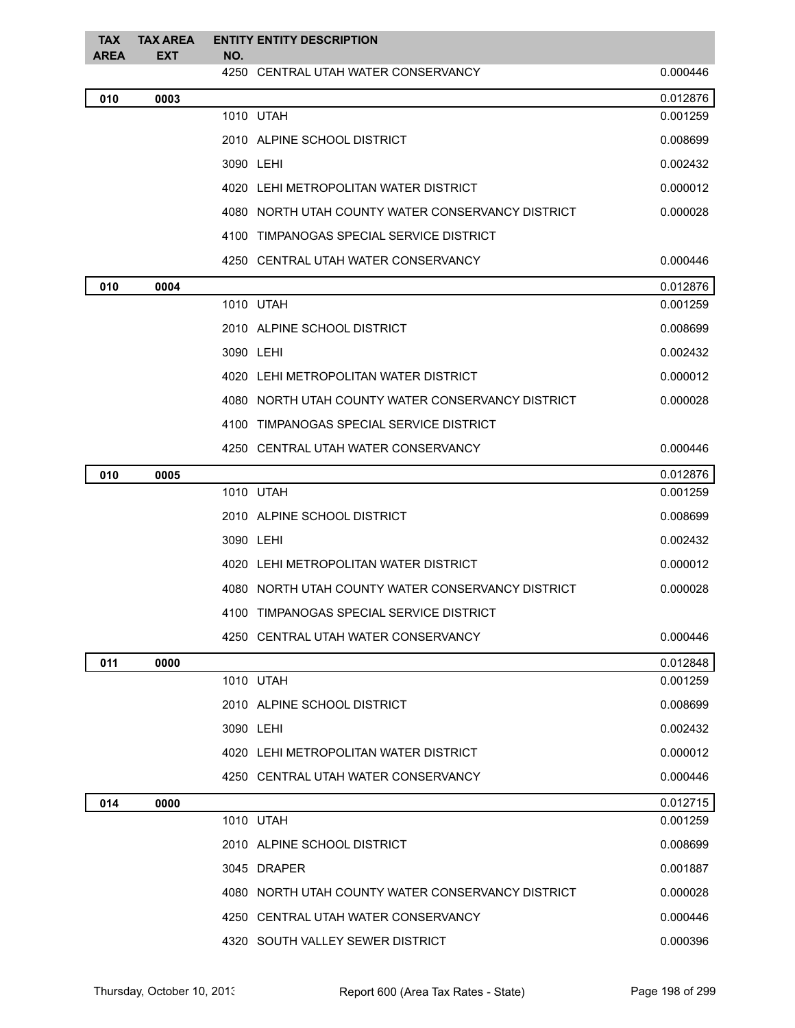| TAX AREA | TAX AREA EXT | ENTITY NO. | ENTITY DESCRIPTION | |
|---|---|---|---|---|
| | | 4250 | CENTRAL UTAH WATER CONSERVANCY | 0.000446 |
| **010** | **0003** | | | 0.012876 |
| | | 1010 | UTAH | 0.001259 |
| | | 2010 | ALPINE SCHOOL DISTRICT | 0.008699 |
| | | 3090 | LEHI | 0.002432 |
| | | 4020 | LEHI METROPOLITAN WATER DISTRICT | 0.000012 |
| | | 4080 | NORTH UTAH COUNTY WATER CONSERVANCY DISTRICT | 0.000028 |
| | | 4100 | TIMPANOGAS SPECIAL SERVICE DISTRICT | |
| | | 4250 | CENTRAL UTAH WATER CONSERVANCY | 0.000446 |
| **010** | **0004** | | | 0.012876 |
| | | 1010 | UTAH | 0.001259 |
| | | 2010 | ALPINE SCHOOL DISTRICT | 0.008699 |
| | | 3090 | LEHI | 0.002432 |
| | | 4020 | LEHI METROPOLITAN WATER DISTRICT | 0.000012 |
| | | 4080 | NORTH UTAH COUNTY WATER CONSERVANCY DISTRICT | 0.000028 |
| | | 4100 | TIMPANOGAS SPECIAL SERVICE DISTRICT | |
| | | 4250 | CENTRAL UTAH WATER CONSERVANCY | 0.000446 |
| **010** | **0005** | | | 0.012876 |
| | | 1010 | UTAH | 0.001259 |
| | | 2010 | ALPINE SCHOOL DISTRICT | 0.008699 |
| | | 3090 | LEHI | 0.002432 |
| | | 4020 | LEHI METROPOLITAN WATER DISTRICT | 0.000012 |
| | | 4080 | NORTH UTAH COUNTY WATER CONSERVANCY DISTRICT | 0.000028 |
| | | 4100 | TIMPANOGAS SPECIAL SERVICE DISTRICT | |
| | | 4250 | CENTRAL UTAH WATER CONSERVANCY | 0.000446 |
| **011** | **0000** | | | 0.012848 |
| | | 1010 | UTAH | 0.001259 |
| | | 2010 | ALPINE SCHOOL DISTRICT | 0.008699 |
| | | 3090 | LEHI | 0.002432 |
| | | 4020 | LEHI METROPOLITAN WATER DISTRICT | 0.000012 |
| | | 4250 | CENTRAL UTAH WATER CONSERVANCY | 0.000446 |
| **014** | **0000** | | | 0.012715 |
| | | 1010 | UTAH | 0.001259 |
| | | 2010 | ALPINE SCHOOL DISTRICT | 0.008699 |
| | | 3045 | DRAPER | 0.001887 |
| | | 4080 | NORTH UTAH COUNTY WATER CONSERVANCY DISTRICT | 0.000028 |
| | | 4250 | CENTRAL UTAH WATER CONSERVANCY | 0.000446 |
| | | 4320 | SOUTH VALLEY SEWER DISTRICT | 0.000396 |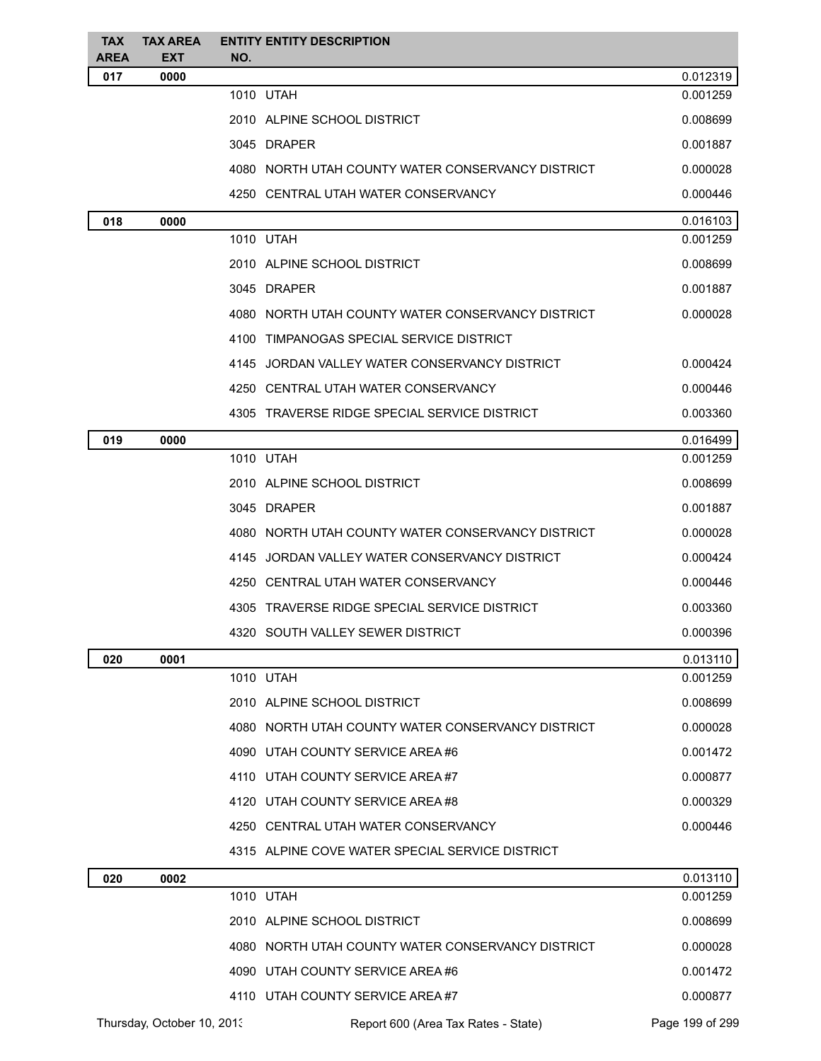| TAX AREA | TAX AREA EXT | ENTITY NO. | ENTITY DESCRIPTION | |
|---|---|---|---|---|
| 017 | 0000 | | | 0.012319 |
| | | 1010 | UTAH | 0.001259 |
| | | 2010 | ALPINE SCHOOL DISTRICT | 0.008699 |
| | | 3045 | DRAPER | 0.001887 |
| | | 4080 | NORTH UTAH COUNTY WATER CONSERVANCY DISTRICT | 0.000028 |
| | | 4250 | CENTRAL UTAH WATER CONSERVANCY | 0.000446 |
| 018 | 0000 | | | 0.016103 |
| | | 1010 | UTAH | 0.001259 |
| | | 2010 | ALPINE SCHOOL DISTRICT | 0.008699 |
| | | 3045 | DRAPER | 0.001887 |
| | | 4080 | NORTH UTAH COUNTY WATER CONSERVANCY DISTRICT | 0.000028 |
| | | 4100 | TIMPANOGAS SPECIAL SERVICE DISTRICT | |
| | | 4145 | JORDAN VALLEY WATER CONSERVANCY DISTRICT | 0.000424 |
| | | 4250 | CENTRAL UTAH WATER CONSERVANCY | 0.000446 |
| | | 4305 | TRAVERSE RIDGE SPECIAL SERVICE DISTRICT | 0.003360 |
| 019 | 0000 | | | 0.016499 |
| | | 1010 | UTAH | 0.001259 |
| | | 2010 | ALPINE SCHOOL DISTRICT | 0.008699 |
| | | 3045 | DRAPER | 0.001887 |
| | | 4080 | NORTH UTAH COUNTY WATER CONSERVANCY DISTRICT | 0.000028 |
| | | 4145 | JORDAN VALLEY WATER CONSERVANCY DISTRICT | 0.000424 |
| | | 4250 | CENTRAL UTAH WATER CONSERVANCY | 0.000446 |
| | | 4305 | TRAVERSE RIDGE SPECIAL SERVICE DISTRICT | 0.003360 |
| | | 4320 | SOUTH VALLEY SEWER DISTRICT | 0.000396 |
| 020 | 0001 | | | 0.013110 |
| | | 1010 | UTAH | 0.001259 |
| | | 2010 | ALPINE SCHOOL DISTRICT | 0.008699 |
| | | 4080 | NORTH UTAH COUNTY WATER CONSERVANCY DISTRICT | 0.000028 |
| | | 4090 | UTAH COUNTY SERVICE AREA #6 | 0.001472 |
| | | 4110 | UTAH COUNTY SERVICE AREA #7 | 0.000877 |
| | | 4120 | UTAH COUNTY SERVICE AREA #8 | 0.000329 |
| | | 4250 | CENTRAL UTAH WATER CONSERVANCY | 0.000446 |
| | | 4315 | ALPINE COVE WATER SPECIAL SERVICE DISTRICT | |
| 020 | 0002 | | | 0.013110 |
| | | 1010 | UTAH | 0.001259 |
| | | 2010 | ALPINE SCHOOL DISTRICT | 0.008699 |
| | | 4080 | NORTH UTAH COUNTY WATER CONSERVANCY DISTRICT | 0.000028 |
| | | 4090 | UTAH COUNTY SERVICE AREA #6 | 0.001472 |
| | | 4110 | UTAH COUNTY SERVICE AREA #7 | 0.000877 |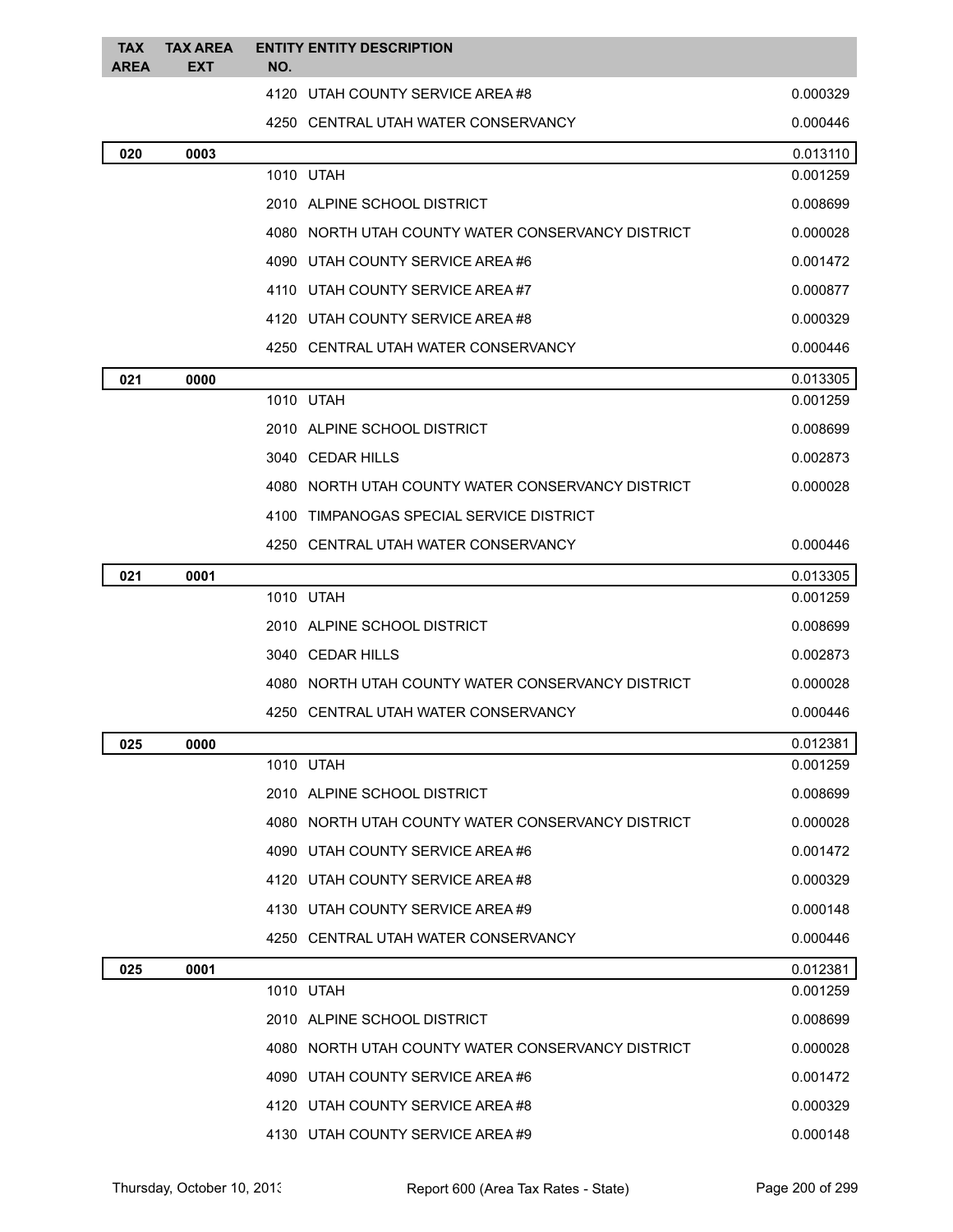| TAX AREA | TAX AREA EXT | ENTITY NO. | ENTITY DESCRIPTION | |
|---|---|---|---|---|
| | | 4120 | UTAH COUNTY SERVICE AREA #8 | 0.000329 |
| | | 4250 | CENTRAL UTAH WATER CONSERVANCY | 0.000446 |
| **020** | **0003** | | | 0.013110 |
| | | 1010 | UTAH | 0.001259 |
| | | 2010 | ALPINE SCHOOL DISTRICT | 0.008699 |
| | | 4080 | NORTH UTAH COUNTY WATER CONSERVANCY DISTRICT | 0.000028 |
| | | 4090 | UTAH COUNTY SERVICE AREA #6 | 0.001472 |
| | | 4110 | UTAH COUNTY SERVICE AREA #7 | 0.000877 |
| | | 4120 | UTAH COUNTY SERVICE AREA #8 | 0.000329 |
| | | 4250 | CENTRAL UTAH WATER CONSERVANCY | 0.000446 |
| **021** | **0000** | | | 0.013305 |
| | | 1010 | UTAH | 0.001259 |
| | | 2010 | ALPINE SCHOOL DISTRICT | 0.008699 |
| | | 3040 | CEDAR HILLS | 0.002873 |
| | | 4080 | NORTH UTAH COUNTY WATER CONSERVANCY DISTRICT | 0.000028 |
| | | 4100 | TIMPANOGAS SPECIAL SERVICE DISTRICT | |
| | | 4250 | CENTRAL UTAH WATER CONSERVANCY | 0.000446 |
| **021** | **0001** | | | 0.013305 |
| | | 1010 | UTAH | 0.001259 |
| | | 2010 | ALPINE SCHOOL DISTRICT | 0.008699 |
| | | 3040 | CEDAR HILLS | 0.002873 |
| | | 4080 | NORTH UTAH COUNTY WATER CONSERVANCY DISTRICT | 0.000028 |
| | | 4250 | CENTRAL UTAH WATER CONSERVANCY | 0.000446 |
| **025** | **0000** | | | 0.012381 |
| | | 1010 | UTAH | 0.001259 |
| | | 2010 | ALPINE SCHOOL DISTRICT | 0.008699 |
| | | 4080 | NORTH UTAH COUNTY WATER CONSERVANCY DISTRICT | 0.000028 |
| | | 4090 | UTAH COUNTY SERVICE AREA #6 | 0.001472 |
| | | 4120 | UTAH COUNTY SERVICE AREA #8 | 0.000329 |
| | | 4130 | UTAH COUNTY SERVICE AREA #9 | 0.000148 |
| | | 4250 | CENTRAL UTAH WATER CONSERVANCY | 0.000446 |
| **025** | **0001** | | | 0.012381 |
| | | 1010 | UTAH | 0.001259 |
| | | 2010 | ALPINE SCHOOL DISTRICT | 0.008699 |
| | | 4080 | NORTH UTAH COUNTY WATER CONSERVANCY DISTRICT | 0.000028 |
| | | 4090 | UTAH COUNTY SERVICE AREA #6 | 0.001472 |
| | | 4120 | UTAH COUNTY SERVICE AREA #8 | 0.000329 |
| | | 4130 | UTAH COUNTY SERVICE AREA #9 | 0.000148 |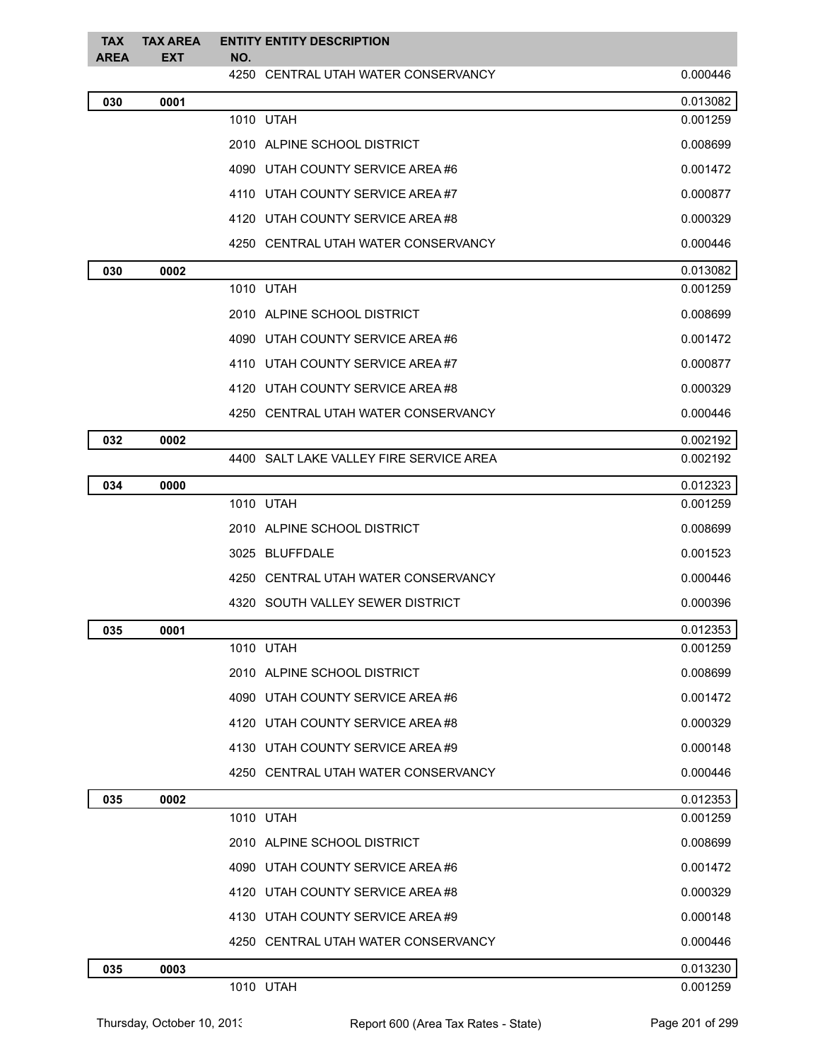| TAX AREA | TAX AREA EXT | ENTITY NO. | ENTITY DESCRIPTION | |
|---|---|---|---|---|
| | | 4250 | CENTRAL UTAH WATER CONSERVANCY | 0.000446 |
| **030** | **0001** | | | 0.013082 |
| | | 1010 | UTAH | 0.001259 |
| | | 2010 | ALPINE SCHOOL DISTRICT | 0.008699 |
| | | 4090 | UTAH COUNTY SERVICE AREA #6 | 0.001472 |
| | | 4110 | UTAH COUNTY SERVICE AREA #7 | 0.000877 |
| | | 4120 | UTAH COUNTY SERVICE AREA #8 | 0.000329 |
| | | 4250 | CENTRAL UTAH WATER CONSERVANCY | 0.000446 |
| **030** | **0002** | | | 0.013082 |
| | | 1010 | UTAH | 0.001259 |
| | | 2010 | ALPINE SCHOOL DISTRICT | 0.008699 |
| | | 4090 | UTAH COUNTY SERVICE AREA #6 | 0.001472 |
| | | 4110 | UTAH COUNTY SERVICE AREA #7 | 0.000877 |
| | | 4120 | UTAH COUNTY SERVICE AREA #8 | 0.000329 |
| | | 4250 | CENTRAL UTAH WATER CONSERVANCY | 0.000446 |
| **032** | **0002** | | | 0.002192 |
| | | 4400 | SALT LAKE VALLEY FIRE SERVICE AREA | 0.002192 |
| **034** | **0000** | | | 0.012323 |
| | | 1010 | UTAH | 0.001259 |
| | | 2010 | ALPINE SCHOOL DISTRICT | 0.008699 |
| | | 3025 | BLUFFDALE | 0.001523 |
| | | 4250 | CENTRAL UTAH WATER CONSERVANCY | 0.000446 |
| | | 4320 | SOUTH VALLEY SEWER DISTRICT | 0.000396 |
| **035** | **0001** | | | 0.012353 |
| | | 1010 | UTAH | 0.001259 |
| | | 2010 | ALPINE SCHOOL DISTRICT | 0.008699 |
| | | 4090 | UTAH COUNTY SERVICE AREA #6 | 0.001472 |
| | | 4120 | UTAH COUNTY SERVICE AREA #8 | 0.000329 |
| | | 4130 | UTAH COUNTY SERVICE AREA #9 | 0.000148 |
| | | 4250 | CENTRAL UTAH WATER CONSERVANCY | 0.000446 |
| **035** | **0002** | | | 0.012353 |
| | | 1010 | UTAH | 0.001259 |
| | | 2010 | ALPINE SCHOOL DISTRICT | 0.008699 |
| | | 4090 | UTAH COUNTY SERVICE AREA #6 | 0.001472 |
| | | 4120 | UTAH COUNTY SERVICE AREA #8 | 0.000329 |
| | | 4130 | UTAH COUNTY SERVICE AREA #9 | 0.000148 |
| | | 4250 | CENTRAL UTAH WATER CONSERVANCY | 0.000446 |
| **035** | **0003** | | | 0.013230 |
| | | 1010 | UTAH | 0.001259 |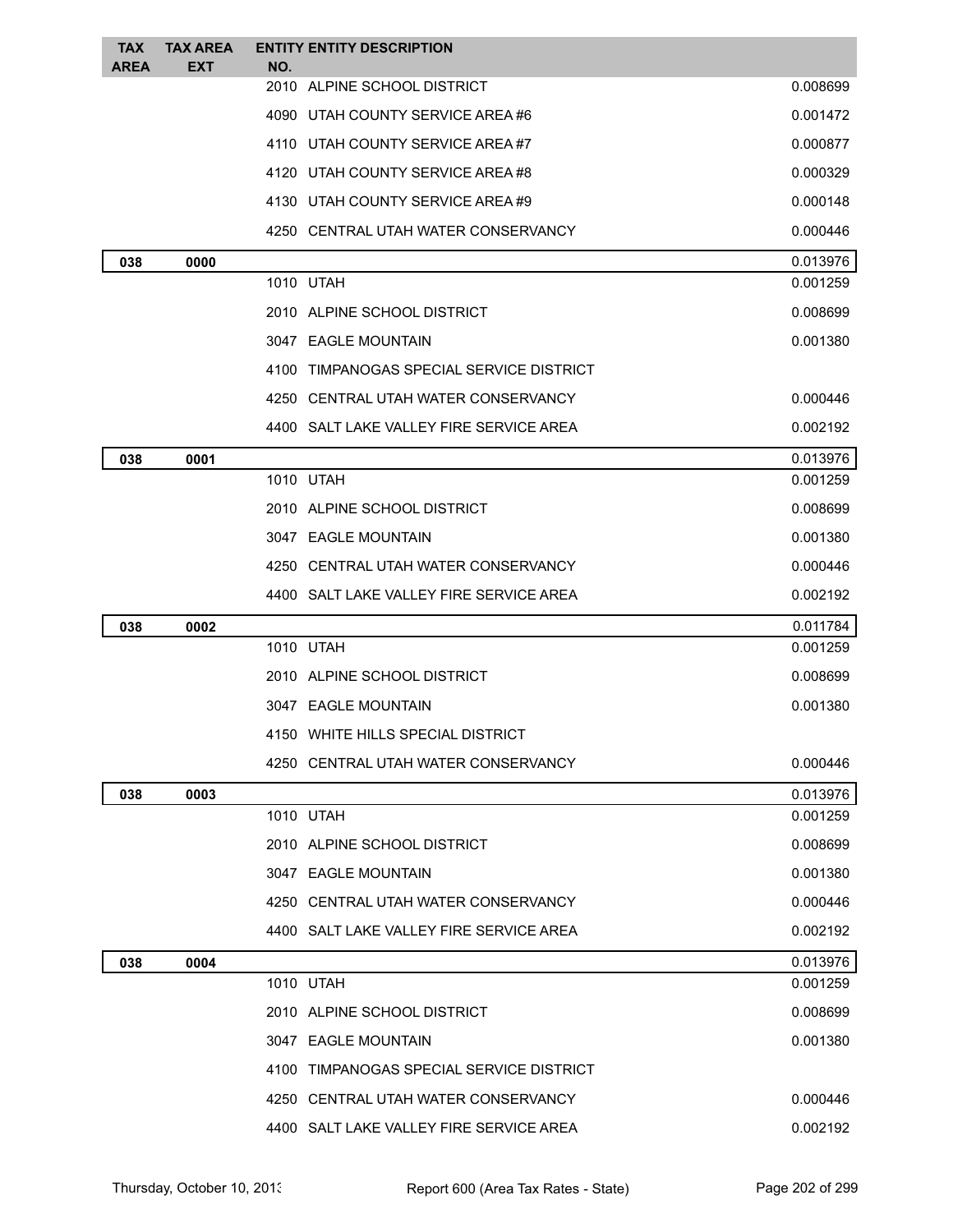| TAX AREA | TAX AREA EXT | ENTITY NO. | ENTITY DESCRIPTION | |
|---|---|---|---|---|
| | | 2010 | ALPINE SCHOOL DISTRICT | 0.008699 |
| | | 4090 | UTAH COUNTY SERVICE AREA #6 | 0.001472 |
| | | 4110 | UTAH COUNTY SERVICE AREA #7 | 0.000877 |
| | | 4120 | UTAH COUNTY SERVICE AREA #8 | 0.000329 |
| | | 4130 | UTAH COUNTY SERVICE AREA #9 | 0.000148 |
| | | 4250 | CENTRAL UTAH WATER CONSERVANCY | 0.000446 |
| **038** | **0000** | | | 0.013976 |
| | | 1010 | UTAH | 0.001259 |
| | | 2010 | ALPINE SCHOOL DISTRICT | 0.008699 |
| | | 3047 | EAGLE MOUNTAIN | 0.001380 |
| | | 4100 | TIMPANOGAS SPECIAL SERVICE DISTRICT | |
| | | 4250 | CENTRAL UTAH WATER CONSERVANCY | 0.000446 |
| | | 4400 | SALT LAKE VALLEY FIRE SERVICE AREA | 0.002192 |
| **038** | **0001** | | | 0.013976 |
| | | 1010 | UTAH | 0.001259 |
| | | 2010 | ALPINE SCHOOL DISTRICT | 0.008699 |
| | | 3047 | EAGLE MOUNTAIN | 0.001380 |
| | | 4250 | CENTRAL UTAH WATER CONSERVANCY | 0.000446 |
| | | 4400 | SALT LAKE VALLEY FIRE SERVICE AREA | 0.002192 |
| **038** | **0002** | | | 0.011784 |
| | | 1010 | UTAH | 0.001259 |
| | | 2010 | ALPINE SCHOOL DISTRICT | 0.008699 |
| | | 3047 | EAGLE MOUNTAIN | 0.001380 |
| | | 4150 | WHITE HILLS SPECIAL DISTRICT | |
| | | 4250 | CENTRAL UTAH WATER CONSERVANCY | 0.000446 |
| **038** | **0003** | | | 0.013976 |
| | | 1010 | UTAH | 0.001259 |
| | | 2010 | ALPINE SCHOOL DISTRICT | 0.008699 |
| | | 3047 | EAGLE MOUNTAIN | 0.001380 |
| | | 4250 | CENTRAL UTAH WATER CONSERVANCY | 0.000446 |
| | | 4400 | SALT LAKE VALLEY FIRE SERVICE AREA | 0.002192 |
| **038** | **0004** | | | 0.013976 |
| | | 1010 | UTAH | 0.001259 |
| | | 2010 | ALPINE SCHOOL DISTRICT | 0.008699 |
| | | 3047 | EAGLE MOUNTAIN | 0.001380 |
| | | 4100 | TIMPANOGAS SPECIAL SERVICE DISTRICT | |
| | | 4250 | CENTRAL UTAH WATER CONSERVANCY | 0.000446 |
| | | 4400 | SALT LAKE VALLEY FIRE SERVICE AREA | 0.002192 |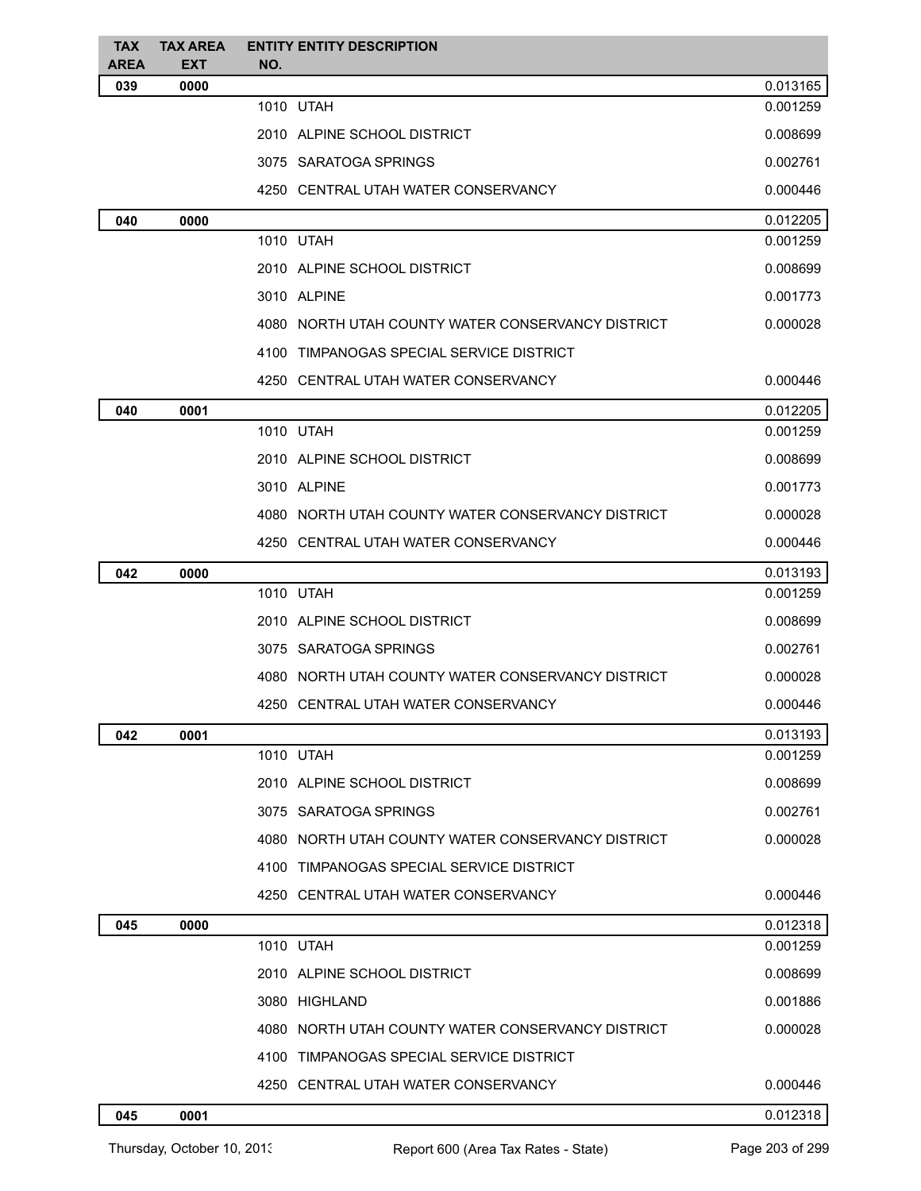| TAX AREA | TAX AREA EXT | ENTITY NO. | ENTITY DESCRIPTION | |
|---|---|---|---|---|
| 039 | 0000 | | | 0.013165 |
| | | 1010 | UTAH | 0.001259 |
| | | 2010 | ALPINE SCHOOL DISTRICT | 0.008699 |
| | | 3075 | SARATOGA SPRINGS | 0.002761 |
| | | 4250 | CENTRAL UTAH WATER CONSERVANCY | 0.000446 |
| 040 | 0000 | | | 0.012205 |
| | | 1010 | UTAH | 0.001259 |
| | | 2010 | ALPINE SCHOOL DISTRICT | 0.008699 |
| | | 3010 | ALPINE | 0.001773 |
| | | 4080 | NORTH UTAH COUNTY WATER CONSERVANCY DISTRICT | 0.000028 |
| | | 4100 | TIMPANOGAS SPECIAL SERVICE DISTRICT | |
| | | 4250 | CENTRAL UTAH WATER CONSERVANCY | 0.000446 |
| 040 | 0001 | | | 0.012205 |
| | | 1010 | UTAH | 0.001259 |
| | | 2010 | ALPINE SCHOOL DISTRICT | 0.008699 |
| | | 3010 | ALPINE | 0.001773 |
| | | 4080 | NORTH UTAH COUNTY WATER CONSERVANCY DISTRICT | 0.000028 |
| | | 4250 | CENTRAL UTAH WATER CONSERVANCY | 0.000446 |
| 042 | 0000 | | | 0.013193 |
| | | 1010 | UTAH | 0.001259 |
| | | 2010 | ALPINE SCHOOL DISTRICT | 0.008699 |
| | | 3075 | SARATOGA SPRINGS | 0.002761 |
| | | 4080 | NORTH UTAH COUNTY WATER CONSERVANCY DISTRICT | 0.000028 |
| | | 4250 | CENTRAL UTAH WATER CONSERVANCY | 0.000446 |
| 042 | 0001 | | | 0.013193 |
| | | 1010 | UTAH | 0.001259 |
| | | 2010 | ALPINE SCHOOL DISTRICT | 0.008699 |
| | | 3075 | SARATOGA SPRINGS | 0.002761 |
| | | 4080 | NORTH UTAH COUNTY WATER CONSERVANCY DISTRICT | 0.000028 |
| | | 4100 | TIMPANOGAS SPECIAL SERVICE DISTRICT | |
| | | 4250 | CENTRAL UTAH WATER CONSERVANCY | 0.000446 |
| 045 | 0000 | | | 0.012318 |
| | | 1010 | UTAH | 0.001259 |
| | | 2010 | ALPINE SCHOOL DISTRICT | 0.008699 |
| | | 3080 | HIGHLAND | 0.001886 |
| | | 4080 | NORTH UTAH COUNTY WATER CONSERVANCY DISTRICT | 0.000028 |
| | | 4100 | TIMPANOGAS SPECIAL SERVICE DISTRICT | |
| | | 4250 | CENTRAL UTAH WATER CONSERVANCY | 0.000446 |
| 045 | 0001 | | | 0.012318 |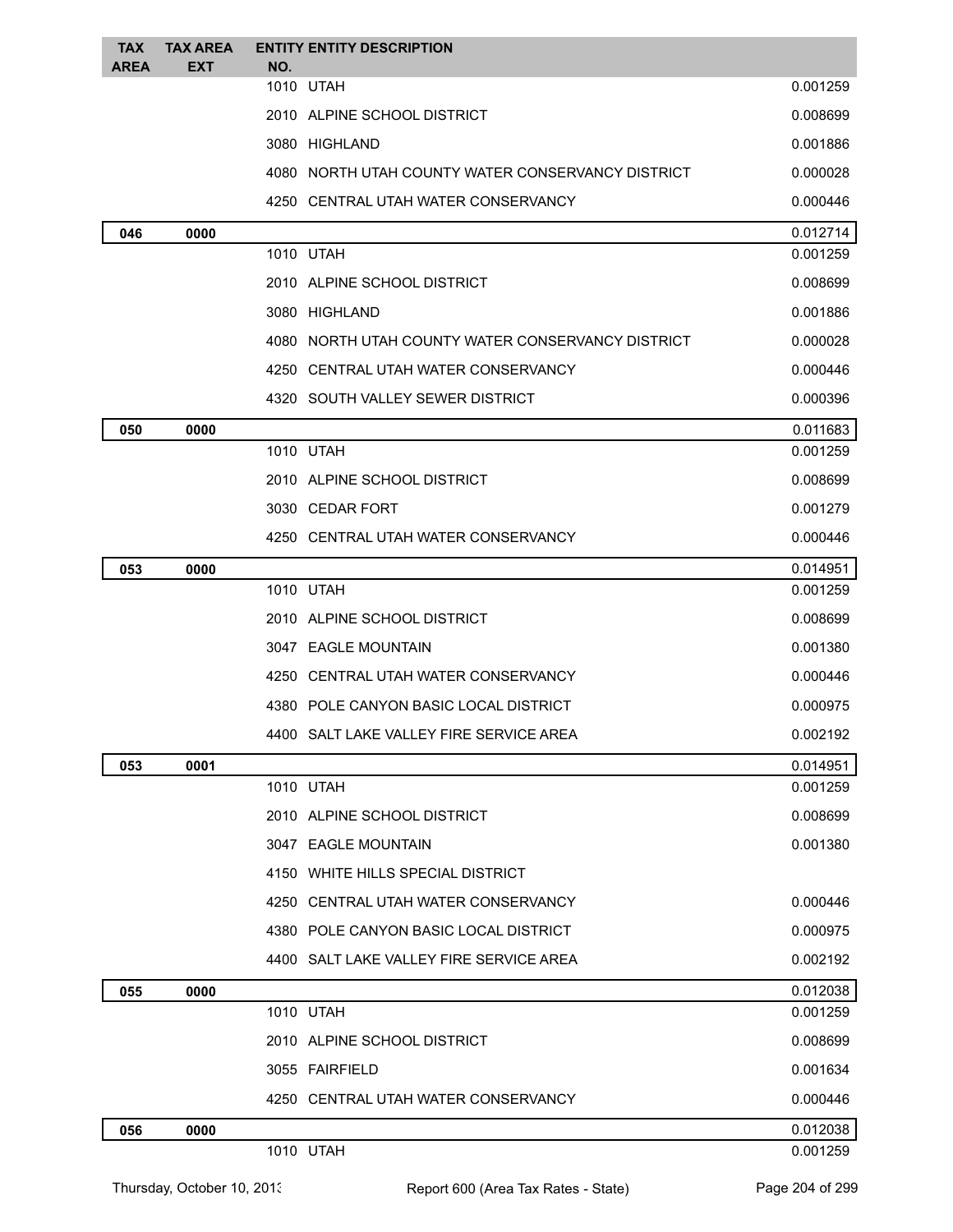| TAX AREA | TAX AREA EXT | ENTITY NO. | ENTITY DESCRIPTION | |
|---|---|---|---|---|
| | | 1010 | UTAH | 0.001259 |
| | | 2010 | ALPINE SCHOOL DISTRICT | 0.008699 |
| | | 3080 | HIGHLAND | 0.001886 |
| | | 4080 | NORTH UTAH COUNTY WATER CONSERVANCY DISTRICT | 0.000028 |
| | | 4250 | CENTRAL UTAH WATER CONSERVANCY | 0.000446 |
| **046** | **0000** | | | 0.012714 |
| | | 1010 | UTAH | 0.001259 |
| | | 2010 | ALPINE SCHOOL DISTRICT | 0.008699 |
| | | 3080 | HIGHLAND | 0.001886 |
| | | 4080 | NORTH UTAH COUNTY WATER CONSERVANCY DISTRICT | 0.000028 |
| | | 4250 | CENTRAL UTAH WATER CONSERVANCY | 0.000446 |
| | | 4320 | SOUTH VALLEY SEWER DISTRICT | 0.000396 |
| **050** | **0000** | | | 0.011683 |
| | | 1010 | UTAH | 0.001259 |
| | | 2010 | ALPINE SCHOOL DISTRICT | 0.008699 |
| | | 3030 | CEDAR FORT | 0.001279 |
| | | 4250 | CENTRAL UTAH WATER CONSERVANCY | 0.000446 |
| **053** | **0000** | | | 0.014951 |
| | | 1010 | UTAH | 0.001259 |
| | | 2010 | ALPINE SCHOOL DISTRICT | 0.008699 |
| | | 3047 | EAGLE MOUNTAIN | 0.001380 |
| | | 4250 | CENTRAL UTAH WATER CONSERVANCY | 0.000446 |
| | | 4380 | POLE CANYON BASIC LOCAL DISTRICT | 0.000975 |
| | | 4400 | SALT LAKE VALLEY FIRE SERVICE AREA | 0.002192 |
| **053** | **0001** | | | 0.014951 |
| | | 1010 | UTAH | 0.001259 |
| | | 2010 | ALPINE SCHOOL DISTRICT | 0.008699 |
| | | 3047 | EAGLE MOUNTAIN | 0.001380 |
| | | 4150 | WHITE HILLS SPECIAL DISTRICT | |
| | | 4250 | CENTRAL UTAH WATER CONSERVANCY | 0.000446 |
| | | 4380 | POLE CANYON BASIC LOCAL DISTRICT | 0.000975 |
| | | 4400 | SALT LAKE VALLEY FIRE SERVICE AREA | 0.002192 |
| **055** | **0000** | | | 0.012038 |
| | | 1010 | UTAH | 0.001259 |
| | | 2010 | ALPINE SCHOOL DISTRICT | 0.008699 |
| | | 3055 | FAIRFIELD | 0.001634 |
| | | 4250 | CENTRAL UTAH WATER CONSERVANCY | 0.000446 |
| **056** | **0000** | | | 0.012038 |
| | | 1010 | UTAH | 0.001259 |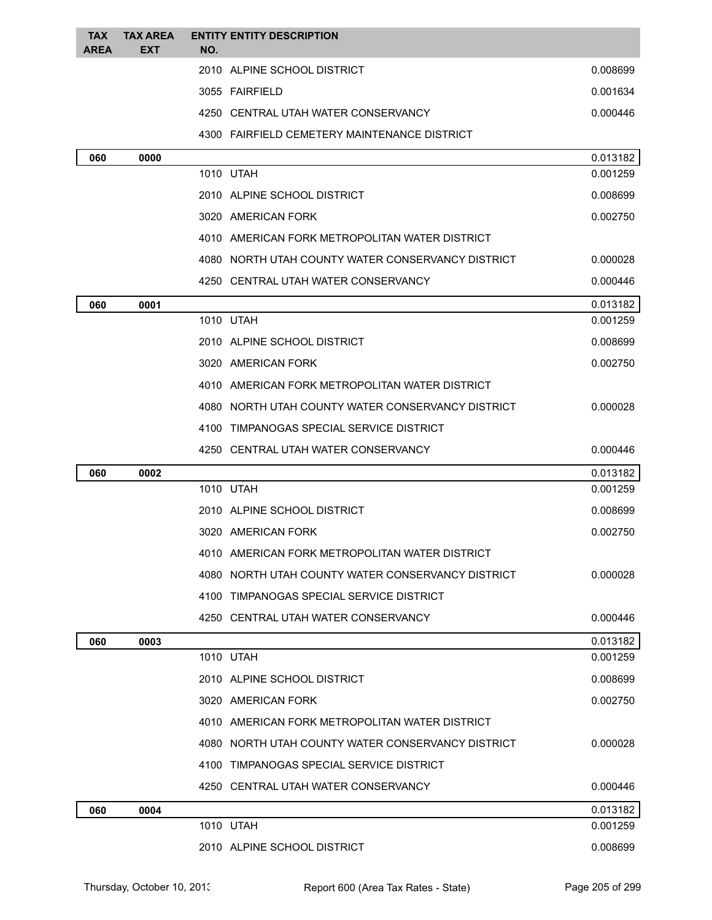| TAX AREA | TAX AREA EXT | ENTITY NO. | ENTITY DESCRIPTION | |
|---|---|---|---|---|
| | | 2010 | ALPINE SCHOOL DISTRICT | 0.008699 |
| | | 3055 | FAIRFIELD | 0.001634 |
| | | 4250 | CENTRAL UTAH WATER CONSERVANCY | 0.000446 |
| | | 4300 | FAIRFIELD CEMETERY MAINTENANCE DISTRICT | |
| **060** | **0000** | | | 0.013182 |
| | | 1010 | UTAH | 0.001259 |
| | | 2010 | ALPINE SCHOOL DISTRICT | 0.008699 |
| | | 3020 | AMERICAN FORK | 0.002750 |
| | | 4010 | AMERICAN FORK METROPOLITAN WATER DISTRICT | |
| | | 4080 | NORTH UTAH COUNTY WATER CONSERVANCY DISTRICT | 0.000028 |
| | | 4250 | CENTRAL UTAH WATER CONSERVANCY | 0.000446 |
| **060** | **0001** | | | 0.013182 |
| | | 1010 | UTAH | 0.001259 |
| | | 2010 | ALPINE SCHOOL DISTRICT | 0.008699 |
| | | 3020 | AMERICAN FORK | 0.002750 |
| | | 4010 | AMERICAN FORK METROPOLITAN WATER DISTRICT | |
| | | 4080 | NORTH UTAH COUNTY WATER CONSERVANCY DISTRICT | 0.000028 |
| | | 4100 | TIMPANOGAS SPECIAL SERVICE DISTRICT | |
| | | 4250 | CENTRAL UTAH WATER CONSERVANCY | 0.000446 |
| **060** | **0002** | | | 0.013182 |
| | | 1010 | UTAH | 0.001259 |
| | | 2010 | ALPINE SCHOOL DISTRICT | 0.008699 |
| | | 3020 | AMERICAN FORK | 0.002750 |
| | | 4010 | AMERICAN FORK METROPOLITAN WATER DISTRICT | |
| | | 4080 | NORTH UTAH COUNTY WATER CONSERVANCY DISTRICT | 0.000028 |
| | | 4100 | TIMPANOGAS SPECIAL SERVICE DISTRICT | |
| | | 4250 | CENTRAL UTAH WATER CONSERVANCY | 0.000446 |
| **060** | **0003** | | | 0.013182 |
| | | 1010 | UTAH | 0.001259 |
| | | 2010 | ALPINE SCHOOL DISTRICT | 0.008699 |
| | | 3020 | AMERICAN FORK | 0.002750 |
| | | 4010 | AMERICAN FORK METROPOLITAN WATER DISTRICT | |
| | | 4080 | NORTH UTAH COUNTY WATER CONSERVANCY DISTRICT | 0.000028 |
| | | 4100 | TIMPANOGAS SPECIAL SERVICE DISTRICT | |
| | | 4250 | CENTRAL UTAH WATER CONSERVANCY | 0.000446 |
| **060** | **0004** | | | 0.013182 |
| | | 1010 | UTAH | 0.001259 |
| | | 2010 | ALPINE SCHOOL DISTRICT | 0.008699 |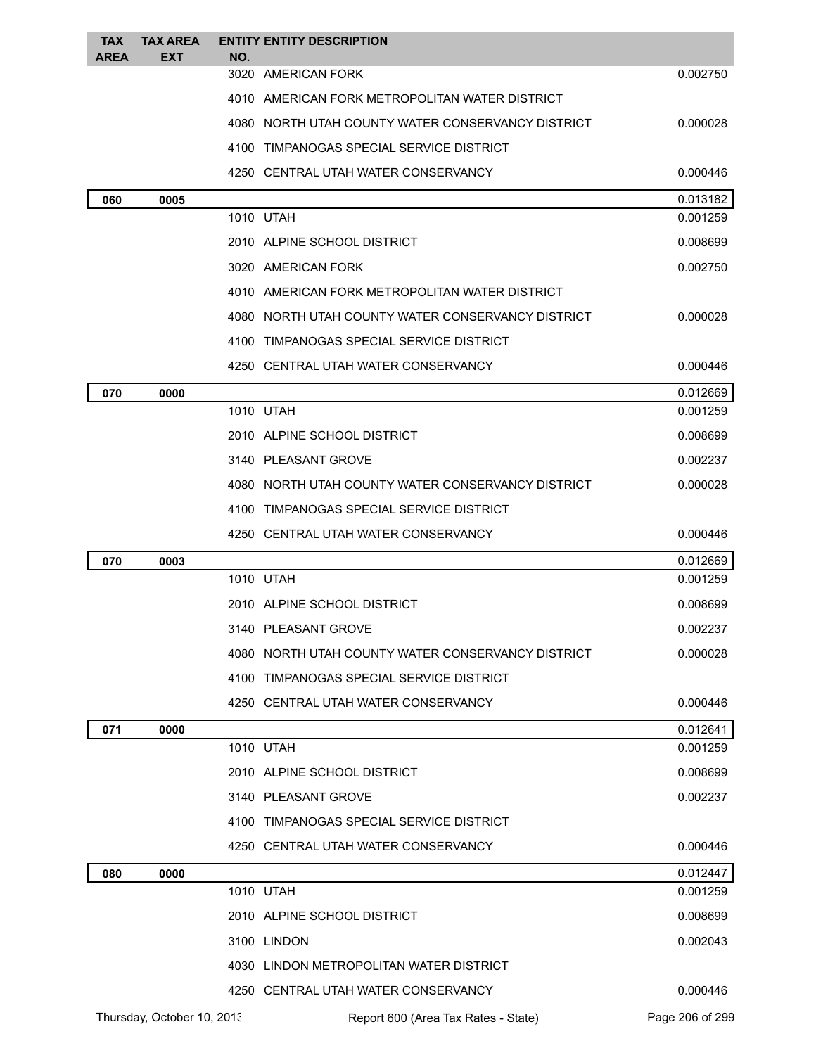| TAX AREA | TAX AREA EXT | ENTITY NO. | ENTITY DESCRIPTION | |
|---|---|---|---|---|
| | | 3020 | AMERICAN FORK | 0.002750 |
| | | 4010 | AMERICAN FORK METROPOLITAN WATER DISTRICT | |
| | | 4080 | NORTH UTAH COUNTY WATER CONSERVANCY DISTRICT | 0.000028 |
| | | 4100 | TIMPANOGAS SPECIAL SERVICE DISTRICT | |
| | | 4250 | CENTRAL UTAH WATER CONSERVANCY | 0.000446 |
| **060** | **0005** | | | 0.013182 |
| | | 1010 | UTAH | 0.001259 |
| | | 2010 | ALPINE SCHOOL DISTRICT | 0.008699 |
| | | 3020 | AMERICAN FORK | 0.002750 |
| | | 4010 | AMERICAN FORK METROPOLITAN WATER DISTRICT | |
| | | 4080 | NORTH UTAH COUNTY WATER CONSERVANCY DISTRICT | 0.000028 |
| | | 4100 | TIMPANOGAS SPECIAL SERVICE DISTRICT | |
| | | 4250 | CENTRAL UTAH WATER CONSERVANCY | 0.000446 |
| **070** | **0000** | | | 0.012669 |
| | | 1010 | UTAH | 0.001259 |
| | | 2010 | ALPINE SCHOOL DISTRICT | 0.008699 |
| | | 3140 | PLEASANT GROVE | 0.002237 |
| | | 4080 | NORTH UTAH COUNTY WATER CONSERVANCY DISTRICT | 0.000028 |
| | | 4100 | TIMPANOGAS SPECIAL SERVICE DISTRICT | |
| | | 4250 | CENTRAL UTAH WATER CONSERVANCY | 0.000446 |
| **070** | **0003** | | | 0.012669 |
| | | 1010 | UTAH | 0.001259 |
| | | 2010 | ALPINE SCHOOL DISTRICT | 0.008699 |
| | | 3140 | PLEASANT GROVE | 0.002237 |
| | | 4080 | NORTH UTAH COUNTY WATER CONSERVANCY DISTRICT | 0.000028 |
| | | 4100 | TIMPANOGAS SPECIAL SERVICE DISTRICT | |
| | | 4250 | CENTRAL UTAH WATER CONSERVANCY | 0.000446 |
| **071** | **0000** | | | 0.012641 |
| | | 1010 | UTAH | 0.001259 |
| | | 2010 | ALPINE SCHOOL DISTRICT | 0.008699 |
| | | 3140 | PLEASANT GROVE | 0.002237 |
| | | 4100 | TIMPANOGAS SPECIAL SERVICE DISTRICT | |
| | | 4250 | CENTRAL UTAH WATER CONSERVANCY | 0.000446 |
| **080** | **0000** | | | 0.012447 |
| | | 1010 | UTAH | 0.001259 |
| | | 2010 | ALPINE SCHOOL DISTRICT | 0.008699 |
| | | 3100 | LINDON | 0.002043 |
| | | 4030 | LINDON METROPOLITAN WATER DISTRICT | |
| | | 4250 | CENTRAL UTAH WATER CONSERVANCY | 0.000446 |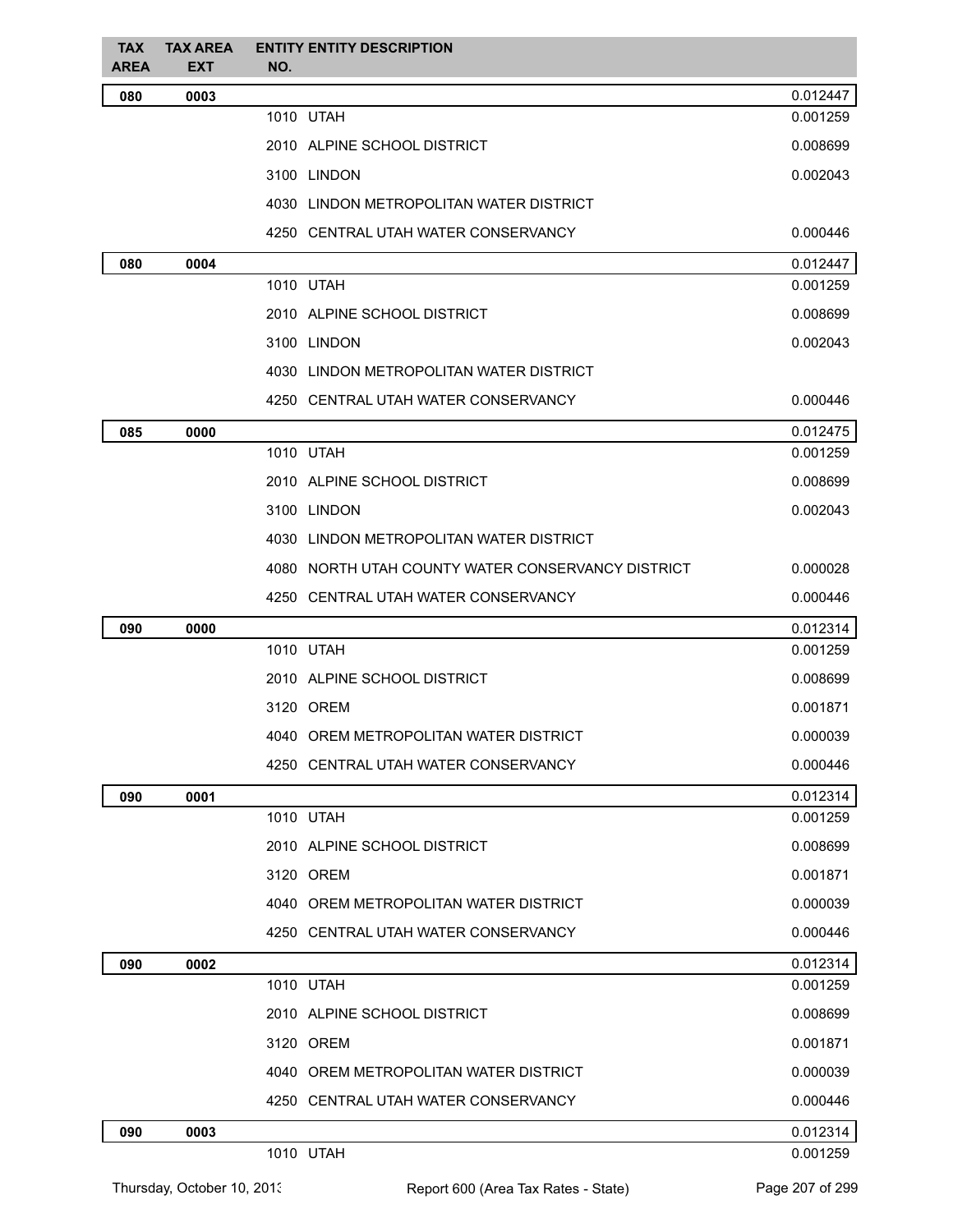| TAX AREA | TAX AREA EXT | ENTITY NO. | ENTITY DESCRIPTION | |
|---|---|---|---|---|
| **080** | **0003** | | | 0.012447 |
| | | 1010 | UTAH | 0.001259 |
| | | 2010 | ALPINE SCHOOL DISTRICT | 0.008699 |
| | | 3100 | LINDON | 0.002043 |
| | | 4030 | LINDON METROPOLITAN WATER DISTRICT | |
| | | 4250 | CENTRAL UTAH WATER CONSERVANCY | 0.000446 |
| **080** | **0004** | | | 0.012447 |
| | | 1010 | UTAH | 0.001259 |
| | | 2010 | ALPINE SCHOOL DISTRICT | 0.008699 |
| | | 3100 | LINDON | 0.002043 |
| | | 4030 | LINDON METROPOLITAN WATER DISTRICT | |
| | | 4250 | CENTRAL UTAH WATER CONSERVANCY | 0.000446 |
| **085** | **0000** | | | 0.012475 |
| | | 1010 | UTAH | 0.001259 |
| | | 2010 | ALPINE SCHOOL DISTRICT | 0.008699 |
| | | 3100 | LINDON | 0.002043 |
| | | 4030 | LINDON METROPOLITAN WATER DISTRICT | |
| | | 4080 | NORTH UTAH COUNTY WATER CONSERVANCY DISTRICT | 0.000028 |
| | | 4250 | CENTRAL UTAH WATER CONSERVANCY | 0.000446 |
| **090** | **0000** | | | 0.012314 |
| | | 1010 | UTAH | 0.001259 |
| | | 2010 | ALPINE SCHOOL DISTRICT | 0.008699 |
| | | 3120 | OREM | 0.001871 |
| | | 4040 | OREM METROPOLITAN WATER DISTRICT | 0.000039 |
| | | 4250 | CENTRAL UTAH WATER CONSERVANCY | 0.000446 |
| **090** | **0001** | | | 0.012314 |
| | | 1010 | UTAH | 0.001259 |
| | | 2010 | ALPINE SCHOOL DISTRICT | 0.008699 |
| | | 3120 | OREM | 0.001871 |
| | | 4040 | OREM METROPOLITAN WATER DISTRICT | 0.000039 |
| | | 4250 | CENTRAL UTAH WATER CONSERVANCY | 0.000446 |
| **090** | **0002** | | | 0.012314 |
| | | 1010 | UTAH | 0.001259 |
| | | 2010 | ALPINE SCHOOL DISTRICT | 0.008699 |
| | | 3120 | OREM | 0.001871 |
| | | 4040 | OREM METROPOLITAN WATER DISTRICT | 0.000039 |
| | | 4250 | CENTRAL UTAH WATER CONSERVANCY | 0.000446 |
| **090** | **0003** | | | 0.012314 |
| | | 1010 | UTAH | 0.001259 |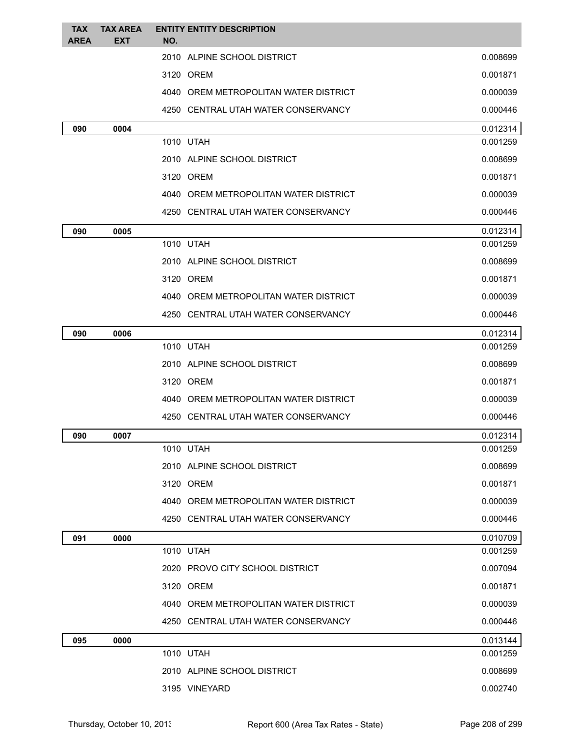| TAX AREA | TAX AREA EXT | ENTITY NO. | ENTITY DESCRIPTION | |
|---|---|---|---|---|
| | | 2010 | ALPINE SCHOOL DISTRICT | 0.008699 |
| | | 3120 | OREM | 0.001871 |
| | | 4040 | OREM METROPOLITAN WATER DISTRICT | 0.000039 |
| | | 4250 | CENTRAL UTAH WATER CONSERVANCY | 0.000446 |
| **090** | **0004** | | | 0.012314 |
| | | 1010 | UTAH | 0.001259 |
| | | 2010 | ALPINE SCHOOL DISTRICT | 0.008699 |
| | | 3120 | OREM | 0.001871 |
| | | 4040 | OREM METROPOLITAN WATER DISTRICT | 0.000039 |
| | | 4250 | CENTRAL UTAH WATER CONSERVANCY | 0.000446 |
| **090** | **0005** | | | 0.012314 |
| | | 1010 | UTAH | 0.001259 |
| | | 2010 | ALPINE SCHOOL DISTRICT | 0.008699 |
| | | 3120 | OREM | 0.001871 |
| | | 4040 | OREM METROPOLITAN WATER DISTRICT | 0.000039 |
| | | 4250 | CENTRAL UTAH WATER CONSERVANCY | 0.000446 |
| **090** | **0006** | | | 0.012314 |
| | | 1010 | UTAH | 0.001259 |
| | | 2010 | ALPINE SCHOOL DISTRICT | 0.008699 |
| | | 3120 | OREM | 0.001871 |
| | | 4040 | OREM METROPOLITAN WATER DISTRICT | 0.000039 |
| | | 4250 | CENTRAL UTAH WATER CONSERVANCY | 0.000446 |
| **090** | **0007** | | | 0.012314 |
| | | 1010 | UTAH | 0.001259 |
| | | 2010 | ALPINE SCHOOL DISTRICT | 0.008699 |
| | | 3120 | OREM | 0.001871 |
| | | 4040 | OREM METROPOLITAN WATER DISTRICT | 0.000039 |
| | | 4250 | CENTRAL UTAH WATER CONSERVANCY | 0.000446 |
| **091** | **0000** | | | 0.010709 |
| | | 1010 | UTAH | 0.001259 |
| | | 2020 | PROVO CITY SCHOOL DISTRICT | 0.007094 |
| | | 3120 | OREM | 0.001871 |
| | | 4040 | OREM METROPOLITAN WATER DISTRICT | 0.000039 |
| | | 4250 | CENTRAL UTAH WATER CONSERVANCY | 0.000446 |
| **095** | **0000** | | | 0.013144 |
| | | 1010 | UTAH | 0.001259 |
| | | 2010 | ALPINE SCHOOL DISTRICT | 0.008699 |
| | | 3195 | VINEYARD | 0.002740 |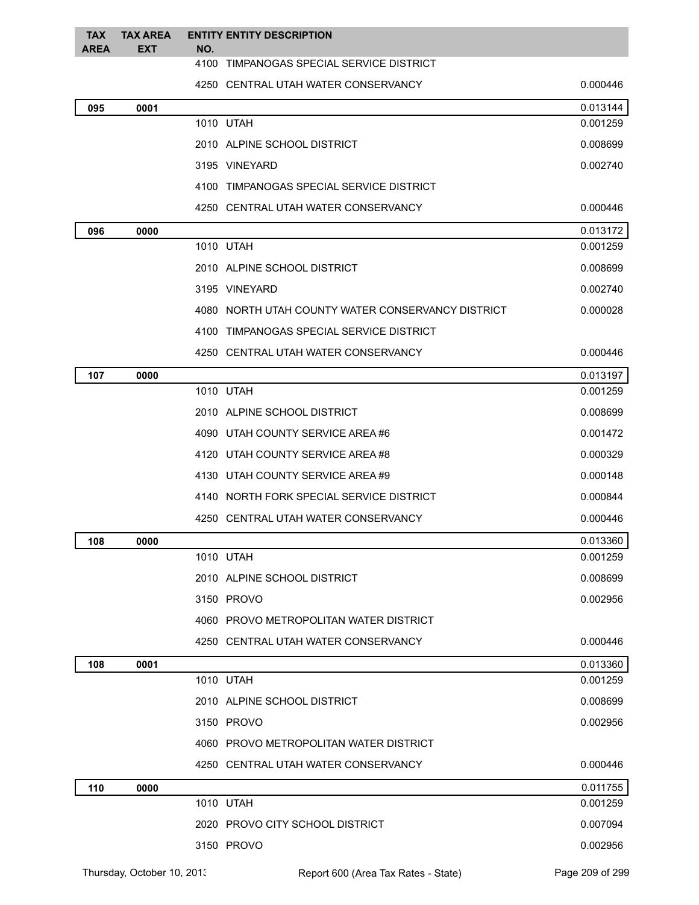| TAX AREA | TAX AREA EXT | ENTITY NO. | ENTITY DESCRIPTION | |
|---|---|---|---|---|
| | | 4100 | TIMPANOGAS SPECIAL SERVICE DISTRICT | |
| | | 4250 | CENTRAL UTAH WATER CONSERVANCY | 0.000446 |
| **095** | **0001** | | | 0.013144 |
| | | 1010 | UTAH | 0.001259 |
| | | 2010 | ALPINE SCHOOL DISTRICT | 0.008699 |
| | | 3195 | VINEYARD | 0.002740 |
| | | 4100 | TIMPANOGAS SPECIAL SERVICE DISTRICT | |
| | | 4250 | CENTRAL UTAH WATER CONSERVANCY | 0.000446 |
| **096** | **0000** | | | 0.013172 |
| | | 1010 | UTAH | 0.001259 |
| | | 2010 | ALPINE SCHOOL DISTRICT | 0.008699 |
| | | 3195 | VINEYARD | 0.002740 |
| | | 4080 | NORTH UTAH COUNTY WATER CONSERVANCY DISTRICT | 0.000028 |
| | | 4100 | TIMPANOGAS SPECIAL SERVICE DISTRICT | |
| | | 4250 | CENTRAL UTAH WATER CONSERVANCY | 0.000446 |
| **107** | **0000** | | | 0.013197 |
| | | 1010 | UTAH | 0.001259 |
| | | 2010 | ALPINE SCHOOL DISTRICT | 0.008699 |
| | | 4090 | UTAH COUNTY SERVICE AREA #6 | 0.001472 |
| | | 4120 | UTAH COUNTY SERVICE AREA #8 | 0.000329 |
| | | 4130 | UTAH COUNTY SERVICE AREA #9 | 0.000148 |
| | | 4140 | NORTH FORK SPECIAL SERVICE DISTRICT | 0.000844 |
| | | 4250 | CENTRAL UTAH WATER CONSERVANCY | 0.000446 |
| **108** | **0000** | | | 0.013360 |
| | | 1010 | UTAH | 0.001259 |
| | | 2010 | ALPINE SCHOOL DISTRICT | 0.008699 |
| | | 3150 | PROVO | 0.002956 |
| | | 4060 | PROVO METROPOLITAN WATER DISTRICT | |
| | | 4250 | CENTRAL UTAH WATER CONSERVANCY | 0.000446 |
| **108** | **0001** | | | 0.013360 |
| | | 1010 | UTAH | 0.001259 |
| | | 2010 | ALPINE SCHOOL DISTRICT | 0.008699 |
| | | 3150 | PROVO | 0.002956 |
| | | 4060 | PROVO METROPOLITAN WATER DISTRICT | |
| | | 4250 | CENTRAL UTAH WATER CONSERVANCY | 0.000446 |
| **110** | **0000** | | | 0.011755 |
| | | 1010 | UTAH | 0.001259 |
| | | 2020 | PROVO CITY SCHOOL DISTRICT | 0.007094 |
| | | 3150 | PROVO | 0.002956 |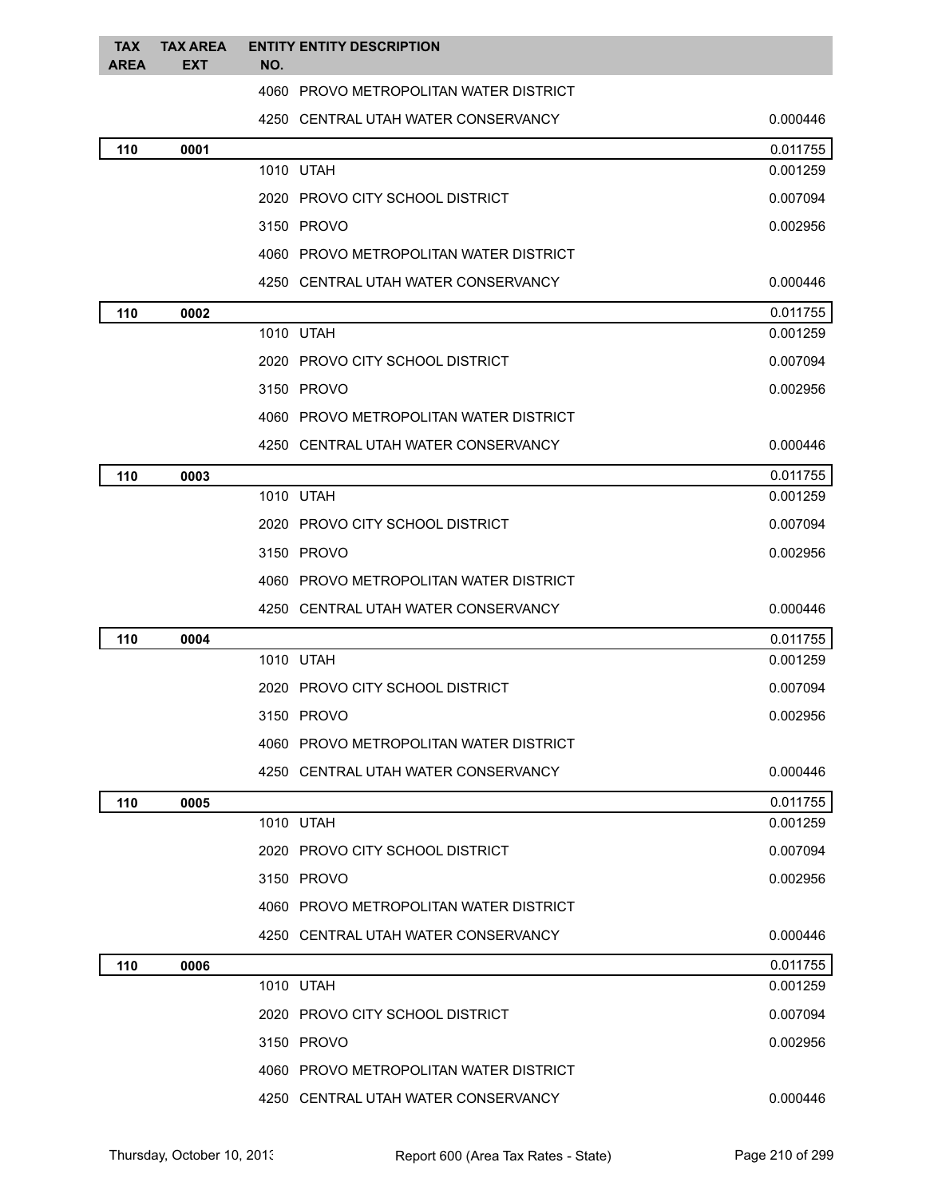| TAX AREA | TAX AREA EXT | ENTITY NO. | ENTITY DESCRIPTION | |
|---|---|---|---|---|
| | | 4060 | PROVO METROPOLITAN WATER DISTRICT | |
| | | 4250 | CENTRAL UTAH WATER CONSERVANCY | 0.000446 |
| **110** | **0001** | | | 0.011755 |
| | | 1010 | UTAH | 0.001259 |
| | | 2020 | PROVO CITY SCHOOL DISTRICT | 0.007094 |
| | | 3150 | PROVO | 0.002956 |
| | | 4060 | PROVO METROPOLITAN WATER DISTRICT | |
| | | 4250 | CENTRAL UTAH WATER CONSERVANCY | 0.000446 |
| **110** | **0002** | | | 0.011755 |
| | | 1010 | UTAH | 0.001259 |
| | | 2020 | PROVO CITY SCHOOL DISTRICT | 0.007094 |
| | | 3150 | PROVO | 0.002956 |
| | | 4060 | PROVO METROPOLITAN WATER DISTRICT | |
| | | 4250 | CENTRAL UTAH WATER CONSERVANCY | 0.000446 |
| **110** | **0003** | | | 0.011755 |
| | | 1010 | UTAH | 0.001259 |
| | | 2020 | PROVO CITY SCHOOL DISTRICT | 0.007094 |
| | | 3150 | PROVO | 0.002956 |
| | | 4060 | PROVO METROPOLITAN WATER DISTRICT | |
| | | 4250 | CENTRAL UTAH WATER CONSERVANCY | 0.000446 |
| **110** | **0004** | | | 0.011755 |
| | | 1010 | UTAH | 0.001259 |
| | | 2020 | PROVO CITY SCHOOL DISTRICT | 0.007094 |
| | | 3150 | PROVO | 0.002956 |
| | | 4060 | PROVO METROPOLITAN WATER DISTRICT | |
| | | 4250 | CENTRAL UTAH WATER CONSERVANCY | 0.000446 |
| **110** | **0005** | | | 0.011755 |
| | | 1010 | UTAH | 0.001259 |
| | | 2020 | PROVO CITY SCHOOL DISTRICT | 0.007094 |
| | | 3150 | PROVO | 0.002956 |
| | | 4060 | PROVO METROPOLITAN WATER DISTRICT | |
| | | 4250 | CENTRAL UTAH WATER CONSERVANCY | 0.000446 |
| **110** | **0006** | | | 0.011755 |
| | | 1010 | UTAH | 0.001259 |
| | | 2020 | PROVO CITY SCHOOL DISTRICT | 0.007094 |
| | | 3150 | PROVO | 0.002956 |
| | | 4060 | PROVO METROPOLITAN WATER DISTRICT | |
| | | 4250 | CENTRAL UTAH WATER CONSERVANCY | 0.000446 |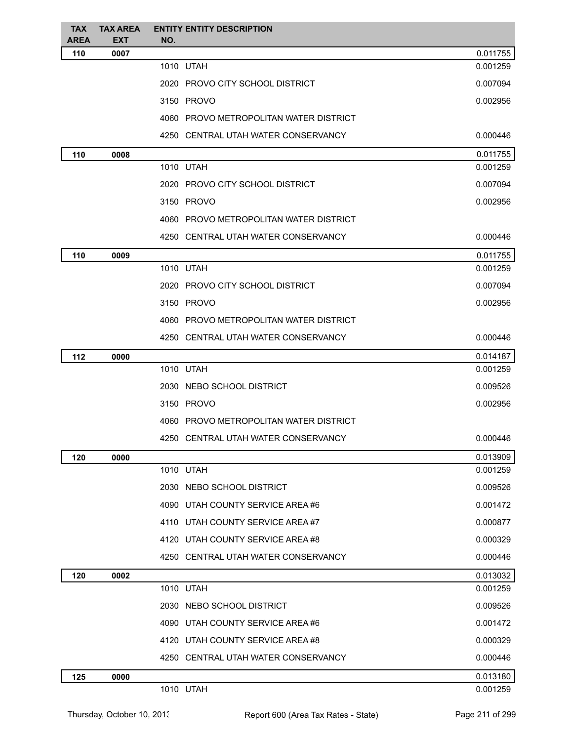| TAX AREA | TAX AREA EXT | ENTITY NO. | ENTITY DESCRIPTION | |
|---|---|---|---|---|
| **110** | **0007** | | | 0.011755 |
| | | 1010 | UTAH | 0.001259 |
| | | 2020 | PROVO CITY SCHOOL DISTRICT | 0.007094 |
| | | 3150 | PROVO | 0.002956 |
| | | 4060 | PROVO METROPOLITAN WATER DISTRICT | |
| | | 4250 | CENTRAL UTAH WATER CONSERVANCY | 0.000446 |
| **110** | **0008** | | | 0.011755 |
| | | 1010 | UTAH | 0.001259 |
| | | 2020 | PROVO CITY SCHOOL DISTRICT | 0.007094 |
| | | 3150 | PROVO | 0.002956 |
| | | 4060 | PROVO METROPOLITAN WATER DISTRICT | |
| | | 4250 | CENTRAL UTAH WATER CONSERVANCY | 0.000446 |
| **110** | **0009** | | | 0.011755 |
| | | 1010 | UTAH | 0.001259 |
| | | 2020 | PROVO CITY SCHOOL DISTRICT | 0.007094 |
| | | 3150 | PROVO | 0.002956 |
| | | 4060 | PROVO METROPOLITAN WATER DISTRICT | |
| | | 4250 | CENTRAL UTAH WATER CONSERVANCY | 0.000446 |
| **112** | **0000** | | | 0.014187 |
| | | 1010 | UTAH | 0.001259 |
| | | 2030 | NEBO SCHOOL DISTRICT | 0.009526 |
| | | 3150 | PROVO | 0.002956 |
| | | 4060 | PROVO METROPOLITAN WATER DISTRICT | |
| | | 4250 | CENTRAL UTAH WATER CONSERVANCY | 0.000446 |
| **120** | **0000** | | | 0.013909 |
| | | 1010 | UTAH | 0.001259 |
| | | 2030 | NEBO SCHOOL DISTRICT | 0.009526 |
| | | 4090 | UTAH COUNTY SERVICE AREA #6 | 0.001472 |
| | | 4110 | UTAH COUNTY SERVICE AREA #7 | 0.000877 |
| | | 4120 | UTAH COUNTY SERVICE AREA #8 | 0.000329 |
| | | 4250 | CENTRAL UTAH WATER CONSERVANCY | 0.000446 |
| **120** | **0002** | | | 0.013032 |
| | | 1010 | UTAH | 0.001259 |
| | | 2030 | NEBO SCHOOL DISTRICT | 0.009526 |
| | | 4090 | UTAH COUNTY SERVICE AREA #6 | 0.001472 |
| | | 4120 | UTAH COUNTY SERVICE AREA #8 | 0.000329 |
| | | 4250 | CENTRAL UTAH WATER CONSERVANCY | 0.000446 |
| **125** | **0000** | | | 0.013180 |
| | | 1010 | UTAH | 0.001259 |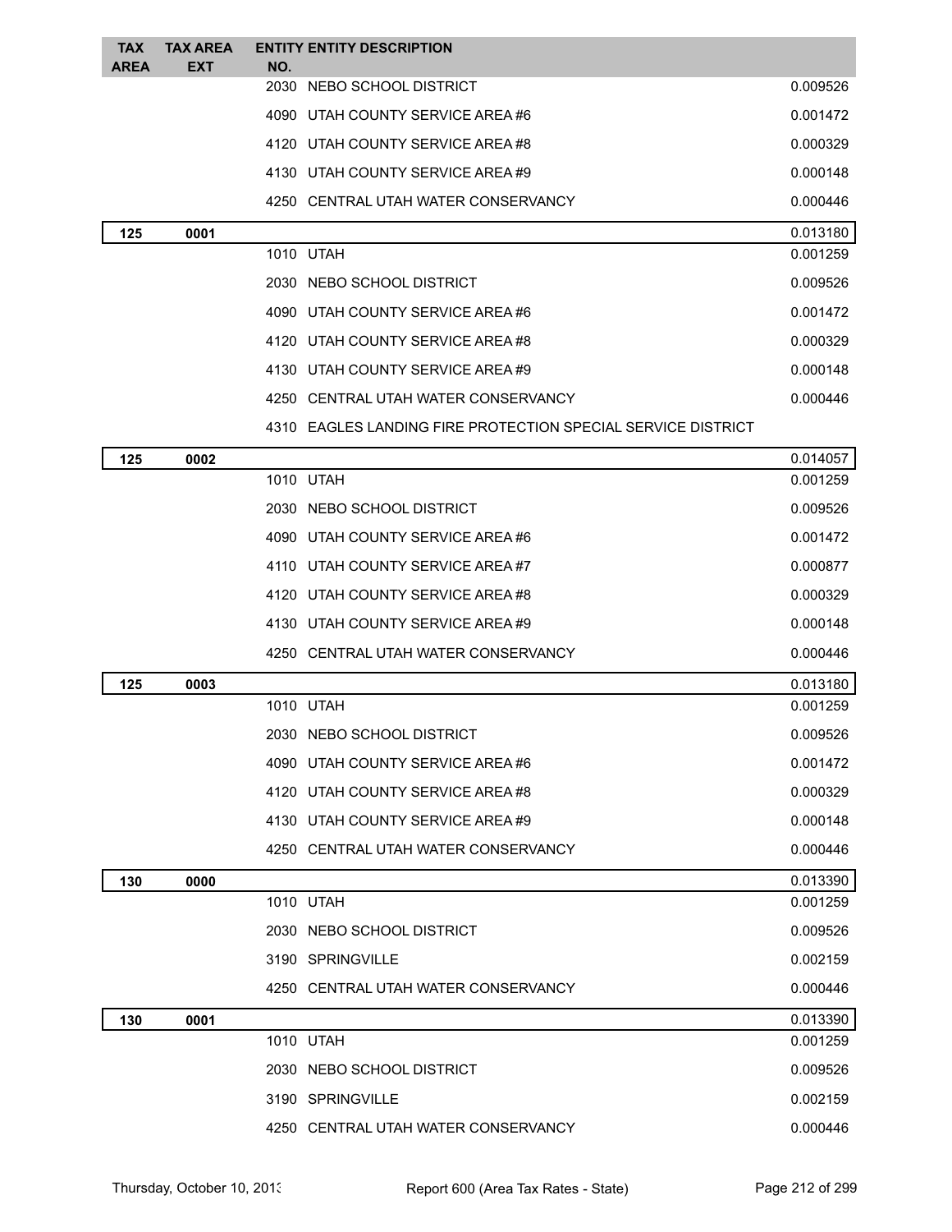| TAX AREA | TAX AREA EXT | ENTITY NO. | ENTITY DESCRIPTION | |
|---|---|---|---|---|
| | | 2030 | NEBO SCHOOL DISTRICT | 0.009526 |
| | | 4090 | UTAH COUNTY SERVICE AREA #6 | 0.001472 |
| | | 4120 | UTAH COUNTY SERVICE AREA #8 | 0.000329 |
| | | 4130 | UTAH COUNTY SERVICE AREA #9 | 0.000148 |
| | | 4250 | CENTRAL UTAH WATER CONSERVANCY | 0.000446 |
| **125** | **0001** | | | 0.013180 |
| | | 1010 | UTAH | 0.001259 |
| | | 2030 | NEBO SCHOOL DISTRICT | 0.009526 |
| | | 4090 | UTAH COUNTY SERVICE AREA #6 | 0.001472 |
| | | 4120 | UTAH COUNTY SERVICE AREA #8 | 0.000329 |
| | | 4130 | UTAH COUNTY SERVICE AREA #9 | 0.000148 |
| | | 4250 | CENTRAL UTAH WATER CONSERVANCY | 0.000446 |
| | | 4310 | EAGLES LANDING FIRE PROTECTION SPECIAL SERVICE DISTRICT | |
| **125** | **0002** | | | 0.014057 |
| | | 1010 | UTAH | 0.001259 |
| | | 2030 | NEBO SCHOOL DISTRICT | 0.009526 |
| | | 4090 | UTAH COUNTY SERVICE AREA #6 | 0.001472 |
| | | 4110 | UTAH COUNTY SERVICE AREA #7 | 0.000877 |
| | | 4120 | UTAH COUNTY SERVICE AREA #8 | 0.000329 |
| | | 4130 | UTAH COUNTY SERVICE AREA #9 | 0.000148 |
| | | 4250 | CENTRAL UTAH WATER CONSERVANCY | 0.000446 |
| **125** | **0003** | | | 0.013180 |
| | | 1010 | UTAH | 0.001259 |
| | | 2030 | NEBO SCHOOL DISTRICT | 0.009526 |
| | | 4090 | UTAH COUNTY SERVICE AREA #6 | 0.001472 |
| | | 4120 | UTAH COUNTY SERVICE AREA #8 | 0.000329 |
| | | 4130 | UTAH COUNTY SERVICE AREA #9 | 0.000148 |
| | | 4250 | CENTRAL UTAH WATER CONSERVANCY | 0.000446 |
| **130** | **0000** | | | 0.013390 |
| | | 1010 | UTAH | 0.001259 |
| | | 2030 | NEBO SCHOOL DISTRICT | 0.009526 |
| | | 3190 | SPRINGVILLE | 0.002159 |
| | | 4250 | CENTRAL UTAH WATER CONSERVANCY | 0.000446 |
| **130** | **0001** | | | 0.013390 |
| | | 1010 | UTAH | 0.001259 |
| | | 2030 | NEBO SCHOOL DISTRICT | 0.009526 |
| | | 3190 | SPRINGVILLE | 0.002159 |
| | | 4250 | CENTRAL UTAH WATER CONSERVANCY | 0.000446 |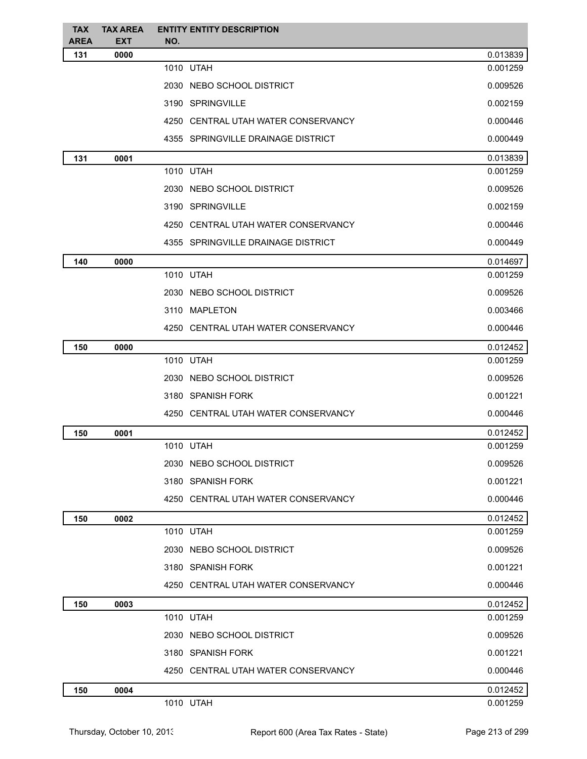| TAX AREA | TAX AREA EXT | ENTITY NO. | ENTITY DESCRIPTION | |
|---|---|---|---|---|
| **131** | **0000** | | | 0.013839 |
| | | 1010 | UTAH | 0.001259 |
| | | 2030 | NEBO SCHOOL DISTRICT | 0.009526 |
| | | 3190 | SPRINGVILLE | 0.002159 |
| | | 4250 | CENTRAL UTAH WATER CONSERVANCY | 0.000446 |
| | | 4355 | SPRINGVILLE DRAINAGE DISTRICT | 0.000449 |
| **131** | **0001** | | | 0.013839 |
| | | 1010 | UTAH | 0.001259 |
| | | 2030 | NEBO SCHOOL DISTRICT | 0.009526 |
| | | 3190 | SPRINGVILLE | 0.002159 |
| | | 4250 | CENTRAL UTAH WATER CONSERVANCY | 0.000446 |
| | | 4355 | SPRINGVILLE DRAINAGE DISTRICT | 0.000449 |
| **140** | **0000** | | | 0.014697 |
| | | 1010 | UTAH | 0.001259 |
| | | 2030 | NEBO SCHOOL DISTRICT | 0.009526 |
| | | 3110 | MAPLETON | 0.003466 |
| | | 4250 | CENTRAL UTAH WATER CONSERVANCY | 0.000446 |
| **150** | **0000** | | | 0.012452 |
| | | 1010 | UTAH | 0.001259 |
| | | 2030 | NEBO SCHOOL DISTRICT | 0.009526 |
| | | 3180 | SPANISH FORK | 0.001221 |
| | | 4250 | CENTRAL UTAH WATER CONSERVANCY | 0.000446 |
| **150** | **0001** | | | 0.012452 |
| | | 1010 | UTAH | 0.001259 |
| | | 2030 | NEBO SCHOOL DISTRICT | 0.009526 |
| | | 3180 | SPANISH FORK | 0.001221 |
| | | 4250 | CENTRAL UTAH WATER CONSERVANCY | 0.000446 |
| **150** | **0002** | | | 0.012452 |
| | | 1010 | UTAH | 0.001259 |
| | | 2030 | NEBO SCHOOL DISTRICT | 0.009526 |
| | | 3180 | SPANISH FORK | 0.001221 |
| | | 4250 | CENTRAL UTAH WATER CONSERVANCY | 0.000446 |
| **150** | **0003** | | | 0.012452 |
| | | 1010 | UTAH | 0.001259 |
| | | 2030 | NEBO SCHOOL DISTRICT | 0.009526 |
| | | 3180 | SPANISH FORK | 0.001221 |
| | | 4250 | CENTRAL UTAH WATER CONSERVANCY | 0.000446 |
| **150** | **0004** | | | 0.012452 |
| | | 1010 | UTAH | 0.001259 |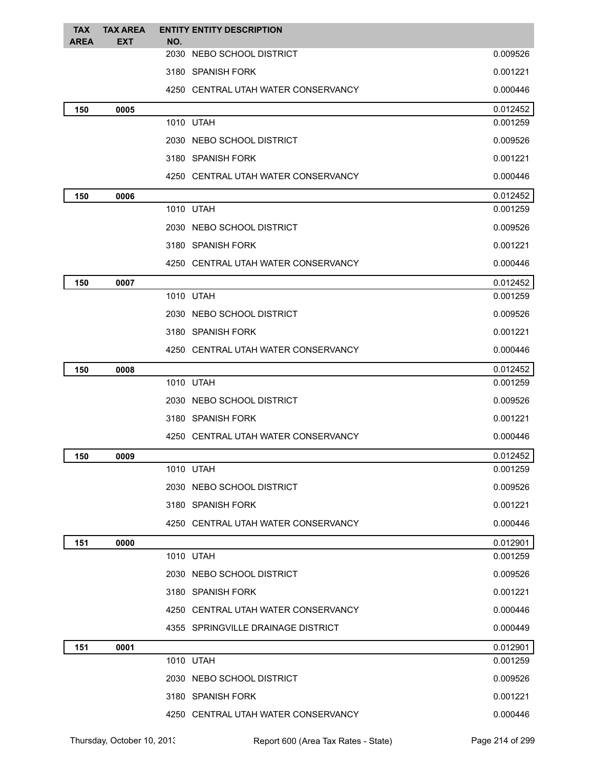| TAX AREA | TAX AREA EXT | ENTITY NO. | ENTITY DESCRIPTION | |
|---|---|---|---|---|
| | | 2030 | NEBO SCHOOL DISTRICT | 0.009526 |
| | | 3180 | SPANISH FORK | 0.001221 |
| | | 4250 | CENTRAL UTAH WATER CONSERVANCY | 0.000446 |
| **150** | **0005** | | | 0.012452 |
| | | 1010 | UTAH | 0.001259 |
| | | 2030 | NEBO SCHOOL DISTRICT | 0.009526 |
| | | 3180 | SPANISH FORK | 0.001221 |
| | | 4250 | CENTRAL UTAH WATER CONSERVANCY | 0.000446 |
| **150** | **0006** | | | 0.012452 |
| | | 1010 | UTAH | 0.001259 |
| | | 2030 | NEBO SCHOOL DISTRICT | 0.009526 |
| | | 3180 | SPANISH FORK | 0.001221 |
| | | 4250 | CENTRAL UTAH WATER CONSERVANCY | 0.000446 |
| **150** | **0007** | | | 0.012452 |
| | | 1010 | UTAH | 0.001259 |
| | | 2030 | NEBO SCHOOL DISTRICT | 0.009526 |
| | | 3180 | SPANISH FORK | 0.001221 |
| | | 4250 | CENTRAL UTAH WATER CONSERVANCY | 0.000446 |
| **150** | **0008** | | | 0.012452 |
| | | 1010 | UTAH | 0.001259 |
| | | 2030 | NEBO SCHOOL DISTRICT | 0.009526 |
| | | 3180 | SPANISH FORK | 0.001221 |
| | | 4250 | CENTRAL UTAH WATER CONSERVANCY | 0.000446 |
| **150** | **0009** | | | 0.012452 |
| | | 1010 | UTAH | 0.001259 |
| | | 2030 | NEBO SCHOOL DISTRICT | 0.009526 |
| | | 3180 | SPANISH FORK | 0.001221 |
| | | 4250 | CENTRAL UTAH WATER CONSERVANCY | 0.000446 |
| **151** | **0000** | | | 0.012901 |
| | | 1010 | UTAH | 0.001259 |
| | | 2030 | NEBO SCHOOL DISTRICT | 0.009526 |
| | | 3180 | SPANISH FORK | 0.001221 |
| | | 4250 | CENTRAL UTAH WATER CONSERVANCY | 0.000446 |
| | | 4355 | SPRINGVILLE DRAINAGE DISTRICT | 0.000449 |
| **151** | **0001** | | | 0.012901 |
| | | 1010 | UTAH | 0.001259 |
| | | 2030 | NEBO SCHOOL DISTRICT | 0.009526 |
| | | 3180 | SPANISH FORK | 0.001221 |
| | | 4250 | CENTRAL UTAH WATER CONSERVANCY | 0.000446 |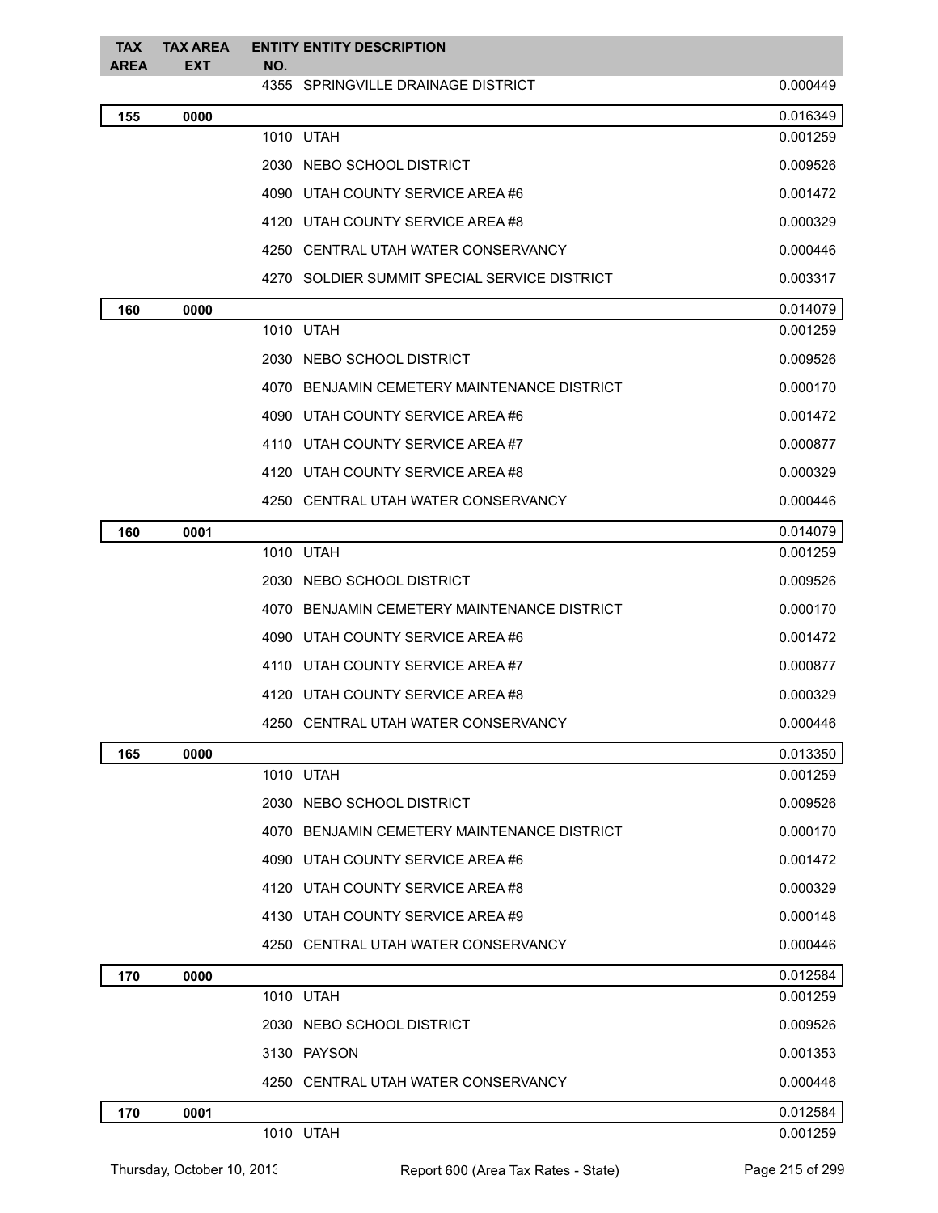| TAX AREA | TAX AREA EXT | ENTITY NO. | ENTITY DESCRIPTION | |
|---|---|---|---|---|
| | | 4355 | SPRINGVILLE DRAINAGE DISTRICT | 0.000449 |
| **155** | **0000** | | | 0.016349 |
| | | 1010 | UTAH | 0.001259 |
| | | 2030 | NEBO SCHOOL DISTRICT | 0.009526 |
| | | 4090 | UTAH COUNTY SERVICE AREA #6 | 0.001472 |
| | | 4120 | UTAH COUNTY SERVICE AREA #8 | 0.000329 |
| | | 4250 | CENTRAL UTAH WATER CONSERVANCY | 0.000446 |
| | | 4270 | SOLDIER SUMMIT SPECIAL SERVICE DISTRICT | 0.003317 |
| **160** | **0000** | | | 0.014079 |
| | | 1010 | UTAH | 0.001259 |
| | | 2030 | NEBO SCHOOL DISTRICT | 0.009526 |
| | | 4070 | BENJAMIN CEMETERY MAINTENANCE DISTRICT | 0.000170 |
| | | 4090 | UTAH COUNTY SERVICE AREA #6 | 0.001472 |
| | | 4110 | UTAH COUNTY SERVICE AREA #7 | 0.000877 |
| | | 4120 | UTAH COUNTY SERVICE AREA #8 | 0.000329 |
| | | 4250 | CENTRAL UTAH WATER CONSERVANCY | 0.000446 |
| **160** | **0001** | | | 0.014079 |
| | | 1010 | UTAH | 0.001259 |
| | | 2030 | NEBO SCHOOL DISTRICT | 0.009526 |
| | | 4070 | BENJAMIN CEMETERY MAINTENANCE DISTRICT | 0.000170 |
| | | 4090 | UTAH COUNTY SERVICE AREA #6 | 0.001472 |
| | | 4110 | UTAH COUNTY SERVICE AREA #7 | 0.000877 |
| | | 4120 | UTAH COUNTY SERVICE AREA #8 | 0.000329 |
| | | 4250 | CENTRAL UTAH WATER CONSERVANCY | 0.000446 |
| **165** | **0000** | | | 0.013350 |
| | | 1010 | UTAH | 0.001259 |
| | | 2030 | NEBO SCHOOL DISTRICT | 0.009526 |
| | | 4070 | BENJAMIN CEMETERY MAINTENANCE DISTRICT | 0.000170 |
| | | 4090 | UTAH COUNTY SERVICE AREA #6 | 0.001472 |
| | | 4120 | UTAH COUNTY SERVICE AREA #8 | 0.000329 |
| | | 4130 | UTAH COUNTY SERVICE AREA #9 | 0.000148 |
| | | 4250 | CENTRAL UTAH WATER CONSERVANCY | 0.000446 |
| **170** | **0000** | | | 0.012584 |
| | | 1010 | UTAH | 0.001259 |
| | | 2030 | NEBO SCHOOL DISTRICT | 0.009526 |
| | | 3130 | PAYSON | 0.001353 |
| | | 4250 | CENTRAL UTAH WATER CONSERVANCY | 0.000446 |
| **170** | **0001** | | | 0.012584 |
| | | 1010 | UTAH | 0.001259 |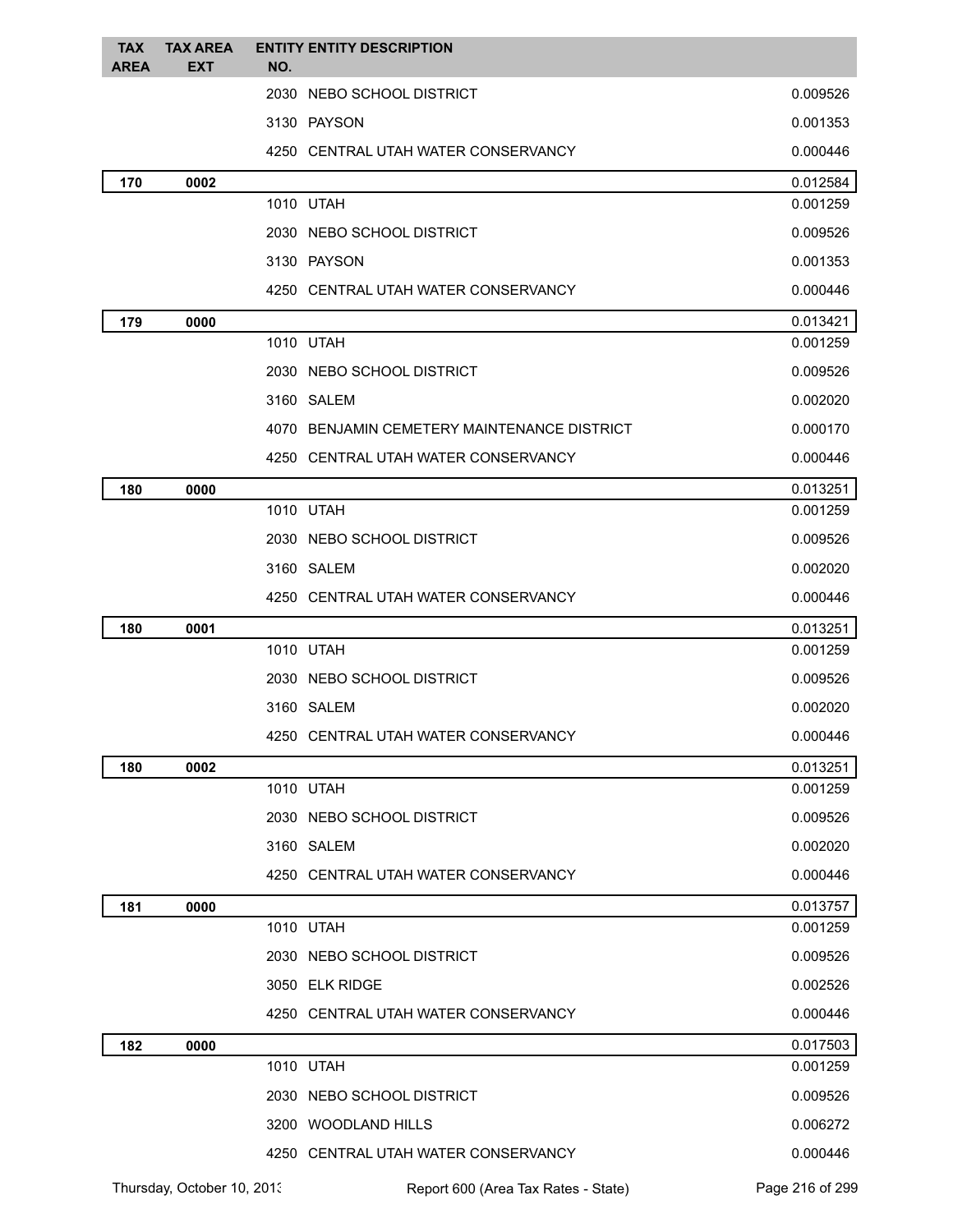| TAX AREA | TAX AREA EXT | ENTITY NO. | ENTITY DESCRIPTION | |
|---|---|---|---|---|
| | | 2030 | NEBO SCHOOL DISTRICT | 0.009526 |
| | | 3130 | PAYSON | 0.001353 |
| | | 4250 | CENTRAL UTAH WATER CONSERVANCY | 0.000446 |
| **170** | **0002** | | | 0.012584 |
| | | 1010 | UTAH | 0.001259 |
| | | 2030 | NEBO SCHOOL DISTRICT | 0.009526 |
| | | 3130 | PAYSON | 0.001353 |
| | | 4250 | CENTRAL UTAH WATER CONSERVANCY | 0.000446 |
| **179** | **0000** | | | 0.013421 |
| | | 1010 | UTAH | 0.001259 |
| | | 2030 | NEBO SCHOOL DISTRICT | 0.009526 |
| | | 3160 | SALEM | 0.002020 |
| | | 4070 | BENJAMIN CEMETERY MAINTENANCE DISTRICT | 0.000170 |
| | | 4250 | CENTRAL UTAH WATER CONSERVANCY | 0.000446 |
| **180** | **0000** | | | 0.013251 |
| | | 1010 | UTAH | 0.001259 |
| | | 2030 | NEBO SCHOOL DISTRICT | 0.009526 |
| | | 3160 | SALEM | 0.002020 |
| | | 4250 | CENTRAL UTAH WATER CONSERVANCY | 0.000446 |
| **180** | **0001** | | | 0.013251 |
| | | 1010 | UTAH | 0.001259 |
| | | 2030 | NEBO SCHOOL DISTRICT | 0.009526 |
| | | 3160 | SALEM | 0.002020 |
| | | 4250 | CENTRAL UTAH WATER CONSERVANCY | 0.000446 |
| **180** | **0002** | | | 0.013251 |
| | | 1010 | UTAH | 0.001259 |
| | | 2030 | NEBO SCHOOL DISTRICT | 0.009526 |
| | | 3160 | SALEM | 0.002020 |
| | | 4250 | CENTRAL UTAH WATER CONSERVANCY | 0.000446 |
| **181** | **0000** | | | 0.013757 |
| | | 1010 | UTAH | 0.001259 |
| | | 2030 | NEBO SCHOOL DISTRICT | 0.009526 |
| | | 3050 | ELK RIDGE | 0.002526 |
| | | 4250 | CENTRAL UTAH WATER CONSERVANCY | 0.000446 |
| **182** | **0000** | | | 0.017503 |
| | | 1010 | UTAH | 0.001259 |
| | | 2030 | NEBO SCHOOL DISTRICT | 0.009526 |
| | | 3200 | WOODLAND HILLS | 0.006272 |
| | | 4250 | CENTRAL UTAH WATER CONSERVANCY | 0.000446 |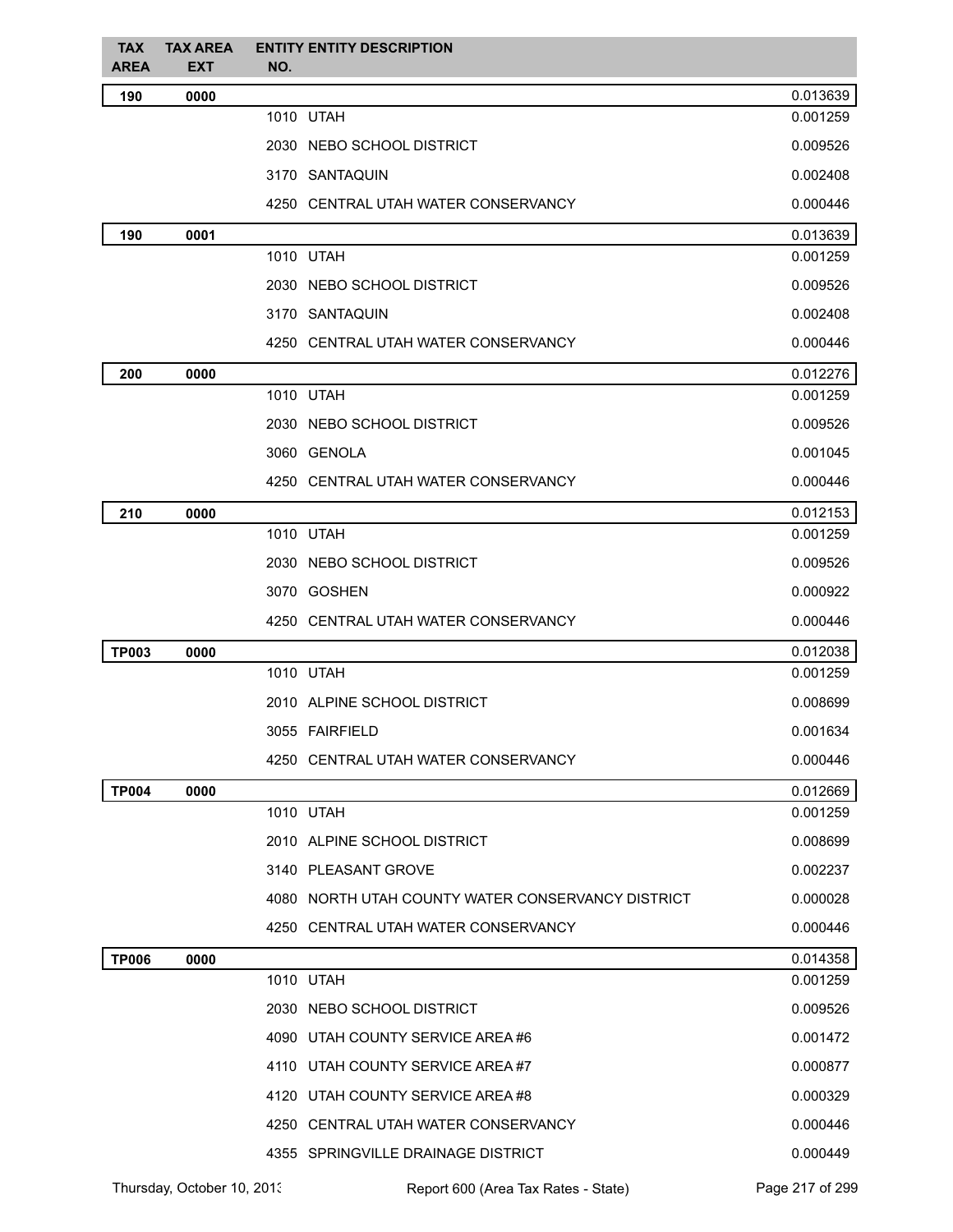| TAX AREA | TAX AREA EXT | ENTITY NO. | ENTITY DESCRIPTION | |
|---|---|---|---|---|
| **190** | **0000** | | | 0.013639 |
| | | 1010 | UTAH | 0.001259 |
| | | 2030 | NEBO SCHOOL DISTRICT | 0.009526 |
| | | 3170 | SANTAQUIN | 0.002408 |
| | | 4250 | CENTRAL UTAH WATER CONSERVANCY | 0.000446 |
| **190** | **0001** | | | 0.013639 |
| | | 1010 | UTAH | 0.001259 |
| | | 2030 | NEBO SCHOOL DISTRICT | 0.009526 |
| | | 3170 | SANTAQUIN | 0.002408 |
| | | 4250 | CENTRAL UTAH WATER CONSERVANCY | 0.000446 |
| **200** | **0000** | | | 0.012276 |
| | | 1010 | UTAH | 0.001259 |
| | | 2030 | NEBO SCHOOL DISTRICT | 0.009526 |
| | | 3060 | GENOLA | 0.001045 |
| | | 4250 | CENTRAL UTAH WATER CONSERVANCY | 0.000446 |
| **210** | **0000** | | | 0.012153 |
| | | 1010 | UTAH | 0.001259 |
| | | 2030 | NEBO SCHOOL DISTRICT | 0.009526 |
| | | 3070 | GOSHEN | 0.000922 |
| | | 4250 | CENTRAL UTAH WATER CONSERVANCY | 0.000446 |
| **TP003** | **0000** | | | 0.012038 |
| | | 1010 | UTAH | 0.001259 |
| | | 2010 | ALPINE SCHOOL DISTRICT | 0.008699 |
| | | 3055 | FAIRFIELD | 0.001634 |
| | | 4250 | CENTRAL UTAH WATER CONSERVANCY | 0.000446 |
| **TP004** | **0000** | | | 0.012669 |
| | | 1010 | UTAH | 0.001259 |
| | | 2010 | ALPINE SCHOOL DISTRICT | 0.008699 |
| | | 3140 | PLEASANT GROVE | 0.002237 |
| | | 4080 | NORTH UTAH COUNTY WATER CONSERVANCY DISTRICT | 0.000028 |
| | | 4250 | CENTRAL UTAH WATER CONSERVANCY | 0.000446 |
| **TP006** | **0000** | | | 0.014358 |
| | | 1010 | UTAH | 0.001259 |
| | | 2030 | NEBO SCHOOL DISTRICT | 0.009526 |
| | | 4090 | UTAH COUNTY SERVICE AREA #6 | 0.001472 |
| | | 4110 | UTAH COUNTY SERVICE AREA #7 | 0.000877 |
| | | 4120 | UTAH COUNTY SERVICE AREA #8 | 0.000329 |
| | | 4250 | CENTRAL UTAH WATER CONSERVANCY | 0.000446 |
| | | 4355 | SPRINGVILLE DRAINAGE DISTRICT | 0.000449 |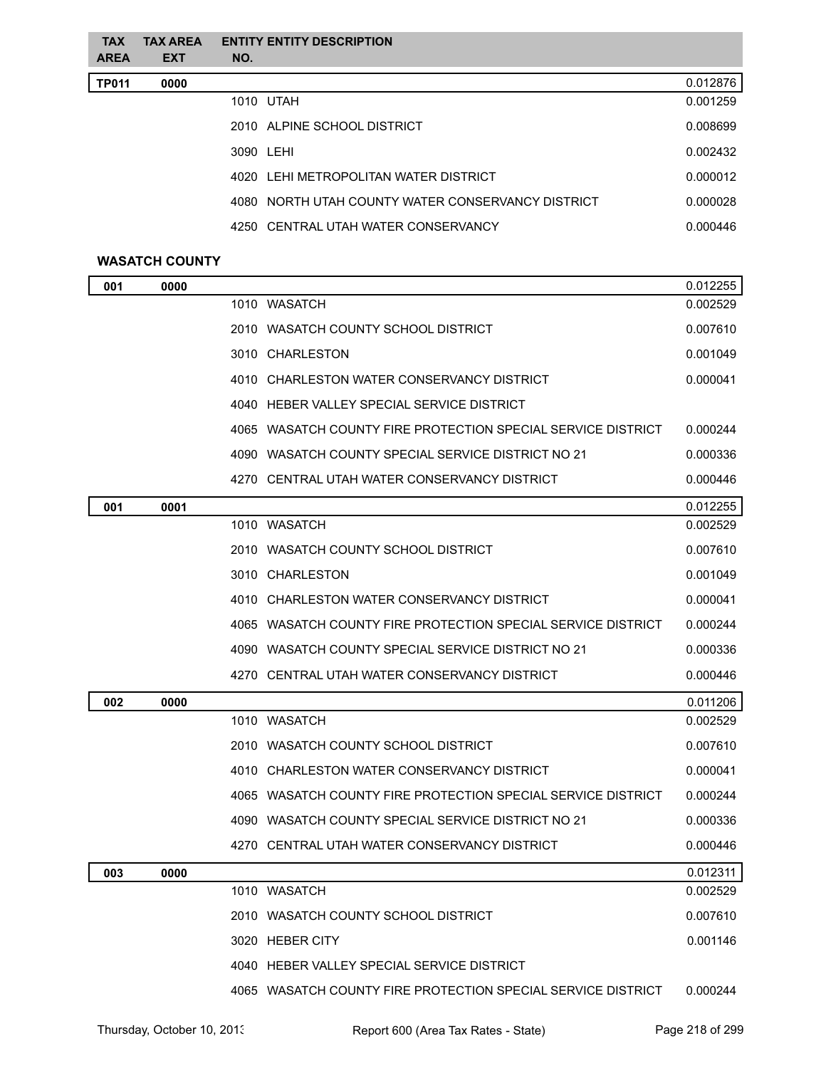| TAX AREA | TAX AREA EXT | ENTITY NO. | ENTITY DESCRIPTION | |
|---|---|---|---|---|
| **TP011** | **0000** | | | 0.012876 |
| | | 1010 | UTAH | 0.001259 |
| | | 2010 | ALPINE SCHOOL DISTRICT | 0.008699 |
| | | 3090 | LEHI | 0.002432 |
| | | 4020 | LEHI METROPOLITAN WATER DISTRICT | 0.000012 |
| | | 4080 | NORTH UTAH COUNTY WATER CONSERVANCY DISTRICT | 0.000028 |
| | | 4250 | CENTRAL UTAH WATER CONSERVANCY | 0.000446 |

**WASATCH COUNTY**

| TAX AREA | TAX AREA EXT | ENTITY NO. | ENTITY DESCRIPTION | |
|---|---|---|---|---|
| **001** | **0000** | | | 0.012255 |
| | | 1010 | WASATCH | 0.002529 |
| | | 2010 | WASATCH COUNTY SCHOOL DISTRICT | 0.007610 |
| | | 3010 | CHARLESTON | 0.001049 |
| | | 4010 | CHARLESTON WATER CONSERVANCY DISTRICT | 0.000041 |
| | | 4040 | HEBER VALLEY SPECIAL SERVICE DISTRICT | |
| | | 4065 | WASATCH COUNTY FIRE PROTECTION SPECIAL SERVICE DISTRICT | 0.000244 |
| | | 4090 | WASATCH COUNTY SPECIAL SERVICE DISTRICT NO 21 | 0.000336 |
| | | 4270 | CENTRAL UTAH WATER CONSERVANCY DISTRICT | 0.000446 |
| **001** | **0001** | | | 0.012255 |
| | | 1010 | WASATCH | 0.002529 |
| | | 2010 | WASATCH COUNTY SCHOOL DISTRICT | 0.007610 |
| | | 3010 | CHARLESTON | 0.001049 |
| | | 4010 | CHARLESTON WATER CONSERVANCY DISTRICT | 0.000041 |
| | | 4065 | WASATCH COUNTY FIRE PROTECTION SPECIAL SERVICE DISTRICT | 0.000244 |
| | | 4090 | WASATCH COUNTY SPECIAL SERVICE DISTRICT NO 21 | 0.000336 |
| | | 4270 | CENTRAL UTAH WATER CONSERVANCY DISTRICT | 0.000446 |
| **002** | **0000** | | | 0.011206 |
| | | 1010 | WASATCH | 0.002529 |
| | | 2010 | WASATCH COUNTY SCHOOL DISTRICT | 0.007610 |
| | | 4010 | CHARLESTON WATER CONSERVANCY DISTRICT | 0.000041 |
| | | 4065 | WASATCH COUNTY FIRE PROTECTION SPECIAL SERVICE DISTRICT | 0.000244 |
| | | 4090 | WASATCH COUNTY SPECIAL SERVICE DISTRICT NO 21 | 0.000336 |
| | | 4270 | CENTRAL UTAH WATER CONSERVANCY DISTRICT | 0.000446 |
| **003** | **0000** | | | 0.012311 |
| | | 1010 | WASATCH | 0.002529 |
| | | 2010 | WASATCH COUNTY SCHOOL DISTRICT | 0.007610 |
| | | 3020 | HEBER CITY | 0.001146 |
| | | 4040 | HEBER VALLEY SPECIAL SERVICE DISTRICT | |
| | | 4065 | WASATCH COUNTY FIRE PROTECTION SPECIAL SERVICE DISTRICT | 0.000244 |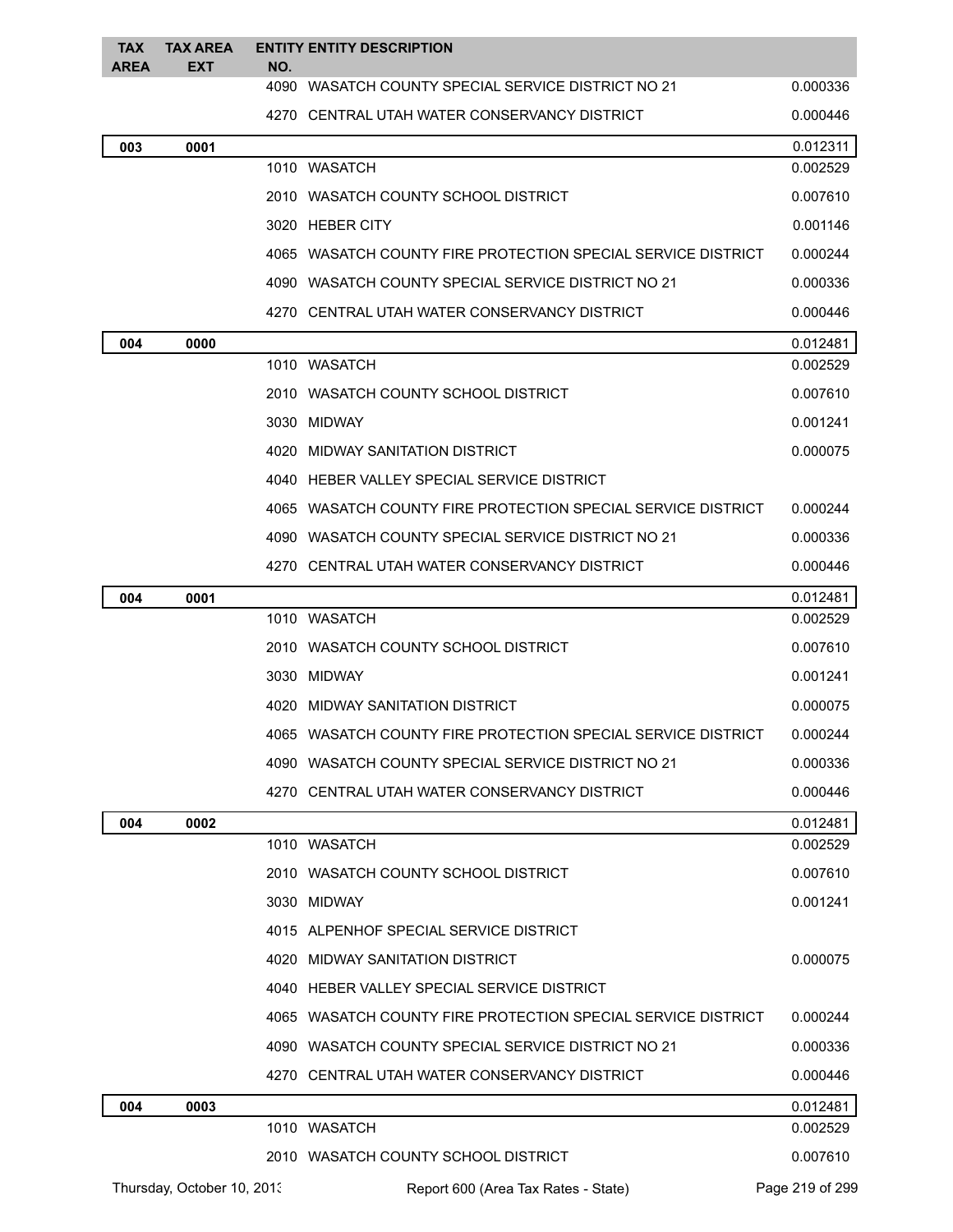| TAX AREA | TAX AREA EXT | ENTITY NO. | ENTITY DESCRIPTION | |
|---|---|---|---|---|
| | | 4090 | WASATCH COUNTY SPECIAL SERVICE DISTRICT NO 21 | 0.000336 |
| | | 4270 | CENTRAL UTAH WATER CONSERVANCY DISTRICT | 0.000446 |
| **003** | **0001** | | | 0.012311 |
| | | 1010 | WASATCH | 0.002529 |
| | | 2010 | WASATCH COUNTY SCHOOL DISTRICT | 0.007610 |
| | | 3020 | HEBER CITY | 0.001146 |
| | | 4065 | WASATCH COUNTY FIRE PROTECTION SPECIAL SERVICE DISTRICT | 0.000244 |
| | | 4090 | WASATCH COUNTY SPECIAL SERVICE DISTRICT NO 21 | 0.000336 |
| | | 4270 | CENTRAL UTAH WATER CONSERVANCY DISTRICT | 0.000446 |
| **004** | **0000** | | | 0.012481 |
| | | 1010 | WASATCH | 0.002529 |
| | | 2010 | WASATCH COUNTY SCHOOL DISTRICT | 0.007610 |
| | | 3030 | MIDWAY | 0.001241 |
| | | 4020 | MIDWAY SANITATION DISTRICT | 0.000075 |
| | | 4040 | HEBER VALLEY SPECIAL SERVICE DISTRICT | |
| | | 4065 | WASATCH COUNTY FIRE PROTECTION SPECIAL SERVICE DISTRICT | 0.000244 |
| | | 4090 | WASATCH COUNTY SPECIAL SERVICE DISTRICT NO 21 | 0.000336 |
| | | 4270 | CENTRAL UTAH WATER CONSERVANCY DISTRICT | 0.000446 |
| **004** | **0001** | | | 0.012481 |
| | | 1010 | WASATCH | 0.002529 |
| | | 2010 | WASATCH COUNTY SCHOOL DISTRICT | 0.007610 |
| | | 3030 | MIDWAY | 0.001241 |
| | | 4020 | MIDWAY SANITATION DISTRICT | 0.000075 |
| | | 4065 | WASATCH COUNTY FIRE PROTECTION SPECIAL SERVICE DISTRICT | 0.000244 |
| | | 4090 | WASATCH COUNTY SPECIAL SERVICE DISTRICT NO 21 | 0.000336 |
| | | 4270 | CENTRAL UTAH WATER CONSERVANCY DISTRICT | 0.000446 |
| **004** | **0002** | | | 0.012481 |
| | | 1010 | WASATCH | 0.002529 |
| | | 2010 | WASATCH COUNTY SCHOOL DISTRICT | 0.007610 |
| | | 3030 | MIDWAY | 0.001241 |
| | | 4015 | ALPENHOF SPECIAL SERVICE DISTRICT | |
| | | 4020 | MIDWAY SANITATION DISTRICT | 0.000075 |
| | | 4040 | HEBER VALLEY SPECIAL SERVICE DISTRICT | |
| | | 4065 | WASATCH COUNTY FIRE PROTECTION SPECIAL SERVICE DISTRICT | 0.000244 |
| | | 4090 | WASATCH COUNTY SPECIAL SERVICE DISTRICT NO 21 | 0.000336 |
| | | 4270 | CENTRAL UTAH WATER CONSERVANCY DISTRICT | 0.000446 |
| **004** | **0003** | | | 0.012481 |
| | | 1010 | WASATCH | 0.002529 |
| | | 2010 | WASATCH COUNTY SCHOOL DISTRICT | 0.007610 |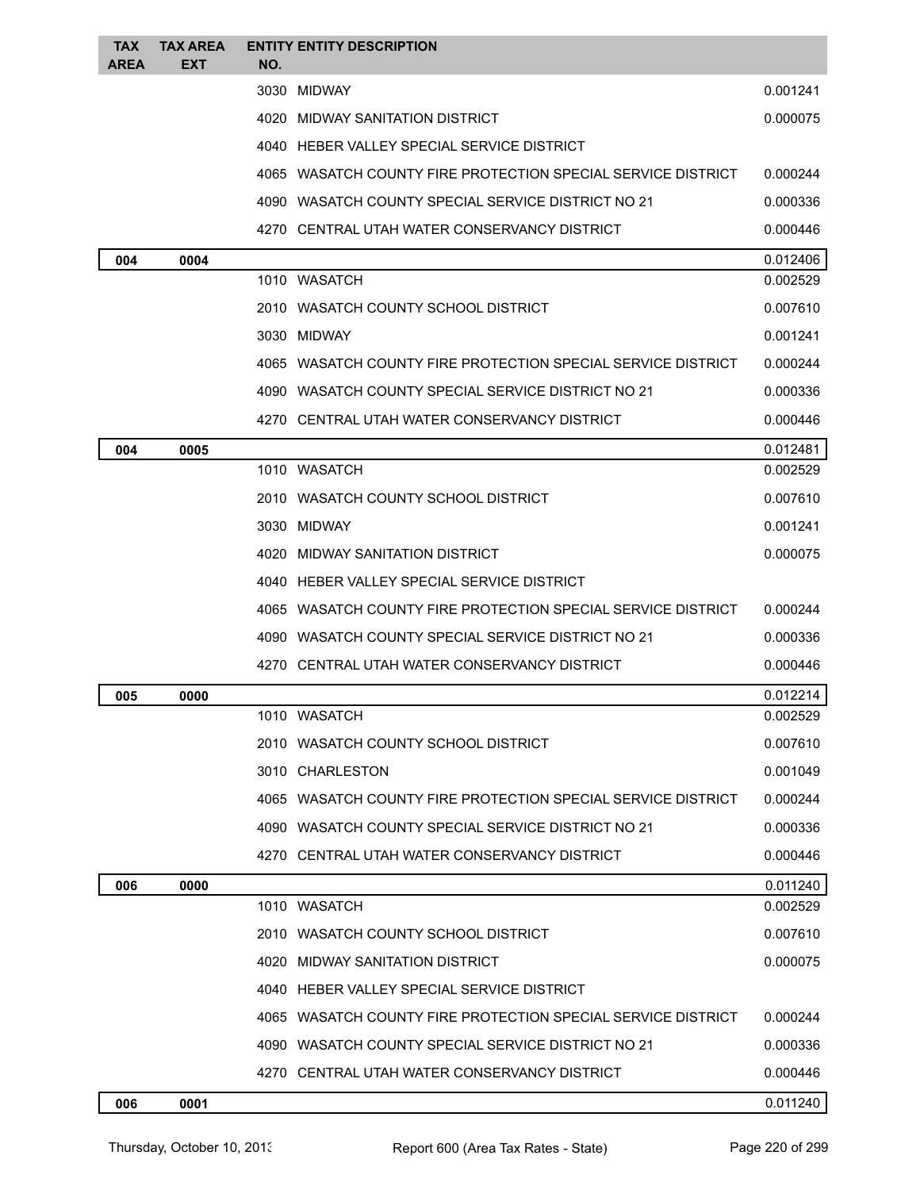| TAX AREA | TAX AREA EXT | ENTITY NO. | ENTITY DESCRIPTION | |
|---|---|---|---|---|
| | | 3030 | MIDWAY | 0.001241 |
| | | 4020 | MIDWAY SANITATION DISTRICT | 0.000075 |
| | | 4040 | HEBER VALLEY SPECIAL SERVICE DISTRICT | |
| | | 4065 | WASATCH COUNTY FIRE PROTECTION SPECIAL SERVICE DISTRICT | 0.000244 |
| | | 4090 | WASATCH COUNTY SPECIAL SERVICE DISTRICT NO 21 | 0.000336 |
| | | 4270 | CENTRAL UTAH WATER CONSERVANCY DISTRICT | 0.000446 |
| **004** | **0004** | | | 0.012406 |
| | | 1010 | WASATCH | 0.002529 |
| | | 2010 | WASATCH COUNTY SCHOOL DISTRICT | 0.007610 |
| | | 3030 | MIDWAY | 0.001241 |
| | | 4065 | WASATCH COUNTY FIRE PROTECTION SPECIAL SERVICE DISTRICT | 0.000244 |
| | | 4090 | WASATCH COUNTY SPECIAL SERVICE DISTRICT NO 21 | 0.000336 |
| | | 4270 | CENTRAL UTAH WATER CONSERVANCY DISTRICT | 0.000446 |
| **004** | **0005** | | | 0.012481 |
| | | 1010 | WASATCH | 0.002529 |
| | | 2010 | WASATCH COUNTY SCHOOL DISTRICT | 0.007610 |
| | | 3030 | MIDWAY | 0.001241 |
| | | 4020 | MIDWAY SANITATION DISTRICT | 0.000075 |
| | | 4040 | HEBER VALLEY SPECIAL SERVICE DISTRICT | |
| | | 4065 | WASATCH COUNTY FIRE PROTECTION SPECIAL SERVICE DISTRICT | 0.000244 |
| | | 4090 | WASATCH COUNTY SPECIAL SERVICE DISTRICT NO 21 | 0.000336 |
| | | 4270 | CENTRAL UTAH WATER CONSERVANCY DISTRICT | 0.000446 |
| **005** | **0000** | | | 0.012214 |
| | | 1010 | WASATCH | 0.002529 |
| | | 2010 | WASATCH COUNTY SCHOOL DISTRICT | 0.007610 |
| | | 3010 | CHARLESTON | 0.001049 |
| | | 4065 | WASATCH COUNTY FIRE PROTECTION SPECIAL SERVICE DISTRICT | 0.000244 |
| | | 4090 | WASATCH COUNTY SPECIAL SERVICE DISTRICT NO 21 | 0.000336 |
| | | 4270 | CENTRAL UTAH WATER CONSERVANCY DISTRICT | 0.000446 |
| **006** | **0000** | | | 0.011240 |
| | | 1010 | WASATCH | 0.002529 |
| | | 2010 | WASATCH COUNTY SCHOOL DISTRICT | 0.007610 |
| | | 4020 | MIDWAY SANITATION DISTRICT | 0.000075 |
| | | 4040 | HEBER VALLEY SPECIAL SERVICE DISTRICT | |
| | | 4065 | WASATCH COUNTY FIRE PROTECTION SPECIAL SERVICE DISTRICT | 0.000244 |
| | | 4090 | WASATCH COUNTY SPECIAL SERVICE DISTRICT NO 21 | 0.000336 |
| | | 4270 | CENTRAL UTAH WATER CONSERVANCY DISTRICT | 0.000446 |
| **006** | **0001** | | | 0.011240 |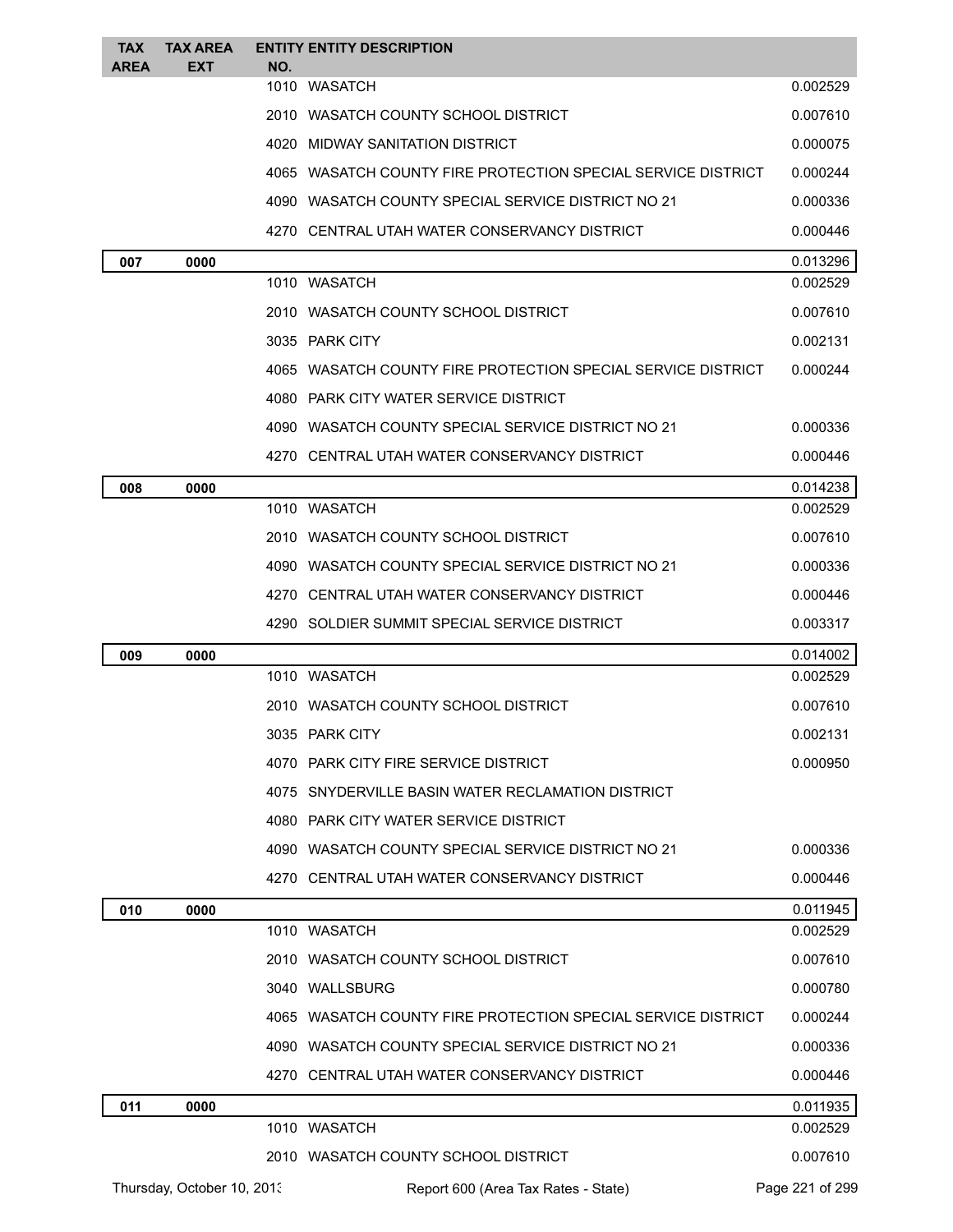| TAX AREA | TAX AREA EXT | ENTITY NO. | ENTITY DESCRIPTION | |
|---|---|---|---|---|
| | | 1010 | WASATCH | 0.002529 |
| | | 2010 | WASATCH COUNTY SCHOOL DISTRICT | 0.007610 |
| | | 4020 | MIDWAY SANITATION DISTRICT | 0.000075 |
| | | 4065 | WASATCH COUNTY FIRE PROTECTION SPECIAL SERVICE DISTRICT | 0.000244 |
| | | 4090 | WASATCH COUNTY SPECIAL SERVICE DISTRICT NO 21 | 0.000336 |
| | | 4270 | CENTRAL UTAH WATER CONSERVANCY DISTRICT | 0.000446 |
| **007** | **0000** | | | 0.013296 |
| | | 1010 | WASATCH | 0.002529 |
| | | 2010 | WASATCH COUNTY SCHOOL DISTRICT | 0.007610 |
| | | 3035 | PARK CITY | 0.002131 |
| | | 4065 | WASATCH COUNTY FIRE PROTECTION SPECIAL SERVICE DISTRICT | 0.000244 |
| | | 4080 | PARK CITY WATER SERVICE DISTRICT | |
| | | 4090 | WASATCH COUNTY SPECIAL SERVICE DISTRICT NO 21 | 0.000336 |
| | | 4270 | CENTRAL UTAH WATER CONSERVANCY DISTRICT | 0.000446 |
| **008** | **0000** | | | 0.014238 |
| | | 1010 | WASATCH | 0.002529 |
| | | 2010 | WASATCH COUNTY SCHOOL DISTRICT | 0.007610 |
| | | 4090 | WASATCH COUNTY SPECIAL SERVICE DISTRICT NO 21 | 0.000336 |
| | | 4270 | CENTRAL UTAH WATER CONSERVANCY DISTRICT | 0.000446 |
| | | 4290 | SOLDIER SUMMIT SPECIAL SERVICE DISTRICT | 0.003317 |
| **009** | **0000** | | | 0.014002 |
| | | 1010 | WASATCH | 0.002529 |
| | | 2010 | WASATCH COUNTY SCHOOL DISTRICT | 0.007610 |
| | | 3035 | PARK CITY | 0.002131 |
| | | 4070 | PARK CITY FIRE SERVICE DISTRICT | 0.000950 |
| | | 4075 | SNYDERVILLE BASIN WATER RECLAMATION DISTRICT | |
| | | 4080 | PARK CITY WATER SERVICE DISTRICT | |
| | | 4090 | WASATCH COUNTY SPECIAL SERVICE DISTRICT NO 21 | 0.000336 |
| | | 4270 | CENTRAL UTAH WATER CONSERVANCY DISTRICT | 0.000446 |
| **010** | **0000** | | | 0.011945 |
| | | 1010 | WASATCH | 0.002529 |
| | | 2010 | WASATCH COUNTY SCHOOL DISTRICT | 0.007610 |
| | | 3040 | WALLSBURG | 0.000780 |
| | | 4065 | WASATCH COUNTY FIRE PROTECTION SPECIAL SERVICE DISTRICT | 0.000244 |
| | | 4090 | WASATCH COUNTY SPECIAL SERVICE DISTRICT NO 21 | 0.000336 |
| | | 4270 | CENTRAL UTAH WATER CONSERVANCY DISTRICT | 0.000446 |
| **011** | **0000** | | | 0.011935 |
| | | 1010 | WASATCH | 0.002529 |
| | | 2010 | WASATCH COUNTY SCHOOL DISTRICT | 0.007610 |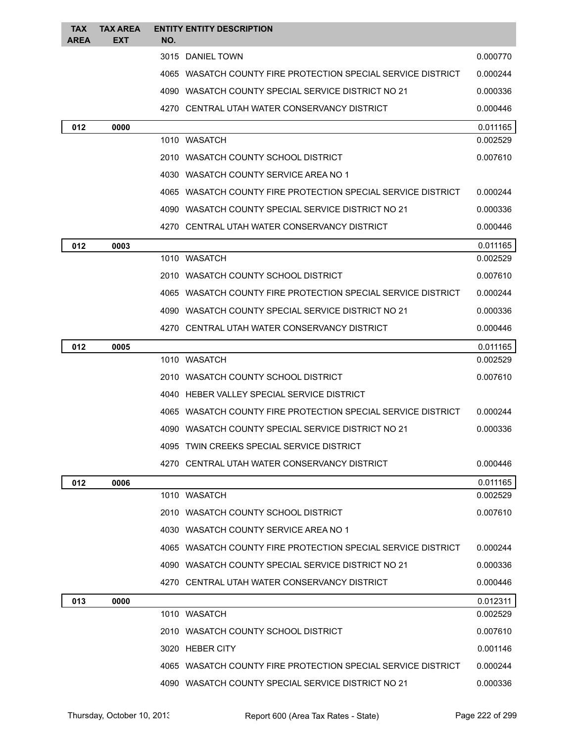| TAX AREA | TAX AREA EXT | ENTITY NO. | ENTITY DESCRIPTION | |
|---|---|---|---|---|
| | | 3015 | DANIEL TOWN | 0.000770 |
| | | 4065 | WASATCH COUNTY FIRE PROTECTION SPECIAL SERVICE DISTRICT | 0.000244 |
| | | 4090 | WASATCH COUNTY SPECIAL SERVICE DISTRICT NO 21 | 0.000336 |
| | | 4270 | CENTRAL UTAH WATER CONSERVANCY DISTRICT | 0.000446 |
| **012** | **0000** | | | 0.011165 |
| | | 1010 | WASATCH | 0.002529 |
| | | 2010 | WASATCH COUNTY SCHOOL DISTRICT | 0.007610 |
| | | 4030 | WASATCH COUNTY SERVICE AREA NO 1 | |
| | | 4065 | WASATCH COUNTY FIRE PROTECTION SPECIAL SERVICE DISTRICT | 0.000244 |
| | | 4090 | WASATCH COUNTY SPECIAL SERVICE DISTRICT NO 21 | 0.000336 |
| | | 4270 | CENTRAL UTAH WATER CONSERVANCY DISTRICT | 0.000446 |
| **012** | **0003** | | | 0.011165 |
| | | 1010 | WASATCH | 0.002529 |
| | | 2010 | WASATCH COUNTY SCHOOL DISTRICT | 0.007610 |
| | | 4065 | WASATCH COUNTY FIRE PROTECTION SPECIAL SERVICE DISTRICT | 0.000244 |
| | | 4090 | WASATCH COUNTY SPECIAL SERVICE DISTRICT NO 21 | 0.000336 |
| | | 4270 | CENTRAL UTAH WATER CONSERVANCY DISTRICT | 0.000446 |
| **012** | **0005** | | | 0.011165 |
| | | 1010 | WASATCH | 0.002529 |
| | | 2010 | WASATCH COUNTY SCHOOL DISTRICT | 0.007610 |
| | | 4040 | HEBER VALLEY SPECIAL SERVICE DISTRICT | |
| | | 4065 | WASATCH COUNTY FIRE PROTECTION SPECIAL SERVICE DISTRICT | 0.000244 |
| | | 4090 | WASATCH COUNTY SPECIAL SERVICE DISTRICT NO 21 | 0.000336 |
| | | 4095 | TWIN CREEKS SPECIAL SERVICE DISTRICT | |
| | | 4270 | CENTRAL UTAH WATER CONSERVANCY DISTRICT | 0.000446 |
| **012** | **0006** | | | 0.011165 |
| | | 1010 | WASATCH | 0.002529 |
| | | 2010 | WASATCH COUNTY SCHOOL DISTRICT | 0.007610 |
| | | 4030 | WASATCH COUNTY SERVICE AREA NO 1 | |
| | | 4065 | WASATCH COUNTY FIRE PROTECTION SPECIAL SERVICE DISTRICT | 0.000244 |
| | | 4090 | WASATCH COUNTY SPECIAL SERVICE DISTRICT NO 21 | 0.000336 |
| | | 4270 | CENTRAL UTAH WATER CONSERVANCY DISTRICT | 0.000446 |
| **013** | **0000** | | | 0.012311 |
| | | 1010 | WASATCH | 0.002529 |
| | | 2010 | WASATCH COUNTY SCHOOL DISTRICT | 0.007610 |
| | | 3020 | HEBER CITY | 0.001146 |
| | | 4065 | WASATCH COUNTY FIRE PROTECTION SPECIAL SERVICE DISTRICT | 0.000244 |
| | | 4090 | WASATCH COUNTY SPECIAL SERVICE DISTRICT NO 21 | 0.000336 |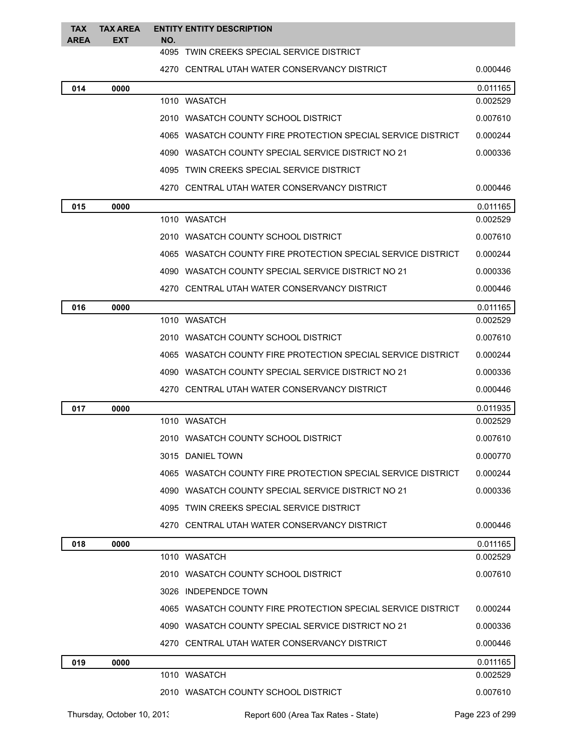| TAX AREA | TAX AREA EXT | ENTITY NO. | ENTITY DESCRIPTION | |
|---|---|---|---|---|
| | | 4095 | TWIN CREEKS SPECIAL SERVICE DISTRICT | |
| | | 4270 | CENTRAL UTAH WATER CONSERVANCY DISTRICT | 0.000446 |
| **014** | **0000** | | | 0.011165 |
| | | 1010 | WASATCH | 0.002529 |
| | | 2010 | WASATCH COUNTY SCHOOL DISTRICT | 0.007610 |
| | | 4065 | WASATCH COUNTY FIRE PROTECTION SPECIAL SERVICE DISTRICT | 0.000244 |
| | | 4090 | WASATCH COUNTY SPECIAL SERVICE DISTRICT NO 21 | 0.000336 |
| | | 4095 | TWIN CREEKS SPECIAL SERVICE DISTRICT | |
| | | 4270 | CENTRAL UTAH WATER CONSERVANCY DISTRICT | 0.000446 |
| **015** | **0000** | | | 0.011165 |
| | | 1010 | WASATCH | 0.002529 |
| | | 2010 | WASATCH COUNTY SCHOOL DISTRICT | 0.007610 |
| | | 4065 | WASATCH COUNTY FIRE PROTECTION SPECIAL SERVICE DISTRICT | 0.000244 |
| | | 4090 | WASATCH COUNTY SPECIAL SERVICE DISTRICT NO 21 | 0.000336 |
| | | 4270 | CENTRAL UTAH WATER CONSERVANCY DISTRICT | 0.000446 |
| **016** | **0000** | | | 0.011165 |
| | | 1010 | WASATCH | 0.002529 |
| | | 2010 | WASATCH COUNTY SCHOOL DISTRICT | 0.007610 |
| | | 4065 | WASATCH COUNTY FIRE PROTECTION SPECIAL SERVICE DISTRICT | 0.000244 |
| | | 4090 | WASATCH COUNTY SPECIAL SERVICE DISTRICT NO 21 | 0.000336 |
| | | 4270 | CENTRAL UTAH WATER CONSERVANCY DISTRICT | 0.000446 |
| **017** | **0000** | | | 0.011935 |
| | | 1010 | WASATCH | 0.002529 |
| | | 2010 | WASATCH COUNTY SCHOOL DISTRICT | 0.007610 |
| | | 3015 | DANIEL TOWN | 0.000770 |
| | | 4065 | WASATCH COUNTY FIRE PROTECTION SPECIAL SERVICE DISTRICT | 0.000244 |
| | | 4090 | WASATCH COUNTY SPECIAL SERVICE DISTRICT NO 21 | 0.000336 |
| | | 4095 | TWIN CREEKS SPECIAL SERVICE DISTRICT | |
| | | 4270 | CENTRAL UTAH WATER CONSERVANCY DISTRICT | 0.000446 |
| **018** | **0000** | | | 0.011165 |
| | | 1010 | WASATCH | 0.002529 |
| | | 2010 | WASATCH COUNTY SCHOOL DISTRICT | 0.007610 |
| | | 3026 | INDEPENDCE TOWN | |
| | | 4065 | WASATCH COUNTY FIRE PROTECTION SPECIAL SERVICE DISTRICT | 0.000244 |
| | | 4090 | WASATCH COUNTY SPECIAL SERVICE DISTRICT NO 21 | 0.000336 |
| | | 4270 | CENTRAL UTAH WATER CONSERVANCY DISTRICT | 0.000446 |
| **019** | **0000** | | | 0.011165 |
| | | 1010 | WASATCH | 0.002529 |
| | | 2010 | WASATCH COUNTY SCHOOL DISTRICT | 0.007610 |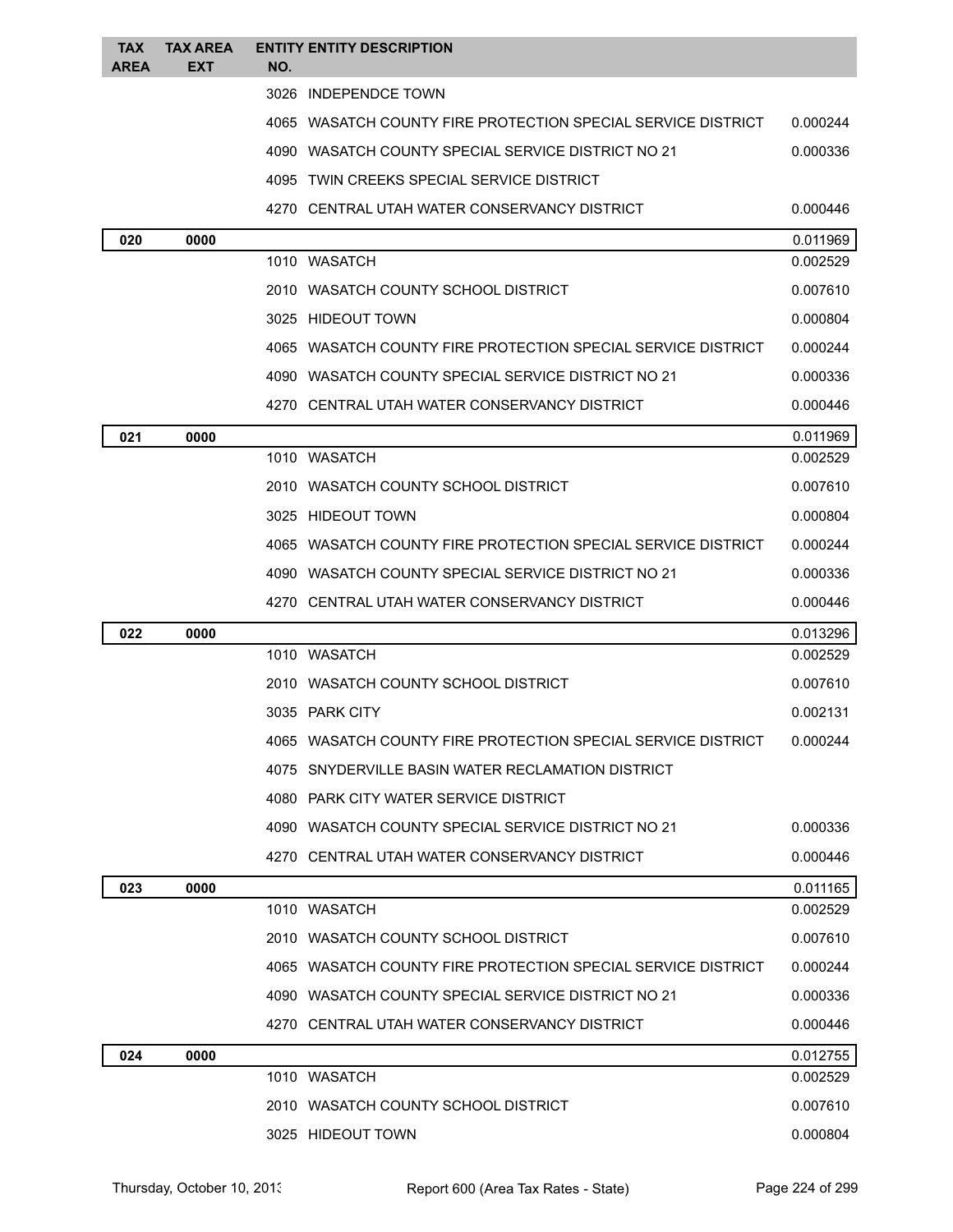| TAX AREA | TAX AREA EXT | ENTITY NO. | ENTITY DESCRIPTION | |
|---|---|---|---|---|
| | | 3026 | INDEPENDCE TOWN | |
| | | 4065 | WASATCH COUNTY FIRE PROTECTION SPECIAL SERVICE DISTRICT | 0.000244 |
| | | 4090 | WASATCH COUNTY SPECIAL SERVICE DISTRICT NO 21 | 0.000336 |
| | | 4095 | TWIN CREEKS SPECIAL SERVICE DISTRICT | |
| | | 4270 | CENTRAL UTAH WATER CONSERVANCY DISTRICT | 0.000446 |
| **020** | **0000** | | | 0.011969 |
| | | 1010 | WASATCH | 0.002529 |
| | | 2010 | WASATCH COUNTY SCHOOL DISTRICT | 0.007610 |
| | | 3025 | HIDEOUT TOWN | 0.000804 |
| | | 4065 | WASATCH COUNTY FIRE PROTECTION SPECIAL SERVICE DISTRICT | 0.000244 |
| | | 4090 | WASATCH COUNTY SPECIAL SERVICE DISTRICT NO 21 | 0.000336 |
| | | 4270 | CENTRAL UTAH WATER CONSERVANCY DISTRICT | 0.000446 |
| **021** | **0000** | | | 0.011969 |
| | | 1010 | WASATCH | 0.002529 |
| | | 2010 | WASATCH COUNTY SCHOOL DISTRICT | 0.007610 |
| | | 3025 | HIDEOUT TOWN | 0.000804 |
| | | 4065 | WASATCH COUNTY FIRE PROTECTION SPECIAL SERVICE DISTRICT | 0.000244 |
| | | 4090 | WASATCH COUNTY SPECIAL SERVICE DISTRICT NO 21 | 0.000336 |
| | | 4270 | CENTRAL UTAH WATER CONSERVANCY DISTRICT | 0.000446 |
| **022** | **0000** | | | 0.013296 |
| | | 1010 | WASATCH | 0.002529 |
| | | 2010 | WASATCH COUNTY SCHOOL DISTRICT | 0.007610 |
| | | 3035 | PARK CITY | 0.002131 |
| | | 4065 | WASATCH COUNTY FIRE PROTECTION SPECIAL SERVICE DISTRICT | 0.000244 |
| | | 4075 | SNYDERVILLE BASIN WATER RECLAMATION DISTRICT | |
| | | 4080 | PARK CITY WATER SERVICE DISTRICT | |
| | | 4090 | WASATCH COUNTY SPECIAL SERVICE DISTRICT NO 21 | 0.000336 |
| | | 4270 | CENTRAL UTAH WATER CONSERVANCY DISTRICT | 0.000446 |
| **023** | **0000** | | | 0.011165 |
| | | 1010 | WASATCH | 0.002529 |
| | | 2010 | WASATCH COUNTY SCHOOL DISTRICT | 0.007610 |
| | | 4065 | WASATCH COUNTY FIRE PROTECTION SPECIAL SERVICE DISTRICT | 0.000244 |
| | | 4090 | WASATCH COUNTY SPECIAL SERVICE DISTRICT NO 21 | 0.000336 |
| | | 4270 | CENTRAL UTAH WATER CONSERVANCY DISTRICT | 0.000446 |
| **024** | **0000** | | | 0.012755 |
| | | 1010 | WASATCH | 0.002529 |
| | | 2010 | WASATCH COUNTY SCHOOL DISTRICT | 0.007610 |
| | | 3025 | HIDEOUT TOWN | 0.000804 |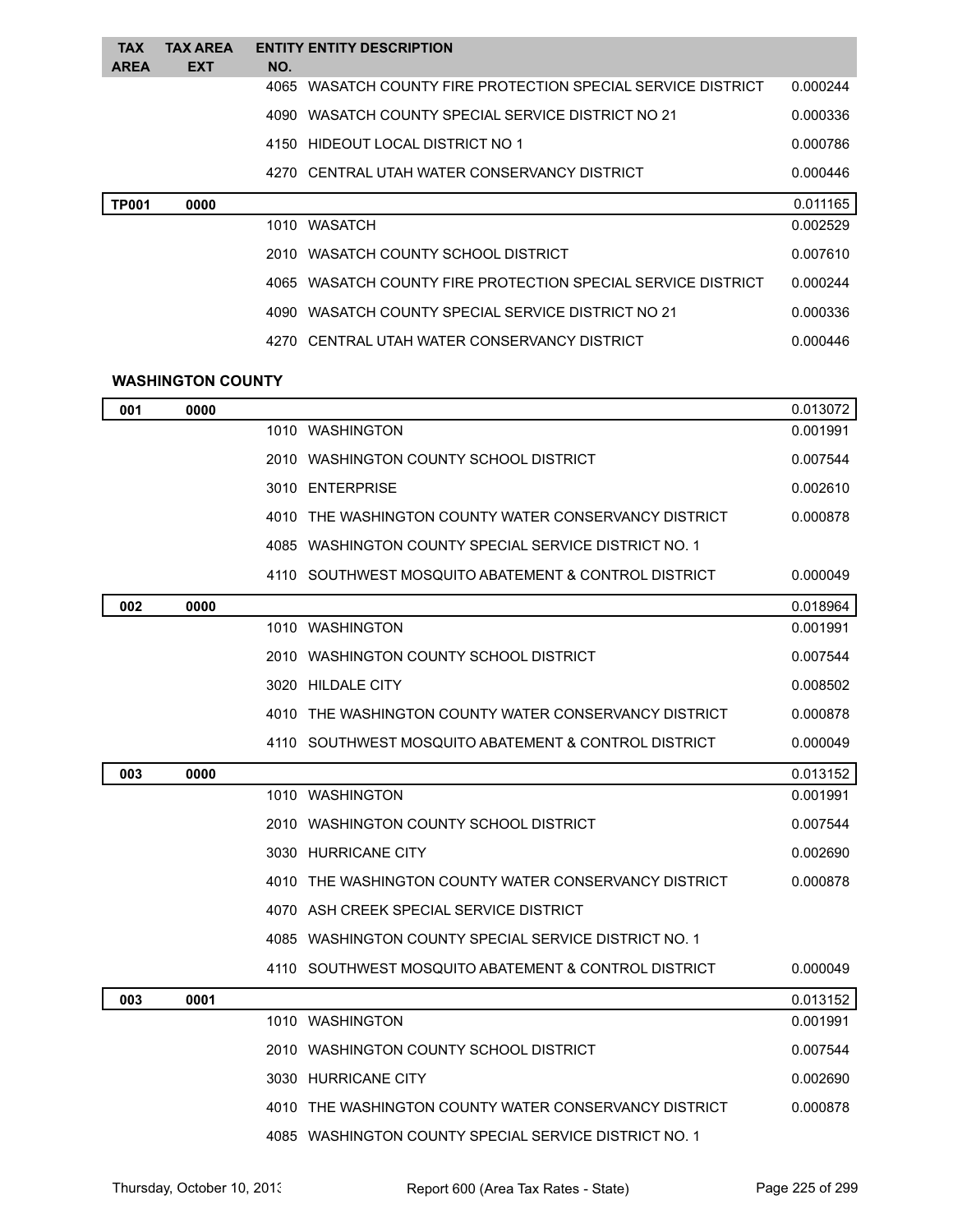| TAX AREA | TAX AREA EXT | ENTITY NO. | ENTITY DESCRIPTION | |
|---|---|---|---|---|
| | | 4065 | WASATCH COUNTY FIRE PROTECTION SPECIAL SERVICE DISTRICT | 0.000244 |
| | | 4090 | WASATCH COUNTY SPECIAL SERVICE DISTRICT NO 21 | 0.000336 |
| | | 4150 | HIDEOUT LOCAL DISTRICT NO 1 | 0.000786 |
| | | 4270 | CENTRAL UTAH WATER CONSERVANCY DISTRICT | 0.000446 |
| **TP001** | **0000** | | | 0.011165 |
| | | 1010 | WASATCH | 0.002529 |
| | | 2010 | WASATCH COUNTY SCHOOL DISTRICT | 0.007610 |
| | | 4065 | WASATCH COUNTY FIRE PROTECTION SPECIAL SERVICE DISTRICT | 0.000244 |
| | | 4090 | WASATCH COUNTY SPECIAL SERVICE DISTRICT NO 21 | 0.000336 |
| | | 4270 | CENTRAL UTAH WATER CONSERVANCY DISTRICT | 0.000446 |

**WASHINGTON COUNTY**

| TAX AREA | TAX AREA EXT | ENTITY NO. | ENTITY DESCRIPTION | |
|---|---|---|---|---|
| **001** | **0000** | | | 0.013072 |
| | | 1010 | WASHINGTON | 0.001991 |
| | | 2010 | WASHINGTON COUNTY SCHOOL DISTRICT | 0.007544 |
| | | 3010 | ENTERPRISE | 0.002610 |
| | | 4010 | THE WASHINGTON COUNTY WATER CONSERVANCY DISTRICT | 0.000878 |
| | | 4085 | WASHINGTON COUNTY SPECIAL SERVICE DISTRICT NO. 1 | |
| | | 4110 | SOUTHWEST MOSQUITO ABATEMENT & CONTROL DISTRICT | 0.000049 |
| **002** | **0000** | | | 0.018964 |
| | | 1010 | WASHINGTON | 0.001991 |
| | | 2010 | WASHINGTON COUNTY SCHOOL DISTRICT | 0.007544 |
| | | 3020 | HILDALE CITY | 0.008502 |
| | | 4010 | THE WASHINGTON COUNTY WATER CONSERVANCY DISTRICT | 0.000878 |
| | | 4110 | SOUTHWEST MOSQUITO ABATEMENT & CONTROL DISTRICT | 0.000049 |
| **003** | **0000** | | | 0.013152 |
| | | 1010 | WASHINGTON | 0.001991 |
| | | 2010 | WASHINGTON COUNTY SCHOOL DISTRICT | 0.007544 |
| | | 3030 | HURRICANE CITY | 0.002690 |
| | | 4010 | THE WASHINGTON COUNTY WATER CONSERVANCY DISTRICT | 0.000878 |
| | | 4070 | ASH CREEK SPECIAL SERVICE DISTRICT | |
| | | 4085 | WASHINGTON COUNTY SPECIAL SERVICE DISTRICT NO. 1 | |
| | | 4110 | SOUTHWEST MOSQUITO ABATEMENT & CONTROL DISTRICT | 0.000049 |
| **003** | **0001** | | | 0.013152 |
| | | 1010 | WASHINGTON | 0.001991 |
| | | 2010 | WASHINGTON COUNTY SCHOOL DISTRICT | 0.007544 |
| | | 3030 | HURRICANE CITY | 0.002690 |
| | | 4010 | THE WASHINGTON COUNTY WATER CONSERVANCY DISTRICT | 0.000878 |
| | | 4085 | WASHINGTON COUNTY SPECIAL SERVICE DISTRICT NO. 1 | |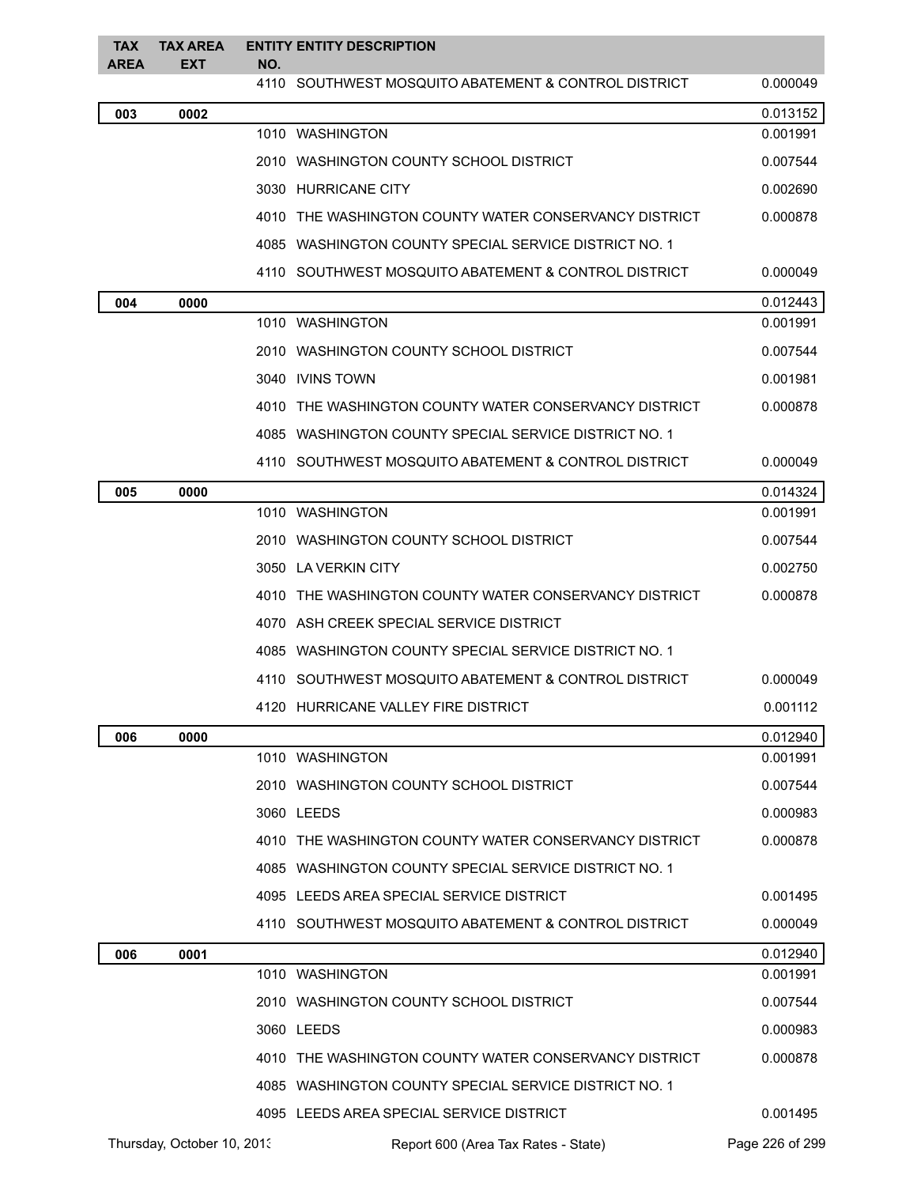| TAX AREA | TAX AREA EXT | ENTITY NO. | ENTITY DESCRIPTION | |
|---|---|---|---|---|
| | | 4110 | SOUTHWEST MOSQUITO ABATEMENT & CONTROL DISTRICT | 0.000049 |
| **003** | **0002** | | | 0.013152 |
| | | 1010 | WASHINGTON | 0.001991 |
| | | 2010 | WASHINGTON COUNTY SCHOOL DISTRICT | 0.007544 |
| | | 3030 | HURRICANE CITY | 0.002690 |
| | | 4010 | THE WASHINGTON COUNTY WATER CONSERVANCY DISTRICT | 0.000878 |
| | | 4085 | WASHINGTON COUNTY SPECIAL SERVICE DISTRICT NO. 1 | |
| | | 4110 | SOUTHWEST MOSQUITO ABATEMENT & CONTROL DISTRICT | 0.000049 |
| **004** | **0000** | | | 0.012443 |
| | | 1010 | WASHINGTON | 0.001991 |
| | | 2010 | WASHINGTON COUNTY SCHOOL DISTRICT | 0.007544 |
| | | 3040 | IVINS TOWN | 0.001981 |
| | | 4010 | THE WASHINGTON COUNTY WATER CONSERVANCY DISTRICT | 0.000878 |
| | | 4085 | WASHINGTON COUNTY SPECIAL SERVICE DISTRICT NO. 1 | |
| | | 4110 | SOUTHWEST MOSQUITO ABATEMENT & CONTROL DISTRICT | 0.000049 |
| **005** | **0000** | | | 0.014324 |
| | | 1010 | WASHINGTON | 0.001991 |
| | | 2010 | WASHINGTON COUNTY SCHOOL DISTRICT | 0.007544 |
| | | 3050 | LA VERKIN CITY | 0.002750 |
| | | 4010 | THE WASHINGTON COUNTY WATER CONSERVANCY DISTRICT | 0.000878 |
| | | 4070 | ASH CREEK SPECIAL SERVICE DISTRICT | |
| | | 4085 | WASHINGTON COUNTY SPECIAL SERVICE DISTRICT NO. 1 | |
| | | 4110 | SOUTHWEST MOSQUITO ABATEMENT & CONTROL DISTRICT | 0.000049 |
| | | 4120 | HURRICANE VALLEY FIRE DISTRICT | 0.001112 |
| **006** | **0000** | | | 0.012940 |
| | | 1010 | WASHINGTON | 0.001991 |
| | | 2010 | WASHINGTON COUNTY SCHOOL DISTRICT | 0.007544 |
| | | 3060 | LEEDS | 0.000983 |
| | | 4010 | THE WASHINGTON COUNTY WATER CONSERVANCY DISTRICT | 0.000878 |
| | | 4085 | WASHINGTON COUNTY SPECIAL SERVICE DISTRICT NO. 1 | |
| | | 4095 | LEEDS AREA SPECIAL SERVICE DISTRICT | 0.001495 |
| | | 4110 | SOUTHWEST MOSQUITO ABATEMENT & CONTROL DISTRICT | 0.000049 |
| **006** | **0001** | | | 0.012940 |
| | | 1010 | WASHINGTON | 0.001991 |
| | | 2010 | WASHINGTON COUNTY SCHOOL DISTRICT | 0.007544 |
| | | 3060 | LEEDS | 0.000983 |
| | | 4010 | THE WASHINGTON COUNTY WATER CONSERVANCY DISTRICT | 0.000878 |
| | | 4085 | WASHINGTON COUNTY SPECIAL SERVICE DISTRICT NO. 1 | |
| | | 4095 | LEEDS AREA SPECIAL SERVICE DISTRICT | 0.001495 |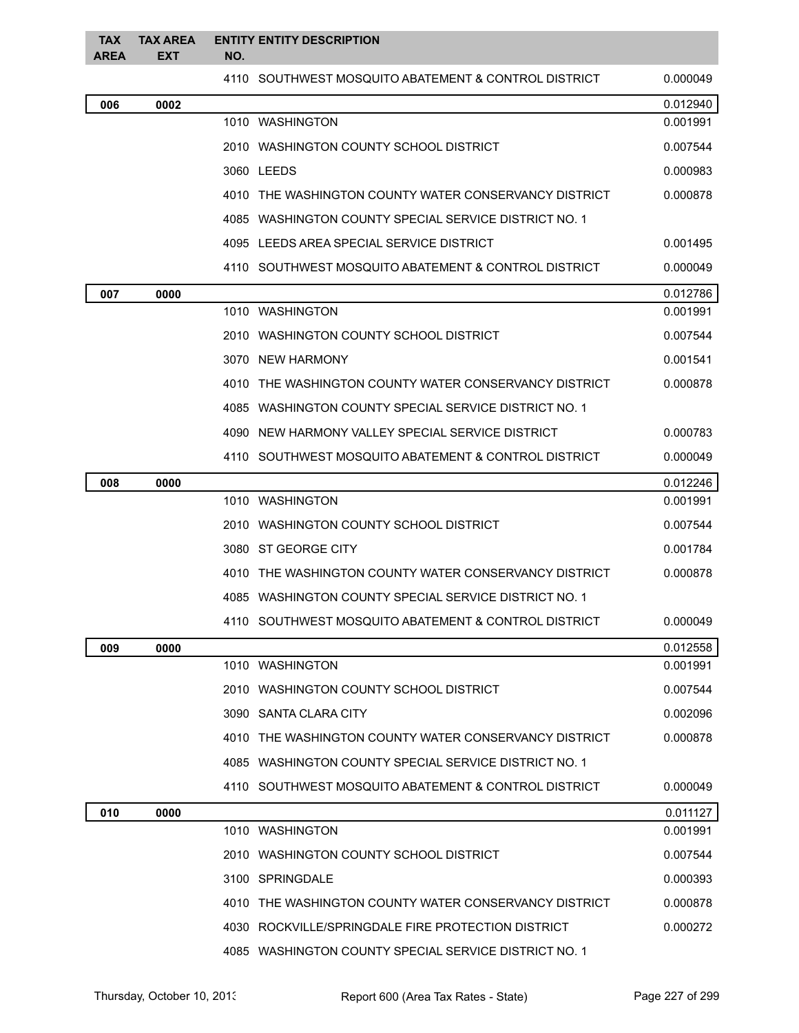| TAX AREA | TAX AREA EXT | ENTITY NO. | ENTITY DESCRIPTION | |
|---|---|---|---|---|
| | | 4110 | SOUTHWEST MOSQUITO ABATEMENT & CONTROL DISTRICT | 0.000049 |
| **006** | **0002** | | | 0.012940 |
| | | 1010 | WASHINGTON | 0.001991 |
| | | 2010 | WASHINGTON COUNTY SCHOOL DISTRICT | 0.007544 |
| | | 3060 | LEEDS | 0.000983 |
| | | 4010 | THE WASHINGTON COUNTY WATER CONSERVANCY DISTRICT | 0.000878 |
| | | 4085 | WASHINGTON COUNTY SPECIAL SERVICE DISTRICT NO. 1 | |
| | | 4095 | LEEDS AREA SPECIAL SERVICE DISTRICT | 0.001495 |
| | | 4110 | SOUTHWEST MOSQUITO ABATEMENT & CONTROL DISTRICT | 0.000049 |
| **007** | **0000** | | | 0.012786 |
| | | 1010 | WASHINGTON | 0.001991 |
| | | 2010 | WASHINGTON COUNTY SCHOOL DISTRICT | 0.007544 |
| | | 3070 | NEW HARMONY | 0.001541 |
| | | 4010 | THE WASHINGTON COUNTY WATER CONSERVANCY DISTRICT | 0.000878 |
| | | 4085 | WASHINGTON COUNTY SPECIAL SERVICE DISTRICT NO. 1 | |
| | | 4090 | NEW HARMONY VALLEY SPECIAL SERVICE DISTRICT | 0.000783 |
| | | 4110 | SOUTHWEST MOSQUITO ABATEMENT & CONTROL DISTRICT | 0.000049 |
| **008** | **0000** | | | 0.012246 |
| | | 1010 | WASHINGTON | 0.001991 |
| | | 2010 | WASHINGTON COUNTY SCHOOL DISTRICT | 0.007544 |
| | | 3080 | ST GEORGE CITY | 0.001784 |
| | | 4010 | THE WASHINGTON COUNTY WATER CONSERVANCY DISTRICT | 0.000878 |
| | | 4085 | WASHINGTON COUNTY SPECIAL SERVICE DISTRICT NO. 1 | |
| | | 4110 | SOUTHWEST MOSQUITO ABATEMENT & CONTROL DISTRICT | 0.000049 |
| **009** | **0000** | | | 0.012558 |
| | | 1010 | WASHINGTON | 0.001991 |
| | | 2010 | WASHINGTON COUNTY SCHOOL DISTRICT | 0.007544 |
| | | 3090 | SANTA CLARA CITY | 0.002096 |
| | | 4010 | THE WASHINGTON COUNTY WATER CONSERVANCY DISTRICT | 0.000878 |
| | | 4085 | WASHINGTON COUNTY SPECIAL SERVICE DISTRICT NO. 1 | |
| | | 4110 | SOUTHWEST MOSQUITO ABATEMENT & CONTROL DISTRICT | 0.000049 |
| **010** | **0000** | | | 0.011127 |
| | | 1010 | WASHINGTON | 0.001991 |
| | | 2010 | WASHINGTON COUNTY SCHOOL DISTRICT | 0.007544 |
| | | 3100 | SPRINGDALE | 0.000393 |
| | | 4010 | THE WASHINGTON COUNTY WATER CONSERVANCY DISTRICT | 0.000878 |
| | | 4030 | ROCKVILLE/SPRINGDALE FIRE PROTECTION DISTRICT | 0.000272 |
| | | 4085 | WASHINGTON COUNTY SPECIAL SERVICE DISTRICT NO. 1 | |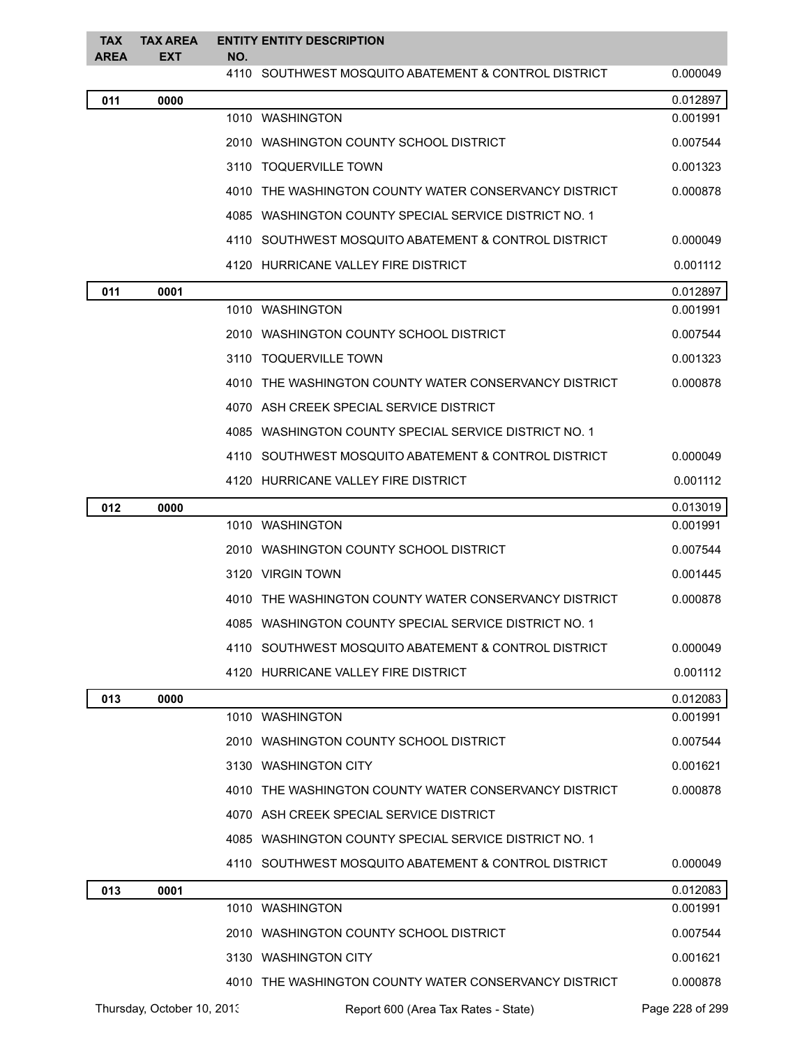| TAX AREA | TAX AREA EXT | ENTITY NO. | ENTITY DESCRIPTION | |
|---|---|---|---|---|
| | | 4110 | SOUTHWEST MOSQUITO ABATEMENT & CONTROL DISTRICT | 0.000049 |
| **011** | **0000** | | | 0.012897 |
| | | 1010 | WASHINGTON | 0.001991 |
| | | 2010 | WASHINGTON COUNTY SCHOOL DISTRICT | 0.007544 |
| | | 3110 | TOQUERVILLE TOWN | 0.001323 |
| | | 4010 | THE WASHINGTON COUNTY WATER CONSERVANCY DISTRICT | 0.000878 |
| | | 4085 | WASHINGTON COUNTY SPECIAL SERVICE DISTRICT NO. 1 | |
| | | 4110 | SOUTHWEST MOSQUITO ABATEMENT & CONTROL DISTRICT | 0.000049 |
| | | 4120 | HURRICANE VALLEY FIRE DISTRICT | 0.001112 |
| **011** | **0001** | | | 0.012897 |
| | | 1010 | WASHINGTON | 0.001991 |
| | | 2010 | WASHINGTON COUNTY SCHOOL DISTRICT | 0.007544 |
| | | 3110 | TOQUERVILLE TOWN | 0.001323 |
| | | 4010 | THE WASHINGTON COUNTY WATER CONSERVANCY DISTRICT | 0.000878 |
| | | 4070 | ASH CREEK SPECIAL SERVICE DISTRICT | |
| | | 4085 | WASHINGTON COUNTY SPECIAL SERVICE DISTRICT NO. 1 | |
| | | 4110 | SOUTHWEST MOSQUITO ABATEMENT & CONTROL DISTRICT | 0.000049 |
| | | 4120 | HURRICANE VALLEY FIRE DISTRICT | 0.001112 |
| **012** | **0000** | | | 0.013019 |
| | | 1010 | WASHINGTON | 0.001991 |
| | | 2010 | WASHINGTON COUNTY SCHOOL DISTRICT | 0.007544 |
| | | 3120 | VIRGIN TOWN | 0.001445 |
| | | 4010 | THE WASHINGTON COUNTY WATER CONSERVANCY DISTRICT | 0.000878 |
| | | 4085 | WASHINGTON COUNTY SPECIAL SERVICE DISTRICT NO. 1 | |
| | | 4110 | SOUTHWEST MOSQUITO ABATEMENT & CONTROL DISTRICT | 0.000049 |
| | | 4120 | HURRICANE VALLEY FIRE DISTRICT | 0.001112 |
| **013** | **0000** | | | 0.012083 |
| | | 1010 | WASHINGTON | 0.001991 |
| | | 2010 | WASHINGTON COUNTY SCHOOL DISTRICT | 0.007544 |
| | | 3130 | WASHINGTON CITY | 0.001621 |
| | | 4010 | THE WASHINGTON COUNTY WATER CONSERVANCY DISTRICT | 0.000878 |
| | | 4070 | ASH CREEK SPECIAL SERVICE DISTRICT | |
| | | 4085 | WASHINGTON COUNTY SPECIAL SERVICE DISTRICT NO. 1 | |
| | | 4110 | SOUTHWEST MOSQUITO ABATEMENT & CONTROL DISTRICT | 0.000049 |
| **013** | **0001** | | | 0.012083 |
| | | 1010 | WASHINGTON | 0.001991 |
| | | 2010 | WASHINGTON COUNTY SCHOOL DISTRICT | 0.007544 |
| | | 3130 | WASHINGTON CITY | 0.001621 |
| | | 4010 | THE WASHINGTON COUNTY WATER CONSERVANCY DISTRICT | 0.000878 |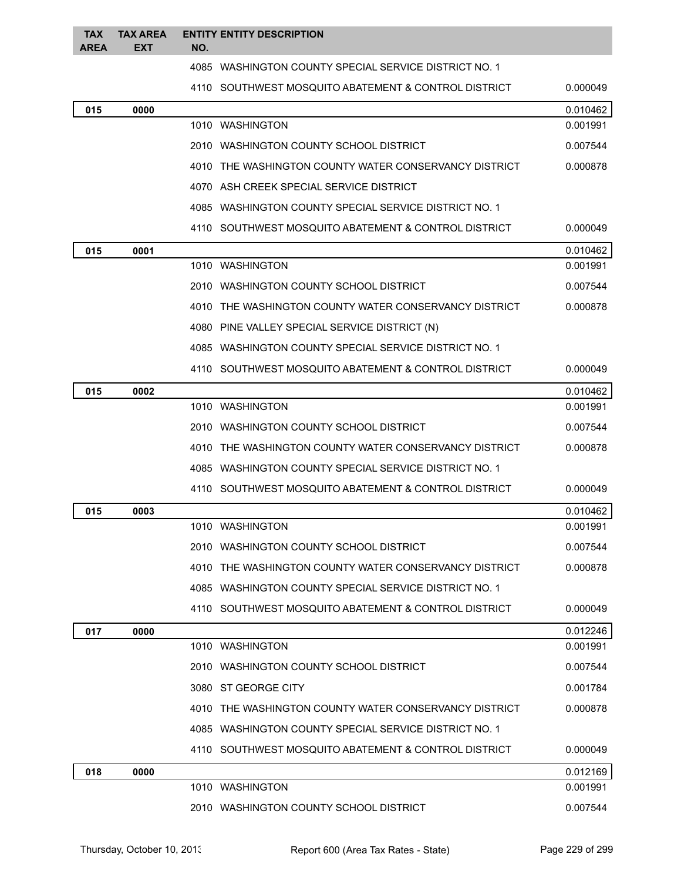| TAX AREA | TAX AREA EXT | ENTITY NO. | ENTITY DESCRIPTION | |
|---|---|---|---|---|
| | | 4085 | WASHINGTON COUNTY SPECIAL SERVICE DISTRICT NO. 1 | |
| | | 4110 | SOUTHWEST MOSQUITO ABATEMENT & CONTROL DISTRICT | 0.000049 |
| **015** | **0000** | | | 0.010462 |
| | | 1010 | WASHINGTON | 0.001991 |
| | | 2010 | WASHINGTON COUNTY SCHOOL DISTRICT | 0.007544 |
| | | 4010 | THE WASHINGTON COUNTY WATER CONSERVANCY DISTRICT | 0.000878 |
| | | 4070 | ASH CREEK SPECIAL SERVICE DISTRICT | |
| | | 4085 | WASHINGTON COUNTY SPECIAL SERVICE DISTRICT NO. 1 | |
| | | 4110 | SOUTHWEST MOSQUITO ABATEMENT & CONTROL DISTRICT | 0.000049 |
| **015** | **0001** | | | 0.010462 |
| | | 1010 | WASHINGTON | 0.001991 |
| | | 2010 | WASHINGTON COUNTY SCHOOL DISTRICT | 0.007544 |
| | | 4010 | THE WASHINGTON COUNTY WATER CONSERVANCY DISTRICT | 0.000878 |
| | | 4080 | PINE VALLEY SPECIAL SERVICE DISTRICT (N) | |
| | | 4085 | WASHINGTON COUNTY SPECIAL SERVICE DISTRICT NO. 1 | |
| | | 4110 | SOUTHWEST MOSQUITO ABATEMENT & CONTROL DISTRICT | 0.000049 |
| **015** | **0002** | | | 0.010462 |
| | | 1010 | WASHINGTON | 0.001991 |
| | | 2010 | WASHINGTON COUNTY SCHOOL DISTRICT | 0.007544 |
| | | 4010 | THE WASHINGTON COUNTY WATER CONSERVANCY DISTRICT | 0.000878 |
| | | 4085 | WASHINGTON COUNTY SPECIAL SERVICE DISTRICT NO. 1 | |
| | | 4110 | SOUTHWEST MOSQUITO ABATEMENT & CONTROL DISTRICT | 0.000049 |
| **015** | **0003** | | | 0.010462 |
| | | 1010 | WASHINGTON | 0.001991 |
| | | 2010 | WASHINGTON COUNTY SCHOOL DISTRICT | 0.007544 |
| | | 4010 | THE WASHINGTON COUNTY WATER CONSERVANCY DISTRICT | 0.000878 |
| | | 4085 | WASHINGTON COUNTY SPECIAL SERVICE DISTRICT NO. 1 | |
| | | 4110 | SOUTHWEST MOSQUITO ABATEMENT & CONTROL DISTRICT | 0.000049 |
| **017** | **0000** | | | 0.012246 |
| | | 1010 | WASHINGTON | 0.001991 |
| | | 2010 | WASHINGTON COUNTY SCHOOL DISTRICT | 0.007544 |
| | | 3080 | ST GEORGE CITY | 0.001784 |
| | | 4010 | THE WASHINGTON COUNTY WATER CONSERVANCY DISTRICT | 0.000878 |
| | | 4085 | WASHINGTON COUNTY SPECIAL SERVICE DISTRICT NO. 1 | |
| | | 4110 | SOUTHWEST MOSQUITO ABATEMENT & CONTROL DISTRICT | 0.000049 |
| **018** | **0000** | | | 0.012169 |
| | | 1010 | WASHINGTON | 0.001991 |
| | | 2010 | WASHINGTON COUNTY SCHOOL DISTRICT | 0.007544 |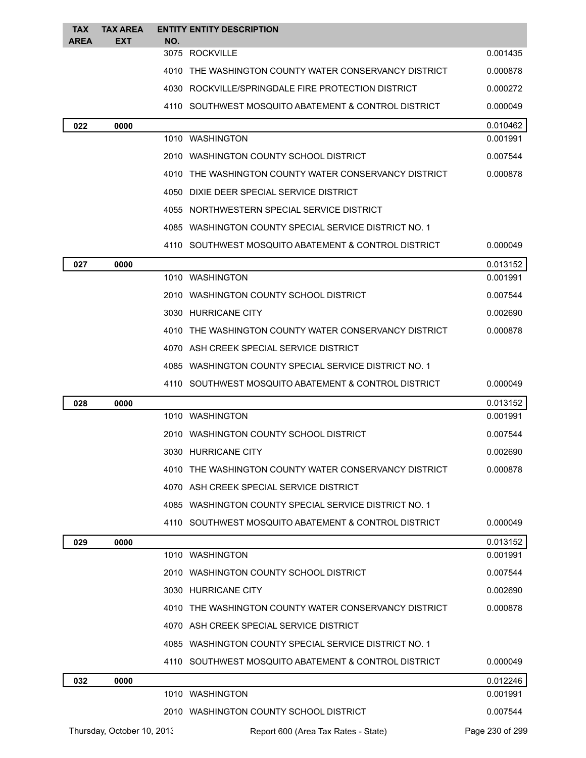| TAX AREA | TAX AREA EXT | ENTITY NO. | ENTITY DESCRIPTION | |
|---|---|---|---|---|
| | | 3075 | ROCKVILLE | 0.001435 |
| | | 4010 | THE WASHINGTON COUNTY WATER CONSERVANCY DISTRICT | 0.000878 |
| | | 4030 | ROCKVILLE/SPRINGDALE FIRE PROTECTION DISTRICT | 0.000272 |
| | | 4110 | SOUTHWEST MOSQUITO ABATEMENT & CONTROL DISTRICT | 0.000049 |
| **022** | **0000** | | | 0.010462 |
| | | 1010 | WASHINGTON | 0.001991 |
| | | 2010 | WASHINGTON COUNTY SCHOOL DISTRICT | 0.007544 |
| | | 4010 | THE WASHINGTON COUNTY WATER CONSERVANCY DISTRICT | 0.000878 |
| | | 4050 | DIXIE DEER SPECIAL SERVICE DISTRICT | |
| | | 4055 | NORTHWESTERN SPECIAL SERVICE DISTRICT | |
| | | 4085 | WASHINGTON COUNTY SPECIAL SERVICE DISTRICT NO. 1 | |
| | | 4110 | SOUTHWEST MOSQUITO ABATEMENT & CONTROL DISTRICT | 0.000049 |
| **027** | **0000** | | | 0.013152 |
| | | 1010 | WASHINGTON | 0.001991 |
| | | 2010 | WASHINGTON COUNTY SCHOOL DISTRICT | 0.007544 |
| | | 3030 | HURRICANE CITY | 0.002690 |
| | | 4010 | THE WASHINGTON COUNTY WATER CONSERVANCY DISTRICT | 0.000878 |
| | | 4070 | ASH CREEK SPECIAL SERVICE DISTRICT | |
| | | 4085 | WASHINGTON COUNTY SPECIAL SERVICE DISTRICT NO. 1 | |
| | | 4110 | SOUTHWEST MOSQUITO ABATEMENT & CONTROL DISTRICT | 0.000049 |
| **028** | **0000** | | | 0.013152 |
| | | 1010 | WASHINGTON | 0.001991 |
| | | 2010 | WASHINGTON COUNTY SCHOOL DISTRICT | 0.007544 |
| | | 3030 | HURRICANE CITY | 0.002690 |
| | | 4010 | THE WASHINGTON COUNTY WATER CONSERVANCY DISTRICT | 0.000878 |
| | | 4070 | ASH CREEK SPECIAL SERVICE DISTRICT | |
| | | 4085 | WASHINGTON COUNTY SPECIAL SERVICE DISTRICT NO. 1 | |
| | | 4110 | SOUTHWEST MOSQUITO ABATEMENT & CONTROL DISTRICT | 0.000049 |
| **029** | **0000** | | | 0.013152 |
| | | 1010 | WASHINGTON | 0.001991 |
| | | 2010 | WASHINGTON COUNTY SCHOOL DISTRICT | 0.007544 |
| | | 3030 | HURRICANE CITY | 0.002690 |
| | | 4010 | THE WASHINGTON COUNTY WATER CONSERVANCY DISTRICT | 0.000878 |
| | | 4070 | ASH CREEK SPECIAL SERVICE DISTRICT | |
| | | 4085 | WASHINGTON COUNTY SPECIAL SERVICE DISTRICT NO. 1 | |
| | | 4110 | SOUTHWEST MOSQUITO ABATEMENT & CONTROL DISTRICT | 0.000049 |
| **032** | **0000** | | | 0.012246 |
| | | 1010 | WASHINGTON | 0.001991 |
| | | 2010 | WASHINGTON COUNTY SCHOOL DISTRICT | 0.007544 |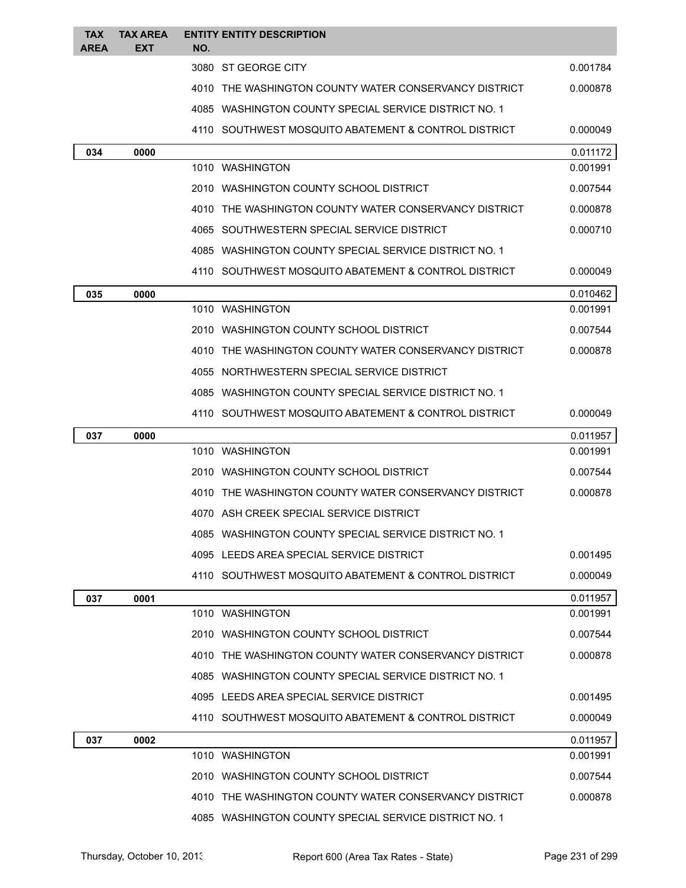| TAX AREA | TAX AREA EXT | ENTITY NO. | ENTITY DESCRIPTION | |
|---|---|---|---|---|
| | | 3080 | ST GEORGE CITY | 0.001784 |
| | | 4010 | THE WASHINGTON COUNTY WATER CONSERVANCY DISTRICT | 0.000878 |
| | | 4085 | WASHINGTON COUNTY SPECIAL SERVICE DISTRICT NO. 1 | |
| | | 4110 | SOUTHWEST MOSQUITO ABATEMENT & CONTROL DISTRICT | 0.000049 |
| **034** | **0000** | | | 0.011172 |
| | | 1010 | WASHINGTON | 0.001991 |
| | | 2010 | WASHINGTON COUNTY SCHOOL DISTRICT | 0.007544 |
| | | 4010 | THE WASHINGTON COUNTY WATER CONSERVANCY DISTRICT | 0.000878 |
| | | 4065 | SOUTHWESTERN SPECIAL SERVICE DISTRICT | 0.000710 |
| | | 4085 | WASHINGTON COUNTY SPECIAL SERVICE DISTRICT NO. 1 | |
| | | 4110 | SOUTHWEST MOSQUITO ABATEMENT & CONTROL DISTRICT | 0.000049 |
| **035** | **0000** | | | 0.010462 |
| | | 1010 | WASHINGTON | 0.001991 |
| | | 2010 | WASHINGTON COUNTY SCHOOL DISTRICT | 0.007544 |
| | | 4010 | THE WASHINGTON COUNTY WATER CONSERVANCY DISTRICT | 0.000878 |
| | | 4055 | NORTHWESTERN SPECIAL SERVICE DISTRICT | |
| | | 4085 | WASHINGTON COUNTY SPECIAL SERVICE DISTRICT NO. 1 | |
| | | 4110 | SOUTHWEST MOSQUITO ABATEMENT & CONTROL DISTRICT | 0.000049 |
| **037** | **0000** | | | 0.011957 |
| | | 1010 | WASHINGTON | 0.001991 |
| | | 2010 | WASHINGTON COUNTY SCHOOL DISTRICT | 0.007544 |
| | | 4010 | THE WASHINGTON COUNTY WATER CONSERVANCY DISTRICT | 0.000878 |
| | | 4070 | ASH CREEK SPECIAL SERVICE DISTRICT | |
| | | 4085 | WASHINGTON COUNTY SPECIAL SERVICE DISTRICT NO. 1 | |
| | | 4095 | LEEDS AREA SPECIAL SERVICE DISTRICT | 0.001495 |
| | | 4110 | SOUTHWEST MOSQUITO ABATEMENT & CONTROL DISTRICT | 0.000049 |
| **037** | **0001** | | | 0.011957 |
| | | 1010 | WASHINGTON | 0.001991 |
| | | 2010 | WASHINGTON COUNTY SCHOOL DISTRICT | 0.007544 |
| | | 4010 | THE WASHINGTON COUNTY WATER CONSERVANCY DISTRICT | 0.000878 |
| | | 4085 | WASHINGTON COUNTY SPECIAL SERVICE DISTRICT NO. 1 | |
| | | 4095 | LEEDS AREA SPECIAL SERVICE DISTRICT | 0.001495 |
| | | 4110 | SOUTHWEST MOSQUITO ABATEMENT & CONTROL DISTRICT | 0.000049 |
| **037** | **0002** | | | 0.011957 |
| | | 1010 | WASHINGTON | 0.001991 |
| | | 2010 | WASHINGTON COUNTY SCHOOL DISTRICT | 0.007544 |
| | | 4010 | THE WASHINGTON COUNTY WATER CONSERVANCY DISTRICT | 0.000878 |
| | | 4085 | WASHINGTON COUNTY SPECIAL SERVICE DISTRICT NO. 1 | |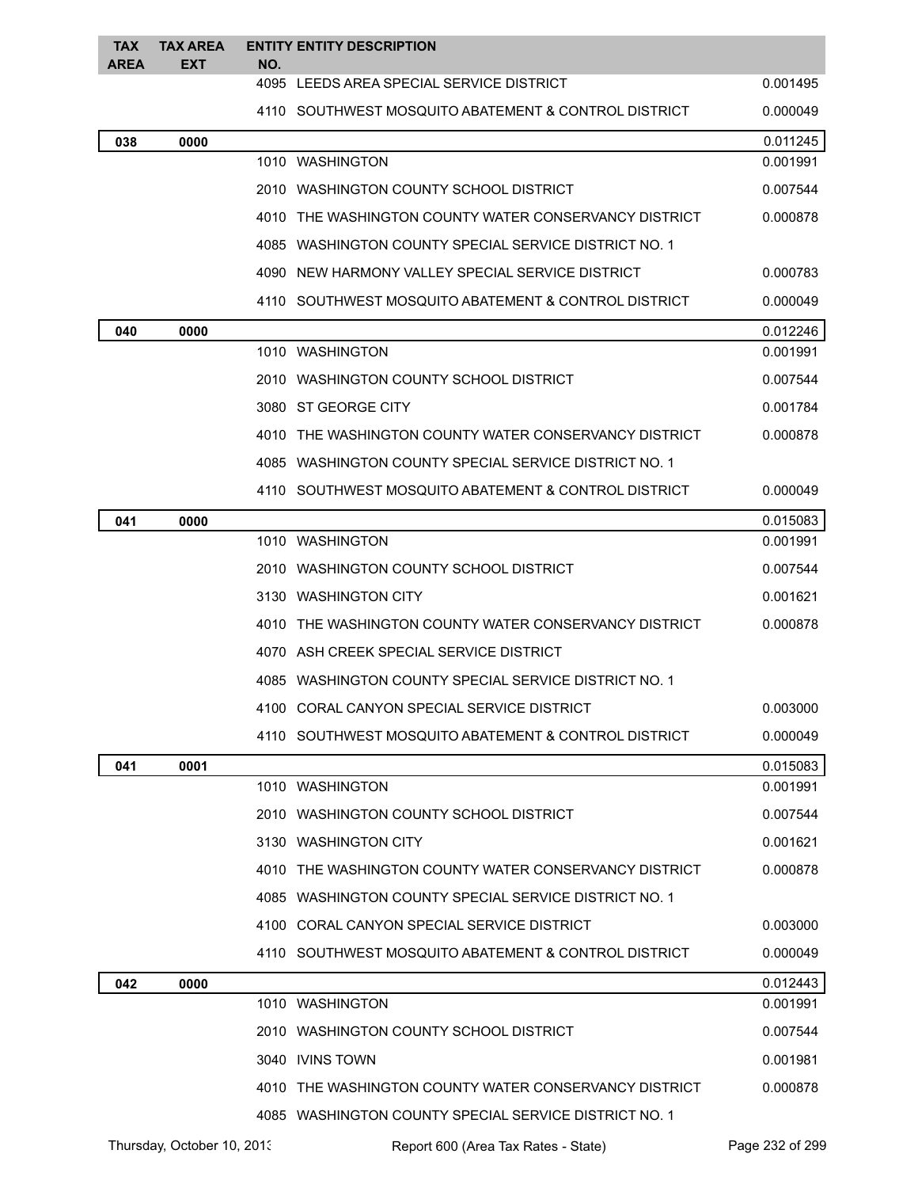| TAX AREA | TAX AREA EXT | ENTITY NO. | ENTITY DESCRIPTION | |
|---|---|---|---|---|
| | | 4095 | LEEDS AREA SPECIAL SERVICE DISTRICT | 0.001495 |
| | | 4110 | SOUTHWEST MOSQUITO ABATEMENT & CONTROL DISTRICT | 0.000049 |
| **038** | **0000** | | | 0.011245 |
| | | 1010 | WASHINGTON | 0.001991 |
| | | 2010 | WASHINGTON COUNTY SCHOOL DISTRICT | 0.007544 |
| | | 4010 | THE WASHINGTON COUNTY WATER CONSERVANCY DISTRICT | 0.000878 |
| | | 4085 | WASHINGTON COUNTY SPECIAL SERVICE DISTRICT NO. 1 | |
| | | 4090 | NEW HARMONY VALLEY SPECIAL SERVICE DISTRICT | 0.000783 |
| | | 4110 | SOUTHWEST MOSQUITO ABATEMENT & CONTROL DISTRICT | 0.000049 |
| **040** | **0000** | | | 0.012246 |
| | | 1010 | WASHINGTON | 0.001991 |
| | | 2010 | WASHINGTON COUNTY SCHOOL DISTRICT | 0.007544 |
| | | 3080 | ST GEORGE CITY | 0.001784 |
| | | 4010 | THE WASHINGTON COUNTY WATER CONSERVANCY DISTRICT | 0.000878 |
| | | 4085 | WASHINGTON COUNTY SPECIAL SERVICE DISTRICT NO. 1 | |
| | | 4110 | SOUTHWEST MOSQUITO ABATEMENT & CONTROL DISTRICT | 0.000049 |
| **041** | **0000** | | | 0.015083 |
| | | 1010 | WASHINGTON | 0.001991 |
| | | 2010 | WASHINGTON COUNTY SCHOOL DISTRICT | 0.007544 |
| | | 3130 | WASHINGTON CITY | 0.001621 |
| | | 4010 | THE WASHINGTON COUNTY WATER CONSERVANCY DISTRICT | 0.000878 |
| | | 4070 | ASH CREEK SPECIAL SERVICE DISTRICT | |
| | | 4085 | WASHINGTON COUNTY SPECIAL SERVICE DISTRICT NO. 1 | |
| | | 4100 | CORAL CANYON SPECIAL SERVICE DISTRICT | 0.003000 |
| | | 4110 | SOUTHWEST MOSQUITO ABATEMENT & CONTROL DISTRICT | 0.000049 |
| **041** | **0001** | | | 0.015083 |
| | | 1010 | WASHINGTON | 0.001991 |
| | | 2010 | WASHINGTON COUNTY SCHOOL DISTRICT | 0.007544 |
| | | 3130 | WASHINGTON CITY | 0.001621 |
| | | 4010 | THE WASHINGTON COUNTY WATER CONSERVANCY DISTRICT | 0.000878 |
| | | 4085 | WASHINGTON COUNTY SPECIAL SERVICE DISTRICT NO. 1 | |
| | | 4100 | CORAL CANYON SPECIAL SERVICE DISTRICT | 0.003000 |
| | | 4110 | SOUTHWEST MOSQUITO ABATEMENT & CONTROL DISTRICT | 0.000049 |
| **042** | **0000** | | | 0.012443 |
| | | 1010 | WASHINGTON | 0.001991 |
| | | 2010 | WASHINGTON COUNTY SCHOOL DISTRICT | 0.007544 |
| | | 3040 | IVINS TOWN | 0.001981 |
| | | 4010 | THE WASHINGTON COUNTY WATER CONSERVANCY DISTRICT | 0.000878 |
| | | 4085 | WASHINGTON COUNTY SPECIAL SERVICE DISTRICT NO. 1 | |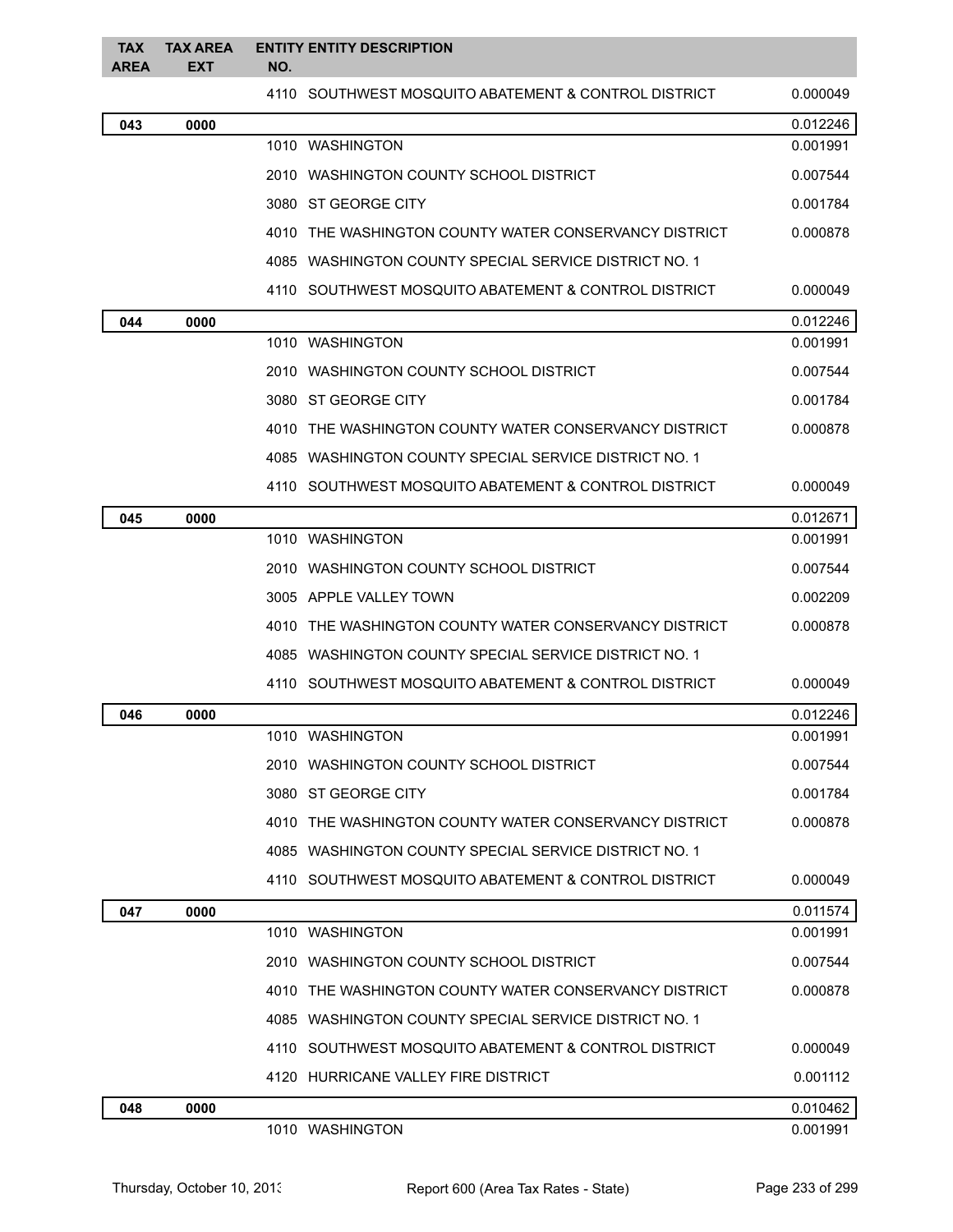| TAX AREA | TAX AREA EXT | ENTITY NO. | ENTITY DESCRIPTION | |
|---|---|---|---|---|
| | | 4110 | SOUTHWEST MOSQUITO ABATEMENT & CONTROL DISTRICT | 0.000049 |
| **043** | **0000** | | | 0.012246 |
| | | 1010 | WASHINGTON | 0.001991 |
| | | 2010 | WASHINGTON COUNTY SCHOOL DISTRICT | 0.007544 |
| | | 3080 | ST GEORGE CITY | 0.001784 |
| | | 4010 | THE WASHINGTON COUNTY WATER CONSERVANCY DISTRICT | 0.000878 |
| | | 4085 | WASHINGTON COUNTY SPECIAL SERVICE DISTRICT NO. 1 | |
| | | 4110 | SOUTHWEST MOSQUITO ABATEMENT & CONTROL DISTRICT | 0.000049 |
| **044** | **0000** | | | 0.012246 |
| | | 1010 | WASHINGTON | 0.001991 |
| | | 2010 | WASHINGTON COUNTY SCHOOL DISTRICT | 0.007544 |
| | | 3080 | ST GEORGE CITY | 0.001784 |
| | | 4010 | THE WASHINGTON COUNTY WATER CONSERVANCY DISTRICT | 0.000878 |
| | | 4085 | WASHINGTON COUNTY SPECIAL SERVICE DISTRICT NO. 1 | |
| | | 4110 | SOUTHWEST MOSQUITO ABATEMENT & CONTROL DISTRICT | 0.000049 |
| **045** | **0000** | | | 0.012671 |
| | | 1010 | WASHINGTON | 0.001991 |
| | | 2010 | WASHINGTON COUNTY SCHOOL DISTRICT | 0.007544 |
| | | 3005 | APPLE VALLEY TOWN | 0.002209 |
| | | 4010 | THE WASHINGTON COUNTY WATER CONSERVANCY DISTRICT | 0.000878 |
| | | 4085 | WASHINGTON COUNTY SPECIAL SERVICE DISTRICT NO. 1 | |
| | | 4110 | SOUTHWEST MOSQUITO ABATEMENT & CONTROL DISTRICT | 0.000049 |
| **046** | **0000** | | | 0.012246 |
| | | 1010 | WASHINGTON | 0.001991 |
| | | 2010 | WASHINGTON COUNTY SCHOOL DISTRICT | 0.007544 |
| | | 3080 | ST GEORGE CITY | 0.001784 |
| | | 4010 | THE WASHINGTON COUNTY WATER CONSERVANCY DISTRICT | 0.000878 |
| | | 4085 | WASHINGTON COUNTY SPECIAL SERVICE DISTRICT NO. 1 | |
| | | 4110 | SOUTHWEST MOSQUITO ABATEMENT & CONTROL DISTRICT | 0.000049 |
| **047** | **0000** | | | 0.011574 |
| | | 1010 | WASHINGTON | 0.001991 |
| | | 2010 | WASHINGTON COUNTY SCHOOL DISTRICT | 0.007544 |
| | | 4010 | THE WASHINGTON COUNTY WATER CONSERVANCY DISTRICT | 0.000878 |
| | | 4085 | WASHINGTON COUNTY SPECIAL SERVICE DISTRICT NO. 1 | |
| | | 4110 | SOUTHWEST MOSQUITO ABATEMENT & CONTROL DISTRICT | 0.000049 |
| | | 4120 | HURRICANE VALLEY FIRE DISTRICT | 0.001112 |
| **048** | **0000** | | | 0.010462 |
| | | 1010 | WASHINGTON | 0.001991 |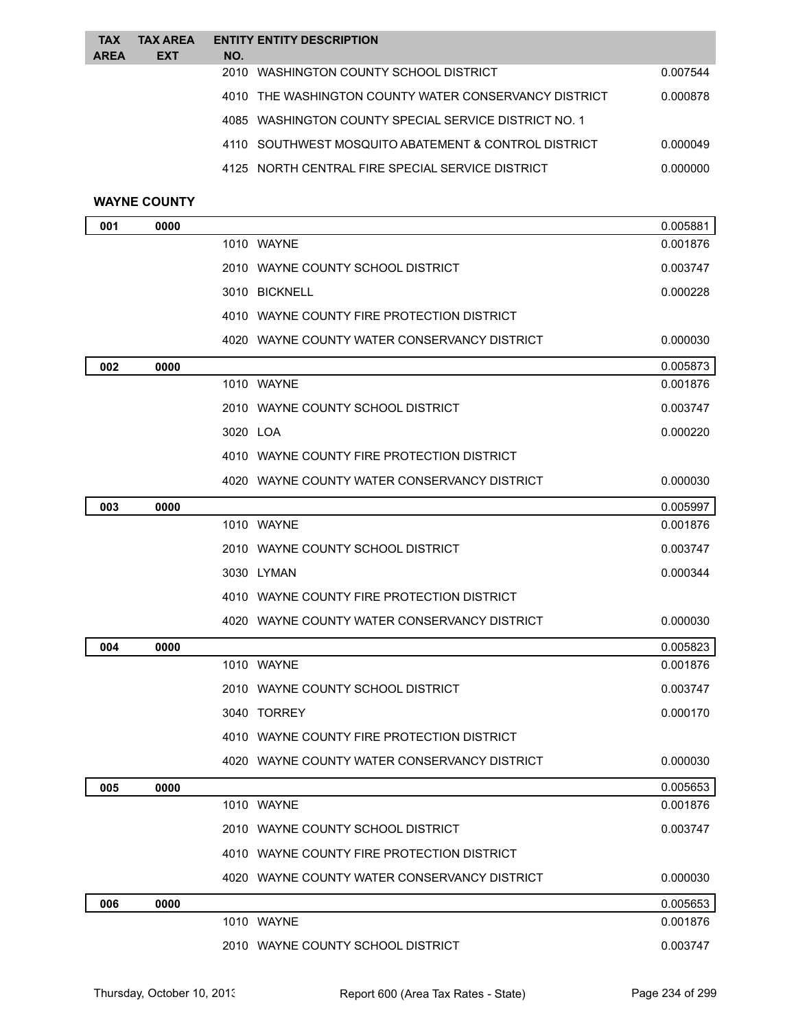| TAX AREA | TAX AREA EXT | ENTITY NO. | ENTITY DESCRIPTION | |
|---|---|---|---|---|
| | | 2010 | WASHINGTON COUNTY SCHOOL DISTRICT | 0.007544 |
| | | 4010 | THE WASHINGTON COUNTY WATER CONSERVANCY DISTRICT | 0.000878 |
| | | 4085 | WASHINGTON COUNTY SPECIAL SERVICE DISTRICT NO. 1 | |
| | | 4110 | SOUTHWEST MOSQUITO ABATEMENT & CONTROL DISTRICT | 0.000049 |
| | | 4125 | NORTH CENTRAL FIRE SPECIAL SERVICE DISTRICT | 0.000000 |

**WAYNE COUNTY**

| TAX AREA | TAX AREA EXT | ENTITY NO. | ENTITY DESCRIPTION | |
|---|---|---|---|---|
| **001** | **0000** | | | 0.005881 |
| | | 1010 | WAYNE | 0.001876 |
| | | 2010 | WAYNE COUNTY SCHOOL DISTRICT | 0.003747 |
| | | 3010 | BICKNELL | 0.000228 |
| | | 4010 | WAYNE COUNTY FIRE PROTECTION DISTRICT | |
| | | 4020 | WAYNE COUNTY WATER CONSERVANCY DISTRICT | 0.000030 |
| **002** | **0000** | | | 0.005873 |
| | | 1010 | WAYNE | 0.001876 |
| | | 2010 | WAYNE COUNTY SCHOOL DISTRICT | 0.003747 |
| | | 3020 | LOA | 0.000220 |
| | | 4010 | WAYNE COUNTY FIRE PROTECTION DISTRICT | |
| | | 4020 | WAYNE COUNTY WATER CONSERVANCY DISTRICT | 0.000030 |
| **003** | **0000** | | | 0.005997 |
| | | 1010 | WAYNE | 0.001876 |
| | | 2010 | WAYNE COUNTY SCHOOL DISTRICT | 0.003747 |
| | | 3030 | LYMAN | 0.000344 |
| | | 4010 | WAYNE COUNTY FIRE PROTECTION DISTRICT | |
| | | 4020 | WAYNE COUNTY WATER CONSERVANCY DISTRICT | 0.000030 |
| **004** | **0000** | | | 0.005823 |
| | | 1010 | WAYNE | 0.001876 |
| | | 2010 | WAYNE COUNTY SCHOOL DISTRICT | 0.003747 |
| | | 3040 | TORREY | 0.000170 |
| | | 4010 | WAYNE COUNTY FIRE PROTECTION DISTRICT | |
| | | 4020 | WAYNE COUNTY WATER CONSERVANCY DISTRICT | 0.000030 |
| **005** | **0000** | | | 0.005653 |
| | | 1010 | WAYNE | 0.001876 |
| | | 2010 | WAYNE COUNTY SCHOOL DISTRICT | 0.003747 |
| | | 4010 | WAYNE COUNTY FIRE PROTECTION DISTRICT | |
| | | 4020 | WAYNE COUNTY WATER CONSERVANCY DISTRICT | 0.000030 |
| **006** | **0000** | | | 0.005653 |
| | | 1010 | WAYNE | 0.001876 |
| | | 2010 | WAYNE COUNTY SCHOOL DISTRICT | 0.003747 |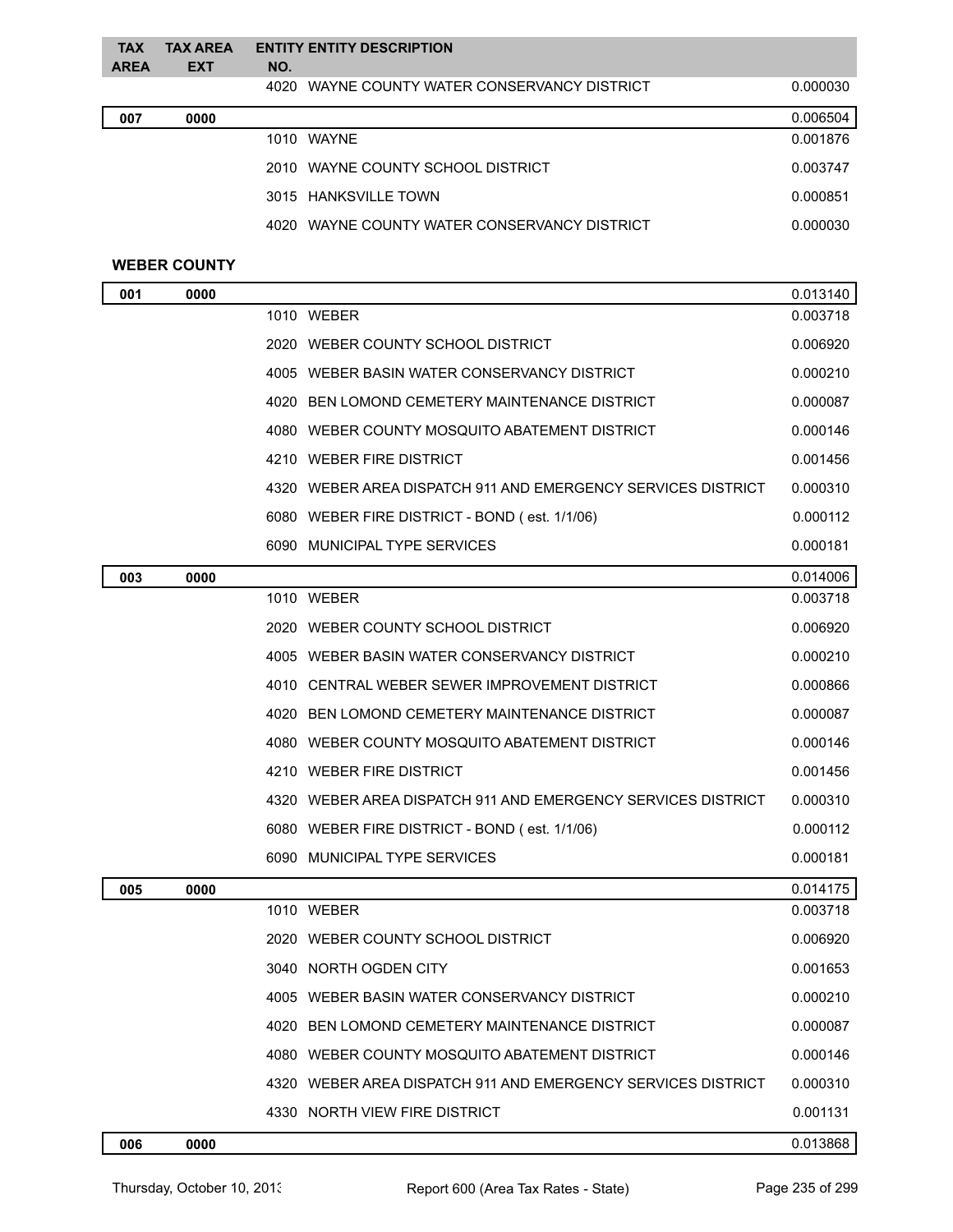| TAX AREA | TAX AREA EXT | ENTITY NO. | ENTITY DESCRIPTION | |
|---|---|---|---|---|
| | | 4020 | WAYNE COUNTY WATER CONSERVANCY DISTRICT | 0.000030 |
| **007** | **0000** | | | 0.006504 |
| | | 1010 | WAYNE | 0.001876 |
| | | 2010 | WAYNE COUNTY SCHOOL DISTRICT | 0.003747 |
| | | 3015 | HANKSVILLE TOWN | 0.000851 |
| | | 4020 | WAYNE COUNTY WATER CONSERVANCY DISTRICT | 0.000030 |

**WEBER COUNTY**

| TAX AREA | TAX AREA EXT | ENTITY NO. | ENTITY DESCRIPTION | |
|---|---|---|---|---|
| **001** | **0000** | | | 0.013140 |
| | | 1010 | WEBER | 0.003718 |
| | | 2020 | WEBER COUNTY SCHOOL DISTRICT | 0.006920 |
| | | 4005 | WEBER BASIN WATER CONSERVANCY DISTRICT | 0.000210 |
| | | 4020 | BEN LOMOND CEMETERY MAINTENANCE DISTRICT | 0.000087 |
| | | 4080 | WEBER COUNTY MOSQUITO ABATEMENT DISTRICT | 0.000146 |
| | | 4210 | WEBER FIRE DISTRICT | 0.001456 |
| | | 4320 | WEBER AREA DISPATCH 911 AND EMERGENCY SERVICES DISTRICT | 0.000310 |
| | | 6080 | WEBER FIRE DISTRICT - BOND ( est. 1/1/06) | 0.000112 |
| | | 6090 | MUNICIPAL TYPE SERVICES | 0.000181 |
| **003** | **0000** | | | 0.014006 |
| | | 1010 | WEBER | 0.003718 |
| | | 2020 | WEBER COUNTY SCHOOL DISTRICT | 0.006920 |
| | | 4005 | WEBER BASIN WATER CONSERVANCY DISTRICT | 0.000210 |
| | | 4010 | CENTRAL WEBER SEWER IMPROVEMENT DISTRICT | 0.000866 |
| | | 4020 | BEN LOMOND CEMETERY MAINTENANCE DISTRICT | 0.000087 |
| | | 4080 | WEBER COUNTY MOSQUITO ABATEMENT DISTRICT | 0.000146 |
| | | 4210 | WEBER FIRE DISTRICT | 0.001456 |
| | | 4320 | WEBER AREA DISPATCH 911 AND EMERGENCY SERVICES DISTRICT | 0.000310 |
| | | 6080 | WEBER FIRE DISTRICT - BOND ( est. 1/1/06) | 0.000112 |
| | | 6090 | MUNICIPAL TYPE SERVICES | 0.000181 |
| **005** | **0000** | | | 0.014175 |
| | | 1010 | WEBER | 0.003718 |
| | | 2020 | WEBER COUNTY SCHOOL DISTRICT | 0.006920 |
| | | 3040 | NORTH OGDEN CITY | 0.001653 |
| | | 4005 | WEBER BASIN WATER CONSERVANCY DISTRICT | 0.000210 |
| | | 4020 | BEN LOMOND CEMETERY MAINTENANCE DISTRICT | 0.000087 |
| | | 4080 | WEBER COUNTY MOSQUITO ABATEMENT DISTRICT | 0.000146 |
| | | 4320 | WEBER AREA DISPATCH 911 AND EMERGENCY SERVICES DISTRICT | 0.000310 |
| | | 4330 | NORTH VIEW FIRE DISTRICT | 0.001131 |
| **006** | **0000** | | | 0.013868 |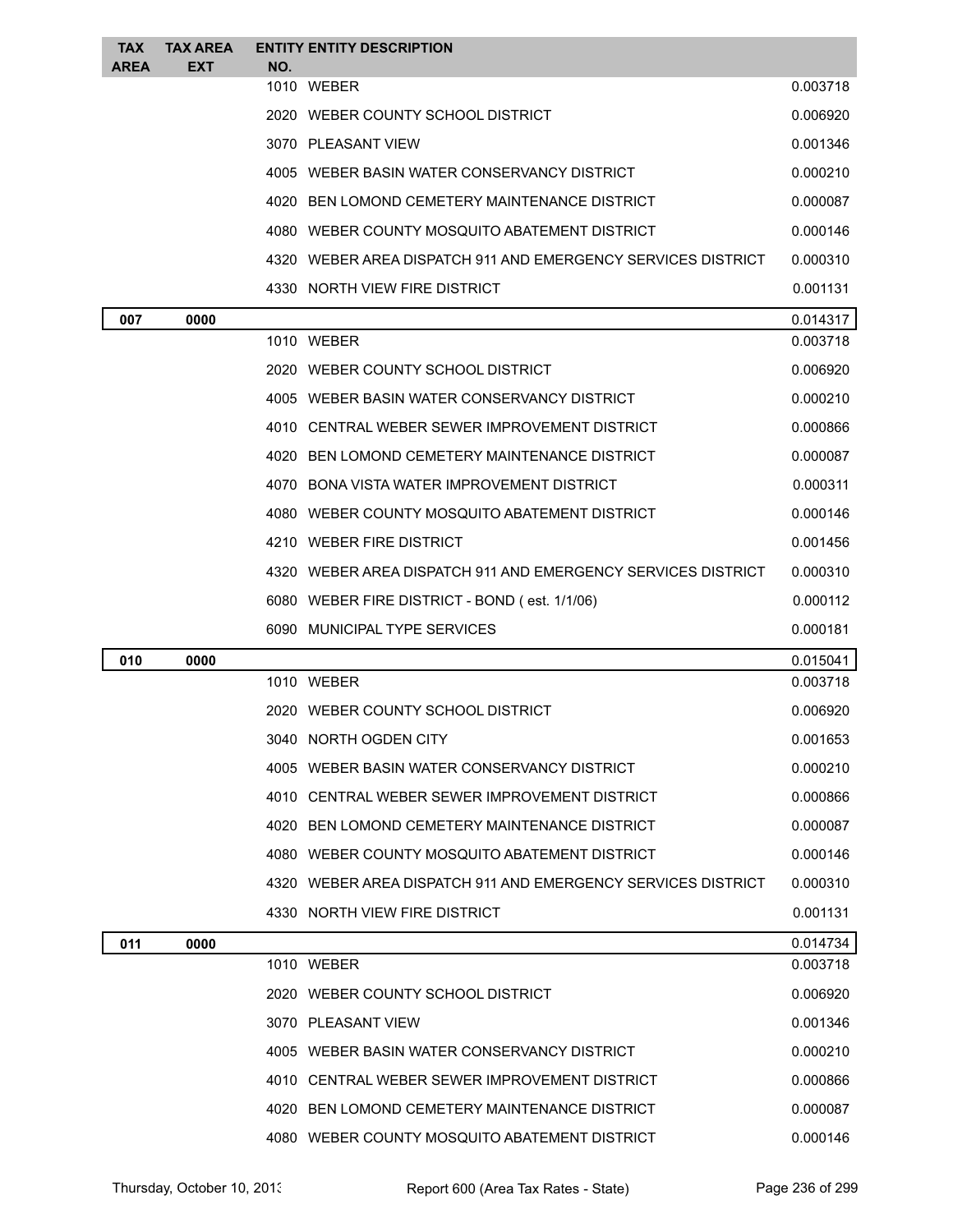| TAX AREA | TAX AREA EXT | ENTITY NO. | ENTITY DESCRIPTION | |
|---|---|---|---|---|
| | | 1010 | WEBER | 0.003718 |
| | | 2020 | WEBER COUNTY SCHOOL DISTRICT | 0.006920 |
| | | 3070 | PLEASANT VIEW | 0.001346 |
| | | 4005 | WEBER BASIN WATER CONSERVANCY DISTRICT | 0.000210 |
| | | 4020 | BEN LOMOND CEMETERY MAINTENANCE DISTRICT | 0.000087 |
| | | 4080 | WEBER COUNTY MOSQUITO ABATEMENT DISTRICT | 0.000146 |
| | | 4320 | WEBER AREA DISPATCH 911 AND EMERGENCY SERVICES DISTRICT | 0.000310 |
| | | 4330 | NORTH VIEW FIRE DISTRICT | 0.001131 |
| **007** | **0000** | | | 0.014317 |
| | | 1010 | WEBER | 0.003718 |
| | | 2020 | WEBER COUNTY SCHOOL DISTRICT | 0.006920 |
| | | 4005 | WEBER BASIN WATER CONSERVANCY DISTRICT | 0.000210 |
| | | 4010 | CENTRAL WEBER SEWER IMPROVEMENT DISTRICT | 0.000866 |
| | | 4020 | BEN LOMOND CEMETERY MAINTENANCE DISTRICT | 0.000087 |
| | | 4070 | BONA VISTA WATER IMPROVEMENT DISTRICT | 0.000311 |
| | | 4080 | WEBER COUNTY MOSQUITO ABATEMENT DISTRICT | 0.000146 |
| | | 4210 | WEBER FIRE DISTRICT | 0.001456 |
| | | 4320 | WEBER AREA DISPATCH 911 AND EMERGENCY SERVICES DISTRICT | 0.000310 |
| | | 6080 | WEBER FIRE DISTRICT - BOND ( est. 1/1/06) | 0.000112 |
| | | 6090 | MUNICIPAL TYPE SERVICES | 0.000181 |
| **010** | **0000** | | | 0.015041 |
| | | 1010 | WEBER | 0.003718 |
| | | 2020 | WEBER COUNTY SCHOOL DISTRICT | 0.006920 |
| | | 3040 | NORTH OGDEN CITY | 0.001653 |
| | | 4005 | WEBER BASIN WATER CONSERVANCY DISTRICT | 0.000210 |
| | | 4010 | CENTRAL WEBER SEWER IMPROVEMENT DISTRICT | 0.000866 |
| | | 4020 | BEN LOMOND CEMETERY MAINTENANCE DISTRICT | 0.000087 |
| | | 4080 | WEBER COUNTY MOSQUITO ABATEMENT DISTRICT | 0.000146 |
| | | 4320 | WEBER AREA DISPATCH 911 AND EMERGENCY SERVICES DISTRICT | 0.000310 |
| | | 4330 | NORTH VIEW FIRE DISTRICT | 0.001131 |
| **011** | **0000** | | | 0.014734 |
| | | 1010 | WEBER | 0.003718 |
| | | 2020 | WEBER COUNTY SCHOOL DISTRICT | 0.006920 |
| | | 3070 | PLEASANT VIEW | 0.001346 |
| | | 4005 | WEBER BASIN WATER CONSERVANCY DISTRICT | 0.000210 |
| | | 4010 | CENTRAL WEBER SEWER IMPROVEMENT DISTRICT | 0.000866 |
| | | 4020 | BEN LOMOND CEMETERY MAINTENANCE DISTRICT | 0.000087 |
| | | 4080 | WEBER COUNTY MOSQUITO ABATEMENT DISTRICT | 0.000146 |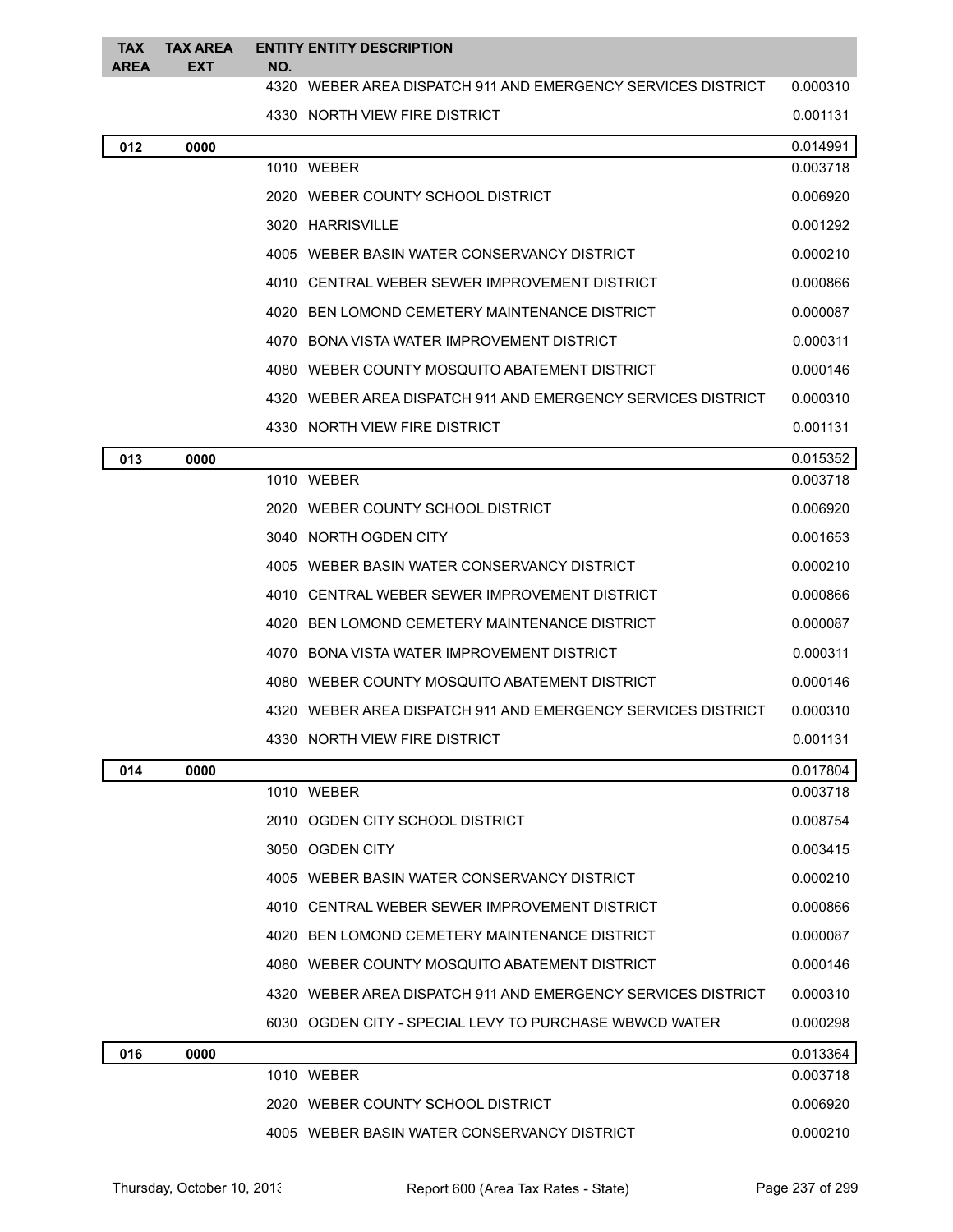| TAX AREA | TAX AREA EXT | ENTITY NO. | ENTITY DESCRIPTION | |
|---|---|---|---|---|
| | | 4320 | WEBER AREA DISPATCH 911 AND EMERGENCY SERVICES DISTRICT | 0.000310 |
| | | 4330 | NORTH VIEW FIRE DISTRICT | 0.001131 |
| **012** | **0000** | | | 0.014991 |
| | | 1010 | WEBER | 0.003718 |
| | | 2020 | WEBER COUNTY SCHOOL DISTRICT | 0.006920 |
| | | 3020 | HARRISVILLE | 0.001292 |
| | | 4005 | WEBER BASIN WATER CONSERVANCY DISTRICT | 0.000210 |
| | | 4010 | CENTRAL WEBER SEWER IMPROVEMENT DISTRICT | 0.000866 |
| | | 4020 | BEN LOMOND CEMETERY MAINTENANCE DISTRICT | 0.000087 |
| | | 4070 | BONA VISTA WATER IMPROVEMENT DISTRICT | 0.000311 |
| | | 4080 | WEBER COUNTY MOSQUITO ABATEMENT DISTRICT | 0.000146 |
| | | 4320 | WEBER AREA DISPATCH 911 AND EMERGENCY SERVICES DISTRICT | 0.000310 |
| | | 4330 | NORTH VIEW FIRE DISTRICT | 0.001131 |
| **013** | **0000** | | | 0.015352 |
| | | 1010 | WEBER | 0.003718 |
| | | 2020 | WEBER COUNTY SCHOOL DISTRICT | 0.006920 |
| | | 3040 | NORTH OGDEN CITY | 0.001653 |
| | | 4005 | WEBER BASIN WATER CONSERVANCY DISTRICT | 0.000210 |
| | | 4010 | CENTRAL WEBER SEWER IMPROVEMENT DISTRICT | 0.000866 |
| | | 4020 | BEN LOMOND CEMETERY MAINTENANCE DISTRICT | 0.000087 |
| | | 4070 | BONA VISTA WATER IMPROVEMENT DISTRICT | 0.000311 |
| | | 4080 | WEBER COUNTY MOSQUITO ABATEMENT DISTRICT | 0.000146 |
| | | 4320 | WEBER AREA DISPATCH 911 AND EMERGENCY SERVICES DISTRICT | 0.000310 |
| | | 4330 | NORTH VIEW FIRE DISTRICT | 0.001131 |
| **014** | **0000** | | | 0.017804 |
| | | 1010 | WEBER | 0.003718 |
| | | 2010 | OGDEN CITY SCHOOL DISTRICT | 0.008754 |
| | | 3050 | OGDEN CITY | 0.003415 |
| | | 4005 | WEBER BASIN WATER CONSERVANCY DISTRICT | 0.000210 |
| | | 4010 | CENTRAL WEBER SEWER IMPROVEMENT DISTRICT | 0.000866 |
| | | 4020 | BEN LOMOND CEMETERY MAINTENANCE DISTRICT | 0.000087 |
| | | 4080 | WEBER COUNTY MOSQUITO ABATEMENT DISTRICT | 0.000146 |
| | | 4320 | WEBER AREA DISPATCH 911 AND EMERGENCY SERVICES DISTRICT | 0.000310 |
| | | 6030 | OGDEN CITY - SPECIAL LEVY TO PURCHASE WBWCD WATER | 0.000298 |
| **016** | **0000** | | | 0.013364 |
| | | 1010 | WEBER | 0.003718 |
| | | 2020 | WEBER COUNTY SCHOOL DISTRICT | 0.006920 |
| | | 4005 | WEBER BASIN WATER CONSERVANCY DISTRICT | 0.000210 |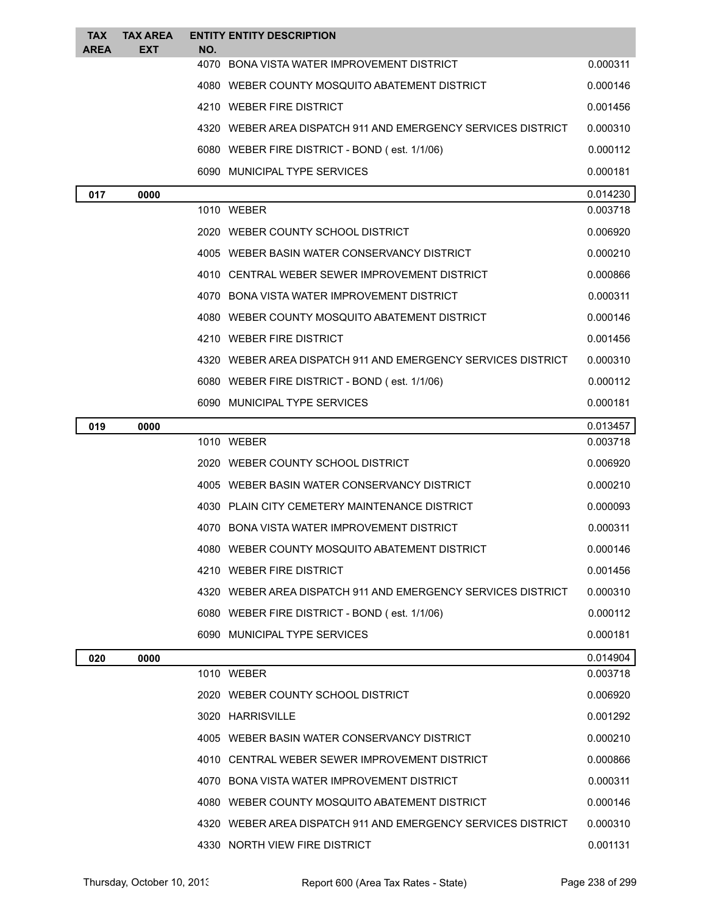| TAX AREA | TAX AREA EXT | ENTITY NO. | ENTITY DESCRIPTION | |
|---|---|---|---|---|
| | | 4070 | BONA VISTA WATER IMPROVEMENT DISTRICT | 0.000311 |
| | | 4080 | WEBER COUNTY MOSQUITO ABATEMENT DISTRICT | 0.000146 |
| | | 4210 | WEBER FIRE DISTRICT | 0.001456 |
| | | 4320 | WEBER AREA DISPATCH 911 AND EMERGENCY SERVICES DISTRICT | 0.000310 |
| | | 6080 | WEBER FIRE DISTRICT - BOND ( est. 1/1/06) | 0.000112 |
| | | 6090 | MUNICIPAL TYPE SERVICES | 0.000181 |
| **017** | **0000** | | | 0.014230 |
| | | 1010 | WEBER | 0.003718 |
| | | 2020 | WEBER COUNTY SCHOOL DISTRICT | 0.006920 |
| | | 4005 | WEBER BASIN WATER CONSERVANCY DISTRICT | 0.000210 |
| | | 4010 | CENTRAL WEBER SEWER IMPROVEMENT DISTRICT | 0.000866 |
| | | 4070 | BONA VISTA WATER IMPROVEMENT DISTRICT | 0.000311 |
| | | 4080 | WEBER COUNTY MOSQUITO ABATEMENT DISTRICT | 0.000146 |
| | | 4210 | WEBER FIRE DISTRICT | 0.001456 |
| | | 4320 | WEBER AREA DISPATCH 911 AND EMERGENCY SERVICES DISTRICT | 0.000310 |
| | | 6080 | WEBER FIRE DISTRICT - BOND ( est. 1/1/06) | 0.000112 |
| | | 6090 | MUNICIPAL TYPE SERVICES | 0.000181 |
| **019** | **0000** | | | 0.013457 |
| | | 1010 | WEBER | 0.003718 |
| | | 2020 | WEBER COUNTY SCHOOL DISTRICT | 0.006920 |
| | | 4005 | WEBER BASIN WATER CONSERVANCY DISTRICT | 0.000210 |
| | | 4030 | PLAIN CITY CEMETERY MAINTENANCE DISTRICT | 0.000093 |
| | | 4070 | BONA VISTA WATER IMPROVEMENT DISTRICT | 0.000311 |
| | | 4080 | WEBER COUNTY MOSQUITO ABATEMENT DISTRICT | 0.000146 |
| | | 4210 | WEBER FIRE DISTRICT | 0.001456 |
| | | 4320 | WEBER AREA DISPATCH 911 AND EMERGENCY SERVICES DISTRICT | 0.000310 |
| | | 6080 | WEBER FIRE DISTRICT - BOND ( est. 1/1/06) | 0.000112 |
| | | 6090 | MUNICIPAL TYPE SERVICES | 0.000181 |
| **020** | **0000** | | | 0.014904 |
| | | 1010 | WEBER | 0.003718 |
| | | 2020 | WEBER COUNTY SCHOOL DISTRICT | 0.006920 |
| | | 3020 | HARRISVILLE | 0.001292 |
| | | 4005 | WEBER BASIN WATER CONSERVANCY DISTRICT | 0.000210 |
| | | 4010 | CENTRAL WEBER SEWER IMPROVEMENT DISTRICT | 0.000866 |
| | | 4070 | BONA VISTA WATER IMPROVEMENT DISTRICT | 0.000311 |
| | | 4080 | WEBER COUNTY MOSQUITO ABATEMENT DISTRICT | 0.000146 |
| | | 4320 | WEBER AREA DISPATCH 911 AND EMERGENCY SERVICES DISTRICT | 0.000310 |
| | | 4330 | NORTH VIEW FIRE DISTRICT | 0.001131 |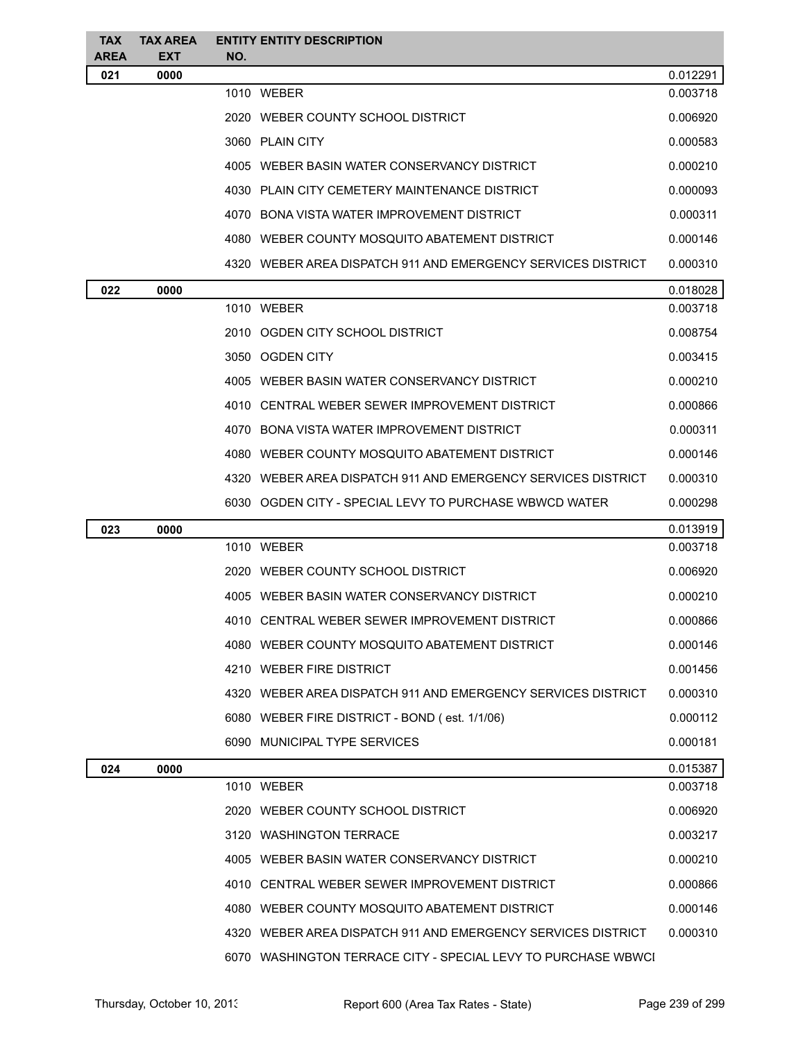| TAX AREA | TAX AREA EXT | ENTITY NO. | ENTITY DESCRIPTION | |
|---|---|---|---|---|
| **021** | **0000** | | | 0.012291 |
| | | 1010 | WEBER | 0.003718 |
| | | 2020 | WEBER COUNTY SCHOOL DISTRICT | 0.006920 |
| | | 3060 | PLAIN CITY | 0.000583 |
| | | 4005 | WEBER BASIN WATER CONSERVANCY DISTRICT | 0.000210 |
| | | 4030 | PLAIN CITY CEMETERY MAINTENANCE DISTRICT | 0.000093 |
| | | 4070 | BONA VISTA WATER IMPROVEMENT DISTRICT | 0.000311 |
| | | 4080 | WEBER COUNTY MOSQUITO ABATEMENT DISTRICT | 0.000146 |
| | | 4320 | WEBER AREA DISPATCH 911 AND EMERGENCY SERVICES DISTRICT | 0.000310 |
| **022** | **0000** | | | 0.018028 |
| | | 1010 | WEBER | 0.003718 |
| | | 2010 | OGDEN CITY SCHOOL DISTRICT | 0.008754 |
| | | 3050 | OGDEN CITY | 0.003415 |
| | | 4005 | WEBER BASIN WATER CONSERVANCY DISTRICT | 0.000210 |
| | | 4010 | CENTRAL WEBER SEWER IMPROVEMENT DISTRICT | 0.000866 |
| | | 4070 | BONA VISTA WATER IMPROVEMENT DISTRICT | 0.000311 |
| | | 4080 | WEBER COUNTY MOSQUITO ABATEMENT DISTRICT | 0.000146 |
| | | 4320 | WEBER AREA DISPATCH 911 AND EMERGENCY SERVICES DISTRICT | 0.000310 |
| | | 6030 | OGDEN CITY - SPECIAL LEVY TO PURCHASE WBWCD WATER | 0.000298 |
| **023** | **0000** | | | 0.013919 |
| | | 1010 | WEBER | 0.003718 |
| | | 2020 | WEBER COUNTY SCHOOL DISTRICT | 0.006920 |
| | | 4005 | WEBER BASIN WATER CONSERVANCY DISTRICT | 0.000210 |
| | | 4010 | CENTRAL WEBER SEWER IMPROVEMENT DISTRICT | 0.000866 |
| | | 4080 | WEBER COUNTY MOSQUITO ABATEMENT DISTRICT | 0.000146 |
| | | 4210 | WEBER FIRE DISTRICT | 0.001456 |
| | | 4320 | WEBER AREA DISPATCH 911 AND EMERGENCY SERVICES DISTRICT | 0.000310 |
| | | 6080 | WEBER FIRE DISTRICT - BOND ( est. 1/1/06) | 0.000112 |
| | | 6090 | MUNICIPAL TYPE SERVICES | 0.000181 |
| **024** | **0000** | | | 0.015387 |
| | | 1010 | WEBER | 0.003718 |
| | | 2020 | WEBER COUNTY SCHOOL DISTRICT | 0.006920 |
| | | 3120 | WASHINGTON TERRACE | 0.003217 |
| | | 4005 | WEBER BASIN WATER CONSERVANCY DISTRICT | 0.000210 |
| | | 4010 | CENTRAL WEBER SEWER IMPROVEMENT DISTRICT | 0.000866 |
| | | 4080 | WEBER COUNTY MOSQUITO ABATEMENT DISTRICT | 0.000146 |
| | | 4320 | WEBER AREA DISPATCH 911 AND EMERGENCY SERVICES DISTRICT | 0.000310 |
| | | 6070 | WASHINGTON TERRACE CITY - SPECIAL LEVY TO PURCHASE WBWCI | |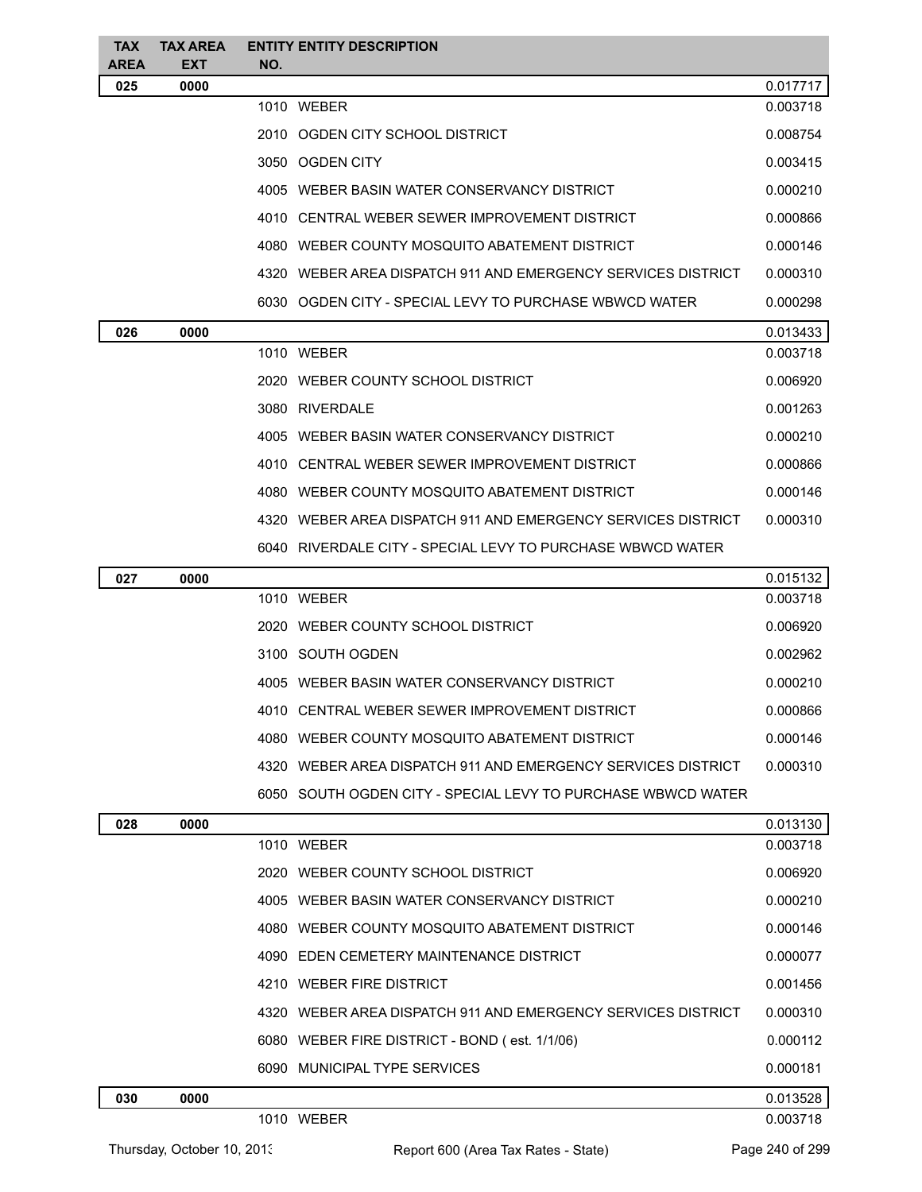| TAX AREA | TAX AREA EXT | ENTITY NO. | ENTITY DESCRIPTION | |
|---|---|---|---|---|
| 025 | 0000 | | | 0.017717 |
| | | 1010 | WEBER | 0.003718 |
| | | 2010 | OGDEN CITY SCHOOL DISTRICT | 0.008754 |
| | | 3050 | OGDEN CITY | 0.003415 |
| | | 4005 | WEBER BASIN WATER CONSERVANCY DISTRICT | 0.000210 |
| | | 4010 | CENTRAL WEBER SEWER IMPROVEMENT DISTRICT | 0.000866 |
| | | 4080 | WEBER COUNTY MOSQUITO ABATEMENT DISTRICT | 0.000146 |
| | | 4320 | WEBER AREA DISPATCH 911 AND EMERGENCY SERVICES DISTRICT | 0.000310 |
| | | 6030 | OGDEN CITY - SPECIAL LEVY TO PURCHASE WBWCD WATER | 0.000298 |
| 026 | 0000 | | | 0.013433 |
| | | 1010 | WEBER | 0.003718 |
| | | 2020 | WEBER COUNTY SCHOOL DISTRICT | 0.006920 |
| | | 3080 | RIVERDALE | 0.001263 |
| | | 4005 | WEBER BASIN WATER CONSERVANCY DISTRICT | 0.000210 |
| | | 4010 | CENTRAL WEBER SEWER IMPROVEMENT DISTRICT | 0.000866 |
| | | 4080 | WEBER COUNTY MOSQUITO ABATEMENT DISTRICT | 0.000146 |
| | | 4320 | WEBER AREA DISPATCH 911 AND EMERGENCY SERVICES DISTRICT | 0.000310 |
| | | 6040 | RIVERDALE CITY - SPECIAL LEVY TO PURCHASE WBWCD WATER | |
| 027 | 0000 | | | 0.015132 |
| | | 1010 | WEBER | 0.003718 |
| | | 2020 | WEBER COUNTY SCHOOL DISTRICT | 0.006920 |
| | | 3100 | SOUTH OGDEN | 0.002962 |
| | | 4005 | WEBER BASIN WATER CONSERVANCY DISTRICT | 0.000210 |
| | | 4010 | CENTRAL WEBER SEWER IMPROVEMENT DISTRICT | 0.000866 |
| | | 4080 | WEBER COUNTY MOSQUITO ABATEMENT DISTRICT | 0.000146 |
| | | 4320 | WEBER AREA DISPATCH 911 AND EMERGENCY SERVICES DISTRICT | 0.000310 |
| | | 6050 | SOUTH OGDEN CITY - SPECIAL LEVY TO PURCHASE WBWCD WATER | |
| 028 | 0000 | | | 0.013130 |
| | | 1010 | WEBER | 0.003718 |
| | | 2020 | WEBER COUNTY SCHOOL DISTRICT | 0.006920 |
| | | 4005 | WEBER BASIN WATER CONSERVANCY DISTRICT | 0.000210 |
| | | 4080 | WEBER COUNTY MOSQUITO ABATEMENT DISTRICT | 0.000146 |
| | | 4090 | EDEN CEMETERY MAINTENANCE DISTRICT | 0.000077 |
| | | 4210 | WEBER FIRE DISTRICT | 0.001456 |
| | | 4320 | WEBER AREA DISPATCH 911 AND EMERGENCY SERVICES DISTRICT | 0.000310 |
| | | 6080 | WEBER FIRE DISTRICT - BOND ( est. 1/1/06) | 0.000112 |
| | | 6090 | MUNICIPAL TYPE SERVICES | 0.000181 |
| 030 | 0000 | | | 0.013528 |
| | | 1010 | WEBER | 0.003718 |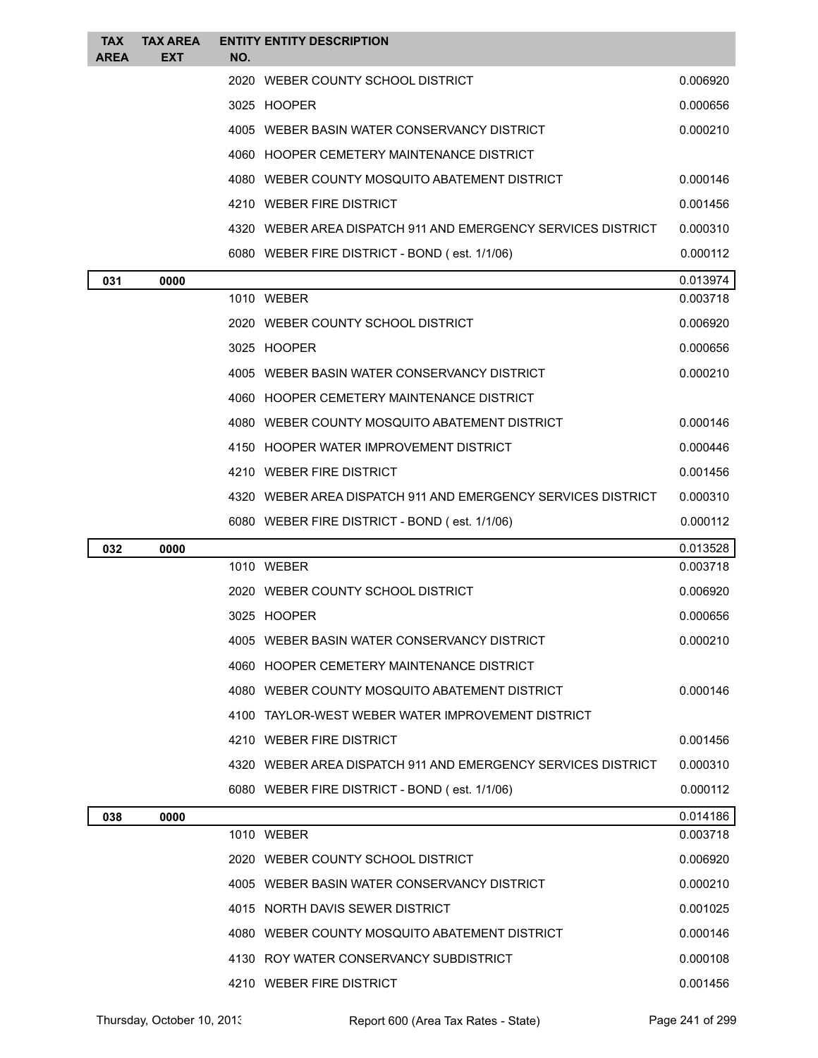| TAX AREA | TAX AREA EXT | ENTITY NO. | ENTITY DESCRIPTION | |
|---|---|---|---|---|
| | | 2020 | WEBER COUNTY SCHOOL DISTRICT | 0.006920 |
| | | 3025 | HOOPER | 0.000656 |
| | | 4005 | WEBER BASIN WATER CONSERVANCY DISTRICT | 0.000210 |
| | | 4060 | HOOPER CEMETERY MAINTENANCE DISTRICT | |
| | | 4080 | WEBER COUNTY MOSQUITO ABATEMENT DISTRICT | 0.000146 |
| | | 4210 | WEBER FIRE DISTRICT | 0.001456 |
| | | 4320 | WEBER AREA DISPATCH 911 AND EMERGENCY SERVICES DISTRICT | 0.000310 |
| | | 6080 | WEBER FIRE DISTRICT - BOND ( est. 1/1/06) | 0.000112 |
| **031** | **0000** | | | 0.013974 |
| | | 1010 | WEBER | 0.003718 |
| | | 2020 | WEBER COUNTY SCHOOL DISTRICT | 0.006920 |
| | | 3025 | HOOPER | 0.000656 |
| | | 4005 | WEBER BASIN WATER CONSERVANCY DISTRICT | 0.000210 |
| | | 4060 | HOOPER CEMETERY MAINTENANCE DISTRICT | |
| | | 4080 | WEBER COUNTY MOSQUITO ABATEMENT DISTRICT | 0.000146 |
| | | 4150 | HOOPER WATER IMPROVEMENT DISTRICT | 0.000446 |
| | | 4210 | WEBER FIRE DISTRICT | 0.001456 |
| | | 4320 | WEBER AREA DISPATCH 911 AND EMERGENCY SERVICES DISTRICT | 0.000310 |
| | | 6080 | WEBER FIRE DISTRICT - BOND ( est. 1/1/06) | 0.000112 |
| **032** | **0000** | | | 0.013528 |
| | | 1010 | WEBER | 0.003718 |
| | | 2020 | WEBER COUNTY SCHOOL DISTRICT | 0.006920 |
| | | 3025 | HOOPER | 0.000656 |
| | | 4005 | WEBER BASIN WATER CONSERVANCY DISTRICT | 0.000210 |
| | | 4060 | HOOPER CEMETERY MAINTENANCE DISTRICT | |
| | | 4080 | WEBER COUNTY MOSQUITO ABATEMENT DISTRICT | 0.000146 |
| | | 4100 | TAYLOR-WEST WEBER WATER IMPROVEMENT DISTRICT | |
| | | 4210 | WEBER FIRE DISTRICT | 0.001456 |
| | | 4320 | WEBER AREA DISPATCH 911 AND EMERGENCY SERVICES DISTRICT | 0.000310 |
| | | 6080 | WEBER FIRE DISTRICT - BOND ( est. 1/1/06) | 0.000112 |
| **038** | **0000** | | | 0.014186 |
| | | 1010 | WEBER | 0.003718 |
| | | 2020 | WEBER COUNTY SCHOOL DISTRICT | 0.006920 |
| | | 4005 | WEBER BASIN WATER CONSERVANCY DISTRICT | 0.000210 |
| | | 4015 | NORTH DAVIS SEWER DISTRICT | 0.001025 |
| | | 4080 | WEBER COUNTY MOSQUITO ABATEMENT DISTRICT | 0.000146 |
| | | 4130 | ROY WATER CONSERVANCY SUBDISTRICT | 0.000108 |
| | | 4210 | WEBER FIRE DISTRICT | 0.001456 |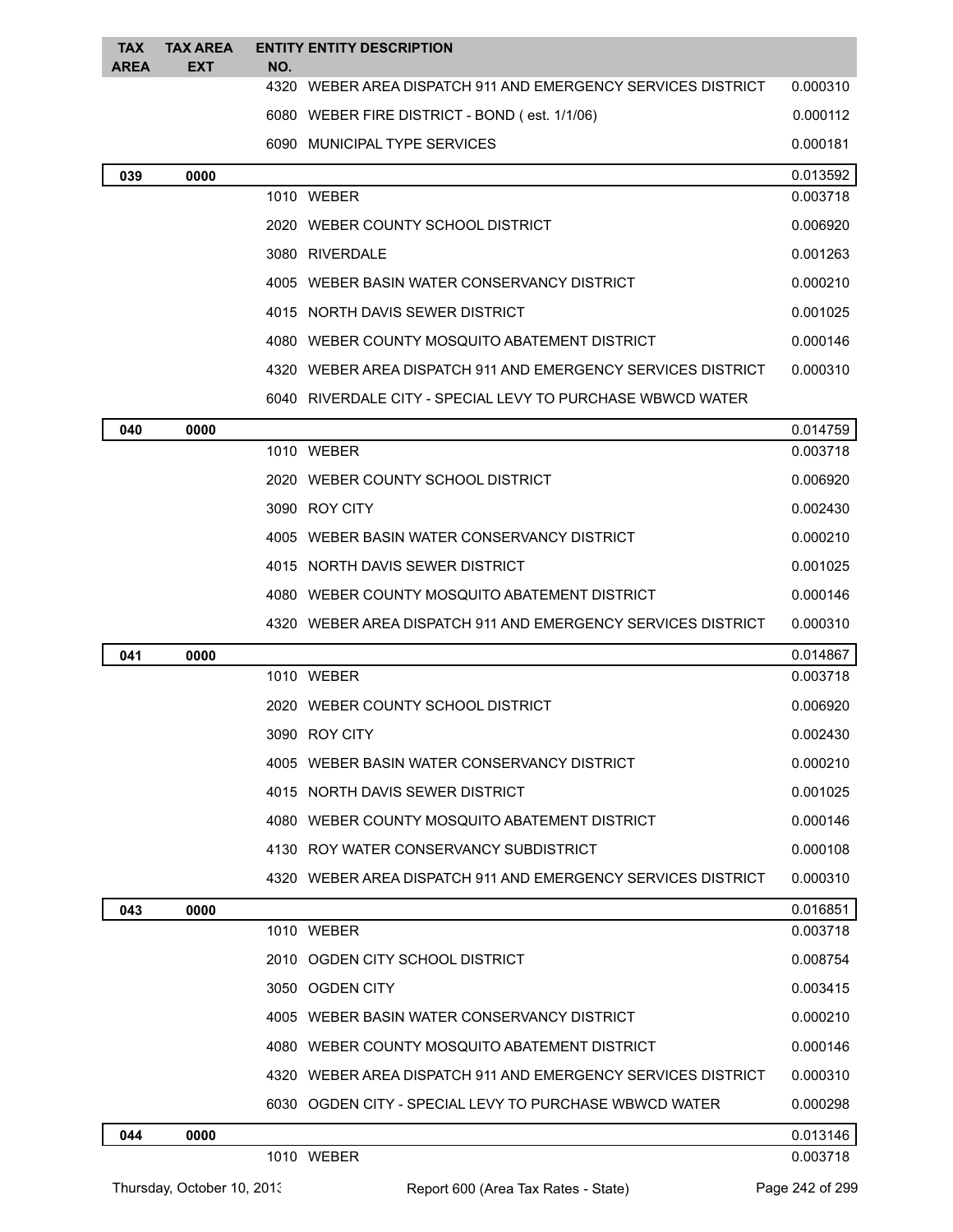| TAX AREA | TAX AREA EXT | ENTITY NO. | ENTITY DESCRIPTION | |
|---|---|---|---|---|
| | | 4320 | WEBER AREA DISPATCH 911 AND EMERGENCY SERVICES DISTRICT | 0.000310 |
| | | 6080 | WEBER FIRE DISTRICT - BOND ( est. 1/1/06) | 0.000112 |
| | | 6090 | MUNICIPAL TYPE SERVICES | 0.000181 |
| **039** | **0000** | | | 0.013592 |
| | | 1010 | WEBER | 0.003718 |
| | | 2020 | WEBER COUNTY SCHOOL DISTRICT | 0.006920 |
| | | 3080 | RIVERDALE | 0.001263 |
| | | 4005 | WEBER BASIN WATER CONSERVANCY DISTRICT | 0.000210 |
| | | 4015 | NORTH DAVIS SEWER DISTRICT | 0.001025 |
| | | 4080 | WEBER COUNTY MOSQUITO ABATEMENT DISTRICT | 0.000146 |
| | | 4320 | WEBER AREA DISPATCH 911 AND EMERGENCY SERVICES DISTRICT | 0.000310 |
| | | 6040 | RIVERDALE CITY - SPECIAL LEVY TO PURCHASE WBWCD WATER | |
| **040** | **0000** | | | 0.014759 |
| | | 1010 | WEBER | 0.003718 |
| | | 2020 | WEBER COUNTY SCHOOL DISTRICT | 0.006920 |
| | | 3090 | ROY CITY | 0.002430 |
| | | 4005 | WEBER BASIN WATER CONSERVANCY DISTRICT | 0.000210 |
| | | 4015 | NORTH DAVIS SEWER DISTRICT | 0.001025 |
| | | 4080 | WEBER COUNTY MOSQUITO ABATEMENT DISTRICT | 0.000146 |
| | | 4320 | WEBER AREA DISPATCH 911 AND EMERGENCY SERVICES DISTRICT | 0.000310 |
| **041** | **0000** | | | 0.014867 |
| | | 1010 | WEBER | 0.003718 |
| | | 2020 | WEBER COUNTY SCHOOL DISTRICT | 0.006920 |
| | | 3090 | ROY CITY | 0.002430 |
| | | 4005 | WEBER BASIN WATER CONSERVANCY DISTRICT | 0.000210 |
| | | 4015 | NORTH DAVIS SEWER DISTRICT | 0.001025 |
| | | 4080 | WEBER COUNTY MOSQUITO ABATEMENT DISTRICT | 0.000146 |
| | | 4130 | ROY WATER CONSERVANCY SUBDISTRICT | 0.000108 |
| | | 4320 | WEBER AREA DISPATCH 911 AND EMERGENCY SERVICES DISTRICT | 0.000310 |
| **043** | **0000** | | | 0.016851 |
| | | 1010 | WEBER | 0.003718 |
| | | 2010 | OGDEN CITY SCHOOL DISTRICT | 0.008754 |
| | | 3050 | OGDEN CITY | 0.003415 |
| | | 4005 | WEBER BASIN WATER CONSERVANCY DISTRICT | 0.000210 |
| | | 4080 | WEBER COUNTY MOSQUITO ABATEMENT DISTRICT | 0.000146 |
| | | 4320 | WEBER AREA DISPATCH 911 AND EMERGENCY SERVICES DISTRICT | 0.000310 |
| | | 6030 | OGDEN CITY - SPECIAL LEVY TO PURCHASE WBWCD WATER | 0.000298 |
| **044** | **0000** | | | 0.013146 |
| | | 1010 | WEBER | 0.003718 |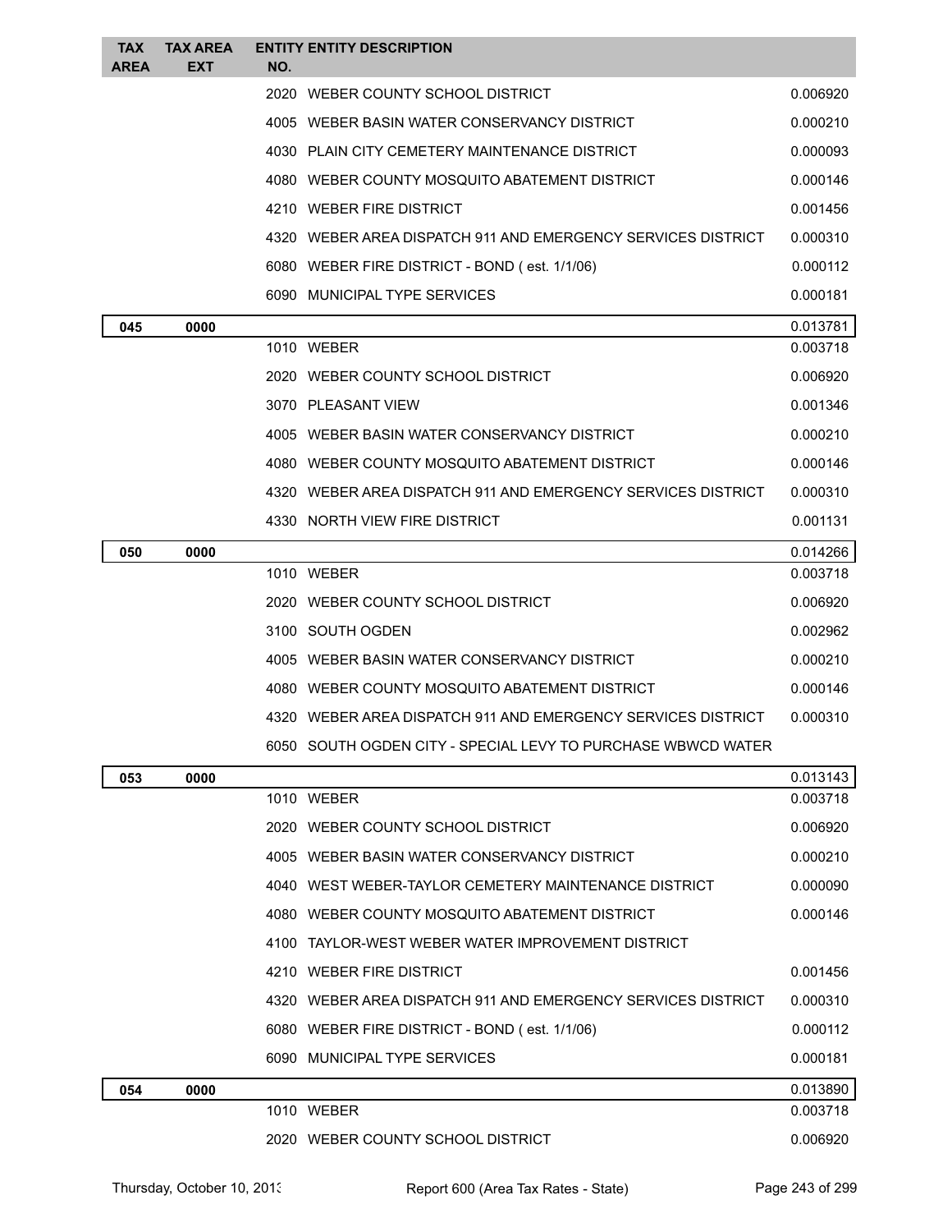| TAX AREA | TAX AREA EXT | ENTITY NO. | ENTITY DESCRIPTION | |
|---|---|---|---|---|
| | | 2020 | WEBER COUNTY SCHOOL DISTRICT | 0.006920 |
| | | 4005 | WEBER BASIN WATER CONSERVANCY DISTRICT | 0.000210 |
| | | 4030 | PLAIN CITY CEMETERY MAINTENANCE DISTRICT | 0.000093 |
| | | 4080 | WEBER COUNTY MOSQUITO ABATEMENT DISTRICT | 0.000146 |
| | | 4210 | WEBER FIRE DISTRICT | 0.001456 |
| | | 4320 | WEBER AREA DISPATCH 911 AND EMERGENCY SERVICES DISTRICT | 0.000310 |
| | | 6080 | WEBER FIRE DISTRICT - BOND ( est. 1/1/06) | 0.000112 |
| | | 6090 | MUNICIPAL TYPE SERVICES | 0.000181 |
| **045** | **0000** | | | 0.013781 |
| | | 1010 | WEBER | 0.003718 |
| | | 2020 | WEBER COUNTY SCHOOL DISTRICT | 0.006920 |
| | | 3070 | PLEASANT VIEW | 0.001346 |
| | | 4005 | WEBER BASIN WATER CONSERVANCY DISTRICT | 0.000210 |
| | | 4080 | WEBER COUNTY MOSQUITO ABATEMENT DISTRICT | 0.000146 |
| | | 4320 | WEBER AREA DISPATCH 911 AND EMERGENCY SERVICES DISTRICT | 0.000310 |
| | | 4330 | NORTH VIEW FIRE DISTRICT | 0.001131 |
| **050** | **0000** | | | 0.014266 |
| | | 1010 | WEBER | 0.003718 |
| | | 2020 | WEBER COUNTY SCHOOL DISTRICT | 0.006920 |
| | | 3100 | SOUTH OGDEN | 0.002962 |
| | | 4005 | WEBER BASIN WATER CONSERVANCY DISTRICT | 0.000210 |
| | | 4080 | WEBER COUNTY MOSQUITO ABATEMENT DISTRICT | 0.000146 |
| | | 4320 | WEBER AREA DISPATCH 911 AND EMERGENCY SERVICES DISTRICT | 0.000310 |
| | | 6050 | SOUTH OGDEN CITY - SPECIAL LEVY TO PURCHASE WBWCD WATER | |
| **053** | **0000** | | | 0.013143 |
| | | 1010 | WEBER | 0.003718 |
| | | 2020 | WEBER COUNTY SCHOOL DISTRICT | 0.006920 |
| | | 4005 | WEBER BASIN WATER CONSERVANCY DISTRICT | 0.000210 |
| | | 4040 | WEST WEBER-TAYLOR CEMETERY MAINTENANCE DISTRICT | 0.000090 |
| | | 4080 | WEBER COUNTY MOSQUITO ABATEMENT DISTRICT | 0.000146 |
| | | 4100 | TAYLOR-WEST WEBER WATER IMPROVEMENT DISTRICT | |
| | | 4210 | WEBER FIRE DISTRICT | 0.001456 |
| | | 4320 | WEBER AREA DISPATCH 911 AND EMERGENCY SERVICES DISTRICT | 0.000310 |
| | | 6080 | WEBER FIRE DISTRICT - BOND ( est. 1/1/06) | 0.000112 |
| | | 6090 | MUNICIPAL TYPE SERVICES | 0.000181 |
| **054** | **0000** | | | 0.013890 |
| | | 1010 | WEBER | 0.003718 |
| | | 2020 | WEBER COUNTY SCHOOL DISTRICT | 0.006920 |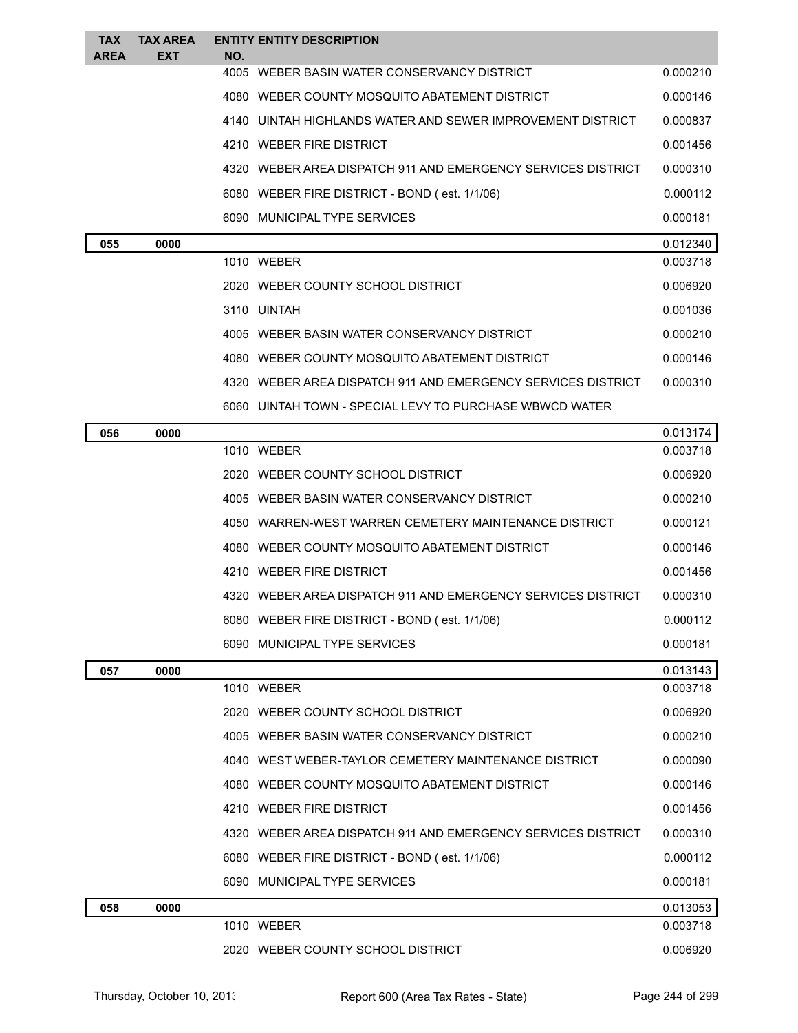| TAX AREA | TAX AREA EXT | ENTITY NO. | ENTITY DESCRIPTION | |
|---|---|---|---|---|
| | | 4005 | WEBER BASIN WATER CONSERVANCY DISTRICT | 0.000210 |
| | | 4080 | WEBER COUNTY MOSQUITO ABATEMENT DISTRICT | 0.000146 |
| | | 4140 | UINTAH HIGHLANDS WATER AND SEWER IMPROVEMENT DISTRICT | 0.000837 |
| | | 4210 | WEBER FIRE DISTRICT | 0.001456 |
| | | 4320 | WEBER AREA DISPATCH 911 AND EMERGENCY SERVICES DISTRICT | 0.000310 |
| | | 6080 | WEBER FIRE DISTRICT - BOND ( est. 1/1/06) | 0.000112 |
| | | 6090 | MUNICIPAL TYPE SERVICES | 0.000181 |
| **055** | **0000** | | | 0.012340 |
| | | 1010 | WEBER | 0.003718 |
| | | 2020 | WEBER COUNTY SCHOOL DISTRICT | 0.006920 |
| | | 3110 | UINTAH | 0.001036 |
| | | 4005 | WEBER BASIN WATER CONSERVANCY DISTRICT | 0.000210 |
| | | 4080 | WEBER COUNTY MOSQUITO ABATEMENT DISTRICT | 0.000146 |
| | | 4320 | WEBER AREA DISPATCH 911 AND EMERGENCY SERVICES DISTRICT | 0.000310 |
| | | 6060 | UINTAH TOWN - SPECIAL LEVY TO PURCHASE WBWCD WATER | |
| **056** | **0000** | | | 0.013174 |
| | | 1010 | WEBER | 0.003718 |
| | | 2020 | WEBER COUNTY SCHOOL DISTRICT | 0.006920 |
| | | 4005 | WEBER BASIN WATER CONSERVANCY DISTRICT | 0.000210 |
| | | 4050 | WARREN-WEST WARREN CEMETERY MAINTENANCE DISTRICT | 0.000121 |
| | | 4080 | WEBER COUNTY MOSQUITO ABATEMENT DISTRICT | 0.000146 |
| | | 4210 | WEBER FIRE DISTRICT | 0.001456 |
| | | 4320 | WEBER AREA DISPATCH 911 AND EMERGENCY SERVICES DISTRICT | 0.000310 |
| | | 6080 | WEBER FIRE DISTRICT - BOND ( est. 1/1/06) | 0.000112 |
| | | 6090 | MUNICIPAL TYPE SERVICES | 0.000181 |
| **057** | **0000** | | | 0.013143 |
| | | 1010 | WEBER | 0.003718 |
| | | 2020 | WEBER COUNTY SCHOOL DISTRICT | 0.006920 |
| | | 4005 | WEBER BASIN WATER CONSERVANCY DISTRICT | 0.000210 |
| | | 4040 | WEST WEBER-TAYLOR CEMETERY MAINTENANCE DISTRICT | 0.000090 |
| | | 4080 | WEBER COUNTY MOSQUITO ABATEMENT DISTRICT | 0.000146 |
| | | 4210 | WEBER FIRE DISTRICT | 0.001456 |
| | | 4320 | WEBER AREA DISPATCH 911 AND EMERGENCY SERVICES DISTRICT | 0.000310 |
| | | 6080 | WEBER FIRE DISTRICT - BOND ( est. 1/1/06) | 0.000112 |
| | | 6090 | MUNICIPAL TYPE SERVICES | 0.000181 |
| **058** | **0000** | | | 0.013053 |
| | | 1010 | WEBER | 0.003718 |
| | | 2020 | WEBER COUNTY SCHOOL DISTRICT | 0.006920 |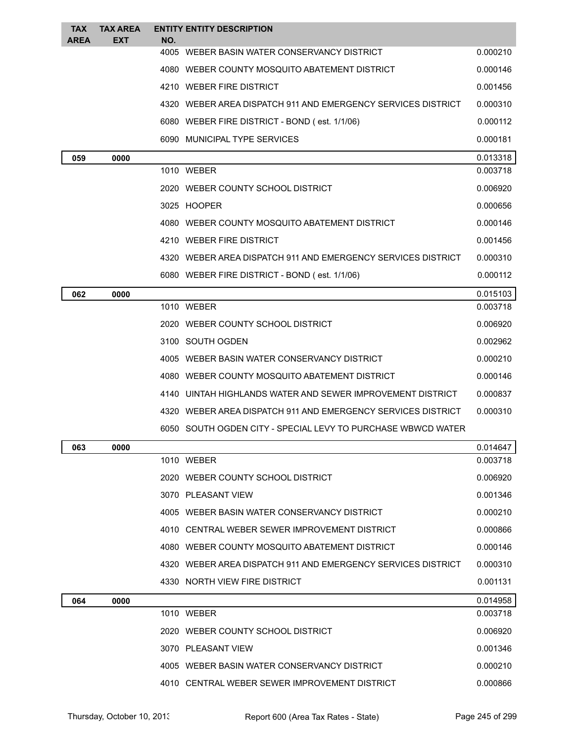| TAX AREA | TAX AREA EXT | ENTITY NO. | ENTITY DESCRIPTION | |
|---|---|---|---|---|
| | | 4005 | WEBER BASIN WATER CONSERVANCY DISTRICT | 0.000210 |
| | | 4080 | WEBER COUNTY MOSQUITO ABATEMENT DISTRICT | 0.000146 |
| | | 4210 | WEBER FIRE DISTRICT | 0.001456 |
| | | 4320 | WEBER AREA DISPATCH 911 AND EMERGENCY SERVICES DISTRICT | 0.000310 |
| | | 6080 | WEBER FIRE DISTRICT - BOND ( est. 1/1/06) | 0.000112 |
| | | 6090 | MUNICIPAL TYPE SERVICES | 0.000181 |
| 059 | 0000 | | | 0.013318 |
| | | 1010 | WEBER | 0.003718 |
| | | 2020 | WEBER COUNTY SCHOOL DISTRICT | 0.006920 |
| | | 3025 | HOOPER | 0.000656 |
| | | 4080 | WEBER COUNTY MOSQUITO ABATEMENT DISTRICT | 0.000146 |
| | | 4210 | WEBER FIRE DISTRICT | 0.001456 |
| | | 4320 | WEBER AREA DISPATCH 911 AND EMERGENCY SERVICES DISTRICT | 0.000310 |
| | | 6080 | WEBER FIRE DISTRICT - BOND ( est. 1/1/06) | 0.000112 |
| 062 | 0000 | | | 0.015103 |
| | | 1010 | WEBER | 0.003718 |
| | | 2020 | WEBER COUNTY SCHOOL DISTRICT | 0.006920 |
| | | 3100 | SOUTH OGDEN | 0.002962 |
| | | 4005 | WEBER BASIN WATER CONSERVANCY DISTRICT | 0.000210 |
| | | 4080 | WEBER COUNTY MOSQUITO ABATEMENT DISTRICT | 0.000146 |
| | | 4140 | UINTAH HIGHLANDS WATER AND SEWER IMPROVEMENT DISTRICT | 0.000837 |
| | | 4320 | WEBER AREA DISPATCH 911 AND EMERGENCY SERVICES DISTRICT | 0.000310 |
| | | 6050 | SOUTH OGDEN CITY - SPECIAL LEVY TO PURCHASE WBWCD WATER | |
| 063 | 0000 | | | 0.014647 |
| | | 1010 | WEBER | 0.003718 |
| | | 2020 | WEBER COUNTY SCHOOL DISTRICT | 0.006920 |
| | | 3070 | PLEASANT VIEW | 0.001346 |
| | | 4005 | WEBER BASIN WATER CONSERVANCY DISTRICT | 0.000210 |
| | | 4010 | CENTRAL WEBER SEWER IMPROVEMENT DISTRICT | 0.000866 |
| | | 4080 | WEBER COUNTY MOSQUITO ABATEMENT DISTRICT | 0.000146 |
| | | 4320 | WEBER AREA DISPATCH 911 AND EMERGENCY SERVICES DISTRICT | 0.000310 |
| | | 4330 | NORTH VIEW FIRE DISTRICT | 0.001131 |
| 064 | 0000 | | | 0.014958 |
| | | 1010 | WEBER | 0.003718 |
| | | 2020 | WEBER COUNTY SCHOOL DISTRICT | 0.006920 |
| | | 3070 | PLEASANT VIEW | 0.001346 |
| | | 4005 | WEBER BASIN WATER CONSERVANCY DISTRICT | 0.000210 |
| | | 4010 | CENTRAL WEBER SEWER IMPROVEMENT DISTRICT | 0.000866 |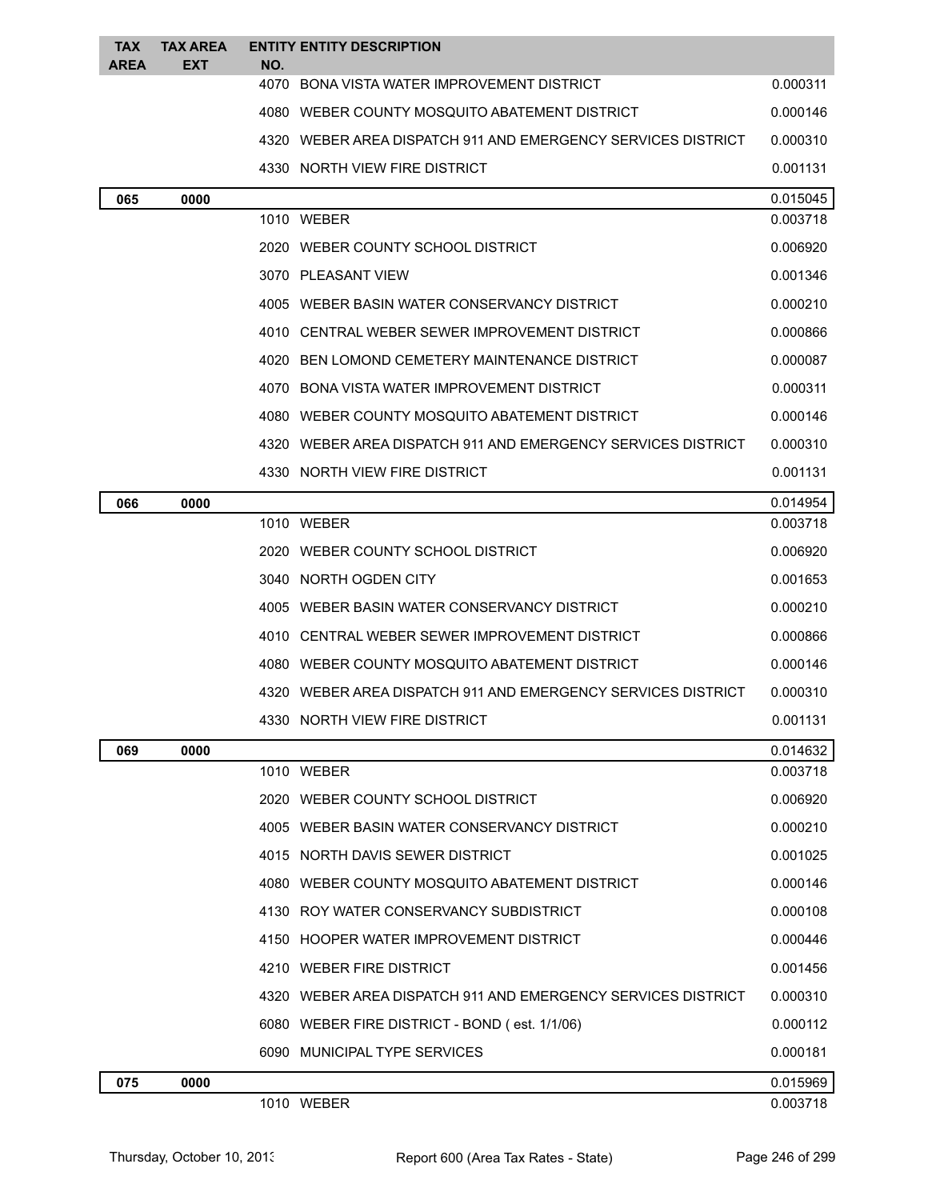| TAX AREA | TAX AREA EXT | ENTITY NO. | ENTITY DESCRIPTION | |
|---|---|---|---|---|
| | | 4070 | BONA VISTA WATER IMPROVEMENT DISTRICT | 0.000311 |
| | | 4080 | WEBER COUNTY MOSQUITO ABATEMENT DISTRICT | 0.000146 |
| | | 4320 | WEBER AREA DISPATCH 911 AND EMERGENCY SERVICES DISTRICT | 0.000310 |
| | | 4330 | NORTH VIEW FIRE DISTRICT | 0.001131 |
| **065** | **0000** | | | 0.015045 |
| | | 1010 | WEBER | 0.003718 |
| | | 2020 | WEBER COUNTY SCHOOL DISTRICT | 0.006920 |
| | | 3070 | PLEASANT VIEW | 0.001346 |
| | | 4005 | WEBER BASIN WATER CONSERVANCY DISTRICT | 0.000210 |
| | | 4010 | CENTRAL WEBER SEWER IMPROVEMENT DISTRICT | 0.000866 |
| | | 4020 | BEN LOMOND CEMETERY MAINTENANCE DISTRICT | 0.000087 |
| | | 4070 | BONA VISTA WATER IMPROVEMENT DISTRICT | 0.000311 |
| | | 4080 | WEBER COUNTY MOSQUITO ABATEMENT DISTRICT | 0.000146 |
| | | 4320 | WEBER AREA DISPATCH 911 AND EMERGENCY SERVICES DISTRICT | 0.000310 |
| | | 4330 | NORTH VIEW FIRE DISTRICT | 0.001131 |
| **066** | **0000** | | | 0.014954 |
| | | 1010 | WEBER | 0.003718 |
| | | 2020 | WEBER COUNTY SCHOOL DISTRICT | 0.006920 |
| | | 3040 | NORTH OGDEN CITY | 0.001653 |
| | | 4005 | WEBER BASIN WATER CONSERVANCY DISTRICT | 0.000210 |
| | | 4010 | CENTRAL WEBER SEWER IMPROVEMENT DISTRICT | 0.000866 |
| | | 4080 | WEBER COUNTY MOSQUITO ABATEMENT DISTRICT | 0.000146 |
| | | 4320 | WEBER AREA DISPATCH 911 AND EMERGENCY SERVICES DISTRICT | 0.000310 |
| | | 4330 | NORTH VIEW FIRE DISTRICT | 0.001131 |
| **069** | **0000** | | | 0.014632 |
| | | 1010 | WEBER | 0.003718 |
| | | 2020 | WEBER COUNTY SCHOOL DISTRICT | 0.006920 |
| | | 4005 | WEBER BASIN WATER CONSERVANCY DISTRICT | 0.000210 |
| | | 4015 | NORTH DAVIS SEWER DISTRICT | 0.001025 |
| | | 4080 | WEBER COUNTY MOSQUITO ABATEMENT DISTRICT | 0.000146 |
| | | 4130 | ROY WATER CONSERVANCY SUBDISTRICT | 0.000108 |
| | | 4150 | HOOPER WATER IMPROVEMENT DISTRICT | 0.000446 |
| | | 4210 | WEBER FIRE DISTRICT | 0.001456 |
| | | 4320 | WEBER AREA DISPATCH 911 AND EMERGENCY SERVICES DISTRICT | 0.000310 |
| | | 6080 | WEBER FIRE DISTRICT - BOND ( est. 1/1/06) | 0.000112 |
| | | 6090 | MUNICIPAL TYPE SERVICES | 0.000181 |
| **075** | **0000** | | | 0.015969 |
| | | 1010 | WEBER | 0.003718 |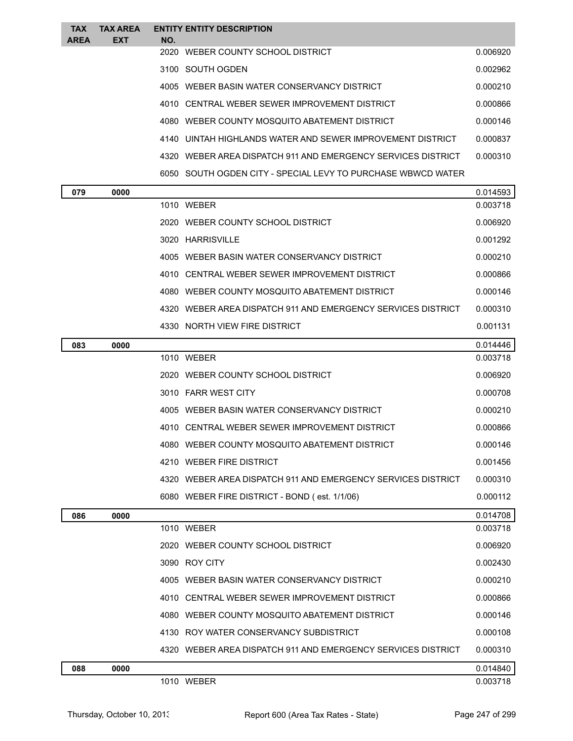| TAX AREA | TAX AREA EXT | ENTITY NO. | ENTITY DESCRIPTION | |
|---|---|---|---|---|
| | | 2020 | WEBER COUNTY SCHOOL DISTRICT | 0.006920 |
| | | 3100 | SOUTH OGDEN | 0.002962 |
| | | 4005 | WEBER BASIN WATER CONSERVANCY DISTRICT | 0.000210 |
| | | 4010 | CENTRAL WEBER SEWER IMPROVEMENT DISTRICT | 0.000866 |
| | | 4080 | WEBER COUNTY MOSQUITO ABATEMENT DISTRICT | 0.000146 |
| | | 4140 | UINTAH HIGHLANDS WATER AND SEWER IMPROVEMENT DISTRICT | 0.000837 |
| | | 4320 | WEBER AREA DISPATCH 911 AND EMERGENCY SERVICES DISTRICT | 0.000310 |
| | | 6050 | SOUTH OGDEN CITY - SPECIAL LEVY TO PURCHASE WBWCD WATER | |
| **079** | **0000** | | | 0.014593 |
| | | 1010 | WEBER | 0.003718 |
| | | 2020 | WEBER COUNTY SCHOOL DISTRICT | 0.006920 |
| | | 3020 | HARRISVILLE | 0.001292 |
| | | 4005 | WEBER BASIN WATER CONSERVANCY DISTRICT | 0.000210 |
| | | 4010 | CENTRAL WEBER SEWER IMPROVEMENT DISTRICT | 0.000866 |
| | | 4080 | WEBER COUNTY MOSQUITO ABATEMENT DISTRICT | 0.000146 |
| | | 4320 | WEBER AREA DISPATCH 911 AND EMERGENCY SERVICES DISTRICT | 0.000310 |
| | | 4330 | NORTH VIEW FIRE DISTRICT | 0.001131 |
| **083** | **0000** | | | 0.014446 |
| | | 1010 | WEBER | 0.003718 |
| | | 2020 | WEBER COUNTY SCHOOL DISTRICT | 0.006920 |
| | | 3010 | FARR WEST CITY | 0.000708 |
| | | 4005 | WEBER BASIN WATER CONSERVANCY DISTRICT | 0.000210 |
| | | 4010 | CENTRAL WEBER SEWER IMPROVEMENT DISTRICT | 0.000866 |
| | | 4080 | WEBER COUNTY MOSQUITO ABATEMENT DISTRICT | 0.000146 |
| | | 4210 | WEBER FIRE DISTRICT | 0.001456 |
| | | 4320 | WEBER AREA DISPATCH 911 AND EMERGENCY SERVICES DISTRICT | 0.000310 |
| | | 6080 | WEBER FIRE DISTRICT - BOND ( est. 1/1/06) | 0.000112 |
| **086** | **0000** | | | 0.014708 |
| | | 1010 | WEBER | 0.003718 |
| | | 2020 | WEBER COUNTY SCHOOL DISTRICT | 0.006920 |
| | | 3090 | ROY CITY | 0.002430 |
| | | 4005 | WEBER BASIN WATER CONSERVANCY DISTRICT | 0.000210 |
| | | 4010 | CENTRAL WEBER SEWER IMPROVEMENT DISTRICT | 0.000866 |
| | | 4080 | WEBER COUNTY MOSQUITO ABATEMENT DISTRICT | 0.000146 |
| | | 4130 | ROY WATER CONSERVANCY SUBDISTRICT | 0.000108 |
| | | 4320 | WEBER AREA DISPATCH 911 AND EMERGENCY SERVICES DISTRICT | 0.000310 |
| **088** | **0000** | | | 0.014840 |
| | | 1010 | WEBER | 0.003718 |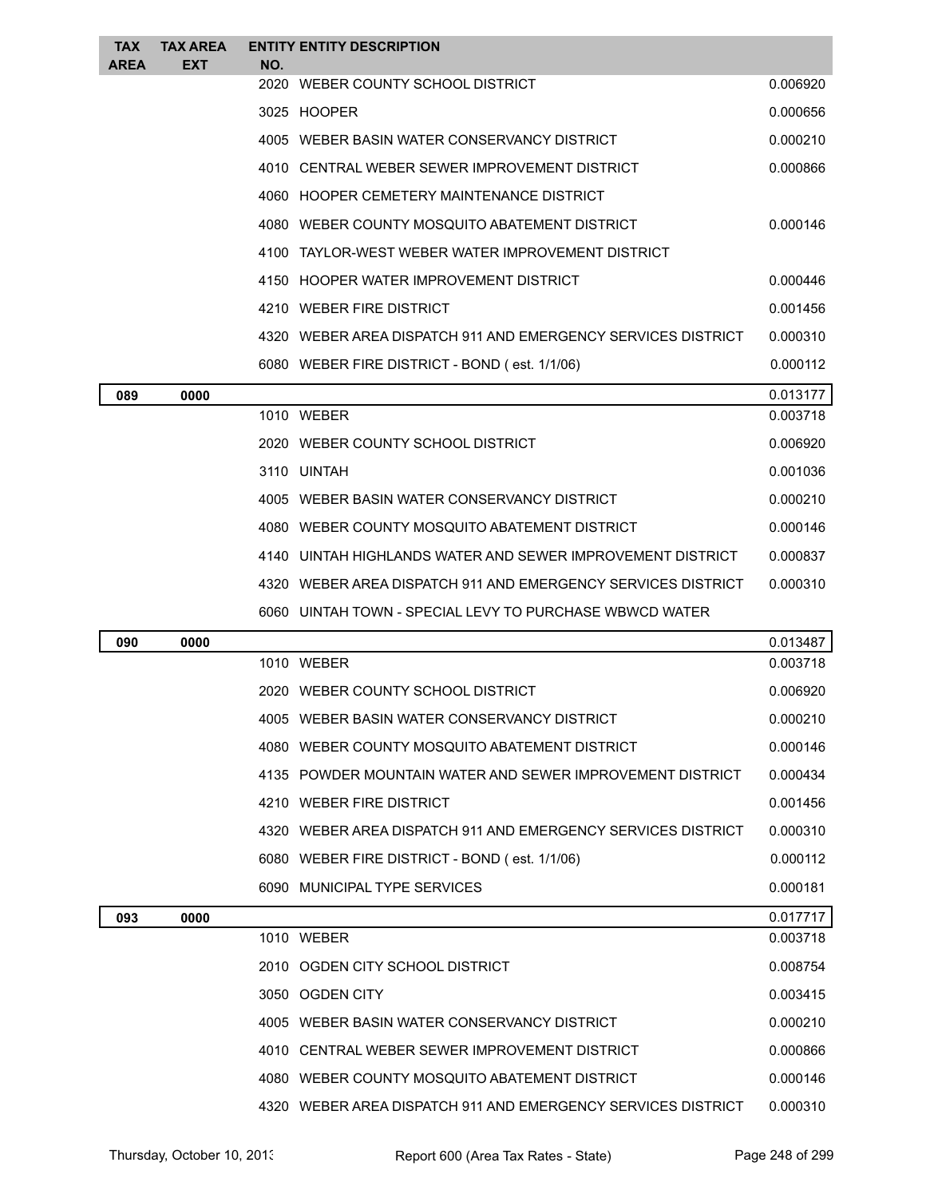| TAX AREA | TAX AREA EXT | ENTITY NO. | ENTITY DESCRIPTION | |
|---|---|---|---|---|
| | | 2020 | WEBER COUNTY SCHOOL DISTRICT | 0.006920 |
| | | 3025 | HOOPER | 0.000656 |
| | | 4005 | WEBER BASIN WATER CONSERVANCY DISTRICT | 0.000210 |
| | | 4010 | CENTRAL WEBER SEWER IMPROVEMENT DISTRICT | 0.000866 |
| | | 4060 | HOOPER CEMETERY MAINTENANCE DISTRICT | |
| | | 4080 | WEBER COUNTY MOSQUITO ABATEMENT DISTRICT | 0.000146 |
| | | 4100 | TAYLOR-WEST WEBER WATER IMPROVEMENT DISTRICT | |
| | | 4150 | HOOPER WATER IMPROVEMENT DISTRICT | 0.000446 |
| | | 4210 | WEBER FIRE DISTRICT | 0.001456 |
| | | 4320 | WEBER AREA DISPATCH 911 AND EMERGENCY SERVICES DISTRICT | 0.000310 |
| | | 6080 | WEBER FIRE DISTRICT - BOND ( est. 1/1/06) | 0.000112 |
| **089** | **0000** | | | 0.013177 |
| | | 1010 | WEBER | 0.003718 |
| | | 2020 | WEBER COUNTY SCHOOL DISTRICT | 0.006920 |
| | | 3110 | UINTAH | 0.001036 |
| | | 4005 | WEBER BASIN WATER CONSERVANCY DISTRICT | 0.000210 |
| | | 4080 | WEBER COUNTY MOSQUITO ABATEMENT DISTRICT | 0.000146 |
| | | 4140 | UINTAH HIGHLANDS WATER AND SEWER IMPROVEMENT DISTRICT | 0.000837 |
| | | 4320 | WEBER AREA DISPATCH 911 AND EMERGENCY SERVICES DISTRICT | 0.000310 |
| | | 6060 | UINTAH TOWN - SPECIAL LEVY TO PURCHASE WBWCD WATER | |
| **090** | **0000** | | | 0.013487 |
| | | 1010 | WEBER | 0.003718 |
| | | 2020 | WEBER COUNTY SCHOOL DISTRICT | 0.006920 |
| | | 4005 | WEBER BASIN WATER CONSERVANCY DISTRICT | 0.000210 |
| | | 4080 | WEBER COUNTY MOSQUITO ABATEMENT DISTRICT | 0.000146 |
| | | 4135 | POWDER MOUNTAIN WATER AND SEWER IMPROVEMENT DISTRICT | 0.000434 |
| | | 4210 | WEBER FIRE DISTRICT | 0.001456 |
| | | 4320 | WEBER AREA DISPATCH 911 AND EMERGENCY SERVICES DISTRICT | 0.000310 |
| | | 6080 | WEBER FIRE DISTRICT - BOND ( est. 1/1/06) | 0.000112 |
| | | 6090 | MUNICIPAL TYPE SERVICES | 0.000181 |
| **093** | **0000** | | | 0.017717 |
| | | 1010 | WEBER | 0.003718 |
| | | 2010 | OGDEN CITY SCHOOL DISTRICT | 0.008754 |
| | | 3050 | OGDEN CITY | 0.003415 |
| | | 4005 | WEBER BASIN WATER CONSERVANCY DISTRICT | 0.000210 |
| | | 4010 | CENTRAL WEBER SEWER IMPROVEMENT DISTRICT | 0.000866 |
| | | 4080 | WEBER COUNTY MOSQUITO ABATEMENT DISTRICT | 0.000146 |
| | | 4320 | WEBER AREA DISPATCH 911 AND EMERGENCY SERVICES DISTRICT | 0.000310 |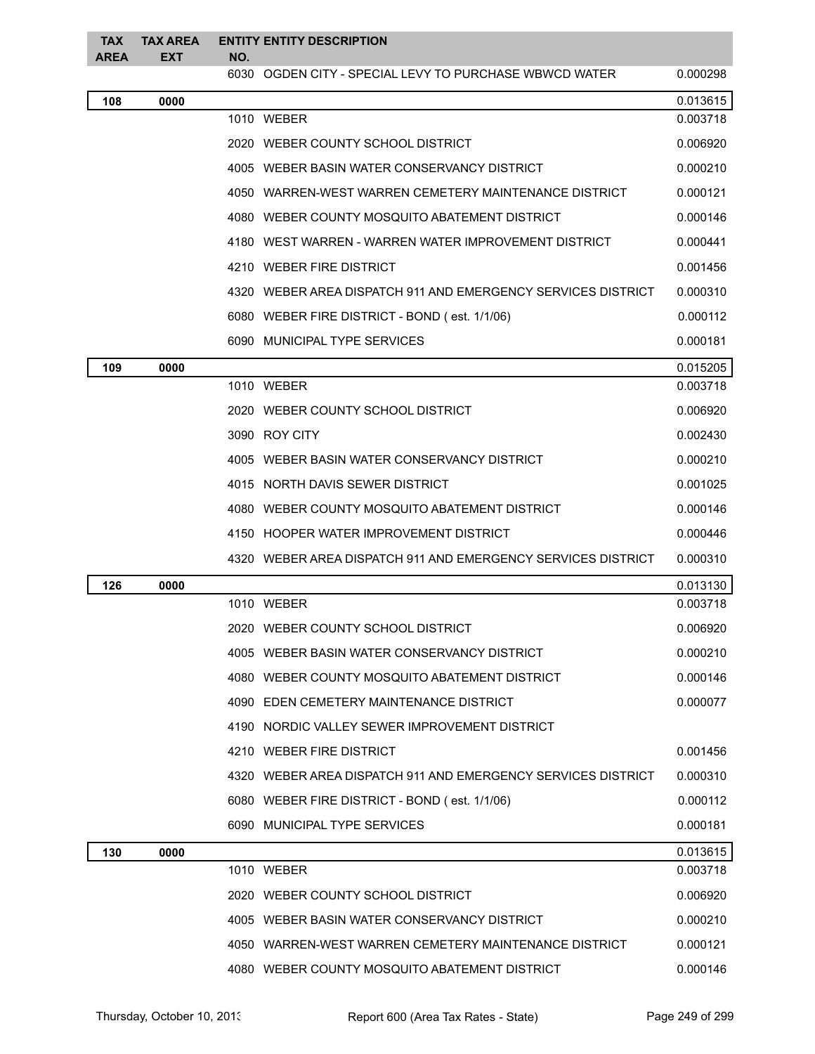| TAX AREA | TAX AREA EXT | ENTITY NO. | ENTITY DESCRIPTION | |
|---|---|---|---|---|
| | | 6030 | OGDEN CITY - SPECIAL LEVY TO PURCHASE WBWCD WATER | 0.000298 |
| **108** | **0000** | | | 0.013615 |
| | | 1010 | WEBER | 0.003718 |
| | | 2020 | WEBER COUNTY SCHOOL DISTRICT | 0.006920 |
| | | 4005 | WEBER BASIN WATER CONSERVANCY DISTRICT | 0.000210 |
| | | 4050 | WARREN-WEST WARREN CEMETERY MAINTENANCE DISTRICT | 0.000121 |
| | | 4080 | WEBER COUNTY MOSQUITO ABATEMENT DISTRICT | 0.000146 |
| | | 4180 | WEST WARREN - WARREN WATER IMPROVEMENT DISTRICT | 0.000441 |
| | | 4210 | WEBER FIRE DISTRICT | 0.001456 |
| | | 4320 | WEBER AREA DISPATCH 911 AND EMERGENCY SERVICES DISTRICT | 0.000310 |
| | | 6080 | WEBER FIRE DISTRICT - BOND ( est. 1/1/06) | 0.000112 |
| | | 6090 | MUNICIPAL TYPE SERVICES | 0.000181 |
| **109** | **0000** | | | 0.015205 |
| | | 1010 | WEBER | 0.003718 |
| | | 2020 | WEBER COUNTY SCHOOL DISTRICT | 0.006920 |
| | | 3090 | ROY CITY | 0.002430 |
| | | 4005 | WEBER BASIN WATER CONSERVANCY DISTRICT | 0.000210 |
| | | 4015 | NORTH DAVIS SEWER DISTRICT | 0.001025 |
| | | 4080 | WEBER COUNTY MOSQUITO ABATEMENT DISTRICT | 0.000146 |
| | | 4150 | HOOPER WATER IMPROVEMENT DISTRICT | 0.000446 |
| | | 4320 | WEBER AREA DISPATCH 911 AND EMERGENCY SERVICES DISTRICT | 0.000310 |
| **126** | **0000** | | | 0.013130 |
| | | 1010 | WEBER | 0.003718 |
| | | 2020 | WEBER COUNTY SCHOOL DISTRICT | 0.006920 |
| | | 4005 | WEBER BASIN WATER CONSERVANCY DISTRICT | 0.000210 |
| | | 4080 | WEBER COUNTY MOSQUITO ABATEMENT DISTRICT | 0.000146 |
| | | 4090 | EDEN CEMETERY MAINTENANCE DISTRICT | 0.000077 |
| | | 4190 | NORDIC VALLEY SEWER IMPROVEMENT DISTRICT | |
| | | 4210 | WEBER FIRE DISTRICT | 0.001456 |
| | | 4320 | WEBER AREA DISPATCH 911 AND EMERGENCY SERVICES DISTRICT | 0.000310 |
| | | 6080 | WEBER FIRE DISTRICT - BOND ( est. 1/1/06) | 0.000112 |
| | | 6090 | MUNICIPAL TYPE SERVICES | 0.000181 |
| **130** | **0000** | | | 0.013615 |
| | | 1010 | WEBER | 0.003718 |
| | | 2020 | WEBER COUNTY SCHOOL DISTRICT | 0.006920 |
| | | 4005 | WEBER BASIN WATER CONSERVANCY DISTRICT | 0.000210 |
| | | 4050 | WARREN-WEST WARREN CEMETERY MAINTENANCE DISTRICT | 0.000121 |
| | | 4080 | WEBER COUNTY MOSQUITO ABATEMENT DISTRICT | 0.000146 |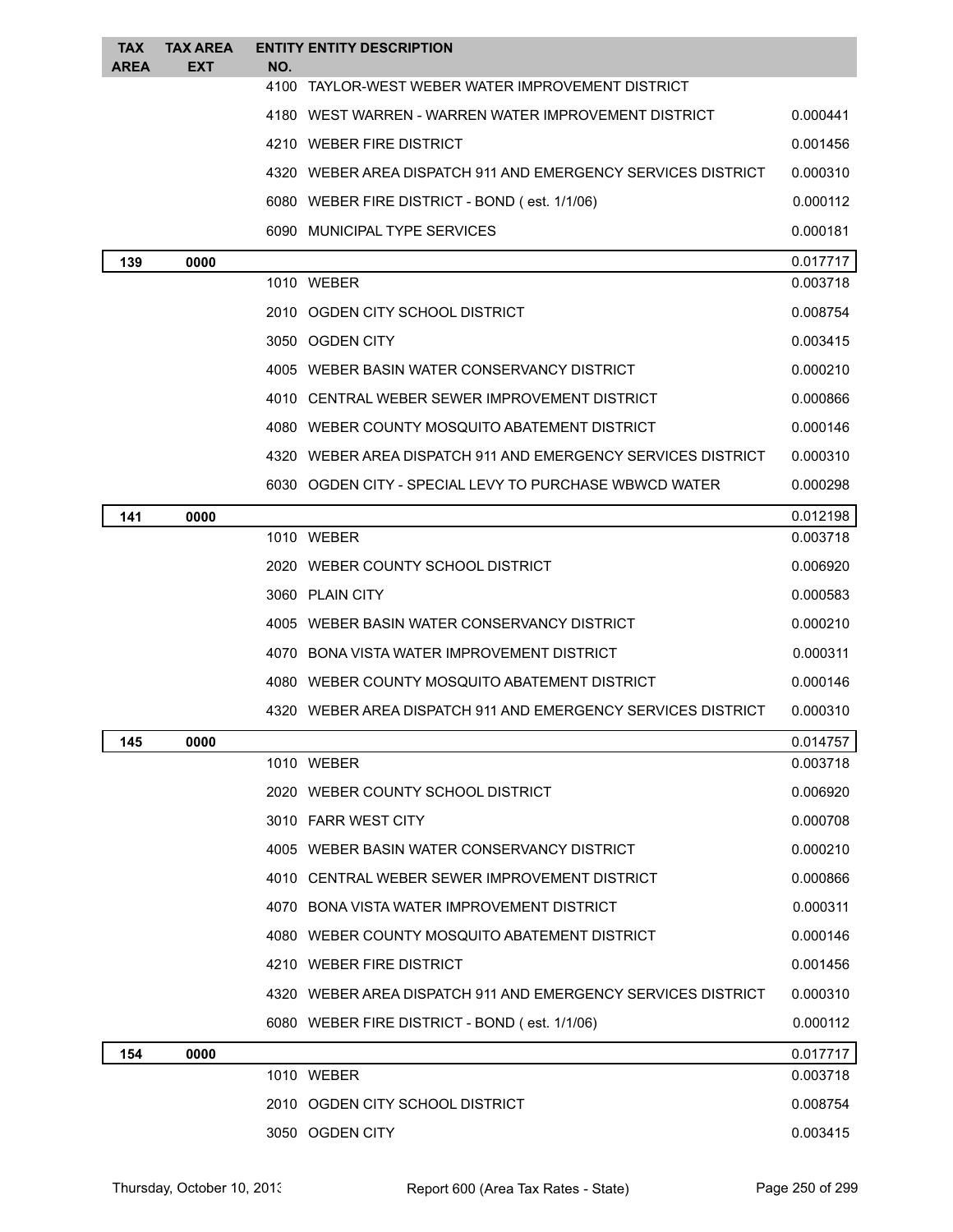| TAX AREA | TAX AREA EXT | ENTITY NO. | ENTITY DESCRIPTION | |
|---|---|---|---|---|
| | | 4100 | TAYLOR-WEST WEBER WATER IMPROVEMENT DISTRICT | |
| | | 4180 | WEST WARREN - WARREN WATER IMPROVEMENT DISTRICT | 0.000441 |
| | | 4210 | WEBER FIRE DISTRICT | 0.001456 |
| | | 4320 | WEBER AREA DISPATCH 911 AND EMERGENCY SERVICES DISTRICT | 0.000310 |
| | | 6080 | WEBER FIRE DISTRICT - BOND ( est. 1/1/06) | 0.000112 |
| | | 6090 | MUNICIPAL TYPE SERVICES | 0.000181 |
| **139** | **0000** | | | 0.017717 |
| | | 1010 | WEBER | 0.003718 |
| | | 2010 | OGDEN CITY SCHOOL DISTRICT | 0.008754 |
| | | 3050 | OGDEN CITY | 0.003415 |
| | | 4005 | WEBER BASIN WATER CONSERVANCY DISTRICT | 0.000210 |
| | | 4010 | CENTRAL WEBER SEWER IMPROVEMENT DISTRICT | 0.000866 |
| | | 4080 | WEBER COUNTY MOSQUITO ABATEMENT DISTRICT | 0.000146 |
| | | 4320 | WEBER AREA DISPATCH 911 AND EMERGENCY SERVICES DISTRICT | 0.000310 |
| | | 6030 | OGDEN CITY - SPECIAL LEVY TO PURCHASE WBWCD WATER | 0.000298 |
| **141** | **0000** | | | 0.012198 |
| | | 1010 | WEBER | 0.003718 |
| | | 2020 | WEBER COUNTY SCHOOL DISTRICT | 0.006920 |
| | | 3060 | PLAIN CITY | 0.000583 |
| | | 4005 | WEBER BASIN WATER CONSERVANCY DISTRICT | 0.000210 |
| | | 4070 | BONA VISTA WATER IMPROVEMENT DISTRICT | 0.000311 |
| | | 4080 | WEBER COUNTY MOSQUITO ABATEMENT DISTRICT | 0.000146 |
| | | 4320 | WEBER AREA DISPATCH 911 AND EMERGENCY SERVICES DISTRICT | 0.000310 |
| **145** | **0000** | | | 0.014757 |
| | | 1010 | WEBER | 0.003718 |
| | | 2020 | WEBER COUNTY SCHOOL DISTRICT | 0.006920 |
| | | 3010 | FARR WEST CITY | 0.000708 |
| | | 4005 | WEBER BASIN WATER CONSERVANCY DISTRICT | 0.000210 |
| | | 4010 | CENTRAL WEBER SEWER IMPROVEMENT DISTRICT | 0.000866 |
| | | 4070 | BONA VISTA WATER IMPROVEMENT DISTRICT | 0.000311 |
| | | 4080 | WEBER COUNTY MOSQUITO ABATEMENT DISTRICT | 0.000146 |
| | | 4210 | WEBER FIRE DISTRICT | 0.001456 |
| | | 4320 | WEBER AREA DISPATCH 911 AND EMERGENCY SERVICES DISTRICT | 0.000310 |
| | | 6080 | WEBER FIRE DISTRICT - BOND ( est. 1/1/06) | 0.000112 |
| **154** | **0000** | | | 0.017717 |
| | | 1010 | WEBER | 0.003718 |
| | | 2010 | OGDEN CITY SCHOOL DISTRICT | 0.008754 |
| | | 3050 | OGDEN CITY | 0.003415 |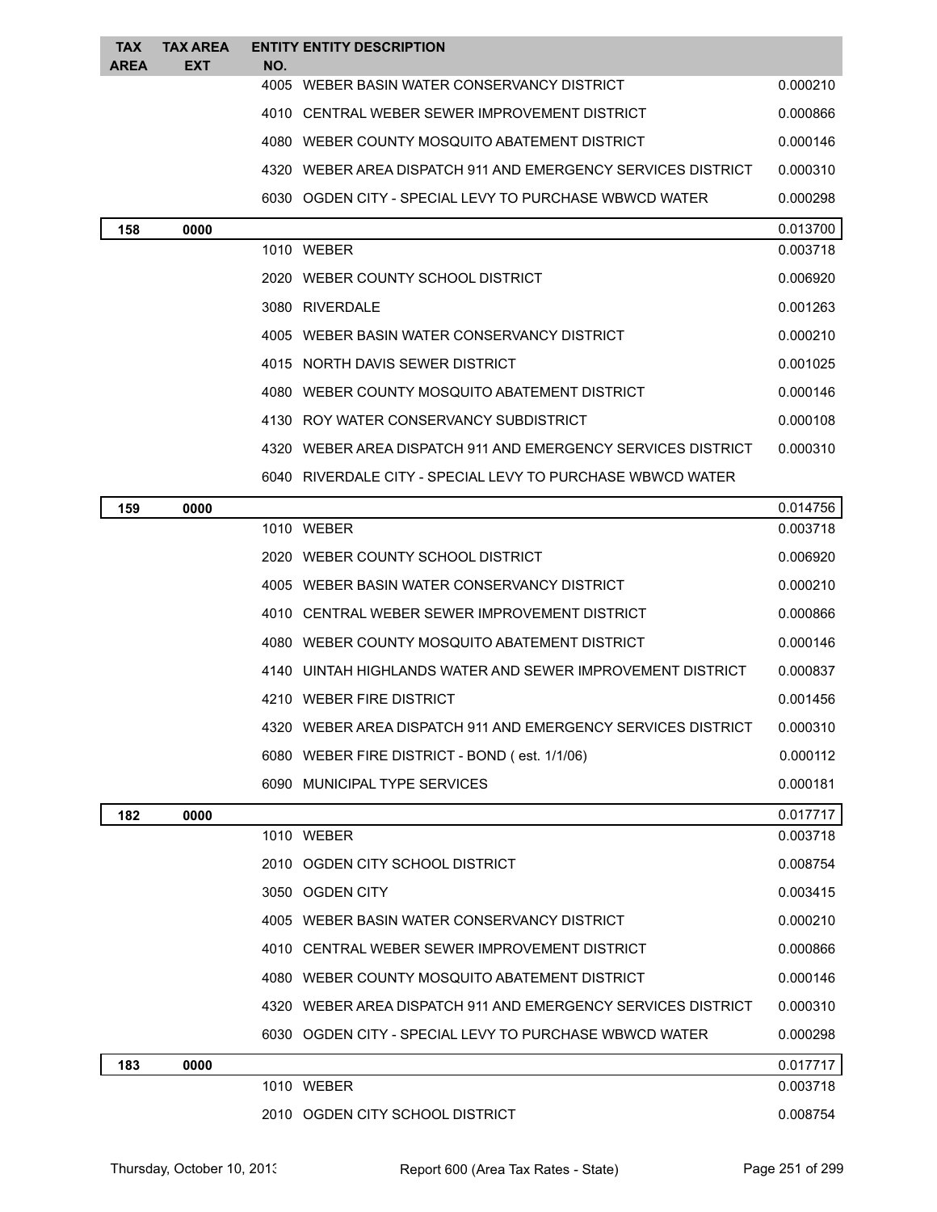| TAX AREA | TAX AREA EXT | ENTITY NO. | ENTITY DESCRIPTION | |
|---|---|---|---|---|
| | | 4005 | WEBER BASIN WATER CONSERVANCY DISTRICT | 0.000210 |
| | | 4010 | CENTRAL WEBER SEWER IMPROVEMENT DISTRICT | 0.000866 |
| | | 4080 | WEBER COUNTY MOSQUITO ABATEMENT DISTRICT | 0.000146 |
| | | 4320 | WEBER AREA DISPATCH 911 AND EMERGENCY SERVICES DISTRICT | 0.000310 |
| | | 6030 | OGDEN CITY - SPECIAL LEVY TO PURCHASE WBWCD WATER | 0.000298 |
| **158** | **0000** | | | 0.013700 |
| | | 1010 | WEBER | 0.003718 |
| | | 2020 | WEBER COUNTY SCHOOL DISTRICT | 0.006920 |
| | | 3080 | RIVERDALE | 0.001263 |
| | | 4005 | WEBER BASIN WATER CONSERVANCY DISTRICT | 0.000210 |
| | | 4015 | NORTH DAVIS SEWER DISTRICT | 0.001025 |
| | | 4080 | WEBER COUNTY MOSQUITO ABATEMENT DISTRICT | 0.000146 |
| | | 4130 | ROY WATER CONSERVANCY SUBDISTRICT | 0.000108 |
| | | 4320 | WEBER AREA DISPATCH 911 AND EMERGENCY SERVICES DISTRICT | 0.000310 |
| | | 6040 | RIVERDALE CITY - SPECIAL LEVY TO PURCHASE WBWCD WATER | |
| **159** | **0000** | | | 0.014756 |
| | | 1010 | WEBER | 0.003718 |
| | | 2020 | WEBER COUNTY SCHOOL DISTRICT | 0.006920 |
| | | 4005 | WEBER BASIN WATER CONSERVANCY DISTRICT | 0.000210 |
| | | 4010 | CENTRAL WEBER SEWER IMPROVEMENT DISTRICT | 0.000866 |
| | | 4080 | WEBER COUNTY MOSQUITO ABATEMENT DISTRICT | 0.000146 |
| | | 4140 | UINTAH HIGHLANDS WATER AND SEWER IMPROVEMENT DISTRICT | 0.000837 |
| | | 4210 | WEBER FIRE DISTRICT | 0.001456 |
| | | 4320 | WEBER AREA DISPATCH 911 AND EMERGENCY SERVICES DISTRICT | 0.000310 |
| | | 6080 | WEBER FIRE DISTRICT - BOND ( est. 1/1/06) | 0.000112 |
| | | 6090 | MUNICIPAL TYPE SERVICES | 0.000181 |
| **182** | **0000** | | | 0.017717 |
| | | 1010 | WEBER | 0.003718 |
| | | 2010 | OGDEN CITY SCHOOL DISTRICT | 0.008754 |
| | | 3050 | OGDEN CITY | 0.003415 |
| | | 4005 | WEBER BASIN WATER CONSERVANCY DISTRICT | 0.000210 |
| | | 4010 | CENTRAL WEBER SEWER IMPROVEMENT DISTRICT | 0.000866 |
| | | 4080 | WEBER COUNTY MOSQUITO ABATEMENT DISTRICT | 0.000146 |
| | | 4320 | WEBER AREA DISPATCH 911 AND EMERGENCY SERVICES DISTRICT | 0.000310 |
| | | 6030 | OGDEN CITY - SPECIAL LEVY TO PURCHASE WBWCD WATER | 0.000298 |
| **183** | **0000** | | | 0.017717 |
| | | 1010 | WEBER | 0.003718 |
| | | 2010 | OGDEN CITY SCHOOL DISTRICT | 0.008754 |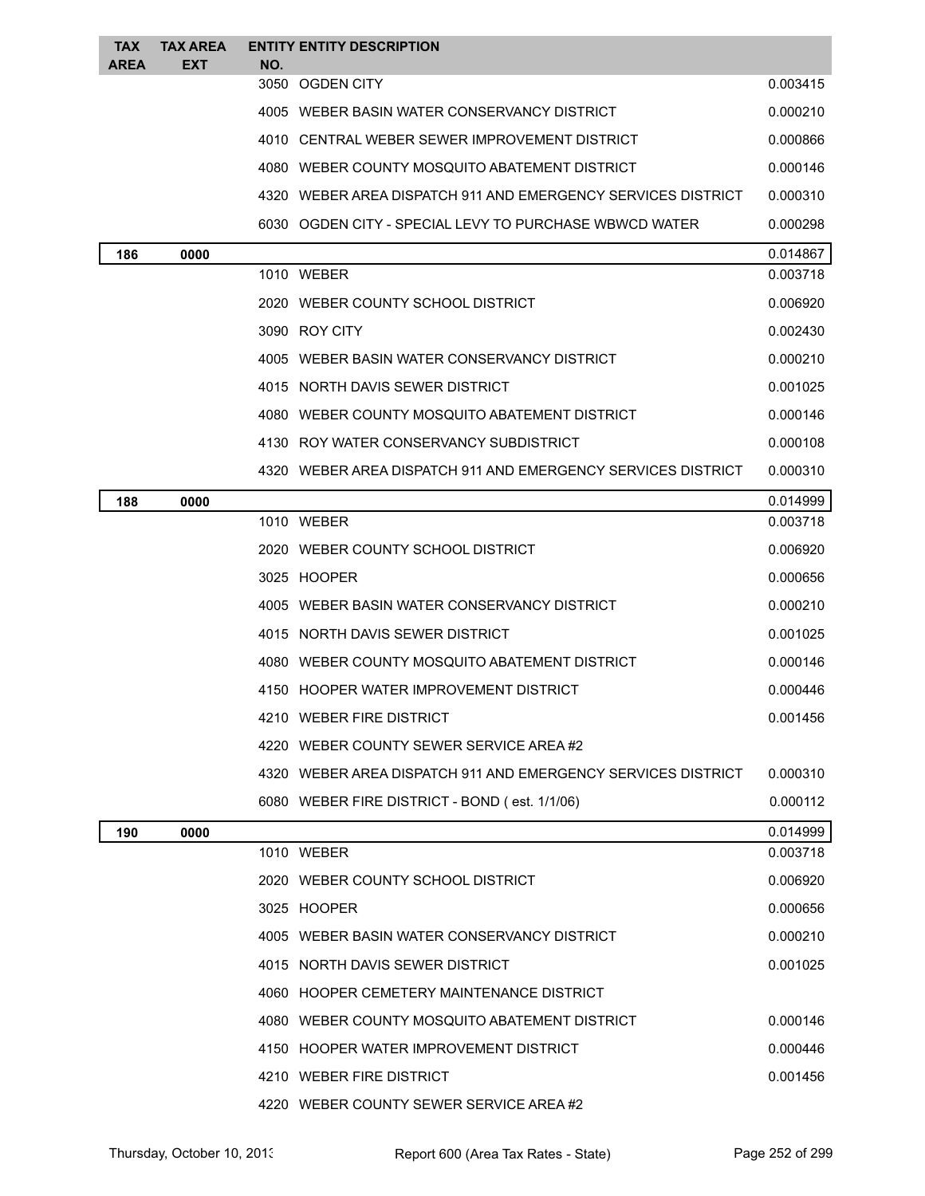| TAX AREA | TAX AREA EXT | ENTITY NO. | ENTITY DESCRIPTION | |
|---|---|---|---|---|
| | | 3050 | OGDEN CITY | 0.003415 |
| | | 4005 | WEBER BASIN WATER CONSERVANCY DISTRICT | 0.000210 |
| | | 4010 | CENTRAL WEBER SEWER IMPROVEMENT DISTRICT | 0.000866 |
| | | 4080 | WEBER COUNTY MOSQUITO ABATEMENT DISTRICT | 0.000146 |
| | | 4320 | WEBER AREA DISPATCH 911 AND EMERGENCY SERVICES DISTRICT | 0.000310 |
| | | 6030 | OGDEN CITY - SPECIAL LEVY TO PURCHASE WBWCD WATER | 0.000298 |
| **186** | **0000** | | | 0.014867 |
| | | 1010 | WEBER | 0.003718 |
| | | 2020 | WEBER COUNTY SCHOOL DISTRICT | 0.006920 |
| | | 3090 | ROY CITY | 0.002430 |
| | | 4005 | WEBER BASIN WATER CONSERVANCY DISTRICT | 0.000210 |
| | | 4015 | NORTH DAVIS SEWER DISTRICT | 0.001025 |
| | | 4080 | WEBER COUNTY MOSQUITO ABATEMENT DISTRICT | 0.000146 |
| | | 4130 | ROY WATER CONSERVANCY SUBDISTRICT | 0.000108 |
| | | 4320 | WEBER AREA DISPATCH 911 AND EMERGENCY SERVICES DISTRICT | 0.000310 |
| **188** | **0000** | | | 0.014999 |
| | | 1010 | WEBER | 0.003718 |
| | | 2020 | WEBER COUNTY SCHOOL DISTRICT | 0.006920 |
| | | 3025 | HOOPER | 0.000656 |
| | | 4005 | WEBER BASIN WATER CONSERVANCY DISTRICT | 0.000210 |
| | | 4015 | NORTH DAVIS SEWER DISTRICT | 0.001025 |
| | | 4080 | WEBER COUNTY MOSQUITO ABATEMENT DISTRICT | 0.000146 |
| | | 4150 | HOOPER WATER IMPROVEMENT DISTRICT | 0.000446 |
| | | 4210 | WEBER FIRE DISTRICT | 0.001456 |
| | | 4220 | WEBER COUNTY SEWER SERVICE AREA #2 | |
| | | 4320 | WEBER AREA DISPATCH 911 AND EMERGENCY SERVICES DISTRICT | 0.000310 |
| | | 6080 | WEBER FIRE DISTRICT - BOND ( est. 1/1/06) | 0.000112 |
| **190** | **0000** | | | 0.014999 |
| | | 1010 | WEBER | 0.003718 |
| | | 2020 | WEBER COUNTY SCHOOL DISTRICT | 0.006920 |
| | | 3025 | HOOPER | 0.000656 |
| | | 4005 | WEBER BASIN WATER CONSERVANCY DISTRICT | 0.000210 |
| | | 4015 | NORTH DAVIS SEWER DISTRICT | 0.001025 |
| | | 4060 | HOOPER CEMETERY MAINTENANCE DISTRICT | |
| | | 4080 | WEBER COUNTY MOSQUITO ABATEMENT DISTRICT | 0.000146 |
| | | 4150 | HOOPER WATER IMPROVEMENT DISTRICT | 0.000446 |
| | | 4210 | WEBER FIRE DISTRICT | 0.001456 |
| | | 4220 | WEBER COUNTY SEWER SERVICE AREA #2 | |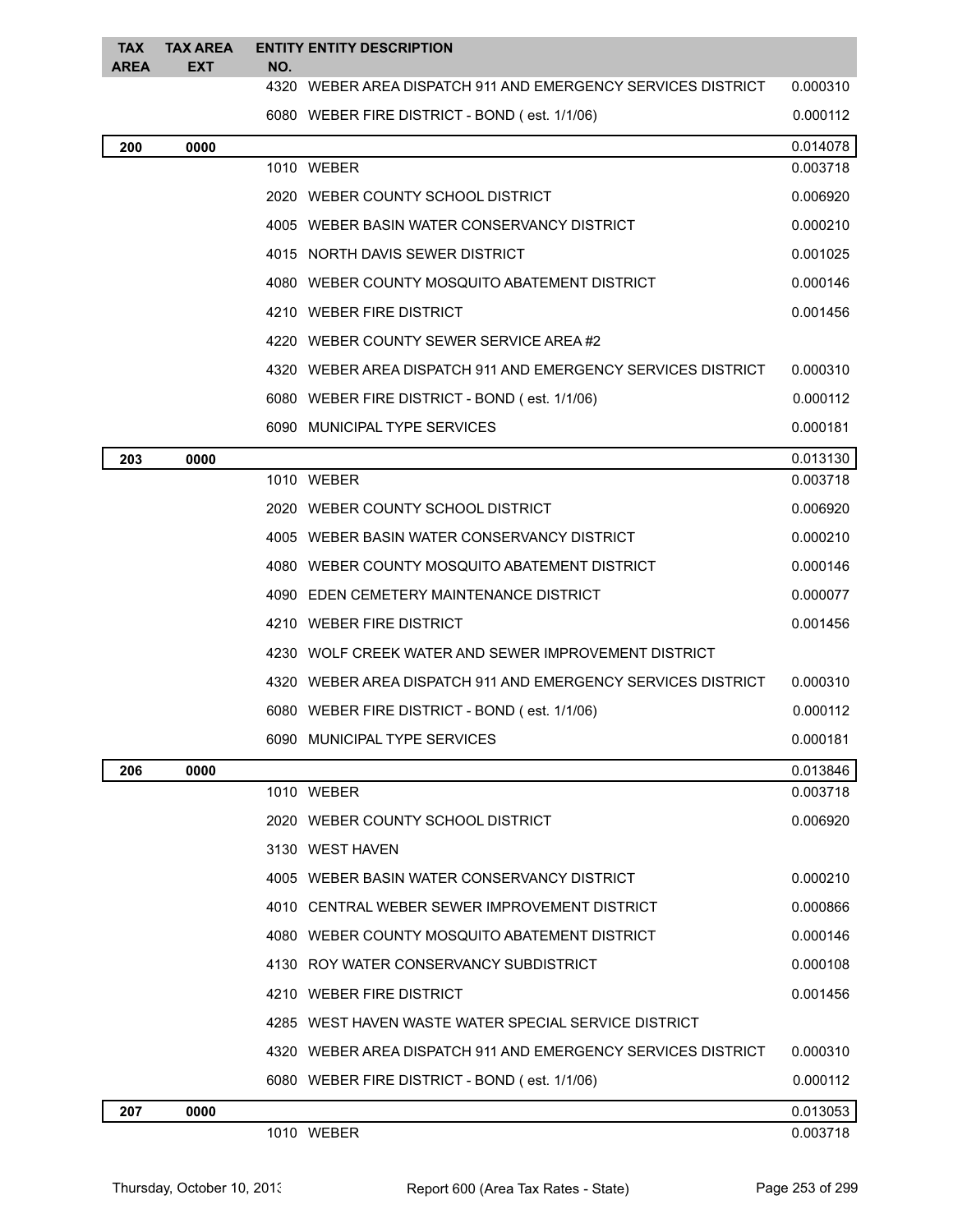| TAX AREA | TAX AREA EXT | ENTITY NO. | ENTITY DESCRIPTION | |
|---|---|---|---|---|
| | | 4320 | WEBER AREA DISPATCH 911 AND EMERGENCY SERVICES DISTRICT | 0.000310 |
| | | 6080 | WEBER FIRE DISTRICT - BOND ( est. 1/1/06) | 0.000112 |
| **200** | **0000** | | | 0.014078 |
| | | 1010 | WEBER | 0.003718 |
| | | 2020 | WEBER COUNTY SCHOOL DISTRICT | 0.006920 |
| | | 4005 | WEBER BASIN WATER CONSERVANCY DISTRICT | 0.000210 |
| | | 4015 | NORTH DAVIS SEWER DISTRICT | 0.001025 |
| | | 4080 | WEBER COUNTY MOSQUITO ABATEMENT DISTRICT | 0.000146 |
| | | 4210 | WEBER FIRE DISTRICT | 0.001456 |
| | | 4220 | WEBER COUNTY SEWER SERVICE AREA #2 | |
| | | 4320 | WEBER AREA DISPATCH 911 AND EMERGENCY SERVICES DISTRICT | 0.000310 |
| | | 6080 | WEBER FIRE DISTRICT - BOND ( est. 1/1/06) | 0.000112 |
| | | 6090 | MUNICIPAL TYPE SERVICES | 0.000181 |
| **203** | **0000** | | | 0.013130 |
| | | 1010 | WEBER | 0.003718 |
| | | 2020 | WEBER COUNTY SCHOOL DISTRICT | 0.006920 |
| | | 4005 | WEBER BASIN WATER CONSERVANCY DISTRICT | 0.000210 |
| | | 4080 | WEBER COUNTY MOSQUITO ABATEMENT DISTRICT | 0.000146 |
| | | 4090 | EDEN CEMETERY MAINTENANCE DISTRICT | 0.000077 |
| | | 4210 | WEBER FIRE DISTRICT | 0.001456 |
| | | 4230 | WOLF CREEK WATER AND SEWER IMPROVEMENT DISTRICT | |
| | | 4320 | WEBER AREA DISPATCH 911 AND EMERGENCY SERVICES DISTRICT | 0.000310 |
| | | 6080 | WEBER FIRE DISTRICT - BOND ( est. 1/1/06) | 0.000112 |
| | | 6090 | MUNICIPAL TYPE SERVICES | 0.000181 |
| **206** | **0000** | | | 0.013846 |
| | | 1010 | WEBER | 0.003718 |
| | | 2020 | WEBER COUNTY SCHOOL DISTRICT | 0.006920 |
| | | 3130 | WEST HAVEN | |
| | | 4005 | WEBER BASIN WATER CONSERVANCY DISTRICT | 0.000210 |
| | | 4010 | CENTRAL WEBER SEWER IMPROVEMENT DISTRICT | 0.000866 |
| | | 4080 | WEBER COUNTY MOSQUITO ABATEMENT DISTRICT | 0.000146 |
| | | 4130 | ROY WATER CONSERVANCY SUBDISTRICT | 0.000108 |
| | | 4210 | WEBER FIRE DISTRICT | 0.001456 |
| | | 4285 | WEST HAVEN WASTE WATER SPECIAL SERVICE DISTRICT | |
| | | 4320 | WEBER AREA DISPATCH 911 AND EMERGENCY SERVICES DISTRICT | 0.000310 |
| | | 6080 | WEBER FIRE DISTRICT - BOND ( est. 1/1/06) | 0.000112 |
| **207** | **0000** | | | 0.013053 |
| | | 1010 | WEBER | 0.003718 |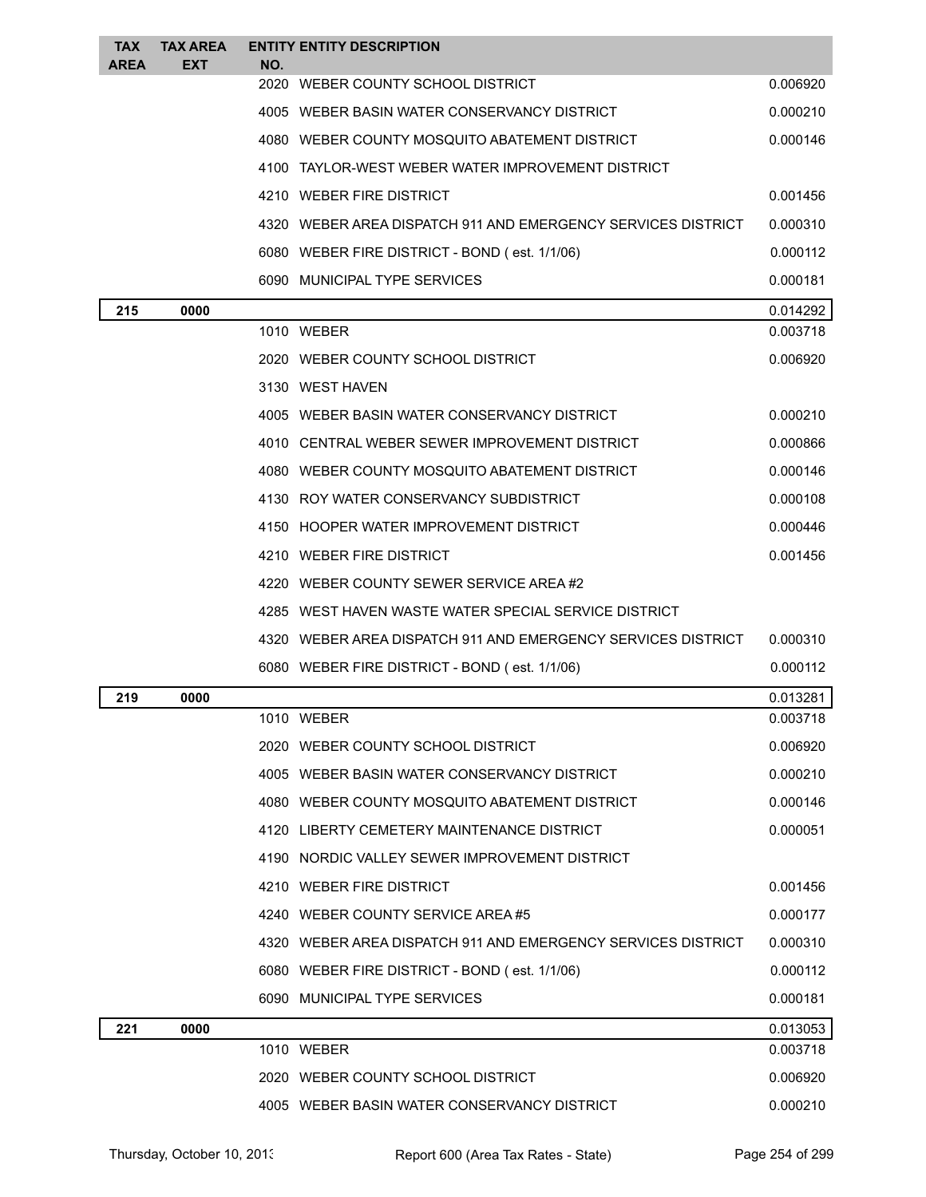| TAX AREA | TAX AREA EXT | ENTITY NO. | ENTITY DESCRIPTION | |
|---|---|---|---|---|
| | | 2020 | WEBER COUNTY SCHOOL DISTRICT | 0.006920 |
| | | 4005 | WEBER BASIN WATER CONSERVANCY DISTRICT | 0.000210 |
| | | 4080 | WEBER COUNTY MOSQUITO ABATEMENT DISTRICT | 0.000146 |
| | | 4100 | TAYLOR-WEST WEBER WATER IMPROVEMENT DISTRICT | |
| | | 4210 | WEBER FIRE DISTRICT | 0.001456 |
| | | 4320 | WEBER AREA DISPATCH 911 AND EMERGENCY SERVICES DISTRICT | 0.000310 |
| | | 6080 | WEBER FIRE DISTRICT - BOND ( est. 1/1/06) | 0.000112 |
| | | 6090 | MUNICIPAL TYPE SERVICES | 0.000181 |
| **215** | **0000** | | | 0.014292 |
| | | 1010 | WEBER | 0.003718 |
| | | 2020 | WEBER COUNTY SCHOOL DISTRICT | 0.006920 |
| | | 3130 | WEST HAVEN | |
| | | 4005 | WEBER BASIN WATER CONSERVANCY DISTRICT | 0.000210 |
| | | 4010 | CENTRAL WEBER SEWER IMPROVEMENT DISTRICT | 0.000866 |
| | | 4080 | WEBER COUNTY MOSQUITO ABATEMENT DISTRICT | 0.000146 |
| | | 4130 | ROY WATER CONSERVANCY SUBDISTRICT | 0.000108 |
| | | 4150 | HOOPER WATER IMPROVEMENT DISTRICT | 0.000446 |
| | | 4210 | WEBER FIRE DISTRICT | 0.001456 |
| | | 4220 | WEBER COUNTY SEWER SERVICE AREA #2 | |
| | | 4285 | WEST HAVEN WASTE WATER SPECIAL SERVICE DISTRICT | |
| | | 4320 | WEBER AREA DISPATCH 911 AND EMERGENCY SERVICES DISTRICT | 0.000310 |
| | | 6080 | WEBER FIRE DISTRICT - BOND ( est. 1/1/06) | 0.000112 |
| **219** | **0000** | | | 0.013281 |
| | | 1010 | WEBER | 0.003718 |
| | | 2020 | WEBER COUNTY SCHOOL DISTRICT | 0.006920 |
| | | 4005 | WEBER BASIN WATER CONSERVANCY DISTRICT | 0.000210 |
| | | 4080 | WEBER COUNTY MOSQUITO ABATEMENT DISTRICT | 0.000146 |
| | | 4120 | LIBERTY CEMETERY MAINTENANCE DISTRICT | 0.000051 |
| | | 4190 | NORDIC VALLEY SEWER IMPROVEMENT DISTRICT | |
| | | 4210 | WEBER FIRE DISTRICT | 0.001456 |
| | | 4240 | WEBER COUNTY SERVICE AREA #5 | 0.000177 |
| | | 4320 | WEBER AREA DISPATCH 911 AND EMERGENCY SERVICES DISTRICT | 0.000310 |
| | | 6080 | WEBER FIRE DISTRICT - BOND ( est. 1/1/06) | 0.000112 |
| | | 6090 | MUNICIPAL TYPE SERVICES | 0.000181 |
| **221** | **0000** | | | 0.013053 |
| | | 1010 | WEBER | 0.003718 |
| | | 2020 | WEBER COUNTY SCHOOL DISTRICT | 0.006920 |
| | | 4005 | WEBER BASIN WATER CONSERVANCY DISTRICT | 0.000210 |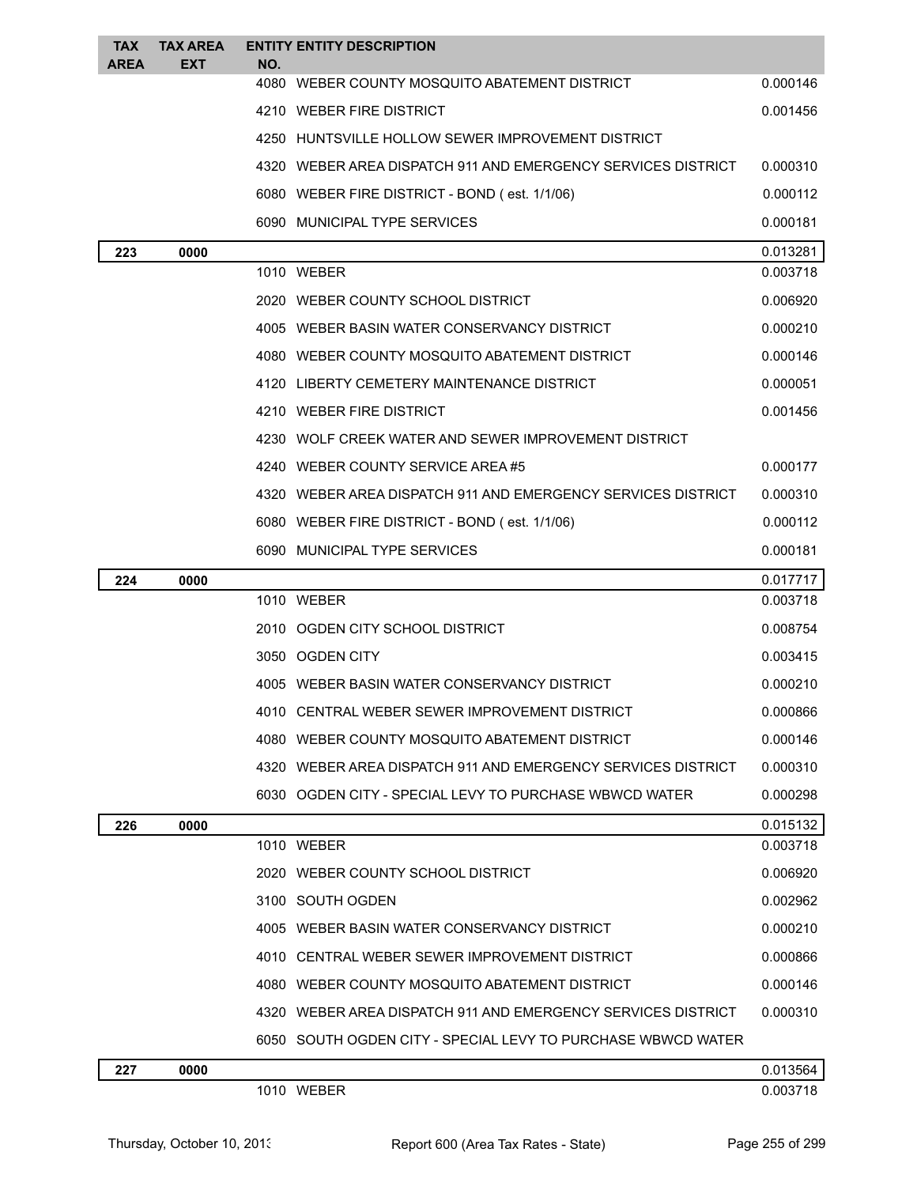| TAX AREA | TAX AREA EXT | ENTITY NO. | ENTITY DESCRIPTION | |
|---|---|---|---|---|
| | | 4080 | WEBER COUNTY MOSQUITO ABATEMENT DISTRICT | 0.000146 |
| | | 4210 | WEBER FIRE DISTRICT | 0.001456 |
| | | 4250 | HUNTSVILLE HOLLOW SEWER IMPROVEMENT DISTRICT | |
| | | 4320 | WEBER AREA DISPATCH 911 AND EMERGENCY SERVICES DISTRICT | 0.000310 |
| | | 6080 | WEBER FIRE DISTRICT - BOND ( est. 1/1/06) | 0.000112 |
| | | 6090 | MUNICIPAL TYPE SERVICES | 0.000181 |
| **223** | **0000** | | | 0.013281 |
| | | 1010 | WEBER | 0.003718 |
| | | 2020 | WEBER COUNTY SCHOOL DISTRICT | 0.006920 |
| | | 4005 | WEBER BASIN WATER CONSERVANCY DISTRICT | 0.000210 |
| | | 4080 | WEBER COUNTY MOSQUITO ABATEMENT DISTRICT | 0.000146 |
| | | 4120 | LIBERTY CEMETERY MAINTENANCE DISTRICT | 0.000051 |
| | | 4210 | WEBER FIRE DISTRICT | 0.001456 |
| | | 4230 | WOLF CREEK WATER AND SEWER IMPROVEMENT DISTRICT | |
| | | 4240 | WEBER COUNTY SERVICE AREA #5 | 0.000177 |
| | | 4320 | WEBER AREA DISPATCH 911 AND EMERGENCY SERVICES DISTRICT | 0.000310 |
| | | 6080 | WEBER FIRE DISTRICT - BOND ( est. 1/1/06) | 0.000112 |
| | | 6090 | MUNICIPAL TYPE SERVICES | 0.000181 |
| **224** | **0000** | | | 0.017717 |
| | | 1010 | WEBER | 0.003718 |
| | | 2010 | OGDEN CITY SCHOOL DISTRICT | 0.008754 |
| | | 3050 | OGDEN CITY | 0.003415 |
| | | 4005 | WEBER BASIN WATER CONSERVANCY DISTRICT | 0.000210 |
| | | 4010 | CENTRAL WEBER SEWER IMPROVEMENT DISTRICT | 0.000866 |
| | | 4080 | WEBER COUNTY MOSQUITO ABATEMENT DISTRICT | 0.000146 |
| | | 4320 | WEBER AREA DISPATCH 911 AND EMERGENCY SERVICES DISTRICT | 0.000310 |
| | | 6030 | OGDEN CITY - SPECIAL LEVY TO PURCHASE WBWCD WATER | 0.000298 |
| **226** | **0000** | | | 0.015132 |
| | | 1010 | WEBER | 0.003718 |
| | | 2020 | WEBER COUNTY SCHOOL DISTRICT | 0.006920 |
| | | 3100 | SOUTH OGDEN | 0.002962 |
| | | 4005 | WEBER BASIN WATER CONSERVANCY DISTRICT | 0.000210 |
| | | 4010 | CENTRAL WEBER SEWER IMPROVEMENT DISTRICT | 0.000866 |
| | | 4080 | WEBER COUNTY MOSQUITO ABATEMENT DISTRICT | 0.000146 |
| | | 4320 | WEBER AREA DISPATCH 911 AND EMERGENCY SERVICES DISTRICT | 0.000310 |
| | | 6050 | SOUTH OGDEN CITY - SPECIAL LEVY TO PURCHASE WBWCD WATER | |
| **227** | **0000** | | | 0.013564 |
| | | 1010 | WEBER | 0.003718 |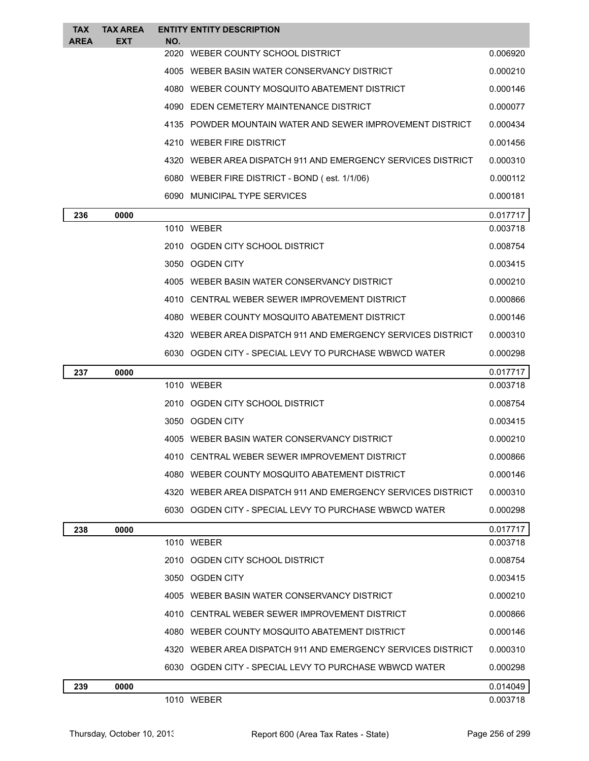| TAX AREA | TAX AREA EXT | ENTITY NO. | ENTITY DESCRIPTION | |
|---|---|---|---|---|
| | | 2020 | WEBER COUNTY SCHOOL DISTRICT | 0.006920 |
| | | 4005 | WEBER BASIN WATER CONSERVANCY DISTRICT | 0.000210 |
| | | 4080 | WEBER COUNTY MOSQUITO ABATEMENT DISTRICT | 0.000146 |
| | | 4090 | EDEN CEMETERY MAINTENANCE DISTRICT | 0.000077 |
| | | 4135 | POWDER MOUNTAIN WATER AND SEWER IMPROVEMENT DISTRICT | 0.000434 |
| | | 4210 | WEBER FIRE DISTRICT | 0.001456 |
| | | 4320 | WEBER AREA DISPATCH 911 AND EMERGENCY SERVICES DISTRICT | 0.000310 |
| | | 6080 | WEBER FIRE DISTRICT - BOND ( est. 1/1/06) | 0.000112 |
| | | 6090 | MUNICIPAL TYPE SERVICES | 0.000181 |
| **236** | **0000** | | | 0.017717 |
| | | 1010 | WEBER | 0.003718 |
| | | 2010 | OGDEN CITY SCHOOL DISTRICT | 0.008754 |
| | | 3050 | OGDEN CITY | 0.003415 |
| | | 4005 | WEBER BASIN WATER CONSERVANCY DISTRICT | 0.000210 |
| | | 4010 | CENTRAL WEBER SEWER IMPROVEMENT DISTRICT | 0.000866 |
| | | 4080 | WEBER COUNTY MOSQUITO ABATEMENT DISTRICT | 0.000146 |
| | | 4320 | WEBER AREA DISPATCH 911 AND EMERGENCY SERVICES DISTRICT | 0.000310 |
| | | 6030 | OGDEN CITY - SPECIAL LEVY TO PURCHASE WBWCD WATER | 0.000298 |
| **237** | **0000** | | | 0.017717 |
| | | 1010 | WEBER | 0.003718 |
| | | 2010 | OGDEN CITY SCHOOL DISTRICT | 0.008754 |
| | | 3050 | OGDEN CITY | 0.003415 |
| | | 4005 | WEBER BASIN WATER CONSERVANCY DISTRICT | 0.000210 |
| | | 4010 | CENTRAL WEBER SEWER IMPROVEMENT DISTRICT | 0.000866 |
| | | 4080 | WEBER COUNTY MOSQUITO ABATEMENT DISTRICT | 0.000146 |
| | | 4320 | WEBER AREA DISPATCH 911 AND EMERGENCY SERVICES DISTRICT | 0.000310 |
| | | 6030 | OGDEN CITY - SPECIAL LEVY TO PURCHASE WBWCD WATER | 0.000298 |
| **238** | **0000** | | | 0.017717 |
| | | 1010 | WEBER | 0.003718 |
| | | 2010 | OGDEN CITY SCHOOL DISTRICT | 0.008754 |
| | | 3050 | OGDEN CITY | 0.003415 |
| | | 4005 | WEBER BASIN WATER CONSERVANCY DISTRICT | 0.000210 |
| | | 4010 | CENTRAL WEBER SEWER IMPROVEMENT DISTRICT | 0.000866 |
| | | 4080 | WEBER COUNTY MOSQUITO ABATEMENT DISTRICT | 0.000146 |
| | | 4320 | WEBER AREA DISPATCH 911 AND EMERGENCY SERVICES DISTRICT | 0.000310 |
| | | 6030 | OGDEN CITY - SPECIAL LEVY TO PURCHASE WBWCD WATER | 0.000298 |
| **239** | **0000** | | | 0.014049 |
| | | 1010 | WEBER | 0.003718 |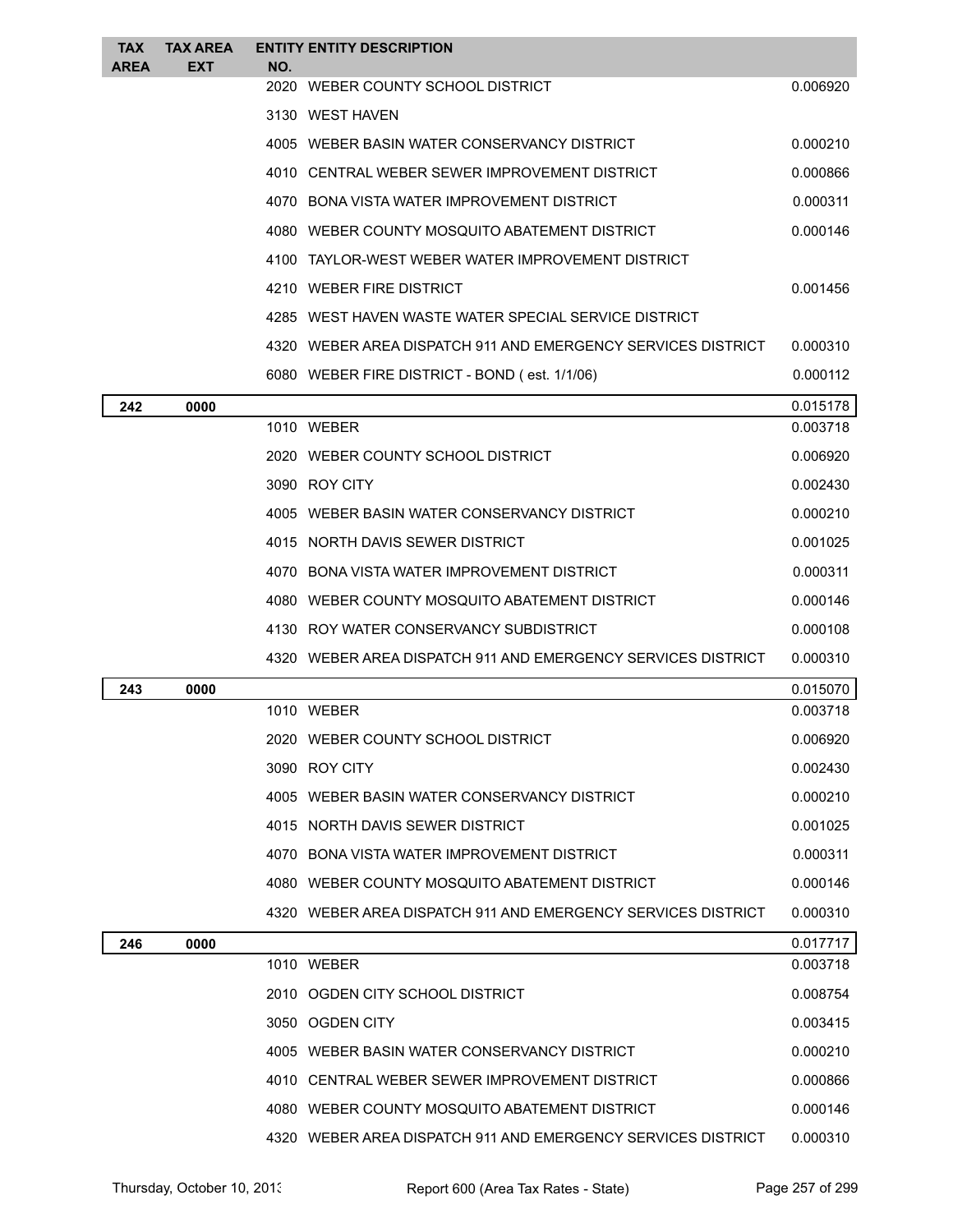| TAX AREA | TAX AREA EXT | ENTITY NO. | ENTITY DESCRIPTION | |
|---|---|---|---|---|
| | | 2020 | WEBER COUNTY SCHOOL DISTRICT | 0.006920 |
| | | 3130 | WEST HAVEN | |
| | | 4005 | WEBER BASIN WATER CONSERVANCY DISTRICT | 0.000210 |
| | | 4010 | CENTRAL WEBER SEWER IMPROVEMENT DISTRICT | 0.000866 |
| | | 4070 | BONA VISTA WATER IMPROVEMENT DISTRICT | 0.000311 |
| | | 4080 | WEBER COUNTY MOSQUITO ABATEMENT DISTRICT | 0.000146 |
| | | 4100 | TAYLOR-WEST WEBER WATER IMPROVEMENT DISTRICT | |
| | | 4210 | WEBER FIRE DISTRICT | 0.001456 |
| | | 4285 | WEST HAVEN WASTE WATER SPECIAL SERVICE DISTRICT | |
| | | 4320 | WEBER AREA DISPATCH 911 AND EMERGENCY SERVICES DISTRICT | 0.000310 |
| | | 6080 | WEBER FIRE DISTRICT - BOND ( est. 1/1/06) | 0.000112 |
| **242** | **0000** | | | 0.015178 |
| | | 1010 | WEBER | 0.003718 |
| | | 2020 | WEBER COUNTY SCHOOL DISTRICT | 0.006920 |
| | | 3090 | ROY CITY | 0.002430 |
| | | 4005 | WEBER BASIN WATER CONSERVANCY DISTRICT | 0.000210 |
| | | 4015 | NORTH DAVIS SEWER DISTRICT | 0.001025 |
| | | 4070 | BONA VISTA WATER IMPROVEMENT DISTRICT | 0.000311 |
| | | 4080 | WEBER COUNTY MOSQUITO ABATEMENT DISTRICT | 0.000146 |
| | | 4130 | ROY WATER CONSERVANCY SUBDISTRICT | 0.000108 |
| | | 4320 | WEBER AREA DISPATCH 911 AND EMERGENCY SERVICES DISTRICT | 0.000310 |
| **243** | **0000** | | | 0.015070 |
| | | 1010 | WEBER | 0.003718 |
| | | 2020 | WEBER COUNTY SCHOOL DISTRICT | 0.006920 |
| | | 3090 | ROY CITY | 0.002430 |
| | | 4005 | WEBER BASIN WATER CONSERVANCY DISTRICT | 0.000210 |
| | | 4015 | NORTH DAVIS SEWER DISTRICT | 0.001025 |
| | | 4070 | BONA VISTA WATER IMPROVEMENT DISTRICT | 0.000311 |
| | | 4080 | WEBER COUNTY MOSQUITO ABATEMENT DISTRICT | 0.000146 |
| | | 4320 | WEBER AREA DISPATCH 911 AND EMERGENCY SERVICES DISTRICT | 0.000310 |
| **246** | **0000** | | | 0.017717 |
| | | 1010 | WEBER | 0.003718 |
| | | 2010 | OGDEN CITY SCHOOL DISTRICT | 0.008754 |
| | | 3050 | OGDEN CITY | 0.003415 |
| | | 4005 | WEBER BASIN WATER CONSERVANCY DISTRICT | 0.000210 |
| | | 4010 | CENTRAL WEBER SEWER IMPROVEMENT DISTRICT | 0.000866 |
| | | 4080 | WEBER COUNTY MOSQUITO ABATEMENT DISTRICT | 0.000146 |
| | | 4320 | WEBER AREA DISPATCH 911 AND EMERGENCY SERVICES DISTRICT | 0.000310 |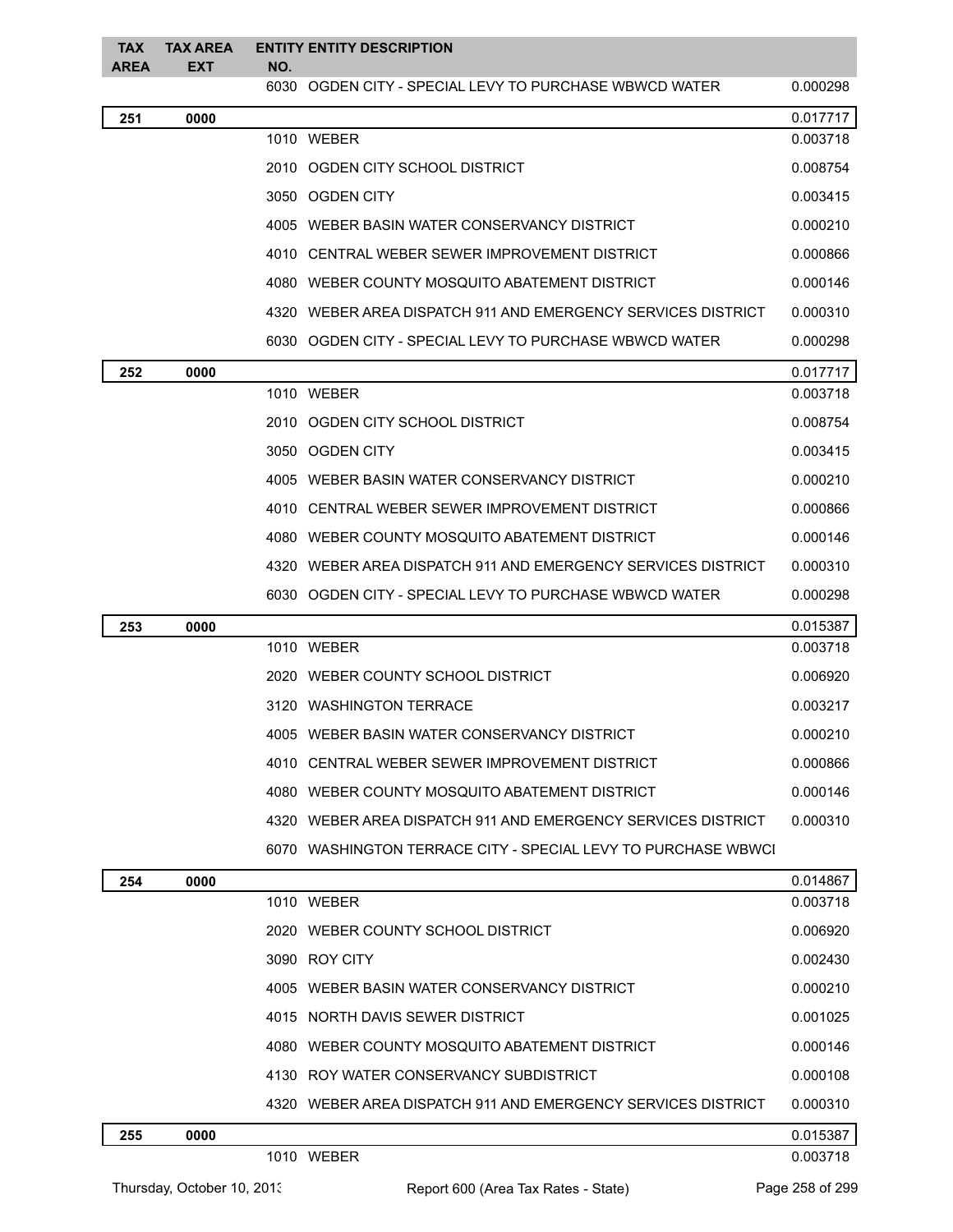| TAX AREA | TAX AREA EXT | ENTITY NO. | ENTITY DESCRIPTION | |
|---|---|---|---|---|
| | | 6030 | OGDEN CITY - SPECIAL LEVY TO PURCHASE WBWCD WATER | 0.000298 |
| **251** | **0000** | | | 0.017717 |
| | | 1010 | WEBER | 0.003718 |
| | | 2010 | OGDEN CITY SCHOOL DISTRICT | 0.008754 |
| | | 3050 | OGDEN CITY | 0.003415 |
| | | 4005 | WEBER BASIN WATER CONSERVANCY DISTRICT | 0.000210 |
| | | 4010 | CENTRAL WEBER SEWER IMPROVEMENT DISTRICT | 0.000866 |
| | | 4080 | WEBER COUNTY MOSQUITO ABATEMENT DISTRICT | 0.000146 |
| | | 4320 | WEBER AREA DISPATCH 911 AND EMERGENCY SERVICES DISTRICT | 0.000310 |
| | | 6030 | OGDEN CITY - SPECIAL LEVY TO PURCHASE WBWCD WATER | 0.000298 |
| **252** | **0000** | | | 0.017717 |
| | | 1010 | WEBER | 0.003718 |
| | | 2010 | OGDEN CITY SCHOOL DISTRICT | 0.008754 |
| | | 3050 | OGDEN CITY | 0.003415 |
| | | 4005 | WEBER BASIN WATER CONSERVANCY DISTRICT | 0.000210 |
| | | 4010 | CENTRAL WEBER SEWER IMPROVEMENT DISTRICT | 0.000866 |
| | | 4080 | WEBER COUNTY MOSQUITO ABATEMENT DISTRICT | 0.000146 |
| | | 4320 | WEBER AREA DISPATCH 911 AND EMERGENCY SERVICES DISTRICT | 0.000310 |
| | | 6030 | OGDEN CITY - SPECIAL LEVY TO PURCHASE WBWCD WATER | 0.000298 |
| **253** | **0000** | | | 0.015387 |
| | | 1010 | WEBER | 0.003718 |
| | | 2020 | WEBER COUNTY SCHOOL DISTRICT | 0.006920 |
| | | 3120 | WASHINGTON TERRACE | 0.003217 |
| | | 4005 | WEBER BASIN WATER CONSERVANCY DISTRICT | 0.000210 |
| | | 4010 | CENTRAL WEBER SEWER IMPROVEMENT DISTRICT | 0.000866 |
| | | 4080 | WEBER COUNTY MOSQUITO ABATEMENT DISTRICT | 0.000146 |
| | | 4320 | WEBER AREA DISPATCH 911 AND EMERGENCY SERVICES DISTRICT | 0.000310 |
| | | 6070 | WASHINGTON TERRACE CITY - SPECIAL LEVY TO PURCHASE WBWCI | |
| **254** | **0000** | | | 0.014867 |
| | | 1010 | WEBER | 0.003718 |
| | | 2020 | WEBER COUNTY SCHOOL DISTRICT | 0.006920 |
| | | 3090 | ROY CITY | 0.002430 |
| | | 4005 | WEBER BASIN WATER CONSERVANCY DISTRICT | 0.000210 |
| | | 4015 | NORTH DAVIS SEWER DISTRICT | 0.001025 |
| | | 4080 | WEBER COUNTY MOSQUITO ABATEMENT DISTRICT | 0.000146 |
| | | 4130 | ROY WATER CONSERVANCY SUBDISTRICT | 0.000108 |
| | | 4320 | WEBER AREA DISPATCH 911 AND EMERGENCY SERVICES DISTRICT | 0.000310 |
| **255** | **0000** | | | 0.015387 |
| | | 1010 | WEBER | 0.003718 |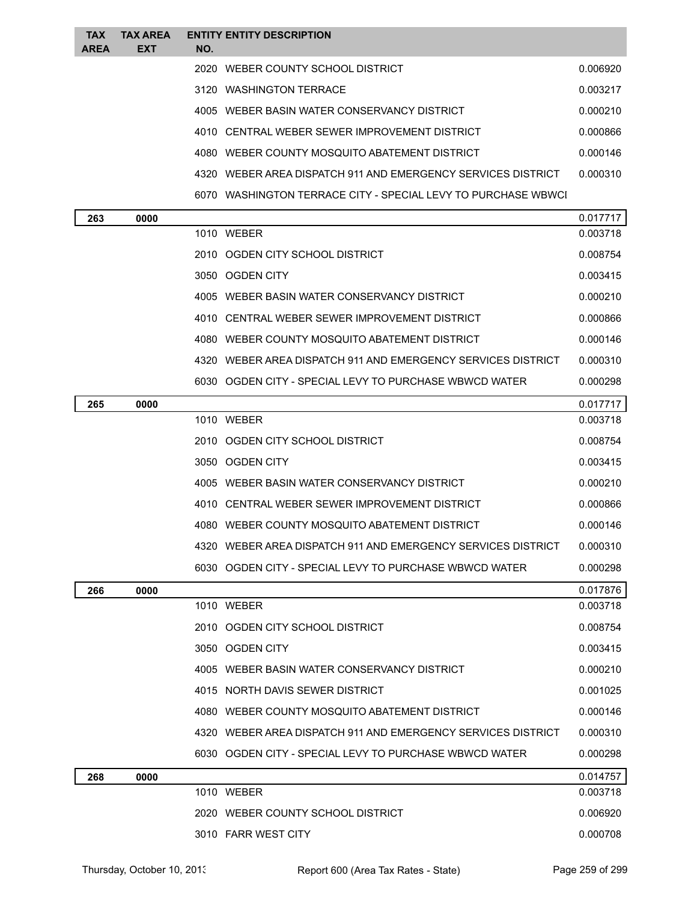| TAX AREA | TAX AREA EXT | ENTITY NO. | ENTITY DESCRIPTION | |
|---|---|---|---|---|
| | | 2020 | WEBER COUNTY SCHOOL DISTRICT | 0.006920 |
| | | 3120 | WASHINGTON TERRACE | 0.003217 |
| | | 4005 | WEBER BASIN WATER CONSERVANCY DISTRICT | 0.000210 |
| | | 4010 | CENTRAL WEBER SEWER IMPROVEMENT DISTRICT | 0.000866 |
| | | 4080 | WEBER COUNTY MOSQUITO ABATEMENT DISTRICT | 0.000146 |
| | | 4320 | WEBER AREA DISPATCH 911 AND EMERGENCY SERVICES DISTRICT | 0.000310 |
| | | 6070 | WASHINGTON TERRACE CITY - SPECIAL LEVY TO PURCHASE WBWCI | |
| **263** | **0000** | | | 0.017717 |
| | | 1010 | WEBER | 0.003718 |
| | | 2010 | OGDEN CITY SCHOOL DISTRICT | 0.008754 |
| | | 3050 | OGDEN CITY | 0.003415 |
| | | 4005 | WEBER BASIN WATER CONSERVANCY DISTRICT | 0.000210 |
| | | 4010 | CENTRAL WEBER SEWER IMPROVEMENT DISTRICT | 0.000866 |
| | | 4080 | WEBER COUNTY MOSQUITO ABATEMENT DISTRICT | 0.000146 |
| | | 4320 | WEBER AREA DISPATCH 911 AND EMERGENCY SERVICES DISTRICT | 0.000310 |
| | | 6030 | OGDEN CITY - SPECIAL LEVY TO PURCHASE WBWCD WATER | 0.000298 |
| **265** | **0000** | | | 0.017717 |
| | | 1010 | WEBER | 0.003718 |
| | | 2010 | OGDEN CITY SCHOOL DISTRICT | 0.008754 |
| | | 3050 | OGDEN CITY | 0.003415 |
| | | 4005 | WEBER BASIN WATER CONSERVANCY DISTRICT | 0.000210 |
| | | 4010 | CENTRAL WEBER SEWER IMPROVEMENT DISTRICT | 0.000866 |
| | | 4080 | WEBER COUNTY MOSQUITO ABATEMENT DISTRICT | 0.000146 |
| | | 4320 | WEBER AREA DISPATCH 911 AND EMERGENCY SERVICES DISTRICT | 0.000310 |
| | | 6030 | OGDEN CITY - SPECIAL LEVY TO PURCHASE WBWCD WATER | 0.000298 |
| **266** | **0000** | | | 0.017876 |
| | | 1010 | WEBER | 0.003718 |
| | | 2010 | OGDEN CITY SCHOOL DISTRICT | 0.008754 |
| | | 3050 | OGDEN CITY | 0.003415 |
| | | 4005 | WEBER BASIN WATER CONSERVANCY DISTRICT | 0.000210 |
| | | 4015 | NORTH DAVIS SEWER DISTRICT | 0.001025 |
| | | 4080 | WEBER COUNTY MOSQUITO ABATEMENT DISTRICT | 0.000146 |
| | | 4320 | WEBER AREA DISPATCH 911 AND EMERGENCY SERVICES DISTRICT | 0.000310 |
| | | 6030 | OGDEN CITY - SPECIAL LEVY TO PURCHASE WBWCD WATER | 0.000298 |
| **268** | **0000** | | | 0.014757 |
| | | 1010 | WEBER | 0.003718 |
| | | 2020 | WEBER COUNTY SCHOOL DISTRICT | 0.006920 |
| | | 3010 | FARR WEST CITY | 0.000708 |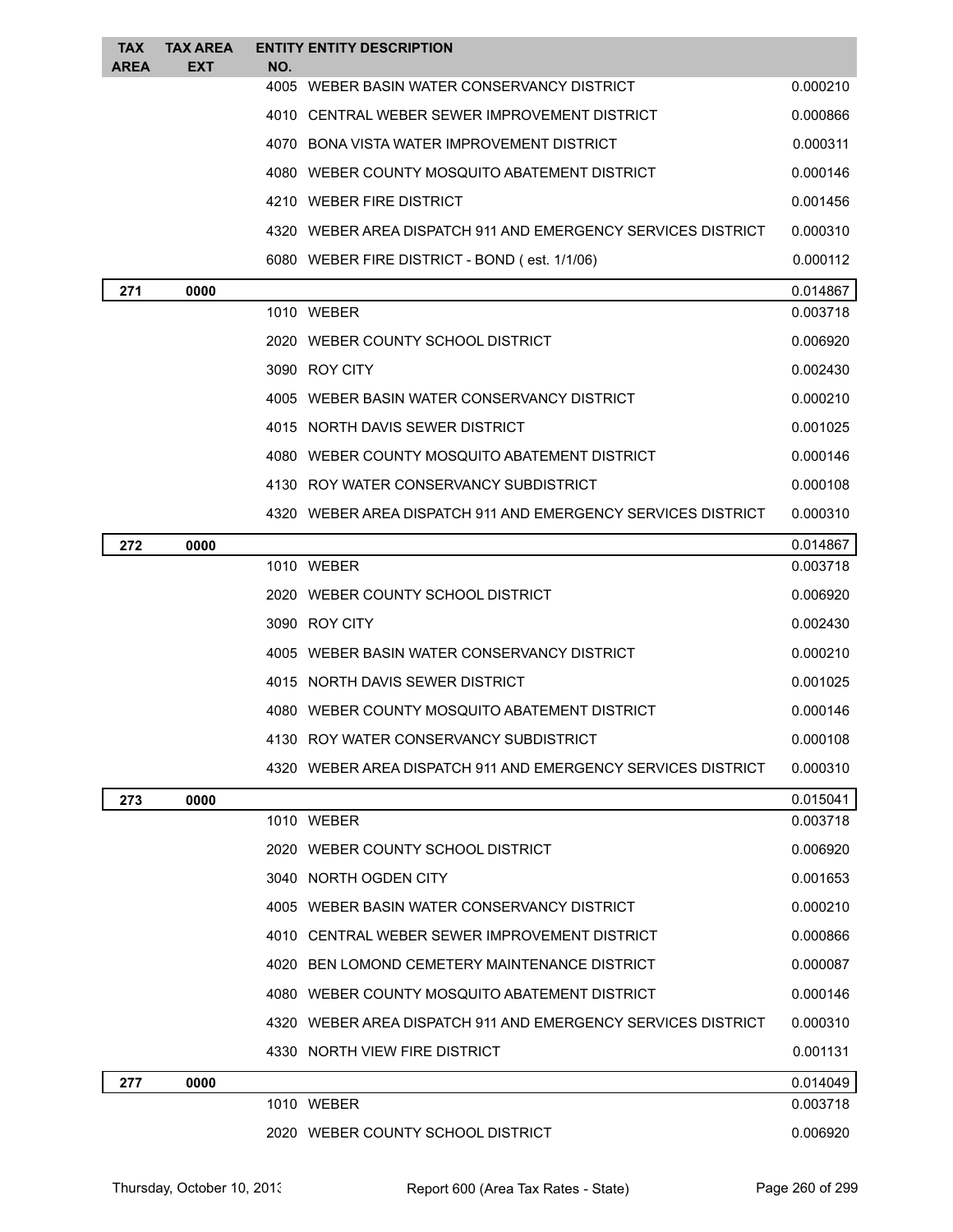| TAX AREA | TAX AREA EXT | ENTITY NO. | ENTITY DESCRIPTION | |
|---|---|---|---|---|
| | | 4005 | WEBER BASIN WATER CONSERVANCY DISTRICT | 0.000210 |
| | | 4010 | CENTRAL WEBER SEWER IMPROVEMENT DISTRICT | 0.000866 |
| | | 4070 | BONA VISTA WATER IMPROVEMENT DISTRICT | 0.000311 |
| | | 4080 | WEBER COUNTY MOSQUITO ABATEMENT DISTRICT | 0.000146 |
| | | 4210 | WEBER FIRE DISTRICT | 0.001456 |
| | | 4320 | WEBER AREA DISPATCH 911 AND EMERGENCY SERVICES DISTRICT | 0.000310 |
| | | 6080 | WEBER FIRE DISTRICT - BOND ( est. 1/1/06) | 0.000112 |
| **271** | **0000** | | | 0.014867 |
| | | 1010 | WEBER | 0.003718 |
| | | 2020 | WEBER COUNTY SCHOOL DISTRICT | 0.006920 |
| | | 3090 | ROY CITY | 0.002430 |
| | | 4005 | WEBER BASIN WATER CONSERVANCY DISTRICT | 0.000210 |
| | | 4015 | NORTH DAVIS SEWER DISTRICT | 0.001025 |
| | | 4080 | WEBER COUNTY MOSQUITO ABATEMENT DISTRICT | 0.000146 |
| | | 4130 | ROY WATER CONSERVANCY SUBDISTRICT | 0.000108 |
| | | 4320 | WEBER AREA DISPATCH 911 AND EMERGENCY SERVICES DISTRICT | 0.000310 |
| **272** | **0000** | | | 0.014867 |
| | | 1010 | WEBER | 0.003718 |
| | | 2020 | WEBER COUNTY SCHOOL DISTRICT | 0.006920 |
| | | 3090 | ROY CITY | 0.002430 |
| | | 4005 | WEBER BASIN WATER CONSERVANCY DISTRICT | 0.000210 |
| | | 4015 | NORTH DAVIS SEWER DISTRICT | 0.001025 |
| | | 4080 | WEBER COUNTY MOSQUITO ABATEMENT DISTRICT | 0.000146 |
| | | 4130 | ROY WATER CONSERVANCY SUBDISTRICT | 0.000108 |
| | | 4320 | WEBER AREA DISPATCH 911 AND EMERGENCY SERVICES DISTRICT | 0.000310 |
| **273** | **0000** | | | 0.015041 |
| | | 1010 | WEBER | 0.003718 |
| | | 2020 | WEBER COUNTY SCHOOL DISTRICT | 0.006920 |
| | | 3040 | NORTH OGDEN CITY | 0.001653 |
| | | 4005 | WEBER BASIN WATER CONSERVANCY DISTRICT | 0.000210 |
| | | 4010 | CENTRAL WEBER SEWER IMPROVEMENT DISTRICT | 0.000866 |
| | | 4020 | BEN LOMOND CEMETERY MAINTENANCE DISTRICT | 0.000087 |
| | | 4080 | WEBER COUNTY MOSQUITO ABATEMENT DISTRICT | 0.000146 |
| | | 4320 | WEBER AREA DISPATCH 911 AND EMERGENCY SERVICES DISTRICT | 0.000310 |
| | | 4330 | NORTH VIEW FIRE DISTRICT | 0.001131 |
| **277** | **0000** | | | 0.014049 |
| | | 1010 | WEBER | 0.003718 |
| | | 2020 | WEBER COUNTY SCHOOL DISTRICT | 0.006920 |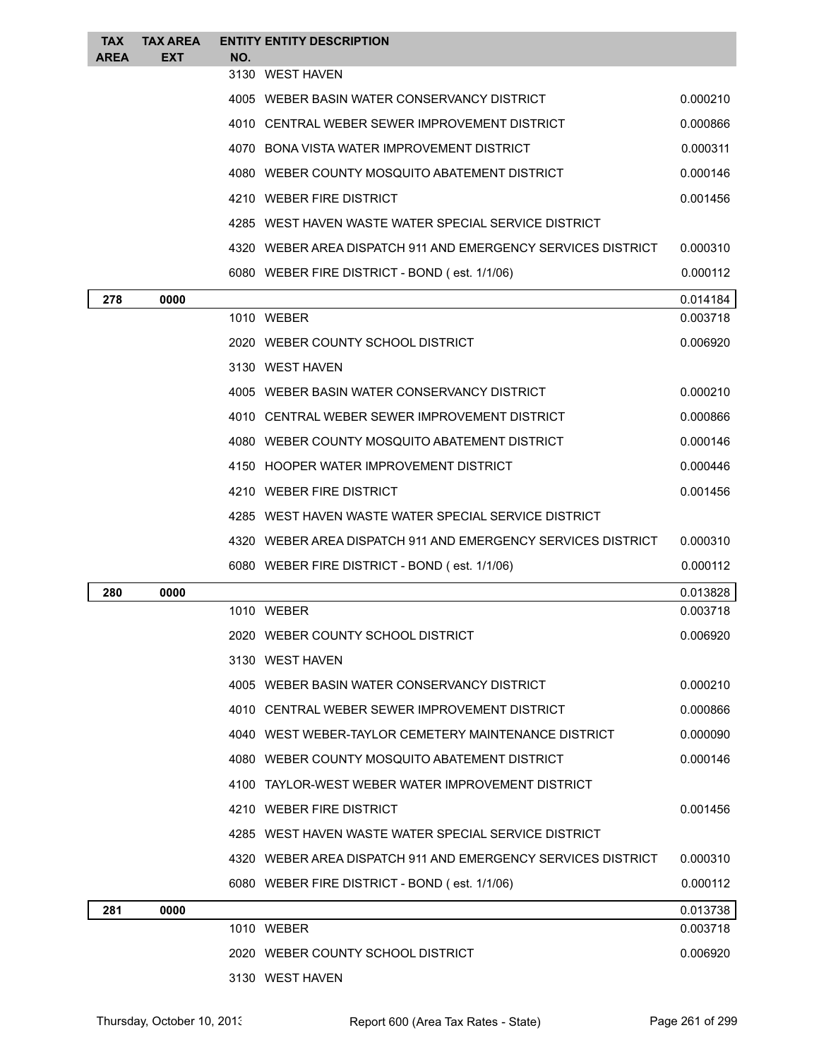| TAX AREA | TAX AREA EXT | ENTITY NO. | ENTITY DESCRIPTION | |
|---|---|---|---|---|
| | | 3130 | WEST HAVEN | |
| | | 4005 | WEBER BASIN WATER CONSERVANCY DISTRICT | 0.000210 |
| | | 4010 | CENTRAL WEBER SEWER IMPROVEMENT DISTRICT | 0.000866 |
| | | 4070 | BONA VISTA WATER IMPROVEMENT DISTRICT | 0.000311 |
| | | 4080 | WEBER COUNTY MOSQUITO ABATEMENT DISTRICT | 0.000146 |
| | | 4210 | WEBER FIRE DISTRICT | 0.001456 |
| | | 4285 | WEST HAVEN WASTE WATER SPECIAL SERVICE DISTRICT | |
| | | 4320 | WEBER AREA DISPATCH 911 AND EMERGENCY SERVICES DISTRICT | 0.000310 |
| | | 6080 | WEBER FIRE DISTRICT - BOND ( est. 1/1/06) | 0.000112 |
| **278** | **0000** | | | 0.014184 |
| | | 1010 | WEBER | 0.003718 |
| | | 2020 | WEBER COUNTY SCHOOL DISTRICT | 0.006920 |
| | | 3130 | WEST HAVEN | |
| | | 4005 | WEBER BASIN WATER CONSERVANCY DISTRICT | 0.000210 |
| | | 4010 | CENTRAL WEBER SEWER IMPROVEMENT DISTRICT | 0.000866 |
| | | 4080 | WEBER COUNTY MOSQUITO ABATEMENT DISTRICT | 0.000146 |
| | | 4150 | HOOPER WATER IMPROVEMENT DISTRICT | 0.000446 |
| | | 4210 | WEBER FIRE DISTRICT | 0.001456 |
| | | 4285 | WEST HAVEN WASTE WATER SPECIAL SERVICE DISTRICT | |
| | | 4320 | WEBER AREA DISPATCH 911 AND EMERGENCY SERVICES DISTRICT | 0.000310 |
| | | 6080 | WEBER FIRE DISTRICT - BOND ( est. 1/1/06) | 0.000112 |
| **280** | **0000** | | | 0.013828 |
| | | 1010 | WEBER | 0.003718 |
| | | 2020 | WEBER COUNTY SCHOOL DISTRICT | 0.006920 |
| | | 3130 | WEST HAVEN | |
| | | 4005 | WEBER BASIN WATER CONSERVANCY DISTRICT | 0.000210 |
| | | 4010 | CENTRAL WEBER SEWER IMPROVEMENT DISTRICT | 0.000866 |
| | | 4040 | WEST WEBER-TAYLOR CEMETERY MAINTENANCE DISTRICT | 0.000090 |
| | | 4080 | WEBER COUNTY MOSQUITO ABATEMENT DISTRICT | 0.000146 |
| | | 4100 | TAYLOR-WEST WEBER WATER IMPROVEMENT DISTRICT | |
| | | 4210 | WEBER FIRE DISTRICT | 0.001456 |
| | | 4285 | WEST HAVEN WASTE WATER SPECIAL SERVICE DISTRICT | |
| | | 4320 | WEBER AREA DISPATCH 911 AND EMERGENCY SERVICES DISTRICT | 0.000310 |
| | | 6080 | WEBER FIRE DISTRICT - BOND ( est. 1/1/06) | 0.000112 |
| **281** | **0000** | | | 0.013738 |
| | | 1010 | WEBER | 0.003718 |
| | | 2020 | WEBER COUNTY SCHOOL DISTRICT | 0.006920 |
| | | 3130 | WEST HAVEN | |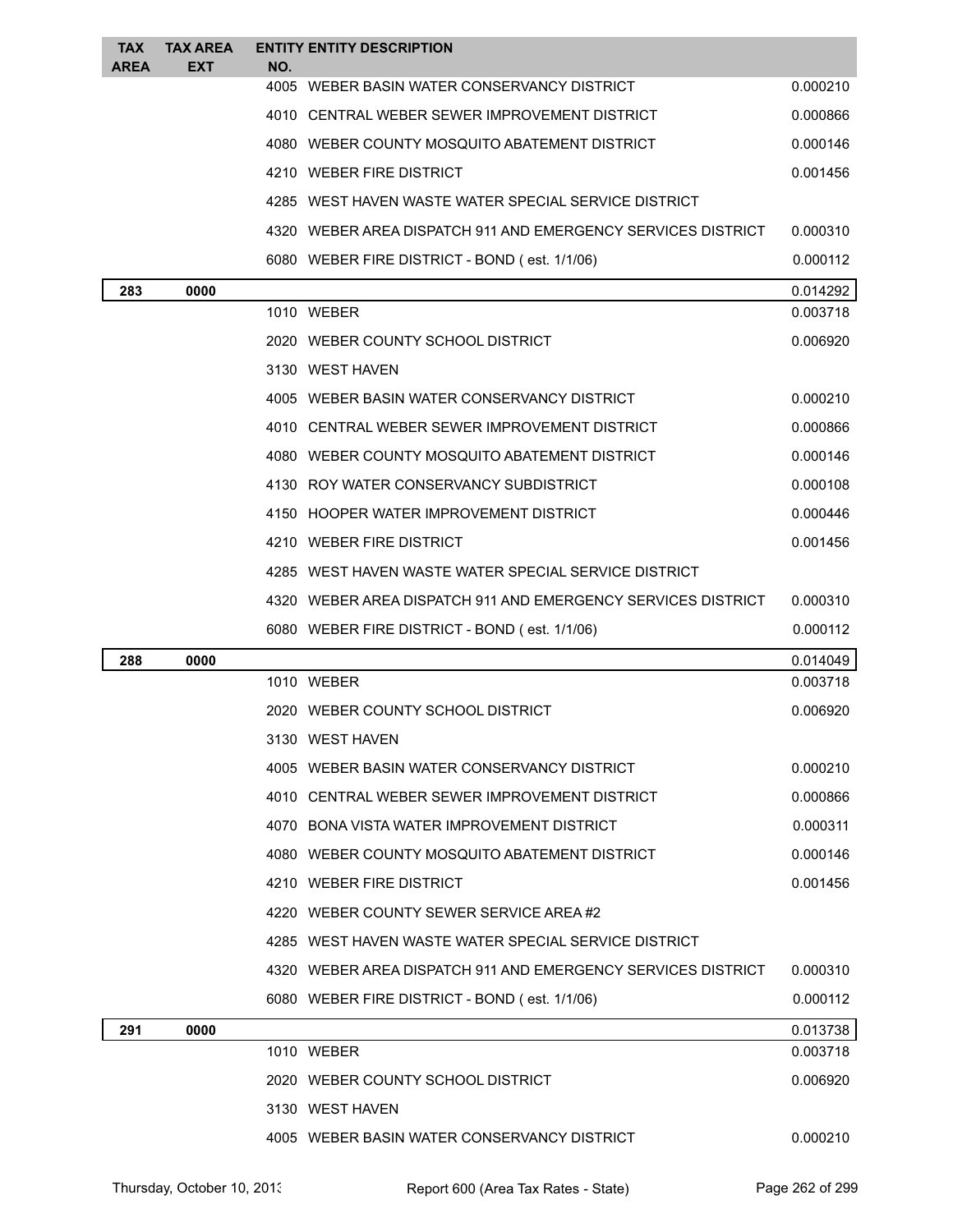| TAX AREA | TAX AREA EXT | ENTITY NO. | ENTITY DESCRIPTION | |
|---|---|---|---|---|
| | | 4005 | WEBER BASIN WATER CONSERVANCY DISTRICT | 0.000210 |
| | | 4010 | CENTRAL WEBER SEWER IMPROVEMENT DISTRICT | 0.000866 |
| | | 4080 | WEBER COUNTY MOSQUITO ABATEMENT DISTRICT | 0.000146 |
| | | 4210 | WEBER FIRE DISTRICT | 0.001456 |
| | | 4285 | WEST HAVEN WASTE WATER SPECIAL SERVICE DISTRICT | |
| | | 4320 | WEBER AREA DISPATCH 911 AND EMERGENCY SERVICES DISTRICT | 0.000310 |
| | | 6080 | WEBER FIRE DISTRICT - BOND ( est. 1/1/06) | 0.000112 |
| **283** | **0000** | | | 0.014292 |
| | | 1010 | WEBER | 0.003718 |
| | | 2020 | WEBER COUNTY SCHOOL DISTRICT | 0.006920 |
| | | 3130 | WEST HAVEN | |
| | | 4005 | WEBER BASIN WATER CONSERVANCY DISTRICT | 0.000210 |
| | | 4010 | CENTRAL WEBER SEWER IMPROVEMENT DISTRICT | 0.000866 |
| | | 4080 | WEBER COUNTY MOSQUITO ABATEMENT DISTRICT | 0.000146 |
| | | 4130 | ROY WATER CONSERVANCY SUBDISTRICT | 0.000108 |
| | | 4150 | HOOPER WATER IMPROVEMENT DISTRICT | 0.000446 |
| | | 4210 | WEBER FIRE DISTRICT | 0.001456 |
| | | 4285 | WEST HAVEN WASTE WATER SPECIAL SERVICE DISTRICT | |
| | | 4320 | WEBER AREA DISPATCH 911 AND EMERGENCY SERVICES DISTRICT | 0.000310 |
| | | 6080 | WEBER FIRE DISTRICT - BOND ( est. 1/1/06) | 0.000112 |
| **288** | **0000** | | | 0.014049 |
| | | 1010 | WEBER | 0.003718 |
| | | 2020 | WEBER COUNTY SCHOOL DISTRICT | 0.006920 |
| | | 3130 | WEST HAVEN | |
| | | 4005 | WEBER BASIN WATER CONSERVANCY DISTRICT | 0.000210 |
| | | 4010 | CENTRAL WEBER SEWER IMPROVEMENT DISTRICT | 0.000866 |
| | | 4070 | BONA VISTA WATER IMPROVEMENT DISTRICT | 0.000311 |
| | | 4080 | WEBER COUNTY MOSQUITO ABATEMENT DISTRICT | 0.000146 |
| | | 4210 | WEBER FIRE DISTRICT | 0.001456 |
| | | 4220 | WEBER COUNTY SEWER SERVICE AREA #2 | |
| | | 4285 | WEST HAVEN WASTE WATER SPECIAL SERVICE DISTRICT | |
| | | 4320 | WEBER AREA DISPATCH 911 AND EMERGENCY SERVICES DISTRICT | 0.000310 |
| | | 6080 | WEBER FIRE DISTRICT - BOND ( est. 1/1/06) | 0.000112 |
| **291** | **0000** | | | 0.013738 |
| | | 1010 | WEBER | 0.003718 |
| | | 2020 | WEBER COUNTY SCHOOL DISTRICT | 0.006920 |
| | | 3130 | WEST HAVEN | |
| | | 4005 | WEBER BASIN WATER CONSERVANCY DISTRICT | 0.000210 |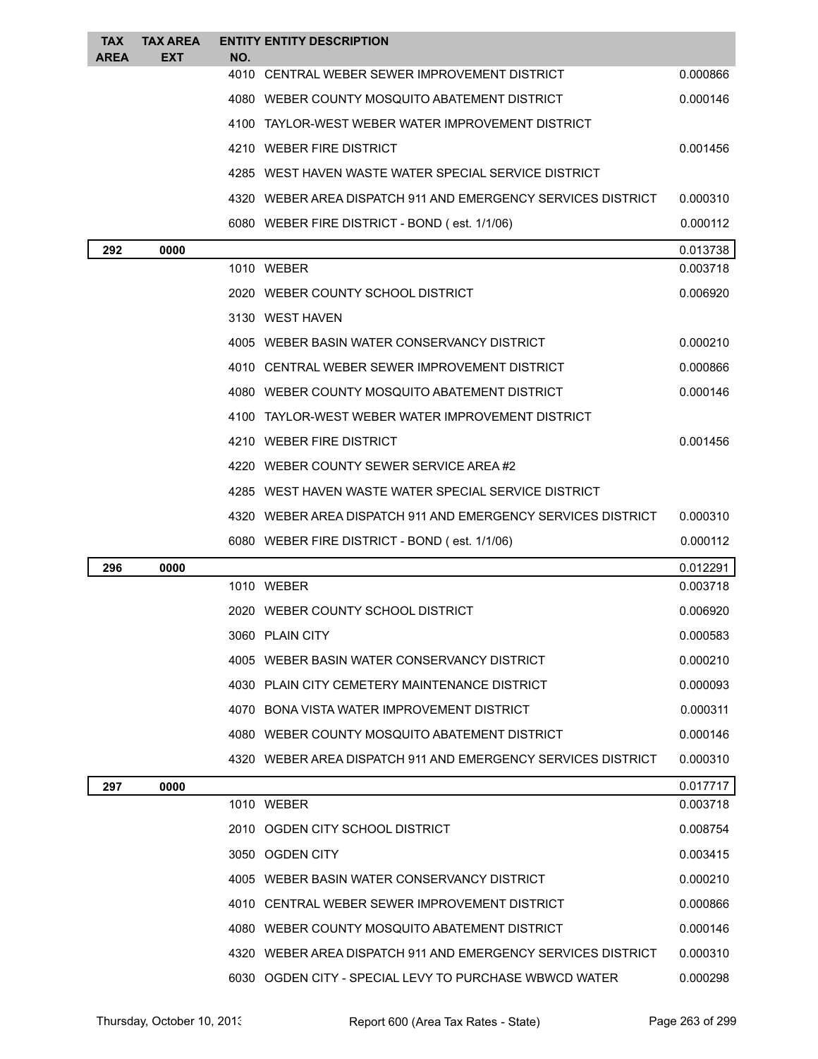| TAX AREA | TAX AREA EXT | ENTITY NO. | ENTITY DESCRIPTION | |
|---|---|---|---|---|
| | | 4010 | CENTRAL WEBER SEWER IMPROVEMENT DISTRICT | 0.000866 |
| | | 4080 | WEBER COUNTY MOSQUITO ABATEMENT DISTRICT | 0.000146 |
| | | 4100 | TAYLOR-WEST WEBER WATER IMPROVEMENT DISTRICT | |
| | | 4210 | WEBER FIRE DISTRICT | 0.001456 |
| | | 4285 | WEST HAVEN WASTE WATER SPECIAL SERVICE DISTRICT | |
| | | 4320 | WEBER AREA DISPATCH 911 AND EMERGENCY SERVICES DISTRICT | 0.000310 |
| | | 6080 | WEBER FIRE DISTRICT - BOND ( est. 1/1/06) | 0.000112 |
| **292** | **0000** | | | 0.013738 |
| | | 1010 | WEBER | 0.003718 |
| | | 2020 | WEBER COUNTY SCHOOL DISTRICT | 0.006920 |
| | | 3130 | WEST HAVEN | |
| | | 4005 | WEBER BASIN WATER CONSERVANCY DISTRICT | 0.000210 |
| | | 4010 | CENTRAL WEBER SEWER IMPROVEMENT DISTRICT | 0.000866 |
| | | 4080 | WEBER COUNTY MOSQUITO ABATEMENT DISTRICT | 0.000146 |
| | | 4100 | TAYLOR-WEST WEBER WATER IMPROVEMENT DISTRICT | |
| | | 4210 | WEBER FIRE DISTRICT | 0.001456 |
| | | 4220 | WEBER COUNTY SEWER SERVICE AREA #2 | |
| | | 4285 | WEST HAVEN WASTE WATER SPECIAL SERVICE DISTRICT | |
| | | 4320 | WEBER AREA DISPATCH 911 AND EMERGENCY SERVICES DISTRICT | 0.000310 |
| | | 6080 | WEBER FIRE DISTRICT - BOND ( est. 1/1/06) | 0.000112 |
| **296** | **0000** | | | 0.012291 |
| | | 1010 | WEBER | 0.003718 |
| | | 2020 | WEBER COUNTY SCHOOL DISTRICT | 0.006920 |
| | | 3060 | PLAIN CITY | 0.000583 |
| | | 4005 | WEBER BASIN WATER CONSERVANCY DISTRICT | 0.000210 |
| | | 4030 | PLAIN CITY CEMETERY MAINTENANCE DISTRICT | 0.000093 |
| | | 4070 | BONA VISTA WATER IMPROVEMENT DISTRICT | 0.000311 |
| | | 4080 | WEBER COUNTY MOSQUITO ABATEMENT DISTRICT | 0.000146 |
| | | 4320 | WEBER AREA DISPATCH 911 AND EMERGENCY SERVICES DISTRICT | 0.000310 |
| **297** | **0000** | | | 0.017717 |
| | | 1010 | WEBER | 0.003718 |
| | | 2010 | OGDEN CITY SCHOOL DISTRICT | 0.008754 |
| | | 3050 | OGDEN CITY | 0.003415 |
| | | 4005 | WEBER BASIN WATER CONSERVANCY DISTRICT | 0.000210 |
| | | 4010 | CENTRAL WEBER SEWER IMPROVEMENT DISTRICT | 0.000866 |
| | | 4080 | WEBER COUNTY MOSQUITO ABATEMENT DISTRICT | 0.000146 |
| | | 4320 | WEBER AREA DISPATCH 911 AND EMERGENCY SERVICES DISTRICT | 0.000310 |
| | | 6030 | OGDEN CITY - SPECIAL LEVY TO PURCHASE WBWCD WATER | 0.000298 |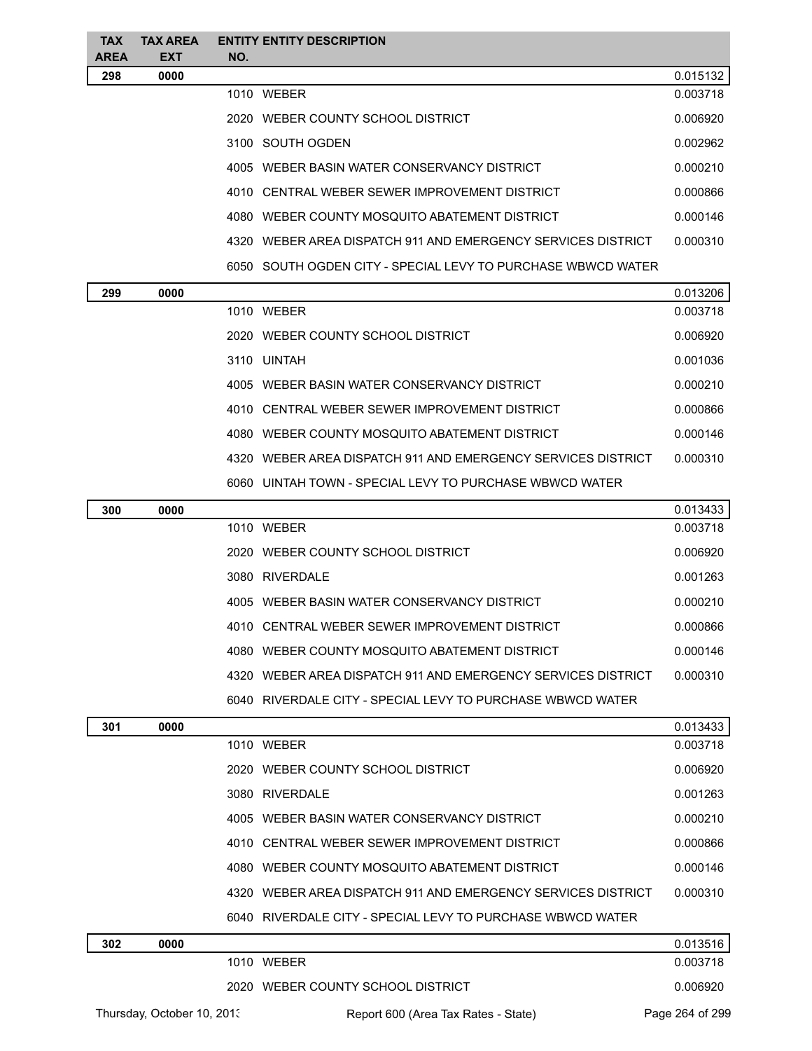| TAX AREA | TAX AREA EXT | ENTITY NO. | ENTITY DESCRIPTION | |
|---|---|---|---|---|
| **298** | **0000** | | | 0.015132 |
| | | 1010 | WEBER | 0.003718 |
| | | 2020 | WEBER COUNTY SCHOOL DISTRICT | 0.006920 |
| | | 3100 | SOUTH OGDEN | 0.002962 |
| | | 4005 | WEBER BASIN WATER CONSERVANCY DISTRICT | 0.000210 |
| | | 4010 | CENTRAL WEBER SEWER IMPROVEMENT DISTRICT | 0.000866 |
| | | 4080 | WEBER COUNTY MOSQUITO ABATEMENT DISTRICT | 0.000146 |
| | | 4320 | WEBER AREA DISPATCH 911 AND EMERGENCY SERVICES DISTRICT | 0.000310 |
| | | 6050 | SOUTH OGDEN CITY - SPECIAL LEVY TO PURCHASE WBWCD WATER | |
| **299** | **0000** | | | 0.013206 |
| | | 1010 | WEBER | 0.003718 |
| | | 2020 | WEBER COUNTY SCHOOL DISTRICT | 0.006920 |
| | | 3110 | UINTAH | 0.001036 |
| | | 4005 | WEBER BASIN WATER CONSERVANCY DISTRICT | 0.000210 |
| | | 4010 | CENTRAL WEBER SEWER IMPROVEMENT DISTRICT | 0.000866 |
| | | 4080 | WEBER COUNTY MOSQUITO ABATEMENT DISTRICT | 0.000146 |
| | | 4320 | WEBER AREA DISPATCH 911 AND EMERGENCY SERVICES DISTRICT | 0.000310 |
| | | 6060 | UINTAH TOWN - SPECIAL LEVY TO PURCHASE WBWCD WATER | |
| **300** | **0000** | | | 0.013433 |
| | | 1010 | WEBER | 0.003718 |
| | | 2020 | WEBER COUNTY SCHOOL DISTRICT | 0.006920 |
| | | 3080 | RIVERDALE | 0.001263 |
| | | 4005 | WEBER BASIN WATER CONSERVANCY DISTRICT | 0.000210 |
| | | 4010 | CENTRAL WEBER SEWER IMPROVEMENT DISTRICT | 0.000866 |
| | | 4080 | WEBER COUNTY MOSQUITO ABATEMENT DISTRICT | 0.000146 |
| | | 4320 | WEBER AREA DISPATCH 911 AND EMERGENCY SERVICES DISTRICT | 0.000310 |
| | | 6040 | RIVERDALE CITY - SPECIAL LEVY TO PURCHASE WBWCD WATER | |
| **301** | **0000** | | | 0.013433 |
| | | 1010 | WEBER | 0.003718 |
| | | 2020 | WEBER COUNTY SCHOOL DISTRICT | 0.006920 |
| | | 3080 | RIVERDALE | 0.001263 |
| | | 4005 | WEBER BASIN WATER CONSERVANCY DISTRICT | 0.000210 |
| | | 4010 | CENTRAL WEBER SEWER IMPROVEMENT DISTRICT | 0.000866 |
| | | 4080 | WEBER COUNTY MOSQUITO ABATEMENT DISTRICT | 0.000146 |
| | | 4320 | WEBER AREA DISPATCH 911 AND EMERGENCY SERVICES DISTRICT | 0.000310 |
| | | 6040 | RIVERDALE CITY - SPECIAL LEVY TO PURCHASE WBWCD WATER | |
| **302** | **0000** | | | 0.013516 |
| | | 1010 | WEBER | 0.003718 |
| | | 2020 | WEBER COUNTY SCHOOL DISTRICT | 0.006920 |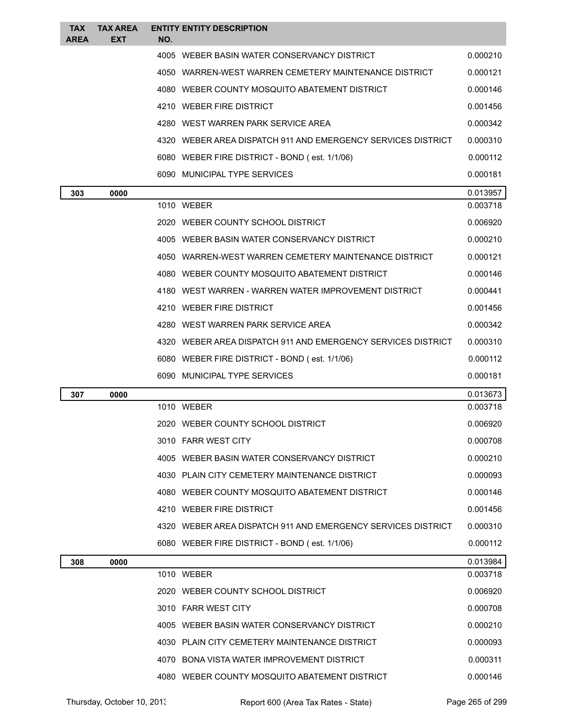| TAX AREA | TAX AREA EXT | ENTITY NO. | ENTITY DESCRIPTION | |
|---|---|---|---|---|
| | | 4005 | WEBER BASIN WATER CONSERVANCY DISTRICT | 0.000210 |
| | | 4050 | WARREN-WEST WARREN CEMETERY MAINTENANCE DISTRICT | 0.000121 |
| | | 4080 | WEBER COUNTY MOSQUITO ABATEMENT DISTRICT | 0.000146 |
| | | 4210 | WEBER FIRE DISTRICT | 0.001456 |
| | | 4280 | WEST WARREN PARK SERVICE AREA | 0.000342 |
| | | 4320 | WEBER AREA DISPATCH 911 AND EMERGENCY SERVICES DISTRICT | 0.000310 |
| | | 6080 | WEBER FIRE DISTRICT - BOND ( est. 1/1/06) | 0.000112 |
| | | 6090 | MUNICIPAL TYPE SERVICES | 0.000181 |
| **303** | **0000** | | | 0.013957 |
| | | 1010 | WEBER | 0.003718 |
| | | 2020 | WEBER COUNTY SCHOOL DISTRICT | 0.006920 |
| | | 4005 | WEBER BASIN WATER CONSERVANCY DISTRICT | 0.000210 |
| | | 4050 | WARREN-WEST WARREN CEMETERY MAINTENANCE DISTRICT | 0.000121 |
| | | 4080 | WEBER COUNTY MOSQUITO ABATEMENT DISTRICT | 0.000146 |
| | | 4180 | WEST WARREN - WARREN WATER IMPROVEMENT DISTRICT | 0.000441 |
| | | 4210 | WEBER FIRE DISTRICT | 0.001456 |
| | | 4280 | WEST WARREN PARK SERVICE AREA | 0.000342 |
| | | 4320 | WEBER AREA DISPATCH 911 AND EMERGENCY SERVICES DISTRICT | 0.000310 |
| | | 6080 | WEBER FIRE DISTRICT - BOND ( est. 1/1/06) | 0.000112 |
| | | 6090 | MUNICIPAL TYPE SERVICES | 0.000181 |
| **307** | **0000** | | | 0.013673 |
| | | 1010 | WEBER | 0.003718 |
| | | 2020 | WEBER COUNTY SCHOOL DISTRICT | 0.006920 |
| | | 3010 | FARR WEST CITY | 0.000708 |
| | | 4005 | WEBER BASIN WATER CONSERVANCY DISTRICT | 0.000210 |
| | | 4030 | PLAIN CITY CEMETERY MAINTENANCE DISTRICT | 0.000093 |
| | | 4080 | WEBER COUNTY MOSQUITO ABATEMENT DISTRICT | 0.000146 |
| | | 4210 | WEBER FIRE DISTRICT | 0.001456 |
| | | 4320 | WEBER AREA DISPATCH 911 AND EMERGENCY SERVICES DISTRICT | 0.000310 |
| | | 6080 | WEBER FIRE DISTRICT - BOND ( est. 1/1/06) | 0.000112 |
| **308** | **0000** | | | 0.013984 |
| | | 1010 | WEBER | 0.003718 |
| | | 2020 | WEBER COUNTY SCHOOL DISTRICT | 0.006920 |
| | | 3010 | FARR WEST CITY | 0.000708 |
| | | 4005 | WEBER BASIN WATER CONSERVANCY DISTRICT | 0.000210 |
| | | 4030 | PLAIN CITY CEMETERY MAINTENANCE DISTRICT | 0.000093 |
| | | 4070 | BONA VISTA WATER IMPROVEMENT DISTRICT | 0.000311 |
| | | 4080 | WEBER COUNTY MOSQUITO ABATEMENT DISTRICT | 0.000146 |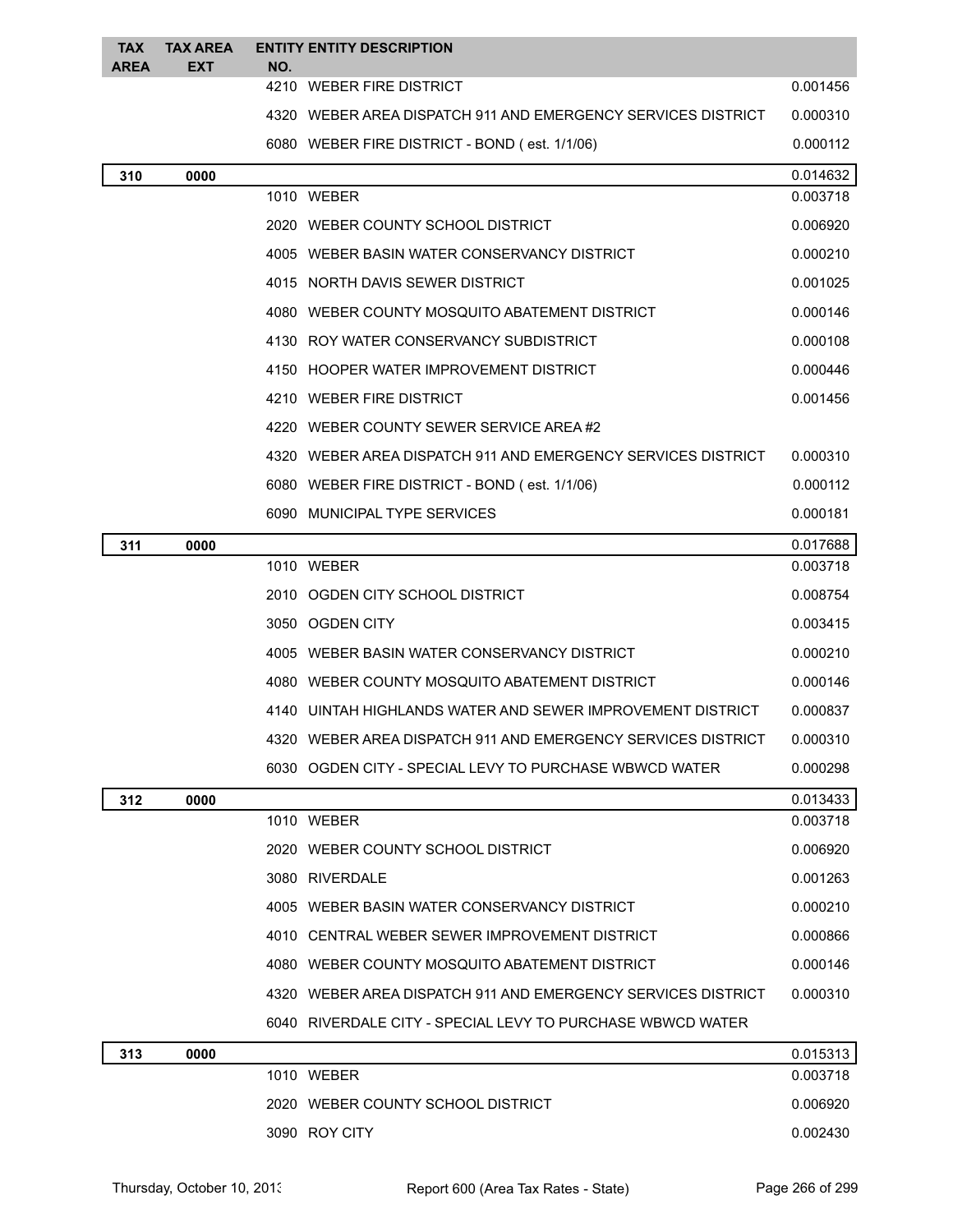| TAX AREA | TAX AREA EXT | ENTITY NO. | ENTITY DESCRIPTION | |
|---|---|---|---|---|
| | | 4210 | WEBER FIRE DISTRICT | 0.001456 |
| | | 4320 | WEBER AREA DISPATCH 911 AND EMERGENCY SERVICES DISTRICT | 0.000310 |
| | | 6080 | WEBER FIRE DISTRICT - BOND ( est. 1/1/06) | 0.000112 |
| **310** | **0000** | | | 0.014632 |
| | | 1010 | WEBER | 0.003718 |
| | | 2020 | WEBER COUNTY SCHOOL DISTRICT | 0.006920 |
| | | 4005 | WEBER BASIN WATER CONSERVANCY DISTRICT | 0.000210 |
| | | 4015 | NORTH DAVIS SEWER DISTRICT | 0.001025 |
| | | 4080 | WEBER COUNTY MOSQUITO ABATEMENT DISTRICT | 0.000146 |
| | | 4130 | ROY WATER CONSERVANCY SUBDISTRICT | 0.000108 |
| | | 4150 | HOOPER WATER IMPROVEMENT DISTRICT | 0.000446 |
| | | 4210 | WEBER FIRE DISTRICT | 0.001456 |
| | | 4220 | WEBER COUNTY SEWER SERVICE AREA #2 | |
| | | 4320 | WEBER AREA DISPATCH 911 AND EMERGENCY SERVICES DISTRICT | 0.000310 |
| | | 6080 | WEBER FIRE DISTRICT - BOND ( est. 1/1/06) | 0.000112 |
| | | 6090 | MUNICIPAL TYPE SERVICES | 0.000181 |
| **311** | **0000** | | | 0.017688 |
| | | 1010 | WEBER | 0.003718 |
| | | 2010 | OGDEN CITY SCHOOL DISTRICT | 0.008754 |
| | | 3050 | OGDEN CITY | 0.003415 |
| | | 4005 | WEBER BASIN WATER CONSERVANCY DISTRICT | 0.000210 |
| | | 4080 | WEBER COUNTY MOSQUITO ABATEMENT DISTRICT | 0.000146 |
| | | 4140 | UINTAH HIGHLANDS WATER AND SEWER IMPROVEMENT DISTRICT | 0.000837 |
| | | 4320 | WEBER AREA DISPATCH 911 AND EMERGENCY SERVICES DISTRICT | 0.000310 |
| | | 6030 | OGDEN CITY - SPECIAL LEVY TO PURCHASE WBWCD WATER | 0.000298 |
| **312** | **0000** | | | 0.013433 |
| | | 1010 | WEBER | 0.003718 |
| | | 2020 | WEBER COUNTY SCHOOL DISTRICT | 0.006920 |
| | | 3080 | RIVERDALE | 0.001263 |
| | | 4005 | WEBER BASIN WATER CONSERVANCY DISTRICT | 0.000210 |
| | | 4010 | CENTRAL WEBER SEWER IMPROVEMENT DISTRICT | 0.000866 |
| | | 4080 | WEBER COUNTY MOSQUITO ABATEMENT DISTRICT | 0.000146 |
| | | 4320 | WEBER AREA DISPATCH 911 AND EMERGENCY SERVICES DISTRICT | 0.000310 |
| | | 6040 | RIVERDALE CITY - SPECIAL LEVY TO PURCHASE WBWCD WATER | |
| **313** | **0000** | | | 0.015313 |
| | | 1010 | WEBER | 0.003718 |
| | | 2020 | WEBER COUNTY SCHOOL DISTRICT | 0.006920 |
| | | 3090 | ROY CITY | 0.002430 |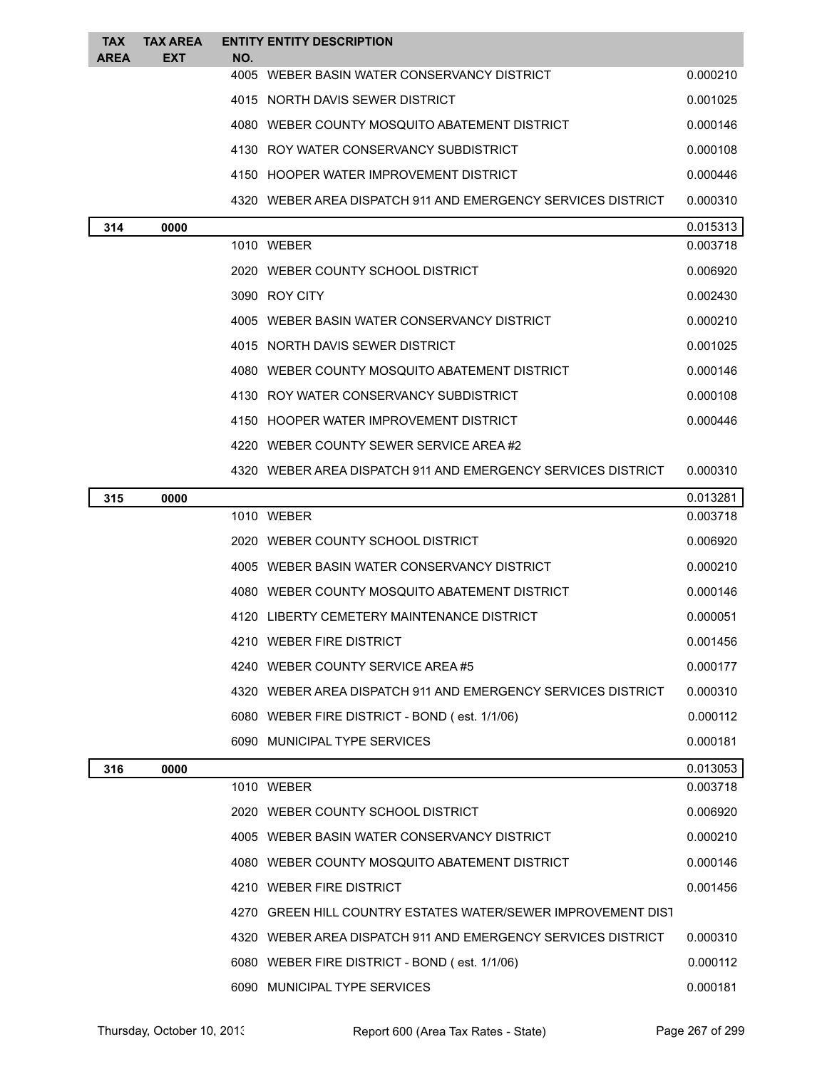| TAX AREA | TAX AREA EXT | ENTITY NO. | ENTITY DESCRIPTION | |
|---|---|---|---|---|
| | | 4005 | WEBER BASIN WATER CONSERVANCY DISTRICT | 0.000210 |
| | | 4015 | NORTH DAVIS SEWER DISTRICT | 0.001025 |
| | | 4080 | WEBER COUNTY MOSQUITO ABATEMENT DISTRICT | 0.000146 |
| | | 4130 | ROY WATER CONSERVANCY SUBDISTRICT | 0.000108 |
| | | 4150 | HOOPER WATER IMPROVEMENT DISTRICT | 0.000446 |
| | | 4320 | WEBER AREA DISPATCH 911 AND EMERGENCY SERVICES DISTRICT | 0.000310 |
| **314** | **0000** | | | 0.015313 |
| | | 1010 | WEBER | 0.003718 |
| | | 2020 | WEBER COUNTY SCHOOL DISTRICT | 0.006920 |
| | | 3090 | ROY CITY | 0.002430 |
| | | 4005 | WEBER BASIN WATER CONSERVANCY DISTRICT | 0.000210 |
| | | 4015 | NORTH DAVIS SEWER DISTRICT | 0.001025 |
| | | 4080 | WEBER COUNTY MOSQUITO ABATEMENT DISTRICT | 0.000146 |
| | | 4130 | ROY WATER CONSERVANCY SUBDISTRICT | 0.000108 |
| | | 4150 | HOOPER WATER IMPROVEMENT DISTRICT | 0.000446 |
| | | 4220 | WEBER COUNTY SEWER SERVICE AREA #2 | |
| | | 4320 | WEBER AREA DISPATCH 911 AND EMERGENCY SERVICES DISTRICT | 0.000310 |
| **315** | **0000** | | | 0.013281 |
| | | 1010 | WEBER | 0.003718 |
| | | 2020 | WEBER COUNTY SCHOOL DISTRICT | 0.006920 |
| | | 4005 | WEBER BASIN WATER CONSERVANCY DISTRICT | 0.000210 |
| | | 4080 | WEBER COUNTY MOSQUITO ABATEMENT DISTRICT | 0.000146 |
| | | 4120 | LIBERTY CEMETERY MAINTENANCE DISTRICT | 0.000051 |
| | | 4210 | WEBER FIRE DISTRICT | 0.001456 |
| | | 4240 | WEBER COUNTY SERVICE AREA #5 | 0.000177 |
| | | 4320 | WEBER AREA DISPATCH 911 AND EMERGENCY SERVICES DISTRICT | 0.000310 |
| | | 6080 | WEBER FIRE DISTRICT - BOND ( est. 1/1/06) | 0.000112 |
| | | 6090 | MUNICIPAL TYPE SERVICES | 0.000181 |
| **316** | **0000** | | | 0.013053 |
| | | 1010 | WEBER | 0.003718 |
| | | 2020 | WEBER COUNTY SCHOOL DISTRICT | 0.006920 |
| | | 4005 | WEBER BASIN WATER CONSERVANCY DISTRICT | 0.000210 |
| | | 4080 | WEBER COUNTY MOSQUITO ABATEMENT DISTRICT | 0.000146 |
| | | 4210 | WEBER FIRE DISTRICT | 0.001456 |
| | | 4270 | GREEN HILL COUNTRY ESTATES WATER/SEWER IMPROVEMENT DIST | |
| | | 4320 | WEBER AREA DISPATCH 911 AND EMERGENCY SERVICES DISTRICT | 0.000310 |
| | | 6080 | WEBER FIRE DISTRICT - BOND ( est. 1/1/06) | 0.000112 |
| | | 6090 | MUNICIPAL TYPE SERVICES | 0.000181 |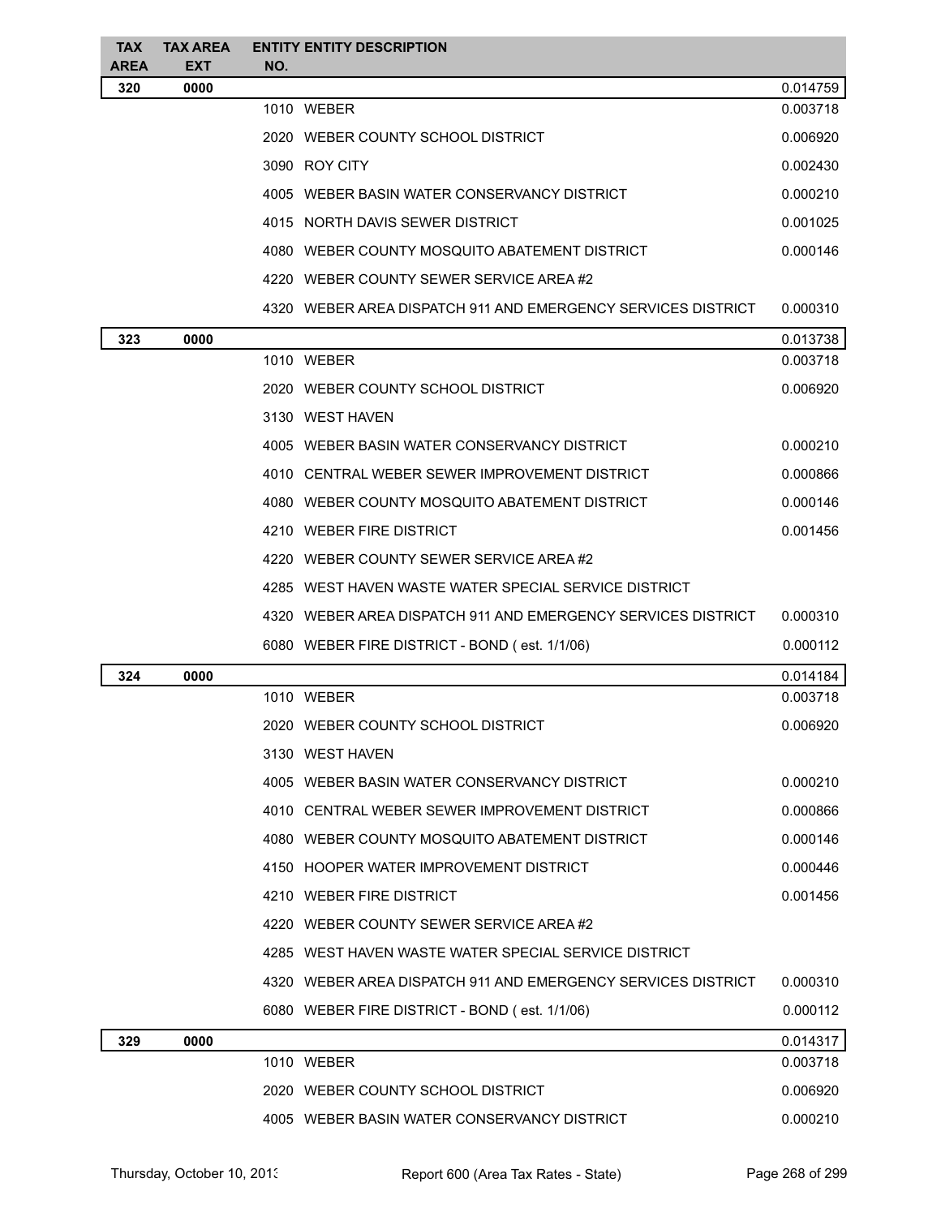| TAX AREA | TAX AREA EXT | ENTITY NO. | ENTITY DESCRIPTION | |
|---|---|---|---|---|
| **320** | **0000** | | | 0.014759 |
| | | 1010 | WEBER | 0.003718 |
| | | 2020 | WEBER COUNTY SCHOOL DISTRICT | 0.006920 |
| | | 3090 | ROY CITY | 0.002430 |
| | | 4005 | WEBER BASIN WATER CONSERVANCY DISTRICT | 0.000210 |
| | | 4015 | NORTH DAVIS SEWER DISTRICT | 0.001025 |
| | | 4080 | WEBER COUNTY MOSQUITO ABATEMENT DISTRICT | 0.000146 |
| | | 4220 | WEBER COUNTY SEWER SERVICE AREA #2 | |
| | | 4320 | WEBER AREA DISPATCH 911 AND EMERGENCY SERVICES DISTRICT | 0.000310 |
| **323** | **0000** | | | 0.013738 |
| | | 1010 | WEBER | 0.003718 |
| | | 2020 | WEBER COUNTY SCHOOL DISTRICT | 0.006920 |
| | | 3130 | WEST HAVEN | |
| | | 4005 | WEBER BASIN WATER CONSERVANCY DISTRICT | 0.000210 |
| | | 4010 | CENTRAL WEBER SEWER IMPROVEMENT DISTRICT | 0.000866 |
| | | 4080 | WEBER COUNTY MOSQUITO ABATEMENT DISTRICT | 0.000146 |
| | | 4210 | WEBER FIRE DISTRICT | 0.001456 |
| | | 4220 | WEBER COUNTY SEWER SERVICE AREA #2 | |
| | | 4285 | WEST HAVEN WASTE WATER SPECIAL SERVICE DISTRICT | |
| | | 4320 | WEBER AREA DISPATCH 911 AND EMERGENCY SERVICES DISTRICT | 0.000310 |
| | | 6080 | WEBER FIRE DISTRICT - BOND ( est. 1/1/06) | 0.000112 |
| **324** | **0000** | | | 0.014184 |
| | | 1010 | WEBER | 0.003718 |
| | | 2020 | WEBER COUNTY SCHOOL DISTRICT | 0.006920 |
| | | 3130 | WEST HAVEN | |
| | | 4005 | WEBER BASIN WATER CONSERVANCY DISTRICT | 0.000210 |
| | | 4010 | CENTRAL WEBER SEWER IMPROVEMENT DISTRICT | 0.000866 |
| | | 4080 | WEBER COUNTY MOSQUITO ABATEMENT DISTRICT | 0.000146 |
| | | 4150 | HOOPER WATER IMPROVEMENT DISTRICT | 0.000446 |
| | | 4210 | WEBER FIRE DISTRICT | 0.001456 |
| | | 4220 | WEBER COUNTY SEWER SERVICE AREA #2 | |
| | | 4285 | WEST HAVEN WASTE WATER SPECIAL SERVICE DISTRICT | |
| | | 4320 | WEBER AREA DISPATCH 911 AND EMERGENCY SERVICES DISTRICT | 0.000310 |
| | | 6080 | WEBER FIRE DISTRICT - BOND ( est. 1/1/06) | 0.000112 |
| **329** | **0000** | | | 0.014317 |
| | | 1010 | WEBER | 0.003718 |
| | | 2020 | WEBER COUNTY SCHOOL DISTRICT | 0.006920 |
| | | 4005 | WEBER BASIN WATER CONSERVANCY DISTRICT | 0.000210 |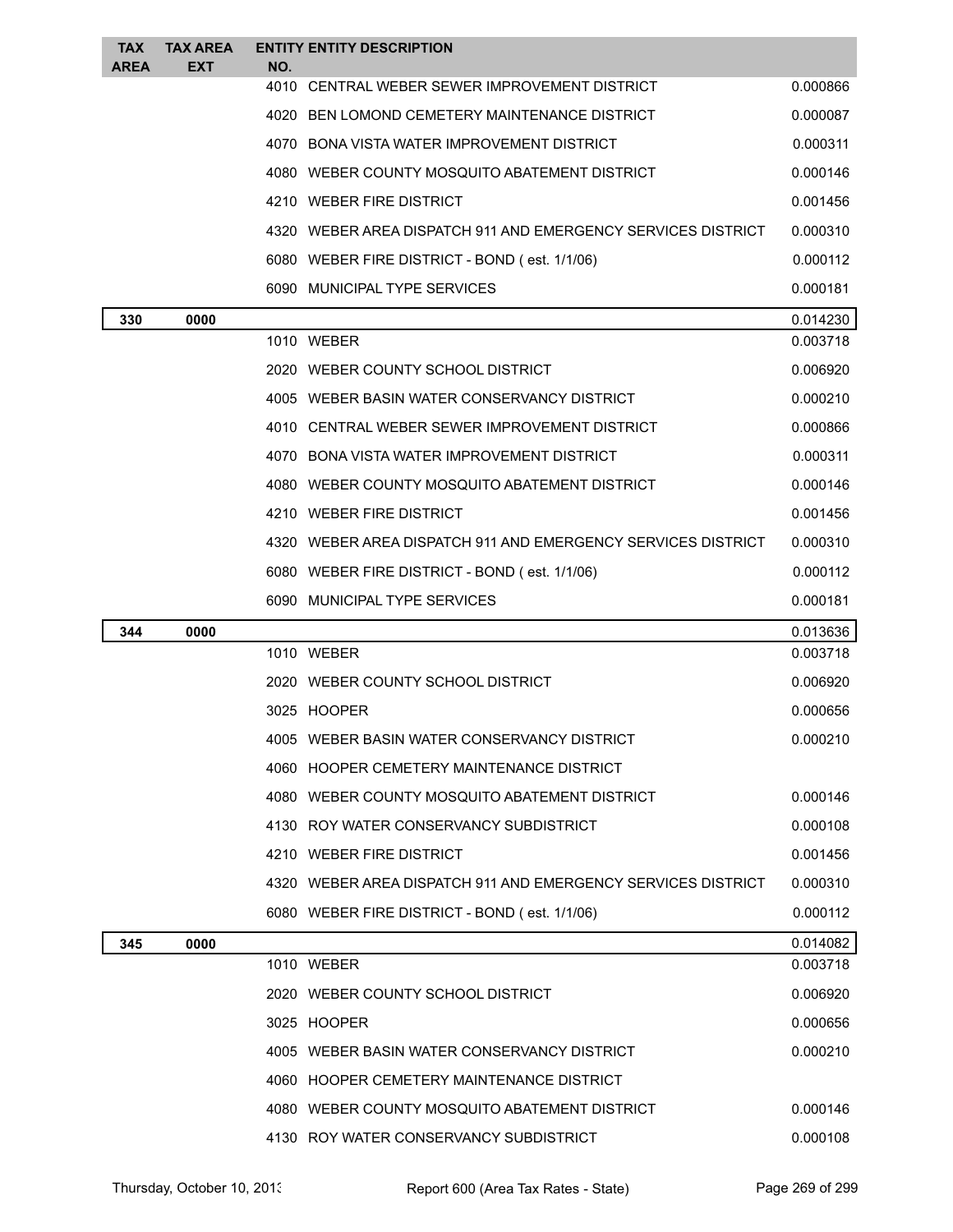| TAX AREA | TAX AREA EXT | ENTITY NO. | ENTITY DESCRIPTION | |
|---|---|---|---|---|
| | | 4010 | CENTRAL WEBER SEWER IMPROVEMENT DISTRICT | 0.000866 |
| | | 4020 | BEN LOMOND CEMETERY MAINTENANCE DISTRICT | 0.000087 |
| | | 4070 | BONA VISTA WATER IMPROVEMENT DISTRICT | 0.000311 |
| | | 4080 | WEBER COUNTY MOSQUITO ABATEMENT DISTRICT | 0.000146 |
| | | 4210 | WEBER FIRE DISTRICT | 0.001456 |
| | | 4320 | WEBER AREA DISPATCH 911 AND EMERGENCY SERVICES DISTRICT | 0.000310 |
| | | 6080 | WEBER FIRE DISTRICT - BOND ( est. 1/1/06) | 0.000112 |
| | | 6090 | MUNICIPAL TYPE SERVICES | 0.000181 |
| **330** | **0000** | | | 0.014230 |
| | | 1010 | WEBER | 0.003718 |
| | | 2020 | WEBER COUNTY SCHOOL DISTRICT | 0.006920 |
| | | 4005 | WEBER BASIN WATER CONSERVANCY DISTRICT | 0.000210 |
| | | 4010 | CENTRAL WEBER SEWER IMPROVEMENT DISTRICT | 0.000866 |
| | | 4070 | BONA VISTA WATER IMPROVEMENT DISTRICT | 0.000311 |
| | | 4080 | WEBER COUNTY MOSQUITO ABATEMENT DISTRICT | 0.000146 |
| | | 4210 | WEBER FIRE DISTRICT | 0.001456 |
| | | 4320 | WEBER AREA DISPATCH 911 AND EMERGENCY SERVICES DISTRICT | 0.000310 |
| | | 6080 | WEBER FIRE DISTRICT - BOND ( est. 1/1/06) | 0.000112 |
| | | 6090 | MUNICIPAL TYPE SERVICES | 0.000181 |
| **344** | **0000** | | | 0.013636 |
| | | 1010 | WEBER | 0.003718 |
| | | 2020 | WEBER COUNTY SCHOOL DISTRICT | 0.006920 |
| | | 3025 | HOOPER | 0.000656 |
| | | 4005 | WEBER BASIN WATER CONSERVANCY DISTRICT | 0.000210 |
| | | 4060 | HOOPER CEMETERY MAINTENANCE DISTRICT | |
| | | 4080 | WEBER COUNTY MOSQUITO ABATEMENT DISTRICT | 0.000146 |
| | | 4130 | ROY WATER CONSERVANCY SUBDISTRICT | 0.000108 |
| | | 4210 | WEBER FIRE DISTRICT | 0.001456 |
| | | 4320 | WEBER AREA DISPATCH 911 AND EMERGENCY SERVICES DISTRICT | 0.000310 |
| | | 6080 | WEBER FIRE DISTRICT - BOND ( est. 1/1/06) | 0.000112 |
| **345** | **0000** | | | 0.014082 |
| | | 1010 | WEBER | 0.003718 |
| | | 2020 | WEBER COUNTY SCHOOL DISTRICT | 0.006920 |
| | | 3025 | HOOPER | 0.000656 |
| | | 4005 | WEBER BASIN WATER CONSERVANCY DISTRICT | 0.000210 |
| | | 4060 | HOOPER CEMETERY MAINTENANCE DISTRICT | |
| | | 4080 | WEBER COUNTY MOSQUITO ABATEMENT DISTRICT | 0.000146 |
| | | 4130 | ROY WATER CONSERVANCY SUBDISTRICT | 0.000108 |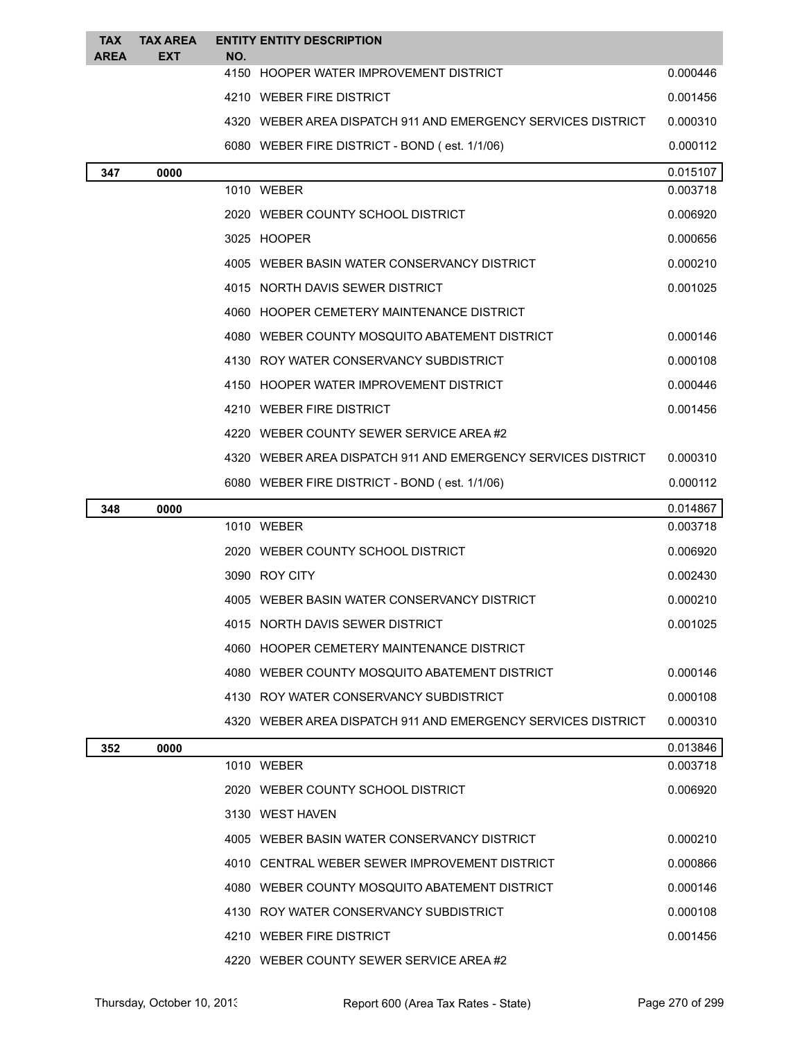| TAX AREA | TAX AREA EXT | ENTITY NO. | ENTITY DESCRIPTION | |
|---|---|---|---|---|
| | | 4150 | HOOPER WATER IMPROVEMENT DISTRICT | 0.000446 |
| | | 4210 | WEBER FIRE DISTRICT | 0.001456 |
| | | 4320 | WEBER AREA DISPATCH 911 AND EMERGENCY SERVICES DISTRICT | 0.000310 |
| | | 6080 | WEBER FIRE DISTRICT - BOND ( est. 1/1/06) | 0.000112 |
| **347** | **0000** | | | 0.015107 |
| | | 1010 | WEBER | 0.003718 |
| | | 2020 | WEBER COUNTY SCHOOL DISTRICT | 0.006920 |
| | | 3025 | HOOPER | 0.000656 |
| | | 4005 | WEBER BASIN WATER CONSERVANCY DISTRICT | 0.000210 |
| | | 4015 | NORTH DAVIS SEWER DISTRICT | 0.001025 |
| | | 4060 | HOOPER CEMETERY MAINTENANCE DISTRICT | |
| | | 4080 | WEBER COUNTY MOSQUITO ABATEMENT DISTRICT | 0.000146 |
| | | 4130 | ROY WATER CONSERVANCY SUBDISTRICT | 0.000108 |
| | | 4150 | HOOPER WATER IMPROVEMENT DISTRICT | 0.000446 |
| | | 4210 | WEBER FIRE DISTRICT | 0.001456 |
| | | 4220 | WEBER COUNTY SEWER SERVICE AREA #2 | |
| | | 4320 | WEBER AREA DISPATCH 911 AND EMERGENCY SERVICES DISTRICT | 0.000310 |
| | | 6080 | WEBER FIRE DISTRICT - BOND ( est. 1/1/06) | 0.000112 |
| **348** | **0000** | | | 0.014867 |
| | | 1010 | WEBER | 0.003718 |
| | | 2020 | WEBER COUNTY SCHOOL DISTRICT | 0.006920 |
| | | 3090 | ROY CITY | 0.002430 |
| | | 4005 | WEBER BASIN WATER CONSERVANCY DISTRICT | 0.000210 |
| | | 4015 | NORTH DAVIS SEWER DISTRICT | 0.001025 |
| | | 4060 | HOOPER CEMETERY MAINTENANCE DISTRICT | |
| | | 4080 | WEBER COUNTY MOSQUITO ABATEMENT DISTRICT | 0.000146 |
| | | 4130 | ROY WATER CONSERVANCY SUBDISTRICT | 0.000108 |
| | | 4320 | WEBER AREA DISPATCH 911 AND EMERGENCY SERVICES DISTRICT | 0.000310 |
| **352** | **0000** | | | 0.013846 |
| | | 1010 | WEBER | 0.003718 |
| | | 2020 | WEBER COUNTY SCHOOL DISTRICT | 0.006920 |
| | | 3130 | WEST HAVEN | |
| | | 4005 | WEBER BASIN WATER CONSERVANCY DISTRICT | 0.000210 |
| | | 4010 | CENTRAL WEBER SEWER IMPROVEMENT DISTRICT | 0.000866 |
| | | 4080 | WEBER COUNTY MOSQUITO ABATEMENT DISTRICT | 0.000146 |
| | | 4130 | ROY WATER CONSERVANCY SUBDISTRICT | 0.000108 |
| | | 4210 | WEBER FIRE DISTRICT | 0.001456 |
| | | 4220 | WEBER COUNTY SEWER SERVICE AREA #2 | |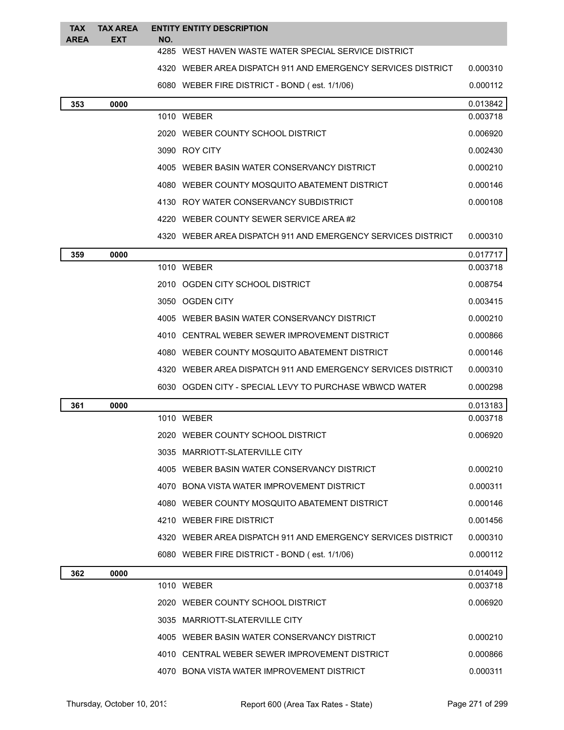| TAX AREA | TAX AREA EXT | ENTITY NO. | ENTITY DESCRIPTION | |
|---|---|---|---|---|
| | | 4285 | WEST HAVEN WASTE WATER SPECIAL SERVICE DISTRICT | |
| | | 4320 | WEBER AREA DISPATCH 911 AND EMERGENCY SERVICES DISTRICT | 0.000310 |
| | | 6080 | WEBER FIRE DISTRICT - BOND ( est. 1/1/06) | 0.000112 |
| **353** | **0000** | | | 0.013842 |
| | | 1010 | WEBER | 0.003718 |
| | | 2020 | WEBER COUNTY SCHOOL DISTRICT | 0.006920 |
| | | 3090 | ROY CITY | 0.002430 |
| | | 4005 | WEBER BASIN WATER CONSERVANCY DISTRICT | 0.000210 |
| | | 4080 | WEBER COUNTY MOSQUITO ABATEMENT DISTRICT | 0.000146 |
| | | 4130 | ROY WATER CONSERVANCY SUBDISTRICT | 0.000108 |
| | | 4220 | WEBER COUNTY SEWER SERVICE AREA #2 | |
| | | 4320 | WEBER AREA DISPATCH 911 AND EMERGENCY SERVICES DISTRICT | 0.000310 |
| **359** | **0000** | | | 0.017717 |
| | | 1010 | WEBER | 0.003718 |
| | | 2010 | OGDEN CITY SCHOOL DISTRICT | 0.008754 |
| | | 3050 | OGDEN CITY | 0.003415 |
| | | 4005 | WEBER BASIN WATER CONSERVANCY DISTRICT | 0.000210 |
| | | 4010 | CENTRAL WEBER SEWER IMPROVEMENT DISTRICT | 0.000866 |
| | | 4080 | WEBER COUNTY MOSQUITO ABATEMENT DISTRICT | 0.000146 |
| | | 4320 | WEBER AREA DISPATCH 911 AND EMERGENCY SERVICES DISTRICT | 0.000310 |
| | | 6030 | OGDEN CITY - SPECIAL LEVY TO PURCHASE WBWCD WATER | 0.000298 |
| **361** | **0000** | | | 0.013183 |
| | | 1010 | WEBER | 0.003718 |
| | | 2020 | WEBER COUNTY SCHOOL DISTRICT | 0.006920 |
| | | 3035 | MARRIOTT-SLATERVILLE CITY | |
| | | 4005 | WEBER BASIN WATER CONSERVANCY DISTRICT | 0.000210 |
| | | 4070 | BONA VISTA WATER IMPROVEMENT DISTRICT | 0.000311 |
| | | 4080 | WEBER COUNTY MOSQUITO ABATEMENT DISTRICT | 0.000146 |
| | | 4210 | WEBER FIRE DISTRICT | 0.001456 |
| | | 4320 | WEBER AREA DISPATCH 911 AND EMERGENCY SERVICES DISTRICT | 0.000310 |
| | | 6080 | WEBER FIRE DISTRICT - BOND ( est. 1/1/06) | 0.000112 |
| **362** | **0000** | | | 0.014049 |
| | | 1010 | WEBER | 0.003718 |
| | | 2020 | WEBER COUNTY SCHOOL DISTRICT | 0.006920 |
| | | 3035 | MARRIOTT-SLATERVILLE CITY | |
| | | 4005 | WEBER BASIN WATER CONSERVANCY DISTRICT | 0.000210 |
| | | 4010 | CENTRAL WEBER SEWER IMPROVEMENT DISTRICT | 0.000866 |
| | | 4070 | BONA VISTA WATER IMPROVEMENT DISTRICT | 0.000311 |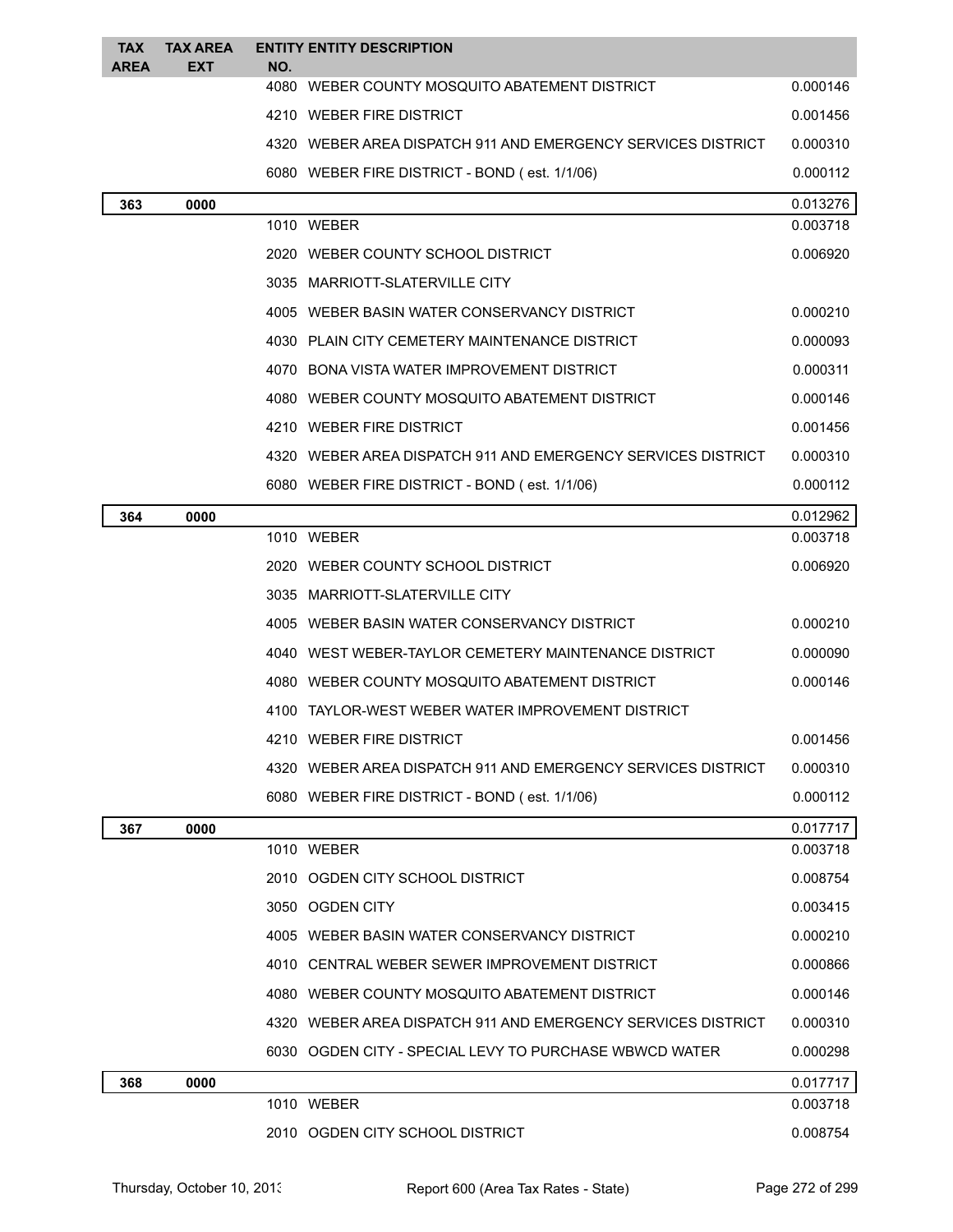| TAX AREA | TAX AREA EXT | ENTITY NO. | ENTITY DESCRIPTION | |
|---|---|---|---|---|
| | | 4080 | WEBER COUNTY MOSQUITO ABATEMENT DISTRICT | 0.000146 |
| | | 4210 | WEBER FIRE DISTRICT | 0.001456 |
| | | 4320 | WEBER AREA DISPATCH 911 AND EMERGENCY SERVICES DISTRICT | 0.000310 |
| | | 6080 | WEBER FIRE DISTRICT - BOND ( est. 1/1/06) | 0.000112 |
| **363** | **0000** | | | 0.013276 |
| | | 1010 | WEBER | 0.003718 |
| | | 2020 | WEBER COUNTY SCHOOL DISTRICT | 0.006920 |
| | | 3035 | MARRIOTT-SLATERVILLE CITY | |
| | | 4005 | WEBER BASIN WATER CONSERVANCY DISTRICT | 0.000210 |
| | | 4030 | PLAIN CITY CEMETERY MAINTENANCE DISTRICT | 0.000093 |
| | | 4070 | BONA VISTA WATER IMPROVEMENT DISTRICT | 0.000311 |
| | | 4080 | WEBER COUNTY MOSQUITO ABATEMENT DISTRICT | 0.000146 |
| | | 4210 | WEBER FIRE DISTRICT | 0.001456 |
| | | 4320 | WEBER AREA DISPATCH 911 AND EMERGENCY SERVICES DISTRICT | 0.000310 |
| | | 6080 | WEBER FIRE DISTRICT - BOND ( est. 1/1/06) | 0.000112 |
| **364** | **0000** | | | 0.012962 |
| | | 1010 | WEBER | 0.003718 |
| | | 2020 | WEBER COUNTY SCHOOL DISTRICT | 0.006920 |
| | | 3035 | MARRIOTT-SLATERVILLE CITY | |
| | | 4005 | WEBER BASIN WATER CONSERVANCY DISTRICT | 0.000210 |
| | | 4040 | WEST WEBER-TAYLOR CEMETERY MAINTENANCE DISTRICT | 0.000090 |
| | | 4080 | WEBER COUNTY MOSQUITO ABATEMENT DISTRICT | 0.000146 |
| | | 4100 | TAYLOR-WEST WEBER WATER IMPROVEMENT DISTRICT | |
| | | 4210 | WEBER FIRE DISTRICT | 0.001456 |
| | | 4320 | WEBER AREA DISPATCH 911 AND EMERGENCY SERVICES DISTRICT | 0.000310 |
| | | 6080 | WEBER FIRE DISTRICT - BOND ( est. 1/1/06) | 0.000112 |
| **367** | **0000** | | | 0.017717 |
| | | 1010 | WEBER | 0.003718 |
| | | 2010 | OGDEN CITY SCHOOL DISTRICT | 0.008754 |
| | | 3050 | OGDEN CITY | 0.003415 |
| | | 4005 | WEBER BASIN WATER CONSERVANCY DISTRICT | 0.000210 |
| | | 4010 | CENTRAL WEBER SEWER IMPROVEMENT DISTRICT | 0.000866 |
| | | 4080 | WEBER COUNTY MOSQUITO ABATEMENT DISTRICT | 0.000146 |
| | | 4320 | WEBER AREA DISPATCH 911 AND EMERGENCY SERVICES DISTRICT | 0.000310 |
| | | 6030 | OGDEN CITY - SPECIAL LEVY TO PURCHASE WBWCD WATER | 0.000298 |
| **368** | **0000** | | | 0.017717 |
| | | 1010 | WEBER | 0.003718 |
| | | 2010 | OGDEN CITY SCHOOL DISTRICT | 0.008754 |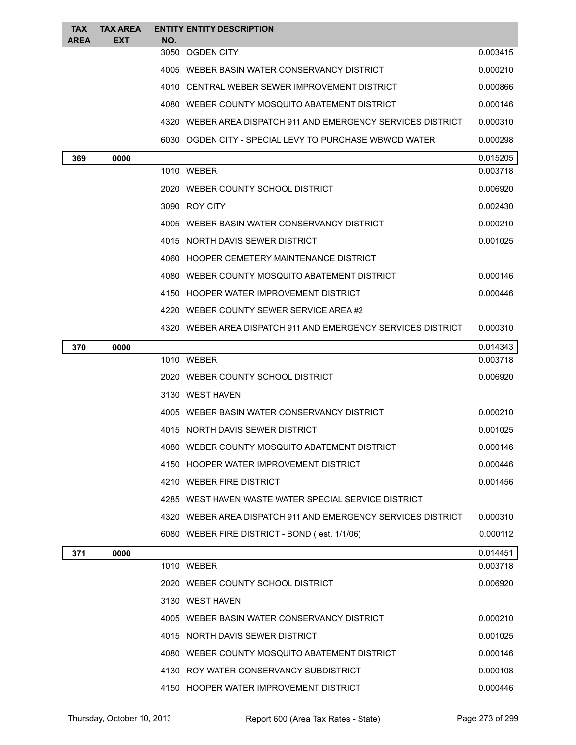| TAX AREA | TAX AREA EXT | ENTITY NO. | ENTITY DESCRIPTION | |
|---|---|---|---|---|
| | | 3050 | OGDEN CITY | 0.003415 |
| | | 4005 | WEBER BASIN WATER CONSERVANCY DISTRICT | 0.000210 |
| | | 4010 | CENTRAL WEBER SEWER IMPROVEMENT DISTRICT | 0.000866 |
| | | 4080 | WEBER COUNTY MOSQUITO ABATEMENT DISTRICT | 0.000146 |
| | | 4320 | WEBER AREA DISPATCH 911 AND EMERGENCY SERVICES DISTRICT | 0.000310 |
| | | 6030 | OGDEN CITY - SPECIAL LEVY TO PURCHASE WBWCD WATER | 0.000298 |
| **369** | **0000** | | | 0.015205 |
| | | 1010 | WEBER | 0.003718 |
| | | 2020 | WEBER COUNTY SCHOOL DISTRICT | 0.006920 |
| | | 3090 | ROY CITY | 0.002430 |
| | | 4005 | WEBER BASIN WATER CONSERVANCY DISTRICT | 0.000210 |
| | | 4015 | NORTH DAVIS SEWER DISTRICT | 0.001025 |
| | | 4060 | HOOPER CEMETERY MAINTENANCE DISTRICT | |
| | | 4080 | WEBER COUNTY MOSQUITO ABATEMENT DISTRICT | 0.000146 |
| | | 4150 | HOOPER WATER IMPROVEMENT DISTRICT | 0.000446 |
| | | 4220 | WEBER COUNTY SEWER SERVICE AREA #2 | |
| | | 4320 | WEBER AREA DISPATCH 911 AND EMERGENCY SERVICES DISTRICT | 0.000310 |
| **370** | **0000** | | | 0.014343 |
| | | 1010 | WEBER | 0.003718 |
| | | 2020 | WEBER COUNTY SCHOOL DISTRICT | 0.006920 |
| | | 3130 | WEST HAVEN | |
| | | 4005 | WEBER BASIN WATER CONSERVANCY DISTRICT | 0.000210 |
| | | 4015 | NORTH DAVIS SEWER DISTRICT | 0.001025 |
| | | 4080 | WEBER COUNTY MOSQUITO ABATEMENT DISTRICT | 0.000146 |
| | | 4150 | HOOPER WATER IMPROVEMENT DISTRICT | 0.000446 |
| | | 4210 | WEBER FIRE DISTRICT | 0.001456 |
| | | 4285 | WEST HAVEN WASTE WATER SPECIAL SERVICE DISTRICT | |
| | | 4320 | WEBER AREA DISPATCH 911 AND EMERGENCY SERVICES DISTRICT | 0.000310 |
| | | 6080 | WEBER FIRE DISTRICT - BOND ( est. 1/1/06) | 0.000112 |
| **371** | **0000** | | | 0.014451 |
| | | 1010 | WEBER | 0.003718 |
| | | 2020 | WEBER COUNTY SCHOOL DISTRICT | 0.006920 |
| | | 3130 | WEST HAVEN | |
| | | 4005 | WEBER BASIN WATER CONSERVANCY DISTRICT | 0.000210 |
| | | 4015 | NORTH DAVIS SEWER DISTRICT | 0.001025 |
| | | 4080 | WEBER COUNTY MOSQUITO ABATEMENT DISTRICT | 0.000146 |
| | | 4130 | ROY WATER CONSERVANCY SUBDISTRICT | 0.000108 |
| | | 4150 | HOOPER WATER IMPROVEMENT DISTRICT | 0.000446 |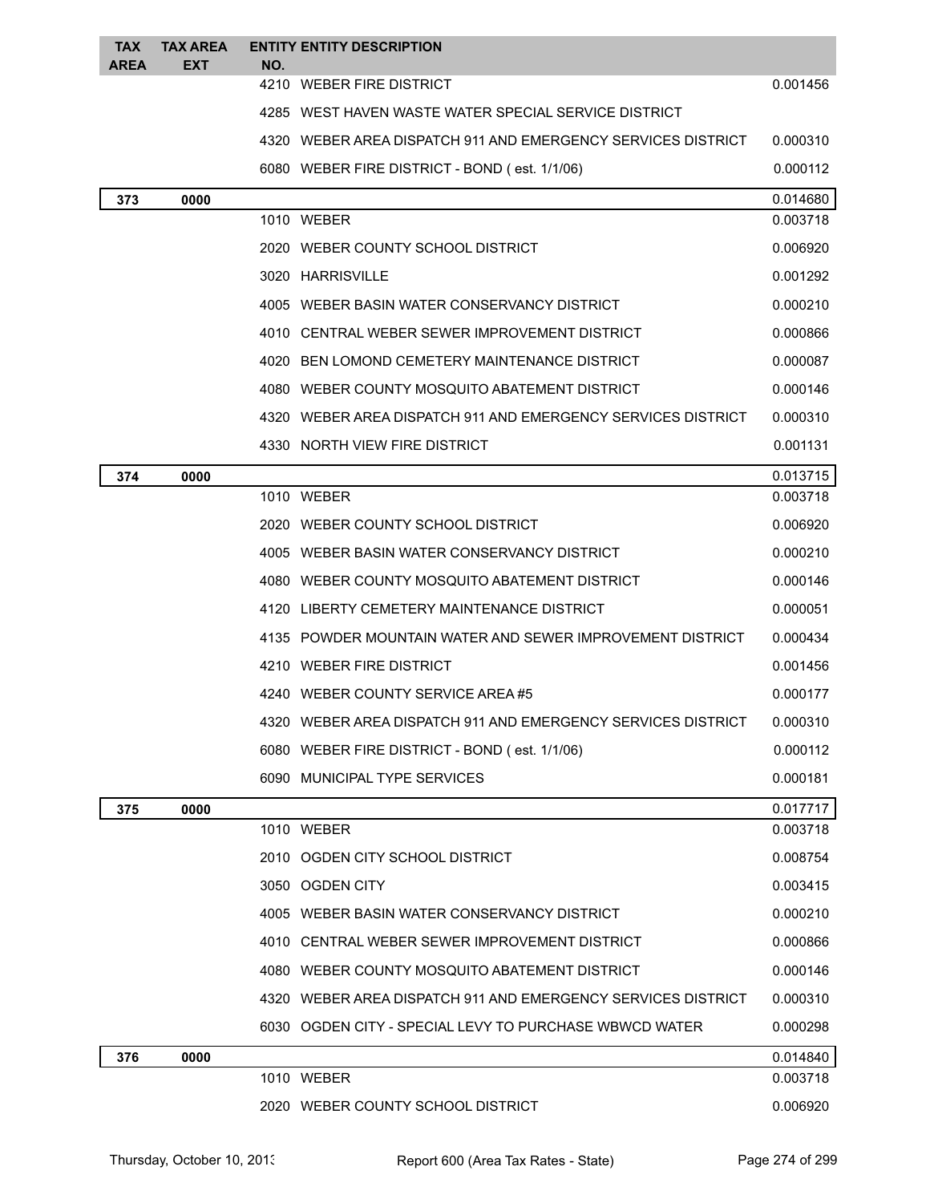| TAX AREA | TAX AREA EXT | ENTITY NO. | ENTITY DESCRIPTION | |
|---|---|---|---|---|
| | | 4210 | WEBER FIRE DISTRICT | 0.001456 |
| | | 4285 | WEST HAVEN WASTE WATER SPECIAL SERVICE DISTRICT | |
| | | 4320 | WEBER AREA DISPATCH 911 AND EMERGENCY SERVICES DISTRICT | 0.000310 |
| | | 6080 | WEBER FIRE DISTRICT - BOND ( est. 1/1/06) | 0.000112 |
| **373** | **0000** | | | 0.014680 |
| | | 1010 | WEBER | 0.003718 |
| | | 2020 | WEBER COUNTY SCHOOL DISTRICT | 0.006920 |
| | | 3020 | HARRISVILLE | 0.001292 |
| | | 4005 | WEBER BASIN WATER CONSERVANCY DISTRICT | 0.000210 |
| | | 4010 | CENTRAL WEBER SEWER IMPROVEMENT DISTRICT | 0.000866 |
| | | 4020 | BEN LOMOND CEMETERY MAINTENANCE DISTRICT | 0.000087 |
| | | 4080 | WEBER COUNTY MOSQUITO ABATEMENT DISTRICT | 0.000146 |
| | | 4320 | WEBER AREA DISPATCH 911 AND EMERGENCY SERVICES DISTRICT | 0.000310 |
| | | 4330 | NORTH VIEW FIRE DISTRICT | 0.001131 |
| **374** | **0000** | | | 0.013715 |
| | | 1010 | WEBER | 0.003718 |
| | | 2020 | WEBER COUNTY SCHOOL DISTRICT | 0.006920 |
| | | 4005 | WEBER BASIN WATER CONSERVANCY DISTRICT | 0.000210 |
| | | 4080 | WEBER COUNTY MOSQUITO ABATEMENT DISTRICT | 0.000146 |
| | | 4120 | LIBERTY CEMETERY MAINTENANCE DISTRICT | 0.000051 |
| | | 4135 | POWDER MOUNTAIN WATER AND SEWER IMPROVEMENT DISTRICT | 0.000434 |
| | | 4210 | WEBER FIRE DISTRICT | 0.001456 |
| | | 4240 | WEBER COUNTY SERVICE AREA #5 | 0.000177 |
| | | 4320 | WEBER AREA DISPATCH 911 AND EMERGENCY SERVICES DISTRICT | 0.000310 |
| | | 6080 | WEBER FIRE DISTRICT - BOND ( est. 1/1/06) | 0.000112 |
| | | 6090 | MUNICIPAL TYPE SERVICES | 0.000181 |
| **375** | **0000** | | | 0.017717 |
| | | 1010 | WEBER | 0.003718 |
| | | 2010 | OGDEN CITY SCHOOL DISTRICT | 0.008754 |
| | | 3050 | OGDEN CITY | 0.003415 |
| | | 4005 | WEBER BASIN WATER CONSERVANCY DISTRICT | 0.000210 |
| | | 4010 | CENTRAL WEBER SEWER IMPROVEMENT DISTRICT | 0.000866 |
| | | 4080 | WEBER COUNTY MOSQUITO ABATEMENT DISTRICT | 0.000146 |
| | | 4320 | WEBER AREA DISPATCH 911 AND EMERGENCY SERVICES DISTRICT | 0.000310 |
| | | 6030 | OGDEN CITY - SPECIAL LEVY TO PURCHASE WBWCD WATER | 0.000298 |
| **376** | **0000** | | | 0.014840 |
| | | 1010 | WEBER | 0.003718 |
| | | 2020 | WEBER COUNTY SCHOOL DISTRICT | 0.006920 |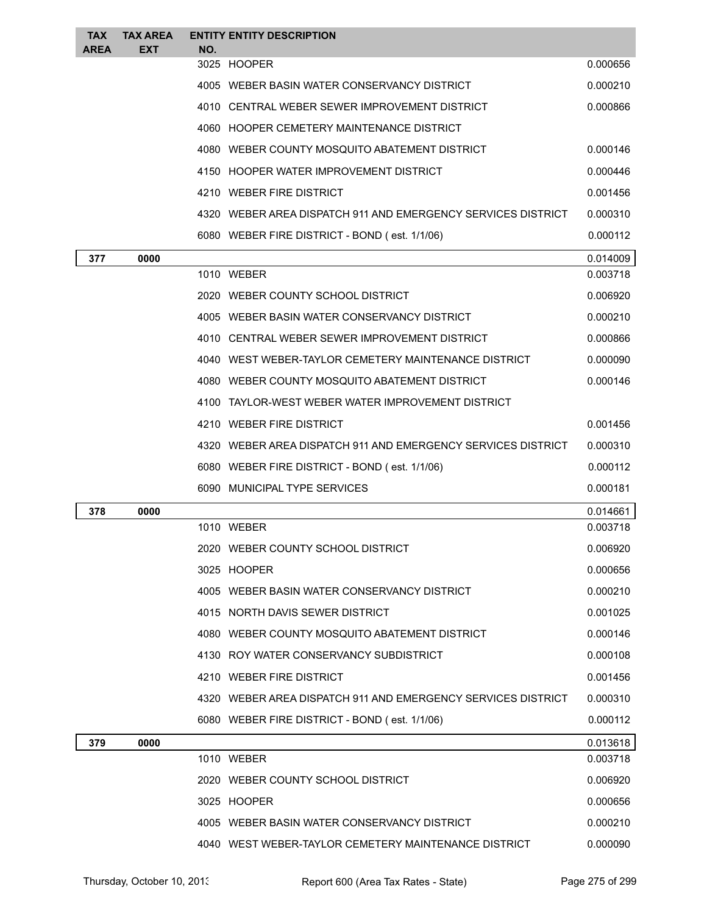| TAX AREA | TAX AREA EXT | ENTITY NO. | ENTITY DESCRIPTION | |
|---|---|---|---|---|
| | | 3025 | HOOPER | 0.000656 |
| | | 4005 | WEBER BASIN WATER CONSERVANCY DISTRICT | 0.000210 |
| | | 4010 | CENTRAL WEBER SEWER IMPROVEMENT DISTRICT | 0.000866 |
| | | 4060 | HOOPER CEMETERY MAINTENANCE DISTRICT | |
| | | 4080 | WEBER COUNTY MOSQUITO ABATEMENT DISTRICT | 0.000146 |
| | | 4150 | HOOPER WATER IMPROVEMENT DISTRICT | 0.000446 |
| | | 4210 | WEBER FIRE DISTRICT | 0.001456 |
| | | 4320 | WEBER AREA DISPATCH 911 AND EMERGENCY SERVICES DISTRICT | 0.000310 |
| | | 6080 | WEBER FIRE DISTRICT - BOND ( est. 1/1/06) | 0.000112 |
| **377** | **0000** | | | 0.014009 |
| | | 1010 | WEBER | 0.003718 |
| | | 2020 | WEBER COUNTY SCHOOL DISTRICT | 0.006920 |
| | | 4005 | WEBER BASIN WATER CONSERVANCY DISTRICT | 0.000210 |
| | | 4010 | CENTRAL WEBER SEWER IMPROVEMENT DISTRICT | 0.000866 |
| | | 4040 | WEST WEBER-TAYLOR CEMETERY MAINTENANCE DISTRICT | 0.000090 |
| | | 4080 | WEBER COUNTY MOSQUITO ABATEMENT DISTRICT | 0.000146 |
| | | 4100 | TAYLOR-WEST WEBER WATER IMPROVEMENT DISTRICT | |
| | | 4210 | WEBER FIRE DISTRICT | 0.001456 |
| | | 4320 | WEBER AREA DISPATCH 911 AND EMERGENCY SERVICES DISTRICT | 0.000310 |
| | | 6080 | WEBER FIRE DISTRICT - BOND ( est. 1/1/06) | 0.000112 |
| | | 6090 | MUNICIPAL TYPE SERVICES | 0.000181 |
| **378** | **0000** | | | 0.014661 |
| | | 1010 | WEBER | 0.003718 |
| | | 2020 | WEBER COUNTY SCHOOL DISTRICT | 0.006920 |
| | | 3025 | HOOPER | 0.000656 |
| | | 4005 | WEBER BASIN WATER CONSERVANCY DISTRICT | 0.000210 |
| | | 4015 | NORTH DAVIS SEWER DISTRICT | 0.001025 |
| | | 4080 | WEBER COUNTY MOSQUITO ABATEMENT DISTRICT | 0.000146 |
| | | 4130 | ROY WATER CONSERVANCY SUBDISTRICT | 0.000108 |
| | | 4210 | WEBER FIRE DISTRICT | 0.001456 |
| | | 4320 | WEBER AREA DISPATCH 911 AND EMERGENCY SERVICES DISTRICT | 0.000310 |
| | | 6080 | WEBER FIRE DISTRICT - BOND ( est. 1/1/06) | 0.000112 |
| **379** | **0000** | | | 0.013618 |
| | | 1010 | WEBER | 0.003718 |
| | | 2020 | WEBER COUNTY SCHOOL DISTRICT | 0.006920 |
| | | 3025 | HOOPER | 0.000656 |
| | | 4005 | WEBER BASIN WATER CONSERVANCY DISTRICT | 0.000210 |
| | | 4040 | WEST WEBER-TAYLOR CEMETERY MAINTENANCE DISTRICT | 0.000090 |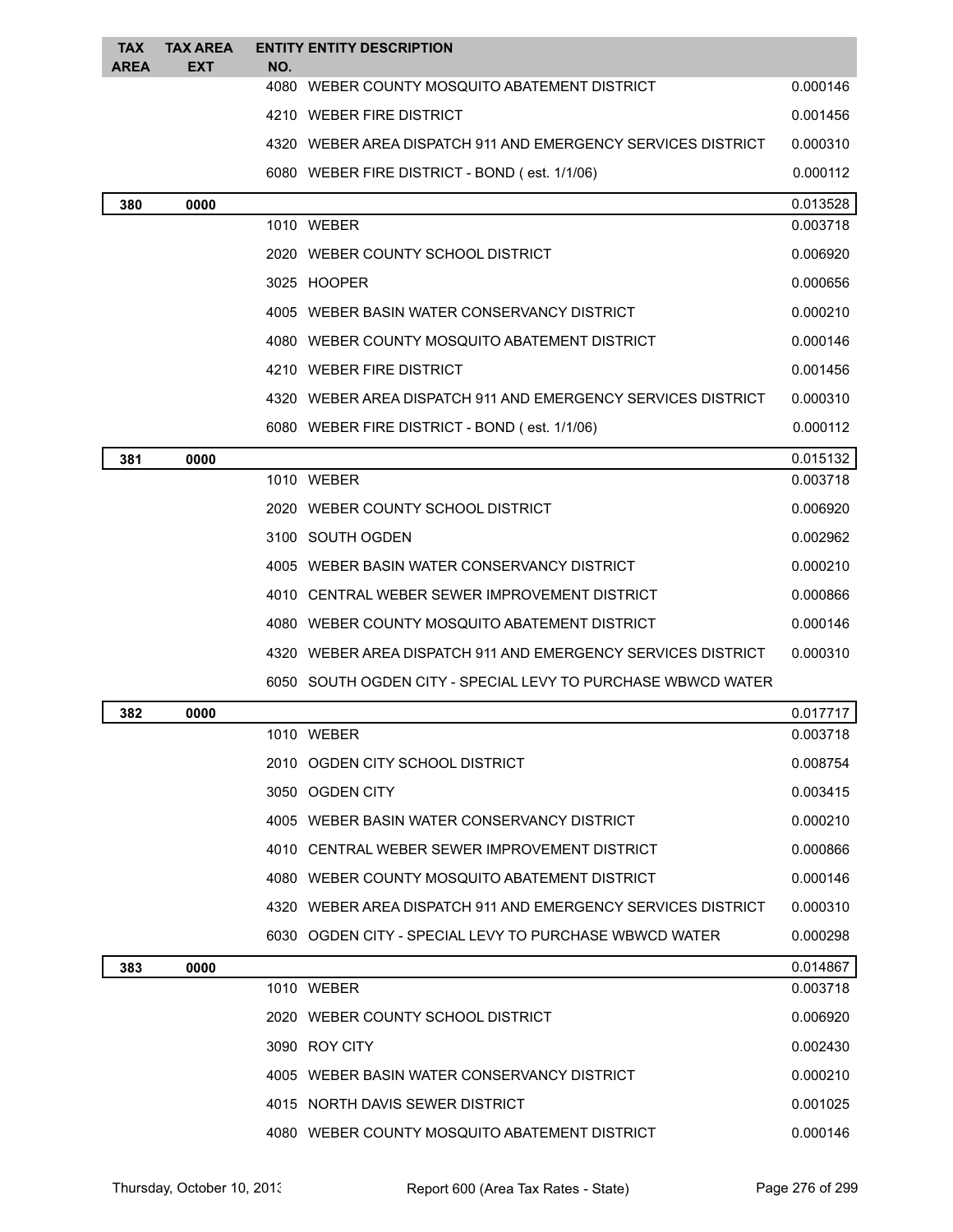| TAX AREA | TAX AREA EXT | ENTITY NO. | ENTITY DESCRIPTION | |
|---|---|---|---|---|
| | | 4080 | WEBER COUNTY MOSQUITO ABATEMENT DISTRICT | 0.000146 |
| | | 4210 | WEBER FIRE DISTRICT | 0.001456 |
| | | 4320 | WEBER AREA DISPATCH 911 AND EMERGENCY SERVICES DISTRICT | 0.000310 |
| | | 6080 | WEBER FIRE DISTRICT - BOND ( est. 1/1/06) | 0.000112 |
| **380** | **0000** | | | 0.013528 |
| | | 1010 | WEBER | 0.003718 |
| | | 2020 | WEBER COUNTY SCHOOL DISTRICT | 0.006920 |
| | | 3025 | HOOPER | 0.000656 |
| | | 4005 | WEBER BASIN WATER CONSERVANCY DISTRICT | 0.000210 |
| | | 4080 | WEBER COUNTY MOSQUITO ABATEMENT DISTRICT | 0.000146 |
| | | 4210 | WEBER FIRE DISTRICT | 0.001456 |
| | | 4320 | WEBER AREA DISPATCH 911 AND EMERGENCY SERVICES DISTRICT | 0.000310 |
| | | 6080 | WEBER FIRE DISTRICT - BOND ( est. 1/1/06) | 0.000112 |
| **381** | **0000** | | | 0.015132 |
| | | 1010 | WEBER | 0.003718 |
| | | 2020 | WEBER COUNTY SCHOOL DISTRICT | 0.006920 |
| | | 3100 | SOUTH OGDEN | 0.002962 |
| | | 4005 | WEBER BASIN WATER CONSERVANCY DISTRICT | 0.000210 |
| | | 4010 | CENTRAL WEBER SEWER IMPROVEMENT DISTRICT | 0.000866 |
| | | 4080 | WEBER COUNTY MOSQUITO ABATEMENT DISTRICT | 0.000146 |
| | | 4320 | WEBER AREA DISPATCH 911 AND EMERGENCY SERVICES DISTRICT | 0.000310 |
| | | 6050 | SOUTH OGDEN CITY - SPECIAL LEVY TO PURCHASE WBWCD WATER | |
| **382** | **0000** | | | 0.017717 |
| | | 1010 | WEBER | 0.003718 |
| | | 2010 | OGDEN CITY SCHOOL DISTRICT | 0.008754 |
| | | 3050 | OGDEN CITY | 0.003415 |
| | | 4005 | WEBER BASIN WATER CONSERVANCY DISTRICT | 0.000210 |
| | | 4010 | CENTRAL WEBER SEWER IMPROVEMENT DISTRICT | 0.000866 |
| | | 4080 | WEBER COUNTY MOSQUITO ABATEMENT DISTRICT | 0.000146 |
| | | 4320 | WEBER AREA DISPATCH 911 AND EMERGENCY SERVICES DISTRICT | 0.000310 |
| | | 6030 | OGDEN CITY - SPECIAL LEVY TO PURCHASE WBWCD WATER | 0.000298 |
| **383** | **0000** | | | 0.014867 |
| | | 1010 | WEBER | 0.003718 |
| | | 2020 | WEBER COUNTY SCHOOL DISTRICT | 0.006920 |
| | | 3090 | ROY CITY | 0.002430 |
| | | 4005 | WEBER BASIN WATER CONSERVANCY DISTRICT | 0.000210 |
| | | 4015 | NORTH DAVIS SEWER DISTRICT | 0.001025 |
| | | 4080 | WEBER COUNTY MOSQUITO ABATEMENT DISTRICT | 0.000146 |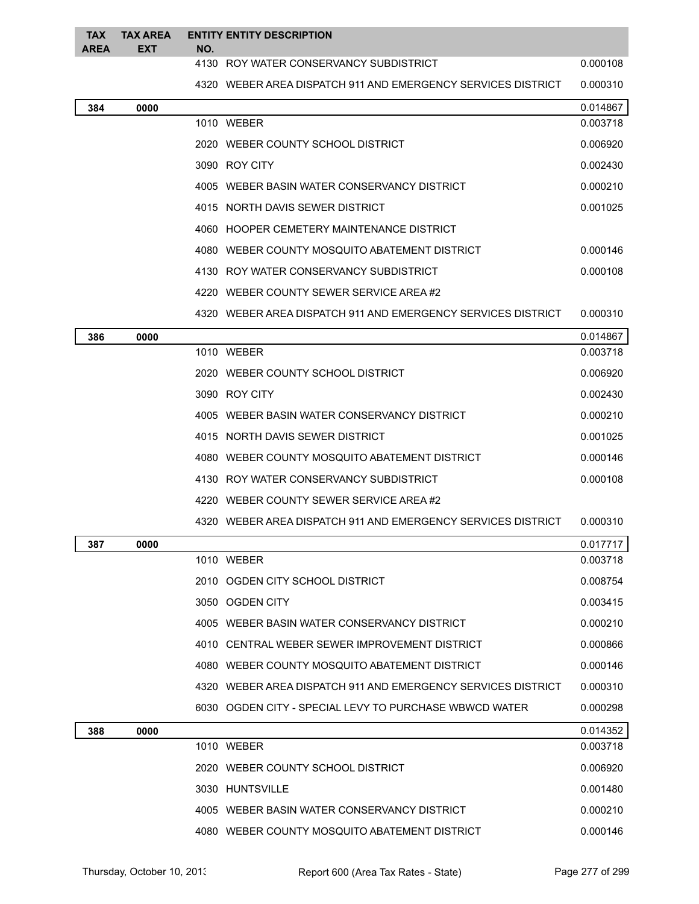| TAX AREA | TAX AREA EXT | ENTITY NO. | ENTITY DESCRIPTION | |
|---|---|---|---|---|
| | | 4130 | ROY WATER CONSERVANCY SUBDISTRICT | 0.000108 |
| | | 4320 | WEBER AREA DISPATCH 911 AND EMERGENCY SERVICES DISTRICT | 0.000310 |
| **384** | **0000** | | | 0.014867 |
| | | 1010 | WEBER | 0.003718 |
| | | 2020 | WEBER COUNTY SCHOOL DISTRICT | 0.006920 |
| | | 3090 | ROY CITY | 0.002430 |
| | | 4005 | WEBER BASIN WATER CONSERVANCY DISTRICT | 0.000210 |
| | | 4015 | NORTH DAVIS SEWER DISTRICT | 0.001025 |
| | | 4060 | HOOPER CEMETERY MAINTENANCE DISTRICT | |
| | | 4080 | WEBER COUNTY MOSQUITO ABATEMENT DISTRICT | 0.000146 |
| | | 4130 | ROY WATER CONSERVANCY SUBDISTRICT | 0.000108 |
| | | 4220 | WEBER COUNTY SEWER SERVICE AREA #2 | |
| | | 4320 | WEBER AREA DISPATCH 911 AND EMERGENCY SERVICES DISTRICT | 0.000310 |
| **386** | **0000** | | | 0.014867 |
| | | 1010 | WEBER | 0.003718 |
| | | 2020 | WEBER COUNTY SCHOOL DISTRICT | 0.006920 |
| | | 3090 | ROY CITY | 0.002430 |
| | | 4005 | WEBER BASIN WATER CONSERVANCY DISTRICT | 0.000210 |
| | | 4015 | NORTH DAVIS SEWER DISTRICT | 0.001025 |
| | | 4080 | WEBER COUNTY MOSQUITO ABATEMENT DISTRICT | 0.000146 |
| | | 4130 | ROY WATER CONSERVANCY SUBDISTRICT | 0.000108 |
| | | 4220 | WEBER COUNTY SEWER SERVICE AREA #2 | |
| | | 4320 | WEBER AREA DISPATCH 911 AND EMERGENCY SERVICES DISTRICT | 0.000310 |
| **387** | **0000** | | | 0.017717 |
| | | 1010 | WEBER | 0.003718 |
| | | 2010 | OGDEN CITY SCHOOL DISTRICT | 0.008754 |
| | | 3050 | OGDEN CITY | 0.003415 |
| | | 4005 | WEBER BASIN WATER CONSERVANCY DISTRICT | 0.000210 |
| | | 4010 | CENTRAL WEBER SEWER IMPROVEMENT DISTRICT | 0.000866 |
| | | 4080 | WEBER COUNTY MOSQUITO ABATEMENT DISTRICT | 0.000146 |
| | | 4320 | WEBER AREA DISPATCH 911 AND EMERGENCY SERVICES DISTRICT | 0.000310 |
| | | 6030 | OGDEN CITY - SPECIAL LEVY TO PURCHASE WBWCD WATER | 0.000298 |
| **388** | **0000** | | | 0.014352 |
| | | 1010 | WEBER | 0.003718 |
| | | 2020 | WEBER COUNTY SCHOOL DISTRICT | 0.006920 |
| | | 3030 | HUNTSVILLE | 0.001480 |
| | | 4005 | WEBER BASIN WATER CONSERVANCY DISTRICT | 0.000210 |
| | | 4080 | WEBER COUNTY MOSQUITO ABATEMENT DISTRICT | 0.000146 |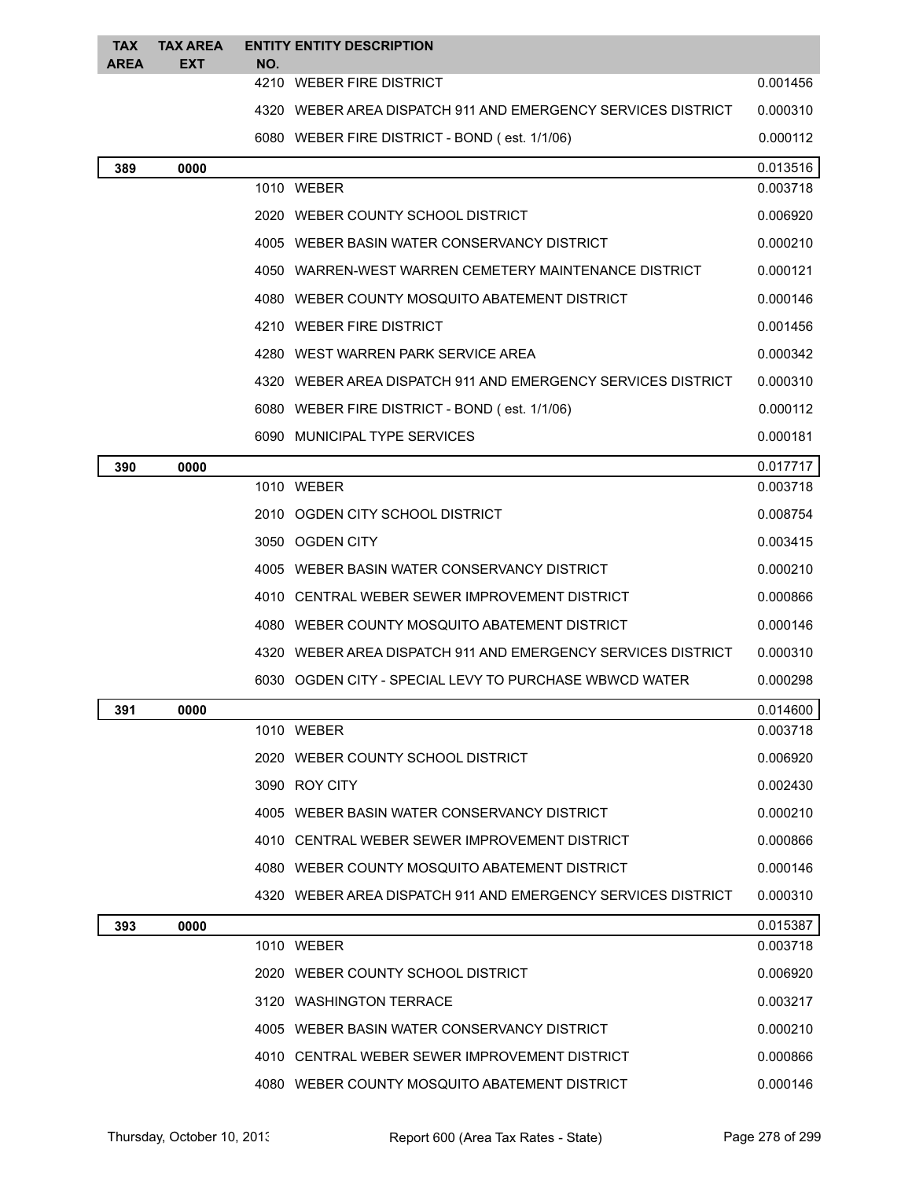| TAX AREA | TAX AREA EXT | ENTITY NO. | ENTITY DESCRIPTION | |
|---|---|---|---|---|
| | | 4210 | WEBER FIRE DISTRICT | 0.001456 |
| | | 4320 | WEBER AREA DISPATCH 911 AND EMERGENCY SERVICES DISTRICT | 0.000310 |
| | | 6080 | WEBER FIRE DISTRICT - BOND ( est. 1/1/06) | 0.000112 |
| **389** | **0000** | | | 0.013516 |
| | | 1010 | WEBER | 0.003718 |
| | | 2020 | WEBER COUNTY SCHOOL DISTRICT | 0.006920 |
| | | 4005 | WEBER BASIN WATER CONSERVANCY DISTRICT | 0.000210 |
| | | 4050 | WARREN-WEST WARREN CEMETERY MAINTENANCE DISTRICT | 0.000121 |
| | | 4080 | WEBER COUNTY MOSQUITO ABATEMENT DISTRICT | 0.000146 |
| | | 4210 | WEBER FIRE DISTRICT | 0.001456 |
| | | 4280 | WEST WARREN PARK SERVICE AREA | 0.000342 |
| | | 4320 | WEBER AREA DISPATCH 911 AND EMERGENCY SERVICES DISTRICT | 0.000310 |
| | | 6080 | WEBER FIRE DISTRICT - BOND ( est. 1/1/06) | 0.000112 |
| | | 6090 | MUNICIPAL TYPE SERVICES | 0.000181 |
| **390** | **0000** | | | 0.017717 |
| | | 1010 | WEBER | 0.003718 |
| | | 2010 | OGDEN CITY SCHOOL DISTRICT | 0.008754 |
| | | 3050 | OGDEN CITY | 0.003415 |
| | | 4005 | WEBER BASIN WATER CONSERVANCY DISTRICT | 0.000210 |
| | | 4010 | CENTRAL WEBER SEWER IMPROVEMENT DISTRICT | 0.000866 |
| | | 4080 | WEBER COUNTY MOSQUITO ABATEMENT DISTRICT | 0.000146 |
| | | 4320 | WEBER AREA DISPATCH 911 AND EMERGENCY SERVICES DISTRICT | 0.000310 |
| | | 6030 | OGDEN CITY - SPECIAL LEVY TO PURCHASE WBWCD WATER | 0.000298 |
| **391** | **0000** | | | 0.014600 |
| | | 1010 | WEBER | 0.003718 |
| | | 2020 | WEBER COUNTY SCHOOL DISTRICT | 0.006920 |
| | | 3090 | ROY CITY | 0.002430 |
| | | 4005 | WEBER BASIN WATER CONSERVANCY DISTRICT | 0.000210 |
| | | 4010 | CENTRAL WEBER SEWER IMPROVEMENT DISTRICT | 0.000866 |
| | | 4080 | WEBER COUNTY MOSQUITO ABATEMENT DISTRICT | 0.000146 |
| | | 4320 | WEBER AREA DISPATCH 911 AND EMERGENCY SERVICES DISTRICT | 0.000310 |
| **393** | **0000** | | | 0.015387 |
| | | 1010 | WEBER | 0.003718 |
| | | 2020 | WEBER COUNTY SCHOOL DISTRICT | 0.006920 |
| | | 3120 | WASHINGTON TERRACE | 0.003217 |
| | | 4005 | WEBER BASIN WATER CONSERVANCY DISTRICT | 0.000210 |
| | | 4010 | CENTRAL WEBER SEWER IMPROVEMENT DISTRICT | 0.000866 |
| | | 4080 | WEBER COUNTY MOSQUITO ABATEMENT DISTRICT | 0.000146 |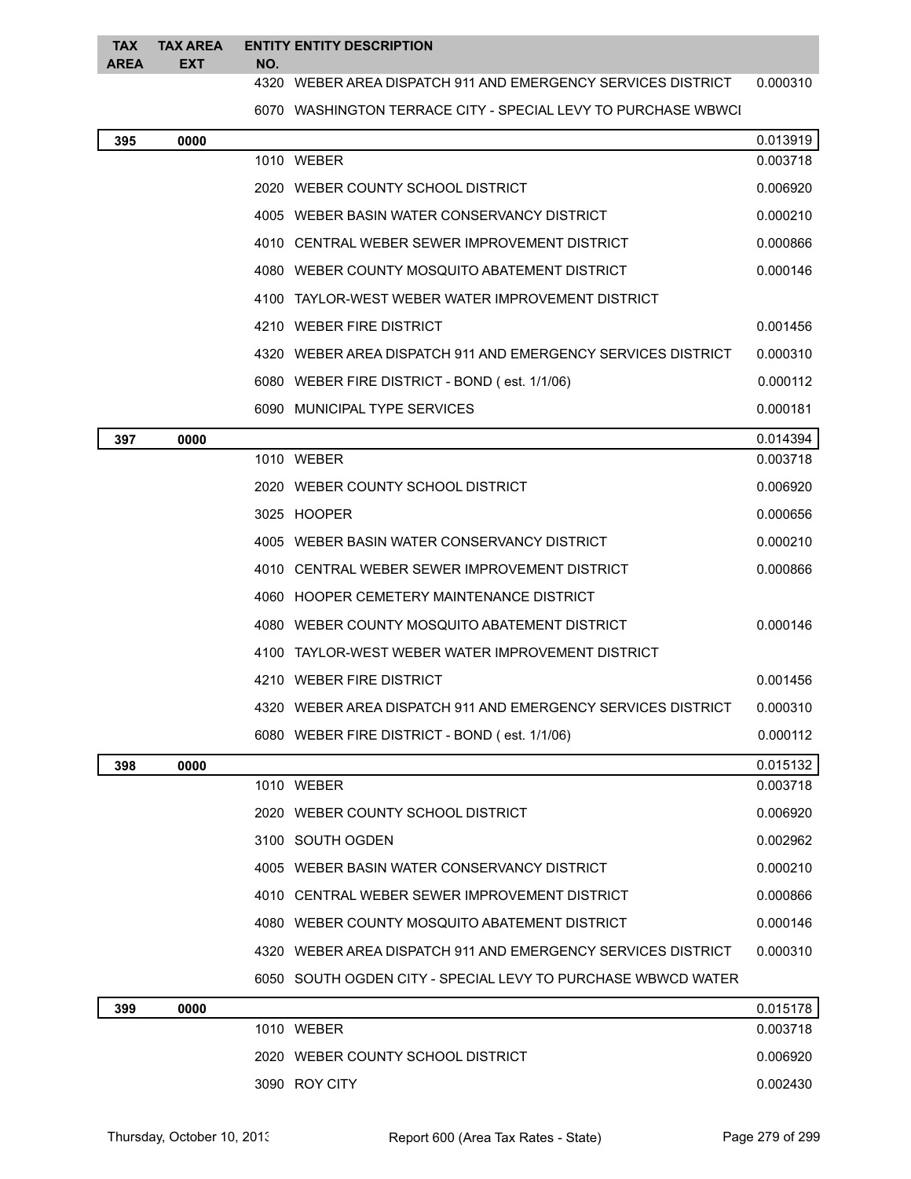| TAX AREA | TAX AREA EXT | ENTITY NO. | ENTITY DESCRIPTION | |
|---|---|---|---|---|
| | | 4320 | WEBER AREA DISPATCH 911 AND EMERGENCY SERVICES DISTRICT | 0.000310 |
| | | 6070 | WASHINGTON TERRACE CITY - SPECIAL LEVY TO PURCHASE WBWCI | |
| **395** | **0000** | | | 0.013919 |
| | | 1010 | WEBER | 0.003718 |
| | | 2020 | WEBER COUNTY SCHOOL DISTRICT | 0.006920 |
| | | 4005 | WEBER BASIN WATER CONSERVANCY DISTRICT | 0.000210 |
| | | 4010 | CENTRAL WEBER SEWER IMPROVEMENT DISTRICT | 0.000866 |
| | | 4080 | WEBER COUNTY MOSQUITO ABATEMENT DISTRICT | 0.000146 |
| | | 4100 | TAYLOR-WEST WEBER WATER IMPROVEMENT DISTRICT | |
| | | 4210 | WEBER FIRE DISTRICT | 0.001456 |
| | | 4320 | WEBER AREA DISPATCH 911 AND EMERGENCY SERVICES DISTRICT | 0.000310 |
| | | 6080 | WEBER FIRE DISTRICT - BOND ( est. 1/1/06) | 0.000112 |
| | | 6090 | MUNICIPAL TYPE SERVICES | 0.000181 |
| **397** | **0000** | | | 0.014394 |
| | | 1010 | WEBER | 0.003718 |
| | | 2020 | WEBER COUNTY SCHOOL DISTRICT | 0.006920 |
| | | 3025 | HOOPER | 0.000656 |
| | | 4005 | WEBER BASIN WATER CONSERVANCY DISTRICT | 0.000210 |
| | | 4010 | CENTRAL WEBER SEWER IMPROVEMENT DISTRICT | 0.000866 |
| | | 4060 | HOOPER CEMETERY MAINTENANCE DISTRICT | |
| | | 4080 | WEBER COUNTY MOSQUITO ABATEMENT DISTRICT | 0.000146 |
| | | 4100 | TAYLOR-WEST WEBER WATER IMPROVEMENT DISTRICT | |
| | | 4210 | WEBER FIRE DISTRICT | 0.001456 |
| | | 4320 | WEBER AREA DISPATCH 911 AND EMERGENCY SERVICES DISTRICT | 0.000310 |
| | | 6080 | WEBER FIRE DISTRICT - BOND ( est. 1/1/06) | 0.000112 |
| **398** | **0000** | | | 0.015132 |
| | | 1010 | WEBER | 0.003718 |
| | | 2020 | WEBER COUNTY SCHOOL DISTRICT | 0.006920 |
| | | 3100 | SOUTH OGDEN | 0.002962 |
| | | 4005 | WEBER BASIN WATER CONSERVANCY DISTRICT | 0.000210 |
| | | 4010 | CENTRAL WEBER SEWER IMPROVEMENT DISTRICT | 0.000866 |
| | | 4080 | WEBER COUNTY MOSQUITO ABATEMENT DISTRICT | 0.000146 |
| | | 4320 | WEBER AREA DISPATCH 911 AND EMERGENCY SERVICES DISTRICT | 0.000310 |
| | | 6050 | SOUTH OGDEN CITY - SPECIAL LEVY TO PURCHASE WBWCD WATER | |
| **399** | **0000** | | | 0.015178 |
| | | 1010 | WEBER | 0.003718 |
| | | 2020 | WEBER COUNTY SCHOOL DISTRICT | 0.006920 |
| | | 3090 | ROY CITY | 0.002430 |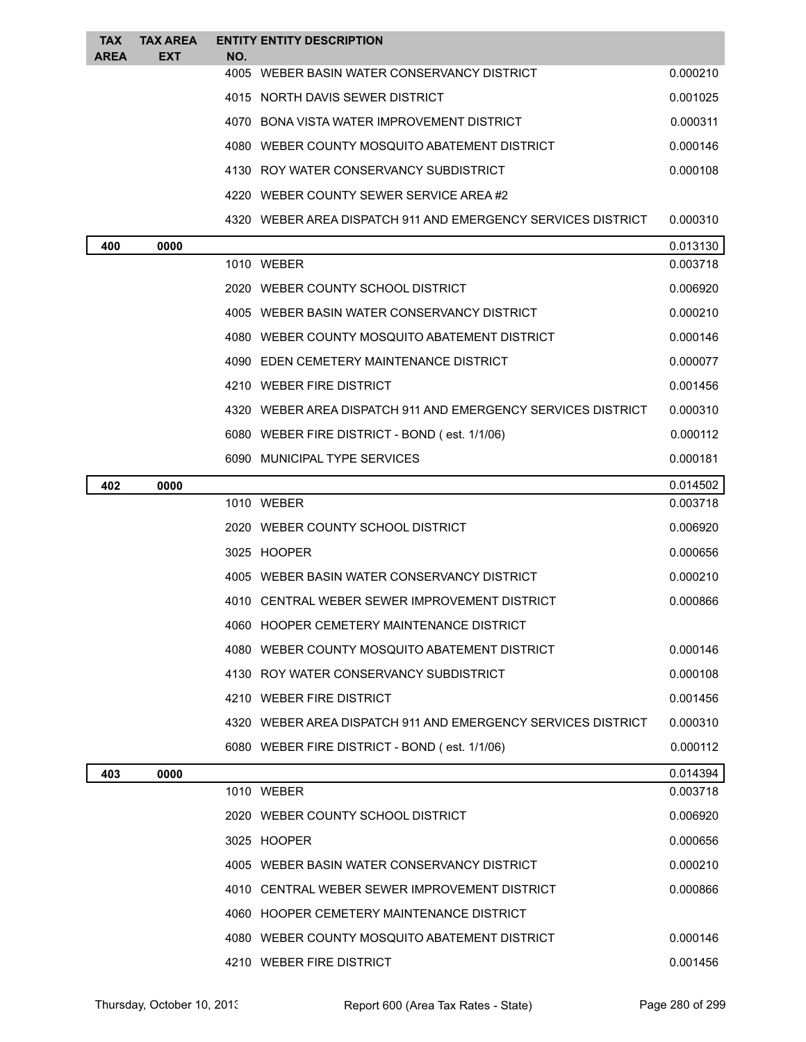| TAX AREA | TAX AREA EXT | ENTITY NO. | ENTITY DESCRIPTION | |
|---|---|---|---|---|
| | | 4005 | WEBER BASIN WATER CONSERVANCY DISTRICT | 0.000210 |
| | | 4015 | NORTH DAVIS SEWER DISTRICT | 0.001025 |
| | | 4070 | BONA VISTA WATER IMPROVEMENT DISTRICT | 0.000311 |
| | | 4080 | WEBER COUNTY MOSQUITO ABATEMENT DISTRICT | 0.000146 |
| | | 4130 | ROY WATER CONSERVANCY SUBDISTRICT | 0.000108 |
| | | 4220 | WEBER COUNTY SEWER SERVICE AREA #2 | |
| | | 4320 | WEBER AREA DISPATCH 911 AND EMERGENCY SERVICES DISTRICT | 0.000310 |
| **400** | **0000** | | | 0.013130 |
| | | 1010 | WEBER | 0.003718 |
| | | 2020 | WEBER COUNTY SCHOOL DISTRICT | 0.006920 |
| | | 4005 | WEBER BASIN WATER CONSERVANCY DISTRICT | 0.000210 |
| | | 4080 | WEBER COUNTY MOSQUITO ABATEMENT DISTRICT | 0.000146 |
| | | 4090 | EDEN CEMETERY MAINTENANCE DISTRICT | 0.000077 |
| | | 4210 | WEBER FIRE DISTRICT | 0.001456 |
| | | 4320 | WEBER AREA DISPATCH 911 AND EMERGENCY SERVICES DISTRICT | 0.000310 |
| | | 6080 | WEBER FIRE DISTRICT - BOND ( est. 1/1/06) | 0.000112 |
| | | 6090 | MUNICIPAL TYPE SERVICES | 0.000181 |
| **402** | **0000** | | | 0.014502 |
| | | 1010 | WEBER | 0.003718 |
| | | 2020 | WEBER COUNTY SCHOOL DISTRICT | 0.006920 |
| | | 3025 | HOOPER | 0.000656 |
| | | 4005 | WEBER BASIN WATER CONSERVANCY DISTRICT | 0.000210 |
| | | 4010 | CENTRAL WEBER SEWER IMPROVEMENT DISTRICT | 0.000866 |
| | | 4060 | HOOPER CEMETERY MAINTENANCE DISTRICT | |
| | | 4080 | WEBER COUNTY MOSQUITO ABATEMENT DISTRICT | 0.000146 |
| | | 4130 | ROY WATER CONSERVANCY SUBDISTRICT | 0.000108 |
| | | 4210 | WEBER FIRE DISTRICT | 0.001456 |
| | | 4320 | WEBER AREA DISPATCH 911 AND EMERGENCY SERVICES DISTRICT | 0.000310 |
| | | 6080 | WEBER FIRE DISTRICT - BOND ( est. 1/1/06) | 0.000112 |
| **403** | **0000** | | | 0.014394 |
| | | 1010 | WEBER | 0.003718 |
| | | 2020 | WEBER COUNTY SCHOOL DISTRICT | 0.006920 |
| | | 3025 | HOOPER | 0.000656 |
| | | 4005 | WEBER BASIN WATER CONSERVANCY DISTRICT | 0.000210 |
| | | 4010 | CENTRAL WEBER SEWER IMPROVEMENT DISTRICT | 0.000866 |
| | | 4060 | HOOPER CEMETERY MAINTENANCE DISTRICT | |
| | | 4080 | WEBER COUNTY MOSQUITO ABATEMENT DISTRICT | 0.000146 |
| | | 4210 | WEBER FIRE DISTRICT | 0.001456 |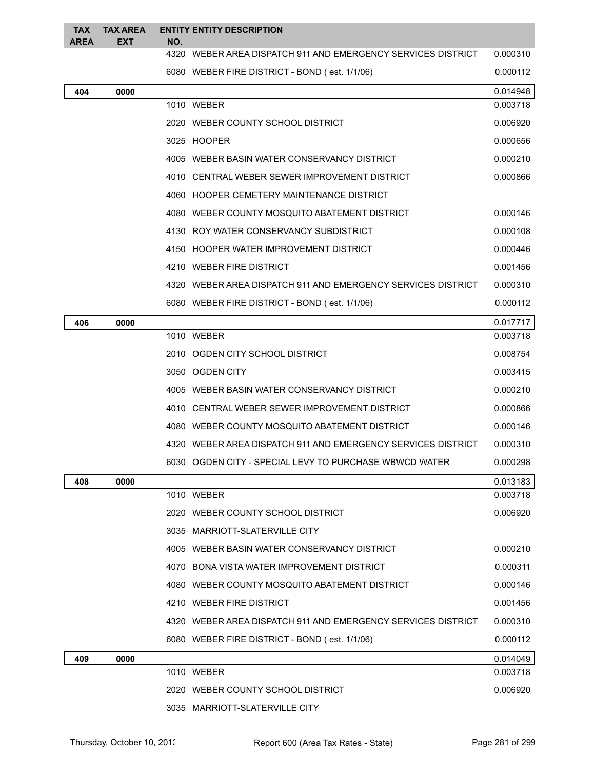| TAX AREA | TAX AREA EXT | ENTITY NO. | ENTITY DESCRIPTION | |
|---|---|---|---|---|
| | | 4320 | WEBER AREA DISPATCH 911 AND EMERGENCY SERVICES DISTRICT | 0.000310 |
| | | 6080 | WEBER FIRE DISTRICT - BOND ( est. 1/1/06) | 0.000112 |
| **404** | **0000** | | | 0.014948 |
| | | 1010 | WEBER | 0.003718 |
| | | 2020 | WEBER COUNTY SCHOOL DISTRICT | 0.006920 |
| | | 3025 | HOOPER | 0.000656 |
| | | 4005 | WEBER BASIN WATER CONSERVANCY DISTRICT | 0.000210 |
| | | 4010 | CENTRAL WEBER SEWER IMPROVEMENT DISTRICT | 0.000866 |
| | | 4060 | HOOPER CEMETERY MAINTENANCE DISTRICT | |
| | | 4080 | WEBER COUNTY MOSQUITO ABATEMENT DISTRICT | 0.000146 |
| | | 4130 | ROY WATER CONSERVANCY SUBDISTRICT | 0.000108 |
| | | 4150 | HOOPER WATER IMPROVEMENT DISTRICT | 0.000446 |
| | | 4210 | WEBER FIRE DISTRICT | 0.001456 |
| | | 4320 | WEBER AREA DISPATCH 911 AND EMERGENCY SERVICES DISTRICT | 0.000310 |
| | | 6080 | WEBER FIRE DISTRICT - BOND ( est. 1/1/06) | 0.000112 |
| **406** | **0000** | | | 0.017717 |
| | | 1010 | WEBER | 0.003718 |
| | | 2010 | OGDEN CITY SCHOOL DISTRICT | 0.008754 |
| | | 3050 | OGDEN CITY | 0.003415 |
| | | 4005 | WEBER BASIN WATER CONSERVANCY DISTRICT | 0.000210 |
| | | 4010 | CENTRAL WEBER SEWER IMPROVEMENT DISTRICT | 0.000866 |
| | | 4080 | WEBER COUNTY MOSQUITO ABATEMENT DISTRICT | 0.000146 |
| | | 4320 | WEBER AREA DISPATCH 911 AND EMERGENCY SERVICES DISTRICT | 0.000310 |
| | | 6030 | OGDEN CITY - SPECIAL LEVY TO PURCHASE WBWCD WATER | 0.000298 |
| **408** | **0000** | | | 0.013183 |
| | | 1010 | WEBER | 0.003718 |
| | | 2020 | WEBER COUNTY SCHOOL DISTRICT | 0.006920 |
| | | 3035 | MARRIOTT-SLATERVILLE CITY | |
| | | 4005 | WEBER BASIN WATER CONSERVANCY DISTRICT | 0.000210 |
| | | 4070 | BONA VISTA WATER IMPROVEMENT DISTRICT | 0.000311 |
| | | 4080 | WEBER COUNTY MOSQUITO ABATEMENT DISTRICT | 0.000146 |
| | | 4210 | WEBER FIRE DISTRICT | 0.001456 |
| | | 4320 | WEBER AREA DISPATCH 911 AND EMERGENCY SERVICES DISTRICT | 0.000310 |
| | | 6080 | WEBER FIRE DISTRICT - BOND ( est. 1/1/06) | 0.000112 |
| **409** | **0000** | | | 0.014049 |
| | | 1010 | WEBER | 0.003718 |
| | | 2020 | WEBER COUNTY SCHOOL DISTRICT | 0.006920 |
| | | 3035 | MARRIOTT-SLATERVILLE CITY | |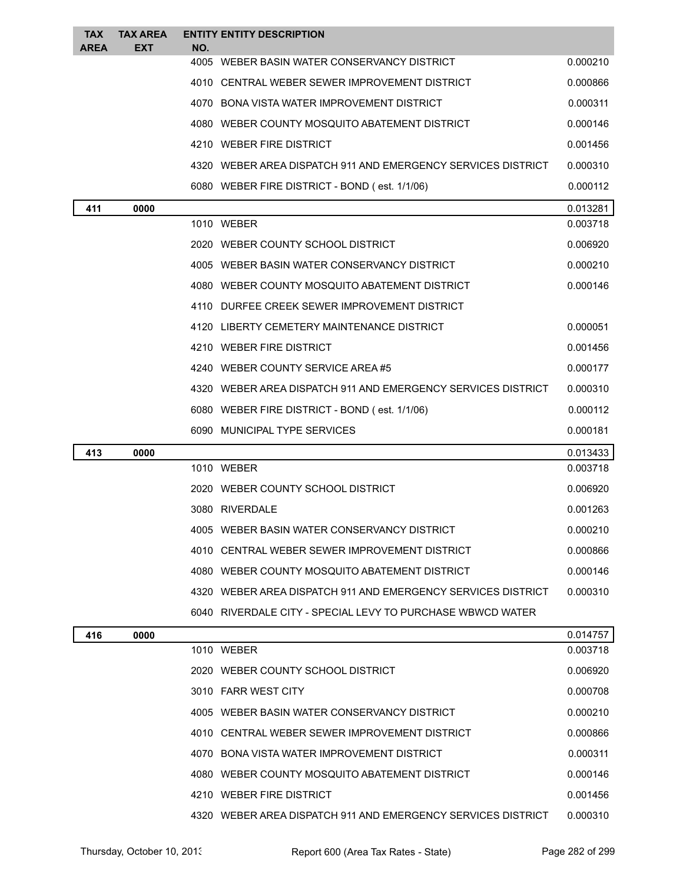| TAX AREA | TAX AREA EXT | ENTITY NO. | ENTITY DESCRIPTION | |
|---|---|---|---|---|
| | | 4005 | WEBER BASIN WATER CONSERVANCY DISTRICT | 0.000210 |
| | | 4010 | CENTRAL WEBER SEWER IMPROVEMENT DISTRICT | 0.000866 |
| | | 4070 | BONA VISTA WATER IMPROVEMENT DISTRICT | 0.000311 |
| | | 4080 | WEBER COUNTY MOSQUITO ABATEMENT DISTRICT | 0.000146 |
| | | 4210 | WEBER FIRE DISTRICT | 0.001456 |
| | | 4320 | WEBER AREA DISPATCH 911 AND EMERGENCY SERVICES DISTRICT | 0.000310 |
| | | 6080 | WEBER FIRE DISTRICT - BOND ( est. 1/1/06) | 0.000112 |
| **411** | **0000** | | | 0.013281 |
| | | 1010 | WEBER | 0.003718 |
| | | 2020 | WEBER COUNTY SCHOOL DISTRICT | 0.006920 |
| | | 4005 | WEBER BASIN WATER CONSERVANCY DISTRICT | 0.000210 |
| | | 4080 | WEBER COUNTY MOSQUITO ABATEMENT DISTRICT | 0.000146 |
| | | 4110 | DURFEE CREEK SEWER IMPROVEMENT DISTRICT | |
| | | 4120 | LIBERTY CEMETERY MAINTENANCE DISTRICT | 0.000051 |
| | | 4210 | WEBER FIRE DISTRICT | 0.001456 |
| | | 4240 | WEBER COUNTY SERVICE AREA #5 | 0.000177 |
| | | 4320 | WEBER AREA DISPATCH 911 AND EMERGENCY SERVICES DISTRICT | 0.000310 |
| | | 6080 | WEBER FIRE DISTRICT - BOND ( est. 1/1/06) | 0.000112 |
| | | 6090 | MUNICIPAL TYPE SERVICES | 0.000181 |
| **413** | **0000** | | | 0.013433 |
| | | 1010 | WEBER | 0.003718 |
| | | 2020 | WEBER COUNTY SCHOOL DISTRICT | 0.006920 |
| | | 3080 | RIVERDALE | 0.001263 |
| | | 4005 | WEBER BASIN WATER CONSERVANCY DISTRICT | 0.000210 |
| | | 4010 | CENTRAL WEBER SEWER IMPROVEMENT DISTRICT | 0.000866 |
| | | 4080 | WEBER COUNTY MOSQUITO ABATEMENT DISTRICT | 0.000146 |
| | | 4320 | WEBER AREA DISPATCH 911 AND EMERGENCY SERVICES DISTRICT | 0.000310 |
| | | 6040 | RIVERDALE CITY - SPECIAL LEVY TO PURCHASE WBWCD WATER | |
| **416** | **0000** | | | 0.014757 |
| | | 1010 | WEBER | 0.003718 |
| | | 2020 | WEBER COUNTY SCHOOL DISTRICT | 0.006920 |
| | | 3010 | FARR WEST CITY | 0.000708 |
| | | 4005 | WEBER BASIN WATER CONSERVANCY DISTRICT | 0.000210 |
| | | 4010 | CENTRAL WEBER SEWER IMPROVEMENT DISTRICT | 0.000866 |
| | | 4070 | BONA VISTA WATER IMPROVEMENT DISTRICT | 0.000311 |
| | | 4080 | WEBER COUNTY MOSQUITO ABATEMENT DISTRICT | 0.000146 |
| | | 4210 | WEBER FIRE DISTRICT | 0.001456 |
| | | 4320 | WEBER AREA DISPATCH 911 AND EMERGENCY SERVICES DISTRICT | 0.000310 |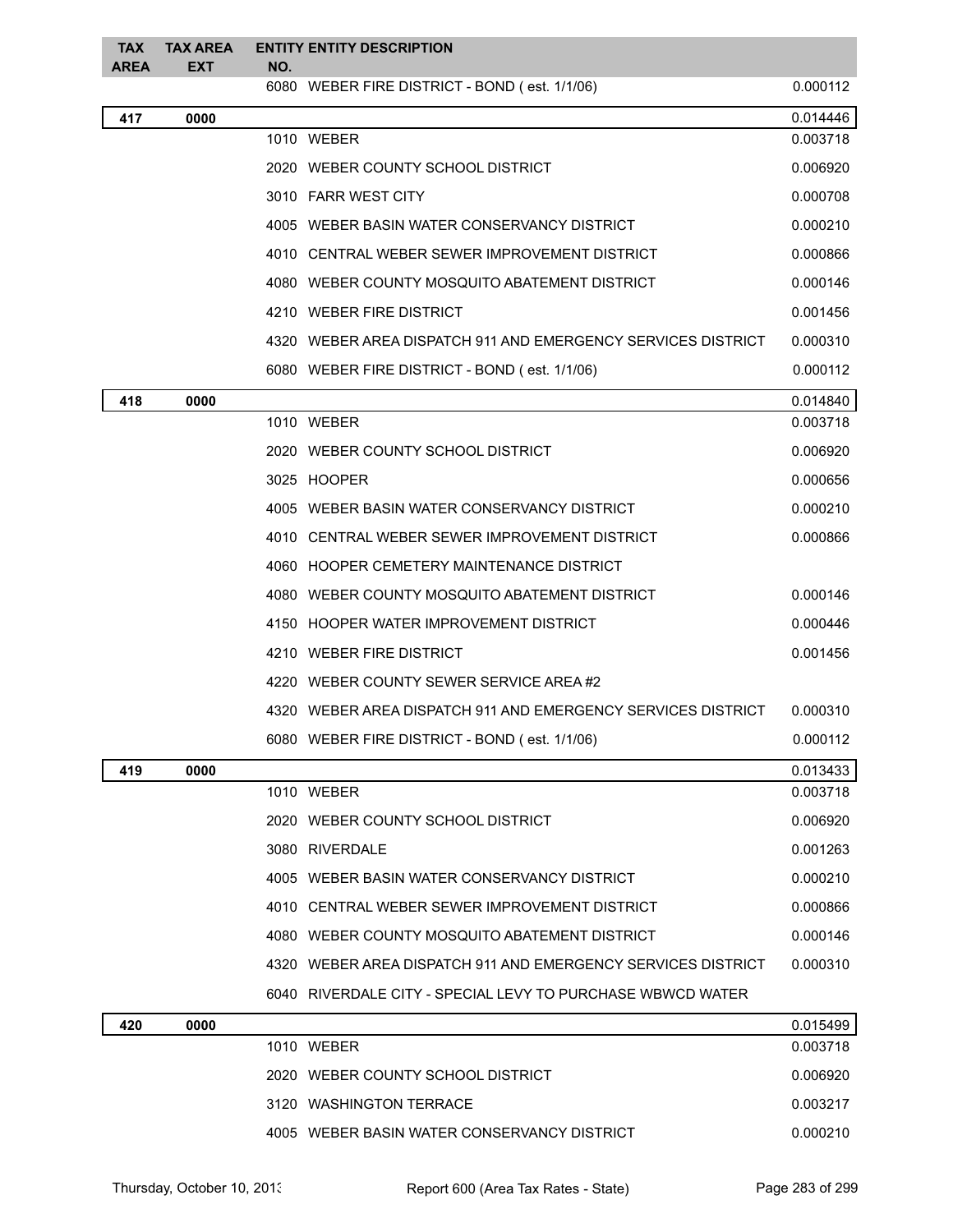| TAX AREA | TAX AREA EXT | ENTITY NO. | ENTITY DESCRIPTION | |
|---|---|---|---|---|
| | | 6080 | WEBER FIRE DISTRICT - BOND ( est. 1/1/06) | 0.000112 |
| **417** | **0000** | | | 0.014446 |
| | | 1010 | WEBER | 0.003718 |
| | | 2020 | WEBER COUNTY SCHOOL DISTRICT | 0.006920 |
| | | 3010 | FARR WEST CITY | 0.000708 |
| | | 4005 | WEBER BASIN WATER CONSERVANCY DISTRICT | 0.000210 |
| | | 4010 | CENTRAL WEBER SEWER IMPROVEMENT DISTRICT | 0.000866 |
| | | 4080 | WEBER COUNTY MOSQUITO ABATEMENT DISTRICT | 0.000146 |
| | | 4210 | WEBER FIRE DISTRICT | 0.001456 |
| | | 4320 | WEBER AREA DISPATCH 911 AND EMERGENCY SERVICES DISTRICT | 0.000310 |
| | | 6080 | WEBER FIRE DISTRICT - BOND ( est. 1/1/06) | 0.000112 |
| **418** | **0000** | | | 0.014840 |
| | | 1010 | WEBER | 0.003718 |
| | | 2020 | WEBER COUNTY SCHOOL DISTRICT | 0.006920 |
| | | 3025 | HOOPER | 0.000656 |
| | | 4005 | WEBER BASIN WATER CONSERVANCY DISTRICT | 0.000210 |
| | | 4010 | CENTRAL WEBER SEWER IMPROVEMENT DISTRICT | 0.000866 |
| | | 4060 | HOOPER CEMETERY MAINTENANCE DISTRICT | |
| | | 4080 | WEBER COUNTY MOSQUITO ABATEMENT DISTRICT | 0.000146 |
| | | 4150 | HOOPER WATER IMPROVEMENT DISTRICT | 0.000446 |
| | | 4210 | WEBER FIRE DISTRICT | 0.001456 |
| | | 4220 | WEBER COUNTY SEWER SERVICE AREA #2 | |
| | | 4320 | WEBER AREA DISPATCH 911 AND EMERGENCY SERVICES DISTRICT | 0.000310 |
| | | 6080 | WEBER FIRE DISTRICT - BOND ( est. 1/1/06) | 0.000112 |
| **419** | **0000** | | | 0.013433 |
| | | 1010 | WEBER | 0.003718 |
| | | 2020 | WEBER COUNTY SCHOOL DISTRICT | 0.006920 |
| | | 3080 | RIVERDALE | 0.001263 |
| | | 4005 | WEBER BASIN WATER CONSERVANCY DISTRICT | 0.000210 |
| | | 4010 | CENTRAL WEBER SEWER IMPROVEMENT DISTRICT | 0.000866 |
| | | 4080 | WEBER COUNTY MOSQUITO ABATEMENT DISTRICT | 0.000146 |
| | | 4320 | WEBER AREA DISPATCH 911 AND EMERGENCY SERVICES DISTRICT | 0.000310 |
| | | 6040 | RIVERDALE CITY - SPECIAL LEVY TO PURCHASE WBWCD WATER | |
| **420** | **0000** | | | 0.015499 |
| | | 1010 | WEBER | 0.003718 |
| | | 2020 | WEBER COUNTY SCHOOL DISTRICT | 0.006920 |
| | | 3120 | WASHINGTON TERRACE | 0.003217 |
| | | 4005 | WEBER BASIN WATER CONSERVANCY DISTRICT | 0.000210 |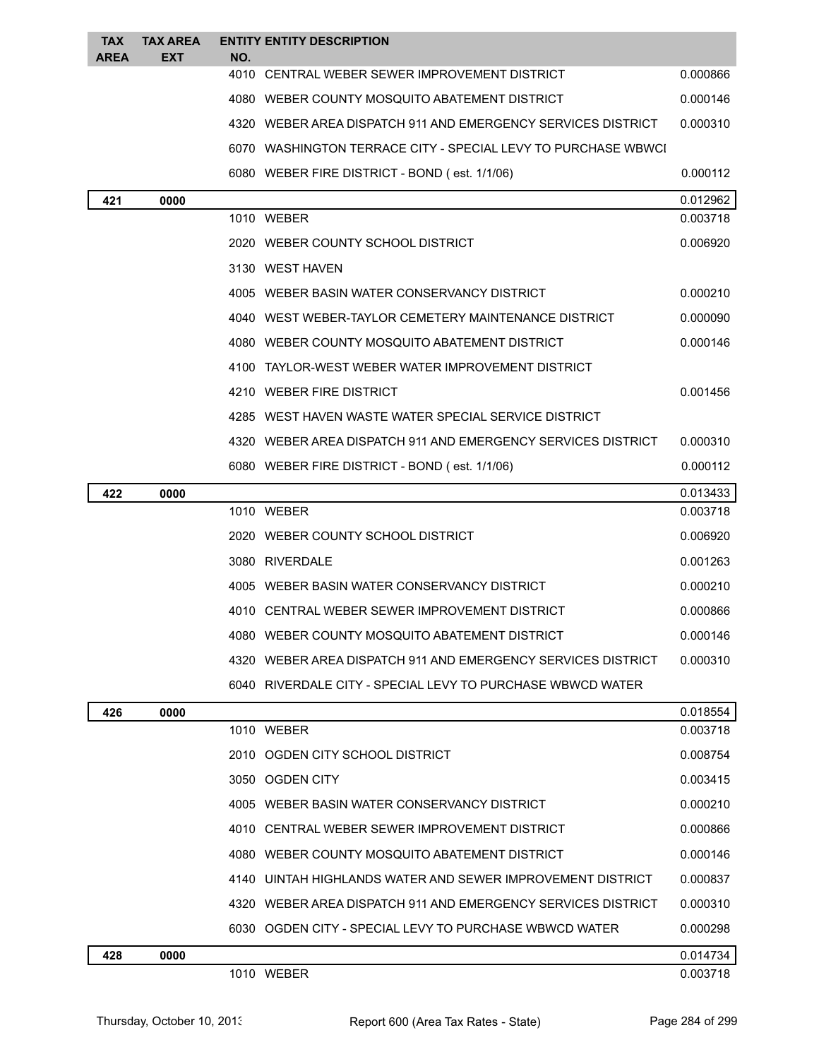| TAX AREA | TAX AREA EXT | ENTITY NO. | ENTITY DESCRIPTION | |
|---|---|---|---|---|
| | | 4010 | CENTRAL WEBER SEWER IMPROVEMENT DISTRICT | 0.000866 |
| | | 4080 | WEBER COUNTY MOSQUITO ABATEMENT DISTRICT | 0.000146 |
| | | 4320 | WEBER AREA DISPATCH 911 AND EMERGENCY SERVICES DISTRICT | 0.000310 |
| | | 6070 | WASHINGTON TERRACE CITY - SPECIAL LEVY TO PURCHASE WBWCI | |
| | | 6080 | WEBER FIRE DISTRICT - BOND ( est. 1/1/06) | 0.000112 |
| **421** | **0000** | | | 0.012962 |
| | | 1010 | WEBER | 0.003718 |
| | | 2020 | WEBER COUNTY SCHOOL DISTRICT | 0.006920 |
| | | 3130 | WEST HAVEN | |
| | | 4005 | WEBER BASIN WATER CONSERVANCY DISTRICT | 0.000210 |
| | | 4040 | WEST WEBER-TAYLOR CEMETERY MAINTENANCE DISTRICT | 0.000090 |
| | | 4080 | WEBER COUNTY MOSQUITO ABATEMENT DISTRICT | 0.000146 |
| | | 4100 | TAYLOR-WEST WEBER WATER IMPROVEMENT DISTRICT | |
| | | 4210 | WEBER FIRE DISTRICT | 0.001456 |
| | | 4285 | WEST HAVEN WASTE WATER SPECIAL SERVICE DISTRICT | |
| | | 4320 | WEBER AREA DISPATCH 911 AND EMERGENCY SERVICES DISTRICT | 0.000310 |
| | | 6080 | WEBER FIRE DISTRICT - BOND ( est. 1/1/06) | 0.000112 |
| **422** | **0000** | | | 0.013433 |
| | | 1010 | WEBER | 0.003718 |
| | | 2020 | WEBER COUNTY SCHOOL DISTRICT | 0.006920 |
| | | 3080 | RIVERDALE | 0.001263 |
| | | 4005 | WEBER BASIN WATER CONSERVANCY DISTRICT | 0.000210 |
| | | 4010 | CENTRAL WEBER SEWER IMPROVEMENT DISTRICT | 0.000866 |
| | | 4080 | WEBER COUNTY MOSQUITO ABATEMENT DISTRICT | 0.000146 |
| | | 4320 | WEBER AREA DISPATCH 911 AND EMERGENCY SERVICES DISTRICT | 0.000310 |
| | | 6040 | RIVERDALE CITY - SPECIAL LEVY TO PURCHASE WBWCD WATER | |
| **426** | **0000** | | | 0.018554 |
| | | 1010 | WEBER | 0.003718 |
| | | 2010 | OGDEN CITY SCHOOL DISTRICT | 0.008754 |
| | | 3050 | OGDEN CITY | 0.003415 |
| | | 4005 | WEBER BASIN WATER CONSERVANCY DISTRICT | 0.000210 |
| | | 4010 | CENTRAL WEBER SEWER IMPROVEMENT DISTRICT | 0.000866 |
| | | 4080 | WEBER COUNTY MOSQUITO ABATEMENT DISTRICT | 0.000146 |
| | | 4140 | UINTAH HIGHLANDS WATER AND SEWER IMPROVEMENT DISTRICT | 0.000837 |
| | | 4320 | WEBER AREA DISPATCH 911 AND EMERGENCY SERVICES DISTRICT | 0.000310 |
| | | 6030 | OGDEN CITY - SPECIAL LEVY TO PURCHASE WBWCD WATER | 0.000298 |
| **428** | **0000** | | | 0.014734 |
| | | 1010 | WEBER | 0.003718 |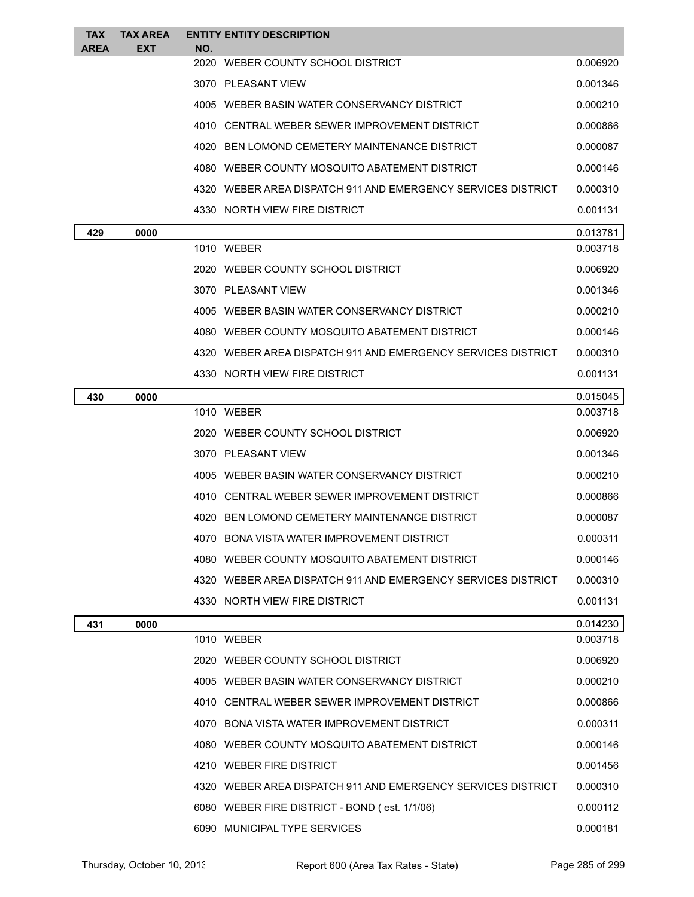| TAX AREA | TAX AREA EXT | ENTITY NO. | ENTITY DESCRIPTION | |
|---|---|---|---|---|
| | | 2020 | WEBER COUNTY SCHOOL DISTRICT | 0.006920 |
| | | 3070 | PLEASANT VIEW | 0.001346 |
| | | 4005 | WEBER BASIN WATER CONSERVANCY DISTRICT | 0.000210 |
| | | 4010 | CENTRAL WEBER SEWER IMPROVEMENT DISTRICT | 0.000866 |
| | | 4020 | BEN LOMOND CEMETERY MAINTENANCE DISTRICT | 0.000087 |
| | | 4080 | WEBER COUNTY MOSQUITO ABATEMENT DISTRICT | 0.000146 |
| | | 4320 | WEBER AREA DISPATCH 911 AND EMERGENCY SERVICES DISTRICT | 0.000310 |
| | | 4330 | NORTH VIEW FIRE DISTRICT | 0.001131 |
| **429** | **0000** | | | 0.013781 |
| | | 1010 | WEBER | 0.003718 |
| | | 2020 | WEBER COUNTY SCHOOL DISTRICT | 0.006920 |
| | | 3070 | PLEASANT VIEW | 0.001346 |
| | | 4005 | WEBER BASIN WATER CONSERVANCY DISTRICT | 0.000210 |
| | | 4080 | WEBER COUNTY MOSQUITO ABATEMENT DISTRICT | 0.000146 |
| | | 4320 | WEBER AREA DISPATCH 911 AND EMERGENCY SERVICES DISTRICT | 0.000310 |
| | | 4330 | NORTH VIEW FIRE DISTRICT | 0.001131 |
| **430** | **0000** | | | 0.015045 |
| | | 1010 | WEBER | 0.003718 |
| | | 2020 | WEBER COUNTY SCHOOL DISTRICT | 0.006920 |
| | | 3070 | PLEASANT VIEW | 0.001346 |
| | | 4005 | WEBER BASIN WATER CONSERVANCY DISTRICT | 0.000210 |
| | | 4010 | CENTRAL WEBER SEWER IMPROVEMENT DISTRICT | 0.000866 |
| | | 4020 | BEN LOMOND CEMETERY MAINTENANCE DISTRICT | 0.000087 |
| | | 4070 | BONA VISTA WATER IMPROVEMENT DISTRICT | 0.000311 |
| | | 4080 | WEBER COUNTY MOSQUITO ABATEMENT DISTRICT | 0.000146 |
| | | 4320 | WEBER AREA DISPATCH 911 AND EMERGENCY SERVICES DISTRICT | 0.000310 |
| | | 4330 | NORTH VIEW FIRE DISTRICT | 0.001131 |
| **431** | **0000** | | | 0.014230 |
| | | 1010 | WEBER | 0.003718 |
| | | 2020 | WEBER COUNTY SCHOOL DISTRICT | 0.006920 |
| | | 4005 | WEBER BASIN WATER CONSERVANCY DISTRICT | 0.000210 |
| | | 4010 | CENTRAL WEBER SEWER IMPROVEMENT DISTRICT | 0.000866 |
| | | 4070 | BONA VISTA WATER IMPROVEMENT DISTRICT | 0.000311 |
| | | 4080 | WEBER COUNTY MOSQUITO ABATEMENT DISTRICT | 0.000146 |
| | | 4210 | WEBER FIRE DISTRICT | 0.001456 |
| | | 4320 | WEBER AREA DISPATCH 911 AND EMERGENCY SERVICES DISTRICT | 0.000310 |
| | | 6080 | WEBER FIRE DISTRICT - BOND ( est. 1/1/06) | 0.000112 |
| | | 6090 | MUNICIPAL TYPE SERVICES | 0.000181 |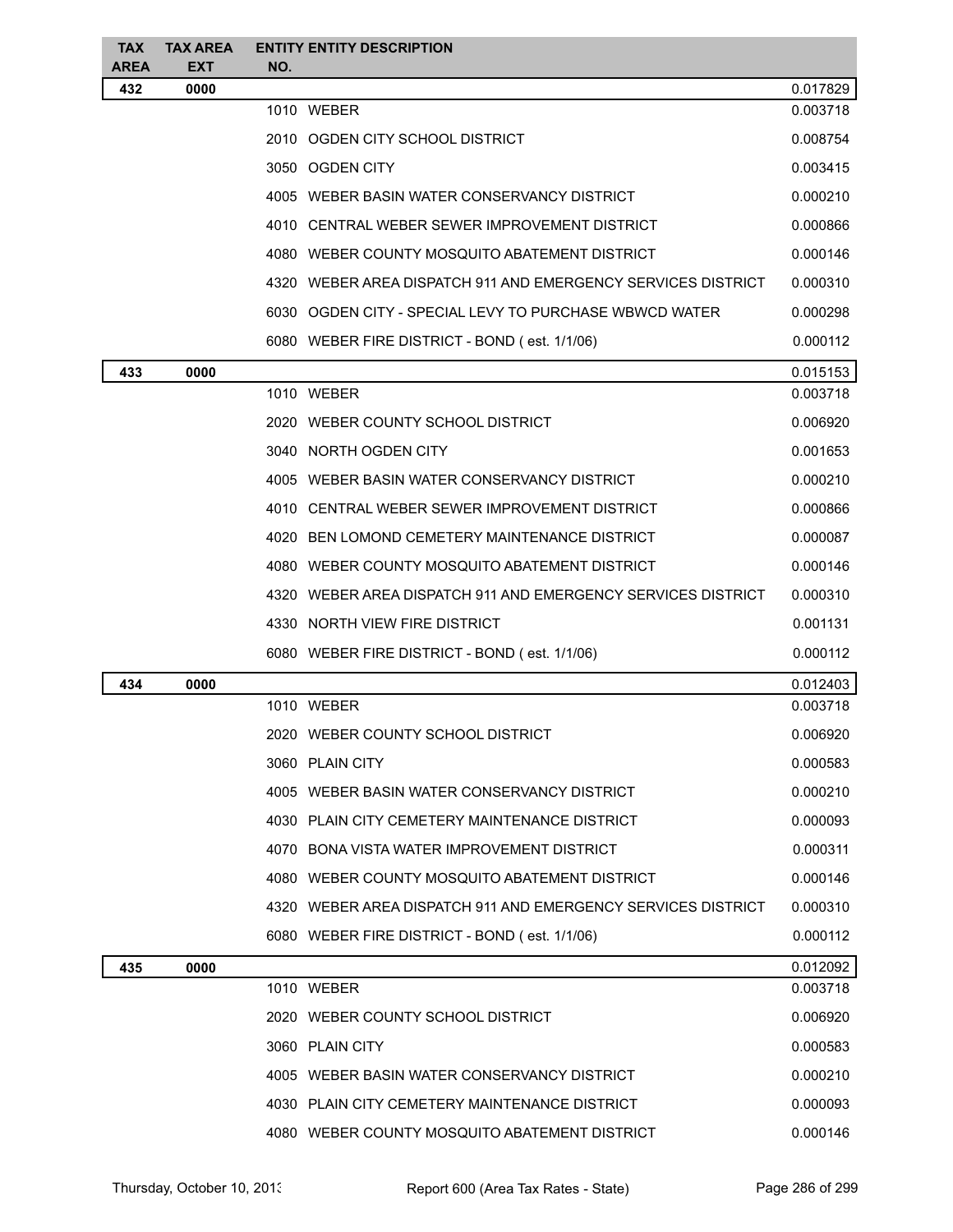| TAX AREA | TAX AREA EXT | ENTITY NO. | ENTITY DESCRIPTION | |
|---|---|---|---|---|
| **432** | **0000** | | | 0.017829 |
| | | 1010 | WEBER | 0.003718 |
| | | 2010 | OGDEN CITY SCHOOL DISTRICT | 0.008754 |
| | | 3050 | OGDEN CITY | 0.003415 |
| | | 4005 | WEBER BASIN WATER CONSERVANCY DISTRICT | 0.000210 |
| | | 4010 | CENTRAL WEBER SEWER IMPROVEMENT DISTRICT | 0.000866 |
| | | 4080 | WEBER COUNTY MOSQUITO ABATEMENT DISTRICT | 0.000146 |
| | | 4320 | WEBER AREA DISPATCH 911 AND EMERGENCY SERVICES DISTRICT | 0.000310 |
| | | 6030 | OGDEN CITY - SPECIAL LEVY TO PURCHASE WBWCD WATER | 0.000298 |
| | | 6080 | WEBER FIRE DISTRICT - BOND ( est. 1/1/06) | 0.000112 |
| **433** | **0000** | | | 0.015153 |
| | | 1010 | WEBER | 0.003718 |
| | | 2020 | WEBER COUNTY SCHOOL DISTRICT | 0.006920 |
| | | 3040 | NORTH OGDEN CITY | 0.001653 |
| | | 4005 | WEBER BASIN WATER CONSERVANCY DISTRICT | 0.000210 |
| | | 4010 | CENTRAL WEBER SEWER IMPROVEMENT DISTRICT | 0.000866 |
| | | 4020 | BEN LOMOND CEMETERY MAINTENANCE DISTRICT | 0.000087 |
| | | 4080 | WEBER COUNTY MOSQUITO ABATEMENT DISTRICT | 0.000146 |
| | | 4320 | WEBER AREA DISPATCH 911 AND EMERGENCY SERVICES DISTRICT | 0.000310 |
| | | 4330 | NORTH VIEW FIRE DISTRICT | 0.001131 |
| | | 6080 | WEBER FIRE DISTRICT - BOND ( est. 1/1/06) | 0.000112 |
| **434** | **0000** | | | 0.012403 |
| | | 1010 | WEBER | 0.003718 |
| | | 2020 | WEBER COUNTY SCHOOL DISTRICT | 0.006920 |
| | | 3060 | PLAIN CITY | 0.000583 |
| | | 4005 | WEBER BASIN WATER CONSERVANCY DISTRICT | 0.000210 |
| | | 4030 | PLAIN CITY CEMETERY MAINTENANCE DISTRICT | 0.000093 |
| | | 4070 | BONA VISTA WATER IMPROVEMENT DISTRICT | 0.000311 |
| | | 4080 | WEBER COUNTY MOSQUITO ABATEMENT DISTRICT | 0.000146 |
| | | 4320 | WEBER AREA DISPATCH 911 AND EMERGENCY SERVICES DISTRICT | 0.000310 |
| | | 6080 | WEBER FIRE DISTRICT - BOND ( est. 1/1/06) | 0.000112 |
| **435** | **0000** | | | 0.012092 |
| | | 1010 | WEBER | 0.003718 |
| | | 2020 | WEBER COUNTY SCHOOL DISTRICT | 0.006920 |
| | | 3060 | PLAIN CITY | 0.000583 |
| | | 4005 | WEBER BASIN WATER CONSERVANCY DISTRICT | 0.000210 |
| | | 4030 | PLAIN CITY CEMETERY MAINTENANCE DISTRICT | 0.000093 |
| | | 4080 | WEBER COUNTY MOSQUITO ABATEMENT DISTRICT | 0.000146 |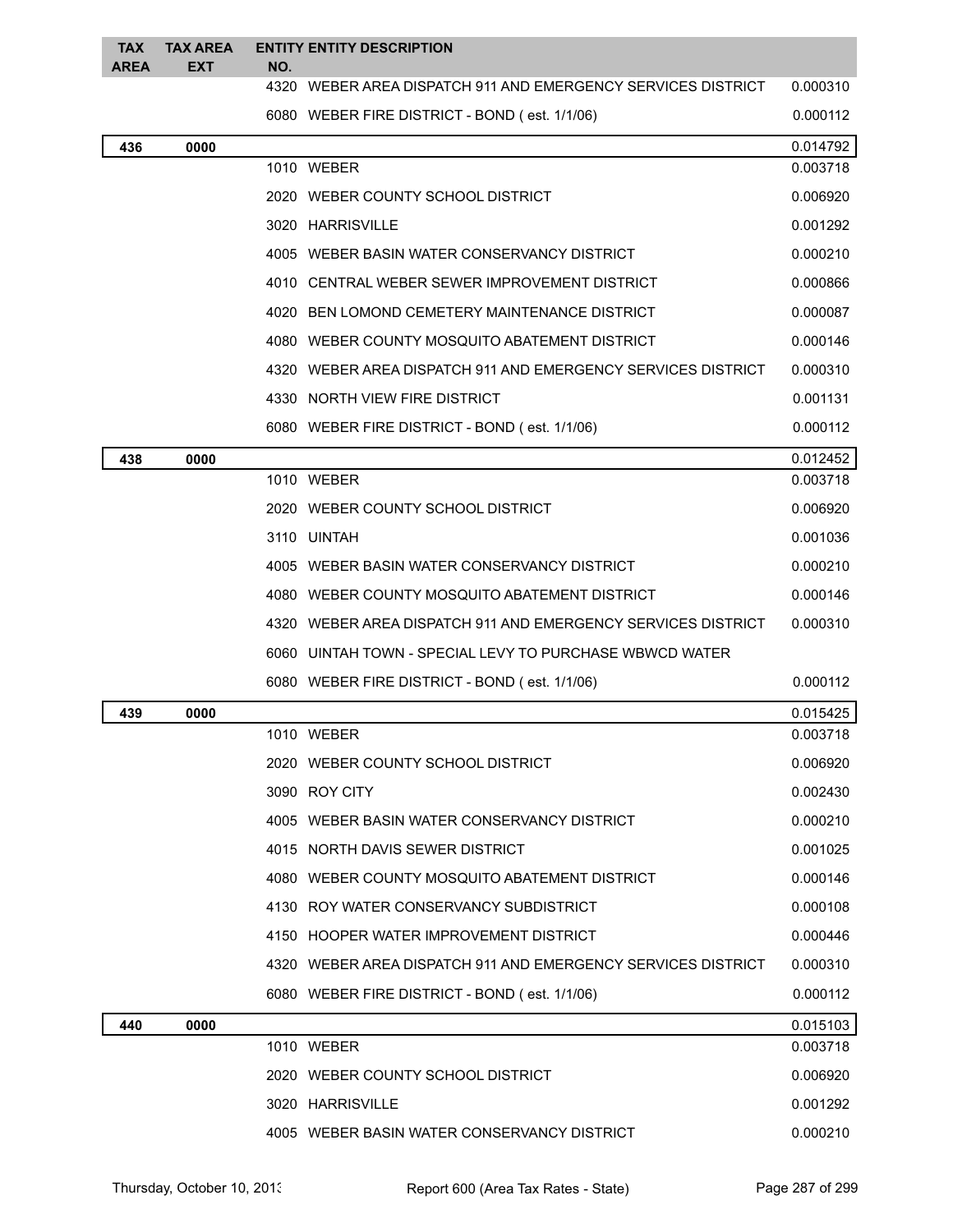| TAX AREA | TAX AREA EXT | ENTITY NO. | ENTITY DESCRIPTION | |
|---|---|---|---|---|
| | | 4320 | WEBER AREA DISPATCH 911 AND EMERGENCY SERVICES DISTRICT | 0.000310 |
| | | 6080 | WEBER FIRE DISTRICT - BOND ( est. 1/1/06) | 0.000112 |
| **436** | **0000** | | | 0.014792 |
| | | 1010 | WEBER | 0.003718 |
| | | 2020 | WEBER COUNTY SCHOOL DISTRICT | 0.006920 |
| | | 3020 | HARRISVILLE | 0.001292 |
| | | 4005 | WEBER BASIN WATER CONSERVANCY DISTRICT | 0.000210 |
| | | 4010 | CENTRAL WEBER SEWER IMPROVEMENT DISTRICT | 0.000866 |
| | | 4020 | BEN LOMOND CEMETERY MAINTENANCE DISTRICT | 0.000087 |
| | | 4080 | WEBER COUNTY MOSQUITO ABATEMENT DISTRICT | 0.000146 |
| | | 4320 | WEBER AREA DISPATCH 911 AND EMERGENCY SERVICES DISTRICT | 0.000310 |
| | | 4330 | NORTH VIEW FIRE DISTRICT | 0.001131 |
| | | 6080 | WEBER FIRE DISTRICT - BOND ( est. 1/1/06) | 0.000112 |
| **438** | **0000** | | | 0.012452 |
| | | 1010 | WEBER | 0.003718 |
| | | 2020 | WEBER COUNTY SCHOOL DISTRICT | 0.006920 |
| | | 3110 | UINTAH | 0.001036 |
| | | 4005 | WEBER BASIN WATER CONSERVANCY DISTRICT | 0.000210 |
| | | 4080 | WEBER COUNTY MOSQUITO ABATEMENT DISTRICT | 0.000146 |
| | | 4320 | WEBER AREA DISPATCH 911 AND EMERGENCY SERVICES DISTRICT | 0.000310 |
| | | 6060 | UINTAH TOWN - SPECIAL LEVY TO PURCHASE WBWCD WATER | |
| | | 6080 | WEBER FIRE DISTRICT - BOND ( est. 1/1/06) | 0.000112 |
| **439** | **0000** | | | 0.015425 |
| | | 1010 | WEBER | 0.003718 |
| | | 2020 | WEBER COUNTY SCHOOL DISTRICT | 0.006920 |
| | | 3090 | ROY CITY | 0.002430 |
| | | 4005 | WEBER BASIN WATER CONSERVANCY DISTRICT | 0.000210 |
| | | 4015 | NORTH DAVIS SEWER DISTRICT | 0.001025 |
| | | 4080 | WEBER COUNTY MOSQUITO ABATEMENT DISTRICT | 0.000146 |
| | | 4130 | ROY WATER CONSERVANCY SUBDISTRICT | 0.000108 |
| | | 4150 | HOOPER WATER IMPROVEMENT DISTRICT | 0.000446 |
| | | 4320 | WEBER AREA DISPATCH 911 AND EMERGENCY SERVICES DISTRICT | 0.000310 |
| | | 6080 | WEBER FIRE DISTRICT - BOND ( est. 1/1/06) | 0.000112 |
| **440** | **0000** | | | 0.015103 |
| | | 1010 | WEBER | 0.003718 |
| | | 2020 | WEBER COUNTY SCHOOL DISTRICT | 0.006920 |
| | | 3020 | HARRISVILLE | 0.001292 |
| | | 4005 | WEBER BASIN WATER CONSERVANCY DISTRICT | 0.000210 |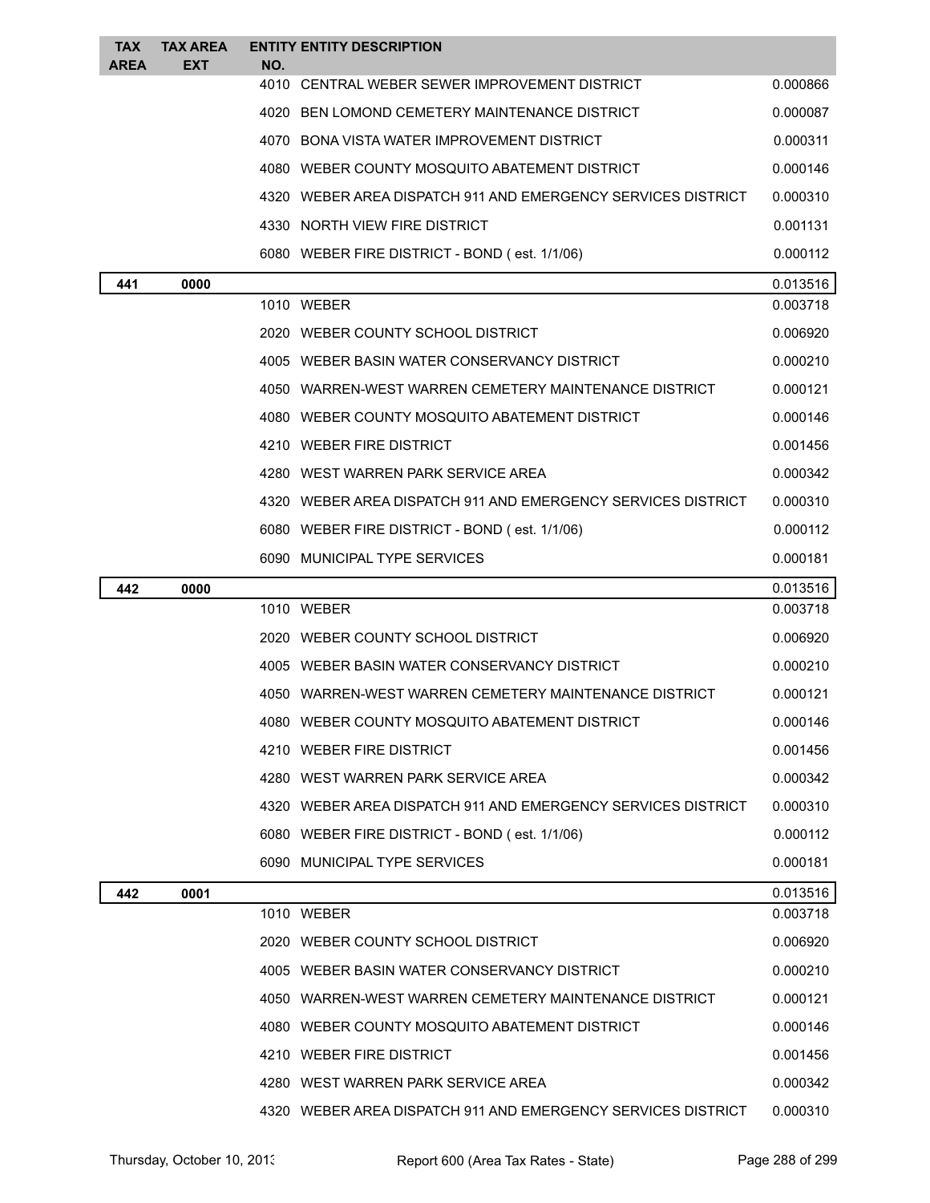| TAX AREA | TAX AREA EXT | ENTITY NO. | ENTITY DESCRIPTION | |
|---|---|---|---|---|
| | | 4010 | CENTRAL WEBER SEWER IMPROVEMENT DISTRICT | 0.000866 |
| | | 4020 | BEN LOMOND CEMETERY MAINTENANCE DISTRICT | 0.000087 |
| | | 4070 | BONA VISTA WATER IMPROVEMENT DISTRICT | 0.000311 |
| | | 4080 | WEBER COUNTY MOSQUITO ABATEMENT DISTRICT | 0.000146 |
| | | 4320 | WEBER AREA DISPATCH 911 AND EMERGENCY SERVICES DISTRICT | 0.000310 |
| | | 4330 | NORTH VIEW FIRE DISTRICT | 0.001131 |
| | | 6080 | WEBER FIRE DISTRICT - BOND ( est. 1/1/06) | 0.000112 |
| **441** | **0000** | | | 0.013516 |
| | | 1010 | WEBER | 0.003718 |
| | | 2020 | WEBER COUNTY SCHOOL DISTRICT | 0.006920 |
| | | 4005 | WEBER BASIN WATER CONSERVANCY DISTRICT | 0.000210 |
| | | 4050 | WARREN-WEST WARREN CEMETERY MAINTENANCE DISTRICT | 0.000121 |
| | | 4080 | WEBER COUNTY MOSQUITO ABATEMENT DISTRICT | 0.000146 |
| | | 4210 | WEBER FIRE DISTRICT | 0.001456 |
| | | 4280 | WEST WARREN PARK SERVICE AREA | 0.000342 |
| | | 4320 | WEBER AREA DISPATCH 911 AND EMERGENCY SERVICES DISTRICT | 0.000310 |
| | | 6080 | WEBER FIRE DISTRICT - BOND ( est. 1/1/06) | 0.000112 |
| | | 6090 | MUNICIPAL TYPE SERVICES | 0.000181 |
| **442** | **0000** | | | 0.013516 |
| | | 1010 | WEBER | 0.003718 |
| | | 2020 | WEBER COUNTY SCHOOL DISTRICT | 0.006920 |
| | | 4005 | WEBER BASIN WATER CONSERVANCY DISTRICT | 0.000210 |
| | | 4050 | WARREN-WEST WARREN CEMETERY MAINTENANCE DISTRICT | 0.000121 |
| | | 4080 | WEBER COUNTY MOSQUITO ABATEMENT DISTRICT | 0.000146 |
| | | 4210 | WEBER FIRE DISTRICT | 0.001456 |
| | | 4280 | WEST WARREN PARK SERVICE AREA | 0.000342 |
| | | 4320 | WEBER AREA DISPATCH 911 AND EMERGENCY SERVICES DISTRICT | 0.000310 |
| | | 6080 | WEBER FIRE DISTRICT - BOND ( est. 1/1/06) | 0.000112 |
| | | 6090 | MUNICIPAL TYPE SERVICES | 0.000181 |
| **442** | **0001** | | | 0.013516 |
| | | 1010 | WEBER | 0.003718 |
| | | 2020 | WEBER COUNTY SCHOOL DISTRICT | 0.006920 |
| | | 4005 | WEBER BASIN WATER CONSERVANCY DISTRICT | 0.000210 |
| | | 4050 | WARREN-WEST WARREN CEMETERY MAINTENANCE DISTRICT | 0.000121 |
| | | 4080 | WEBER COUNTY MOSQUITO ABATEMENT DISTRICT | 0.000146 |
| | | 4210 | WEBER FIRE DISTRICT | 0.001456 |
| | | 4280 | WEST WARREN PARK SERVICE AREA | 0.000342 |
| | | 4320 | WEBER AREA DISPATCH 911 AND EMERGENCY SERVICES DISTRICT | 0.000310 |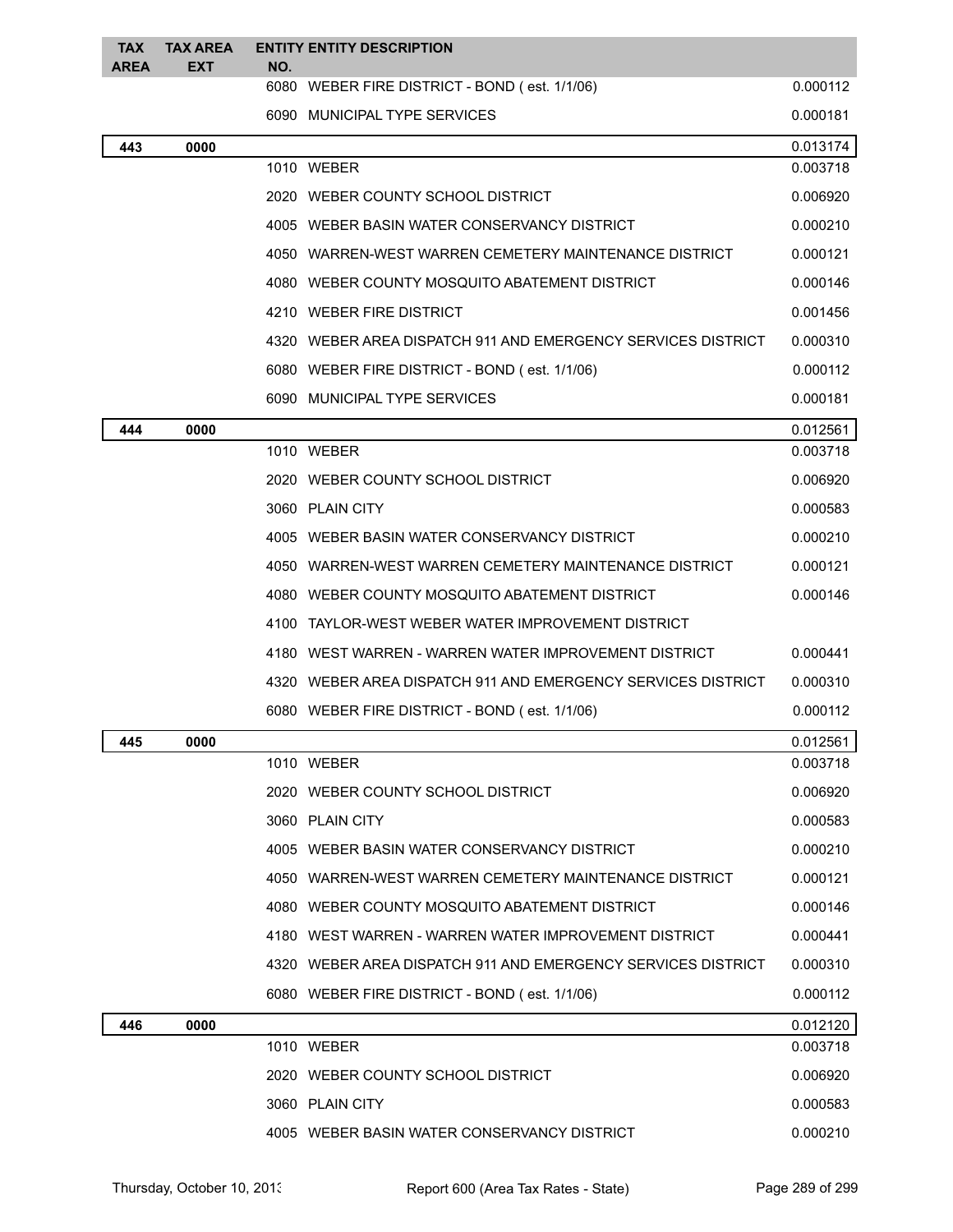| TAX AREA | TAX AREA EXT | ENTITY NO. | ENTITY DESCRIPTION | |
|---|---|---|---|---|
| | | 6080 | WEBER FIRE DISTRICT - BOND ( est. 1/1/06) | 0.000112 |
| | | 6090 | MUNICIPAL TYPE SERVICES | 0.000181 |
| **443** | **0000** | | | 0.013174 |
| | | 1010 | WEBER | 0.003718 |
| | | 2020 | WEBER COUNTY SCHOOL DISTRICT | 0.006920 |
| | | 4005 | WEBER BASIN WATER CONSERVANCY DISTRICT | 0.000210 |
| | | 4050 | WARREN-WEST WARREN CEMETERY MAINTENANCE DISTRICT | 0.000121 |
| | | 4080 | WEBER COUNTY MOSQUITO ABATEMENT DISTRICT | 0.000146 |
| | | 4210 | WEBER FIRE DISTRICT | 0.001456 |
| | | 4320 | WEBER AREA DISPATCH 911 AND EMERGENCY SERVICES DISTRICT | 0.000310 |
| | | 6080 | WEBER FIRE DISTRICT - BOND ( est. 1/1/06) | 0.000112 |
| | | 6090 | MUNICIPAL TYPE SERVICES | 0.000181 |
| **444** | **0000** | | | 0.012561 |
| | | 1010 | WEBER | 0.003718 |
| | | 2020 | WEBER COUNTY SCHOOL DISTRICT | 0.006920 |
| | | 3060 | PLAIN CITY | 0.000583 |
| | | 4005 | WEBER BASIN WATER CONSERVANCY DISTRICT | 0.000210 |
| | | 4050 | WARREN-WEST WARREN CEMETERY MAINTENANCE DISTRICT | 0.000121 |
| | | 4080 | WEBER COUNTY MOSQUITO ABATEMENT DISTRICT | 0.000146 |
| | | 4100 | TAYLOR-WEST WEBER WATER IMPROVEMENT DISTRICT | |
| | | 4180 | WEST WARREN - WARREN WATER IMPROVEMENT DISTRICT | 0.000441 |
| | | 4320 | WEBER AREA DISPATCH 911 AND EMERGENCY SERVICES DISTRICT | 0.000310 |
| | | 6080 | WEBER FIRE DISTRICT - BOND ( est. 1/1/06) | 0.000112 |
| **445** | **0000** | | | 0.012561 |
| | | 1010 | WEBER | 0.003718 |
| | | 2020 | WEBER COUNTY SCHOOL DISTRICT | 0.006920 |
| | | 3060 | PLAIN CITY | 0.000583 |
| | | 4005 | WEBER BASIN WATER CONSERVANCY DISTRICT | 0.000210 |
| | | 4050 | WARREN-WEST WARREN CEMETERY MAINTENANCE DISTRICT | 0.000121 |
| | | 4080 | WEBER COUNTY MOSQUITO ABATEMENT DISTRICT | 0.000146 |
| | | 4180 | WEST WARREN - WARREN WATER IMPROVEMENT DISTRICT | 0.000441 |
| | | 4320 | WEBER AREA DISPATCH 911 AND EMERGENCY SERVICES DISTRICT | 0.000310 |
| | | 6080 | WEBER FIRE DISTRICT - BOND ( est. 1/1/06) | 0.000112 |
| **446** | **0000** | | | 0.012120 |
| | | 1010 | WEBER | 0.003718 |
| | | 2020 | WEBER COUNTY SCHOOL DISTRICT | 0.006920 |
| | | 3060 | PLAIN CITY | 0.000583 |
| | | 4005 | WEBER BASIN WATER CONSERVANCY DISTRICT | 0.000210 |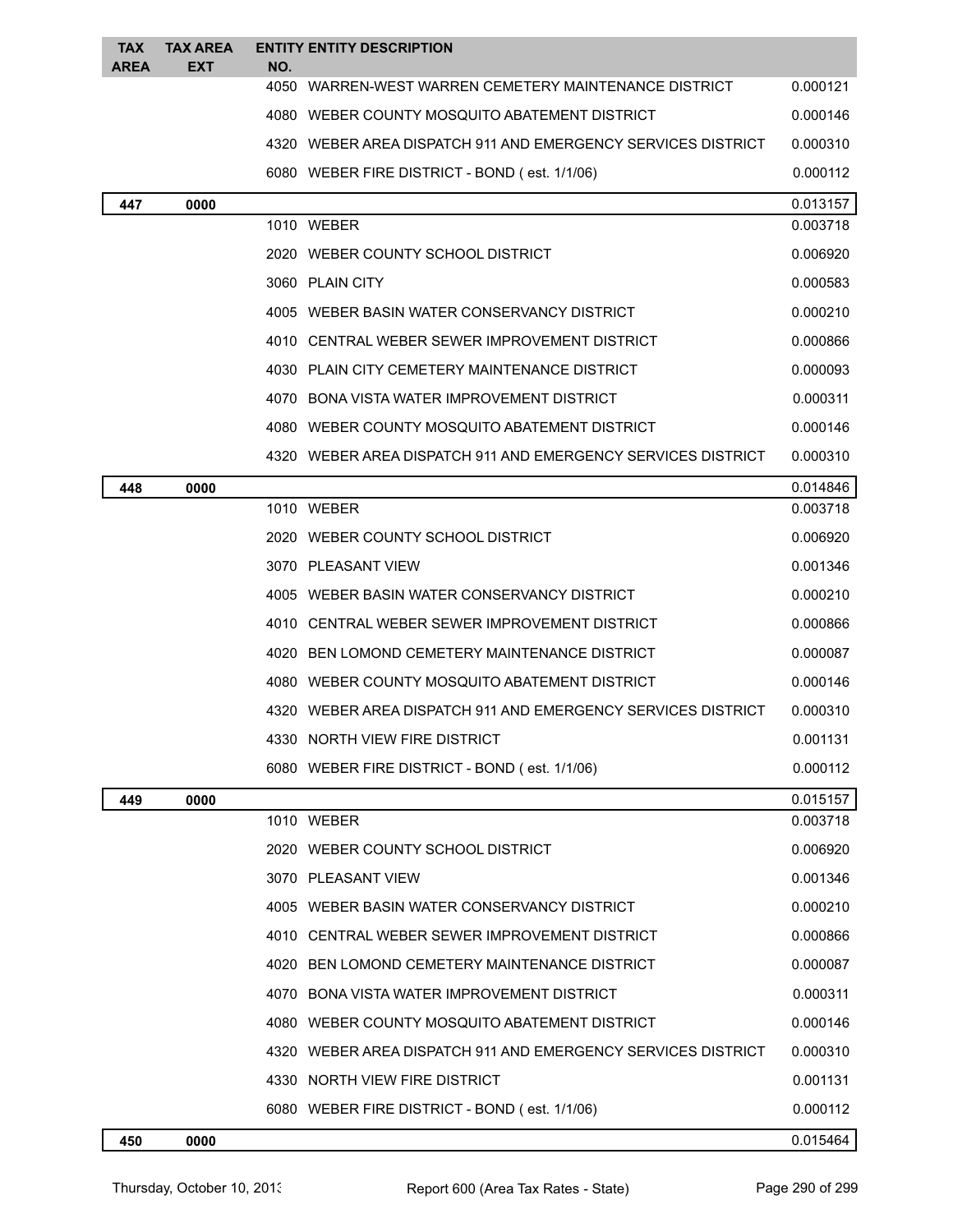| TAX AREA | TAX AREA EXT | ENTITY NO. | ENTITY DESCRIPTION | |
|---|---|---|---|---|
| | | 4050 | WARREN-WEST WARREN CEMETERY MAINTENANCE DISTRICT | 0.000121 |
| | | 4080 | WEBER COUNTY MOSQUITO ABATEMENT DISTRICT | 0.000146 |
| | | 4320 | WEBER AREA DISPATCH 911 AND EMERGENCY SERVICES DISTRICT | 0.000310 |
| | | 6080 | WEBER FIRE DISTRICT - BOND ( est. 1/1/06) | 0.000112 |
| **447** | **0000** | | | 0.013157 |
| | | 1010 | WEBER | 0.003718 |
| | | 2020 | WEBER COUNTY SCHOOL DISTRICT | 0.006920 |
| | | 3060 | PLAIN CITY | 0.000583 |
| | | 4005 | WEBER BASIN WATER CONSERVANCY DISTRICT | 0.000210 |
| | | 4010 | CENTRAL WEBER SEWER IMPROVEMENT DISTRICT | 0.000866 |
| | | 4030 | PLAIN CITY CEMETERY MAINTENANCE DISTRICT | 0.000093 |
| | | 4070 | BONA VISTA WATER IMPROVEMENT DISTRICT | 0.000311 |
| | | 4080 | WEBER COUNTY MOSQUITO ABATEMENT DISTRICT | 0.000146 |
| | | 4320 | WEBER AREA DISPATCH 911 AND EMERGENCY SERVICES DISTRICT | 0.000310 |
| **448** | **0000** | | | 0.014846 |
| | | 1010 | WEBER | 0.003718 |
| | | 2020 | WEBER COUNTY SCHOOL DISTRICT | 0.006920 |
| | | 3070 | PLEASANT VIEW | 0.001346 |
| | | 4005 | WEBER BASIN WATER CONSERVANCY DISTRICT | 0.000210 |
| | | 4010 | CENTRAL WEBER SEWER IMPROVEMENT DISTRICT | 0.000866 |
| | | 4020 | BEN LOMOND CEMETERY MAINTENANCE DISTRICT | 0.000087 |
| | | 4080 | WEBER COUNTY MOSQUITO ABATEMENT DISTRICT | 0.000146 |
| | | 4320 | WEBER AREA DISPATCH 911 AND EMERGENCY SERVICES DISTRICT | 0.000310 |
| | | 4330 | NORTH VIEW FIRE DISTRICT | 0.001131 |
| | | 6080 | WEBER FIRE DISTRICT - BOND ( est. 1/1/06) | 0.000112 |
| **449** | **0000** | | | 0.015157 |
| | | 1010 | WEBER | 0.003718 |
| | | 2020 | WEBER COUNTY SCHOOL DISTRICT | 0.006920 |
| | | 3070 | PLEASANT VIEW | 0.001346 |
| | | 4005 | WEBER BASIN WATER CONSERVANCY DISTRICT | 0.000210 |
| | | 4010 | CENTRAL WEBER SEWER IMPROVEMENT DISTRICT | 0.000866 |
| | | 4020 | BEN LOMOND CEMETERY MAINTENANCE DISTRICT | 0.000087 |
| | | 4070 | BONA VISTA WATER IMPROVEMENT DISTRICT | 0.000311 |
| | | 4080 | WEBER COUNTY MOSQUITO ABATEMENT DISTRICT | 0.000146 |
| | | 4320 | WEBER AREA DISPATCH 911 AND EMERGENCY SERVICES DISTRICT | 0.000310 |
| | | 4330 | NORTH VIEW FIRE DISTRICT | 0.001131 |
| | | 6080 | WEBER FIRE DISTRICT - BOND ( est. 1/1/06) | 0.000112 |
| **450** | **0000** | | | 0.015464 |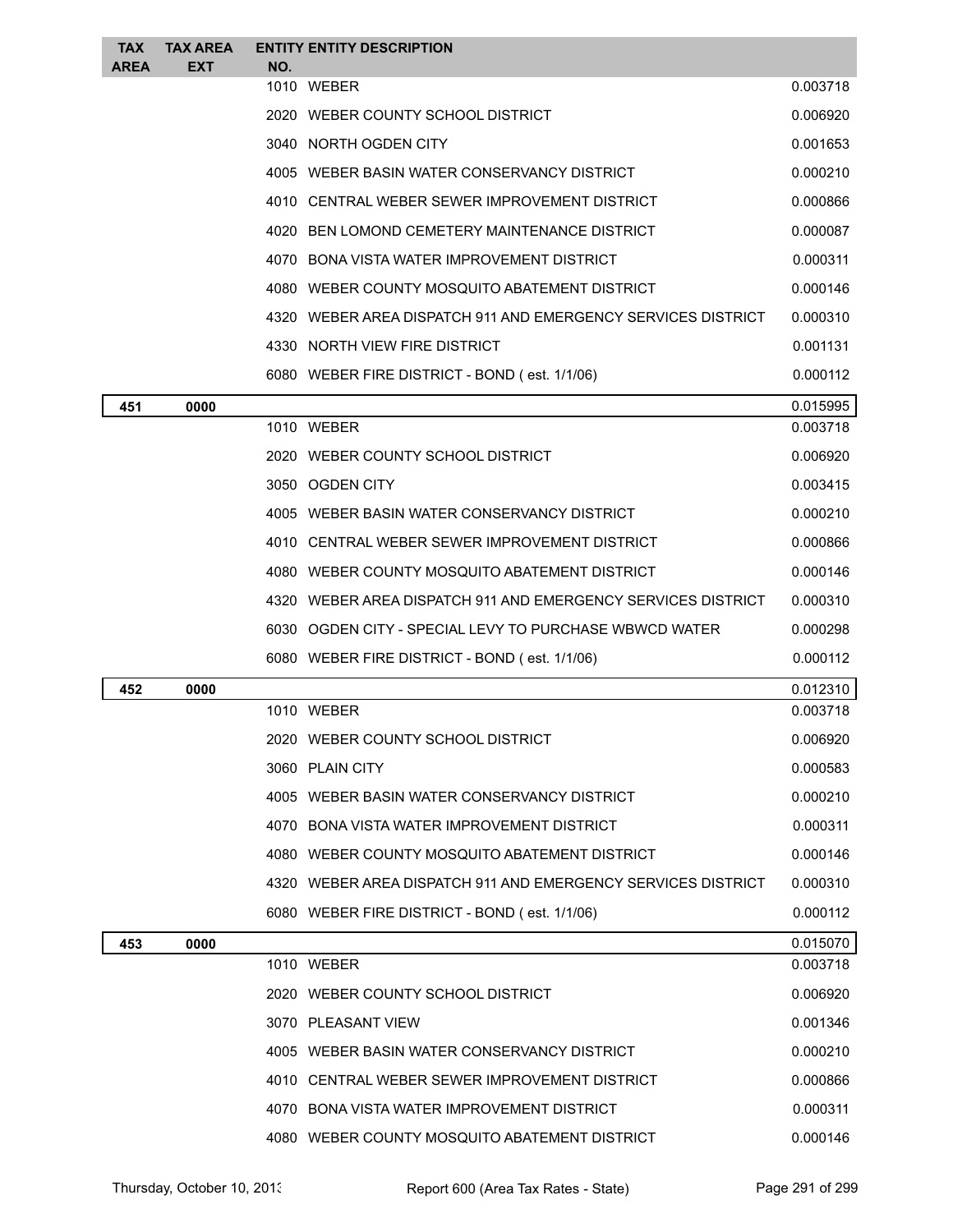| TAX AREA | TAX AREA EXT | ENTITY NO. | ENTITY DESCRIPTION | |
|---|---|---|---|---|
| | | 1010 | WEBER | 0.003718 |
| | | 2020 | WEBER COUNTY SCHOOL DISTRICT | 0.006920 |
| | | 3040 | NORTH OGDEN CITY | 0.001653 |
| | | 4005 | WEBER BASIN WATER CONSERVANCY DISTRICT | 0.000210 |
| | | 4010 | CENTRAL WEBER SEWER IMPROVEMENT DISTRICT | 0.000866 |
| | | 4020 | BEN LOMOND CEMETERY MAINTENANCE DISTRICT | 0.000087 |
| | | 4070 | BONA VISTA WATER IMPROVEMENT DISTRICT | 0.000311 |
| | | 4080 | WEBER COUNTY MOSQUITO ABATEMENT DISTRICT | 0.000146 |
| | | 4320 | WEBER AREA DISPATCH 911 AND EMERGENCY SERVICES DISTRICT | 0.000310 |
| | | 4330 | NORTH VIEW FIRE DISTRICT | 0.001131 |
| | | 6080 | WEBER FIRE DISTRICT - BOND ( est. 1/1/06) | 0.000112 |
| **451** | **0000** | | | 0.015995 |
| | | 1010 | WEBER | 0.003718 |
| | | 2020 | WEBER COUNTY SCHOOL DISTRICT | 0.006920 |
| | | 3050 | OGDEN CITY | 0.003415 |
| | | 4005 | WEBER BASIN WATER CONSERVANCY DISTRICT | 0.000210 |
| | | 4010 | CENTRAL WEBER SEWER IMPROVEMENT DISTRICT | 0.000866 |
| | | 4080 | WEBER COUNTY MOSQUITO ABATEMENT DISTRICT | 0.000146 |
| | | 4320 | WEBER AREA DISPATCH 911 AND EMERGENCY SERVICES DISTRICT | 0.000310 |
| | | 6030 | OGDEN CITY - SPECIAL LEVY TO PURCHASE WBWCD WATER | 0.000298 |
| | | 6080 | WEBER FIRE DISTRICT - BOND ( est. 1/1/06) | 0.000112 |
| **452** | **0000** | | | 0.012310 |
| | | 1010 | WEBER | 0.003718 |
| | | 2020 | WEBER COUNTY SCHOOL DISTRICT | 0.006920 |
| | | 3060 | PLAIN CITY | 0.000583 |
| | | 4005 | WEBER BASIN WATER CONSERVANCY DISTRICT | 0.000210 |
| | | 4070 | BONA VISTA WATER IMPROVEMENT DISTRICT | 0.000311 |
| | | 4080 | WEBER COUNTY MOSQUITO ABATEMENT DISTRICT | 0.000146 |
| | | 4320 | WEBER AREA DISPATCH 911 AND EMERGENCY SERVICES DISTRICT | 0.000310 |
| | | 6080 | WEBER FIRE DISTRICT - BOND ( est. 1/1/06) | 0.000112 |
| **453** | **0000** | | | 0.015070 |
| | | 1010 | WEBER | 0.003718 |
| | | 2020 | WEBER COUNTY SCHOOL DISTRICT | 0.006920 |
| | | 3070 | PLEASANT VIEW | 0.001346 |
| | | 4005 | WEBER BASIN WATER CONSERVANCY DISTRICT | 0.000210 |
| | | 4010 | CENTRAL WEBER SEWER IMPROVEMENT DISTRICT | 0.000866 |
| | | 4070 | BONA VISTA WATER IMPROVEMENT DISTRICT | 0.000311 |
| | | 4080 | WEBER COUNTY MOSQUITO ABATEMENT DISTRICT | 0.000146 |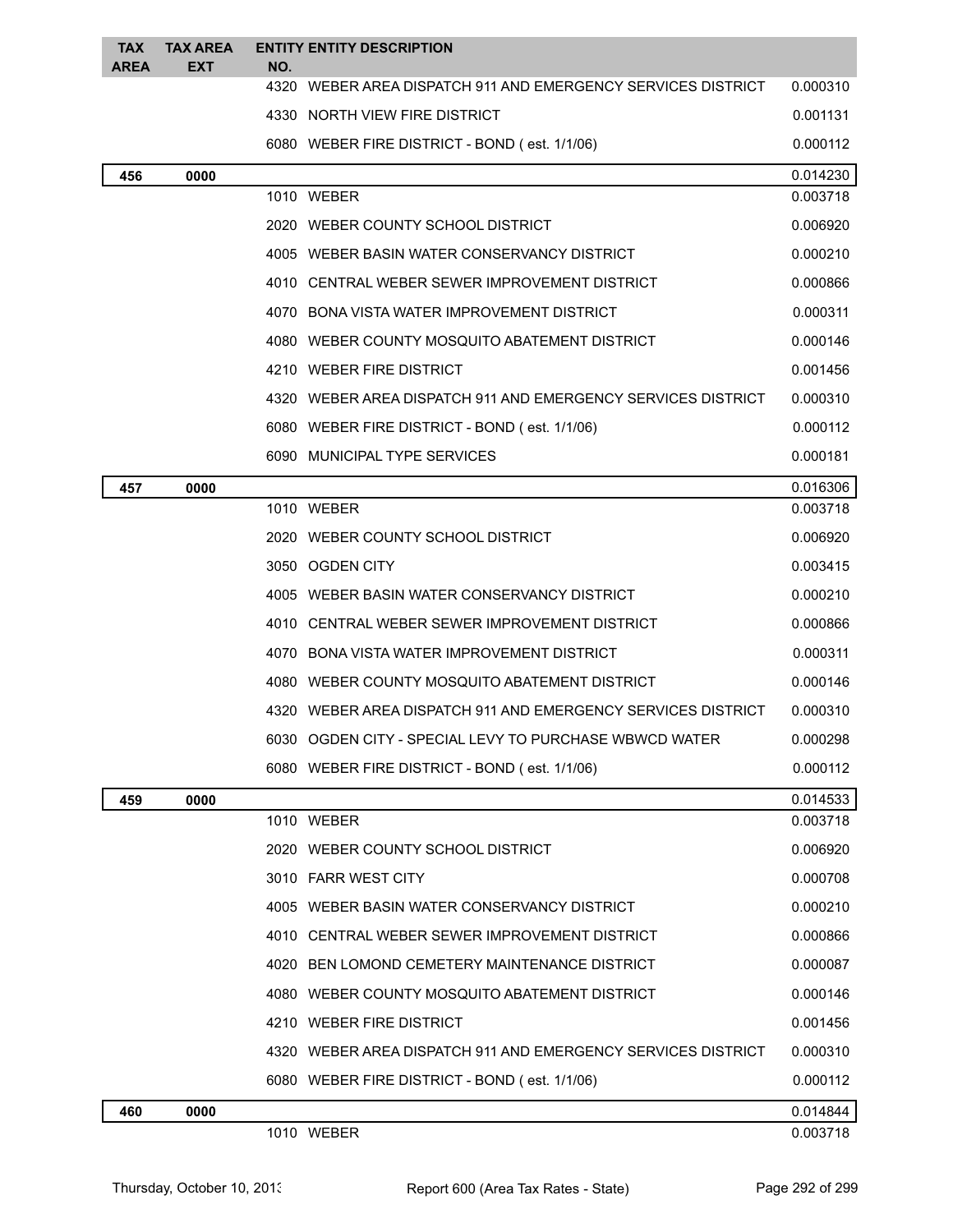| TAX AREA | TAX AREA EXT | ENTITY NO. | ENTITY DESCRIPTION | |
|---|---|---|---|---|
| | | 4320 | WEBER AREA DISPATCH 911 AND EMERGENCY SERVICES DISTRICT | 0.000310 |
| | | 4330 | NORTH VIEW FIRE DISTRICT | 0.001131 |
| | | 6080 | WEBER FIRE DISTRICT - BOND ( est. 1/1/06) | 0.000112 |
| **456** | **0000** | | | 0.014230 |
| | | 1010 | WEBER | 0.003718 |
| | | 2020 | WEBER COUNTY SCHOOL DISTRICT | 0.006920 |
| | | 4005 | WEBER BASIN WATER CONSERVANCY DISTRICT | 0.000210 |
| | | 4010 | CENTRAL WEBER SEWER IMPROVEMENT DISTRICT | 0.000866 |
| | | 4070 | BONA VISTA WATER IMPROVEMENT DISTRICT | 0.000311 |
| | | 4080 | WEBER COUNTY MOSQUITO ABATEMENT DISTRICT | 0.000146 |
| | | 4210 | WEBER FIRE DISTRICT | 0.001456 |
| | | 4320 | WEBER AREA DISPATCH 911 AND EMERGENCY SERVICES DISTRICT | 0.000310 |
| | | 6080 | WEBER FIRE DISTRICT - BOND ( est. 1/1/06) | 0.000112 |
| | | 6090 | MUNICIPAL TYPE SERVICES | 0.000181 |
| **457** | **0000** | | | 0.016306 |
| | | 1010 | WEBER | 0.003718 |
| | | 2020 | WEBER COUNTY SCHOOL DISTRICT | 0.006920 |
| | | 3050 | OGDEN CITY | 0.003415 |
| | | 4005 | WEBER BASIN WATER CONSERVANCY DISTRICT | 0.000210 |
| | | 4010 | CENTRAL WEBER SEWER IMPROVEMENT DISTRICT | 0.000866 |
| | | 4070 | BONA VISTA WATER IMPROVEMENT DISTRICT | 0.000311 |
| | | 4080 | WEBER COUNTY MOSQUITO ABATEMENT DISTRICT | 0.000146 |
| | | 4320 | WEBER AREA DISPATCH 911 AND EMERGENCY SERVICES DISTRICT | 0.000310 |
| | | 6030 | OGDEN CITY - SPECIAL LEVY TO PURCHASE WBWCD WATER | 0.000298 |
| | | 6080 | WEBER FIRE DISTRICT - BOND ( est. 1/1/06) | 0.000112 |
| **459** | **0000** | | | 0.014533 |
| | | 1010 | WEBER | 0.003718 |
| | | 2020 | WEBER COUNTY SCHOOL DISTRICT | 0.006920 |
| | | 3010 | FARR WEST CITY | 0.000708 |
| | | 4005 | WEBER BASIN WATER CONSERVANCY DISTRICT | 0.000210 |
| | | 4010 | CENTRAL WEBER SEWER IMPROVEMENT DISTRICT | 0.000866 |
| | | 4020 | BEN LOMOND CEMETERY MAINTENANCE DISTRICT | 0.000087 |
| | | 4080 | WEBER COUNTY MOSQUITO ABATEMENT DISTRICT | 0.000146 |
| | | 4210 | WEBER FIRE DISTRICT | 0.001456 |
| | | 4320 | WEBER AREA DISPATCH 911 AND EMERGENCY SERVICES DISTRICT | 0.000310 |
| | | 6080 | WEBER FIRE DISTRICT - BOND ( est. 1/1/06) | 0.000112 |
| **460** | **0000** | | | 0.014844 |
| | | 1010 | WEBER | 0.003718 |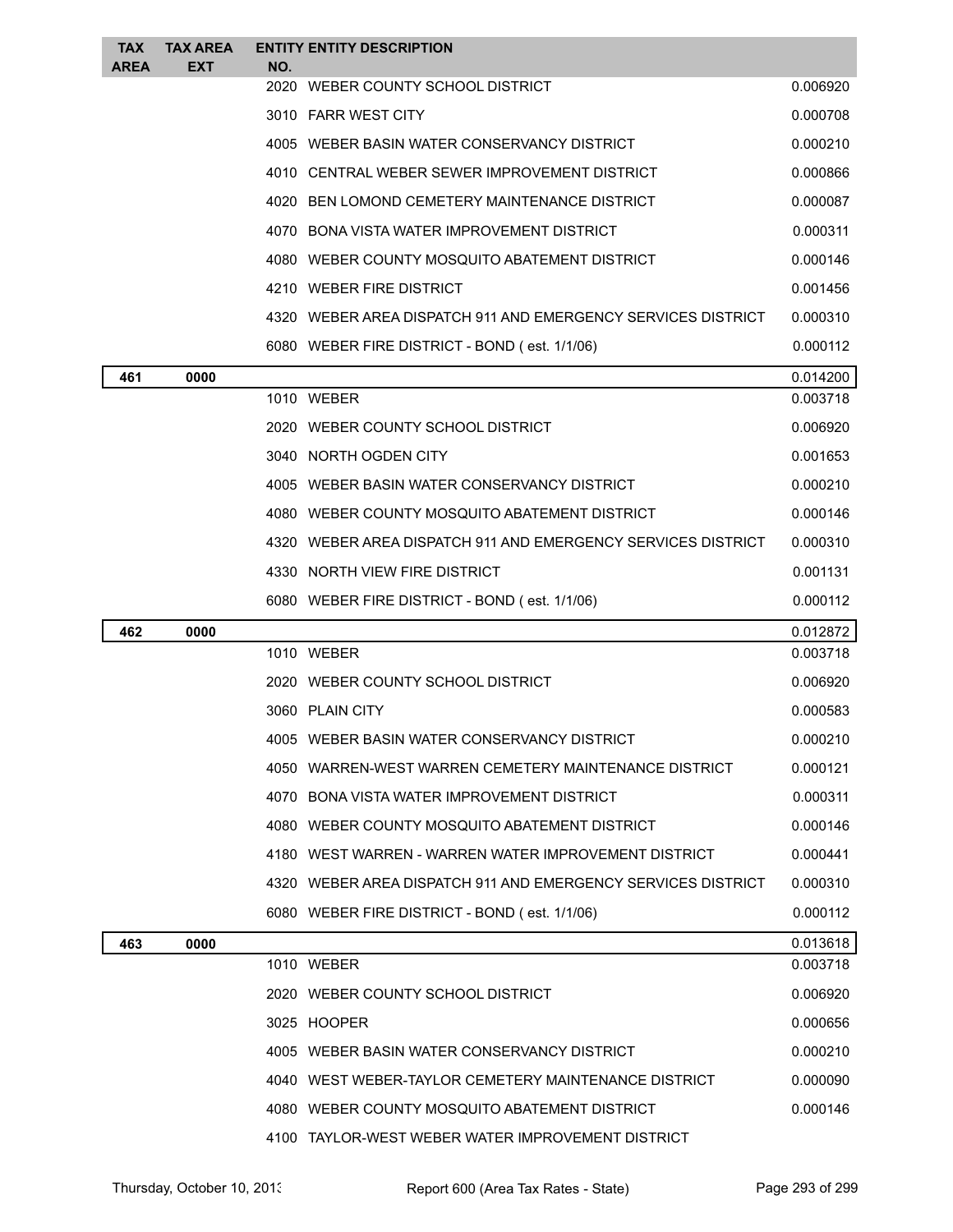| TAX AREA | TAX AREA EXT | ENTITY NO. | ENTITY DESCRIPTION | |
|---|---|---|---|---|
| | | 2020 | WEBER COUNTY SCHOOL DISTRICT | 0.006920 |
| | | 3010 | FARR WEST CITY | 0.000708 |
| | | 4005 | WEBER BASIN WATER CONSERVANCY DISTRICT | 0.000210 |
| | | 4010 | CENTRAL WEBER SEWER IMPROVEMENT DISTRICT | 0.000866 |
| | | 4020 | BEN LOMOND CEMETERY MAINTENANCE DISTRICT | 0.000087 |
| | | 4070 | BONA VISTA WATER IMPROVEMENT DISTRICT | 0.000311 |
| | | 4080 | WEBER COUNTY MOSQUITO ABATEMENT DISTRICT | 0.000146 |
| | | 4210 | WEBER FIRE DISTRICT | 0.001456 |
| | | 4320 | WEBER AREA DISPATCH 911 AND EMERGENCY SERVICES DISTRICT | 0.000310 |
| | | 6080 | WEBER FIRE DISTRICT - BOND ( est. 1/1/06) | 0.000112 |
| **461** | **0000** | | | 0.014200 |
| | | 1010 | WEBER | 0.003718 |
| | | 2020 | WEBER COUNTY SCHOOL DISTRICT | 0.006920 |
| | | 3040 | NORTH OGDEN CITY | 0.001653 |
| | | 4005 | WEBER BASIN WATER CONSERVANCY DISTRICT | 0.000210 |
| | | 4080 | WEBER COUNTY MOSQUITO ABATEMENT DISTRICT | 0.000146 |
| | | 4320 | WEBER AREA DISPATCH 911 AND EMERGENCY SERVICES DISTRICT | 0.000310 |
| | | 4330 | NORTH VIEW FIRE DISTRICT | 0.001131 |
| | | 6080 | WEBER FIRE DISTRICT - BOND ( est. 1/1/06) | 0.000112 |
| **462** | **0000** | | | 0.012872 |
| | | 1010 | WEBER | 0.003718 |
| | | 2020 | WEBER COUNTY SCHOOL DISTRICT | 0.006920 |
| | | 3060 | PLAIN CITY | 0.000583 |
| | | 4005 | WEBER BASIN WATER CONSERVANCY DISTRICT | 0.000210 |
| | | 4050 | WARREN-WEST WARREN CEMETERY MAINTENANCE DISTRICT | 0.000121 |
| | | 4070 | BONA VISTA WATER IMPROVEMENT DISTRICT | 0.000311 |
| | | 4080 | WEBER COUNTY MOSQUITO ABATEMENT DISTRICT | 0.000146 |
| | | 4180 | WEST WARREN - WARREN WATER IMPROVEMENT DISTRICT | 0.000441 |
| | | 4320 | WEBER AREA DISPATCH 911 AND EMERGENCY SERVICES DISTRICT | 0.000310 |
| | | 6080 | WEBER FIRE DISTRICT - BOND ( est. 1/1/06) | 0.000112 |
| **463** | **0000** | | | 0.013618 |
| | | 1010 | WEBER | 0.003718 |
| | | 2020 | WEBER COUNTY SCHOOL DISTRICT | 0.006920 |
| | | 3025 | HOOPER | 0.000656 |
| | | 4005 | WEBER BASIN WATER CONSERVANCY DISTRICT | 0.000210 |
| | | 4040 | WEST WEBER-TAYLOR CEMETERY MAINTENANCE DISTRICT | 0.000090 |
| | | 4080 | WEBER COUNTY MOSQUITO ABATEMENT DISTRICT | 0.000146 |
| | | 4100 | TAYLOR-WEST WEBER WATER IMPROVEMENT DISTRICT | |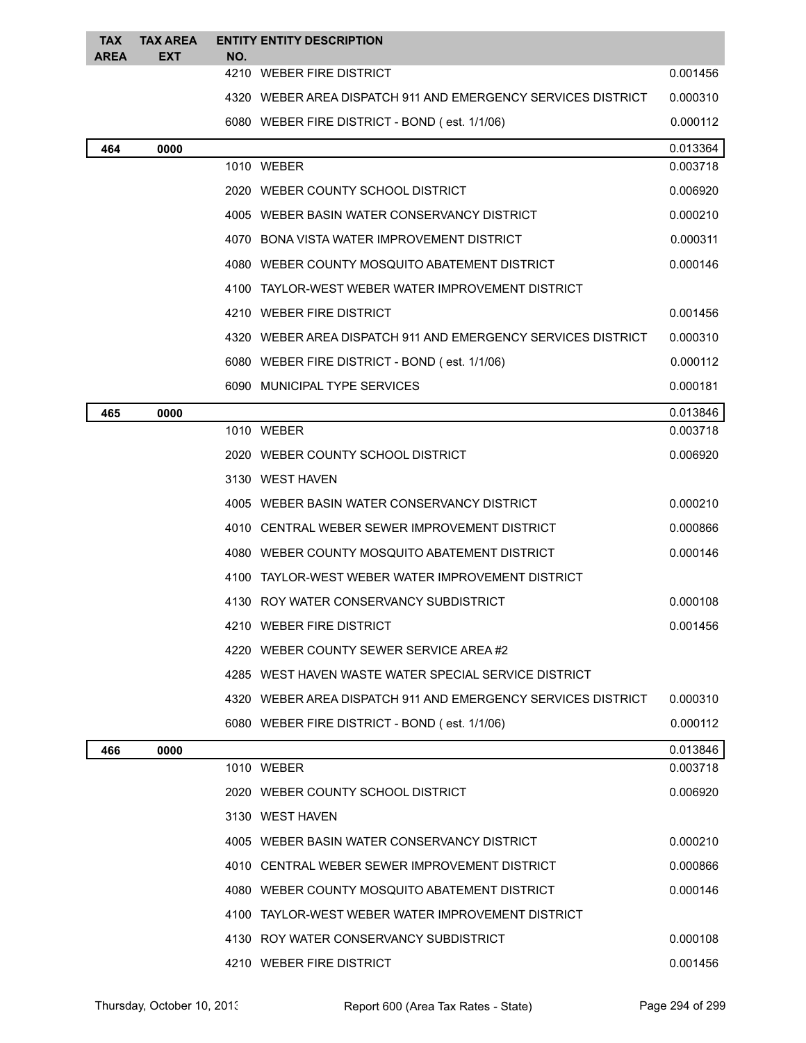| TAX AREA | TAX AREA EXT | ENTITY NO. | ENTITY DESCRIPTION | |
|---|---|---|---|---|
| | | 4210 | WEBER FIRE DISTRICT | 0.001456 |
| | | 4320 | WEBER AREA DISPATCH 911 AND EMERGENCY SERVICES DISTRICT | 0.000310 |
| | | 6080 | WEBER FIRE DISTRICT - BOND ( est. 1/1/06) | 0.000112 |
| **464** | **0000** | | | 0.013364 |
| | | 1010 | WEBER | 0.003718 |
| | | 2020 | WEBER COUNTY SCHOOL DISTRICT | 0.006920 |
| | | 4005 | WEBER BASIN WATER CONSERVANCY DISTRICT | 0.000210 |
| | | 4070 | BONA VISTA WATER IMPROVEMENT DISTRICT | 0.000311 |
| | | 4080 | WEBER COUNTY MOSQUITO ABATEMENT DISTRICT | 0.000146 |
| | | 4100 | TAYLOR-WEST WEBER WATER IMPROVEMENT DISTRICT | |
| | | 4210 | WEBER FIRE DISTRICT | 0.001456 |
| | | 4320 | WEBER AREA DISPATCH 911 AND EMERGENCY SERVICES DISTRICT | 0.000310 |
| | | 6080 | WEBER FIRE DISTRICT - BOND ( est. 1/1/06) | 0.000112 |
| | | 6090 | MUNICIPAL TYPE SERVICES | 0.000181 |
| **465** | **0000** | | | 0.013846 |
| | | 1010 | WEBER | 0.003718 |
| | | 2020 | WEBER COUNTY SCHOOL DISTRICT | 0.006920 |
| | | 3130 | WEST HAVEN | |
| | | 4005 | WEBER BASIN WATER CONSERVANCY DISTRICT | 0.000210 |
| | | 4010 | CENTRAL WEBER SEWER IMPROVEMENT DISTRICT | 0.000866 |
| | | 4080 | WEBER COUNTY MOSQUITO ABATEMENT DISTRICT | 0.000146 |
| | | 4100 | TAYLOR-WEST WEBER WATER IMPROVEMENT DISTRICT | |
| | | 4130 | ROY WATER CONSERVANCY SUBDISTRICT | 0.000108 |
| | | 4210 | WEBER FIRE DISTRICT | 0.001456 |
| | | 4220 | WEBER COUNTY SEWER SERVICE AREA #2 | |
| | | 4285 | WEST HAVEN WASTE WATER SPECIAL SERVICE DISTRICT | |
| | | 4320 | WEBER AREA DISPATCH 911 AND EMERGENCY SERVICES DISTRICT | 0.000310 |
| | | 6080 | WEBER FIRE DISTRICT - BOND ( est. 1/1/06) | 0.000112 |
| **466** | **0000** | | | 0.013846 |
| | | 1010 | WEBER | 0.003718 |
| | | 2020 | WEBER COUNTY SCHOOL DISTRICT | 0.006920 |
| | | 3130 | WEST HAVEN | |
| | | 4005 | WEBER BASIN WATER CONSERVANCY DISTRICT | 0.000210 |
| | | 4010 | CENTRAL WEBER SEWER IMPROVEMENT DISTRICT | 0.000866 |
| | | 4080 | WEBER COUNTY MOSQUITO ABATEMENT DISTRICT | 0.000146 |
| | | 4100 | TAYLOR-WEST WEBER WATER IMPROVEMENT DISTRICT | |
| | | 4130 | ROY WATER CONSERVANCY SUBDISTRICT | 0.000108 |
| | | 4210 | WEBER FIRE DISTRICT | 0.001456 |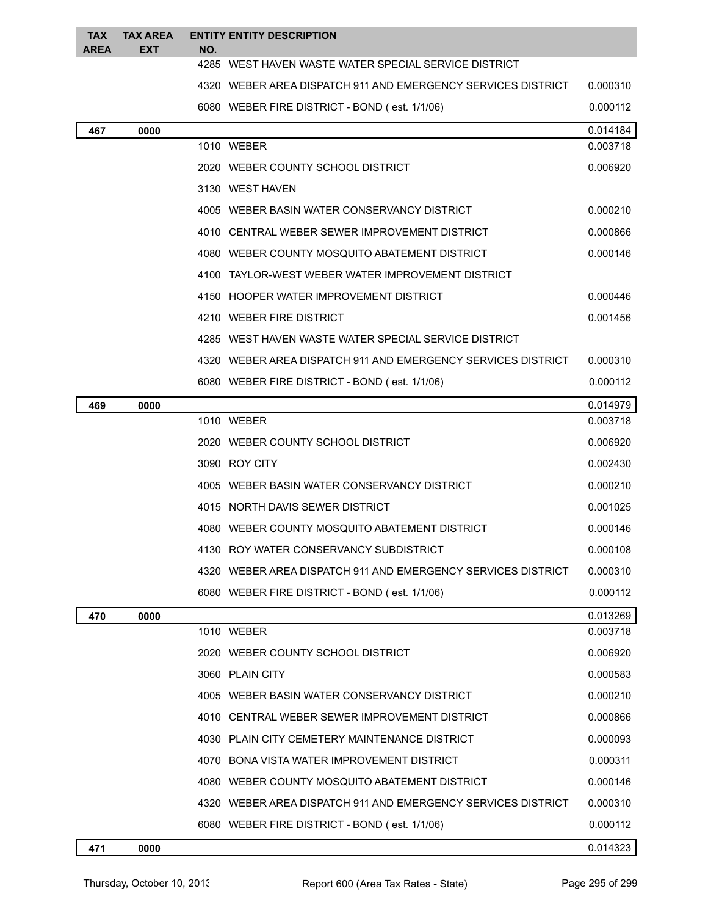| TAX AREA | TAX AREA EXT | ENTITY NO. | ENTITY DESCRIPTION | |
|---|---|---|---|---|
| | | 4285 | WEST HAVEN WASTE WATER SPECIAL SERVICE DISTRICT | |
| | | 4320 | WEBER AREA DISPATCH 911 AND EMERGENCY SERVICES DISTRICT | 0.000310 |
| | | 6080 | WEBER FIRE DISTRICT - BOND ( est. 1/1/06) | 0.000112 |
| **467** | **0000** | | | 0.014184 |
| | | 1010 | WEBER | 0.003718 |
| | | 2020 | WEBER COUNTY SCHOOL DISTRICT | 0.006920 |
| | | 3130 | WEST HAVEN | |
| | | 4005 | WEBER BASIN WATER CONSERVANCY DISTRICT | 0.000210 |
| | | 4010 | CENTRAL WEBER SEWER IMPROVEMENT DISTRICT | 0.000866 |
| | | 4080 | WEBER COUNTY MOSQUITO ABATEMENT DISTRICT | 0.000146 |
| | | 4100 | TAYLOR-WEST WEBER WATER IMPROVEMENT DISTRICT | |
| | | 4150 | HOOPER WATER IMPROVEMENT DISTRICT | 0.000446 |
| | | 4210 | WEBER FIRE DISTRICT | 0.001456 |
| | | 4285 | WEST HAVEN WASTE WATER SPECIAL SERVICE DISTRICT | |
| | | 4320 | WEBER AREA DISPATCH 911 AND EMERGENCY SERVICES DISTRICT | 0.000310 |
| | | 6080 | WEBER FIRE DISTRICT - BOND ( est. 1/1/06) | 0.000112 |
| **469** | **0000** | | | 0.014979 |
| | | 1010 | WEBER | 0.003718 |
| | | 2020 | WEBER COUNTY SCHOOL DISTRICT | 0.006920 |
| | | 3090 | ROY CITY | 0.002430 |
| | | 4005 | WEBER BASIN WATER CONSERVANCY DISTRICT | 0.000210 |
| | | 4015 | NORTH DAVIS SEWER DISTRICT | 0.001025 |
| | | 4080 | WEBER COUNTY MOSQUITO ABATEMENT DISTRICT | 0.000146 |
| | | 4130 | ROY WATER CONSERVANCY SUBDISTRICT | 0.000108 |
| | | 4320 | WEBER AREA DISPATCH 911 AND EMERGENCY SERVICES DISTRICT | 0.000310 |
| | | 6080 | WEBER FIRE DISTRICT - BOND ( est. 1/1/06) | 0.000112 |
| **470** | **0000** | | | 0.013269 |
| | | 1010 | WEBER | 0.003718 |
| | | 2020 | WEBER COUNTY SCHOOL DISTRICT | 0.006920 |
| | | 3060 | PLAIN CITY | 0.000583 |
| | | 4005 | WEBER BASIN WATER CONSERVANCY DISTRICT | 0.000210 |
| | | 4010 | CENTRAL WEBER SEWER IMPROVEMENT DISTRICT | 0.000866 |
| | | 4030 | PLAIN CITY CEMETERY MAINTENANCE DISTRICT | 0.000093 |
| | | 4070 | BONA VISTA WATER IMPROVEMENT DISTRICT | 0.000311 |
| | | 4080 | WEBER COUNTY MOSQUITO ABATEMENT DISTRICT | 0.000146 |
| | | 4320 | WEBER AREA DISPATCH 911 AND EMERGENCY SERVICES DISTRICT | 0.000310 |
| | | 6080 | WEBER FIRE DISTRICT - BOND ( est. 1/1/06) | 0.000112 |
| **471** | **0000** | | | 0.014323 |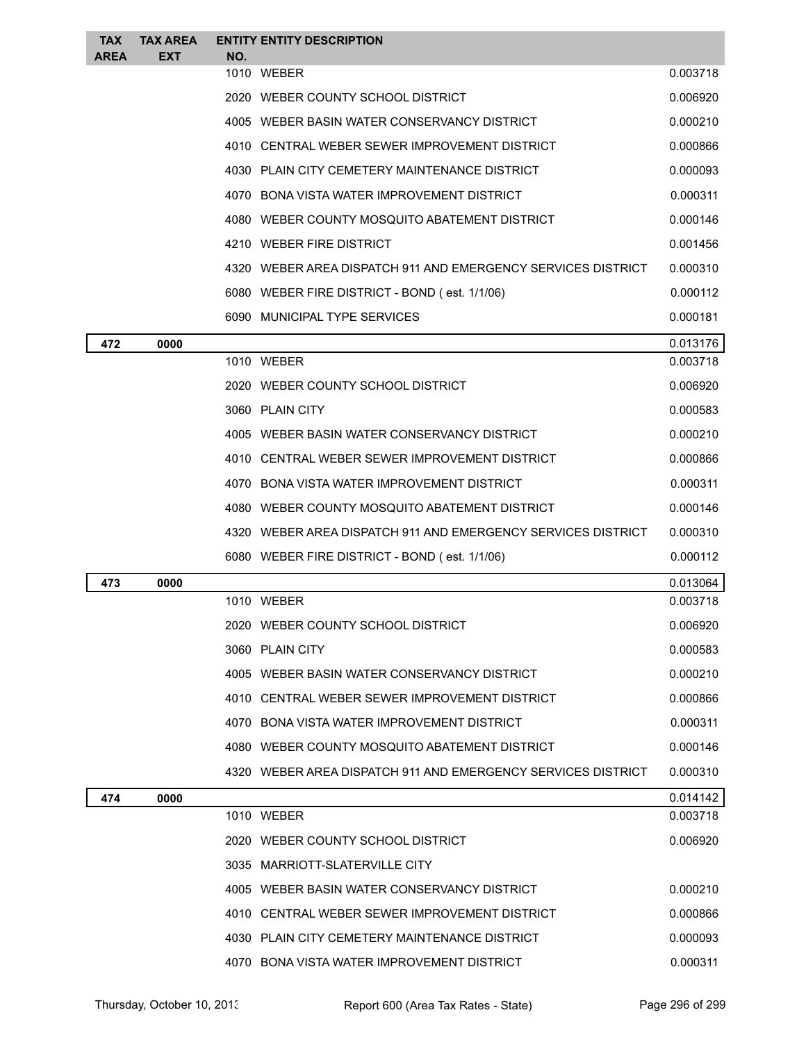| TAX AREA | TAX AREA EXT | ENTITY NO. | ENTITY DESCRIPTION | |
|---|---|---|---|---|
| | | 1010 | WEBER | 0.003718 |
| | | 2020 | WEBER COUNTY SCHOOL DISTRICT | 0.006920 |
| | | 4005 | WEBER BASIN WATER CONSERVANCY DISTRICT | 0.000210 |
| | | 4010 | CENTRAL WEBER SEWER IMPROVEMENT DISTRICT | 0.000866 |
| | | 4030 | PLAIN CITY CEMETERY MAINTENANCE DISTRICT | 0.000093 |
| | | 4070 | BONA VISTA WATER IMPROVEMENT DISTRICT | 0.000311 |
| | | 4080 | WEBER COUNTY MOSQUITO ABATEMENT DISTRICT | 0.000146 |
| | | 4210 | WEBER FIRE DISTRICT | 0.001456 |
| | | 4320 | WEBER AREA DISPATCH 911 AND EMERGENCY SERVICES DISTRICT | 0.000310 |
| | | 6080 | WEBER FIRE DISTRICT - BOND ( est. 1/1/06) | 0.000112 |
| | | 6090 | MUNICIPAL TYPE SERVICES | 0.000181 |
| **472** | **0000** | | | 0.013176 |
| | | 1010 | WEBER | 0.003718 |
| | | 2020 | WEBER COUNTY SCHOOL DISTRICT | 0.006920 |
| | | 3060 | PLAIN CITY | 0.000583 |
| | | 4005 | WEBER BASIN WATER CONSERVANCY DISTRICT | 0.000210 |
| | | 4010 | CENTRAL WEBER SEWER IMPROVEMENT DISTRICT | 0.000866 |
| | | 4070 | BONA VISTA WATER IMPROVEMENT DISTRICT | 0.000311 |
| | | 4080 | WEBER COUNTY MOSQUITO ABATEMENT DISTRICT | 0.000146 |
| | | 4320 | WEBER AREA DISPATCH 911 AND EMERGENCY SERVICES DISTRICT | 0.000310 |
| | | 6080 | WEBER FIRE DISTRICT - BOND ( est. 1/1/06) | 0.000112 |
| **473** | **0000** | | | 0.013064 |
| | | 1010 | WEBER | 0.003718 |
| | | 2020 | WEBER COUNTY SCHOOL DISTRICT | 0.006920 |
| | | 3060 | PLAIN CITY | 0.000583 |
| | | 4005 | WEBER BASIN WATER CONSERVANCY DISTRICT | 0.000210 |
| | | 4010 | CENTRAL WEBER SEWER IMPROVEMENT DISTRICT | 0.000866 |
| | | 4070 | BONA VISTA WATER IMPROVEMENT DISTRICT | 0.000311 |
| | | 4080 | WEBER COUNTY MOSQUITO ABATEMENT DISTRICT | 0.000146 |
| | | 4320 | WEBER AREA DISPATCH 911 AND EMERGENCY SERVICES DISTRICT | 0.000310 |
| **474** | **0000** | | | 0.014142 |
| | | 1010 | WEBER | 0.003718 |
| | | 2020 | WEBER COUNTY SCHOOL DISTRICT | 0.006920 |
| | | 3035 | MARRIOTT-SLATERVILLE CITY | |
| | | 4005 | WEBER BASIN WATER CONSERVANCY DISTRICT | 0.000210 |
| | | 4010 | CENTRAL WEBER SEWER IMPROVEMENT DISTRICT | 0.000866 |
| | | 4030 | PLAIN CITY CEMETERY MAINTENANCE DISTRICT | 0.000093 |
| | | 4070 | BONA VISTA WATER IMPROVEMENT DISTRICT | 0.000311 |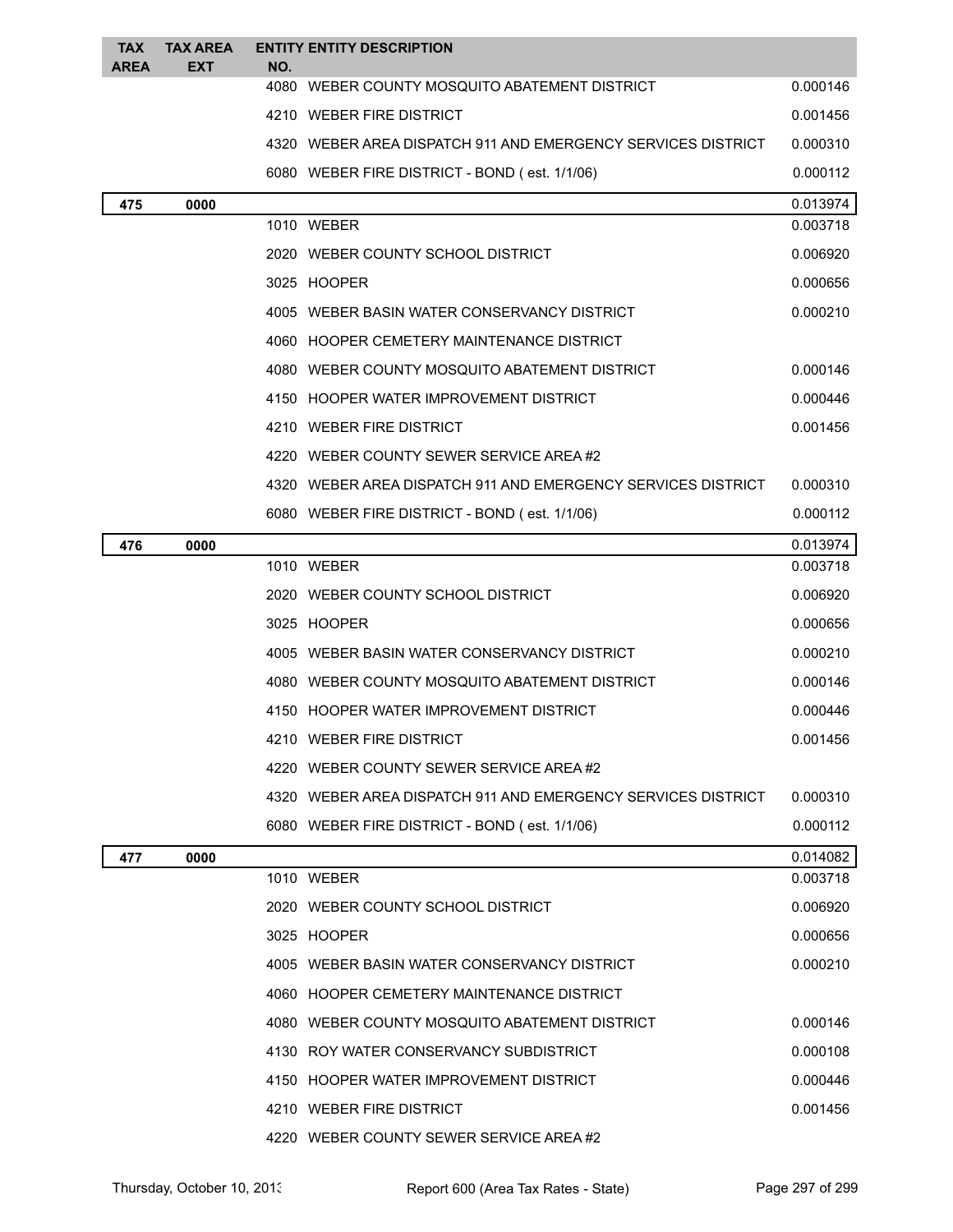| TAX AREA | TAX AREA EXT | ENTITY NO. | ENTITY DESCRIPTION | |
|---|---|---|---|---|
| | | 4080 | WEBER COUNTY MOSQUITO ABATEMENT DISTRICT | 0.000146 |
| | | 4210 | WEBER FIRE DISTRICT | 0.001456 |
| | | 4320 | WEBER AREA DISPATCH 911 AND EMERGENCY SERVICES DISTRICT | 0.000310 |
| | | 6080 | WEBER FIRE DISTRICT - BOND ( est. 1/1/06) | 0.000112 |
| **475** | **0000** | | | 0.013974 |
| | | 1010 | WEBER | 0.003718 |
| | | 2020 | WEBER COUNTY SCHOOL DISTRICT | 0.006920 |
| | | 3025 | HOOPER | 0.000656 |
| | | 4005 | WEBER BASIN WATER CONSERVANCY DISTRICT | 0.000210 |
| | | 4060 | HOOPER CEMETERY MAINTENANCE DISTRICT | |
| | | 4080 | WEBER COUNTY MOSQUITO ABATEMENT DISTRICT | 0.000146 |
| | | 4150 | HOOPER WATER IMPROVEMENT DISTRICT | 0.000446 |
| | | 4210 | WEBER FIRE DISTRICT | 0.001456 |
| | | 4220 | WEBER COUNTY SEWER SERVICE AREA #2 | |
| | | 4320 | WEBER AREA DISPATCH 911 AND EMERGENCY SERVICES DISTRICT | 0.000310 |
| | | 6080 | WEBER FIRE DISTRICT - BOND ( est. 1/1/06) | 0.000112 |
| **476** | **0000** | | | 0.013974 |
| | | 1010 | WEBER | 0.003718 |
| | | 2020 | WEBER COUNTY SCHOOL DISTRICT | 0.006920 |
| | | 3025 | HOOPER | 0.000656 |
| | | 4005 | WEBER BASIN WATER CONSERVANCY DISTRICT | 0.000210 |
| | | 4080 | WEBER COUNTY MOSQUITO ABATEMENT DISTRICT | 0.000146 |
| | | 4150 | HOOPER WATER IMPROVEMENT DISTRICT | 0.000446 |
| | | 4210 | WEBER FIRE DISTRICT | 0.001456 |
| | | 4220 | WEBER COUNTY SEWER SERVICE AREA #2 | |
| | | 4320 | WEBER AREA DISPATCH 911 AND EMERGENCY SERVICES DISTRICT | 0.000310 |
| | | 6080 | WEBER FIRE DISTRICT - BOND ( est. 1/1/06) | 0.000112 |
| **477** | **0000** | | | 0.014082 |
| | | 1010 | WEBER | 0.003718 |
| | | 2020 | WEBER COUNTY SCHOOL DISTRICT | 0.006920 |
| | | 3025 | HOOPER | 0.000656 |
| | | 4005 | WEBER BASIN WATER CONSERVANCY DISTRICT | 0.000210 |
| | | 4060 | HOOPER CEMETERY MAINTENANCE DISTRICT | |
| | | 4080 | WEBER COUNTY MOSQUITO ABATEMENT DISTRICT | 0.000146 |
| | | 4130 | ROY WATER CONSERVANCY SUBDISTRICT | 0.000108 |
| | | 4150 | HOOPER WATER IMPROVEMENT DISTRICT | 0.000446 |
| | | 4210 | WEBER FIRE DISTRICT | 0.001456 |
| | | 4220 | WEBER COUNTY SEWER SERVICE AREA #2 | |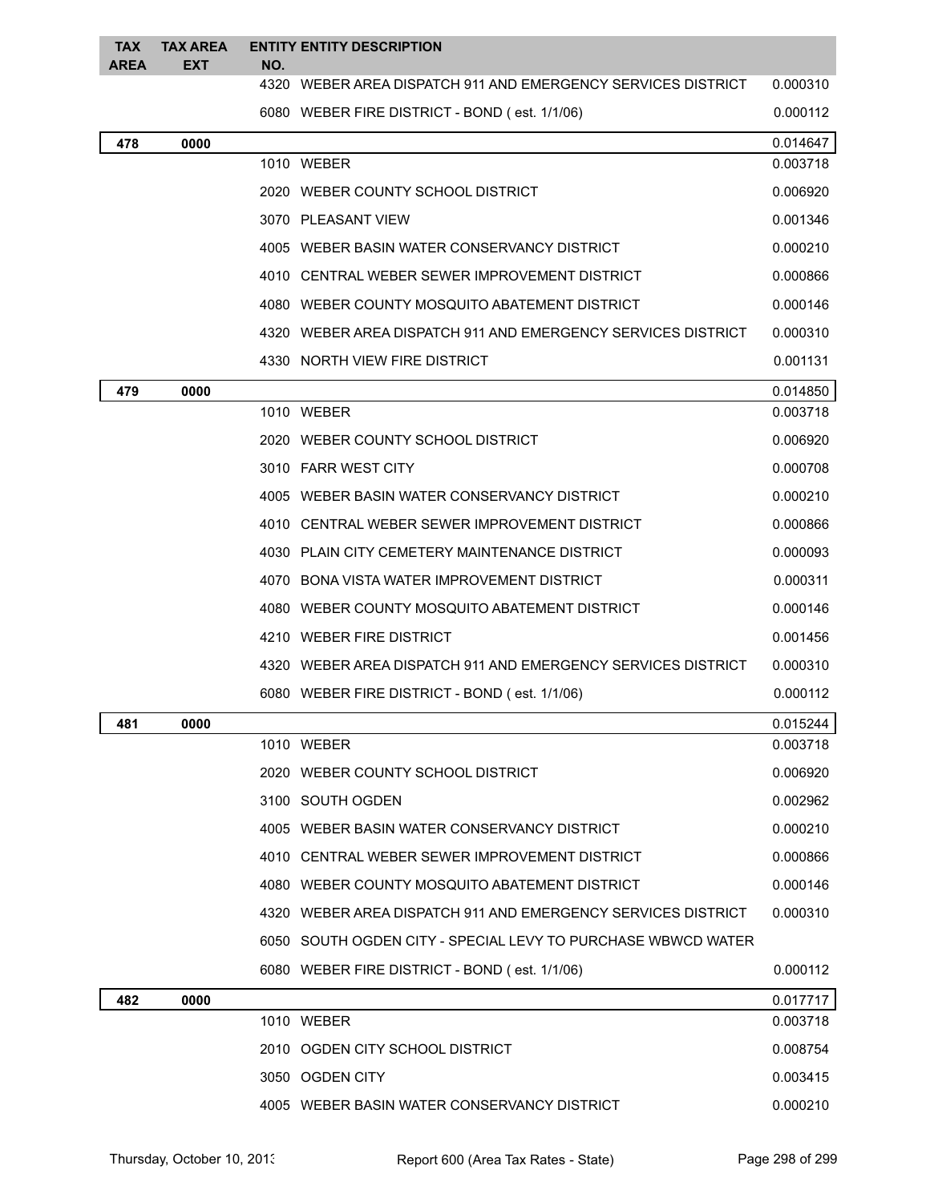| TAX AREA | TAX AREA EXT | ENTITY NO. | ENTITY DESCRIPTION | |
|---|---|---|---|---|
| | | 4320 | WEBER AREA DISPATCH 911 AND EMERGENCY SERVICES DISTRICT | 0.000310 |
| | | 6080 | WEBER FIRE DISTRICT - BOND ( est. 1/1/06) | 0.000112 |
| **478** | **0000** | | | 0.014647 |
| | | 1010 | WEBER | 0.003718 |
| | | 2020 | WEBER COUNTY SCHOOL DISTRICT | 0.006920 |
| | | 3070 | PLEASANT VIEW | 0.001346 |
| | | 4005 | WEBER BASIN WATER CONSERVANCY DISTRICT | 0.000210 |
| | | 4010 | CENTRAL WEBER SEWER IMPROVEMENT DISTRICT | 0.000866 |
| | | 4080 | WEBER COUNTY MOSQUITO ABATEMENT DISTRICT | 0.000146 |
| | | 4320 | WEBER AREA DISPATCH 911 AND EMERGENCY SERVICES DISTRICT | 0.000310 |
| | | 4330 | NORTH VIEW FIRE DISTRICT | 0.001131 |
| **479** | **0000** | | | 0.014850 |
| | | 1010 | WEBER | 0.003718 |
| | | 2020 | WEBER COUNTY SCHOOL DISTRICT | 0.006920 |
| | | 3010 | FARR WEST CITY | 0.000708 |
| | | 4005 | WEBER BASIN WATER CONSERVANCY DISTRICT | 0.000210 |
| | | 4010 | CENTRAL WEBER SEWER IMPROVEMENT DISTRICT | 0.000866 |
| | | 4030 | PLAIN CITY CEMETERY MAINTENANCE DISTRICT | 0.000093 |
| | | 4070 | BONA VISTA WATER IMPROVEMENT DISTRICT | 0.000311 |
| | | 4080 | WEBER COUNTY MOSQUITO ABATEMENT DISTRICT | 0.000146 |
| | | 4210 | WEBER FIRE DISTRICT | 0.001456 |
| | | 4320 | WEBER AREA DISPATCH 911 AND EMERGENCY SERVICES DISTRICT | 0.000310 |
| | | 6080 | WEBER FIRE DISTRICT - BOND ( est. 1/1/06) | 0.000112 |
| **481** | **0000** | | | 0.015244 |
| | | 1010 | WEBER | 0.003718 |
| | | 2020 | WEBER COUNTY SCHOOL DISTRICT | 0.006920 |
| | | 3100 | SOUTH OGDEN | 0.002962 |
| | | 4005 | WEBER BASIN WATER CONSERVANCY DISTRICT | 0.000210 |
| | | 4010 | CENTRAL WEBER SEWER IMPROVEMENT DISTRICT | 0.000866 |
| | | 4080 | WEBER COUNTY MOSQUITO ABATEMENT DISTRICT | 0.000146 |
| | | 4320 | WEBER AREA DISPATCH 911 AND EMERGENCY SERVICES DISTRICT | 0.000310 |
| | | 6050 | SOUTH OGDEN CITY - SPECIAL LEVY TO PURCHASE WBWCD WATER | |
| | | 6080 | WEBER FIRE DISTRICT - BOND ( est. 1/1/06) | 0.000112 |
| **482** | **0000** | | | 0.017717 |
| | | 1010 | WEBER | 0.003718 |
| | | 2010 | OGDEN CITY SCHOOL DISTRICT | 0.008754 |
| | | 3050 | OGDEN CITY | 0.003415 |
| | | 4005 | WEBER BASIN WATER CONSERVANCY DISTRICT | 0.000210 |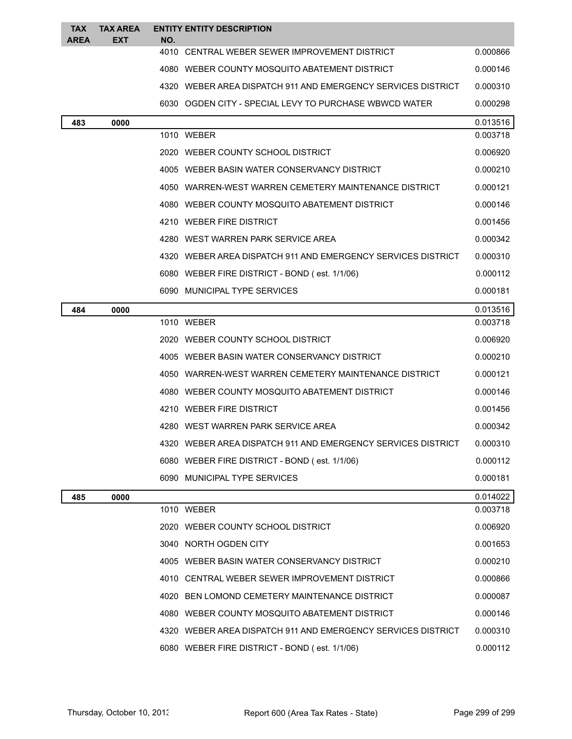| TAX AREA | TAX AREA EXT | ENTITY NO. | ENTITY DESCRIPTION | |
|---|---|---|---|---|
| | | 4010 | CENTRAL WEBER SEWER IMPROVEMENT DISTRICT | 0.000866 |
| | | 4080 | WEBER COUNTY MOSQUITO ABATEMENT DISTRICT | 0.000146 |
| | | 4320 | WEBER AREA DISPATCH 911 AND EMERGENCY SERVICES DISTRICT | 0.000310 |
| | | 6030 | OGDEN CITY - SPECIAL LEVY TO PURCHASE WBWCD WATER | 0.000298 |
| **483** | **0000** | | | 0.013516 |
| | | 1010 | WEBER | 0.003718 |
| | | 2020 | WEBER COUNTY SCHOOL DISTRICT | 0.006920 |
| | | 4005 | WEBER BASIN WATER CONSERVANCY DISTRICT | 0.000210 |
| | | 4050 | WARREN-WEST WARREN CEMETERY MAINTENANCE DISTRICT | 0.000121 |
| | | 4080 | WEBER COUNTY MOSQUITO ABATEMENT DISTRICT | 0.000146 |
| | | 4210 | WEBER FIRE DISTRICT | 0.001456 |
| | | 4280 | WEST WARREN PARK SERVICE AREA | 0.000342 |
| | | 4320 | WEBER AREA DISPATCH 911 AND EMERGENCY SERVICES DISTRICT | 0.000310 |
| | | 6080 | WEBER FIRE DISTRICT - BOND ( est. 1/1/06) | 0.000112 |
| | | 6090 | MUNICIPAL TYPE SERVICES | 0.000181 |
| **484** | **0000** | | | 0.013516 |
| | | 1010 | WEBER | 0.003718 |
| | | 2020 | WEBER COUNTY SCHOOL DISTRICT | 0.006920 |
| | | 4005 | WEBER BASIN WATER CONSERVANCY DISTRICT | 0.000210 |
| | | 4050 | WARREN-WEST WARREN CEMETERY MAINTENANCE DISTRICT | 0.000121 |
| | | 4080 | WEBER COUNTY MOSQUITO ABATEMENT DISTRICT | 0.000146 |
| | | 4210 | WEBER FIRE DISTRICT | 0.001456 |
| | | 4280 | WEST WARREN PARK SERVICE AREA | 0.000342 |
| | | 4320 | WEBER AREA DISPATCH 911 AND EMERGENCY SERVICES DISTRICT | 0.000310 |
| | | 6080 | WEBER FIRE DISTRICT - BOND ( est. 1/1/06) | 0.000112 |
| | | 6090 | MUNICIPAL TYPE SERVICES | 0.000181 |
| **485** | **0000** | | | 0.014022 |
| | | 1010 | WEBER | 0.003718 |
| | | 2020 | WEBER COUNTY SCHOOL DISTRICT | 0.006920 |
| | | 3040 | NORTH OGDEN CITY | 0.001653 |
| | | 4005 | WEBER BASIN WATER CONSERVANCY DISTRICT | 0.000210 |
| | | 4010 | CENTRAL WEBER SEWER IMPROVEMENT DISTRICT | 0.000866 |
| | | 4020 | BEN LOMOND CEMETERY MAINTENANCE DISTRICT | 0.000087 |
| | | 4080 | WEBER COUNTY MOSQUITO ABATEMENT DISTRICT | 0.000146 |
| | | 4320 | WEBER AREA DISPATCH 911 AND EMERGENCY SERVICES DISTRICT | 0.000310 |
| | | 6080 | WEBER FIRE DISTRICT - BOND ( est. 1/1/06) | 0.000112 |